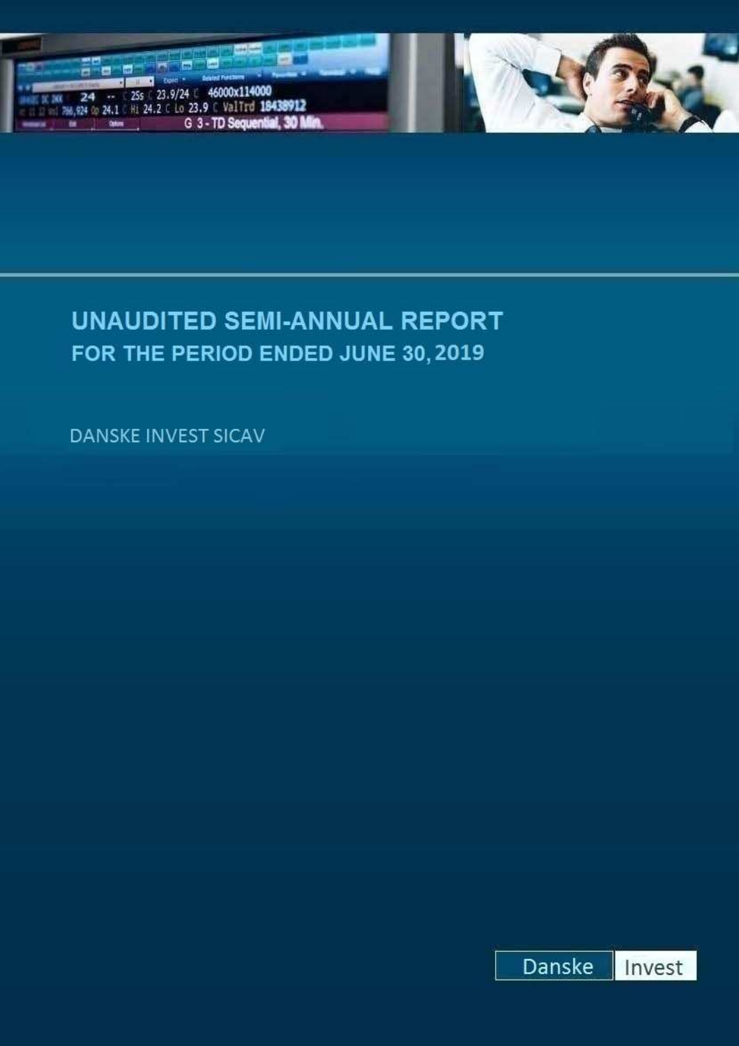# UNAUDITED SEMI-ANNUAL REPORT

## FOR THE PERIOD ENDED JUNE 30, 2019

DANSKE INVEST SICAV

Danske Invest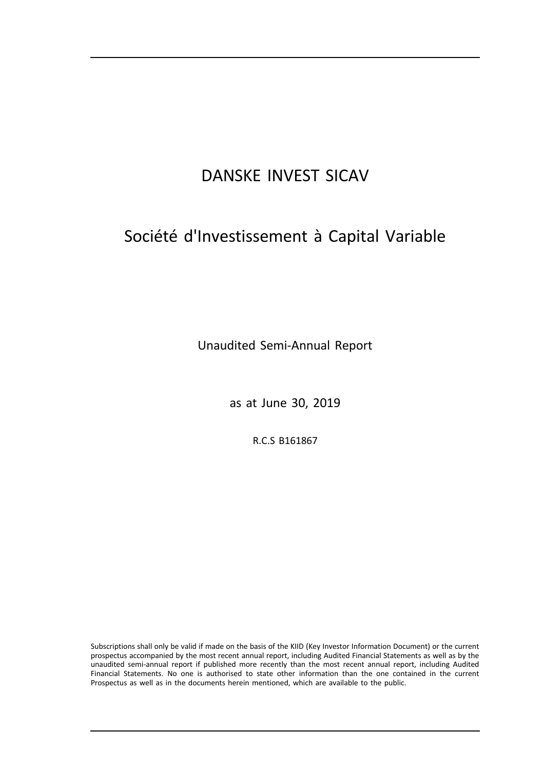# DANSKE INVEST SICAV

## Société d'Investissement à Capital Variable

Unaudited Semi-Annual Report

as at June 30, 2019

R.C.S B161867

Subscriptions shall only be valid if made on the basis of the KIID (Key Investor Information Document) or the current prospectus accompanied by the most recent annual report, including Audited Financial Statements as well as by the unaudited semi-annual report if published more recently than the most recent annual report, including Audited Financial Statements. No one is authorised to state other information than the one contained in the current Prospectus as well as in the documents herein mentioned, which are available to the public.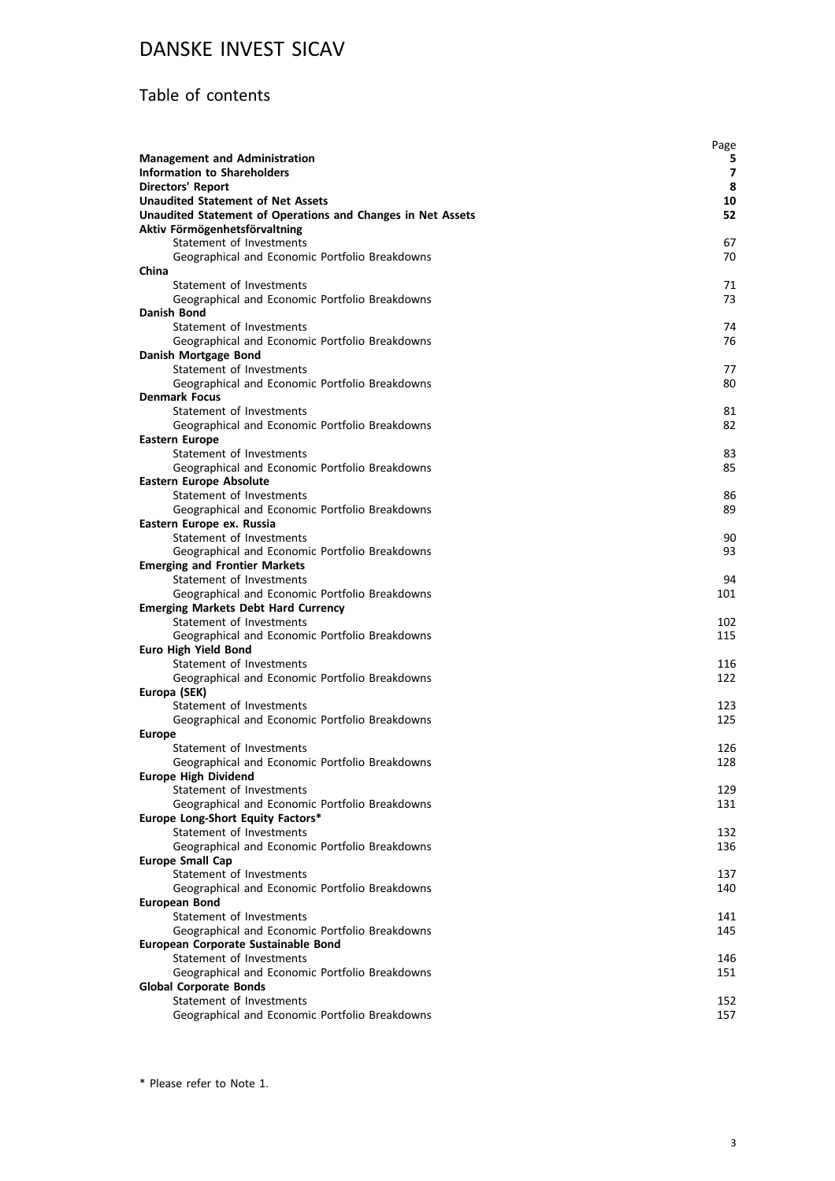# DANSKE INVEST SICAV

## Table of contents

| | Page |
|---|---|
| **Management and Administration** | **5** |
| **Information to Shareholders** | **7** |
| **Directors' Report** | **8** |
| **Unaudited Statement of Net Assets** | **10** |
| **Unaudited Statement of Operations and Changes in Net Assets** | **52** |
| **Aktiv Förmögenhetsförvaltning** | |
| Statement of Investments | 67 |
| Geographical and Economic Portfolio Breakdowns | 70 |
| **China** | |
| Statement of Investments | 71 |
| Geographical and Economic Portfolio Breakdowns | 73 |
| **Danish Bond** | |
| Statement of Investments | 74 |
| Geographical and Economic Portfolio Breakdowns | 76 |
| **Danish Mortgage Bond** | |
| Statement of Investments | 77 |
| Geographical and Economic Portfolio Breakdowns | 80 |
| **Denmark Focus** | |
| Statement of Investments | 81 |
| Geographical and Economic Portfolio Breakdowns | 82 |
| **Eastern Europe** | |
| Statement of Investments | 83 |
| Geographical and Economic Portfolio Breakdowns | 85 |
| **Eastern Europe Absolute** | |
| Statement of Investments | 86 |
| Geographical and Economic Portfolio Breakdowns | 89 |
| **Eastern Europe ex. Russia** | |
| Statement of Investments | 90 |
| Geographical and Economic Portfolio Breakdowns | 93 |
| **Emerging and Frontier Markets** | |
| Statement of Investments | 94 |
| Geographical and Economic Portfolio Breakdowns | 101 |
| **Emerging Markets Debt Hard Currency** | |
| Statement of Investments | 102 |
| Geographical and Economic Portfolio Breakdowns | 115 |
| **Euro High Yield Bond** | |
| Statement of Investments | 116 |
| Geographical and Economic Portfolio Breakdowns | 122 |
| **Europa (SEK)** | |
| Statement of Investments | 123 |
| Geographical and Economic Portfolio Breakdowns | 125 |
| **Europe** | |
| Statement of Investments | 126 |
| Geographical and Economic Portfolio Breakdowns | 128 |
| **Europe High Dividend** | |
| Statement of Investments | 129 |
| Geographical and Economic Portfolio Breakdowns | 131 |
| **Europe Long-Short Equity Factors*** | |
| Statement of Investments | 132 |
| Geographical and Economic Portfolio Breakdowns | 136 |
| **Europe Small Cap** | |
| Statement of Investments | 137 |
| Geographical and Economic Portfolio Breakdowns | 140 |
| **European Bond** | |
| Statement of Investments | 141 |
| Geographical and Economic Portfolio Breakdowns | 145 |
| **European Corporate Sustainable Bond** | |
| Statement of Investments | 146 |
| Geographical and Economic Portfolio Breakdowns | 151 |
| **Global Corporate Bonds** | |
| Statement of Investments | 152 |
| Geographical and Economic Portfolio Breakdowns | 157 |

\* Please refer to Note 1.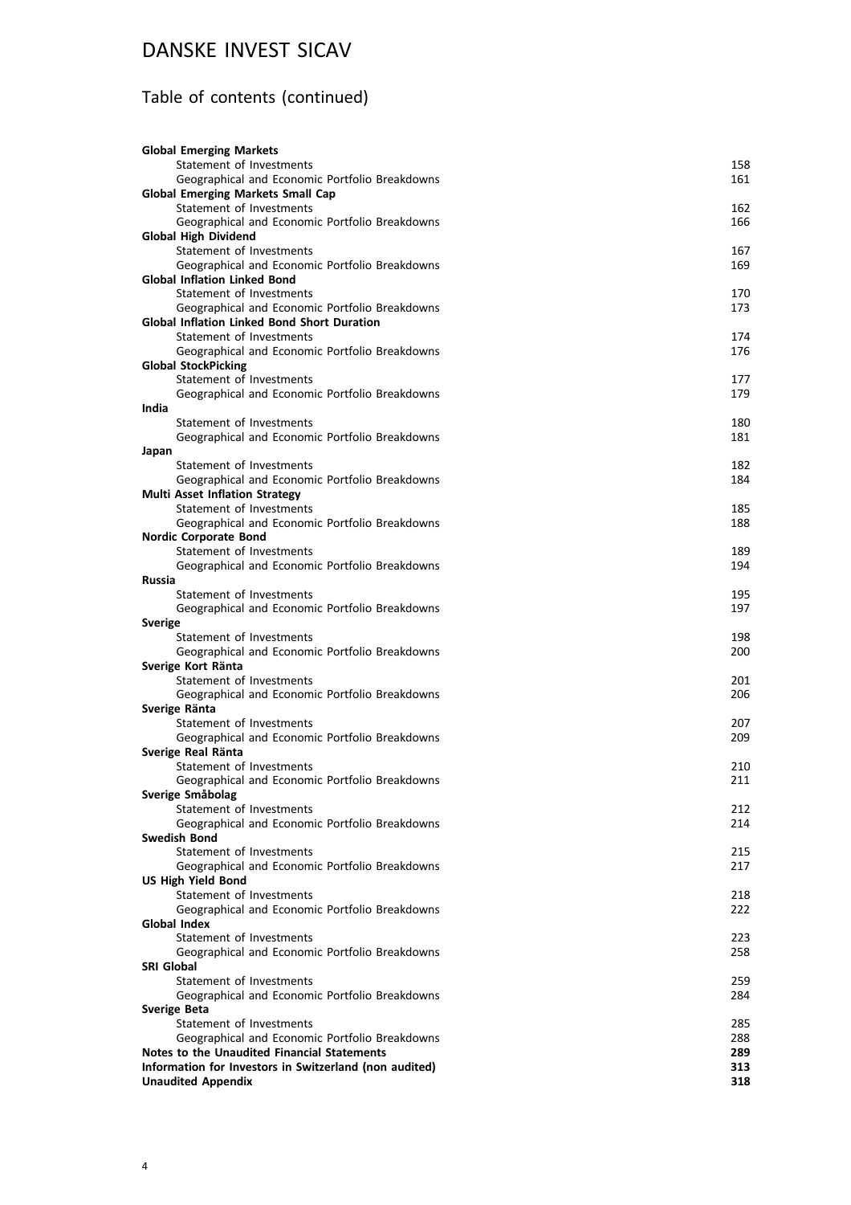# DANSKE INVEST SICAV

## Table of contents (continued)

| | |
|---|---|
| **Global Emerging Markets** | |
| Statement of Investments | 158 |
| Geographical and Economic Portfolio Breakdowns | 161 |
| **Global Emerging Markets Small Cap** | |
| Statement of Investments | 162 |
| Geographical and Economic Portfolio Breakdowns | 166 |
| **Global High Dividend** | |
| Statement of Investments | 167 |
| Geographical and Economic Portfolio Breakdowns | 169 |
| **Global Inflation Linked Bond** | |
| Statement of Investments | 170 |
| Geographical and Economic Portfolio Breakdowns | 173 |
| **Global Inflation Linked Bond Short Duration** | |
| Statement of Investments | 174 |
| Geographical and Economic Portfolio Breakdowns | 176 |
| **Global StockPicking** | |
| Statement of Investments | 177 |
| Geographical and Economic Portfolio Breakdowns | 179 |
| **India** | |
| Statement of Investments | 180 |
| Geographical and Economic Portfolio Breakdowns | 181 |
| **Japan** | |
| Statement of Investments | 182 |
| Geographical and Economic Portfolio Breakdowns | 184 |
| **Multi Asset Inflation Strategy** | |
| Statement of Investments | 185 |
| Geographical and Economic Portfolio Breakdowns | 188 |
| **Nordic Corporate Bond** | |
| Statement of Investments | 189 |
| Geographical and Economic Portfolio Breakdowns | 194 |
| **Russia** | |
| Statement of Investments | 195 |
| Geographical and Economic Portfolio Breakdowns | 197 |
| **Sverige** | |
| Statement of Investments | 198 |
| Geographical and Economic Portfolio Breakdowns | 200 |
| **Sverige Kort Ränta** | |
| Statement of Investments | 201 |
| Geographical and Economic Portfolio Breakdowns | 206 |
| **Sverige Ränta** | |
| Statement of Investments | 207 |
| Geographical and Economic Portfolio Breakdowns | 209 |
| **Sverige Real Ränta** | |
| Statement of Investments | 210 |
| Geographical and Economic Portfolio Breakdowns | 211 |
| **Sverige Småbolag** | |
| Statement of Investments | 212 |
| Geographical and Economic Portfolio Breakdowns | 214 |
| **Swedish Bond** | |
| Statement of Investments | 215 |
| Geographical and Economic Portfolio Breakdowns | 217 |
| **US High Yield Bond** | |
| Statement of Investments | 218 |
| Geographical and Economic Portfolio Breakdowns | 222 |
| **Global Index** | |
| Statement of Investments | 223 |
| Geographical and Economic Portfolio Breakdowns | 258 |
| **SRI Global** | |
| Statement of Investments | 259 |
| Geographical and Economic Portfolio Breakdowns | 284 |
| **Sverige Beta** | |
| Statement of Investments | 285 |
| Geographical and Economic Portfolio Breakdowns | 288 |
| **Notes to the Unaudited Financial Statements** | **289** |
| **Information for Investors in Switzerland (non audited)** | **313** |
| **Unaudited Appendix** | **318** |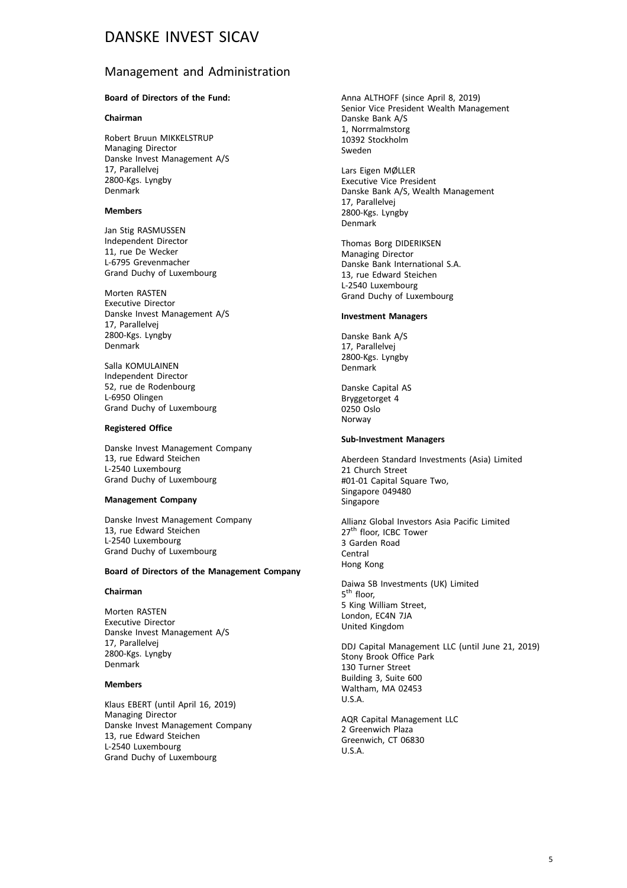# DANSKE INVEST SICAV

## Management and Administration

**Board of Directors of the Fund:**

**Chairman**

Robert Bruun MIKKELSTRUP
Managing Director
Danske Invest Management A/S
17, Parallelvej
2800-Kgs. Lyngby
Denmark

**Members**

Jan Stig RASMUSSEN
Independent Director
11, rue De Wecker
L-6795 Grevenmacher
Grand Duchy of Luxembourg

Morten RASTEN
Executive Director
Danske Invest Management A/S
17, Parallelvej
2800-Kgs. Lyngby
Denmark

Salla KOMULAINEN
Independent Director
52, rue de Rodenbourg
L-6950 Olingen
Grand Duchy of Luxembourg

**Registered Office**

Danske Invest Management Company
13, rue Edward Steichen
L-2540 Luxembourg
Grand Duchy of Luxembourg

**Management Company**

Danske Invest Management Company
13, rue Edward Steichen
L-2540 Luxembourg
Grand Duchy of Luxembourg

**Board of Directors of the Management Company**

**Chairman**

Morten RASTEN
Executive Director
Danske Invest Management A/S
17, Parallelvej
2800-Kgs. Lyngby
Denmark

**Members**

Klaus EBERT (until April 16, 2019)
Managing Director
Danske Invest Management Company
13, rue Edward Steichen
L-2540 Luxembourg
Grand Duchy of Luxembourg

Anna ALTHOFF (since April 8, 2019)
Senior Vice President Wealth Management
Danske Bank A/S
1, Norrmalmstorg
10392 Stockholm
Sweden

Lars Eigen MØLLER
Executive Vice President
Danske Bank A/S, Wealth Management
17, Parallelvej
2800-Kgs. Lyngby
Denmark

Thomas Borg DIDERIKSEN
Managing Director
Danske Bank International S.A.
13, rue Edward Steichen
L-2540 Luxembourg
Grand Duchy of Luxembourg

**Investment Managers**

Danske Bank A/S
17, Parallelvej
2800-Kgs. Lyngby
Denmark

Danske Capital AS
Bryggetorget 4
0250 Oslo
Norway

**Sub-Investment Managers**

Aberdeen Standard Investments (Asia) Limited
21 Church Street
#01-01 Capital Square Two,
Singapore 049480
Singapore

Allianz Global Investors Asia Pacific Limited
27th floor, ICBC Tower
3 Garden Road
Central
Hong Kong

Daiwa SB Investments (UK) Limited
5th floor,
5 King William Street,
London, EC4N 7JA
United Kingdom

DDJ Capital Management LLC (until June 21, 2019)
Stony Brook Office Park
130 Turner Street
Building 3, Suite 600
Waltham, MA 02453
U.S.A.

AQR Capital Management LLC
2 Greenwich Plaza
Greenwich, CT 06830
U.S.A.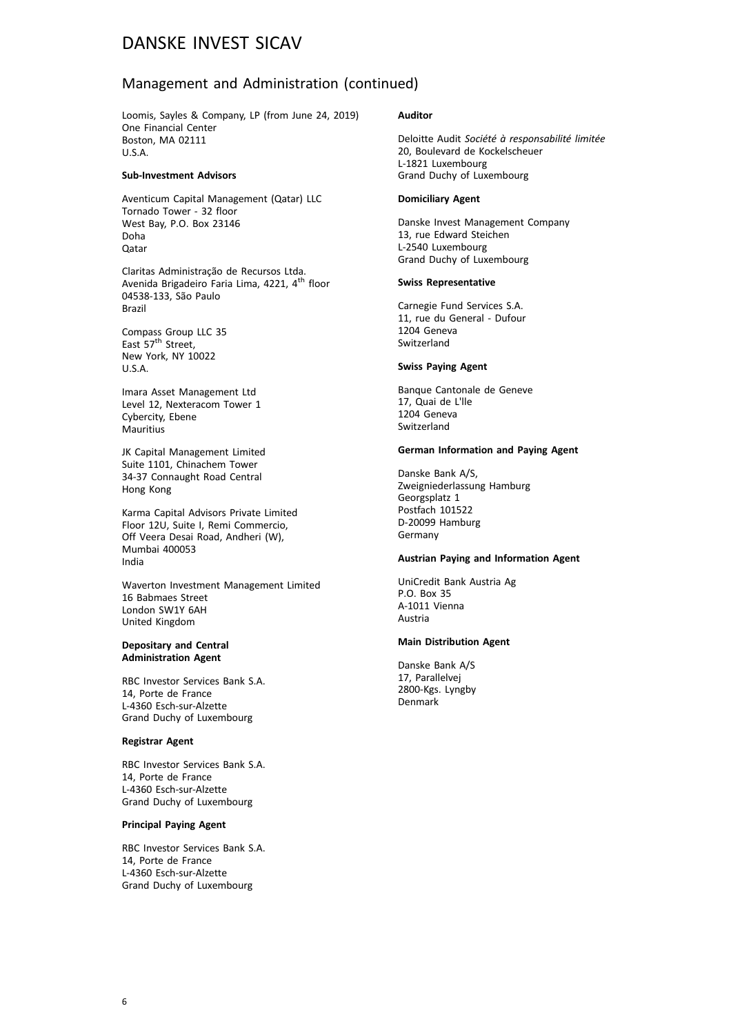# DANSKE INVEST SICAV

## Management and Administration (continued)

Loomis, Sayles & Company, LP (from June 24, 2019)
One Financial Center
Boston, MA 02111
U.S.A.

**Sub-Investment Advisors**

Aventicum Capital Management (Qatar) LLC
Tornado Tower - 32 floor
West Bay, P.O. Box 23146
Doha
Qatar

Claritas Administração de Recursos Ltda.
Avenida Brigadeiro Faria Lima, 4221, 4th floor
04538-133, São Paulo
Brazil

Compass Group LLC 35
East 57th Street,
New York, NY 10022
U.S.A.

Imara Asset Management Ltd
Level 12, Nexteracom Tower 1
Cybercity, Ebene
Mauritius

JK Capital Management Limited
Suite 1101, Chinachem Tower
34-37 Connaught Road Central
Hong Kong

Karma Capital Advisors Private Limited
Floor 12U, Suite I, Remi Commercio,
Off Veera Desai Road, Andheri (W),
Mumbai 400053
India

Waverton Investment Management Limited
16 Babmaes Street
London SW1Y 6AH
United Kingdom

**Depositary and Central Administration Agent**

RBC Investor Services Bank S.A.
14, Porte de France
L-4360 Esch-sur-Alzette
Grand Duchy of Luxembourg

**Registrar Agent**

RBC Investor Services Bank S.A.
14, Porte de France
L-4360 Esch-sur-Alzette
Grand Duchy of Luxembourg

**Principal Paying Agent**

RBC Investor Services Bank S.A.
14, Porte de France
L-4360 Esch-sur-Alzette
Grand Duchy of Luxembourg

**Auditor**

Deloitte Audit *Société à responsabilité limitée*
20, Boulevard de Kockelscheuer
L-1821 Luxembourg
Grand Duchy of Luxembourg

**Domiciliary Agent**

Danske Invest Management Company
13, rue Edward Steichen
L-2540 Luxembourg
Grand Duchy of Luxembourg

**Swiss Representative**

Carnegie Fund Services S.A.
11, rue du General - Dufour
1204 Geneva
Switzerland

**Swiss Paying Agent**

Banque Cantonale de Geneve
17, Quai de L'Ile
1204 Geneva
Switzerland

**German Information and Paying Agent**

Danske Bank A/S,
Zweigniederlassung Hamburg
Georgsplatz 1
Postfach 101522
D-20099 Hamburg
Germany

**Austrian Paying and Information Agent**

UniCredit Bank Austria Ag
P.O. Box 35
A-1011 Vienna
Austria

**Main Distribution Agent**

Danske Bank A/S
17, Parallelvej
2800-Kgs. Lyngby
Denmark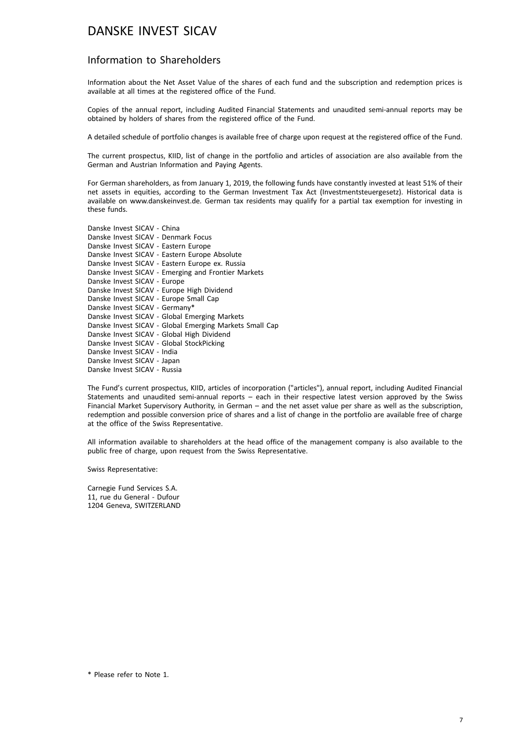# DANSKE INVEST SICAV

## Information to Shareholders

Information about the Net Asset Value of the shares of each fund and the subscription and redemption prices is available at all times at the registered office of the Fund.

Copies of the annual report, including Audited Financial Statements and unaudited semi-annual reports may be obtained by holders of shares from the registered office of the Fund.

A detailed schedule of portfolio changes is available free of charge upon request at the registered office of the Fund.

The current prospectus, KIID, list of change in the portfolio and articles of association are also available from the German and Austrian Information and Paying Agents.

For German shareholders, as from January 1, 2019, the following funds have constantly invested at least 51% of their net assets in equities, according to the German Investment Tax Act (Investmentsteuergesetz). Historical data is available on www.danskeinvest.de. German tax residents may qualify for a partial tax exemption for investing in these funds.

Danske Invest SICAV - China
Danske Invest SICAV - Denmark Focus
Danske Invest SICAV - Eastern Europe
Danske Invest SICAV - Eastern Europe Absolute
Danske Invest SICAV - Eastern Europe ex. Russia
Danske Invest SICAV - Emerging and Frontier Markets
Danske Invest SICAV - Europe
Danske Invest SICAV - Europe High Dividend
Danske Invest SICAV - Europe Small Cap
Danske Invest SICAV - Germany*
Danske Invest SICAV - Global Emerging Markets
Danske Invest SICAV - Global Emerging Markets Small Cap
Danske Invest SICAV - Global High Dividend
Danske Invest SICAV - Global StockPicking
Danske Invest SICAV - India
Danske Invest SICAV - Japan
Danske Invest SICAV - Russia

The Fund's current prospectus, KIID, articles of incorporation ("articles"), annual report, including Audited Financial Statements and unaudited semi-annual reports – each in their respective latest version approved by the Swiss Financial Market Supervisory Authority, in German – and the net asset value per share as well as the subscription, redemption and possible conversion price of shares and a list of change in the portfolio are available free of charge at the office of the Swiss Representative.

All information available to shareholders at the head office of the management company is also available to the public free of charge, upon request from the Swiss Representative.

Swiss Representative:

Carnegie Fund Services S.A.
11, rue du General - Dufour
1204 Geneva, SWITZERLAND

\* Please refer to Note 1.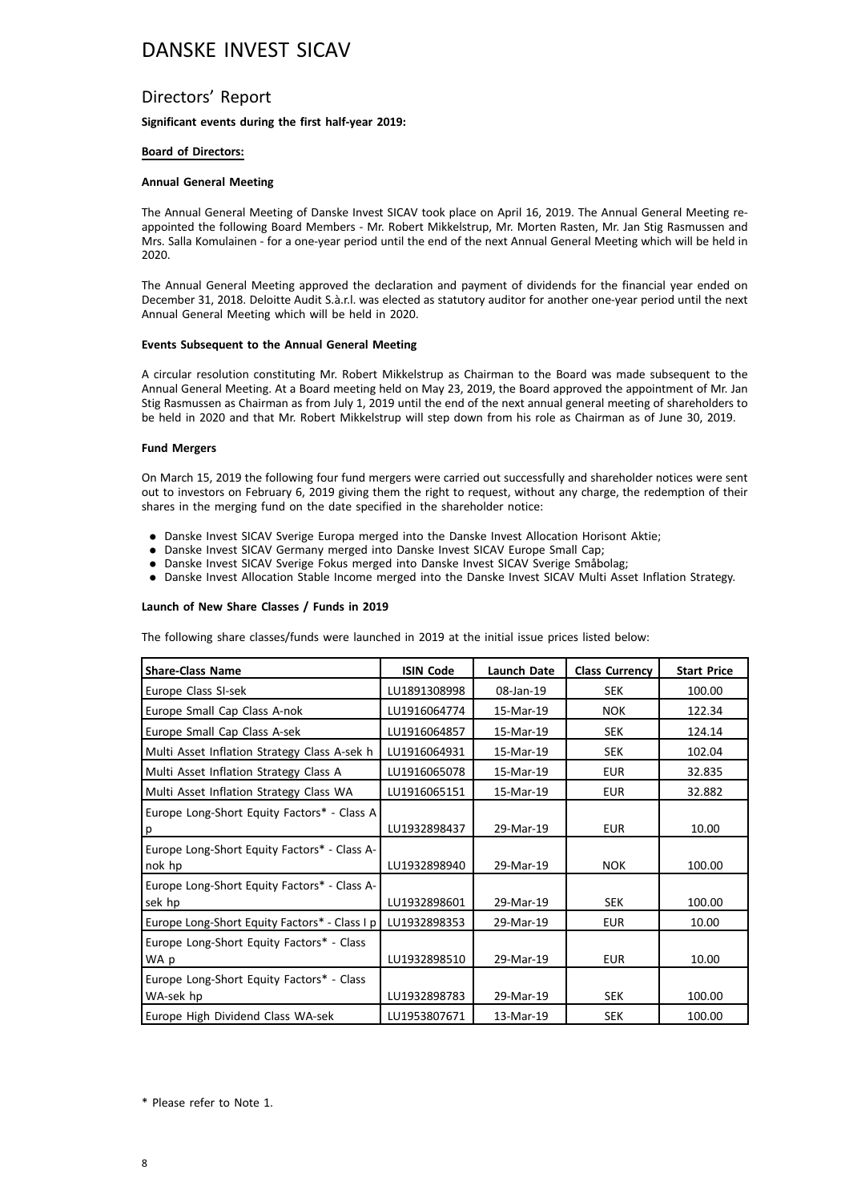# DANSKE INVEST SICAV

## Directors' Report

**Significant events during the first half-year 2019:**

**Board of Directors:**

**Annual General Meeting**

The Annual General Meeting of Danske Invest SICAV took place on April 16, 2019. The Annual General Meeting re-appointed the following Board Members - Mr. Robert Mikkelstrup, Mr. Morten Rasten, Mr. Jan Stig Rasmussen and Mrs. Salla Komulainen - for a one-year period until the end of the next Annual General Meeting which will be held in 2020.

The Annual General Meeting approved the declaration and payment of dividends for the financial year ended on December 31, 2018. Deloitte Audit S.à.r.l. was elected as statutory auditor for another one-year period until the next Annual General Meeting which will be held in 2020.

**Events Subsequent to the Annual General Meeting**

A circular resolution constituting Mr. Robert Mikkelstrup as Chairman to the Board was made subsequent to the Annual General Meeting. At a Board meeting held on May 23, 2019, the Board approved the appointment of Mr. Jan Stig Rasmussen as Chairman as from July 1, 2019 until the end of the next annual general meeting of shareholders to be held in 2020 and that Mr. Robert Mikkelstrup will step down from his role as Chairman as of June 30, 2019.

**Fund Mergers**

On March 15, 2019 the following four fund mergers were carried out successfully and shareholder notices were sent out to investors on February 6, 2019 giving them the right to request, without any charge, the redemption of their shares in the merging fund on the date specified in the shareholder notice:

- Danske Invest SICAV Sverige Europa merged into the Danske Invest Allocation Horisont Aktie;
- Danske Invest SICAV Germany merged into Danske Invest SICAV Europe Small Cap;
- Danske Invest SICAV Sverige Fokus merged into Danske Invest SICAV Sverige Småbolag;
- Danske Invest Allocation Stable Income merged into the Danske Invest SICAV Multi Asset Inflation Strategy.

**Launch of New Share Classes / Funds in 2019**

The following share classes/funds were launched in 2019 at the initial issue prices listed below:

| Share-Class Name | ISIN Code | Launch Date | Class Currency | Start Price |
|---|---|---|---|---|
| Europe Class SI-sek | LU1891308998 | 08-Jan-19 | SEK | 100.00 |
| Europe Small Cap Class A-nok | LU1916064774 | 15-Mar-19 | NOK | 122.34 |
| Europe Small Cap Class A-sek | LU1916064857 | 15-Mar-19 | SEK | 124.14 |
| Multi Asset Inflation Strategy Class A-sek h | LU1916064931 | 15-Mar-19 | SEK | 102.04 |
| Multi Asset Inflation Strategy Class A | LU1916065078 | 15-Mar-19 | EUR | 32.835 |
| Multi Asset Inflation Strategy Class WA | LU1916065151 | 15-Mar-19 | EUR | 32.882 |
| Europe Long-Short Equity Factors* - Class A p | LU1932898437 | 29-Mar-19 | EUR | 10.00 |
| Europe Long-Short Equity Factors* - Class A-nok hp | LU1932898940 | 29-Mar-19 | NOK | 100.00 |
| Europe Long-Short Equity Factors* - Class A-sek hp | LU1932898601 | 29-Mar-19 | SEK | 100.00 |
| Europe Long-Short Equity Factors* - Class I p | LU1932898353 | 29-Mar-19 | EUR | 10.00 |
| Europe Long-Short Equity Factors* - Class WA p | LU1932898510 | 29-Mar-19 | EUR | 10.00 |
| Europe Long-Short Equity Factors* - Class WA-sek hp | LU1932898783 | 29-Mar-19 | SEK | 100.00 |
| Europe High Dividend Class WA-sek | LU1953807671 | 13-Mar-19 | SEK | 100.00 |

* Please refer to Note 1.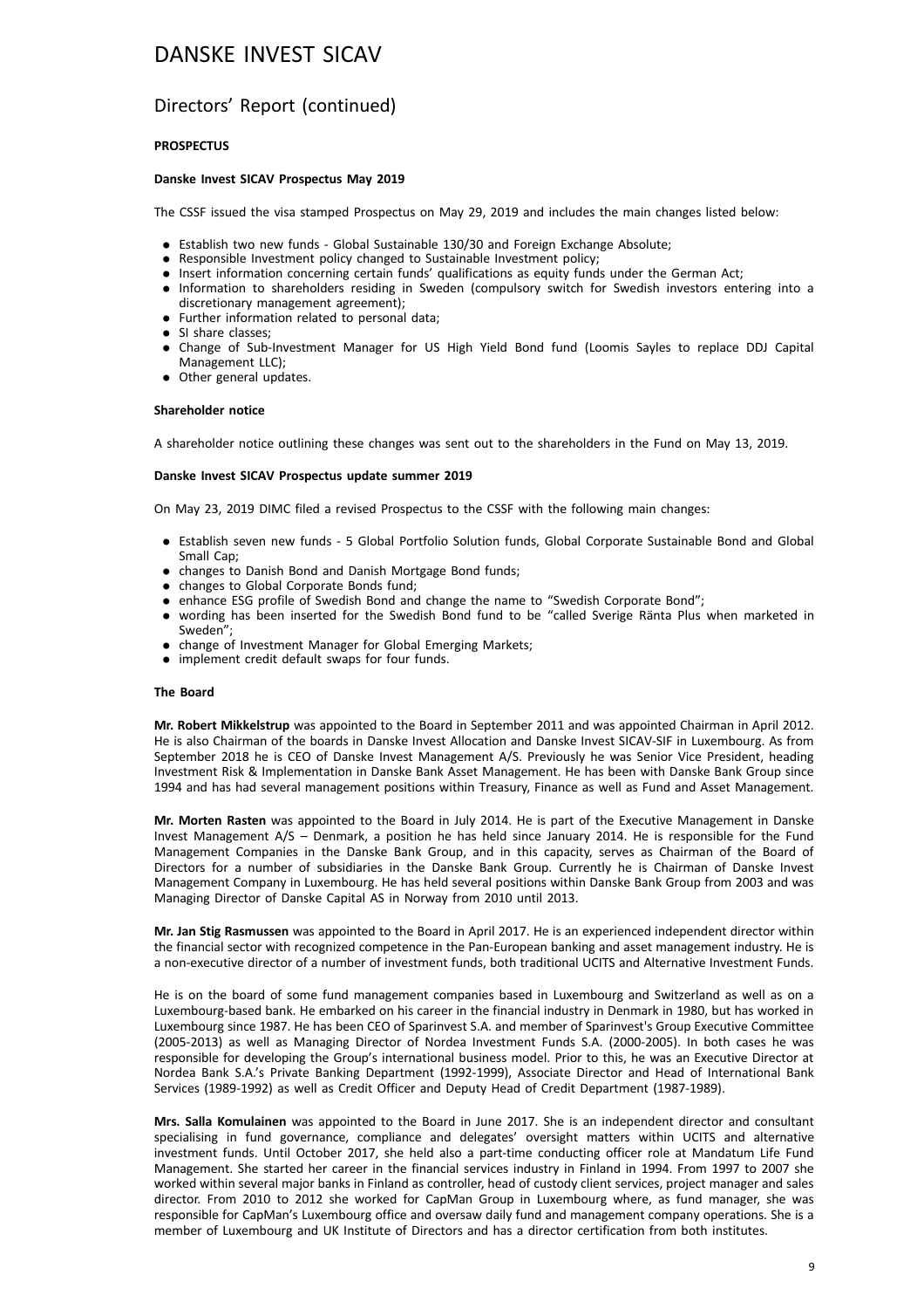# DANSKE INVEST SICAV

## Directors' Report (continued)

**PROSPECTUS**

**Danske Invest SICAV Prospectus May 2019**

The CSSF issued the visa stamped Prospectus on May 29, 2019 and includes the main changes listed below:

- Establish two new funds - Global Sustainable 130/30 and Foreign Exchange Absolute;
- Responsible Investment policy changed to Sustainable Investment policy;
- Insert information concerning certain funds' qualifications as equity funds under the German Act;
- Information to shareholders residing in Sweden (compulsory switch for Swedish investors entering into a discretionary management agreement);
- Further information related to personal data;
- SI share classes;
- Change of Sub-Investment Manager for US High Yield Bond fund (Loomis Sayles to replace DDJ Capital Management LLC);
- Other general updates.

**Shareholder notice**

A shareholder notice outlining these changes was sent out to the shareholders in the Fund on May 13, 2019.

**Danske Invest SICAV Prospectus update summer 2019**

On May 23, 2019 DIMC filed a revised Prospectus to the CSSF with the following main changes:

- Establish seven new funds - 5 Global Portfolio Solution funds, Global Corporate Sustainable Bond and Global Small Cap;
- changes to Danish Bond and Danish Mortgage Bond funds;
- changes to Global Corporate Bonds fund;
- enhance ESG profile of Swedish Bond and change the name to "Swedish Corporate Bond";
- wording has been inserted for the Swedish Bond fund to be "called Sverige Ränta Plus when marketed in Sweden";
- change of Investment Manager for Global Emerging Markets;
- implement credit default swaps for four funds.

**The Board**

**Mr. Robert Mikkelstrup** was appointed to the Board in September 2011 and was appointed Chairman in April 2012. He is also Chairman of the boards in Danske Invest Allocation and Danske Invest SICAV-SIF in Luxembourg. As from September 2018 he is CEO of Danske Invest Management A/S. Previously he was Senior Vice President, heading Investment Risk & Implementation in Danske Bank Asset Management. He has been with Danske Bank Group since 1994 and has had several management positions within Treasury, Finance as well as Fund and Asset Management.

**Mr. Morten Rasten** was appointed to the Board in July 2014. He is part of the Executive Management in Danske Invest Management A/S – Denmark, a position he has held since January 2014. He is responsible for the Fund Management Companies in the Danske Bank Group, and in this capacity, serves as Chairman of the Board of Directors for a number of subsidiaries in the Danske Bank Group. Currently he is Chairman of Danske Invest Management Company in Luxembourg. He has held several positions within Danske Bank Group from 2003 and was Managing Director of Danske Capital AS in Norway from 2010 until 2013.

**Mr. Jan Stig Rasmussen** was appointed to the Board in April 2017. He is an experienced independent director within the financial sector with recognized competence in the Pan-European banking and asset management industry. He is a non-executive director of a number of investment funds, both traditional UCITS and Alternative Investment Funds.

He is on the board of some fund management companies based in Luxembourg and Switzerland as well as on a Luxembourg-based bank. He embarked on his career in the financial industry in Denmark in 1980, but has worked in Luxembourg since 1987. He has been CEO of Sparinvest S.A. and member of Sparinvest's Group Executive Committee (2005-2013) as well as Managing Director of Nordea Investment Funds S.A. (2000-2005). In both cases he was responsible for developing the Group's international business model. Prior to this, he was an Executive Director at Nordea Bank S.A.'s Private Banking Department (1992-1999), Associate Director and Head of International Bank Services (1989-1992) as well as Credit Officer and Deputy Head of Credit Department (1987-1989).

**Mrs. Salla Komulainen** was appointed to the Board in June 2017. She is an independent director and consultant specialising in fund governance, compliance and delegates' oversight matters within UCITS and alternative investment funds. Until October 2017, she held also a part-time conducting officer role at Mandatum Life Fund Management. She started her career in the financial services industry in Finland in 1994. From 1997 to 2007 she worked within several major banks in Finland as controller, head of custody client services, project manager and sales director. From 2010 to 2012 she worked for CapMan Group in Luxembourg where, as fund manager, she was responsible for CapMan's Luxembourg office and oversaw daily fund and management company operations. She is a member of Luxembourg and UK Institute of Directors and has a director certification from both institutes.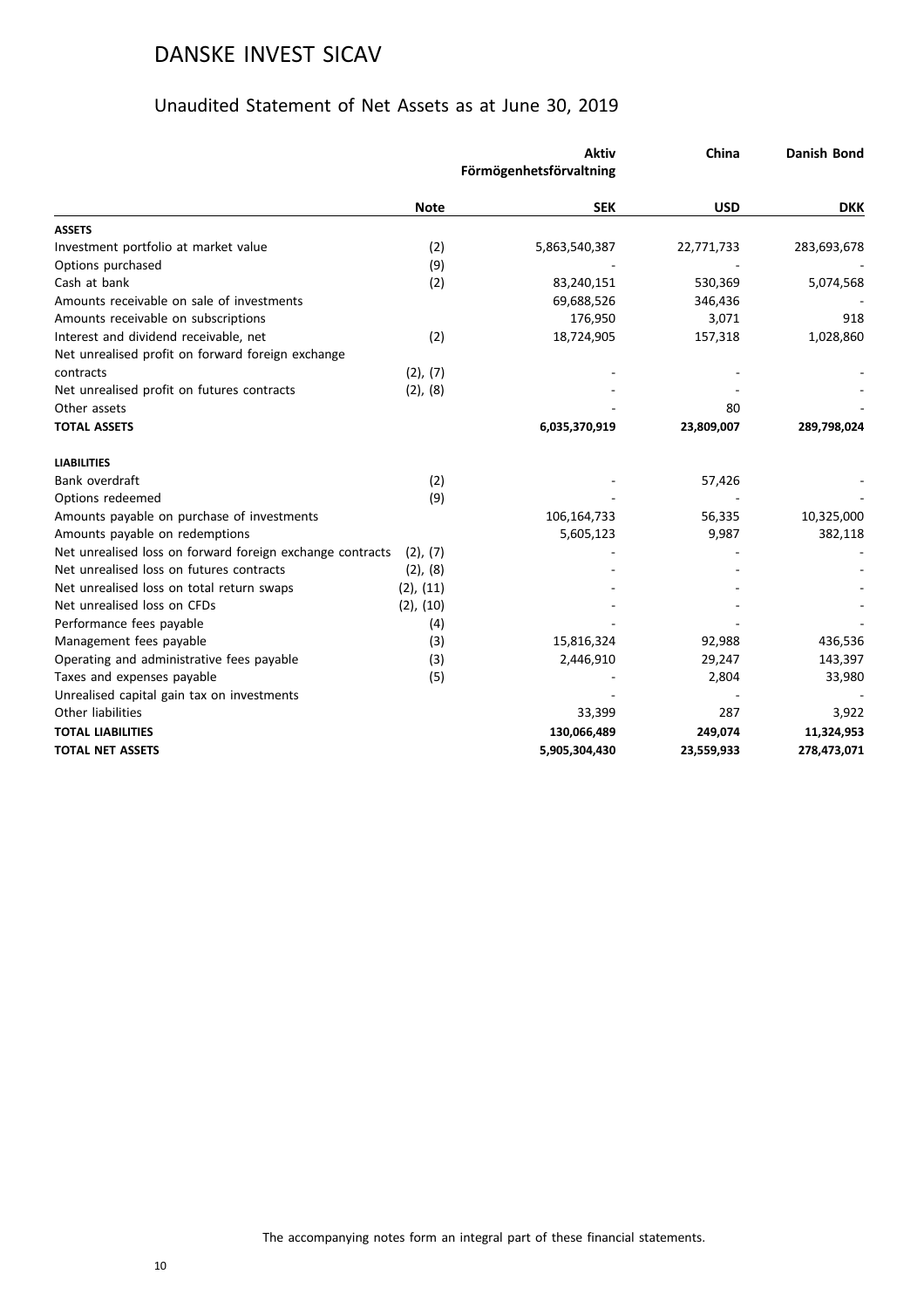# DANSKE INVEST SICAV

## Unaudited Statement of Net Assets as at June 30, 2019

| | Note | Aktiv Förmögenhetsförvaltning | China | Danish Bond |
|---|---|---|---|---|
| | | **SEK** | **USD** | **DKK** |
| **ASSETS** | | | | |
| Investment portfolio at market value | (2) | 5,863,540,387 | 22,771,733 | 283,693,678 |
| Options purchased | (9) | - | - | - |
| Cash at bank | (2) | 83,240,151 | 530,369 | 5,074,568 |
| Amounts receivable on sale of investments | | 69,688,526 | 346,436 | - |
| Amounts receivable on subscriptions | | 176,950 | 3,071 | 918 |
| Interest and dividend receivable, net | (2) | 18,724,905 | 157,318 | 1,028,860 |
| Net unrealised profit on forward foreign exchange contracts | (2), (7) | - | - | - |
| Net unrealised profit on futures contracts | (2), (8) | - | - | - |
| Other assets | | - | 80 | - |
| **TOTAL ASSETS** | | **6,035,370,919** | **23,809,007** | **289,798,024** |
| **LIABILITIES** | | | | |
| Bank overdraft | (2) | - | 57,426 | - |
| Options redeemed | (9) | - | - | - |
| Amounts payable on purchase of investments | | 106,164,733 | 56,335 | 10,325,000 |
| Amounts payable on redemptions | | 5,605,123 | 9,987 | 382,118 |
| Net unrealised loss on forward foreign exchange contracts | (2), (7) | - | - | - |
| Net unrealised loss on futures contracts | (2), (8) | - | - | - |
| Net unrealised loss on total return swaps | (2), (11) | - | - | - |
| Net unrealised loss on CFDs | (2), (10) | - | - | - |
| Performance fees payable | (4) | - | - | - |
| Management fees payable | (3) | 15,816,324 | 92,988 | 436,536 |
| Operating and administrative fees payable | (3) | 2,446,910 | 29,247 | 143,397 |
| Taxes and expenses payable | (5) | - | 2,804 | 33,980 |
| Unrealised capital gain tax on investments | | - | - | - |
| Other liabilities | | 33,399 | 287 | 3,922 |
| **TOTAL LIABILITIES** | | **130,066,489** | **249,074** | **11,324,953** |
| **TOTAL NET ASSETS** | | **5,905,304,430** | **23,559,933** | **278,473,071** |

The accompanying notes form an integral part of these financial statements.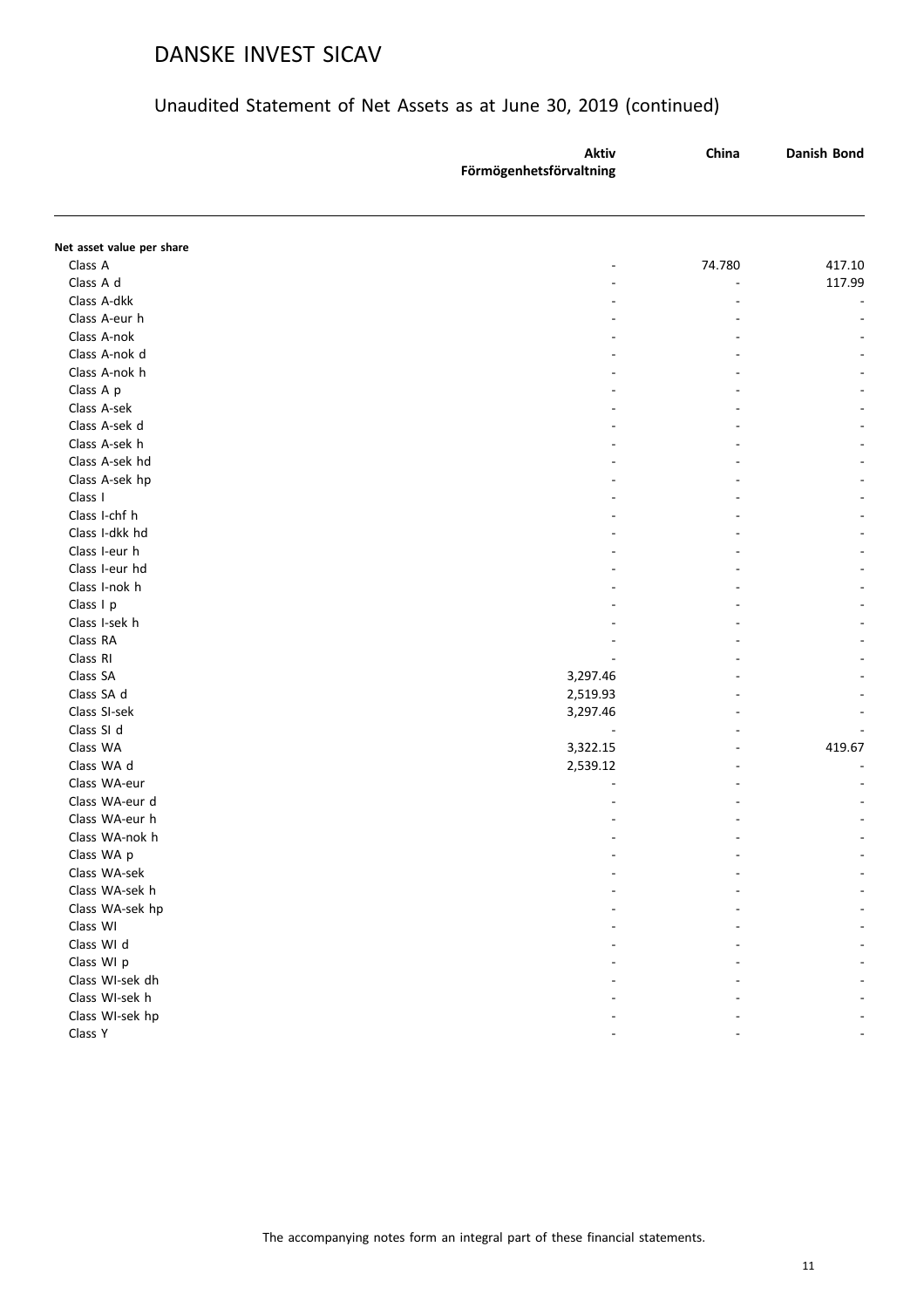# DANSKE INVEST SICAV

## Unaudited Statement of Net Assets as at June 30, 2019 (continued)

| | Aktiv Förmögenhetsförvaltning | China | Danish Bond |
|---|---|---|---|
| **Net asset value per share** | | | |
| Class A | - | 74.780 | 417.10 |
| Class A d | - | - | 117.99 |
| Class A-dkk | - | - | - |
| Class A-eur h | - | - | - |
| Class A-nok | - | - | - |
| Class A-nok d | - | - | - |
| Class A-nok h | - | - | - |
| Class A p | - | - | - |
| Class A-sek | - | - | - |
| Class A-sek d | - | - | - |
| Class A-sek h | - | - | - |
| Class A-sek hd | - | - | - |
| Class A-sek hp | - | - | - |
| Class I | - | - | - |
| Class I-chf h | - | - | - |
| Class I-dkk hd | - | - | - |
| Class I-eur h | - | - | - |
| Class I-eur hd | - | - | - |
| Class I-nok h | - | - | - |
| Class I p | - | - | - |
| Class I-sek h | - | - | - |
| Class RA | - | - | - |
| Class RI | - | - | - |
| Class SA | 3,297.46 | - | - |
| Class SA d | 2,519.93 | - | - |
| Class SI-sek | 3,297.46 | - | - |
| Class SI d | - | - | - |
| Class WA | 3,322.15 | - | 419.67 |
| Class WA d | 2,539.12 | - | - |
| Class WA-eur | - | - | - |
| Class WA-eur d | - | - | - |
| Class WA-eur h | - | - | - |
| Class WA-nok h | - | - | - |
| Class WA p | - | - | - |
| Class WA-sek | - | - | - |
| Class WA-sek h | - | - | - |
| Class WA-sek hp | - | - | - |
| Class WI | - | - | - |
| Class WI d | - | - | - |
| Class WI p | - | - | - |
| Class WI-sek dh | - | - | - |
| Class WI-sek h | - | - | - |
| Class WI-sek hp | - | - | - |
| Class Y | - | - | - |

The accompanying notes form an integral part of these financial statements.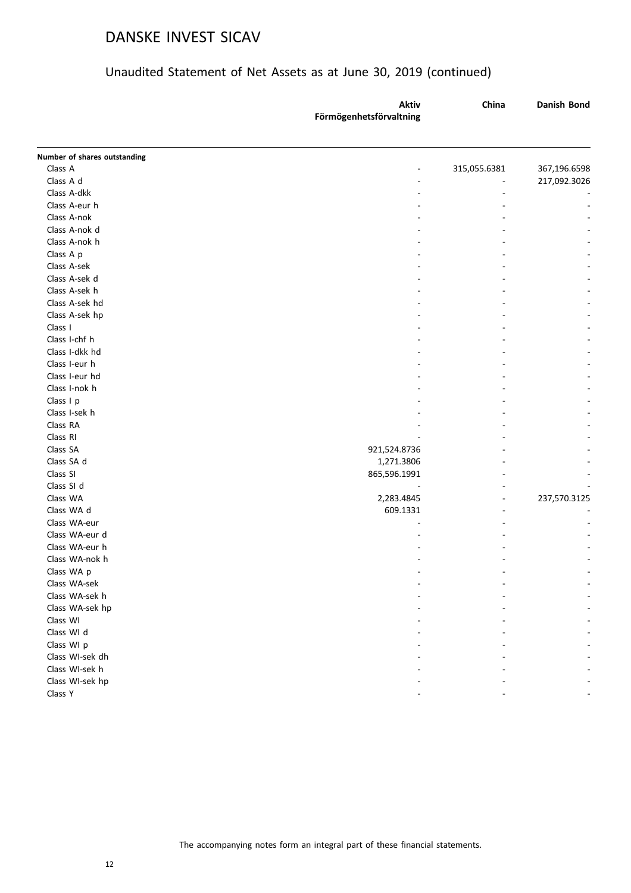# DANSKE INVEST SICAV

## Unaudited Statement of Net Assets as at June 30, 2019 (continued)

| | Aktiv Förmögenhetsförvaltning | China | Danish Bond |
|---|---|---|---|
| **Number of shares outstanding** | | | |
| Class A | - | 315,055.6381 | 367,196.6598 |
| Class A d | - | - | 217,092.3026 |
| Class A-dkk | - | - | - |
| Class A-eur h | - | - | - |
| Class A-nok | - | - | - |
| Class A-nok d | - | - | - |
| Class A-nok h | - | - | - |
| Class A p | - | - | - |
| Class A-sek | - | - | - |
| Class A-sek d | - | - | - |
| Class A-sek h | - | - | - |
| Class A-sek hd | - | - | - |
| Class A-sek hp | - | - | - |
| Class I | - | - | - |
| Class I-chf h | - | - | - |
| Class I-dkk hd | - | - | - |
| Class I-eur h | - | - | - |
| Class I-eur hd | - | - | - |
| Class I-nok h | - | - | - |
| Class I p | - | - | - |
| Class I-sek h | - | - | - |
| Class RA | - | - | - |
| Class RI | - | - | - |
| Class SA | 921,524.8736 | - | - |
| Class SA d | 1,271.3806 | - | - |
| Class SI | 865,596.1991 | - | - |
| Class SI d | - | - | - |
| Class WA | 2,283.4845 | - | 237,570.3125 |
| Class WA d | 609.1331 | - | - |
| Class WA-eur | - | - | - |
| Class WA-eur d | - | - | - |
| Class WA-eur h | - | - | - |
| Class WA-nok h | - | - | - |
| Class WA p | - | - | - |
| Class WA-sek | - | - | - |
| Class WA-sek h | - | - | - |
| Class WA-sek hp | - | - | - |
| Class WI | - | - | - |
| Class WI d | - | - | - |
| Class WI p | - | - | - |
| Class WI-sek dh | - | - | - |
| Class WI-sek h | - | - | - |
| Class WI-sek hp | - | - | - |
| Class Y | - | - | - |

The accompanying notes form an integral part of these financial statements.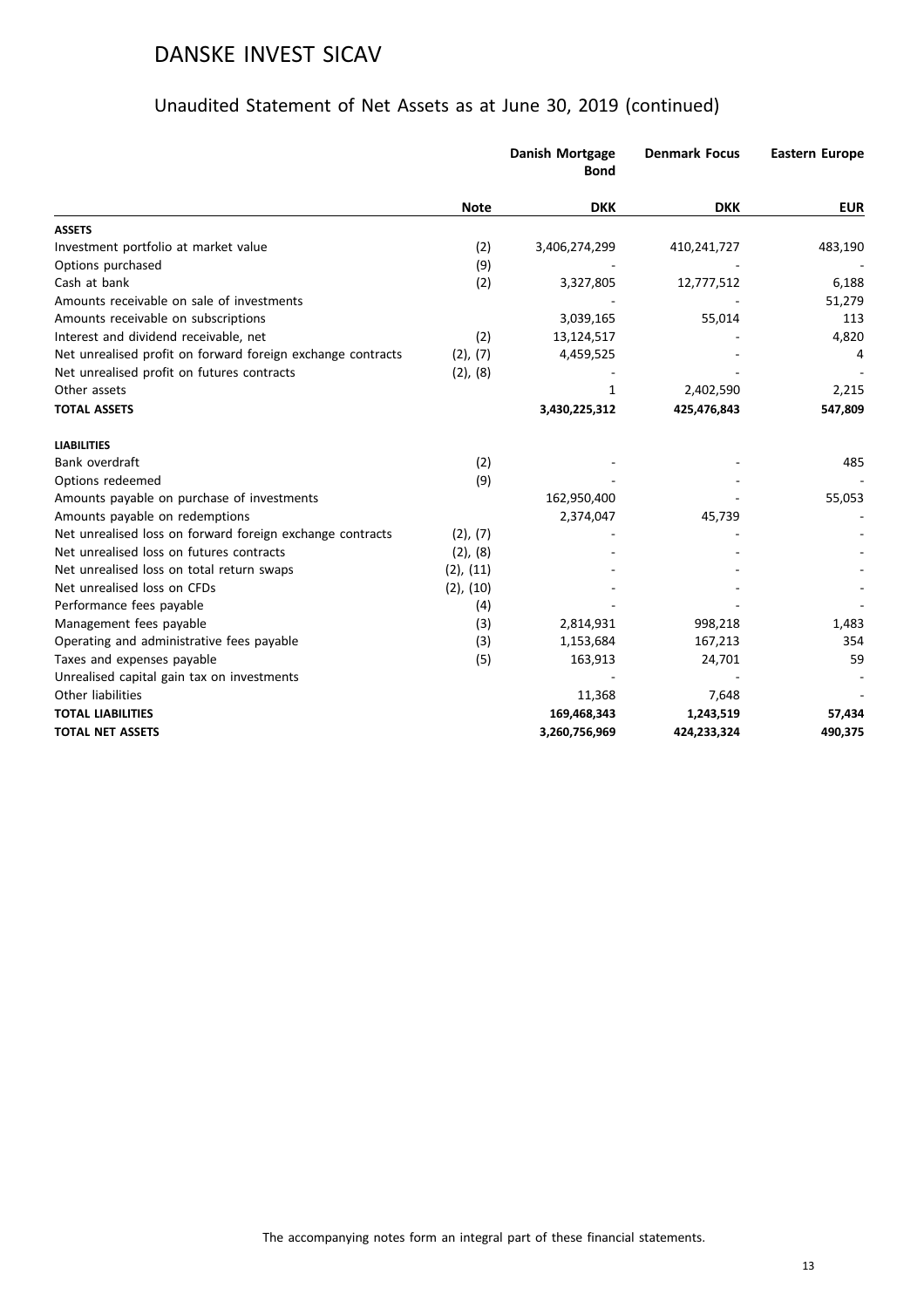# DANSKE INVEST SICAV

## Unaudited Statement of Net Assets as at June 30, 2019 (continued)

| | Note | Danish Mortgage Bond | Denmark Focus | Eastern Europe |
|---|---|---|---|---|
| | | DKK | DKK | EUR |
| **ASSETS** | | | | |
| Investment portfolio at market value | (2) | 3,406,274,299 | 410,241,727 | 483,190 |
| Options purchased | (9) | - | - | - |
| Cash at bank | (2) | 3,327,805 | 12,777,512 | 6,188 |
| Amounts receivable on sale of investments | | - | - | 51,279 |
| Amounts receivable on subscriptions | | 3,039,165 | 55,014 | 113 |
| Interest and dividend receivable, net | (2) | 13,124,517 | - | 4,820 |
| Net unrealised profit on forward foreign exchange contracts | (2), (7) | 4,459,525 | - | 4 |
| Net unrealised profit on futures contracts | (2), (8) | - | - | - |
| Other assets | | 1 | 2,402,590 | 2,215 |
| **TOTAL ASSETS** | | **3,430,225,312** | **425,476,843** | **547,809** |
| **LIABILITIES** | | | | |
| Bank overdraft | (2) | - | - | 485 |
| Options redeemed | (9) | - | - | - |
| Amounts payable on purchase of investments | | 162,950,400 | - | 55,053 |
| Amounts payable on redemptions | | 2,374,047 | 45,739 | - |
| Net unrealised loss on forward foreign exchange contracts | (2), (7) | - | - | - |
| Net unrealised loss on futures contracts | (2), (8) | - | - | - |
| Net unrealised loss on total return swaps | (2), (11) | - | - | - |
| Net unrealised loss on CFDs | (2), (10) | - | - | - |
| Performance fees payable | (4) | - | - | - |
| Management fees payable | (3) | 2,814,931 | 998,218 | 1,483 |
| Operating and administrative fees payable | (3) | 1,153,684 | 167,213 | 354 |
| Taxes and expenses payable | (5) | 163,913 | 24,701 | 59 |
| Unrealised capital gain tax on investments | | - | - | - |
| Other liabilities | | 11,368 | 7,648 | - |
| **TOTAL LIABILITIES** | | **169,468,343** | **1,243,519** | **57,434** |
| **TOTAL NET ASSETS** | | **3,260,756,969** | **424,233,324** | **490,375** |

The accompanying notes form an integral part of these financial statements.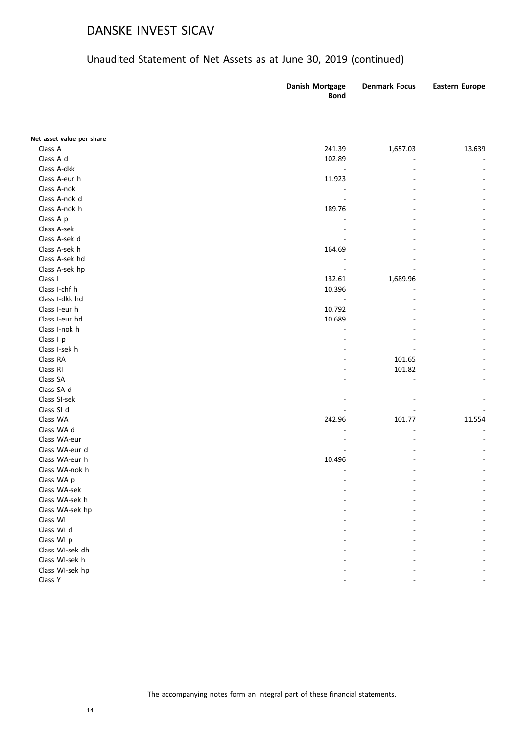# DANSKE INVEST SICAV

## Unaudited Statement of Net Assets as at June 30, 2019 (continued)

| | Danish Mortgage Bond | Denmark Focus | Eastern Europe |
|---|---|---|---|
| **Net asset value per share** | | | |
| Class A | 241.39 | 1,657.03 | 13.639 |
| Class A d | 102.89 | - | - |
| Class A-dkk | - | - | - |
| Class A-eur h | 11.923 | - | - |
| Class A-nok | - | - | - |
| Class A-nok d | - | - | - |
| Class A-nok h | 189.76 | - | - |
| Class A p | - | - | - |
| Class A-sek | - | - | - |
| Class A-sek d | - | - | - |
| Class A-sek h | 164.69 | - | - |
| Class A-sek hd | - | - | - |
| Class A-sek hp | - | - | - |
| Class I | 132.61 | 1,689.96 | - |
| Class I-chf h | 10.396 | - | - |
| Class I-dkk hd | - | - | - |
| Class I-eur h | 10.792 | - | - |
| Class I-eur hd | 10.689 | - | - |
| Class I-nok h | - | - | - |
| Class I p | - | - | - |
| Class I-sek h | - | - | - |
| Class RA | - | 101.65 | - |
| Class RI | - | 101.82 | - |
| Class SA | - | - | - |
| Class SA d | - | - | - |
| Class SI-sek | - | - | - |
| Class SI d | - | - | - |
| Class WA | 242.96 | 101.77 | 11.554 |
| Class WA d | - | - | - |
| Class WA-eur | - | - | - |
| Class WA-eur d | - | - | - |
| Class WA-eur h | 10.496 | - | - |
| Class WA-nok h | - | - | - |
| Class WA p | - | - | - |
| Class WA-sek | - | - | - |
| Class WA-sek h | - | - | - |
| Class WA-sek hp | - | - | - |
| Class WI | - | - | - |
| Class WI d | - | - | - |
| Class WI p | - | - | - |
| Class WI-sek dh | - | - | - |
| Class WI-sek h | - | - | - |
| Class WI-sek hp | - | - | - |
| Class Y | - | - | - |

The accompanying notes form an integral part of these financial statements.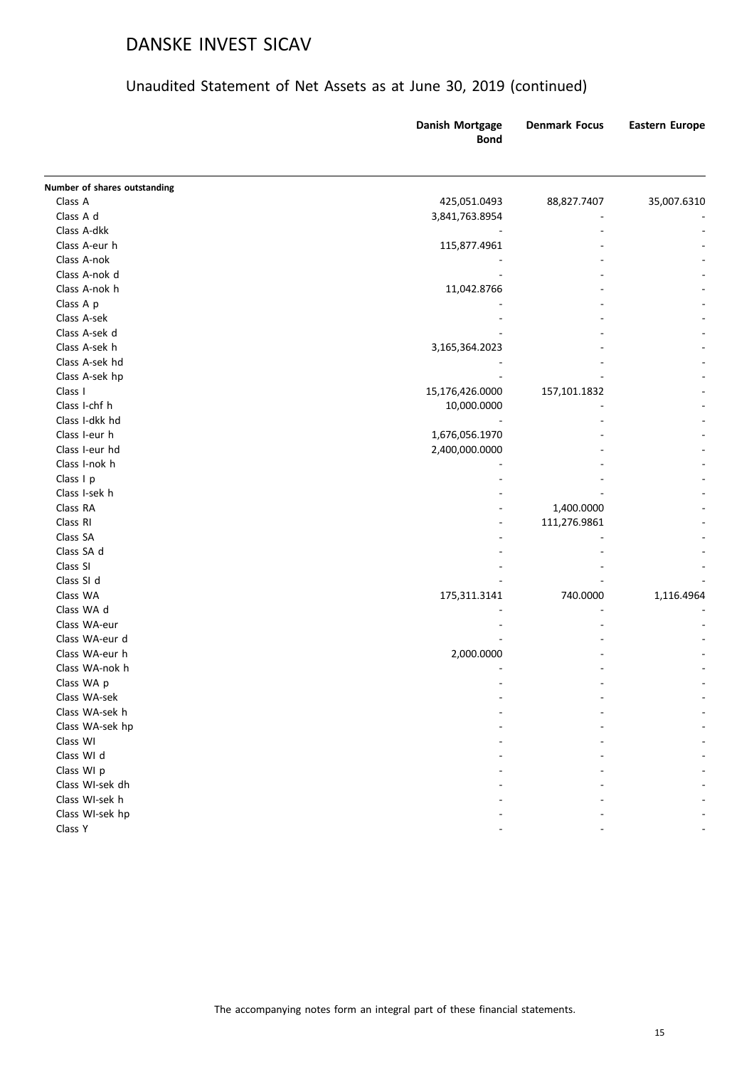# DANSKE INVEST SICAV

## Unaudited Statement of Net Assets as at June 30, 2019 (continued)

| | Danish Mortgage Bond | Denmark Focus | Eastern Europe |
|---|---|---|---|
| **Number of shares outstanding** | | | |
| Class A | 425,051.0493 | 88,827.7407 | 35,007.6310 |
| Class A d | 3,841,763.8954 | - | - |
| Class A-dkk | - | - | - |
| Class A-eur h | 115,877.4961 | - | - |
| Class A-nok | - | - | - |
| Class A-nok d | - | - | - |
| Class A-nok h | 11,042.8766 | - | - |
| Class A p | - | - | - |
| Class A-sek | - | - | - |
| Class A-sek d | - | - | - |
| Class A-sek h | 3,165,364.2023 | - | - |
| Class A-sek hd | - | - | - |
| Class A-sek hp | - | - | - |
| Class I | 15,176,426.0000 | 157,101.1832 | - |
| Class I-chf h | 10,000.0000 | - | - |
| Class I-dkk hd | - | - | - |
| Class I-eur h | 1,676,056.1970 | - | - |
| Class I-eur hd | 2,400,000.0000 | - | - |
| Class I-nok h | - | - | - |
| Class I p | - | - | - |
| Class I-sek h | - | - | - |
| Class RA | - | 1,400.0000 | - |
| Class RI | - | 111,276.9861 | - |
| Class SA | - | - | - |
| Class SA d | - | - | - |
| Class SI | - | - | - |
| Class SI d | - | - | - |
| Class WA | 175,311.3141 | 740.0000 | 1,116.4964 |
| Class WA d | - | - | - |
| Class WA-eur | - | - | - |
| Class WA-eur d | - | - | - |
| Class WA-eur h | 2,000.0000 | - | - |
| Class WA-nok h | - | - | - |
| Class WA p | - | - | - |
| Class WA-sek | - | - | - |
| Class WA-sek h | - | - | - |
| Class WA-sek hp | - | - | - |
| Class WI | - | - | - |
| Class WI d | - | - | - |
| Class WI p | - | - | - |
| Class WI-sek dh | - | - | - |
| Class WI-sek h | - | - | - |
| Class WI-sek hp | - | - | - |
| Class Y | - | - | - |

The accompanying notes form an integral part of these financial statements.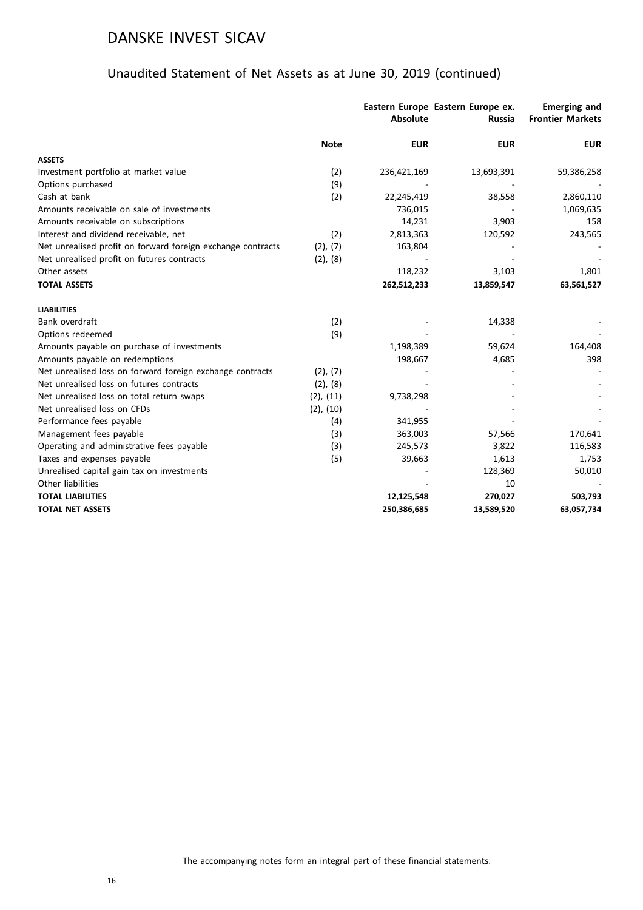# DANSKE INVEST SICAV

## Unaudited Statement of Net Assets as at June 30, 2019 (continued)

| | Note | Eastern Europe Absolute | Eastern Europe ex. Russia | Emerging and Frontier Markets |
|---|---|---|---|---|
| | | EUR | EUR | EUR |
| **ASSETS** | | | | |
| Investment portfolio at market value | (2) | 236,421,169 | 13,693,391 | 59,386,258 |
| Options purchased | (9) | - | - | - |
| Cash at bank | (2) | 22,245,419 | 38,558 | 2,860,110 |
| Amounts receivable on sale of investments | | 736,015 | - | 1,069,635 |
| Amounts receivable on subscriptions | | 14,231 | 3,903 | 158 |
| Interest and dividend receivable, net | (2) | 2,813,363 | 120,592 | 243,565 |
| Net unrealised profit on forward foreign exchange contracts | (2), (7) | 163,804 | - | - |
| Net unrealised profit on futures contracts | (2), (8) | - | - | - |
| Other assets | | 118,232 | 3,103 | 1,801 |
| **TOTAL ASSETS** | | **262,512,233** | **13,859,547** | **63,561,527** |
| **LIABILITIES** | | | | |
| Bank overdraft | (2) | - | 14,338 | - |
| Options redeemed | (9) | - | - | - |
| Amounts payable on purchase of investments | | 1,198,389 | 59,624 | 164,408 |
| Amounts payable on redemptions | | 198,667 | 4,685 | 398 |
| Net unrealised loss on forward foreign exchange contracts | (2), (7) | - | - | - |
| Net unrealised loss on futures contracts | (2), (8) | - | - | - |
| Net unrealised loss on total return swaps | (2), (11) | 9,738,298 | - | - |
| Net unrealised loss on CFDs | (2), (10) | - | - | - |
| Performance fees payable | (4) | 341,955 | - | - |
| Management fees payable | (3) | 363,003 | 57,566 | 170,641 |
| Operating and administrative fees payable | (3) | 245,573 | 3,822 | 116,583 |
| Taxes and expenses payable | (5) | 39,663 | 1,613 | 1,753 |
| Unrealised capital gain tax on investments | | - | 128,369 | 50,010 |
| Other liabilities | | - | 10 | - |
| **TOTAL LIABILITIES** | | **12,125,548** | **270,027** | **503,793** |
| **TOTAL NET ASSETS** | | **250,386,685** | **13,589,520** | **63,057,734** |

The accompanying notes form an integral part of these financial statements.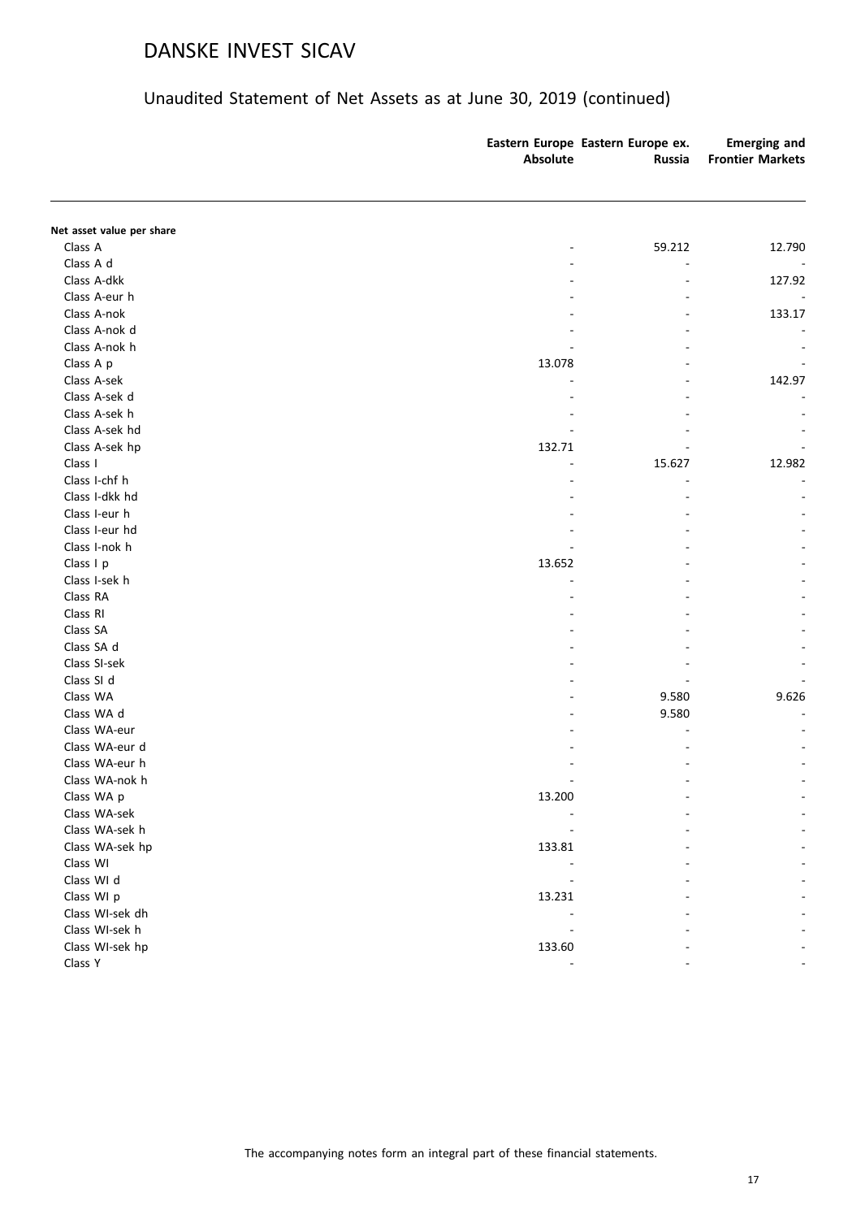# DANSKE INVEST SICAV

## Unaudited Statement of Net Assets as at June 30, 2019 (continued)

| | Eastern Europe Absolute | Eastern Europe ex. Russia | Emerging and Frontier Markets |
|---|---|---|---|
| **Net asset value per share** | | | |
| Class A | - | 59.212 | 12.790 |
| Class A d | - | - | - |
| Class A-dkk | - | - | 127.92 |
| Class A-eur h | - | - | - |
| Class A-nok | - | - | 133.17 |
| Class A-nok d | - | - | - |
| Class A-nok h | - | - | - |
| Class A p | 13.078 | - | - |
| Class A-sek | - | - | 142.97 |
| Class A-sek d | - | - | - |
| Class A-sek h | - | - | - |
| Class A-sek hd | - | - | - |
| Class A-sek hp | 132.71 | - | - |
| Class I | - | 15.627 | 12.982 |
| Class I-chf h | - | - | - |
| Class I-dkk hd | - | - | - |
| Class I-eur h | - | - | - |
| Class I-eur hd | - | - | - |
| Class I-nok h | - | - | - |
| Class I p | 13.652 | - | - |
| Class I-sek h | - | - | - |
| Class RA | - | - | - |
| Class RI | - | - | - |
| Class SA | - | - | - |
| Class SA d | - | - | - |
| Class SI-sek | - | - | - |
| Class SI d | - | - | - |
| Class WA | - | 9.580 | 9.626 |
| Class WA d | - | 9.580 | - |
| Class WA-eur | - | - | - |
| Class WA-eur d | - | - | - |
| Class WA-eur h | - | - | - |
| Class WA-nok h | - | - | - |
| Class WA p | 13.200 | - | - |
| Class WA-sek | - | - | - |
| Class WA-sek h | - | - | - |
| Class WA-sek hp | 133.81 | - | - |
| Class WI | - | - | - |
| Class WI d | - | - | - |
| Class WI p | 13.231 | - | - |
| Class WI-sek dh | - | - | - |
| Class WI-sek h | - | - | - |
| Class WI-sek hp | 133.60 | - | - |
| Class Y | - | - | - |

The accompanying notes form an integral part of these financial statements.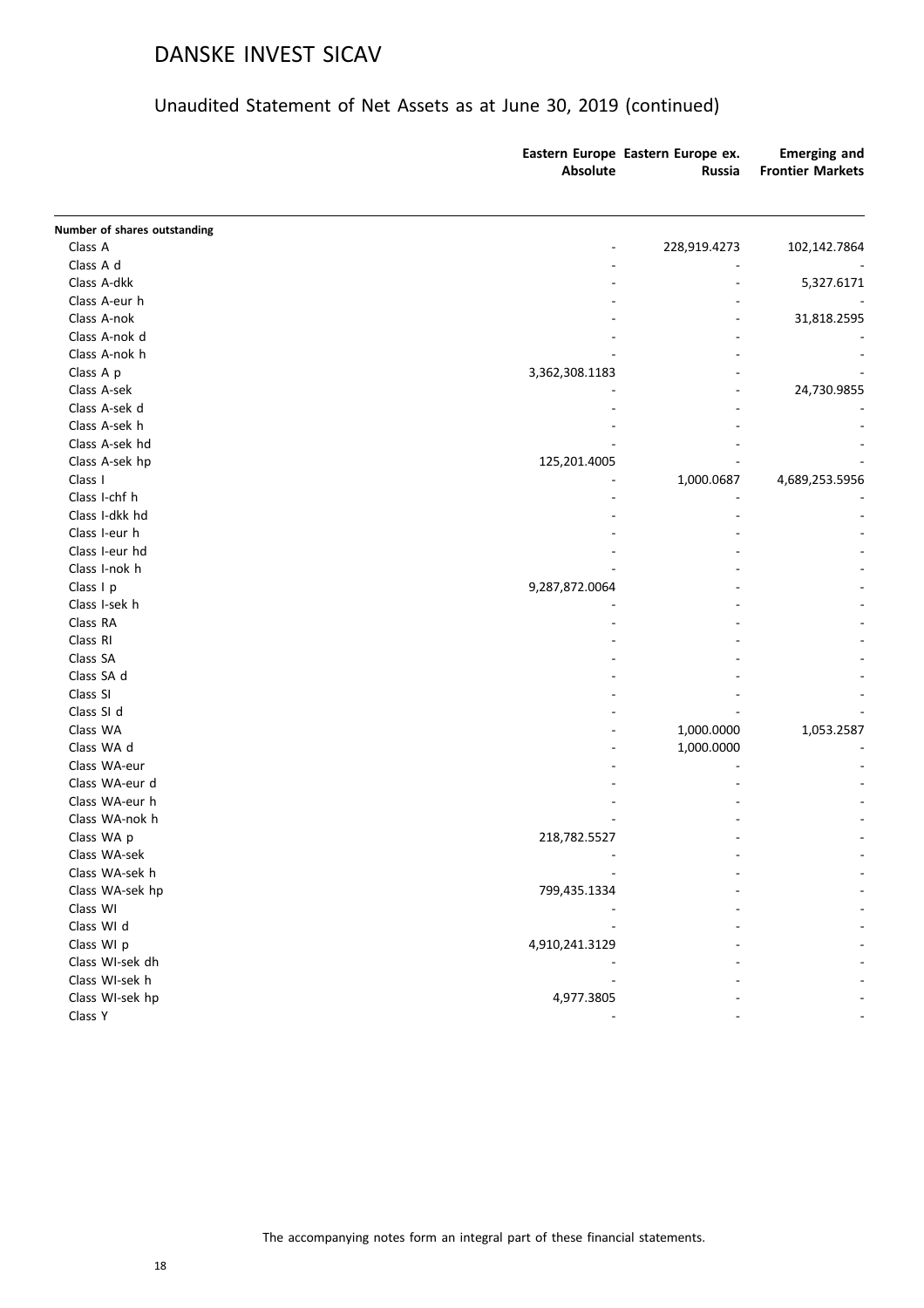# DANSKE INVEST SICAV

## Unaudited Statement of Net Assets as at June 30, 2019 (continued)

| | Eastern Europe Absolute | Eastern Europe ex. Russia | Emerging and Frontier Markets |
|---|---|---|---|
| **Number of shares outstanding** | | | |
| Class A | - | 228,919.4273 | 102,142.7864 |
| Class A d | - | - | - |
| Class A-dkk | - | - | 5,327.6171 |
| Class A-eur h | - | - | - |
| Class A-nok | - | - | 31,818.2595 |
| Class A-nok d | - | - | - |
| Class A-nok h | - | - | - |
| Class A p | 3,362,308.1183 | - | - |
| Class A-sek | - | - | 24,730.9855 |
| Class A-sek d | - | - | - |
| Class A-sek h | - | - | - |
| Class A-sek hd | - | - | - |
| Class A-sek hp | 125,201.4005 | - | - |
| Class I | - | 1,000.0687 | 4,689,253.5956 |
| Class I-chf h | - | - | - |
| Class I-dkk hd | - | - | - |
| Class I-eur h | - | - | - |
| Class I-eur hd | - | - | - |
| Class I-nok h | - | - | - |
| Class I p | 9,287,872.0064 | - | - |
| Class I-sek h | - | - | - |
| Class RA | - | - | - |
| Class RI | - | - | - |
| Class SA | - | - | - |
| Class SA d | - | - | - |
| Class SI | - | - | - |
| Class SI d | - | - | - |
| Class WA | - | 1,000.0000 | 1,053.2587 |
| Class WA d | - | 1,000.0000 | - |
| Class WA-eur | - | - | - |
| Class WA-eur d | - | - | - |
| Class WA-eur h | - | - | - |
| Class WA-nok h | - | - | - |
| Class WA p | 218,782.5527 | - | - |
| Class WA-sek | - | - | - |
| Class WA-sek h | - | - | - |
| Class WA-sek hp | 799,435.1334 | - | - |
| Class WI | - | - | - |
| Class WI d | - | - | - |
| Class WI p | 4,910,241.3129 | - | - |
| Class WI-sek dh | - | - | - |
| Class WI-sek h | - | - | - |
| Class WI-sek hp | 4,977.3805 | - | - |
| Class Y | - | - | - |

The accompanying notes form an integral part of these financial statements.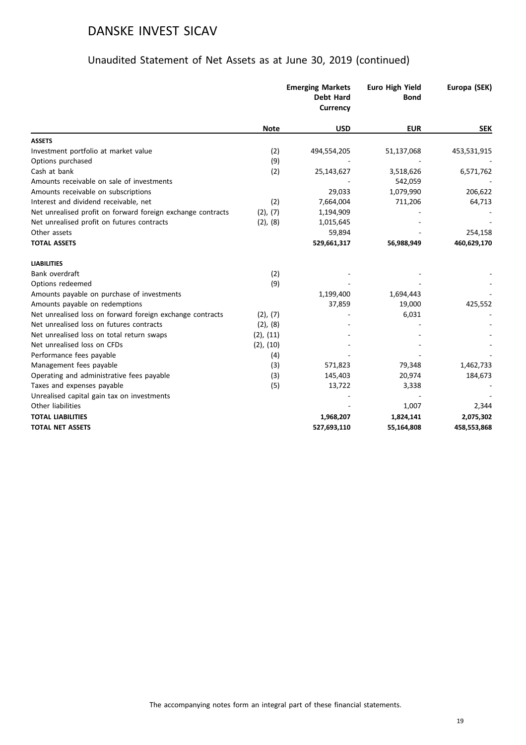# DANSKE INVEST SICAV

## Unaudited Statement of Net Assets as at June 30, 2019 (continued)

| | Note | Emerging Markets Debt Hard Currency | Euro High Yield Bond | Europa (SEK) |
|---|---|---|---|---|
| | | USD | EUR | SEK |
| **ASSETS** | | | | |
| Investment portfolio at market value | (2) | 494,554,205 | 51,137,068 | 453,531,915 |
| Options purchased | (9) | - | - | - |
| Cash at bank | (2) | 25,143,627 | 3,518,626 | 6,571,762 |
| Amounts receivable on sale of investments | | - | 542,059 | - |
| Amounts receivable on subscriptions | | 29,033 | 1,079,990 | 206,622 |
| Interest and dividend receivable, net | (2) | 7,664,004 | 711,206 | 64,713 |
| Net unrealised profit on forward foreign exchange contracts | (2), (7) | 1,194,909 | - | - |
| Net unrealised profit on futures contracts | (2), (8) | 1,015,645 | - | - |
| Other assets | | 59,894 | - | 254,158 |
| **TOTAL ASSETS** | | **529,661,317** | **56,988,949** | **460,629,170** |
| **LIABILITIES** | | | | |
| Bank overdraft | (2) | - | - | - |
| Options redeemed | (9) | - | - | - |
| Amounts payable on purchase of investments | | 1,199,400 | 1,694,443 | - |
| Amounts payable on redemptions | | 37,859 | 19,000 | 425,552 |
| Net unrealised loss on forward foreign exchange contracts | (2), (7) | - | 6,031 | - |
| Net unrealised loss on futures contracts | (2), (8) | - | - | - |
| Net unrealised loss on total return swaps | (2), (11) | - | - | - |
| Net unrealised loss on CFDs | (2), (10) | - | - | - |
| Performance fees payable | (4) | - | - | - |
| Management fees payable | (3) | 571,823 | 79,348 | 1,462,733 |
| Operating and administrative fees payable | (3) | 145,403 | 20,974 | 184,673 |
| Taxes and expenses payable | (5) | 13,722 | 3,338 | - |
| Unrealised capital gain tax on investments | | - | - | - |
| Other liabilities | | - | 1,007 | 2,344 |
| **TOTAL LIABILITIES** | | **1,968,207** | **1,824,141** | **2,075,302** |
| **TOTAL NET ASSETS** | | **527,693,110** | **55,164,808** | **458,553,868** |

The accompanying notes form an integral part of these financial statements.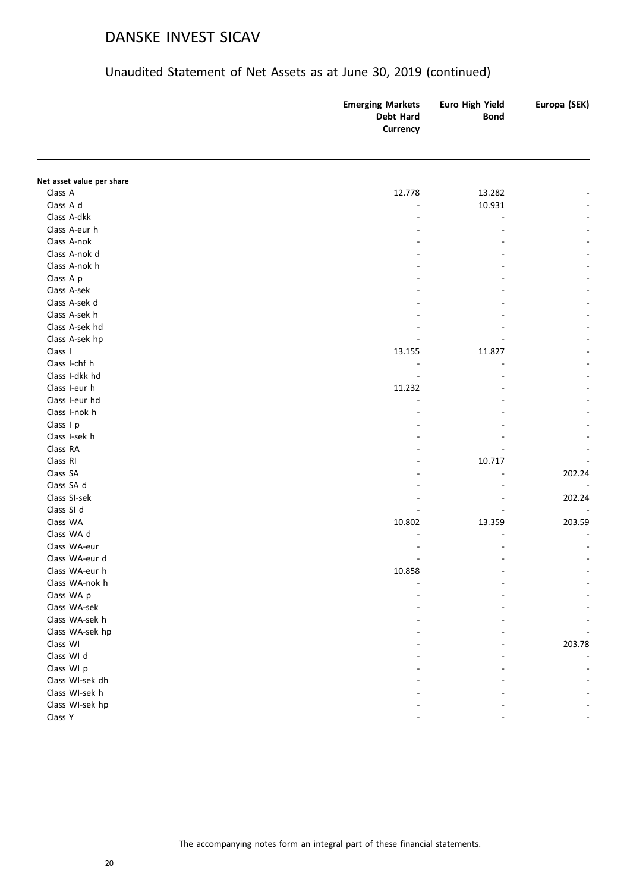# DANSKE INVEST SICAV

## Unaudited Statement of Net Assets as at June 30, 2019 (continued)

| | Emerging Markets Debt Hard Currency | Euro High Yield Bond | Europa (SEK) |
|---|---|---|---|
| **Net asset value per share** | | | |
| Class A | 12.778 | 13.282 | - |
| Class A d | - | 10.931 | - |
| Class A-dkk | - | - | - |
| Class A-eur h | - | - | - |
| Class A-nok | - | - | - |
| Class A-nok d | - | - | - |
| Class A-nok h | - | - | - |
| Class A p | - | - | - |
| Class A-sek | - | - | - |
| Class A-sek d | - | - | - |
| Class A-sek h | - | - | - |
| Class A-sek hd | - | - | - |
| Class A-sek hp | - | - | - |
| Class I | 13.155 | 11.827 | - |
| Class I-chf h | - | - | - |
| Class I-dkk hd | - | - | - |
| Class I-eur h | 11.232 | - | - |
| Class I-eur hd | - | - | - |
| Class I-nok h | - | - | - |
| Class I p | - | - | - |
| Class I-sek h | - | - | - |
| Class RA | - | - | - |
| Class RI | - | 10.717 | - |
| Class SA | - | - | 202.24 |
| Class SA d | - | - | - |
| Class SI-sek | - | - | 202.24 |
| Class SI d | - | - | - |
| Class WA | 10.802 | 13.359 | 203.59 |
| Class WA d | - | - | - |
| Class WA-eur | - | - | - |
| Class WA-eur d | - | - | - |
| Class WA-eur h | 10.858 | - | - |
| Class WA-nok h | - | - | - |
| Class WA p | - | - | - |
| Class WA-sek | - | - | - |
| Class WA-sek h | - | - | - |
| Class WA-sek hp | - | - | - |
| Class WI | - | - | 203.78 |
| Class WI d | - | - | - |
| Class WI p | - | - | - |
| Class WI-sek dh | - | - | - |
| Class WI-sek h | - | - | - |
| Class WI-sek hp | - | - | - |
| Class Y | - | - | - |

The accompanying notes form an integral part of these financial statements.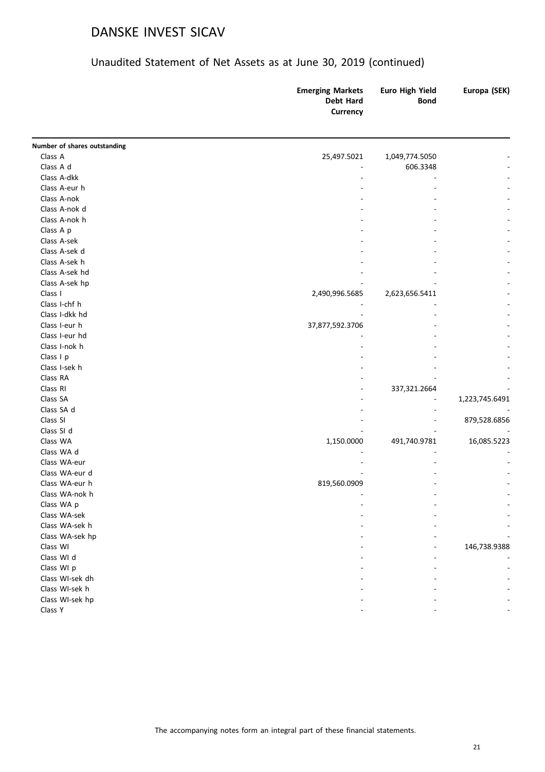# DANSKE INVEST SICAV

## Unaudited Statement of Net Assets as at June 30, 2019 (continued)

| | Emerging Markets Debt Hard Currency | Euro High Yield Bond | Europa (SEK) |
|---|---|---|---|
| **Number of shares outstanding** | | | |
| Class A | 25,497.5021 | 1,049,774.5050 | - |
| Class A d | - | 606.3348 | - |
| Class A-dkk | - | - | - |
| Class A-eur h | - | - | - |
| Class A-nok | - | - | - |
| Class A-nok d | - | - | - |
| Class A-nok h | - | - | - |
| Class A p | - | - | - |
| Class A-sek | - | - | - |
| Class A-sek d | - | - | - |
| Class A-sek h | - | - | - |
| Class A-sek hd | - | - | - |
| Class A-sek hp | - | - | - |
| Class I | 2,490,996.5685 | 2,623,656.5411 | - |
| Class I-chf h | - | - | - |
| Class I-dkk hd | - | - | - |
| Class I-eur h | 37,877,592.3706 | - | - |
| Class I-eur hd | - | - | - |
| Class I-nok h | - | - | - |
| Class I p | - | - | - |
| Class I-sek h | - | - | - |
| Class RA | - | - | - |
| Class RI | - | 337,321.2664 | - |
| Class SA | - | - | 1,223,745.6491 |
| Class SA d | - | - | - |
| Class SI | - | - | 879,528.6856 |
| Class SI d | - | - | - |
| Class WA | 1,150.0000 | 491,740.9781 | 16,085.5223 |
| Class WA d | - | - | - |
| Class WA-eur | - | - | - |
| Class WA-eur d | - | - | - |
| Class WA-eur h | 819,560.0909 | - | - |
| Class WA-nok h | - | - | - |
| Class WA p | - | - | - |
| Class WA-sek | - | - | - |
| Class WA-sek h | - | - | - |
| Class WA-sek hp | - | - | - |
| Class WI | - | - | 146,738.9388 |
| Class WI d | - | - | - |
| Class WI p | - | - | - |
| Class WI-sek dh | - | - | - |
| Class WI-sek h | - | - | - |
| Class WI-sek hp | - | - | - |
| Class Y | - | - | - |

The accompanying notes form an integral part of these financial statements.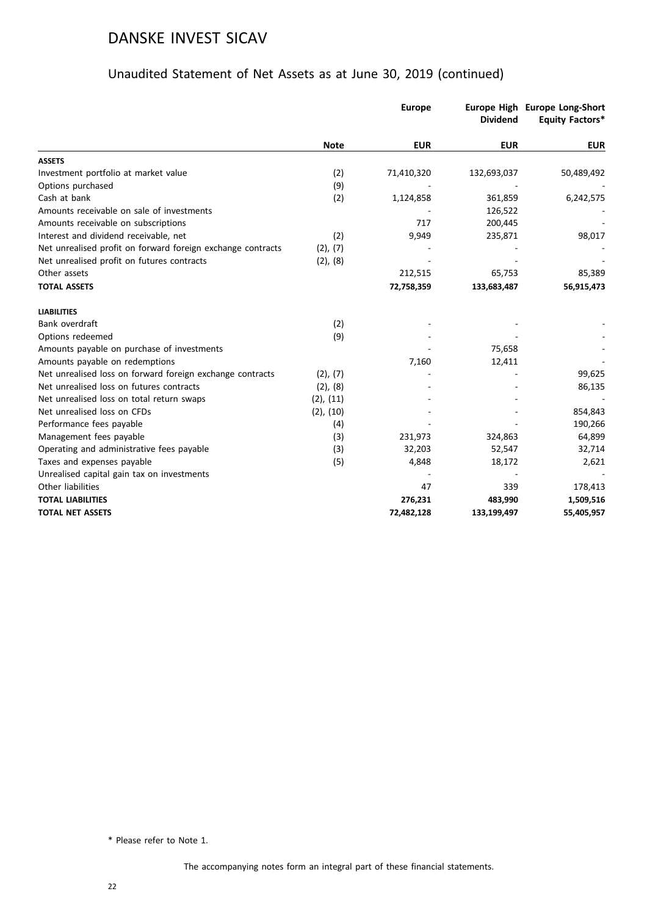# DANSKE INVEST SICAV

## Unaudited Statement of Net Assets as at June 30, 2019 (continued)

| | Note | Europe | Europe High Dividend | Europe Long-Short Equity Factors* |
|---|---|---|---|---|
| | | **EUR** | **EUR** | **EUR** |
| **ASSETS** | | | | |
| Investment portfolio at market value | (2) | 71,410,320 | 132,693,037 | 50,489,492 |
| Options purchased | (9) | - | - | - |
| Cash at bank | (2) | 1,124,858 | 361,859 | 6,242,575 |
| Amounts receivable on sale of investments | | - | 126,522 | - |
| Amounts receivable on subscriptions | | 717 | 200,445 | - |
| Interest and dividend receivable, net | (2) | 9,949 | 235,871 | 98,017 |
| Net unrealised profit on forward foreign exchange contracts | (2), (7) | - | - | - |
| Net unrealised profit on futures contracts | (2), (8) | - | - | - |
| Other assets | | 212,515 | 65,753 | 85,389 |
| **TOTAL ASSETS** | | **72,758,359** | **133,683,487** | **56,915,473** |
| **LIABILITIES** | | | | |
| Bank overdraft | (2) | - | - | - |
| Options redeemed | (9) | - | - | - |
| Amounts payable on purchase of investments | | - | 75,658 | - |
| Amounts payable on redemptions | | 7,160 | 12,411 | - |
| Net unrealised loss on forward foreign exchange contracts | (2), (7) | - | - | 99,625 |
| Net unrealised loss on futures contracts | (2), (8) | - | - | 86,135 |
| Net unrealised loss on total return swaps | (2), (11) | - | - | - |
| Net unrealised loss on CFDs | (2), (10) | - | - | 854,843 |
| Performance fees payable | (4) | - | - | 190,266 |
| Management fees payable | (3) | 231,973 | 324,863 | 64,899 |
| Operating and administrative fees payable | (3) | 32,203 | 52,547 | 32,714 |
| Taxes and expenses payable | (5) | 4,848 | 18,172 | 2,621 |
| Unrealised capital gain tax on investments | | - | - | - |
| Other liabilities | | 47 | 339 | 178,413 |
| **TOTAL LIABILITIES** | | **276,231** | **483,990** | **1,509,516** |
| **TOTAL NET ASSETS** | | **72,482,128** | **133,199,497** | **55,405,957** |

\* Please refer to Note 1.

The accompanying notes form an integral part of these financial statements.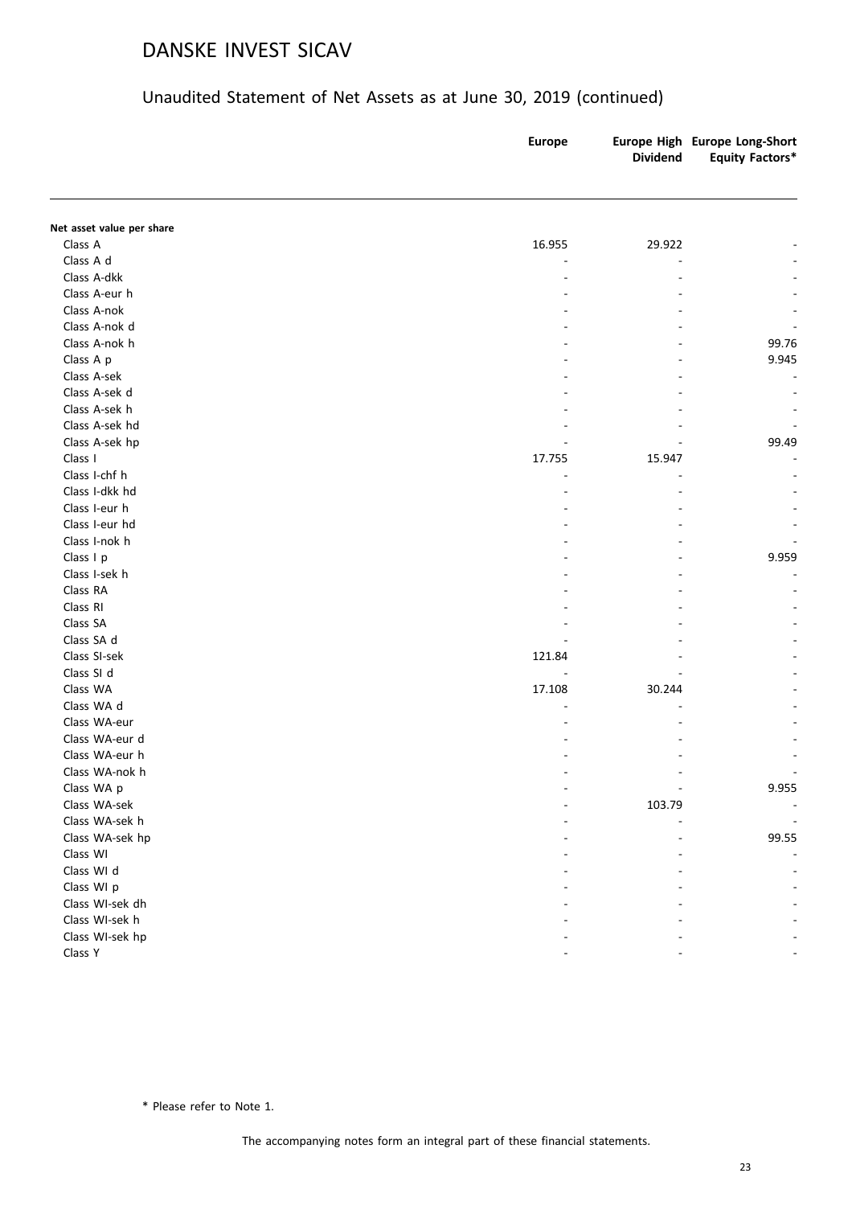# DANSKE INVEST SICAV

## Unaudited Statement of Net Assets as at June 30, 2019 (continued)

| | Europe | Europe High Dividend | Europe Long-Short Equity Factors* |
|---|---|---|---|
| **Net asset value per share** | | | |
| Class A | 16.955 | 29.922 | - |
| Class A d | - | - | - |
| Class A-dkk | - | - | - |
| Class A-eur h | - | - | - |
| Class A-nok | - | - | - |
| Class A-nok d | - | - | - |
| Class A-nok h | - | - | 99.76 |
| Class A p | - | - | 9.945 |
| Class A-sek | - | - | - |
| Class A-sek d | - | - | - |
| Class A-sek h | - | - | - |
| Class A-sek hd | - | - | - |
| Class A-sek hp | - | - | 99.49 |
| Class I | 17.755 | 15.947 | - |
| Class I-chf h | - | - | - |
| Class I-dkk hd | - | - | - |
| Class I-eur h | - | - | - |
| Class I-eur hd | - | - | - |
| Class I-nok h | - | - | - |
| Class I p | - | - | 9.959 |
| Class I-sek h | - | - | - |
| Class RA | - | - | - |
| Class RI | - | - | - |
| Class SA | - | - | - |
| Class SA d | - | - | - |
| Class SI-sek | 121.84 | - | - |
| Class SI d | - | - | - |
| Class WA | 17.108 | 30.244 | - |
| Class WA d | - | - | - |
| Class WA-eur | - | - | - |
| Class WA-eur d | - | - | - |
| Class WA-eur h | - | - | - |
| Class WA-nok h | - | - | - |
| Class WA p | - | - | 9.955 |
| Class WA-sek | - | 103.79 | - |
| Class WA-sek h | - | - | - |
| Class WA-sek hp | - | - | 99.55 |
| Class WI | - | - | - |
| Class WI d | - | - | - |
| Class WI p | - | - | - |
| Class WI-sek dh | - | - | - |
| Class WI-sek h | - | - | - |
| Class WI-sek hp | - | - | - |
| Class Y | - | - | - |

\* Please refer to Note 1.

The accompanying notes form an integral part of these financial statements.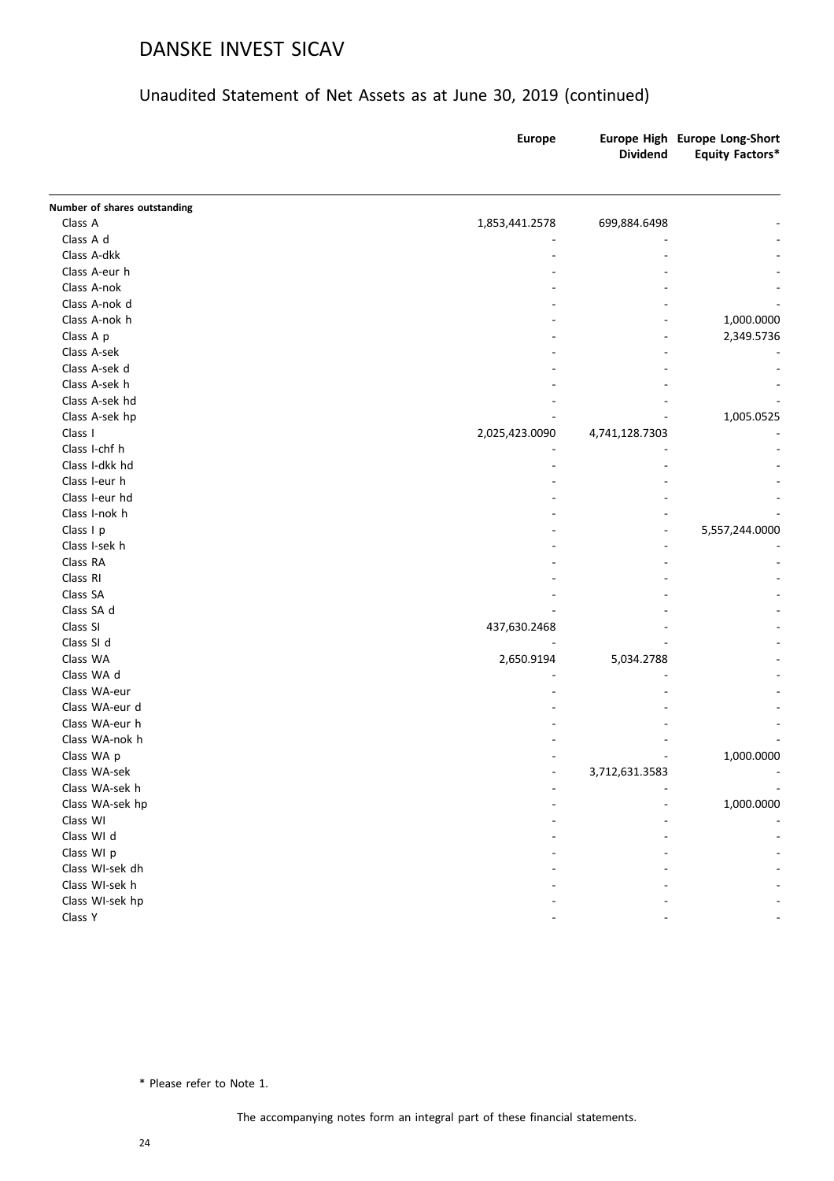# DANSKE INVEST SICAV

## Unaudited Statement of Net Assets as at June 30, 2019 (continued)

| | Europe | Europe High Dividend | Europe Long-Short Equity Factors* |
|---|---|---|---|
| **Number of shares outstanding** | | | |
| Class A | 1,853,441.2578 | 699,884.6498 | - |
| Class A d | - | - | - |
| Class A-dkk | - | - | - |
| Class A-eur h | - | - | - |
| Class A-nok | - | - | - |
| Class A-nok d | - | - | - |
| Class A-nok h | - | - | 1,000.0000 |
| Class A p | - | - | 2,349.5736 |
| Class A-sek | - | - | - |
| Class A-sek d | - | - | - |
| Class A-sek h | - | - | - |
| Class A-sek hd | - | - | - |
| Class A-sek hp | - | - | 1,005.0525 |
| Class I | 2,025,423.0090 | 4,741,128.7303 | - |
| Class I-chf h | - | - | - |
| Class I-dkk hd | - | - | - |
| Class I-eur h | - | - | - |
| Class I-eur hd | - | - | - |
| Class I-nok h | - | - | - |
| Class I p | - | - | 5,557,244.0000 |
| Class I-sek h | - | - | - |
| Class RA | - | - | - |
| Class RI | - | - | - |
| Class SA | - | - | - |
| Class SA d | - | - | - |
| Class SI | 437,630.2468 | - | - |
| Class SI d | - | - | - |
| Class WA | 2,650.9194 | 5,034.2788 | - |
| Class WA d | - | - | - |
| Class WA-eur | - | - | - |
| Class WA-eur d | - | - | - |
| Class WA-eur h | - | - | - |
| Class WA-nok h | - | - | - |
| Class WA p | - | - | 1,000.0000 |
| Class WA-sek | - | 3,712,631.3583 | - |
| Class WA-sek h | - | - | - |
| Class WA-sek hp | - | - | 1,000.0000 |
| Class WI | - | - | - |
| Class WI d | - | - | - |
| Class WI p | - | - | - |
| Class WI-sek dh | - | - | - |
| Class WI-sek h | - | - | - |
| Class WI-sek hp | - | - | - |
| Class Y | - | - | - |

\* Please refer to Note 1.

The accompanying notes form an integral part of these financial statements.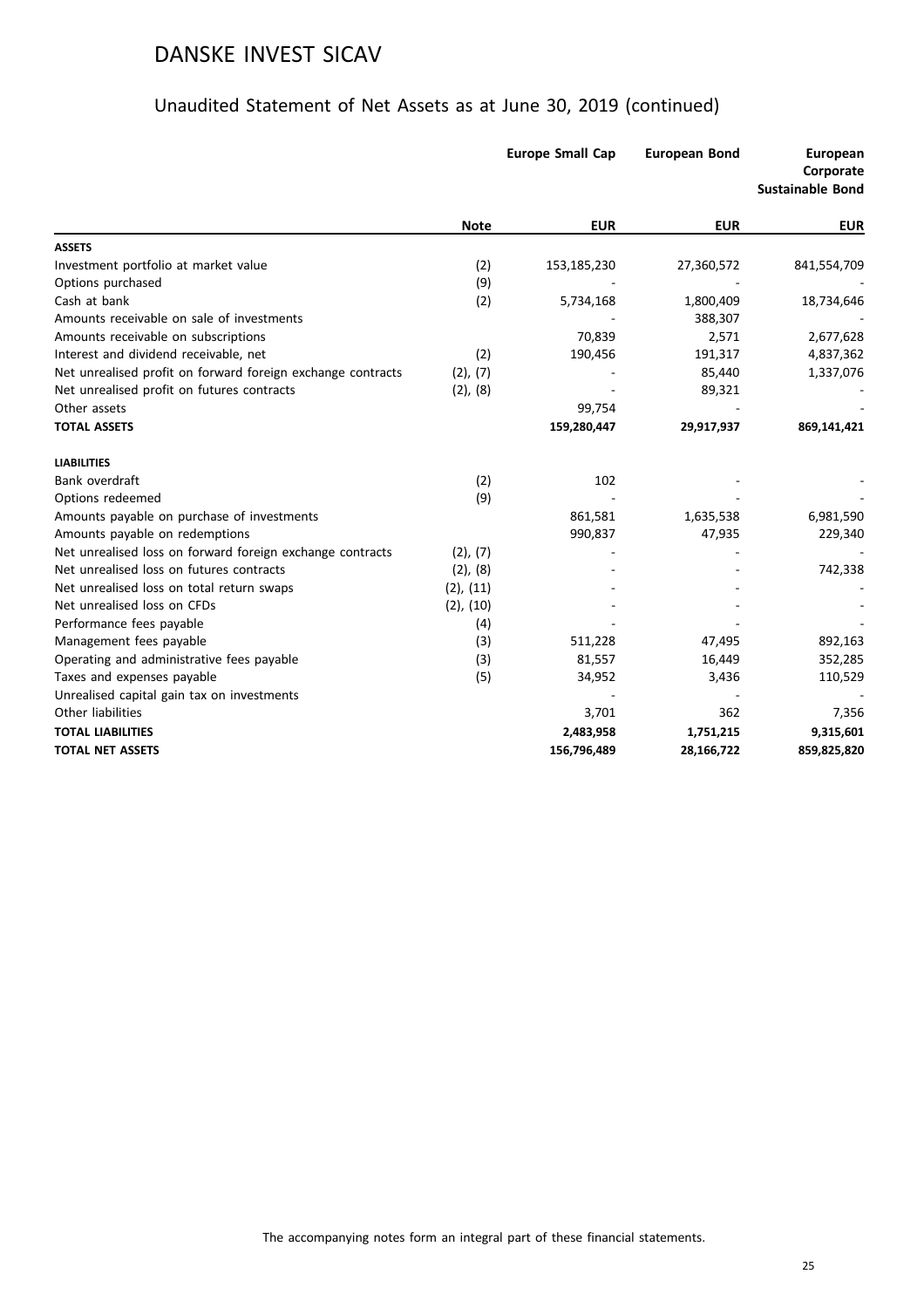# DANSKE INVEST SICAV

## Unaudited Statement of Net Assets as at June 30, 2019 (continued)

| | Note | Europe Small Cap | European Bond | European Corporate Sustainable Bond |
|---|---|---|---|---|
| | | EUR | EUR | EUR |
| **ASSETS** | | | | |
| Investment portfolio at market value | (2) | 153,185,230 | 27,360,572 | 841,554,709 |
| Options purchased | (9) | - | - | - |
| Cash at bank | (2) | 5,734,168 | 1,800,409 | 18,734,646 |
| Amounts receivable on sale of investments | | - | 388,307 | - |
| Amounts receivable on subscriptions | | 70,839 | 2,571 | 2,677,628 |
| Interest and dividend receivable, net | (2) | 190,456 | 191,317 | 4,837,362 |
| Net unrealised profit on forward foreign exchange contracts | (2), (7) | - | 85,440 | 1,337,076 |
| Net unrealised profit on futures contracts | (2), (8) | - | 89,321 | - |
| Other assets | | 99,754 | - | - |
| **TOTAL ASSETS** | | **159,280,447** | **29,917,937** | **869,141,421** |
| **LIABILITIES** | | | | |
| Bank overdraft | (2) | 102 | - | - |
| Options redeemed | (9) | - | - | - |
| Amounts payable on purchase of investments | | 861,581 | 1,635,538 | 6,981,590 |
| Amounts payable on redemptions | | 990,837 | 47,935 | 229,340 |
| Net unrealised loss on forward foreign exchange contracts | (2), (7) | - | - | - |
| Net unrealised loss on futures contracts | (2), (8) | - | - | 742,338 |
| Net unrealised loss on total return swaps | (2), (11) | - | - | - |
| Net unrealised loss on CFDs | (2), (10) | - | - | - |
| Performance fees payable | (4) | - | - | - |
| Management fees payable | (3) | 511,228 | 47,495 | 892,163 |
| Operating and administrative fees payable | (3) | 81,557 | 16,449 | 352,285 |
| Taxes and expenses payable | (5) | 34,952 | 3,436 | 110,529 |
| Unrealised capital gain tax on investments | | - | - | - |
| Other liabilities | | 3,701 | 362 | 7,356 |
| **TOTAL LIABILITIES** | | **2,483,958** | **1,751,215** | **9,315,601** |
| **TOTAL NET ASSETS** | | **156,796,489** | **28,166,722** | **859,825,820** |

The accompanying notes form an integral part of these financial statements.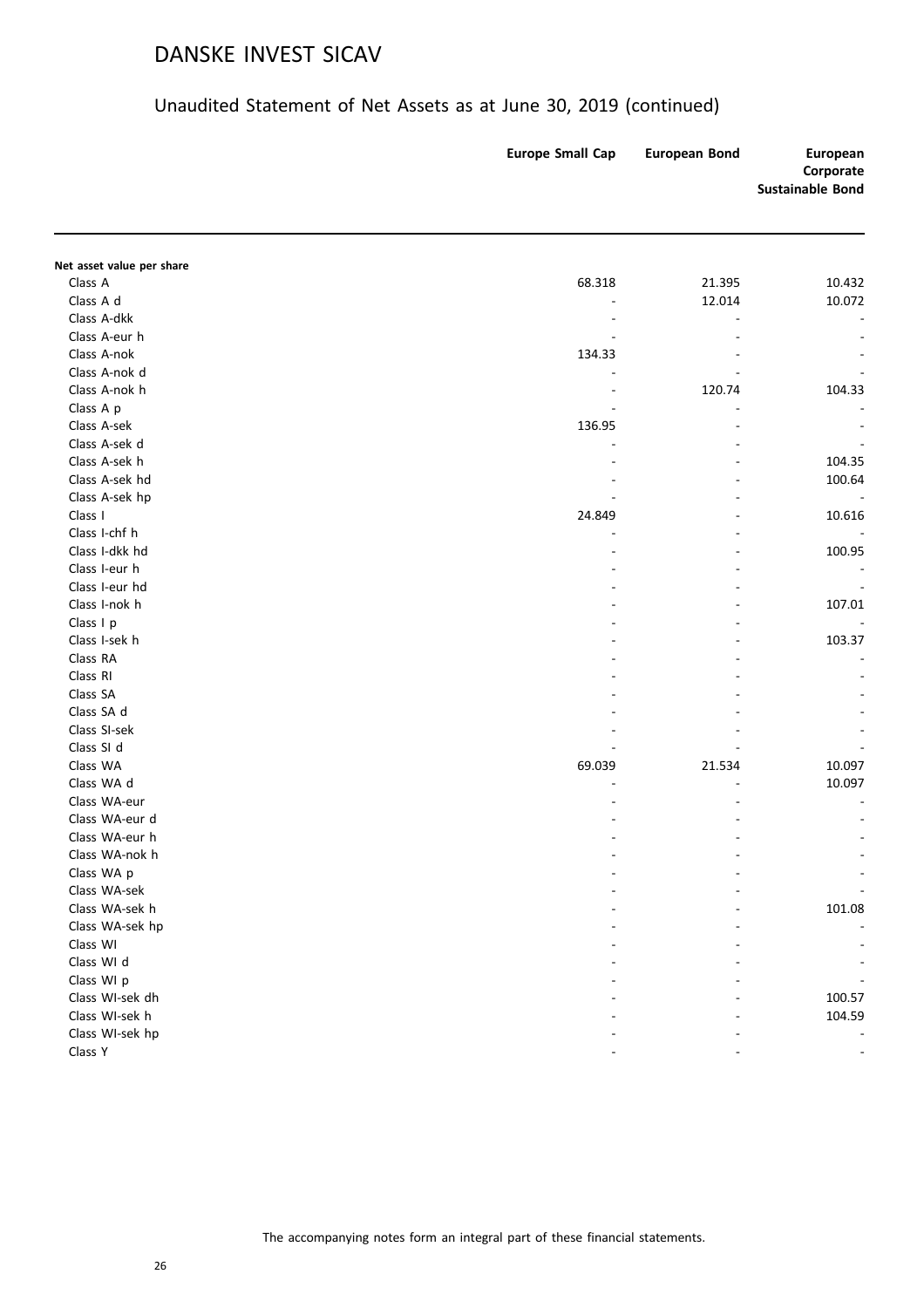# DANSKE INVEST SICAV

## Unaudited Statement of Net Assets as at June 30, 2019 (continued)

| | Europe Small Cap | European Bond | European Corporate Sustainable Bond |
|---|---|---|---|
| **Net asset value per share** | | | |
| Class A | 68.318 | 21.395 | 10.432 |
| Class A d | - | 12.014 | 10.072 |
| Class A-dkk | - | - | - |
| Class A-eur h | - | - | - |
| Class A-nok | 134.33 | - | - |
| Class A-nok d | - | - | - |
| Class A-nok h | - | 120.74 | 104.33 |
| Class A p | - | - | - |
| Class A-sek | 136.95 | - | - |
| Class A-sek d | - | - | - |
| Class A-sek h | - | - | 104.35 |
| Class A-sek hd | - | - | 100.64 |
| Class A-sek hp | - | - | - |
| Class I | 24.849 | - | 10.616 |
| Class I-chf h | - | - | - |
| Class I-dkk hd | - | - | 100.95 |
| Class I-eur h | - | - | - |
| Class I-eur hd | - | - | - |
| Class I-nok h | - | - | 107.01 |
| Class I p | - | - | - |
| Class I-sek h | - | - | 103.37 |
| Class RA | - | - | - |
| Class RI | - | - | - |
| Class SA | - | - | - |
| Class SA d | - | - | - |
| Class SI-sek | - | - | - |
| Class SI d | - | - | - |
| Class WA | 69.039 | 21.534 | 10.097 |
| Class WA d | - | - | 10.097 |
| Class WA-eur | - | - | - |
| Class WA-eur d | - | - | - |
| Class WA-eur h | - | - | - |
| Class WA-nok h | - | - | - |
| Class WA p | - | - | - |
| Class WA-sek | - | - | - |
| Class WA-sek h | - | - | 101.08 |
| Class WA-sek hp | - | - | - |
| Class WI | - | - | - |
| Class WI d | - | - | - |
| Class WI p | - | - | - |
| Class WI-sek dh | - | - | 100.57 |
| Class WI-sek h | - | - | 104.59 |
| Class WI-sek hp | - | - | - |
| Class Y | - | - | - |

The accompanying notes form an integral part of these financial statements.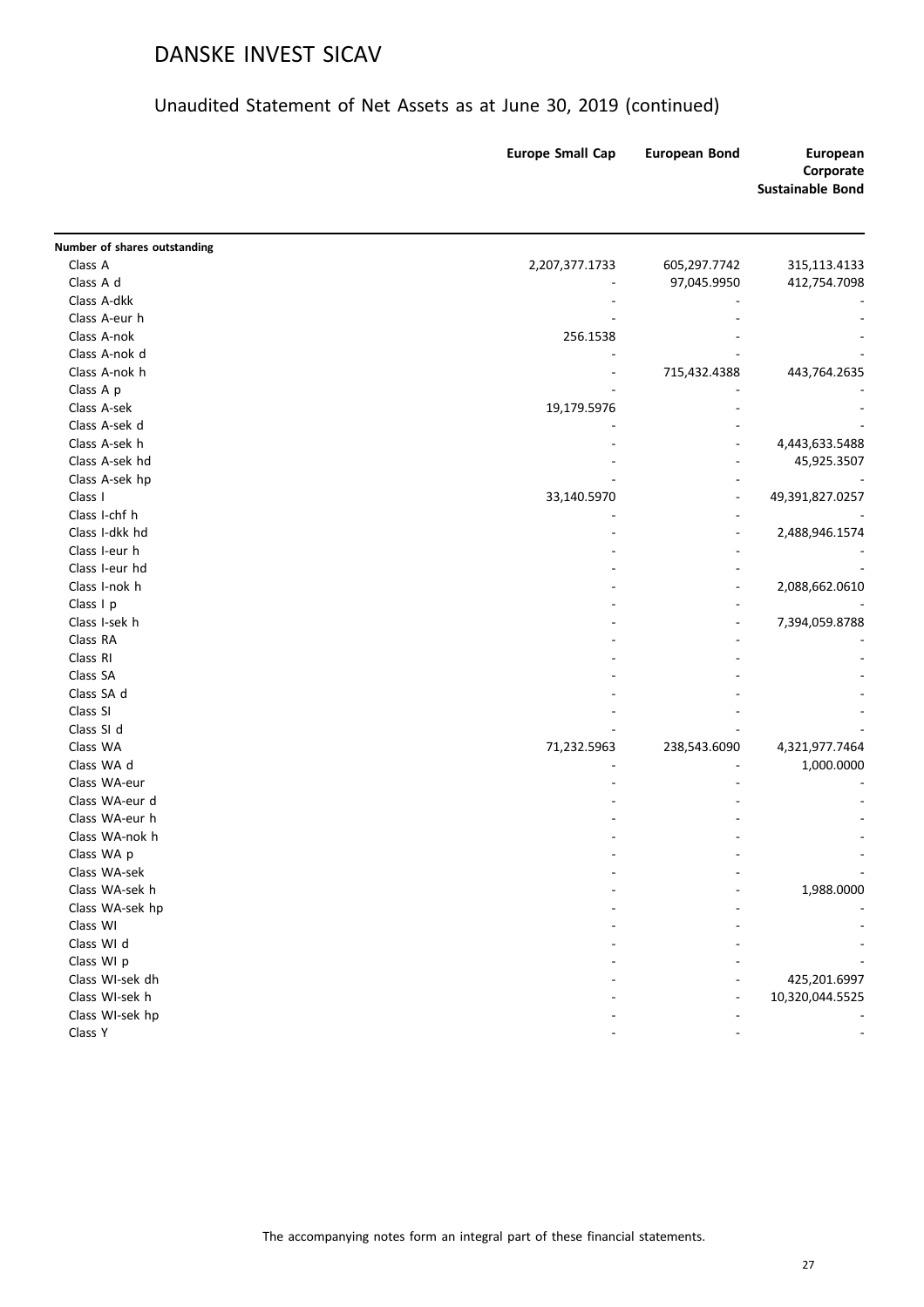# DANSKE INVEST SICAV

## Unaudited Statement of Net Assets as at June 30, 2019 (continued)

| | Europe Small Cap | European Bond | European Corporate Sustainable Bond |
|---|---|---|---|
| **Number of shares outstanding** | | | |
| Class A | 2,207,377.1733 | 605,297.7742 | 315,113.4133 |
| Class A d | - | 97,045.9950 | 412,754.7098 |
| Class A-dkk | - | - | - |
| Class A-eur h | - | - | - |
| Class A-nok | 256.1538 | - | - |
| Class A-nok d | - | - | - |
| Class A-nok h | - | 715,432.4388 | 443,764.2635 |
| Class A p | - | - | - |
| Class A-sek | 19,179.5976 | - | - |
| Class A-sek d | - | - | - |
| Class A-sek h | - | - | 4,443,633.5488 |
| Class A-sek hd | - | - | 45,925.3507 |
| Class A-sek hp | - | - | - |
| Class I | 33,140.5970 | - | 49,391,827.0257 |
| Class I-chf h | - | - | - |
| Class I-dkk hd | - | - | 2,488,946.1574 |
| Class I-eur h | - | - | - |
| Class I-eur hd | - | - | - |
| Class I-nok h | - | - | 2,088,662.0610 |
| Class I p | - | - | - |
| Class I-sek h | - | - | 7,394,059.8788 |
| Class RA | - | - | - |
| Class RI | - | - | - |
| Class SA | - | - | - |
| Class SA d | - | - | - |
| Class SI | - | - | - |
| Class SI d | - | - | - |
| Class WA | 71,232.5963 | 238,543.6090 | 4,321,977.7464 |
| Class WA d | - | - | 1,000.0000 |
| Class WA-eur | - | - | - |
| Class WA-eur d | - | - | - |
| Class WA-eur h | - | - | - |
| Class WA-nok h | - | - | - |
| Class WA p | - | - | - |
| Class WA-sek | - | - | - |
| Class WA-sek h | - | - | 1,988.0000 |
| Class WA-sek hp | - | - | - |
| Class WI | - | - | - |
| Class WI d | - | - | - |
| Class WI p | - | - | - |
| Class WI-sek dh | - | - | 425,201.6997 |
| Class WI-sek h | - | - | 10,320,044.5525 |
| Class WI-sek hp | - | - | - |
| Class Y | - | - | - |

The accompanying notes form an integral part of these financial statements.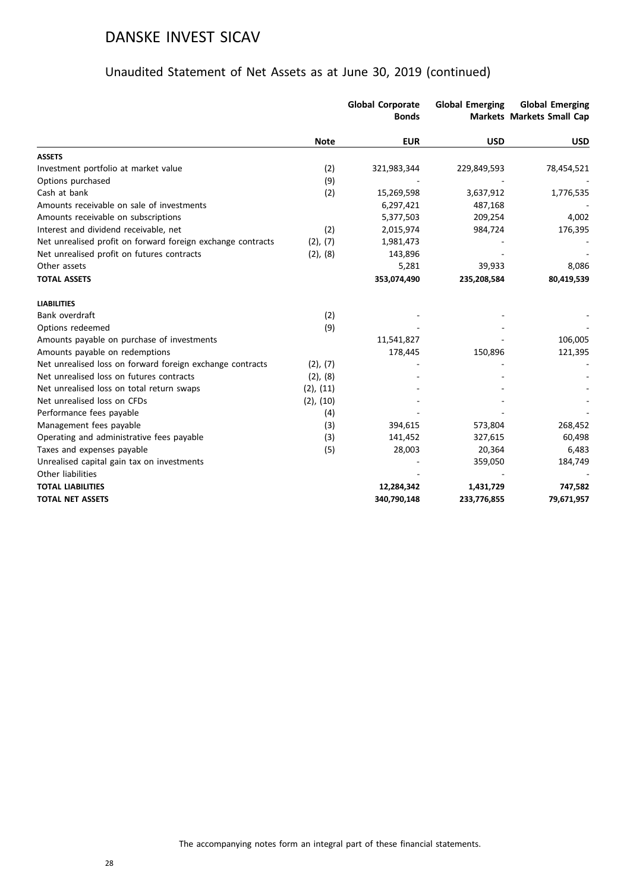# DANSKE INVEST SICAV

## Unaudited Statement of Net Assets as at June 30, 2019 (continued)

| | Note | Global Corporate Bonds | Global Emerging Markets | Global Emerging Markets Small Cap |
|---|---|---|---|---|
| | | EUR | USD | USD |
| **ASSETS** | | | | |
| Investment portfolio at market value | (2) | 321,983,344 | 229,849,593 | 78,454,521 |
| Options purchased | (9) | - | - | - |
| Cash at bank | (2) | 15,269,598 | 3,637,912 | 1,776,535 |
| Amounts receivable on sale of investments | | 6,297,421 | 487,168 | - |
| Amounts receivable on subscriptions | | 5,377,503 | 209,254 | 4,002 |
| Interest and dividend receivable, net | (2) | 2,015,974 | 984,724 | 176,395 |
| Net unrealised profit on forward foreign exchange contracts | (2), (7) | 1,981,473 | - | - |
| Net unrealised profit on futures contracts | (2), (8) | 143,896 | - | - |
| Other assets | | 5,281 | 39,933 | 8,086 |
| **TOTAL ASSETS** | | **353,074,490** | **235,208,584** | **80,419,539** |
| **LIABILITIES** | | | | |
| Bank overdraft | (2) | - | - | - |
| Options redeemed | (9) | - | - | - |
| Amounts payable on purchase of investments | | 11,541,827 | - | 106,005 |
| Amounts payable on redemptions | | 178,445 | 150,896 | 121,395 |
| Net unrealised loss on forward foreign exchange contracts | (2), (7) | - | - | - |
| Net unrealised loss on futures contracts | (2), (8) | - | - | - |
| Net unrealised loss on total return swaps | (2), (11) | - | - | - |
| Net unrealised loss on CFDs | (2), (10) | - | - | - |
| Performance fees payable | (4) | - | - | - |
| Management fees payable | (3) | 394,615 | 573,804 | 268,452 |
| Operating and administrative fees payable | (3) | 141,452 | 327,615 | 60,498 |
| Taxes and expenses payable | (5) | 28,003 | 20,364 | 6,483 |
| Unrealised capital gain tax on investments | | - | 359,050 | 184,749 |
| Other liabilities | | - | - | - |
| **TOTAL LIABILITIES** | | **12,284,342** | **1,431,729** | **747,582** |
| **TOTAL NET ASSETS** | | **340,790,148** | **233,776,855** | **79,671,957** |

The accompanying notes form an integral part of these financial statements.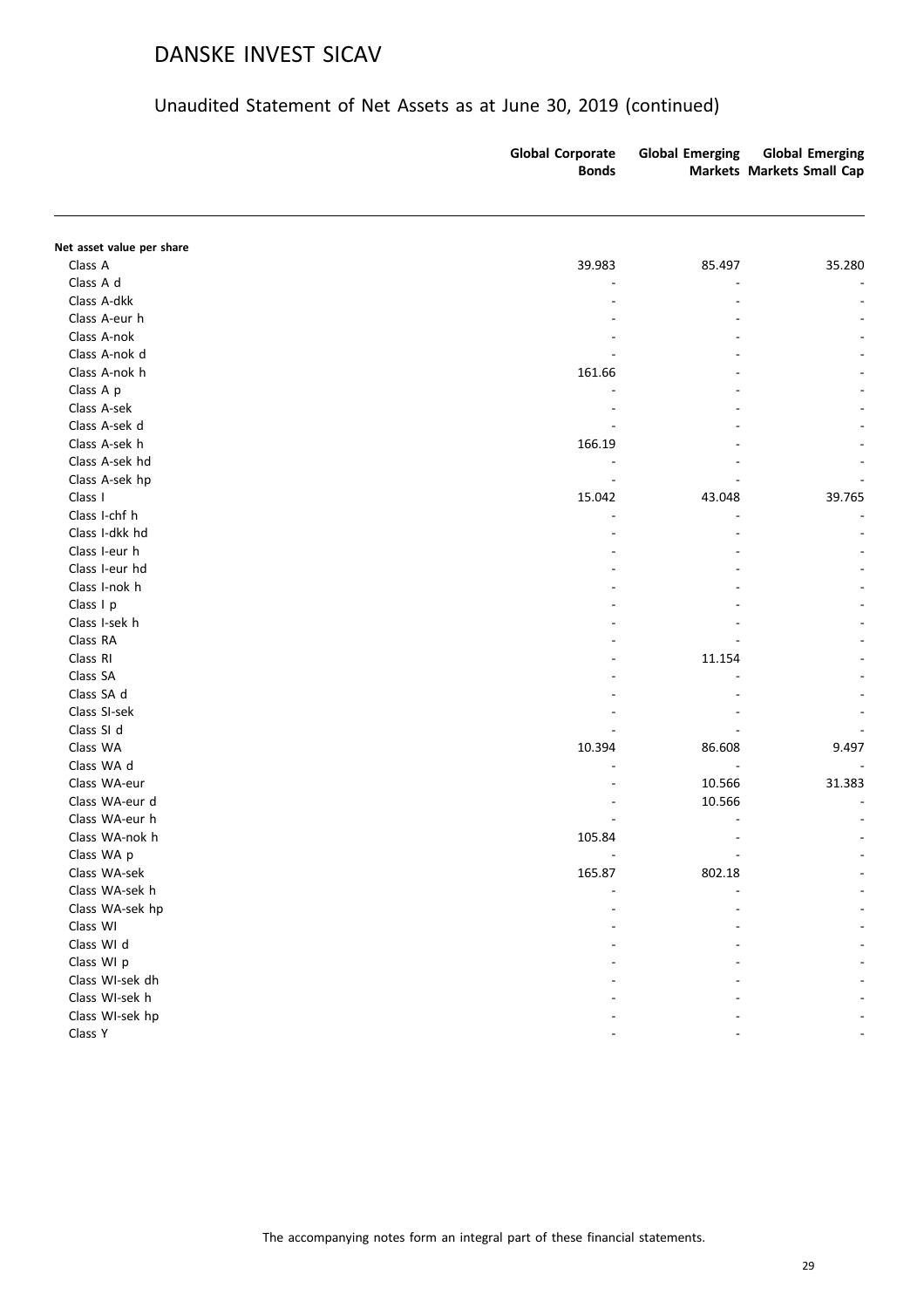# DANSKE INVEST SICAV

## Unaudited Statement of Net Assets as at June 30, 2019 (continued)

| | Global Corporate Bonds | Global Emerging Markets | Global Emerging Markets Small Cap |
|---|---|---|---|
| **Net asset value per share** | | | |
| Class A | 39.983 | 85.497 | 35.280 |
| Class A d | - | - | - |
| Class A-dkk | - | - | - |
| Class A-eur h | - | - | - |
| Class A-nok | - | - | - |
| Class A-nok d | - | - | - |
| Class A-nok h | 161.66 | - | - |
| Class A p | - | - | - |
| Class A-sek | - | - | - |
| Class A-sek d | - | - | - |
| Class A-sek h | 166.19 | - | - |
| Class A-sek hd | - | - | - |
| Class A-sek hp | - | - | - |
| Class I | 15.042 | 43.048 | 39.765 |
| Class I-chf h | - | - | - |
| Class I-dkk hd | - | - | - |
| Class I-eur h | - | - | - |
| Class I-eur hd | - | - | - |
| Class I-nok h | - | - | - |
| Class I p | - | - | - |
| Class I-sek h | - | - | - |
| Class RA | - | - | - |
| Class RI | - | 11.154 | - |
| Class SA | - | - | - |
| Class SA d | - | - | - |
| Class SI-sek | - | - | - |
| Class SI d | - | - | - |
| Class WA | 10.394 | 86.608 | 9.497 |
| Class WA d | - | - | - |
| Class WA-eur | - | 10.566 | 31.383 |
| Class WA-eur d | - | 10.566 | - |
| Class WA-eur h | - | - | - |
| Class WA-nok h | 105.84 | - | - |
| Class WA p | - | - | - |
| Class WA-sek | 165.87 | 802.18 | - |
| Class WA-sek h | - | - | - |
| Class WA-sek hp | - | - | - |
| Class WI | - | - | - |
| Class WI d | - | - | - |
| Class WI p | - | - | - |
| Class WI-sek dh | - | - | - |
| Class WI-sek h | - | - | - |
| Class WI-sek hp | - | - | - |
| Class Y | - | - | - |

The accompanying notes form an integral part of these financial statements.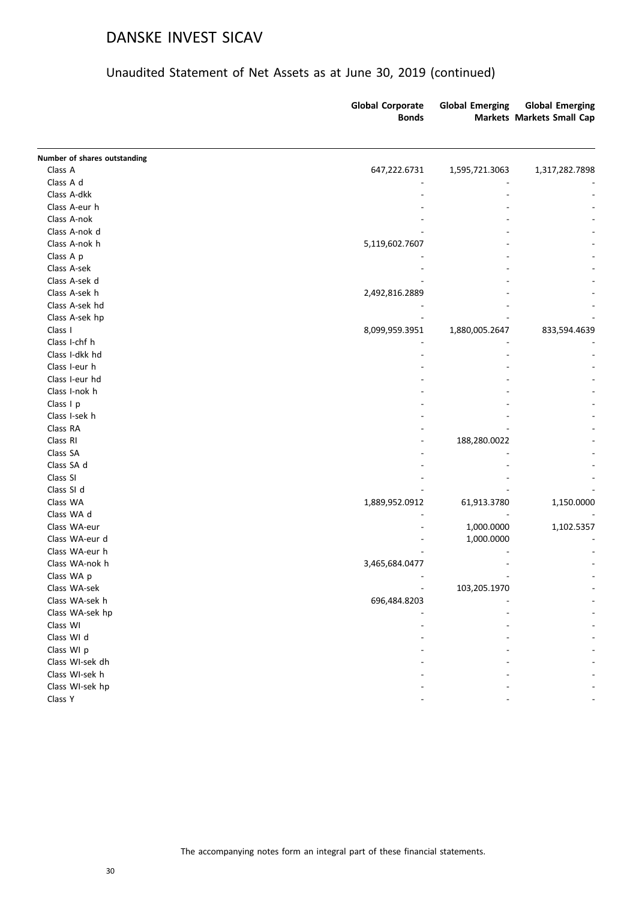# DANSKE INVEST SICAV

## Unaudited Statement of Net Assets as at June 30, 2019 (continued)

| | Global Corporate Bonds | Global Emerging Markets | Global Emerging Markets Small Cap |
|---|---|---|---|
| **Number of shares outstanding** | | | |
| Class A | 647,222.6731 | 1,595,721.3063 | 1,317,282.7898 |
| Class A d | - | - | - |
| Class A-dkk | - | - | - |
| Class A-eur h | - | - | - |
| Class A-nok | - | - | - |
| Class A-nok d | - | - | - |
| Class A-nok h | 5,119,602.7607 | - | - |
| Class A p | - | - | - |
| Class A-sek | - | - | - |
| Class A-sek d | - | - | - |
| Class A-sek h | 2,492,816.2889 | - | - |
| Class A-sek hd | - | - | - |
| Class A-sek hp | - | - | - |
| Class I | 8,099,959.3951 | 1,880,005.2647 | 833,594.4639 |
| Class I-chf h | - | - | - |
| Class I-dkk hd | - | - | - |
| Class I-eur h | - | - | - |
| Class I-eur hd | - | - | - |
| Class I-nok h | - | - | - |
| Class I p | - | - | - |
| Class I-sek h | - | - | - |
| Class RA | - | - | - |
| Class RI | - | 188,280.0022 | - |
| Class SA | - | - | - |
| Class SA d | - | - | - |
| Class SI | - | - | - |
| Class SI d | - | - | - |
| Class WA | 1,889,952.0912 | 61,913.3780 | 1,150.0000 |
| Class WA d | - | - | - |
| Class WA-eur | - | 1,000.0000 | 1,102.5357 |
| Class WA-eur d | - | 1,000.0000 | - |
| Class WA-eur h | - | - | - |
| Class WA-nok h | 3,465,684.0477 | - | - |
| Class WA p | - | - | - |
| Class WA-sek | - | 103,205.1970 | - |
| Class WA-sek h | 696,484.8203 | - | - |
| Class WA-sek hp | - | - | - |
| Class WI | - | - | - |
| Class WI d | - | - | - |
| Class WI p | - | - | - |
| Class WI-sek dh | - | - | - |
| Class WI-sek h | - | - | - |
| Class WI-sek hp | - | - | - |
| Class Y | - | - | - |

The accompanying notes form an integral part of these financial statements.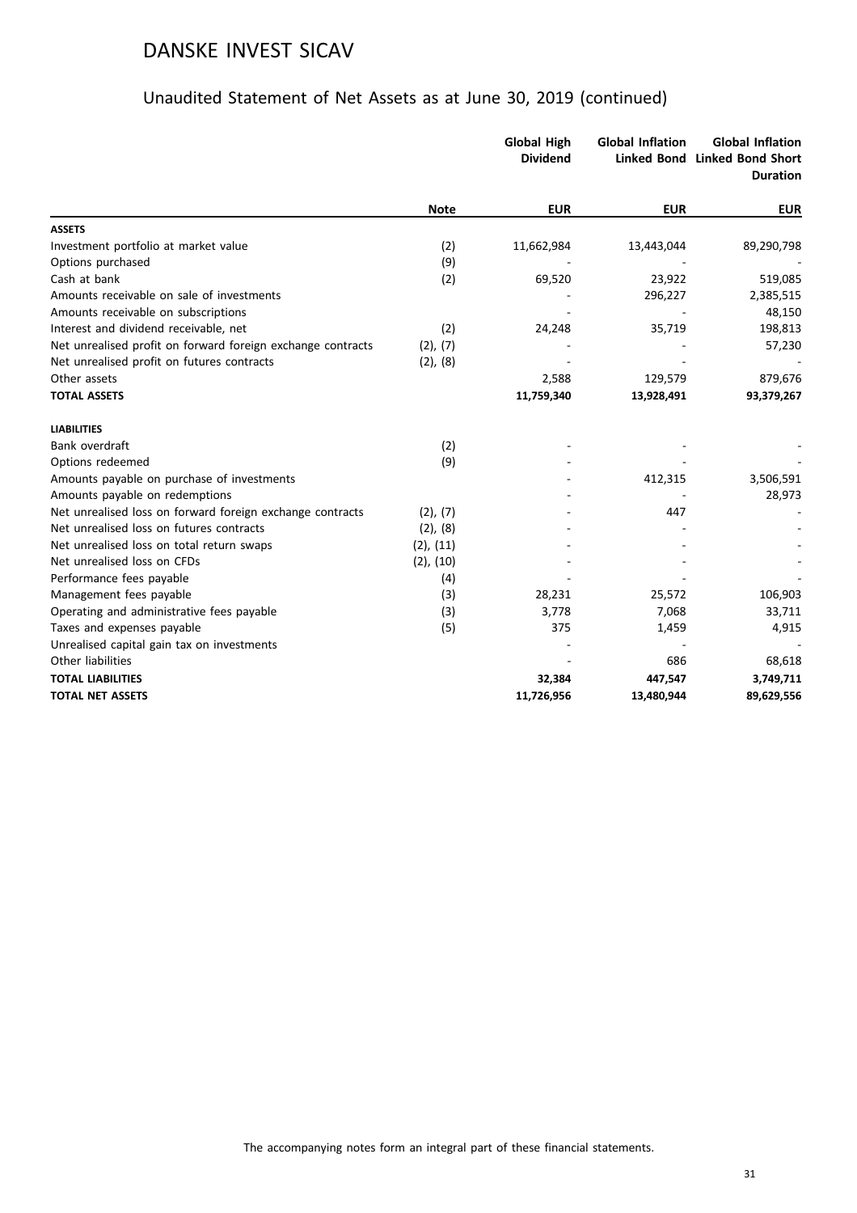# DANSKE INVEST SICAV

## Unaudited Statement of Net Assets as at June 30, 2019 (continued)

| | Note | Global High Dividend | Global Inflation Linked Bond | Global Inflation Linked Bond Short Duration |
|---|---|---|---|---|
| | | EUR | EUR | EUR |
| **ASSETS** | | | | |
| Investment portfolio at market value | (2) | 11,662,984 | 13,443,044 | 89,290,798 |
| Options purchased | (9) | - | - | - |
| Cash at bank | (2) | 69,520 | 23,922 | 519,085 |
| Amounts receivable on sale of investments | | - | 296,227 | 2,385,515 |
| Amounts receivable on subscriptions | | - | - | 48,150 |
| Interest and dividend receivable, net | (2) | 24,248 | 35,719 | 198,813 |
| Net unrealised profit on forward foreign exchange contracts | (2), (7) | - | - | 57,230 |
| Net unrealised profit on futures contracts | (2), (8) | - | - | - |
| Other assets | | 2,588 | 129,579 | 879,676 |
| **TOTAL ASSETS** | | **11,759,340** | **13,928,491** | **93,379,267** |
| **LIABILITIES** | | | | |
| Bank overdraft | (2) | - | - | - |
| Options redeemed | (9) | - | - | - |
| Amounts payable on purchase of investments | | - | 412,315 | 3,506,591 |
| Amounts payable on redemptions | | - | - | 28,973 |
| Net unrealised loss on forward foreign exchange contracts | (2), (7) | - | 447 | - |
| Net unrealised loss on futures contracts | (2), (8) | - | - | - |
| Net unrealised loss on total return swaps | (2), (11) | - | - | - |
| Net unrealised loss on CFDs | (2), (10) | - | - | - |
| Performance fees payable | (4) | - | - | - |
| Management fees payable | (3) | 28,231 | 25,572 | 106,903 |
| Operating and administrative fees payable | (3) | 3,778 | 7,068 | 33,711 |
| Taxes and expenses payable | (5) | 375 | 1,459 | 4,915 |
| Unrealised capital gain tax on investments | | - | - | - |
| Other liabilities | | - | 686 | 68,618 |
| **TOTAL LIABILITIES** | | **32,384** | **447,547** | **3,749,711** |
| **TOTAL NET ASSETS** | | **11,726,956** | **13,480,944** | **89,629,556** |

The accompanying notes form an integral part of these financial statements.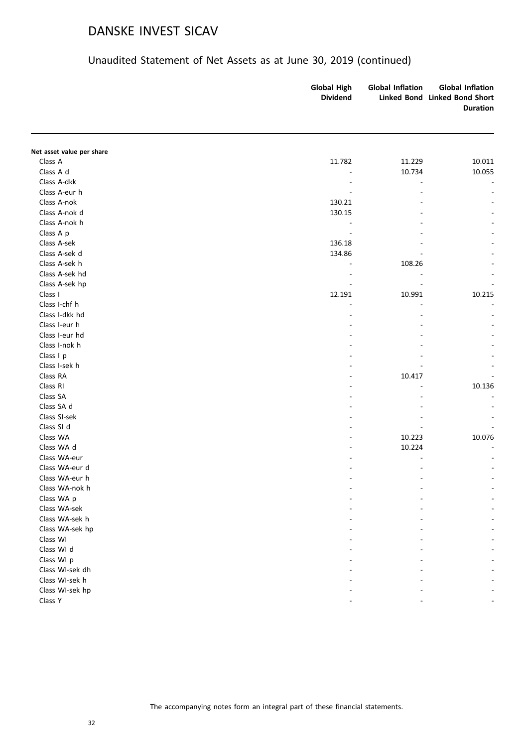# DANSKE INVEST SICAV

## Unaudited Statement of Net Assets as at June 30, 2019 (continued)

| | Global High Dividend | Global Inflation Linked Bond | Global Inflation Linked Bond Short Duration |
|---|---|---|---|
| **Net asset value per share** | | | |
| Class A | 11.782 | 11.229 | 10.011 |
| Class A d | - | 10.734 | 10.055 |
| Class A-dkk | - | - | - |
| Class A-eur h | - | - | - |
| Class A-nok | 130.21 | - | - |
| Class A-nok d | 130.15 | - | - |
| Class A-nok h | - | - | - |
| Class A p | - | - | - |
| Class A-sek | 136.18 | - | - |
| Class A-sek d | 134.86 | - | - |
| Class A-sek h | - | 108.26 | - |
| Class A-sek hd | - | - | - |
| Class A-sek hp | - | - | - |
| Class I | 12.191 | 10.991 | 10.215 |
| Class I-chf h | - | - | - |
| Class I-dkk hd | - | - | - |
| Class I-eur h | - | - | - |
| Class I-eur hd | - | - | - |
| Class I-nok h | - | - | - |
| Class I p | - | - | - |
| Class I-sek h | - | - | - |
| Class RA | - | 10.417 | - |
| Class RI | - | - | 10.136 |
| Class SA | - | - | - |
| Class SA d | - | - | - |
| Class SI-sek | - | - | - |
| Class SI d | - | - | - |
| Class WA | - | 10.223 | 10.076 |
| Class WA d | - | 10.224 | - |
| Class WA-eur | - | - | - |
| Class WA-eur d | - | - | - |
| Class WA-eur h | - | - | - |
| Class WA-nok h | - | - | - |
| Class WA p | - | - | - |
| Class WA-sek | - | - | - |
| Class WA-sek h | - | - | - |
| Class WA-sek hp | - | - | - |
| Class WI | - | - | - |
| Class WI d | - | - | - |
| Class WI p | - | - | - |
| Class WI-sek dh | - | - | - |
| Class WI-sek h | - | - | - |
| Class WI-sek hp | - | - | - |
| Class Y | - | - | - |

The accompanying notes form an integral part of these financial statements.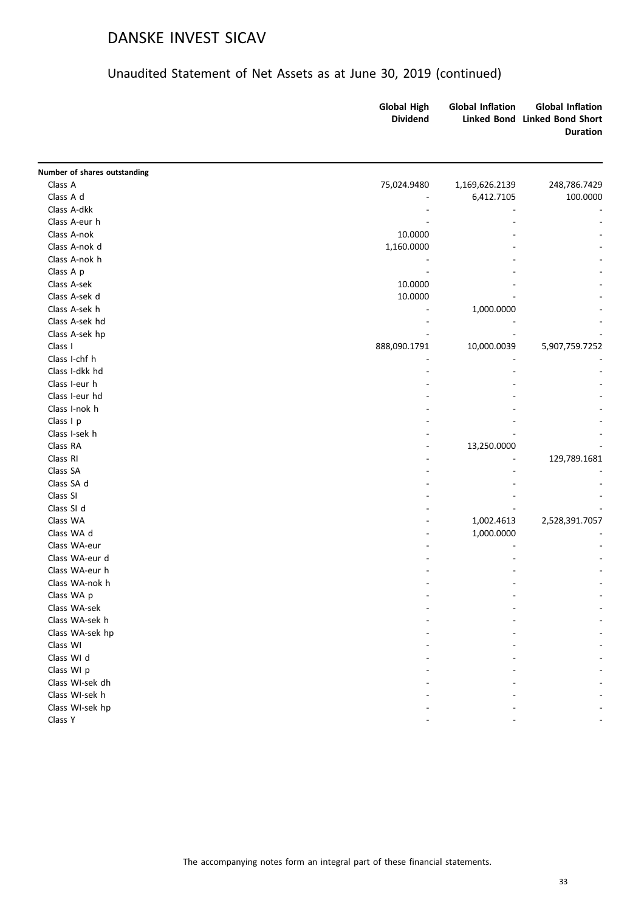# DANSKE INVEST SICAV

## Unaudited Statement of Net Assets as at June 30, 2019 (continued)

| | Global High Dividend | Global Inflation Linked Bond | Global Inflation Linked Bond Short Duration |
|---|---|---|---|
| **Number of shares outstanding** | | | |
| Class A | 75,024.9480 | 1,169,626.2139 | 248,786.7429 |
| Class A d | - | 6,412.7105 | 100.0000 |
| Class A-dkk | - | - | - |
| Class A-eur h | - | - | - |
| Class A-nok | 10.0000 | - | - |
| Class A-nok d | 1,160.0000 | - | - |
| Class A-nok h | - | - | - |
| Class A p | - | - | - |
| Class A-sek | 10.0000 | - | - |
| Class A-sek d | 10.0000 | - | - |
| Class A-sek h | - | 1,000.0000 | - |
| Class A-sek hd | - | - | - |
| Class A-sek hp | - | - | - |
| Class I | 888,090.1791 | 10,000.0039 | 5,907,759.7252 |
| Class I-chf h | - | - | - |
| Class I-dkk hd | - | - | - |
| Class I-eur h | - | - | - |
| Class I-eur hd | - | - | - |
| Class I-nok h | - | - | - |
| Class I p | - | - | - |
| Class I-sek h | - | - | - |
| Class RA | - | 13,250.0000 | - |
| Class RI | - | - | 129,789.1681 |
| Class SA | - | - | - |
| Class SA d | - | - | - |
| Class SI | - | - | - |
| Class SI d | - | - | - |
| Class WA | - | 1,002.4613 | 2,528,391.7057 |
| Class WA d | - | 1,000.0000 | - |
| Class WA-eur | - | - | - |
| Class WA-eur d | - | - | - |
| Class WA-eur h | - | - | - |
| Class WA-nok h | - | - | - |
| Class WA p | - | - | - |
| Class WA-sek | - | - | - |
| Class WA-sek h | - | - | - |
| Class WA-sek hp | - | - | - |
| Class WI | - | - | - |
| Class WI d | - | - | - |
| Class WI p | - | - | - |
| Class WI-sek dh | - | - | - |
| Class WI-sek h | - | - | - |
| Class WI-sek hp | - | - | - |
| Class Y | - | - | - |

The accompanying notes form an integral part of these financial statements.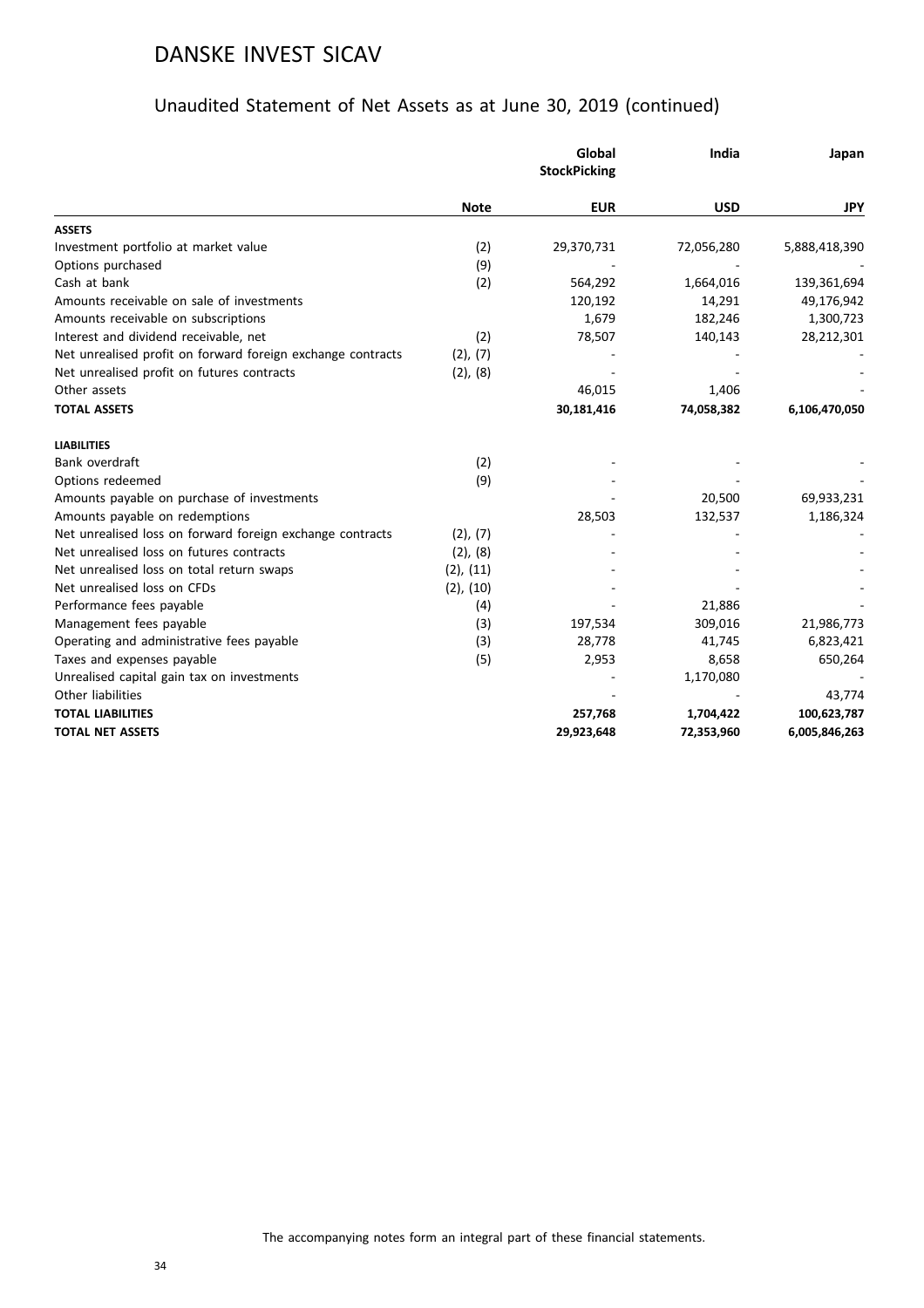# DANSKE INVEST SICAV

## Unaudited Statement of Net Assets as at June 30, 2019 (continued)

| | Note | Global StockPicking | India | Japan |
|---|---|---|---|---|
| | | **EUR** | **USD** | **JPY** |
| **ASSETS** | | | | |
| Investment portfolio at market value | (2) | 29,370,731 | 72,056,280 | 5,888,418,390 |
| Options purchased | (9) | - | - | - |
| Cash at bank | (2) | 564,292 | 1,664,016 | 139,361,694 |
| Amounts receivable on sale of investments | | 120,192 | 14,291 | 49,176,942 |
| Amounts receivable on subscriptions | | 1,679 | 182,246 | 1,300,723 |
| Interest and dividend receivable, net | (2) | 78,507 | 140,143 | 28,212,301 |
| Net unrealised profit on forward foreign exchange contracts | (2), (7) | - | - | - |
| Net unrealised profit on futures contracts | (2), (8) | - | - | - |
| Other assets | | 46,015 | 1,406 | - |
| **TOTAL ASSETS** | | **30,181,416** | **74,058,382** | **6,106,470,050** |
| **LIABILITIES** | | | | |
| Bank overdraft | (2) | - | - | - |
| Options redeemed | (9) | - | - | - |
| Amounts payable on purchase of investments | | - | 20,500 | 69,933,231 |
| Amounts payable on redemptions | | 28,503 | 132,537 | 1,186,324 |
| Net unrealised loss on forward foreign exchange contracts | (2), (7) | - | - | - |
| Net unrealised loss on futures contracts | (2), (8) | - | - | - |
| Net unrealised loss on total return swaps | (2), (11) | - | - | - |
| Net unrealised loss on CFDs | (2), (10) | - | - | - |
| Performance fees payable | (4) | - | 21,886 | - |
| Management fees payable | (3) | 197,534 | 309,016 | 21,986,773 |
| Operating and administrative fees payable | (3) | 28,778 | 41,745 | 6,823,421 |
| Taxes and expenses payable | (5) | 2,953 | 8,658 | 650,264 |
| Unrealised capital gain tax on investments | | - | 1,170,080 | - |
| Other liabilities | | - | - | 43,774 |
| **TOTAL LIABILITIES** | | **257,768** | **1,704,422** | **100,623,787** |
| **TOTAL NET ASSETS** | | **29,923,648** | **72,353,960** | **6,005,846,263** |

The accompanying notes form an integral part of these financial statements.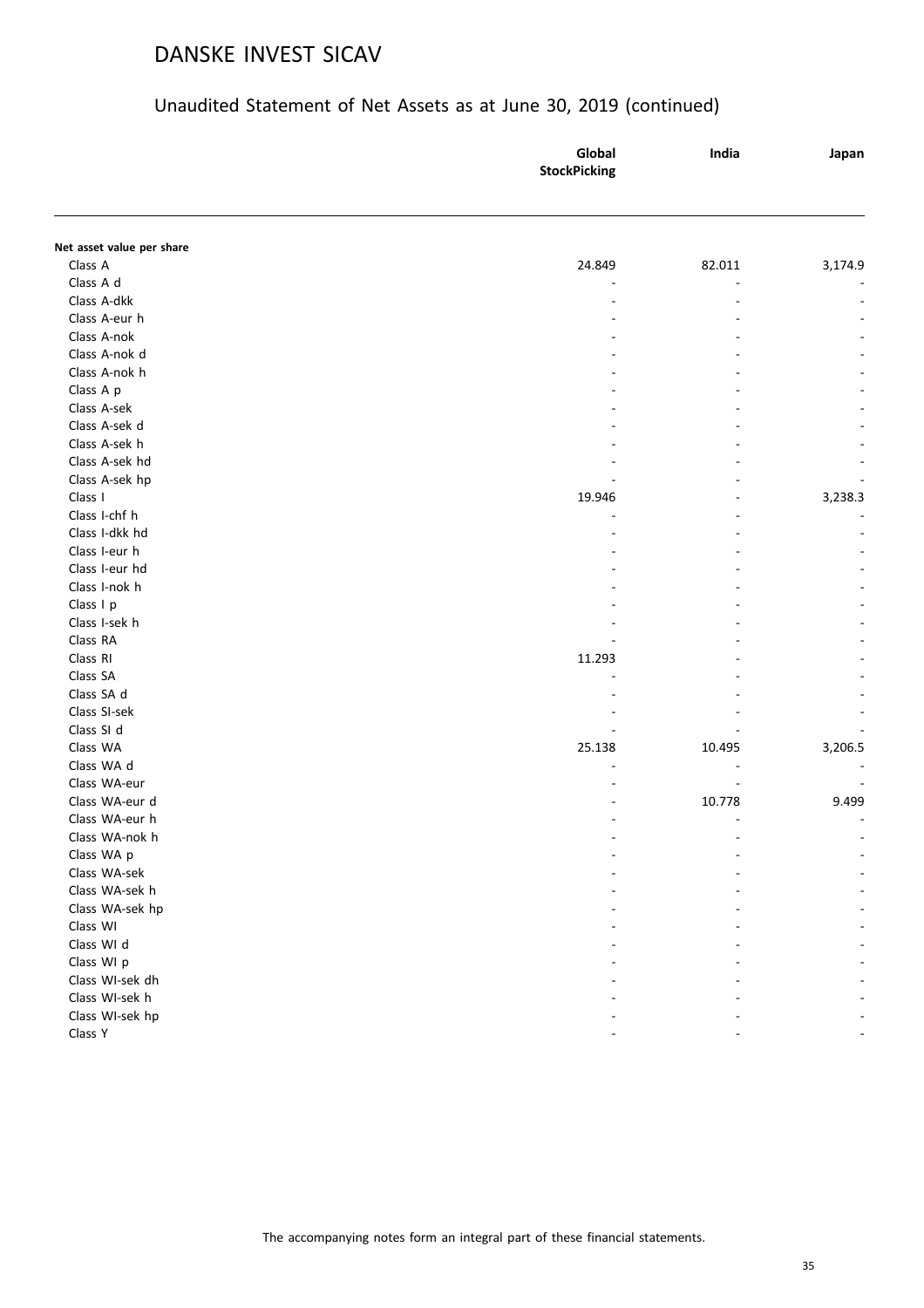# DANSKE INVEST SICAV

## Unaudited Statement of Net Assets as at June 30, 2019 (continued)

| | Global StockPicking | India | Japan |
|---|---|---|---|
| **Net asset value per share** | | | |
| Class A | 24.849 | 82.011 | 3,174.9 |
| Class A d | - | - | - |
| Class A-dkk | - | - | - |
| Class A-eur h | - | - | - |
| Class A-nok | - | - | - |
| Class A-nok d | - | - | - |
| Class A-nok h | - | - | - |
| Class A p | - | - | - |
| Class A-sek | - | - | - |
| Class A-sek d | - | - | - |
| Class A-sek h | - | - | - |
| Class A-sek hd | - | - | - |
| Class A-sek hp | - | - | - |
| Class I | 19.946 | - | 3,238.3 |
| Class I-chf h | - | - | - |
| Class I-dkk hd | - | - | - |
| Class I-eur h | - | - | - |
| Class I-eur hd | - | - | - |
| Class I-nok h | - | - | - |
| Class I p | - | - | - |
| Class I-sek h | - | - | - |
| Class RA | - | - | - |
| Class RI | 11.293 | - | - |
| Class SA | - | - | - |
| Class SA d | - | - | - |
| Class SI-sek | - | - | - |
| Class SI d | - | - | - |
| Class WA | 25.138 | 10.495 | 3,206.5 |
| Class WA d | - | - | - |
| Class WA-eur | - | - | - |
| Class WA-eur d | - | 10.778 | 9.499 |
| Class WA-eur h | - | - | - |
| Class WA-nok h | - | - | - |
| Class WA p | - | - | - |
| Class WA-sek | - | - | - |
| Class WA-sek h | - | - | - |
| Class WA-sek hp | - | - | - |
| Class WI | - | - | - |
| Class WI d | - | - | - |
| Class WI p | - | - | - |
| Class WI-sek dh | - | - | - |
| Class WI-sek h | - | - | - |
| Class WI-sek hp | - | - | - |
| Class Y | - | - | - |

The accompanying notes form an integral part of these financial statements.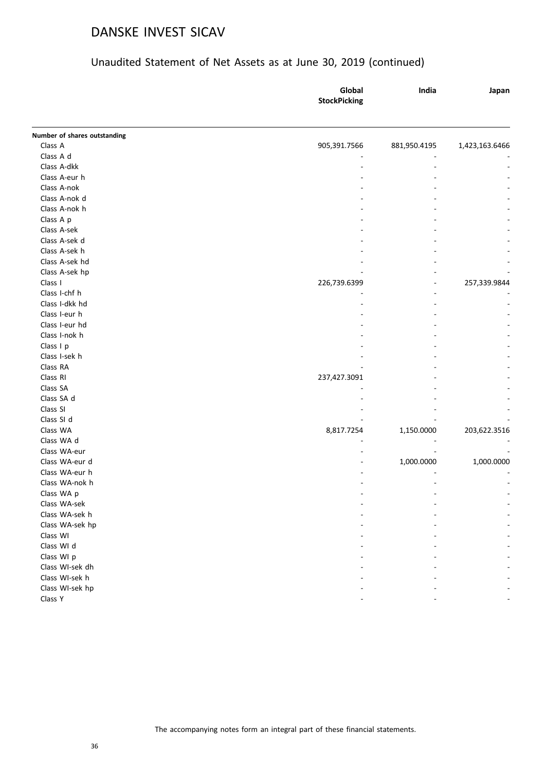# DANSKE INVEST SICAV

## Unaudited Statement of Net Assets as at June 30, 2019 (continued)

| | Global StockPicking | India | Japan |
|---|---|---|---|
| **Number of shares outstanding** | | | |
| Class A | 905,391.7566 | 881,950.4195 | 1,423,163.6466 |
| Class A d | - | - | - |
| Class A-dkk | - | - | - |
| Class A-eur h | - | - | - |
| Class A-nok | - | - | - |
| Class A-nok d | - | - | - |
| Class A-nok h | - | - | - |
| Class A p | - | - | - |
| Class A-sek | - | - | - |
| Class A-sek d | - | - | - |
| Class A-sek h | - | - | - |
| Class A-sek hd | - | - | - |
| Class A-sek hp | - | - | - |
| Class I | 226,739.6399 | - | 257,339.9844 |
| Class I-chf h | - | - | - |
| Class I-dkk hd | - | - | - |
| Class I-eur h | - | - | - |
| Class I-eur hd | - | - | - |
| Class I-nok h | - | - | - |
| Class I p | - | - | - |
| Class I-sek h | - | - | - |
| Class RA | - | - | - |
| Class RI | 237,427.3091 | - | - |
| Class SA | - | - | - |
| Class SA d | - | - | - |
| Class SI | - | - | - |
| Class SI d | - | - | - |
| Class WA | 8,817.7254 | 1,150.0000 | 203,622.3516 |
| Class WA d | - | - | - |
| Class WA-eur | - | - | - |
| Class WA-eur d | - | 1,000.0000 | 1,000.0000 |
| Class WA-eur h | - | - | - |
| Class WA-nok h | - | - | - |
| Class WA p | - | - | - |
| Class WA-sek | - | - | - |
| Class WA-sek h | - | - | - |
| Class WA-sek hp | - | - | - |
| Class WI | - | - | - |
| Class WI d | - | - | - |
| Class WI p | - | - | - |
| Class WI-sek dh | - | - | - |
| Class WI-sek h | - | - | - |
| Class WI-sek hp | - | - | - |
| Class Y | - | - | - |

The accompanying notes form an integral part of these financial statements.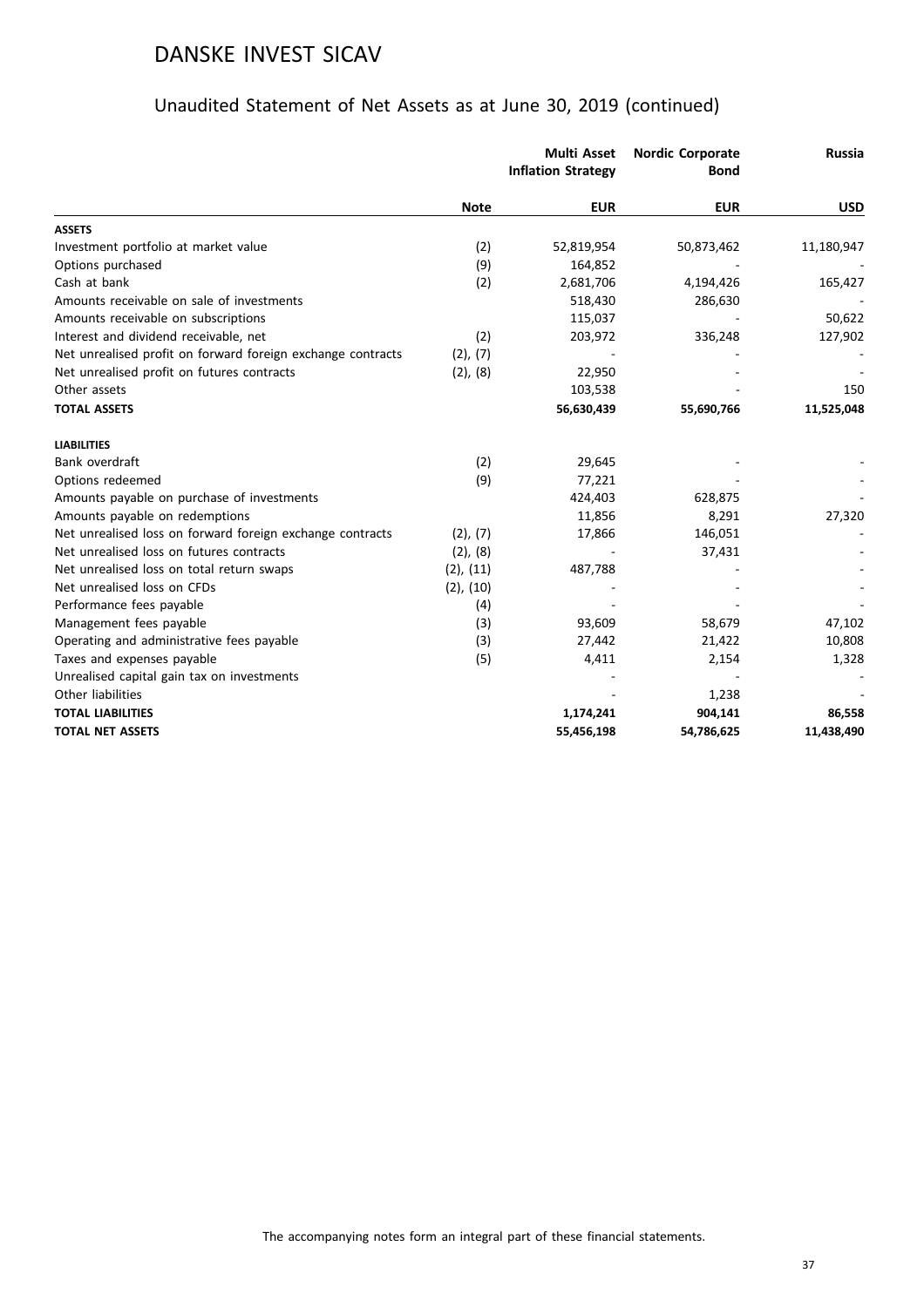# DANSKE INVEST SICAV

## Unaudited Statement of Net Assets as at June 30, 2019 (continued)

| | Note | Multi Asset Inflation Strategy | Nordic Corporate Bond | Russia |
|---|---|---|---|---|
| | | **EUR** | **EUR** | **USD** |
| **ASSETS** | | | | |
| Investment portfolio at market value | (2) | 52,819,954 | 50,873,462 | 11,180,947 |
| Options purchased | (9) | 164,852 | - | - |
| Cash at bank | (2) | 2,681,706 | 4,194,426 | 165,427 |
| Amounts receivable on sale of investments | | 518,430 | 286,630 | - |
| Amounts receivable on subscriptions | | 115,037 | - | 50,622 |
| Interest and dividend receivable, net | (2) | 203,972 | 336,248 | 127,902 |
| Net unrealised profit on forward foreign exchange contracts | (2), (7) | - | - | - |
| Net unrealised profit on futures contracts | (2), (8) | 22,950 | - | - |
| Other assets | | 103,538 | - | 150 |
| **TOTAL ASSETS** | | **56,630,439** | **55,690,766** | **11,525,048** |
| **LIABILITIES** | | | | |
| Bank overdraft | (2) | 29,645 | - | - |
| Options redeemed | (9) | 77,221 | - | - |
| Amounts payable on purchase of investments | | 424,403 | 628,875 | - |
| Amounts payable on redemptions | | 11,856 | 8,291 | 27,320 |
| Net unrealised loss on forward foreign exchange contracts | (2), (7) | 17,866 | 146,051 | - |
| Net unrealised loss on futures contracts | (2), (8) | - | 37,431 | - |
| Net unrealised loss on total return swaps | (2), (11) | 487,788 | - | - |
| Net unrealised loss on CFDs | (2), (10) | - | - | - |
| Performance fees payable | (4) | - | - | - |
| Management fees payable | (3) | 93,609 | 58,679 | 47,102 |
| Operating and administrative fees payable | (3) | 27,442 | 21,422 | 10,808 |
| Taxes and expenses payable | (5) | 4,411 | 2,154 | 1,328 |
| Unrealised capital gain tax on investments | | - | - | - |
| Other liabilities | | - | 1,238 | - |
| **TOTAL LIABILITIES** | | **1,174,241** | **904,141** | **86,558** |
| **TOTAL NET ASSETS** | | **55,456,198** | **54,786,625** | **11,438,490** |

The accompanying notes form an integral part of these financial statements.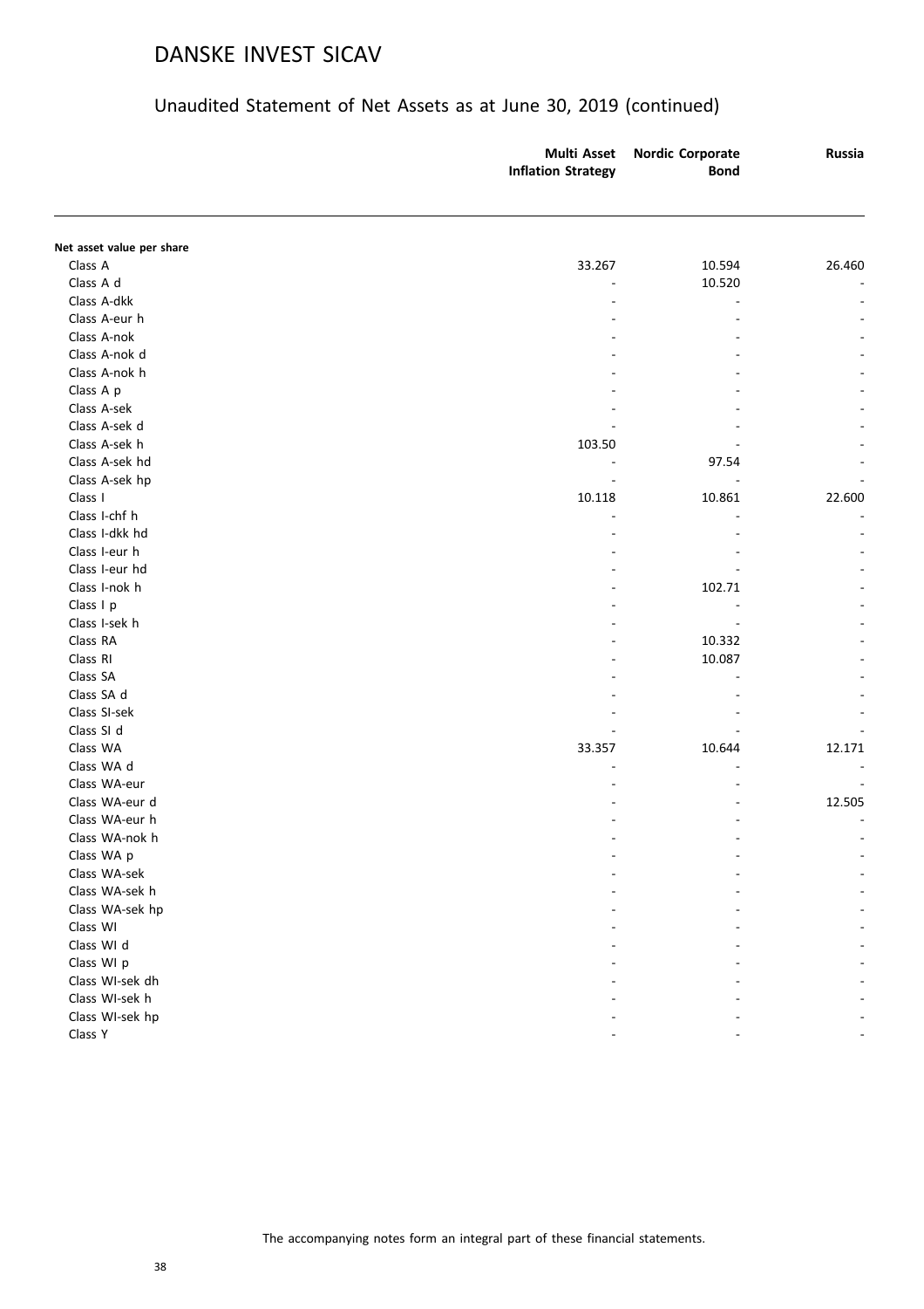# DANSKE INVEST SICAV

## Unaudited Statement of Net Assets as at June 30, 2019 (continued)

| | Multi Asset Inflation Strategy | Nordic Corporate Bond | Russia |
|---|---|---|---|
| **Net asset value per share** | | | |
| Class A | 33.267 | 10.594 | 26.460 |
| Class A d | - | 10.520 | - |
| Class A-dkk | - | - | - |
| Class A-eur h | - | - | - |
| Class A-nok | - | - | - |
| Class A-nok d | - | - | - |
| Class A-nok h | - | - | - |
| Class A p | - | - | - |
| Class A-sek | - | - | - |
| Class A-sek d | - | - | - |
| Class A-sek h | 103.50 | - | - |
| Class A-sek hd | - | 97.54 | - |
| Class A-sek hp | - | - | - |
| Class I | 10.118 | 10.861 | 22.600 |
| Class I-chf h | - | - | - |
| Class I-dkk hd | - | - | - |
| Class I-eur h | - | - | - |
| Class I-eur hd | - | - | - |
| Class I-nok h | - | 102.71 | - |
| Class I p | - | - | - |
| Class I-sek h | - | - | - |
| Class RA | - | 10.332 | - |
| Class RI | - | 10.087 | - |
| Class SA | - | - | - |
| Class SA d | - | - | - |
| Class SI-sek | - | - | - |
| Class SI d | - | - | - |
| Class WA | 33.357 | 10.644 | 12.171 |
| Class WA d | - | - | - |
| Class WA-eur | - | - | - |
| Class WA-eur d | - | - | 12.505 |
| Class WA-eur h | - | - | - |
| Class WA-nok h | - | - | - |
| Class WA p | - | - | - |
| Class WA-sek | - | - | - |
| Class WA-sek h | - | - | - |
| Class WA-sek hp | - | - | - |
| Class WI | - | - | - |
| Class WI d | - | - | - |
| Class WI p | - | - | - |
| Class WI-sek dh | - | - | - |
| Class WI-sek h | - | - | - |
| Class WI-sek hp | - | - | - |
| Class Y | - | - | - |

The accompanying notes form an integral part of these financial statements.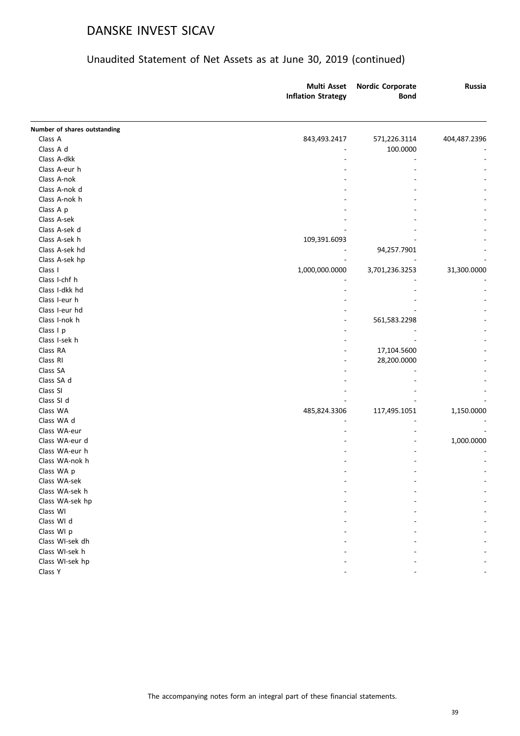# DANSKE INVEST SICAV

## Unaudited Statement of Net Assets as at June 30, 2019 (continued)

| | Multi Asset Inflation Strategy | Nordic Corporate Bond | Russia |
|---|---|---|---|
| **Number of shares outstanding** | | | |
| Class A | 843,493.2417 | 571,226.3114 | 404,487.2396 |
| Class A d | - | 100.0000 | - |
| Class A-dkk | - | - | - |
| Class A-eur h | - | - | - |
| Class A-nok | - | - | - |
| Class A-nok d | - | - | - |
| Class A-nok h | - | - | - |
| Class A p | - | - | - |
| Class A-sek | - | - | - |
| Class A-sek d | - | - | - |
| Class A-sek h | 109,391.6093 | - | - |
| Class A-sek hd | - | 94,257.7901 | - |
| Class A-sek hp | - | - | - |
| Class I | 1,000,000.0000 | 3,701,236.3253 | 31,300.0000 |
| Class I-chf h | - | - | - |
| Class I-dkk hd | - | - | - |
| Class I-eur h | - | - | - |
| Class I-eur hd | - | - | - |
| Class I-nok h | - | 561,583.2298 | - |
| Class I p | - | - | - |
| Class I-sek h | - | - | - |
| Class RA | - | 17,104.5600 | - |
| Class RI | - | 28,200.0000 | - |
| Class SA | - | - | - |
| Class SA d | - | - | - |
| Class SI | - | - | - |
| Class SI d | - | - | - |
| Class WA | 485,824.3306 | 117,495.1051 | 1,150.0000 |
| Class WA d | - | - | - |
| Class WA-eur | - | - | - |
| Class WA-eur d | - | - | 1,000.0000 |
| Class WA-eur h | - | - | - |
| Class WA-nok h | - | - | - |
| Class WA p | - | - | - |
| Class WA-sek | - | - | - |
| Class WA-sek h | - | - | - |
| Class WA-sek hp | - | - | - |
| Class WI | - | - | - |
| Class WI d | - | - | - |
| Class WI p | - | - | - |
| Class WI-sek dh | - | - | - |
| Class WI-sek h | - | - | - |
| Class WI-sek hp | - | - | - |
| Class Y | - | - | - |

The accompanying notes form an integral part of these financial statements.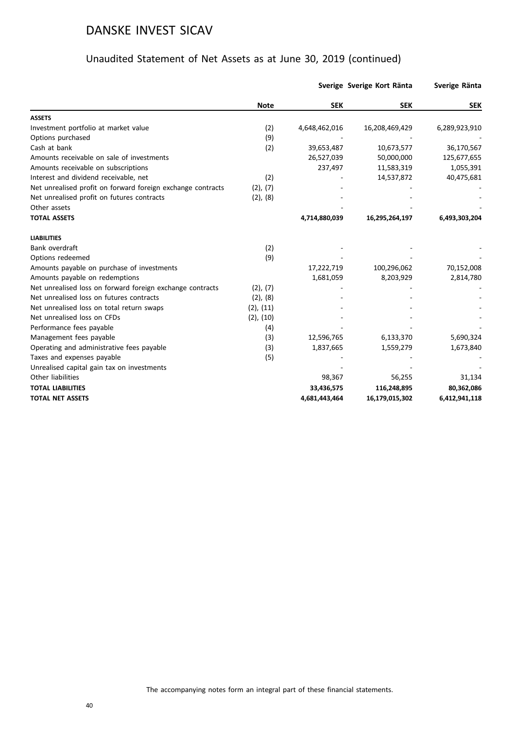# DANSKE INVEST SICAV

## Unaudited Statement of Net Assets as at June 30, 2019 (continued)

| | Note | Sverige SEK | Sverige Kort Ränta SEK | Sverige Ränta SEK |
|---|---|---|---|---|
| **ASSETS** | | | | |
| Investment portfolio at market value | (2) | 4,648,462,016 | 16,208,469,429 | 6,289,923,910 |
| Options purchased | (9) | - | - | - |
| Cash at bank | (2) | 39,653,487 | 10,673,577 | 36,170,567 |
| Amounts receivable on sale of investments | | 26,527,039 | 50,000,000 | 125,677,655 |
| Amounts receivable on subscriptions | | 237,497 | 11,583,319 | 1,055,391 |
| Interest and dividend receivable, net | (2) | - | 14,537,872 | 40,475,681 |
| Net unrealised profit on forward foreign exchange contracts | (2), (7) | - | - | - |
| Net unrealised profit on futures contracts | (2), (8) | - | - | - |
| Other assets | | - | - | - |
| **TOTAL ASSETS** | | **4,714,880,039** | **16,295,264,197** | **6,493,303,204** |
| **LIABILITIES** | | | | |
| Bank overdraft | (2) | - | - | - |
| Options redeemed | (9) | - | - | - |
| Amounts payable on purchase of investments | | 17,222,719 | 100,296,062 | 70,152,008 |
| Amounts payable on redemptions | | 1,681,059 | 8,203,929 | 2,814,780 |
| Net unrealised loss on forward foreign exchange contracts | (2), (7) | - | - | - |
| Net unrealised loss on futures contracts | (2), (8) | - | - | - |
| Net unrealised loss on total return swaps | (2), (11) | - | - | - |
| Net unrealised loss on CFDs | (2), (10) | - | - | - |
| Performance fees payable | (4) | - | - | - |
| Management fees payable | (3) | 12,596,765 | 6,133,370 | 5,690,324 |
| Operating and administrative fees payable | (3) | 1,837,665 | 1,559,279 | 1,673,840 |
| Taxes and expenses payable | (5) | - | - | - |
| Unrealised capital gain tax on investments | | - | - | - |
| Other liabilities | | 98,367 | 56,255 | 31,134 |
| **TOTAL LIABILITIES** | | **33,436,575** | **116,248,895** | **80,362,086** |
| **TOTAL NET ASSETS** | | **4,681,443,464** | **16,179,015,302** | **6,412,941,118** |

The accompanying notes form an integral part of these financial statements.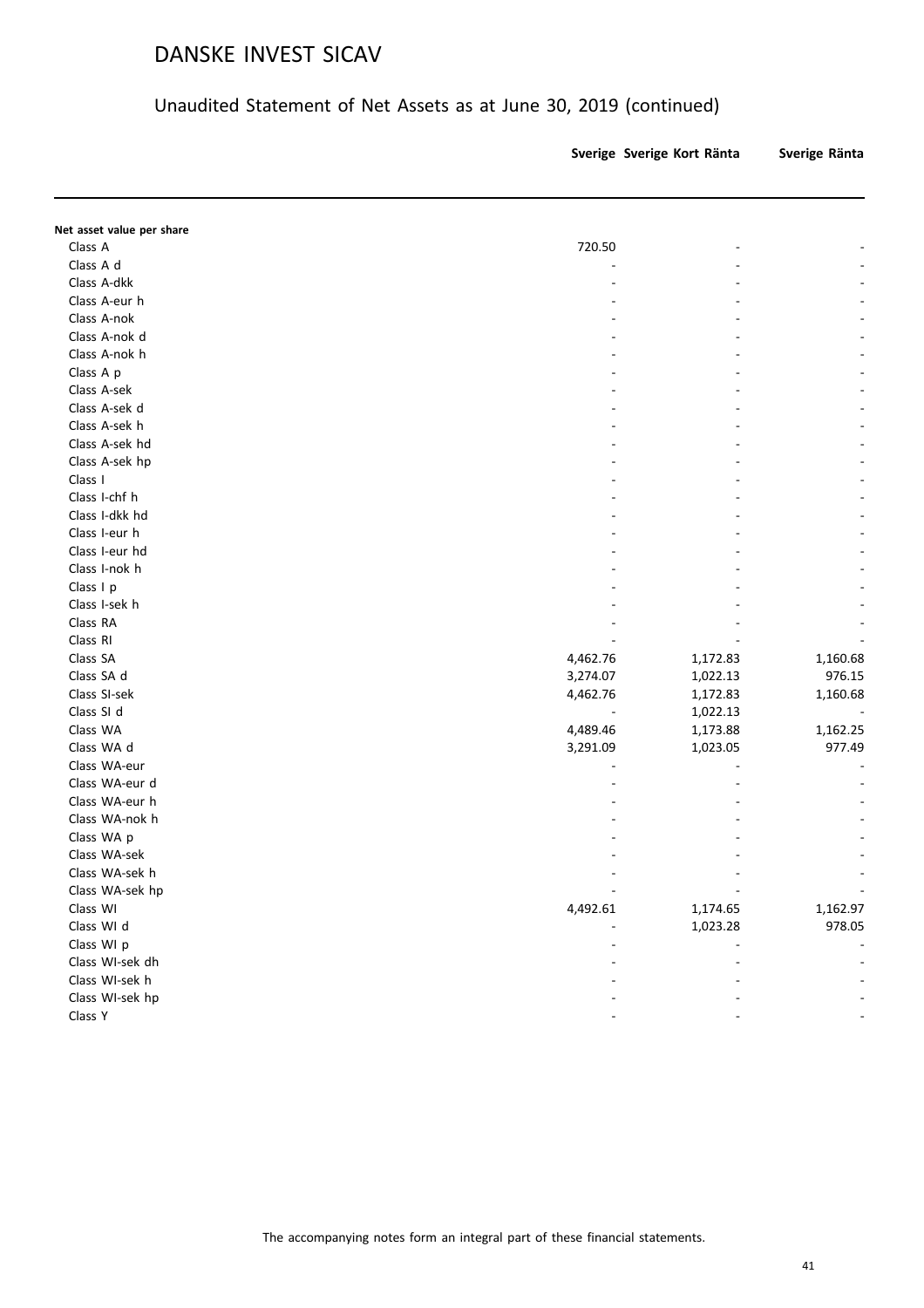# DANSKE INVEST SICAV

## Unaudited Statement of Net Assets as at June 30, 2019 (continued)

| | Sverige | Sverige Kort Ränta | Sverige Ränta |
|---|---|---|---|
| **Net asset value per share** | | | |
| Class A | 720.50 | - | - |
| Class A d | - | - | - |
| Class A-dkk | - | - | - |
| Class A-eur h | - | - | - |
| Class A-nok | - | - | - |
| Class A-nok d | - | - | - |
| Class A-nok h | - | - | - |
| Class A p | - | - | - |
| Class A-sek | - | - | - |
| Class A-sek d | - | - | - |
| Class A-sek h | - | - | - |
| Class A-sek hd | - | - | - |
| Class A-sek hp | - | - | - |
| Class I | - | - | - |
| Class I-chf h | - | - | - |
| Class I-dkk hd | - | - | - |
| Class I-eur h | - | - | - |
| Class I-eur hd | - | - | - |
| Class I-nok h | - | - | - |
| Class I p | - | - | - |
| Class I-sek h | - | - | - |
| Class RA | - | - | - |
| Class RI | - | - | - |
| Class SA | 4,462.76 | 1,172.83 | 1,160.68 |
| Class SA d | 3,274.07 | 1,022.13 | 976.15 |
| Class SI-sek | 4,462.76 | 1,172.83 | 1,160.68 |
| Class SI d | - | 1,022.13 | - |
| Class WA | 4,489.46 | 1,173.88 | 1,162.25 |
| Class WA d | 3,291.09 | 1,023.05 | 977.49 |
| Class WA-eur | - | - | - |
| Class WA-eur d | - | - | - |
| Class WA-eur h | - | - | - |
| Class WA-nok h | - | - | - |
| Class WA p | - | - | - |
| Class WA-sek | - | - | - |
| Class WA-sek h | - | - | - |
| Class WA-sek hp | - | - | - |
| Class WI | 4,492.61 | 1,174.65 | 1,162.97 |
| Class WI d | - | 1,023.28 | 978.05 |
| Class WI p | - | - | - |
| Class WI-sek dh | - | - | - |
| Class WI-sek h | - | - | - |
| Class WI-sek hp | - | - | - |
| Class Y | - | - | - |

The accompanying notes form an integral part of these financial statements.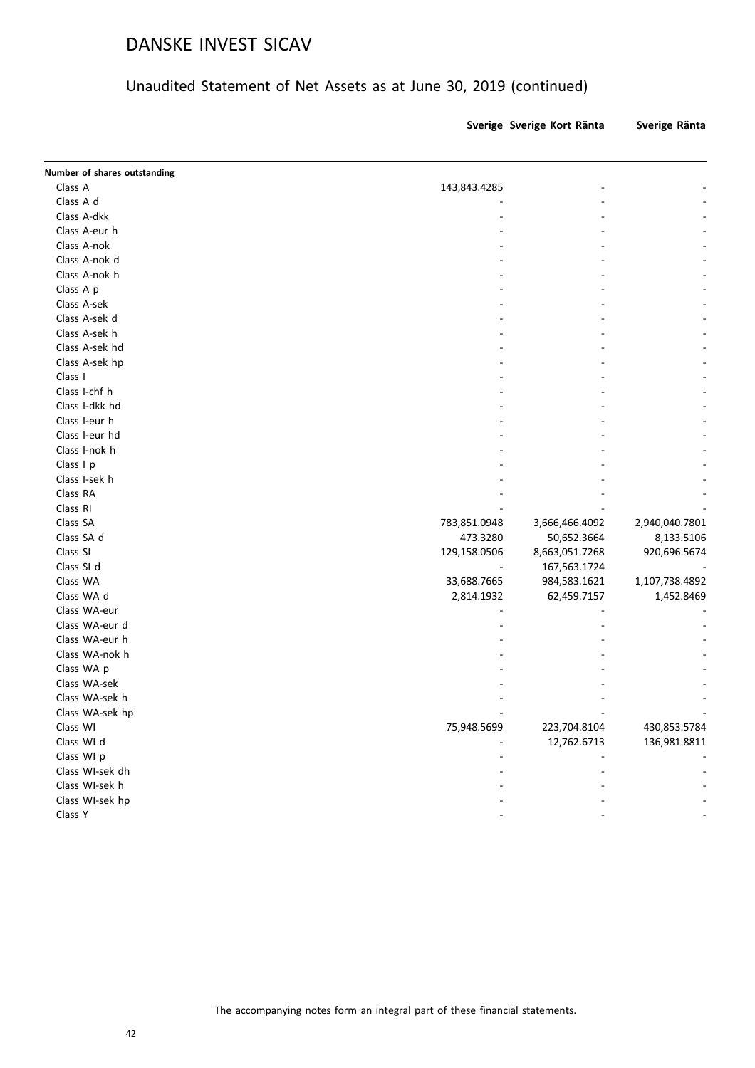# DANSKE INVEST SICAV

## Unaudited Statement of Net Assets as at June 30, 2019 (continued)

| | Sverige | Sverige Kort Ränta | Sverige Ränta |
|---|---|---|---|
| **Number of shares outstanding** | | | |
| Class A | 143,843.4285 | - | - |
| Class A d | - | - | - |
| Class A-dkk | - | - | - |
| Class A-eur h | - | - | - |
| Class A-nok | - | - | - |
| Class A-nok d | - | - | - |
| Class A-nok h | - | - | - |
| Class A p | - | - | - |
| Class A-sek | - | - | - |
| Class A-sek d | - | - | - |
| Class A-sek h | - | - | - |
| Class A-sek hd | - | - | - |
| Class A-sek hp | - | - | - |
| Class I | - | - | - |
| Class I-chf h | - | - | - |
| Class I-dkk hd | - | - | - |
| Class I-eur h | - | - | - |
| Class I-eur hd | - | - | - |
| Class I-nok h | - | - | - |
| Class I p | - | - | - |
| Class I-sek h | - | - | - |
| Class RA | - | - | - |
| Class RI | - | - | - |
| Class SA | 783,851.0948 | 3,666,466.4092 | 2,940,040.7801 |
| Class SA d | 473.3280 | 50,652.3664 | 8,133.5106 |
| Class SI | 129,158.0506 | 8,663,051.7268 | 920,696.5674 |
| Class SI d | - | 167,563.1724 | - |
| Class WA | 33,688.7665 | 984,583.1621 | 1,107,738.4892 |
| Class WA d | 2,814.1932 | 62,459.7157 | 1,452.8469 |
| Class WA-eur | - | - | - |
| Class WA-eur d | - | - | - |
| Class WA-eur h | - | - | - |
| Class WA-nok h | - | - | - |
| Class WA p | - | - | - |
| Class WA-sek | - | - | - |
| Class WA-sek h | - | - | - |
| Class WA-sek hp | - | - | - |
| Class WI | 75,948.5699 | 223,704.8104 | 430,853.5784 |
| Class WI d | - | 12,762.6713 | 136,981.8811 |
| Class WI p | - | - | - |
| Class WI-sek dh | - | - | - |
| Class WI-sek h | - | - | - |
| Class WI-sek hp | - | - | - |
| Class Y | - | - | - |

The accompanying notes form an integral part of these financial statements.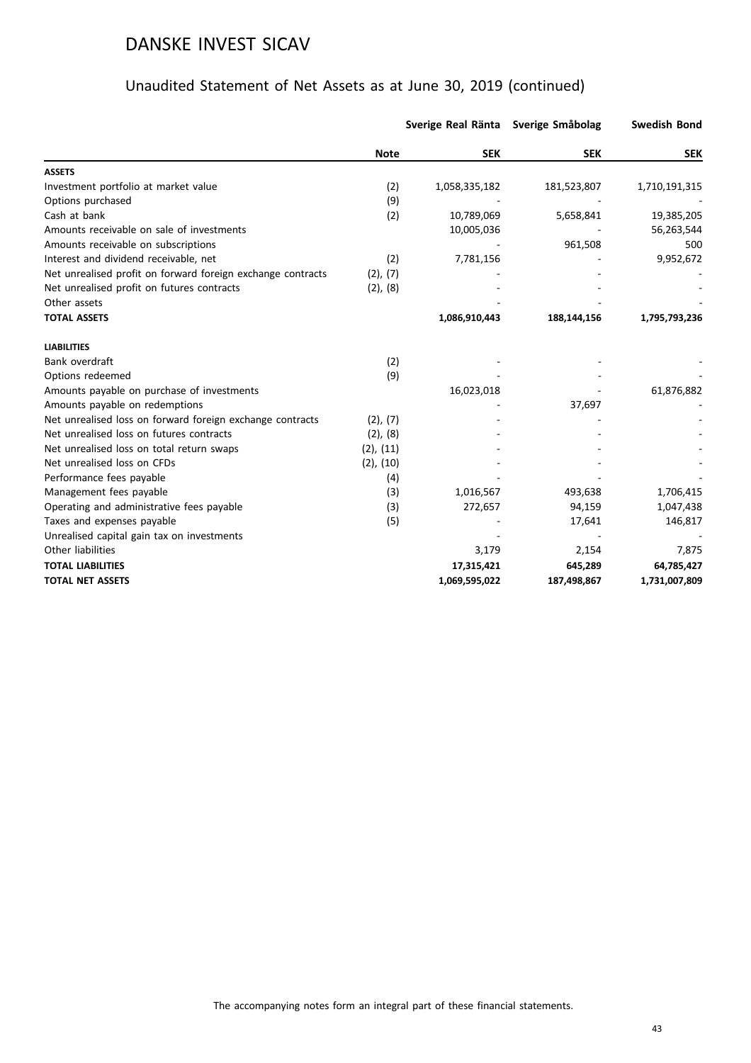# DANSKE INVEST SICAV

## Unaudited Statement of Net Assets as at June 30, 2019 (continued)

| | Note | Sverige Real Ränta SEK | Sverige Småbolag SEK | Swedish Bond SEK |
|---|---|---|---|---|
| **ASSETS** | | | | |
| Investment portfolio at market value | (2) | 1,058,335,182 | 181,523,807 | 1,710,191,315 |
| Options purchased | (9) | - | - | - |
| Cash at bank | (2) | 10,789,069 | 5,658,841 | 19,385,205 |
| Amounts receivable on sale of investments | | 10,005,036 | - | 56,263,544 |
| Amounts receivable on subscriptions | | - | 961,508 | 500 |
| Interest and dividend receivable, net | (2) | 7,781,156 | - | 9,952,672 |
| Net unrealised profit on forward foreign exchange contracts | (2), (7) | - | - | - |
| Net unrealised profit on futures contracts | (2), (8) | - | - | - |
| Other assets | | - | - | - |
| **TOTAL ASSETS** | | **1,086,910,443** | **188,144,156** | **1,795,793,236** |
| **LIABILITIES** | | | | |
| Bank overdraft | (2) | - | - | - |
| Options redeemed | (9) | - | - | - |
| Amounts payable on purchase of investments | | 16,023,018 | - | 61,876,882 |
| Amounts payable on redemptions | | - | 37,697 | - |
| Net unrealised loss on forward foreign exchange contracts | (2), (7) | - | - | - |
| Net unrealised loss on futures contracts | (2), (8) | - | - | - |
| Net unrealised loss on total return swaps | (2), (11) | - | - | - |
| Net unrealised loss on CFDs | (2), (10) | - | - | - |
| Performance fees payable | (4) | - | - | - |
| Management fees payable | (3) | 1,016,567 | 493,638 | 1,706,415 |
| Operating and administrative fees payable | (3) | 272,657 | 94,159 | 1,047,438 |
| Taxes and expenses payable | (5) | - | 17,641 | 146,817 |
| Unrealised capital gain tax on investments | | - | - | - |
| Other liabilities | | 3,179 | 2,154 | 7,875 |
| **TOTAL LIABILITIES** | | **17,315,421** | **645,289** | **64,785,427** |
| **TOTAL NET ASSETS** | | **1,069,595,022** | **187,498,867** | **1,731,007,809** |

The accompanying notes form an integral part of these financial statements.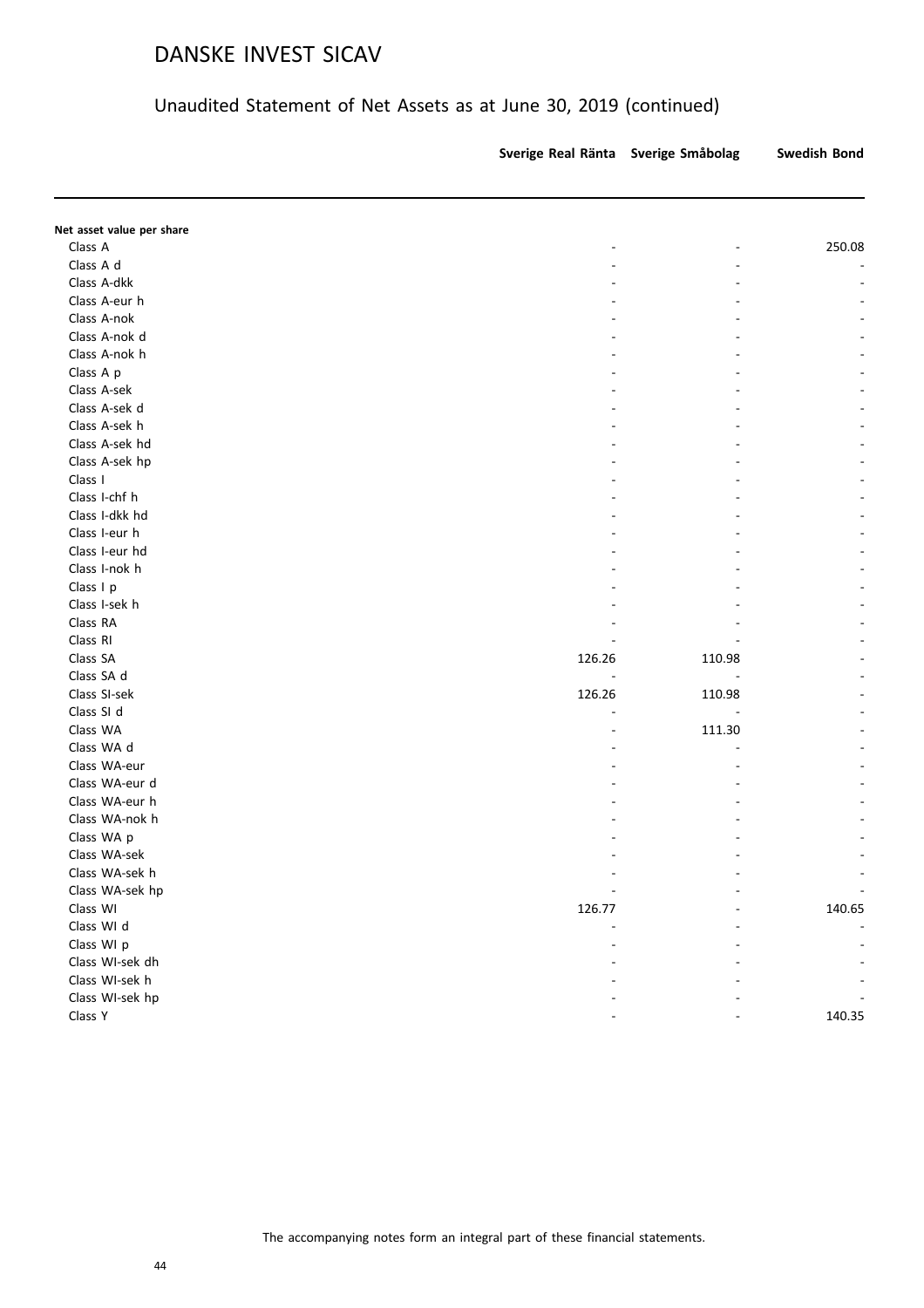# DANSKE INVEST SICAV

## Unaudited Statement of Net Assets as at June 30, 2019 (continued)

| | Sverige Real Ränta | Sverige Småbolag | Swedish Bond |
|---|---|---|---|
| **Net asset value per share** | | | |
| Class A | - | - | 250.08 |
| Class A d | - | - | - |
| Class A-dkk | - | - | - |
| Class A-eur h | - | - | - |
| Class A-nok | - | - | - |
| Class A-nok d | - | - | - |
| Class A-nok h | - | - | - |
| Class A p | - | - | - |
| Class A-sek | - | - | - |
| Class A-sek d | - | - | - |
| Class A-sek h | - | - | - |
| Class A-sek hd | - | - | - |
| Class A-sek hp | - | - | - |
| Class I | - | - | - |
| Class I-chf h | - | - | - |
| Class I-dkk hd | - | - | - |
| Class I-eur h | - | - | - |
| Class I-eur hd | - | - | - |
| Class I-nok h | - | - | - |
| Class I p | - | - | - |
| Class I-sek h | - | - | - |
| Class RA | - | - | - |
| Class RI | - | - | - |
| Class SA | 126.26 | 110.98 | - |
| Class SA d | - | - | - |
| Class SI-sek | 126.26 | 110.98 | - |
| Class SI d | - | - | - |
| Class WA | - | 111.30 | - |
| Class WA d | - | - | - |
| Class WA-eur | - | - | - |
| Class WA-eur d | - | - | - |
| Class WA-eur h | - | - | - |
| Class WA-nok h | - | - | - |
| Class WA p | - | - | - |
| Class WA-sek | - | - | - |
| Class WA-sek h | - | - | - |
| Class WA-sek hp | - | - | - |
| Class WI | 126.77 | - | 140.65 |
| Class WI d | - | - | - |
| Class WI p | - | - | - |
| Class WI-sek dh | - | - | - |
| Class WI-sek h | - | - | - |
| Class WI-sek hp | - | - | - |
| Class Y | - | - | 140.35 |

The accompanying notes form an integral part of these financial statements.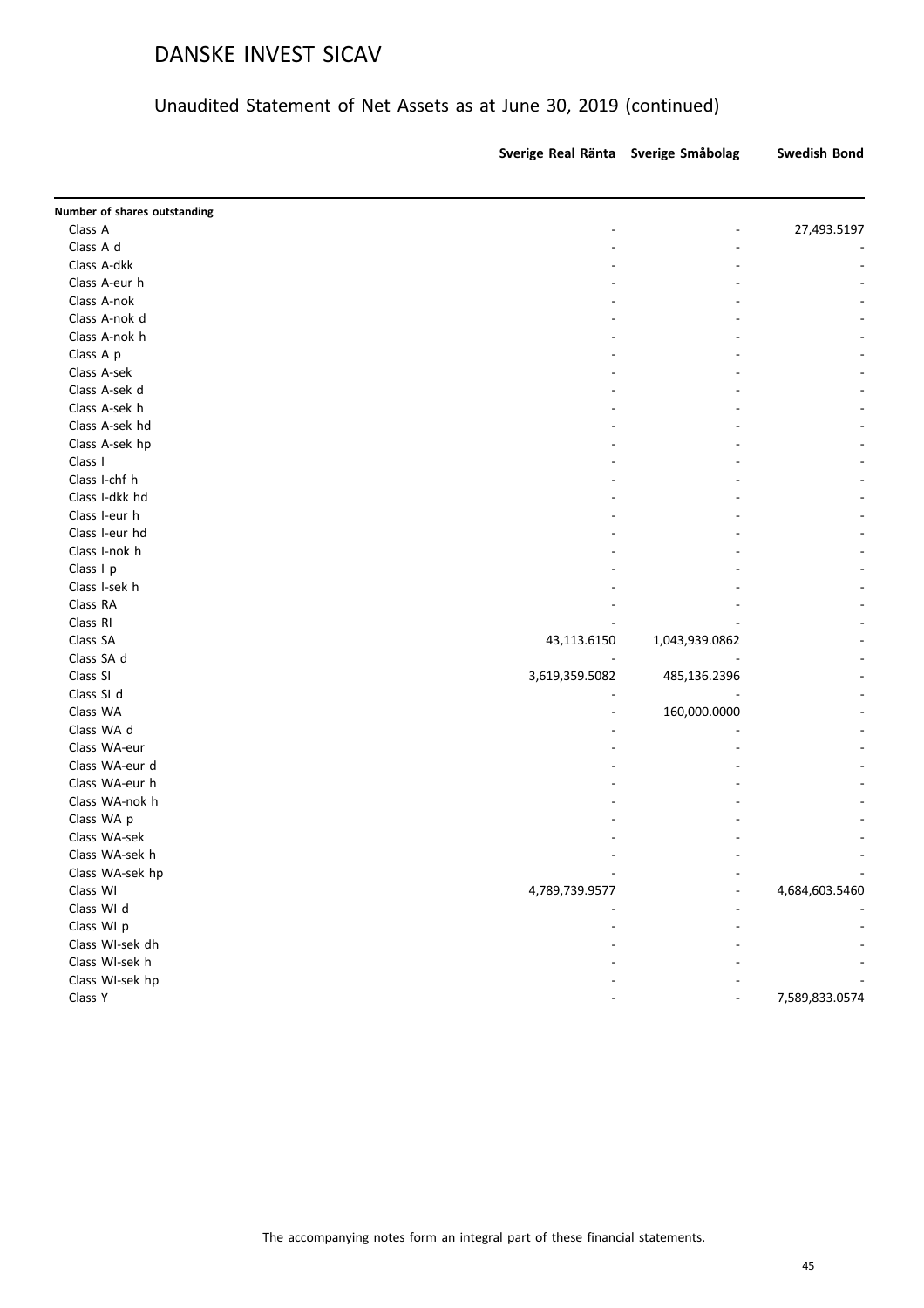# DANSKE INVEST SICAV

## Unaudited Statement of Net Assets as at June 30, 2019 (continued)

| | Sverige Real Ränta | Sverige Småbolag | Swedish Bond |
|---|---|---|---|
| **Number of shares outstanding** | | | |
| Class A | - | - | 27,493.5197 |
| Class A d | - | - | - |
| Class A-dkk | - | - | - |
| Class A-eur h | - | - | - |
| Class A-nok | - | - | - |
| Class A-nok d | - | - | - |
| Class A-nok h | - | - | - |
| Class A p | - | - | - |
| Class A-sek | - | - | - |
| Class A-sek d | - | - | - |
| Class A-sek h | - | - | - |
| Class A-sek hd | - | - | - |
| Class A-sek hp | - | - | - |
| Class I | - | - | - |
| Class I-chf h | - | - | - |
| Class I-dkk hd | - | - | - |
| Class I-eur h | - | - | - |
| Class I-eur hd | - | - | - |
| Class I-nok h | - | - | - |
| Class I p | - | - | - |
| Class I-sek h | - | - | - |
| Class RA | - | - | - |
| Class RI | - | - | - |
| Class SA | 43,113.6150 | 1,043,939.0862 | - |
| Class SA d | - | - | - |
| Class SI | 3,619,359.5082 | 485,136.2396 | - |
| Class SI d | - | - | - |
| Class WA | - | 160,000.0000 | - |
| Class WA d | - | - | - |
| Class WA-eur | - | - | - |
| Class WA-eur d | - | - | - |
| Class WA-eur h | - | - | - |
| Class WA-nok h | - | - | - |
| Class WA p | - | - | - |
| Class WA-sek | - | - | - |
| Class WA-sek h | - | - | - |
| Class WA-sek hp | - | - | - |
| Class WI | 4,789,739.9577 | - | 4,684,603.5460 |
| Class WI d | - | - | - |
| Class WI p | - | - | - |
| Class WI-sek dh | - | - | - |
| Class WI-sek h | - | - | - |
| Class WI-sek hp | - | - | - |
| Class Y | - | - | 7,589,833.0574 |

The accompanying notes form an integral part of these financial statements.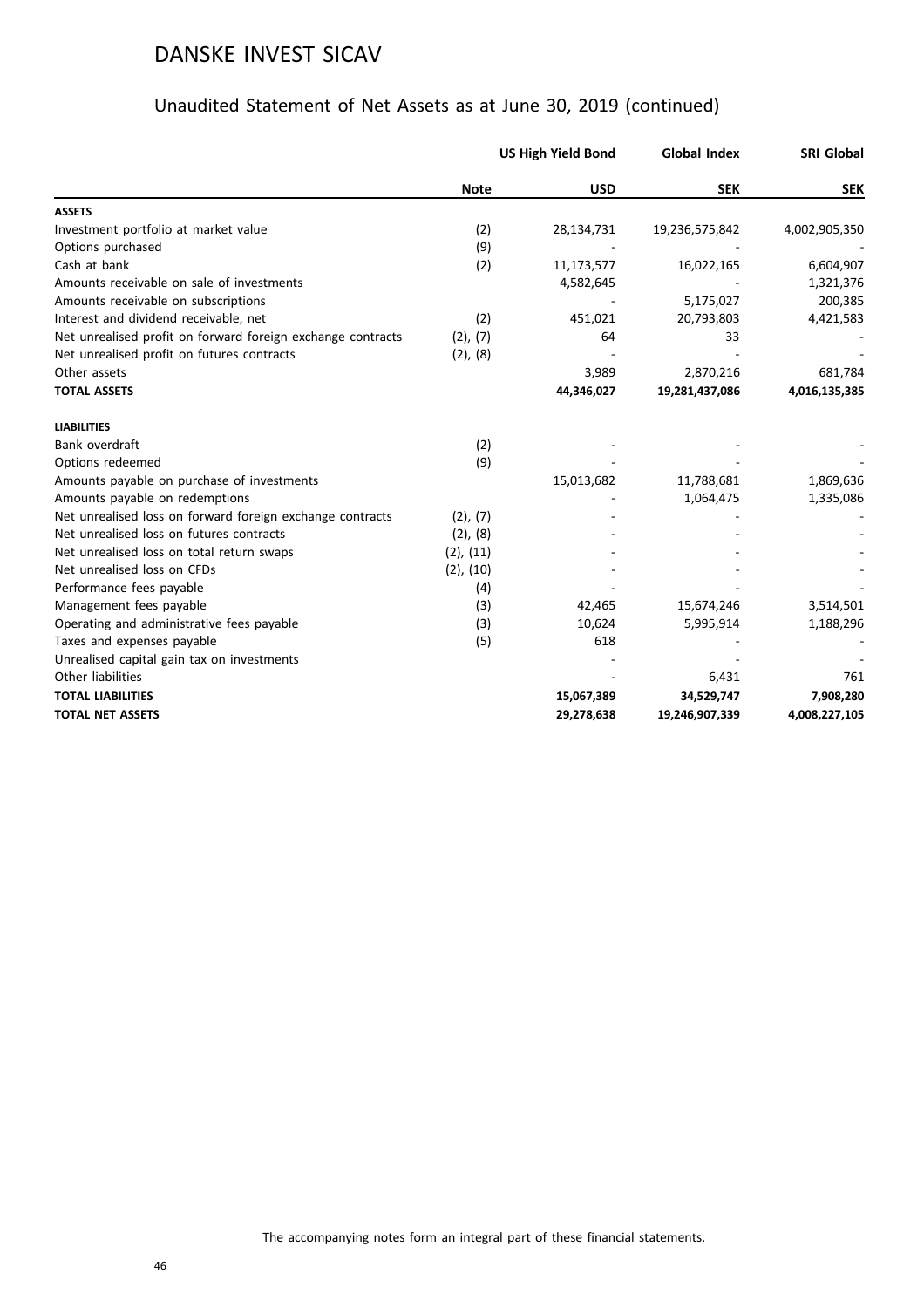# DANSKE INVEST SICAV

## Unaudited Statement of Net Assets as at June 30, 2019 (continued)

| | | US High Yield Bond | Global Index | SRI Global |
|---|---|---|---|---|
| | **Note** | **USD** | **SEK** | **SEK** |
| **ASSETS** | | | | |
| Investment portfolio at market value | (2) | 28,134,731 | 19,236,575,842 | 4,002,905,350 |
| Options purchased | (9) | - | - | - |
| Cash at bank | (2) | 11,173,577 | 16,022,165 | 6,604,907 |
| Amounts receivable on sale of investments | | 4,582,645 | - | 1,321,376 |
| Amounts receivable on subscriptions | | - | 5,175,027 | 200,385 |
| Interest and dividend receivable, net | (2) | 451,021 | 20,793,803 | 4,421,583 |
| Net unrealised profit on forward foreign exchange contracts | (2), (7) | 64 | 33 | - |
| Net unrealised profit on futures contracts | (2), (8) | - | - | - |
| Other assets | | 3,989 | 2,870,216 | 681,784 |
| **TOTAL ASSETS** | | **44,346,027** | **19,281,437,086** | **4,016,135,385** |
| **LIABILITIES** | | | | |
| Bank overdraft | (2) | - | - | - |
| Options redeemed | (9) | - | - | - |
| Amounts payable on purchase of investments | | 15,013,682 | 11,788,681 | 1,869,636 |
| Amounts payable on redemptions | | - | 1,064,475 | 1,335,086 |
| Net unrealised loss on forward foreign exchange contracts | (2), (7) | - | - | - |
| Net unrealised loss on futures contracts | (2), (8) | - | - | - |
| Net unrealised loss on total return swaps | (2), (11) | - | - | - |
| Net unrealised loss on CFDs | (2), (10) | - | - | - |
| Performance fees payable | (4) | - | - | - |
| Management fees payable | (3) | 42,465 | 15,674,246 | 3,514,501 |
| Operating and administrative fees payable | (3) | 10,624 | 5,995,914 | 1,188,296 |
| Taxes and expenses payable | (5) | 618 | - | - |
| Unrealised capital gain tax on investments | | - | - | - |
| Other liabilities | | - | 6,431 | 761 |
| **TOTAL LIABILITIES** | | **15,067,389** | **34,529,747** | **7,908,280** |
| **TOTAL NET ASSETS** | | **29,278,638** | **19,246,907,339** | **4,008,227,105** |

The accompanying notes form an integral part of these financial statements.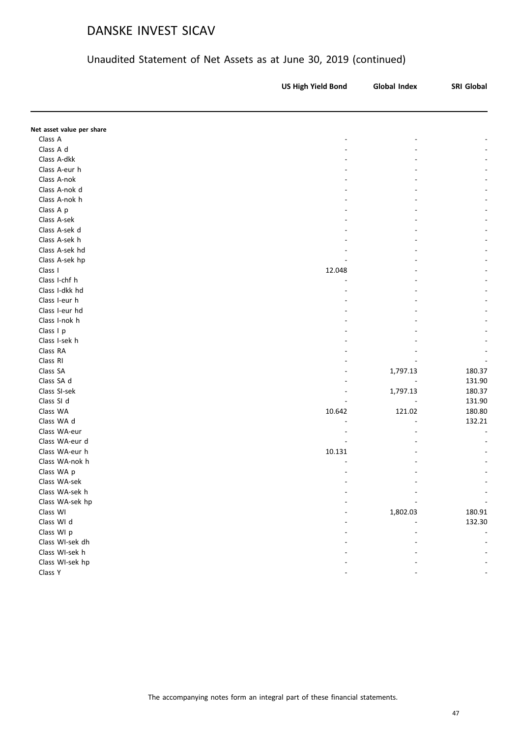# DANSKE INVEST SICAV

## Unaudited Statement of Net Assets as at June 30, 2019 (continued)

| | US High Yield Bond | Global Index | SRI Global |
|---|---|---|---|
| **Net asset value per share** | | | |
| Class A | - | - | - |
| Class A d | - | - | - |
| Class A-dkk | - | - | - |
| Class A-eur h | - | - | - |
| Class A-nok | - | - | - |
| Class A-nok d | - | - | - |
| Class A-nok h | - | - | - |
| Class A p | - | - | - |
| Class A-sek | - | - | - |
| Class A-sek d | - | - | - |
| Class A-sek h | - | - | - |
| Class A-sek hd | - | - | - |
| Class A-sek hp | - | - | - |
| Class I | 12.048 | - | - |
| Class I-chf h | - | - | - |
| Class I-dkk hd | - | - | - |
| Class I-eur h | - | - | - |
| Class I-eur hd | - | - | - |
| Class I-nok h | - | - | - |
| Class I p | - | - | - |
| Class I-sek h | - | - | - |
| Class RA | - | - | - |
| Class RI | - | - | - |
| Class SA | - | 1,797.13 | 180.37 |
| Class SA d | - | - | 131.90 |
| Class SI-sek | - | 1,797.13 | 180.37 |
| Class SI d | - | - | 131.90 |
| Class WA | 10.642 | 121.02 | 180.80 |
| Class WA d | - | - | 132.21 |
| Class WA-eur | - | - | - |
| Class WA-eur d | - | - | - |
| Class WA-eur h | 10.131 | - | - |
| Class WA-nok h | - | - | - |
| Class WA p | - | - | - |
| Class WA-sek | - | - | - |
| Class WA-sek h | - | - | - |
| Class WA-sek hp | - | - | - |
| Class WI | - | 1,802.03 | 180.91 |
| Class WI d | - | - | 132.30 |
| Class WI p | - | - | - |
| Class WI-sek dh | - | - | - |
| Class WI-sek h | - | - | - |
| Class WI-sek hp | - | - | - |
| Class Y | - | - | - |

The accompanying notes form an integral part of these financial statements.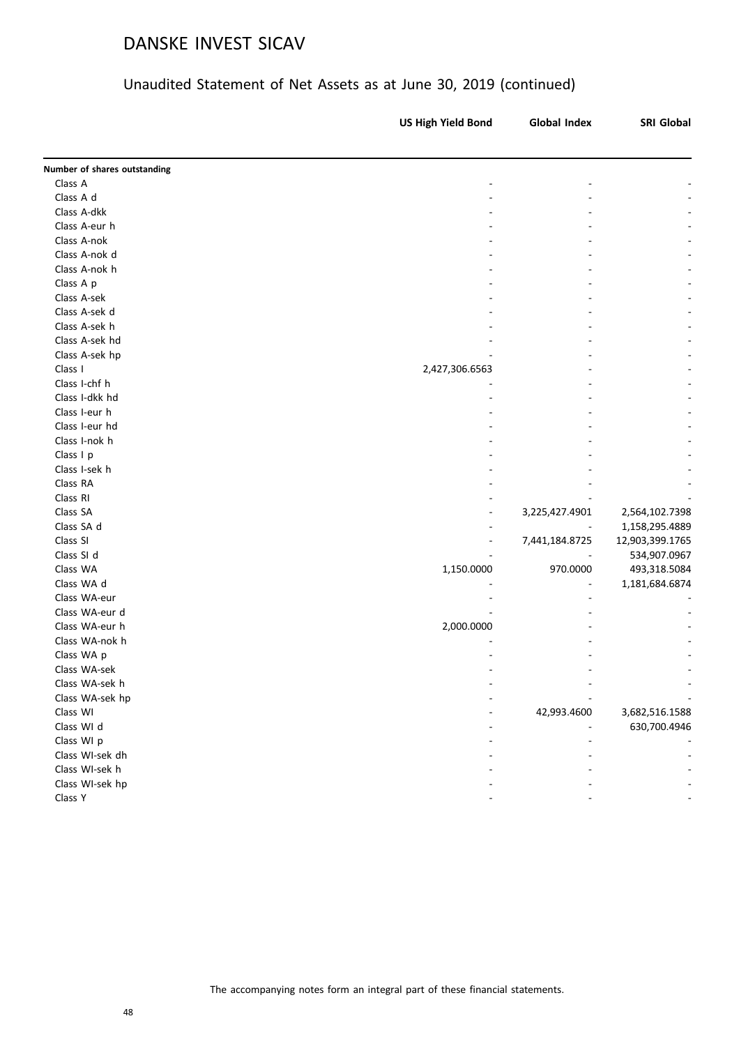# DANSKE INVEST SICAV

## Unaudited Statement of Net Assets as at June 30, 2019 (continued)

| | US High Yield Bond | Global Index | SRI Global |
|---|---|---|---|
| **Number of shares outstanding** | | | |
| Class A | - | - | - |
| Class A d | - | - | - |
| Class A-dkk | - | - | - |
| Class A-eur h | - | - | - |
| Class A-nok | - | - | - |
| Class A-nok d | - | - | - |
| Class A-nok h | - | - | - |
| Class A p | - | - | - |
| Class A-sek | - | - | - |
| Class A-sek d | - | - | - |
| Class A-sek h | - | - | - |
| Class A-sek hd | - | - | - |
| Class A-sek hp | - | - | - |
| Class I | 2,427,306.6563 | - | - |
| Class I-chf h | - | - | - |
| Class I-dkk hd | - | - | - |
| Class I-eur h | - | - | - |
| Class I-eur hd | - | - | - |
| Class I-nok h | - | - | - |
| Class I p | - | - | - |
| Class I-sek h | - | - | - |
| Class RA | - | - | - |
| Class RI | - | - | - |
| Class SA | - | 3,225,427.4901 | 2,564,102.7398 |
| Class SA d | - | - | 1,158,295.4889 |
| Class SI | - | 7,441,184.8725 | 12,903,399.1765 |
| Class SI d | - | - | 534,907.0967 |
| Class WA | 1,150.0000 | 970.0000 | 493,318.5084 |
| Class WA d | - | - | 1,181,684.6874 |
| Class WA-eur | - | - | - |
| Class WA-eur d | - | - | - |
| Class WA-eur h | 2,000.0000 | - | - |
| Class WA-nok h | - | - | - |
| Class WA p | - | - | - |
| Class WA-sek | - | - | - |
| Class WA-sek h | - | - | - |
| Class WA-sek hp | - | - | - |
| Class WI | - | 42,993.4600 | 3,682,516.1588 |
| Class WI d | - | - | 630,700.4946 |
| Class WI p | - | - | - |
| Class WI-sek dh | - | - | - |
| Class WI-sek h | - | - | - |
| Class WI-sek hp | - | - | - |
| Class Y | - | - | - |

The accompanying notes form an integral part of these financial statements.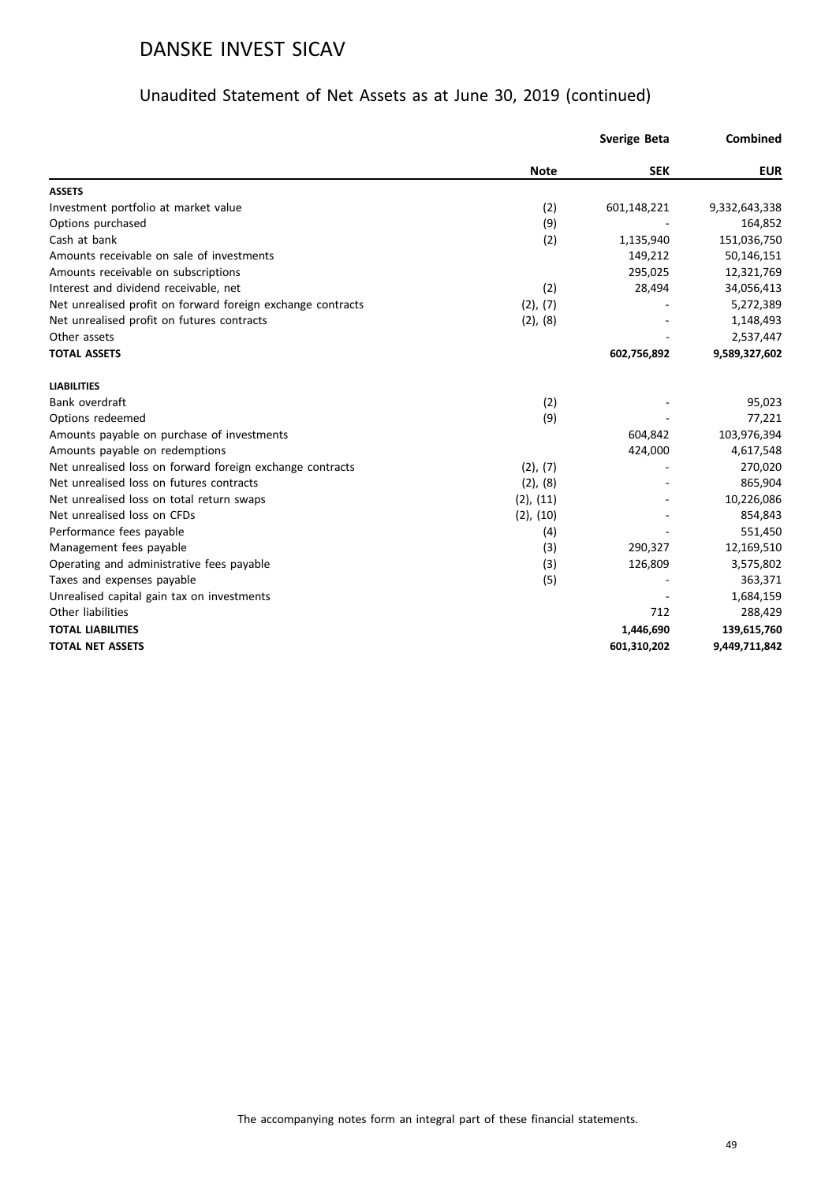# DANSKE INVEST SICAV

## Unaudited Statement of Net Assets as at June 30, 2019 (continued)

| | Note | Sverige Beta SEK | Combined EUR |
|---|---|---|---|
| **ASSETS** | | | |
| Investment portfolio at market value | (2) | 601,148,221 | 9,332,643,338 |
| Options purchased | (9) | - | 164,852 |
| Cash at bank | (2) | 1,135,940 | 151,036,750 |
| Amounts receivable on sale of investments | | 149,212 | 50,146,151 |
| Amounts receivable on subscriptions | | 295,025 | 12,321,769 |
| Interest and dividend receivable, net | (2) | 28,494 | 34,056,413 |
| Net unrealised profit on forward foreign exchange contracts | (2), (7) | - | 5,272,389 |
| Net unrealised profit on futures contracts | (2), (8) | - | 1,148,493 |
| Other assets | | - | 2,537,447 |
| **TOTAL ASSETS** | | **602,756,892** | **9,589,327,602** |
| **LIABILITIES** | | | |
| Bank overdraft | (2) | - | 95,023 |
| Options redeemed | (9) | - | 77,221 |
| Amounts payable on purchase of investments | | 604,842 | 103,976,394 |
| Amounts payable on redemptions | | 424,000 | 4,617,548 |
| Net unrealised loss on forward foreign exchange contracts | (2), (7) | - | 270,020 |
| Net unrealised loss on futures contracts | (2), (8) | - | 865,904 |
| Net unrealised loss on total return swaps | (2), (11) | - | 10,226,086 |
| Net unrealised loss on CFDs | (2), (10) | - | 854,843 |
| Performance fees payable | (4) | - | 551,450 |
| Management fees payable | (3) | 290,327 | 12,169,510 |
| Operating and administrative fees payable | (3) | 126,809 | 3,575,802 |
| Taxes and expenses payable | (5) | - | 363,371 |
| Unrealised capital gain tax on investments | | - | 1,684,159 |
| Other liabilities | | 712 | 288,429 |
| **TOTAL LIABILITIES** | | **1,446,690** | **139,615,760** |
| **TOTAL NET ASSETS** | | **601,310,202** | **9,449,711,842** |

The accompanying notes form an integral part of these financial statements.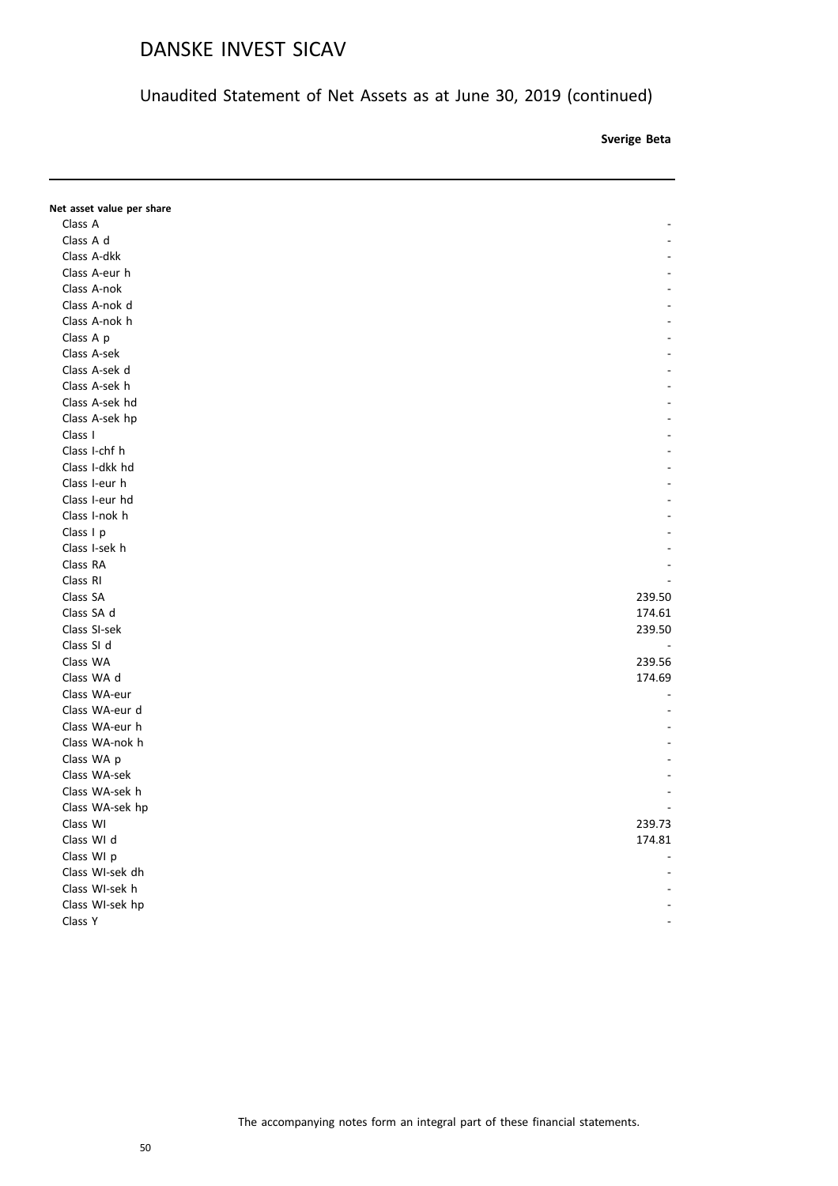# DANSKE INVEST SICAV

## Unaudited Statement of Net Assets as at June 30, 2019 (continued)

| | Sverige Beta |
|---|---|
| **Net asset value per share** | |
| Class A | - |
| Class A d | - |
| Class A-dkk | - |
| Class A-eur h | - |
| Class A-nok | - |
| Class A-nok d | - |
| Class A-nok h | - |
| Class A p | - |
| Class A-sek | - |
| Class A-sek d | - |
| Class A-sek h | - |
| Class A-sek hd | - |
| Class A-sek hp | - |
| Class I | - |
| Class I-chf h | - |
| Class I-dkk hd | - |
| Class I-eur h | - |
| Class I-eur hd | - |
| Class I-nok h | - |
| Class I p | - |
| Class I-sek h | - |
| Class RA | - |
| Class RI | - |
| Class SA | 239.50 |
| Class SA d | 174.61 |
| Class SI-sek | 239.50 |
| Class SI d | - |
| Class WA | 239.56 |
| Class WA d | 174.69 |
| Class WA-eur | - |
| Class WA-eur d | - |
| Class WA-eur h | - |
| Class WA-nok h | - |
| Class WA p | - |
| Class WA-sek | - |
| Class WA-sek h | - |
| Class WA-sek hp | - |
| Class WI | 239.73 |
| Class WI d | 174.81 |
| Class WI p | - |
| Class WI-sek dh | - |
| Class WI-sek h | - |
| Class WI-sek hp | - |
| Class Y | - |

The accompanying notes form an integral part of these financial statements.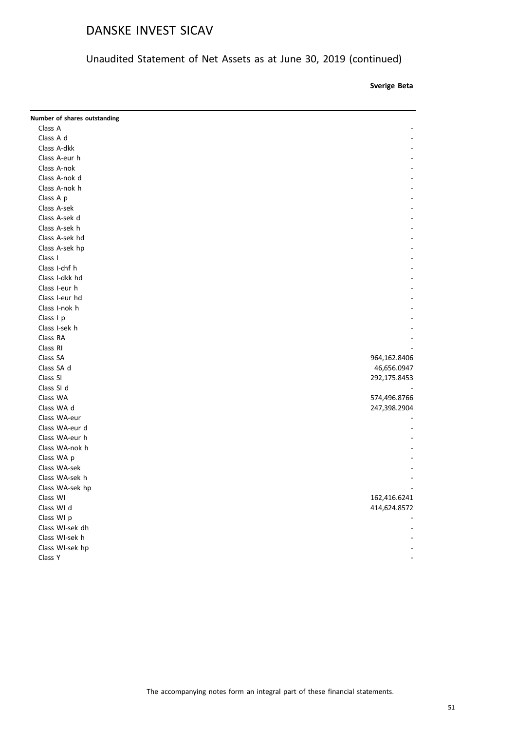# DANSKE INVEST SICAV

## Unaudited Statement of Net Assets as at June 30, 2019 (continued)

| | Sverige Beta |
|---|---|
| **Number of shares outstanding** | |
| Class A | - |
| Class A d | - |
| Class A-dkk | - |
| Class A-eur h | - |
| Class A-nok | - |
| Class A-nok d | - |
| Class A-nok h | - |
| Class A p | - |
| Class A-sek | - |
| Class A-sek d | - |
| Class A-sek h | - |
| Class A-sek hd | - |
| Class A-sek hp | - |
| Class I | - |
| Class I-chf h | - |
| Class I-dkk hd | - |
| Class I-eur h | - |
| Class I-eur hd | - |
| Class I-nok h | - |
| Class I p | - |
| Class I-sek h | - |
| Class RA | - |
| Class RI | - |
| Class SA | 964,162.8406 |
| Class SA d | 46,656.0947 |
| Class SI | 292,175.8453 |
| Class SI d | - |
| Class WA | 574,496.8766 |
| Class WA d | 247,398.2904 |
| Class WA-eur | - |
| Class WA-eur d | - |
| Class WA-eur h | - |
| Class WA-nok h | - |
| Class WA p | - |
| Class WA-sek | - |
| Class WA-sek h | - |
| Class WA-sek hp | - |
| Class WI | 162,416.6241 |
| Class WI d | 414,624.8572 |
| Class WI p | - |
| Class WI-sek dh | - |
| Class WI-sek h | - |
| Class WI-sek hp | - |
| Class Y | - |

The accompanying notes form an integral part of these financial statements.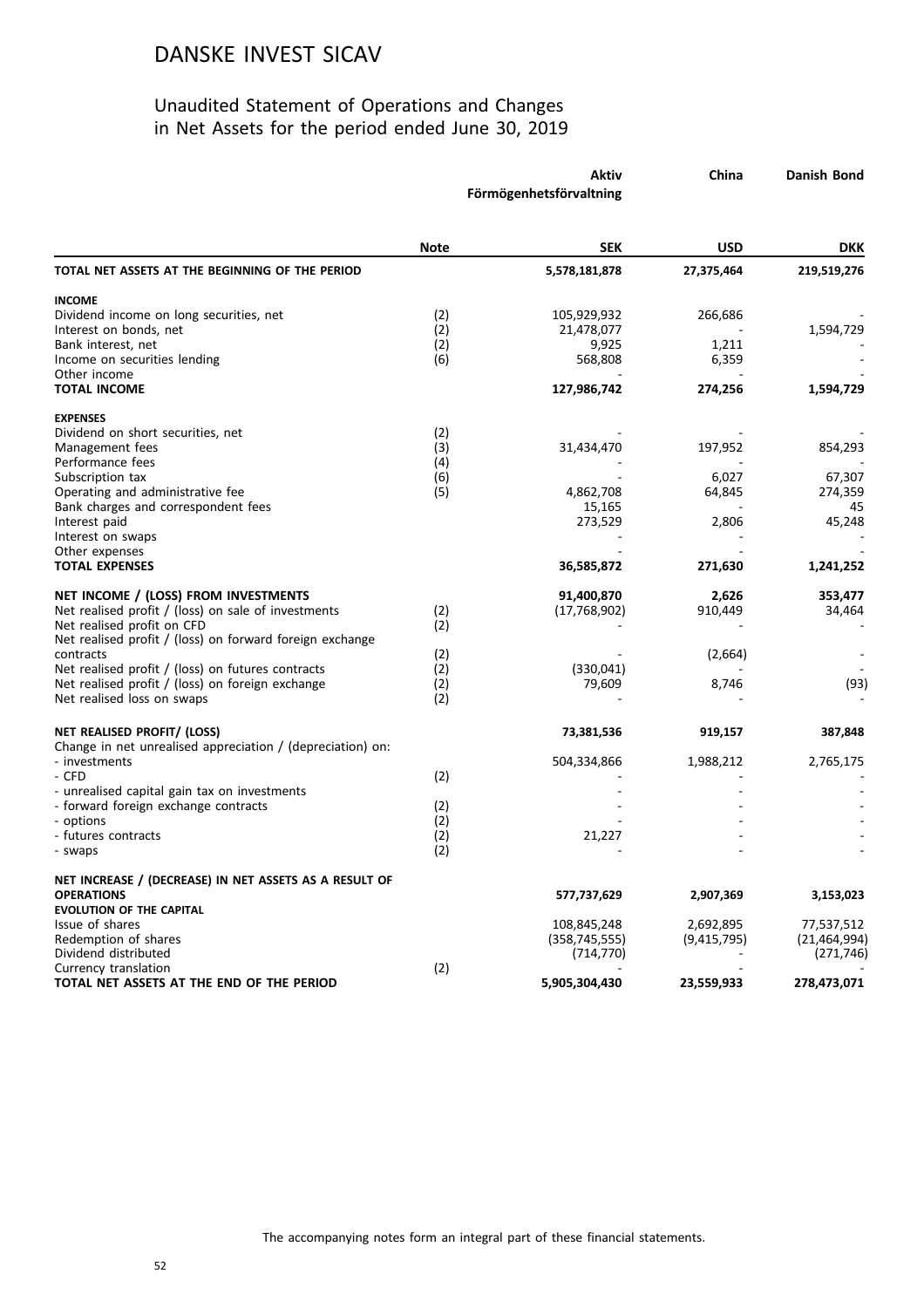# DANSKE INVEST SICAV

## Unaudited Statement of Operations and Changes in Net Assets for the period ended June 30, 2019

| | Note | Aktiv Förmögenhetsförvaltning | China | Danish Bond |
|---|---|---|---|---|
| | | **SEK** | **USD** | **DKK** |
| **TOTAL NET ASSETS AT THE BEGINNING OF THE PERIOD** | | **5,578,181,878** | **27,375,464** | **219,519,276** |
| **INCOME** | | | | |
| Dividend income on long securities, net | (2) | 105,929,932 | 266,686 | - |
| Interest on bonds, net | (2) | 21,478,077 | - | 1,594,729 |
| Bank interest, net | (2) | 9,925 | 1,211 | - |
| Income on securities lending | (6) | 568,808 | 6,359 | - |
| Other income | | - | - | - |
| **TOTAL INCOME** | | **127,986,742** | **274,256** | **1,594,729** |
| **EXPENSES** | | | | |
| Dividend on short securities, net | (2) | - | - | - |
| Management fees | (3) | 31,434,470 | 197,952 | 854,293 |
| Performance fees | (4) | - | - | - |
| Subscription tax | (6) | - | 6,027 | 67,307 |
| Operating and administrative fee | (5) | 4,862,708 | 64,845 | 274,359 |
| Bank charges and correspondent fees | | 15,165 | - | 45 |
| Interest paid | | 273,529 | 2,806 | 45,248 |
| Interest on swaps | | - | - | - |
| Other expenses | | - | - | - |
| **TOTAL EXPENSES** | | **36,585,872** | **271,630** | **1,241,252** |
| **NET INCOME / (LOSS) FROM INVESTMENTS** | | **91,400,870** | **2,626** | **353,477** |
| Net realised profit / (loss) on sale of investments | (2) | (17,768,902) | 910,449 | 34,464 |
| Net realised profit on CFD | (2) | - | - | - |
| Net realised profit / (loss) on forward foreign exchange contracts | (2) | - | (2,664) | - |
| Net realised profit / (loss) on futures contracts | (2) | (330,041) | - | - |
| Net realised profit / (loss) on foreign exchange | (2) | 79,609 | 8,746 | (93) |
| Net realised loss on swaps | (2) | - | - | - |
| **NET REALISED PROFIT/ (LOSS)** | | **73,381,536** | **919,157** | **387,848** |
| Change in net unrealised appreciation / (depreciation) on: | | | | |
| - investments | | 504,334,866 | 1,988,212 | 2,765,175 |
| - CFD | (2) | - | - | - |
| - unrealised capital gain tax on investments | | - | - | - |
| - forward foreign exchange contracts | (2) | - | - | - |
| - options | (2) | - | - | - |
| - futures contracts | (2) | 21,227 | - | - |
| - swaps | (2) | - | - | - |
| **NET INCREASE / (DECREASE) IN NET ASSETS AS A RESULT OF OPERATIONS** | | **577,737,629** | **2,907,369** | **3,153,023** |
| **EVOLUTION OF THE CAPITAL** | | | | |
| Issue of shares | | 108,845,248 | 2,692,895 | 77,537,512 |
| Redemption of shares | | (358,745,555) | (9,415,795) | (21,464,994) |
| Dividend distributed | | (714,770) | - | (271,746) |
| Currency translation | (2) | - | - | - |
| **TOTAL NET ASSETS AT THE END OF THE PERIOD** | | **5,905,304,430** | **23,559,933** | **278,473,071** |

The accompanying notes form an integral part of these financial statements.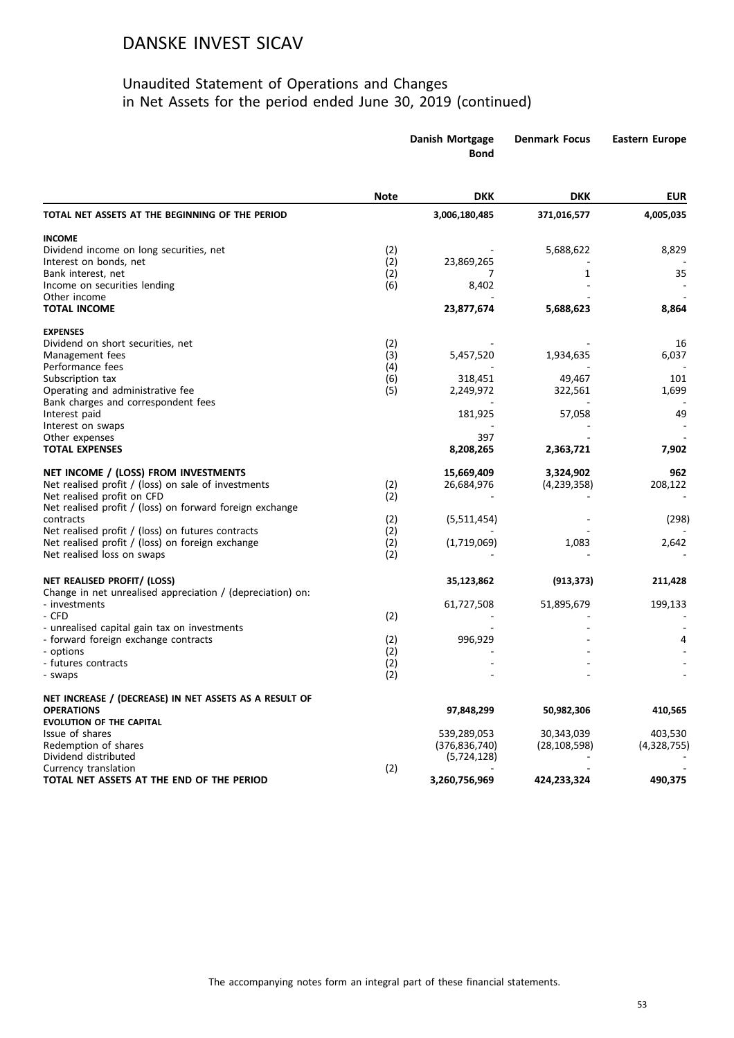# DANSKE INVEST SICAV

## Unaudited Statement of Operations and Changes in Net Assets for the period ended June 30, 2019 (continued)

| | Note | Danish Mortgage Bond | Denmark Focus | Eastern Europe |
|---|---|---|---|---|
| | | DKK | DKK | EUR |
| **TOTAL NET ASSETS AT THE BEGINNING OF THE PERIOD** | | **3,006,180,485** | **371,016,577** | **4,005,035** |
| **INCOME** | | | | |
| Dividend income on long securities, net | (2) | - | 5,688,622 | 8,829 |
| Interest on bonds, net | (2) | 23,869,265 | - | - |
| Bank interest, net | (2) | 7 | 1 | 35 |
| Income on securities lending | (6) | 8,402 | - | - |
| Other income | | - | - | - |
| **TOTAL INCOME** | | **23,877,674** | **5,688,623** | **8,864** |
| **EXPENSES** | | | | |
| Dividend on short securities, net | (2) | - | - | 16 |
| Management fees | (3) | 5,457,520 | 1,934,635 | 6,037 |
| Performance fees | (4) | - | - | - |
| Subscription tax | (6) | 318,451 | 49,467 | 101 |
| Operating and administrative fee | (5) | 2,249,972 | 322,561 | 1,699 |
| Bank charges and correspondent fees | | - | - | - |
| Interest paid | | 181,925 | 57,058 | 49 |
| Interest on swaps | | - | - | - |
| Other expenses | | 397 | - | - |
| **TOTAL EXPENSES** | | **8,208,265** | **2,363,721** | **7,902** |
| **NET INCOME / (LOSS) FROM INVESTMENTS** | | **15,669,409** | **3,324,902** | **962** |
| Net realised profit / (loss) on sale of investments | (2) | 26,684,976 | (4,239,358) | 208,122 |
| Net realised profit on CFD | (2) | - | - | - |
| Net realised profit / (loss) on forward foreign exchange contracts | (2) | (5,511,454) | - | (298) |
| Net realised profit / (loss) on futures contracts | (2) | - | - | - |
| Net realised profit / (loss) on foreign exchange | (2) | (1,719,069) | 1,083 | 2,642 |
| Net realised loss on swaps | (2) | - | - | - |
| **NET REALISED PROFIT/ (LOSS)** | | **35,123,862** | **(913,373)** | **211,428** |
| Change in net unrealised appreciation / (depreciation) on: | | | | |
| - investments | | 61,727,508 | 51,895,679 | 199,133 |
| - CFD | (2) | - | - | - |
| - unrealised capital gain tax on investments | | - | - | - |
| - forward foreign exchange contracts | (2) | 996,929 | - | 4 |
| - options | (2) | - | - | - |
| - futures contracts | (2) | - | - | - |
| - swaps | (2) | - | - | - |
| **NET INCREASE / (DECREASE) IN NET ASSETS AS A RESULT OF OPERATIONS** | | **97,848,299** | **50,982,306** | **410,565** |
| **EVOLUTION OF THE CAPITAL** | | | | |
| Issue of shares | | 539,289,053 | 30,343,039 | 403,530 |
| Redemption of shares | | (376,836,740) | (28,108,598) | (4,328,755) |
| Dividend distributed | | (5,724,128) | - | - |
| Currency translation | (2) | - | - | - |
| **TOTAL NET ASSETS AT THE END OF THE PERIOD** | | **3,260,756,969** | **424,233,324** | **490,375** |

The accompanying notes form an integral part of these financial statements.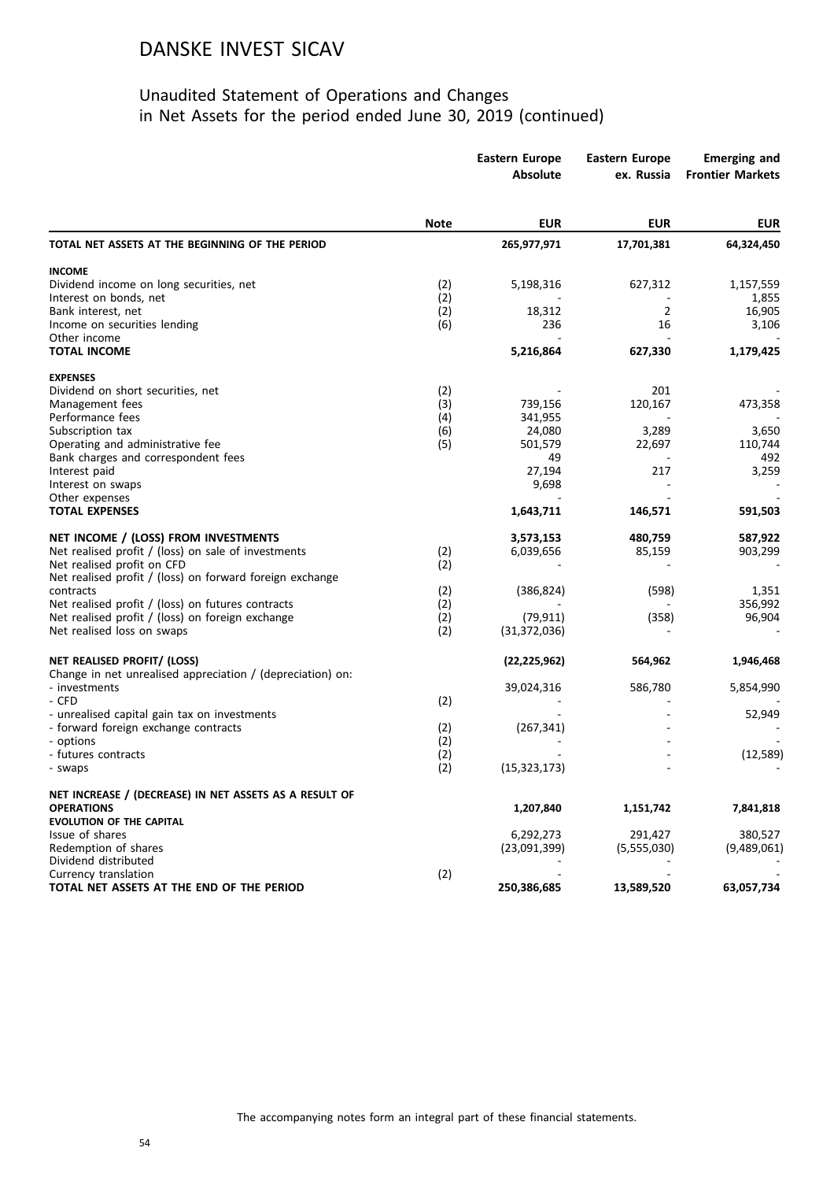# DANSKE INVEST SICAV

## Unaudited Statement of Operations and Changes in Net Assets for the period ended June 30, 2019 (continued)

| | Note | Eastern Europe Absolute | Eastern Europe ex. Russia | Emerging and Frontier Markets |
|---|---|---|---|---|
| | | EUR | EUR | EUR |
| **TOTAL NET ASSETS AT THE BEGINNING OF THE PERIOD** | | **265,977,971** | **17,701,381** | **64,324,450** |
| **INCOME** | | | | |
| Dividend income on long securities, net | (2) | 5,198,316 | 627,312 | 1,157,559 |
| Interest on bonds, net | (2) | - | - | 1,855 |
| Bank interest, net | (2) | 18,312 | 2 | 16,905 |
| Income on securities lending | (6) | 236 | 16 | 3,106 |
| Other income | | - | - | - |
| **TOTAL INCOME** | | **5,216,864** | **627,330** | **1,179,425** |
| **EXPENSES** | | | | |
| Dividend on short securities, net | (2) | - | 201 | - |
| Management fees | (3) | 739,156 | 120,167 | 473,358 |
| Performance fees | (4) | 341,955 | - | - |
| Subscription tax | (6) | 24,080 | 3,289 | 3,650 |
| Operating and administrative fee | (5) | 501,579 | 22,697 | 110,744 |
| Bank charges and correspondent fees | | 49 | - | 492 |
| Interest paid | | 27,194 | 217 | 3,259 |
| Interest on swaps | | 9,698 | - | - |
| Other expenses | | - | - | - |
| **TOTAL EXPENSES** | | **1,643,711** | **146,571** | **591,503** |
| **NET INCOME / (LOSS) FROM INVESTMENTS** | | **3,573,153** | **480,759** | **587,922** |
| Net realised profit / (loss) on sale of investments | (2) | 6,039,656 | 85,159 | 903,299 |
| Net realised profit on CFD | (2) | - | - | - |
| Net realised profit / (loss) on forward foreign exchange contracts | (2) | (386,824) | (598) | 1,351 |
| Net realised profit / (loss) on futures contracts | (2) | - | - | 356,992 |
| Net realised profit / (loss) on foreign exchange | (2) | (79,911) | (358) | 96,904 |
| Net realised loss on swaps | (2) | (31,372,036) | - | - |
| **NET REALISED PROFIT/ (LOSS)** | | **(22,225,962)** | **564,962** | **1,946,468** |
| Change in net unrealised appreciation / (depreciation) on: | | | | |
| - investments | | 39,024,316 | 586,780 | 5,854,990 |
| - CFD | (2) | - | - | - |
| - unrealised capital gain tax on investments | | - | - | 52,949 |
| - forward foreign exchange contracts | (2) | (267,341) | - | - |
| - options | (2) | - | - | - |
| - futures contracts | (2) | - | - | (12,589) |
| - swaps | (2) | (15,323,173) | - | - |
| **NET INCREASE / (DECREASE) IN NET ASSETS AS A RESULT OF OPERATIONS** | | **1,207,840** | **1,151,742** | **7,841,818** |
| **EVOLUTION OF THE CAPITAL** | | | | |
| Issue of shares | | 6,292,273 | 291,427 | 380,527 |
| Redemption of shares | | (23,091,399) | (5,555,030) | (9,489,061) |
| Dividend distributed | | - | - | - |
| Currency translation | (2) | - | - | - |
| **TOTAL NET ASSETS AT THE END OF THE PERIOD** | | **250,386,685** | **13,589,520** | **63,057,734** |

The accompanying notes form an integral part of these financial statements.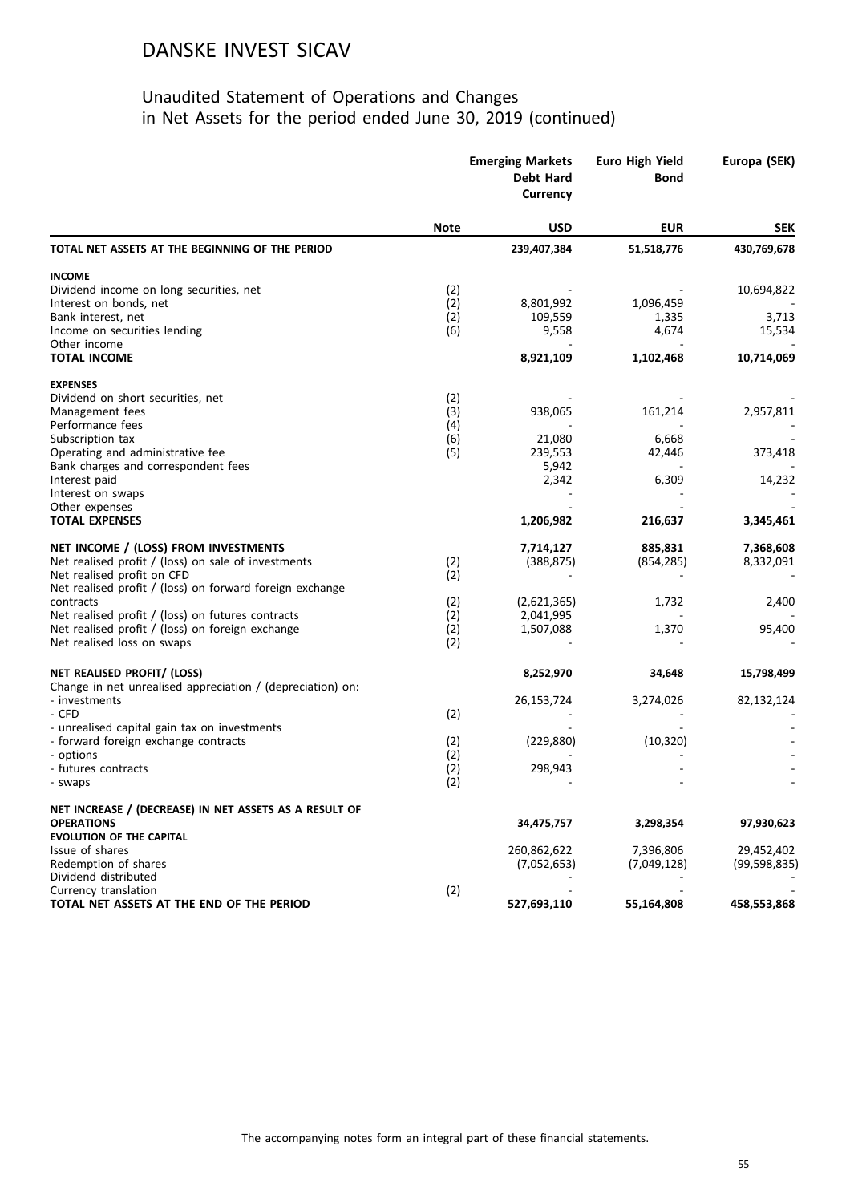# DANSKE INVEST SICAV

## Unaudited Statement of Operations and Changes in Net Assets for the period ended June 30, 2019 (continued)

| | Note | Emerging Markets Debt Hard Currency | Euro High Yield Bond | Europa (SEK) |
|---|---|---|---|---|
| | | USD | EUR | SEK |
| **TOTAL NET ASSETS AT THE BEGINNING OF THE PERIOD** | | **239,407,384** | **51,518,776** | **430,769,678** |
| **INCOME** | | | | |
| Dividend income on long securities, net | (2) | - | - | 10,694,822 |
| Interest on bonds, net | (2) | 8,801,992 | 1,096,459 | - |
| Bank interest, net | (2) | 109,559 | 1,335 | 3,713 |
| Income on securities lending | (6) | 9,558 | 4,674 | 15,534 |
| Other income | | - | - | - |
| **TOTAL INCOME** | | **8,921,109** | **1,102,468** | **10,714,069** |
| **EXPENSES** | | | | |
| Dividend on short securities, net | (2) | - | - | - |
| Management fees | (3) | 938,065 | 161,214 | 2,957,811 |
| Performance fees | (4) | - | - | - |
| Subscription tax | (6) | 21,080 | 6,668 | - |
| Operating and administrative fee | (5) | 239,553 | 42,446 | 373,418 |
| Bank charges and correspondent fees | | 5,942 | - | - |
| Interest paid | | 2,342 | 6,309 | 14,232 |
| Interest on swaps | | - | - | - |
| Other expenses | | - | - | - |
| **TOTAL EXPENSES** | | **1,206,982** | **216,637** | **3,345,461** |
| **NET INCOME / (LOSS) FROM INVESTMENTS** | | **7,714,127** | **885,831** | **7,368,608** |
| Net realised profit / (loss) on sale of investments | (2) | (388,875) | (854,285) | 8,332,091 |
| Net realised profit on CFD | (2) | - | - | - |
| Net realised profit / (loss) on forward foreign exchange contracts | (2) | (2,621,365) | 1,732 | 2,400 |
| Net realised profit / (loss) on futures contracts | (2) | 2,041,995 | - | - |
| Net realised profit / (loss) on foreign exchange | (2) | 1,507,088 | 1,370 | 95,400 |
| Net realised loss on swaps | (2) | - | - | - |
| **NET REALISED PROFIT/ (LOSS)** | | **8,252,970** | **34,648** | **15,798,499** |
| Change in net unrealised appreciation / (depreciation) on: | | | | |
| - investments | | 26,153,724 | 3,274,026 | 82,132,124 |
| - CFD | (2) | - | - | - |
| - unrealised capital gain tax on investments | | - | - | - |
| - forward foreign exchange contracts | (2) | (229,880) | (10,320) | - |
| - options | (2) | - | - | - |
| - futures contracts | (2) | 298,943 | - | - |
| - swaps | (2) | - | - | - |
| **NET INCREASE / (DECREASE) IN NET ASSETS AS A RESULT OF OPERATIONS** | | **34,475,757** | **3,298,354** | **97,930,623** |
| **EVOLUTION OF THE CAPITAL** | | | | |
| Issue of shares | | 260,862,622 | 7,396,806 | 29,452,402 |
| Redemption of shares | | (7,052,653) | (7,049,128) | (99,598,835) |
| Dividend distributed | | - | - | - |
| Currency translation | (2) | - | - | - |
| **TOTAL NET ASSETS AT THE END OF THE PERIOD** | | **527,693,110** | **55,164,808** | **458,553,868** |

The accompanying notes form an integral part of these financial statements.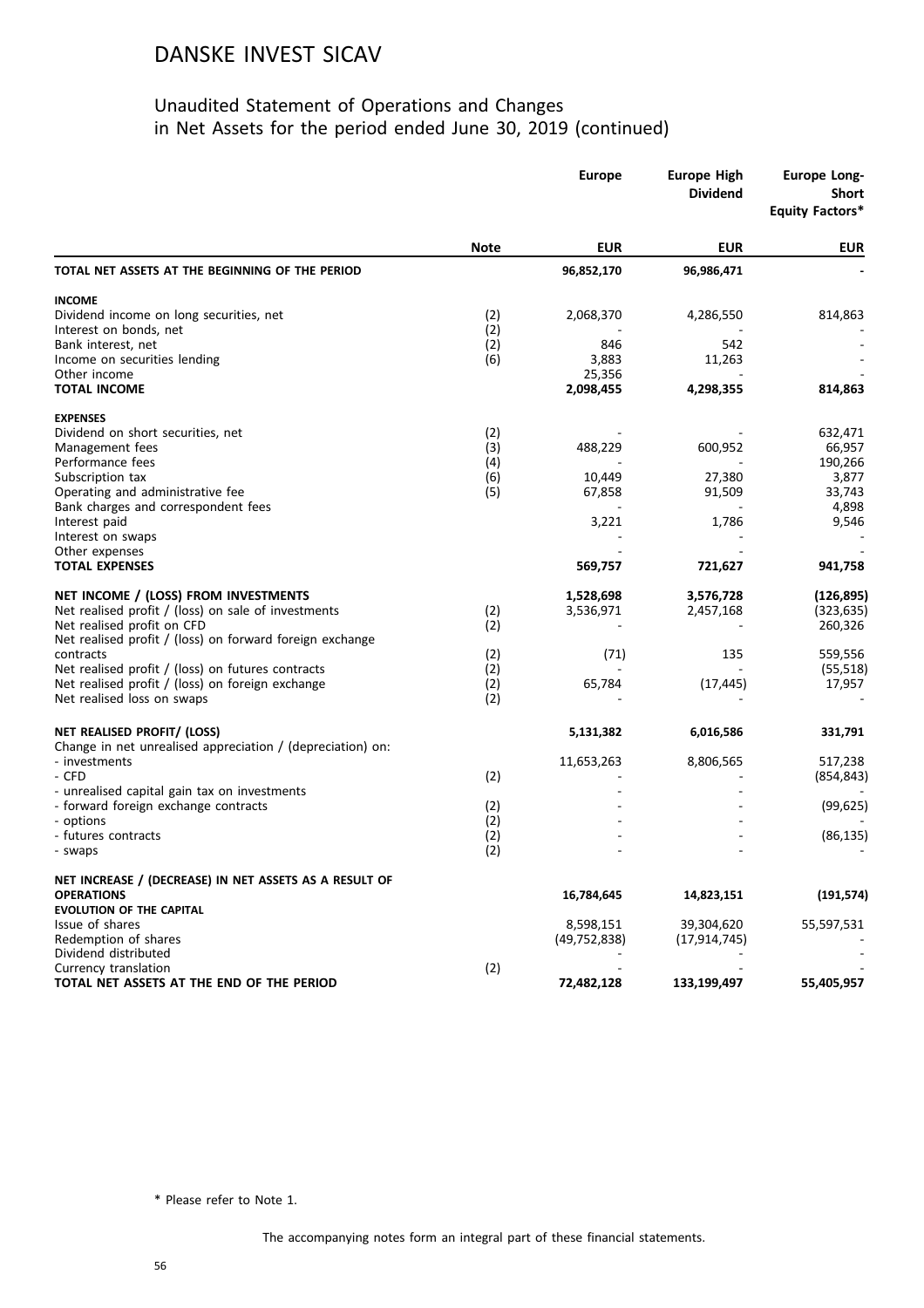# DANSKE INVEST SICAV

## Unaudited Statement of Operations and Changes in Net Assets for the period ended June 30, 2019 (continued)

| | Note | Europe | Europe High Dividend | Europe Long-Short Equity Factors* |
|---|---|---|---|---|
| | | **EUR** | **EUR** | **EUR** |
| **TOTAL NET ASSETS AT THE BEGINNING OF THE PERIOD** | | **96,852,170** | **96,986,471** | **-** |
| **INCOME** | | | | |
| Dividend income on long securities, net | (2) | 2,068,370 | 4,286,550 | 814,863 |
| Interest on bonds, net | (2) | - | - | - |
| Bank interest, net | (2) | 846 | 542 | - |
| Income on securities lending | (6) | 3,883 | 11,263 | - |
| Other income | | 25,356 | - | - |
| **TOTAL INCOME** | | **2,098,455** | **4,298,355** | **814,863** |
| **EXPENSES** | | | | |
| Dividend on short securities, net | (2) | - | - | 632,471 |
| Management fees | (3) | 488,229 | 600,952 | 66,957 |
| Performance fees | (4) | - | - | 190,266 |
| Subscription tax | (6) | 10,449 | 27,380 | 3,877 |
| Operating and administrative fee | (5) | 67,858 | 91,509 | 33,743 |
| Bank charges and correspondent fees | | - | - | 4,898 |
| Interest paid | | 3,221 | 1,786 | 9,546 |
| Interest on swaps | | - | - | - |
| Other expenses | | - | - | - |
| **TOTAL EXPENSES** | | **569,757** | **721,627** | **941,758** |
| **NET INCOME / (LOSS) FROM INVESTMENTS** | | **1,528,698** | **3,576,728** | **(126,895)** |
| Net realised profit / (loss) on sale of investments | (2) | 3,536,971 | 2,457,168 | (323,635) |
| Net realised profit on CFD | (2) | - | - | 260,326 |
| Net realised profit / (loss) on forward foreign exchange contracts | (2) | (71) | 135 | 559,556 |
| Net realised profit / (loss) on futures contracts | (2) | - | - | (55,518) |
| Net realised profit / (loss) on foreign exchange | (2) | 65,784 | (17,445) | 17,957 |
| Net realised loss on swaps | (2) | - | - | - |
| **NET REALISED PROFIT/ (LOSS)** | | **5,131,382** | **6,016,586** | **331,791** |
| Change in net unrealised appreciation / (depreciation) on: | | | | |
| - investments | | 11,653,263 | 8,806,565 | 517,238 |
| - CFD | (2) | - | - | (854,843) |
| - unrealised capital gain tax on investments | | - | - | - |
| - forward foreign exchange contracts | (2) | - | - | (99,625) |
| - options | (2) | - | - | - |
| - futures contracts | (2) | - | - | (86,135) |
| - swaps | (2) | - | - | - |
| **NET INCREASE / (DECREASE) IN NET ASSETS AS A RESULT OF OPERATIONS** | | **16,784,645** | **14,823,151** | **(191,574)** |
| **EVOLUTION OF THE CAPITAL** | | | | |
| Issue of shares | | 8,598,151 | 39,304,620 | 55,597,531 |
| Redemption of shares | | (49,752,838) | (17,914,745) | - |
| Dividend distributed | | - | - | - |
| Currency translation | (2) | - | - | - |
| **TOTAL NET ASSETS AT THE END OF THE PERIOD** | | **72,482,128** | **133,199,497** | **55,405,957** |

\* Please refer to Note 1.

The accompanying notes form an integral part of these financial statements.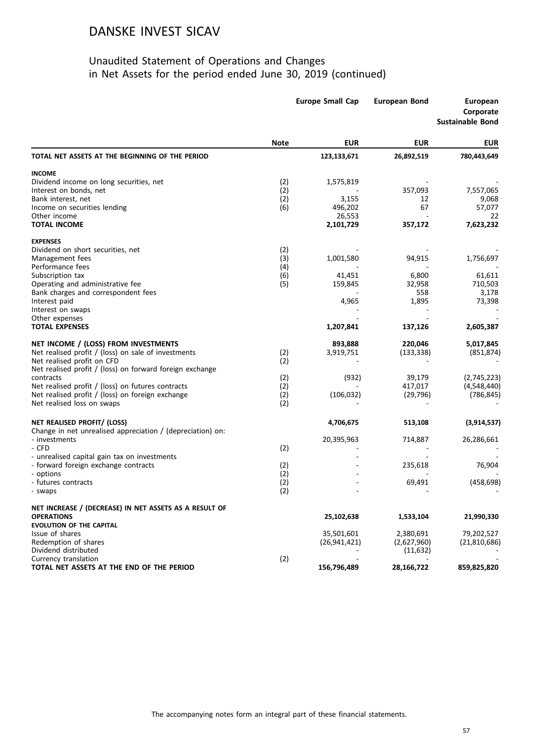# DANSKE INVEST SICAV

## Unaudited Statement of Operations and Changes in Net Assets for the period ended June 30, 2019 (continued)

| | Note | Europe Small Cap | European Bond | European Corporate Sustainable Bond |
|---|---|---|---|---|
| | | EUR | EUR | EUR |
| **TOTAL NET ASSETS AT THE BEGINNING OF THE PERIOD** | | **123,133,671** | **26,892,519** | **780,443,649** |
| **INCOME** | | | | |
| Dividend income on long securities, net | (2) | 1,575,819 | - | - |
| Interest on bonds, net | (2) | - | 357,093 | 7,557,065 |
| Bank interest, net | (2) | 3,155 | 12 | 9,068 |
| Income on securities lending | (6) | 496,202 | 67 | 57,077 |
| Other income | | 26,553 | - | 22 |
| **TOTAL INCOME** | | **2,101,729** | **357,172** | **7,623,232** |
| **EXPENSES** | | | | |
| Dividend on short securities, net | (2) | - | - | - |
| Management fees | (3) | 1,001,580 | 94,915 | 1,756,697 |
| Performance fees | (4) | - | - | - |
| Subscription tax | (6) | 41,451 | 6,800 | 61,611 |
| Operating and administrative fee | (5) | 159,845 | 32,958 | 710,503 |
| Bank charges and correspondent fees | | - | 558 | 3,178 |
| Interest paid | | 4,965 | 1,895 | 73,398 |
| Interest on swaps | | - | - | - |
| Other expenses | | - | - | - |
| **TOTAL EXPENSES** | | **1,207,841** | **137,126** | **2,605,387** |
| **NET INCOME / (LOSS) FROM INVESTMENTS** | | **893,888** | **220,046** | **5,017,845** |
| Net realised profit / (loss) on sale of investments | (2) | 3,919,751 | (133,338) | (851,874) |
| Net realised profit on CFD | (2) | - | - | - |
| Net realised profit / (loss) on forward foreign exchange contracts | (2) | (932) | 39,179 | (2,745,223) |
| Net realised profit / (loss) on futures contracts | (2) | - | 417,017 | (4,548,440) |
| Net realised profit / (loss) on foreign exchange | (2) | (106,032) | (29,796) | (786,845) |
| Net realised loss on swaps | (2) | - | - | - |
| **NET REALISED PROFIT/ (LOSS)** | | **4,706,675** | **513,108** | **(3,914,537)** |
| Change in net unrealised appreciation / (depreciation) on: | | | | |
| - investments | | 20,395,963 | 714,887 | 26,286,661 |
| - CFD | (2) | - | - | - |
| - unrealised capital gain tax on investments | | - | - | - |
| - forward foreign exchange contracts | (2) | - | 235,618 | 76,904 |
| - options | (2) | - | - | - |
| - futures contracts | (2) | - | 69,491 | (458,698) |
| - swaps | (2) | - | - | - |
| **NET INCREASE / (DECREASE) IN NET ASSETS AS A RESULT OF OPERATIONS** | | **25,102,638** | **1,533,104** | **21,990,330** |
| **EVOLUTION OF THE CAPITAL** | | | | |
| Issue of shares | | 35,501,601 | 2,380,691 | 79,202,527 |
| Redemption of shares | | (26,941,421) | (2,627,960) | (21,810,686) |
| Dividend distributed | | - | (11,632) | - |
| Currency translation | (2) | - | - | - |
| **TOTAL NET ASSETS AT THE END OF THE PERIOD** | | **156,796,489** | **28,166,722** | **859,825,820** |

The accompanying notes form an integral part of these financial statements.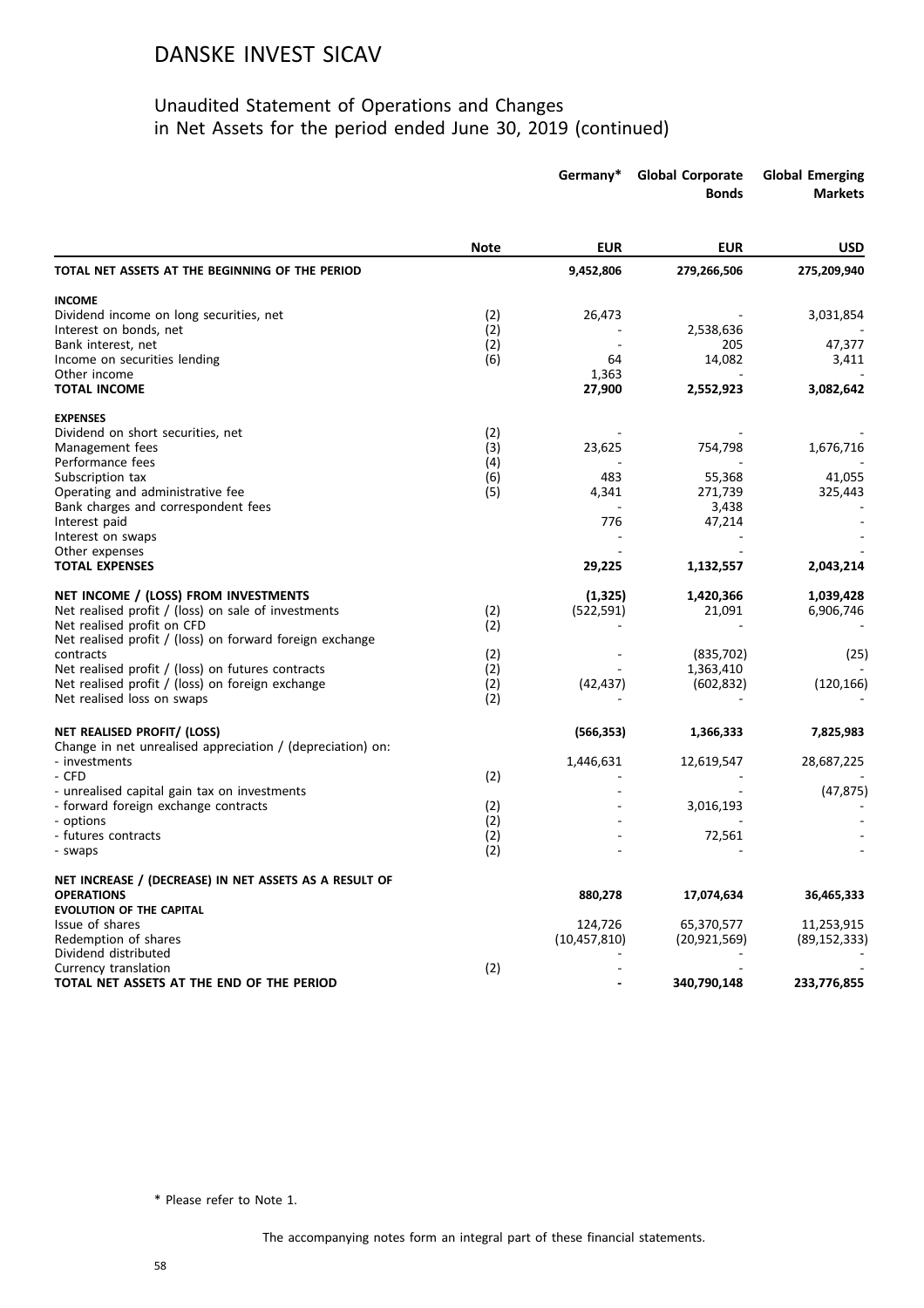# DANSKE INVEST SICAV

## Unaudited Statement of Operations and Changes in Net Assets for the period ended June 30, 2019 (continued)

| | Note | Germany* | Global Corporate Bonds | Global Emerging Markets |
|---|---|---|---|---|
| | | EUR | EUR | USD |
| **TOTAL NET ASSETS AT THE BEGINNING OF THE PERIOD** | | **9,452,806** | **279,266,506** | **275,209,940** |
| **INCOME** | | | | |
| Dividend income on long securities, net | (2) | 26,473 | - | 3,031,854 |
| Interest on bonds, net | (2) | - | 2,538,636 | - |
| Bank interest, net | (2) | - | 205 | 47,377 |
| Income on securities lending | (6) | 64 | 14,082 | 3,411 |
| Other income | | 1,363 | - | - |
| **TOTAL INCOME** | | **27,900** | **2,552,923** | **3,082,642** |
| **EXPENSES** | | | | |
| Dividend on short securities, net | (2) | - | - | - |
| Management fees | (3) | 23,625 | 754,798 | 1,676,716 |
| Performance fees | (4) | - | - | - |
| Subscription tax | (6) | 483 | 55,368 | 41,055 |
| Operating and administrative fee | (5) | 4,341 | 271,739 | 325,443 |
| Bank charges and correspondent fees | | - | 3,438 | - |
| Interest paid | | 776 | 47,214 | - |
| Interest on swaps | | - | - | - |
| Other expenses | | - | - | - |
| **TOTAL EXPENSES** | | **29,225** | **1,132,557** | **2,043,214** |
| **NET INCOME / (LOSS) FROM INVESTMENTS** | | **(1,325)** | **1,420,366** | **1,039,428** |
| Net realised profit / (loss) on sale of investments | (2) | (522,591) | 21,091 | 6,906,746 |
| Net realised profit on CFD | (2) | - | - | - |
| Net realised profit / (loss) on forward foreign exchange contracts | (2) | - | (835,702) | (25) |
| Net realised profit / (loss) on futures contracts | (2) | - | 1,363,410 | - |
| Net realised profit / (loss) on foreign exchange | (2) | (42,437) | (602,832) | (120,166) |
| Net realised loss on swaps | (2) | - | - | - |
| **NET REALISED PROFIT/ (LOSS)** | | **(566,353)** | **1,366,333** | **7,825,983** |
| Change in net unrealised appreciation / (depreciation) on: | | | | |
| - investments | | 1,446,631 | 12,619,547 | 28,687,225 |
| - CFD | (2) | - | - | - |
| - unrealised capital gain tax on investments | | - | - | (47,875) |
| - forward foreign exchange contracts | (2) | - | 3,016,193 | - |
| - options | (2) | - | - | - |
| - futures contracts | (2) | - | 72,561 | - |
| - swaps | (2) | - | - | - |
| **NET INCREASE / (DECREASE) IN NET ASSETS AS A RESULT OF OPERATIONS** | | **880,278** | **17,074,634** | **36,465,333** |
| **EVOLUTION OF THE CAPITAL** | | | | |
| Issue of shares | | 124,726 | 65,370,577 | 11,253,915 |
| Redemption of shares | | (10,457,810) | (20,921,569) | (89,152,333) |
| Dividend distributed | | - | - | - |
| Currency translation | (2) | - | - | - |
| **TOTAL NET ASSETS AT THE END OF THE PERIOD** | | **-** | **340,790,148** | **233,776,855** |

\* Please refer to Note 1.

The accompanying notes form an integral part of these financial statements.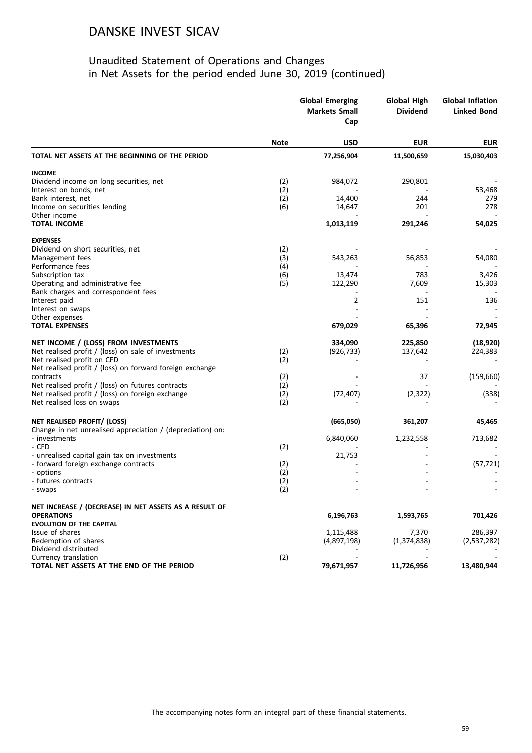# DANSKE INVEST SICAV

## Unaudited Statement of Operations and Changes in Net Assets for the period ended June 30, 2019 (continued)

| | Note | Global Emerging Markets Small Cap | Global High Dividend | Global Inflation Linked Bond |
|---|---|---|---|---|
| | | **USD** | **EUR** | **EUR** |
| **TOTAL NET ASSETS AT THE BEGINNING OF THE PERIOD** | | **77,256,904** | **11,500,659** | **15,030,403** |
| **INCOME** | | | | |
| Dividend income on long securities, net | (2) | 984,072 | 290,801 | - |
| Interest on bonds, net | (2) | - | - | 53,468 |
| Bank interest, net | (2) | 14,400 | 244 | 279 |
| Income on securities lending | (6) | 14,647 | 201 | 278 |
| Other income | | - | - | - |
| **TOTAL INCOME** | | **1,013,119** | **291,246** | **54,025** |
| **EXPENSES** | | | | |
| Dividend on short securities, net | (2) | - | - | - |
| Management fees | (3) | 543,263 | 56,853 | 54,080 |
| Performance fees | (4) | - | - | - |
| Subscription tax | (6) | 13,474 | 783 | 3,426 |
| Operating and administrative fee | (5) | 122,290 | 7,609 | 15,303 |
| Bank charges and correspondent fees | | - | - | - |
| Interest paid | | 2 | 151 | 136 |
| Interest on swaps | | - | - | - |
| Other expenses | | - | - | - |
| **TOTAL EXPENSES** | | **679,029** | **65,396** | **72,945** |
| **NET INCOME / (LOSS) FROM INVESTMENTS** | | **334,090** | **225,850** | **(18,920)** |
| Net realised profit / (loss) on sale of investments | (2) | (926,733) | 137,642 | 224,383 |
| Net realised profit on CFD | (2) | - | - | - |
| Net realised profit / (loss) on forward foreign exchange contracts | (2) | - | 37 | (159,660) |
| Net realised profit / (loss) on futures contracts | (2) | - | - | - |
| Net realised profit / (loss) on foreign exchange | (2) | (72,407) | (2,322) | (338) |
| Net realised loss on swaps | (2) | - | - | - |
| **NET REALISED PROFIT/ (LOSS)** | | **(665,050)** | **361,207** | **45,465** |
| Change in net unrealised appreciation / (depreciation) on: | | | | |
| - investments | | 6,840,060 | 1,232,558 | 713,682 |
| - CFD | (2) | - | - | - |
| - unrealised capital gain tax on investments | | 21,753 | - | - |
| - forward foreign exchange contracts | (2) | - | - | (57,721) |
| - options | (2) | - | - | - |
| - futures contracts | (2) | - | - | - |
| - swaps | (2) | - | - | - |
| **NET INCREASE / (DECREASE) IN NET ASSETS AS A RESULT OF OPERATIONS** | | **6,196,763** | **1,593,765** | **701,426** |
| **EVOLUTION OF THE CAPITAL** | | | | |
| Issue of shares | | 1,115,488 | 7,370 | 286,397 |
| Redemption of shares | | (4,897,198) | (1,374,838) | (2,537,282) |
| Dividend distributed | | - | - | - |
| Currency translation | (2) | - | - | - |
| **TOTAL NET ASSETS AT THE END OF THE PERIOD** | | **79,671,957** | **11,726,956** | **13,480,944** |

The accompanying notes form an integral part of these financial statements.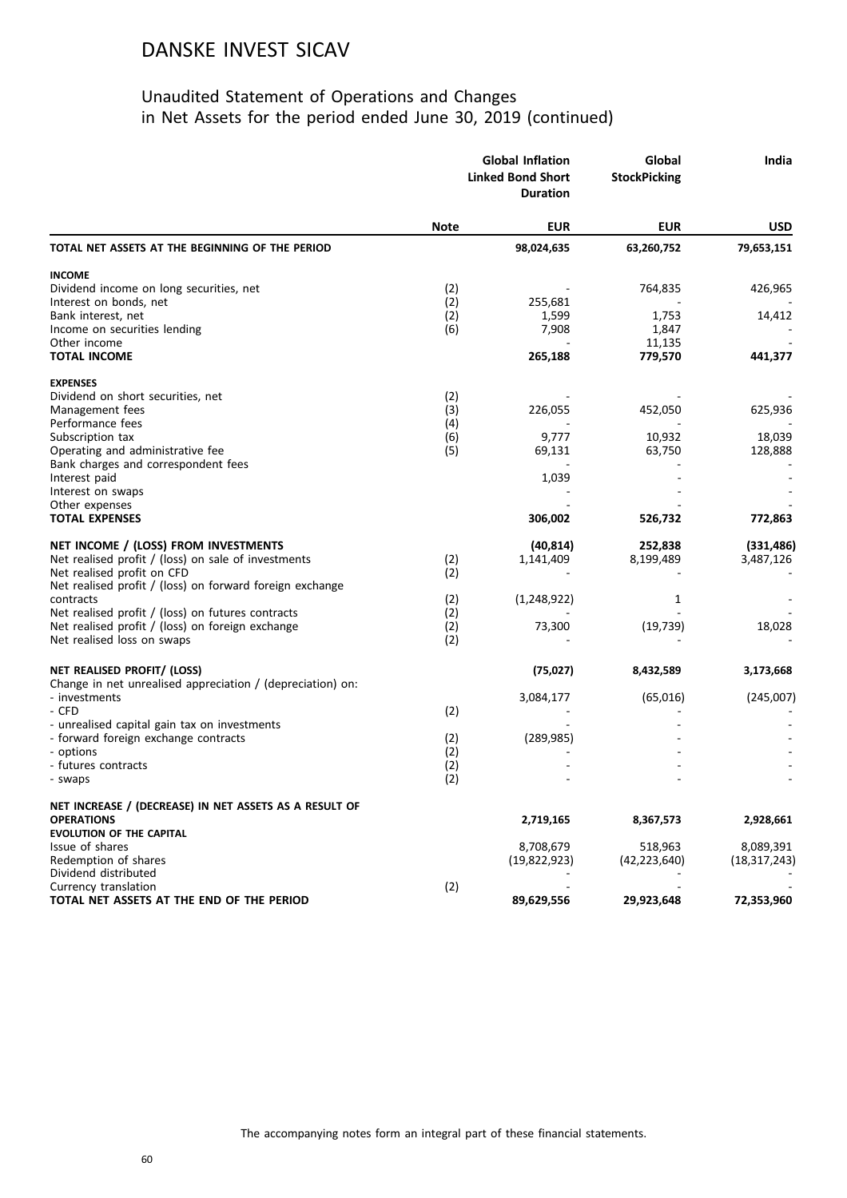# DANSKE INVEST SICAV

## Unaudited Statement of Operations and Changes in Net Assets for the period ended June 30, 2019 (continued)

| | Note | Global Inflation Linked Bond Short Duration | Global StockPicking | India |
|---|---|---|---|---|
| | | **EUR** | **EUR** | **USD** |
| **TOTAL NET ASSETS AT THE BEGINNING OF THE PERIOD** | | **98,024,635** | **63,260,752** | **79,653,151** |
| **INCOME** | | | | |
| Dividend income on long securities, net | (2) | - | 764,835 | 426,965 |
| Interest on bonds, net | (2) | 255,681 | - | - |
| Bank interest, net | (2) | 1,599 | 1,753 | 14,412 |
| Income on securities lending | (6) | 7,908 | 1,847 | - |
| Other income | | - | 11,135 | - |
| **TOTAL INCOME** | | **265,188** | **779,570** | **441,377** |
| **EXPENSES** | | | | |
| Dividend on short securities, net | (2) | - | - | - |
| Management fees | (3) | 226,055 | 452,050 | 625,936 |
| Performance fees | (4) | - | - | - |
| Subscription tax | (6) | 9,777 | 10,932 | 18,039 |
| Operating and administrative fee | (5) | 69,131 | 63,750 | 128,888 |
| Bank charges and correspondent fees | | - | - | - |
| Interest paid | | 1,039 | - | - |
| Interest on swaps | | - | - | - |
| Other expenses | | - | - | - |
| **TOTAL EXPENSES** | | **306,002** | **526,732** | **772,863** |
| **NET INCOME / (LOSS) FROM INVESTMENTS** | | **(40,814)** | **252,838** | **(331,486)** |
| Net realised profit / (loss) on sale of investments | (2) | 1,141,409 | 8,199,489 | 3,487,126 |
| Net realised profit on CFD | (2) | - | - | - |
| Net realised profit / (loss) on forward foreign exchange contracts | (2) | (1,248,922) | 1 | - |
| Net realised profit / (loss) on futures contracts | (2) | - | - | - |
| Net realised profit / (loss) on foreign exchange | (2) | 73,300 | (19,739) | 18,028 |
| Net realised loss on swaps | (2) | - | - | - |
| **NET REALISED PROFIT/ (LOSS)** | | **(75,027)** | **8,432,589** | **3,173,668** |
| Change in net unrealised appreciation / (depreciation) on: | | | | |
| - investments | | 3,084,177 | (65,016) | (245,007) |
| - CFD | (2) | - | - | - |
| - unrealised capital gain tax on investments | | - | - | - |
| - forward foreign exchange contracts | (2) | (289,985) | - | - |
| - options | (2) | - | - | - |
| - futures contracts | (2) | - | - | - |
| - swaps | (2) | - | - | - |
| **NET INCREASE / (DECREASE) IN NET ASSETS AS A RESULT OF OPERATIONS** | | **2,719,165** | **8,367,573** | **2,928,661** |
| **EVOLUTION OF THE CAPITAL** | | | | |
| Issue of shares | | 8,708,679 | 518,963 | 8,089,391 |
| Redemption of shares | | (19,822,923) | (42,223,640) | (18,317,243) |
| Dividend distributed | | - | - | - |
| Currency translation | (2) | - | - | - |
| **TOTAL NET ASSETS AT THE END OF THE PERIOD** | | **89,629,556** | **29,923,648** | **72,353,960** |

The accompanying notes form an integral part of these financial statements.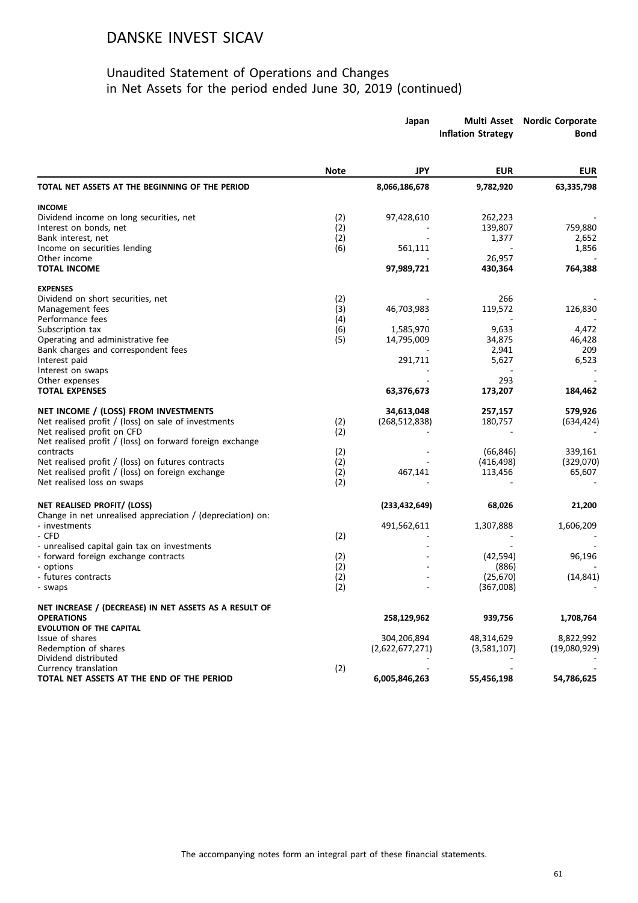# DANSKE INVEST SICAV

## Unaudited Statement of Operations and Changes in Net Assets for the period ended June 30, 2019 (continued)

| | Note | Japan | Multi Asset Inflation Strategy | Nordic Corporate Bond |
|---|---|---|---|---|
| | | JPY | EUR | EUR |
| **TOTAL NET ASSETS AT THE BEGINNING OF THE PERIOD** | | **8,066,186,678** | **9,782,920** | **63,335,798** |
| **INCOME** | | | | |
| Dividend income on long securities, net | (2) | 97,428,610 | 262,223 | - |
| Interest on bonds, net | (2) | - | 139,807 | 759,880 |
| Bank interest, net | (2) | - | 1,377 | 2,652 |
| Income on securities lending | (6) | 561,111 | - | 1,856 |
| Other income | | - | 26,957 | - |
| **TOTAL INCOME** | | **97,989,721** | **430,364** | **764,388** |
| **EXPENSES** | | | | |
| Dividend on short securities, net | (2) | - | 266 | - |
| Management fees | (3) | 46,703,983 | 119,572 | 126,830 |
| Performance fees | (4) | - | - | - |
| Subscription tax | (6) | 1,585,970 | 9,633 | 4,472 |
| Operating and administrative fee | (5) | 14,795,009 | 34,875 | 46,428 |
| Bank charges and correspondent fees | | - | 2,941 | 209 |
| Interest paid | | 291,711 | 5,627 | 6,523 |
| Interest on swaps | | - | - | - |
| Other expenses | | - | 293 | - |
| **TOTAL EXPENSES** | | **63,376,673** | **173,207** | **184,462** |
| **NET INCOME / (LOSS) FROM INVESTMENTS** | | **34,613,048** | **257,157** | **579,926** |
| Net realised profit / (loss) on sale of investments | (2) | (268,512,838) | 180,757 | (634,424) |
| Net realised profit on CFD | (2) | - | - | - |
| Net realised profit / (loss) on forward foreign exchange contracts | (2) | - | (66,846) | 339,161 |
| Net realised profit / (loss) on futures contracts | (2) | - | (416,498) | (329,070) |
| Net realised profit / (loss) on foreign exchange | (2) | 467,141 | 113,456 | 65,607 |
| Net realised loss on swaps | (2) | - | - | - |
| **NET REALISED PROFIT/ (LOSS)** | | **(233,432,649)** | **68,026** | **21,200** |
| Change in net unrealised appreciation / (depreciation) on: | | | | |
| - investments | | 491,562,611 | 1,307,888 | 1,606,209 |
| - CFD | (2) | - | - | - |
| - unrealised capital gain tax on investments | | - | - | - |
| - forward foreign exchange contracts | (2) | - | (42,594) | 96,196 |
| - options | (2) | - | (886) | - |
| - futures contracts | (2) | - | (25,670) | (14,841) |
| - swaps | (2) | - | (367,008) | - |
| **NET INCREASE / (DECREASE) IN NET ASSETS AS A RESULT OF OPERATIONS** | | **258,129,962** | **939,756** | **1,708,764** |
| **EVOLUTION OF THE CAPITAL** | | | | |
| Issue of shares | | 304,206,894 | 48,314,629 | 8,822,992 |
| Redemption of shares | | (2,622,677,271) | (3,581,107) | (19,080,929) |
| Dividend distributed | | - | - | - |
| Currency translation | (2) | - | - | - |
| **TOTAL NET ASSETS AT THE END OF THE PERIOD** | | **6,005,846,263** | **55,456,198** | **54,786,625** |

The accompanying notes form an integral part of these financial statements.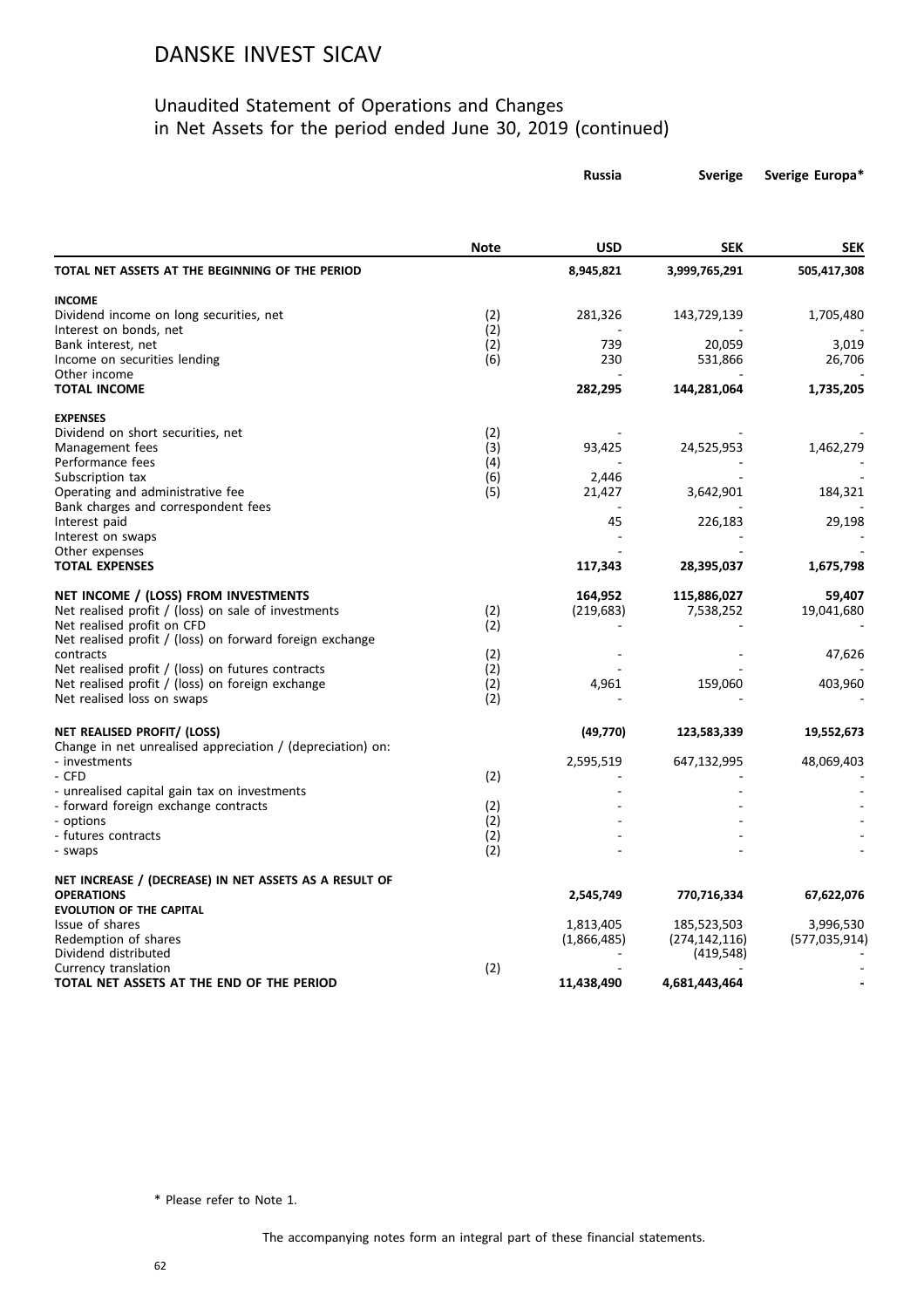# DANSKE INVEST SICAV

## Unaudited Statement of Operations and Changes in Net Assets for the period ended June 30, 2019 (continued)

| | Note | Russia | Sverige | Sverige Europa* |
|---|---|---|---|---|
| | | USD | SEK | SEK |
| **TOTAL NET ASSETS AT THE BEGINNING OF THE PERIOD** | | **8,945,821** | **3,999,765,291** | **505,417,308** |
| **INCOME** | | | | |
| Dividend income on long securities, net | (2) | 281,326 | 143,729,139 | 1,705,480 |
| Interest on bonds, net | (2) | - | - | - |
| Bank interest, net | (2) | 739 | 20,059 | 3,019 |
| Income on securities lending | (6) | 230 | 531,866 | 26,706 |
| Other income | | - | - | - |
| **TOTAL INCOME** | | **282,295** | **144,281,064** | **1,735,205** |
| **EXPENSES** | | | | |
| Dividend on short securities, net | (2) | - | - | - |
| Management fees | (3) | 93,425 | 24,525,953 | 1,462,279 |
| Performance fees | (4) | - | - | - |
| Subscription tax | (6) | 2,446 | - | - |
| Operating and administrative fee | (5) | 21,427 | 3,642,901 | 184,321 |
| Bank charges and correspondent fees | | - | - | - |
| Interest paid | | 45 | 226,183 | 29,198 |
| Interest on swaps | | - | - | - |
| Other expenses | | - | - | - |
| **TOTAL EXPENSES** | | **117,343** | **28,395,037** | **1,675,798** |
| **NET INCOME / (LOSS) FROM INVESTMENTS** | | **164,952** | **115,886,027** | **59,407** |
| Net realised profit / (loss) on sale of investments | (2) | (219,683) | 7,538,252 | 19,041,680 |
| Net realised profit on CFD | (2) | - | - | - |
| Net realised profit / (loss) on forward foreign exchange contracts | (2) | - | - | 47,626 |
| Net realised profit / (loss) on futures contracts | (2) | - | - | - |
| Net realised profit / (loss) on foreign exchange | (2) | 4,961 | 159,060 | 403,960 |
| Net realised loss on swaps | (2) | - | - | - |
| **NET REALISED PROFIT/ (LOSS)** | | **(49,770)** | **123,583,339** | **19,552,673** |
| Change in net unrealised appreciation / (depreciation) on: | | | | |
| - investments | | 2,595,519 | 647,132,995 | 48,069,403 |
| - CFD | (2) | - | - | - |
| - unrealised capital gain tax on investments | | - | - | - |
| - forward foreign exchange contracts | (2) | - | - | - |
| - options | (2) | - | - | - |
| - futures contracts | (2) | - | - | - |
| - swaps | (2) | - | - | - |
| **NET INCREASE / (DECREASE) IN NET ASSETS AS A RESULT OF OPERATIONS** | | **2,545,749** | **770,716,334** | **67,622,076** |
| **EVOLUTION OF THE CAPITAL** | | | | |
| Issue of shares | | 1,813,405 | 185,523,503 | 3,996,530 |
| Redemption of shares | | (1,866,485) | (274,142,116) | (577,035,914) |
| Dividend distributed | | - | (419,548) | - |
| Currency translation | (2) | - | - | - |
| **TOTAL NET ASSETS AT THE END OF THE PERIOD** | | **11,438,490** | **4,681,443,464** | **-** |

\* Please refer to Note 1.

The accompanying notes form an integral part of these financial statements.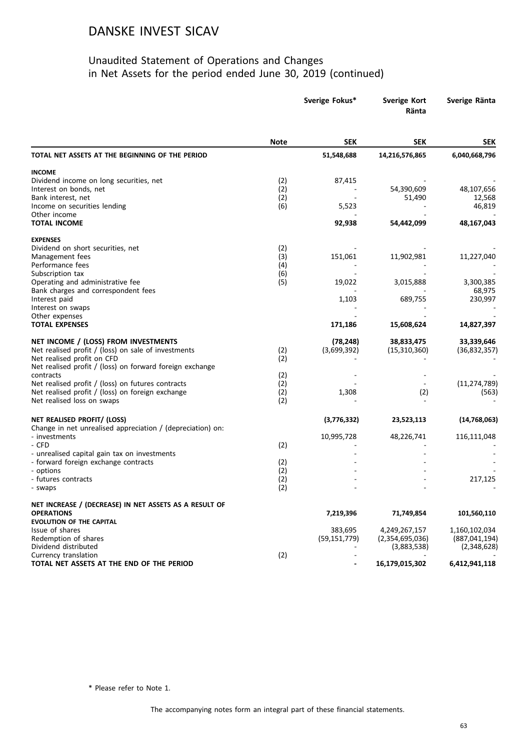# DANSKE INVEST SICAV

## Unaudited Statement of Operations and Changes in Net Assets for the period ended June 30, 2019 (continued)

| | Note | Sverige Fokus* | Sverige Kort Ränta | Sverige Ränta |
|---|---|---|---|---|
| | | SEK | SEK | SEK |
| **TOTAL NET ASSETS AT THE BEGINNING OF THE PERIOD** | | **51,548,688** | **14,216,576,865** | **6,040,668,796** |
| **INCOME** | | | | |
| Dividend income on long securities, net | (2) | 87,415 | - | - |
| Interest on bonds, net | (2) | - | 54,390,609 | 48,107,656 |
| Bank interest, net | (2) | - | 51,490 | 12,568 |
| Income on securities lending | (6) | 5,523 | - | 46,819 |
| Other income | | - | - | - |
| **TOTAL INCOME** | | **92,938** | **54,442,099** | **48,167,043** |
| **EXPENSES** | | | | |
| Dividend on short securities, net | (2) | - | - | - |
| Management fees | (3) | 151,061 | 11,902,981 | 11,227,040 |
| Performance fees | (4) | - | - | - |
| Subscription tax | (6) | - | - | - |
| Operating and administrative fee | (5) | 19,022 | 3,015,888 | 3,300,385 |
| Bank charges and correspondent fees | | - | - | 68,975 |
| Interest paid | | 1,103 | 689,755 | 230,997 |
| Interest on swaps | | - | - | - |
| Other expenses | | - | - | - |
| **TOTAL EXPENSES** | | **171,186** | **15,608,624** | **14,827,397** |
| **NET INCOME / (LOSS) FROM INVESTMENTS** | | **(78,248)** | **38,833,475** | **33,339,646** |
| Net realised profit / (loss) on sale of investments | (2) | (3,699,392) | (15,310,360) | (36,832,357) |
| Net realised profit on CFD | (2) | - | - | - |
| Net realised profit / (loss) on forward foreign exchange contracts | (2) | - | - | - |
| Net realised profit / (loss) on futures contracts | (2) | - | - | (11,274,789) |
| Net realised profit / (loss) on foreign exchange | (2) | 1,308 | (2) | (563) |
| Net realised loss on swaps | (2) | - | - | - |
| **NET REALISED PROFIT/ (LOSS)** | | **(3,776,332)** | **23,523,113** | **(14,768,063)** |
| Change in net unrealised appreciation / (depreciation) on: | | | | |
| - investments | | 10,995,728 | 48,226,741 | 116,111,048 |
| - CFD | (2) | - | - | - |
| - unrealised capital gain tax on investments | | - | - | - |
| - forward foreign exchange contracts | (2) | - | - | - |
| - options | (2) | - | - | - |
| - futures contracts | (2) | - | - | 217,125 |
| - swaps | (2) | - | - | - |
| **NET INCREASE / (DECREASE) IN NET ASSETS AS A RESULT OF OPERATIONS** | | **7,219,396** | **71,749,854** | **101,560,110** |
| **EVOLUTION OF THE CAPITAL** | | | | |
| Issue of shares | | 383,695 | 4,249,267,157 | 1,160,102,034 |
| Redemption of shares | | (59,151,779) | (2,354,695,036) | (887,041,194) |
| Dividend distributed | | - | (3,883,538) | (2,348,628) |
| Currency translation | (2) | - | - | - |
| **TOTAL NET ASSETS AT THE END OF THE PERIOD** | | **-** | **16,179,015,302** | **6,412,941,118** |

\* Please refer to Note 1.

The accompanying notes form an integral part of these financial statements.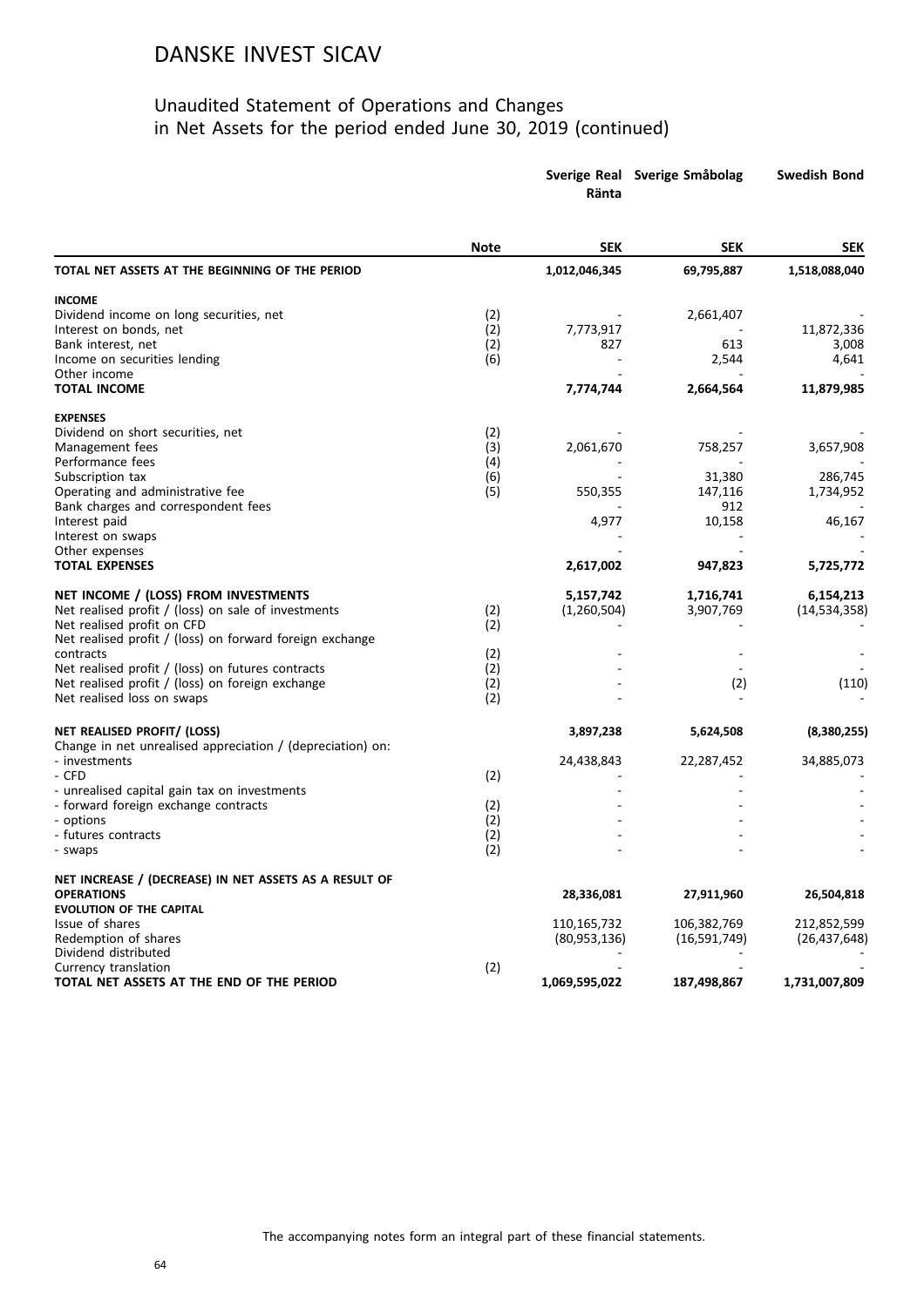# DANSKE INVEST SICAV

## Unaudited Statement of Operations and Changes in Net Assets for the period ended June 30, 2019 (continued)

| | Note | Sverige Real Ränta | Sverige Småbolag | Swedish Bond |
|---|---|---|---|---|
| | | SEK | SEK | SEK |
| **TOTAL NET ASSETS AT THE BEGINNING OF THE PERIOD** | | **1,012,046,345** | **69,795,887** | **1,518,088,040** |
| **INCOME** | | | | |
| Dividend income on long securities, net | (2) | - | 2,661,407 | - |
| Interest on bonds, net | (2) | 7,773,917 | - | 11,872,336 |
| Bank interest, net | (2) | 827 | 613 | 3,008 |
| Income on securities lending | (6) | - | 2,544 | 4,641 |
| Other income | | - | - | - |
| **TOTAL INCOME** | | **7,774,744** | **2,664,564** | **11,879,985** |
| **EXPENSES** | | | | |
| Dividend on short securities, net | (2) | - | - | - |
| Management fees | (3) | 2,061,670 | 758,257 | 3,657,908 |
| Performance fees | (4) | - | - | - |
| Subscription tax | (6) | - | 31,380 | 286,745 |
| Operating and administrative fee | (5) | 550,355 | 147,116 | 1,734,952 |
| Bank charges and correspondent fees | | - | 912 | - |
| Interest paid | | 4,977 | 10,158 | 46,167 |
| Interest on swaps | | - | - | - |
| Other expenses | | - | - | - |
| **TOTAL EXPENSES** | | **2,617,002** | **947,823** | **5,725,772** |
| **NET INCOME / (LOSS) FROM INVESTMENTS** | | **5,157,742** | **1,716,741** | **6,154,213** |
| Net realised profit / (loss) on sale of investments | (2) | (1,260,504) | 3,907,769 | (14,534,358) |
| Net realised profit on CFD | (2) | - | - | - |
| Net realised profit / (loss) on forward foreign exchange contracts | (2) | - | - | - |
| Net realised profit / (loss) on futures contracts | (2) | - | - | - |
| Net realised profit / (loss) on foreign exchange | (2) | - | (2) | (110) |
| Net realised loss on swaps | (2) | - | - | - |
| **NET REALISED PROFIT/ (LOSS)** | | **3,897,238** | **5,624,508** | **(8,380,255)** |
| Change in net unrealised appreciation / (depreciation) on: | | | | |
| - investments | | 24,438,843 | 22,287,452 | 34,885,073 |
| - CFD | (2) | - | - | - |
| - unrealised capital gain tax on investments | | - | - | - |
| - forward foreign exchange contracts | (2) | - | - | - |
| - options | (2) | - | - | - |
| - futures contracts | (2) | - | - | - |
| - swaps | (2) | - | - | - |
| **NET INCREASE / (DECREASE) IN NET ASSETS AS A RESULT OF OPERATIONS** | | **28,336,081** | **27,911,960** | **26,504,818** |
| **EVOLUTION OF THE CAPITAL** | | | | |
| Issue of shares | | 110,165,732 | 106,382,769 | 212,852,599 |
| Redemption of shares | | (80,953,136) | (16,591,749) | (26,437,648) |
| Dividend distributed | | - | - | - |
| Currency translation | (2) | - | - | - |
| **TOTAL NET ASSETS AT THE END OF THE PERIOD** | | **1,069,595,022** | **187,498,867** | **1,731,007,809** |

The accompanying notes form an integral part of these financial statements.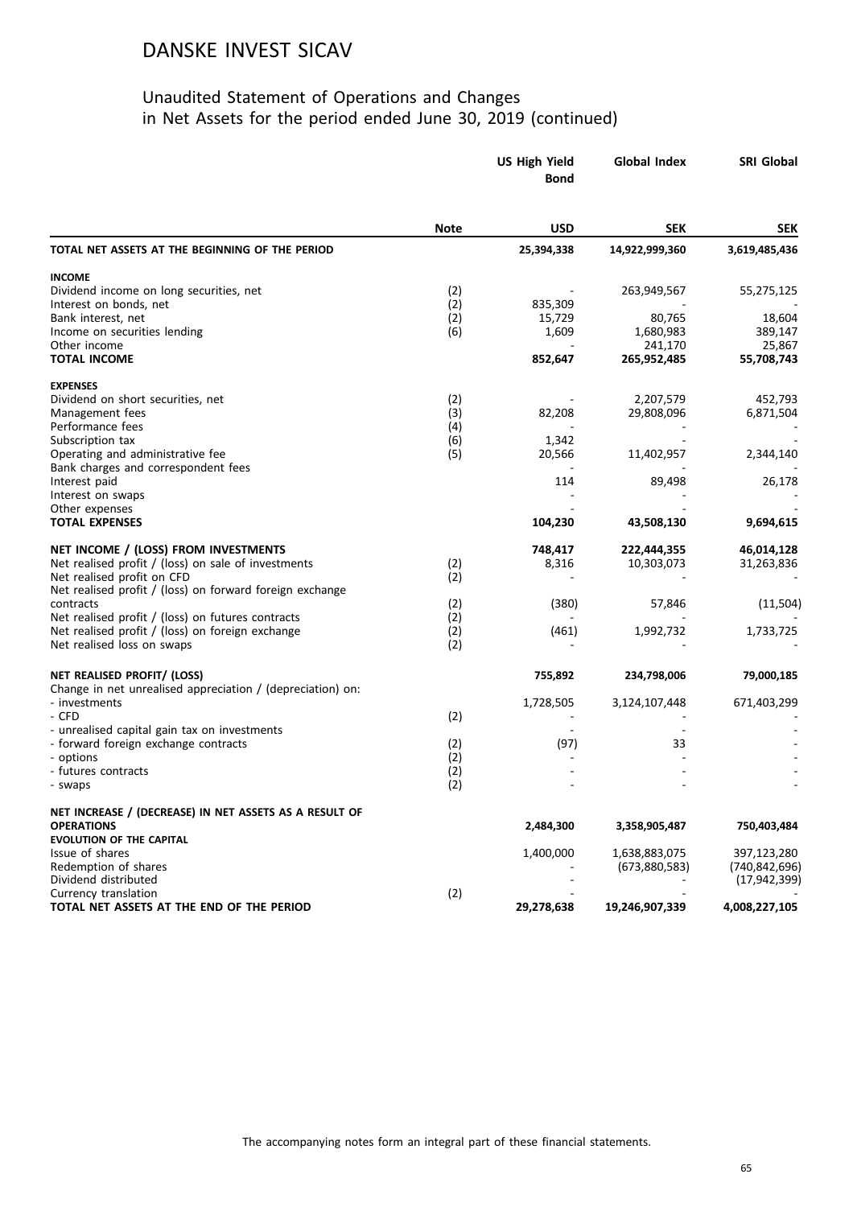# DANSKE INVEST SICAV

## Unaudited Statement of Operations and Changes in Net Assets for the period ended June 30, 2019 (continued)

| | Note | US High Yield Bond | Global Index | SRI Global |
|---|---|---|---|---|
| | | USD | SEK | SEK |
| **TOTAL NET ASSETS AT THE BEGINNING OF THE PERIOD** | | **25,394,338** | **14,922,999,360** | **3,619,485,436** |
| **INCOME** | | | | |
| Dividend income on long securities, net | (2) | - | 263,949,567 | 55,275,125 |
| Interest on bonds, net | (2) | 835,309 | - | - |
| Bank interest, net | (2) | 15,729 | 80,765 | 18,604 |
| Income on securities lending | (6) | 1,609 | 1,680,983 | 389,147 |
| Other income | | - | 241,170 | 25,867 |
| **TOTAL INCOME** | | **852,647** | **265,952,485** | **55,708,743** |
| **EXPENSES** | | | | |
| Dividend on short securities, net | (2) | - | 2,207,579 | 452,793 |
| Management fees | (3) | 82,208 | 29,808,096 | 6,871,504 |
| Performance fees | (4) | - | - | - |
| Subscription tax | (6) | 1,342 | - | - |
| Operating and administrative fee | (5) | 20,566 | 11,402,957 | 2,344,140 |
| Bank charges and correspondent fees | | - | - | - |
| Interest paid | | 114 | 89,498 | 26,178 |
| Interest on swaps | | - | - | - |
| Other expenses | | - | - | - |
| **TOTAL EXPENSES** | | **104,230** | **43,508,130** | **9,694,615** |
| **NET INCOME / (LOSS) FROM INVESTMENTS** | | **748,417** | **222,444,355** | **46,014,128** |
| Net realised profit / (loss) on sale of investments | (2) | 8,316 | 10,303,073 | 31,263,836 |
| Net realised profit on CFD | (2) | - | - | - |
| Net realised profit / (loss) on forward foreign exchange contracts | (2) | (380) | 57,846 | (11,504) |
| Net realised profit / (loss) on futures contracts | (2) | - | - | - |
| Net realised profit / (loss) on foreign exchange | (2) | (461) | 1,992,732 | 1,733,725 |
| Net realised loss on swaps | (2) | - | - | - |
| **NET REALISED PROFIT/ (LOSS)** | | **755,892** | **234,798,006** | **79,000,185** |
| Change in net unrealised appreciation / (depreciation) on: | | | | |
| - investments | | 1,728,505 | 3,124,107,448 | 671,403,299 |
| - CFD | (2) | - | - | - |
| - unrealised capital gain tax on investments | | - | - | - |
| - forward foreign exchange contracts | (2) | (97) | 33 | - |
| - options | (2) | - | - | - |
| - futures contracts | (2) | - | - | - |
| - swaps | (2) | - | - | - |
| **NET INCREASE / (DECREASE) IN NET ASSETS AS A RESULT OF OPERATIONS** | | **2,484,300** | **3,358,905,487** | **750,403,484** |
| **EVOLUTION OF THE CAPITAL** | | | | |
| Issue of shares | | 1,400,000 | 1,638,883,075 | 397,123,280 |
| Redemption of shares | | - | (673,880,583) | (740,842,696) |
| Dividend distributed | | - | - | (17,942,399) |
| Currency translation | (2) | - | - | - |
| **TOTAL NET ASSETS AT THE END OF THE PERIOD** | | **29,278,638** | **19,246,907,339** | **4,008,227,105** |

The accompanying notes form an integral part of these financial statements.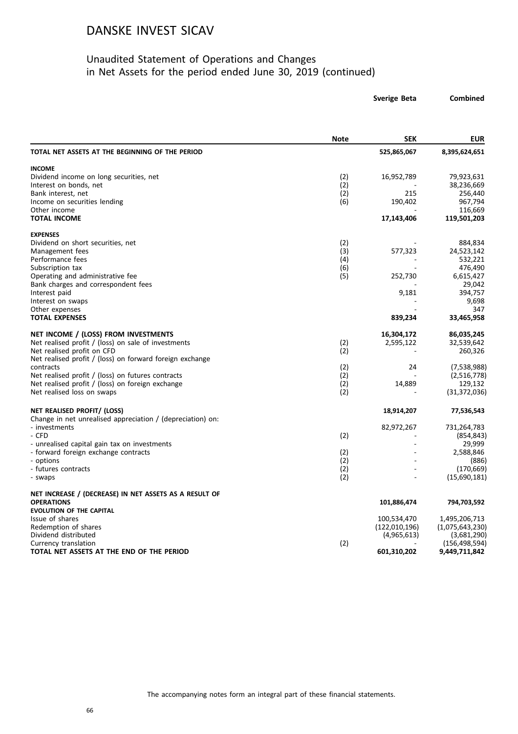# DANSKE INVEST SICAV

## Unaudited Statement of Operations and Changes in Net Assets for the period ended June 30, 2019 (continued)

| | Note | Sverige Beta SEK | Combined EUR |
|---|---|---|---|
| **TOTAL NET ASSETS AT THE BEGINNING OF THE PERIOD** | | **525,865,067** | **8,395,624,651** |
| **INCOME** | | | |
| Dividend income on long securities, net | (2) | 16,952,789 | 79,923,631 |
| Interest on bonds, net | (2) | - | 38,236,669 |
| Bank interest, net | (2) | 215 | 256,440 |
| Income on securities lending | (6) | 190,402 | 967,794 |
| Other income | | - | 116,669 |
| **TOTAL INCOME** | | **17,143,406** | **119,501,203** |
| **EXPENSES** | | | |
| Dividend on short securities, net | (2) | - | 884,834 |
| Management fees | (3) | 577,323 | 24,523,142 |
| Performance fees | (4) | - | 532,221 |
| Subscription tax | (6) | - | 476,490 |
| Operating and administrative fee | (5) | 252,730 | 6,615,427 |
| Bank charges and correspondent fees | | - | 29,042 |
| Interest paid | | 9,181 | 394,757 |
| Interest on swaps | | - | 9,698 |
| Other expenses | | - | 347 |
| **TOTAL EXPENSES** | | **839,234** | **33,465,958** |
| **NET INCOME / (LOSS) FROM INVESTMENTS** | | **16,304,172** | **86,035,245** |
| Net realised profit / (loss) on sale of investments | (2) | 2,595,122 | 32,539,642 |
| Net realised profit on CFD | (2) | - | 260,326 |
| Net realised profit / (loss) on forward foreign exchange contracts | (2) | 24 | (7,538,988) |
| Net realised profit / (loss) on futures contracts | (2) | - | (2,516,778) |
| Net realised profit / (loss) on foreign exchange | (2) | 14,889 | 129,132 |
| Net realised loss on swaps | (2) | - | (31,372,036) |
| **NET REALISED PROFIT/ (LOSS)** | | **18,914,207** | **77,536,543** |
| Change in net unrealised appreciation / (depreciation) on: | | | |
| - investments | | 82,972,267 | 731,264,783 |
| - CFD | (2) | - | (854,843) |
| - unrealised capital gain tax on investments | | - | 29,999 |
| - forward foreign exchange contracts | (2) | - | 2,588,846 |
| - options | (2) | - | (886) |
| - futures contracts | (2) | - | (170,669) |
| - swaps | (2) | - | (15,690,181) |
| **NET INCREASE / (DECREASE) IN NET ASSETS AS A RESULT OF OPERATIONS** | | **101,886,474** | **794,703,592** |
| **EVOLUTION OF THE CAPITAL** | | | |
| Issue of shares | | 100,534,470 | 1,495,206,713 |
| Redemption of shares | | (122,010,196) | (1,075,643,230) |
| Dividend distributed | | (4,965,613) | (3,681,290) |
| Currency translation | (2) | - | (156,498,594) |
| **TOTAL NET ASSETS AT THE END OF THE PERIOD** | | **601,310,202** | **9,449,711,842** |

The accompanying notes form an integral part of these financial statements.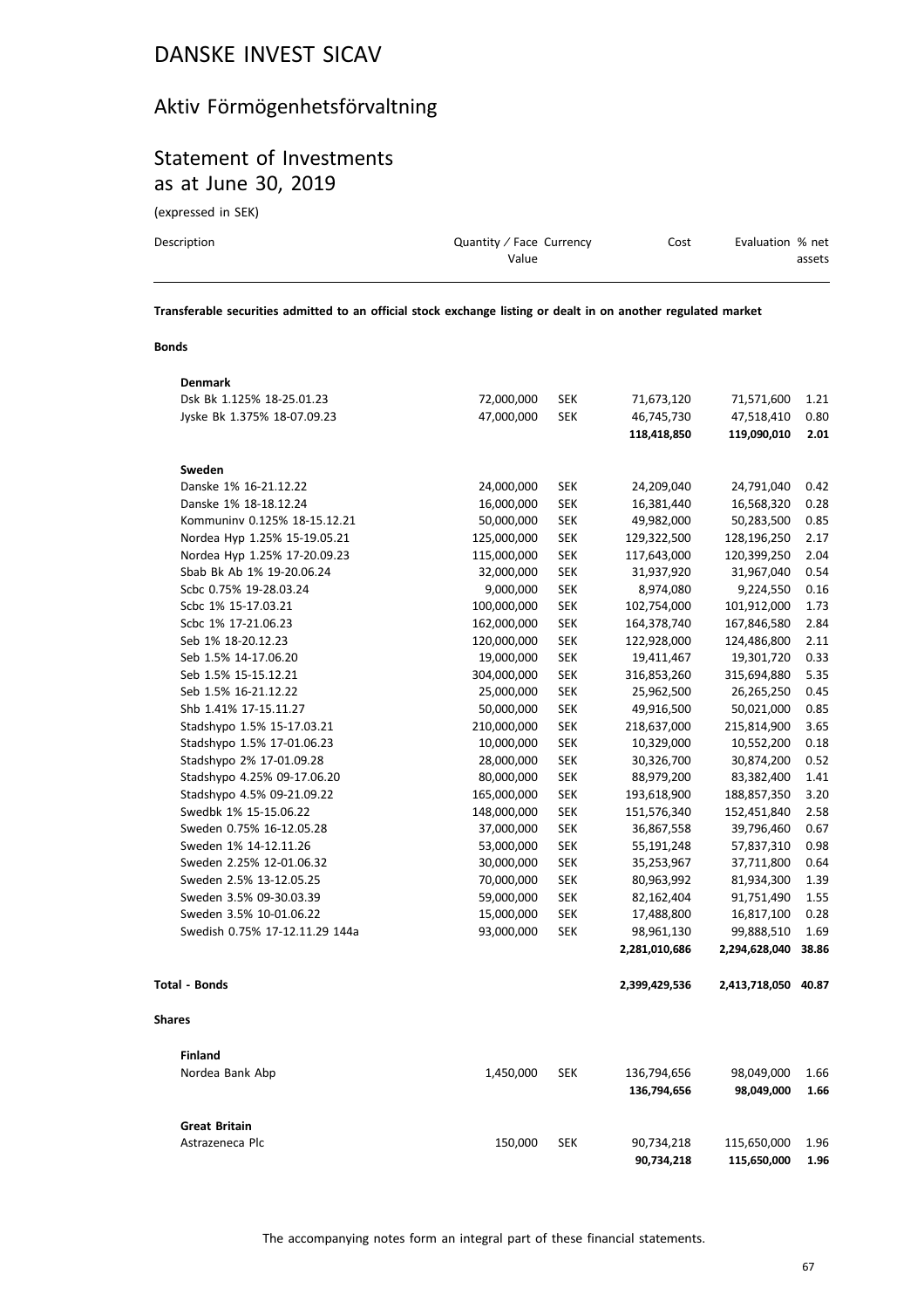# DANSKE INVEST SICAV

## Aktiv Förmögenhetsförvaltning

## Statement of Investments as at June 30, 2019

(expressed in SEK)

| Description | Quantity / Face Value | Currency | Cost | Evaluation | % net assets |
|---|---|---|---|---|---|
| **Transferable securities admitted to an official stock exchange listing or dealt in on another regulated market** | | | | | |
| **Bonds** | | | | | |
| **Denmark** | | | | | |
| Dsk Bk 1.125% 18-25.01.23 | 72,000,000 | SEK | 71,673,120 | 71,571,600 | 1.21 |
| Jyske Bk 1.375% 18-07.09.23 | 47,000,000 | SEK | 46,745,730 | 47,518,410 | 0.80 |
| | | | **118,418,850** | **119,090,010** | **2.01** |
| **Sweden** | | | | | |
| Danske 1% 16-21.12.22 | 24,000,000 | SEK | 24,209,040 | 24,791,040 | 0.42 |
| Danske 1% 18-18.12.24 | 16,000,000 | SEK | 16,381,440 | 16,568,320 | 0.28 |
| Kommuninv 0.125% 18-15.12.21 | 50,000,000 | SEK | 49,982,000 | 50,283,500 | 0.85 |
| Nordea Hyp 1.25% 15-19.05.21 | 125,000,000 | SEK | 129,322,500 | 128,196,250 | 2.17 |
| Nordea Hyp 1.25% 17-20.09.23 | 115,000,000 | SEK | 117,643,000 | 120,399,250 | 2.04 |
| Sbab Bk Ab 1% 19-20.06.24 | 32,000,000 | SEK | 31,937,920 | 31,967,040 | 0.54 |
| Scbc 0.75% 19-28.03.24 | 9,000,000 | SEK | 8,974,080 | 9,224,550 | 0.16 |
| Scbc 1% 15-17.03.21 | 100,000,000 | SEK | 102,754,000 | 101,912,000 | 1.73 |
| Scbc 1% 17-21.06.23 | 162,000,000 | SEK | 164,378,740 | 167,846,580 | 2.84 |
| Seb 1% 18-20.12.23 | 120,000,000 | SEK | 122,928,000 | 124,486,800 | 2.11 |
| Seb 1.5% 14-17.06.20 | 19,000,000 | SEK | 19,411,467 | 19,301,720 | 0.33 |
| Seb 1.5% 15-15.12.21 | 304,000,000 | SEK | 316,853,260 | 315,694,880 | 5.35 |
| Seb 1.5% 16-21.12.22 | 25,000,000 | SEK | 25,962,500 | 26,265,250 | 0.45 |
| Shb 1.41% 17-15.11.27 | 50,000,000 | SEK | 49,916,500 | 50,021,000 | 0.85 |
| Stadshypo 1.5% 15-17.03.21 | 210,000,000 | SEK | 218,637,000 | 215,814,900 | 3.65 |
| Stadshypo 1.5% 17-01.06.23 | 10,000,000 | SEK | 10,329,000 | 10,552,200 | 0.18 |
| Stadshypo 2% 17-01.09.28 | 28,000,000 | SEK | 30,326,700 | 30,874,200 | 0.52 |
| Stadshypo 4.25% 09-17.06.20 | 80,000,000 | SEK | 88,979,200 | 83,382,400 | 1.41 |
| Stadshypo 4.5% 09-21.09.22 | 165,000,000 | SEK | 193,618,900 | 188,857,350 | 3.20 |
| Swedbk 1% 15-15.06.22 | 148,000,000 | SEK | 151,576,340 | 152,451,840 | 2.58 |
| Sweden 0.75% 16-12.05.28 | 37,000,000 | SEK | 36,867,558 | 39,796,460 | 0.67 |
| Sweden 1% 14-12.11.26 | 53,000,000 | SEK | 55,191,248 | 57,837,310 | 0.98 |
| Sweden 2.25% 12-01.06.32 | 30,000,000 | SEK | 35,253,967 | 37,711,800 | 0.64 |
| Sweden 2.5% 13-12.05.25 | 70,000,000 | SEK | 80,963,992 | 81,934,300 | 1.39 |
| Sweden 3.5% 09-30.03.39 | 59,000,000 | SEK | 82,162,404 | 91,751,490 | 1.55 |
| Sweden 3.5% 10-01.06.22 | 15,000,000 | SEK | 17,488,800 | 16,817,100 | 0.28 |
| Swedish 0.75% 17-12.11.29 144a | 93,000,000 | SEK | 98,961,130 | 99,888,510 | 1.69 |
| | | | **2,281,010,686** | **2,294,628,040** | **38.86** |
| **Total - Bonds** | | | **2,399,429,536** | **2,413,718,050** | **40.87** |
| **Shares** | | | | | |
| **Finland** | | | | | |
| Nordea Bank Abp | 1,450,000 | SEK | 136,794,656 | 98,049,000 | 1.66 |
| | | | **136,794,656** | **98,049,000** | **1.66** |
| **Great Britain** | | | | | |
| Astrazeneca Plc | 150,000 | SEK | 90,734,218 | 115,650,000 | 1.96 |
| | | | **90,734,218** | **115,650,000** | **1.96** |

The accompanying notes form an integral part of these financial statements.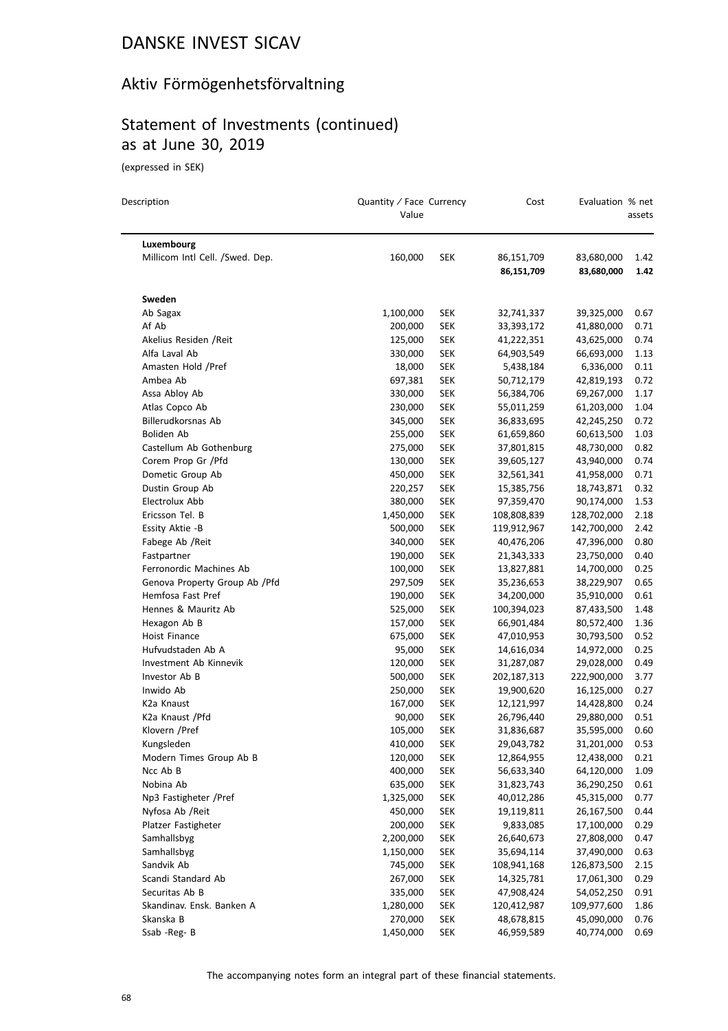# DANSKE INVEST SICAV

## Aktiv Förmögenhetsförvaltning

## Statement of Investments (continued) as at June 30, 2019

(expressed in SEK)

| Description | Quantity / Face Value | Currency | Cost | Evaluation | % net assets |
|---|---|---|---|---|---|
| **Luxembourg** | | | | | |
| Millicom Intl Cell. /Swed. Dep. | 160,000 | SEK | 86,151,709 | 83,680,000 | 1.42 |
| | | | **86,151,709** | **83,680,000** | **1.42** |
| **Sweden** | | | | | |
| Ab Sagax | 1,100,000 | SEK | 32,741,337 | 39,325,000 | 0.67 |
| Af Ab | 200,000 | SEK | 33,393,172 | 41,880,000 | 0.71 |
| Akelius Residen /Reit | 125,000 | SEK | 41,222,351 | 43,625,000 | 0.74 |
| Alfa Laval Ab | 330,000 | SEK | 64,903,549 | 66,693,000 | 1.13 |
| Amasten Hold /Pref | 18,000 | SEK | 5,438,184 | 6,336,000 | 0.11 |
| Ambea Ab | 697,381 | SEK | 50,712,179 | 42,819,193 | 0.72 |
| Assa Abloy Ab | 330,000 | SEK | 56,384,706 | 69,267,000 | 1.17 |
| Atlas Copco Ab | 230,000 | SEK | 55,011,259 | 61,203,000 | 1.04 |
| Billerudkorsnas Ab | 345,000 | SEK | 36,833,695 | 42,245,250 | 0.72 |
| Boliden Ab | 255,000 | SEK | 61,659,860 | 60,613,500 | 1.03 |
| Castellum Ab Gothenburg | 275,000 | SEK | 37,801,815 | 48,730,000 | 0.82 |
| Corem Prop Gr /Pfd | 130,000 | SEK | 39,605,127 | 43,940,000 | 0.74 |
| Dometic Group Ab | 450,000 | SEK | 32,561,341 | 41,958,000 | 0.71 |
| Dustin Group Ab | 220,257 | SEK | 15,385,756 | 18,743,871 | 0.32 |
| Electrolux Abb | 380,000 | SEK | 97,359,470 | 90,174,000 | 1.53 |
| Ericsson Tel. B | 1,450,000 | SEK | 108,808,839 | 128,702,000 | 2.18 |
| Essity Aktie -B | 500,000 | SEK | 119,912,967 | 142,700,000 | 2.42 |
| Fabege Ab /Reit | 340,000 | SEK | 40,476,206 | 47,396,000 | 0.80 |
| Fastpartner | 190,000 | SEK | 21,343,333 | 23,750,000 | 0.40 |
| Ferronordic Machines Ab | 100,000 | SEK | 13,827,881 | 14,700,000 | 0.25 |
| Genova Property Group Ab /Pfd | 297,509 | SEK | 35,236,653 | 38,229,907 | 0.65 |
| Hemfosa Fast Pref | 190,000 | SEK | 34,200,000 | 35,910,000 | 0.61 |
| Hennes & Mauritz Ab | 525,000 | SEK | 100,394,023 | 87,433,500 | 1.48 |
| Hexagon Ab B | 157,000 | SEK | 66,901,484 | 80,572,400 | 1.36 |
| Hoist Finance | 675,000 | SEK | 47,010,953 | 30,793,500 | 0.52 |
| Hufvudstaden Ab A | 95,000 | SEK | 14,616,034 | 14,972,000 | 0.25 |
| Investment Ab Kinnevik | 120,000 | SEK | 31,287,087 | 29,028,000 | 0.49 |
| Investor Ab B | 500,000 | SEK | 202,187,313 | 222,900,000 | 3.77 |
| Inwido Ab | 250,000 | SEK | 19,900,620 | 16,125,000 | 0.27 |
| K2a Knaust | 167,000 | SEK | 12,121,997 | 14,428,800 | 0.24 |
| K2a Knaust /Pfd | 90,000 | SEK | 26,796,440 | 29,880,000 | 0.51 |
| Klovern /Pref | 105,000 | SEK | 31,836,687 | 35,595,000 | 0.60 |
| Kungsleden | 410,000 | SEK | 29,043,782 | 31,201,000 | 0.53 |
| Modern Times Group Ab B | 120,000 | SEK | 12,864,955 | 12,438,000 | 0.21 |
| Ncc Ab B | 400,000 | SEK | 56,633,340 | 64,120,000 | 1.09 |
| Nobina Ab | 635,000 | SEK | 31,823,743 | 36,290,250 | 0.61 |
| Np3 Fastigheter /Pref | 1,325,000 | SEK | 40,012,286 | 45,315,000 | 0.77 |
| Nyfosa Ab /Reit | 450,000 | SEK | 19,119,811 | 26,167,500 | 0.44 |
| Platzer Fastigheter | 200,000 | SEK | 9,833,085 | 17,100,000 | 0.29 |
| Samhallsbyg | 2,200,000 | SEK | 26,640,673 | 27,808,000 | 0.47 |
| Samhallsbyg | 1,150,000 | SEK | 35,694,114 | 37,490,000 | 0.63 |
| Sandvik Ab | 745,000 | SEK | 108,941,168 | 126,873,500 | 2.15 |
| Scandi Standard Ab | 267,000 | SEK | 14,325,781 | 17,061,300 | 0.29 |
| Securitas Ab B | 335,000 | SEK | 47,908,424 | 54,052,250 | 0.91 |
| Skandinav. Ensk. Banken A | 1,280,000 | SEK | 120,412,987 | 109,977,600 | 1.86 |
| Skanska B | 270,000 | SEK | 48,678,815 | 45,090,000 | 0.76 |
| Ssab -Reg- B | 1,450,000 | SEK | 46,959,589 | 40,774,000 | 0.69 |

The accompanying notes form an integral part of these financial statements.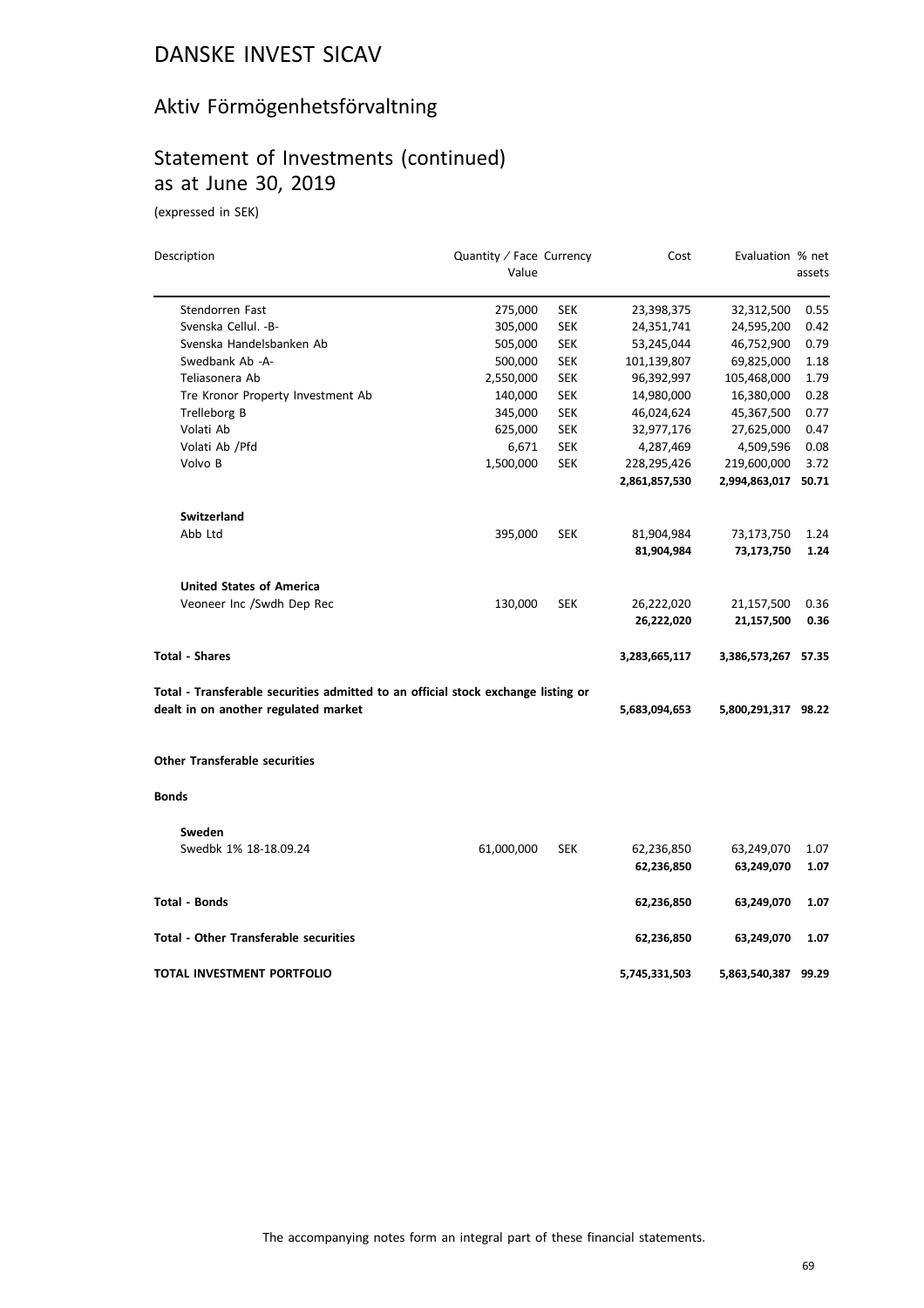# DANSKE INVEST SICAV

## Aktiv Förmögenhetsförvaltning

## Statement of Investments (continued) as at June 30, 2019

(expressed in SEK)

| Description | Quantity / Face Value | Currency | Cost | Evaluation | % net assets |
|---|---|---|---|---|---|
| Stendorren Fast | 275,000 | SEK | 23,398,375 | 32,312,500 | 0.55 |
| Svenska Cellul. -B- | 305,000 | SEK | 24,351,741 | 24,595,200 | 0.42 |
| Svenska Handelsbanken Ab | 505,000 | SEK | 53,245,044 | 46,752,900 | 0.79 |
| Swedbank Ab -A- | 500,000 | SEK | 101,139,807 | 69,825,000 | 1.18 |
| Teliasonera Ab | 2,550,000 | SEK | 96,392,997 | 105,468,000 | 1.79 |
| Tre Kronor Property Investment Ab | 140,000 | SEK | 14,980,000 | 16,380,000 | 0.28 |
| Trelleborg B | 345,000 | SEK | 46,024,624 | 45,367,500 | 0.77 |
| Volati Ab | 625,000 | SEK | 32,977,176 | 27,625,000 | 0.47 |
| Volati Ab /Pfd | 6,671 | SEK | 4,287,469 | 4,509,596 | 0.08 |
| Volvo B | 1,500,000 | SEK | 228,295,426 | 219,600,000 | 3.72 |
| | | | **2,861,857,530** | **2,994,863,017** | **50.71** |
| **Switzerland** | | | | | |
| Abb Ltd | 395,000 | SEK | 81,904,984 | 73,173,750 | 1.24 |
| | | | **81,904,984** | **73,173,750** | **1.24** |
| **United States of America** | | | | | |
| Veoneer Inc /Swdh Dep Rec | 130,000 | SEK | 26,222,020 | 21,157,500 | 0.36 |
| | | | **26,222,020** | **21,157,500** | **0.36** |
| **Total - Shares** | | | **3,283,665,117** | **3,386,573,267** | **57.35** |
| **Total - Transferable securities admitted to an official stock exchange listing or dealt in on another regulated market** | | | **5,683,094,653** | **5,800,291,317** | **98.22** |
| **Other Transferable securities** | | | | | |
| **Bonds** | | | | | |
| **Sweden** | | | | | |
| Swedbk 1% 18-18.09.24 | 61,000,000 | SEK | 62,236,850 | 63,249,070 | 1.07 |
| | | | **62,236,850** | **63,249,070** | **1.07** |
| **Total - Bonds** | | | **62,236,850** | **63,249,070** | **1.07** |
| **Total - Other Transferable securities** | | | **62,236,850** | **63,249,070** | **1.07** |
| **TOTAL INVESTMENT PORTFOLIO** | | | **5,745,331,503** | **5,863,540,387** | **99.29** |

The accompanying notes form an integral part of these financial statements.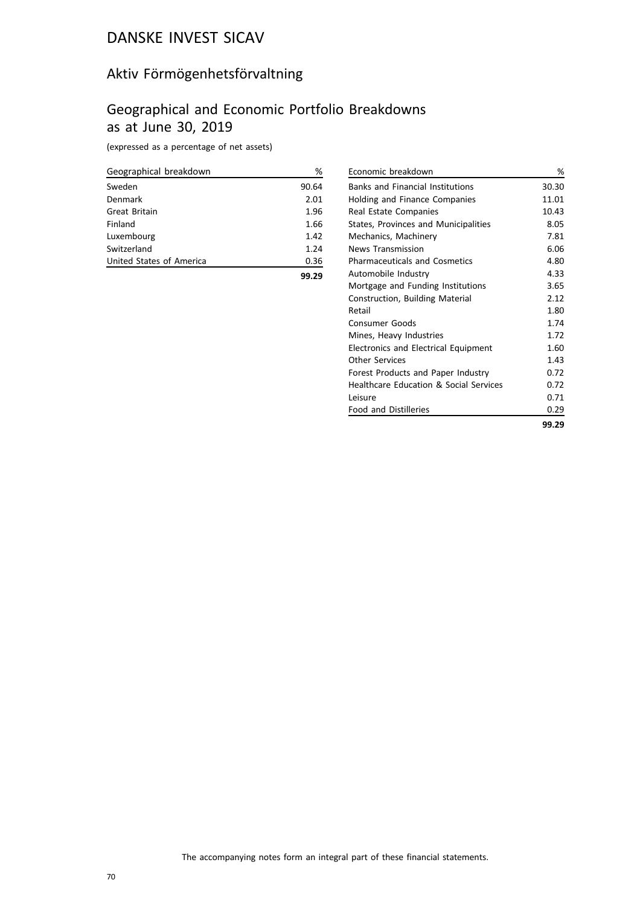# DANSKE INVEST SICAV

## Aktiv Förmögenhetsförvaltning

## Geographical and Economic Portfolio Breakdowns as at June 30, 2019

(expressed as a percentage of net assets)

| Geographical breakdown | % |
|---|---|
| Sweden | 90.64 |
| Denmark | 2.01 |
| Great Britain | 1.96 |
| Finland | 1.66 |
| Luxembourg | 1.42 |
| Switzerland | 1.24 |
| United States of America | 0.36 |
| | **99.29** |

| Economic breakdown | % |
|---|---|
| Banks and Financial Institutions | 30.30 |
| Holding and Finance Companies | 11.01 |
| Real Estate Companies | 10.43 |
| States, Provinces and Municipalities | 8.05 |
| Mechanics, Machinery | 7.81 |
| News Transmission | 6.06 |
| Pharmaceuticals and Cosmetics | 4.80 |
| Automobile Industry | 4.33 |
| Mortgage and Funding Institutions | 3.65 |
| Construction, Building Material | 2.12 |
| Retail | 1.80 |
| Consumer Goods | 1.74 |
| Mines, Heavy Industries | 1.72 |
| Electronics and Electrical Equipment | 1.60 |
| Other Services | 1.43 |
| Forest Products and Paper Industry | 0.72 |
| Healthcare Education & Social Services | 0.72 |
| Leisure | 0.71 |
| Food and Distilleries | 0.29 |
| | **99.29** |

The accompanying notes form an integral part of these financial statements.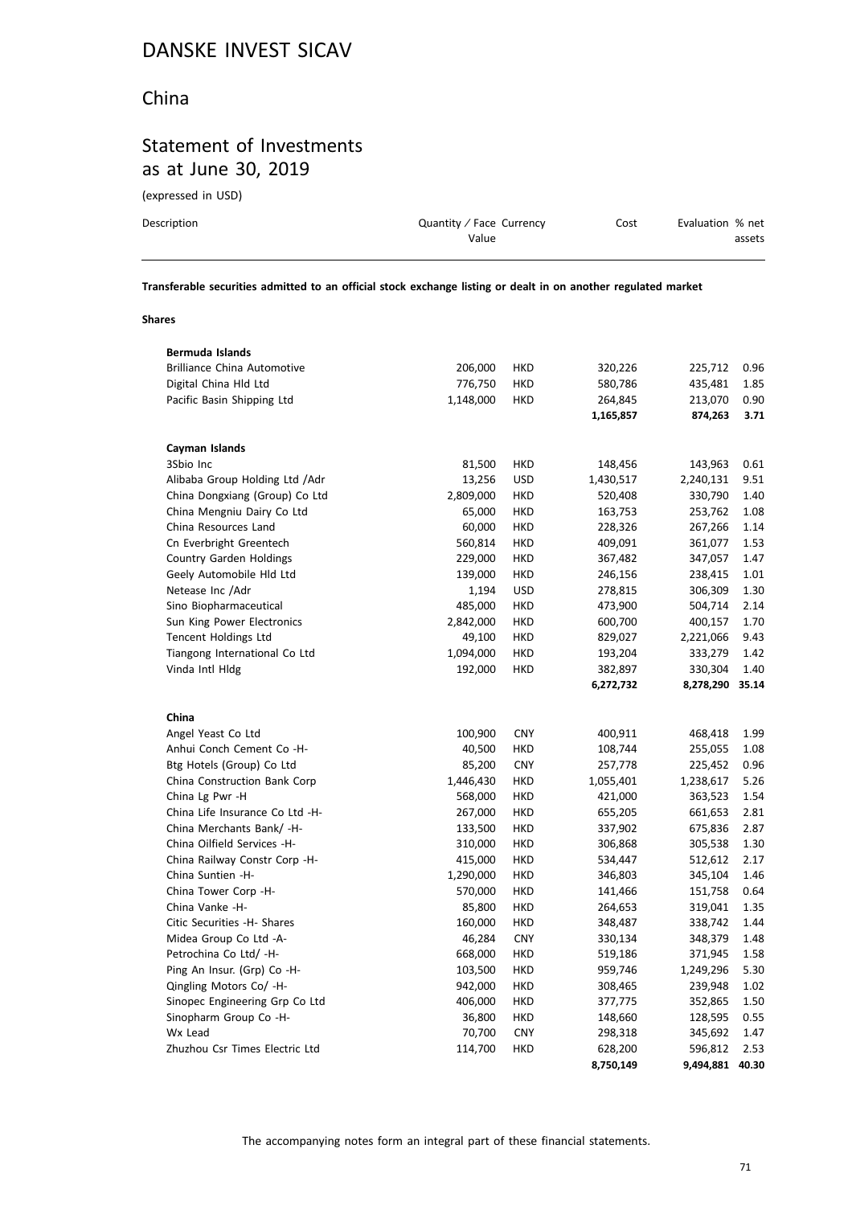# DANSKE INVEST SICAV

## China

## Statement of Investments as at June 30, 2019

(expressed in USD)

| Description | Quantity / Face Value | Currency | Cost | Evaluation | % net assets |
|---|---|---|---|---|---|
| **Transferable securities admitted to an official stock exchange listing or dealt in on another regulated market** | | | | | |
| **Shares** | | | | | |
| **Bermuda Islands** | | | | | |
| Brilliance China Automotive | 206,000 | HKD | 320,226 | 225,712 | 0.96 |
| Digital China Hld Ltd | 776,750 | HKD | 580,786 | 435,481 | 1.85 |
| Pacific Basin Shipping Ltd | 1,148,000 | HKD | 264,845 | 213,070 | 0.90 |
| | | | **1,165,857** | **874,263** | **3.71** |
| **Cayman Islands** | | | | | |
| 3Sbio Inc | 81,500 | HKD | 148,456 | 143,963 | 0.61 |
| Alibaba Group Holding Ltd /Adr | 13,256 | USD | 1,430,517 | 2,240,131 | 9.51 |
| China Dongxiang (Group) Co Ltd | 2,809,000 | HKD | 520,408 | 330,790 | 1.40 |
| China Mengniu Dairy Co Ltd | 65,000 | HKD | 163,753 | 253,762 | 1.08 |
| China Resources Land | 60,000 | HKD | 228,326 | 267,266 | 1.14 |
| Cn Everbright Greentech | 560,814 | HKD | 409,091 | 361,077 | 1.53 |
| Country Garden Holdings | 229,000 | HKD | 367,482 | 347,057 | 1.47 |
| Geely Automobile Hld Ltd | 139,000 | HKD | 246,156 | 238,415 | 1.01 |
| Netease Inc /Adr | 1,194 | USD | 278,815 | 306,309 | 1.30 |
| Sino Biopharmaceutical | 485,000 | HKD | 473,900 | 504,714 | 2.14 |
| Sun King Power Electronics | 2,842,000 | HKD | 600,700 | 400,157 | 1.70 |
| Tencent Holdings Ltd | 49,100 | HKD | 829,027 | 2,221,066 | 9.43 |
| Tiangong International Co Ltd | 1,094,000 | HKD | 193,204 | 333,279 | 1.42 |
| Vinda Intl Hldg | 192,000 | HKD | 382,897 | 330,304 | 1.40 |
| | | | **6,272,732** | **8,278,290** | **35.14** |
| **China** | | | | | |
| Angel Yeast Co Ltd | 100,900 | CNY | 400,911 | 468,418 | 1.99 |
| Anhui Conch Cement Co -H- | 40,500 | HKD | 108,744 | 255,055 | 1.08 |
| Btg Hotels (Group) Co Ltd | 85,200 | CNY | 257,778 | 225,452 | 0.96 |
| China Construction Bank Corp | 1,446,430 | HKD | 1,055,401 | 1,238,617 | 5.26 |
| China Lg Pwr -H | 568,000 | HKD | 421,000 | 363,523 | 1.54 |
| China Life Insurance Co Ltd -H- | 267,000 | HKD | 655,205 | 661,653 | 2.81 |
| China Merchants Bank/ -H- | 133,500 | HKD | 337,902 | 675,836 | 2.87 |
| China Oilfield Services -H- | 310,000 | HKD | 306,868 | 305,538 | 1.30 |
| China Railway Constr Corp -H- | 415,000 | HKD | 534,447 | 512,612 | 2.17 |
| China Suntien -H- | 1,290,000 | HKD | 346,803 | 345,104 | 1.46 |
| China Tower Corp -H- | 570,000 | HKD | 141,466 | 151,758 | 0.64 |
| China Vanke -H- | 85,800 | HKD | 264,653 | 319,041 | 1.35 |
| Citic Securities -H- Shares | 160,000 | HKD | 348,487 | 338,742 | 1.44 |
| Midea Group Co Ltd -A- | 46,284 | CNY | 330,134 | 348,379 | 1.48 |
| Petrochina Co Ltd/ -H- | 668,000 | HKD | 519,186 | 371,945 | 1.58 |
| Ping An Insur. (Grp) Co -H- | 103,500 | HKD | 959,746 | 1,249,296 | 5.30 |
| Qingling Motors Co/ -H- | 942,000 | HKD | 308,465 | 239,948 | 1.02 |
| Sinopec Engineering Grp Co Ltd | 406,000 | HKD | 377,775 | 352,865 | 1.50 |
| Sinopharm Group Co -H- | 36,800 | HKD | 148,660 | 128,595 | 0.55 |
| Wx Lead | 70,700 | CNY | 298,318 | 345,692 | 1.47 |
| Zhuzhou Csr Times Electric Ltd | 114,700 | HKD | 628,200 | 596,812 | 2.53 |
| | | | **8,750,149** | **9,494,881** | **40.30** |

The accompanying notes form an integral part of these financial statements.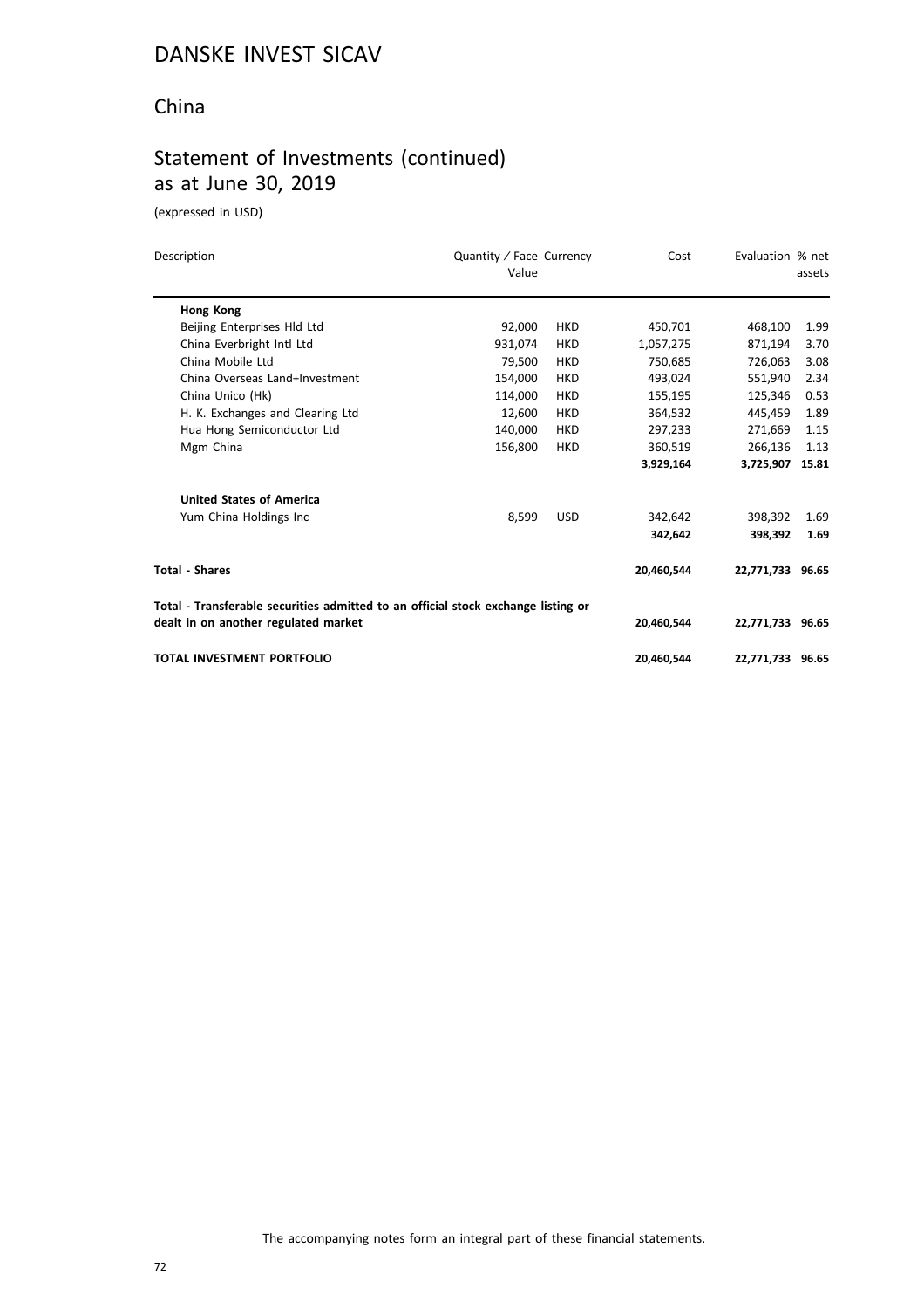# DANSKE INVEST SICAV

## China

## Statement of Investments (continued)
## as at June 30, 2019

(expressed in USD)

| Description | Quantity / Face Value | Currency | Cost | Evaluation | % net assets |
|---|---|---|---|---|---|
| **Hong Kong** | | | | | |
| Beijing Enterprises Hld Ltd | 92,000 | HKD | 450,701 | 468,100 | 1.99 |
| China Everbright Intl Ltd | 931,074 | HKD | 1,057,275 | 871,194 | 3.70 |
| China Mobile Ltd | 79,500 | HKD | 750,685 | 726,063 | 3.08 |
| China Overseas Land+Investment | 154,000 | HKD | 493,024 | 551,940 | 2.34 |
| China Unico (Hk) | 114,000 | HKD | 155,195 | 125,346 | 0.53 |
| H. K. Exchanges and Clearing Ltd | 12,600 | HKD | 364,532 | 445,459 | 1.89 |
| Hua Hong Semiconductor Ltd | 140,000 | HKD | 297,233 | 271,669 | 1.15 |
| Mgm China | 156,800 | HKD | 360,519 | 266,136 | 1.13 |
| | | | **3,929,164** | **3,725,907** | **15.81** |
| **United States of America** | | | | | |
| Yum China Holdings Inc | 8,599 | USD | 342,642 | 398,392 | 1.69 |
| | | | **342,642** | **398,392** | **1.69** |
| **Total - Shares** | | | **20,460,544** | **22,771,733** | **96.65** |
| **Total - Transferable securities admitted to an official stock exchange listing or dealt in on another regulated market** | | | **20,460,544** | **22,771,733** | **96.65** |
| **TOTAL INVESTMENT PORTFOLIO** | | | **20,460,544** | **22,771,733** | **96.65** |

The accompanying notes form an integral part of these financial statements.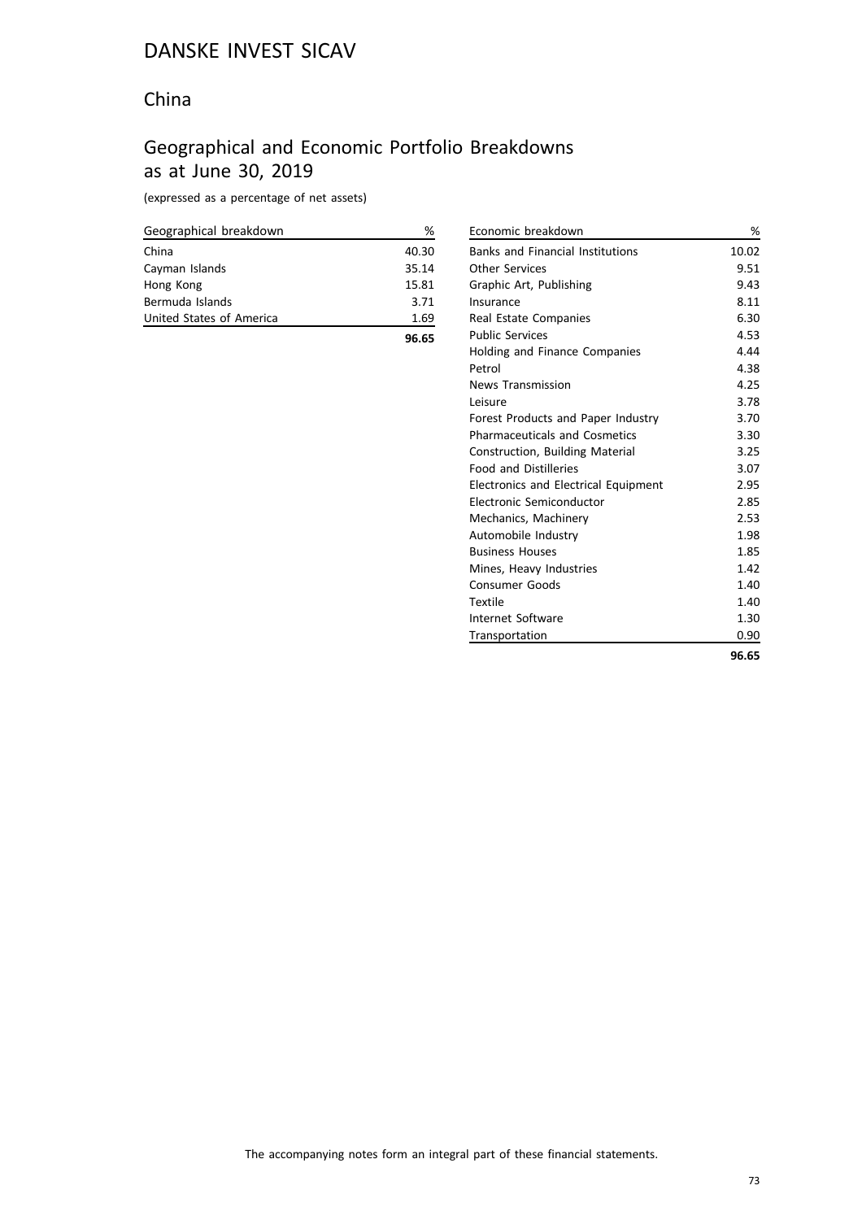# DANSKE INVEST SICAV

## China

## Geographical and Economic Portfolio Breakdowns as at June 30, 2019

(expressed as a percentage of net assets)

| Geographical breakdown | % |
|---|---|
| China | 40.30 |
| Cayman Islands | 35.14 |
| Hong Kong | 15.81 |
| Bermuda Islands | 3.71 |
| United States of America | 1.69 |
| | **96.65** |

| Economic breakdown | % |
|---|---|
| Banks and Financial Institutions | 10.02 |
| Other Services | 9.51 |
| Graphic Art, Publishing | 9.43 |
| Insurance | 8.11 |
| Real Estate Companies | 6.30 |
| Public Services | 4.53 |
| Holding and Finance Companies | 4.44 |
| Petrol | 4.38 |
| News Transmission | 4.25 |
| Leisure | 3.78 |
| Forest Products and Paper Industry | 3.70 |
| Pharmaceuticals and Cosmetics | 3.30 |
| Construction, Building Material | 3.25 |
| Food and Distilleries | 3.07 |
| Electronics and Electrical Equipment | 2.95 |
| Electronic Semiconductor | 2.85 |
| Mechanics, Machinery | 2.53 |
| Automobile Industry | 1.98 |
| Business Houses | 1.85 |
| Mines, Heavy Industries | 1.42 |
| Consumer Goods | 1.40 |
| Textile | 1.40 |
| Internet Software | 1.30 |
| Transportation | 0.90 |
| | **96.65** |

The accompanying notes form an integral part of these financial statements.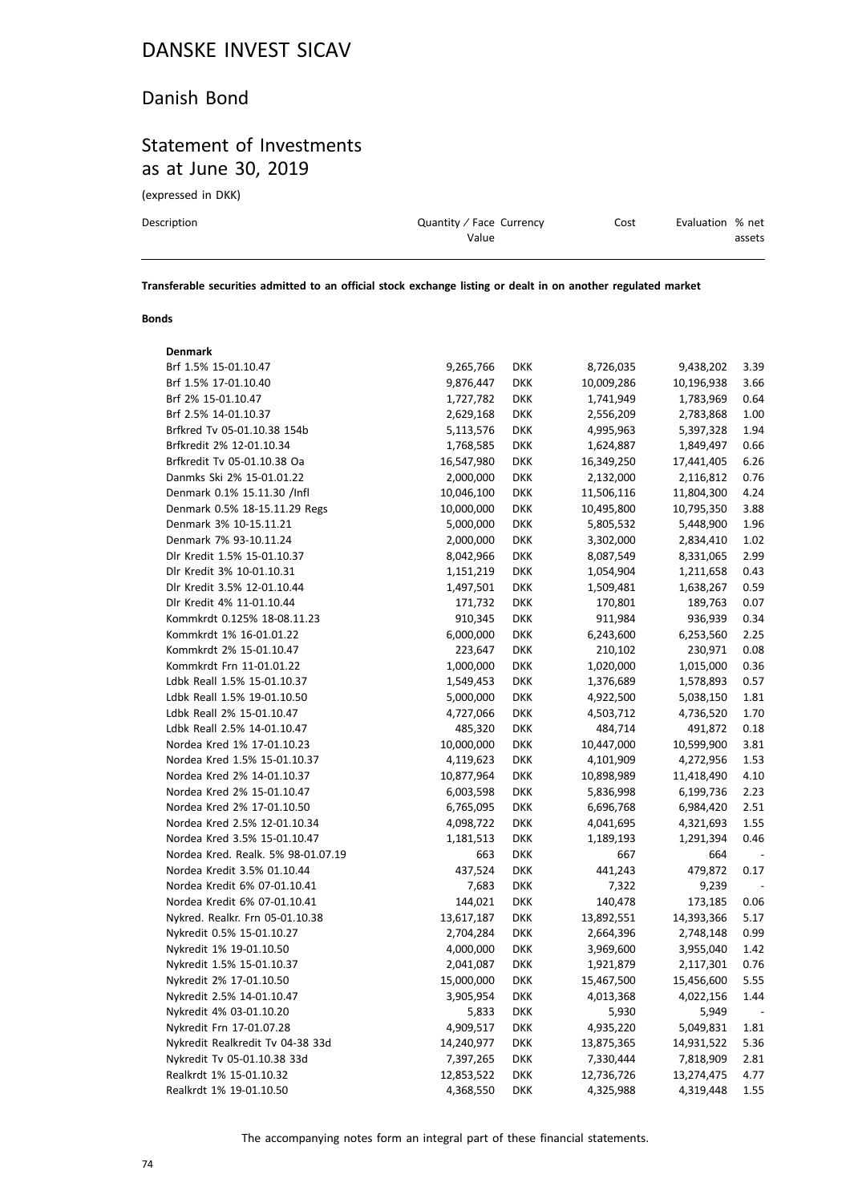# DANSKE INVEST SICAV

## Danish Bond

## Statement of Investments as at June 30, 2019

(expressed in DKK)

| Description | Quantity / Face Value | Currency | Cost | Evaluation | % net assets |
|---|---|---|---|---|---|

**Transferable securities admitted to an official stock exchange listing or dealt in on another regulated market**

**Bonds**

| Description | Quantity / Face Value | Currency | Cost | Evaluation | % net assets |
|---|---|---|---|---|---|
| **Denmark** | | | | | |
| Brf 1.5% 15-01.10.47 | 9,265,766 | DKK | 8,726,035 | 9,438,202 | 3.39 |
| Brf 1.5% 17-01.10.40 | 9,876,447 | DKK | 10,009,286 | 10,196,938 | 3.66 |
| Brf 2% 15-01.10.47 | 1,727,782 | DKK | 1,741,949 | 1,783,969 | 0.64 |
| Brf 2.5% 14-01.10.37 | 2,629,168 | DKK | 2,556,209 | 2,783,868 | 1.00 |
| Brfkred Tv 05-01.10.38 154b | 5,113,576 | DKK | 4,995,963 | 5,397,328 | 1.94 |
| Brfkredit 2% 12-01.10.34 | 1,768,585 | DKK | 1,624,887 | 1,849,497 | 0.66 |
| Brfkredit Tv 05-01.10.38 Oa | 16,547,980 | DKK | 16,349,250 | 17,441,405 | 6.26 |
| Danmks Ski 2% 15-01.01.22 | 2,000,000 | DKK | 2,132,000 | 2,116,812 | 0.76 |
| Denmark 0.1% 15.11.30 /Infl | 10,046,100 | DKK | 11,506,116 | 11,804,300 | 4.24 |
| Denmark 0.5% 18-15.11.29 Regs | 10,000,000 | DKK | 10,495,800 | 10,795,350 | 3.88 |
| Denmark 3% 10-15.11.21 | 5,000,000 | DKK | 5,805,532 | 5,448,900 | 1.96 |
| Denmark 7% 93-10.11.24 | 2,000,000 | DKK | 3,302,000 | 2,834,410 | 1.02 |
| Dlr Kredit 1.5% 15-01.10.37 | 8,042,966 | DKK | 8,087,549 | 8,331,065 | 2.99 |
| Dlr Kredit 3% 10-01.10.31 | 1,151,219 | DKK | 1,054,904 | 1,211,658 | 0.43 |
| Dlr Kredit 3.5% 12-01.10.44 | 1,497,501 | DKK | 1,509,481 | 1,638,267 | 0.59 |
| Dlr Kredit 4% 11-01.10.44 | 171,732 | DKK | 170,801 | 189,763 | 0.07 |
| Kommkrdt 0.125% 18-08.11.23 | 910,345 | DKK | 911,984 | 936,939 | 0.34 |
| Kommkrdt 1% 16-01.01.22 | 6,000,000 | DKK | 6,243,600 | 6,253,560 | 2.25 |
| Kommkrdt 2% 15-01.10.47 | 223,647 | DKK | 210,102 | 230,971 | 0.08 |
| Kommkrdt Frn 11-01.01.22 | 1,000,000 | DKK | 1,020,000 | 1,015,000 | 0.36 |
| Ldbk Reall 1.5% 15-01.10.37 | 1,549,453 | DKK | 1,376,689 | 1,578,893 | 0.57 |
| Ldbk Reall 1.5% 19-01.10.50 | 5,000,000 | DKK | 4,922,500 | 5,038,150 | 1.81 |
| Ldbk Reall 2% 15-01.10.47 | 4,727,066 | DKK | 4,503,712 | 4,736,520 | 1.70 |
| Ldbk Reall 2.5% 14-01.10.47 | 485,320 | DKK | 484,714 | 491,872 | 0.18 |
| Nordea Kred 1% 17-01.10.23 | 10,000,000 | DKK | 10,447,000 | 10,599,900 | 3.81 |
| Nordea Kred 1.5% 15-01.10.37 | 4,119,623 | DKK | 4,101,909 | 4,272,956 | 1.53 |
| Nordea Kred 2% 14-01.10.37 | 10,877,964 | DKK | 10,898,989 | 11,418,490 | 4.10 |
| Nordea Kred 2% 15-01.10.47 | 6,003,598 | DKK | 5,836,998 | 6,199,736 | 2.23 |
| Nordea Kred 2% 17-01.10.50 | 6,765,095 | DKK | 6,696,768 | 6,984,420 | 2.51 |
| Nordea Kred 2.5% 12-01.10.34 | 4,098,722 | DKK | 4,041,695 | 4,321,693 | 1.55 |
| Nordea Kred 3.5% 15-01.10.47 | 1,181,513 | DKK | 1,189,193 | 1,291,394 | 0.46 |
| Nordea Kred. Realk. 5% 98-01.07.19 | 663 | DKK | 667 | 664 | - |
| Nordea Kredit 3.5% 01.10.44 | 437,524 | DKK | 441,243 | 479,872 | 0.17 |
| Nordea Kredit 6% 07-01.10.41 | 7,683 | DKK | 7,322 | 9,239 | - |
| Nordea Kredit 6% 07-01.10.41 | 144,021 | DKK | 140,478 | 173,185 | 0.06 |
| Nykred. Realkr. Frn 05-01.10.38 | 13,617,187 | DKK | 13,892,551 | 14,393,366 | 5.17 |
| Nykredit 0.5% 15-01.10.27 | 2,704,284 | DKK | 2,664,396 | 2,748,148 | 0.99 |
| Nykredit 1% 19-01.10.50 | 4,000,000 | DKK | 3,969,600 | 3,955,040 | 1.42 |
| Nykredit 1.5% 15-01.10.37 | 2,041,087 | DKK | 1,921,879 | 2,117,301 | 0.76 |
| Nykredit 2% 17-01.10.50 | 15,000,000 | DKK | 15,467,500 | 15,456,600 | 5.55 |
| Nykredit 2.5% 14-01.10.47 | 3,905,954 | DKK | 4,013,368 | 4,022,156 | 1.44 |
| Nykredit 4% 03-01.10.20 | 5,833 | DKK | 5,930 | 5,949 | - |
| Nykredit Frn 17-01.07.28 | 4,909,517 | DKK | 4,935,220 | 5,049,831 | 1.81 |
| Nykredit Realkredit Tv 04-38 33d | 14,240,977 | DKK | 13,875,365 | 14,931,522 | 5.36 |
| Nykredit Tv 05-01.10.38 33d | 7,397,265 | DKK | 7,330,444 | 7,818,909 | 2.81 |
| Realkrdt 1% 15-01.10.32 | 12,853,522 | DKK | 12,736,726 | 13,274,475 | 4.77 |
| Realkrdt 1% 19-01.10.50 | 4,368,550 | DKK | 4,325,988 | 4,319,448 | 1.55 |

The accompanying notes form an integral part of these financial statements.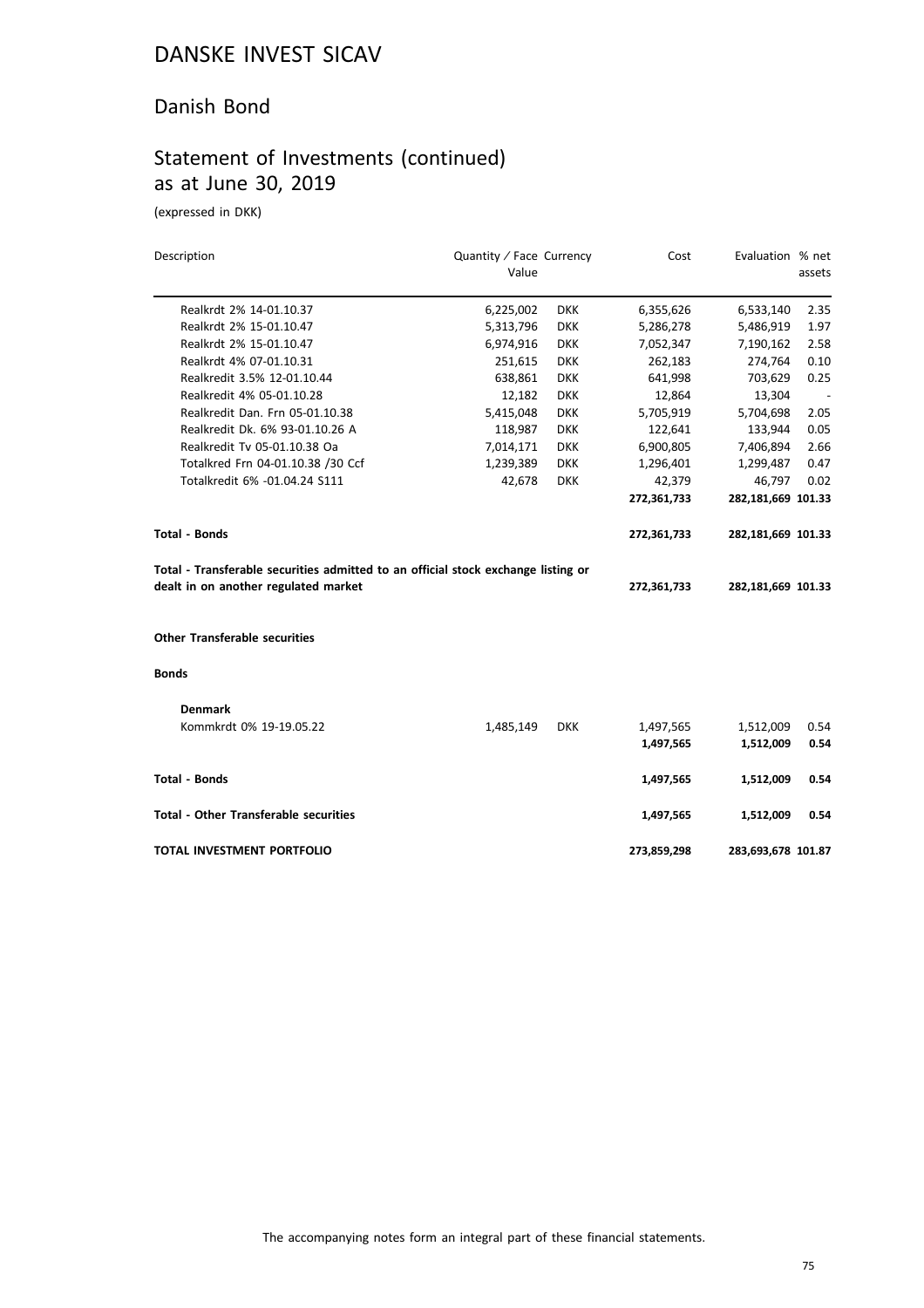# DANSKE INVEST SICAV

## Danish Bond

## Statement of Investments (continued) as at June 30, 2019

(expressed in DKK)

| Description | Quantity / Face Value | Currency | Cost | Evaluation | % net assets |
|---|---|---|---|---|---|
| Realkrdt 2% 14-01.10.37 | 6,225,002 | DKK | 6,355,626 | 6,533,140 | 2.35 |
| Realkrdt 2% 15-01.10.47 | 5,313,796 | DKK | 5,286,278 | 5,486,919 | 1.97 |
| Realkrdt 2% 15-01.10.47 | 6,974,916 | DKK | 7,052,347 | 7,190,162 | 2.58 |
| Realkrdt 4% 07-01.10.31 | 251,615 | DKK | 262,183 | 274,764 | 0.10 |
| Realkredit 3.5% 12-01.10.44 | 638,861 | DKK | 641,998 | 703,629 | 0.25 |
| Realkredit 4% 05-01.10.28 | 12,182 | DKK | 12,864 | 13,304 | - |
| Realkredit Dan. Frn 05-01.10.38 | 5,415,048 | DKK | 5,705,919 | 5,704,698 | 2.05 |
| Realkredit Dk. 6% 93-01.10.26 A | 118,987 | DKK | 122,641 | 133,944 | 0.05 |
| Realkredit Tv 05-01.10.38 Oa | 7,014,171 | DKK | 6,900,805 | 7,406,894 | 2.66 |
| Totalkred Frn 04-01.10.38 /30 Ccf | 1,239,389 | DKK | 1,296,401 | 1,299,487 | 0.47 |
| Totalkredit 6% -01.04.24 S111 | 42,678 | DKK | 42,379 | 46,797 | 0.02 |
| | | | **272,361,733** | **282,181,669** | **101.33** |
| **Total - Bonds** | | | **272,361,733** | **282,181,669** | **101.33** |
| **Total - Transferable securities admitted to an official stock exchange listing or dealt in on another regulated market** | | | **272,361,733** | **282,181,669** | **101.33** |
| **Other Transferable securities** | | | | | |
| **Bonds** | | | | | |
| **Denmark** | | | | | |
| Kommkrdt 0% 19-19.05.22 | 1,485,149 | DKK | 1,497,565 | 1,512,009 | 0.54 |
| | | | **1,497,565** | **1,512,009** | **0.54** |
| **Total - Bonds** | | | **1,497,565** | **1,512,009** | **0.54** |
| **Total - Other Transferable securities** | | | **1,497,565** | **1,512,009** | **0.54** |
| **TOTAL INVESTMENT PORTFOLIO** | | | **273,859,298** | **283,693,678** | **101.87** |

The accompanying notes form an integral part of these financial statements.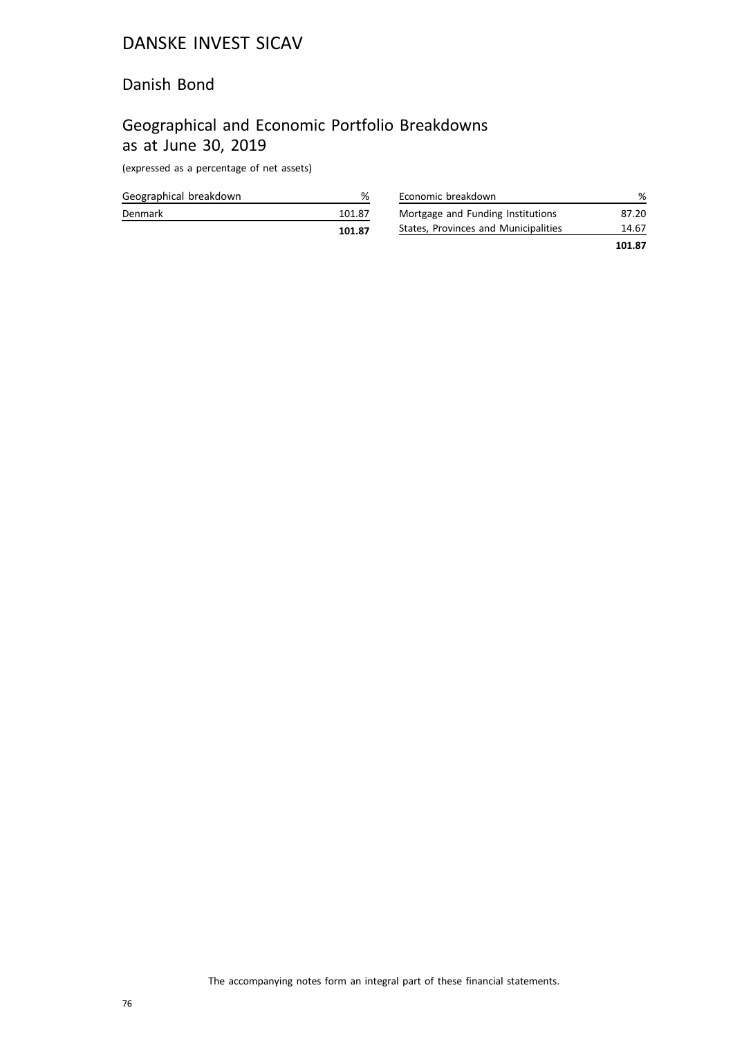# DANSKE INVEST SICAV

## Danish Bond

## Geographical and Economic Portfolio Breakdowns as at June 30, 2019

(expressed as a percentage of net assets)

| Geographical breakdown | % |
|---|---|
| Denmark | 101.87 |
| | **101.87** |

| Economic breakdown | % |
|---|---|
| Mortgage and Funding Institutions | 87.20 |
| States, Provinces and Municipalities | 14.67 |
| | **101.87** |

The accompanying notes form an integral part of these financial statements.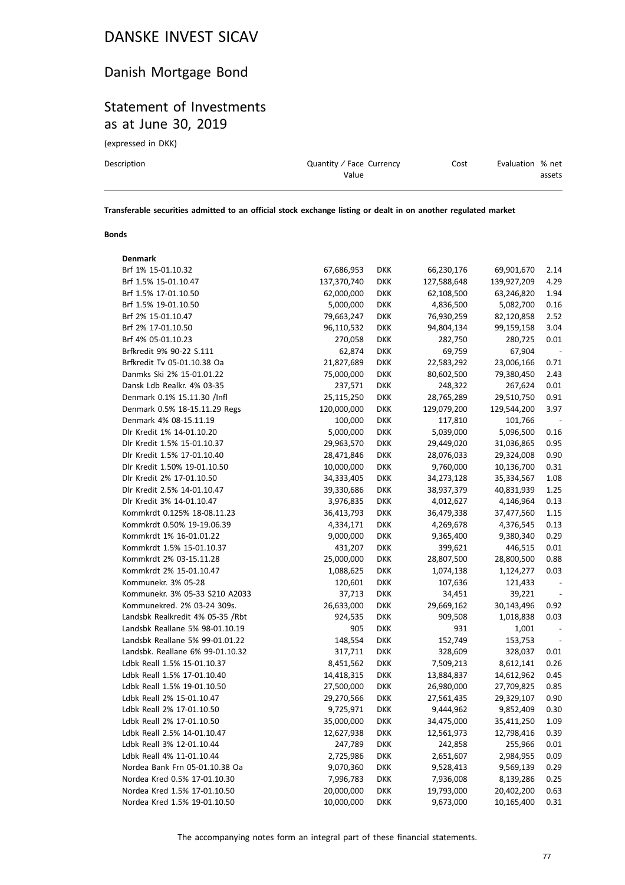# DANSKE INVEST SICAV

## Danish Mortgage Bond

## Statement of Investments as at June 30, 2019

(expressed in DKK)

| Description | Quantity / Face Value | Currency | Cost | Evaluation | % net assets |
|---|---|---|---|---|---|

**Transferable securities admitted to an official stock exchange listing or dealt in on another regulated market**

**Bonds**

| Description | Quantity / Face Value | Currency | Cost | Evaluation | % net assets |
|---|---|---|---|---|---|
| **Denmark** | | | | | |
| Brf 1% 15-01.10.32 | 67,686,953 | DKK | 66,230,176 | 69,901,670 | 2.14 |
| Brf 1.5% 15-01.10.47 | 137,370,740 | DKK | 127,588,648 | 139,927,209 | 4.29 |
| Brf 1.5% 17-01.10.50 | 62,000,000 | DKK | 62,108,500 | 63,246,820 | 1.94 |
| Brf 1.5% 19-01.10.50 | 5,000,000 | DKK | 4,836,500 | 5,082,700 | 0.16 |
| Brf 2% 15-01.10.47 | 79,663,247 | DKK | 76,930,259 | 82,120,858 | 2.52 |
| Brf 2% 17-01.10.50 | 96,110,532 | DKK | 94,804,134 | 99,159,158 | 3.04 |
| Brf 4% 05-01.10.23 | 270,058 | DKK | 282,750 | 280,725 | 0.01 |
| Brfkredit 9% 90-22 S.111 | 62,874 | DKK | 69,759 | 67,904 | - |
| Brfkredit Tv 05-01.10.38 Oa | 21,827,689 | DKK | 22,583,292 | 23,006,166 | 0.71 |
| Danmks Ski 2% 15-01.01.22 | 75,000,000 | DKK | 80,602,500 | 79,380,450 | 2.43 |
| Dansk Ldb Realkr. 4% 03-35 | 237,571 | DKK | 248,322 | 267,624 | 0.01 |
| Denmark 0.1% 15.11.30 /Infl | 25,115,250 | DKK | 28,765,289 | 29,510,750 | 0.91 |
| Denmark 0.5% 18-15.11.29 Regs | 120,000,000 | DKK | 129,079,200 | 129,544,200 | 3.97 |
| Denmark 4% 08-15.11.19 | 100,000 | DKK | 117,810 | 101,766 | - |
| Dlr Kredit 1% 14-01.10.20 | 5,000,000 | DKK | 5,039,000 | 5,096,500 | 0.16 |
| Dlr Kredit 1.5% 15-01.10.37 | 29,963,570 | DKK | 29,449,020 | 31,036,865 | 0.95 |
| Dlr Kredit 1.5% 17-01.10.40 | 28,471,846 | DKK | 28,076,033 | 29,324,008 | 0.90 |
| Dlr Kredit 1.50% 19-01.10.50 | 10,000,000 | DKK | 9,760,000 | 10,136,700 | 0.31 |
| Dlr Kredit 2% 17-01.10.50 | 34,333,405 | DKK | 34,273,128 | 35,334,567 | 1.08 |
| Dlr Kredit 2.5% 14-01.10.47 | 39,330,686 | DKK | 38,937,379 | 40,831,939 | 1.25 |
| Dlr Kredit 3% 14-01.10.47 | 3,976,835 | DKK | 4,012,627 | 4,146,964 | 0.13 |
| Kommkrdt 0.125% 18-08.11.23 | 36,413,793 | DKK | 36,479,338 | 37,477,560 | 1.15 |
| Kommkrdt 0.50% 19-19.06.39 | 4,334,171 | DKK | 4,269,678 | 4,376,545 | 0.13 |
| Kommkrdt 1% 16-01.01.22 | 9,000,000 | DKK | 9,365,400 | 9,380,340 | 0.29 |
| Kommkrdt 1.5% 15-01.10.37 | 431,207 | DKK | 399,621 | 446,515 | 0.01 |
| Kommkrdt 2% 03-15.11.28 | 25,000,000 | DKK | 28,807,500 | 28,800,500 | 0.88 |
| Kommkrdt 2% 15-01.10.47 | 1,088,625 | DKK | 1,074,138 | 1,124,277 | 0.03 |
| Kommunekr. 3% 05-28 | 120,601 | DKK | 107,636 | 121,433 | - |
| Kommunekr. 3% 05-33 S210 A2033 | 37,713 | DKK | 34,451 | 39,221 | - |
| Kommunekred. 2% 03-24 309s. | 26,633,000 | DKK | 29,669,162 | 30,143,496 | 0.92 |
| Landsbk Realkredit 4% 05-35 /Rbt | 924,535 | DKK | 909,508 | 1,018,838 | 0.03 |
| Landsbk Reallane 5% 98-01.10.19 | 905 | DKK | 931 | 1,001 | - |
| Landsbk Reallane 5% 99-01.01.22 | 148,554 | DKK | 152,749 | 153,753 | - |
| Landsbk. Reallane 6% 99-01.10.32 | 317,711 | DKK | 328,609 | 328,037 | 0.01 |
| Ldbk Reall 1.5% 15-01.10.37 | 8,451,562 | DKK | 7,509,213 | 8,612,141 | 0.26 |
| Ldbk Reall 1.5% 17-01.10.40 | 14,418,315 | DKK | 13,884,837 | 14,612,962 | 0.45 |
| Ldbk Reall 1.5% 19-01.10.50 | 27,500,000 | DKK | 26,980,000 | 27,709,825 | 0.85 |
| Ldbk Reall 2% 15-01.10.47 | 29,270,566 | DKK | 27,561,435 | 29,329,107 | 0.90 |
| Ldbk Reall 2% 17-01.10.50 | 9,725,971 | DKK | 9,444,962 | 9,852,409 | 0.30 |
| Ldbk Reall 2% 17-01.10.50 | 35,000,000 | DKK | 34,475,000 | 35,411,250 | 1.09 |
| Ldbk Reall 2.5% 14-01.10.47 | 12,627,938 | DKK | 12,561,973 | 12,798,416 | 0.39 |
| Ldbk Reall 3% 12-01.10.44 | 247,789 | DKK | 242,858 | 255,966 | 0.01 |
| Ldbk Reall 4% 11-01.10.44 | 2,725,986 | DKK | 2,651,607 | 2,984,955 | 0.09 |
| Nordea Bank Frn 05-01.10.38 Oa | 9,070,360 | DKK | 9,528,413 | 9,569,139 | 0.29 |
| Nordea Kred 0.5% 17-01.10.30 | 7,996,783 | DKK | 7,936,008 | 8,139,286 | 0.25 |
| Nordea Kred 1.5% 17-01.10.50 | 20,000,000 | DKK | 19,793,000 | 20,402,200 | 0.63 |
| Nordea Kred 1.5% 19-01.10.50 | 10,000,000 | DKK | 9,673,000 | 10,165,400 | 0.31 |

The accompanying notes form an integral part of these financial statements.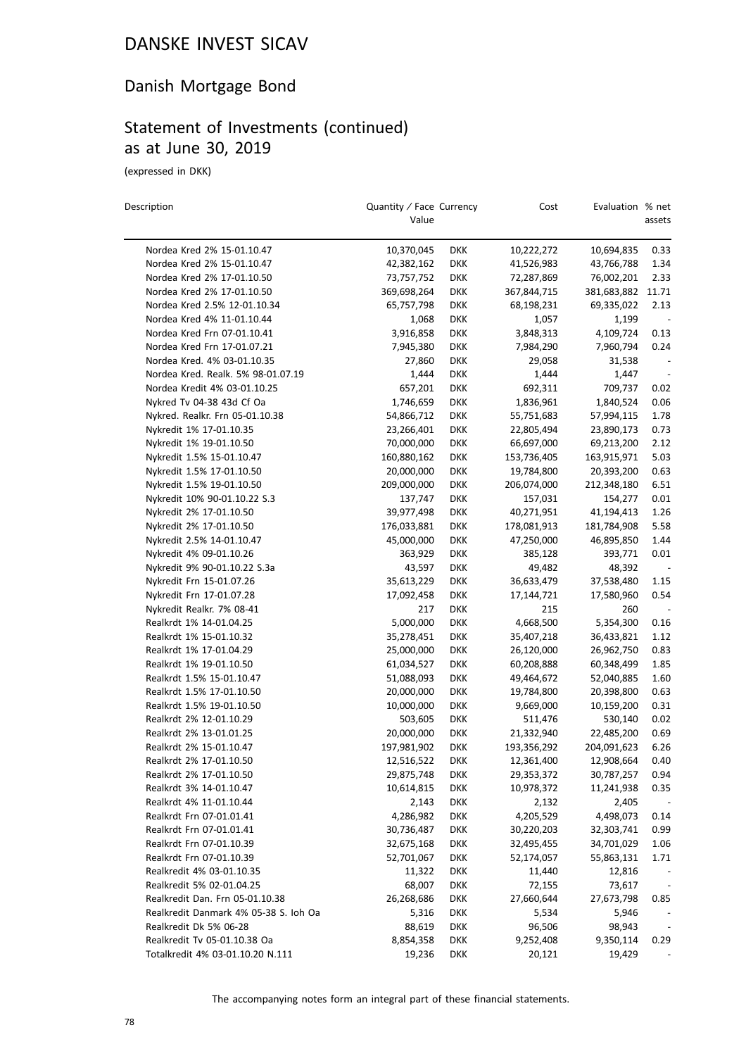# DANSKE INVEST SICAV

## Danish Mortgage Bond

## Statement of Investments (continued) as at June 30, 2019

(expressed in DKK)

| Description | Quantity / Face Value | Currency | Cost | Evaluation | % net assets |
|---|---|---|---|---|---|
| Nordea Kred 2% 15-01.10.47 | 10,370,045 | DKK | 10,222,272 | 10,694,835 | 0.33 |
| Nordea Kred 2% 15-01.10.47 | 42,382,162 | DKK | 41,526,983 | 43,766,788 | 1.34 |
| Nordea Kred 2% 17-01.10.50 | 73,757,752 | DKK | 72,287,869 | 76,002,201 | 2.33 |
| Nordea Kred 2% 17-01.10.50 | 369,698,264 | DKK | 367,844,715 | 381,683,882 | 11.71 |
| Nordea Kred 2.5% 12-01.10.34 | 65,757,798 | DKK | 68,198,231 | 69,335,022 | 2.13 |
| Nordea Kred 4% 11-01.10.44 | 1,068 | DKK | 1,057 | 1,199 | - |
| Nordea Kred Frn 07-01.10.41 | 3,916,858 | DKK | 3,848,313 | 4,109,724 | 0.13 |
| Nordea Kred Frn 17-01.07.21 | 7,945,380 | DKK | 7,984,290 | 7,960,794 | 0.24 |
| Nordea Kred. 4% 03-01.10.35 | 27,860 | DKK | 29,058 | 31,538 | - |
| Nordea Kred. Realk. 5% 98-01.07.19 | 1,444 | DKK | 1,444 | 1,447 | - |
| Nordea Kredit 4% 03-01.10.25 | 657,201 | DKK | 692,311 | 709,737 | 0.02 |
| Nykred Tv 04-38 43d Cf Oa | 1,746,659 | DKK | 1,836,961 | 1,840,524 | 0.06 |
| Nykred. Realkr. Frn 05-01.10.38 | 54,866,712 | DKK | 55,751,683 | 57,994,115 | 1.78 |
| Nykredit 1% 17-01.10.35 | 23,266,401 | DKK | 22,805,494 | 23,890,173 | 0.73 |
| Nykredit 1% 19-01.10.50 | 70,000,000 | DKK | 66,697,000 | 69,213,200 | 2.12 |
| Nykredit 1.5% 15-01.10.47 | 160,880,162 | DKK | 153,736,405 | 163,915,971 | 5.03 |
| Nykredit 1.5% 17-01.10.50 | 20,000,000 | DKK | 19,784,800 | 20,393,200 | 0.63 |
| Nykredit 1.5% 19-01.10.50 | 209,000,000 | DKK | 206,074,000 | 212,348,180 | 6.51 |
| Nykredit 10% 90-01.10.22 S.3 | 137,747 | DKK | 157,031 | 154,277 | 0.01 |
| Nykredit 2% 17-01.10.50 | 39,977,498 | DKK | 40,271,951 | 41,194,413 | 1.26 |
| Nykredit 2% 17-01.10.50 | 176,033,881 | DKK | 178,081,913 | 181,784,908 | 5.58 |
| Nykredit 2.5% 14-01.10.47 | 45,000,000 | DKK | 47,250,000 | 46,895,850 | 1.44 |
| Nykredit 4% 09-01.10.26 | 363,929 | DKK | 385,128 | 393,771 | 0.01 |
| Nykredit 9% 90-01.10.22 S.3a | 43,597 | DKK | 49,482 | 48,392 | - |
| Nykredit Frn 15-01.07.26 | 35,613,229 | DKK | 36,633,479 | 37,538,480 | 1.15 |
| Nykredit Frn 17-01.07.28 | 17,092,458 | DKK | 17,144,721 | 17,580,960 | 0.54 |
| Nykredit Realkr. 7% 08-41 | 217 | DKK | 215 | 260 | - |
| Realkrdt 1% 14-01.04.25 | 5,000,000 | DKK | 4,668,500 | 5,354,300 | 0.16 |
| Realkrdt 1% 15-01.10.32 | 35,278,451 | DKK | 35,407,218 | 36,433,821 | 1.12 |
| Realkrdt 1% 17-01.04.29 | 25,000,000 | DKK | 26,120,000 | 26,962,750 | 0.83 |
| Realkrdt 1% 19-01.10.50 | 61,034,527 | DKK | 60,208,888 | 60,348,499 | 1.85 |
| Realkrdt 1.5% 15-01.10.47 | 51,088,093 | DKK | 49,464,672 | 52,040,885 | 1.60 |
| Realkrdt 1.5% 17-01.10.50 | 20,000,000 | DKK | 19,784,800 | 20,398,800 | 0.63 |
| Realkrdt 1.5% 19-01.10.50 | 10,000,000 | DKK | 9,669,000 | 10,159,200 | 0.31 |
| Realkrdt 2% 12-01.10.29 | 503,605 | DKK | 511,476 | 530,140 | 0.02 |
| Realkrdt 2% 13-01.01.25 | 20,000,000 | DKK | 21,332,940 | 22,485,200 | 0.69 |
| Realkrdt 2% 15-01.10.47 | 197,981,902 | DKK | 193,356,292 | 204,091,623 | 6.26 |
| Realkrdt 2% 17-01.10.50 | 12,516,522 | DKK | 12,361,400 | 12,908,664 | 0.40 |
| Realkrdt 2% 17-01.10.50 | 29,875,748 | DKK | 29,353,372 | 30,787,257 | 0.94 |
| Realkrdt 3% 14-01.10.47 | 10,614,815 | DKK | 10,978,372 | 11,241,938 | 0.35 |
| Realkrdt 4% 11-01.10.44 | 2,143 | DKK | 2,132 | 2,405 | - |
| Realkrdt Frn 07-01.01.41 | 4,286,982 | DKK | 4,205,529 | 4,498,073 | 0.14 |
| Realkrdt Frn 07-01.01.41 | 30,736,487 | DKK | 30,220,203 | 32,303,741 | 0.99 |
| Realkrdt Frn 07-01.10.39 | 32,675,168 | DKK | 32,495,455 | 34,701,029 | 1.06 |
| Realkrdt Frn 07-01.10.39 | 52,701,067 | DKK | 52,174,057 | 55,863,131 | 1.71 |
| Realkredit 4% 03-01.10.35 | 11,322 | DKK | 11,440 | 12,816 | - |
| Realkredit 5% 02-01.04.25 | 68,007 | DKK | 72,155 | 73,617 | - |
| Realkredit Dan. Frn 05-01.10.38 | 26,268,686 | DKK | 27,660,644 | 27,673,798 | 0.85 |
| Realkredit Danmark 4% 05-38 S. Ioh Oa | 5,316 | DKK | 5,534 | 5,946 | - |
| Realkredit Dk 5% 06-28 | 88,619 | DKK | 96,506 | 98,943 | - |
| Realkredit Tv 05-01.10.38 Oa | 8,854,358 | DKK | 9,252,408 | 9,350,114 | 0.29 |
| Totalkredit 4% 03-01.10.20 N.111 | 19,236 | DKK | 20,121 | 19,429 | - |

The accompanying notes form an integral part of these financial statements.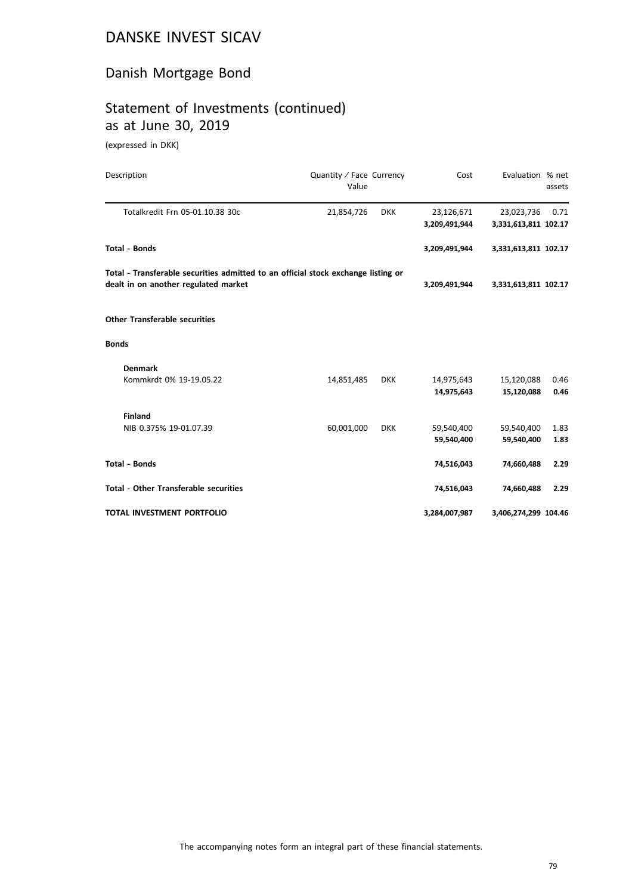# DANSKE INVEST SICAV

## Danish Mortgage Bond

## Statement of Investments (continued) as at June 30, 2019

(expressed in DKK)

| Description | Quantity / Face Value | Currency | Cost | Evaluation | % net assets |
|---|---|---|---|---|---|
| Totalkredit Frn 05-01.10.38 30c | 21,854,726 | DKK | 23,126,671 | 23,023,736 | 0.71 |
| | | | **3,209,491,944** | **3,331,613,811** | **102.17** |
| **Total - Bonds** | | | **3,209,491,944** | **3,331,613,811** | **102.17** |
| **Total - Transferable securities admitted to an official stock exchange listing or dealt in on another regulated market** | | | **3,209,491,944** | **3,331,613,811** | **102.17** |
| **Other Transferable securities** | | | | | |
| **Bonds** | | | | | |
| **Denmark** | | | | | |
| Kommkrdt 0% 19-19.05.22 | 14,851,485 | DKK | 14,975,643 | 15,120,088 | 0.46 |
| | | | **14,975,643** | **15,120,088** | **0.46** |
| **Finland** | | | | | |
| NIB 0.375% 19-01.07.39 | 60,001,000 | DKK | 59,540,400 | 59,540,400 | 1.83 |
| | | | **59,540,400** | **59,540,400** | **1.83** |
| **Total - Bonds** | | | **74,516,043** | **74,660,488** | **2.29** |
| **Total - Other Transferable securities** | | | **74,516,043** | **74,660,488** | **2.29** |
| **TOTAL INVESTMENT PORTFOLIO** | | | **3,284,007,987** | **3,406,274,299** | **104.46** |

The accompanying notes form an integral part of these financial statements.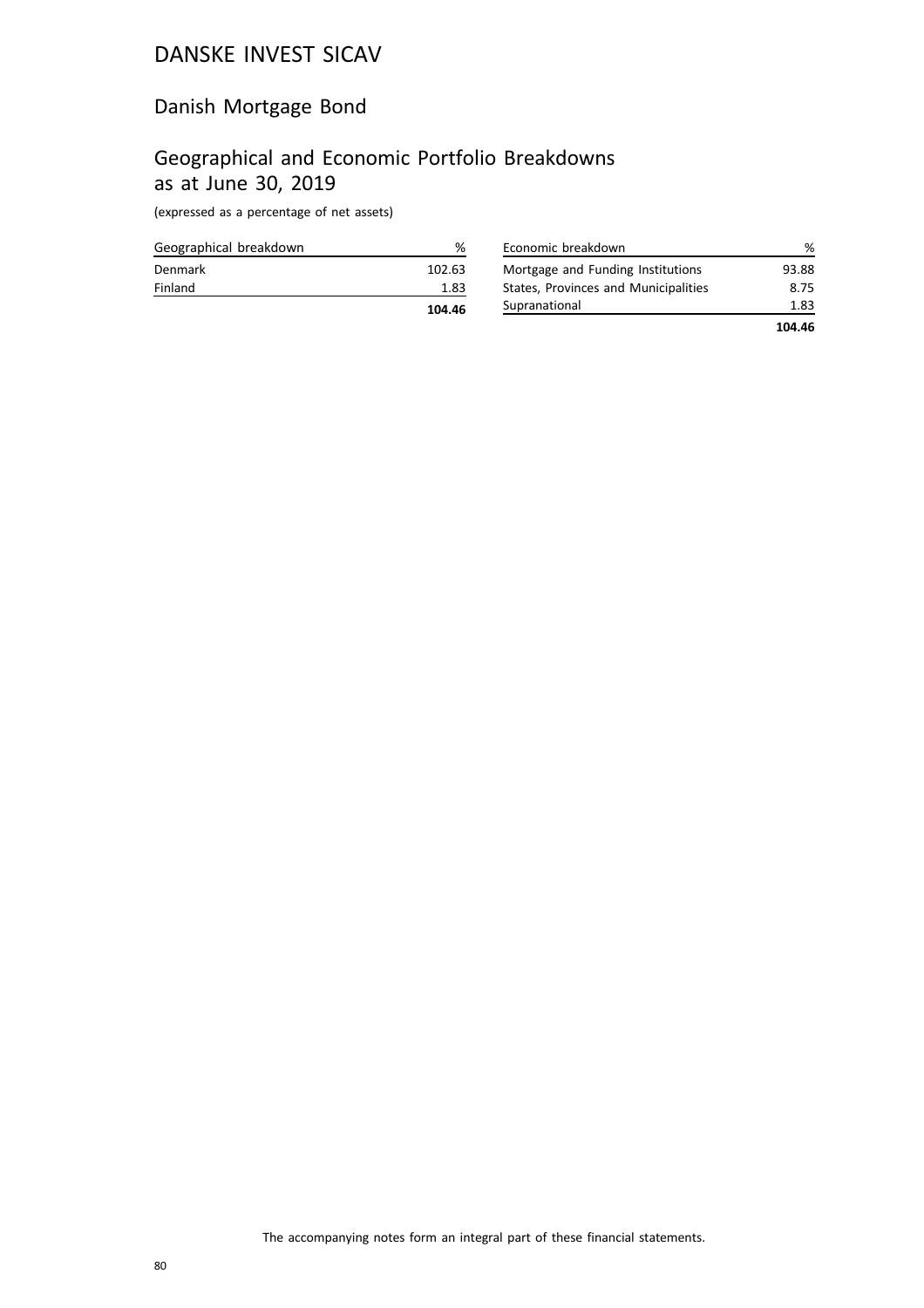# DANSKE INVEST SICAV

## Danish Mortgage Bond

## Geographical and Economic Portfolio Breakdowns as at June 30, 2019

(expressed as a percentage of net assets)

| Geographical breakdown | % |
|---|---|
| Denmark | 102.63 |
| Finland | 1.83 |
| | **104.46** |

| Economic breakdown | % |
|---|---|
| Mortgage and Funding Institutions | 93.88 |
| States, Provinces and Municipalities | 8.75 |
| Supranational | 1.83 |
| | **104.46** |

The accompanying notes form an integral part of these financial statements.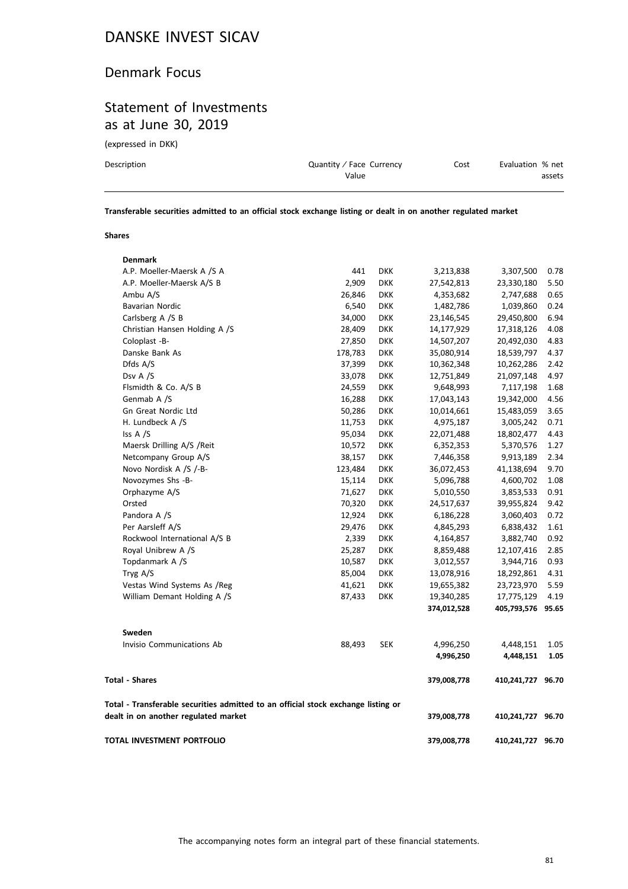# DANSKE INVEST SICAV

## Denmark Focus

## Statement of Investments as at June 30, 2019

(expressed in DKK)

| Description | Quantity / Face Value | Currency | Cost | Evaluation | % net assets |
|---|---|---|---|---|---|
| **Transferable securities admitted to an official stock exchange listing or dealt in on another regulated market** | | | | | |
| **Shares** | | | | | |
| **Denmark** | | | | | |
| A.P. Moeller-Maersk A /S A | 441 | DKK | 3,213,838 | 3,307,500 | 0.78 |
| A.P. Moeller-Maersk A/S B | 2,909 | DKK | 27,542,813 | 23,330,180 | 5.50 |
| Ambu A/S | 26,846 | DKK | 4,353,682 | 2,747,688 | 0.65 |
| Bavarian Nordic | 6,540 | DKK | 1,482,786 | 1,039,860 | 0.24 |
| Carlsberg A /S B | 34,000 | DKK | 23,146,545 | 29,450,800 | 6.94 |
| Christian Hansen Holding A /S | 28,409 | DKK | 14,177,929 | 17,318,126 | 4.08 |
| Coloplast -B- | 27,850 | DKK | 14,507,207 | 20,492,030 | 4.83 |
| Danske Bank As | 178,783 | DKK | 35,080,914 | 18,539,797 | 4.37 |
| Dfds A/S | 37,399 | DKK | 10,362,348 | 10,262,286 | 2.42 |
| Dsv A /S | 33,078 | DKK | 12,751,849 | 21,097,148 | 4.97 |
| Flsmidth & Co. A/S B | 24,559 | DKK | 9,648,993 | 7,117,198 | 1.68 |
| Genmab A /S | 16,288 | DKK | 17,043,143 | 19,342,000 | 4.56 |
| Gn Great Nordic Ltd | 50,286 | DKK | 10,014,661 | 15,483,059 | 3.65 |
| H. Lundbeck A /S | 11,753 | DKK | 4,975,187 | 3,005,242 | 0.71 |
| Iss A /S | 95,034 | DKK | 22,071,488 | 18,802,477 | 4.43 |
| Maersk Drilling A/S /Reit | 10,572 | DKK | 6,352,353 | 5,370,576 | 1.27 |
| Netcompany Group A/S | 38,157 | DKK | 7,446,358 | 9,913,189 | 2.34 |
| Novo Nordisk A /S /-B- | 123,484 | DKK | 36,072,453 | 41,138,694 | 9.70 |
| Novozymes Shs -B- | 15,114 | DKK | 5,096,788 | 4,600,702 | 1.08 |
| Orphazyme A/S | 71,627 | DKK | 5,010,550 | 3,853,533 | 0.91 |
| Orsted | 70,320 | DKK | 24,517,637 | 39,955,824 | 9.42 |
| Pandora A /S | 12,924 | DKK | 6,186,228 | 3,060,403 | 0.72 |
| Per Aarsleff A/S | 29,476 | DKK | 4,845,293 | 6,838,432 | 1.61 |
| Rockwool International A/S B | 2,339 | DKK | 4,164,857 | 3,882,740 | 0.92 |
| Royal Unibrew A /S | 25,287 | DKK | 8,859,488 | 12,107,416 | 2.85 |
| Topdanmark A /S | 10,587 | DKK | 3,012,557 | 3,944,716 | 0.93 |
| Tryg A/S | 85,004 | DKK | 13,078,916 | 18,292,861 | 4.31 |
| Vestas Wind Systems As /Reg | 41,621 | DKK | 19,655,382 | 23,723,970 | 5.59 |
| William Demant Holding A /S | 87,433 | DKK | 19,340,285 | 17,775,129 | 4.19 |
| | | | **374,012,528** | **405,793,576** | **95.65** |
| **Sweden** | | | | | |
| Invisio Communications Ab | 88,493 | SEK | 4,996,250 | 4,448,151 | 1.05 |
| | | | **4,996,250** | **4,448,151** | **1.05** |
| **Total - Shares** | | | **379,008,778** | **410,241,727** | **96.70** |
| **Total - Transferable securities admitted to an official stock exchange listing or dealt in on another regulated market** | | | **379,008,778** | **410,241,727** | **96.70** |
| **TOTAL INVESTMENT PORTFOLIO** | | | **379,008,778** | **410,241,727** | **96.70** |

The accompanying notes form an integral part of these financial statements.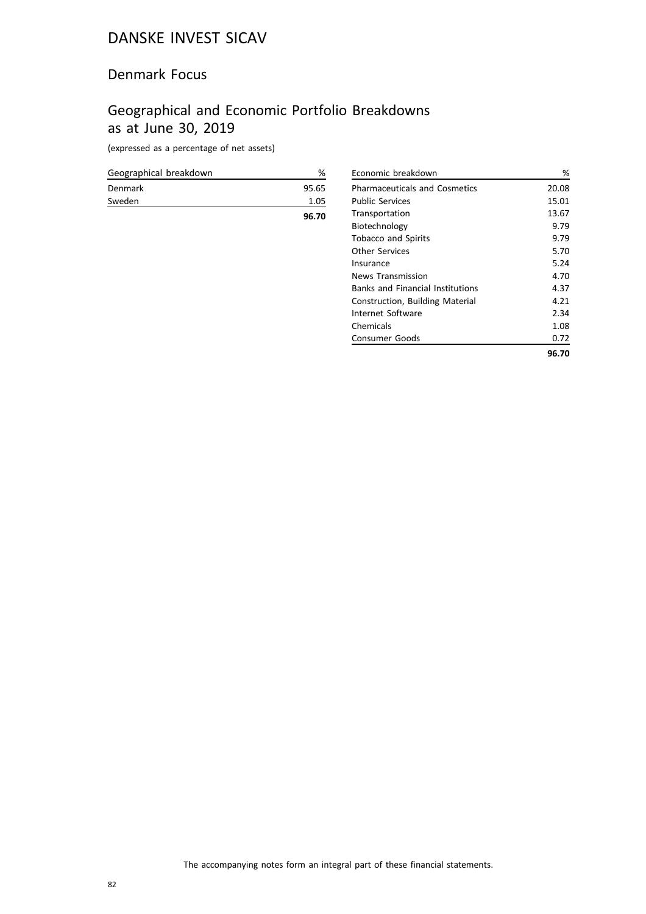# DANSKE INVEST SICAV

## Denmark Focus

## Geographical and Economic Portfolio Breakdowns as at June 30, 2019

(expressed as a percentage of net assets)

| Geographical breakdown | % |
|---|---|
| Denmark | 95.65 |
| Sweden | 1.05 |
| | **96.70** |

| Economic breakdown | % |
|---|---|
| Pharmaceuticals and Cosmetics | 20.08 |
| Public Services | 15.01 |
| Transportation | 13.67 |
| Biotechnology | 9.79 |
| Tobacco and Spirits | 9.79 |
| Other Services | 5.70 |
| Insurance | 5.24 |
| News Transmission | 4.70 |
| Banks and Financial Institutions | 4.37 |
| Construction, Building Material | 4.21 |
| Internet Software | 2.34 |
| Chemicals | 1.08 |
| Consumer Goods | 0.72 |
| | **96.70** |

The accompanying notes form an integral part of these financial statements.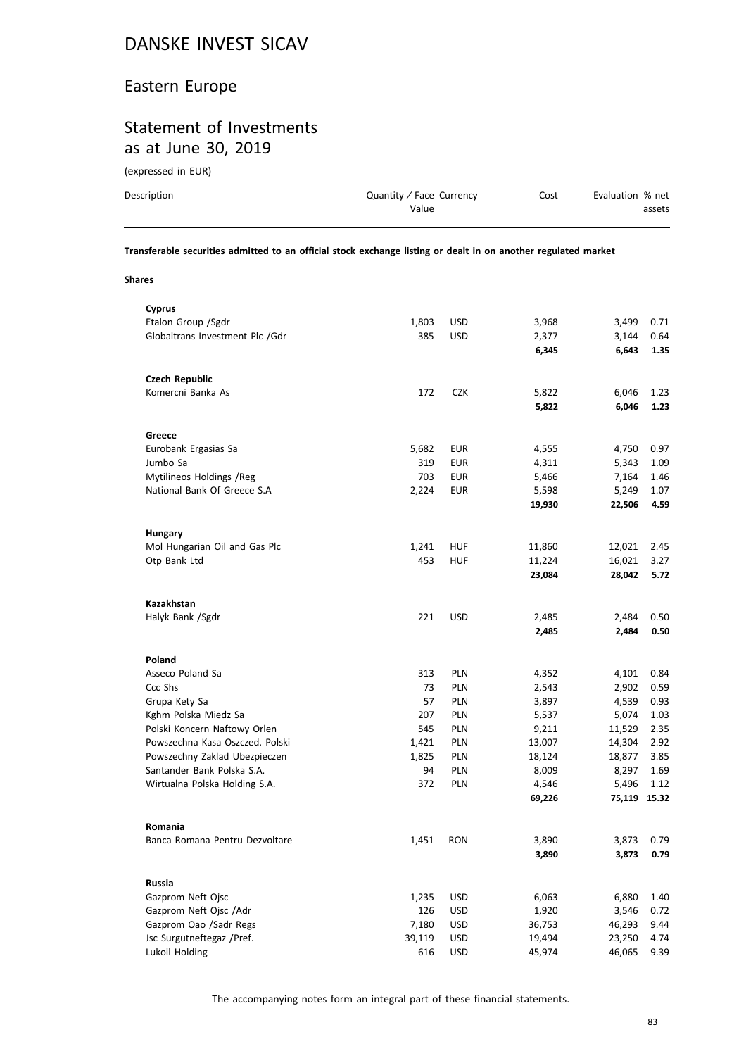# DANSKE INVEST SICAV

## Eastern Europe

## Statement of Investments as at June 30, 2019

(expressed in EUR)

| Description | Quantity / Face Value | Currency | Cost | Evaluation | % net assets |
|---|---|---|---|---|---|
| **Transferable securities admitted to an official stock exchange listing or dealt in on another regulated market** | | | | | |
| **Shares** | | | | | |
| **Cyprus** | | | | | |
| Etalon Group /Sgdr | 1,803 | USD | 3,968 | 3,499 | 0.71 |
| Globaltrans Investment Plc /Gdr | 385 | USD | 2,377 | 3,144 | 0.64 |
| | | | **6,345** | **6,643** | **1.35** |
| **Czech Republic** | | | | | |
| Komercni Banka As | 172 | CZK | 5,822 | 6,046 | 1.23 |
| | | | **5,822** | **6,046** | **1.23** |
| **Greece** | | | | | |
| Eurobank Ergasias Sa | 5,682 | EUR | 4,555 | 4,750 | 0.97 |
| Jumbo Sa | 319 | EUR | 4,311 | 5,343 | 1.09 |
| Mytilineos Holdings /Reg | 703 | EUR | 5,466 | 7,164 | 1.46 |
| National Bank Of Greece S.A | 2,224 | EUR | 5,598 | 5,249 | 1.07 |
| | | | **19,930** | **22,506** | **4.59** |
| **Hungary** | | | | | |
| Mol Hungarian Oil and Gas Plc | 1,241 | HUF | 11,860 | 12,021 | 2.45 |
| Otp Bank Ltd | 453 | HUF | 11,224 | 16,021 | 3.27 |
| | | | **23,084** | **28,042** | **5.72** |
| **Kazakhstan** | | | | | |
| Halyk Bank /Sgdr | 221 | USD | 2,485 | 2,484 | 0.50 |
| | | | **2,485** | **2,484** | **0.50** |
| **Poland** | | | | | |
| Asseco Poland Sa | 313 | PLN | 4,352 | 4,101 | 0.84 |
| Ccc Shs | 73 | PLN | 2,543 | 2,902 | 0.59 |
| Grupa Kety Sa | 57 | PLN | 3,897 | 4,539 | 0.93 |
| Kghm Polska Miedz Sa | 207 | PLN | 5,537 | 5,074 | 1.03 |
| Polski Koncern Naftowy Orlen | 545 | PLN | 9,211 | 11,529 | 2.35 |
| Powszechna Kasa Oszczed. Polski | 1,421 | PLN | 13,007 | 14,304 | 2.92 |
| Powszechny Zaklad Ubezpieczen | 1,825 | PLN | 18,124 | 18,877 | 3.85 |
| Santander Bank Polska S.A. | 94 | PLN | 8,009 | 8,297 | 1.69 |
| Wirtualna Polska Holding S.A. | 372 | PLN | 4,546 | 5,496 | 1.12 |
| | | | **69,226** | **75,119** | **15.32** |
| **Romania** | | | | | |
| Banca Romana Pentru Dezvoltare | 1,451 | RON | 3,890 | 3,873 | 0.79 |
| | | | **3,890** | **3,873** | **0.79** |
| **Russia** | | | | | |
| Gazprom Neft Ojsc | 1,235 | USD | 6,063 | 6,880 | 1.40 |
| Gazprom Neft Ojsc /Adr | 126 | USD | 1,920 | 3,546 | 0.72 |
| Gazprom Oao /Sadr Regs | 7,180 | USD | 36,753 | 46,293 | 9.44 |
| Jsc Surgutneftegaz /Pref. | 39,119 | USD | 19,494 | 23,250 | 4.74 |
| Lukoil Holding | 616 | USD | 45,974 | 46,065 | 9.39 |

The accompanying notes form an integral part of these financial statements.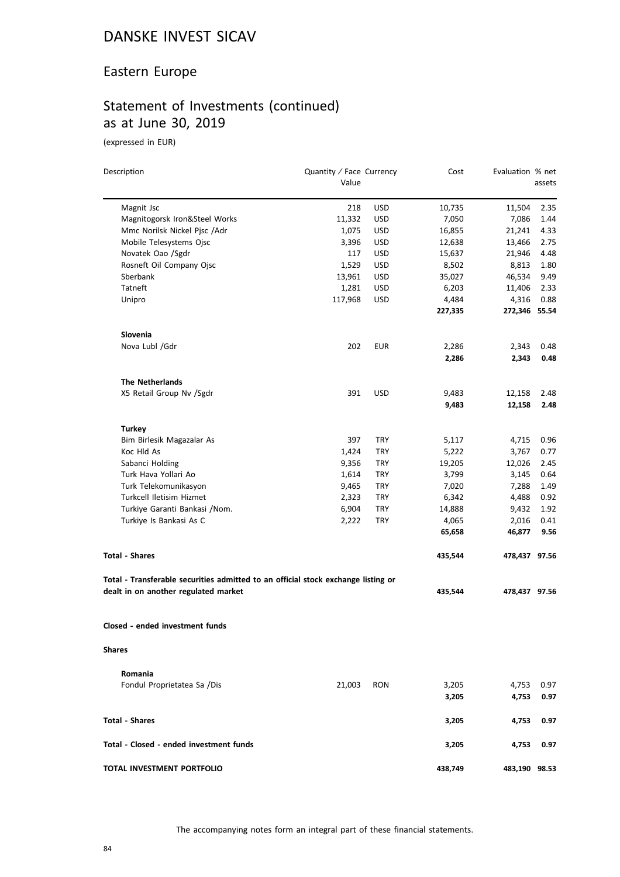# DANSKE INVEST SICAV

## Eastern Europe

## Statement of Investments (continued) as at June 30, 2019

(expressed in EUR)

| Description | Quantity / Face Value | Currency | Cost | Evaluation | % net assets |
|---|---|---|---|---|---|
| Magnit Jsc | 218 | USD | 10,735 | 11,504 | 2.35 |
| Magnitogorsk Iron&Steel Works | 11,332 | USD | 7,050 | 7,086 | 1.44 |
| Mmc Norilsk Nickel Pjsc /Adr | 1,075 | USD | 16,855 | 21,241 | 4.33 |
| Mobile Telesystems Ojsc | 3,396 | USD | 12,638 | 13,466 | 2.75 |
| Novatek Oao /Sgdr | 117 | USD | 15,637 | 21,946 | 4.48 |
| Rosneft Oil Company Ojsc | 1,529 | USD | 8,502 | 8,813 | 1.80 |
| Sberbank | 13,961 | USD | 35,027 | 46,534 | 9.49 |
| Tatneft | 1,281 | USD | 6,203 | 11,406 | 2.33 |
| Unipro | 117,968 | USD | 4,484 | 4,316 | 0.88 |
| | | | **227,335** | **272,346** | **55.54** |
| **Slovenia** | | | | | |
| Nova Lubl /Gdr | 202 | EUR | 2,286 | 2,343 | 0.48 |
| | | | **2,286** | **2,343** | **0.48** |
| **The Netherlands** | | | | | |
| X5 Retail Group Nv /Sgdr | 391 | USD | 9,483 | 12,158 | 2.48 |
| | | | **9,483** | **12,158** | **2.48** |
| **Turkey** | | | | | |
| Bim Birlesik Magazalar As | 397 | TRY | 5,117 | 4,715 | 0.96 |
| Koc Hld As | 1,424 | TRY | 5,222 | 3,767 | 0.77 |
| Sabanci Holding | 9,356 | TRY | 19,205 | 12,026 | 2.45 |
| Turk Hava Yollari Ao | 1,614 | TRY | 3,799 | 3,145 | 0.64 |
| Turk Telekomunikasyon | 9,465 | TRY | 7,020 | 7,288 | 1.49 |
| Turkcell Iletisim Hizmet | 2,323 | TRY | 6,342 | 4,488 | 0.92 |
| Turkiye Garanti Bankasi /Nom. | 6,904 | TRY | 14,888 | 9,432 | 1.92 |
| Turkiye Is Bankasi As C | 2,222 | TRY | 4,065 | 2,016 | 0.41 |
| | | | **65,658** | **46,877** | **9.56** |
| **Total - Shares** | | | **435,544** | **478,437** | **97.56** |
| **Total - Transferable securities admitted to an official stock exchange listing or dealt in on another regulated market** | | | **435,544** | **478,437** | **97.56** |
| **Closed - ended investment funds** | | | | | |
| **Shares** | | | | | |
| **Romania** | | | | | |
| Fondul Proprietatea Sa /Dis | 21,003 | RON | 3,205 | 4,753 | 0.97 |
| | | | **3,205** | **4,753** | **0.97** |
| **Total - Shares** | | | **3,205** | **4,753** | **0.97** |
| **Total - Closed - ended investment funds** | | | **3,205** | **4,753** | **0.97** |
| **TOTAL INVESTMENT PORTFOLIO** | | | **438,749** | **483,190** | **98.53** |

The accompanying notes form an integral part of these financial statements.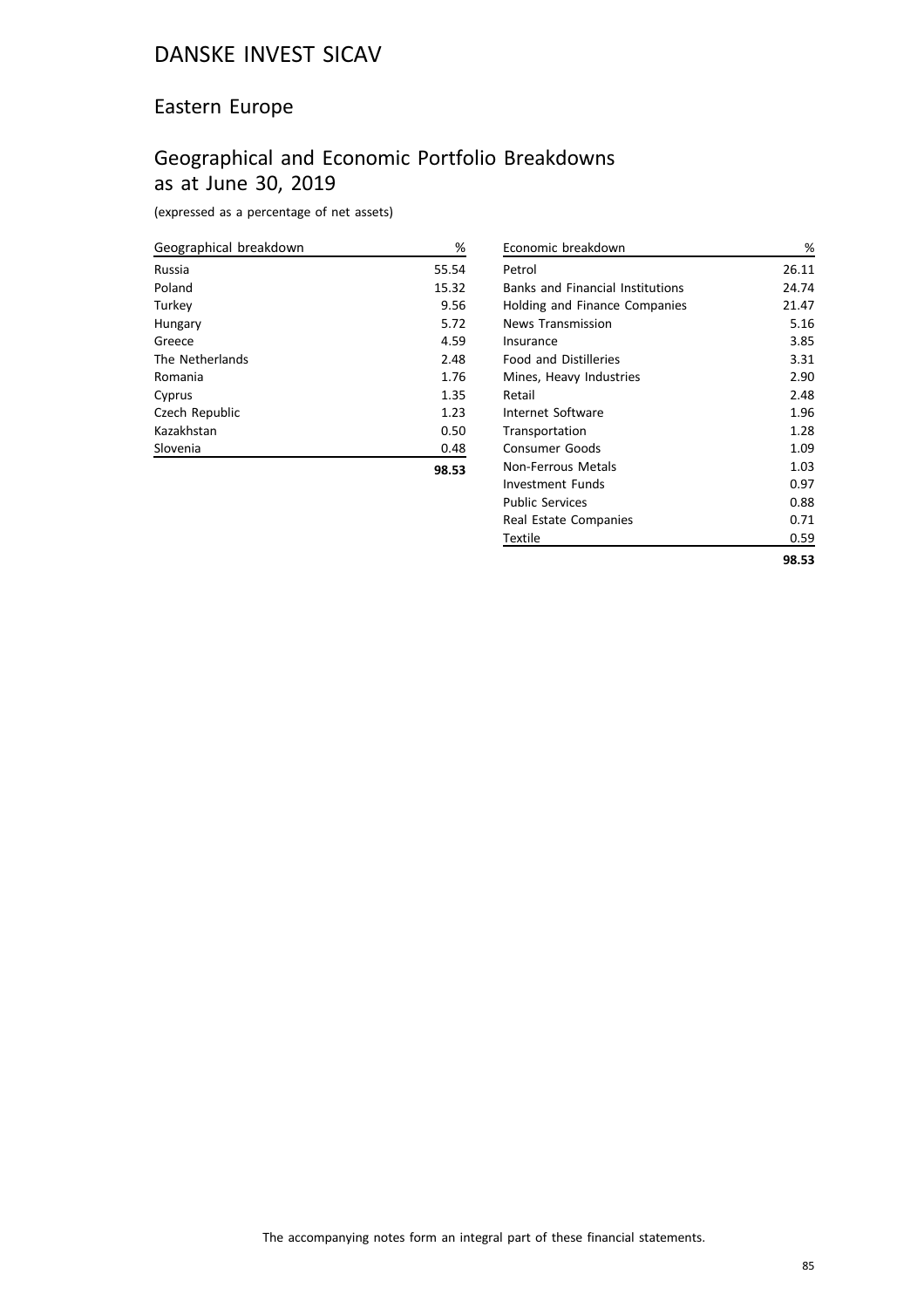# DANSKE INVEST SICAV

## Eastern Europe

## Geographical and Economic Portfolio Breakdowns as at June 30, 2019

(expressed as a percentage of net assets)

| Geographical breakdown | % |
|---|---|
| Russia | 55.54 |
| Poland | 15.32 |
| Turkey | 9.56 |
| Hungary | 5.72 |
| Greece | 4.59 |
| The Netherlands | 2.48 |
| Romania | 1.76 |
| Cyprus | 1.35 |
| Czech Republic | 1.23 |
| Kazakhstan | 0.50 |
| Slovenia | 0.48 |
| | **98.53** |

| Economic breakdown | % |
|---|---|
| Petrol | 26.11 |
| Banks and Financial Institutions | 24.74 |
| Holding and Finance Companies | 21.47 |
| News Transmission | 5.16 |
| Insurance | 3.85 |
| Food and Distilleries | 3.31 |
| Mines, Heavy Industries | 2.90 |
| Retail | 2.48 |
| Internet Software | 1.96 |
| Transportation | 1.28 |
| Consumer Goods | 1.09 |
| Non-Ferrous Metals | 1.03 |
| Investment Funds | 0.97 |
| Public Services | 0.88 |
| Real Estate Companies | 0.71 |
| Textile | 0.59 |
| | **98.53** |

The accompanying notes form an integral part of these financial statements.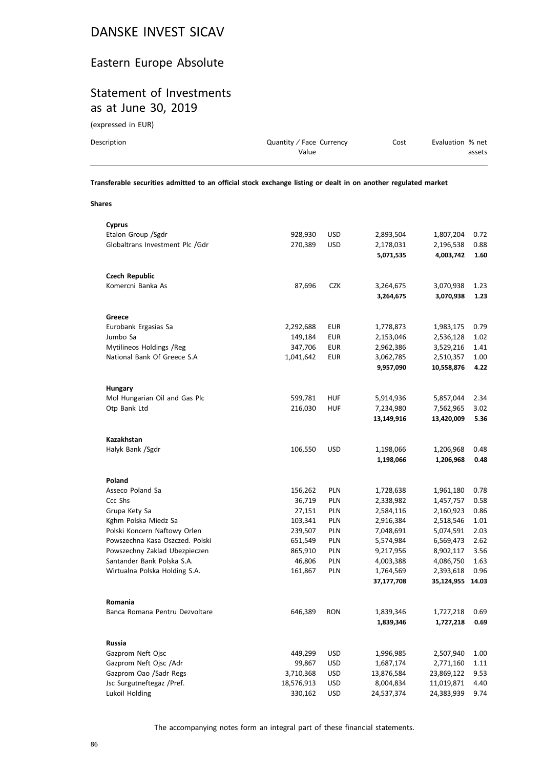# DANSKE INVEST SICAV

## Eastern Europe Absolute

## Statement of Investments as at June 30, 2019

(expressed in EUR)

| Description | Quantity / Face Value | Currency | Cost | Evaluation | % net assets |
|---|---|---|---|---|---|
| **Transferable securities admitted to an official stock exchange listing or dealt in on another regulated market** | | | | | |
| **Shares** | | | | | |
| **Cyprus** | | | | | |
| Etalon Group /Sgdr | 928,930 | USD | 2,893,504 | 1,807,204 | 0.72 |
| Globaltrans Investment Plc /Gdr | 270,389 | USD | 2,178,031 | 2,196,538 | 0.88 |
| | | | **5,071,535** | **4,003,742** | **1.60** |
| **Czech Republic** | | | | | |
| Komercni Banka As | 87,696 | CZK | 3,264,675 | 3,070,938 | 1.23 |
| | | | **3,264,675** | **3,070,938** | **1.23** |
| **Greece** | | | | | |
| Eurobank Ergasias Sa | 2,292,688 | EUR | 1,778,873 | 1,983,175 | 0.79 |
| Jumbo Sa | 149,184 | EUR | 2,153,046 | 2,536,128 | 1.02 |
| Mytilineos Holdings /Reg | 347,706 | EUR | 2,962,386 | 3,529,216 | 1.41 |
| National Bank Of Greece S.A | 1,041,642 | EUR | 3,062,785 | 2,510,357 | 1.00 |
| | | | **9,957,090** | **10,558,876** | **4.22** |
| **Hungary** | | | | | |
| Mol Hungarian Oil and Gas Plc | 599,781 | HUF | 5,914,936 | 5,857,044 | 2.34 |
| Otp Bank Ltd | 216,030 | HUF | 7,234,980 | 7,562,965 | 3.02 |
| | | | **13,149,916** | **13,420,009** | **5.36** |
| **Kazakhstan** | | | | | |
| Halyk Bank /Sgdr | 106,550 | USD | 1,198,066 | 1,206,968 | 0.48 |
| | | | **1,198,066** | **1,206,968** | **0.48** |
| **Poland** | | | | | |
| Asseco Poland Sa | 156,262 | PLN | 1,728,638 | 1,961,180 | 0.78 |
| Ccc Shs | 36,719 | PLN | 2,338,982 | 1,457,757 | 0.58 |
| Grupa Kety Sa | 27,151 | PLN | 2,584,116 | 2,160,923 | 0.86 |
| Kghm Polska Miedz Sa | 103,341 | PLN | 2,916,384 | 2,518,546 | 1.01 |
| Polski Koncern Naftowy Orlen | 239,507 | PLN | 7,048,691 | 5,074,591 | 2.03 |
| Powszechna Kasa Oszczed. Polski | 651,549 | PLN | 5,574,984 | 6,569,473 | 2.62 |
| Powszechny Zaklad Ubezpieczen | 865,910 | PLN | 9,217,956 | 8,902,117 | 3.56 |
| Santander Bank Polska S.A. | 46,806 | PLN | 4,003,388 | 4,086,750 | 1.63 |
| Wirtualna Polska Holding S.A. | 161,867 | PLN | 1,764,569 | 2,393,618 | 0.96 |
| | | | **37,177,708** | **35,124,955** | **14.03** |
| **Romania** | | | | | |
| Banca Romana Pentru Dezvoltare | 646,389 | RON | 1,839,346 | 1,727,218 | 0.69 |
| | | | **1,839,346** | **1,727,218** | **0.69** |
| **Russia** | | | | | |
| Gazprom Neft Ojsc | 449,299 | USD | 1,996,985 | 2,507,940 | 1.00 |
| Gazprom Neft Ojsc /Adr | 99,867 | USD | 1,687,174 | 2,771,160 | 1.11 |
| Gazprom Oao /Sadr Regs | 3,710,368 | USD | 13,876,584 | 23,869,122 | 9.53 |
| Jsc Surgutneftegaz /Pref. | 18,576,913 | USD | 8,004,834 | 11,019,871 | 4.40 |
| Lukoil Holding | 330,162 | USD | 24,537,374 | 24,383,939 | 9.74 |

The accompanying notes form an integral part of these financial statements.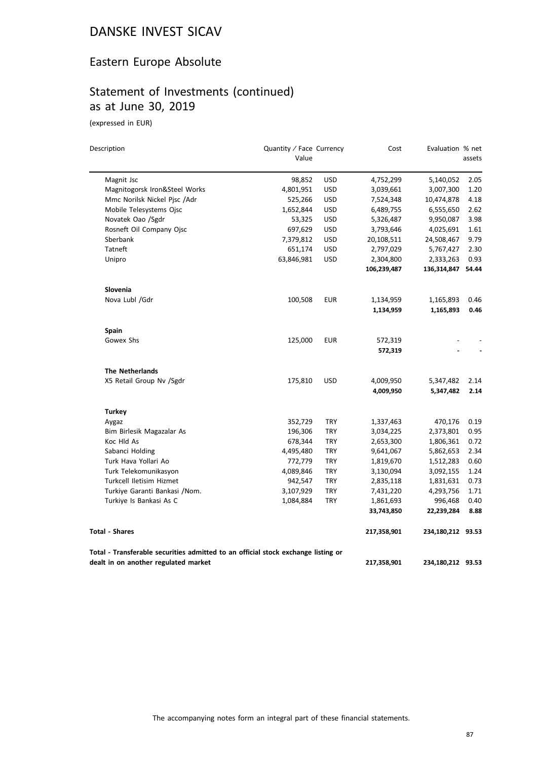# DANSKE INVEST SICAV

## Eastern Europe Absolute

## Statement of Investments (continued) as at June 30, 2019

(expressed in EUR)

| Description | Quantity / Face Value | Currency | Cost | Evaluation | % net assets |
|---|---|---|---|---|---|
| Magnit Jsc | 98,852 | USD | 4,752,299 | 5,140,052 | 2.05 |
| Magnitogorsk Iron&Steel Works | 4,801,951 | USD | 3,039,661 | 3,007,300 | 1.20 |
| Mmc Norilsk Nickel Pjsc /Adr | 525,266 | USD | 7,524,348 | 10,474,878 | 4.18 |
| Mobile Telesystems Ojsc | 1,652,844 | USD | 6,489,755 | 6,555,650 | 2.62 |
| Novatek Oao /Sgdr | 53,325 | USD | 5,326,487 | 9,950,087 | 3.98 |
| Rosneft Oil Company Ojsc | 697,629 | USD | 3,793,646 | 4,025,691 | 1.61 |
| Sberbank | 7,379,812 | USD | 20,108,511 | 24,508,467 | 9.79 |
| Tatneft | 651,174 | USD | 2,797,029 | 5,767,427 | 2.30 |
| Unipro | 63,846,981 | USD | 2,304,800 | 2,333,263 | 0.93 |
| | | | **106,239,487** | **136,314,847** | **54.44** |
| **Slovenia** | | | | | |
| Nova Lubl /Gdr | 100,508 | EUR | 1,134,959 | 1,165,893 | 0.46 |
| | | | **1,134,959** | **1,165,893** | **0.46** |
| **Spain** | | | | | |
| Gowex Shs | 125,000 | EUR | 572,319 | - | - |
| | | | **572,319** | **-** | **-** |
| **The Netherlands** | | | | | |
| X5 Retail Group Nv /Sgdr | 175,810 | USD | 4,009,950 | 5,347,482 | 2.14 |
| | | | **4,009,950** | **5,347,482** | **2.14** |
| **Turkey** | | | | | |
| Aygaz | 352,729 | TRY | 1,337,463 | 470,176 | 0.19 |
| Bim Birlesik Magazalar As | 196,306 | TRY | 3,034,225 | 2,373,801 | 0.95 |
| Koc Hld As | 678,344 | TRY | 2,653,300 | 1,806,361 | 0.72 |
| Sabanci Holding | 4,495,480 | TRY | 9,641,067 | 5,862,653 | 2.34 |
| Turk Hava Yollari Ao | 772,779 | TRY | 1,819,670 | 1,512,283 | 0.60 |
| Turk Telekomunikasyon | 4,089,846 | TRY | 3,130,094 | 3,092,155 | 1.24 |
| Turkcell Iletisim Hizmet | 942,547 | TRY | 2,835,118 | 1,831,631 | 0.73 |
| Turkiye Garanti Bankasi /Nom. | 3,107,929 | TRY | 7,431,220 | 4,293,756 | 1.71 |
| Turkiye Is Bankasi As C | 1,084,884 | TRY | 1,861,693 | 996,468 | 0.40 |
| | | | **33,743,850** | **22,239,284** | **8.88** |
| **Total - Shares** | | | **217,358,901** | **234,180,212** | **93.53** |
| **Total - Transferable securities admitted to an official stock exchange listing or dealt in on another regulated market** | | | **217,358,901** | **234,180,212** | **93.53** |

The accompanying notes form an integral part of these financial statements.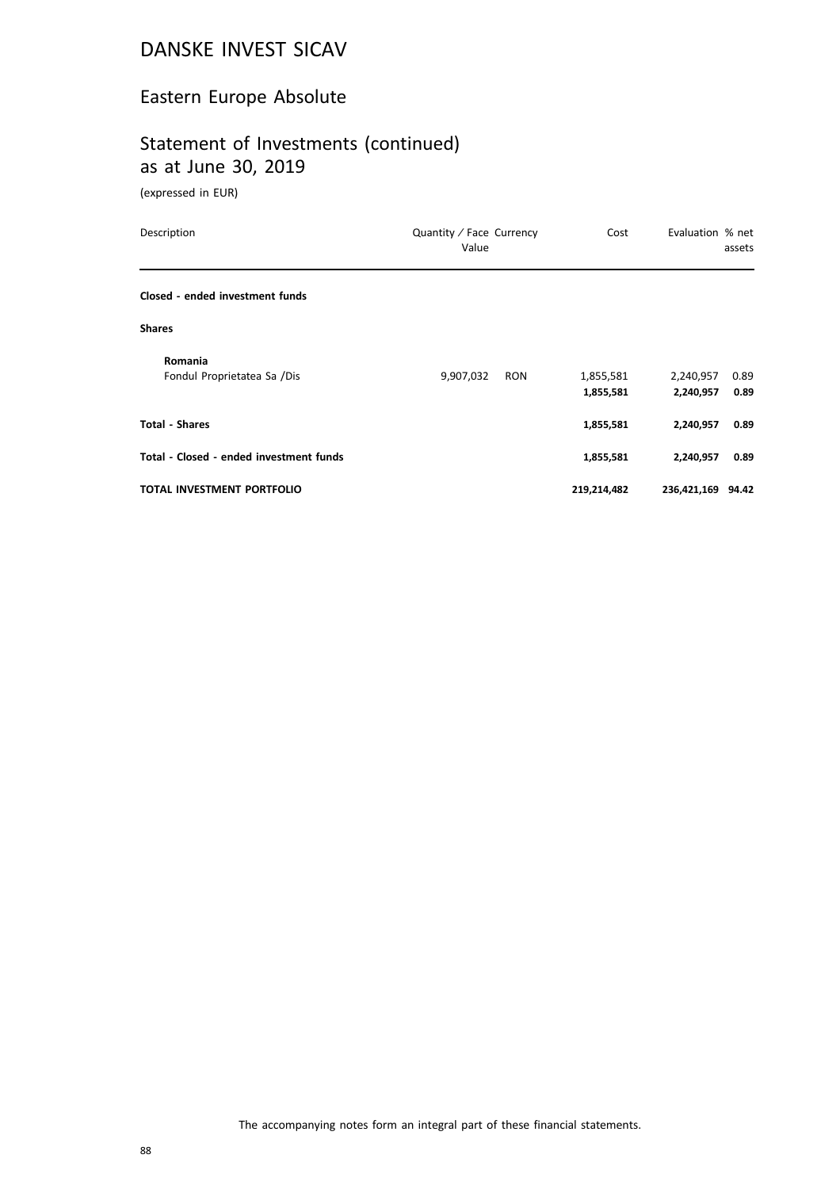# DANSKE INVEST SICAV

## Eastern Europe Absolute

## Statement of Investments (continued) as at June 30, 2019

(expressed in EUR)

| Description | Quantity / Face Value | Currency | Cost | Evaluation | % net assets |
|---|---|---|---|---|---|
| **Closed - ended investment funds** | | | | | |
| **Shares** | | | | | |
| **Romania** | | | | | |
| Fondul Proprietatea Sa /Dis | 9,907,032 | RON | 1,855,581 | 2,240,957 | 0.89 |
| | | | **1,855,581** | **2,240,957** | **0.89** |
| **Total - Shares** | | | **1,855,581** | **2,240,957** | **0.89** |
| **Total - Closed - ended investment funds** | | | **1,855,581** | **2,240,957** | **0.89** |
| **TOTAL INVESTMENT PORTFOLIO** | | | **219,214,482** | **236,421,169** | **94.42** |

The accompanying notes form an integral part of these financial statements.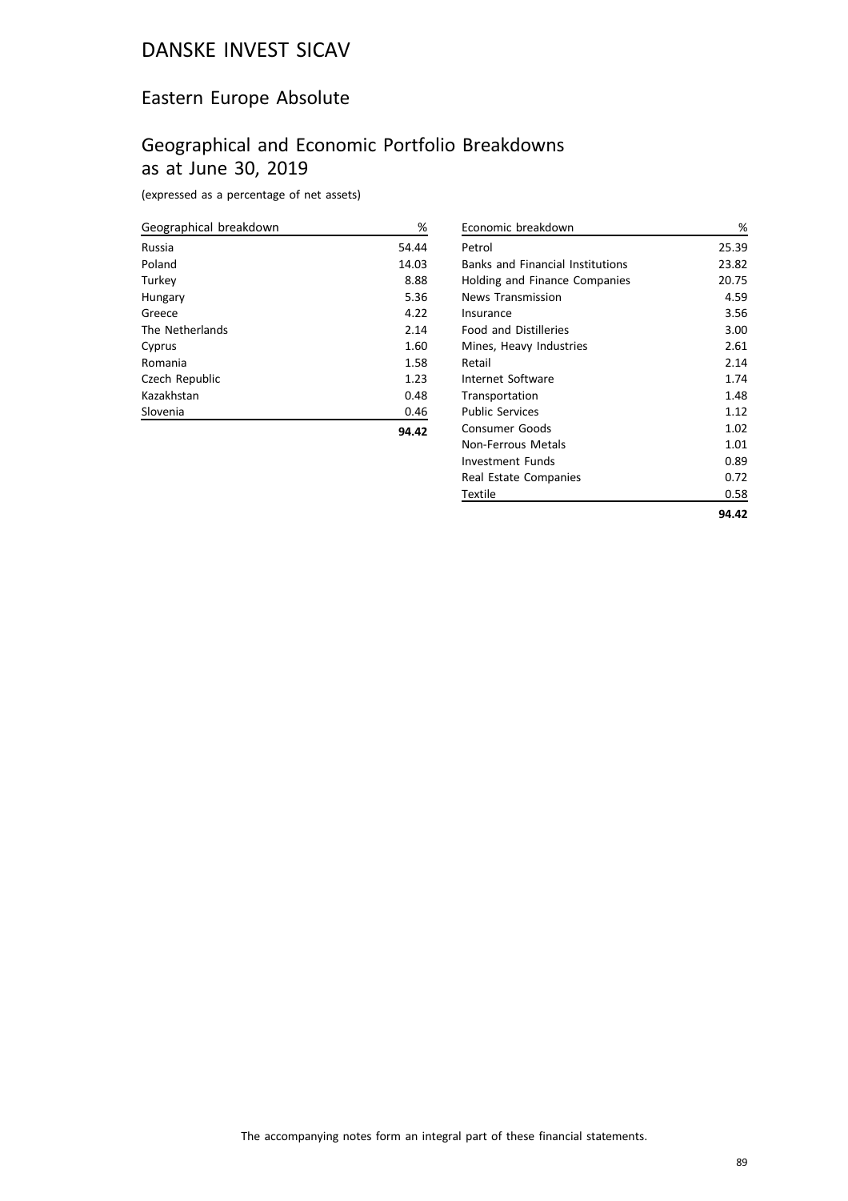# DANSKE INVEST SICAV

## Eastern Europe Absolute

## Geographical and Economic Portfolio Breakdowns as at June 30, 2019

(expressed as a percentage of net assets)

| Geographical breakdown | % |
|---|---|
| Russia | 54.44 |
| Poland | 14.03 |
| Turkey | 8.88 |
| Hungary | 5.36 |
| Greece | 4.22 |
| The Netherlands | 2.14 |
| Cyprus | 1.60 |
| Romania | 1.58 |
| Czech Republic | 1.23 |
| Kazakhstan | 0.48 |
| Slovenia | 0.46 |
| | **94.42** |

| Economic breakdown | % |
|---|---|
| Petrol | 25.39 |
| Banks and Financial Institutions | 23.82 |
| Holding and Finance Companies | 20.75 |
| News Transmission | 4.59 |
| Insurance | 3.56 |
| Food and Distilleries | 3.00 |
| Mines, Heavy Industries | 2.61 |
| Retail | 2.14 |
| Internet Software | 1.74 |
| Transportation | 1.48 |
| Public Services | 1.12 |
| Consumer Goods | 1.02 |
| Non-Ferrous Metals | 1.01 |
| Investment Funds | 0.89 |
| Real Estate Companies | 0.72 |
| Textile | 0.58 |
| | **94.42** |

The accompanying notes form an integral part of these financial statements.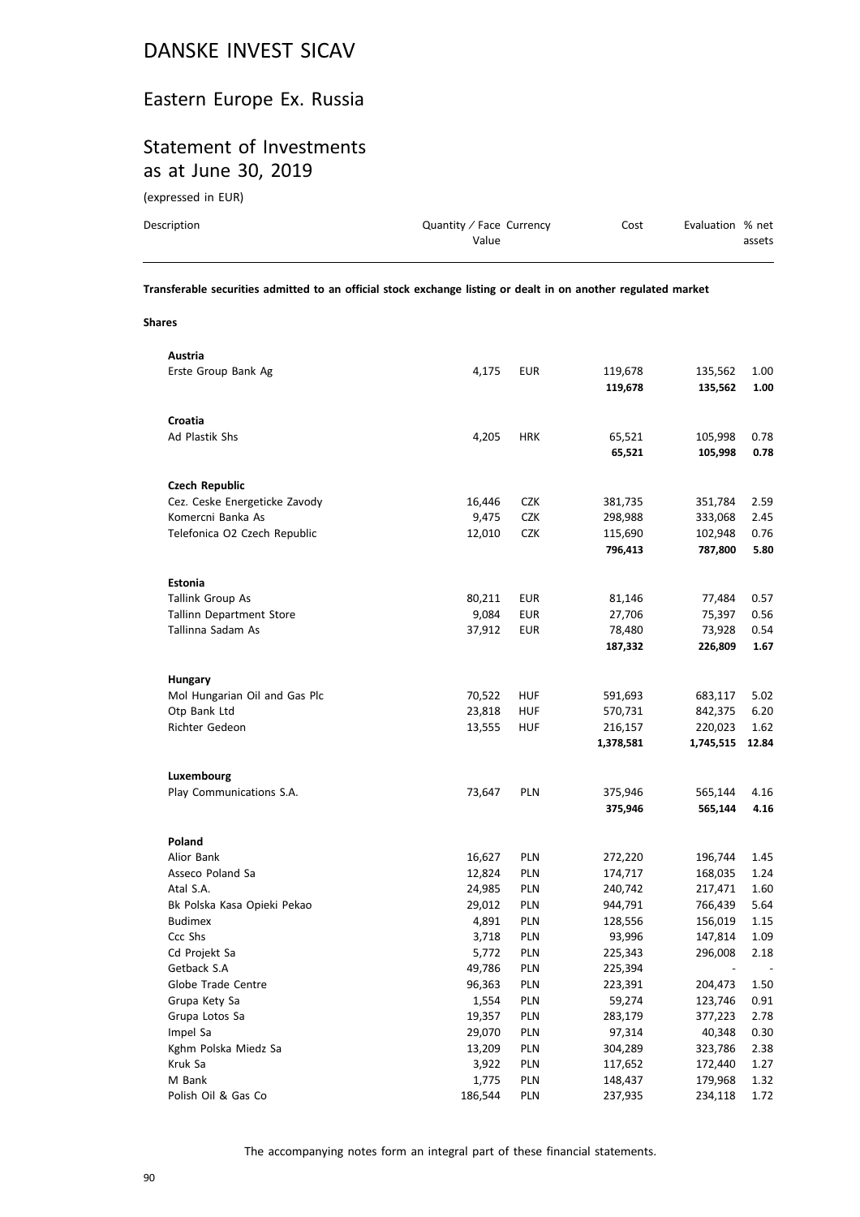# DANSKE INVEST SICAV

## Eastern Europe Ex. Russia

## Statement of Investments as at June 30, 2019

(expressed in EUR)

| Description | Quantity / Face Value | Currency | Cost | Evaluation | % net assets |
|---|---|---|---|---|---|
| **Transferable securities admitted to an official stock exchange listing or dealt in on another regulated market** | | | | | |
| **Shares** | | | | | |
| **Austria** | | | | | |
| Erste Group Bank Ag | 4,175 | EUR | 119,678 | 135,562 | 1.00 |
| | | | **119,678** | **135,562** | **1.00** |
| **Croatia** | | | | | |
| Ad Plastik Shs | 4,205 | HRK | 65,521 | 105,998 | 0.78 |
| | | | **65,521** | **105,998** | **0.78** |
| **Czech Republic** | | | | | |
| Cez. Ceske Energeticke Zavody | 16,446 | CZK | 381,735 | 351,784 | 2.59 |
| Komercni Banka As | 9,475 | CZK | 298,988 | 333,068 | 2.45 |
| Telefonica O2 Czech Republic | 12,010 | CZK | 115,690 | 102,948 | 0.76 |
| | | | **796,413** | **787,800** | **5.80** |
| **Estonia** | | | | | |
| Tallink Group As | 80,211 | EUR | 81,146 | 77,484 | 0.57 |
| Tallinn Department Store | 9,084 | EUR | 27,706 | 75,397 | 0.56 |
| Tallinna Sadam As | 37,912 | EUR | 78,480 | 73,928 | 0.54 |
| | | | **187,332** | **226,809** | **1.67** |
| **Hungary** | | | | | |
| Mol Hungarian Oil and Gas Plc | 70,522 | HUF | 591,693 | 683,117 | 5.02 |
| Otp Bank Ltd | 23,818 | HUF | 570,731 | 842,375 | 6.20 |
| Richter Gedeon | 13,555 | HUF | 216,157 | 220,023 | 1.62 |
| | | | **1,378,581** | **1,745,515** | **12.84** |
| **Luxembourg** | | | | | |
| Play Communications S.A. | 73,647 | PLN | 375,946 | 565,144 | 4.16 |
| | | | **375,946** | **565,144** | **4.16** |
| **Poland** | | | | | |
| Alior Bank | 16,627 | PLN | 272,220 | 196,744 | 1.45 |
| Asseco Poland Sa | 12,824 | PLN | 174,717 | 168,035 | 1.24 |
| Atal S.A. | 24,985 | PLN | 240,742 | 217,471 | 1.60 |
| Bk Polska Kasa Opieki Pekao | 29,012 | PLN | 944,791 | 766,439 | 5.64 |
| Budimex | 4,891 | PLN | 128,556 | 156,019 | 1.15 |
| Ccc Shs | 3,718 | PLN | 93,996 | 147,814 | 1.09 |
| Cd Projekt Sa | 5,772 | PLN | 225,343 | 296,008 | 2.18 |
| Getback S.A | 49,786 | PLN | 225,394 | - | - |
| Globe Trade Centre | 96,363 | PLN | 223,391 | 204,473 | 1.50 |
| Grupa Kety Sa | 1,554 | PLN | 59,274 | 123,746 | 0.91 |
| Grupa Lotos Sa | 19,357 | PLN | 283,179 | 377,223 | 2.78 |
| Impel Sa | 29,070 | PLN | 97,314 | 40,348 | 0.30 |
| Kghm Polska Miedz Sa | 13,209 | PLN | 304,289 | 323,786 | 2.38 |
| Kruk Sa | 3,922 | PLN | 117,652 | 172,440 | 1.27 |
| M Bank | 1,775 | PLN | 148,437 | 179,968 | 1.32 |
| Polish Oil & Gas Co | 186,544 | PLN | 237,935 | 234,118 | 1.72 |

The accompanying notes form an integral part of these financial statements.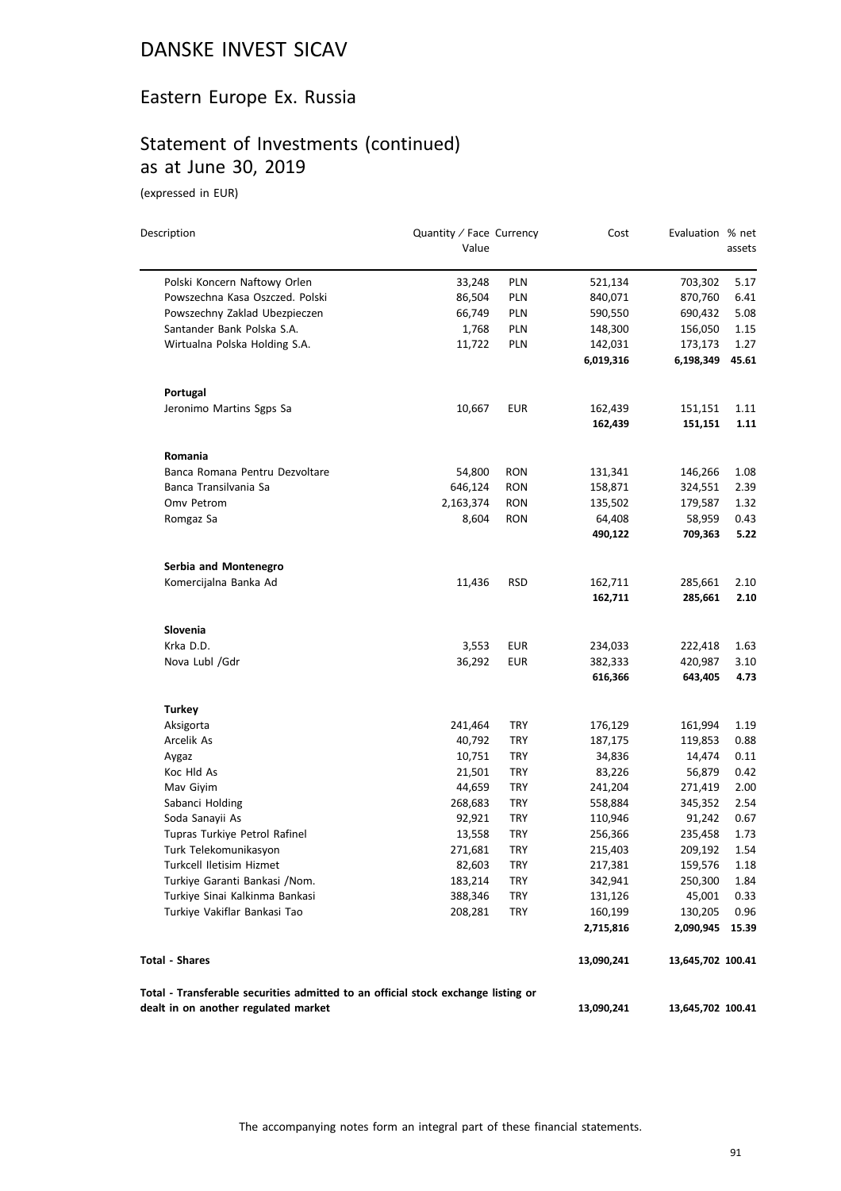# DANSKE INVEST SICAV

## Eastern Europe Ex. Russia

## Statement of Investments (continued) as at June 30, 2019

(expressed in EUR)

| Description | Quantity / Face Value | Currency | Cost | Evaluation | % net assets |
|---|---|---|---|---|---|
| Polski Koncern Naftowy Orlen | 33,248 | PLN | 521,134 | 703,302 | 5.17 |
| Powszechna Kasa Oszczed. Polski | 86,504 | PLN | 840,071 | 870,760 | 6.41 |
| Powszechny Zaklad Ubezpieczen | 66,749 | PLN | 590,550 | 690,432 | 5.08 |
| Santander Bank Polska S.A. | 1,768 | PLN | 148,300 | 156,050 | 1.15 |
| Wirtualna Polska Holding S.A. | 11,722 | PLN | 142,031 | 173,173 | 1.27 |
| | | | **6,019,316** | **6,198,349** | **45.61** |
| **Portugal** | | | | | |
| Jeronimo Martins Sgps Sa | 10,667 | EUR | 162,439 | 151,151 | 1.11 |
| | | | **162,439** | **151,151** | **1.11** |
| **Romania** | | | | | |
| Banca Romana Pentru Dezvoltare | 54,800 | RON | 131,341 | 146,266 | 1.08 |
| Banca Transilvania Sa | 646,124 | RON | 158,871 | 324,551 | 2.39 |
| Omv Petrom | 2,163,374 | RON | 135,502 | 179,587 | 1.32 |
| Romgaz Sa | 8,604 | RON | 64,408 | 58,959 | 0.43 |
| | | | **490,122** | **709,363** | **5.22** |
| **Serbia and Montenegro** | | | | | |
| Komercijalna Banka Ad | 11,436 | RSD | 162,711 | 285,661 | 2.10 |
| | | | **162,711** | **285,661** | **2.10** |
| **Slovenia** | | | | | |
| Krka D.D. | 3,553 | EUR | 234,033 | 222,418 | 1.63 |
| Nova Lubl /Gdr | 36,292 | EUR | 382,333 | 420,987 | 3.10 |
| | | | **616,366** | **643,405** | **4.73** |
| **Turkey** | | | | | |
| Aksigorta | 241,464 | TRY | 176,129 | 161,994 | 1.19 |
| Arcelik As | 40,792 | TRY | 187,175 | 119,853 | 0.88 |
| Aygaz | 10,751 | TRY | 34,836 | 14,474 | 0.11 |
| Koc Hld As | 21,501 | TRY | 83,226 | 56,879 | 0.42 |
| Mav Giyim | 44,659 | TRY | 241,204 | 271,419 | 2.00 |
| Sabanci Holding | 268,683 | TRY | 558,884 | 345,352 | 2.54 |
| Soda Sanayii As | 92,921 | TRY | 110,946 | 91,242 | 0.67 |
| Tupras Turkiye Petrol Rafinel | 13,558 | TRY | 256,366 | 235,458 | 1.73 |
| Turk Telekomunikasyon | 271,681 | TRY | 215,403 | 209,192 | 1.54 |
| Turkcell Iletisim Hizmet | 82,603 | TRY | 217,381 | 159,576 | 1.18 |
| Turkiye Garanti Bankasi /Nom. | 183,214 | TRY | 342,941 | 250,300 | 1.84 |
| Turkiye Sinai Kalkinma Bankasi | 388,346 | TRY | 131,126 | 45,001 | 0.33 |
| Turkiye Vakiflar Bankasi Tao | 208,281 | TRY | 160,199 | 130,205 | 0.96 |
| | | | **2,715,816** | **2,090,945** | **15.39** |
| **Total - Shares** | | | **13,090,241** | **13,645,702** | **100.41** |
| **Total - Transferable securities admitted to an official stock exchange listing or dealt in on another regulated market** | | | **13,090,241** | **13,645,702** | **100.41** |

The accompanying notes form an integral part of these financial statements.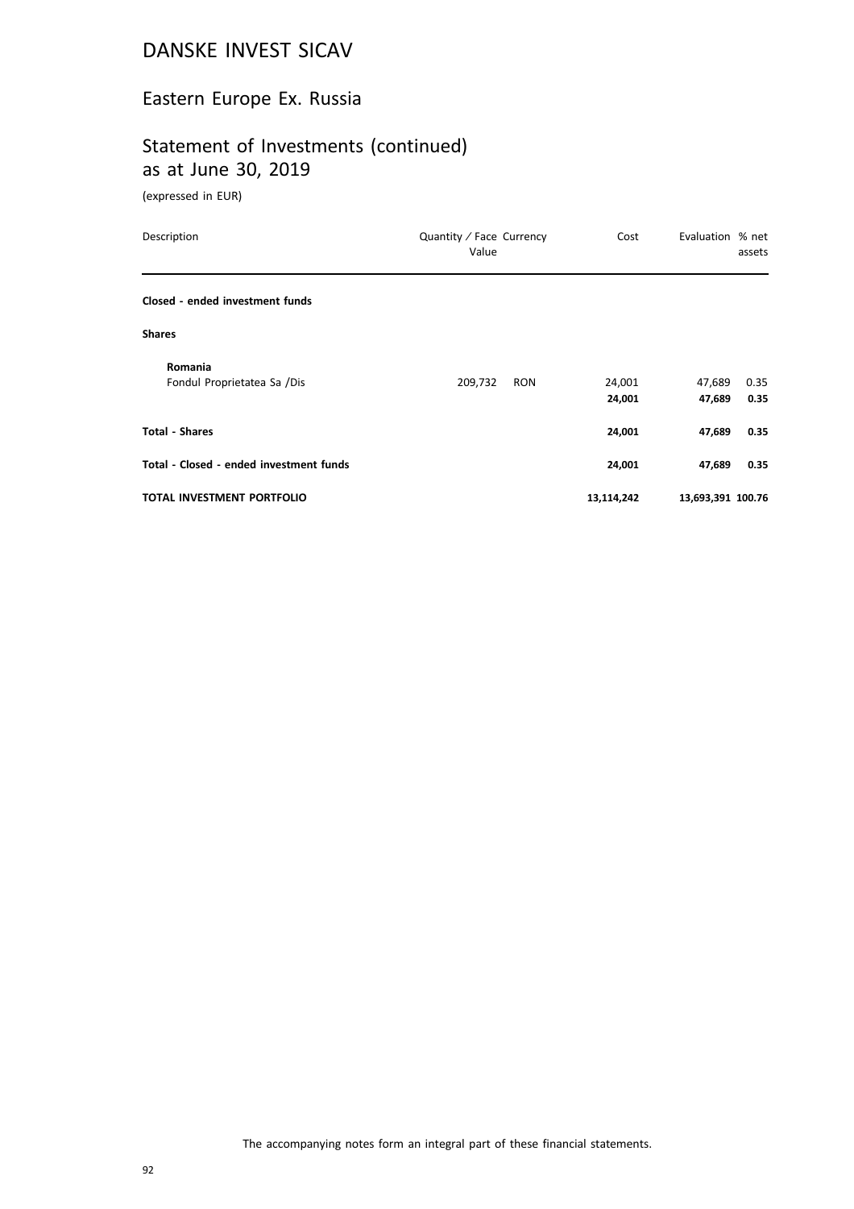# DANSKE INVEST SICAV

## Eastern Europe Ex. Russia

## Statement of Investments (continued) as at June 30, 2019

(expressed in EUR)

| Description | Quantity / Face Value | Currency | Cost | Evaluation | % net assets |
|---|---|---|---|---|---|
| **Closed - ended investment funds** | | | | | |
| **Shares** | | | | | |
| **Romania** | | | | | |
| Fondul Proprietatea Sa /Dis | 209,732 | RON | 24,001 | 47,689 | 0.35 |
| | | | **24,001** | **47,689** | **0.35** |
| **Total - Shares** | | | **24,001** | **47,689** | **0.35** |
| **Total - Closed - ended investment funds** | | | **24,001** | **47,689** | **0.35** |
| **TOTAL INVESTMENT PORTFOLIO** | | | **13,114,242** | **13,693,391** | **100.76** |

The accompanying notes form an integral part of these financial statements.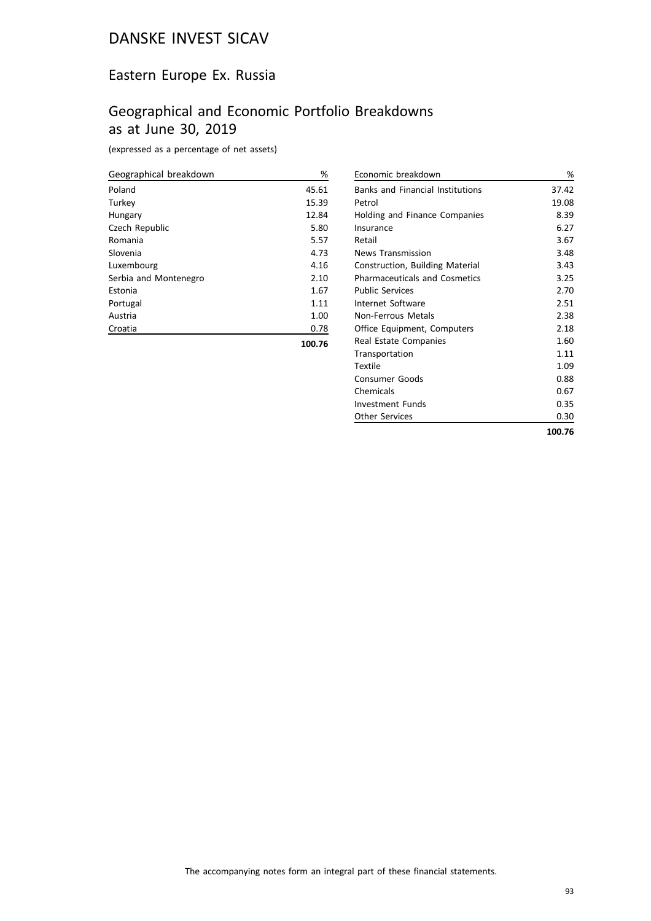# DANSKE INVEST SICAV

## Eastern Europe Ex. Russia

## Geographical and Economic Portfolio Breakdowns as at June 30, 2019

(expressed as a percentage of net assets)

| Geographical breakdown | % |
|---|---|
| Poland | 45.61 |
| Turkey | 15.39 |
| Hungary | 12.84 |
| Czech Republic | 5.80 |
| Romania | 5.57 |
| Slovenia | 4.73 |
| Luxembourg | 4.16 |
| Serbia and Montenegro | 2.10 |
| Estonia | 1.67 |
| Portugal | 1.11 |
| Austria | 1.00 |
| Croatia | 0.78 |
| | **100.76** |

| Economic breakdown | % |
|---|---|
| Banks and Financial Institutions | 37.42 |
| Petrol | 19.08 |
| Holding and Finance Companies | 8.39 |
| Insurance | 6.27 |
| Retail | 3.67 |
| News Transmission | 3.48 |
| Construction, Building Material | 3.43 |
| Pharmaceuticals and Cosmetics | 3.25 |
| Public Services | 2.70 |
| Internet Software | 2.51 |
| Non-Ferrous Metals | 2.38 |
| Office Equipment, Computers | 2.18 |
| Real Estate Companies | 1.60 |
| Transportation | 1.11 |
| Textile | 1.09 |
| Consumer Goods | 0.88 |
| Chemicals | 0.67 |
| Investment Funds | 0.35 |
| Other Services | 0.30 |
| | **100.76** |

The accompanying notes form an integral part of these financial statements.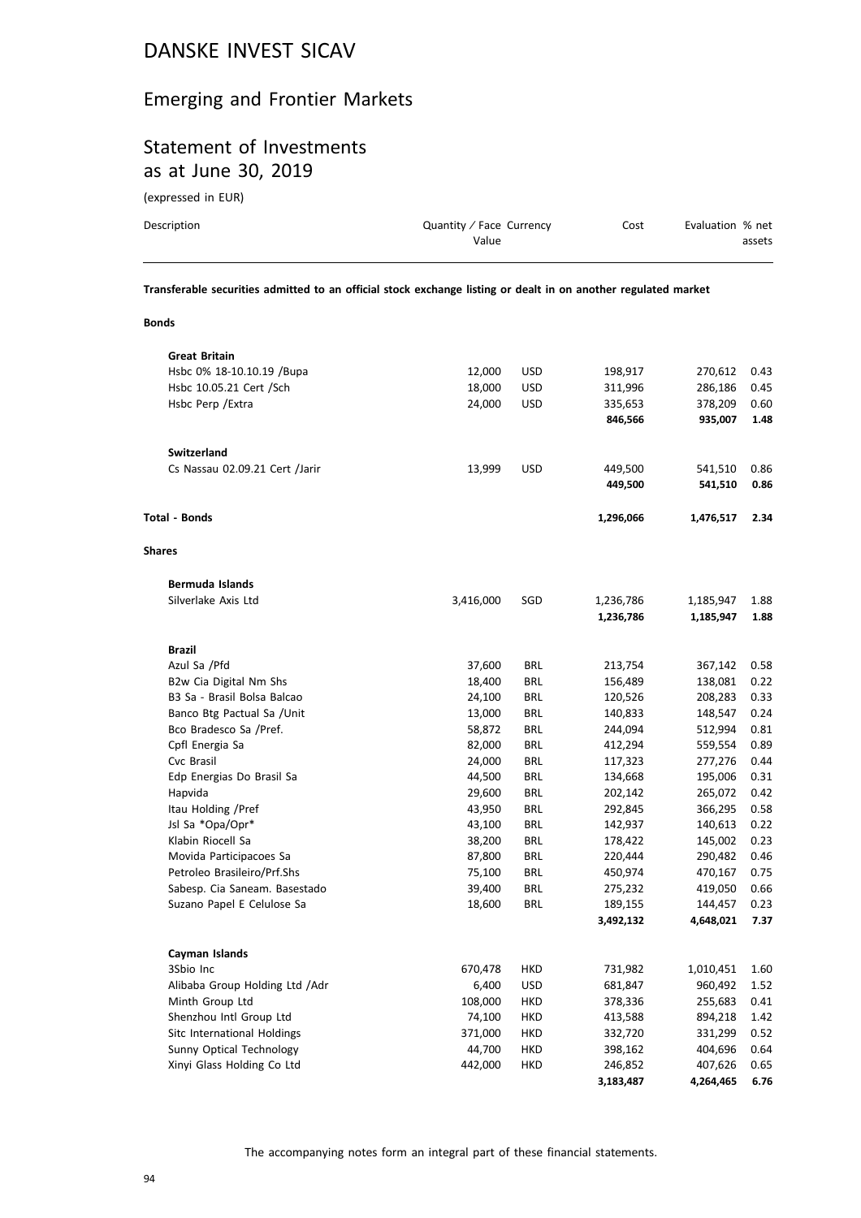# DANSKE INVEST SICAV

## Emerging and Frontier Markets

## Statement of Investments as at June 30, 2019

(expressed in EUR)

| Description | Quantity / Face Value | Currency | Cost | Evaluation | % net assets |
|---|---|---|---|---|---|
| **Transferable securities admitted to an official stock exchange listing or dealt in on another regulated market** | | | | | |
| **Bonds** | | | | | |
| **Great Britain** | | | | | |
| Hsbc 0% 18-10.10.19 /Bupa | 12,000 | USD | 198,917 | 270,612 | 0.43 |
| Hsbc 10.05.21 Cert /Sch | 18,000 | USD | 311,996 | 286,186 | 0.45 |
| Hsbc Perp /Extra | 24,000 | USD | 335,653 | 378,209 | 0.60 |
| | | | **846,566** | **935,007** | **1.48** |
| **Switzerland** | | | | | |
| Cs Nassau 02.09.21 Cert /Jarir | 13,999 | USD | 449,500 | 541,510 | 0.86 |
| | | | **449,500** | **541,510** | **0.86** |
| **Total - Bonds** | | | **1,296,066** | **1,476,517** | **2.34** |
| **Shares** | | | | | |
| **Bermuda Islands** | | | | | |
| Silverlake Axis Ltd | 3,416,000 | SGD | 1,236,786 | 1,185,947 | 1.88 |
| | | | **1,236,786** | **1,185,947** | **1.88** |
| **Brazil** | | | | | |
| Azul Sa /Pfd | 37,600 | BRL | 213,754 | 367,142 | 0.58 |
| B2w Cia Digital Nm Shs | 18,400 | BRL | 156,489 | 138,081 | 0.22 |
| B3 Sa - Brasil Bolsa Balcao | 24,100 | BRL | 120,526 | 208,283 | 0.33 |
| Banco Btg Pactual Sa /Unit | 13,000 | BRL | 140,833 | 148,547 | 0.24 |
| Bco Bradesco Sa /Pref. | 58,872 | BRL | 244,094 | 512,994 | 0.81 |
| Cpfl Energia Sa | 82,000 | BRL | 412,294 | 559,554 | 0.89 |
| Cvc Brasil | 24,000 | BRL | 117,323 | 277,276 | 0.44 |
| Edp Energias Do Brasil Sa | 44,500 | BRL | 134,668 | 195,006 | 0.31 |
| Hapvida | 29,600 | BRL | 202,142 | 265,072 | 0.42 |
| Itau Holding /Pref | 43,950 | BRL | 292,845 | 366,295 | 0.58 |
| Jsl Sa *Opa/Opr* | 43,100 | BRL | 142,937 | 140,613 | 0.22 |
| Klabin Riocell Sa | 38,200 | BRL | 178,422 | 145,002 | 0.23 |
| Movida Participacoes Sa | 87,800 | BRL | 220,444 | 290,482 | 0.46 |
| Petroleo Brasileiro/Prf.Shs | 75,100 | BRL | 450,974 | 470,167 | 0.75 |
| Sabesp. Cia Saneam. Basestado | 39,400 | BRL | 275,232 | 419,050 | 0.66 |
| Suzano Papel E Celulose Sa | 18,600 | BRL | 189,155 | 144,457 | 0.23 |
| | | | **3,492,132** | **4,648,021** | **7.37** |
| **Cayman Islands** | | | | | |
| 3Sbio Inc | 670,478 | HKD | 731,982 | 1,010,451 | 1.60 |
| Alibaba Group Holding Ltd /Adr | 6,400 | USD | 681,847 | 960,492 | 1.52 |
| Minth Group Ltd | 108,000 | HKD | 378,336 | 255,683 | 0.41 |
| Shenzhou Intl Group Ltd | 74,100 | HKD | 413,588 | 894,218 | 1.42 |
| Sitc International Holdings | 371,000 | HKD | 332,720 | 331,299 | 0.52 |
| Sunny Optical Technology | 44,700 | HKD | 398,162 | 404,696 | 0.64 |
| Xinyi Glass Holding Co Ltd | 442,000 | HKD | 246,852 | 407,626 | 0.65 |
| | | | **3,183,487** | **4,264,465** | **6.76** |

The accompanying notes form an integral part of these financial statements.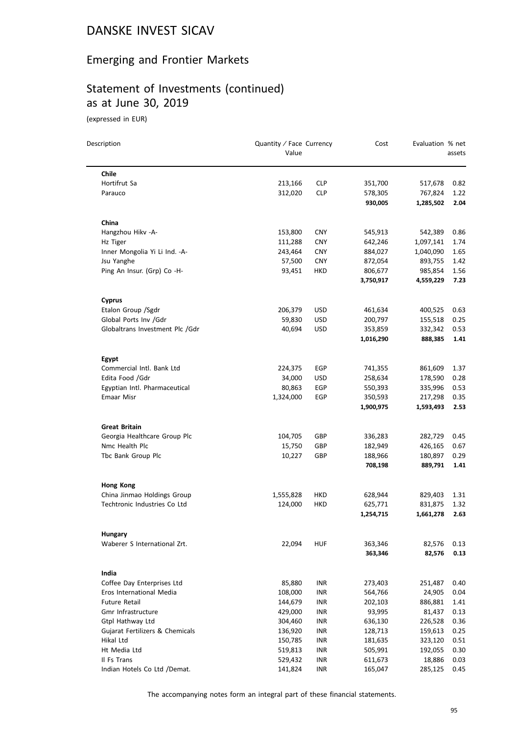# DANSKE INVEST SICAV

## Emerging and Frontier Markets

## Statement of Investments (continued) as at June 30, 2019

(expressed in EUR)

| Description | Quantity / Face Value | Currency | Cost | Evaluation | % net assets |
|---|---|---|---|---|---|
| **Chile** | | | | | |
| Hortifrut Sa | 213,166 | CLP | 351,700 | 517,678 | 0.82 |
| Parauco | 312,020 | CLP | 578,305 | 767,824 | 1.22 |
| | | | **930,005** | **1,285,502** | **2.04** |
| **China** | | | | | |
| Hangzhou Hikv -A- | 153,800 | CNY | 545,913 | 542,389 | 0.86 |
| Hz Tiger | 111,288 | CNY | 642,246 | 1,097,141 | 1.74 |
| Inner Mongolia Yi Li Ind. -A- | 243,464 | CNY | 884,027 | 1,040,090 | 1.65 |
| Jsu Yanghe | 57,500 | CNY | 872,054 | 893,755 | 1.42 |
| Ping An Insur. (Grp) Co -H- | 93,451 | HKD | 806,677 | 985,854 | 1.56 |
| | | | **3,750,917** | **4,559,229** | **7.23** |
| **Cyprus** | | | | | |
| Etalon Group /Sgdr | 206,379 | USD | 461,634 | 400,525 | 0.63 |
| Global Ports Inv /Gdr | 59,830 | USD | 200,797 | 155,518 | 0.25 |
| Globaltrans Investment Plc /Gdr | 40,694 | USD | 353,859 | 332,342 | 0.53 |
| | | | **1,016,290** | **888,385** | **1.41** |
| **Egypt** | | | | | |
| Commercial Intl. Bank Ltd | 224,375 | EGP | 741,355 | 861,609 | 1.37 |
| Edita Food /Gdr | 34,000 | USD | 258,634 | 178,590 | 0.28 |
| Egyptian Intl. Pharmaceutical | 80,863 | EGP | 550,393 | 335,996 | 0.53 |
| Emaar Misr | 1,324,000 | EGP | 350,593 | 217,298 | 0.35 |
| | | | **1,900,975** | **1,593,493** | **2.53** |
| **Great Britain** | | | | | |
| Georgia Healthcare Group Plc | 104,705 | GBP | 336,283 | 282,729 | 0.45 |
| Nmc Health Plc | 15,750 | GBP | 182,949 | 426,165 | 0.67 |
| Tbc Bank Group Plc | 10,227 | GBP | 188,966 | 180,897 | 0.29 |
| | | | **708,198** | **889,791** | **1.41** |
| **Hong Kong** | | | | | |
| China Jinmao Holdings Group | 1,555,828 | HKD | 628,944 | 829,403 | 1.31 |
| Techtronic Industries Co Ltd | 124,000 | HKD | 625,771 | 831,875 | 1.32 |
| | | | **1,254,715** | **1,661,278** | **2.63** |
| **Hungary** | | | | | |
| Waberer S International Zrt. | 22,094 | HUF | 363,346 | 82,576 | 0.13 |
| | | | **363,346** | **82,576** | **0.13** |
| **India** | | | | | |
| Coffee Day Enterprises Ltd | 85,880 | INR | 273,403 | 251,487 | 0.40 |
| Eros International Media | 108,000 | INR | 564,766 | 24,905 | 0.04 |
| Future Retail | 144,679 | INR | 202,103 | 886,881 | 1.41 |
| Gmr Infrastructure | 429,000 | INR | 93,995 | 81,437 | 0.13 |
| Gtpl Hathway Ltd | 304,460 | INR | 636,130 | 226,528 | 0.36 |
| Gujarat Fertilizers & Chemicals | 136,920 | INR | 128,713 | 159,613 | 0.25 |
| Hikal Ltd | 150,785 | INR | 181,635 | 323,120 | 0.51 |
| Ht Media Ltd | 519,813 | INR | 505,991 | 192,055 | 0.30 |
| Il Fs Trans | 529,432 | INR | 611,673 | 18,886 | 0.03 |
| Indian Hotels Co Ltd /Demat. | 141,824 | INR | 165,047 | 285,125 | 0.45 |

The accompanying notes form an integral part of these financial statements.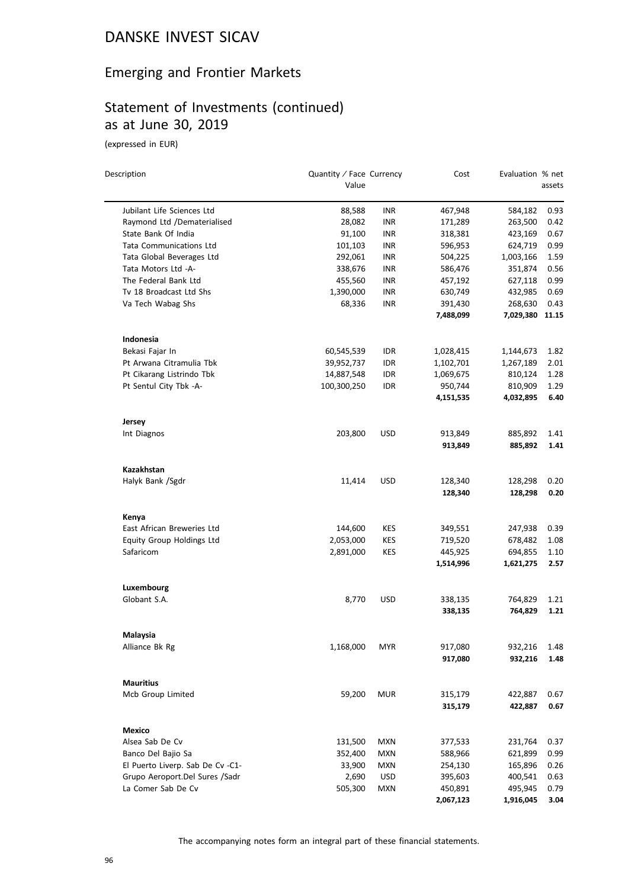# DANSKE INVEST SICAV

## Emerging and Frontier Markets

## Statement of Investments (continued) as at June 30, 2019

(expressed in EUR)

| Description | Quantity / Face Value | Currency | Cost | Evaluation | % net assets |
|---|---|---|---|---|---|
| Jubilant Life Sciences Ltd | 88,588 | INR | 467,948 | 584,182 | 0.93 |
| Raymond Ltd /Dematerialised | 28,082 | INR | 171,289 | 263,500 | 0.42 |
| State Bank Of India | 91,100 | INR | 318,381 | 423,169 | 0.67 |
| Tata Communications Ltd | 101,103 | INR | 596,953 | 624,719 | 0.99 |
| Tata Global Beverages Ltd | 292,061 | INR | 504,225 | 1,003,166 | 1.59 |
| Tata Motors Ltd -A- | 338,676 | INR | 586,476 | 351,874 | 0.56 |
| The Federal Bank Ltd | 455,560 | INR | 457,192 | 627,118 | 0.99 |
| Tv 18 Broadcast Ltd Shs | 1,390,000 | INR | 630,749 | 432,985 | 0.69 |
| Va Tech Wabag Shs | 68,336 | INR | 391,430 | 268,630 | 0.43 |
| | | | **7,488,099** | **7,029,380** | **11.15** |
| **Indonesia** | | | | | |
| Bekasi Fajar In | 60,545,539 | IDR | 1,028,415 | 1,144,673 | 1.82 |
| Pt Arwana Citramulia Tbk | 39,952,737 | IDR | 1,102,701 | 1,267,189 | 2.01 |
| Pt Cikarang Listrindo Tbk | 14,887,548 | IDR | 1,069,675 | 810,124 | 1.28 |
| Pt Sentul City Tbk -A- | 100,300,250 | IDR | 950,744 | 810,909 | 1.29 |
| | | | **4,151,535** | **4,032,895** | **6.40** |
| **Jersey** | | | | | |
| Int Diagnos | 203,800 | USD | 913,849 | 885,892 | 1.41 |
| | | | **913,849** | **885,892** | **1.41** |
| **Kazakhstan** | | | | | |
| Halyk Bank /Sgdr | 11,414 | USD | 128,340 | 128,298 | 0.20 |
| | | | **128,340** | **128,298** | **0.20** |
| **Kenya** | | | | | |
| East African Breweries Ltd | 144,600 | KES | 349,551 | 247,938 | 0.39 |
| Equity Group Holdings Ltd | 2,053,000 | KES | 719,520 | 678,482 | 1.08 |
| Safaricom | 2,891,000 | KES | 445,925 | 694,855 | 1.10 |
| | | | **1,514,996** | **1,621,275** | **2.57** |
| **Luxembourg** | | | | | |
| Globant S.A. | 8,770 | USD | 338,135 | 764,829 | 1.21 |
| | | | **338,135** | **764,829** | **1.21** |
| **Malaysia** | | | | | |
| Alliance Bk Rg | 1,168,000 | MYR | 917,080 | 932,216 | 1.48 |
| | | | **917,080** | **932,216** | **1.48** |
| **Mauritius** | | | | | |
| Mcb Group Limited | 59,200 | MUR | 315,179 | 422,887 | 0.67 |
| | | | **315,179** | **422,887** | **0.67** |
| **Mexico** | | | | | |
| Alsea Sab De Cv | 131,500 | MXN | 377,533 | 231,764 | 0.37 |
| Banco Del Bajio Sa | 352,400 | MXN | 588,966 | 621,899 | 0.99 |
| El Puerto Liverp. Sab De Cv -C1- | 33,900 | MXN | 254,130 | 165,896 | 0.26 |
| Grupo Aeroport.Del Sures /Sadr | 2,690 | USD | 395,603 | 400,541 | 0.63 |
| La Comer Sab De Cv | 505,300 | MXN | 450,891 | 495,945 | 0.79 |
| | | | **2,067,123** | **1,916,045** | **3.04** |

The accompanying notes form an integral part of these financial statements.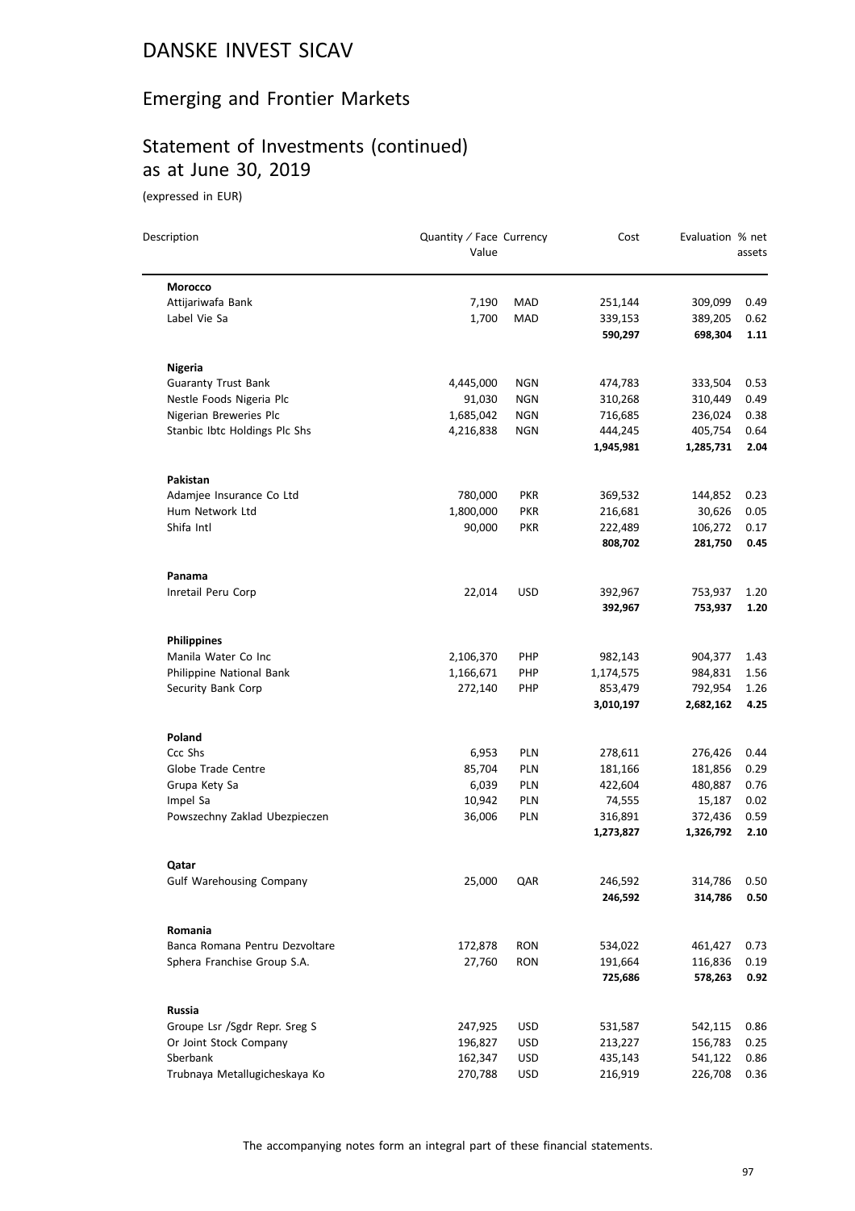# DANSKE INVEST SICAV

## Emerging and Frontier Markets

## Statement of Investments (continued) as at June 30, 2019

(expressed in EUR)

| Description | Quantity / Face Value | Currency | Cost | Evaluation | % net assets |
|---|---|---|---|---|---|
| **Morocco** | | | | | |
| Attijariwafa Bank | 7,190 | MAD | 251,144 | 309,099 | 0.49 |
| Label Vie Sa | 1,700 | MAD | 339,153 | 389,205 | 0.62 |
| | | | **590,297** | **698,304** | **1.11** |
| **Nigeria** | | | | | |
| Guaranty Trust Bank | 4,445,000 | NGN | 474,783 | 333,504 | 0.53 |
| Nestle Foods Nigeria Plc | 91,030 | NGN | 310,268 | 310,449 | 0.49 |
| Nigerian Breweries Plc | 1,685,042 | NGN | 716,685 | 236,024 | 0.38 |
| Stanbic Ibtc Holdings Plc Shs | 4,216,838 | NGN | 444,245 | 405,754 | 0.64 |
| | | | **1,945,981** | **1,285,731** | **2.04** |
| **Pakistan** | | | | | |
| Adamjee Insurance Co Ltd | 780,000 | PKR | 369,532 | 144,852 | 0.23 |
| Hum Network Ltd | 1,800,000 | PKR | 216,681 | 30,626 | 0.05 |
| Shifa Intl | 90,000 | PKR | 222,489 | 106,272 | 0.17 |
| | | | **808,702** | **281,750** | **0.45** |
| **Panama** | | | | | |
| Inretail Peru Corp | 22,014 | USD | 392,967 | 753,937 | 1.20 |
| | | | **392,967** | **753,937** | **1.20** |
| **Philippines** | | | | | |
| Manila Water Co Inc | 2,106,370 | PHP | 982,143 | 904,377 | 1.43 |
| Philippine National Bank | 1,166,671 | PHP | 1,174,575 | 984,831 | 1.56 |
| Security Bank Corp | 272,140 | PHP | 853,479 | 792,954 | 1.26 |
| | | | **3,010,197** | **2,682,162** | **4.25** |
| **Poland** | | | | | |
| Ccc Shs | 6,953 | PLN | 278,611 | 276,426 | 0.44 |
| Globe Trade Centre | 85,704 | PLN | 181,166 | 181,856 | 0.29 |
| Grupa Kety Sa | 6,039 | PLN | 422,604 | 480,887 | 0.76 |
| Impel Sa | 10,942 | PLN | 74,555 | 15,187 | 0.02 |
| Powszechny Zaklad Ubezpieczen | 36,006 | PLN | 316,891 | 372,436 | 0.59 |
| | | | **1,273,827** | **1,326,792** | **2.10** |
| **Qatar** | | | | | |
| Gulf Warehousing Company | 25,000 | QAR | 246,592 | 314,786 | 0.50 |
| | | | **246,592** | **314,786** | **0.50** |
| **Romania** | | | | | |
| Banca Romana Pentru Dezvoltare | 172,878 | RON | 534,022 | 461,427 | 0.73 |
| Sphera Franchise Group S.A. | 27,760 | RON | 191,664 | 116,836 | 0.19 |
| | | | **725,686** | **578,263** | **0.92** |
| **Russia** | | | | | |
| Groupe Lsr /Sgdr Repr. Sreg S | 247,925 | USD | 531,587 | 542,115 | 0.86 |
| Or Joint Stock Company | 196,827 | USD | 213,227 | 156,783 | 0.25 |
| Sberbank | 162,347 | USD | 435,143 | 541,122 | 0.86 |
| Trubnaya Metallugicheskaya Ko | 270,788 | USD | 216,919 | 226,708 | 0.36 |

The accompanying notes form an integral part of these financial statements.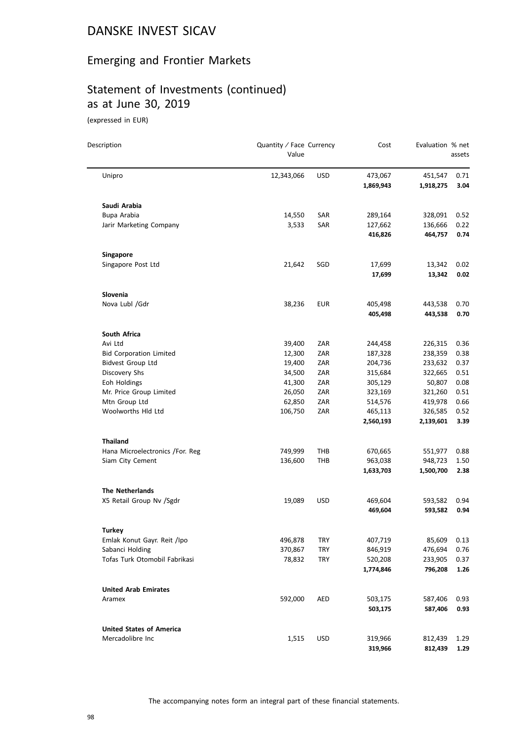# DANSKE INVEST SICAV

## Emerging and Frontier Markets

## Statement of Investments (continued) as at June 30, 2019

(expressed in EUR)

| Description | Quantity / Face Value | Currency | Cost | Evaluation | % net assets |
|---|---|---|---|---|---|
| Unipro | 12,343,066 | USD | 473,067 | 451,547 | 0.71 |
| | | | **1,869,943** | **1,918,275** | **3.04** |
| **Saudi Arabia** | | | | | |
| Bupa Arabia | 14,550 | SAR | 289,164 | 328,091 | 0.52 |
| Jarir Marketing Company | 3,533 | SAR | 127,662 | 136,666 | 0.22 |
| | | | **416,826** | **464,757** | **0.74** |
| **Singapore** | | | | | |
| Singapore Post Ltd | 21,642 | SGD | 17,699 | 13,342 | 0.02 |
| | | | **17,699** | **13,342** | **0.02** |
| **Slovenia** | | | | | |
| Nova Lubl /Gdr | 38,236 | EUR | 405,498 | 443,538 | 0.70 |
| | | | **405,498** | **443,538** | **0.70** |
| **South Africa** | | | | | |
| Avi Ltd | 39,400 | ZAR | 244,458 | 226,315 | 0.36 |
| Bid Corporation Limited | 12,300 | ZAR | 187,328 | 238,359 | 0.38 |
| Bidvest Group Ltd | 19,400 | ZAR | 204,736 | 233,632 | 0.37 |
| Discovery Shs | 34,500 | ZAR | 315,684 | 322,665 | 0.51 |
| Eoh Holdings | 41,300 | ZAR | 305,129 | 50,807 | 0.08 |
| Mr. Price Group Limited | 26,050 | ZAR | 323,169 | 321,260 | 0.51 |
| Mtn Group Ltd | 62,850 | ZAR | 514,576 | 419,978 | 0.66 |
| Woolworths Hld Ltd | 106,750 | ZAR | 465,113 | 326,585 | 0.52 |
| | | | **2,560,193** | **2,139,601** | **3.39** |
| **Thailand** | | | | | |
| Hana Microelectronics /For. Reg | 749,999 | THB | 670,665 | 551,977 | 0.88 |
| Siam City Cement | 136,600 | THB | 963,038 | 948,723 | 1.50 |
| | | | **1,633,703** | **1,500,700** | **2.38** |
| **The Netherlands** | | | | | |
| X5 Retail Group Nv /Sgdr | 19,089 | USD | 469,604 | 593,582 | 0.94 |
| | | | **469,604** | **593,582** | **0.94** |
| **Turkey** | | | | | |
| Emlak Konut Gayr. Reit /Ipo | 496,878 | TRY | 407,719 | 85,609 | 0.13 |
| Sabanci Holding | 370,867 | TRY | 846,919 | 476,694 | 0.76 |
| Tofas Turk Otomobil Fabrikasi | 78,832 | TRY | 520,208 | 233,905 | 0.37 |
| | | | **1,774,846** | **796,208** | **1.26** |
| **United Arab Emirates** | | | | | |
| Aramex | 592,000 | AED | 503,175 | 587,406 | 0.93 |
| | | | **503,175** | **587,406** | **0.93** |
| **United States of America** | | | | | |
| Mercadolibre Inc | 1,515 | USD | 319,966 | 812,439 | 1.29 |
| | | | **319,966** | **812,439** | **1.29** |

The accompanying notes form an integral part of these financial statements.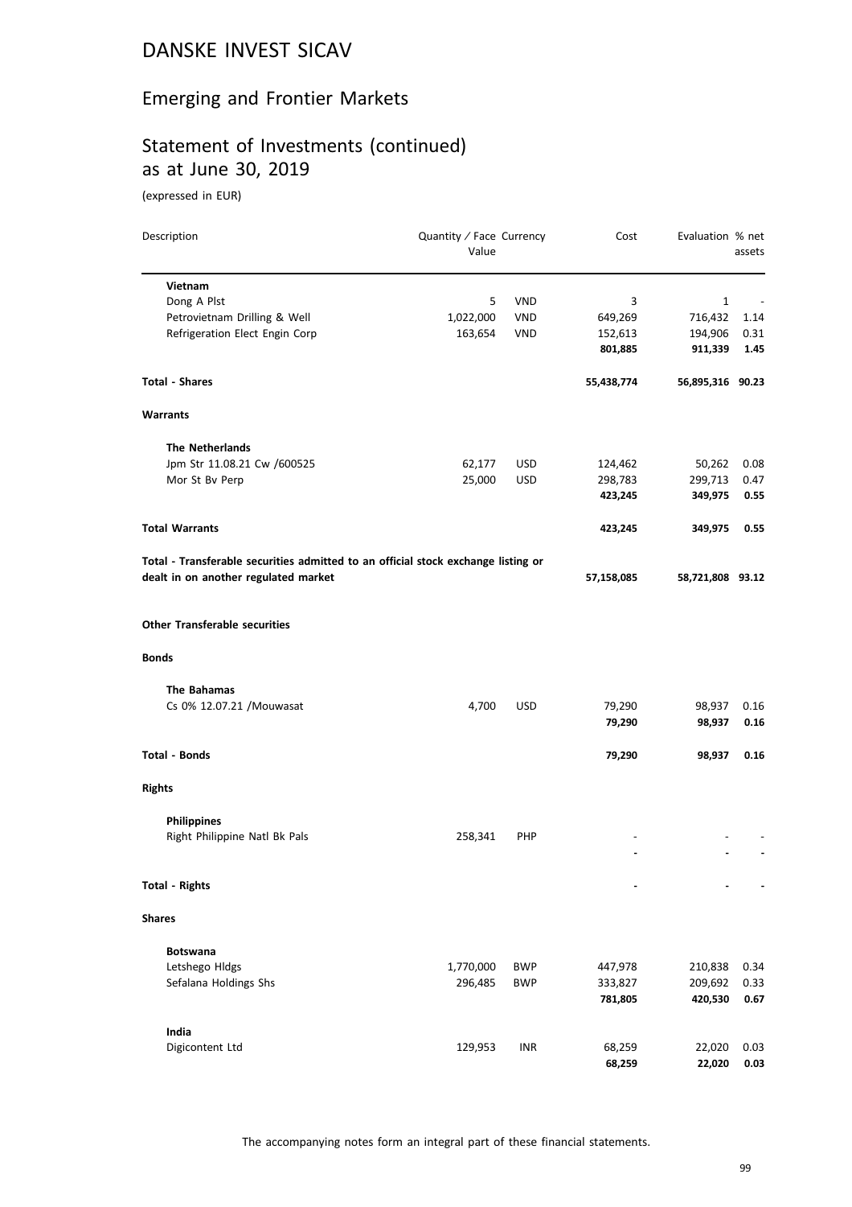# DANSKE INVEST SICAV

## Emerging and Frontier Markets

## Statement of Investments (continued) as at June 30, 2019

(expressed in EUR)

| Description | Quantity / Face Value | Currency | Cost | Evaluation | % net assets |
|---|---|---|---|---|---|
| **Vietnam** | | | | | |
| Dong A Plst | 5 | VND | 3 | 1 | - |
| Petrovietnam Drilling & Well | 1,022,000 | VND | 649,269 | 716,432 | 1.14 |
| Refrigeration Elect Engin Corp | 163,654 | VND | 152,613 | 194,906 | 0.31 |
| | | | **801,885** | **911,339** | **1.45** |
| **Total - Shares** | | | **55,438,774** | **56,895,316** | **90.23** |
| **Warrants** | | | | | |
| **The Netherlands** | | | | | |
| Jpm Str 11.08.21 Cw /600525 | 62,177 | USD | 124,462 | 50,262 | 0.08 |
| Mor St Bv Perp | 25,000 | USD | 298,783 | 299,713 | 0.47 |
| | | | **423,245** | **349,975** | **0.55** |
| **Total Warrants** | | | **423,245** | **349,975** | **0.55** |
| **Total - Transferable securities admitted to an official stock exchange listing or dealt in on another regulated market** | | | **57,158,085** | **58,721,808** | **93.12** |
| **Other Transferable securities** | | | | | |
| **Bonds** | | | | | |
| **The Bahamas** | | | | | |
| Cs 0% 12.07.21 /Mouwasat | 4,700 | USD | 79,290 | 98,937 | 0.16 |
| | | | **79,290** | **98,937** | **0.16** |
| **Total - Bonds** | | | **79,290** | **98,937** | **0.16** |
| **Rights** | | | | | |
| **Philippines** | | | | | |
| Right Philippine Natl Bk Pals | 258,341 | PHP | - | - | - |
| | | | **-** | **-** | **-** |
| **Total - Rights** | | | **-** | **-** | **-** |
| **Shares** | | | | | |
| **Botswana** | | | | | |
| Letshego Hldgs | 1,770,000 | BWP | 447,978 | 210,838 | 0.34 |
| Sefalana Holdings Shs | 296,485 | BWP | 333,827 | 209,692 | 0.33 |
| | | | **781,805** | **420,530** | **0.67** |
| **India** | | | | | |
| Digicontent Ltd | 129,953 | INR | 68,259 | 22,020 | 0.03 |
| | | | **68,259** | **22,020** | **0.03** |

The accompanying notes form an integral part of these financial statements.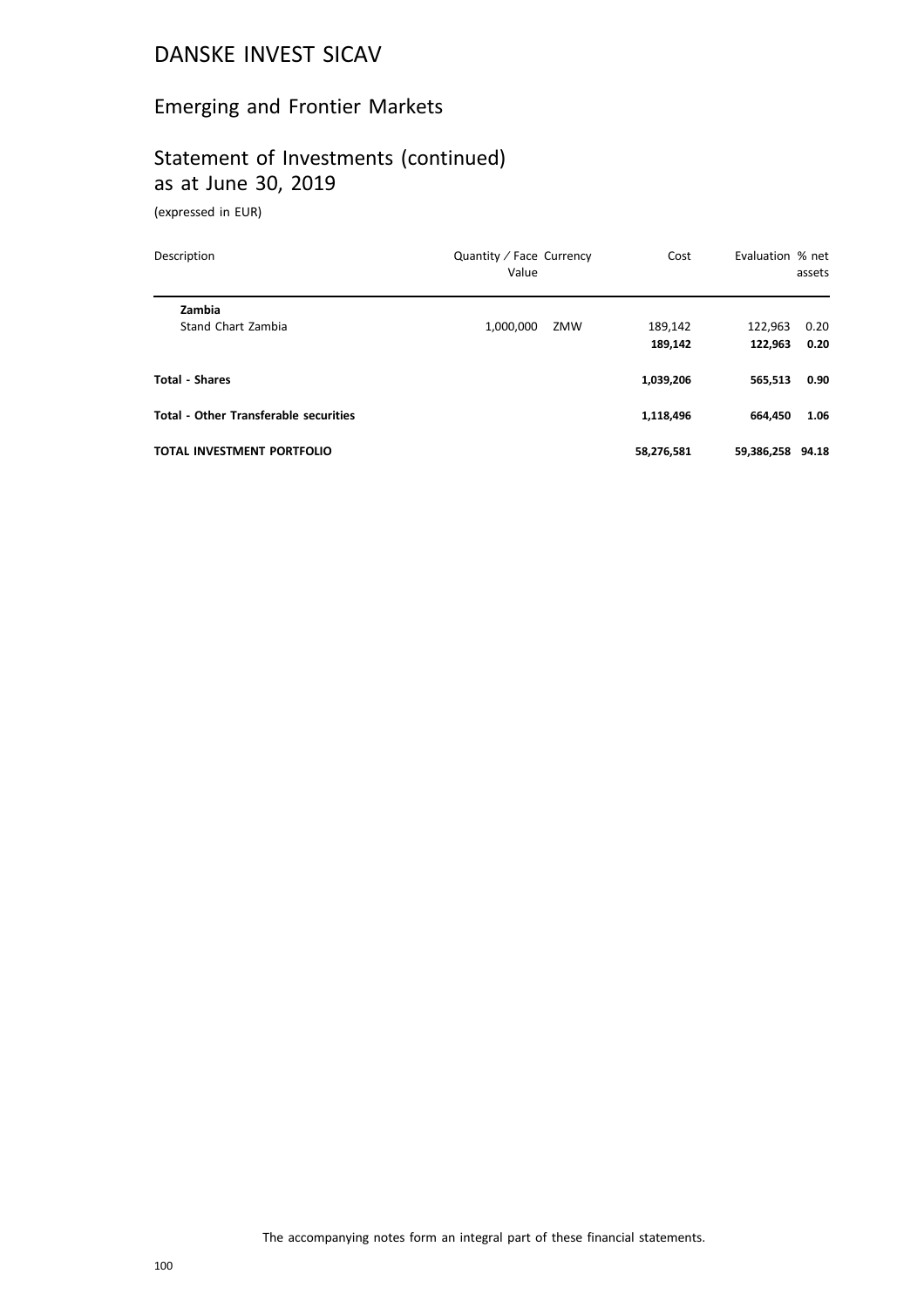# DANSKE INVEST SICAV

## Emerging and Frontier Markets

## Statement of Investments (continued) as at June 30, 2019

(expressed in EUR)

| Description | Quantity / Face Value | Currency | Cost | Evaluation | % net assets |
|---|---|---|---|---|---|
| **Zambia** | | | | | |
| Stand Chart Zambia | 1,000,000 | ZMW | 189,142 | 122,963 | 0.20 |
| | | | **189,142** | **122,963** | **0.20** |
| **Total - Shares** | | | **1,039,206** | **565,513** | **0.90** |
| **Total - Other Transferable securities** | | | **1,118,496** | **664,450** | **1.06** |
| **TOTAL INVESTMENT PORTFOLIO** | | | **58,276,581** | **59,386,258** | **94.18** |

The accompanying notes form an integral part of these financial statements.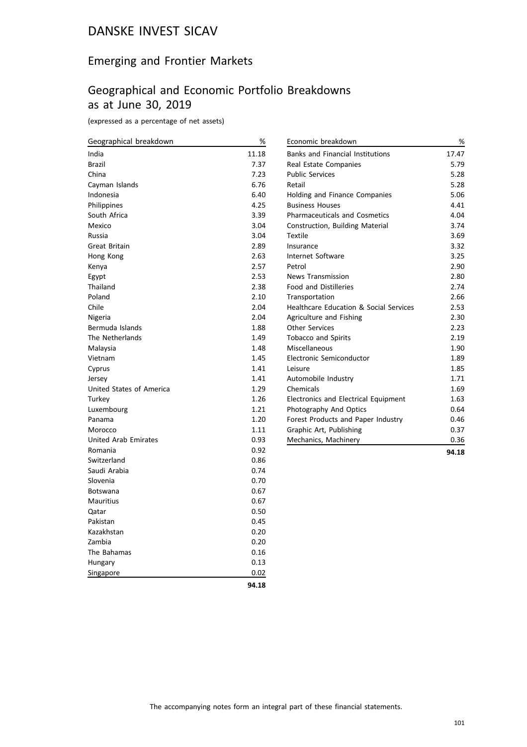# DANSKE INVEST SICAV

## Emerging and Frontier Markets

## Geographical and Economic Portfolio Breakdowns as at June 30, 2019

(expressed as a percentage of net assets)

| Geographical breakdown | % |
|---|---|
| India | 11.18 |
| Brazil | 7.37 |
| China | 7.23 |
| Cayman Islands | 6.76 |
| Indonesia | 6.40 |
| Philippines | 4.25 |
| South Africa | 3.39 |
| Mexico | 3.04 |
| Russia | 3.04 |
| Great Britain | 2.89 |
| Hong Kong | 2.63 |
| Kenya | 2.57 |
| Egypt | 2.53 |
| Thailand | 2.38 |
| Poland | 2.10 |
| Chile | 2.04 |
| Nigeria | 2.04 |
| Bermuda Islands | 1.88 |
| The Netherlands | 1.49 |
| Malaysia | 1.48 |
| Vietnam | 1.45 |
| Cyprus | 1.41 |
| Jersey | 1.41 |
| United States of America | 1.29 |
| Turkey | 1.26 |
| Luxembourg | 1.21 |
| Panama | 1.20 |
| Morocco | 1.11 |
| United Arab Emirates | 0.93 |
| Romania | 0.92 |
| Switzerland | 0.86 |
| Saudi Arabia | 0.74 |
| Slovenia | 0.70 |
| Botswana | 0.67 |
| Mauritius | 0.67 |
| Qatar | 0.50 |
| Pakistan | 0.45 |
| Kazakhstan | 0.20 |
| Zambia | 0.20 |
| The Bahamas | 0.16 |
| Hungary | 0.13 |
| Singapore | 0.02 |
| | **94.18** |

| Economic breakdown | % |
|---|---|
| Banks and Financial Institutions | 17.47 |
| Real Estate Companies | 5.79 |
| Public Services | 5.28 |
| Retail | 5.28 |
| Holding and Finance Companies | 5.06 |
| Business Houses | 4.41 |
| Pharmaceuticals and Cosmetics | 4.04 |
| Construction, Building Material | 3.74 |
| Textile | 3.69 |
| Insurance | 3.32 |
| Internet Software | 3.25 |
| Petrol | 2.90 |
| News Transmission | 2.80 |
| Food and Distilleries | 2.74 |
| Transportation | 2.66 |
| Healthcare Education & Social Services | 2.53 |
| Agriculture and Fishing | 2.30 |
| Other Services | 2.23 |
| Tobacco and Spirits | 2.19 |
| Miscellaneous | 1.90 |
| Electronic Semiconductor | 1.89 |
| Leisure | 1.85 |
| Automobile Industry | 1.71 |
| Chemicals | 1.69 |
| Electronics and Electrical Equipment | 1.63 |
| Photography And Optics | 0.64 |
| Forest Products and Paper Industry | 0.46 |
| Graphic Art, Publishing | 0.37 |
| Mechanics, Machinery | 0.36 |
| | **94.18** |

The accompanying notes form an integral part of these financial statements.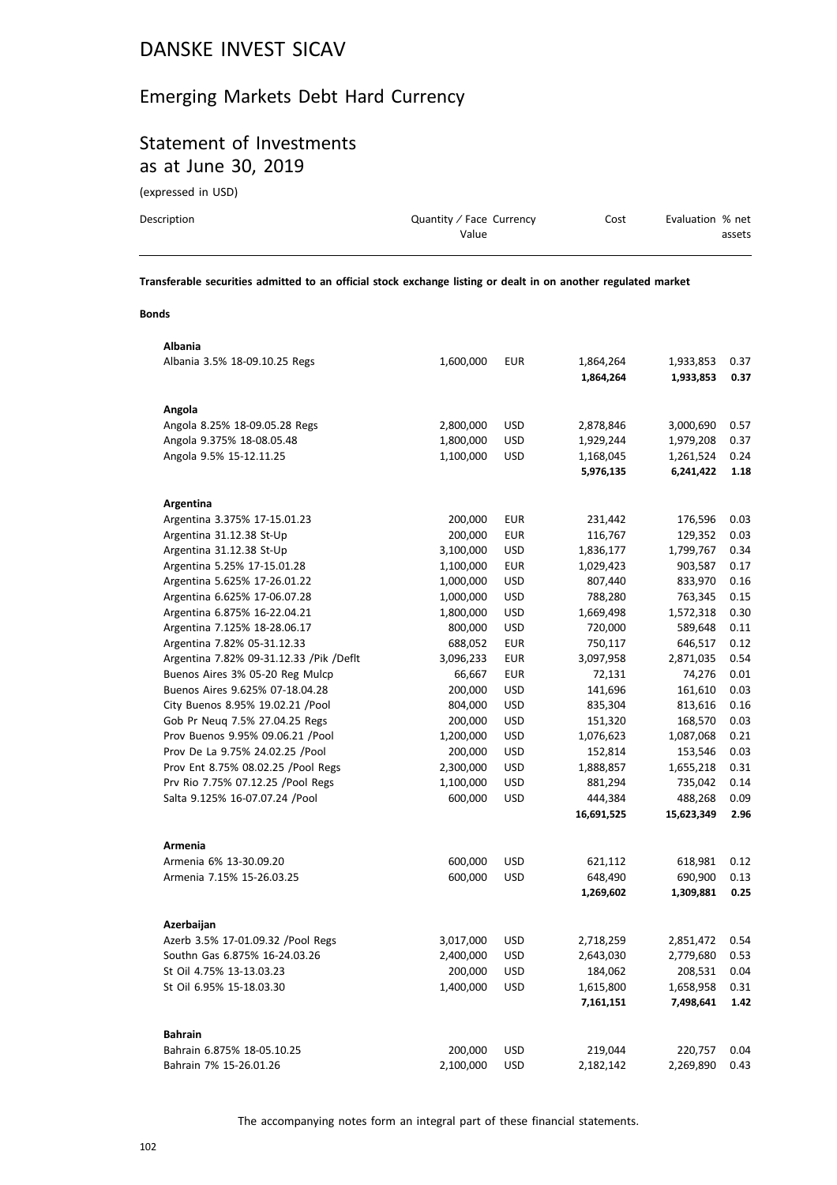# DANSKE INVEST SICAV

## Emerging Markets Debt Hard Currency

## Statement of Investments
as at June 30, 2019

(expressed in USD)

| Description | Quantity / Face Value | Currency | Cost | Evaluation | % net assets |
|---|---|---|---|---|---|
| **Transferable securities admitted to an official stock exchange listing or dealt in on another regulated market** | | | | | |
| **Bonds** | | | | | |
| **Albania** | | | | | |
| Albania 3.5% 18-09.10.25 Regs | 1,600,000 | EUR | 1,864,264 | 1,933,853 | 0.37 |
| | | | **1,864,264** | **1,933,853** | **0.37** |
| **Angola** | | | | | |
| Angola 8.25% 18-09.05.28 Regs | 2,800,000 | USD | 2,878,846 | 3,000,690 | 0.57 |
| Angola 9.375% 18-08.05.48 | 1,800,000 | USD | 1,929,244 | 1,979,208 | 0.37 |
| Angola 9.5% 15-12.11.25 | 1,100,000 | USD | 1,168,045 | 1,261,524 | 0.24 |
| | | | **5,976,135** | **6,241,422** | **1.18** |
| **Argentina** | | | | | |
| Argentina 3.375% 17-15.01.23 | 200,000 | EUR | 231,442 | 176,596 | 0.03 |
| Argentina 31.12.38 St-Up | 200,000 | EUR | 116,767 | 129,352 | 0.03 |
| Argentina 31.12.38 St-Up | 3,100,000 | USD | 1,836,177 | 1,799,767 | 0.34 |
| Argentina 5.25% 17-15.01.28 | 1,100,000 | EUR | 1,029,423 | 903,587 | 0.17 |
| Argentina 5.625% 17-26.01.22 | 1,000,000 | USD | 807,440 | 833,970 | 0.16 |
| Argentina 6.625% 17-06.07.28 | 1,000,000 | USD | 788,280 | 763,345 | 0.15 |
| Argentina 6.875% 16-22.04.21 | 1,800,000 | USD | 1,669,498 | 1,572,318 | 0.30 |
| Argentina 7.125% 18-28.06.17 | 800,000 | USD | 720,000 | 589,648 | 0.11 |
| Argentina 7.82% 05-31.12.33 | 688,052 | EUR | 750,117 | 646,517 | 0.12 |
| Argentina 7.82% 09-31.12.33 /Pik /Deflt | 3,096,233 | EUR | 3,097,958 | 2,871,035 | 0.54 |
| Buenos Aires 3% 05-20 Reg Mulcp | 66,667 | EUR | 72,131 | 74,276 | 0.01 |
| Buenos Aires 9.625% 07-18.04.28 | 200,000 | USD | 141,696 | 161,610 | 0.03 |
| City Buenos 8.95% 19.02.21 /Pool | 804,000 | USD | 835,304 | 813,616 | 0.16 |
| Gob Pr Neuq 7.5% 27.04.25 Regs | 200,000 | USD | 151,320 | 168,570 | 0.03 |
| Prov Buenos 9.95% 09.06.21 /Pool | 1,200,000 | USD | 1,076,623 | 1,087,068 | 0.21 |
| Prov De La 9.75% 24.02.25 /Pool | 200,000 | USD | 152,814 | 153,546 | 0.03 |
| Prov Ent 8.75% 08.02.25 /Pool Regs | 2,300,000 | USD | 1,888,857 | 1,655,218 | 0.31 |
| Prv Rio 7.75% 07.12.25 /Pool Regs | 1,100,000 | USD | 881,294 | 735,042 | 0.14 |
| Salta 9.125% 16-07.07.24 /Pool | 600,000 | USD | 444,384 | 488,268 | 0.09 |
| | | | **16,691,525** | **15,623,349** | **2.96** |
| **Armenia** | | | | | |
| Armenia 6% 13-30.09.20 | 600,000 | USD | 621,112 | 618,981 | 0.12 |
| Armenia 7.15% 15-26.03.25 | 600,000 | USD | 648,490 | 690,900 | 0.13 |
| | | | **1,269,602** | **1,309,881** | **0.25** |
| **Azerbaijan** | | | | | |
| Azerb 3.5% 17-01.09.32 /Pool Regs | 3,017,000 | USD | 2,718,259 | 2,851,472 | 0.54 |
| Southn Gas 6.875% 16-24.03.26 | 2,400,000 | USD | 2,643,030 | 2,779,680 | 0.53 |
| St Oil 4.75% 13-13.03.23 | 200,000 | USD | 184,062 | 208,531 | 0.04 |
| St Oil 6.95% 15-18.03.30 | 1,400,000 | USD | 1,615,800 | 1,658,958 | 0.31 |
| | | | **7,161,151** | **7,498,641** | **1.42** |
| **Bahrain** | | | | | |
| Bahrain 6.875% 18-05.10.25 | 200,000 | USD | 219,044 | 220,757 | 0.04 |
| Bahrain 7% 15-26.01.26 | 2,100,000 | USD | 2,182,142 | 2,269,890 | 0.43 |

The accompanying notes form an integral part of these financial statements.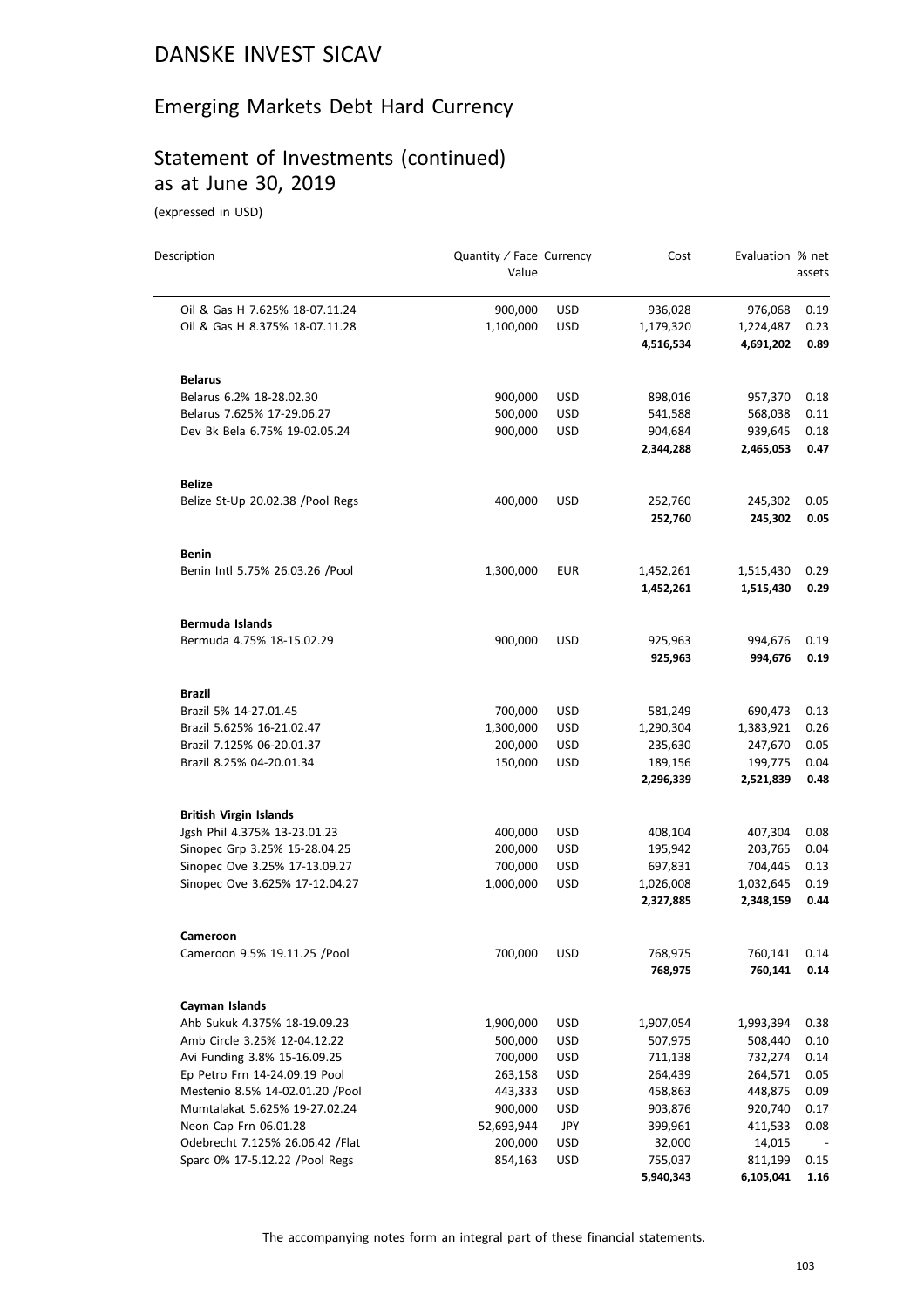# DANSKE INVEST SICAV

## Emerging Markets Debt Hard Currency

## Statement of Investments (continued) as at June 30, 2019

(expressed in USD)

| Description | Quantity / Face Value | Currency | Cost | Evaluation | % net assets |
|---|---|---|---|---|---|
| Oil & Gas H 7.625% 18-07.11.24 | 900,000 | USD | 936,028 | 976,068 | 0.19 |
| Oil & Gas H 8.375% 18-07.11.28 | 1,100,000 | USD | 1,179,320 | 1,224,487 | 0.23 |
| | | | **4,516,534** | **4,691,202** | **0.89** |
| **Belarus** | | | | | |
| Belarus 6.2% 18-28.02.30 | 900,000 | USD | 898,016 | 957,370 | 0.18 |
| Belarus 7.625% 17-29.06.27 | 500,000 | USD | 541,588 | 568,038 | 0.11 |
| Dev Bk Bela 6.75% 19-02.05.24 | 900,000 | USD | 904,684 | 939,645 | 0.18 |
| | | | **2,344,288** | **2,465,053** | **0.47** |
| **Belize** | | | | | |
| Belize St-Up 20.02.38 /Pool Regs | 400,000 | USD | 252,760 | 245,302 | 0.05 |
| | | | **252,760** | **245,302** | **0.05** |
| **Benin** | | | | | |
| Benin Intl 5.75% 26.03.26 /Pool | 1,300,000 | EUR | 1,452,261 | 1,515,430 | 0.29 |
| | | | **1,452,261** | **1,515,430** | **0.29** |
| **Bermuda Islands** | | | | | |
| Bermuda 4.75% 18-15.02.29 | 900,000 | USD | 925,963 | 994,676 | 0.19 |
| | | | **925,963** | **994,676** | **0.19** |
| **Brazil** | | | | | |
| Brazil 5% 14-27.01.45 | 700,000 | USD | 581,249 | 690,473 | 0.13 |
| Brazil 5.625% 16-21.02.47 | 1,300,000 | USD | 1,290,304 | 1,383,921 | 0.26 |
| Brazil 7.125% 06-20.01.37 | 200,000 | USD | 235,630 | 247,670 | 0.05 |
| Brazil 8.25% 04-20.01.34 | 150,000 | USD | 189,156 | 199,775 | 0.04 |
| | | | **2,296,339** | **2,521,839** | **0.48** |
| **British Virgin Islands** | | | | | |
| Jgsh Phil 4.375% 13-23.01.23 | 400,000 | USD | 408,104 | 407,304 | 0.08 |
| Sinopec Grp 3.25% 15-28.04.25 | 200,000 | USD | 195,942 | 203,765 | 0.04 |
| Sinopec Ove 3.25% 17-13.09.27 | 700,000 | USD | 697,831 | 704,445 | 0.13 |
| Sinopec Ove 3.625% 17-12.04.27 | 1,000,000 | USD | 1,026,008 | 1,032,645 | 0.19 |
| | | | **2,327,885** | **2,348,159** | **0.44** |
| **Cameroon** | | | | | |
| Cameroon 9.5% 19.11.25 /Pool | 700,000 | USD | 768,975 | 760,141 | 0.14 |
| | | | **768,975** | **760,141** | **0.14** |
| **Cayman Islands** | | | | | |
| Ahb Sukuk 4.375% 18-19.09.23 | 1,900,000 | USD | 1,907,054 | 1,993,394 | 0.38 |
| Amb Circle 3.25% 12-04.12.22 | 500,000 | USD | 507,975 | 508,440 | 0.10 |
| Avi Funding 3.8% 15-16.09.25 | 700,000 | USD | 711,138 | 732,274 | 0.14 |
| Ep Petro Frn 14-24.09.19 Pool | 263,158 | USD | 264,439 | 264,571 | 0.05 |
| Mestenio 8.5% 14-02.01.20 /Pool | 443,333 | USD | 458,863 | 448,875 | 0.09 |
| Mumtalakat 5.625% 19-27.02.24 | 900,000 | USD | 903,876 | 920,740 | 0.17 |
| Neon Cap Frn 06.01.28 | 52,693,944 | JPY | 399,961 | 411,533 | 0.08 |
| Odebrecht 7.125% 26.06.42 /Flat | 200,000 | USD | 32,000 | 14,015 | - |
| Sparc 0% 17-5.12.22 /Pool Regs | 854,163 | USD | 755,037 | 811,199 | 0.15 |
| | | | **5,940,343** | **6,105,041** | **1.16** |

The accompanying notes form an integral part of these financial statements.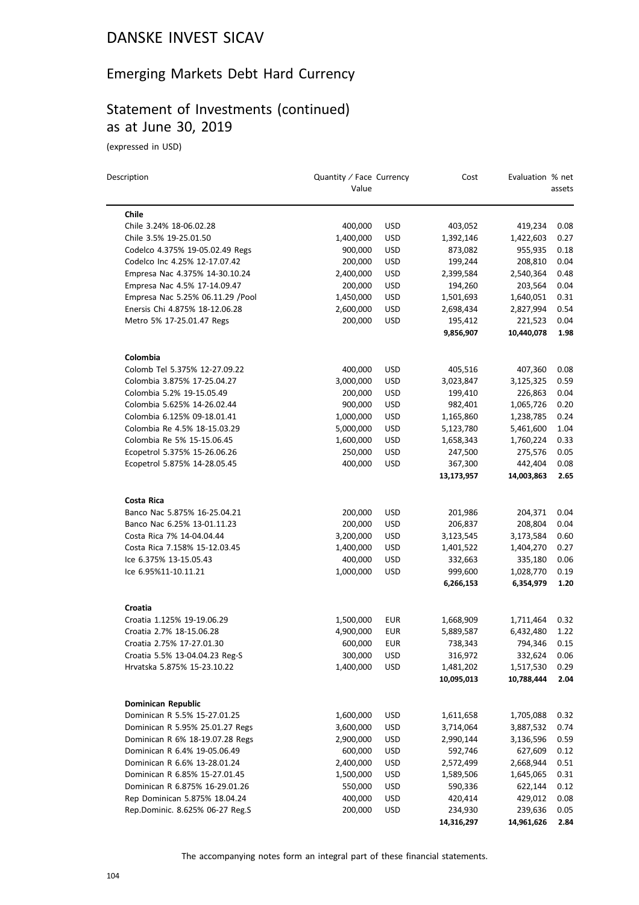# DANSKE INVEST SICAV

## Emerging Markets Debt Hard Currency

## Statement of Investments (continued) as at June 30, 2019

(expressed in USD)

| Description | Quantity / Face Value | Currency | Cost | Evaluation | % net assets |
|---|---|---|---|---|---|
| **Chile** | | | | | |
| Chile 3.24% 18-06.02.28 | 400,000 | USD | 403,052 | 419,234 | 0.08 |
| Chile 3.5% 19-25.01.50 | 1,400,000 | USD | 1,392,146 | 1,422,603 | 0.27 |
| Codelco 4.375% 19-05.02.49 Regs | 900,000 | USD | 873,082 | 955,935 | 0.18 |
| Codelco Inc 4.25% 12-17.07.42 | 200,000 | USD | 199,244 | 208,810 | 0.04 |
| Empresa Nac 4.375% 14-30.10.24 | 2,400,000 | USD | 2,399,584 | 2,540,364 | 0.48 |
| Empresa Nac 4.5% 17-14.09.47 | 200,000 | USD | 194,260 | 203,564 | 0.04 |
| Empresa Nac 5.25% 06.11.29 /Pool | 1,450,000 | USD | 1,501,693 | 1,640,051 | 0.31 |
| Enersis Chi 4.875% 18-12.06.28 | 2,600,000 | USD | 2,698,434 | 2,827,994 | 0.54 |
| Metro 5% 17-25.01.47 Regs | 200,000 | USD | 195,412 | 221,523 | 0.04 |
| | | | **9,856,907** | **10,440,078** | **1.98** |
| **Colombia** | | | | | |
| Colomb Tel 5.375% 12-27.09.22 | 400,000 | USD | 405,516 | 407,360 | 0.08 |
| Colombia 3.875% 17-25.04.27 | 3,000,000 | USD | 3,023,847 | 3,125,325 | 0.59 |
| Colombia 5.2% 19-15.05.49 | 200,000 | USD | 199,410 | 226,863 | 0.04 |
| Colombia 5.625% 14-26.02.44 | 900,000 | USD | 982,401 | 1,065,726 | 0.20 |
| Colombia 6.125% 09-18.01.41 | 1,000,000 | USD | 1,165,860 | 1,238,785 | 0.24 |
| Colombia Re 4.5% 18-15.03.29 | 5,000,000 | USD | 5,123,780 | 5,461,600 | 1.04 |
| Colombia Re 5% 15-15.06.45 | 1,600,000 | USD | 1,658,343 | 1,760,224 | 0.33 |
| Ecopetrol 5.375% 15-26.06.26 | 250,000 | USD | 247,500 | 275,576 | 0.05 |
| Ecopetrol 5.875% 14-28.05.45 | 400,000 | USD | 367,300 | 442,404 | 0.08 |
| | | | **13,173,957** | **14,003,863** | **2.65** |
| **Costa Rica** | | | | | |
| Banco Nac 5.875% 16-25.04.21 | 200,000 | USD | 201,986 | 204,371 | 0.04 |
| Banco Nac 6.25% 13-01.11.23 | 200,000 | USD | 206,837 | 208,804 | 0.04 |
| Costa Rica 7% 14-04.04.44 | 3,200,000 | USD | 3,123,545 | 3,173,584 | 0.60 |
| Costa Rica 7.158% 15-12.03.45 | 1,400,000 | USD | 1,401,522 | 1,404,270 | 0.27 |
| Ice 6.375% 13-15.05.43 | 400,000 | USD | 332,663 | 335,180 | 0.06 |
| Ice 6.95%11-10.11.21 | 1,000,000 | USD | 999,600 | 1,028,770 | 0.19 |
| | | | **6,266,153** | **6,354,979** | **1.20** |
| **Croatia** | | | | | |
| Croatia 1.125% 19-19.06.29 | 1,500,000 | EUR | 1,668,909 | 1,711,464 | 0.32 |
| Croatia 2.7% 18-15.06.28 | 4,900,000 | EUR | 5,889,587 | 6,432,480 | 1.22 |
| Croatia 2.75% 17-27.01.30 | 600,000 | EUR | 738,343 | 794,346 | 0.15 |
| Croatia 5.5% 13-04.04.23 Reg-S | 300,000 | USD | 316,972 | 332,624 | 0.06 |
| Hrvatska 5.875% 15-23.10.22 | 1,400,000 | USD | 1,481,202 | 1,517,530 | 0.29 |
| | | | **10,095,013** | **10,788,444** | **2.04** |
| **Dominican Republic** | | | | | |
| Dominican R 5.5% 15-27.01.25 | 1,600,000 | USD | 1,611,658 | 1,705,088 | 0.32 |
| Dominican R 5.95% 25.01.27 Regs | 3,600,000 | USD | 3,714,064 | 3,887,532 | 0.74 |
| Dominican R 6% 18-19.07.28 Regs | 2,900,000 | USD | 2,990,144 | 3,136,596 | 0.59 |
| Dominican R 6.4% 19-05.06.49 | 600,000 | USD | 592,746 | 627,609 | 0.12 |
| Dominican R 6.6% 13-28.01.24 | 2,400,000 | USD | 2,572,499 | 2,668,944 | 0.51 |
| Dominican R 6.85% 15-27.01.45 | 1,500,000 | USD | 1,589,506 | 1,645,065 | 0.31 |
| Dominican R 6.875% 16-29.01.26 | 550,000 | USD | 590,336 | 622,144 | 0.12 |
| Rep Dominican 5.875% 18.04.24 | 400,000 | USD | 420,414 | 429,012 | 0.08 |
| Rep.Dominic. 8.625% 06-27 Reg.S | 200,000 | USD | 234,930 | 239,636 | 0.05 |
| | | | **14,316,297** | **14,961,626** | **2.84** |

The accompanying notes form an integral part of these financial statements.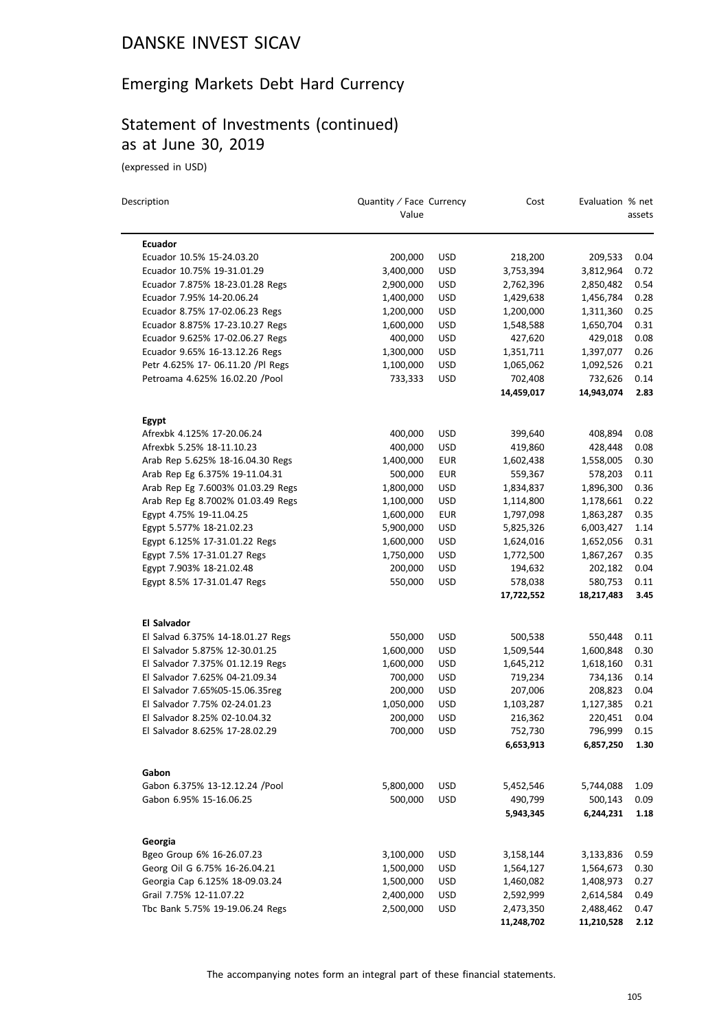# DANSKE INVEST SICAV

## Emerging Markets Debt Hard Currency

## Statement of Investments (continued) as at June 30, 2019

(expressed in USD)

| Description | Quantity / Face Value | Currency | Cost | Evaluation | % net assets |
|---|---|---|---|---|---|
| **Ecuador** | | | | | |
| Ecuador 10.5% 15-24.03.20 | 200,000 | USD | 218,200 | 209,533 | 0.04 |
| Ecuador 10.75% 19-31.01.29 | 3,400,000 | USD | 3,753,394 | 3,812,964 | 0.72 |
| Ecuador 7.875% 18-23.01.28 Regs | 2,900,000 | USD | 2,762,396 | 2,850,482 | 0.54 |
| Ecuador 7.95% 14-20.06.24 | 1,400,000 | USD | 1,429,638 | 1,456,784 | 0.28 |
| Ecuador 8.75% 17-02.06.23 Regs | 1,200,000 | USD | 1,200,000 | 1,311,360 | 0.25 |
| Ecuador 8.875% 17-23.10.27 Regs | 1,600,000 | USD | 1,548,588 | 1,650,704 | 0.31 |
| Ecuador 9.625% 17-02.06.27 Regs | 400,000 | USD | 427,620 | 429,018 | 0.08 |
| Ecuador 9.65% 16-13.12.26 Regs | 1,300,000 | USD | 1,351,711 | 1,397,077 | 0.26 |
| Petr 4.625% 17- 06.11.20 /Pl Regs | 1,100,000 | USD | 1,065,062 | 1,092,526 | 0.21 |
| Petroama 4.625% 16.02.20 /Pool | 733,333 | USD | 702,408 | 732,626 | 0.14 |
| | | | **14,459,017** | **14,943,074** | **2.83** |
| **Egypt** | | | | | |
| Afrexbk 4.125% 17-20.06.24 | 400,000 | USD | 399,640 | 408,894 | 0.08 |
| Afrexbk 5.25% 18-11.10.23 | 400,000 | USD | 419,860 | 428,448 | 0.08 |
| Arab Rep 5.625% 18-16.04.30 Regs | 1,400,000 | EUR | 1,602,438 | 1,558,005 | 0.30 |
| Arab Rep Eg 6.375% 19-11.04.31 | 500,000 | EUR | 559,367 | 578,203 | 0.11 |
| Arab Rep Eg 7.6003% 01.03.29 Regs | 1,800,000 | USD | 1,834,837 | 1,896,300 | 0.36 |
| Arab Rep Eg 8.7002% 01.03.49 Regs | 1,100,000 | USD | 1,114,800 | 1,178,661 | 0.22 |
| Egypt 4.75% 19-11.04.25 | 1,600,000 | EUR | 1,797,098 | 1,863,287 | 0.35 |
| Egypt 5.577% 18-21.02.23 | 5,900,000 | USD | 5,825,326 | 6,003,427 | 1.14 |
| Egypt 6.125% 17-31.01.22 Regs | 1,600,000 | USD | 1,624,016 | 1,652,056 | 0.31 |
| Egypt 7.5% 17-31.01.27 Regs | 1,750,000 | USD | 1,772,500 | 1,867,267 | 0.35 |
| Egypt 7.903% 18-21.02.48 | 200,000 | USD | 194,632 | 202,182 | 0.04 |
| Egypt 8.5% 17-31.01.47 Regs | 550,000 | USD | 578,038 | 580,753 | 0.11 |
| | | | **17,722,552** | **18,217,483** | **3.45** |
| **El Salvador** | | | | | |
| El Salvad 6.375% 14-18.01.27 Regs | 550,000 | USD | 500,538 | 550,448 | 0.11 |
| El Salvador 5.875% 12-30.01.25 | 1,600,000 | USD | 1,509,544 | 1,600,848 | 0.30 |
| El Salvador 7.375% 01.12.19 Regs | 1,600,000 | USD | 1,645,212 | 1,618,160 | 0.31 |
| El Salvador 7.625% 04-21.09.34 | 700,000 | USD | 719,234 | 734,136 | 0.14 |
| El Salvador 7.65%05-15.06.35reg | 200,000 | USD | 207,006 | 208,823 | 0.04 |
| El Salvador 7.75% 02-24.01.23 | 1,050,000 | USD | 1,103,287 | 1,127,385 | 0.21 |
| El Salvador 8.25% 02-10.04.32 | 200,000 | USD | 216,362 | 220,451 | 0.04 |
| El Salvador 8.625% 17-28.02.29 | 700,000 | USD | 752,730 | 796,999 | 0.15 |
| | | | **6,653,913** | **6,857,250** | **1.30** |
| **Gabon** | | | | | |
| Gabon 6.375% 13-12.12.24 /Pool | 5,800,000 | USD | 5,452,546 | 5,744,088 | 1.09 |
| Gabon 6.95% 15-16.06.25 | 500,000 | USD | 490,799 | 500,143 | 0.09 |
| | | | **5,943,345** | **6,244,231** | **1.18** |
| **Georgia** | | | | | |
| Bgeo Group 6% 16-26.07.23 | 3,100,000 | USD | 3,158,144 | 3,133,836 | 0.59 |
| Georg Oil G 6.75% 16-26.04.21 | 1,500,000 | USD | 1,564,127 | 1,564,673 | 0.30 |
| Georgia Cap 6.125% 18-09.03.24 | 1,500,000 | USD | 1,460,082 | 1,408,973 | 0.27 |
| Grail 7.75% 12-11.07.22 | 2,400,000 | USD | 2,592,999 | 2,614,584 | 0.49 |
| Tbc Bank 5.75% 19-19.06.24 Regs | 2,500,000 | USD | 2,473,350 | 2,488,462 | 0.47 |
| | | | **11,248,702** | **11,210,528** | **2.12** |

The accompanying notes form an integral part of these financial statements.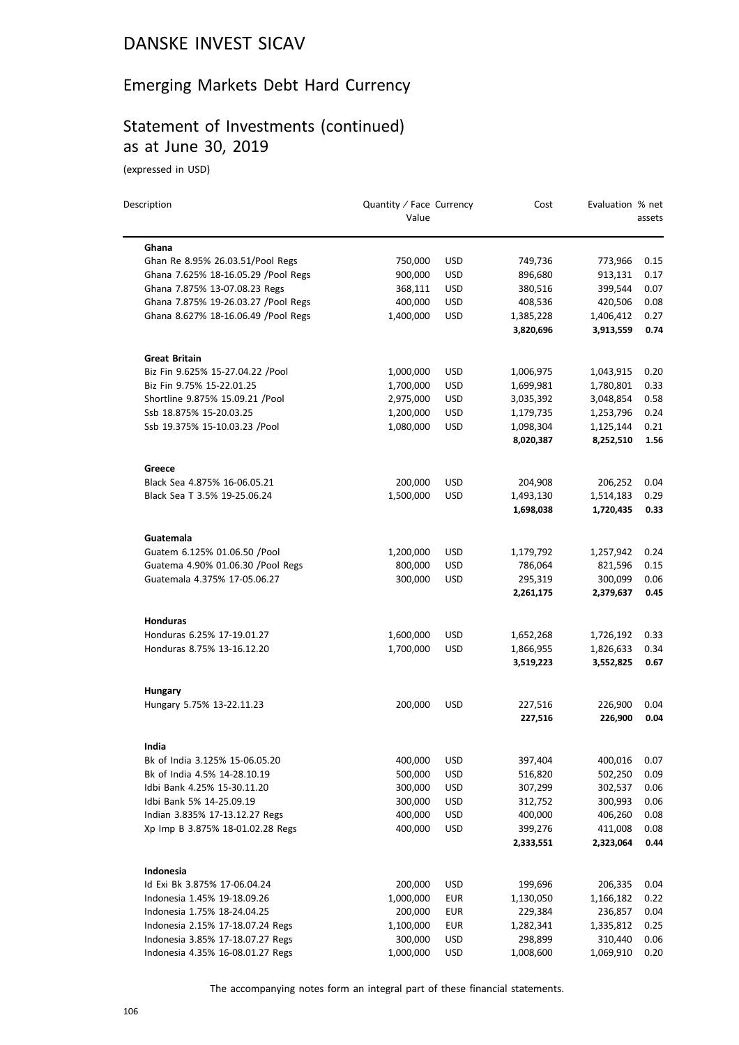# DANSKE INVEST SICAV

## Emerging Markets Debt Hard Currency

## Statement of Investments (continued) as at June 30, 2019

(expressed in USD)

| Description | Quantity / Face Value | Currency | Cost | Evaluation | % net assets |
|---|---|---|---|---|---|
| **Ghana** | | | | | |
| Ghan Re 8.95% 26.03.51/Pool Regs | 750,000 | USD | 749,736 | 773,966 | 0.15 |
| Ghana 7.625% 18-16.05.29 /Pool Regs | 900,000 | USD | 896,680 | 913,131 | 0.17 |
| Ghana 7.875% 13-07.08.23 Regs | 368,111 | USD | 380,516 | 399,544 | 0.07 |
| Ghana 7.875% 19-26.03.27 /Pool Regs | 400,000 | USD | 408,536 | 420,506 | 0.08 |
| Ghana 8.627% 18-16.06.49 /Pool Regs | 1,400,000 | USD | 1,385,228 | 1,406,412 | 0.27 |
| | | | **3,820,696** | **3,913,559** | **0.74** |
| **Great Britain** | | | | | |
| Biz Fin 9.625% 15-27.04.22 /Pool | 1,000,000 | USD | 1,006,975 | 1,043,915 | 0.20 |
| Biz Fin 9.75% 15-22.01.25 | 1,700,000 | USD | 1,699,981 | 1,780,801 | 0.33 |
| Shortline 9.875% 15.09.21 /Pool | 2,975,000 | USD | 3,035,392 | 3,048,854 | 0.58 |
| Ssb 18.875% 15-20.03.25 | 1,200,000 | USD | 1,179,735 | 1,253,796 | 0.24 |
| Ssb 19.375% 15-10.03.23 /Pool | 1,080,000 | USD | 1,098,304 | 1,125,144 | 0.21 |
| | | | **8,020,387** | **8,252,510** | **1.56** |
| **Greece** | | | | | |
| Black Sea 4.875% 16-06.05.21 | 200,000 | USD | 204,908 | 206,252 | 0.04 |
| Black Sea T 3.5% 19-25.06.24 | 1,500,000 | USD | 1,493,130 | 1,514,183 | 0.29 |
| | | | **1,698,038** | **1,720,435** | **0.33** |
| **Guatemala** | | | | | |
| Guatem 6.125% 01.06.50 /Pool | 1,200,000 | USD | 1,179,792 | 1,257,942 | 0.24 |
| Guatema 4.90% 01.06.30 /Pool Regs | 800,000 | USD | 786,064 | 821,596 | 0.15 |
| Guatemala 4.375% 17-05.06.27 | 300,000 | USD | 295,319 | 300,099 | 0.06 |
| | | | **2,261,175** | **2,379,637** | **0.45** |
| **Honduras** | | | | | |
| Honduras 6.25% 17-19.01.27 | 1,600,000 | USD | 1,652,268 | 1,726,192 | 0.33 |
| Honduras 8.75% 13-16.12.20 | 1,700,000 | USD | 1,866,955 | 1,826,633 | 0.34 |
| | | | **3,519,223** | **3,552,825** | **0.67** |
| **Hungary** | | | | | |
| Hungary 5.75% 13-22.11.23 | 200,000 | USD | 227,516 | 226,900 | 0.04 |
| | | | **227,516** | **226,900** | **0.04** |
| **India** | | | | | |
| Bk of India 3.125% 15-06.05.20 | 400,000 | USD | 397,404 | 400,016 | 0.07 |
| Bk of India 4.5% 14-28.10.19 | 500,000 | USD | 516,820 | 502,250 | 0.09 |
| Idbi Bank 4.25% 15-30.11.20 | 300,000 | USD | 307,299 | 302,537 | 0.06 |
| Idbi Bank 5% 14-25.09.19 | 300,000 | USD | 312,752 | 300,993 | 0.06 |
| Indian 3.835% 17-13.12.27 Regs | 400,000 | USD | 400,000 | 406,260 | 0.08 |
| Xp Imp B 3.875% 18-01.02.28 Regs | 400,000 | USD | 399,276 | 411,008 | 0.08 |
| | | | **2,333,551** | **2,323,064** | **0.44** |
| **Indonesia** | | | | | |
| Id Exi Bk 3.875% 17-06.04.24 | 200,000 | USD | 199,696 | 206,335 | 0.04 |
| Indonesia 1.45% 19-18.09.26 | 1,000,000 | EUR | 1,130,050 | 1,166,182 | 0.22 |
| Indonesia 1.75% 18-24.04.25 | 200,000 | EUR | 229,384 | 236,857 | 0.04 |
| Indonesia 2.15% 17-18.07.24 Regs | 1,100,000 | EUR | 1,282,341 | 1,335,812 | 0.25 |
| Indonesia 3.85% 17-18.07.27 Regs | 300,000 | USD | 298,899 | 310,440 | 0.06 |
| Indonesia 4.35% 16-08.01.27 Regs | 1,000,000 | USD | 1,008,600 | 1,069,910 | 0.20 |

The accompanying notes form an integral part of these financial statements.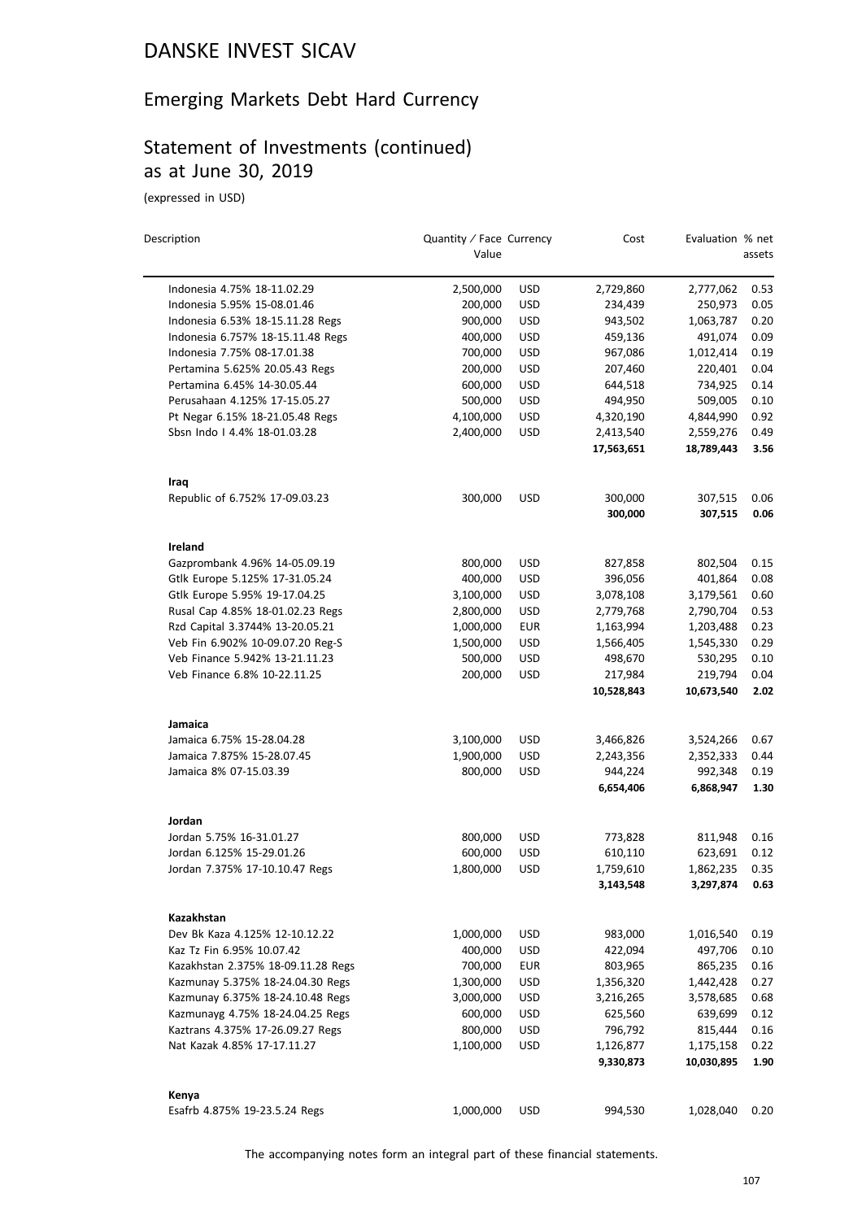# DANSKE INVEST SICAV

## Emerging Markets Debt Hard Currency

## Statement of Investments (continued) as at June 30, 2019

(expressed in USD)

| Description | Quantity / Face Value | Currency | Cost | Evaluation | % net assets |
|---|---|---|---|---|---|
| Indonesia 4.75% 18-11.02.29 | 2,500,000 | USD | 2,729,860 | 2,777,062 | 0.53 |
| Indonesia 5.95% 15-08.01.46 | 200,000 | USD | 234,439 | 250,973 | 0.05 |
| Indonesia 6.53% 18-15.11.28 Regs | 900,000 | USD | 943,502 | 1,063,787 | 0.20 |
| Indonesia 6.757% 18-15.11.48 Regs | 400,000 | USD | 459,136 | 491,074 | 0.09 |
| Indonesia 7.75% 08-17.01.38 | 700,000 | USD | 967,086 | 1,012,414 | 0.19 |
| Pertamina 5.625% 20.05.43 Regs | 200,000 | USD | 207,460 | 220,401 | 0.04 |
| Pertamina 6.45% 14-30.05.44 | 600,000 | USD | 644,518 | 734,925 | 0.14 |
| Perusahaan 4.125% 17-15.05.27 | 500,000 | USD | 494,950 | 509,005 | 0.10 |
| Pt Negar 6.15% 18-21.05.48 Regs | 4,100,000 | USD | 4,320,190 | 4,844,990 | 0.92 |
| Sbsn Indo I 4.4% 18-01.03.28 | 2,400,000 | USD | 2,413,540 | 2,559,276 | 0.49 |
| | | | **17,563,651** | **18,789,443** | **3.56** |
| **Iraq** | | | | | |
| Republic of 6.752% 17-09.03.23 | 300,000 | USD | 300,000 | 307,515 | 0.06 |
| | | | **300,000** | **307,515** | **0.06** |
| **Ireland** | | | | | |
| Gazprombank 4.96% 14-05.09.19 | 800,000 | USD | 827,858 | 802,504 | 0.15 |
| Gtlk Europe 5.125% 17-31.05.24 | 400,000 | USD | 396,056 | 401,864 | 0.08 |
| Gtlk Europe 5.95% 19-17.04.25 | 3,100,000 | USD | 3,078,108 | 3,179,561 | 0.60 |
| Rusal Cap 4.85% 18-01.02.23 Regs | 2,800,000 | USD | 2,779,768 | 2,790,704 | 0.53 |
| Rzd Capital 3.3744% 13-20.05.21 | 1,000,000 | EUR | 1,163,994 | 1,203,488 | 0.23 |
| Veb Fin 6.902% 10-09.07.20 Reg-S | 1,500,000 | USD | 1,566,405 | 1,545,330 | 0.29 |
| Veb Finance 5.942% 13-21.11.23 | 500,000 | USD | 498,670 | 530,295 | 0.10 |
| Veb Finance 6.8% 10-22.11.25 | 200,000 | USD | 217,984 | 219,794 | 0.04 |
| | | | **10,528,843** | **10,673,540** | **2.02** |
| **Jamaica** | | | | | |
| Jamaica 6.75% 15-28.04.28 | 3,100,000 | USD | 3,466,826 | 3,524,266 | 0.67 |
| Jamaica 7.875% 15-28.07.45 | 1,900,000 | USD | 2,243,356 | 2,352,333 | 0.44 |
| Jamaica 8% 07-15.03.39 | 800,000 | USD | 944,224 | 992,348 | 0.19 |
| | | | **6,654,406** | **6,868,947** | **1.30** |
| **Jordan** | | | | | |
| Jordan 5.75% 16-31.01.27 | 800,000 | USD | 773,828 | 811,948 | 0.16 |
| Jordan 6.125% 15-29.01.26 | 600,000 | USD | 610,110 | 623,691 | 0.12 |
| Jordan 7.375% 17-10.10.47 Regs | 1,800,000 | USD | 1,759,610 | 1,862,235 | 0.35 |
| | | | **3,143,548** | **3,297,874** | **0.63** |
| **Kazakhstan** | | | | | |
| Dev Bk Kaza 4.125% 12-10.12.22 | 1,000,000 | USD | 983,000 | 1,016,540 | 0.19 |
| Kaz Tz Fin 6.95% 10.07.42 | 400,000 | USD | 422,094 | 497,706 | 0.10 |
| Kazakhstan 2.375% 18-09.11.28 Regs | 700,000 | EUR | 803,965 | 865,235 | 0.16 |
| Kazmunay 5.375% 18-24.04.30 Regs | 1,300,000 | USD | 1,356,320 | 1,442,428 | 0.27 |
| Kazmunay 6.375% 18-24.10.48 Regs | 3,000,000 | USD | 3,216,265 | 3,578,685 | 0.68 |
| Kazmunayg 4.75% 18-24.04.25 Regs | 600,000 | USD | 625,560 | 639,699 | 0.12 |
| Kaztrans 4.375% 17-26.09.27 Regs | 800,000 | USD | 796,792 | 815,444 | 0.16 |
| Nat Kazak 4.85% 17-17.11.27 | 1,100,000 | USD | 1,126,877 | 1,175,158 | 0.22 |
| | | | **9,330,873** | **10,030,895** | **1.90** |
| **Kenya** | | | | | |
| Esafrb 4.875% 19-23.5.24 Regs | 1,000,000 | USD | 994,530 | 1,028,040 | 0.20 |

The accompanying notes form an integral part of these financial statements.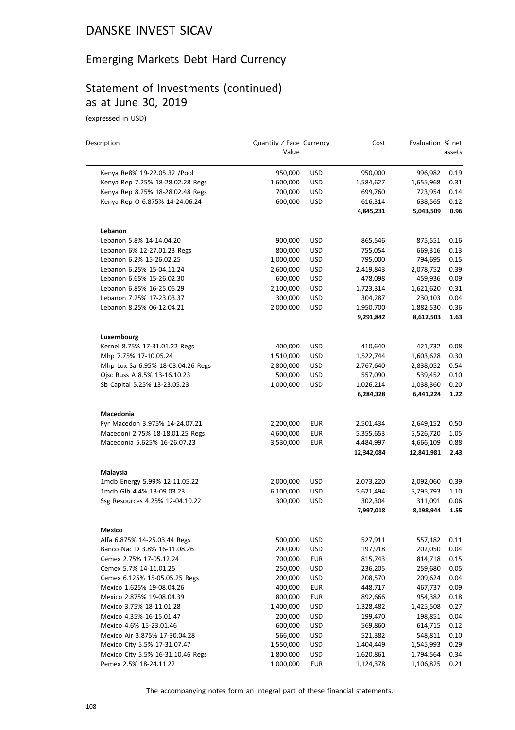# DANSKE INVEST SICAV

## Emerging Markets Debt Hard Currency

## Statement of Investments (continued) as at June 30, 2019

(expressed in USD)

| Description | Quantity / Face Value | Currency | Cost | Evaluation | % net assets |
|---|---|---|---|---|---|
| Kenya Re8% 19-22.05.32 /Pool | 950,000 | USD | 950,000 | 996,982 | 0.19 |
| Kenya Rep 7.25% 18-28.02.28 Regs | 1,600,000 | USD | 1,584,627 | 1,655,968 | 0.31 |
| Kenya Rep 8.25% 18-28.02.48 Regs | 700,000 | USD | 699,760 | 723,954 | 0.14 |
| Kenya Rep O 6.875% 14-24.06.24 | 600,000 | USD | 616,314 | 638,565 | 0.12 |
| | | | **4,845,231** | **5,043,509** | **0.96** |
| **Lebanon** | | | | | |
| Lebanon 5.8% 14-14.04.20 | 900,000 | USD | 865,546 | 875,551 | 0.16 |
| Lebanon 6% 12-27.01.23 Regs | 800,000 | USD | 755,054 | 669,316 | 0.13 |
| Lebanon 6.2% 15-26.02.25 | 1,000,000 | USD | 795,000 | 794,695 | 0.15 |
| Lebanon 6.25% 15-04.11.24 | 2,600,000 | USD | 2,419,843 | 2,078,752 | 0.39 |
| Lebanon 6.65% 15-26.02.30 | 600,000 | USD | 478,098 | 459,936 | 0.09 |
| Lebanon 6.85% 16-25.05.29 | 2,100,000 | USD | 1,723,314 | 1,621,620 | 0.31 |
| Lebanon 7.25% 17-23.03.37 | 300,000 | USD | 304,287 | 230,103 | 0.04 |
| Lebanon 8.25% 06-12.04.21 | 2,000,000 | USD | 1,950,700 | 1,882,530 | 0.36 |
| | | | **9,291,842** | **8,612,503** | **1.63** |
| **Luxembourg** | | | | | |
| Kernel 8.75% 17-31.01.22 Regs | 400,000 | USD | 410,640 | 421,732 | 0.08 |
| Mhp 7.75% 17-10.05.24 | 1,510,000 | USD | 1,522,744 | 1,603,628 | 0.30 |
| Mhp Lux Sa 6.95% 18-03.04.26 Regs | 2,800,000 | USD | 2,767,640 | 2,838,052 | 0.54 |
| Ojsc Russ A 8.5% 13-16.10.23 | 500,000 | USD | 557,090 | 539,452 | 0.10 |
| Sb Capital 5.25% 13-23.05.23 | 1,000,000 | USD | 1,026,214 | 1,038,360 | 0.20 |
| | | | **6,284,328** | **6,441,224** | **1.22** |
| **Macedonia** | | | | | |
| Fyr Macedon 3.975% 14-24.07.21 | 2,200,000 | EUR | 2,501,434 | 2,649,152 | 0.50 |
| Macedoni 2.75% 18-18.01.25 Regs | 4,600,000 | EUR | 5,355,653 | 5,526,720 | 1.05 |
| Macedonia 5.625% 16-26.07.23 | 3,530,000 | EUR | 4,484,997 | 4,666,109 | 0.88 |
| | | | **12,342,084** | **12,841,981** | **2.43** |
| **Malaysia** | | | | | |
| 1mdb Energy 5.99% 12-11.05.22 | 2,000,000 | USD | 2,073,220 | 2,092,060 | 0.39 |
| 1mdb Glb 4.4% 13-09.03.23 | 6,100,000 | USD | 5,621,494 | 5,795,793 | 1.10 |
| Ssg Resources 4.25% 12-04.10.22 | 300,000 | USD | 302,304 | 311,091 | 0.06 |
| | | | **7,997,018** | **8,198,944** | **1.55** |
| **Mexico** | | | | | |
| Alfa 6.875% 14-25.03.44 Regs | 500,000 | USD | 527,911 | 557,182 | 0.11 |
| Banco Nac D 3.8% 16-11.08.26 | 200,000 | USD | 197,918 | 202,050 | 0.04 |
| Cemex 2.75% 17-05.12.24 | 700,000 | EUR | 815,743 | 814,718 | 0.15 |
| Cemex 5.7% 14-11.01.25 | 250,000 | USD | 236,205 | 259,680 | 0.05 |
| Cemex 6.125% 15-05.05.25 Regs | 200,000 | USD | 208,570 | 209,624 | 0.04 |
| Mexico 1.625% 19-08.04.26 | 400,000 | EUR | 448,717 | 467,737 | 0.09 |
| Mexico 2.875% 19-08.04.39 | 800,000 | EUR | 892,666 | 954,382 | 0.18 |
| Mexico 3.75% 18-11.01.28 | 1,400,000 | USD | 1,328,482 | 1,425,508 | 0.27 |
| Mexico 4.35% 16-15.01.47 | 200,000 | USD | 199,470 | 198,851 | 0.04 |
| Mexico 4.6% 15-23.01.46 | 600,000 | USD | 569,860 | 614,715 | 0.12 |
| Mexico Air 3.875% 17-30.04.28 | 566,000 | USD | 521,382 | 548,811 | 0.10 |
| Mexico City 5.5% 17-31.07.47 | 1,550,000 | USD | 1,404,449 | 1,545,993 | 0.29 |
| Mexico City 5.5% 16-31.10.46 Regs | 1,800,000 | USD | 1,620,861 | 1,794,564 | 0.34 |
| Pemex 2.5% 18-24.11.22 | 1,000,000 | EUR | 1,124,378 | 1,106,825 | 0.21 |

The accompanying notes form an integral part of these financial statements.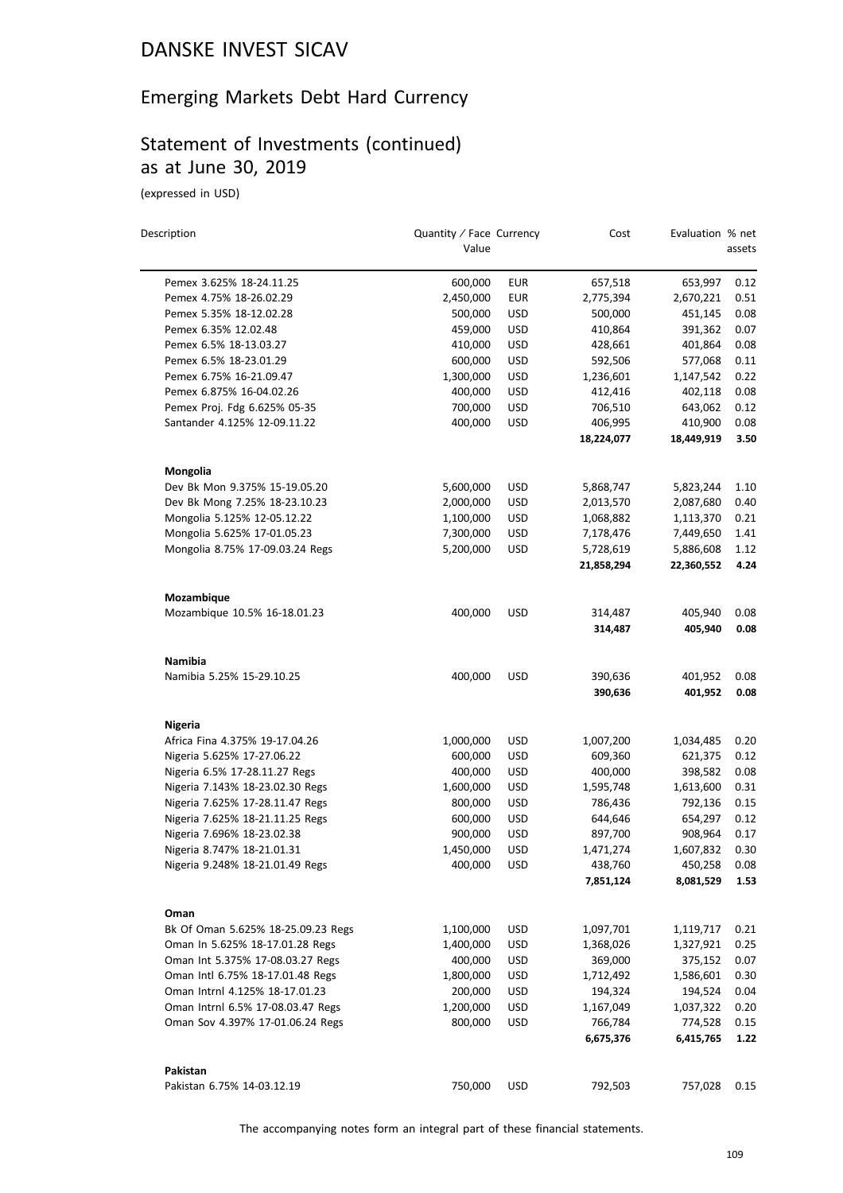# DANSKE INVEST SICAV

## Emerging Markets Debt Hard Currency

## Statement of Investments (continued) as at June 30, 2019

(expressed in USD)

| Description | Quantity / Face Value | Currency | Cost | Evaluation | % net assets |
|---|---|---|---|---|---|
| Pemex 3.625% 18-24.11.25 | 600,000 | EUR | 657,518 | 653,997 | 0.12 |
| Pemex 4.75% 18-26.02.29 | 2,450,000 | EUR | 2,775,394 | 2,670,221 | 0.51 |
| Pemex 5.35% 18-12.02.28 | 500,000 | USD | 500,000 | 451,145 | 0.08 |
| Pemex 6.35% 12.02.48 | 459,000 | USD | 410,864 | 391,362 | 0.07 |
| Pemex 6.5% 18-13.03.27 | 410,000 | USD | 428,661 | 401,864 | 0.08 |
| Pemex 6.5% 18-23.01.29 | 600,000 | USD | 592,506 | 577,068 | 0.11 |
| Pemex 6.75% 16-21.09.47 | 1,300,000 | USD | 1,236,601 | 1,147,542 | 0.22 |
| Pemex 6.875% 16-04.02.26 | 400,000 | USD | 412,416 | 402,118 | 0.08 |
| Pemex Proj. Fdg 6.625% 05-35 | 700,000 | USD | 706,510 | 643,062 | 0.12 |
| Santander 4.125% 12-09.11.22 | 400,000 | USD | 406,995 | 410,900 | 0.08 |
| | | | **18,224,077** | **18,449,919** | **3.50** |
| **Mongolia** | | | | | |
| Dev Bk Mon 9.375% 15-19.05.20 | 5,600,000 | USD | 5,868,747 | 5,823,244 | 1.10 |
| Dev Bk Mong 7.25% 18-23.10.23 | 2,000,000 | USD | 2,013,570 | 2,087,680 | 0.40 |
| Mongolia 5.125% 12-05.12.22 | 1,100,000 | USD | 1,068,882 | 1,113,370 | 0.21 |
| Mongolia 5.625% 17-01.05.23 | 7,300,000 | USD | 7,178,476 | 7,449,650 | 1.41 |
| Mongolia 8.75% 17-09.03.24 Regs | 5,200,000 | USD | 5,728,619 | 5,886,608 | 1.12 |
| | | | **21,858,294** | **22,360,552** | **4.24** |
| **Mozambique** | | | | | |
| Mozambique 10.5% 16-18.01.23 | 400,000 | USD | 314,487 | 405,940 | 0.08 |
| | | | **314,487** | **405,940** | **0.08** |
| **Namibia** | | | | | |
| Namibia 5.25% 15-29.10.25 | 400,000 | USD | 390,636 | 401,952 | 0.08 |
| | | | **390,636** | **401,952** | **0.08** |
| **Nigeria** | | | | | |
| Africa Fina 4.375% 19-17.04.26 | 1,000,000 | USD | 1,007,200 | 1,034,485 | 0.20 |
| Nigeria 5.625% 17-27.06.22 | 600,000 | USD | 609,360 | 621,375 | 0.12 |
| Nigeria 6.5% 17-28.11.27 Regs | 400,000 | USD | 400,000 | 398,582 | 0.08 |
| Nigeria 7.143% 18-23.02.30 Regs | 1,600,000 | USD | 1,595,748 | 1,613,600 | 0.31 |
| Nigeria 7.625% 17-28.11.47 Regs | 800,000 | USD | 786,436 | 792,136 | 0.15 |
| Nigeria 7.625% 18-21.11.25 Regs | 600,000 | USD | 644,646 | 654,297 | 0.12 |
| Nigeria 7.696% 18-23.02.38 | 900,000 | USD | 897,700 | 908,964 | 0.17 |
| Nigeria 8.747% 18-21.01.31 | 1,450,000 | USD | 1,471,274 | 1,607,832 | 0.30 |
| Nigeria 9.248% 18-21.01.49 Regs | 400,000 | USD | 438,760 | 450,258 | 0.08 |
| | | | **7,851,124** | **8,081,529** | **1.53** |
| **Oman** | | | | | |
| Bk Of Oman 5.625% 18-25.09.23 Regs | 1,100,000 | USD | 1,097,701 | 1,119,717 | 0.21 |
| Oman In 5.625% 18-17.01.28 Regs | 1,400,000 | USD | 1,368,026 | 1,327,921 | 0.25 |
| Oman Int 5.375% 17-08.03.27 Regs | 400,000 | USD | 369,000 | 375,152 | 0.07 |
| Oman Intl 6.75% 18-17.01.48 Regs | 1,800,000 | USD | 1,712,492 | 1,586,601 | 0.30 |
| Oman Intrnl 4.125% 18-17.01.23 | 200,000 | USD | 194,324 | 194,524 | 0.04 |
| Oman Intrnl 6.5% 17-08.03.47 Regs | 1,200,000 | USD | 1,167,049 | 1,037,322 | 0.20 |
| Oman Sov 4.397% 17-01.06.24 Regs | 800,000 | USD | 766,784 | 774,528 | 0.15 |
| | | | **6,675,376** | **6,415,765** | **1.22** |
| **Pakistan** | | | | | |
| Pakistan 6.75% 14-03.12.19 | 750,000 | USD | 792,503 | 757,028 | 0.15 |

The accompanying notes form an integral part of these financial statements.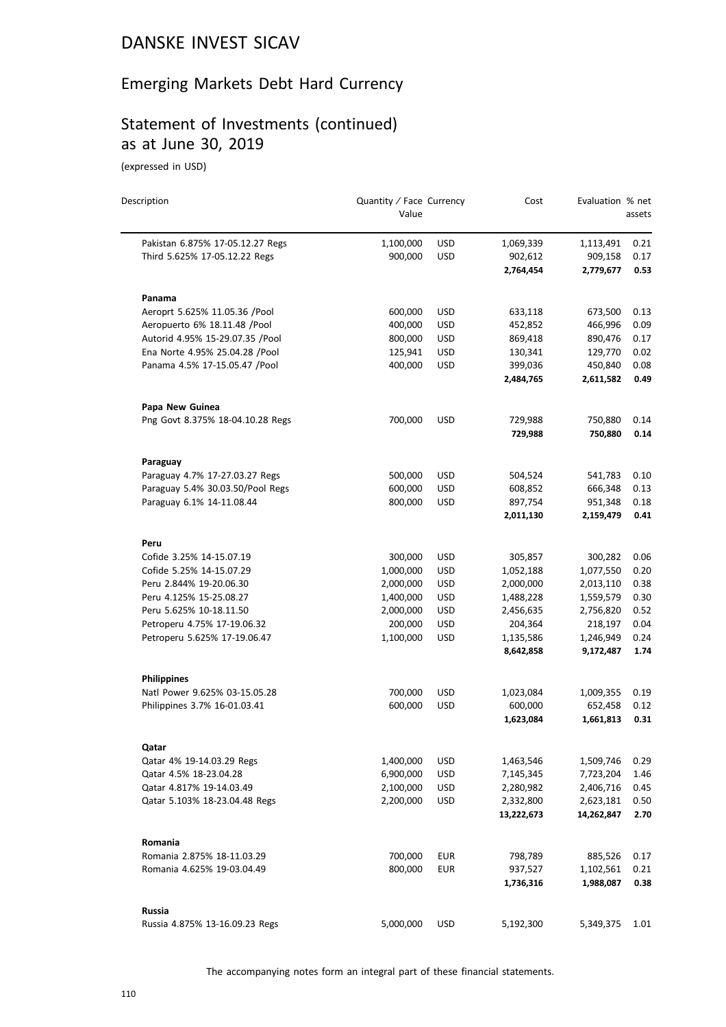# DANSKE INVEST SICAV

## Emerging Markets Debt Hard Currency

## Statement of Investments (continued) as at June 30, 2019

(expressed in USD)

| Description | Quantity / Face Value | Currency | Cost | Evaluation | % net assets |
|---|---|---|---|---|---|
| Pakistan 6.875% 17-05.12.27 Regs | 1,100,000 | USD | 1,069,339 | 1,113,491 | 0.21 |
| Third 5.625% 17-05.12.22 Regs | 900,000 | USD | 902,612 | 909,158 | 0.17 |
| | | | **2,764,454** | **2,779,677** | **0.53** |
| **Panama** | | | | | |
| Aeroprt 5.625% 11.05.36 /Pool | 600,000 | USD | 633,118 | 673,500 | 0.13 |
| Aeropuerto 6% 18.11.48 /Pool | 400,000 | USD | 452,852 | 466,996 | 0.09 |
| Autorid 4.95% 15-29.07.35 /Pool | 800,000 | USD | 869,418 | 890,476 | 0.17 |
| Ena Norte 4.95% 25.04.28 /Pool | 125,941 | USD | 130,341 | 129,770 | 0.02 |
| Panama 4.5% 17-15.05.47 /Pool | 400,000 | USD | 399,036 | 450,840 | 0.08 |
| | | | **2,484,765** | **2,611,582** | **0.49** |
| **Papa New Guinea** | | | | | |
| Png Govt 8.375% 18-04.10.28 Regs | 700,000 | USD | 729,988 | 750,880 | 0.14 |
| | | | **729,988** | **750,880** | **0.14** |
| **Paraguay** | | | | | |
| Paraguay 4.7% 17-27.03.27 Regs | 500,000 | USD | 504,524 | 541,783 | 0.10 |
| Paraguay 5.4% 30.03.50/Pool Regs | 600,000 | USD | 608,852 | 666,348 | 0.13 |
| Paraguay 6.1% 14-11.08.44 | 800,000 | USD | 897,754 | 951,348 | 0.18 |
| | | | **2,011,130** | **2,159,479** | **0.41** |
| **Peru** | | | | | |
| Cofide 3.25% 14-15.07.19 | 300,000 | USD | 305,857 | 300,282 | 0.06 |
| Cofide 5.25% 14-15.07.29 | 1,000,000 | USD | 1,052,188 | 1,077,550 | 0.20 |
| Peru 2.844% 19-20.06.30 | 2,000,000 | USD | 2,000,000 | 2,013,110 | 0.38 |
| Peru 4.125% 15-25.08.27 | 1,400,000 | USD | 1,488,228 | 1,559,579 | 0.30 |
| Peru 5.625% 10-18.11.50 | 2,000,000 | USD | 2,456,635 | 2,756,820 | 0.52 |
| Petroperu 4.75% 17-19.06.32 | 200,000 | USD | 204,364 | 218,197 | 0.04 |
| Petroperu 5.625% 17-19.06.47 | 1,100,000 | USD | 1,135,586 | 1,246,949 | 0.24 |
| | | | **8,642,858** | **9,172,487** | **1.74** |
| **Philippines** | | | | | |
| Natl Power 9.625% 03-15.05.28 | 700,000 | USD | 1,023,084 | 1,009,355 | 0.19 |
| Philippines 3.7% 16-01.03.41 | 600,000 | USD | 600,000 | 652,458 | 0.12 |
| | | | **1,623,084** | **1,661,813** | **0.31** |
| **Qatar** | | | | | |
| Qatar 4% 19-14.03.29 Regs | 1,400,000 | USD | 1,463,546 | 1,509,746 | 0.29 |
| Qatar 4.5% 18-23.04.28 | 6,900,000 | USD | 7,145,345 | 7,723,204 | 1.46 |
| Qatar 4.817% 19-14.03.49 | 2,100,000 | USD | 2,280,982 | 2,406,716 | 0.45 |
| Qatar 5.103% 18-23.04.48 Regs | 2,200,000 | USD | 2,332,800 | 2,623,181 | 0.50 |
| | | | **13,222,673** | **14,262,847** | **2.70** |
| **Romania** | | | | | |
| Romania 2.875% 18-11.03.29 | 700,000 | EUR | 798,789 | 885,526 | 0.17 |
| Romania 4.625% 19-03.04.49 | 800,000 | EUR | 937,527 | 1,102,561 | 0.21 |
| | | | **1,736,316** | **1,988,087** | **0.38** |
| **Russia** | | | | | |
| Russia 4.875% 13-16.09.23 Regs | 5,000,000 | USD | 5,192,300 | 5,349,375 | 1.01 |

The accompanying notes form an integral part of these financial statements.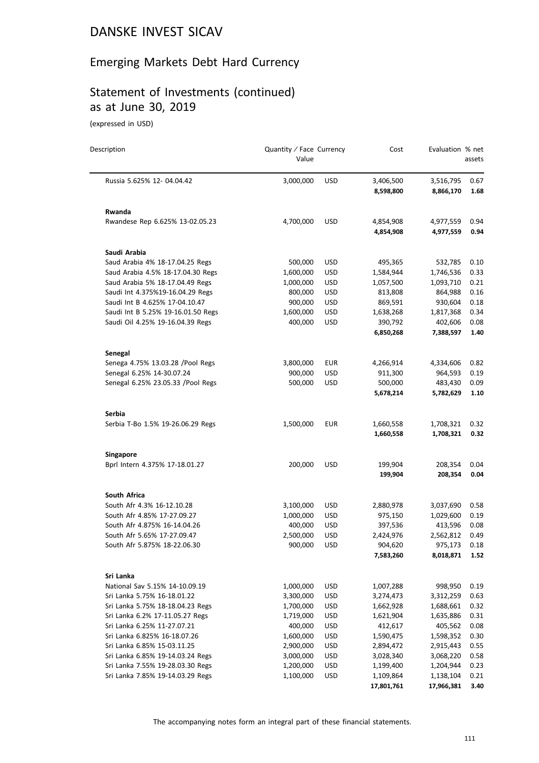# DANSKE INVEST SICAV

## Emerging Markets Debt Hard Currency

## Statement of Investments (continued) as at June 30, 2019

(expressed in USD)

| Description | Quantity / Face Value | Currency | Cost | Evaluation | % net assets |
|---|---|---|---|---|---|
| Russia 5.625% 12- 04.04.42 | 3,000,000 | USD | 3,406,500 | 3,516,795 | 0.67 |
| | | | **8,598,800** | **8,866,170** | **1.68** |
| **Rwanda** | | | | | |
| Rwandese Rep 6.625% 13-02.05.23 | 4,700,000 | USD | 4,854,908 | 4,977,559 | 0.94 |
| | | | **4,854,908** | **4,977,559** | **0.94** |
| **Saudi Arabia** | | | | | |
| Saud Arabia 4% 18-17.04.25 Regs | 500,000 | USD | 495,365 | 532,785 | 0.10 |
| Saud Arabia 4.5% 18-17.04.30 Regs | 1,600,000 | USD | 1,584,944 | 1,746,536 | 0.33 |
| Saud Arabia 5% 18-17.04.49 Regs | 1,000,000 | USD | 1,057,500 | 1,093,710 | 0.21 |
| Saudi Int 4.375%19-16.04.29 Regs | 800,000 | USD | 813,808 | 864,988 | 0.16 |
| Saudi Int B 4.625% 17-04.10.47 | 900,000 | USD | 869,591 | 930,604 | 0.18 |
| Saudi Int B 5.25% 19-16.01.50 Regs | 1,600,000 | USD | 1,638,268 | 1,817,368 | 0.34 |
| Saudi Oil 4.25% 19-16.04.39 Regs | 400,000 | USD | 390,792 | 402,606 | 0.08 |
| | | | **6,850,268** | **7,388,597** | **1.40** |
| **Senegal** | | | | | |
| Senega 4.75% 13.03.28 /Pool Regs | 3,800,000 | EUR | 4,266,914 | 4,334,606 | 0.82 |
| Senegal 6.25% 14-30.07.24 | 900,000 | USD | 911,300 | 964,593 | 0.19 |
| Senegal 6.25% 23.05.33 /Pool Regs | 500,000 | USD | 500,000 | 483,430 | 0.09 |
| | | | **5,678,214** | **5,782,629** | **1.10** |
| **Serbia** | | | | | |
| Serbia T-Bo 1.5% 19-26.06.29 Regs | 1,500,000 | EUR | 1,660,558 | 1,708,321 | 0.32 |
| | | | **1,660,558** | **1,708,321** | **0.32** |
| **Singapore** | | | | | |
| Bprl Intern 4.375% 17-18.01.27 | 200,000 | USD | 199,904 | 208,354 | 0.04 |
| | | | **199,904** | **208,354** | **0.04** |
| **South Africa** | | | | | |
| South Afr 4.3% 16-12.10.28 | 3,100,000 | USD | 2,880,978 | 3,037,690 | 0.58 |
| South Afr 4.85% 17-27.09.27 | 1,000,000 | USD | 975,150 | 1,029,600 | 0.19 |
| South Afr 4.875% 16-14.04.26 | 400,000 | USD | 397,536 | 413,596 | 0.08 |
| South Afr 5.65% 17-27.09.47 | 2,500,000 | USD | 2,424,976 | 2,562,812 | 0.49 |
| South Afr 5.875% 18-22.06.30 | 900,000 | USD | 904,620 | 975,173 | 0.18 |
| | | | **7,583,260** | **8,018,871** | **1.52** |
| **Sri Lanka** | | | | | |
| National Sav 5.15% 14-10.09.19 | 1,000,000 | USD | 1,007,288 | 998,950 | 0.19 |
| Sri Lanka 5.75% 16-18.01.22 | 3,300,000 | USD | 3,274,473 | 3,312,259 | 0.63 |
| Sri Lanka 5.75% 18-18.04.23 Regs | 1,700,000 | USD | 1,662,928 | 1,688,661 | 0.32 |
| Sri Lanka 6.2% 17-11.05.27 Regs | 1,719,000 | USD | 1,621,904 | 1,635,886 | 0.31 |
| Sri Lanka 6.25% 11-27.07.21 | 400,000 | USD | 412,617 | 405,562 | 0.08 |
| Sri Lanka 6.825% 16-18.07.26 | 1,600,000 | USD | 1,590,475 | 1,598,352 | 0.30 |
| Sri Lanka 6.85% 15-03.11.25 | 2,900,000 | USD | 2,894,472 | 2,915,443 | 0.55 |
| Sri Lanka 6.85% 19-14.03.24 Regs | 3,000,000 | USD | 3,028,340 | 3,068,220 | 0.58 |
| Sri Lanka 7.55% 19-28.03.30 Regs | 1,200,000 | USD | 1,199,400 | 1,204,944 | 0.23 |
| Sri Lanka 7.85% 19-14.03.29 Regs | 1,100,000 | USD | 1,109,864 | 1,138,104 | 0.21 |
| | | | **17,801,761** | **17,966,381** | **3.40** |

The accompanying notes form an integral part of these financial statements.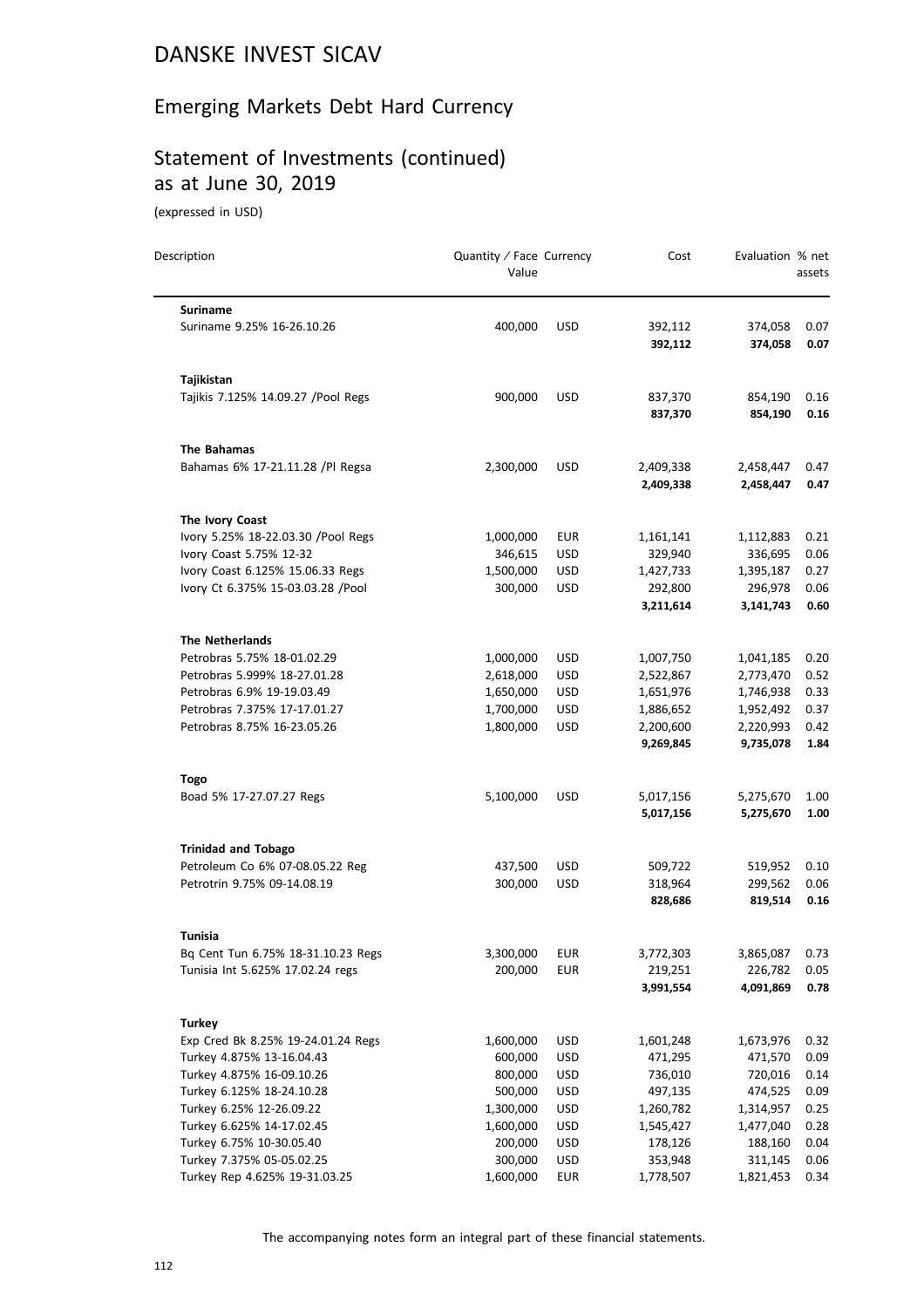# DANSKE INVEST SICAV

## Emerging Markets Debt Hard Currency

## Statement of Investments (continued) as at June 30, 2019

(expressed in USD)

| Description | Quantity / Face Value | Currency | Cost | Evaluation | % net assets |
|---|---|---|---|---|---|
| **Suriname** | | | | | |
| Suriname 9.25% 16-26.10.26 | 400,000 | USD | 392,112 | 374,058 | 0.07 |
| | | | **392,112** | **374,058** | **0.07** |
| **Tajikistan** | | | | | |
| Tajikis 7.125% 14.09.27 /Pool Regs | 900,000 | USD | 837,370 | 854,190 | 0.16 |
| | | | **837,370** | **854,190** | **0.16** |
| **The Bahamas** | | | | | |
| Bahamas 6% 17-21.11.28 /Pl Regsa | 2,300,000 | USD | 2,409,338 | 2,458,447 | 0.47 |
| | | | **2,409,338** | **2,458,447** | **0.47** |
| **The Ivory Coast** | | | | | |
| Ivory 5.25% 18-22.03.30 /Pool Regs | 1,000,000 | EUR | 1,161,141 | 1,112,883 | 0.21 |
| Ivory Coast 5.75% 12-32 | 346,615 | USD | 329,940 | 336,695 | 0.06 |
| Ivory Coast 6.125% 15.06.33 Regs | 1,500,000 | USD | 1,427,733 | 1,395,187 | 0.27 |
| Ivory Ct 6.375% 15-03.03.28 /Pool | 300,000 | USD | 292,800 | 296,978 | 0.06 |
| | | | **3,211,614** | **3,141,743** | **0.60** |
| **The Netherlands** | | | | | |
| Petrobras 5.75% 18-01.02.29 | 1,000,000 | USD | 1,007,750 | 1,041,185 | 0.20 |
| Petrobras 5.999% 18-27.01.28 | 2,618,000 | USD | 2,522,867 | 2,773,470 | 0.52 |
| Petrobras 6.9% 19-19.03.49 | 1,650,000 | USD | 1,651,976 | 1,746,938 | 0.33 |
| Petrobras 7.375% 17-17.01.27 | 1,700,000 | USD | 1,886,652 | 1,952,492 | 0.37 |
| Petrobras 8.75% 16-23.05.26 | 1,800,000 | USD | 2,200,600 | 2,220,993 | 0.42 |
| | | | **9,269,845** | **9,735,078** | **1.84** |
| **Togo** | | | | | |
| Boad 5% 17-27.07.27 Regs | 5,100,000 | USD | 5,017,156 | 5,275,670 | 1.00 |
| | | | **5,017,156** | **5,275,670** | **1.00** |
| **Trinidad and Tobago** | | | | | |
| Petroleum Co 6% 07-08.05.22 Reg | 437,500 | USD | 509,722 | 519,952 | 0.10 |
| Petrotrin 9.75% 09-14.08.19 | 300,000 | USD | 318,964 | 299,562 | 0.06 |
| | | | **828,686** | **819,514** | **0.16** |
| **Tunisia** | | | | | |
| Bq Cent Tun 6.75% 18-31.10.23 Regs | 3,300,000 | EUR | 3,772,303 | 3,865,087 | 0.73 |
| Tunisia Int 5.625% 17.02.24 regs | 200,000 | EUR | 219,251 | 226,782 | 0.05 |
| | | | **3,991,554** | **4,091,869** | **0.78** |
| **Turkey** | | | | | |
| Exp Cred Bk 8.25% 19-24.01.24 Regs | 1,600,000 | USD | 1,601,248 | 1,673,976 | 0.32 |
| Turkey 4.875% 13-16.04.43 | 600,000 | USD | 471,295 | 471,570 | 0.09 |
| Turkey 4.875% 16-09.10.26 | 800,000 | USD | 736,010 | 720,016 | 0.14 |
| Turkey 6.125% 18-24.10.28 | 500,000 | USD | 497,135 | 474,525 | 0.09 |
| Turkey 6.25% 12-26.09.22 | 1,300,000 | USD | 1,260,782 | 1,314,957 | 0.25 |
| Turkey 6.625% 14-17.02.45 | 1,600,000 | USD | 1,545,427 | 1,477,040 | 0.28 |
| Turkey 6.75% 10-30.05.40 | 200,000 | USD | 178,126 | 188,160 | 0.04 |
| Turkey 7.375% 05-05.02.25 | 300,000 | USD | 353,948 | 311,145 | 0.06 |
| Turkey Rep 4.625% 19-31.03.25 | 1,600,000 | EUR | 1,778,507 | 1,821,453 | 0.34 |

The accompanying notes form an integral part of these financial statements.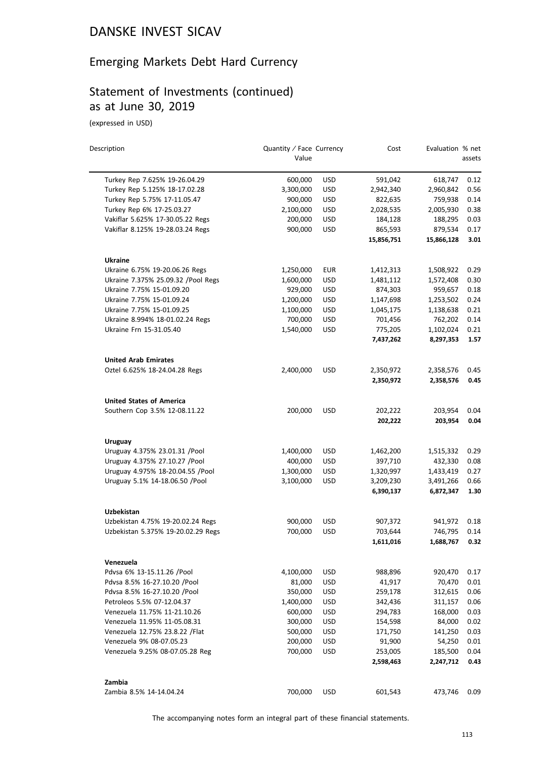# DANSKE INVEST SICAV

## Emerging Markets Debt Hard Currency

## Statement of Investments (continued) as at June 30, 2019

(expressed in USD)

| Description | Quantity / Face Value | Currency | Cost | Evaluation | % net assets |
|---|---|---|---|---|---|
| Turkey Rep 7.625% 19-26.04.29 | 600,000 | USD | 591,042 | 618,747 | 0.12 |
| Turkey Rep 5.125% 18-17.02.28 | 3,300,000 | USD | 2,942,340 | 2,960,842 | 0.56 |
| Turkey Rep 5.75% 17-11.05.47 | 900,000 | USD | 822,635 | 759,938 | 0.14 |
| Turkey Rep 6% 17-25.03.27 | 2,100,000 | USD | 2,028,535 | 2,005,930 | 0.38 |
| Vakiflar 5.625% 17-30.05.22 Regs | 200,000 | USD | 184,128 | 188,295 | 0.03 |
| Vakiflar 8.125% 19-28.03.24 Regs | 900,000 | USD | 865,593 | 879,534 | 0.17 |
| | | | **15,856,751** | **15,866,128** | **3.01** |
| **Ukraine** | | | | | |
| Ukraine 6.75% 19-20.06.26 Regs | 1,250,000 | EUR | 1,412,313 | 1,508,922 | 0.29 |
| Ukraine 7.375% 25.09.32 /Pool Regs | 1,600,000 | USD | 1,481,112 | 1,572,408 | 0.30 |
| Ukraine 7.75% 15-01.09.20 | 929,000 | USD | 874,303 | 959,657 | 0.18 |
| Ukraine 7.75% 15-01.09.24 | 1,200,000 | USD | 1,147,698 | 1,253,502 | 0.24 |
| Ukraine 7.75% 15-01.09.25 | 1,100,000 | USD | 1,045,175 | 1,138,638 | 0.21 |
| Ukraine 8.994% 18-01.02.24 Regs | 700,000 | USD | 701,456 | 762,202 | 0.14 |
| Ukraine Frn 15-31.05.40 | 1,540,000 | USD | 775,205 | 1,102,024 | 0.21 |
| | | | **7,437,262** | **8,297,353** | **1.57** |
| **United Arab Emirates** | | | | | |
| Oztel 6.625% 18-24.04.28 Regs | 2,400,000 | USD | 2,350,972 | 2,358,576 | 0.45 |
| | | | **2,350,972** | **2,358,576** | **0.45** |
| **United States of America** | | | | | |
| Southern Cop 3.5% 12-08.11.22 | 200,000 | USD | 202,222 | 203,954 | 0.04 |
| | | | **202,222** | **203,954** | **0.04** |
| **Uruguay** | | | | | |
| Uruguay 4.375% 23.01.31 /Pool | 1,400,000 | USD | 1,462,200 | 1,515,332 | 0.29 |
| Uruguay 4.375% 27.10.27 /Pool | 400,000 | USD | 397,710 | 432,330 | 0.08 |
| Uruguay 4.975% 18-20.04.55 /Pool | 1,300,000 | USD | 1,320,997 | 1,433,419 | 0.27 |
| Uruguay 5.1% 14-18.06.50 /Pool | 3,100,000 | USD | 3,209,230 | 3,491,266 | 0.66 |
| | | | **6,390,137** | **6,872,347** | **1.30** |
| **Uzbekistan** | | | | | |
| Uzbekistan 4.75% 19-20.02.24 Regs | 900,000 | USD | 907,372 | 941,972 | 0.18 |
| Uzbekistan 5.375% 19-20.02.29 Regs | 700,000 | USD | 703,644 | 746,795 | 0.14 |
| | | | **1,611,016** | **1,688,767** | **0.32** |
| **Venezuela** | | | | | |
| Pdvsa 6% 13-15.11.26 /Pool | 4,100,000 | USD | 988,896 | 920,470 | 0.17 |
| Pdvsa 8.5% 16-27.10.20 /Pool | 81,000 | USD | 41,917 | 70,470 | 0.01 |
| Pdvsa 8.5% 16-27.10.20 /Pool | 350,000 | USD | 259,178 | 312,615 | 0.06 |
| Petroleos 5.5% 07-12.04.37 | 1,400,000 | USD | 342,436 | 311,157 | 0.06 |
| Venezuela 11.75% 11-21.10.26 | 600,000 | USD | 294,783 | 168,000 | 0.03 |
| Venezuela 11.95% 11-05.08.31 | 300,000 | USD | 154,598 | 84,000 | 0.02 |
| Venezuela 12.75% 23.8.22 /Flat | 500,000 | USD | 171,750 | 141,250 | 0.03 |
| Venezuela 9% 08-07.05.23 | 200,000 | USD | 91,900 | 54,250 | 0.01 |
| Venezuela 9.25% 08-07.05.28 Reg | 700,000 | USD | 253,005 | 185,500 | 0.04 |
| | | | **2,598,463** | **2,247,712** | **0.43** |
| **Zambia** | | | | | |
| Zambia 8.5% 14-14.04.24 | 700,000 | USD | 601,543 | 473,746 | 0.09 |

The accompanying notes form an integral part of these financial statements.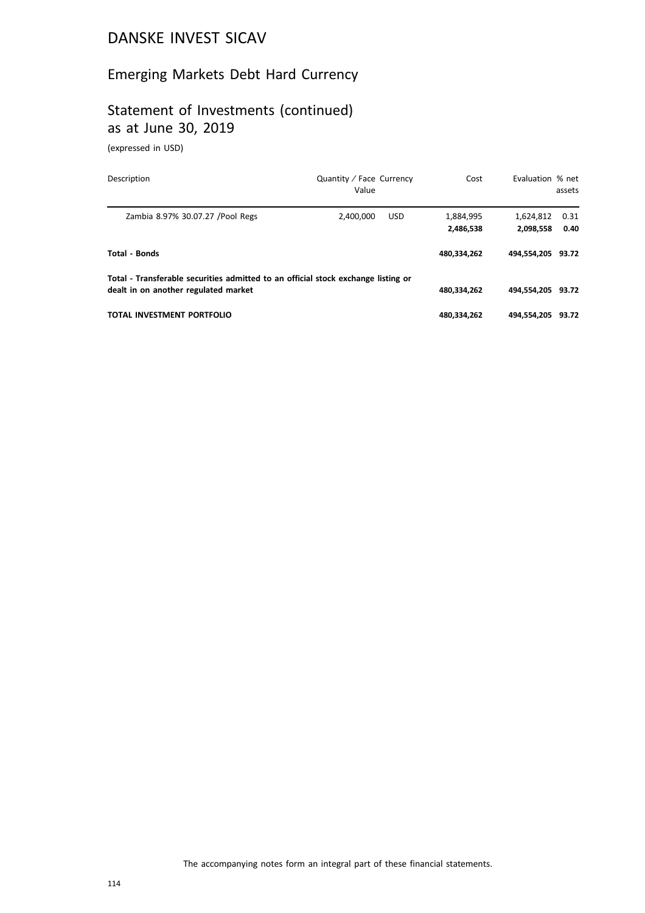# DANSKE INVEST SICAV

## Emerging Markets Debt Hard Currency

## Statement of Investments (continued) as at June 30, 2019

(expressed in USD)

| Description | Quantity / Face Value | Currency | Cost | Evaluation | % net assets |
|---|---|---|---|---|---|
| Zambia 8.97% 30.07.27 /Pool Regs | 2,400,000 | USD | 1,884,995 | 1,624,812 | 0.31 |
| | | | **2,486,538** | **2,098,558** | **0.40** |
| **Total - Bonds** | | | **480,334,262** | **494,554,205** | **93.72** |
| **Total - Transferable securities admitted to an official stock exchange listing or dealt in on another regulated market** | | | **480,334,262** | **494,554,205** | **93.72** |
| **TOTAL INVESTMENT PORTFOLIO** | | | **480,334,262** | **494,554,205** | **93.72** |

The accompanying notes form an integral part of these financial statements.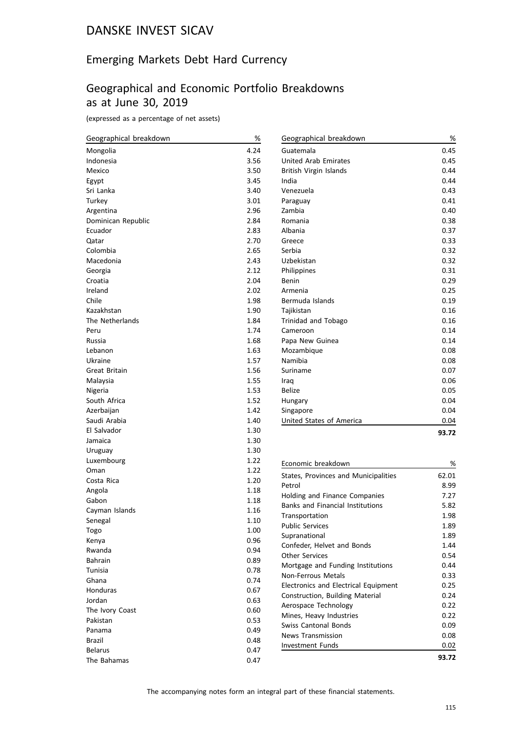# DANSKE INVEST SICAV

## Emerging Markets Debt Hard Currency

## Geographical and Economic Portfolio Breakdowns as at June 30, 2019

(expressed as a percentage of net assets)

| Geographical breakdown | % |
|---|---|
| Mongolia | 4.24 |
| Indonesia | 3.56 |
| Mexico | 3.50 |
| Egypt | 3.45 |
| Sri Lanka | 3.40 |
| Turkey | 3.01 |
| Argentina | 2.96 |
| Dominican Republic | 2.84 |
| Ecuador | 2.83 |
| Qatar | 2.70 |
| Colombia | 2.65 |
| Macedonia | 2.43 |
| Georgia | 2.12 |
| Croatia | 2.04 |
| Ireland | 2.02 |
| Chile | 1.98 |
| Kazakhstan | 1.90 |
| The Netherlands | 1.84 |
| Peru | 1.74 |
| Russia | 1.68 |
| Lebanon | 1.63 |
| Ukraine | 1.57 |
| Great Britain | 1.56 |
| Malaysia | 1.55 |
| Nigeria | 1.53 |
| South Africa | 1.52 |
| Azerbaijan | 1.42 |
| Saudi Arabia | 1.40 |
| El Salvador | 1.30 |
| Jamaica | 1.30 |
| Uruguay | 1.30 |
| Luxembourg | 1.22 |
| Oman | 1.22 |
| Costa Rica | 1.20 |
| Angola | 1.18 |
| Gabon | 1.18 |
| Cayman Islands | 1.16 |
| Senegal | 1.10 |
| Togo | 1.00 |
| Kenya | 0.96 |
| Rwanda | 0.94 |
| Bahrain | 0.89 |
| Tunisia | 0.78 |
| Ghana | 0.74 |
| Honduras | 0.67 |
| Jordan | 0.63 |
| The Ivory Coast | 0.60 |
| Pakistan | 0.53 |
| Panama | 0.49 |
| Brazil | 0.48 |
| Belarus | 0.47 |
| The Bahamas | 0.47 |
| Guatemala | 0.45 |
| United Arab Emirates | 0.45 |
| British Virgin Islands | 0.44 |
| India | 0.44 |
| Venezuela | 0.43 |
| Paraguay | 0.41 |
| Zambia | 0.40 |
| Romania | 0.38 |
| Albania | 0.37 |
| Greece | 0.33 |
| Serbia | 0.32 |
| Uzbekistan | 0.32 |
| Philippines | 0.31 |
| Benin | 0.29 |
| Armenia | 0.25 |
| Bermuda Islands | 0.19 |
| Tajikistan | 0.16 |
| Trinidad and Tobago | 0.16 |
| Cameroon | 0.14 |
| Papa New Guinea | 0.14 |
| Mozambique | 0.08 |
| Namibia | 0.08 |
| Suriname | 0.07 |
| Iraq | 0.06 |
| Belize | 0.05 |
| Hungary | 0.04 |
| Singapore | 0.04 |
| United States of America | 0.04 |
| | **93.72** |

| Economic breakdown | % |
|---|---|
| States, Provinces and Municipalities | 62.01 |
| Petrol | 8.99 |
| Holding and Finance Companies | 7.27 |
| Banks and Financial Institutions | 5.82 |
| Transportation | 1.98 |
| Public Services | 1.89 |
| Supranational | 1.89 |
| Confeder, Helvet and Bonds | 1.44 |
| Other Services | 0.54 |
| Mortgage and Funding Institutions | 0.44 |
| Non-Ferrous Metals | 0.33 |
| Electronics and Electrical Equipment | 0.25 |
| Construction, Building Material | 0.24 |
| Aerospace Technology | 0.22 |
| Mines, Heavy Industries | 0.22 |
| Swiss Cantonal Bonds | 0.09 |
| News Transmission | 0.08 |
| Investment Funds | 0.02 |
| | **93.72** |

The accompanying notes form an integral part of these financial statements.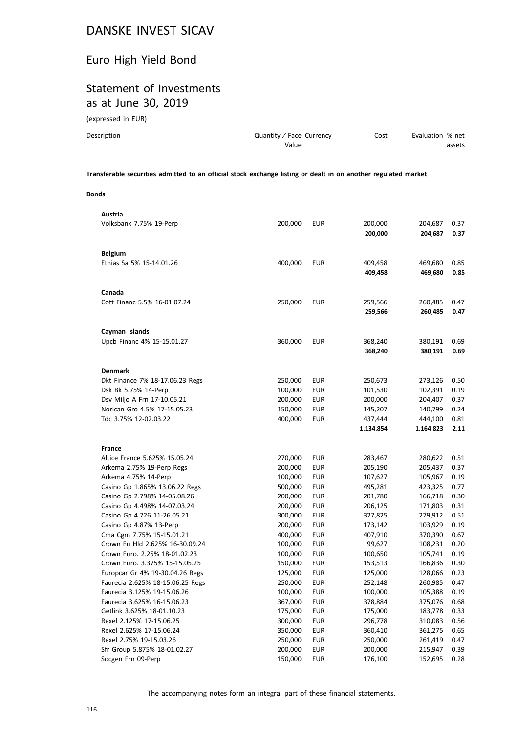# DANSKE INVEST SICAV

## Euro High Yield Bond

## Statement of Investments as at June 30, 2019

(expressed in EUR)

| Description | Quantity / Face Value | Currency | Cost | Evaluation | % net assets |
|---|---|---|---|---|---|

**Transferable securities admitted to an official stock exchange listing or dealt in on another regulated market**

**Bonds**

| Description | Quantity / Face Value | Currency | Cost | Evaluation | % net assets |
|---|---|---|---|---|---|
| **Austria** | | | | | |
| Volksbank 7.75% 19-Perp | 200,000 | EUR | 200,000 | 204,687 | 0.37 |
| | | | **200,000** | **204,687** | **0.37** |
| **Belgium** | | | | | |
| Ethias Sa 5% 15-14.01.26 | 400,000 | EUR | 409,458 | 469,680 | 0.85 |
| | | | **409,458** | **469,680** | **0.85** |
| **Canada** | | | | | |
| Cott Financ 5.5% 16-01.07.24 | 250,000 | EUR | 259,566 | 260,485 | 0.47 |
| | | | **259,566** | **260,485** | **0.47** |
| **Cayman Islands** | | | | | |
| Upcb Financ 4% 15-15.01.27 | 360,000 | EUR | 368,240 | 380,191 | 0.69 |
| | | | **368,240** | **380,191** | **0.69** |
| **Denmark** | | | | | |
| Dkt Finance 7% 18-17.06.23 Regs | 250,000 | EUR | 250,673 | 273,126 | 0.50 |
| Dsk Bk 5.75% 14-Perp | 100,000 | EUR | 101,530 | 102,391 | 0.19 |
| Dsv Miljo A Frn 17-10.05.21 | 200,000 | EUR | 200,000 | 204,407 | 0.37 |
| Norican Gro 4.5% 17-15.05.23 | 150,000 | EUR | 145,207 | 140,799 | 0.24 |
| Tdc 3.75% 12-02.03.22 | 400,000 | EUR | 437,444 | 444,100 | 0.81 |
| | | | **1,134,854** | **1,164,823** | **2.11** |
| **France** | | | | | |
| Altice France 5.625% 15.05.24 | 270,000 | EUR | 283,467 | 280,622 | 0.51 |
| Arkema 2.75% 19-Perp Regs | 200,000 | EUR | 205,190 | 205,437 | 0.37 |
| Arkema 4.75% 14-Perp | 100,000 | EUR | 107,627 | 105,967 | 0.19 |
| Casino Gp 1.865% 13.06.22 Regs | 500,000 | EUR | 495,281 | 423,325 | 0.77 |
| Casino Gp 2.798% 14-05.08.26 | 200,000 | EUR | 201,780 | 166,718 | 0.30 |
| Casino Gp 4.498% 14-07.03.24 | 200,000 | EUR | 206,125 | 171,803 | 0.31 |
| Casino Gp 4.726 11-26.05.21 | 300,000 | EUR | 327,825 | 279,912 | 0.51 |
| Casino Gp 4.87% 13-Perp | 200,000 | EUR | 173,142 | 103,929 | 0.19 |
| Cma Cgm 7.75% 15-15.01.21 | 400,000 | EUR | 407,910 | 370,390 | 0.67 |
| Crown Eu Hld 2.625% 16-30.09.24 | 100,000 | EUR | 99,627 | 108,231 | 0.20 |
| Crown Euro. 2.25% 18-01.02.23 | 100,000 | EUR | 100,650 | 105,741 | 0.19 |
| Crown Euro. 3.375% 15-15.05.25 | 150,000 | EUR | 153,513 | 166,836 | 0.30 |
| Europcar Gr 4% 19-30.04.26 Regs | 125,000 | EUR | 125,000 | 128,066 | 0.23 |
| Faurecia 2.625% 18-15.06.25 Regs | 250,000 | EUR | 252,148 | 260,985 | 0.47 |
| Faurecia 3.125% 19-15.06.26 | 100,000 | EUR | 100,000 | 105,388 | 0.19 |
| Faurecia 3.625% 16-15.06.23 | 367,000 | EUR | 378,884 | 375,076 | 0.68 |
| Getlink 3.625% 18-01.10.23 | 175,000 | EUR | 175,000 | 183,778 | 0.33 |
| Rexel 2.125% 17-15.06.25 | 300,000 | EUR | 296,778 | 310,083 | 0.56 |
| Rexel 2.625% 17-15.06.24 | 350,000 | EUR | 360,410 | 361,275 | 0.65 |
| Rexel 2.75% 19-15.03.26 | 250,000 | EUR | 250,000 | 261,419 | 0.47 |
| Sfr Group 5.875% 18-01.02.27 | 200,000 | EUR | 200,000 | 215,947 | 0.39 |
| Socgen Frn 09-Perp | 150,000 | EUR | 176,100 | 152,695 | 0.28 |

The accompanying notes form an integral part of these financial statements.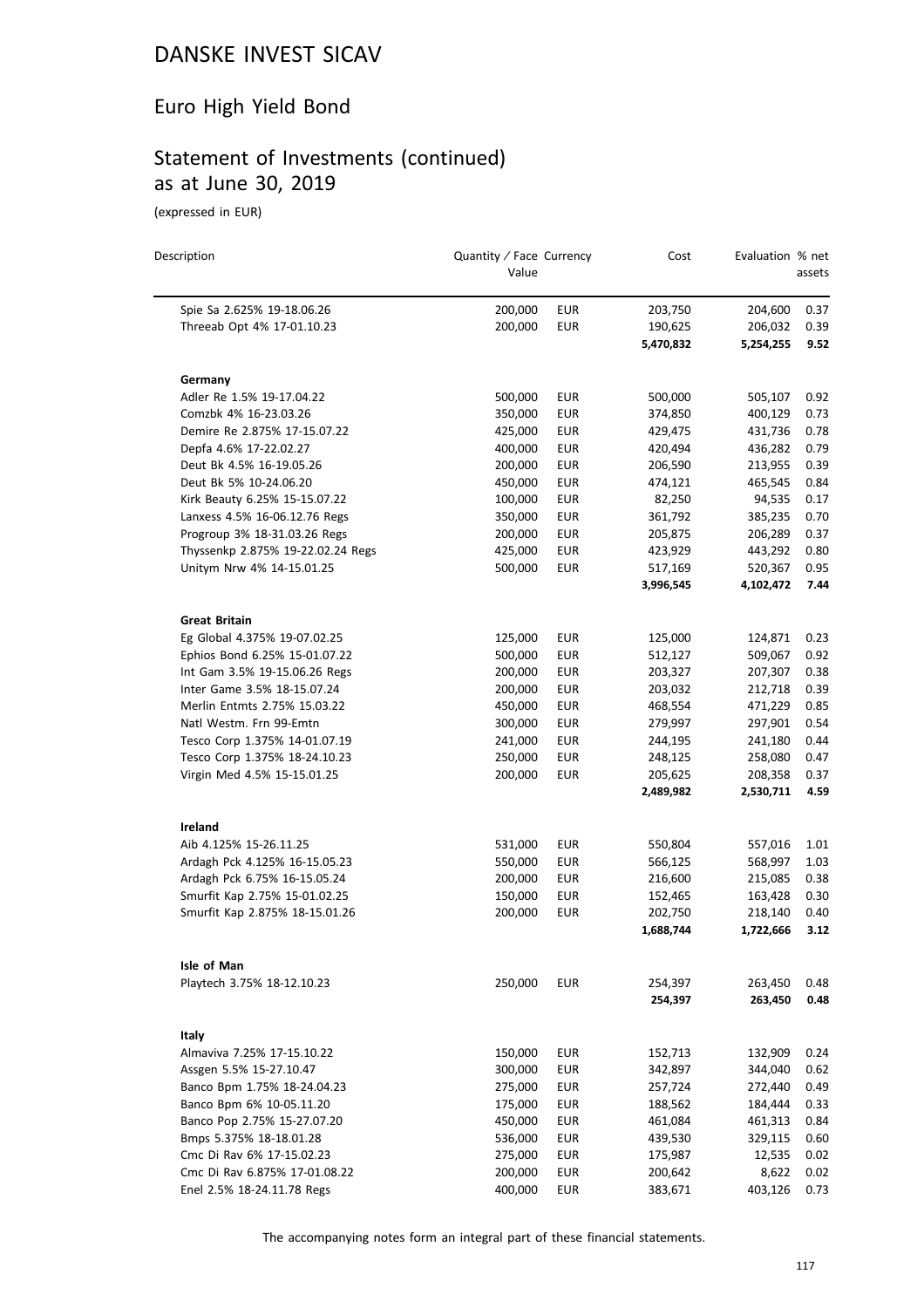# DANSKE INVEST SICAV

## Euro High Yield Bond

## Statement of Investments (continued) as at June 30, 2019

(expressed in EUR)

| Description | Quantity / Face Value | Currency | Cost | Evaluation | % net assets |
|---|---|---|---|---|---|
| Spie Sa 2.625% 19-18.06.26 | 200,000 | EUR | 203,750 | 204,600 | 0.37 |
| Threeab Opt 4% 17-01.10.23 | 200,000 | EUR | 190,625 | 206,032 | 0.39 |
| | | | **5,470,832** | **5,254,255** | **9.52** |
| **Germany** | | | | | |
| Adler Re 1.5% 19-17.04.22 | 500,000 | EUR | 500,000 | 505,107 | 0.92 |
| Comzbk 4% 16-23.03.26 | 350,000 | EUR | 374,850 | 400,129 | 0.73 |
| Demire Re 2.875% 17-15.07.22 | 425,000 | EUR | 429,475 | 431,736 | 0.78 |
| Depfa 4.6% 17-22.02.27 | 400,000 | EUR | 420,494 | 436,282 | 0.79 |
| Deut Bk 4.5% 16-19.05.26 | 200,000 | EUR | 206,590 | 213,955 | 0.39 |
| Deut Bk 5% 10-24.06.20 | 450,000 | EUR | 474,121 | 465,545 | 0.84 |
| Kirk Beauty 6.25% 15-15.07.22 | 100,000 | EUR | 82,250 | 94,535 | 0.17 |
| Lanxess 4.5% 16-06.12.76 Regs | 350,000 | EUR | 361,792 | 385,235 | 0.70 |
| Progroup 3% 18-31.03.26 Regs | 200,000 | EUR | 205,875 | 206,289 | 0.37 |
| Thyssenkp 2.875% 19-22.02.24 Regs | 425,000 | EUR | 423,929 | 443,292 | 0.80 |
| Unitym Nrw 4% 14-15.01.25 | 500,000 | EUR | 517,169 | 520,367 | 0.95 |
| | | | **3,996,545** | **4,102,472** | **7.44** |
| **Great Britain** | | | | | |
| Eg Global 4.375% 19-07.02.25 | 125,000 | EUR | 125,000 | 124,871 | 0.23 |
| Ephios Bond 6.25% 15-01.07.22 | 500,000 | EUR | 512,127 | 509,067 | 0.92 |
| Int Gam 3.5% 19-15.06.26 Regs | 200,000 | EUR | 203,327 | 207,307 | 0.38 |
| Inter Game 3.5% 18-15.07.24 | 200,000 | EUR | 203,032 | 212,718 | 0.39 |
| Merlin Entmts 2.75% 15.03.22 | 450,000 | EUR | 468,554 | 471,229 | 0.85 |
| Natl Westm. Frn 99-Emtn | 300,000 | EUR | 279,997 | 297,901 | 0.54 |
| Tesco Corp 1.375% 14-01.07.19 | 241,000 | EUR | 244,195 | 241,180 | 0.44 |
| Tesco Corp 1.375% 18-24.10.23 | 250,000 | EUR | 248,125 | 258,080 | 0.47 |
| Virgin Med 4.5% 15-15.01.25 | 200,000 | EUR | 205,625 | 208,358 | 0.37 |
| | | | **2,489,982** | **2,530,711** | **4.59** |
| **Ireland** | | | | | |
| Aib 4.125% 15-26.11.25 | 531,000 | EUR | 550,804 | 557,016 | 1.01 |
| Ardagh Pck 4.125% 16-15.05.23 | 550,000 | EUR | 566,125 | 568,997 | 1.03 |
| Ardagh Pck 6.75% 16-15.05.24 | 200,000 | EUR | 216,600 | 215,085 | 0.38 |
| Smurfit Kap 2.75% 15-01.02.25 | 150,000 | EUR | 152,465 | 163,428 | 0.30 |
| Smurfit Kap 2.875% 18-15.01.26 | 200,000 | EUR | 202,750 | 218,140 | 0.40 |
| | | | **1,688,744** | **1,722,666** | **3.12** |
| **Isle of Man** | | | | | |
| Playtech 3.75% 18-12.10.23 | 250,000 | EUR | 254,397 | 263,450 | 0.48 |
| | | | **254,397** | **263,450** | **0.48** |
| **Italy** | | | | | |
| Almaviva 7.25% 17-15.10.22 | 150,000 | EUR | 152,713 | 132,909 | 0.24 |
| Assgen 5.5% 15-27.10.47 | 300,000 | EUR | 342,897 | 344,040 | 0.62 |
| Banco Bpm 1.75% 18-24.04.23 | 275,000 | EUR | 257,724 | 272,440 | 0.49 |
| Banco Bpm 6% 10-05.11.20 | 175,000 | EUR | 188,562 | 184,444 | 0.33 |
| Banco Pop 2.75% 15-27.07.20 | 450,000 | EUR | 461,084 | 461,313 | 0.84 |
| Bmps 5.375% 18-18.01.28 | 536,000 | EUR | 439,530 | 329,115 | 0.60 |
| Cmc Di Rav 6% 17-15.02.23 | 275,000 | EUR | 175,987 | 12,535 | 0.02 |
| Cmc Di Rav 6.875% 17-01.08.22 | 200,000 | EUR | 200,642 | 8,622 | 0.02 |
| Enel 2.5% 18-24.11.78 Regs | 400,000 | EUR | 383,671 | 403,126 | 0.73 |

The accompanying notes form an integral part of these financial statements.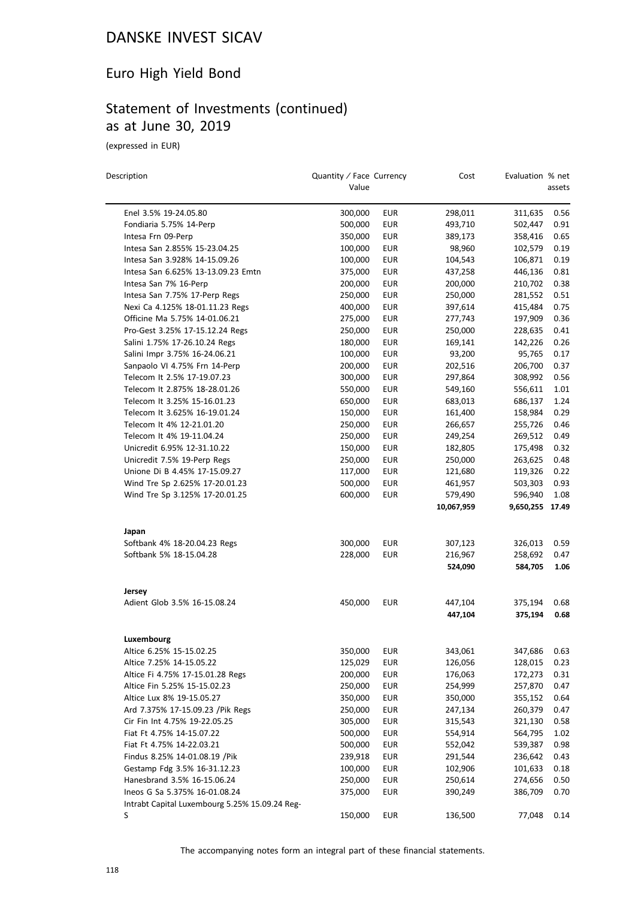# DANSKE INVEST SICAV

## Euro High Yield Bond

## Statement of Investments (continued) as at June 30, 2019

(expressed in EUR)

| Description | Quantity / Face Value | Currency | Cost | Evaluation | % net assets |
|---|---|---|---|---|---|
| Enel 3.5% 19-24.05.80 | 300,000 | EUR | 298,011 | 311,635 | 0.56 |
| Fondiaria 5.75% 14-Perp | 500,000 | EUR | 493,710 | 502,447 | 0.91 |
| Intesa Frn 09-Perp | 350,000 | EUR | 389,173 | 358,416 | 0.65 |
| Intesa San 2.855% 15-23.04.25 | 100,000 | EUR | 98,960 | 102,579 | 0.19 |
| Intesa San 3.928% 14-15.09.26 | 100,000 | EUR | 104,543 | 106,871 | 0.19 |
| Intesa San 6.625% 13-13.09.23 Emtn | 375,000 | EUR | 437,258 | 446,136 | 0.81 |
| Intesa San 7% 16-Perp | 200,000 | EUR | 200,000 | 210,702 | 0.38 |
| Intesa San 7.75% 17-Perp Regs | 250,000 | EUR | 250,000 | 281,552 | 0.51 |
| Nexi Ca 4.125% 18-01.11.23 Regs | 400,000 | EUR | 397,614 | 415,484 | 0.75 |
| Officine Ma 5.75% 14-01.06.21 | 275,000 | EUR | 277,743 | 197,909 | 0.36 |
| Pro-Gest 3.25% 17-15.12.24 Regs | 250,000 | EUR | 250,000 | 228,635 | 0.41 |
| Salini 1.75% 17-26.10.24 Regs | 180,000 | EUR | 169,141 | 142,226 | 0.26 |
| Salini Impr 3.75% 16-24.06.21 | 100,000 | EUR | 93,200 | 95,765 | 0.17 |
| Sanpaolo Vl 4.75% Frn 14-Perp | 200,000 | EUR | 202,516 | 206,700 | 0.37 |
| Telecom It 2.5% 17-19.07.23 | 300,000 | EUR | 297,864 | 308,992 | 0.56 |
| Telecom It 2.875% 18-28.01.26 | 550,000 | EUR | 549,160 | 556,611 | 1.01 |
| Telecom It 3.25% 15-16.01.23 | 650,000 | EUR | 683,013 | 686,137 | 1.24 |
| Telecom It 3.625% 16-19.01.24 | 150,000 | EUR | 161,400 | 158,984 | 0.29 |
| Telecom It 4% 12-21.01.20 | 250,000 | EUR | 266,657 | 255,726 | 0.46 |
| Telecom It 4% 19-11.04.24 | 250,000 | EUR | 249,254 | 269,512 | 0.49 |
| Unicredit 6.95% 12-31.10.22 | 150,000 | EUR | 182,805 | 175,498 | 0.32 |
| Unicredit 7.5% 19-Perp Regs | 250,000 | EUR | 250,000 | 263,625 | 0.48 |
| Unione Di B 4.45% 17-15.09.27 | 117,000 | EUR | 121,680 | 119,326 | 0.22 |
| Wind Tre Sp 2.625% 17-20.01.23 | 500,000 | EUR | 461,957 | 503,303 | 0.93 |
| Wind Tre Sp 3.125% 17-20.01.25 | 600,000 | EUR | 579,490 | 596,940 | 1.08 |
| | | | **10,067,959** | **9,650,255** | **17.49** |
| **Japan** | | | | | |
| Softbank 4% 18-20.04.23 Regs | 300,000 | EUR | 307,123 | 326,013 | 0.59 |
| Softbank 5% 18-15.04.28 | 228,000 | EUR | 216,967 | 258,692 | 0.47 |
| | | | **524,090** | **584,705** | **1.06** |
| **Jersey** | | | | | |
| Adient Glob 3.5% 16-15.08.24 | 450,000 | EUR | 447,104 | 375,194 | 0.68 |
| | | | **447,104** | **375,194** | **0.68** |
| **Luxembourg** | | | | | |
| Altice 6.25% 15-15.02.25 | 350,000 | EUR | 343,061 | 347,686 | 0.63 |
| Altice 7.25% 14-15.05.22 | 125,029 | EUR | 126,056 | 128,015 | 0.23 |
| Altice Fi 4.75% 17-15.01.28 Regs | 200,000 | EUR | 176,063 | 172,273 | 0.31 |
| Altice Fin 5.25% 15-15.02.23 | 250,000 | EUR | 254,999 | 257,870 | 0.47 |
| Altice Lux 8% 19-15.05.27 | 350,000 | EUR | 350,000 | 355,152 | 0.64 |
| Ard 7.375% 17-15.09.23 /Pik Regs | 250,000 | EUR | 247,134 | 260,379 | 0.47 |
| Cir Fin Int 4.75% 19-22.05.25 | 305,000 | EUR | 315,543 | 321,130 | 0.58 |
| Fiat Ft 4.75% 14-15.07.22 | 500,000 | EUR | 554,914 | 564,795 | 1.02 |
| Fiat Ft 4.75% 14-22.03.21 | 500,000 | EUR | 552,042 | 539,387 | 0.98 |
| Findus 8.25% 14-01.08.19 /Pik | 239,918 | EUR | 291,544 | 236,642 | 0.43 |
| Gestamp Fdg 3.5% 16-31.12.23 | 100,000 | EUR | 102,906 | 101,633 | 0.18 |
| Hanesbrand 3.5% 16-15.06.24 | 250,000 | EUR | 250,614 | 274,656 | 0.50 |
| Ineos G Sa 5.375% 16-01.08.24 | 375,000 | EUR | 390,249 | 386,709 | 0.70 |
| Intrabt Capital Luxembourg 5.25% 15.09.24 Reg-S | 150,000 | EUR | 136,500 | 77,048 | 0.14 |

The accompanying notes form an integral part of these financial statements.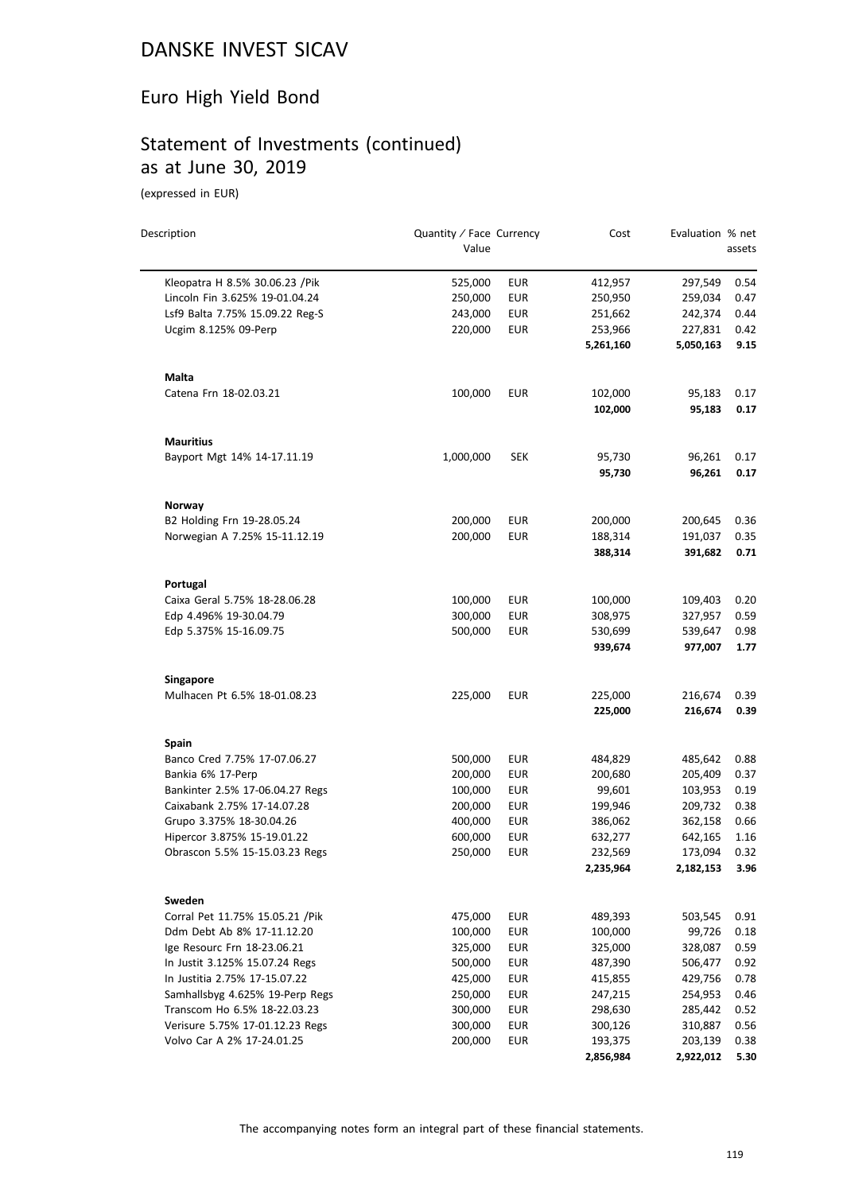# DANSKE INVEST SICAV

## Euro High Yield Bond

## Statement of Investments (continued) as at June 30, 2019

(expressed in EUR)

| Description | Quantity / Face Value | Currency | Cost | Evaluation | % net assets |
|---|---|---|---|---|---|
| Kleopatra H 8.5% 30.06.23 /Pik | 525,000 | EUR | 412,957 | 297,549 | 0.54 |
| Lincoln Fin 3.625% 19-01.04.24 | 250,000 | EUR | 250,950 | 259,034 | 0.47 |
| Lsf9 Balta 7.75% 15.09.22 Reg-S | 243,000 | EUR | 251,662 | 242,374 | 0.44 |
| Ucgim 8.125% 09-Perp | 220,000 | EUR | 253,966 | 227,831 | 0.42 |
| | | | **5,261,160** | **5,050,163** | **9.15** |
| **Malta** | | | | | |
| Catena Frn 18-02.03.21 | 100,000 | EUR | 102,000 | 95,183 | 0.17 |
| | | | **102,000** | **95,183** | **0.17** |
| **Mauritius** | | | | | |
| Bayport Mgt 14% 14-17.11.19 | 1,000,000 | SEK | 95,730 | 96,261 | 0.17 |
| | | | **95,730** | **96,261** | **0.17** |
| **Norway** | | | | | |
| B2 Holding Frn 19-28.05.24 | 200,000 | EUR | 200,000 | 200,645 | 0.36 |
| Norwegian A 7.25% 15-11.12.19 | 200,000 | EUR | 188,314 | 191,037 | 0.35 |
| | | | **388,314** | **391,682** | **0.71** |
| **Portugal** | | | | | |
| Caixa Geral 5.75% 18-28.06.28 | 100,000 | EUR | 100,000 | 109,403 | 0.20 |
| Edp 4.496% 19-30.04.79 | 300,000 | EUR | 308,975 | 327,957 | 0.59 |
| Edp 5.375% 15-16.09.75 | 500,000 | EUR | 530,699 | 539,647 | 0.98 |
| | | | **939,674** | **977,007** | **1.77** |
| **Singapore** | | | | | |
| Mulhacen Pt 6.5% 18-01.08.23 | 225,000 | EUR | 225,000 | 216,674 | 0.39 |
| | | | **225,000** | **216,674** | **0.39** |
| **Spain** | | | | | |
| Banco Cred 7.75% 17-07.06.27 | 500,000 | EUR | 484,829 | 485,642 | 0.88 |
| Bankia 6% 17-Perp | 200,000 | EUR | 200,680 | 205,409 | 0.37 |
| Bankinter 2.5% 17-06.04.27 Regs | 100,000 | EUR | 99,601 | 103,953 | 0.19 |
| Caixabank 2.75% 17-14.07.28 | 200,000 | EUR | 199,946 | 209,732 | 0.38 |
| Grupo 3.375% 18-30.04.26 | 400,000 | EUR | 386,062 | 362,158 | 0.66 |
| Hipercor 3.875% 15-19.01.22 | 600,000 | EUR | 632,277 | 642,165 | 1.16 |
| Obrascon 5.5% 15-15.03.23 Regs | 250,000 | EUR | 232,569 | 173,094 | 0.32 |
| | | | **2,235,964** | **2,182,153** | **3.96** |
| **Sweden** | | | | | |
| Corral Pet 11.75% 15.05.21 /Pik | 475,000 | EUR | 489,393 | 503,545 | 0.91 |
| Ddm Debt Ab 8% 17-11.12.20 | 100,000 | EUR | 100,000 | 99,726 | 0.18 |
| Ige Resourc Frn 18-23.06.21 | 325,000 | EUR | 325,000 | 328,087 | 0.59 |
| In Justit 3.125% 15.07.24 Regs | 500,000 | EUR | 487,390 | 506,477 | 0.92 |
| In Justitia 2.75% 17-15.07.22 | 425,000 | EUR | 415,855 | 429,756 | 0.78 |
| Samhallsbyg 4.625% 19-Perp Regs | 250,000 | EUR | 247,215 | 254,953 | 0.46 |
| Transcom Ho 6.5% 18-22.03.23 | 300,000 | EUR | 298,630 | 285,442 | 0.52 |
| Verisure 5.75% 17-01.12.23 Regs | 300,000 | EUR | 300,126 | 310,887 | 0.56 |
| Volvo Car A 2% 17-24.01.25 | 200,000 | EUR | 193,375 | 203,139 | 0.38 |
| | | | **2,856,984** | **2,922,012** | **5.30** |

The accompanying notes form an integral part of these financial statements.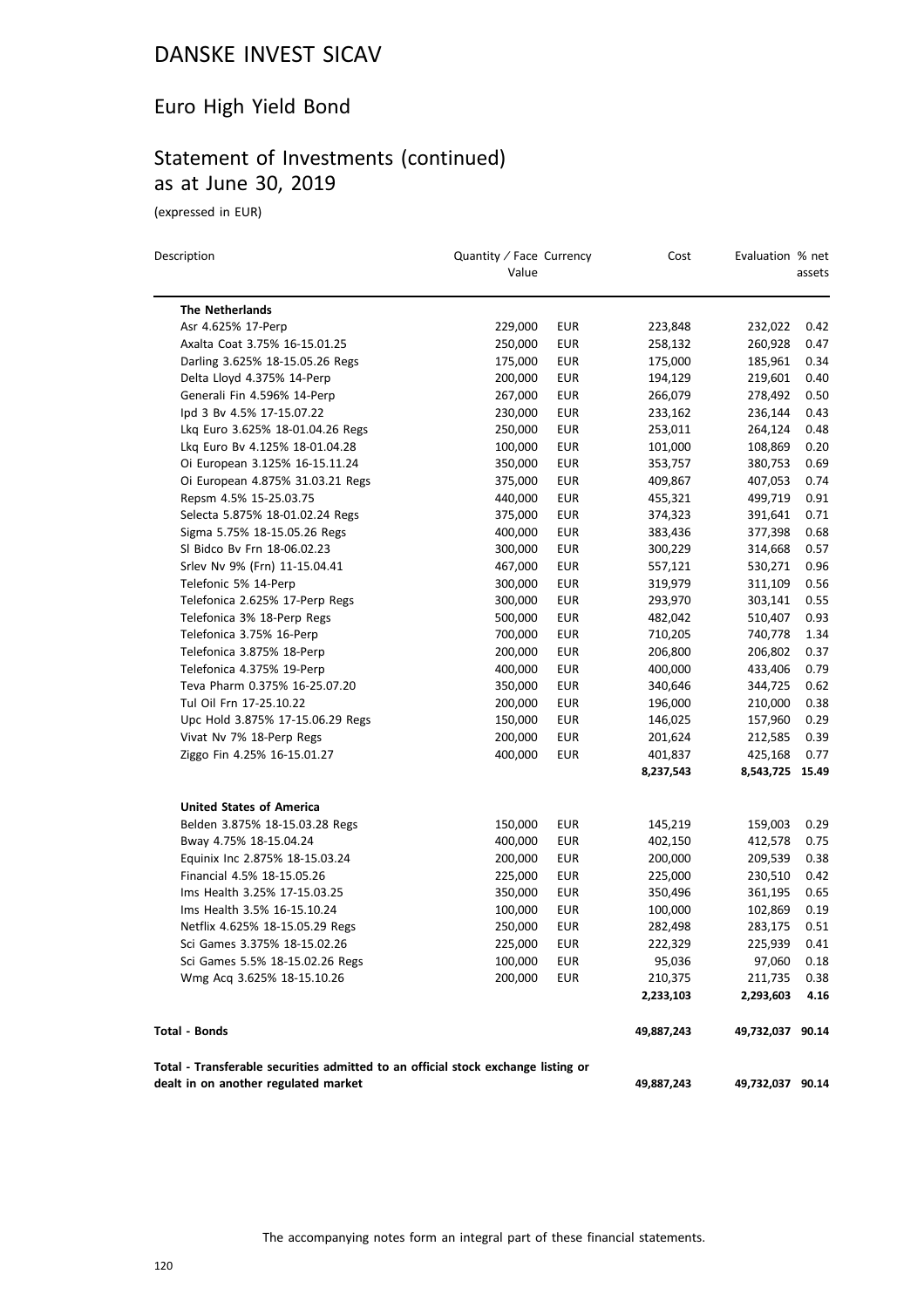# DANSKE INVEST SICAV

## Euro High Yield Bond

## Statement of Investments (continued) as at June 30, 2019

(expressed in EUR)

| Description | Quantity / Face Value | Currency | Cost | Evaluation | % net assets |
|---|---|---|---|---|---|
| **The Netherlands** | | | | | |
| Asr 4.625% 17-Perp | 229,000 | EUR | 223,848 | 232,022 | 0.42 |
| Axalta Coat 3.75% 16-15.01.25 | 250,000 | EUR | 258,132 | 260,928 | 0.47 |
| Darling 3.625% 18-15.05.26 Regs | 175,000 | EUR | 175,000 | 185,961 | 0.34 |
| Delta Lloyd 4.375% 14-Perp | 200,000 | EUR | 194,129 | 219,601 | 0.40 |
| Generali Fin 4.596% 14-Perp | 267,000 | EUR | 266,079 | 278,492 | 0.50 |
| Ipd 3 Bv 4.5% 17-15.07.22 | 230,000 | EUR | 233,162 | 236,144 | 0.43 |
| Lkq Euro 3.625% 18-01.04.26 Regs | 250,000 | EUR | 253,011 | 264,124 | 0.48 |
| Lkq Euro Bv 4.125% 18-01.04.28 | 100,000 | EUR | 101,000 | 108,869 | 0.20 |
| Oi European 3.125% 16-15.11.24 | 350,000 | EUR | 353,757 | 380,753 | 0.69 |
| Oi European 4.875% 31.03.21 Regs | 375,000 | EUR | 409,867 | 407,053 | 0.74 |
| Repsm 4.5% 15-25.03.75 | 440,000 | EUR | 455,321 | 499,719 | 0.91 |
| Selecta 5.875% 18-01.02.24 Regs | 375,000 | EUR | 374,323 | 391,641 | 0.71 |
| Sigma 5.75% 18-15.05.26 Regs | 400,000 | EUR | 383,436 | 377,398 | 0.68 |
| Sl Bidco Bv Frn 18-06.02.23 | 300,000 | EUR | 300,229 | 314,668 | 0.57 |
| Srlev Nv 9% (Frn) 11-15.04.41 | 467,000 | EUR | 557,121 | 530,271 | 0.96 |
| Telefonic 5% 14-Perp | 300,000 | EUR | 319,979 | 311,109 | 0.56 |
| Telefonica 2.625% 17-Perp Regs | 300,000 | EUR | 293,970 | 303,141 | 0.55 |
| Telefonica 3% 18-Perp Regs | 500,000 | EUR | 482,042 | 510,407 | 0.93 |
| Telefonica 3.75% 16-Perp | 700,000 | EUR | 710,205 | 740,778 | 1.34 |
| Telefonica 3.875% 18-Perp | 200,000 | EUR | 206,800 | 206,802 | 0.37 |
| Telefonica 4.375% 19-Perp | 400,000 | EUR | 400,000 | 433,406 | 0.79 |
| Teva Pharm 0.375% 16-25.07.20 | 350,000 | EUR | 340,646 | 344,725 | 0.62 |
| Tul Oil Frn 17-25.10.22 | 200,000 | EUR | 196,000 | 210,000 | 0.38 |
| Upc Hold 3.875% 17-15.06.29 Regs | 150,000 | EUR | 146,025 | 157,960 | 0.29 |
| Vivat Nv 7% 18-Perp Regs | 200,000 | EUR | 201,624 | 212,585 | 0.39 |
| Ziggo Fin 4.25% 16-15.01.27 | 400,000 | EUR | 401,837 | 425,168 | 0.77 |
| | | | **8,237,543** | **8,543,725** | **15.49** |
| **United States of America** | | | | | |
| Belden 3.875% 18-15.03.28 Regs | 150,000 | EUR | 145,219 | 159,003 | 0.29 |
| Bway 4.75% 18-15.04.24 | 400,000 | EUR | 402,150 | 412,578 | 0.75 |
| Equinix Inc 2.875% 18-15.03.24 | 200,000 | EUR | 200,000 | 209,539 | 0.38 |
| Financial 4.5% 18-15.05.26 | 225,000 | EUR | 225,000 | 230,510 | 0.42 |
| Ims Health 3.25% 17-15.03.25 | 350,000 | EUR | 350,496 | 361,195 | 0.65 |
| Ims Health 3.5% 16-15.10.24 | 100,000 | EUR | 100,000 | 102,869 | 0.19 |
| Netflix 4.625% 18-15.05.29 Regs | 250,000 | EUR | 282,498 | 283,175 | 0.51 |
| Sci Games 3.375% 18-15.02.26 | 225,000 | EUR | 222,329 | 225,939 | 0.41 |
| Sci Games 5.5% 18-15.02.26 Regs | 100,000 | EUR | 95,036 | 97,060 | 0.18 |
| Wmg Acq 3.625% 18-15.10.26 | 200,000 | EUR | 210,375 | 211,735 | 0.38 |
| | | | **2,233,103** | **2,293,603** | **4.16** |
| **Total - Bonds** | | | **49,887,243** | **49,732,037** | **90.14** |
| **Total - Transferable securities admitted to an official stock exchange listing or dealt in on another regulated market** | | | **49,887,243** | **49,732,037** | **90.14** |

The accompanying notes form an integral part of these financial statements.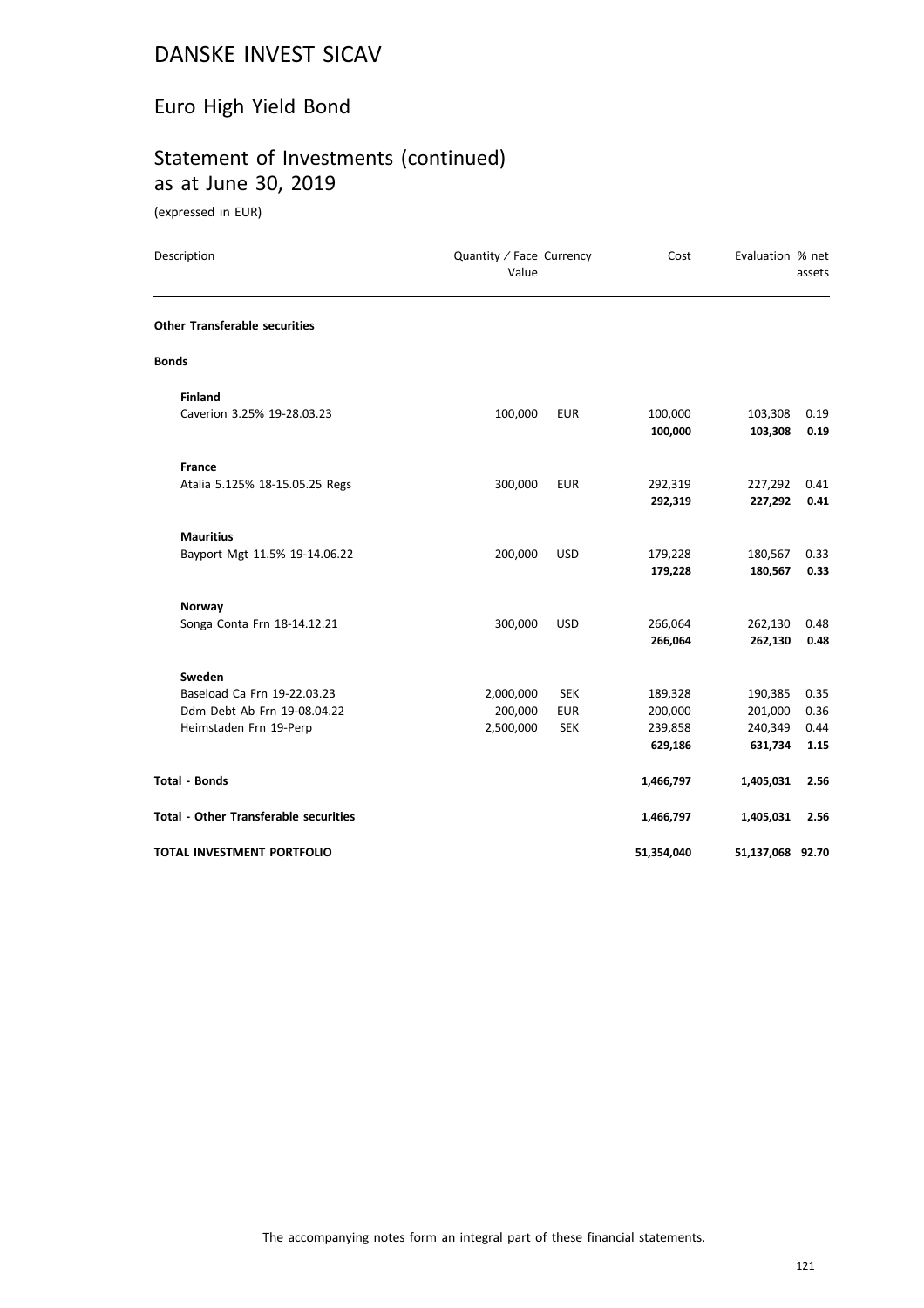# DANSKE INVEST SICAV

## Euro High Yield Bond

## Statement of Investments (continued) as at June 30, 2019

(expressed in EUR)

| Description | Quantity / Face Value | Currency | Cost | Evaluation | % net assets |
|---|---|---|---|---|---|
| **Other Transferable securities** | | | | | |
| **Bonds** | | | | | |
| **Finland** | | | | | |
| Caverion 3.25% 19-28.03.23 | 100,000 | EUR | 100,000 | 103,308 | 0.19 |
| | | | **100,000** | **103,308** | **0.19** |
| **France** | | | | | |
| Atalia 5.125% 18-15.05.25 Regs | 300,000 | EUR | 292,319 | 227,292 | 0.41 |
| | | | **292,319** | **227,292** | **0.41** |
| **Mauritius** | | | | | |
| Bayport Mgt 11.5% 19-14.06.22 | 200,000 | USD | 179,228 | 180,567 | 0.33 |
| | | | **179,228** | **180,567** | **0.33** |
| **Norway** | | | | | |
| Songa Conta Frn 18-14.12.21 | 300,000 | USD | 266,064 | 262,130 | 0.48 |
| | | | **266,064** | **262,130** | **0.48** |
| **Sweden** | | | | | |
| Baseload Ca Frn 19-22.03.23 | 2,000,000 | SEK | 189,328 | 190,385 | 0.35 |
| Ddm Debt Ab Frn 19-08.04.22 | 200,000 | EUR | 200,000 | 201,000 | 0.36 |
| Heimstaden Frn 19-Perp | 2,500,000 | SEK | 239,858 | 240,349 | 0.44 |
| | | | **629,186** | **631,734** | **1.15** |
| **Total - Bonds** | | | **1,466,797** | **1,405,031** | **2.56** |
| **Total - Other Transferable securities** | | | **1,466,797** | **1,405,031** | **2.56** |
| **TOTAL INVESTMENT PORTFOLIO** | | | **51,354,040** | **51,137,068** | **92.70** |

The accompanying notes form an integral part of these financial statements.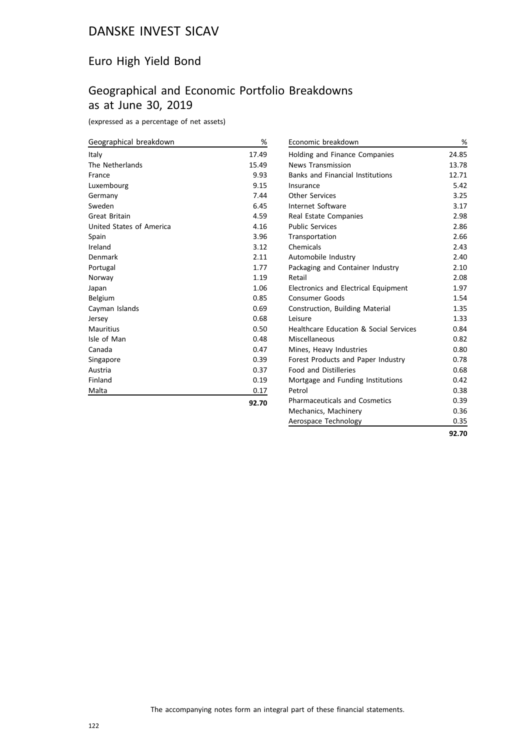# DANSKE INVEST SICAV

## Euro High Yield Bond

## Geographical and Economic Portfolio Breakdowns as at June 30, 2019

(expressed as a percentage of net assets)

| Geographical breakdown | % |
|---|---|
| Italy | 17.49 |
| The Netherlands | 15.49 |
| France | 9.93 |
| Luxembourg | 9.15 |
| Germany | 7.44 |
| Sweden | 6.45 |
| Great Britain | 4.59 |
| United States of America | 4.16 |
| Spain | 3.96 |
| Ireland | 3.12 |
| Denmark | 2.11 |
| Portugal | 1.77 |
| Norway | 1.19 |
| Japan | 1.06 |
| Belgium | 0.85 |
| Cayman Islands | 0.69 |
| Jersey | 0.68 |
| Mauritius | 0.50 |
| Isle of Man | 0.48 |
| Canada | 0.47 |
| Singapore | 0.39 |
| Austria | 0.37 |
| Finland | 0.19 |
| Malta | 0.17 |
| | **92.70** |

| Economic breakdown | % |
|---|---|
| Holding and Finance Companies | 24.85 |
| News Transmission | 13.78 |
| Banks and Financial Institutions | 12.71 |
| Insurance | 5.42 |
| Other Services | 3.25 |
| Internet Software | 3.17 |
| Real Estate Companies | 2.98 |
| Public Services | 2.86 |
| Transportation | 2.66 |
| Chemicals | 2.43 |
| Automobile Industry | 2.40 |
| Packaging and Container Industry | 2.10 |
| Retail | 2.08 |
| Electronics and Electrical Equipment | 1.97 |
| Consumer Goods | 1.54 |
| Construction, Building Material | 1.35 |
| Leisure | 1.33 |
| Healthcare Education & Social Services | 0.84 |
| Miscellaneous | 0.82 |
| Mines, Heavy Industries | 0.80 |
| Forest Products and Paper Industry | 0.78 |
| Food and Distilleries | 0.68 |
| Mortgage and Funding Institutions | 0.42 |
| Petrol | 0.38 |
| Pharmaceuticals and Cosmetics | 0.39 |
| Mechanics, Machinery | 0.36 |
| Aerospace Technology | 0.35 |
| | **92.70** |

The accompanying notes form an integral part of these financial statements.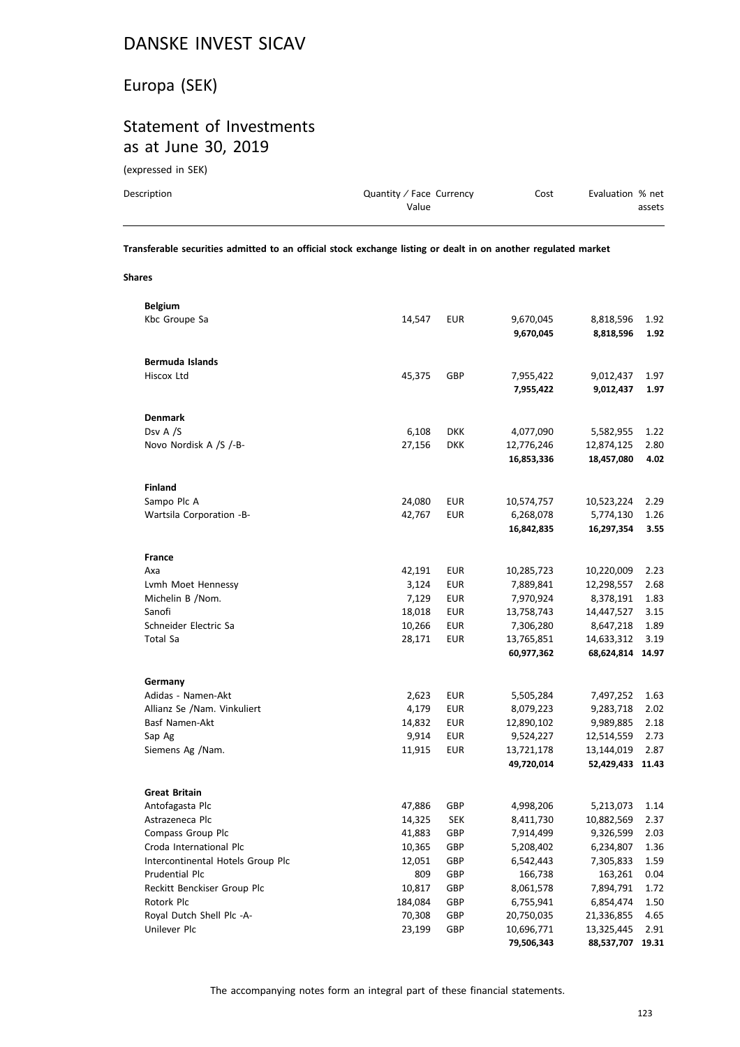# DANSKE INVEST SICAV

## Europa (SEK)

## Statement of Investments as at June 30, 2019

(expressed in SEK)

| Description | Quantity / Face Value | Currency | Cost | Evaluation | % net assets |
|---|---|---|---|---|---|
| **Transferable securities admitted to an official stock exchange listing or dealt in on another regulated market** | | | | | |
| **Shares** | | | | | |
| **Belgium** | | | | | |
| Kbc Groupe Sa | 14,547 | EUR | 9,670,045 | 8,818,596 | 1.92 |
| | | | **9,670,045** | **8,818,596** | **1.92** |
| **Bermuda Islands** | | | | | |
| Hiscox Ltd | 45,375 | GBP | 7,955,422 | 9,012,437 | 1.97 |
| | | | **7,955,422** | **9,012,437** | **1.97** |
| **Denmark** | | | | | |
| Dsv A /S | 6,108 | DKK | 4,077,090 | 5,582,955 | 1.22 |
| Novo Nordisk A /S /-B- | 27,156 | DKK | 12,776,246 | 12,874,125 | 2.80 |
| | | | **16,853,336** | **18,457,080** | **4.02** |
| **Finland** | | | | | |
| Sampo Plc A | 24,080 | EUR | 10,574,757 | 10,523,224 | 2.29 |
| Wartsila Corporation -B- | 42,767 | EUR | 6,268,078 | 5,774,130 | 1.26 |
| | | | **16,842,835** | **16,297,354** | **3.55** |
| **France** | | | | | |
| Axa | 42,191 | EUR | 10,285,723 | 10,220,009 | 2.23 |
| Lvmh Moet Hennessy | 3,124 | EUR | 7,889,841 | 12,298,557 | 2.68 |
| Michelin B /Nom. | 7,129 | EUR | 7,970,924 | 8,378,191 | 1.83 |
| Sanofi | 18,018 | EUR | 13,758,743 | 14,447,527 | 3.15 |
| Schneider Electric Sa | 10,266 | EUR | 7,306,280 | 8,647,218 | 1.89 |
| Total Sa | 28,171 | EUR | 13,765,851 | 14,633,312 | 3.19 |
| | | | **60,977,362** | **68,624,814** | **14.97** |
| **Germany** | | | | | |
| Adidas - Namen-Akt | 2,623 | EUR | 5,505,284 | 7,497,252 | 1.63 |
| Allianz Se /Nam. Vinkuliert | 4,179 | EUR | 8,079,223 | 9,283,718 | 2.02 |
| Basf Namen-Akt | 14,832 | EUR | 12,890,102 | 9,989,885 | 2.18 |
| Sap Ag | 9,914 | EUR | 9,524,227 | 12,514,559 | 2.73 |
| Siemens Ag /Nam. | 11,915 | EUR | 13,721,178 | 13,144,019 | 2.87 |
| | | | **49,720,014** | **52,429,433** | **11.43** |
| **Great Britain** | | | | | |
| Antofagasta Plc | 47,886 | GBP | 4,998,206 | 5,213,073 | 1.14 |
| Astrazeneca Plc | 14,325 | SEK | 8,411,730 | 10,882,569 | 2.37 |
| Compass Group Plc | 41,883 | GBP | 7,914,499 | 9,326,599 | 2.03 |
| Croda International Plc | 10,365 | GBP | 5,208,402 | 6,234,807 | 1.36 |
| Intercontinental Hotels Group Plc | 12,051 | GBP | 6,542,443 | 7,305,833 | 1.59 |
| Prudential Plc | 809 | GBP | 166,738 | 163,261 | 0.04 |
| Reckitt Benckiser Group Plc | 10,817 | GBP | 8,061,578 | 7,894,791 | 1.72 |
| Rotork Plc | 184,084 | GBP | 6,755,941 | 6,854,474 | 1.50 |
| Royal Dutch Shell Plc -A- | 70,308 | GBP | 20,750,035 | 21,336,855 | 4.65 |
| Unilever Plc | 23,199 | GBP | 10,696,771 | 13,325,445 | 2.91 |
| | | | **79,506,343** | **88,537,707** | **19.31** |

The accompanying notes form an integral part of these financial statements.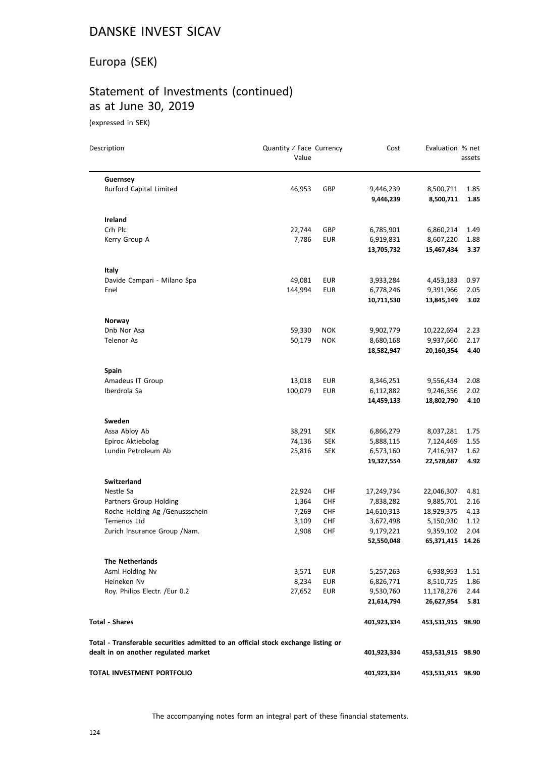# DANSKE INVEST SICAV

## Europa (SEK)

## Statement of Investments (continued) as at June 30, 2019

(expressed in SEK)

| Description | Quantity / Face Value | Currency | Cost | Evaluation | % net assets |
|---|---|---|---|---|---|
| **Guernsey** | | | | | |
| Burford Capital Limited | 46,953 | GBP | 9,446,239 | 8,500,711 | 1.85 |
| | | | **9,446,239** | **8,500,711** | **1.85** |
| **Ireland** | | | | | |
| Crh Plc | 22,744 | GBP | 6,785,901 | 6,860,214 | 1.49 |
| Kerry Group A | 7,786 | EUR | 6,919,831 | 8,607,220 | 1.88 |
| | | | **13,705,732** | **15,467,434** | **3.37** |
| **Italy** | | | | | |
| Davide Campari - Milano Spa | 49,081 | EUR | 3,933,284 | 4,453,183 | 0.97 |
| Enel | 144,994 | EUR | 6,778,246 | 9,391,966 | 2.05 |
| | | | **10,711,530** | **13,845,149** | **3.02** |
| **Norway** | | | | | |
| Dnb Nor Asa | 59,330 | NOK | 9,902,779 | 10,222,694 | 2.23 |
| Telenor As | 50,179 | NOK | 8,680,168 | 9,937,660 | 2.17 |
| | | | **18,582,947** | **20,160,354** | **4.40** |
| **Spain** | | | | | |
| Amadeus IT Group | 13,018 | EUR | 8,346,251 | 9,556,434 | 2.08 |
| Iberdrola Sa | 100,079 | EUR | 6,112,882 | 9,246,356 | 2.02 |
| | | | **14,459,133** | **18,802,790** | **4.10** |
| **Sweden** | | | | | |
| Assa Abloy Ab | 38,291 | SEK | 6,866,279 | 8,037,281 | 1.75 |
| Epiroc Aktiebolag | 74,136 | SEK | 5,888,115 | 7,124,469 | 1.55 |
| Lundin Petroleum Ab | 25,816 | SEK | 6,573,160 | 7,416,937 | 1.62 |
| | | | **19,327,554** | **22,578,687** | **4.92** |
| **Switzerland** | | | | | |
| Nestle Sa | 22,924 | CHF | 17,249,734 | 22,046,307 | 4.81 |
| Partners Group Holding | 1,364 | CHF | 7,838,282 | 9,885,701 | 2.16 |
| Roche Holding Ag /Genussschein | 7,269 | CHF | 14,610,313 | 18,929,375 | 4.13 |
| Temenos Ltd | 3,109 | CHF | 3,672,498 | 5,150,930 | 1.12 |
| Zurich Insurance Group /Nam. | 2,908 | CHF | 9,179,221 | 9,359,102 | 2.04 |
| | | | **52,550,048** | **65,371,415** | **14.26** |
| **The Netherlands** | | | | | |
| Asml Holding Nv | 3,571 | EUR | 5,257,263 | 6,938,953 | 1.51 |
| Heineken Nv | 8,234 | EUR | 6,826,771 | 8,510,725 | 1.86 |
| Roy. Philips Electr. /Eur 0.2 | 27,652 | EUR | 9,530,760 | 11,178,276 | 2.44 |
| | | | **21,614,794** | **26,627,954** | **5.81** |
| **Total - Shares** | | | **401,923,334** | **453,531,915** | **98.90** |
| **Total - Transferable securities admitted to an official stock exchange listing or dealt in on another regulated market** | | | **401,923,334** | **453,531,915** | **98.90** |
| **TOTAL INVESTMENT PORTFOLIO** | | | **401,923,334** | **453,531,915** | **98.90** |

The accompanying notes form an integral part of these financial statements.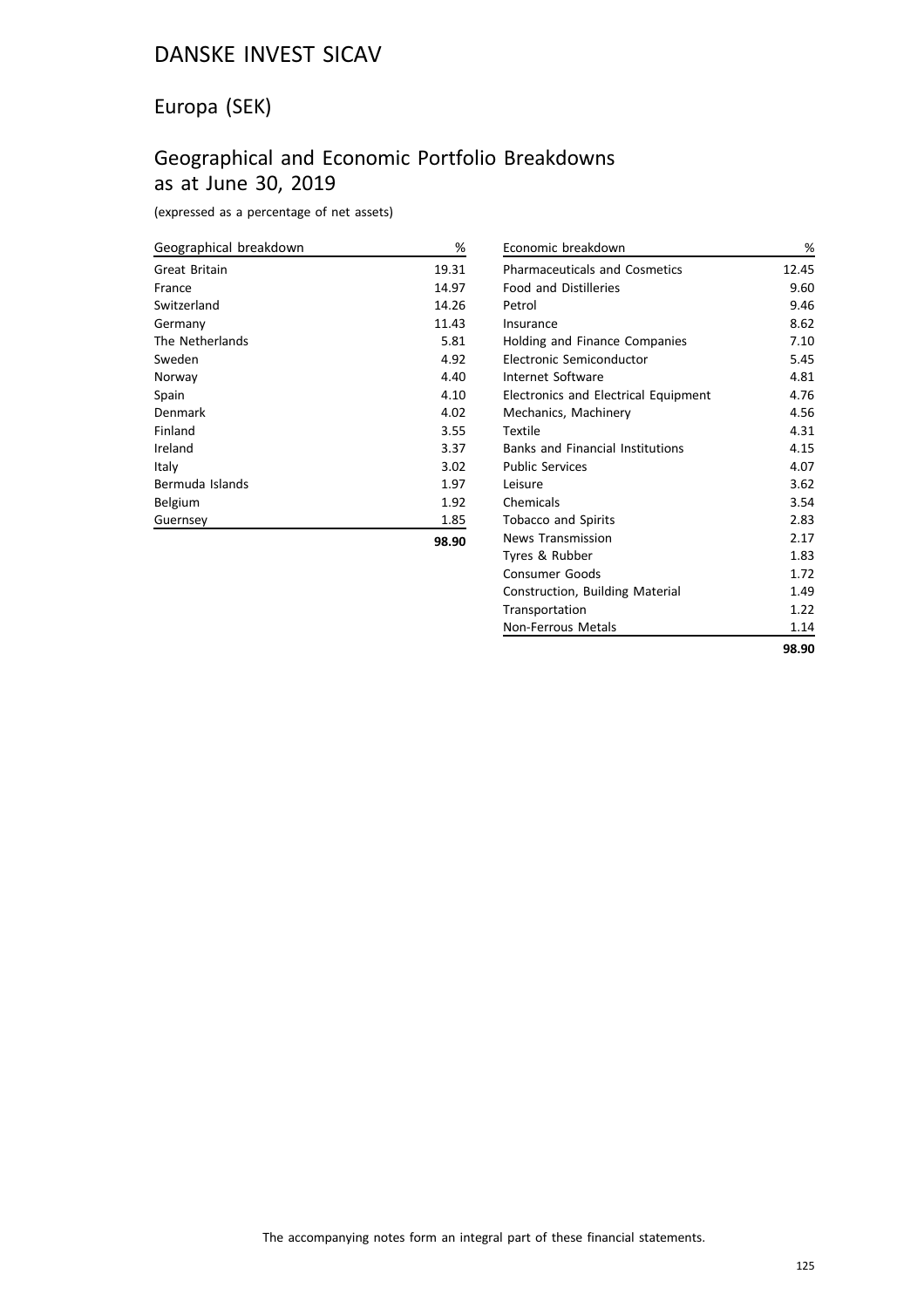# DANSKE INVEST SICAV

## Europa (SEK)

## Geographical and Economic Portfolio Breakdowns as at June 30, 2019

(expressed as a percentage of net assets)

| Geographical breakdown | % |
|---|---|
| Great Britain | 19.31 |
| France | 14.97 |
| Switzerland | 14.26 |
| Germany | 11.43 |
| The Netherlands | 5.81 |
| Sweden | 4.92 |
| Norway | 4.40 |
| Spain | 4.10 |
| Denmark | 4.02 |
| Finland | 3.55 |
| Ireland | 3.37 |
| Italy | 3.02 |
| Bermuda Islands | 1.97 |
| Belgium | 1.92 |
| Guernsey | 1.85 |
| | **98.90** |

| Economic breakdown | % |
|---|---|
| Pharmaceuticals and Cosmetics | 12.45 |
| Food and Distilleries | 9.60 |
| Petrol | 9.46 |
| Insurance | 8.62 |
| Holding and Finance Companies | 7.10 |
| Electronic Semiconductor | 5.45 |
| Internet Software | 4.81 |
| Electronics and Electrical Equipment | 4.76 |
| Mechanics, Machinery | 4.56 |
| Textile | 4.31 |
| Banks and Financial Institutions | 4.15 |
| Public Services | 4.07 |
| Leisure | 3.62 |
| Chemicals | 3.54 |
| Tobacco and Spirits | 2.83 |
| News Transmission | 2.17 |
| Tyres & Rubber | 1.83 |
| Consumer Goods | 1.72 |
| Construction, Building Material | 1.49 |
| Transportation | 1.22 |
| Non-Ferrous Metals | 1.14 |
| | **98.90** |

The accompanying notes form an integral part of these financial statements.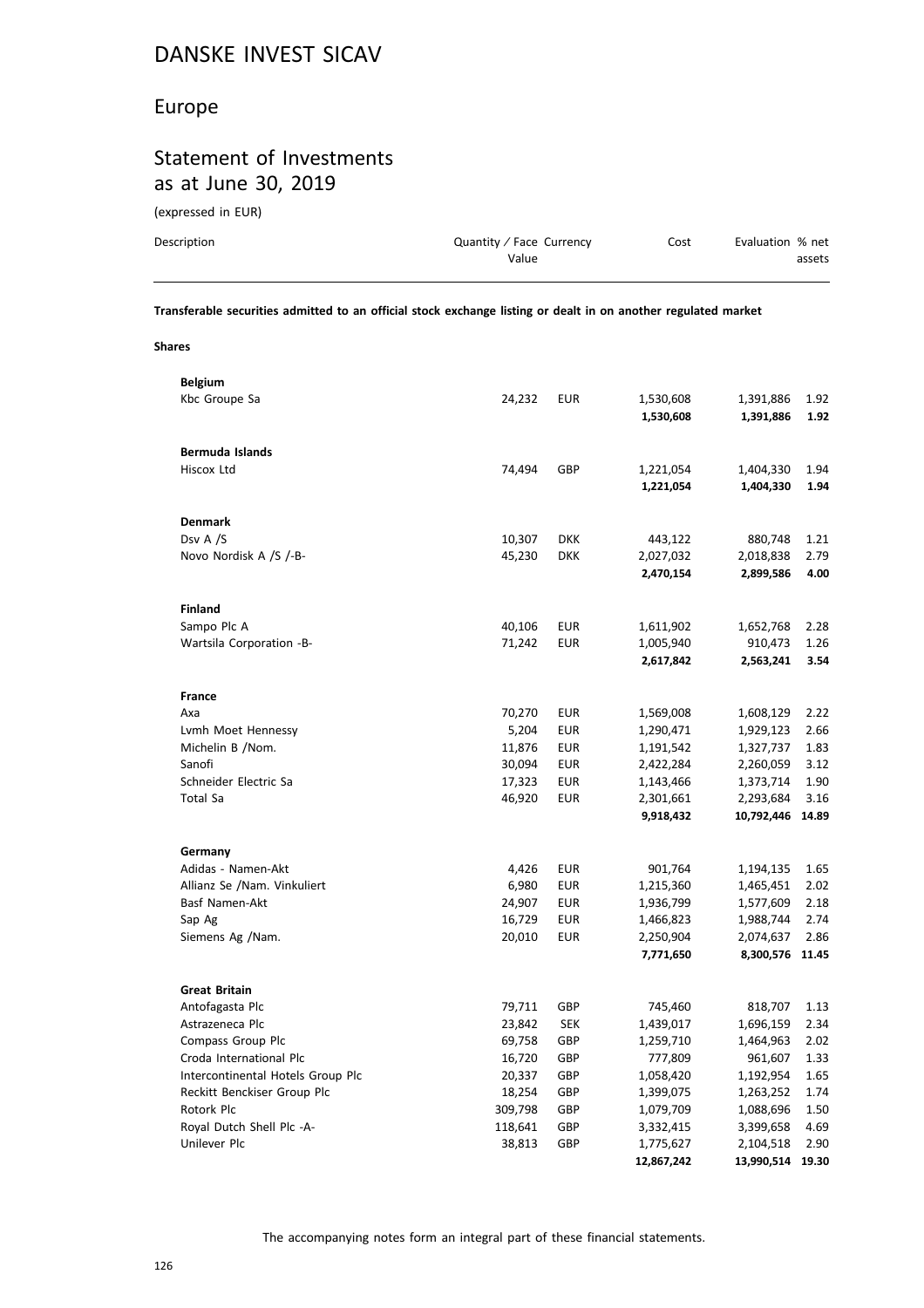# DANSKE INVEST SICAV

## Europe

## Statement of Investments as at June 30, 2019

(expressed in EUR)

| Description | Quantity / Face Value | Currency | Cost | Evaluation | % net assets |
|---|---|---|---|---|---|
| **Transferable securities admitted to an official stock exchange listing or dealt in on another regulated market** | | | | | |
| **Shares** | | | | | |
| **Belgium** | | | | | |
| Kbc Groupe Sa | 24,232 | EUR | 1,530,608 | 1,391,886 | 1.92 |
| | | | **1,530,608** | **1,391,886** | **1.92** |
| **Bermuda Islands** | | | | | |
| Hiscox Ltd | 74,494 | GBP | 1,221,054 | 1,404,330 | 1.94 |
| | | | **1,221,054** | **1,404,330** | **1.94** |
| **Denmark** | | | | | |
| Dsv A /S | 10,307 | DKK | 443,122 | 880,748 | 1.21 |
| Novo Nordisk A /S /-B- | 45,230 | DKK | 2,027,032 | 2,018,838 | 2.79 |
| | | | **2,470,154** | **2,899,586** | **4.00** |
| **Finland** | | | | | |
| Sampo Plc A | 40,106 | EUR | 1,611,902 | 1,652,768 | 2.28 |
| Wartsila Corporation -B- | 71,242 | EUR | 1,005,940 | 910,473 | 1.26 |
| | | | **2,617,842** | **2,563,241** | **3.54** |
| **France** | | | | | |
| Axa | 70,270 | EUR | 1,569,008 | 1,608,129 | 2.22 |
| Lvmh Moet Hennessy | 5,204 | EUR | 1,290,471 | 1,929,123 | 2.66 |
| Michelin B /Nom. | 11,876 | EUR | 1,191,542 | 1,327,737 | 1.83 |
| Sanofi | 30,094 | EUR | 2,422,284 | 2,260,059 | 3.12 |
| Schneider Electric Sa | 17,323 | EUR | 1,143,466 | 1,373,714 | 1.90 |
| Total Sa | 46,920 | EUR | 2,301,661 | 2,293,684 | 3.16 |
| | | | **9,918,432** | **10,792,446** | **14.89** |
| **Germany** | | | | | |
| Adidas - Namen-Akt | 4,426 | EUR | 901,764 | 1,194,135 | 1.65 |
| Allianz Se /Nam. Vinkuliert | 6,980 | EUR | 1,215,360 | 1,465,451 | 2.02 |
| Basf Namen-Akt | 24,907 | EUR | 1,936,799 | 1,577,609 | 2.18 |
| Sap Ag | 16,729 | EUR | 1,466,823 | 1,988,744 | 2.74 |
| Siemens Ag /Nam. | 20,010 | EUR | 2,250,904 | 2,074,637 | 2.86 |
| | | | **7,771,650** | **8,300,576** | **11.45** |
| **Great Britain** | | | | | |
| Antofagasta Plc | 79,711 | GBP | 745,460 | 818,707 | 1.13 |
| Astrazeneca Plc | 23,842 | SEK | 1,439,017 | 1,696,159 | 2.34 |
| Compass Group Plc | 69,758 | GBP | 1,259,710 | 1,464,963 | 2.02 |
| Croda International Plc | 16,720 | GBP | 777,809 | 961,607 | 1.33 |
| Intercontinental Hotels Group Plc | 20,337 | GBP | 1,058,420 | 1,192,954 | 1.65 |
| Reckitt Benckiser Group Plc | 18,254 | GBP | 1,399,075 | 1,263,252 | 1.74 |
| Rotork Plc | 309,798 | GBP | 1,079,709 | 1,088,696 | 1.50 |
| Royal Dutch Shell Plc -A- | 118,641 | GBP | 3,332,415 | 3,399,658 | 4.69 |
| Unilever Plc | 38,813 | GBP | 1,775,627 | 2,104,518 | 2.90 |
| | | | **12,867,242** | **13,990,514** | **19.30** |

The accompanying notes form an integral part of these financial statements.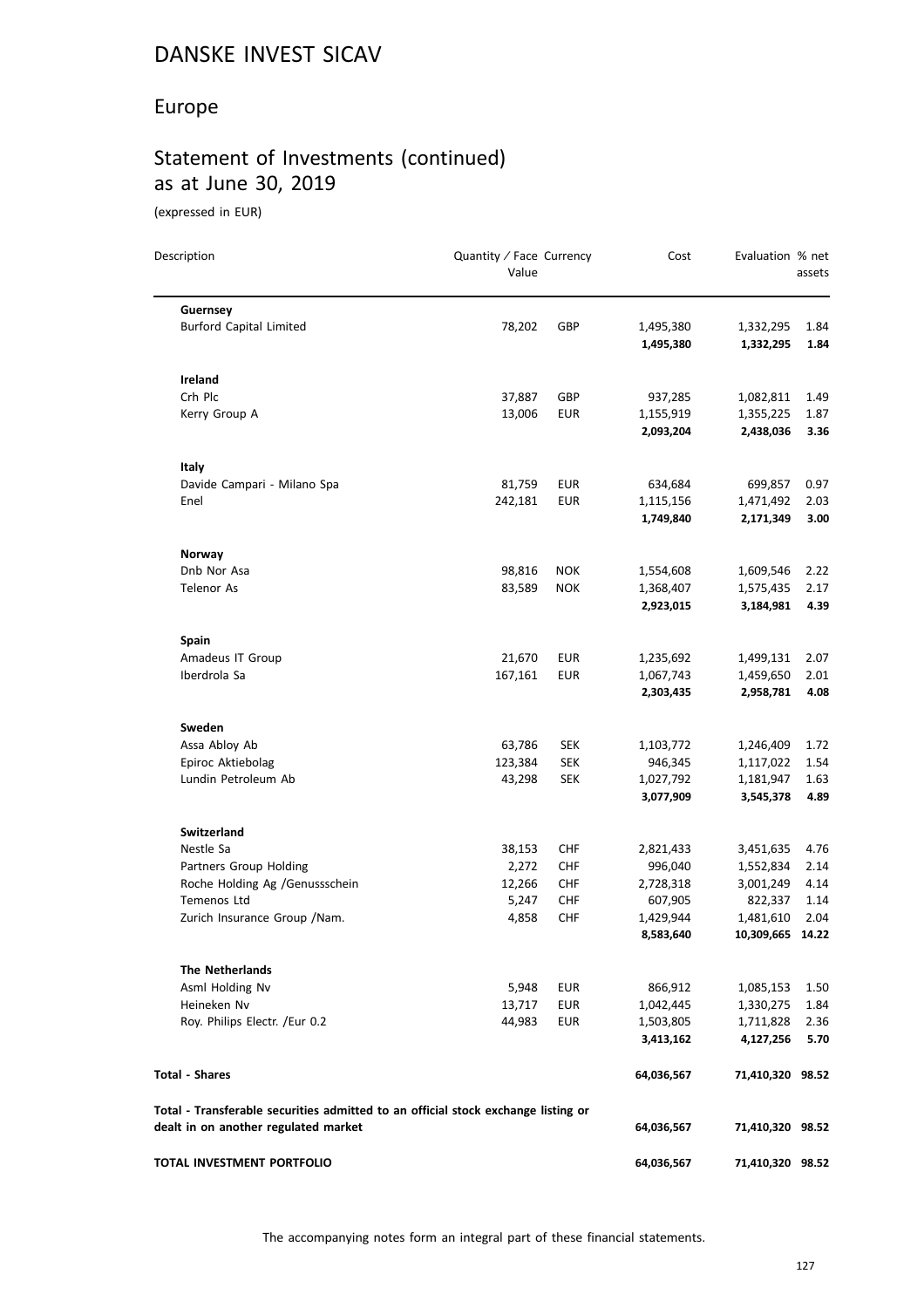# DANSKE INVEST SICAV

## Europe

## Statement of Investments (continued) as at June 30, 2019

(expressed in EUR)

| Description | Quantity / Face Value | Currency | Cost | Evaluation | % net assets |
|---|---|---|---|---|---|
| **Guernsey** | | | | | |
| Burford Capital Limited | 78,202 | GBP | 1,495,380 | 1,332,295 | 1.84 |
| | | | **1,495,380** | **1,332,295** | **1.84** |
| **Ireland** | | | | | |
| Crh Plc | 37,887 | GBP | 937,285 | 1,082,811 | 1.49 |
| Kerry Group A | 13,006 | EUR | 1,155,919 | 1,355,225 | 1.87 |
| | | | **2,093,204** | **2,438,036** | **3.36** |
| **Italy** | | | | | |
| Davide Campari - Milano Spa | 81,759 | EUR | 634,684 | 699,857 | 0.97 |
| Enel | 242,181 | EUR | 1,115,156 | 1,471,492 | 2.03 |
| | | | **1,749,840** | **2,171,349** | **3.00** |
| **Norway** | | | | | |
| Dnb Nor Asa | 98,816 | NOK | 1,554,608 | 1,609,546 | 2.22 |
| Telenor As | 83,589 | NOK | 1,368,407 | 1,575,435 | 2.17 |
| | | | **2,923,015** | **3,184,981** | **4.39** |
| **Spain** | | | | | |
| Amadeus IT Group | 21,670 | EUR | 1,235,692 | 1,499,131 | 2.07 |
| Iberdrola Sa | 167,161 | EUR | 1,067,743 | 1,459,650 | 2.01 |
| | | | **2,303,435** | **2,958,781** | **4.08** |
| **Sweden** | | | | | |
| Assa Abloy Ab | 63,786 | SEK | 1,103,772 | 1,246,409 | 1.72 |
| Epiroc Aktiebolag | 123,384 | SEK | 946,345 | 1,117,022 | 1.54 |
| Lundin Petroleum Ab | 43,298 | SEK | 1,027,792 | 1,181,947 | 1.63 |
| | | | **3,077,909** | **3,545,378** | **4.89** |
| **Switzerland** | | | | | |
| Nestle Sa | 38,153 | CHF | 2,821,433 | 3,451,635 | 4.76 |
| Partners Group Holding | 2,272 | CHF | 996,040 | 1,552,834 | 2.14 |
| Roche Holding Ag /Genussschein | 12,266 | CHF | 2,728,318 | 3,001,249 | 4.14 |
| Temenos Ltd | 5,247 | CHF | 607,905 | 822,337 | 1.14 |
| Zurich Insurance Group /Nam. | 4,858 | CHF | 1,429,944 | 1,481,610 | 2.04 |
| | | | **8,583,640** | **10,309,665** | **14.22** |
| **The Netherlands** | | | | | |
| Asml Holding Nv | 5,948 | EUR | 866,912 | 1,085,153 | 1.50 |
| Heineken Nv | 13,717 | EUR | 1,042,445 | 1,330,275 | 1.84 |
| Roy. Philips Electr. /Eur 0.2 | 44,983 | EUR | 1,503,805 | 1,711,828 | 2.36 |
| | | | **3,413,162** | **4,127,256** | **5.70** |
| **Total - Shares** | | | **64,036,567** | **71,410,320** | **98.52** |
| **Total - Transferable securities admitted to an official stock exchange listing or dealt in on another regulated market** | | | **64,036,567** | **71,410,320** | **98.52** |
| **TOTAL INVESTMENT PORTFOLIO** | | | **64,036,567** | **71,410,320** | **98.52** |

The accompanying notes form an integral part of these financial statements.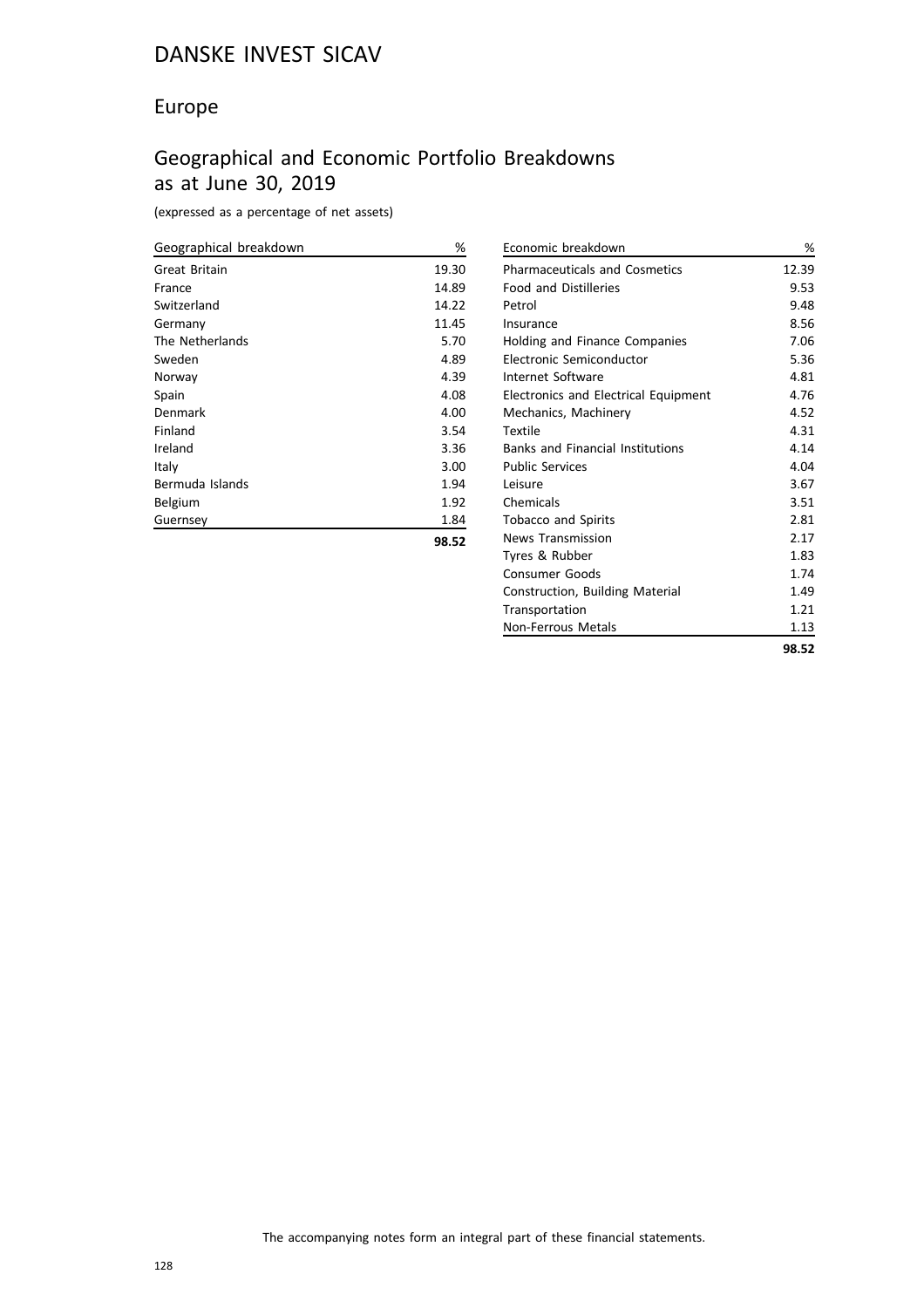# DANSKE INVEST SICAV

## Europe

## Geographical and Economic Portfolio Breakdowns as at June 30, 2019

(expressed as a percentage of net assets)

| Geographical breakdown | % |
|---|---|
| Great Britain | 19.30 |
| France | 14.89 |
| Switzerland | 14.22 |
| Germany | 11.45 |
| The Netherlands | 5.70 |
| Sweden | 4.89 |
| Norway | 4.39 |
| Spain | 4.08 |
| Denmark | 4.00 |
| Finland | 3.54 |
| Ireland | 3.36 |
| Italy | 3.00 |
| Bermuda Islands | 1.94 |
| Belgium | 1.92 |
| Guernsey | 1.84 |
| | **98.52** |

| Economic breakdown | % |
|---|---|
| Pharmaceuticals and Cosmetics | 12.39 |
| Food and Distilleries | 9.53 |
| Petrol | 9.48 |
| Insurance | 8.56 |
| Holding and Finance Companies | 7.06 |
| Electronic Semiconductor | 5.36 |
| Internet Software | 4.81 |
| Electronics and Electrical Equipment | 4.76 |
| Mechanics, Machinery | 4.52 |
| Textile | 4.31 |
| Banks and Financial Institutions | 4.14 |
| Public Services | 4.04 |
| Leisure | 3.67 |
| Chemicals | 3.51 |
| Tobacco and Spirits | 2.81 |
| News Transmission | 2.17 |
| Tyres & Rubber | 1.83 |
| Consumer Goods | 1.74 |
| Construction, Building Material | 1.49 |
| Transportation | 1.21 |
| Non-Ferrous Metals | 1.13 |
| | **98.52** |

The accompanying notes form an integral part of these financial statements.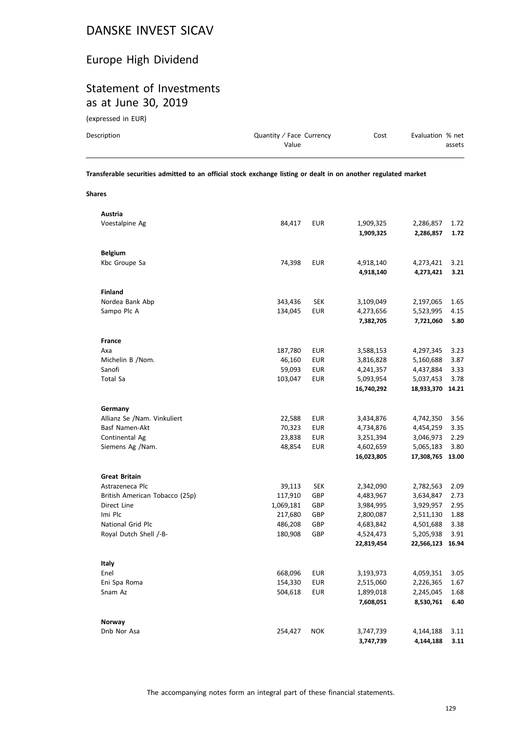# DANSKE INVEST SICAV

## Europe High Dividend

## Statement of Investments as at June 30, 2019

(expressed in EUR)

| Description | Quantity / Face Value | Currency | Cost | Evaluation | % net assets |
|---|---|---|---|---|---|
| **Transferable securities admitted to an official stock exchange listing or dealt in on another regulated market** | | | | | |
| **Shares** | | | | | |
| **Austria** | | | | | |
| Voestalpine Ag | 84,417 | EUR | 1,909,325 | 2,286,857 | 1.72 |
| | | | **1,909,325** | **2,286,857** | **1.72** |
| **Belgium** | | | | | |
| Kbc Groupe Sa | 74,398 | EUR | 4,918,140 | 4,273,421 | 3.21 |
| | | | **4,918,140** | **4,273,421** | **3.21** |
| **Finland** | | | | | |
| Nordea Bank Abp | 343,436 | SEK | 3,109,049 | 2,197,065 | 1.65 |
| Sampo Plc A | 134,045 | EUR | 4,273,656 | 5,523,995 | 4.15 |
| | | | **7,382,705** | **7,721,060** | **5.80** |
| **France** | | | | | |
| Axa | 187,780 | EUR | 3,588,153 | 4,297,345 | 3.23 |
| Michelin B /Nom. | 46,160 | EUR | 3,816,828 | 5,160,688 | 3.87 |
| Sanofi | 59,093 | EUR | 4,241,357 | 4,437,884 | 3.33 |
| Total Sa | 103,047 | EUR | 5,093,954 | 5,037,453 | 3.78 |
| | | | **16,740,292** | **18,933,370** | **14.21** |
| **Germany** | | | | | |
| Allianz Se /Nam. Vinkuliert | 22,588 | EUR | 3,434,876 | 4,742,350 | 3.56 |
| Basf Namen-Akt | 70,323 | EUR | 4,734,876 | 4,454,259 | 3.35 |
| Continental Ag | 23,838 | EUR | 3,251,394 | 3,046,973 | 2.29 |
| Siemens Ag /Nam. | 48,854 | EUR | 4,602,659 | 5,065,183 | 3.80 |
| | | | **16,023,805** | **17,308,765** | **13.00** |
| **Great Britain** | | | | | |
| Astrazeneca Plc | 39,113 | SEK | 2,342,090 | 2,782,563 | 2.09 |
| British American Tobacco (25p) | 117,910 | GBP | 4,483,967 | 3,634,847 | 2.73 |
| Direct Line | 1,069,181 | GBP | 3,984,995 | 3,929,957 | 2.95 |
| Imi Plc | 217,680 | GBP | 2,800,087 | 2,511,130 | 1.88 |
| National Grid Plc | 486,208 | GBP | 4,683,842 | 4,501,688 | 3.38 |
| Royal Dutch Shell /-B- | 180,908 | GBP | 4,524,473 | 5,205,938 | 3.91 |
| | | | **22,819,454** | **22,566,123** | **16.94** |
| **Italy** | | | | | |
| Enel | 668,096 | EUR | 3,193,973 | 4,059,351 | 3.05 |
| Eni Spa Roma | 154,330 | EUR | 2,515,060 | 2,226,365 | 1.67 |
| Snam Az | 504,618 | EUR | 1,899,018 | 2,245,045 | 1.68 |
| | | | **7,608,051** | **8,530,761** | **6.40** |
| **Norway** | | | | | |
| Dnb Nor Asa | 254,427 | NOK | 3,747,739 | 4,144,188 | 3.11 |
| | | | **3,747,739** | **4,144,188** | **3.11** |

The accompanying notes form an integral part of these financial statements.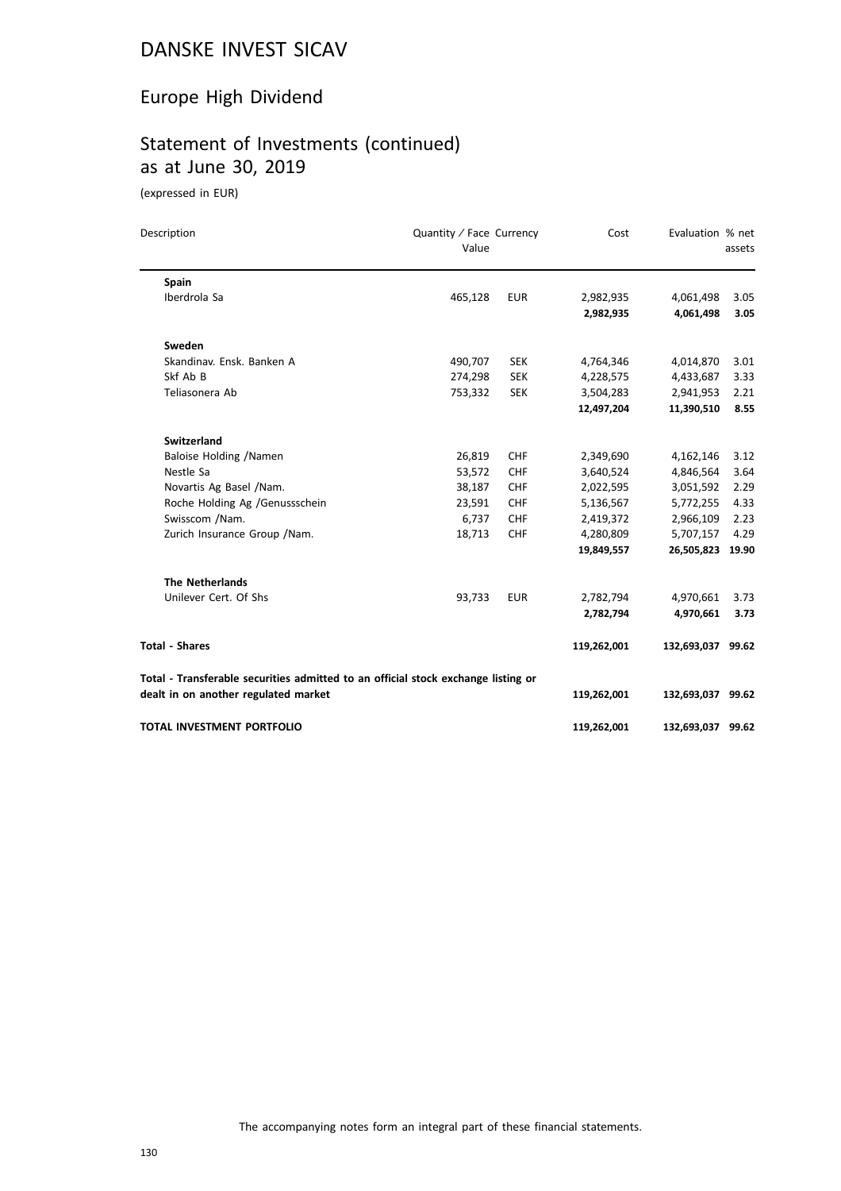# DANSKE INVEST SICAV

## Europe High Dividend

## Statement of Investments (continued) as at June 30, 2019

(expressed in EUR)

| Description | Quantity / Face Value | Currency | Cost | Evaluation | % net assets |
|---|---|---|---|---|---|
| **Spain** | | | | | |
| Iberdrola Sa | 465,128 | EUR | 2,982,935 | 4,061,498 | 3.05 |
| | | | **2,982,935** | **4,061,498** | **3.05** |
| **Sweden** | | | | | |
| Skandinav. Ensk. Banken A | 490,707 | SEK | 4,764,346 | 4,014,870 | 3.01 |
| Skf Ab B | 274,298 | SEK | 4,228,575 | 4,433,687 | 3.33 |
| Teliasonera Ab | 753,332 | SEK | 3,504,283 | 2,941,953 | 2.21 |
| | | | **12,497,204** | **11,390,510** | **8.55** |
| **Switzerland** | | | | | |
| Baloise Holding /Namen | 26,819 | CHF | 2,349,690 | 4,162,146 | 3.12 |
| Nestle Sa | 53,572 | CHF | 3,640,524 | 4,846,564 | 3.64 |
| Novartis Ag Basel /Nam. | 38,187 | CHF | 2,022,595 | 3,051,592 | 2.29 |
| Roche Holding Ag /Genussschein | 23,591 | CHF | 5,136,567 | 5,772,255 | 4.33 |
| Swisscom /Nam. | 6,737 | CHF | 2,419,372 | 2,966,109 | 2.23 |
| Zurich Insurance Group /Nam. | 18,713 | CHF | 4,280,809 | 5,707,157 | 4.29 |
| | | | **19,849,557** | **26,505,823** | **19.90** |
| **The Netherlands** | | | | | |
| Unilever Cert. Of Shs | 93,733 | EUR | 2,782,794 | 4,970,661 | 3.73 |
| | | | **2,782,794** | **4,970,661** | **3.73** |
| **Total - Shares** | | | **119,262,001** | **132,693,037** | **99.62** |
| **Total - Transferable securities admitted to an official stock exchange listing or dealt in on another regulated market** | | | **119,262,001** | **132,693,037** | **99.62** |
| **TOTAL INVESTMENT PORTFOLIO** | | | **119,262,001** | **132,693,037** | **99.62** |

The accompanying notes form an integral part of these financial statements.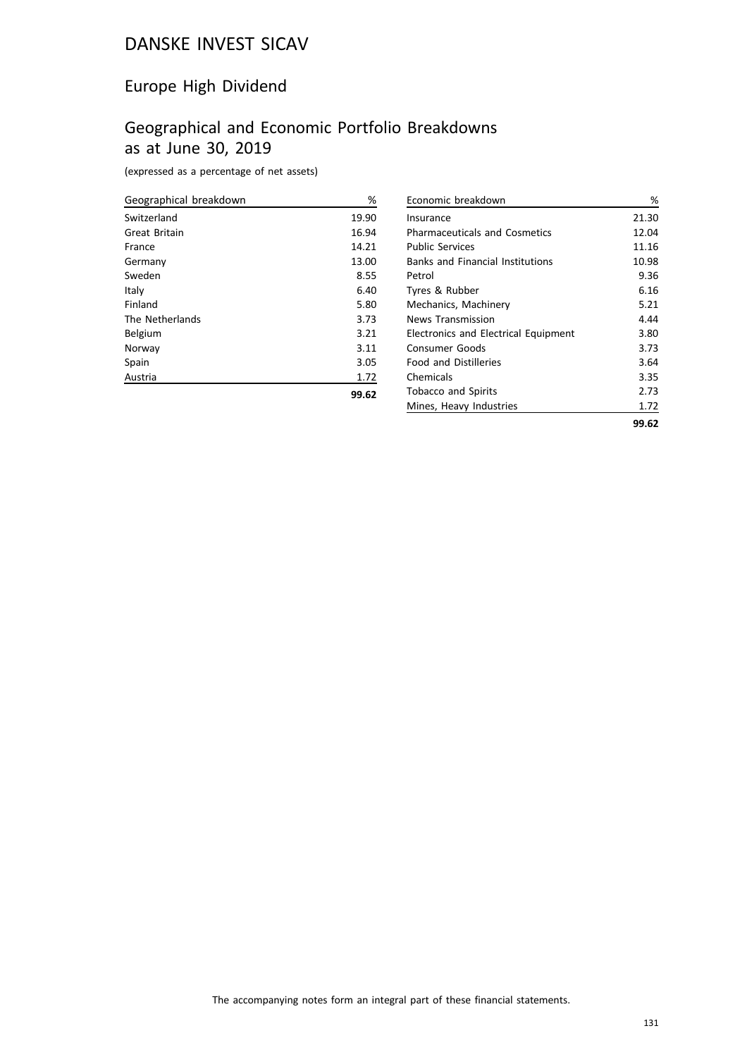# DANSKE INVEST SICAV

## Europe High Dividend

## Geographical and Economic Portfolio Breakdowns as at June 30, 2019

(expressed as a percentage of net assets)

| Geographical breakdown | % |
|---|---|
| Switzerland | 19.90 |
| Great Britain | 16.94 |
| France | 14.21 |
| Germany | 13.00 |
| Sweden | 8.55 |
| Italy | 6.40 |
| Finland | 5.80 |
| The Netherlands | 3.73 |
| Belgium | 3.21 |
| Norway | 3.11 |
| Spain | 3.05 |
| Austria | 1.72 |
| | **99.62** |

| Economic breakdown | % |
|---|---|
| Insurance | 21.30 |
| Pharmaceuticals and Cosmetics | 12.04 |
| Public Services | 11.16 |
| Banks and Financial Institutions | 10.98 |
| Petrol | 9.36 |
| Tyres & Rubber | 6.16 |
| Mechanics, Machinery | 5.21 |
| News Transmission | 4.44 |
| Electronics and Electrical Equipment | 3.80 |
| Consumer Goods | 3.73 |
| Food and Distilleries | 3.64 |
| Chemicals | 3.35 |
| Tobacco and Spirits | 2.73 |
| Mines, Heavy Industries | 1.72 |
| | **99.62** |

The accompanying notes form an integral part of these financial statements.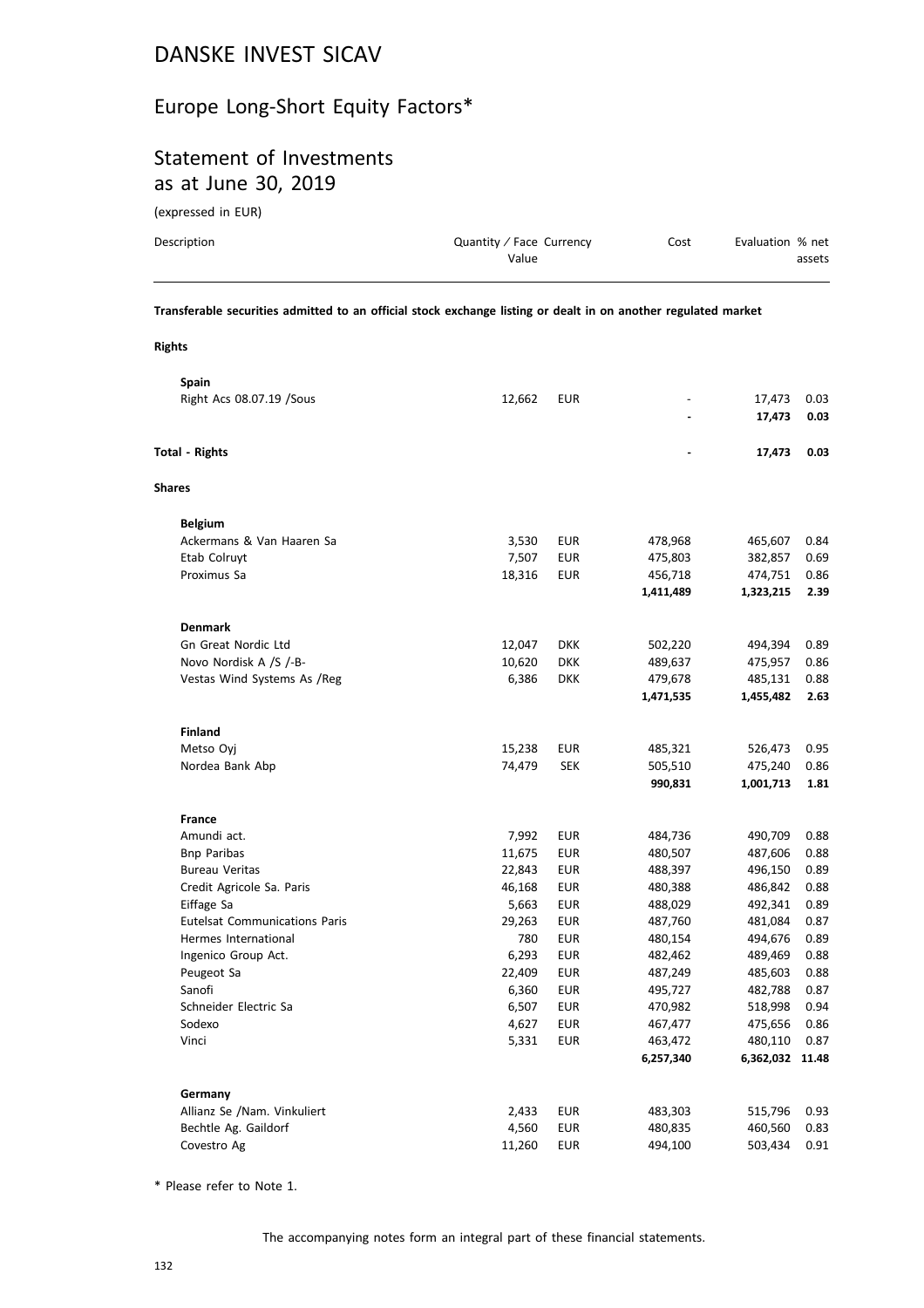# DANSKE INVEST SICAV

## Europe Long-Short Equity Factors*

## Statement of Investments as at June 30, 2019

(expressed in EUR)

| Description | Quantity / Face Value | Currency | Cost | Evaluation | % net assets |
|---|---|---|---|---|---|
| **Transferable securities admitted to an official stock exchange listing or dealt in on another regulated market** | | | | | |
| **Rights** | | | | | |
| **Spain** | | | | | |
| Right Acs 08.07.19 /Sous | 12,662 | EUR | - | 17,473 | 0.03 |
| | | | **-** | **17,473** | **0.03** |
| **Total - Rights** | | | **-** | **17,473** | **0.03** |
| **Shares** | | | | | |
| **Belgium** | | | | | |
| Ackermans & Van Haaren Sa | 3,530 | EUR | 478,968 | 465,607 | 0.84 |
| Etab Colruyt | 7,507 | EUR | 475,803 | 382,857 | 0.69 |
| Proximus Sa | 18,316 | EUR | 456,718 | 474,751 | 0.86 |
| | | | **1,411,489** | **1,323,215** | **2.39** |
| **Denmark** | | | | | |
| Gn Great Nordic Ltd | 12,047 | DKK | 502,220 | 494,394 | 0.89 |
| Novo Nordisk A /S /-B- | 10,620 | DKK | 489,637 | 475,957 | 0.86 |
| Vestas Wind Systems As /Reg | 6,386 | DKK | 479,678 | 485,131 | 0.88 |
| | | | **1,471,535** | **1,455,482** | **2.63** |
| **Finland** | | | | | |
| Metso Oyj | 15,238 | EUR | 485,321 | 526,473 | 0.95 |
| Nordea Bank Abp | 74,479 | SEK | 505,510 | 475,240 | 0.86 |
| | | | **990,831** | **1,001,713** | **1.81** |
| **France** | | | | | |
| Amundi act. | 7,992 | EUR | 484,736 | 490,709 | 0.88 |
| Bnp Paribas | 11,675 | EUR | 480,507 | 487,606 | 0.88 |
| Bureau Veritas | 22,843 | EUR | 488,397 | 496,150 | 0.89 |
| Credit Agricole Sa. Paris | 46,168 | EUR | 480,388 | 486,842 | 0.88 |
| Eiffage Sa | 5,663 | EUR | 488,029 | 492,341 | 0.89 |
| Eutelsat Communications Paris | 29,263 | EUR | 487,760 | 481,084 | 0.87 |
| Hermes International | 780 | EUR | 480,154 | 494,676 | 0.89 |
| Ingenico Group Act. | 6,293 | EUR | 482,462 | 489,469 | 0.88 |
| Peugeot Sa | 22,409 | EUR | 487,249 | 485,603 | 0.88 |
| Sanofi | 6,360 | EUR | 495,727 | 482,788 | 0.87 |
| Schneider Electric Sa | 6,507 | EUR | 470,982 | 518,998 | 0.94 |
| Sodexo | 4,627 | EUR | 467,477 | 475,656 | 0.86 |
| Vinci | 5,331 | EUR | 463,472 | 480,110 | 0.87 |
| | | | **6,257,340** | **6,362,032** | **11.48** |
| **Germany** | | | | | |
| Allianz Se /Nam. Vinkuliert | 2,433 | EUR | 483,303 | 515,796 | 0.93 |
| Bechtle Ag. Gaildorf | 4,560 | EUR | 480,835 | 460,560 | 0.83 |
| Covestro Ag | 11,260 | EUR | 494,100 | 503,434 | 0.91 |

\* Please refer to Note 1.

The accompanying notes form an integral part of these financial statements.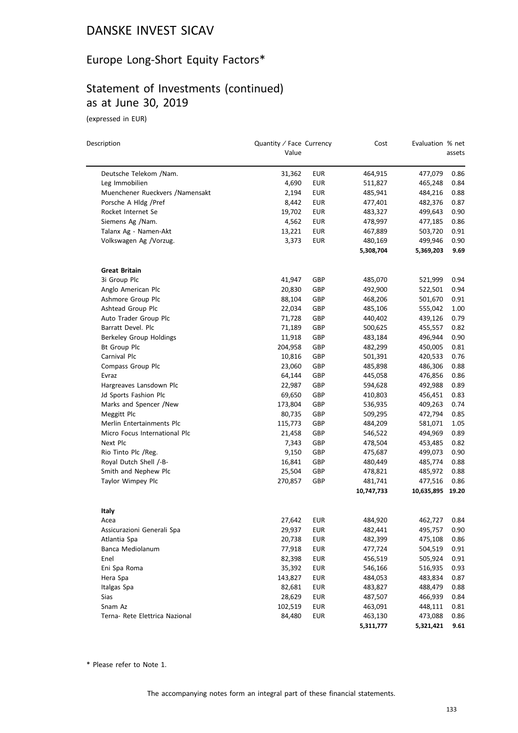# DANSKE INVEST SICAV

## Europe Long-Short Equity Factors*

## Statement of Investments (continued) as at June 30, 2019

(expressed in EUR)

| Description | Quantity / Face Value | Currency | Cost | Evaluation | % net assets |
|---|---|---|---|---|---|
| Deutsche Telekom /Nam. | 31,362 | EUR | 464,915 | 477,079 | 0.86 |
| Leg Immobilien | 4,690 | EUR | 511,827 | 465,248 | 0.84 |
| Muenchener Rueckvers /Namensakt | 2,194 | EUR | 485,941 | 484,216 | 0.88 |
| Porsche A Hldg /Pref | 8,442 | EUR | 477,401 | 482,376 | 0.87 |
| Rocket Internet Se | 19,702 | EUR | 483,327 | 499,643 | 0.90 |
| Siemens Ag /Nam. | 4,562 | EUR | 478,997 | 477,185 | 0.86 |
| Talanx Ag - Namen-Akt | 13,221 | EUR | 467,889 | 503,720 | 0.91 |
| Volkswagen Ag /Vorzug. | 3,373 | EUR | 480,169 | 499,946 | 0.90 |
| | | | **5,308,704** | **5,369,203** | **9.69** |
| **Great Britain** | | | | | |
| 3i Group Plc | 41,947 | GBP | 485,070 | 521,999 | 0.94 |
| Anglo American Plc | 20,830 | GBP | 492,900 | 522,501 | 0.94 |
| Ashmore Group Plc | 88,104 | GBP | 468,206 | 501,670 | 0.91 |
| Ashtead Group Plc | 22,034 | GBP | 485,106 | 555,042 | 1.00 |
| Auto Trader Group Plc | 71,728 | GBP | 440,402 | 439,126 | 0.79 |
| Barratt Devel. Plc | 71,189 | GBP | 500,625 | 455,557 | 0.82 |
| Berkeley Group Holdings | 11,918 | GBP | 483,184 | 496,944 | 0.90 |
| Bt Group Plc | 204,958 | GBP | 482,299 | 450,005 | 0.81 |
| Carnival Plc | 10,816 | GBP | 501,391 | 420,533 | 0.76 |
| Compass Group Plc | 23,060 | GBP | 485,898 | 486,306 | 0.88 |
| Evraz | 64,144 | GBP | 445,058 | 476,856 | 0.86 |
| Hargreaves Lansdown Plc | 22,987 | GBP | 594,628 | 492,988 | 0.89 |
| Jd Sports Fashion Plc | 69,650 | GBP | 410,803 | 456,451 | 0.83 |
| Marks and Spencer /New | 173,804 | GBP | 536,935 | 409,263 | 0.74 |
| Meggitt Plc | 80,735 | GBP | 509,295 | 472,794 | 0.85 |
| Merlin Entertainments Plc | 115,773 | GBP | 484,209 | 581,071 | 1.05 |
| Micro Focus International Plc | 21,458 | GBP | 546,522 | 494,969 | 0.89 |
| Next Plc | 7,343 | GBP | 478,504 | 453,485 | 0.82 |
| Rio Tinto Plc /Reg. | 9,150 | GBP | 475,687 | 499,073 | 0.90 |
| Royal Dutch Shell /-B- | 16,841 | GBP | 480,449 | 485,774 | 0.88 |
| Smith and Nephew Plc | 25,504 | GBP | 478,821 | 485,972 | 0.88 |
| Taylor Wimpey Plc | 270,857 | GBP | 481,741 | 477,516 | 0.86 |
| | | | **10,747,733** | **10,635,895** | **19.20** |
| **Italy** | | | | | |
| Acea | 27,642 | EUR | 484,920 | 462,727 | 0.84 |
| Assicurazioni Generali Spa | 29,937 | EUR | 482,441 | 495,757 | 0.90 |
| Atlantia Spa | 20,738 | EUR | 482,399 | 475,108 | 0.86 |
| Banca Mediolanum | 77,918 | EUR | 477,724 | 504,519 | 0.91 |
| Enel | 82,398 | EUR | 456,519 | 505,924 | 0.91 |
| Eni Spa Roma | 35,392 | EUR | 546,166 | 516,935 | 0.93 |
| Hera Spa | 143,827 | EUR | 484,053 | 483,834 | 0.87 |
| Italgas Spa | 82,681 | EUR | 483,827 | 488,479 | 0.88 |
| Sias | 28,629 | EUR | 487,507 | 466,939 | 0.84 |
| Snam Az | 102,519 | EUR | 463,091 | 448,111 | 0.81 |
| Terna- Rete Elettrica Nazional | 84,480 | EUR | 463,130 | 473,088 | 0.86 |
| | | | **5,311,777** | **5,321,421** | **9.61** |

* Please refer to Note 1.

The accompanying notes form an integral part of these financial statements.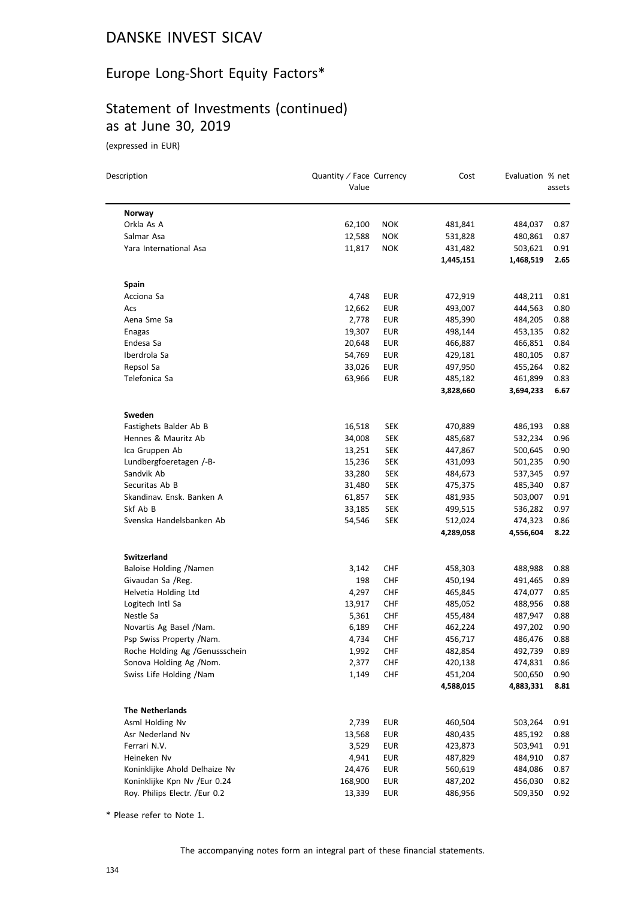# DANSKE INVEST SICAV

## Europe Long-Short Equity Factors*

## Statement of Investments (continued) as at June 30, 2019

(expressed in EUR)

| Description | Quantity / Face Value | Currency | Cost | Evaluation | % net assets |
|---|---|---|---|---|---|
| **Norway** | | | | | |
| Orkla As A | 62,100 | NOK | 481,841 | 484,037 | 0.87 |
| Salmar Asa | 12,588 | NOK | 531,828 | 480,861 | 0.87 |
| Yara International Asa | 11,817 | NOK | 431,482 | 503,621 | 0.91 |
| | | | **1,445,151** | **1,468,519** | **2.65** |
| **Spain** | | | | | |
| Acciona Sa | 4,748 | EUR | 472,919 | 448,211 | 0.81 |
| Acs | 12,662 | EUR | 493,007 | 444,563 | 0.80 |
| Aena Sme Sa | 2,778 | EUR | 485,390 | 484,205 | 0.88 |
| Enagas | 19,307 | EUR | 498,144 | 453,135 | 0.82 |
| Endesa Sa | 20,648 | EUR | 466,887 | 466,851 | 0.84 |
| Iberdrola Sa | 54,769 | EUR | 429,181 | 480,105 | 0.87 |
| Repsol Sa | 33,026 | EUR | 497,950 | 455,264 | 0.82 |
| Telefonica Sa | 63,966 | EUR | 485,182 | 461,899 | 0.83 |
| | | | **3,828,660** | **3,694,233** | **6.67** |
| **Sweden** | | | | | |
| Fastighets Balder Ab B | 16,518 | SEK | 470,889 | 486,193 | 0.88 |
| Hennes & Mauritz Ab | 34,008 | SEK | 485,687 | 532,234 | 0.96 |
| Ica Gruppen Ab | 13,251 | SEK | 447,867 | 500,645 | 0.90 |
| Lundbergfoeretagen /-B- | 15,236 | SEK | 431,093 | 501,235 | 0.90 |
| Sandvik Ab | 33,280 | SEK | 484,673 | 537,345 | 0.97 |
| Securitas Ab B | 31,480 | SEK | 475,375 | 485,340 | 0.87 |
| Skandinav. Ensk. Banken A | 61,857 | SEK | 481,935 | 503,007 | 0.91 |
| Skf Ab B | 33,185 | SEK | 499,515 | 536,282 | 0.97 |
| Svenska Handelsbanken Ab | 54,546 | SEK | 512,024 | 474,323 | 0.86 |
| | | | **4,289,058** | **4,556,604** | **8.22** |
| **Switzerland** | | | | | |
| Baloise Holding /Namen | 3,142 | CHF | 458,303 | 488,988 | 0.88 |
| Givaudan Sa /Reg. | 198 | CHF | 450,194 | 491,465 | 0.89 |
| Helvetia Holding Ltd | 4,297 | CHF | 465,845 | 474,077 | 0.85 |
| Logitech Intl Sa | 13,917 | CHF | 485,052 | 488,956 | 0.88 |
| Nestle Sa | 5,361 | CHF | 455,484 | 487,947 | 0.88 |
| Novartis Ag Basel /Nam. | 6,189 | CHF | 462,224 | 497,202 | 0.90 |
| Psp Swiss Property /Nam. | 4,734 | CHF | 456,717 | 486,476 | 0.88 |
| Roche Holding Ag /Genussschein | 1,992 | CHF | 482,854 | 492,739 | 0.89 |
| Sonova Holding Ag /Nom. | 2,377 | CHF | 420,138 | 474,831 | 0.86 |
| Swiss Life Holding /Nam | 1,149 | CHF | 451,204 | 500,650 | 0.90 |
| | | | **4,588,015** | **4,883,331** | **8.81** |
| **The Netherlands** | | | | | |
| Asml Holding Nv | 2,739 | EUR | 460,504 | 503,264 | 0.91 |
| Asr Nederland Nv | 13,568 | EUR | 480,435 | 485,192 | 0.88 |
| Ferrari N.V. | 3,529 | EUR | 423,873 | 503,941 | 0.91 |
| Heineken Nv | 4,941 | EUR | 487,829 | 484,910 | 0.87 |
| Koninklijke Ahold Delhaize Nv | 24,476 | EUR | 560,619 | 484,086 | 0.87 |
| Koninklijke Kpn Nv /Eur 0.24 | 168,900 | EUR | 487,202 | 456,030 | 0.82 |
| Roy. Philips Electr. /Eur 0.2 | 13,339 | EUR | 486,956 | 509,350 | 0.92 |

\* Please refer to Note 1.

The accompanying notes form an integral part of these financial statements.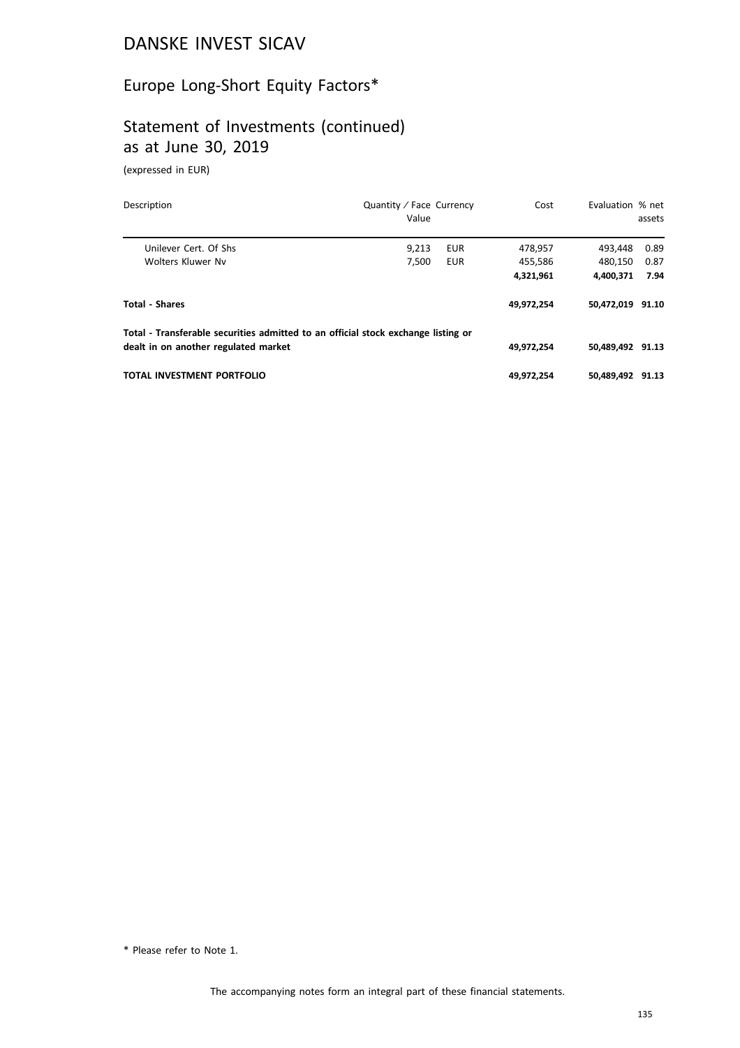# DANSKE INVEST SICAV

## Europe Long-Short Equity Factors*

## Statement of Investments (continued) as at June 30, 2019

(expressed in EUR)

| Description | Quantity / Face Value | Currency | Cost | Evaluation | % net assets |
|---|---|---|---|---|---|
| Unilever Cert. Of Shs | 9,213 | EUR | 478,957 | 493,448 | 0.89 |
| Wolters Kluwer Nv | 7,500 | EUR | 455,586 | 480,150 | 0.87 |
| | | | **4,321,961** | **4,400,371** | **7.94** |
| **Total - Shares** | | | **49,972,254** | **50,472,019** | **91.10** |
| **Total - Transferable securities admitted to an official stock exchange listing or dealt in on another regulated market** | | | **49,972,254** | **50,489,492** | **91.13** |
| **TOTAL INVESTMENT PORTFOLIO** | | | **49,972,254** | **50,489,492** | **91.13** |

\* Please refer to Note 1.

The accompanying notes form an integral part of these financial statements.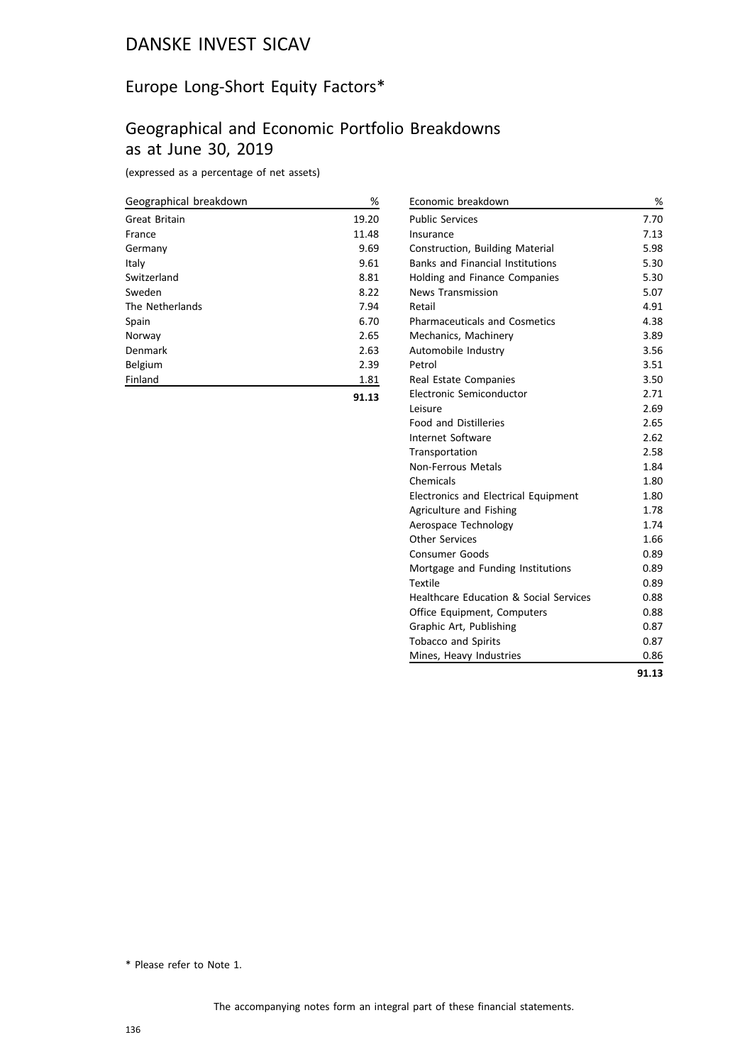# DANSKE INVEST SICAV

## Europe Long-Short Equity Factors*

## Geographical and Economic Portfolio Breakdowns as at June 30, 2019

(expressed as a percentage of net assets)

| Geographical breakdown | % |
|---|---|
| Great Britain | 19.20 |
| France | 11.48 |
| Germany | 9.69 |
| Italy | 9.61 |
| Switzerland | 8.81 |
| Sweden | 8.22 |
| The Netherlands | 7.94 |
| Spain | 6.70 |
| Norway | 2.65 |
| Denmark | 2.63 |
| Belgium | 2.39 |
| Finland | 1.81 |
| | **91.13** |

| Economic breakdown | % |
|---|---|
| Public Services | 7.70 |
| Insurance | 7.13 |
| Construction, Building Material | 5.98 |
| Banks and Financial Institutions | 5.30 |
| Holding and Finance Companies | 5.30 |
| News Transmission | 5.07 |
| Retail | 4.91 |
| Pharmaceuticals and Cosmetics | 4.38 |
| Mechanics, Machinery | 3.89 |
| Automobile Industry | 3.56 |
| Petrol | 3.51 |
| Real Estate Companies | 3.50 |
| Electronic Semiconductor | 2.71 |
| Leisure | 2.69 |
| Food and Distilleries | 2.65 |
| Internet Software | 2.62 |
| Transportation | 2.58 |
| Non-Ferrous Metals | 1.84 |
| Chemicals | 1.80 |
| Electronics and Electrical Equipment | 1.80 |
| Agriculture and Fishing | 1.78 |
| Aerospace Technology | 1.74 |
| Other Services | 1.66 |
| Consumer Goods | 0.89 |
| Mortgage and Funding Institutions | 0.89 |
| Textile | 0.89 |
| Healthcare Education & Social Services | 0.88 |
| Office Equipment, Computers | 0.88 |
| Graphic Art, Publishing | 0.87 |
| Tobacco and Spirits | 0.87 |
| Mines, Heavy Industries | 0.86 |
| | **91.13** |

* Please refer to Note 1.

The accompanying notes form an integral part of these financial statements.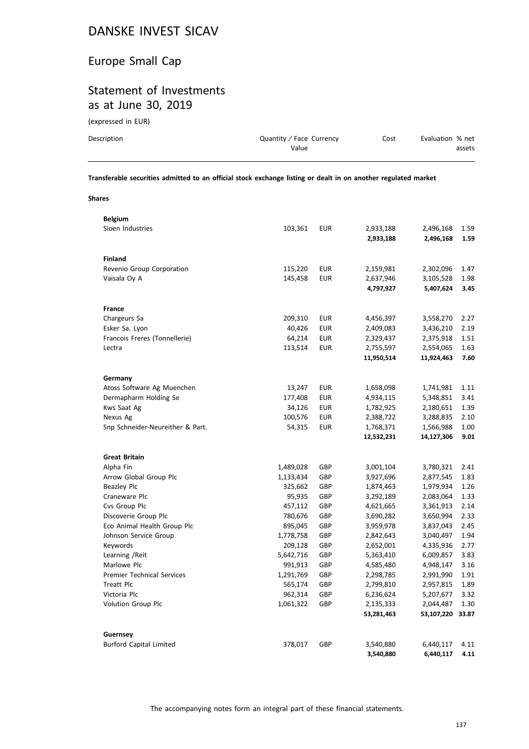# DANSKE INVEST SICAV

## Europe Small Cap

## Statement of Investments as at June 30, 2019

(expressed in EUR)

| Description | Quantity / Face Value | Currency | Cost | Evaluation | % net assets |
|---|---|---|---|---|---|
| **Transferable securities admitted to an official stock exchange listing or dealt in on another regulated market** | | | | | |
| **Shares** | | | | | |
| **Belgium** | | | | | |
| Sioen Industries | 103,361 | EUR | 2,933,188 | 2,496,168 | 1.59 |
| | | | **2,933,188** | **2,496,168** | **1.59** |
| **Finland** | | | | | |
| Revenio Group Corporation | 115,220 | EUR | 2,159,981 | 2,302,096 | 1.47 |
| Vaisala Oy A | 145,458 | EUR | 2,637,946 | 3,105,528 | 1.98 |
| | | | **4,797,927** | **5,407,624** | **3.45** |
| **France** | | | | | |
| Chargeurs Sa | 209,310 | EUR | 4,456,397 | 3,558,270 | 2.27 |
| Esker Sa. Lyon | 40,426 | EUR | 2,409,083 | 3,436,210 | 2.19 |
| Francois Freres (Tonnellerie) | 64,214 | EUR | 2,329,437 | 2,375,918 | 1.51 |
| Lectra | 113,514 | EUR | 2,755,597 | 2,554,065 | 1.63 |
| | | | **11,950,514** | **11,924,463** | **7.60** |
| **Germany** | | | | | |
| Atoss Software Ag Muenchen | 13,247 | EUR | 1,658,098 | 1,741,981 | 1.11 |
| Dermapharm Holding Se | 177,408 | EUR | 4,934,115 | 5,348,851 | 3.41 |
| Kws Saat Ag | 34,126 | EUR | 1,782,925 | 2,180,651 | 1.39 |
| Nexus Ag | 100,576 | EUR | 2,388,722 | 3,288,835 | 2.10 |
| Snp Schneider-Neureither & Part. | 54,315 | EUR | 1,768,371 | 1,566,988 | 1.00 |
| | | | **12,532,231** | **14,127,306** | **9.01** |
| **Great Britain** | | | | | |
| Alpha Fin | 1,489,028 | GBP | 3,001,104 | 3,780,321 | 2.41 |
| Arrow Global Group Plc | 1,133,434 | GBP | 3,927,696 | 2,877,545 | 1.83 |
| Beazley Plc | 325,662 | GBP | 1,874,463 | 1,979,934 | 1.26 |
| Craneware Plc | 95,935 | GBP | 3,292,189 | 2,083,064 | 1.33 |
| Cvs Group Plc | 457,112 | GBP | 4,621,665 | 3,361,913 | 2.14 |
| Discoverie Group Plc | 780,676 | GBP | 3,690,282 | 3,650,994 | 2.33 |
| Eco Animal Health Group Plc | 895,045 | GBP | 3,959,978 | 3,837,043 | 2.45 |
| Johnson Service Group | 1,778,758 | GBP | 2,842,643 | 3,040,497 | 1.94 |
| Keywords | 209,128 | GBP | 2,652,001 | 4,335,936 | 2.77 |
| Learning /Reit | 5,642,716 | GBP | 5,363,410 | 6,009,857 | 3.83 |
| Marlowe Plc | 991,913 | GBP | 4,585,480 | 4,948,147 | 3.16 |
| Premier Technical Services | 1,291,769 | GBP | 2,298,785 | 2,991,990 | 1.91 |
| Treatt Plc | 565,174 | GBP | 2,799,810 | 2,957,815 | 1.89 |
| Victoria Plc | 962,314 | GBP | 6,236,624 | 5,207,677 | 3.32 |
| Volution Group Plc | 1,061,322 | GBP | 2,135,333 | 2,044,487 | 1.30 |
| | | | **53,281,463** | **53,107,220** | **33.87** |
| **Guernsey** | | | | | |
| Burford Capital Limited | 378,017 | GBP | 3,540,880 | 6,440,117 | 4.11 |
| | | | **3,540,880** | **6,440,117** | **4.11** |

The accompanying notes form an integral part of these financial statements.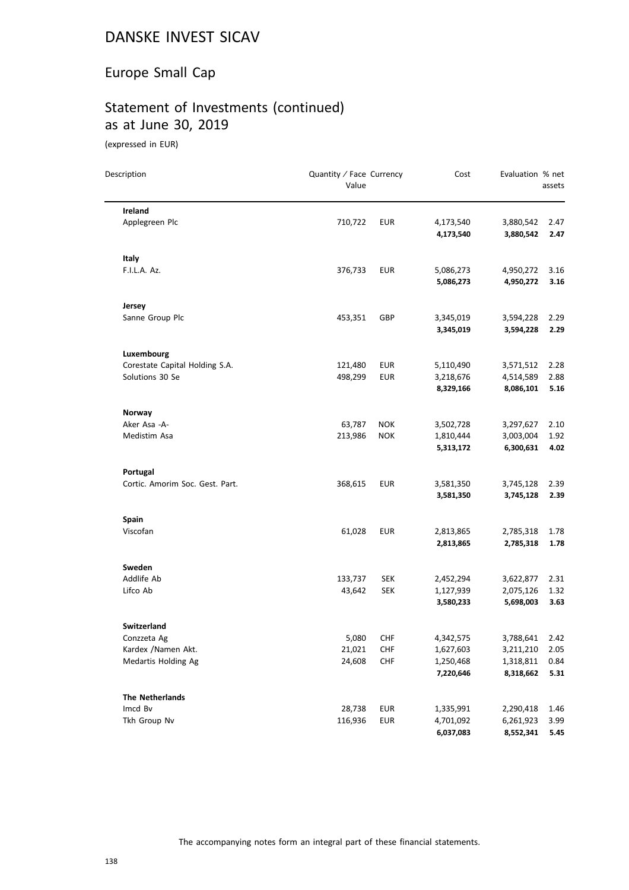# DANSKE INVEST SICAV

## Europe Small Cap

## Statement of Investments (continued) as at June 30, 2019

(expressed in EUR)

| Description | Quantity / Face Value | Currency | Cost | Evaluation | % net assets |
|---|---|---|---|---|---|
| **Ireland** | | | | | |
| Applegreen Plc | 710,722 | EUR | 4,173,540 | 3,880,542 | 2.47 |
| | | | **4,173,540** | **3,880,542** | **2.47** |
| **Italy** | | | | | |
| F.I.L.A. Az. | 376,733 | EUR | 5,086,273 | 4,950,272 | 3.16 |
| | | | **5,086,273** | **4,950,272** | **3.16** |
| **Jersey** | | | | | |
| Sanne Group Plc | 453,351 | GBP | 3,345,019 | 3,594,228 | 2.29 |
| | | | **3,345,019** | **3,594,228** | **2.29** |
| **Luxembourg** | | | | | |
| Corestate Capital Holding S.A. | 121,480 | EUR | 5,110,490 | 3,571,512 | 2.28 |
| Solutions 30 Se | 498,299 | EUR | 3,218,676 | 4,514,589 | 2.88 |
| | | | **8,329,166** | **8,086,101** | **5.16** |
| **Norway** | | | | | |
| Aker Asa -A- | 63,787 | NOK | 3,502,728 | 3,297,627 | 2.10 |
| Medistim Asa | 213,986 | NOK | 1,810,444 | 3,003,004 | 1.92 |
| | | | **5,313,172** | **6,300,631** | **4.02** |
| **Portugal** | | | | | |
| Cortic. Amorim Soc. Gest. Part. | 368,615 | EUR | 3,581,350 | 3,745,128 | 2.39 |
| | | | **3,581,350** | **3,745,128** | **2.39** |
| **Spain** | | | | | |
| Viscofan | 61,028 | EUR | 2,813,865 | 2,785,318 | 1.78 |
| | | | **2,813,865** | **2,785,318** | **1.78** |
| **Sweden** | | | | | |
| Addlife Ab | 133,737 | SEK | 2,452,294 | 3,622,877 | 2.31 |
| Lifco Ab | 43,642 | SEK | 1,127,939 | 2,075,126 | 1.32 |
| | | | **3,580,233** | **5,698,003** | **3.63** |
| **Switzerland** | | | | | |
| Conzzeta Ag | 5,080 | CHF | 4,342,575 | 3,788,641 | 2.42 |
| Kardex /Namen Akt. | 21,021 | CHF | 1,627,603 | 3,211,210 | 2.05 |
| Medartis Holding Ag | 24,608 | CHF | 1,250,468 | 1,318,811 | 0.84 |
| | | | **7,220,646** | **8,318,662** | **5.31** |
| **The Netherlands** | | | | | |
| Imcd Bv | 28,738 | EUR | 1,335,991 | 2,290,418 | 1.46 |
| Tkh Group Nv | 116,936 | EUR | 4,701,092 | 6,261,923 | 3.99 |
| | | | **6,037,083** | **8,552,341** | **5.45** |

The accompanying notes form an integral part of these financial statements.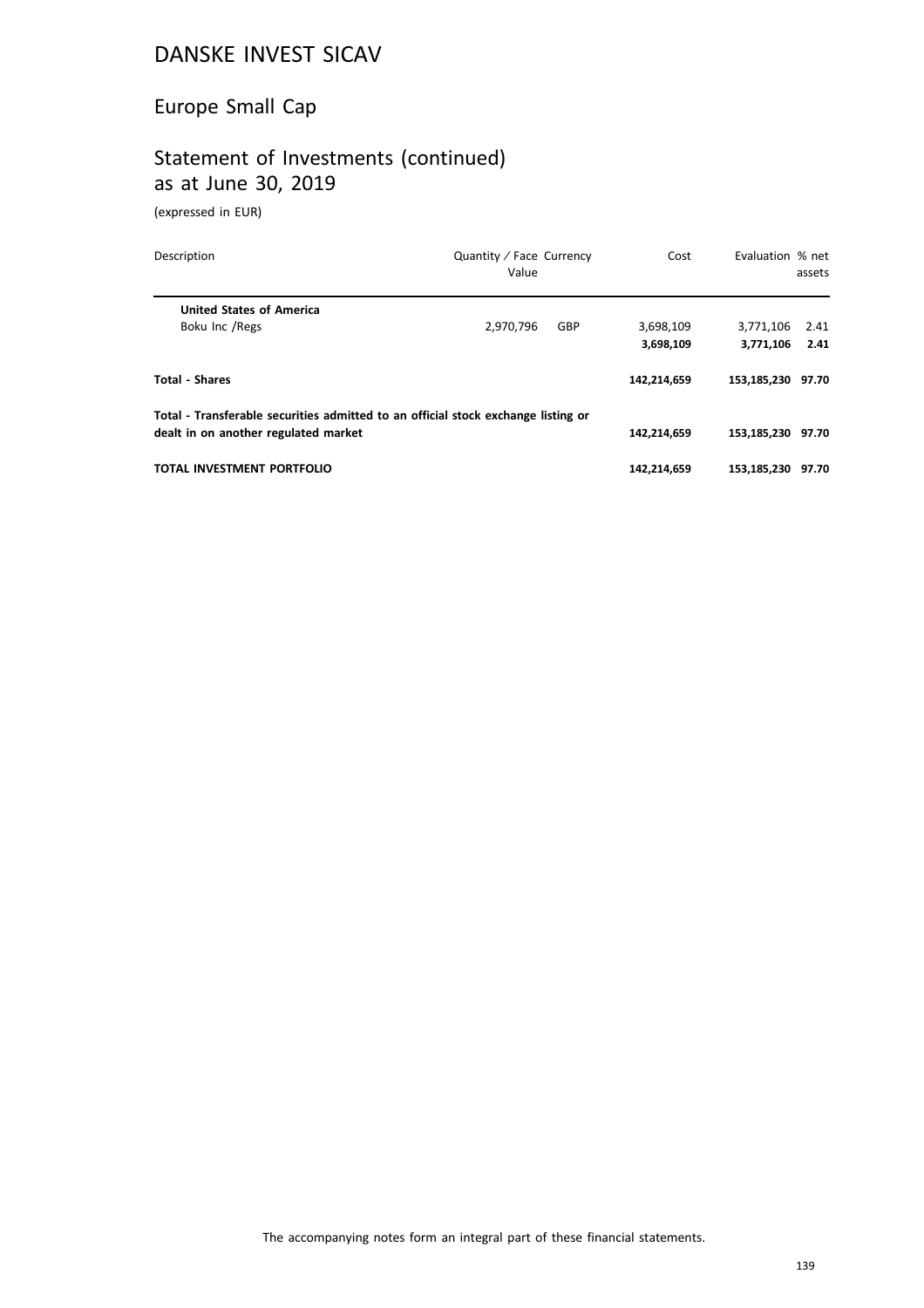# DANSKE INVEST SICAV

## Europe Small Cap

## Statement of Investments (continued) as at June 30, 2019

(expressed in EUR)

| Description | Quantity / Face Value | Currency | Cost | Evaluation | % net assets |
|---|---|---|---|---|---|
| **United States of America** | | | | | |
| Boku Inc /Regs | 2,970,796 | GBP | 3,698,109 | 3,771,106 | 2.41 |
| | | | **3,698,109** | **3,771,106** | **2.41** |
| **Total - Shares** | | | **142,214,659** | **153,185,230** | **97.70** |
| **Total - Transferable securities admitted to an official stock exchange listing or dealt in on another regulated market** | | | **142,214,659** | **153,185,230** | **97.70** |
| **TOTAL INVESTMENT PORTFOLIO** | | | **142,214,659** | **153,185,230** | **97.70** |

The accompanying notes form an integral part of these financial statements.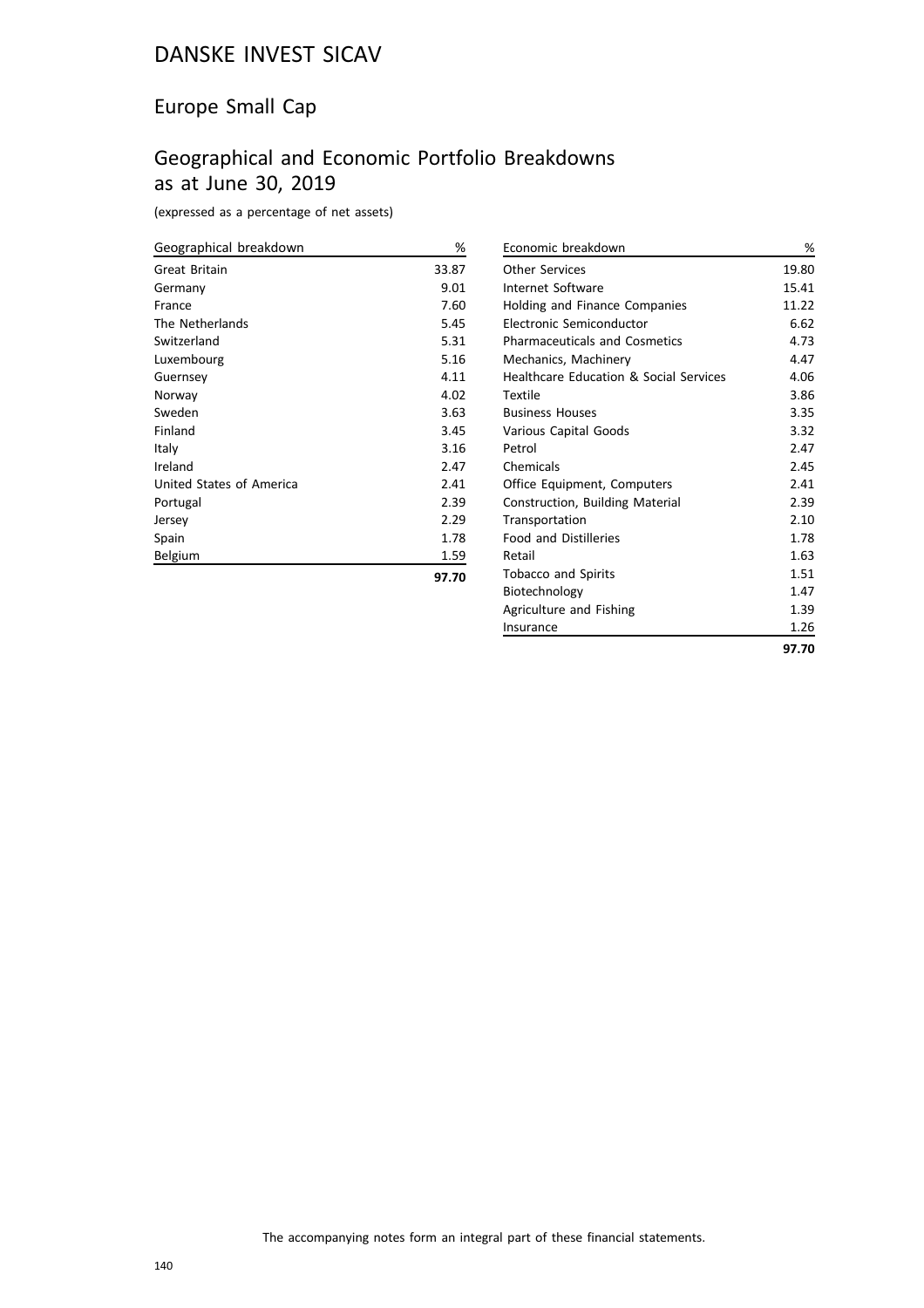# DANSKE INVEST SICAV

## Europe Small Cap

## Geographical and Economic Portfolio Breakdowns as at June 30, 2019

(expressed as a percentage of net assets)

| Geographical breakdown | % |
|---|---|
| Great Britain | 33.87 |
| Germany | 9.01 |
| France | 7.60 |
| The Netherlands | 5.45 |
| Switzerland | 5.31 |
| Luxembourg | 5.16 |
| Guernsey | 4.11 |
| Norway | 4.02 |
| Sweden | 3.63 |
| Finland | 3.45 |
| Italy | 3.16 |
| Ireland | 2.47 |
| United States of America | 2.41 |
| Portugal | 2.39 |
| Jersey | 2.29 |
| Spain | 1.78 |
| Belgium | 1.59 |
| | **97.70** |

| Economic breakdown | % |
|---|---|
| Other Services | 19.80 |
| Internet Software | 15.41 |
| Holding and Finance Companies | 11.22 |
| Electronic Semiconductor | 6.62 |
| Pharmaceuticals and Cosmetics | 4.73 |
| Mechanics, Machinery | 4.47 |
| Healthcare Education & Social Services | 4.06 |
| Textile | 3.86 |
| Business Houses | 3.35 |
| Various Capital Goods | 3.32 |
| Petrol | 2.47 |
| Chemicals | 2.45 |
| Office Equipment, Computers | 2.41 |
| Construction, Building Material | 2.39 |
| Transportation | 2.10 |
| Food and Distilleries | 1.78 |
| Retail | 1.63 |
| Tobacco and Spirits | 1.51 |
| Biotechnology | 1.47 |
| Agriculture and Fishing | 1.39 |
| Insurance | 1.26 |
| | **97.70** |

The accompanying notes form an integral part of these financial statements.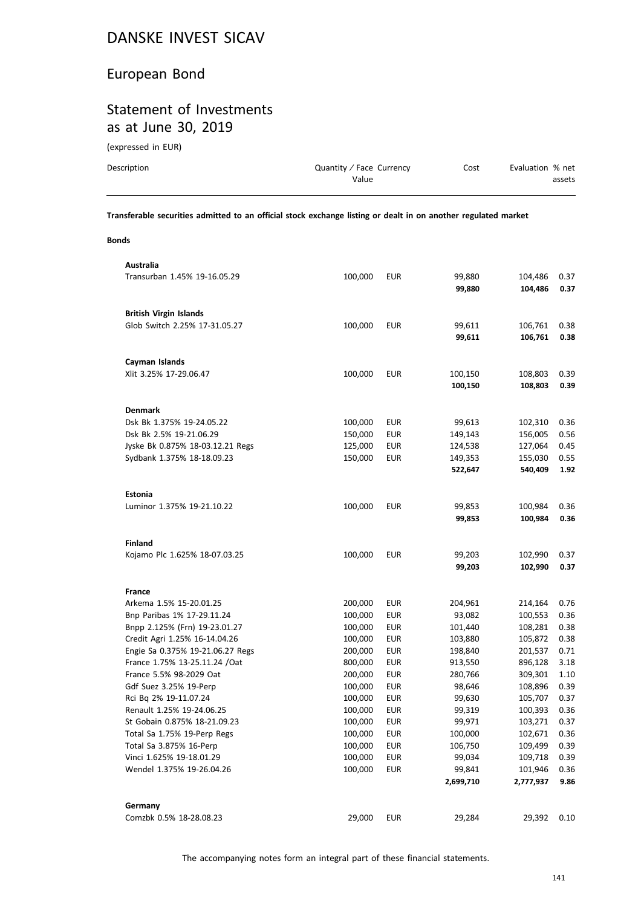# DANSKE INVEST SICAV

## European Bond

## Statement of Investments as at June 30, 2019

(expressed in EUR)

| Description | Quantity / Face Value | Currency | Cost | Evaluation | % net assets |
|---|---|---|---|---|---|
| **Transferable securities admitted to an official stock exchange listing or dealt in on another regulated market** | | | | | |
| **Bonds** | | | | | |
| **Australia** | | | | | |
| Transurban 1.45% 19-16.05.29 | 100,000 | EUR | 99,880 | 104,486 | 0.37 |
| | | | **99,880** | **104,486** | **0.37** |
| **British Virgin Islands** | | | | | |
| Glob Switch 2.25% 17-31.05.27 | 100,000 | EUR | 99,611 | 106,761 | 0.38 |
| | | | **99,611** | **106,761** | **0.38** |
| **Cayman Islands** | | | | | |
| Xlit 3.25% 17-29.06.47 | 100,000 | EUR | 100,150 | 108,803 | 0.39 |
| | | | **100,150** | **108,803** | **0.39** |
| **Denmark** | | | | | |
| Dsk Bk 1.375% 19-24.05.22 | 100,000 | EUR | 99,613 | 102,310 | 0.36 |
| Dsk Bk 2.5% 19-21.06.29 | 150,000 | EUR | 149,143 | 156,005 | 0.56 |
| Jyske Bk 0.875% 18-03.12.21 Regs | 125,000 | EUR | 124,538 | 127,064 | 0.45 |
| Sydbank 1.375% 18-18.09.23 | 150,000 | EUR | 149,353 | 155,030 | 0.55 |
| | | | **522,647** | **540,409** | **1.92** |
| **Estonia** | | | | | |
| Luminor 1.375% 19-21.10.22 | 100,000 | EUR | 99,853 | 100,984 | 0.36 |
| | | | **99,853** | **100,984** | **0.36** |
| **Finland** | | | | | |
| Kojamo Plc 1.625% 18-07.03.25 | 100,000 | EUR | 99,203 | 102,990 | 0.37 |
| | | | **99,203** | **102,990** | **0.37** |
| **France** | | | | | |
| Arkema 1.5% 15-20.01.25 | 200,000 | EUR | 204,961 | 214,164 | 0.76 |
| Bnp Paribas 1% 17-29.11.24 | 100,000 | EUR | 93,082 | 100,553 | 0.36 |
| Bnpp 2.125% (Frn) 19-23.01.27 | 100,000 | EUR | 101,440 | 108,281 | 0.38 |
| Credit Agri 1.25% 16-14.04.26 | 100,000 | EUR | 103,880 | 105,872 | 0.38 |
| Engie Sa 0.375% 19-21.06.27 Regs | 200,000 | EUR | 198,840 | 201,537 | 0.71 |
| France 1.75% 13-25.11.24 /Oat | 800,000 | EUR | 913,550 | 896,128 | 3.18 |
| France 5.5% 98-2029 Oat | 200,000 | EUR | 280,766 | 309,301 | 1.10 |
| Gdf Suez 3.25% 19-Perp | 100,000 | EUR | 98,646 | 108,896 | 0.39 |
| Rci Bq 2% 19-11.07.24 | 100,000 | EUR | 99,630 | 105,707 | 0.37 |
| Renault 1.25% 19-24.06.25 | 100,000 | EUR | 99,319 | 100,393 | 0.36 |
| St Gobain 0.875% 18-21.09.23 | 100,000 | EUR | 99,971 | 103,271 | 0.37 |
| Total Sa 1.75% 19-Perp Regs | 100,000 | EUR | 100,000 | 102,671 | 0.36 |
| Total Sa 3.875% 16-Perp | 100,000 | EUR | 106,750 | 109,499 | 0.39 |
| Vinci 1.625% 19-18.01.29 | 100,000 | EUR | 99,034 | 109,718 | 0.39 |
| Wendel 1.375% 19-26.04.26 | 100,000 | EUR | 99,841 | 101,946 | 0.36 |
| | | | **2,699,710** | **2,777,937** | **9.86** |
| **Germany** | | | | | |
| Comzbk 0.5% 18-28.08.23 | 29,000 | EUR | 29,284 | 29,392 | 0.10 |

The accompanying notes form an integral part of these financial statements.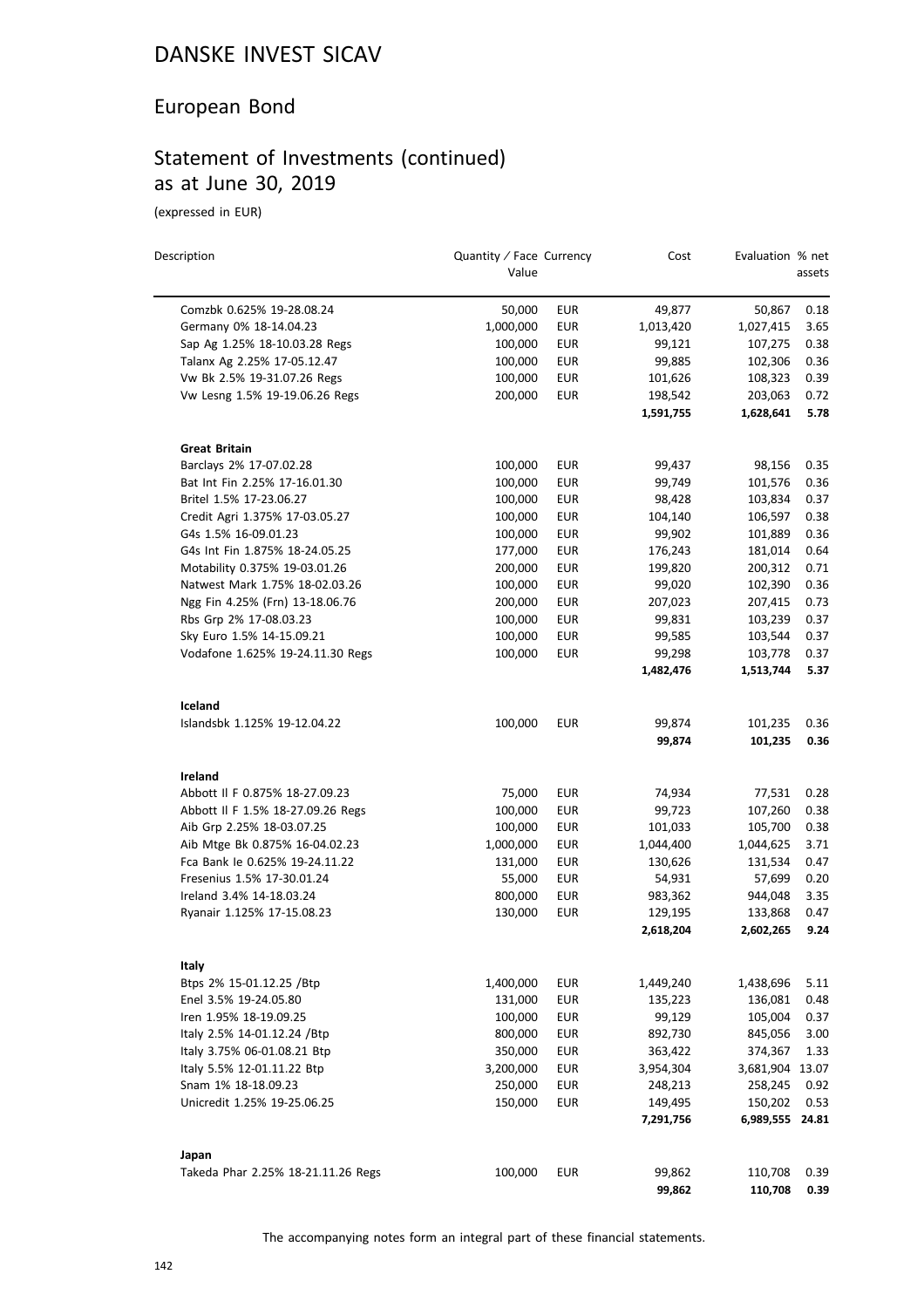# DANSKE INVEST SICAV

## European Bond

## Statement of Investments (continued) as at June 30, 2019

(expressed in EUR)

| Description | Quantity / Face Value | Currency | Cost | Evaluation | % net assets |
|---|---|---|---|---|---|
| Comzbk 0.625% 19-28.08.24 | 50,000 | EUR | 49,877 | 50,867 | 0.18 |
| Germany 0% 18-14.04.23 | 1,000,000 | EUR | 1,013,420 | 1,027,415 | 3.65 |
| Sap Ag 1.25% 18-10.03.28 Regs | 100,000 | EUR | 99,121 | 107,275 | 0.38 |
| Talanx Ag 2.25% 17-05.12.47 | 100,000 | EUR | 99,885 | 102,306 | 0.36 |
| Vw Bk 2.5% 19-31.07.26 Regs | 100,000 | EUR | 101,626 | 108,323 | 0.39 |
| Vw Lesng 1.5% 19-19.06.26 Regs | 200,000 | EUR | 198,542 | 203,063 | 0.72 |
| | | | **1,591,755** | **1,628,641** | **5.78** |
| **Great Britain** | | | | | |
| Barclays 2% 17-07.02.28 | 100,000 | EUR | 99,437 | 98,156 | 0.35 |
| Bat Int Fin 2.25% 17-16.01.30 | 100,000 | EUR | 99,749 | 101,576 | 0.36 |
| Britel 1.5% 17-23.06.27 | 100,000 | EUR | 98,428 | 103,834 | 0.37 |
| Credit Agri 1.375% 17-03.05.27 | 100,000 | EUR | 104,140 | 106,597 | 0.38 |
| G4s 1.5% 16-09.01.23 | 100,000 | EUR | 99,902 | 101,889 | 0.36 |
| G4s Int Fin 1.875% 18-24.05.25 | 177,000 | EUR | 176,243 | 181,014 | 0.64 |
| Motability 0.375% 19-03.01.26 | 200,000 | EUR | 199,820 | 200,312 | 0.71 |
| Natwest Mark 1.75% 18-02.03.26 | 100,000 | EUR | 99,020 | 102,390 | 0.36 |
| Ngg Fin 4.25% (Frn) 13-18.06.76 | 200,000 | EUR | 207,023 | 207,415 | 0.73 |
| Rbs Grp 2% 17-08.03.23 | 100,000 | EUR | 99,831 | 103,239 | 0.37 |
| Sky Euro 1.5% 14-15.09.21 | 100,000 | EUR | 99,585 | 103,544 | 0.37 |
| Vodafone 1.625% 19-24.11.30 Regs | 100,000 | EUR | 99,298 | 103,778 | 0.37 |
| | | | **1,482,476** | **1,513,744** | **5.37** |
| **Iceland** | | | | | |
| Islandsbk 1.125% 19-12.04.22 | 100,000 | EUR | 99,874 | 101,235 | 0.36 |
| | | | **99,874** | **101,235** | **0.36** |
| **Ireland** | | | | | |
| Abbott Il F 0.875% 18-27.09.23 | 75,000 | EUR | 74,934 | 77,531 | 0.28 |
| Abbott Il F 1.5% 18-27.09.26 Regs | 100,000 | EUR | 99,723 | 107,260 | 0.38 |
| Aib Grp 2.25% 18-03.07.25 | 100,000 | EUR | 101,033 | 105,700 | 0.38 |
| Aib Mtge Bk 0.875% 16-04.02.23 | 1,000,000 | EUR | 1,044,400 | 1,044,625 | 3.71 |
| Fca Bank Ie 0.625% 19-24.11.22 | 131,000 | EUR | 130,626 | 131,534 | 0.47 |
| Fresenius 1.5% 17-30.01.24 | 55,000 | EUR | 54,931 | 57,699 | 0.20 |
| Ireland 3.4% 14-18.03.24 | 800,000 | EUR | 983,362 | 944,048 | 3.35 |
| Ryanair 1.125% 17-15.08.23 | 130,000 | EUR | 129,195 | 133,868 | 0.47 |
| | | | **2,618,204** | **2,602,265** | **9.24** |
| **Italy** | | | | | |
| Btps 2% 15-01.12.25 /Btp | 1,400,000 | EUR | 1,449,240 | 1,438,696 | 5.11 |
| Enel 3.5% 19-24.05.80 | 131,000 | EUR | 135,223 | 136,081 | 0.48 |
| Iren 1.95% 18-19.09.25 | 100,000 | EUR | 99,129 | 105,004 | 0.37 |
| Italy 2.5% 14-01.12.24 /Btp | 800,000 | EUR | 892,730 | 845,056 | 3.00 |
| Italy 3.75% 06-01.08.21 Btp | 350,000 | EUR | 363,422 | 374,367 | 1.33 |
| Italy 5.5% 12-01.11.22 Btp | 3,200,000 | EUR | 3,954,304 | 3,681,904 | 13.07 |
| Snam 1% 18-18.09.23 | 250,000 | EUR | 248,213 | 258,245 | 0.92 |
| Unicredit 1.25% 19-25.06.25 | 150,000 | EUR | 149,495 | 150,202 | 0.53 |
| | | | **7,291,756** | **6,989,555** | **24.81** |
| **Japan** | | | | | |
| Takeda Phar 2.25% 18-21.11.26 Regs | 100,000 | EUR | 99,862 | 110,708 | 0.39 |
| | | | **99,862** | **110,708** | **0.39** |

The accompanying notes form an integral part of these financial statements.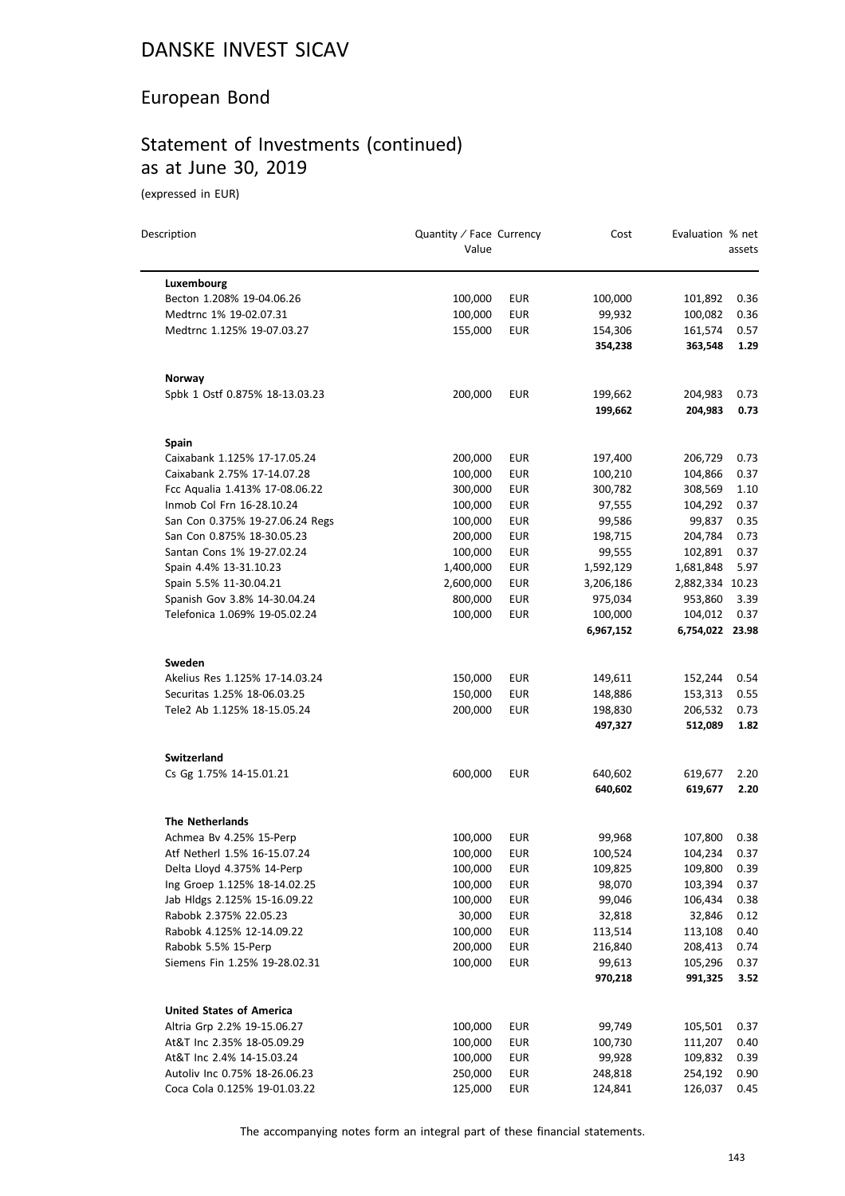# DANSKE INVEST SICAV

## European Bond

## Statement of Investments (continued) as at June 30, 2019

(expressed in EUR)

| Description | Quantity / Face Value | Currency | Cost | Evaluation | % net assets |
|---|---|---|---|---|---|
| **Luxembourg** | | | | | |
| Becton 1.208% 19-04.06.26 | 100,000 | EUR | 100,000 | 101,892 | 0.36 |
| Medtrnc 1% 19-02.07.31 | 100,000 | EUR | 99,932 | 100,082 | 0.36 |
| Medtrnc 1.125% 19-07.03.27 | 155,000 | EUR | 154,306 | 161,574 | 0.57 |
| | | | **354,238** | **363,548** | **1.29** |
| **Norway** | | | | | |
| Spbk 1 Ostf 0.875% 18-13.03.23 | 200,000 | EUR | 199,662 | 204,983 | 0.73 |
| | | | **199,662** | **204,983** | **0.73** |
| **Spain** | | | | | |
| Caixabank 1.125% 17-17.05.24 | 200,000 | EUR | 197,400 | 206,729 | 0.73 |
| Caixabank 2.75% 17-14.07.28 | 100,000 | EUR | 100,210 | 104,866 | 0.37 |
| Fcc Aqualia 1.413% 17-08.06.22 | 300,000 | EUR | 300,782 | 308,569 | 1.10 |
| Inmob Col Frn 16-28.10.24 | 100,000 | EUR | 97,555 | 104,292 | 0.37 |
| San Con 0.375% 19-27.06.24 Regs | 100,000 | EUR | 99,586 | 99,837 | 0.35 |
| San Con 0.875% 18-30.05.23 | 200,000 | EUR | 198,715 | 204,784 | 0.73 |
| Santan Cons 1% 19-27.02.24 | 100,000 | EUR | 99,555 | 102,891 | 0.37 |
| Spain 4.4% 13-31.10.23 | 1,400,000 | EUR | 1,592,129 | 1,681,848 | 5.97 |
| Spain 5.5% 11-30.04.21 | 2,600,000 | EUR | 3,206,186 | 2,882,334 | 10.23 |
| Spanish Gov 3.8% 14-30.04.24 | 800,000 | EUR | 975,034 | 953,860 | 3.39 |
| Telefonica 1.069% 19-05.02.24 | 100,000 | EUR | 100,000 | 104,012 | 0.37 |
| | | | **6,967,152** | **6,754,022** | **23.98** |
| **Sweden** | | | | | |
| Akelius Res 1.125% 17-14.03.24 | 150,000 | EUR | 149,611 | 152,244 | 0.54 |
| Securitas 1.25% 18-06.03.25 | 150,000 | EUR | 148,886 | 153,313 | 0.55 |
| Tele2 Ab 1.125% 18-15.05.24 | 200,000 | EUR | 198,830 | 206,532 | 0.73 |
| | | | **497,327** | **512,089** | **1.82** |
| **Switzerland** | | | | | |
| Cs Gg 1.75% 14-15.01.21 | 600,000 | EUR | 640,602 | 619,677 | 2.20 |
| | | | **640,602** | **619,677** | **2.20** |
| **The Netherlands** | | | | | |
| Achmea Bv 4.25% 15-Perp | 100,000 | EUR | 99,968 | 107,800 | 0.38 |
| Atf Netherl 1.5% 16-15.07.24 | 100,000 | EUR | 100,524 | 104,234 | 0.37 |
| Delta Lloyd 4.375% 14-Perp | 100,000 | EUR | 109,825 | 109,800 | 0.39 |
| Ing Groep 1.125% 18-14.02.25 | 100,000 | EUR | 98,070 | 103,394 | 0.37 |
| Jab Hldgs 2.125% 15-16.09.22 | 100,000 | EUR | 99,046 | 106,434 | 0.38 |
| Rabobk 2.375% 22.05.23 | 30,000 | EUR | 32,818 | 32,846 | 0.12 |
| Rabobk 4.125% 12-14.09.22 | 100,000 | EUR | 113,514 | 113,108 | 0.40 |
| Rabobk 5.5% 15-Perp | 200,000 | EUR | 216,840 | 208,413 | 0.74 |
| Siemens Fin 1.25% 19-28.02.31 | 100,000 | EUR | 99,613 | 105,296 | 0.37 |
| | | | **970,218** | **991,325** | **3.52** |
| **United States of America** | | | | | |
| Altria Grp 2.2% 19-15.06.27 | 100,000 | EUR | 99,749 | 105,501 | 0.37 |
| At&T Inc 2.35% 18-05.09.29 | 100,000 | EUR | 100,730 | 111,207 | 0.40 |
| At&T Inc 2.4% 14-15.03.24 | 100,000 | EUR | 99,928 | 109,832 | 0.39 |
| Autoliv Inc 0.75% 18-26.06.23 | 250,000 | EUR | 248,818 | 254,192 | 0.90 |
| Coca Cola 0.125% 19-01.03.22 | 125,000 | EUR | 124,841 | 126,037 | 0.45 |

The accompanying notes form an integral part of these financial statements.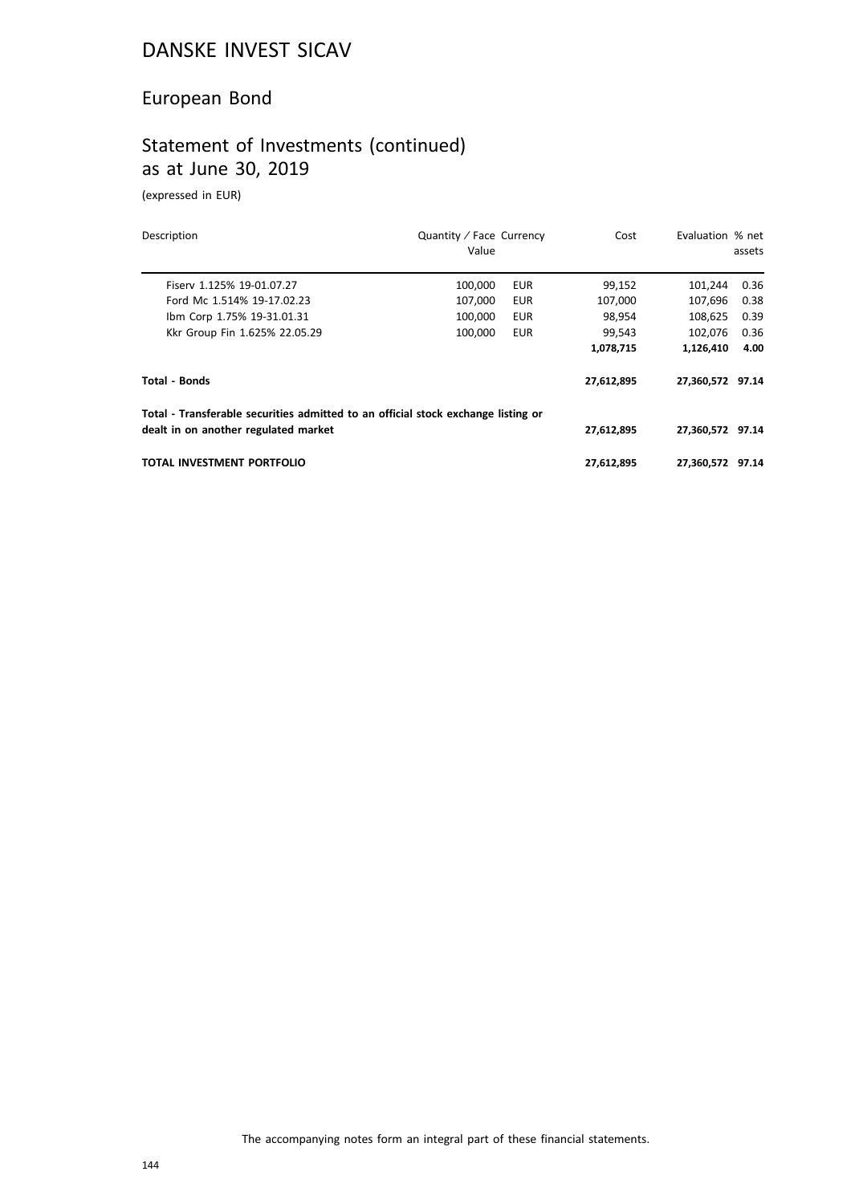# DANSKE INVEST SICAV

## European Bond

## Statement of Investments (continued) as at June 30, 2019

(expressed in EUR)

| Description | Quantity / Face Value | Currency | Cost | Evaluation | % net assets |
|---|---|---|---|---|---|
| Fiserv 1.125% 19-01.07.27 | 100,000 | EUR | 99,152 | 101,244 | 0.36 |
| Ford Mc 1.514% 19-17.02.23 | 107,000 | EUR | 107,000 | 107,696 | 0.38 |
| Ibm Corp 1.75% 19-31.01.31 | 100,000 | EUR | 98,954 | 108,625 | 0.39 |
| Kkr Group Fin 1.625% 22.05.29 | 100,000 | EUR | 99,543 | 102,076 | 0.36 |
| | | | **1,078,715** | **1,126,410** | **4.00** |
| **Total - Bonds** | | | **27,612,895** | **27,360,572** | **97.14** |
| **Total - Transferable securities admitted to an official stock exchange listing or dealt in on another regulated market** | | | **27,612,895** | **27,360,572** | **97.14** |
| **TOTAL INVESTMENT PORTFOLIO** | | | **27,612,895** | **27,360,572** | **97.14** |

The accompanying notes form an integral part of these financial statements.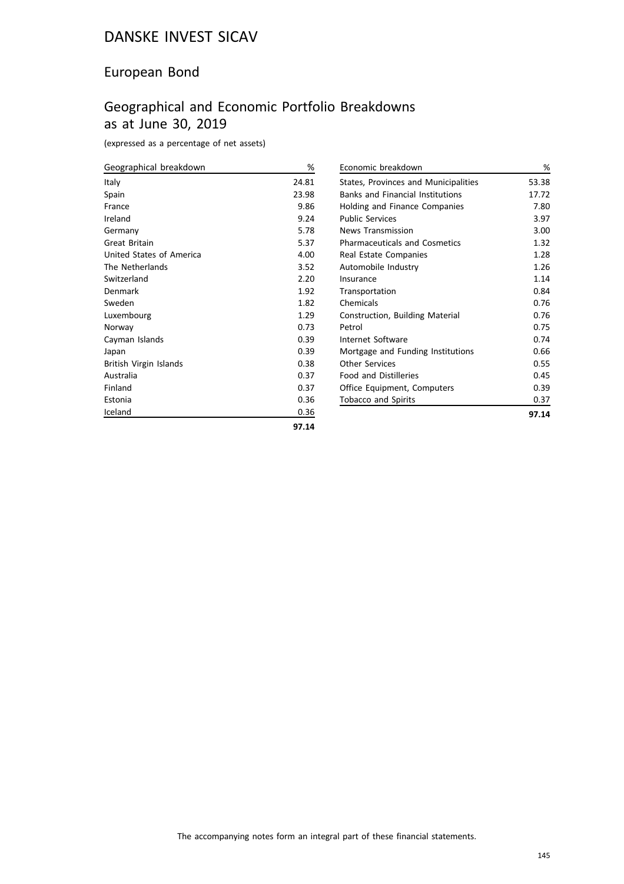# DANSKE INVEST SICAV

## European Bond

## Geographical and Economic Portfolio Breakdowns as at June 30, 2019

(expressed as a percentage of net assets)

| Geographical breakdown | % |
|---|---|
| Italy | 24.81 |
| Spain | 23.98 |
| France | 9.86 |
| Ireland | 9.24 |
| Germany | 5.78 |
| Great Britain | 5.37 |
| United States of America | 4.00 |
| The Netherlands | 3.52 |
| Switzerland | 2.20 |
| Denmark | 1.92 |
| Sweden | 1.82 |
| Luxembourg | 1.29 |
| Norway | 0.73 |
| Cayman Islands | 0.39 |
| Japan | 0.39 |
| British Virgin Islands | 0.38 |
| Australia | 0.37 |
| Finland | 0.37 |
| Estonia | 0.36 |
| Iceland | 0.36 |
| | **97.14** |

| Economic breakdown | % |
|---|---|
| States, Provinces and Municipalities | 53.38 |
| Banks and Financial Institutions | 17.72 |
| Holding and Finance Companies | 7.80 |
| Public Services | 3.97 |
| News Transmission | 3.00 |
| Pharmaceuticals and Cosmetics | 1.32 |
| Real Estate Companies | 1.28 |
| Automobile Industry | 1.26 |
| Insurance | 1.14 |
| Transportation | 0.84 |
| Chemicals | 0.76 |
| Construction, Building Material | 0.76 |
| Petrol | 0.75 |
| Internet Software | 0.74 |
| Mortgage and Funding Institutions | 0.66 |
| Other Services | 0.55 |
| Food and Distilleries | 0.45 |
| Office Equipment, Computers | 0.39 |
| Tobacco and Spirits | 0.37 |
| | **97.14** |

The accompanying notes form an integral part of these financial statements.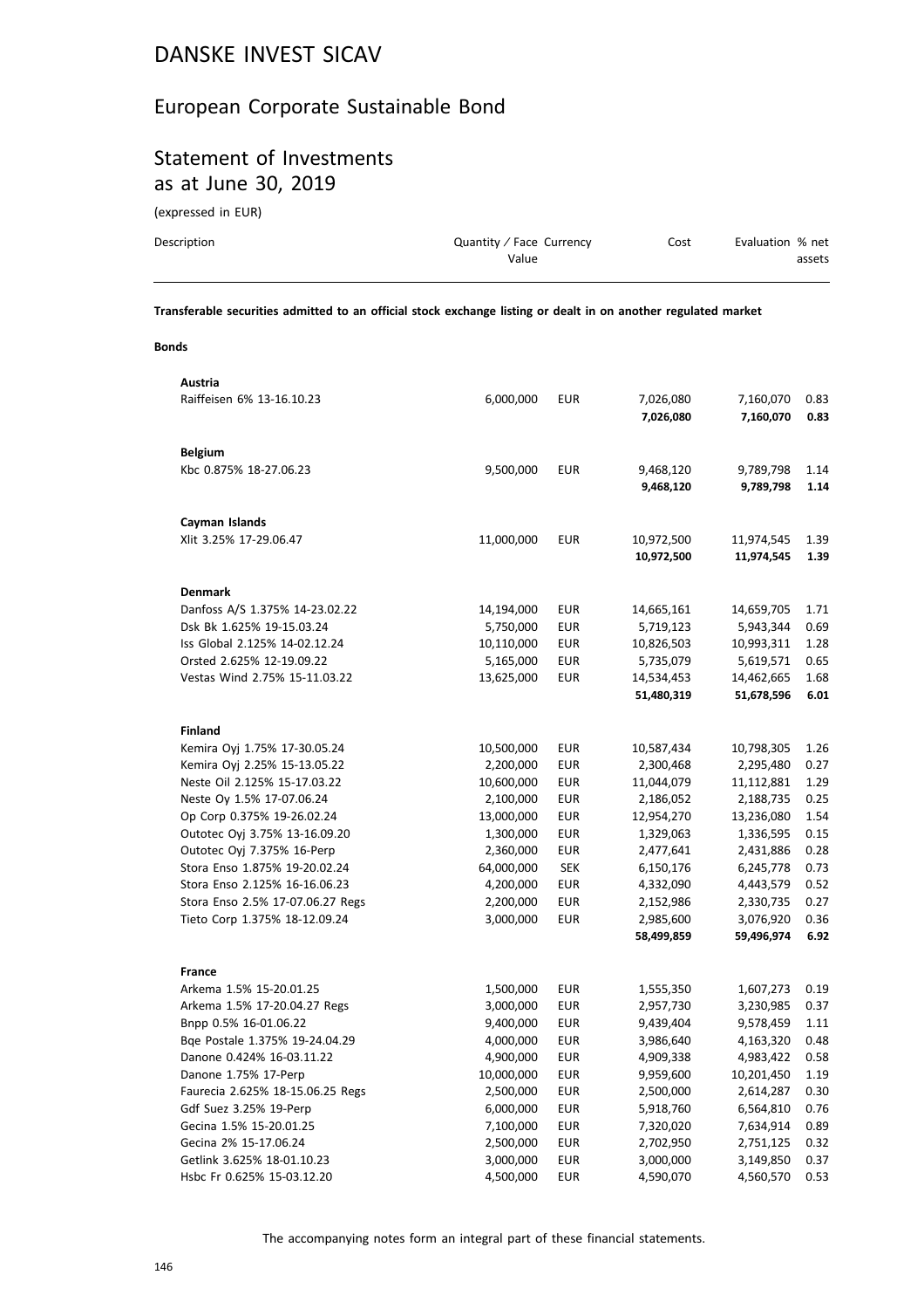# DANSKE INVEST SICAV

## European Corporate Sustainable Bond

## Statement of Investments as at June 30, 2019

(expressed in EUR)

| Description | Quantity / Face Value | Currency | Cost | Evaluation | % net assets |
|---|---|---|---|---|---|
| **Transferable securities admitted to an official stock exchange listing or dealt in on another regulated market** | | | | | |
| **Bonds** | | | | | |
| **Austria** | | | | | |
| Raiffeisen 6% 13-16.10.23 | 6,000,000 | EUR | 7,026,080 | 7,160,070 | 0.83 |
| | | | **7,026,080** | **7,160,070** | **0.83** |
| **Belgium** | | | | | |
| Kbc 0.875% 18-27.06.23 | 9,500,000 | EUR | 9,468,120 | 9,789,798 | 1.14 |
| | | | **9,468,120** | **9,789,798** | **1.14** |
| **Cayman Islands** | | | | | |
| Xlit 3.25% 17-29.06.47 | 11,000,000 | EUR | 10,972,500 | 11,974,545 | 1.39 |
| | | | **10,972,500** | **11,974,545** | **1.39** |
| **Denmark** | | | | | |
| Danfoss A/S 1.375% 14-23.02.22 | 14,194,000 | EUR | 14,665,161 | 14,659,705 | 1.71 |
| Dsk Bk 1.625% 19-15.03.24 | 5,750,000 | EUR | 5,719,123 | 5,943,344 | 0.69 |
| Iss Global 2.125% 14-02.12.24 | 10,110,000 | EUR | 10,826,503 | 10,993,311 | 1.28 |
| Orsted 2.625% 12-19.09.22 | 5,165,000 | EUR | 5,735,079 | 5,619,571 | 0.65 |
| Vestas Wind 2.75% 15-11.03.22 | 13,625,000 | EUR | 14,534,453 | 14,462,665 | 1.68 |
| | | | **51,480,319** | **51,678,596** | **6.01** |
| **Finland** | | | | | |
| Kemira Oyj 1.75% 17-30.05.24 | 10,500,000 | EUR | 10,587,434 | 10,798,305 | 1.26 |
| Kemira Oyj 2.25% 15-13.05.22 | 2,200,000 | EUR | 2,300,468 | 2,295,480 | 0.27 |
| Neste Oil 2.125% 15-17.03.22 | 10,600,000 | EUR | 11,044,079 | 11,112,881 | 1.29 |
| Neste Oy 1.5% 17-07.06.24 | 2,100,000 | EUR | 2,186,052 | 2,188,735 | 0.25 |
| Op Corp 0.375% 19-26.02.24 | 13,000,000 | EUR | 12,954,270 | 13,236,080 | 1.54 |
| Outotec Oyj 3.75% 13-16.09.20 | 1,300,000 | EUR | 1,329,063 | 1,336,595 | 0.15 |
| Outotec Oyj 7.375% 16-Perp | 2,360,000 | EUR | 2,477,641 | 2,431,886 | 0.28 |
| Stora Enso 1.875% 19-20.02.24 | 64,000,000 | SEK | 6,150,176 | 6,245,778 | 0.73 |
| Stora Enso 2.125% 16-16.06.23 | 4,200,000 | EUR | 4,332,090 | 4,443,579 | 0.52 |
| Stora Enso 2.5% 17-07.06.27 Regs | 2,200,000 | EUR | 2,152,986 | 2,330,735 | 0.27 |
| Tieto Corp 1.375% 18-12.09.24 | 3,000,000 | EUR | 2,985,600 | 3,076,920 | 0.36 |
| | | | **58,499,859** | **59,496,974** | **6.92** |
| **France** | | | | | |
| Arkema 1.5% 15-20.01.25 | 1,500,000 | EUR | 1,555,350 | 1,607,273 | 0.19 |
| Arkema 1.5% 17-20.04.27 Regs | 3,000,000 | EUR | 2,957,730 | 3,230,985 | 0.37 |
| Bnpp 0.5% 16-01.06.22 | 9,400,000 | EUR | 9,439,404 | 9,578,459 | 1.11 |
| Bqe Postale 1.375% 19-24.04.29 | 4,000,000 | EUR | 3,986,640 | 4,163,320 | 0.48 |
| Danone 0.424% 16-03.11.22 | 4,900,000 | EUR | 4,909,338 | 4,983,422 | 0.58 |
| Danone 1.75% 17-Perp | 10,000,000 | EUR | 9,959,600 | 10,201,450 | 1.19 |
| Faurecia 2.625% 18-15.06.25 Regs | 2,500,000 | EUR | 2,500,000 | 2,614,287 | 0.30 |
| Gdf Suez 3.25% 19-Perp | 6,000,000 | EUR | 5,918,760 | 6,564,810 | 0.76 |
| Gecina 1.5% 15-20.01.25 | 7,100,000 | EUR | 7,320,020 | 7,634,914 | 0.89 |
| Gecina 2% 15-17.06.24 | 2,500,000 | EUR | 2,702,950 | 2,751,125 | 0.32 |
| Getlink 3.625% 18-01.10.23 | 3,000,000 | EUR | 3,000,000 | 3,149,850 | 0.37 |
| Hsbc Fr 0.625% 15-03.12.20 | 4,500,000 | EUR | 4,590,070 | 4,560,570 | 0.53 |

The accompanying notes form an integral part of these financial statements.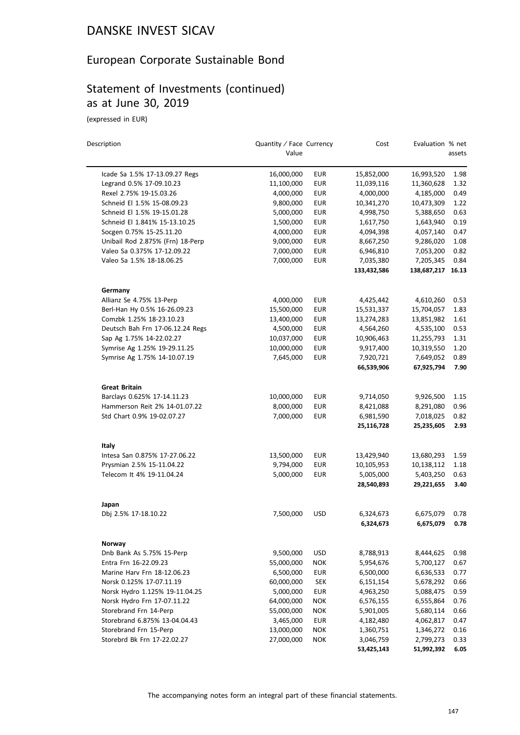# DANSKE INVEST SICAV

## European Corporate Sustainable Bond

## Statement of Investments (continued) as at June 30, 2019

(expressed in EUR)

| Description | Quantity / Face Value | Currency | Cost | Evaluation | % net assets |
|---|---|---|---|---|---|
| Icade Sa 1.5% 17-13.09.27 Regs | 16,000,000 | EUR | 15,852,000 | 16,993,520 | 1.98 |
| Legrand 0.5% 17-09.10.23 | 11,100,000 | EUR | 11,039,116 | 11,360,628 | 1.32 |
| Rexel 2.75% 19-15.03.26 | 4,000,000 | EUR | 4,000,000 | 4,185,000 | 0.49 |
| Schneid El 1.5% 15-08.09.23 | 9,800,000 | EUR | 10,341,270 | 10,473,309 | 1.22 |
| Schneid El 1.5% 19-15.01.28 | 5,000,000 | EUR | 4,998,750 | 5,388,650 | 0.63 |
| Schneid El 1.841% 15-13.10.25 | 1,500,000 | EUR | 1,617,750 | 1,643,940 | 0.19 |
| Socgen 0.75% 15-25.11.20 | 4,000,000 | EUR | 4,094,398 | 4,057,140 | 0.47 |
| Unibail Rod 2.875% (Frn) 18-Perp | 9,000,000 | EUR | 8,667,250 | 9,286,020 | 1.08 |
| Valeo Sa 0.375% 17-12.09.22 | 7,000,000 | EUR | 6,946,810 | 7,053,200 | 0.82 |
| Valeo Sa 1.5% 18-18.06.25 | 7,000,000 | EUR | 7,035,380 | 7,205,345 | 0.84 |
| | | | **133,432,586** | **138,687,217** | **16.13** |
| **Germany** | | | | | |
| Allianz Se 4.75% 13-Perp | 4,000,000 | EUR | 4,425,442 | 4,610,260 | 0.53 |
| Berl-Han Hy 0.5% 16-26.09.23 | 15,500,000 | EUR | 15,531,337 | 15,704,057 | 1.83 |
| Comzbk 1.25% 18-23.10.23 | 13,400,000 | EUR | 13,274,283 | 13,851,982 | 1.61 |
| Deutsch Bah Frn 17-06.12.24 Regs | 4,500,000 | EUR | 4,564,260 | 4,535,100 | 0.53 |
| Sap Ag 1.75% 14-22.02.27 | 10,037,000 | EUR | 10,906,463 | 11,255,793 | 1.31 |
| Symrise Ag 1.25% 19-29.11.25 | 10,000,000 | EUR | 9,917,400 | 10,319,550 | 1.20 |
| Symrise Ag 1.75% 14-10.07.19 | 7,645,000 | EUR | 7,920,721 | 7,649,052 | 0.89 |
| | | | **66,539,906** | **67,925,794** | **7.90** |
| **Great Britain** | | | | | |
| Barclays 0.625% 17-14.11.23 | 10,000,000 | EUR | 9,714,050 | 9,926,500 | 1.15 |
| Hammerson Reit 2% 14-01.07.22 | 8,000,000 | EUR | 8,421,088 | 8,291,080 | 0.96 |
| Std Chart 0.9% 19-02.07.27 | 7,000,000 | EUR | 6,981,590 | 7,018,025 | 0.82 |
| | | | **25,116,728** | **25,235,605** | **2.93** |
| **Italy** | | | | | |
| Intesa San 0.875% 17-27.06.22 | 13,500,000 | EUR | 13,429,940 | 13,680,293 | 1.59 |
| Prysmian 2.5% 15-11.04.22 | 9,794,000 | EUR | 10,105,953 | 10,138,112 | 1.18 |
| Telecom It 4% 19-11.04.24 | 5,000,000 | EUR | 5,005,000 | 5,403,250 | 0.63 |
| | | | **28,540,893** | **29,221,655** | **3.40** |
| **Japan** | | | | | |
| Dbj 2.5% 17-18.10.22 | 7,500,000 | USD | 6,324,673 | 6,675,079 | 0.78 |
| | | | **6,324,673** | **6,675,079** | **0.78** |
| **Norway** | | | | | |
| Dnb Bank As 5.75% 15-Perp | 9,500,000 | USD | 8,788,913 | 8,444,625 | 0.98 |
| Entra Frn 16-22.09.23 | 55,000,000 | NOK | 5,954,676 | 5,700,127 | 0.67 |
| Marine Harv Frn 18-12.06.23 | 6,500,000 | EUR | 6,500,000 | 6,636,533 | 0.77 |
| Norsk 0.125% 17-07.11.19 | 60,000,000 | SEK | 6,151,154 | 5,678,292 | 0.66 |
| Norsk Hydro 1.125% 19-11.04.25 | 5,000,000 | EUR | 4,963,250 | 5,088,475 | 0.59 |
| Norsk Hydro Frn 17-07.11.22 | 64,000,000 | NOK | 6,576,155 | 6,555,864 | 0.76 |
| Storebrand Frn 14-Perp | 55,000,000 | NOK | 5,901,005 | 5,680,114 | 0.66 |
| Storebrand 6.875% 13-04.04.43 | 3,465,000 | EUR | 4,182,480 | 4,062,817 | 0.47 |
| Storebrand Frn 15-Perp | 13,000,000 | NOK | 1,360,751 | 1,346,272 | 0.16 |
| Storebrd Bk Frn 17-22.02.27 | 27,000,000 | NOK | 3,046,759 | 2,799,273 | 0.33 |
| | | | **53,425,143** | **51,992,392** | **6.05** |

The accompanying notes form an integral part of these financial statements.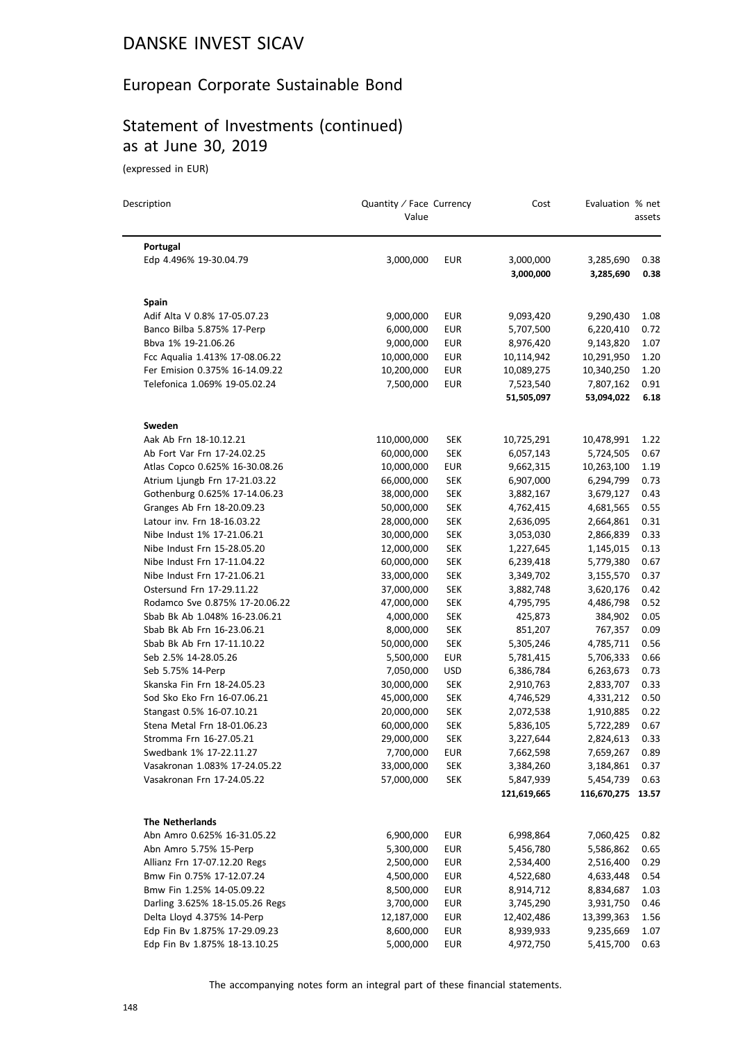# DANSKE INVEST SICAV

## European Corporate Sustainable Bond

## Statement of Investments (continued) as at June 30, 2019

(expressed in EUR)

| Description | Quantity / Face Value | Currency | Cost | Evaluation | % net assets |
|---|---|---|---|---|---|
| **Portugal** | | | | | |
| Edp 4.496% 19-30.04.79 | 3,000,000 | EUR | 3,000,000 | 3,285,690 | 0.38 |
| | | | **3,000,000** | **3,285,690** | **0.38** |
| **Spain** | | | | | |
| Adif Alta V 0.8% 17-05.07.23 | 9,000,000 | EUR | 9,093,420 | 9,290,430 | 1.08 |
| Banco Bilba 5.875% 17-Perp | 6,000,000 | EUR | 5,707,500 | 6,220,410 | 0.72 |
| Bbva 1% 19-21.06.26 | 9,000,000 | EUR | 8,976,420 | 9,143,820 | 1.07 |
| Fcc Aqualia 1.413% 17-08.06.22 | 10,000,000 | EUR | 10,114,942 | 10,291,950 | 1.20 |
| Fer Emision 0.375% 16-14.09.22 | 10,200,000 | EUR | 10,089,275 | 10,340,250 | 1.20 |
| Telefonica 1.069% 19-05.02.24 | 7,500,000 | EUR | 7,523,540 | 7,807,162 | 0.91 |
| | | | **51,505,097** | **53,094,022** | **6.18** |
| **Sweden** | | | | | |
| Aak Ab Frn 18-10.12.21 | 110,000,000 | SEK | 10,725,291 | 10,478,991 | 1.22 |
| Ab Fort Var Frn 17-24.02.25 | 60,000,000 | SEK | 6,057,143 | 5,724,505 | 0.67 |
| Atlas Copco 0.625% 16-30.08.26 | 10,000,000 | EUR | 9,662,315 | 10,263,100 | 1.19 |
| Atrium Ljungb Frn 17-21.03.22 | 66,000,000 | SEK | 6,907,000 | 6,294,799 | 0.73 |
| Gothenburg 0.625% 17-14.06.23 | 38,000,000 | SEK | 3,882,167 | 3,679,127 | 0.43 |
| Granges Ab Frn 18-20.09.23 | 50,000,000 | SEK | 4,762,415 | 4,681,565 | 0.55 |
| Latour inv. Frn 18-16.03.22 | 28,000,000 | SEK | 2,636,095 | 2,664,861 | 0.31 |
| Nibe Indust 1% 17-21.06.21 | 30,000,000 | SEK | 3,053,030 | 2,866,839 | 0.33 |
| Nibe Indust Frn 15-28.05.20 | 12,000,000 | SEK | 1,227,645 | 1,145,015 | 0.13 |
| Nibe Indust Frn 17-11.04.22 | 60,000,000 | SEK | 6,239,418 | 5,779,380 | 0.67 |
| Nibe Indust Frn 17-21.06.21 | 33,000,000 | SEK | 3,349,702 | 3,155,570 | 0.37 |
| Ostersund Frn 17-29.11.22 | 37,000,000 | SEK | 3,882,748 | 3,620,176 | 0.42 |
| Rodamco Sve 0.875% 17-20.06.22 | 47,000,000 | SEK | 4,795,795 | 4,486,798 | 0.52 |
| Sbab Bk Ab 1.048% 16-23.06.21 | 4,000,000 | SEK | 425,873 | 384,902 | 0.05 |
| Sbab Bk Ab Frn 16-23.06.21 | 8,000,000 | SEK | 851,207 | 767,357 | 0.09 |
| Sbab Bk Ab Frn 17-11.10.22 | 50,000,000 | SEK | 5,305,246 | 4,785,711 | 0.56 |
| Seb 2.5% 14-28.05.26 | 5,500,000 | EUR | 5,781,415 | 5,706,333 | 0.66 |
| Seb 5.75% 14-Perp | 7,050,000 | USD | 6,386,784 | 6,263,673 | 0.73 |
| Skanska Fin Frn 18-24.05.23 | 30,000,000 | SEK | 2,910,763 | 2,833,707 | 0.33 |
| Sod Sko Eko Frn 16-07.06.21 | 45,000,000 | SEK | 4,746,529 | 4,331,212 | 0.50 |
| Stangast 0.5% 16-07.10.21 | 20,000,000 | SEK | 2,072,538 | 1,910,885 | 0.22 |
| Stena Metal Frn 18-01.06.23 | 60,000,000 | SEK | 5,836,105 | 5,722,289 | 0.67 |
| Stromma Frn 16-27.05.21 | 29,000,000 | SEK | 3,227,644 | 2,824,613 | 0.33 |
| Swedbank 1% 17-22.11.27 | 7,700,000 | EUR | 7,662,598 | 7,659,267 | 0.89 |
| Vasakronan 1.083% 17-24.05.22 | 33,000,000 | SEK | 3,384,260 | 3,184,861 | 0.37 |
| Vasakronan Frn 17-24.05.22 | 57,000,000 | SEK | 5,847,939 | 5,454,739 | 0.63 |
| | | | **121,619,665** | **116,670,275** | **13.57** |
| **The Netherlands** | | | | | |
| Abn Amro 0.625% 16-31.05.22 | 6,900,000 | EUR | 6,998,864 | 7,060,425 | 0.82 |
| Abn Amro 5.75% 15-Perp | 5,300,000 | EUR | 5,456,780 | 5,586,862 | 0.65 |
| Allianz Frn 17-07.12.20 Regs | 2,500,000 | EUR | 2,534,400 | 2,516,400 | 0.29 |
| Bmw Fin 0.75% 17-12.07.24 | 4,500,000 | EUR | 4,522,680 | 4,633,448 | 0.54 |
| Bmw Fin 1.25% 14-05.09.22 | 8,500,000 | EUR | 8,914,712 | 8,834,687 | 1.03 |
| Darling 3.625% 18-15.05.26 Regs | 3,700,000 | EUR | 3,745,290 | 3,931,750 | 0.46 |
| Delta Lloyd 4.375% 14-Perp | 12,187,000 | EUR | 12,402,486 | 13,399,363 | 1.56 |
| Edp Fin Bv 1.875% 17-29.09.23 | 8,600,000 | EUR | 8,939,933 | 9,235,669 | 1.07 |
| Edp Fin Bv 1.875% 18-13.10.25 | 5,000,000 | EUR | 4,972,750 | 5,415,700 | 0.63 |

The accompanying notes form an integral part of these financial statements.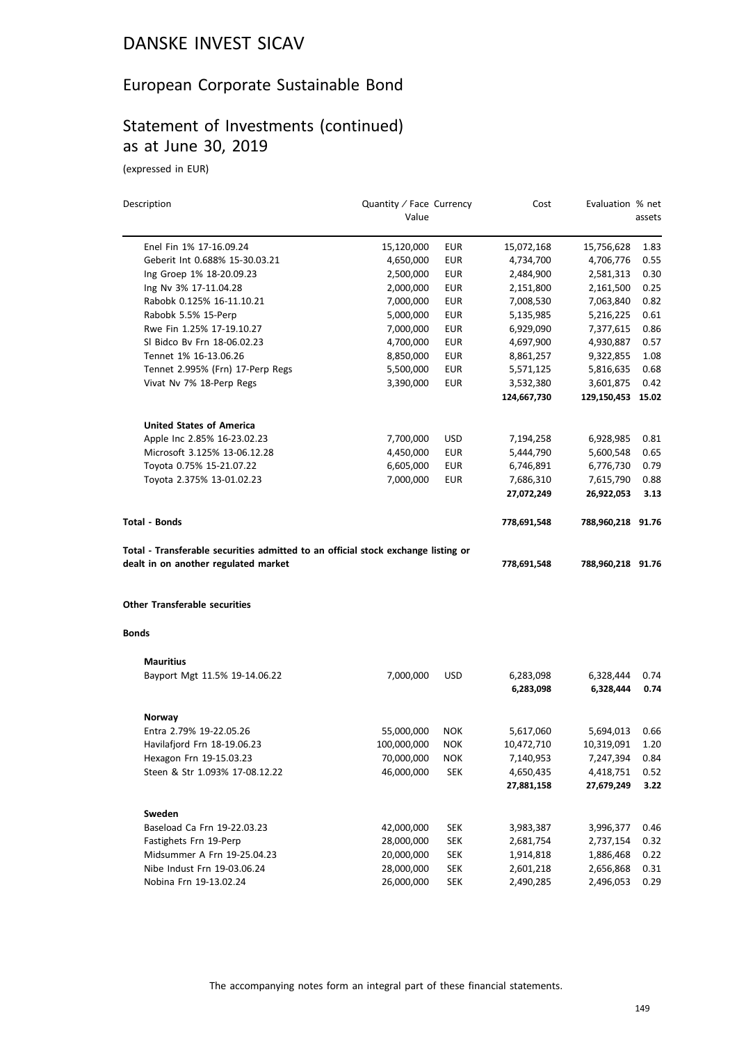# DANSKE INVEST SICAV

## European Corporate Sustainable Bond

## Statement of Investments (continued) as at June 30, 2019

(expressed in EUR)

| Description | Quantity / Face Value | Currency | Cost | Evaluation | % net assets |
|---|---|---|---|---|---|
| Enel Fin 1% 17-16.09.24 | 15,120,000 | EUR | 15,072,168 | 15,756,628 | 1.83 |
| Geberit Int 0.688% 15-30.03.21 | 4,650,000 | EUR | 4,734,700 | 4,706,776 | 0.55 |
| Ing Groep 1% 18-20.09.23 | 2,500,000 | EUR | 2,484,900 | 2,581,313 | 0.30 |
| Ing Nv 3% 17-11.04.28 | 2,000,000 | EUR | 2,151,800 | 2,161,500 | 0.25 |
| Rabobk 0.125% 16-11.10.21 | 7,000,000 | EUR | 7,008,530 | 7,063,840 | 0.82 |
| Rabobk 5.5% 15-Perp | 5,000,000 | EUR | 5,135,985 | 5,216,225 | 0.61 |
| Rwe Fin 1.25% 17-19.10.27 | 7,000,000 | EUR | 6,929,090 | 7,377,615 | 0.86 |
| Sl Bidco Bv Frn 18-06.02.23 | 4,700,000 | EUR | 4,697,900 | 4,930,887 | 0.57 |
| Tennet 1% 16-13.06.26 | 8,850,000 | EUR | 8,861,257 | 9,322,855 | 1.08 |
| Tennet 2.995% (Frn) 17-Perp Regs | 5,500,000 | EUR | 5,571,125 | 5,816,635 | 0.68 |
| Vivat Nv 7% 18-Perp Regs | 3,390,000 | EUR | 3,532,380 | 3,601,875 | 0.42 |
| | | | **124,667,730** | **129,150,453** | **15.02** |
| **United States of America** | | | | | |
| Apple Inc 2.85% 16-23.02.23 | 7,700,000 | USD | 7,194,258 | 6,928,985 | 0.81 |
| Microsoft 3.125% 13-06.12.28 | 4,450,000 | EUR | 5,444,790 | 5,600,548 | 0.65 |
| Toyota 0.75% 15-21.07.22 | 6,605,000 | EUR | 6,746,891 | 6,776,730 | 0.79 |
| Toyota 2.375% 13-01.02.23 | 7,000,000 | EUR | 7,686,310 | 7,615,790 | 0.88 |
| | | | **27,072,249** | **26,922,053** | **3.13** |
| **Total - Bonds** | | | **778,691,548** | **788,960,218** | **91.76** |
| **Total - Transferable securities admitted to an official stock exchange listing or dealt in on another regulated market** | | | **778,691,548** | **788,960,218** | **91.76** |
| **Other Transferable securities** | | | | | |
| **Bonds** | | | | | |
| **Mauritius** | | | | | |
| Bayport Mgt 11.5% 19-14.06.22 | 7,000,000 | USD | 6,283,098 | 6,328,444 | 0.74 |
| | | | **6,283,098** | **6,328,444** | **0.74** |
| **Norway** | | | | | |
| Entra 2.79% 19-22.05.26 | 55,000,000 | NOK | 5,617,060 | 5,694,013 | 0.66 |
| Havilafjord Frn 18-19.06.23 | 100,000,000 | NOK | 10,472,710 | 10,319,091 | 1.20 |
| Hexagon Frn 19-15.03.23 | 70,000,000 | NOK | 7,140,953 | 7,247,394 | 0.84 |
| Steen & Str 1.093% 17-08.12.22 | 46,000,000 | SEK | 4,650,435 | 4,418,751 | 0.52 |
| | | | **27,881,158** | **27,679,249** | **3.22** |
| **Sweden** | | | | | |
| Baseload Ca Frn 19-22.03.23 | 42,000,000 | SEK | 3,983,387 | 3,996,377 | 0.46 |
| Fastighets Frn 19-Perp | 28,000,000 | SEK | 2,681,754 | 2,737,154 | 0.32 |
| Midsummer A Frn 19-25.04.23 | 20,000,000 | SEK | 1,914,818 | 1,886,468 | 0.22 |
| Nibe Indust Frn 19-03.06.24 | 28,000,000 | SEK | 2,601,218 | 2,656,868 | 0.31 |
| Nobina Frn 19-13.02.24 | 26,000,000 | SEK | 2,490,285 | 2,496,053 | 0.29 |

The accompanying notes form an integral part of these financial statements.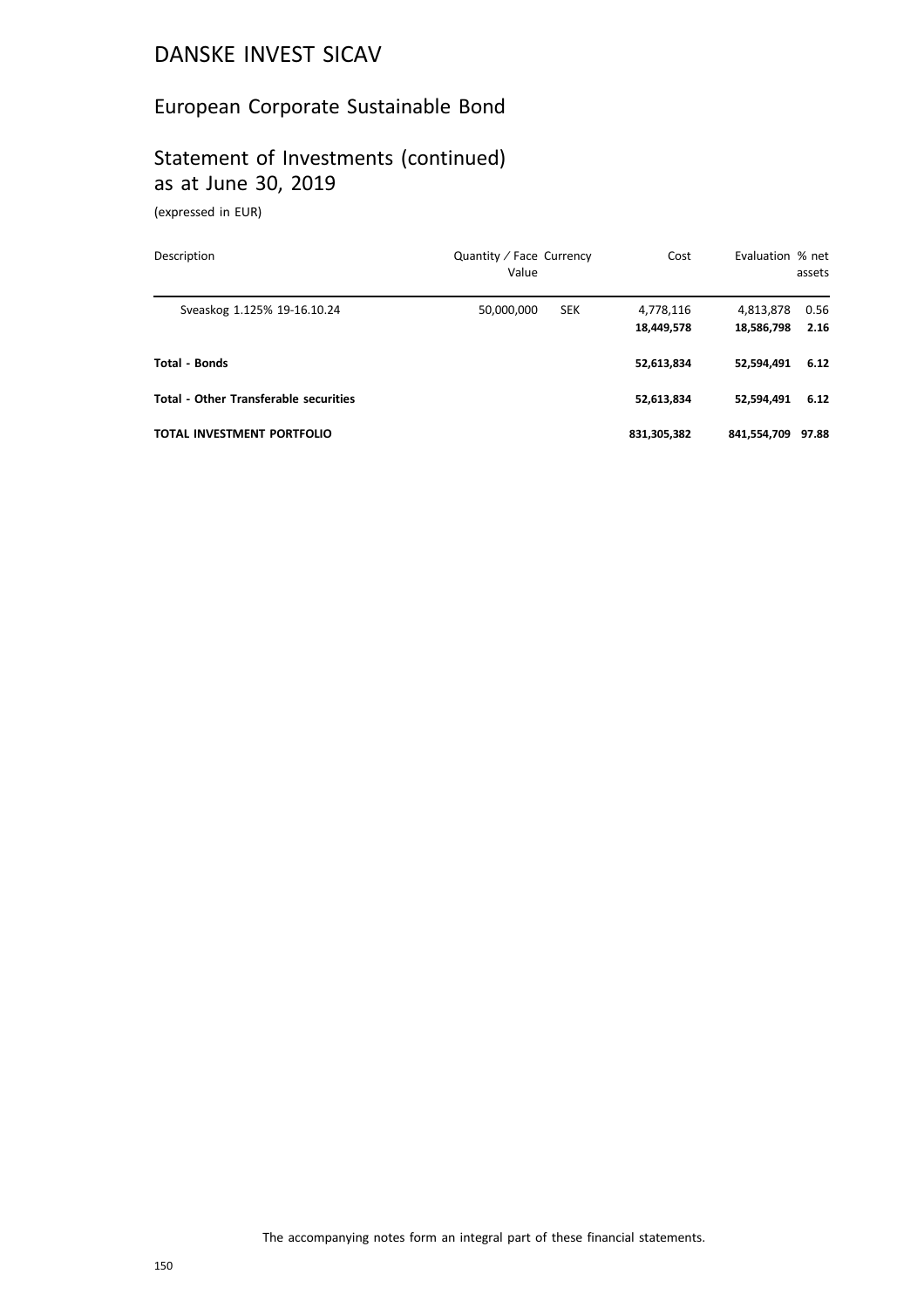# DANSKE INVEST SICAV

## European Corporate Sustainable Bond

## Statement of Investments (continued) as at June 30, 2019

(expressed in EUR)

| Description | Quantity / Face Value | Currency | Cost | Evaluation | % net assets |
|---|---|---|---|---|---|
| Sveaskog 1.125% 19-16.10.24 | 50,000,000 | SEK | 4,778,116 | 4,813,878 | 0.56 |
| | | | **18,449,578** | **18,586,798** | **2.16** |
| **Total - Bonds** | | | **52,613,834** | **52,594,491** | **6.12** |
| **Total - Other Transferable securities** | | | **52,613,834** | **52,594,491** | **6.12** |
| **TOTAL INVESTMENT PORTFOLIO** | | | **831,305,382** | **841,554,709** | **97.88** |

The accompanying notes form an integral part of these financial statements.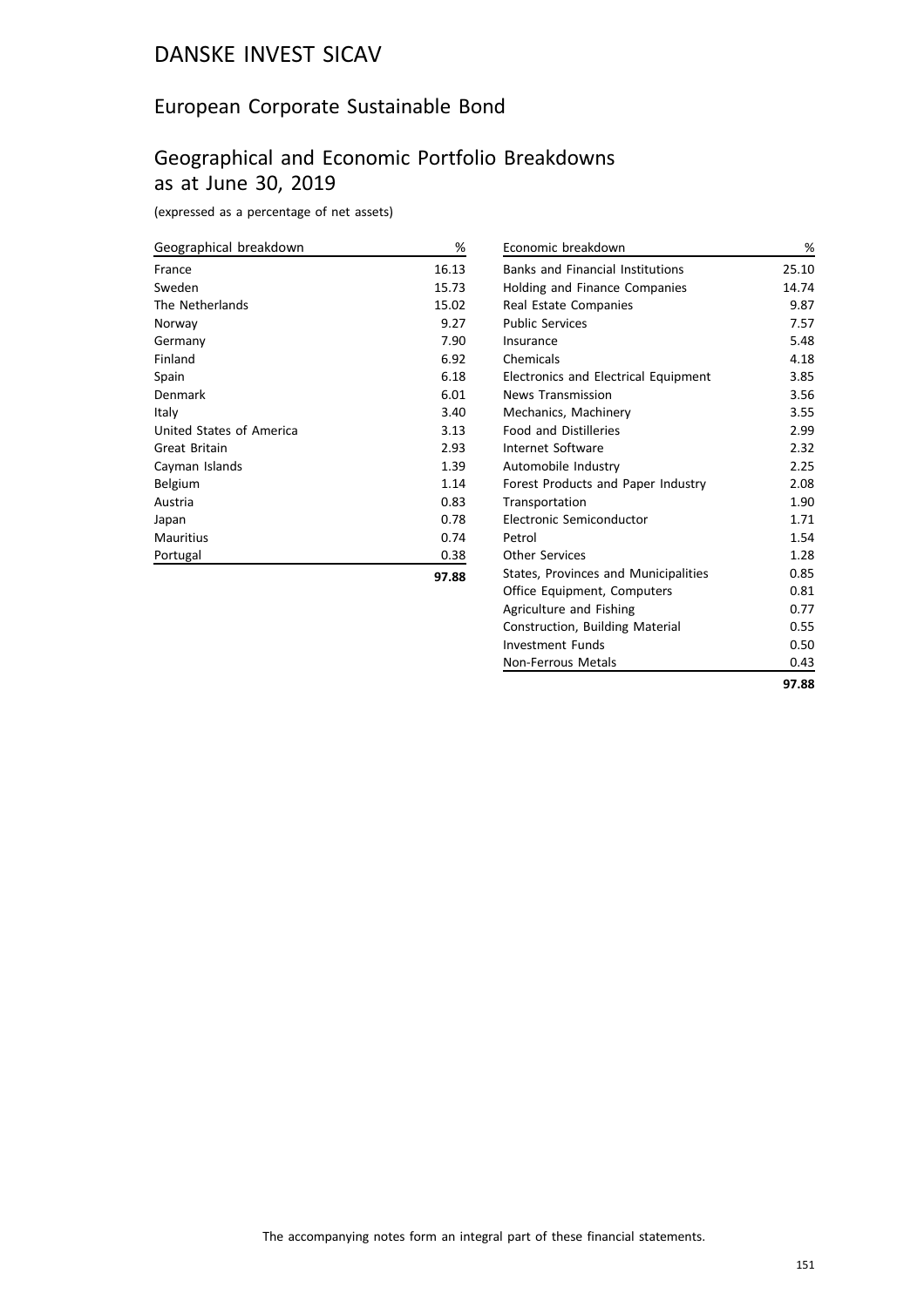# DANSKE INVEST SICAV

## European Corporate Sustainable Bond

## Geographical and Economic Portfolio Breakdowns as at June 30, 2019

(expressed as a percentage of net assets)

| Geographical breakdown | % |
|---|---|
| France | 16.13 |
| Sweden | 15.73 |
| The Netherlands | 15.02 |
| Norway | 9.27 |
| Germany | 7.90 |
| Finland | 6.92 |
| Spain | 6.18 |
| Denmark | 6.01 |
| Italy | 3.40 |
| United States of America | 3.13 |
| Great Britain | 2.93 |
| Cayman Islands | 1.39 |
| Belgium | 1.14 |
| Austria | 0.83 |
| Japan | 0.78 |
| Mauritius | 0.74 |
| Portugal | 0.38 |
| | **97.88** |

| Economic breakdown | % |
|---|---|
| Banks and Financial Institutions | 25.10 |
| Holding and Finance Companies | 14.74 |
| Real Estate Companies | 9.87 |
| Public Services | 7.57 |
| Insurance | 5.48 |
| Chemicals | 4.18 |
| Electronics and Electrical Equipment | 3.85 |
| News Transmission | 3.56 |
| Mechanics, Machinery | 3.55 |
| Food and Distilleries | 2.99 |
| Internet Software | 2.32 |
| Automobile Industry | 2.25 |
| Forest Products and Paper Industry | 2.08 |
| Transportation | 1.90 |
| Electronic Semiconductor | 1.71 |
| Petrol | 1.54 |
| Other Services | 1.28 |
| States, Provinces and Municipalities | 0.85 |
| Office Equipment, Computers | 0.81 |
| Agriculture and Fishing | 0.77 |
| Construction, Building Material | 0.55 |
| Investment Funds | 0.50 |
| Non-Ferrous Metals | 0.43 |
| | **97.88** |

The accompanying notes form an integral part of these financial statements.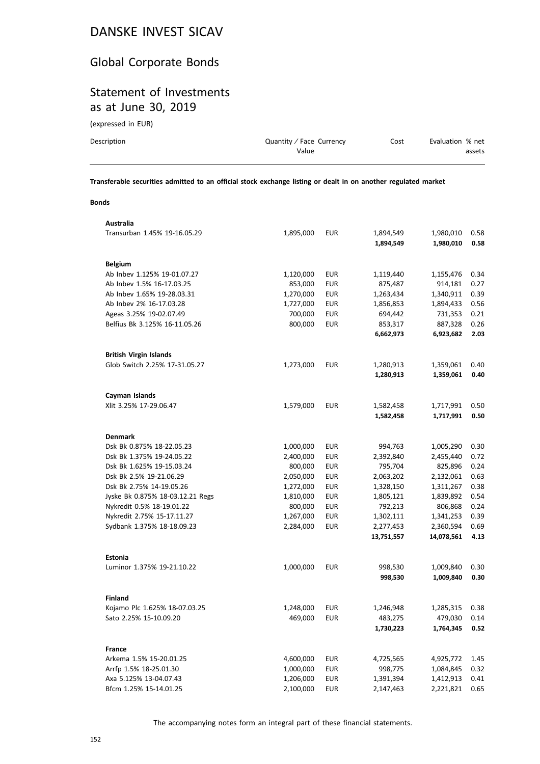# DANSKE INVEST SICAV

## Global Corporate Bonds

## Statement of Investments as at June 30, 2019

(expressed in EUR)

| Description | Quantity / Face Value | Currency | Cost | Evaluation | % net assets |
|---|---|---|---|---|---|
| **Transferable securities admitted to an official stock exchange listing or dealt in on another regulated market** | | | | | |
| **Bonds** | | | | | |
| **Australia** | | | | | |
| Transurban 1.45% 19-16.05.29 | 1,895,000 | EUR | 1,894,549 | 1,980,010 | 0.58 |
| | | | **1,894,549** | **1,980,010** | **0.58** |
| **Belgium** | | | | | |
| Ab Inbev 1.125% 19-01.07.27 | 1,120,000 | EUR | 1,119,440 | 1,155,476 | 0.34 |
| Ab Inbev 1.5% 16-17.03.25 | 853,000 | EUR | 875,487 | 914,181 | 0.27 |
| Ab Inbev 1.65% 19-28.03.31 | 1,270,000 | EUR | 1,263,434 | 1,340,911 | 0.39 |
| Ab Inbev 2% 16-17.03.28 | 1,727,000 | EUR | 1,856,853 | 1,894,433 | 0.56 |
| Ageas 3.25% 19-02.07.49 | 700,000 | EUR | 694,442 | 731,353 | 0.21 |
| Belfius Bk 3.125% 16-11.05.26 | 800,000 | EUR | 853,317 | 887,328 | 0.26 |
| | | | **6,662,973** | **6,923,682** | **2.03** |
| **British Virgin Islands** | | | | | |
| Glob Switch 2.25% 17-31.05.27 | 1,273,000 | EUR | 1,280,913 | 1,359,061 | 0.40 |
| | | | **1,280,913** | **1,359,061** | **0.40** |
| **Cayman Islands** | | | | | |
| Xlit 3.25% 17-29.06.47 | 1,579,000 | EUR | 1,582,458 | 1,717,991 | 0.50 |
| | | | **1,582,458** | **1,717,991** | **0.50** |
| **Denmark** | | | | | |
| Dsk Bk 0.875% 18-22.05.23 | 1,000,000 | EUR | 994,763 | 1,005,290 | 0.30 |
| Dsk Bk 1.375% 19-24.05.22 | 2,400,000 | EUR | 2,392,840 | 2,455,440 | 0.72 |
| Dsk Bk 1.625% 19-15.03.24 | 800,000 | EUR | 795,704 | 825,896 | 0.24 |
| Dsk Bk 2.5% 19-21.06.29 | 2,050,000 | EUR | 2,063,202 | 2,132,061 | 0.63 |
| Dsk Bk 2.75% 14-19.05.26 | 1,272,000 | EUR | 1,328,150 | 1,311,267 | 0.38 |
| Jyske Bk 0.875% 18-03.12.21 Regs | 1,810,000 | EUR | 1,805,121 | 1,839,892 | 0.54 |
| Nykredit 0.5% 18-19.01.22 | 800,000 | EUR | 792,213 | 806,868 | 0.24 |
| Nykredit 2.75% 15-17.11.27 | 1,267,000 | EUR | 1,302,111 | 1,341,253 | 0.39 |
| Sydbank 1.375% 18-18.09.23 | 2,284,000 | EUR | 2,277,453 | 2,360,594 | 0.69 |
| | | | **13,751,557** | **14,078,561** | **4.13** |
| **Estonia** | | | | | |
| Luminor 1.375% 19-21.10.22 | 1,000,000 | EUR | 998,530 | 1,009,840 | 0.30 |
| | | | **998,530** | **1,009,840** | **0.30** |
| **Finland** | | | | | |
| Kojamo Plc 1.625% 18-07.03.25 | 1,248,000 | EUR | 1,246,948 | 1,285,315 | 0.38 |
| Sato 2.25% 15-10.09.20 | 469,000 | EUR | 483,275 | 479,030 | 0.14 |
| | | | **1,730,223** | **1,764,345** | **0.52** |
| **France** | | | | | |
| Arkema 1.5% 15-20.01.25 | 4,600,000 | EUR | 4,725,565 | 4,925,772 | 1.45 |
| Arrfp 1.5% 18-25.01.30 | 1,000,000 | EUR | 998,775 | 1,084,845 | 0.32 |
| Axa 5.125% 13-04.07.43 | 1,206,000 | EUR | 1,391,394 | 1,412,913 | 0.41 |
| Bfcm 1.25% 15-14.01.25 | 2,100,000 | EUR | 2,147,463 | 2,221,821 | 0.65 |

The accompanying notes form an integral part of these financial statements.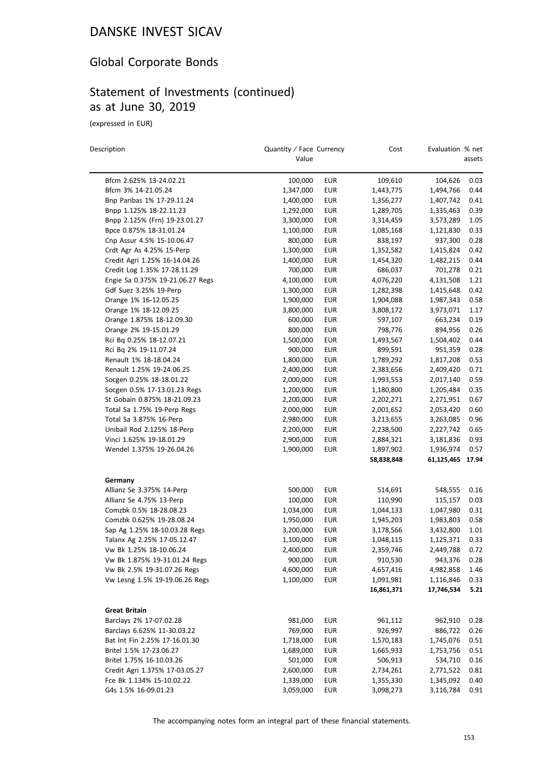# DANSKE INVEST SICAV

## Global Corporate Bonds

## Statement of Investments (continued) as at June 30, 2019

(expressed in EUR)

| Description | Quantity / Face Value | Currency | Cost | Evaluation | % net assets |
|---|---|---|---|---|---|
| Bfcm 2.625% 13-24.02.21 | 100,000 | EUR | 109,610 | 104,626 | 0.03 |
| Bfcm 3% 14-21.05.24 | 1,347,000 | EUR | 1,443,775 | 1,494,766 | 0.44 |
| Bnp Paribas 1% 17-29.11.24 | 1,400,000 | EUR | 1,356,277 | 1,407,742 | 0.41 |
| Bnpp 1.125% 18-22.11.23 | 1,292,000 | EUR | 1,289,705 | 1,335,463 | 0.39 |
| Bnpp 2.125% (Frn) 19-23.01.27 | 3,300,000 | EUR | 3,314,459 | 3,573,289 | 1.05 |
| Bpce 0.875% 18-31.01.24 | 1,100,000 | EUR | 1,085,168 | 1,121,830 | 0.33 |
| Cnp Assur 4.5% 15-10.06.47 | 800,000 | EUR | 838,197 | 937,300 | 0.28 |
| Crdt Agr As 4.25% 15-Perp | 1,300,000 | EUR | 1,352,582 | 1,415,824 | 0.42 |
| Credit Agri 1.25% 16-14.04.26 | 1,400,000 | EUR | 1,454,320 | 1,482,215 | 0.44 |
| Credit Log 1.35% 17-28.11.29 | 700,000 | EUR | 686,037 | 701,278 | 0.21 |
| Engie Sa 0.375% 19-21.06.27 Regs | 4,100,000 | EUR | 4,076,220 | 4,131,508 | 1.21 |
| Gdf Suez 3.25% 19-Perp | 1,300,000 | EUR | 1,282,398 | 1,415,648 | 0.42 |
| Orange 1% 16-12.05.25 | 1,900,000 | EUR | 1,904,088 | 1,987,343 | 0.58 |
| Orange 1% 18-12.09.25 | 3,800,000 | EUR | 3,808,172 | 3,973,071 | 1.17 |
| Orange 1.875% 18-12.09.30 | 600,000 | EUR | 597,107 | 663,234 | 0.19 |
| Orange 2% 19-15.01.29 | 800,000 | EUR | 798,776 | 894,956 | 0.26 |
| Rci Bq 0.25% 18-12.07.21 | 1,500,000 | EUR | 1,493,567 | 1,504,402 | 0.44 |
| Rci Bq 2% 19-11.07.24 | 900,000 | EUR | 899,591 | 951,359 | 0.28 |
| Renault 1% 18-18.04.24 | 1,800,000 | EUR | 1,789,292 | 1,817,208 | 0.53 |
| Renault 1.25% 19-24.06.25 | 2,400,000 | EUR | 2,383,656 | 2,409,420 | 0.71 |
| Socgen 0.25% 18-18.01.22 | 2,000,000 | EUR | 1,993,553 | 2,017,140 | 0.59 |
| Socgen 0.5% 17-13.01.23 Regs | 1,200,000 | EUR | 1,180,800 | 1,205,484 | 0.35 |
| St Gobain 0.875% 18-21.09.23 | 2,200,000 | EUR | 2,202,271 | 2,271,951 | 0.67 |
| Total Sa 1.75% 19-Perp Regs | 2,000,000 | EUR | 2,001,652 | 2,053,420 | 0.60 |
| Total Sa 3.875% 16-Perp | 2,980,000 | EUR | 3,213,655 | 3,263,085 | 0.96 |
| Unibail Rod 2.125% 18-Perp | 2,200,000 | EUR | 2,238,500 | 2,227,742 | 0.65 |
| Vinci 1.625% 19-18.01.29 | 2,900,000 | EUR | 2,884,321 | 3,181,836 | 0.93 |
| Wendel 1.375% 19-26.04.26 | 1,900,000 | EUR | 1,897,902 | 1,936,974 | 0.57 |
| | | | **58,838,848** | **61,125,465** | **17.94** |
| **Germany** | | | | | |
| Allianz Se 3.375% 14-Perp | 500,000 | EUR | 514,691 | 548,555 | 0.16 |
| Allianz Se 4.75% 13-Perp | 100,000 | EUR | 110,990 | 115,157 | 0.03 |
| Comzbk 0.5% 18-28.08.23 | 1,034,000 | EUR | 1,044,133 | 1,047,980 | 0.31 |
| Comzbk 0.625% 19-28.08.24 | 1,950,000 | EUR | 1,945,203 | 1,983,803 | 0.58 |
| Sap Ag 1.25% 18-10.03.28 Regs | 3,200,000 | EUR | 3,178,566 | 3,432,800 | 1.01 |
| Talanx Ag 2.25% 17-05.12.47 | 1,100,000 | EUR | 1,048,115 | 1,125,371 | 0.33 |
| Vw Bk 1.25% 18-10.06.24 | 2,400,000 | EUR | 2,359,746 | 2,449,788 | 0.72 |
| Vw Bk 1.875% 19-31.01.24 Regs | 900,000 | EUR | 910,530 | 943,376 | 0.28 |
| Vw Bk 2.5% 19-31.07.26 Regs | 4,600,000 | EUR | 4,657,416 | 4,982,858 | 1.46 |
| Vw Lesng 1.5% 19-19.06.26 Regs | 1,100,000 | EUR | 1,091,981 | 1,116,846 | 0.33 |
| | | | **16,861,371** | **17,746,534** | **5.21** |
| **Great Britain** | | | | | |
| Barclays 2% 17-07.02.28 | 981,000 | EUR | 961,112 | 962,910 | 0.28 |
| Barclays 6.625% 11-30.03.22 | 769,000 | EUR | 926,997 | 886,722 | 0.26 |
| Bat Int Fin 2.25% 17-16.01.30 | 1,718,000 | EUR | 1,570,183 | 1,745,076 | 0.51 |
| Britel 1.5% 17-23.06.27 | 1,689,000 | EUR | 1,665,933 | 1,753,756 | 0.51 |
| Britel 1.75% 16-10.03.26 | 501,000 | EUR | 506,913 | 534,710 | 0.16 |
| Credit Agri 1.375% 17-03.05.27 | 2,600,000 | EUR | 2,734,261 | 2,771,522 | 0.81 |
| Fce Bk 1.134% 15-10.02.22 | 1,339,000 | EUR | 1,355,330 | 1,345,092 | 0.40 |
| G4s 1.5% 16-09.01.23 | 3,059,000 | EUR | 3,098,273 | 3,116,784 | 0.91 |

The accompanying notes form an integral part of these financial statements.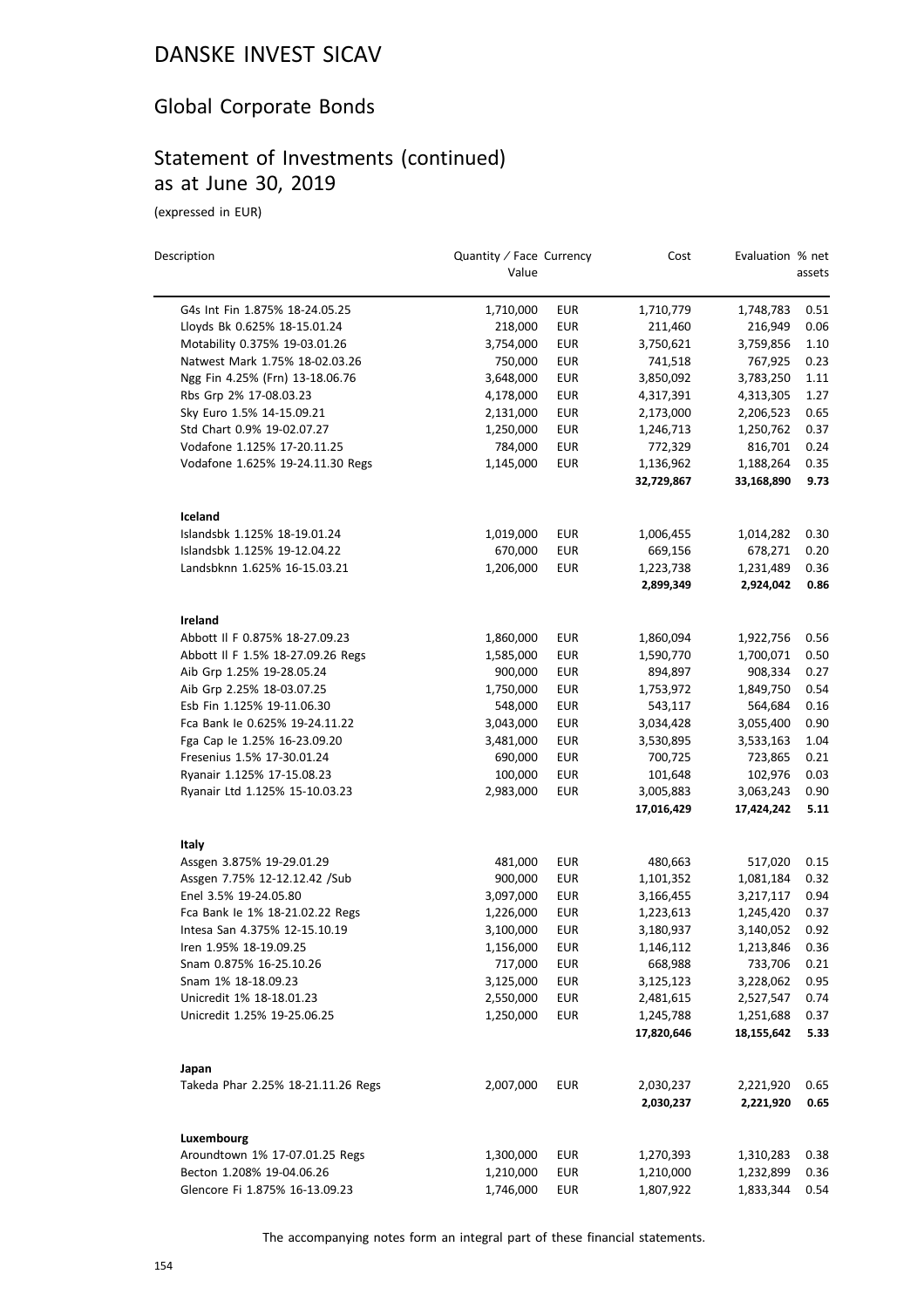# DANSKE INVEST SICAV

## Global Corporate Bonds

## Statement of Investments (continued) as at June 30, 2019

(expressed in EUR)

| Description | Quantity / Face Value | Currency | Cost | Evaluation | % net assets |
|---|---|---|---|---|---|
| G4s Int Fin 1.875% 18-24.05.25 | 1,710,000 | EUR | 1,710,779 | 1,748,783 | 0.51 |
| Lloyds Bk 0.625% 18-15.01.24 | 218,000 | EUR | 211,460 | 216,949 | 0.06 |
| Motability 0.375% 19-03.01.26 | 3,754,000 | EUR | 3,750,621 | 3,759,856 | 1.10 |
| Natwest Mark 1.75% 18-02.03.26 | 750,000 | EUR | 741,518 | 767,925 | 0.23 |
| Ngg Fin 4.25% (Frn) 13-18.06.76 | 3,648,000 | EUR | 3,850,092 | 3,783,250 | 1.11 |
| Rbs Grp 2% 17-08.03.23 | 4,178,000 | EUR | 4,317,391 | 4,313,305 | 1.27 |
| Sky Euro 1.5% 14-15.09.21 | 2,131,000 | EUR | 2,173,000 | 2,206,523 | 0.65 |
| Std Chart 0.9% 19-02.07.27 | 1,250,000 | EUR | 1,246,713 | 1,250,762 | 0.37 |
| Vodafone 1.125% 17-20.11.25 | 784,000 | EUR | 772,329 | 816,701 | 0.24 |
| Vodafone 1.625% 19-24.11.30 Regs | 1,145,000 | EUR | 1,136,962 | 1,188,264 | 0.35 |
| | | | **32,729,867** | **33,168,890** | **9.73** |
| **Iceland** | | | | | |
| Islandsbk 1.125% 18-19.01.24 | 1,019,000 | EUR | 1,006,455 | 1,014,282 | 0.30 |
| Islandsbk 1.125% 19-12.04.22 | 670,000 | EUR | 669,156 | 678,271 | 0.20 |
| Landsbknn 1.625% 16-15.03.21 | 1,206,000 | EUR | 1,223,738 | 1,231,489 | 0.36 |
| | | | **2,899,349** | **2,924,042** | **0.86** |
| **Ireland** | | | | | |
| Abbott Il F 0.875% 18-27.09.23 | 1,860,000 | EUR | 1,860,094 | 1,922,756 | 0.56 |
| Abbott Il F 1.5% 18-27.09.26 Regs | 1,585,000 | EUR | 1,590,770 | 1,700,071 | 0.50 |
| Aib Grp 1.25% 19-28.05.24 | 900,000 | EUR | 894,897 | 908,334 | 0.27 |
| Aib Grp 2.25% 18-03.07.25 | 1,750,000 | EUR | 1,753,972 | 1,849,750 | 0.54 |
| Esb Fin 1.125% 19-11.06.30 | 548,000 | EUR | 543,117 | 564,684 | 0.16 |
| Fca Bank Ie 0.625% 19-24.11.22 | 3,043,000 | EUR | 3,034,428 | 3,055,400 | 0.90 |
| Fga Cap Ie 1.25% 16-23.09.20 | 3,481,000 | EUR | 3,530,895 | 3,533,163 | 1.04 |
| Fresenius 1.5% 17-30.01.24 | 690,000 | EUR | 700,725 | 723,865 | 0.21 |
| Ryanair 1.125% 17-15.08.23 | 100,000 | EUR | 101,648 | 102,976 | 0.03 |
| Ryanair Ltd 1.125% 15-10.03.23 | 2,983,000 | EUR | 3,005,883 | 3,063,243 | 0.90 |
| | | | **17,016,429** | **17,424,242** | **5.11** |
| **Italy** | | | | | |
| Assgen 3.875% 19-29.01.29 | 481,000 | EUR | 480,663 | 517,020 | 0.15 |
| Assgen 7.75% 12-12.12.42 /Sub | 900,000 | EUR | 1,101,352 | 1,081,184 | 0.32 |
| Enel 3.5% 19-24.05.80 | 3,097,000 | EUR | 3,166,455 | 3,217,117 | 0.94 |
| Fca Bank Ie 1% 18-21.02.22 Regs | 1,226,000 | EUR | 1,223,613 | 1,245,420 | 0.37 |
| Intesa San 4.375% 12-15.10.19 | 3,100,000 | EUR | 3,180,937 | 3,140,052 | 0.92 |
| Iren 1.95% 18-19.09.25 | 1,156,000 | EUR | 1,146,112 | 1,213,846 | 0.36 |
| Snam 0.875% 16-25.10.26 | 717,000 | EUR | 668,988 | 733,706 | 0.21 |
| Snam 1% 18-18.09.23 | 3,125,000 | EUR | 3,125,123 | 3,228,062 | 0.95 |
| Unicredit 1% 18-18.01.23 | 2,550,000 | EUR | 2,481,615 | 2,527,547 | 0.74 |
| Unicredit 1.25% 19-25.06.25 | 1,250,000 | EUR | 1,245,788 | 1,251,688 | 0.37 |
| | | | **17,820,646** | **18,155,642** | **5.33** |
| **Japan** | | | | | |
| Takeda Phar 2.25% 18-21.11.26 Regs | 2,007,000 | EUR | 2,030,237 | 2,221,920 | 0.65 |
| | | | **2,030,237** | **2,221,920** | **0.65** |
| **Luxembourg** | | | | | |
| Aroundtown 1% 17-07.01.25 Regs | 1,300,000 | EUR | 1,270,393 | 1,310,283 | 0.38 |
| Becton 1.208% 19-04.06.26 | 1,210,000 | EUR | 1,210,000 | 1,232,899 | 0.36 |
| Glencore Fi 1.875% 16-13.09.23 | 1,746,000 | EUR | 1,807,922 | 1,833,344 | 0.54 |

The accompanying notes form an integral part of these financial statements.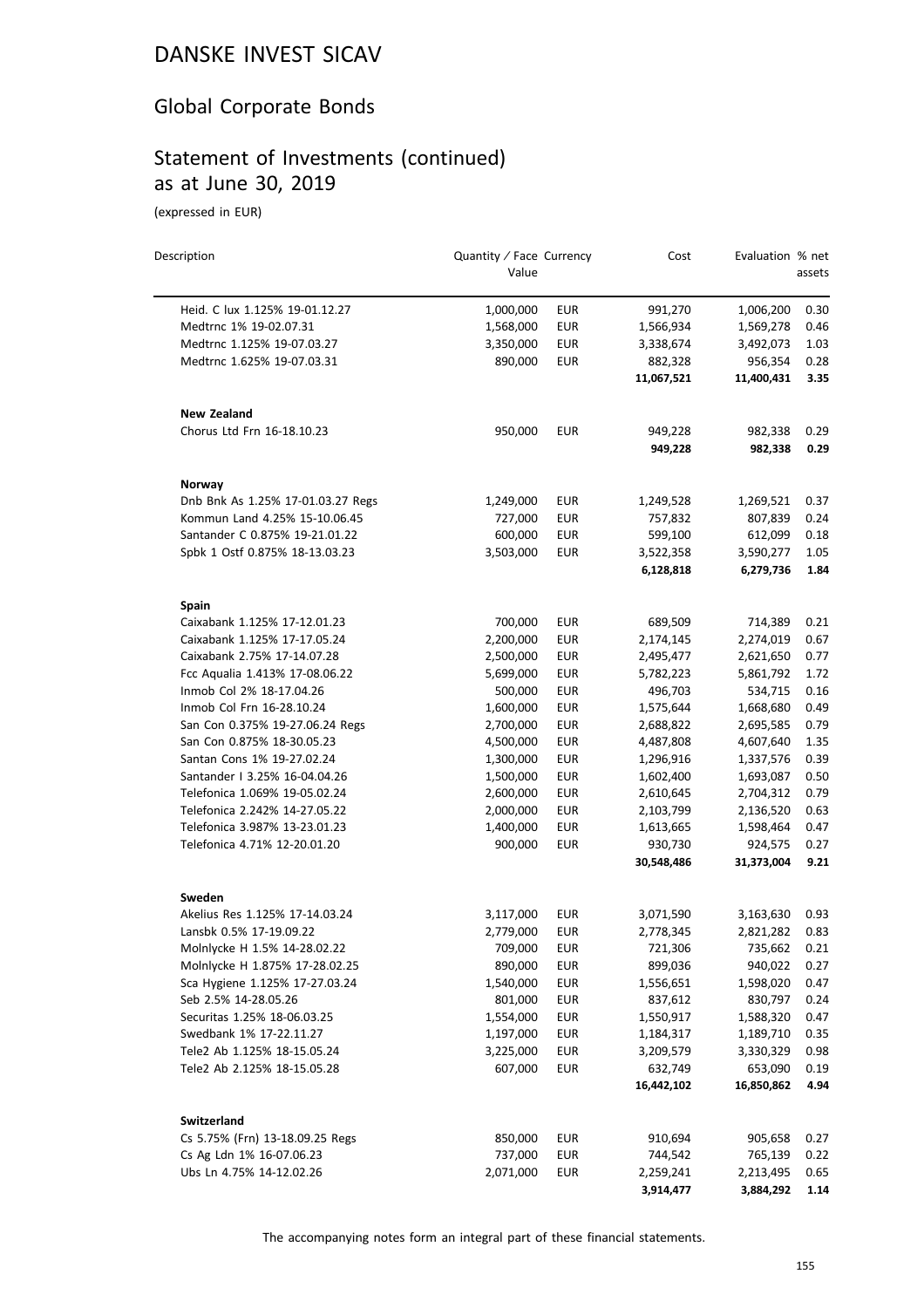# DANSKE INVEST SICAV

## Global Corporate Bonds

## Statement of Investments (continued) as at June 30, 2019

(expressed in EUR)

| Description | Quantity / Face Value | Currency | Cost | Evaluation | % net assets |
|---|---|---|---|---|---|
| Heid. C lux 1.125% 19-01.12.27 | 1,000,000 | EUR | 991,270 | 1,006,200 | 0.30 |
| Medtrnc 1% 19-02.07.31 | 1,568,000 | EUR | 1,566,934 | 1,569,278 | 0.46 |
| Medtrnc 1.125% 19-07.03.27 | 3,350,000 | EUR | 3,338,674 | 3,492,073 | 1.03 |
| Medtrnc 1.625% 19-07.03.31 | 890,000 | EUR | 882,328 | 956,354 | 0.28 |
| | | | **11,067,521** | **11,400,431** | **3.35** |
| **New Zealand** | | | | | |
| Chorus Ltd Frn 16-18.10.23 | 950,000 | EUR | 949,228 | 982,338 | 0.29 |
| | | | **949,228** | **982,338** | **0.29** |
| **Norway** | | | | | |
| Dnb Bnk As 1.25% 17-01.03.27 Regs | 1,249,000 | EUR | 1,249,528 | 1,269,521 | 0.37 |
| Kommun Land 4.25% 15-10.06.45 | 727,000 | EUR | 757,832 | 807,839 | 0.24 |
| Santander C 0.875% 19-21.01.22 | 600,000 | EUR | 599,100 | 612,099 | 0.18 |
| Spbk 1 Ostf 0.875% 18-13.03.23 | 3,503,000 | EUR | 3,522,358 | 3,590,277 | 1.05 |
| | | | **6,128,818** | **6,279,736** | **1.84** |
| **Spain** | | | | | |
| Caixabank 1.125% 17-12.01.23 | 700,000 | EUR | 689,509 | 714,389 | 0.21 |
| Caixabank 1.125% 17-17.05.24 | 2,200,000 | EUR | 2,174,145 | 2,274,019 | 0.67 |
| Caixabank 2.75% 17-14.07.28 | 2,500,000 | EUR | 2,495,477 | 2,621,650 | 0.77 |
| Fcc Aqualia 1.413% 17-08.06.22 | 5,699,000 | EUR | 5,782,223 | 5,861,792 | 1.72 |
| Inmob Col 2% 18-17.04.26 | 500,000 | EUR | 496,703 | 534,715 | 0.16 |
| Inmob Col Frn 16-28.10.24 | 1,600,000 | EUR | 1,575,644 | 1,668,680 | 0.49 |
| San Con 0.375% 19-27.06.24 Regs | 2,700,000 | EUR | 2,688,822 | 2,695,585 | 0.79 |
| San Con 0.875% 18-30.05.23 | 4,500,000 | EUR | 4,487,808 | 4,607,640 | 1.35 |
| Santan Cons 1% 19-27.02.24 | 1,300,000 | EUR | 1,296,916 | 1,337,576 | 0.39 |
| Santander I 3.25% 16-04.04.26 | 1,500,000 | EUR | 1,602,400 | 1,693,087 | 0.50 |
| Telefonica 1.069% 19-05.02.24 | 2,600,000 | EUR | 2,610,645 | 2,704,312 | 0.79 |
| Telefonica 2.242% 14-27.05.22 | 2,000,000 | EUR | 2,103,799 | 2,136,520 | 0.63 |
| Telefonica 3.987% 13-23.01.23 | 1,400,000 | EUR | 1,613,665 | 1,598,464 | 0.47 |
| Telefonica 4.71% 12-20.01.20 | 900,000 | EUR | 930,730 | 924,575 | 0.27 |
| | | | **30,548,486** | **31,373,004** | **9.21** |
| **Sweden** | | | | | |
| Akelius Res 1.125% 17-14.03.24 | 3,117,000 | EUR | 3,071,590 | 3,163,630 | 0.93 |
| Lansbk 0.5% 17-19.09.22 | 2,779,000 | EUR | 2,778,345 | 2,821,282 | 0.83 |
| Molnlycke H 1.5% 14-28.02.22 | 709,000 | EUR | 721,306 | 735,662 | 0.21 |
| Molnlycke H 1.875% 17-28.02.25 | 890,000 | EUR | 899,036 | 940,022 | 0.27 |
| Sca Hygiene 1.125% 17-27.03.24 | 1,540,000 | EUR | 1,556,651 | 1,598,020 | 0.47 |
| Seb 2.5% 14-28.05.26 | 801,000 | EUR | 837,612 | 830,797 | 0.24 |
| Securitas 1.25% 18-06.03.25 | 1,554,000 | EUR | 1,550,917 | 1,588,320 | 0.47 |
| Swedbank 1% 17-22.11.27 | 1,197,000 | EUR | 1,184,317 | 1,189,710 | 0.35 |
| Tele2 Ab 1.125% 18-15.05.24 | 3,225,000 | EUR | 3,209,579 | 3,330,329 | 0.98 |
| Tele2 Ab 2.125% 18-15.05.28 | 607,000 | EUR | 632,749 | 653,090 | 0.19 |
| | | | **16,442,102** | **16,850,862** | **4.94** |
| **Switzerland** | | | | | |
| Cs 5.75% (Frn) 13-18.09.25 Regs | 850,000 | EUR | 910,694 | 905,658 | 0.27 |
| Cs Ag Ldn 1% 16-07.06.23 | 737,000 | EUR | 744,542 | 765,139 | 0.22 |
| Ubs Ln 4.75% 14-12.02.26 | 2,071,000 | EUR | 2,259,241 | 2,213,495 | 0.65 |
| | | | **3,914,477** | **3,884,292** | **1.14** |

The accompanying notes form an integral part of these financial statements.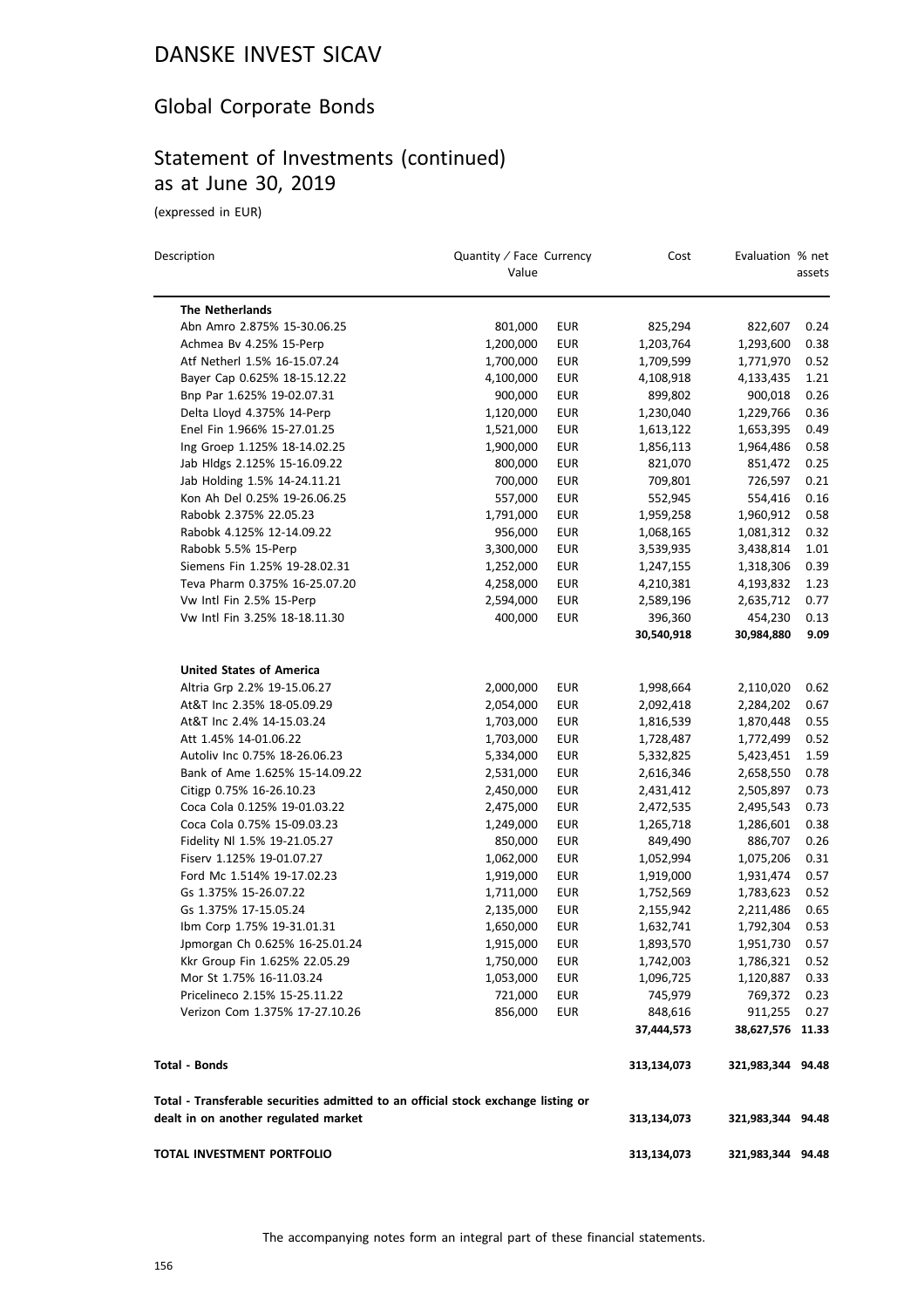# DANSKE INVEST SICAV

## Global Corporate Bonds

## Statement of Investments (continued) as at June 30, 2019

(expressed in EUR)

| Description | Quantity / Face Value | Currency | Cost | Evaluation | % net assets |
|---|---|---|---|---|---|
| **The Netherlands** | | | | | |
| Abn Amro 2.875% 15-30.06.25 | 801,000 | EUR | 825,294 | 822,607 | 0.24 |
| Achmea Bv 4.25% 15-Perp | 1,200,000 | EUR | 1,203,764 | 1,293,600 | 0.38 |
| Atf Netherl 1.5% 16-15.07.24 | 1,700,000 | EUR | 1,709,599 | 1,771,970 | 0.52 |
| Bayer Cap 0.625% 18-15.12.22 | 4,100,000 | EUR | 4,108,918 | 4,133,435 | 1.21 |
| Bnp Par 1.625% 19-02.07.31 | 900,000 | EUR | 899,802 | 900,018 | 0.26 |
| Delta Lloyd 4.375% 14-Perp | 1,120,000 | EUR | 1,230,040 | 1,229,766 | 0.36 |
| Enel Fin 1.966% 15-27.01.25 | 1,521,000 | EUR | 1,613,122 | 1,653,395 | 0.49 |
| Ing Groep 1.125% 18-14.02.25 | 1,900,000 | EUR | 1,856,113 | 1,964,486 | 0.58 |
| Jab Hldgs 2.125% 15-16.09.22 | 800,000 | EUR | 821,070 | 851,472 | 0.25 |
| Jab Holding 1.5% 14-24.11.21 | 700,000 | EUR | 709,801 | 726,597 | 0.21 |
| Kon Ah Del 0.25% 19-26.06.25 | 557,000 | EUR | 552,945 | 554,416 | 0.16 |
| Rabobk 2.375% 22.05.23 | 1,791,000 | EUR | 1,959,258 | 1,960,912 | 0.58 |
| Rabobk 4.125% 12-14.09.22 | 956,000 | EUR | 1,068,165 | 1,081,312 | 0.32 |
| Rabobk 5.5% 15-Perp | 3,300,000 | EUR | 3,539,935 | 3,438,814 | 1.01 |
| Siemens Fin 1.25% 19-28.02.31 | 1,252,000 | EUR | 1,247,155 | 1,318,306 | 0.39 |
| Teva Pharm 0.375% 16-25.07.20 | 4,258,000 | EUR | 4,210,381 | 4,193,832 | 1.23 |
| Vw Intl Fin 2.5% 15-Perp | 2,594,000 | EUR | 2,589,196 | 2,635,712 | 0.77 |
| Vw Intl Fin 3.25% 18-18.11.30 | 400,000 | EUR | 396,360 | 454,230 | 0.13 |
| | | | **30,540,918** | **30,984,880** | **9.09** |
| **United States of America** | | | | | |
| Altria Grp 2.2% 19-15.06.27 | 2,000,000 | EUR | 1,998,664 | 2,110,020 | 0.62 |
| At&T Inc 2.35% 18-05.09.29 | 2,054,000 | EUR | 2,092,418 | 2,284,202 | 0.67 |
| At&T Inc 2.4% 14-15.03.24 | 1,703,000 | EUR | 1,816,539 | 1,870,448 | 0.55 |
| Att 1.45% 14-01.06.22 | 1,703,000 | EUR | 1,728,487 | 1,772,499 | 0.52 |
| Autoliv Inc 0.75% 18-26.06.23 | 5,334,000 | EUR | 5,332,825 | 5,423,451 | 1.59 |
| Bank of Ame 1.625% 15-14.09.22 | 2,531,000 | EUR | 2,616,346 | 2,658,550 | 0.78 |
| Citigp 0.75% 16-26.10.23 | 2,450,000 | EUR | 2,431,412 | 2,505,897 | 0.73 |
| Coca Cola 0.125% 19-01.03.22 | 2,475,000 | EUR | 2,472,535 | 2,495,543 | 0.73 |
| Coca Cola 0.75% 15-09.03.23 | 1,249,000 | EUR | 1,265,718 | 1,286,601 | 0.38 |
| Fidelity Nl 1.5% 19-21.05.27 | 850,000 | EUR | 849,490 | 886,707 | 0.26 |
| Fiserv 1.125% 19-01.07.27 | 1,062,000 | EUR | 1,052,994 | 1,075,206 | 0.31 |
| Ford Mc 1.514% 19-17.02.23 | 1,919,000 | EUR | 1,919,000 | 1,931,474 | 0.57 |
| Gs 1.375% 15-26.07.22 | 1,711,000 | EUR | 1,752,569 | 1,783,623 | 0.52 |
| Gs 1.375% 17-15.05.24 | 2,135,000 | EUR | 2,155,942 | 2,211,486 | 0.65 |
| Ibm Corp 1.75% 19-31.01.31 | 1,650,000 | EUR | 1,632,741 | 1,792,304 | 0.53 |
| Jpmorgan Ch 0.625% 16-25.01.24 | 1,915,000 | EUR | 1,893,570 | 1,951,730 | 0.57 |
| Kkr Group Fin 1.625% 22.05.29 | 1,750,000 | EUR | 1,742,003 | 1,786,321 | 0.52 |
| Mor St 1.75% 16-11.03.24 | 1,053,000 | EUR | 1,096,725 | 1,120,887 | 0.33 |
| Pricelineco 2.15% 15-25.11.22 | 721,000 | EUR | 745,979 | 769,372 | 0.23 |
| Verizon Com 1.375% 17-27.10.26 | 856,000 | EUR | 848,616 | 911,255 | 0.27 |
| | | | **37,444,573** | **38,627,576** | **11.33** |
| **Total - Bonds** | | | **313,134,073** | **321,983,344** | **94.48** |
| **Total - Transferable securities admitted to an official stock exchange listing or dealt in on another regulated market** | | | **313,134,073** | **321,983,344** | **94.48** |
| **TOTAL INVESTMENT PORTFOLIO** | | | **313,134,073** | **321,983,344** | **94.48** |

The accompanying notes form an integral part of these financial statements.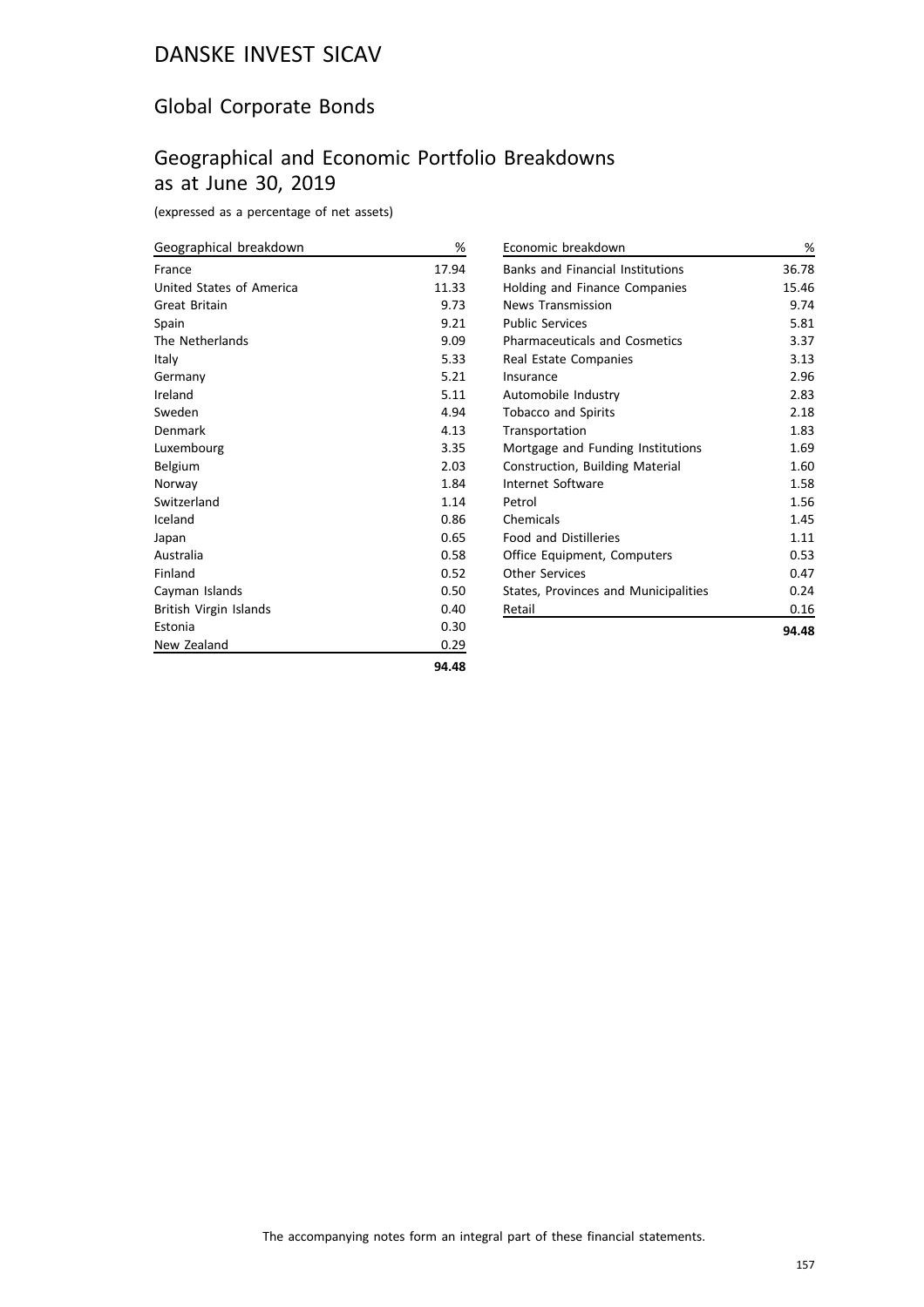# DANSKE INVEST SICAV

## Global Corporate Bonds

## Geographical and Economic Portfolio Breakdowns as at June 30, 2019

(expressed as a percentage of net assets)

| Geographical breakdown | % |
|---|---|
| France | 17.94 |
| United States of America | 11.33 |
| Great Britain | 9.73 |
| Spain | 9.21 |
| The Netherlands | 9.09 |
| Italy | 5.33 |
| Germany | 5.21 |
| Ireland | 5.11 |
| Sweden | 4.94 |
| Denmark | 4.13 |
| Luxembourg | 3.35 |
| Belgium | 2.03 |
| Norway | 1.84 |
| Switzerland | 1.14 |
| Iceland | 0.86 |
| Japan | 0.65 |
| Australia | 0.58 |
| Finland | 0.52 |
| Cayman Islands | 0.50 |
| British Virgin Islands | 0.40 |
| Estonia | 0.30 |
| New Zealand | 0.29 |
| | **94.48** |

| Economic breakdown | % |
|---|---|
| Banks and Financial Institutions | 36.78 |
| Holding and Finance Companies | 15.46 |
| News Transmission | 9.74 |
| Public Services | 5.81 |
| Pharmaceuticals and Cosmetics | 3.37 |
| Real Estate Companies | 3.13 |
| Insurance | 2.96 |
| Automobile Industry | 2.83 |
| Tobacco and Spirits | 2.18 |
| Transportation | 1.83 |
| Mortgage and Funding Institutions | 1.69 |
| Construction, Building Material | 1.60 |
| Internet Software | 1.58 |
| Petrol | 1.56 |
| Chemicals | 1.45 |
| Food and Distilleries | 1.11 |
| Office Equipment, Computers | 0.53 |
| Other Services | 0.47 |
| States, Provinces and Municipalities | 0.24 |
| Retail | 0.16 |
| | **94.48** |

The accompanying notes form an integral part of these financial statements.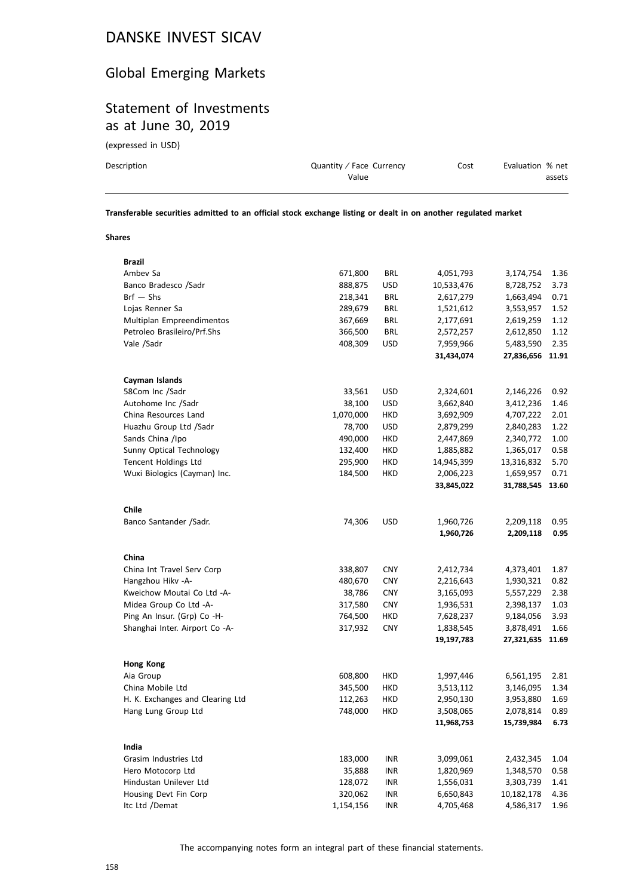# DANSKE INVEST SICAV

## Global Emerging Markets

## Statement of Investments as at June 30, 2019

(expressed in USD)

| Description | Quantity / Face Value | Currency | Cost | Evaluation | % net assets |
|---|---|---|---|---|---|

**Transferable securities admitted to an official stock exchange listing or dealt in on another regulated market**

**Shares**

| Description | Quantity / Face Value | Currency | Cost | Evaluation | % net assets |
|---|---|---|---|---|---|
| **Brazil** | | | | | |
| Ambev Sa | 671,800 | BRL | 4,051,793 | 3,174,754 | 1.36 |
| Banco Bradesco /Sadr | 888,875 | USD | 10,533,476 | 8,728,752 | 3.73 |
| Brf — Shs | 218,341 | BRL | 2,617,279 | 1,663,494 | 0.71 |
| Lojas Renner Sa | 289,679 | BRL | 1,521,612 | 3,553,957 | 1.52 |
| Multiplan Empreendimentos | 367,669 | BRL | 2,177,691 | 2,619,259 | 1.12 |
| Petroleo Brasileiro/Prf.Shs | 366,500 | BRL | 2,572,257 | 2,612,850 | 1.12 |
| Vale /Sadr | 408,309 | USD | 7,959,966 | 5,483,590 | 2.35 |
| | | | **31,434,074** | **27,836,656** | **11.91** |
| **Cayman Islands** | | | | | |
| 58Com Inc /Sadr | 33,561 | USD | 2,324,601 | 2,146,226 | 0.92 |
| Autohome Inc /Sadr | 38,100 | USD | 3,662,840 | 3,412,236 | 1.46 |
| China Resources Land | 1,070,000 | HKD | 3,692,909 | 4,707,222 | 2.01 |
| Huazhu Group Ltd /Sadr | 78,700 | USD | 2,879,299 | 2,840,283 | 1.22 |
| Sands China /Ipo | 490,000 | HKD | 2,447,869 | 2,340,772 | 1.00 |
| Sunny Optical Technology | 132,400 | HKD | 1,885,882 | 1,365,017 | 0.58 |
| Tencent Holdings Ltd | 295,900 | HKD | 14,945,399 | 13,316,832 | 5.70 |
| Wuxi Biologics (Cayman) Inc. | 184,500 | HKD | 2,006,223 | 1,659,957 | 0.71 |
| | | | **33,845,022** | **31,788,545** | **13.60** |
| **Chile** | | | | | |
| Banco Santander /Sadr. | 74,306 | USD | 1,960,726 | 2,209,118 | 0.95 |
| | | | **1,960,726** | **2,209,118** | **0.95** |
| **China** | | | | | |
| China Int Travel Serv Corp | 338,807 | CNY | 2,412,734 | 4,373,401 | 1.87 |
| Hangzhou Hikv -A- | 480,670 | CNY | 2,216,643 | 1,930,321 | 0.82 |
| Kweichow Moutai Co Ltd -A- | 38,786 | CNY | 3,165,093 | 5,557,229 | 2.38 |
| Midea Group Co Ltd -A- | 317,580 | CNY | 1,936,531 | 2,398,137 | 1.03 |
| Ping An Insur. (Grp) Co -H- | 764,500 | HKD | 7,628,237 | 9,184,056 | 3.93 |
| Shanghai Inter. Airport Co -A- | 317,932 | CNY | 1,838,545 | 3,878,491 | 1.66 |
| | | | **19,197,783** | **27,321,635** | **11.69** |
| **Hong Kong** | | | | | |
| Aia Group | 608,800 | HKD | 1,997,446 | 6,561,195 | 2.81 |
| China Mobile Ltd | 345,500 | HKD | 3,513,112 | 3,146,095 | 1.34 |
| H. K. Exchanges and Clearing Ltd | 112,263 | HKD | 2,950,130 | 3,953,880 | 1.69 |
| Hang Lung Group Ltd | 748,000 | HKD | 3,508,065 | 2,078,814 | 0.89 |
| | | | **11,968,753** | **15,739,984** | **6.73** |
| **India** | | | | | |
| Grasim Industries Ltd | 183,000 | INR | 3,099,061 | 2,432,345 | 1.04 |
| Hero Motocorp Ltd | 35,888 | INR | 1,820,969 | 1,348,570 | 0.58 |
| Hindustan Unilever Ltd | 128,072 | INR | 1,556,031 | 3,303,739 | 1.41 |
| Housing Devt Fin Corp | 320,062 | INR | 6,650,843 | 10,182,178 | 4.36 |
| Itc Ltd /Demat | 1,154,156 | INR | 4,705,468 | 4,586,317 | 1.96 |

The accompanying notes form an integral part of these financial statements.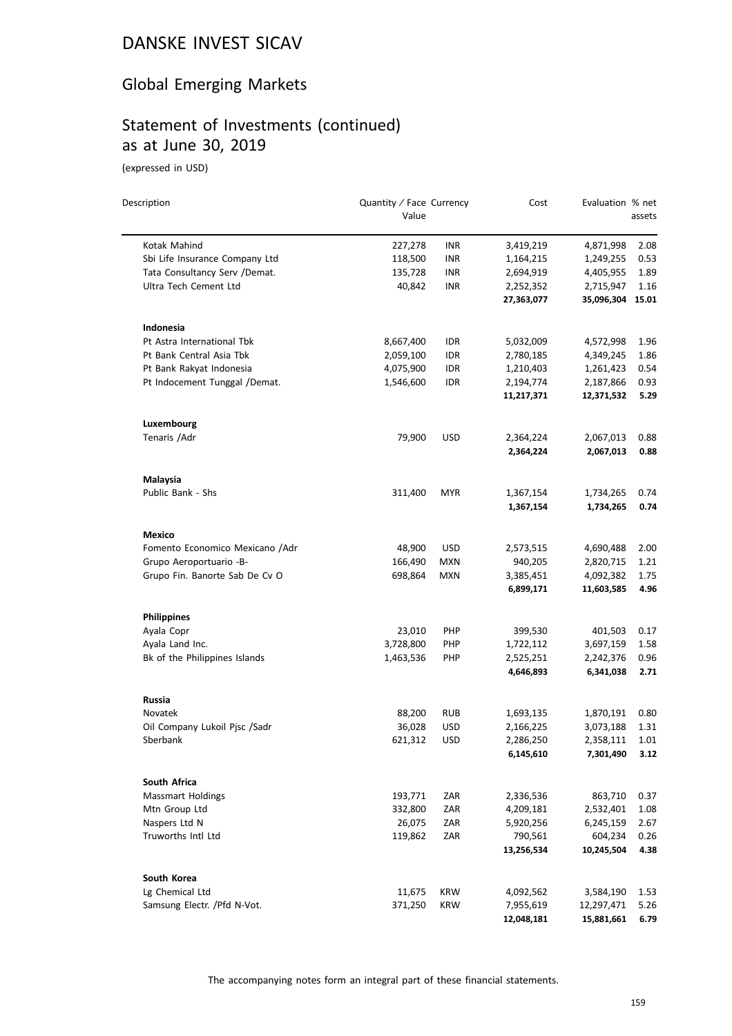# DANSKE INVEST SICAV

## Global Emerging Markets

## Statement of Investments (continued) as at June 30, 2019

(expressed in USD)

| Description | Quantity / Face Value | Currency | Cost | Evaluation | % net assets |
|---|---|---|---|---|---|
| Kotak Mahind | 227,278 | INR | 3,419,219 | 4,871,998 | 2.08 |
| Sbi Life Insurance Company Ltd | 118,500 | INR | 1,164,215 | 1,249,255 | 0.53 |
| Tata Consultancy Serv /Demat. | 135,728 | INR | 2,694,919 | 4,405,955 | 1.89 |
| Ultra Tech Cement Ltd | 40,842 | INR | 2,252,352 | 2,715,947 | 1.16 |
| | | | **27,363,077** | **35,096,304** | **15.01** |
| **Indonesia** | | | | | |
| Pt Astra International Tbk | 8,667,400 | IDR | 5,032,009 | 4,572,998 | 1.96 |
| Pt Bank Central Asia Tbk | 2,059,100 | IDR | 2,780,185 | 4,349,245 | 1.86 |
| Pt Bank Rakyat Indonesia | 4,075,900 | IDR | 1,210,403 | 1,261,423 | 0.54 |
| Pt Indocement Tunggal /Demat. | 1,546,600 | IDR | 2,194,774 | 2,187,866 | 0.93 |
| | | | **11,217,371** | **12,371,532** | **5.29** |
| **Luxembourg** | | | | | |
| Tenaris /Adr | 79,900 | USD | 2,364,224 | 2,067,013 | 0.88 |
| | | | **2,364,224** | **2,067,013** | **0.88** |
| **Malaysia** | | | | | |
| Public Bank - Shs | 311,400 | MYR | 1,367,154 | 1,734,265 | 0.74 |
| | | | **1,367,154** | **1,734,265** | **0.74** |
| **Mexico** | | | | | |
| Fomento Economico Mexicano /Adr | 48,900 | USD | 2,573,515 | 4,690,488 | 2.00 |
| Grupo Aeroportuario -B- | 166,490 | MXN | 940,205 | 2,820,715 | 1.21 |
| Grupo Fin. Banorte Sab De Cv O | 698,864 | MXN | 3,385,451 | 4,092,382 | 1.75 |
| | | | **6,899,171** | **11,603,585** | **4.96** |
| **Philippines** | | | | | |
| Ayala Copr | 23,010 | PHP | 399,530 | 401,503 | 0.17 |
| Ayala Land Inc. | 3,728,800 | PHP | 1,722,112 | 3,697,159 | 1.58 |
| Bk of the Philippines Islands | 1,463,536 | PHP | 2,525,251 | 2,242,376 | 0.96 |
| | | | **4,646,893** | **6,341,038** | **2.71** |
| **Russia** | | | | | |
| Novatek | 88,200 | RUB | 1,693,135 | 1,870,191 | 0.80 |
| Oil Company Lukoil Pjsc /Sadr | 36,028 | USD | 2,166,225 | 3,073,188 | 1.31 |
| Sberbank | 621,312 | USD | 2,286,250 | 2,358,111 | 1.01 |
| | | | **6,145,610** | **7,301,490** | **3.12** |
| **South Africa** | | | | | |
| Massmart Holdings | 193,771 | ZAR | 2,336,536 | 863,710 | 0.37 |
| Mtn Group Ltd | 332,800 | ZAR | 4,209,181 | 2,532,401 | 1.08 |
| Naspers Ltd N | 26,075 | ZAR | 5,920,256 | 6,245,159 | 2.67 |
| Truworths Intl Ltd | 119,862 | ZAR | 790,561 | 604,234 | 0.26 |
| | | | **13,256,534** | **10,245,504** | **4.38** |
| **South Korea** | | | | | |
| Lg Chemical Ltd | 11,675 | KRW | 4,092,562 | 3,584,190 | 1.53 |
| Samsung Electr. /Pfd N-Vot. | 371,250 | KRW | 7,955,619 | 12,297,471 | 5.26 |
| | | | **12,048,181** | **15,881,661** | **6.79** |

The accompanying notes form an integral part of these financial statements.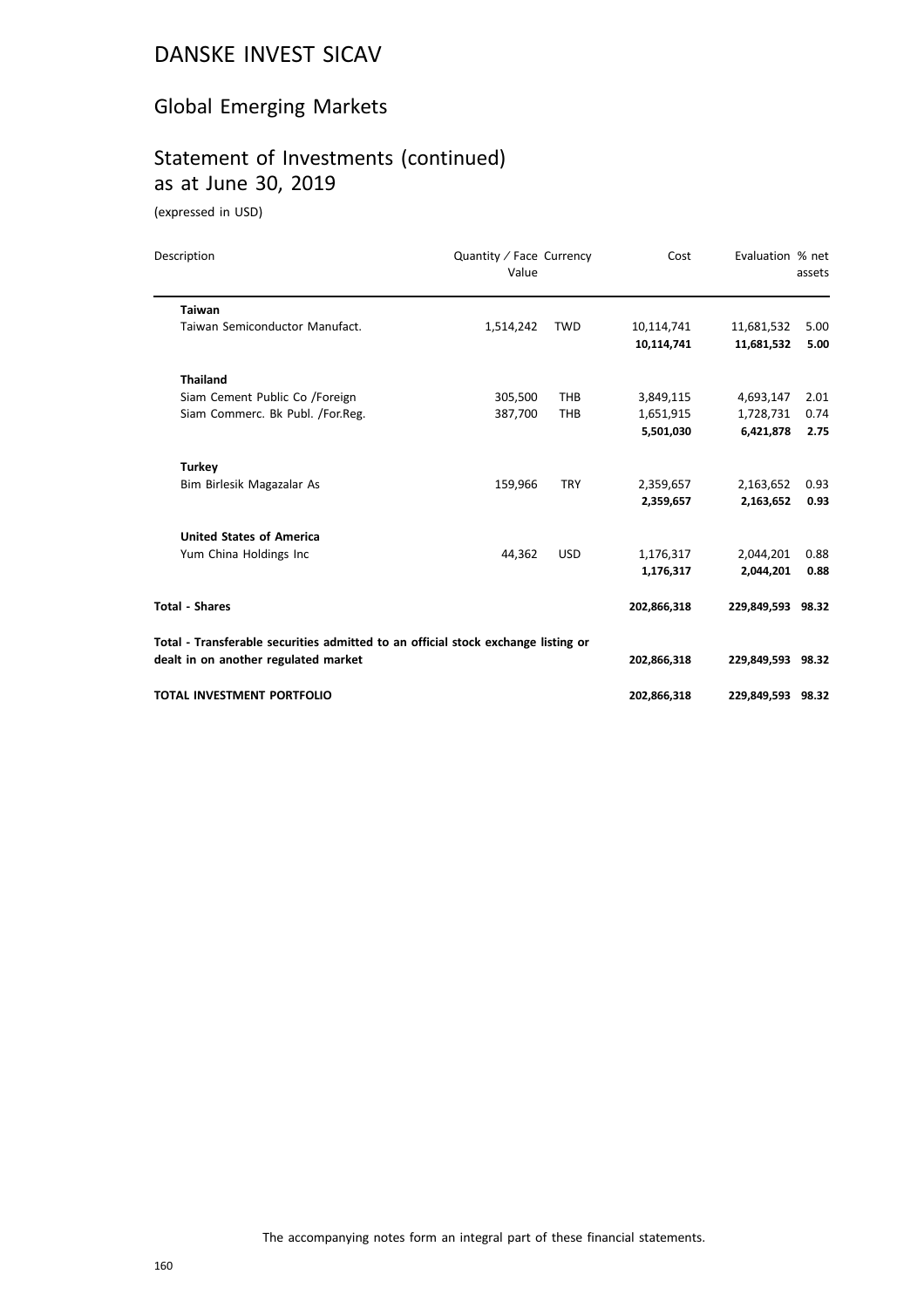# DANSKE INVEST SICAV

## Global Emerging Markets

## Statement of Investments (continued) as at June 30, 2019

(expressed in USD)

| Description | Quantity / Face Value | Currency | Cost | Evaluation | % net assets |
|---|---|---|---|---|---|
| **Taiwan** | | | | | |
| Taiwan Semiconductor Manufact. | 1,514,242 | TWD | 10,114,741 | 11,681,532 | 5.00 |
| | | | **10,114,741** | **11,681,532** | **5.00** |
| **Thailand** | | | | | |
| Siam Cement Public Co /Foreign | 305,500 | THB | 3,849,115 | 4,693,147 | 2.01 |
| Siam Commerc. Bk Publ. /For.Reg. | 387,700 | THB | 1,651,915 | 1,728,731 | 0.74 |
| | | | **5,501,030** | **6,421,878** | **2.75** |
| **Turkey** | | | | | |
| Bim Birlesik Magazalar As | 159,966 | TRY | 2,359,657 | 2,163,652 | 0.93 |
| | | | **2,359,657** | **2,163,652** | **0.93** |
| **United States of America** | | | | | |
| Yum China Holdings Inc | 44,362 | USD | 1,176,317 | 2,044,201 | 0.88 |
| | | | **1,176,317** | **2,044,201** | **0.88** |
| **Total - Shares** | | | **202,866,318** | **229,849,593** | **98.32** |
| **Total - Transferable securities admitted to an official stock exchange listing or dealt in on another regulated market** | | | **202,866,318** | **229,849,593** | **98.32** |
| **TOTAL INVESTMENT PORTFOLIO** | | | **202,866,318** | **229,849,593** | **98.32** |

The accompanying notes form an integral part of these financial statements.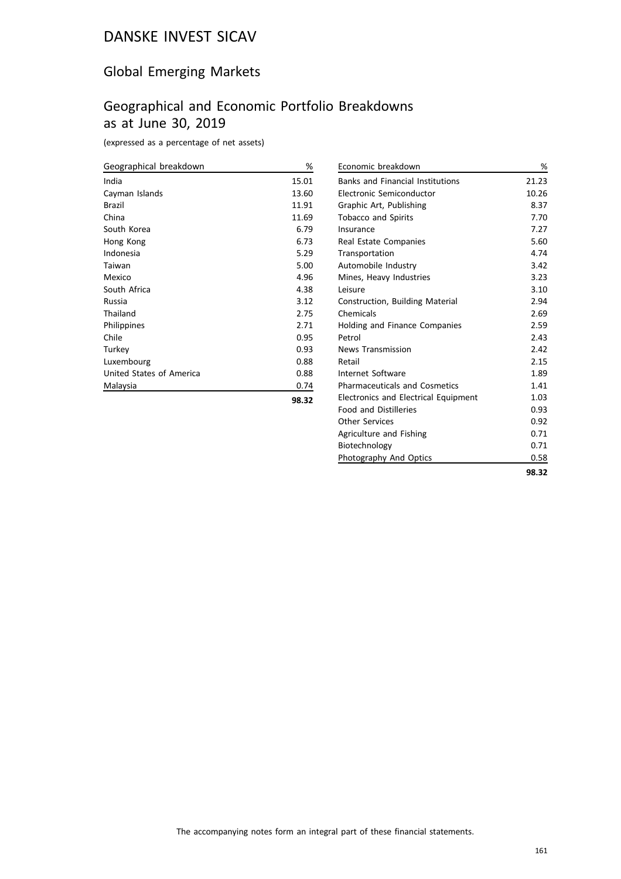# DANSKE INVEST SICAV

## Global Emerging Markets

## Geographical and Economic Portfolio Breakdowns as at June 30, 2019

(expressed as a percentage of net assets)

| Geographical breakdown | % |
|---|---|
| India | 15.01 |
| Cayman Islands | 13.60 |
| Brazil | 11.91 |
| China | 11.69 |
| South Korea | 6.79 |
| Hong Kong | 6.73 |
| Indonesia | 5.29 |
| Taiwan | 5.00 |
| Mexico | 4.96 |
| South Africa | 4.38 |
| Russia | 3.12 |
| Thailand | 2.75 |
| Philippines | 2.71 |
| Chile | 0.95 |
| Turkey | 0.93 |
| Luxembourg | 0.88 |
| United States of America | 0.88 |
| Malaysia | 0.74 |
| | **98.32** |

| Economic breakdown | % |
|---|---|
| Banks and Financial Institutions | 21.23 |
| Electronic Semiconductor | 10.26 |
| Graphic Art, Publishing | 8.37 |
| Tobacco and Spirits | 7.70 |
| Insurance | 7.27 |
| Real Estate Companies | 5.60 |
| Transportation | 4.74 |
| Automobile Industry | 3.42 |
| Mines, Heavy Industries | 3.23 |
| Leisure | 3.10 |
| Construction, Building Material | 2.94 |
| Chemicals | 2.69 |
| Holding and Finance Companies | 2.59 |
| Petrol | 2.43 |
| News Transmission | 2.42 |
| Retail | 2.15 |
| Internet Software | 1.89 |
| Pharmaceuticals and Cosmetics | 1.41 |
| Electronics and Electrical Equipment | 1.03 |
| Food and Distilleries | 0.93 |
| Other Services | 0.92 |
| Agriculture and Fishing | 0.71 |
| Biotechnology | 0.71 |
| Photography And Optics | 0.58 |
| | **98.32** |

The accompanying notes form an integral part of these financial statements.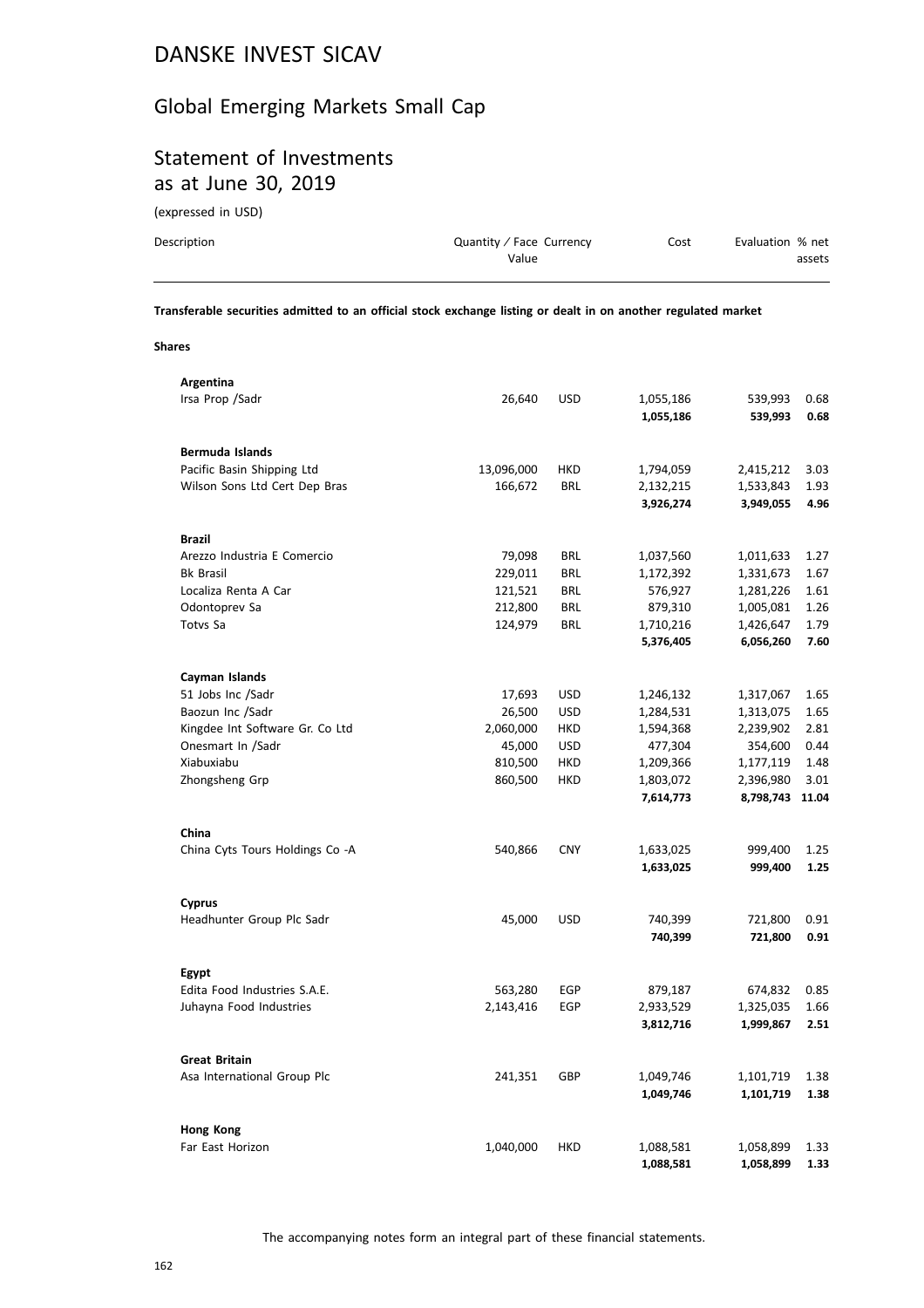# DANSKE INVEST SICAV

## Global Emerging Markets Small Cap

## Statement of Investments as at June 30, 2019

(expressed in USD)

| Description | Quantity / Face Value | Currency | Cost | Evaluation | % net assets |
|---|---|---|---|---|---|
| **Transferable securities admitted to an official stock exchange listing or dealt in on another regulated market** | | | | | |
| **Shares** | | | | | |
| **Argentina** | | | | | |
| Irsa Prop /Sadr | 26,640 | USD | 1,055,186 | 539,993 | 0.68 |
| | | | **1,055,186** | **539,993** | **0.68** |
| **Bermuda Islands** | | | | | |
| Pacific Basin Shipping Ltd | 13,096,000 | HKD | 1,794,059 | 2,415,212 | 3.03 |
| Wilson Sons Ltd Cert Dep Bras | 166,672 | BRL | 2,132,215 | 1,533,843 | 1.93 |
| | | | **3,926,274** | **3,949,055** | **4.96** |
| **Brazil** | | | | | |
| Arezzo Industria E Comercio | 79,098 | BRL | 1,037,560 | 1,011,633 | 1.27 |
| Bk Brasil | 229,011 | BRL | 1,172,392 | 1,331,673 | 1.67 |
| Localiza Renta A Car | 121,521 | BRL | 576,927 | 1,281,226 | 1.61 |
| Odontoprev Sa | 212,800 | BRL | 879,310 | 1,005,081 | 1.26 |
| Totvs Sa | 124,979 | BRL | 1,710,216 | 1,426,647 | 1.79 |
| | | | **5,376,405** | **6,056,260** | **7.60** |
| **Cayman Islands** | | | | | |
| 51 Jobs Inc /Sadr | 17,693 | USD | 1,246,132 | 1,317,067 | 1.65 |
| Baozun Inc /Sadr | 26,500 | USD | 1,284,531 | 1,313,075 | 1.65 |
| Kingdee Int Software Gr. Co Ltd | 2,060,000 | HKD | 1,594,368 | 2,239,902 | 2.81 |
| Onesmart In /Sadr | 45,000 | USD | 477,304 | 354,600 | 0.44 |
| Xiabuxiabu | 810,500 | HKD | 1,209,366 | 1,177,119 | 1.48 |
| Zhongsheng Grp | 860,500 | HKD | 1,803,072 | 2,396,980 | 3.01 |
| | | | **7,614,773** | **8,798,743** | **11.04** |
| **China** | | | | | |
| China Cyts Tours Holdings Co -A | 540,866 | CNY | 1,633,025 | 999,400 | 1.25 |
| | | | **1,633,025** | **999,400** | **1.25** |
| **Cyprus** | | | | | |
| Headhunter Group Plc Sadr | 45,000 | USD | 740,399 | 721,800 | 0.91 |
| | | | **740,399** | **721,800** | **0.91** |
| **Egypt** | | | | | |
| Edita Food Industries S.A.E. | 563,280 | EGP | 879,187 | 674,832 | 0.85 |
| Juhayna Food Industries | 2,143,416 | EGP | 2,933,529 | 1,325,035 | 1.66 |
| | | | **3,812,716** | **1,999,867** | **2.51** |
| **Great Britain** | | | | | |
| Asa International Group Plc | 241,351 | GBP | 1,049,746 | 1,101,719 | 1.38 |
| | | | **1,049,746** | **1,101,719** | **1.38** |
| **Hong Kong** | | | | | |
| Far East Horizon | 1,040,000 | HKD | 1,088,581 | 1,058,899 | 1.33 |
| | | | **1,088,581** | **1,058,899** | **1.33** |

The accompanying notes form an integral part of these financial statements.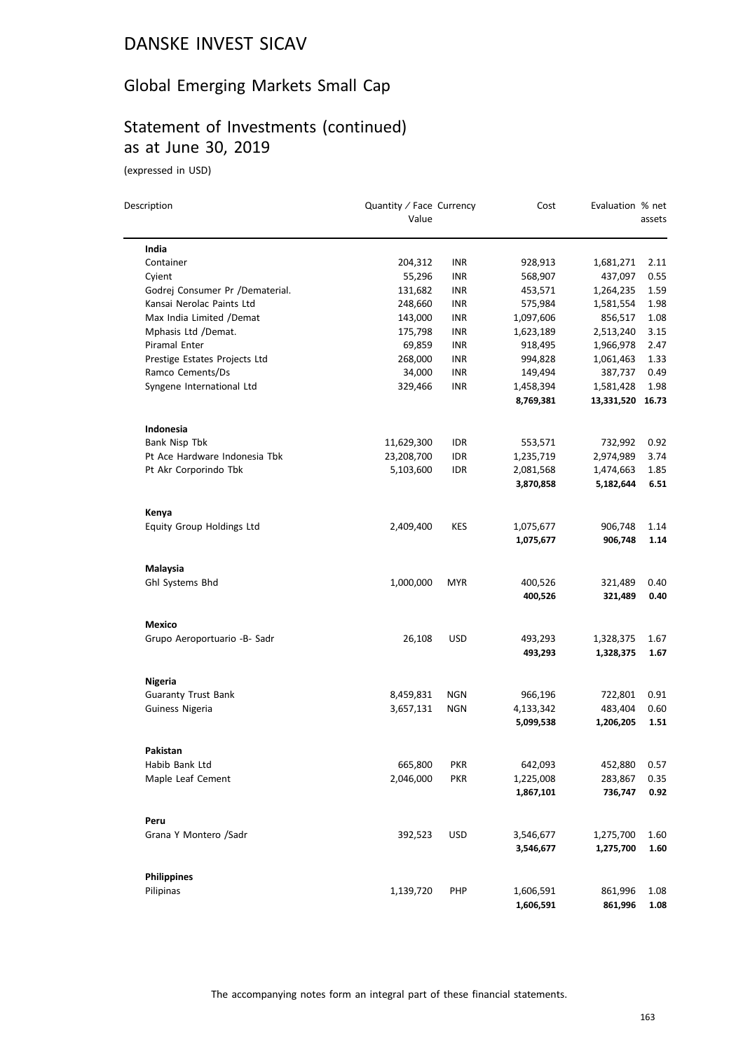# DANSKE INVEST SICAV

## Global Emerging Markets Small Cap

## Statement of Investments (continued) as at June 30, 2019

(expressed in USD)

| Description | Quantity / Face Value | Currency | Cost | Evaluation | % net assets |
|---|---|---|---|---|---|
| **India** | | | | | |
| Container | 204,312 | INR | 928,913 | 1,681,271 | 2.11 |
| Cyient | 55,296 | INR | 568,907 | 437,097 | 0.55 |
| Godrej Consumer Pr /Dematerial. | 131,682 | INR | 453,571 | 1,264,235 | 1.59 |
| Kansai Nerolac Paints Ltd | 248,660 | INR | 575,984 | 1,581,554 | 1.98 |
| Max India Limited /Demat | 143,000 | INR | 1,097,606 | 856,517 | 1.08 |
| Mphasis Ltd /Demat. | 175,798 | INR | 1,623,189 | 2,513,240 | 3.15 |
| Piramal Enter | 69,859 | INR | 918,495 | 1,966,978 | 2.47 |
| Prestige Estates Projects Ltd | 268,000 | INR | 994,828 | 1,061,463 | 1.33 |
| Ramco Cements/Ds | 34,000 | INR | 149,494 | 387,737 | 0.49 |
| Syngene International Ltd | 329,466 | INR | 1,458,394 | 1,581,428 | 1.98 |
| | | | **8,769,381** | **13,331,520** | **16.73** |
| **Indonesia** | | | | | |
| Bank Nisp Tbk | 11,629,300 | IDR | 553,571 | 732,992 | 0.92 |
| Pt Ace Hardware Indonesia Tbk | 23,208,700 | IDR | 1,235,719 | 2,974,989 | 3.74 |
| Pt Akr Corporindo Tbk | 5,103,600 | IDR | 2,081,568 | 1,474,663 | 1.85 |
| | | | **3,870,858** | **5,182,644** | **6.51** |
| **Kenya** | | | | | |
| Equity Group Holdings Ltd | 2,409,400 | KES | 1,075,677 | 906,748 | 1.14 |
| | | | **1,075,677** | **906,748** | **1.14** |
| **Malaysia** | | | | | |
| Ghl Systems Bhd | 1,000,000 | MYR | 400,526 | 321,489 | 0.40 |
| | | | **400,526** | **321,489** | **0.40** |
| **Mexico** | | | | | |
| Grupo Aeroportuario -B- Sadr | 26,108 | USD | 493,293 | 1,328,375 | 1.67 |
| | | | **493,293** | **1,328,375** | **1.67** |
| **Nigeria** | | | | | |
| Guaranty Trust Bank | 8,459,831 | NGN | 966,196 | 722,801 | 0.91 |
| Guiness Nigeria | 3,657,131 | NGN | 4,133,342 | 483,404 | 0.60 |
| | | | **5,099,538** | **1,206,205** | **1.51** |
| **Pakistan** | | | | | |
| Habib Bank Ltd | 665,800 | PKR | 642,093 | 452,880 | 0.57 |
| Maple Leaf Cement | 2,046,000 | PKR | 1,225,008 | 283,867 | 0.35 |
| | | | **1,867,101** | **736,747** | **0.92** |
| **Peru** | | | | | |
| Grana Y Montero /Sadr | 392,523 | USD | 3,546,677 | 1,275,700 | 1.60 |
| | | | **3,546,677** | **1,275,700** | **1.60** |
| **Philippines** | | | | | |
| Pilipinas | 1,139,720 | PHP | 1,606,591 | 861,996 | 1.08 |
| | | | **1,606,591** | **861,996** | **1.08** |

The accompanying notes form an integral part of these financial statements.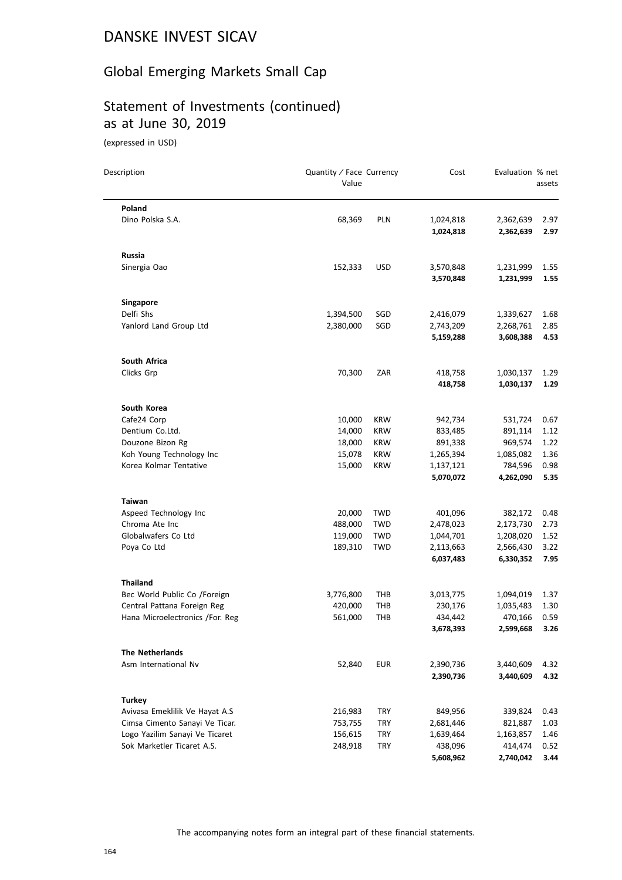# DANSKE INVEST SICAV

## Global Emerging Markets Small Cap

## Statement of Investments (continued) as at June 30, 2019

(expressed in USD)

| Description | Quantity / Face Value | Currency | Cost | Evaluation | % net assets |
|---|---|---|---|---|---|
| **Poland** | | | | | |
| Dino Polska S.A. | 68,369 | PLN | 1,024,818 | 2,362,639 | 2.97 |
| | | | **1,024,818** | **2,362,639** | **2.97** |
| **Russia** | | | | | |
| Sinergia Oao | 152,333 | USD | 3,570,848 | 1,231,999 | 1.55 |
| | | | **3,570,848** | **1,231,999** | **1.55** |
| **Singapore** | | | | | |
| Delfi Shs | 1,394,500 | SGD | 2,416,079 | 1,339,627 | 1.68 |
| Yanlord Land Group Ltd | 2,380,000 | SGD | 2,743,209 | 2,268,761 | 2.85 |
| | | | **5,159,288** | **3,608,388** | **4.53** |
| **South Africa** | | | | | |
| Clicks Grp | 70,300 | ZAR | 418,758 | 1,030,137 | 1.29 |
| | | | **418,758** | **1,030,137** | **1.29** |
| **South Korea** | | | | | |
| Cafe24 Corp | 10,000 | KRW | 942,734 | 531,724 | 0.67 |
| Dentium Co.Ltd. | 14,000 | KRW | 833,485 | 891,114 | 1.12 |
| Douzone Bizon Rg | 18,000 | KRW | 891,338 | 969,574 | 1.22 |
| Koh Young Technology Inc | 15,078 | KRW | 1,265,394 | 1,085,082 | 1.36 |
| Korea Kolmar Tentative | 15,000 | KRW | 1,137,121 | 784,596 | 0.98 |
| | | | **5,070,072** | **4,262,090** | **5.35** |
| **Taiwan** | | | | | |
| Aspeed Technology Inc | 20,000 | TWD | 401,096 | 382,172 | 0.48 |
| Chroma Ate Inc | 488,000 | TWD | 2,478,023 | 2,173,730 | 2.73 |
| Globalwafers Co Ltd | 119,000 | TWD | 1,044,701 | 1,208,020 | 1.52 |
| Poya Co Ltd | 189,310 | TWD | 2,113,663 | 2,566,430 | 3.22 |
| | | | **6,037,483** | **6,330,352** | **7.95** |
| **Thailand** | | | | | |
| Bec World Public Co /Foreign | 3,776,800 | THB | 3,013,775 | 1,094,019 | 1.37 |
| Central Pattana Foreign Reg | 420,000 | THB | 230,176 | 1,035,483 | 1.30 |
| Hana Microelectronics /For. Reg | 561,000 | THB | 434,442 | 470,166 | 0.59 |
| | | | **3,678,393** | **2,599,668** | **3.26** |
| **The Netherlands** | | | | | |
| Asm International Nv | 52,840 | EUR | 2,390,736 | 3,440,609 | 4.32 |
| | | | **2,390,736** | **3,440,609** | **4.32** |
| **Turkey** | | | | | |
| Avivasa Emeklilik Ve Hayat A.S | 216,983 | TRY | 849,956 | 339,824 | 0.43 |
| Cimsa Cimento Sanayi Ve Ticar. | 753,755 | TRY | 2,681,446 | 821,887 | 1.03 |
| Logo Yazilim Sanayi Ve Ticaret | 156,615 | TRY | 1,639,464 | 1,163,857 | 1.46 |
| Sok Marketler Ticaret A.S. | 248,918 | TRY | 438,096 | 414,474 | 0.52 |
| | | | **5,608,962** | **2,740,042** | **3.44** |

The accompanying notes form an integral part of these financial statements.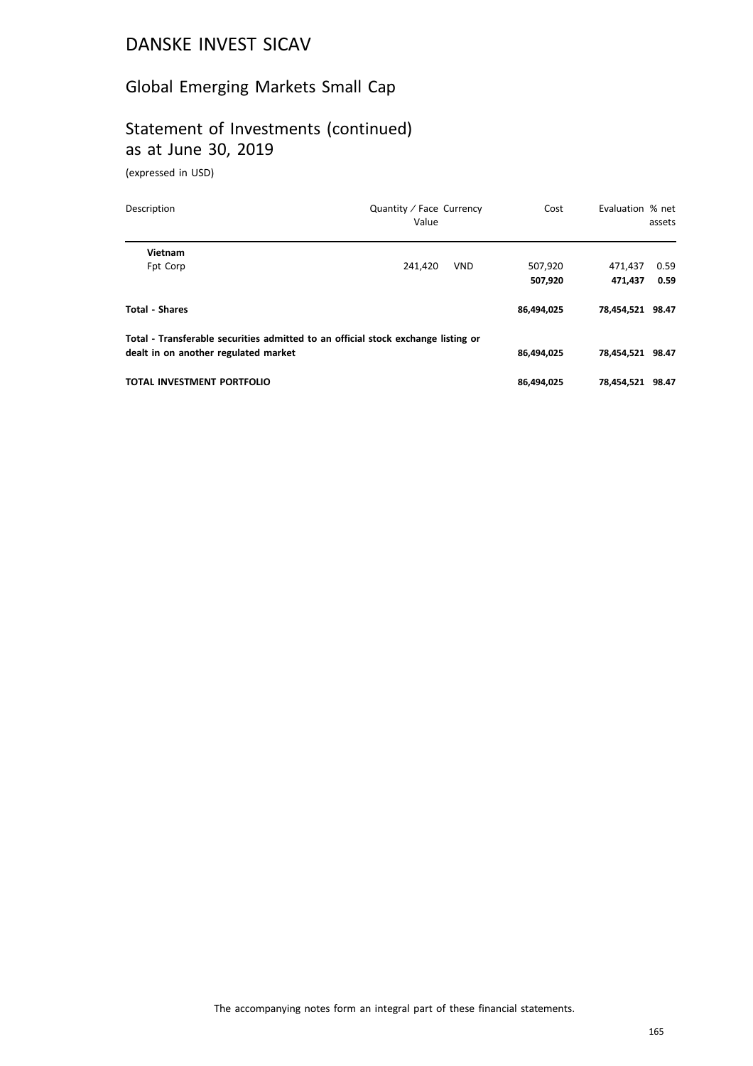# DANSKE INVEST SICAV

## Global Emerging Markets Small Cap

## Statement of Investments (continued) as at June 30, 2019

(expressed in USD)

| Description | Quantity / Face Value | Currency | Cost | Evaluation | % net assets |
|---|---|---|---|---|---|
| **Vietnam** | | | | | |
| Fpt Corp | 241,420 | VND | 507,920 | 471,437 | 0.59 |
| | | | **507,920** | **471,437** | **0.59** |
| **Total - Shares** | | | **86,494,025** | **78,454,521** | **98.47** |
| **Total - Transferable securities admitted to an official stock exchange listing or dealt in on another regulated market** | | | **86,494,025** | **78,454,521** | **98.47** |
| **TOTAL INVESTMENT PORTFOLIO** | | | **86,494,025** | **78,454,521** | **98.47** |

The accompanying notes form an integral part of these financial statements.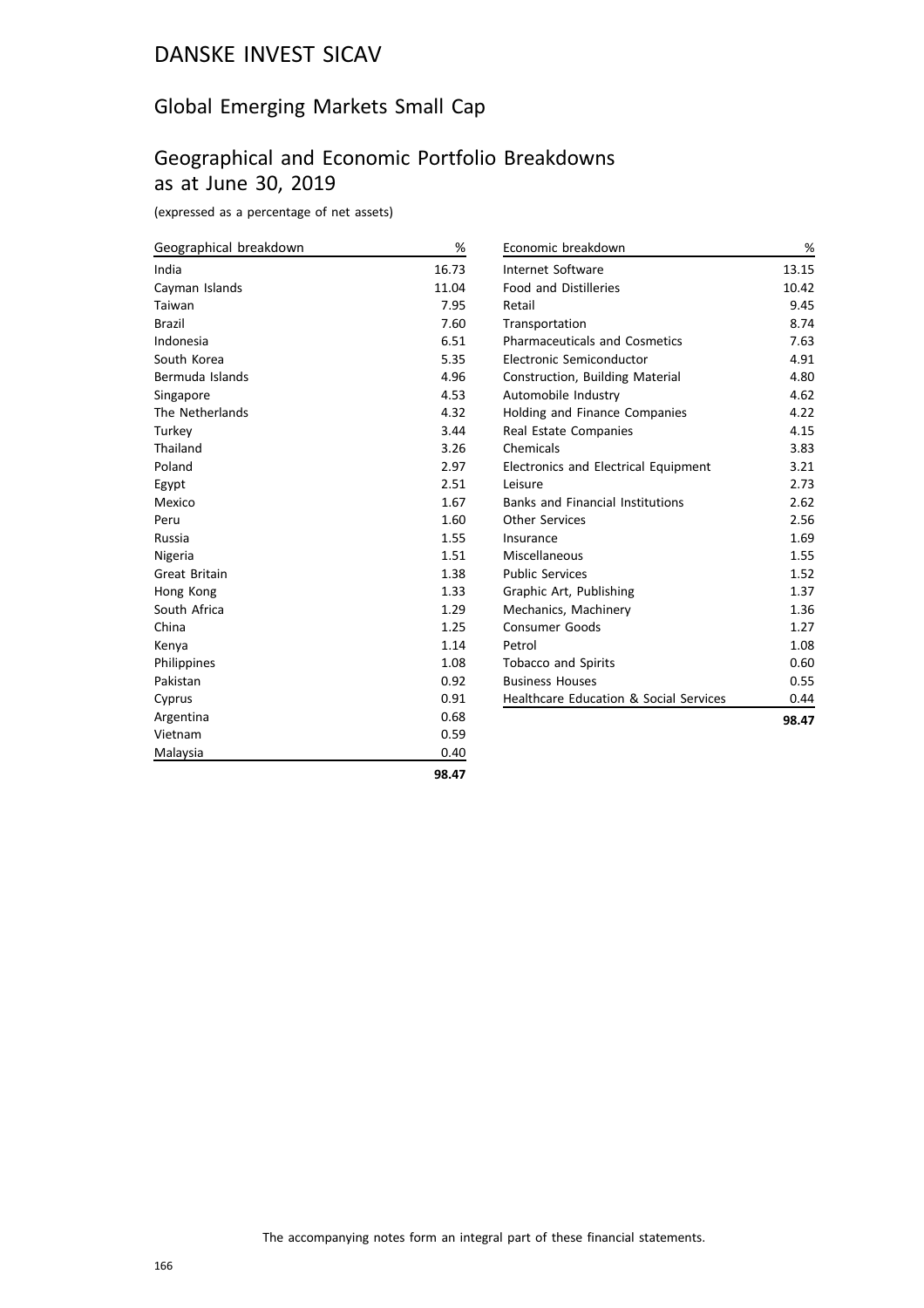# DANSKE INVEST SICAV

## Global Emerging Markets Small Cap

## Geographical and Economic Portfolio Breakdowns as at June 30, 2019

(expressed as a percentage of net assets)

| Geographical breakdown | % |
|---|---|
| India | 16.73 |
| Cayman Islands | 11.04 |
| Taiwan | 7.95 |
| Brazil | 7.60 |
| Indonesia | 6.51 |
| South Korea | 5.35 |
| Bermuda Islands | 4.96 |
| Singapore | 4.53 |
| The Netherlands | 4.32 |
| Turkey | 3.44 |
| Thailand | 3.26 |
| Poland | 2.97 |
| Egypt | 2.51 |
| Mexico | 1.67 |
| Peru | 1.60 |
| Russia | 1.55 |
| Nigeria | 1.51 |
| Great Britain | 1.38 |
| Hong Kong | 1.33 |
| South Africa | 1.29 |
| China | 1.25 |
| Kenya | 1.14 |
| Philippines | 1.08 |
| Pakistan | 0.92 |
| Cyprus | 0.91 |
| Argentina | 0.68 |
| Vietnam | 0.59 |
| Malaysia | 0.40 |
| | **98.47** |

| Economic breakdown | % |
|---|---|
| Internet Software | 13.15 |
| Food and Distilleries | 10.42 |
| Retail | 9.45 |
| Transportation | 8.74 |
| Pharmaceuticals and Cosmetics | 7.63 |
| Electronic Semiconductor | 4.91 |
| Construction, Building Material | 4.80 |
| Automobile Industry | 4.62 |
| Holding and Finance Companies | 4.22 |
| Real Estate Companies | 4.15 |
| Chemicals | 3.83 |
| Electronics and Electrical Equipment | 3.21 |
| Leisure | 2.73 |
| Banks and Financial Institutions | 2.62 |
| Other Services | 2.56 |
| Insurance | 1.69 |
| Miscellaneous | 1.55 |
| Public Services | 1.52 |
| Graphic Art, Publishing | 1.37 |
| Mechanics, Machinery | 1.36 |
| Consumer Goods | 1.27 |
| Petrol | 1.08 |
| Tobacco and Spirits | 0.60 |
| Business Houses | 0.55 |
| Healthcare Education & Social Services | 0.44 |
| | **98.47** |

The accompanying notes form an integral part of these financial statements.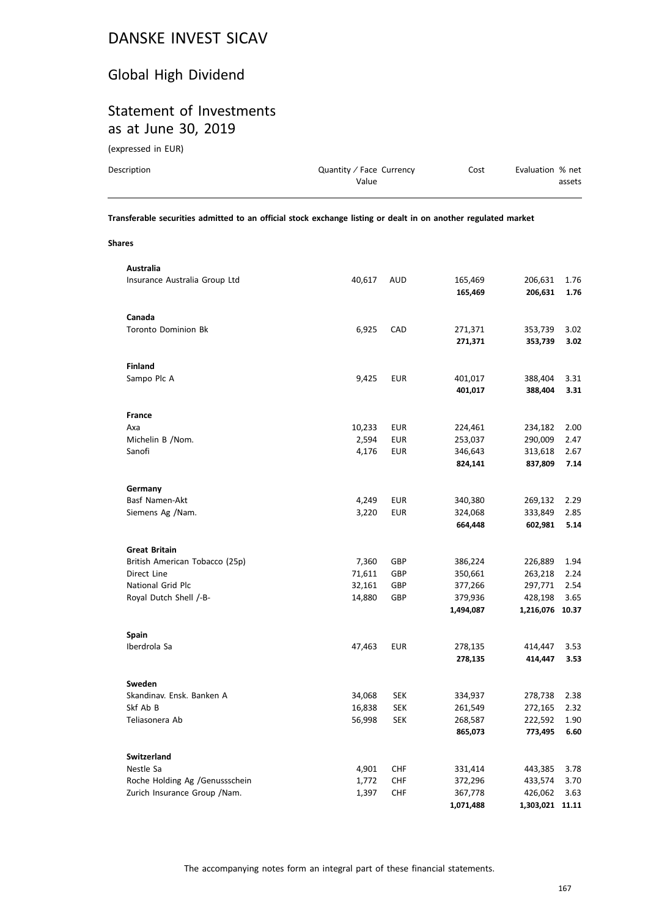# DANSKE INVEST SICAV

## Global High Dividend

## Statement of Investments as at June 30, 2019

(expressed in EUR)

| Description | Quantity / Face Value | Currency | Cost | Evaluation | % net assets |
|---|---|---|---|---|---|
| **Transferable securities admitted to an official stock exchange listing or dealt in on another regulated market** | | | | | |
| **Shares** | | | | | |
| **Australia** | | | | | |
| Insurance Australia Group Ltd | 40,617 | AUD | 165,469 | 206,631 | 1.76 |
| | | | **165,469** | **206,631** | **1.76** |
| **Canada** | | | | | |
| Toronto Dominion Bk | 6,925 | CAD | 271,371 | 353,739 | 3.02 |
| | | | **271,371** | **353,739** | **3.02** |
| **Finland** | | | | | |
| Sampo Plc A | 9,425 | EUR | 401,017 | 388,404 | 3.31 |
| | | | **401,017** | **388,404** | **3.31** |
| **France** | | | | | |
| Axa | 10,233 | EUR | 224,461 | 234,182 | 2.00 |
| Michelin B /Nom. | 2,594 | EUR | 253,037 | 290,009 | 2.47 |
| Sanofi | 4,176 | EUR | 346,643 | 313,618 | 2.67 |
| | | | **824,141** | **837,809** | **7.14** |
| **Germany** | | | | | |
| Basf Namen-Akt | 4,249 | EUR | 340,380 | 269,132 | 2.29 |
| Siemens Ag /Nam. | 3,220 | EUR | 324,068 | 333,849 | 2.85 |
| | | | **664,448** | **602,981** | **5.14** |
| **Great Britain** | | | | | |
| British American Tobacco (25p) | 7,360 | GBP | 386,224 | 226,889 | 1.94 |
| Direct Line | 71,611 | GBP | 350,661 | 263,218 | 2.24 |
| National Grid Plc | 32,161 | GBP | 377,266 | 297,771 | 2.54 |
| Royal Dutch Shell /-B- | 14,880 | GBP | 379,936 | 428,198 | 3.65 |
| | | | **1,494,087** | **1,216,076** | **10.37** |
| **Spain** | | | | | |
| Iberdrola Sa | 47,463 | EUR | 278,135 | 414,447 | 3.53 |
| | | | **278,135** | **414,447** | **3.53** |
| **Sweden** | | | | | |
| Skandinav. Ensk. Banken A | 34,068 | SEK | 334,937 | 278,738 | 2.38 |
| Skf Ab B | 16,838 | SEK | 261,549 | 272,165 | 2.32 |
| Teliasonera Ab | 56,998 | SEK | 268,587 | 222,592 | 1.90 |
| | | | **865,073** | **773,495** | **6.60** |
| **Switzerland** | | | | | |
| Nestle Sa | 4,901 | CHF | 331,414 | 443,385 | 3.78 |
| Roche Holding Ag /Genussschein | 1,772 | CHF | 372,296 | 433,574 | 3.70 |
| Zurich Insurance Group /Nam. | 1,397 | CHF | 367,778 | 426,062 | 3.63 |
| | | | **1,071,488** | **1,303,021** | **11.11** |

The accompanying notes form an integral part of these financial statements.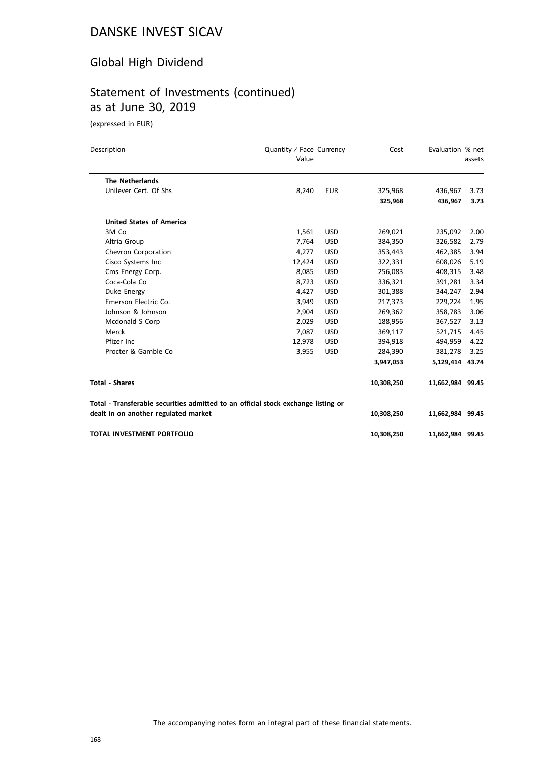# DANSKE INVEST SICAV

## Global High Dividend

## Statement of Investments (continued) as at June 30, 2019

(expressed in EUR)

| Description | Quantity / Face Value | Currency | Cost | Evaluation | % net assets |
|---|---|---|---|---|---|
| **The Netherlands** | | | | | |
| Unilever Cert. Of Shs | 8,240 | EUR | 325,968 | 436,967 | 3.73 |
| | | | **325,968** | **436,967** | **3.73** |
| **United States of America** | | | | | |
| 3M Co | 1,561 | USD | 269,021 | 235,092 | 2.00 |
| Altria Group | 7,764 | USD | 384,350 | 326,582 | 2.79 |
| Chevron Corporation | 4,277 | USD | 353,443 | 462,385 | 3.94 |
| Cisco Systems Inc | 12,424 | USD | 322,331 | 608,026 | 5.19 |
| Cms Energy Corp. | 8,085 | USD | 256,083 | 408,315 | 3.48 |
| Coca-Cola Co | 8,723 | USD | 336,321 | 391,281 | 3.34 |
| Duke Energy | 4,427 | USD | 301,388 | 344,247 | 2.94 |
| Emerson Electric Co. | 3,949 | USD | 217,373 | 229,224 | 1.95 |
| Johnson & Johnson | 2,904 | USD | 269,362 | 358,783 | 3.06 |
| Mcdonald S Corp | 2,029 | USD | 188,956 | 367,527 | 3.13 |
| Merck | 7,087 | USD | 369,117 | 521,715 | 4.45 |
| Pfizer Inc | 12,978 | USD | 394,918 | 494,959 | 4.22 |
| Procter & Gamble Co | 3,955 | USD | 284,390 | 381,278 | 3.25 |
| | | | **3,947,053** | **5,129,414** | **43.74** |
| **Total - Shares** | | | **10,308,250** | **11,662,984** | **99.45** |
| **Total - Transferable securities admitted to an official stock exchange listing or dealt in on another regulated market** | | | **10,308,250** | **11,662,984** | **99.45** |
| **TOTAL INVESTMENT PORTFOLIO** | | | **10,308,250** | **11,662,984** | **99.45** |

The accompanying notes form an integral part of these financial statements.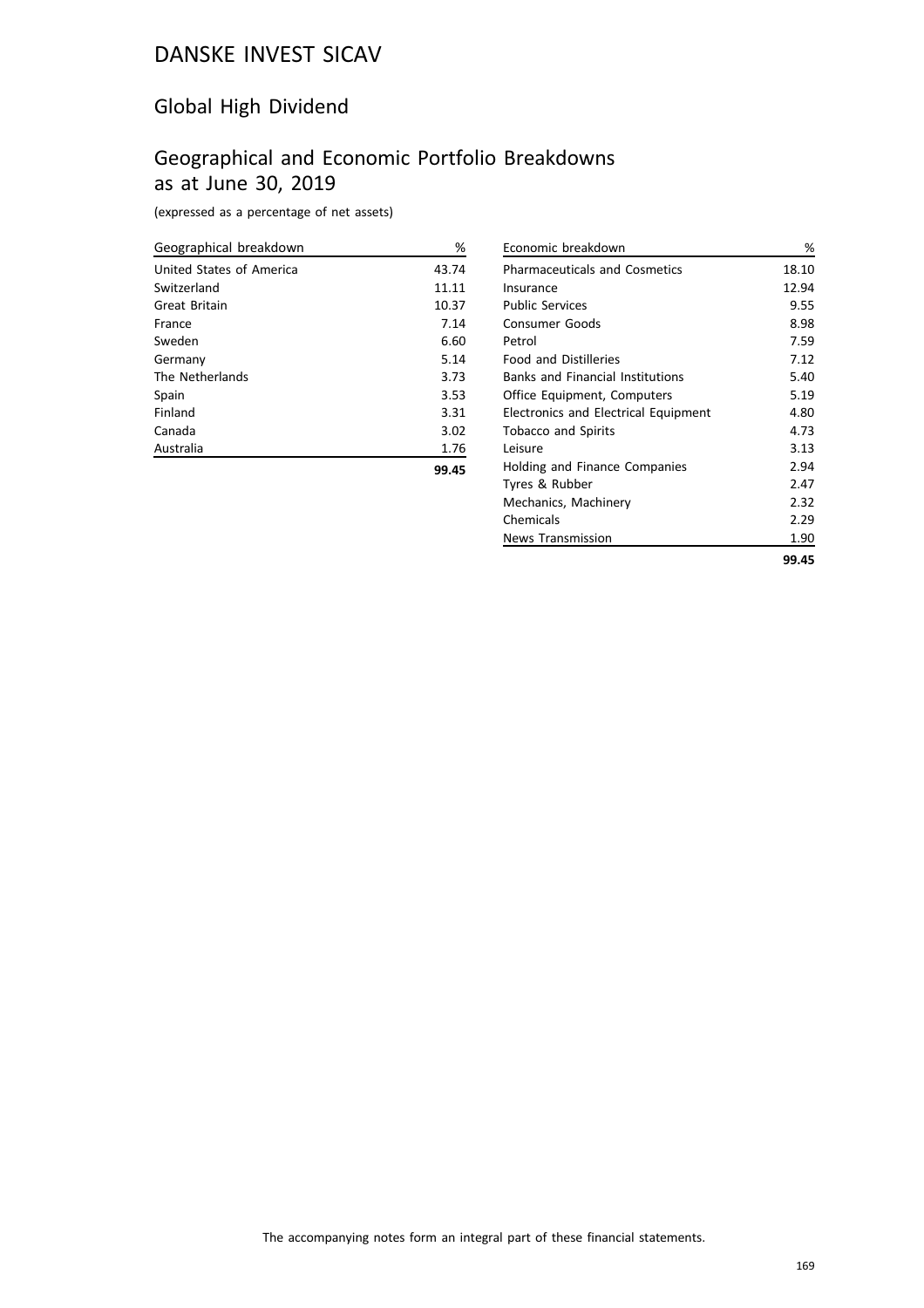# DANSKE INVEST SICAV

## Global High Dividend

## Geographical and Economic Portfolio Breakdowns as at June 30, 2019

(expressed as a percentage of net assets)

| Geographical breakdown | % |
|---|---|
| United States of America | 43.74 |
| Switzerland | 11.11 |
| Great Britain | 10.37 |
| France | 7.14 |
| Sweden | 6.60 |
| Germany | 5.14 |
| The Netherlands | 3.73 |
| Spain | 3.53 |
| Finland | 3.31 |
| Canada | 3.02 |
| Australia | 1.76 |
| | **99.45** |

| Economic breakdown | % |
|---|---|
| Pharmaceuticals and Cosmetics | 18.10 |
| Insurance | 12.94 |
| Public Services | 9.55 |
| Consumer Goods | 8.98 |
| Petrol | 7.59 |
| Food and Distilleries | 7.12 |
| Banks and Financial Institutions | 5.40 |
| Office Equipment, Computers | 5.19 |
| Electronics and Electrical Equipment | 4.80 |
| Tobacco and Spirits | 4.73 |
| Leisure | 3.13 |
| Holding and Finance Companies | 2.94 |
| Tyres & Rubber | 2.47 |
| Mechanics, Machinery | 2.32 |
| Chemicals | 2.29 |
| News Transmission | 1.90 |
| | **99.45** |

The accompanying notes form an integral part of these financial statements.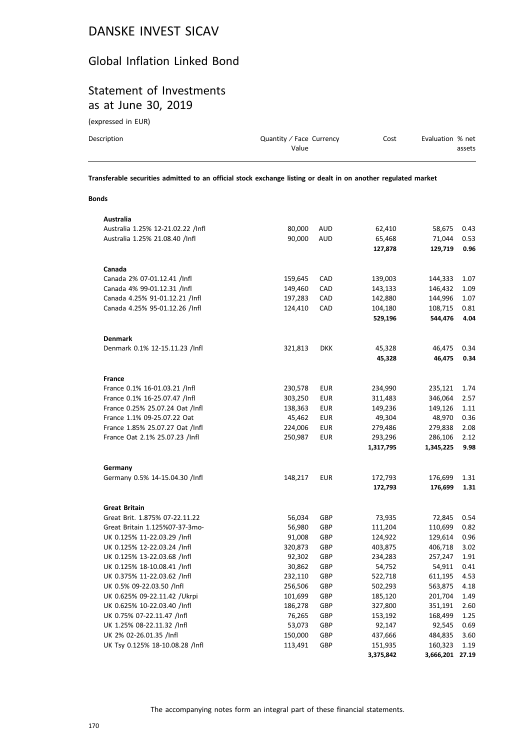# DANSKE INVEST SICAV

## Global Inflation Linked Bond

## Statement of Investments as at June 30, 2019

(expressed in EUR)

| Description | Quantity / Face Value | Currency | Cost | Evaluation | % net assets |
|---|---|---|---|---|---|
| **Transferable securities admitted to an official stock exchange listing or dealt in on another regulated market** | | | | | |
| **Bonds** | | | | | |
| **Australia** | | | | | |
| Australia 1.25% 12-21.02.22 /Infl | 80,000 | AUD | 62,410 | 58,675 | 0.43 |
| Australia 1.25% 21.08.40 /Infl | 90,000 | AUD | 65,468 | 71,044 | 0.53 |
| | | | **127,878** | **129,719** | **0.96** |
| **Canada** | | | | | |
| Canada 2% 07-01.12.41 /Infl | 159,645 | CAD | 139,003 | 144,333 | 1.07 |
| Canada 4% 99-01.12.31 /Infl | 149,460 | CAD | 143,133 | 146,432 | 1.09 |
| Canada 4.25% 91-01.12.21 /Infl | 197,283 | CAD | 142,880 | 144,996 | 1.07 |
| Canada 4.25% 95-01.12.26 /Infl | 124,410 | CAD | 104,180 | 108,715 | 0.81 |
| | | | **529,196** | **544,476** | **4.04** |
| **Denmark** | | | | | |
| Denmark 0.1% 12-15.11.23 /Infl | 321,813 | DKK | 45,328 | 46,475 | 0.34 |
| | | | **45,328** | **46,475** | **0.34** |
| **France** | | | | | |
| France 0.1% 16-01.03.21 /Infl | 230,578 | EUR | 234,990 | 235,121 | 1.74 |
| France 0.1% 16-25.07.47 /Infl | 303,250 | EUR | 311,483 | 346,064 | 2.57 |
| France 0.25% 25.07.24 Oat /Infl | 138,363 | EUR | 149,236 | 149,126 | 1.11 |
| France 1.1% 09-25.07.22 Oat | 45,462 | EUR | 49,304 | 48,970 | 0.36 |
| France 1.85% 25.07.27 Oat /Infl | 224,006 | EUR | 279,486 | 279,838 | 2.08 |
| France Oat 2.1% 25.07.23 /Infl | 250,987 | EUR | 293,296 | 286,106 | 2.12 |
| | | | **1,317,795** | **1,345,225** | **9.98** |
| **Germany** | | | | | |
| Germany 0.5% 14-15.04.30 /Infl | 148,217 | EUR | 172,793 | 176,699 | 1.31 |
| | | | **172,793** | **176,699** | **1.31** |
| **Great Britain** | | | | | |
| Great Brit. 1.875% 07-22.11.22 | 56,034 | GBP | 73,935 | 72,845 | 0.54 |
| Great Britain 1.125%07-37-3mo- | 56,980 | GBP | 111,204 | 110,699 | 0.82 |
| UK 0.125% 11-22.03.29 /Infl | 91,008 | GBP | 124,922 | 129,614 | 0.96 |
| UK 0.125% 12-22.03.24 /Infl | 320,873 | GBP | 403,875 | 406,718 | 3.02 |
| UK 0.125% 13-22.03.68 /Infl | 92,302 | GBP | 234,283 | 257,247 | 1.91 |
| UK 0.125% 18-10.08.41 /Infl | 30,862 | GBP | 54,752 | 54,911 | 0.41 |
| UK 0.375% 11-22.03.62 /Infl | 232,110 | GBP | 522,718 | 611,195 | 4.53 |
| UK 0.5% 09-22.03.50 /Infl | 256,506 | GBP | 502,293 | 563,875 | 4.18 |
| UK 0.625% 09-22.11.42 /Ukrpi | 101,699 | GBP | 185,120 | 201,704 | 1.49 |
| UK 0.625% 10-22.03.40 /Infl | 186,278 | GBP | 327,800 | 351,191 | 2.60 |
| UK 0.75% 07-22.11.47 /Infl | 76,265 | GBP | 153,192 | 168,499 | 1.25 |
| UK 1.25% 08-22.11.32 /Infl | 53,073 | GBP | 92,147 | 92,545 | 0.69 |
| UK 2% 02-26.01.35 /Infl | 150,000 | GBP | 437,666 | 484,835 | 3.60 |
| UK Tsy 0.125% 18-10.08.28 /Infl | 113,491 | GBP | 151,935 | 160,323 | 1.19 |
| | | | **3,375,842** | **3,666,201** | **27.19** |

The accompanying notes form an integral part of these financial statements.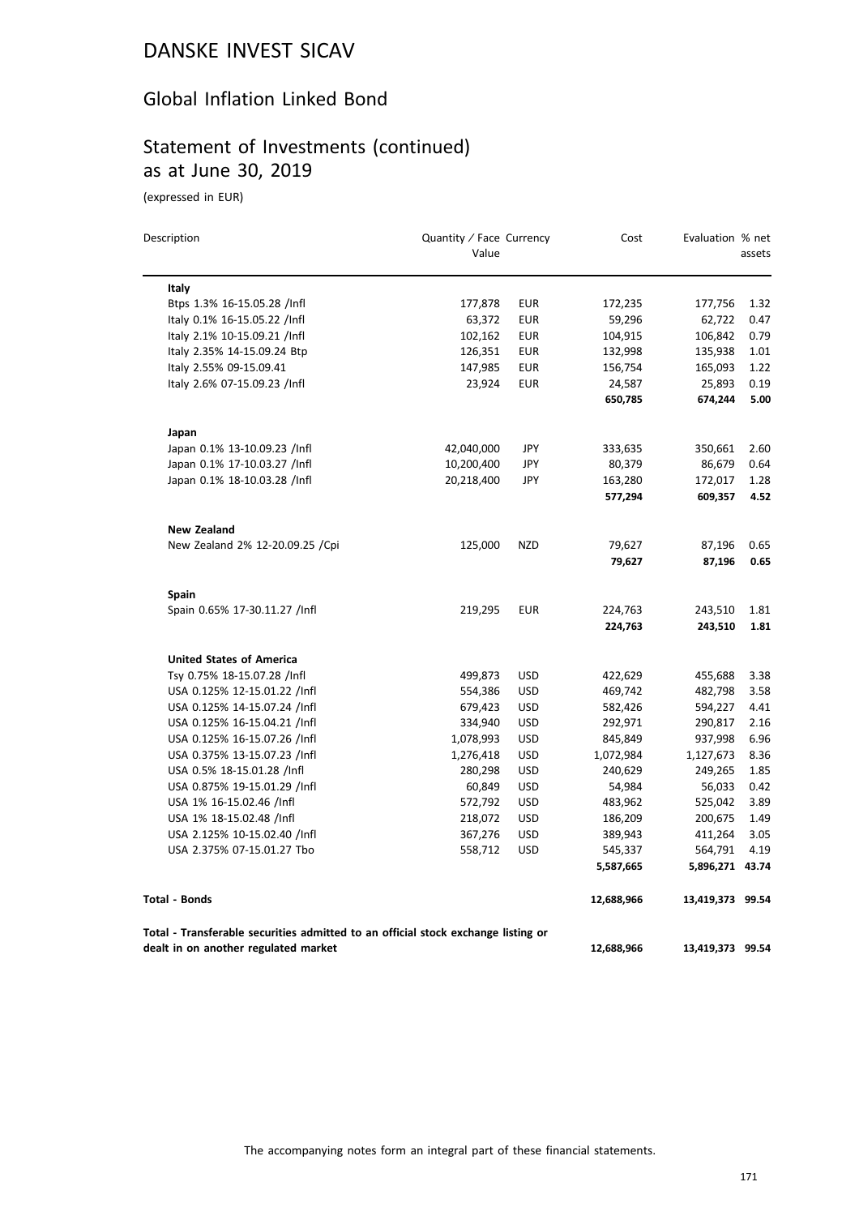# DANSKE INVEST SICAV

## Global Inflation Linked Bond

## Statement of Investments (continued) as at June 30, 2019

(expressed in EUR)

| Description | Quantity / Face Value | Currency | Cost | Evaluation | % net assets |
|---|---|---|---|---|---|
| **Italy** | | | | | |
| Btps 1.3% 16-15.05.28 /Infl | 177,878 | EUR | 172,235 | 177,756 | 1.32 |
| Italy 0.1% 16-15.05.22 /Infl | 63,372 | EUR | 59,296 | 62,722 | 0.47 |
| Italy 2.1% 10-15.09.21 /Infl | 102,162 | EUR | 104,915 | 106,842 | 0.79 |
| Italy 2.35% 14-15.09.24 Btp | 126,351 | EUR | 132,998 | 135,938 | 1.01 |
| Italy 2.55% 09-15.09.41 | 147,985 | EUR | 156,754 | 165,093 | 1.22 |
| Italy 2.6% 07-15.09.23 /Infl | 23,924 | EUR | 24,587 | 25,893 | 0.19 |
| | | | **650,785** | **674,244** | **5.00** |
| **Japan** | | | | | |
| Japan 0.1% 13-10.09.23 /Infl | 42,040,000 | JPY | 333,635 | 350,661 | 2.60 |
| Japan 0.1% 17-10.03.27 /Infl | 10,200,400 | JPY | 80,379 | 86,679 | 0.64 |
| Japan 0.1% 18-10.03.28 /Infl | 20,218,400 | JPY | 163,280 | 172,017 | 1.28 |
| | | | **577,294** | **609,357** | **4.52** |
| **New Zealand** | | | | | |
| New Zealand 2% 12-20.09.25 /Cpi | 125,000 | NZD | 79,627 | 87,196 | 0.65 |
| | | | **79,627** | **87,196** | **0.65** |
| **Spain** | | | | | |
| Spain 0.65% 17-30.11.27 /Infl | 219,295 | EUR | 224,763 | 243,510 | 1.81 |
| | | | **224,763** | **243,510** | **1.81** |
| **United States of America** | | | | | |
| Tsy 0.75% 18-15.07.28 /Infl | 499,873 | USD | 422,629 | 455,688 | 3.38 |
| USA 0.125% 12-15.01.22 /Infl | 554,386 | USD | 469,742 | 482,798 | 3.58 |
| USA 0.125% 14-15.07.24 /Infl | 679,423 | USD | 582,426 | 594,227 | 4.41 |
| USA 0.125% 16-15.04.21 /Infl | 334,940 | USD | 292,971 | 290,817 | 2.16 |
| USA 0.125% 16-15.07.26 /Infl | 1,078,993 | USD | 845,849 | 937,998 | 6.96 |
| USA 0.375% 13-15.07.23 /Infl | 1,276,418 | USD | 1,072,984 | 1,127,673 | 8.36 |
| USA 0.5% 18-15.01.28 /Infl | 280,298 | USD | 240,629 | 249,265 | 1.85 |
| USA 0.875% 19-15.01.29 /Infl | 60,849 | USD | 54,984 | 56,033 | 0.42 |
| USA 1% 16-15.02.46 /Infl | 572,792 | USD | 483,962 | 525,042 | 3.89 |
| USA 1% 18-15.02.48 /Infl | 218,072 | USD | 186,209 | 200,675 | 1.49 |
| USA 2.125% 10-15.02.40 /Infl | 367,276 | USD | 389,943 | 411,264 | 3.05 |
| USA 2.375% 07-15.01.27 Tbo | 558,712 | USD | 545,337 | 564,791 | 4.19 |
| | | | **5,587,665** | **5,896,271** | **43.74** |
| **Total - Bonds** | | | **12,688,966** | **13,419,373** | **99.54** |
| **Total - Transferable securities admitted to an official stock exchange listing or dealt in on another regulated market** | | | **12,688,966** | **13,419,373** | **99.54** |

The accompanying notes form an integral part of these financial statements.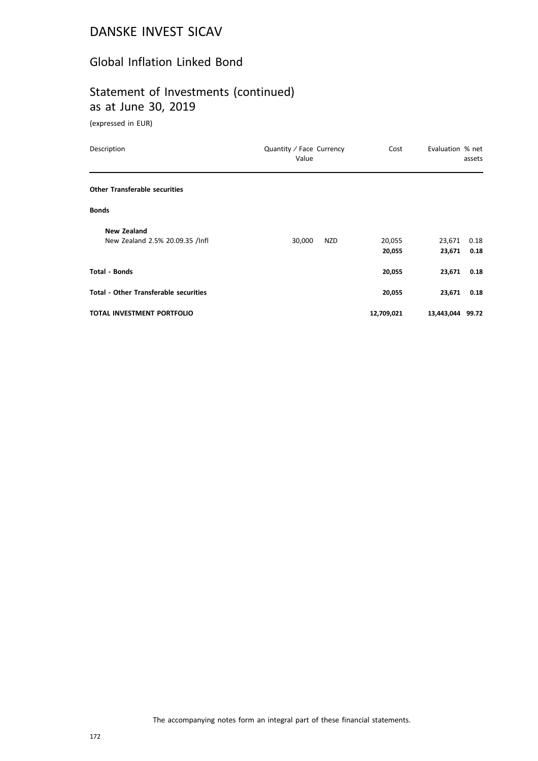# DANSKE INVEST SICAV

## Global Inflation Linked Bond

## Statement of Investments (continued) as at June 30, 2019

(expressed in EUR)

| Description | Quantity / Face Value | Currency | Cost | Evaluation | % net assets |
|---|---|---|---|---|---|
| **Other Transferable securities** | | | | | |
| **Bonds** | | | | | |
| **New Zealand** | | | | | |
| New Zealand 2.5% 20.09.35 /Infl | 30,000 | NZD | 20,055 | 23,671 | 0.18 |
| | | | **20,055** | **23,671** | **0.18** |
| **Total - Bonds** | | | **20,055** | **23,671** | **0.18** |
| **Total - Other Transferable securities** | | | **20,055** | **23,671** | **0.18** |
| **TOTAL INVESTMENT PORTFOLIO** | | | **12,709,021** | **13,443,044** | **99.72** |

The accompanying notes form an integral part of these financial statements.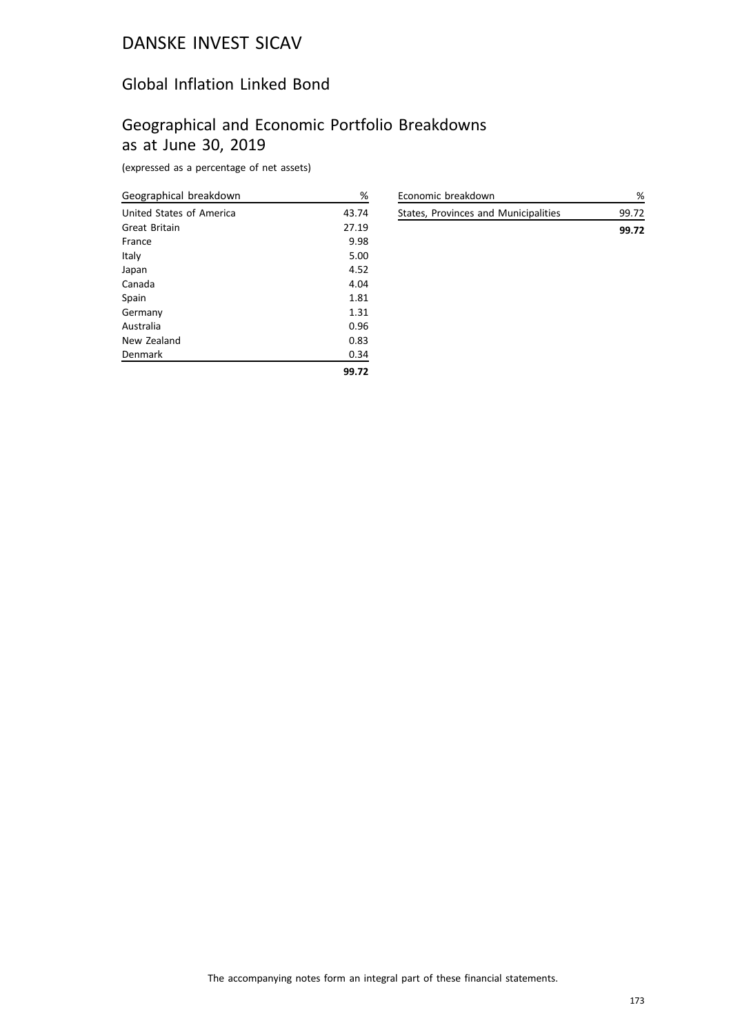# DANSKE INVEST SICAV

## Global Inflation Linked Bond

## Geographical and Economic Portfolio Breakdowns as at June 30, 2019

(expressed as a percentage of net assets)

| Geographical breakdown | % |
|---|---|
| United States of America | 43.74 |
| Great Britain | 27.19 |
| France | 9.98 |
| Italy | 5.00 |
| Japan | 4.52 |
| Canada | 4.04 |
| Spain | 1.81 |
| Germany | 1.31 |
| Australia | 0.96 |
| New Zealand | 0.83 |
| Denmark | 0.34 |
| | **99.72** |

| Economic breakdown | % |
|---|---|
| States, Provinces and Municipalities | 99.72 |
| | **99.72** |

The accompanying notes form an integral part of these financial statements.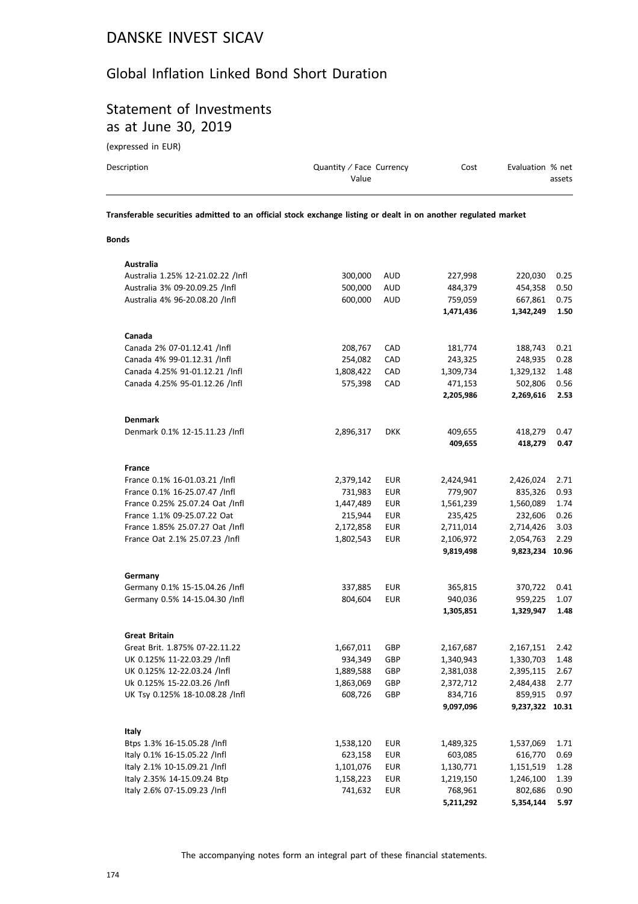# DANSKE INVEST SICAV

## Global Inflation Linked Bond Short Duration

## Statement of Investments as at June 30, 2019

(expressed in EUR)

| Description | Quantity / Face Value | Currency | Cost | Evaluation | % net assets |
|---|---|---|---|---|---|

**Transferable securities admitted to an official stock exchange listing or dealt in on another regulated market**

**Bonds**

| Description | Quantity / Face Value | Currency | Cost | Evaluation | % net assets |
|---|---|---|---|---|---|
| **Australia** | | | | | |
| Australia 1.25% 12-21.02.22 /Infl | 300,000 | AUD | 227,998 | 220,030 | 0.25 |
| Australia 3% 09-20.09.25 /Infl | 500,000 | AUD | 484,379 | 454,358 | 0.50 |
| Australia 4% 96-20.08.20 /Infl | 600,000 | AUD | 759,059 | 667,861 | 0.75 |
| | | | **1,471,436** | **1,342,249** | **1.50** |
| **Canada** | | | | | |
| Canada 2% 07-01.12.41 /Infl | 208,767 | CAD | 181,774 | 188,743 | 0.21 |
| Canada 4% 99-01.12.31 /Infl | 254,082 | CAD | 243,325 | 248,935 | 0.28 |
| Canada 4.25% 91-01.12.21 /Infl | 1,808,422 | CAD | 1,309,734 | 1,329,132 | 1.48 |
| Canada 4.25% 95-01.12.26 /Infl | 575,398 | CAD | 471,153 | 502,806 | 0.56 |
| | | | **2,205,986** | **2,269,616** | **2.53** |
| **Denmark** | | | | | |
| Denmark 0.1% 12-15.11.23 /Infl | 2,896,317 | DKK | 409,655 | 418,279 | 0.47 |
| | | | **409,655** | **418,279** | **0.47** |
| **France** | | | | | |
| France 0.1% 16-01.03.21 /Infl | 2,379,142 | EUR | 2,424,941 | 2,426,024 | 2.71 |
| France 0.1% 16-25.07.47 /Infl | 731,983 | EUR | 779,907 | 835,326 | 0.93 |
| France 0.25% 25.07.24 Oat /Infl | 1,447,489 | EUR | 1,561,239 | 1,560,089 | 1.74 |
| France 1.1% 09-25.07.22 Oat | 215,944 | EUR | 235,425 | 232,606 | 0.26 |
| France 1.85% 25.07.27 Oat /Infl | 2,172,858 | EUR | 2,711,014 | 2,714,426 | 3.03 |
| France Oat 2.1% 25.07.23 /Infl | 1,802,543 | EUR | 2,106,972 | 2,054,763 | 2.29 |
| | | | **9,819,498** | **9,823,234** | **10.96** |
| **Germany** | | | | | |
| Germany 0.1% 15-15.04.26 /Infl | 337,885 | EUR | 365,815 | 370,722 | 0.41 |
| Germany 0.5% 14-15.04.30 /Infl | 804,604 | EUR | 940,036 | 959,225 | 1.07 |
| | | | **1,305,851** | **1,329,947** | **1.48** |
| **Great Britain** | | | | | |
| Great Brit. 1.875% 07-22.11.22 | 1,667,011 | GBP | 2,167,687 | 2,167,151 | 2.42 |
| UK 0.125% 11-22.03.29 /Infl | 934,349 | GBP | 1,340,943 | 1,330,703 | 1.48 |
| UK 0.125% 12-22.03.24 /Infl | 1,889,588 | GBP | 2,381,038 | 2,395,115 | 2.67 |
| Uk 0.125% 15-22.03.26 /Infl | 1,863,069 | GBP | 2,372,712 | 2,484,438 | 2.77 |
| UK Tsy 0.125% 18-10.08.28 /Infl | 608,726 | GBP | 834,716 | 859,915 | 0.97 |
| | | | **9,097,096** | **9,237,322** | **10.31** |
| **Italy** | | | | | |
| Btps 1.3% 16-15.05.28 /Infl | 1,538,120 | EUR | 1,489,325 | 1,537,069 | 1.71 |
| Italy 0.1% 16-15.05.22 /Infl | 623,158 | EUR | 603,085 | 616,770 | 0.69 |
| Italy 2.1% 10-15.09.21 /Infl | 1,101,076 | EUR | 1,130,771 | 1,151,519 | 1.28 |
| Italy 2.35% 14-15.09.24 Btp | 1,158,223 | EUR | 1,219,150 | 1,246,100 | 1.39 |
| Italy 2.6% 07-15.09.23 /Infl | 741,632 | EUR | 768,961 | 802,686 | 0.90 |
| | | | **5,211,292** | **5,354,144** | **5.97** |

The accompanying notes form an integral part of these financial statements.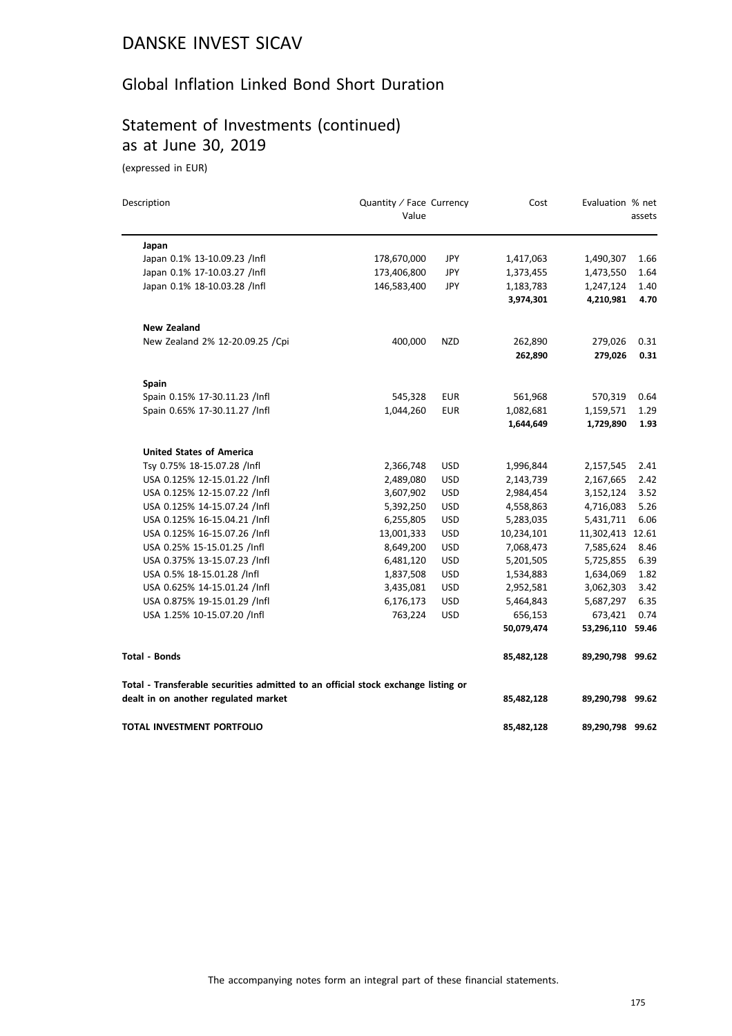# DANSKE INVEST SICAV

## Global Inflation Linked Bond Short Duration

## Statement of Investments (continued) as at June 30, 2019

(expressed in EUR)

| Description | Quantity / Face Value | Currency | Cost | Evaluation | % net assets |
|---|---|---|---|---|---|
| **Japan** | | | | | |
| Japan 0.1% 13-10.09.23 /Infl | 178,670,000 | JPY | 1,417,063 | 1,490,307 | 1.66 |
| Japan 0.1% 17-10.03.27 /Infl | 173,406,800 | JPY | 1,373,455 | 1,473,550 | 1.64 |
| Japan 0.1% 18-10.03.28 /Infl | 146,583,400 | JPY | 1,183,783 | 1,247,124 | 1.40 |
| | | | **3,974,301** | **4,210,981** | **4.70** |
| **New Zealand** | | | | | |
| New Zealand 2% 12-20.09.25 /Cpi | 400,000 | NZD | 262,890 | 279,026 | 0.31 |
| | | | **262,890** | **279,026** | **0.31** |
| **Spain** | | | | | |
| Spain 0.15% 17-30.11.23 /Infl | 545,328 | EUR | 561,968 | 570,319 | 0.64 |
| Spain 0.65% 17-30.11.27 /Infl | 1,044,260 | EUR | 1,082,681 | 1,159,571 | 1.29 |
| | | | **1,644,649** | **1,729,890** | **1.93** |
| **United States of America** | | | | | |
| Tsy 0.75% 18-15.07.28 /Infl | 2,366,748 | USD | 1,996,844 | 2,157,545 | 2.41 |
| USA 0.125% 12-15.01.22 /Infl | 2,489,080 | USD | 2,143,739 | 2,167,665 | 2.42 |
| USA 0.125% 12-15.07.22 /Infl | 3,607,902 | USD | 2,984,454 | 3,152,124 | 3.52 |
| USA 0.125% 14-15.07.24 /Infl | 5,392,250 | USD | 4,558,863 | 4,716,083 | 5.26 |
| USA 0.125% 16-15.04.21 /Infl | 6,255,805 | USD | 5,283,035 | 5,431,711 | 6.06 |
| USA 0.125% 16-15.07.26 /Infl | 13,001,333 | USD | 10,234,101 | 11,302,413 | 12.61 |
| USA 0.25% 15-15.01.25 /Infl | 8,649,200 | USD | 7,068,473 | 7,585,624 | 8.46 |
| USA 0.375% 13-15.07.23 /Infl | 6,481,120 | USD | 5,201,505 | 5,725,855 | 6.39 |
| USA 0.5% 18-15.01.28 /Infl | 1,837,508 | USD | 1,534,883 | 1,634,069 | 1.82 |
| USA 0.625% 14-15.01.24 /Infl | 3,435,081 | USD | 2,952,581 | 3,062,303 | 3.42 |
| USA 0.875% 19-15.01.29 /Infl | 6,176,173 | USD | 5,464,843 | 5,687,297 | 6.35 |
| USA 1.25% 10-15.07.20 /Infl | 763,224 | USD | 656,153 | 673,421 | 0.74 |
| | | | **50,079,474** | **53,296,110** | **59.46** |
| **Total - Bonds** | | | **85,482,128** | **89,290,798** | **99.62** |
| **Total - Transferable securities admitted to an official stock exchange listing or dealt in on another regulated market** | | | **85,482,128** | **89,290,798** | **99.62** |
| **TOTAL INVESTMENT PORTFOLIO** | | | **85,482,128** | **89,290,798** | **99.62** |

The accompanying notes form an integral part of these financial statements.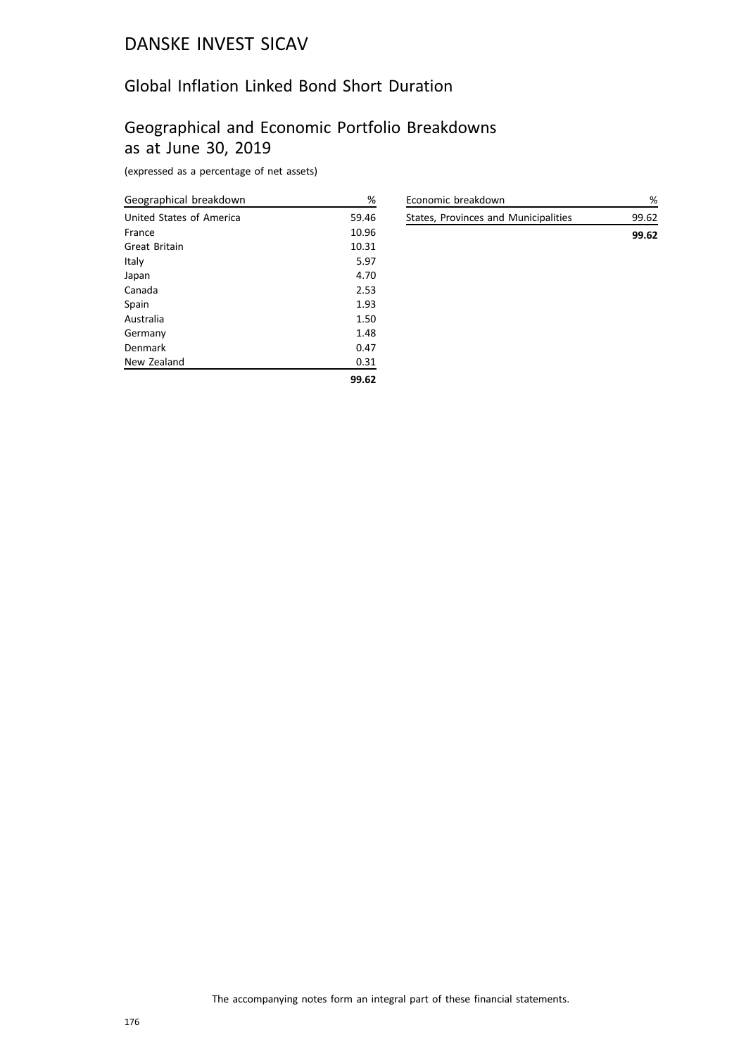# DANSKE INVEST SICAV

## Global Inflation Linked Bond Short Duration

## Geographical and Economic Portfolio Breakdowns as at June 30, 2019

(expressed as a percentage of net assets)

| Geographical breakdown | % |
|---|---|
| United States of America | 59.46 |
| France | 10.96 |
| Great Britain | 10.31 |
| Italy | 5.97 |
| Japan | 4.70 |
| Canada | 2.53 |
| Spain | 1.93 |
| Australia | 1.50 |
| Germany | 1.48 |
| Denmark | 0.47 |
| New Zealand | 0.31 |
| | **99.62** |

| Economic breakdown | % |
|---|---|
| States, Provinces and Municipalities | 99.62 |
| | **99.62** |

The accompanying notes form an integral part of these financial statements.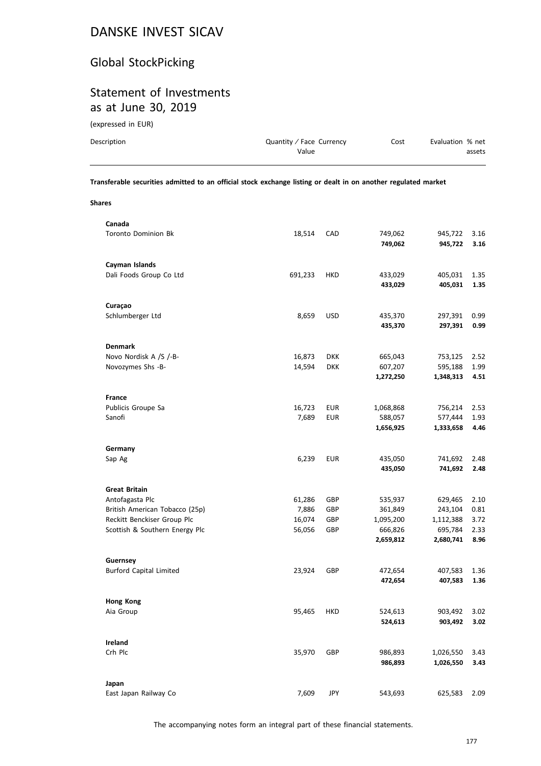# DANSKE INVEST SICAV

## Global StockPicking

## Statement of Investments as at June 30, 2019

(expressed in EUR)

| Description | Quantity / Face Value | Currency | Cost | Evaluation | % net assets |
|---|---|---|---|---|---|
| **Transferable securities admitted to an official stock exchange listing or dealt in on another regulated market** | | | | | |
| **Shares** | | | | | |
| **Canada** | | | | | |
| Toronto Dominion Bk | 18,514 | CAD | 749,062 | 945,722 | 3.16 |
| | | | **749,062** | **945,722** | **3.16** |
| **Cayman Islands** | | | | | |
| Dali Foods Group Co Ltd | 691,233 | HKD | 433,029 | 405,031 | 1.35 |
| | | | **433,029** | **405,031** | **1.35** |
| **Curaçao** | | | | | |
| Schlumberger Ltd | 8,659 | USD | 435,370 | 297,391 | 0.99 |
| | | | **435,370** | **297,391** | **0.99** |
| **Denmark** | | | | | |
| Novo Nordisk A /S /-B- | 16,873 | DKK | 665,043 | 753,125 | 2.52 |
| Novozymes Shs -B- | 14,594 | DKK | 607,207 | 595,188 | 1.99 |
| | | | **1,272,250** | **1,348,313** | **4.51** |
| **France** | | | | | |
| Publicis Groupe Sa | 16,723 | EUR | 1,068,868 | 756,214 | 2.53 |
| Sanofi | 7,689 | EUR | 588,057 | 577,444 | 1.93 |
| | | | **1,656,925** | **1,333,658** | **4.46** |
| **Germany** | | | | | |
| Sap Ag | 6,239 | EUR | 435,050 | 741,692 | 2.48 |
| | | | **435,050** | **741,692** | **2.48** |
| **Great Britain** | | | | | |
| Antofagasta Plc | 61,286 | GBP | 535,937 | 629,465 | 2.10 |
| British American Tobacco (25p) | 7,886 | GBP | 361,849 | 243,104 | 0.81 |
| Reckitt Benckiser Group Plc | 16,074 | GBP | 1,095,200 | 1,112,388 | 3.72 |
| Scottish & Southern Energy Plc | 56,056 | GBP | 666,826 | 695,784 | 2.33 |
| | | | **2,659,812** | **2,680,741** | **8.96** |
| **Guernsey** | | | | | |
| Burford Capital Limited | 23,924 | GBP | 472,654 | 407,583 | 1.36 |
| | | | **472,654** | **407,583** | **1.36** |
| **Hong Kong** | | | | | |
| Aia Group | 95,465 | HKD | 524,613 | 903,492 | 3.02 |
| | | | **524,613** | **903,492** | **3.02** |
| **Ireland** | | | | | |
| Crh Plc | 35,970 | GBP | 986,893 | 1,026,550 | 3.43 |
| | | | **986,893** | **1,026,550** | **3.43** |
| **Japan** | | | | | |
| East Japan Railway Co | 7,609 | JPY | 543,693 | 625,583 | 2.09 |

The accompanying notes form an integral part of these financial statements.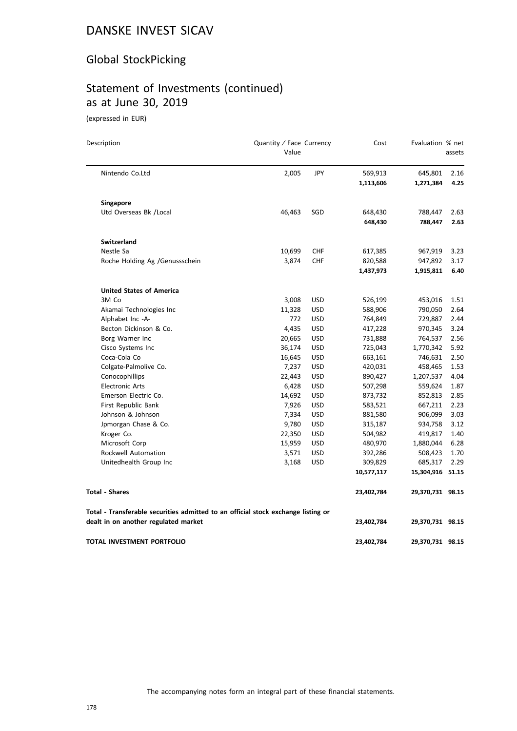# DANSKE INVEST SICAV

## Global StockPicking

## Statement of Investments (continued) as at June 30, 2019

(expressed in EUR)

| Description | Quantity / Face Value | Currency | Cost | Evaluation | % net assets |
|---|---|---|---|---|---|
| Nintendo Co.Ltd | 2,005 | JPY | 569,913 | 645,801 | 2.16 |
| | | | **1,113,606** | **1,271,384** | **4.25** |
| **Singapore** | | | | | |
| Utd Overseas Bk /Local | 46,463 | SGD | 648,430 | 788,447 | 2.63 |
| | | | **648,430** | **788,447** | **2.63** |
| **Switzerland** | | | | | |
| Nestle Sa | 10,699 | CHF | 617,385 | 967,919 | 3.23 |
| Roche Holding Ag /Genussschein | 3,874 | CHF | 820,588 | 947,892 | 3.17 |
| | | | **1,437,973** | **1,915,811** | **6.40** |
| **United States of America** | | | | | |
| 3M Co | 3,008 | USD | 526,199 | 453,016 | 1.51 |
| Akamai Technologies Inc | 11,328 | USD | 588,906 | 790,050 | 2.64 |
| Alphabet Inc -A- | 772 | USD | 764,849 | 729,887 | 2.44 |
| Becton Dickinson & Co. | 4,435 | USD | 417,228 | 970,345 | 3.24 |
| Borg Warner Inc | 20,665 | USD | 731,888 | 764,537 | 2.56 |
| Cisco Systems Inc | 36,174 | USD | 725,043 | 1,770,342 | 5.92 |
| Coca-Cola Co | 16,645 | USD | 663,161 | 746,631 | 2.50 |
| Colgate-Palmolive Co. | 7,237 | USD | 420,031 | 458,465 | 1.53 |
| Conocophillips | 22,443 | USD | 890,427 | 1,207,537 | 4.04 |
| Electronic Arts | 6,428 | USD | 507,298 | 559,624 | 1.87 |
| Emerson Electric Co. | 14,692 | USD | 873,732 | 852,813 | 2.85 |
| First Republic Bank | 7,926 | USD | 583,521 | 667,211 | 2.23 |
| Johnson & Johnson | 7,334 | USD | 881,580 | 906,099 | 3.03 |
| Jpmorgan Chase & Co. | 9,780 | USD | 315,187 | 934,758 | 3.12 |
| Kroger Co. | 22,350 | USD | 504,982 | 419,817 | 1.40 |
| Microsoft Corp | 15,959 | USD | 480,970 | 1,880,044 | 6.28 |
| Rockwell Automation | 3,571 | USD | 392,286 | 508,423 | 1.70 |
| Unitedhealth Group Inc | 3,168 | USD | 309,829 | 685,317 | 2.29 |
| | | | **10,577,117** | **15,304,916** | **51.15** |
| **Total - Shares** | | | **23,402,784** | **29,370,731** | **98.15** |
| **Total - Transferable securities admitted to an official stock exchange listing or dealt in on another regulated market** | | | **23,402,784** | **29,370,731** | **98.15** |
| **TOTAL INVESTMENT PORTFOLIO** | | | **23,402,784** | **29,370,731** | **98.15** |

The accompanying notes form an integral part of these financial statements.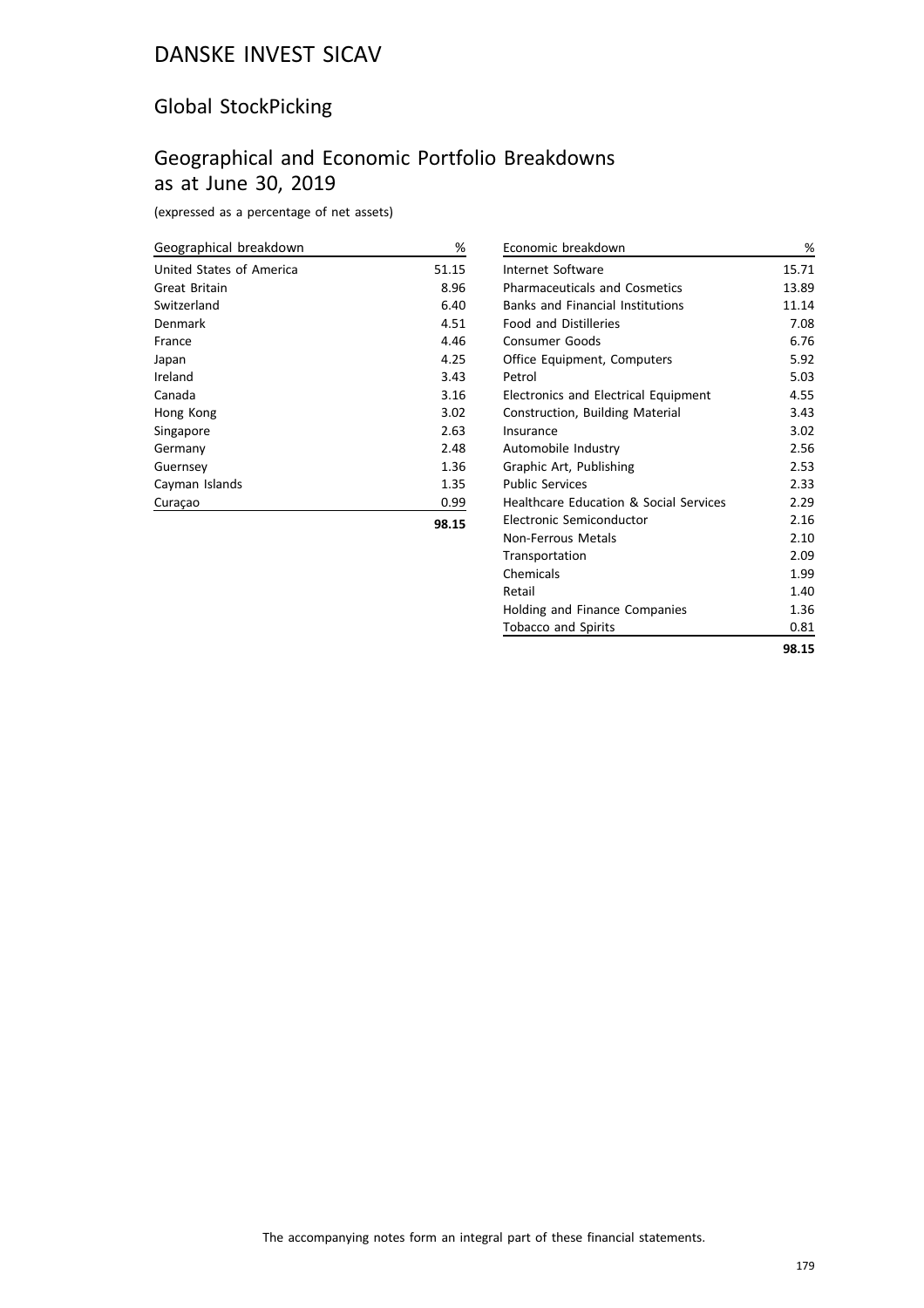# DANSKE INVEST SICAV

## Global StockPicking

## Geographical and Economic Portfolio Breakdowns as at June 30, 2019

(expressed as a percentage of net assets)

| Geographical breakdown | % |
|---|---|
| United States of America | 51.15 |
| Great Britain | 8.96 |
| Switzerland | 6.40 |
| Denmark | 4.51 |
| France | 4.46 |
| Japan | 4.25 |
| Ireland | 3.43 |
| Canada | 3.16 |
| Hong Kong | 3.02 |
| Singapore | 2.63 |
| Germany | 2.48 |
| Guernsey | 1.36 |
| Cayman Islands | 1.35 |
| Curaçao | 0.99 |
| | **98.15** |

| Economic breakdown | % |
|---|---|
| Internet Software | 15.71 |
| Pharmaceuticals and Cosmetics | 13.89 |
| Banks and Financial Institutions | 11.14 |
| Food and Distilleries | 7.08 |
| Consumer Goods | 6.76 |
| Office Equipment, Computers | 5.92 |
| Petrol | 5.03 |
| Electronics and Electrical Equipment | 4.55 |
| Construction, Building Material | 3.43 |
| Insurance | 3.02 |
| Automobile Industry | 2.56 |
| Graphic Art, Publishing | 2.53 |
| Public Services | 2.33 |
| Healthcare Education & Social Services | 2.29 |
| Electronic Semiconductor | 2.16 |
| Non-Ferrous Metals | 2.10 |
| Transportation | 2.09 |
| Chemicals | 1.99 |
| Retail | 1.40 |
| Holding and Finance Companies | 1.36 |
| Tobacco and Spirits | 0.81 |
| | **98.15** |

The accompanying notes form an integral part of these financial statements.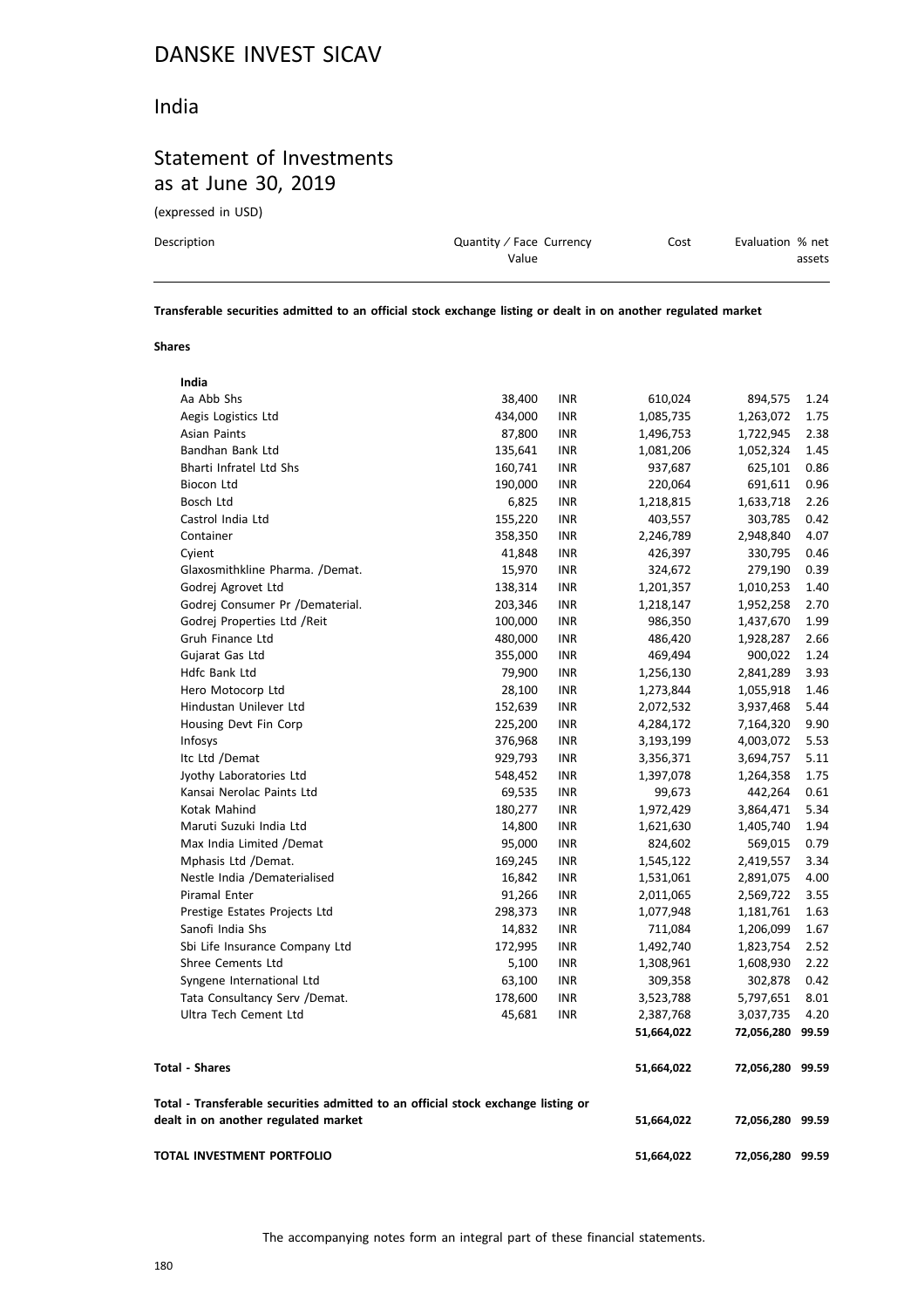# DANSKE INVEST SICAV

## India

## Statement of Investments as at June 30, 2019

(expressed in USD)

| Description | Quantity / Face Value | Currency | Cost | Evaluation | % net assets |
|---|---|---|---|---|---|
| **Transferable securities admitted to an official stock exchange listing or dealt in on another regulated market** | | | | | |
| **Shares** | | | | | |
| **India** | | | | | |
| Aa Abb Shs | 38,400 | INR | 610,024 | 894,575 | 1.24 |
| Aegis Logistics Ltd | 434,000 | INR | 1,085,735 | 1,263,072 | 1.75 |
| Asian Paints | 87,800 | INR | 1,496,753 | 1,722,945 | 2.38 |
| Bandhan Bank Ltd | 135,641 | INR | 1,081,206 | 1,052,324 | 1.45 |
| Bharti Infratel Ltd Shs | 160,741 | INR | 937,687 | 625,101 | 0.86 |
| Biocon Ltd | 190,000 | INR | 220,064 | 691,611 | 0.96 |
| Bosch Ltd | 6,825 | INR | 1,218,815 | 1,633,718 | 2.26 |
| Castrol India Ltd | 155,220 | INR | 403,557 | 303,785 | 0.42 |
| Container | 358,350 | INR | 2,246,789 | 2,948,840 | 4.07 |
| Cyient | 41,848 | INR | 426,397 | 330,795 | 0.46 |
| Glaxosmithkline Pharma. /Demat. | 15,970 | INR | 324,672 | 279,190 | 0.39 |
| Godrej Agrovet Ltd | 138,314 | INR | 1,201,357 | 1,010,253 | 1.40 |
| Godrej Consumer Pr /Dematerial. | 203,346 | INR | 1,218,147 | 1,952,258 | 2.70 |
| Godrej Properties Ltd /Reit | 100,000 | INR | 986,350 | 1,437,670 | 1.99 |
| Gruh Finance Ltd | 480,000 | INR | 486,420 | 1,928,287 | 2.66 |
| Gujarat Gas Ltd | 355,000 | INR | 469,494 | 900,022 | 1.24 |
| Hdfc Bank Ltd | 79,900 | INR | 1,256,130 | 2,841,289 | 3.93 |
| Hero Motocorp Ltd | 28,100 | INR | 1,273,844 | 1,055,918 | 1.46 |
| Hindustan Unilever Ltd | 152,639 | INR | 2,072,532 | 3,937,468 | 5.44 |
| Housing Devt Fin Corp | 225,200 | INR | 4,284,172 | 7,164,320 | 9.90 |
| Infosys | 376,968 | INR | 3,193,199 | 4,003,072 | 5.53 |
| Itc Ltd /Demat | 929,793 | INR | 3,356,371 | 3,694,757 | 5.11 |
| Jyothy Laboratories Ltd | 548,452 | INR | 1,397,078 | 1,264,358 | 1.75 |
| Kansai Nerolac Paints Ltd | 69,535 | INR | 99,673 | 442,264 | 0.61 |
| Kotak Mahind | 180,277 | INR | 1,972,429 | 3,864,471 | 5.34 |
| Maruti Suzuki India Ltd | 14,800 | INR | 1,621,630 | 1,405,740 | 1.94 |
| Max India Limited /Demat | 95,000 | INR | 824,602 | 569,015 | 0.79 |
| Mphasis Ltd /Demat. | 169,245 | INR | 1,545,122 | 2,419,557 | 3.34 |
| Nestle India /Dematerialised | 16,842 | INR | 1,531,061 | 2,891,075 | 4.00 |
| Piramal Enter | 91,266 | INR | 2,011,065 | 2,569,722 | 3.55 |
| Prestige Estates Projects Ltd | 298,373 | INR | 1,077,948 | 1,181,761 | 1.63 |
| Sanofi India Shs | 14,832 | INR | 711,084 | 1,206,099 | 1.67 |
| Sbi Life Insurance Company Ltd | 172,995 | INR | 1,492,740 | 1,823,754 | 2.52 |
| Shree Cements Ltd | 5,100 | INR | 1,308,961 | 1,608,930 | 2.22 |
| Syngene International Ltd | 63,100 | INR | 309,358 | 302,878 | 0.42 |
| Tata Consultancy Serv /Demat. | 178,600 | INR | 3,523,788 | 5,797,651 | 8.01 |
| Ultra Tech Cement Ltd | 45,681 | INR | 2,387,768 | 3,037,735 | 4.20 |
| | | | **51,664,022** | **72,056,280** | **99.59** |
| **Total - Shares** | | | **51,664,022** | **72,056,280** | **99.59** |
| **Total - Transferable securities admitted to an official stock exchange listing or dealt in on another regulated market** | | | **51,664,022** | **72,056,280** | **99.59** |
| **TOTAL INVESTMENT PORTFOLIO** | | | **51,664,022** | **72,056,280** | **99.59** |

The accompanying notes form an integral part of these financial statements.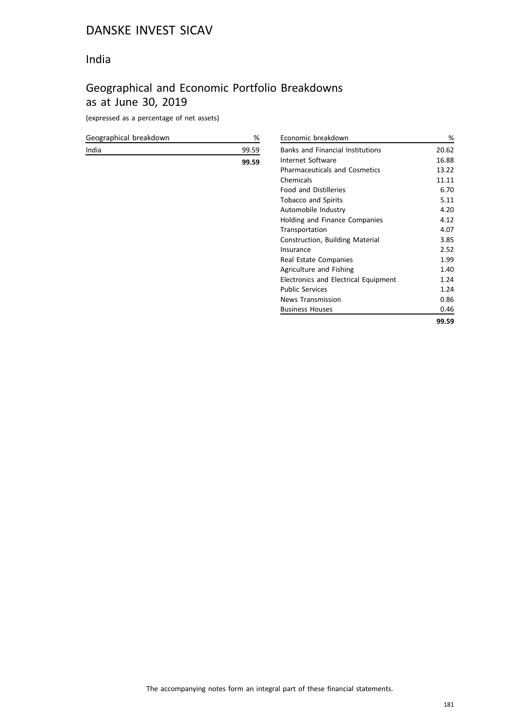# DANSKE INVEST SICAV

## India

## Geographical and Economic Portfolio Breakdowns as at June 30, 2019

(expressed as a percentage of net assets)

| Geographical breakdown | % |
|---|---|
| India | 99.59 |
| | **99.59** |

| Economic breakdown | % |
|---|---|
| Banks and Financial Institutions | 20.62 |
| Internet Software | 16.88 |
| Pharmaceuticals and Cosmetics | 13.22 |
| Chemicals | 11.11 |
| Food and Distilleries | 6.70 |
| Tobacco and Spirits | 5.11 |
| Automobile Industry | 4.20 |
| Holding and Finance Companies | 4.12 |
| Transportation | 4.07 |
| Construction, Building Material | 3.85 |
| Insurance | 2.52 |
| Real Estate Companies | 1.99 |
| Agriculture and Fishing | 1.40 |
| Electronics and Electrical Equipment | 1.24 |
| Public Services | 1.24 |
| News Transmission | 0.86 |
| Business Houses | 0.46 |
| | **99.59** |

The accompanying notes form an integral part of these financial statements.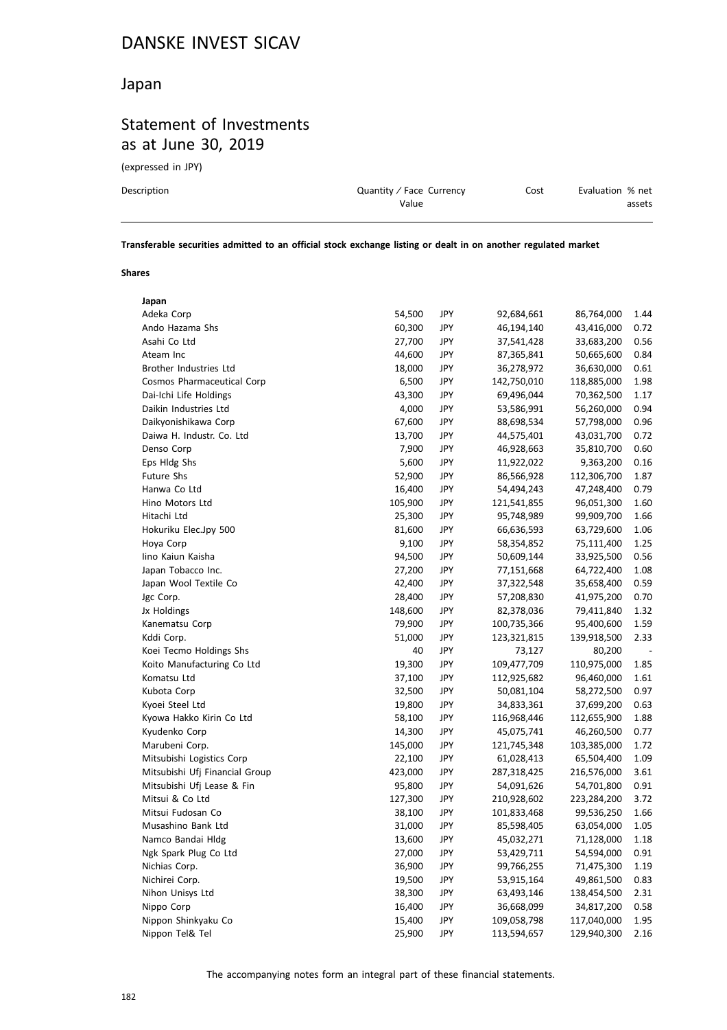# DANSKE INVEST SICAV

## Japan

## Statement of Investments as at June 30, 2019

(expressed in JPY)

| Description | Quantity / Face Value | Currency | Cost | Evaluation | % net assets |
|---|---|---|---|---|---|
| **Transferable securities admitted to an official stock exchange listing or dealt in on another regulated market** | | | | | |
| **Shares** | | | | | |
| **Japan** | | | | | |
| Adeka Corp | 54,500 | JPY | 92,684,661 | 86,764,000 | 1.44 |
| Ando Hazama Shs | 60,300 | JPY | 46,194,140 | 43,416,000 | 0.72 |
| Asahi Co Ltd | 27,700 | JPY | 37,541,428 | 33,683,200 | 0.56 |
| Ateam Inc | 44,600 | JPY | 87,365,841 | 50,665,600 | 0.84 |
| Brother Industries Ltd | 18,000 | JPY | 36,278,972 | 36,630,000 | 0.61 |
| Cosmos Pharmaceutical Corp | 6,500 | JPY | 142,750,010 | 118,885,000 | 1.98 |
| Dai-Ichi Life Holdings | 43,300 | JPY | 69,496,044 | 70,362,500 | 1.17 |
| Daikin Industries Ltd | 4,000 | JPY | 53,586,991 | 56,260,000 | 0.94 |
| Daikyonishikawa Corp | 67,600 | JPY | 88,698,534 | 57,798,000 | 0.96 |
| Daiwa H. Industr. Co. Ltd | 13,700 | JPY | 44,575,401 | 43,031,700 | 0.72 |
| Denso Corp | 7,900 | JPY | 46,928,663 | 35,810,700 | 0.60 |
| Eps Hldg Shs | 5,600 | JPY | 11,922,022 | 9,363,200 | 0.16 |
| Future Shs | 52,900 | JPY | 86,566,928 | 112,306,700 | 1.87 |
| Hanwa Co Ltd | 16,400 | JPY | 54,494,243 | 47,248,400 | 0.79 |
| Hino Motors Ltd | 105,900 | JPY | 121,541,855 | 96,051,300 | 1.60 |
| Hitachi Ltd | 25,300 | JPY | 95,748,989 | 99,909,700 | 1.66 |
| Hokuriku Elec.Jpy 500 | 81,600 | JPY | 66,636,593 | 63,729,600 | 1.06 |
| Hoya Corp | 9,100 | JPY | 58,354,852 | 75,111,400 | 1.25 |
| Iino Kaiun Kaisha | 94,500 | JPY | 50,609,144 | 33,925,500 | 0.56 |
| Japan Tobacco Inc. | 27,200 | JPY | 77,151,668 | 64,722,400 | 1.08 |
| Japan Wool Textile Co | 42,400 | JPY | 37,322,548 | 35,658,400 | 0.59 |
| Jgc Corp. | 28,400 | JPY | 57,208,830 | 41,975,200 | 0.70 |
| Jx Holdings | 148,600 | JPY | 82,378,036 | 79,411,840 | 1.32 |
| Kanematsu Corp | 79,900 | JPY | 100,735,366 | 95,400,600 | 1.59 |
| Kddi Corp. | 51,000 | JPY | 123,321,815 | 139,918,500 | 2.33 |
| Koei Tecmo Holdings Shs | 40 | JPY | 73,127 | 80,200 | - |
| Koito Manufacturing Co Ltd | 19,300 | JPY | 109,477,709 | 110,975,000 | 1.85 |
| Komatsu Ltd | 37,100 | JPY | 112,925,682 | 96,460,000 | 1.61 |
| Kubota Corp | 32,500 | JPY | 50,081,104 | 58,272,500 | 0.97 |
| Kyoei Steel Ltd | 19,800 | JPY | 34,833,361 | 37,699,200 | 0.63 |
| Kyowa Hakko Kirin Co Ltd | 58,100 | JPY | 116,968,446 | 112,655,900 | 1.88 |
| Kyudenko Corp | 14,300 | JPY | 45,075,741 | 46,260,500 | 0.77 |
| Marubeni Corp. | 145,000 | JPY | 121,745,348 | 103,385,000 | 1.72 |
| Mitsubishi Logistics Corp | 22,100 | JPY | 61,028,413 | 65,504,400 | 1.09 |
| Mitsubishi Ufj Financial Group | 423,000 | JPY | 287,318,425 | 216,576,000 | 3.61 |
| Mitsubishi Ufj Lease & Fin | 95,800 | JPY | 54,091,626 | 54,701,800 | 0.91 |
| Mitsui & Co Ltd | 127,300 | JPY | 210,928,602 | 223,284,200 | 3.72 |
| Mitsui Fudosan Co | 38,100 | JPY | 101,833,468 | 99,536,250 | 1.66 |
| Musashino Bank Ltd | 31,000 | JPY | 85,598,405 | 63,054,000 | 1.05 |
| Namco Bandai Hldg | 13,600 | JPY | 45,032,271 | 71,128,000 | 1.18 |
| Ngk Spark Plug Co Ltd | 27,000 | JPY | 53,429,711 | 54,594,000 | 0.91 |
| Nichias Corp. | 36,900 | JPY | 99,766,255 | 71,475,300 | 1.19 |
| Nichirei Corp. | 19,500 | JPY | 53,915,164 | 49,861,500 | 0.83 |
| Nihon Unisys Ltd | 38,300 | JPY | 63,493,146 | 138,454,500 | 2.31 |
| Nippo Corp | 16,400 | JPY | 36,668,099 | 34,817,200 | 0.58 |
| Nippon Shinkyaku Co | 15,400 | JPY | 109,058,798 | 117,040,000 | 1.95 |
| Nippon Tel& Tel | 25,900 | JPY | 113,594,657 | 129,940,300 | 2.16 |

The accompanying notes form an integral part of these financial statements.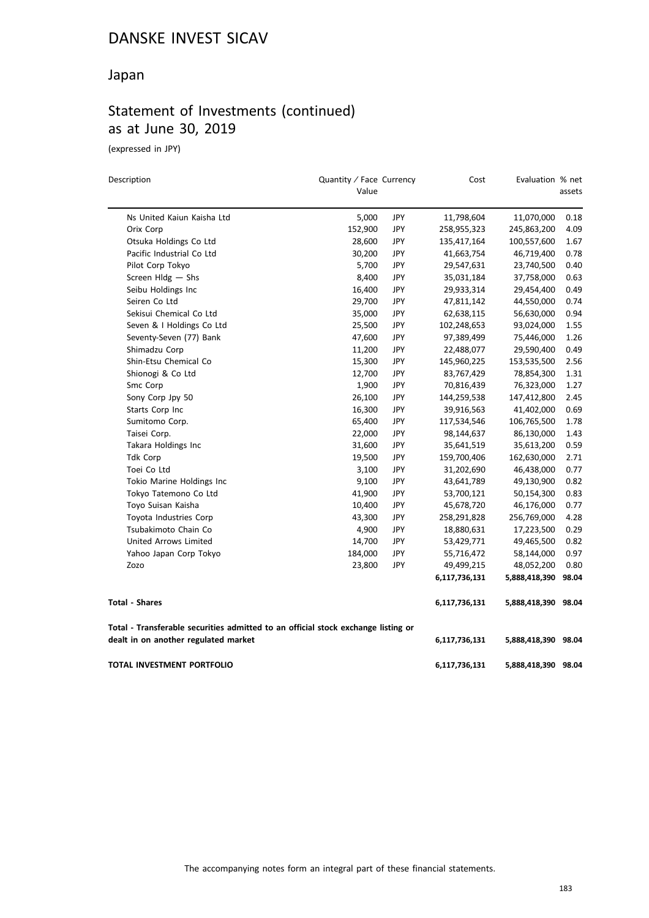# DANSKE INVEST SICAV

## Japan

## Statement of Investments (continued) as at June 30, 2019

(expressed in JPY)

| Description | Quantity / Face Value | Currency | Cost | Evaluation | % net assets |
|---|---|---|---|---|---|
| Ns United Kaiun Kaisha Ltd | 5,000 | JPY | 11,798,604 | 11,070,000 | 0.18 |
| Orix Corp | 152,900 | JPY | 258,955,323 | 245,863,200 | 4.09 |
| Otsuka Holdings Co Ltd | 28,600 | JPY | 135,417,164 | 100,557,600 | 1.67 |
| Pacific Industrial Co Ltd | 30,200 | JPY | 41,663,754 | 46,719,400 | 0.78 |
| Pilot Corp Tokyo | 5,700 | JPY | 29,547,631 | 23,740,500 | 0.40 |
| Screen Hldg — Shs | 8,400 | JPY | 35,031,184 | 37,758,000 | 0.63 |
| Seibu Holdings Inc | 16,400 | JPY | 29,933,314 | 29,454,400 | 0.49 |
| Seiren Co Ltd | 29,700 | JPY | 47,811,142 | 44,550,000 | 0.74 |
| Sekisui Chemical Co Ltd | 35,000 | JPY | 62,638,115 | 56,630,000 | 0.94 |
| Seven & I Holdings Co Ltd | 25,500 | JPY | 102,248,653 | 93,024,000 | 1.55 |
| Seventy-Seven (77) Bank | 47,600 | JPY | 97,389,499 | 75,446,000 | 1.26 |
| Shimadzu Corp | 11,200 | JPY | 22,488,077 | 29,590,400 | 0.49 |
| Shin-Etsu Chemical Co | 15,300 | JPY | 145,960,225 | 153,535,500 | 2.56 |
| Shionogi & Co Ltd | 12,700 | JPY | 83,767,429 | 78,854,300 | 1.31 |
| Smc Corp | 1,900 | JPY | 70,816,439 | 76,323,000 | 1.27 |
| Sony Corp Jpy 50 | 26,100 | JPY | 144,259,538 | 147,412,800 | 2.45 |
| Starts Corp Inc | 16,300 | JPY | 39,916,563 | 41,402,000 | 0.69 |
| Sumitomo Corp. | 65,400 | JPY | 117,534,546 | 106,765,500 | 1.78 |
| Taisei Corp. | 22,000 | JPY | 98,144,637 | 86,130,000 | 1.43 |
| Takara Holdings Inc | 31,600 | JPY | 35,641,519 | 35,613,200 | 0.59 |
| Tdk Corp | 19,500 | JPY | 159,700,406 | 162,630,000 | 2.71 |
| Toei Co Ltd | 3,100 | JPY | 31,202,690 | 46,438,000 | 0.77 |
| Tokio Marine Holdings Inc | 9,100 | JPY | 43,641,789 | 49,130,900 | 0.82 |
| Tokyo Tatemono Co Ltd | 41,900 | JPY | 53,700,121 | 50,154,300 | 0.83 |
| Toyo Suisan Kaisha | 10,400 | JPY | 45,678,720 | 46,176,000 | 0.77 |
| Toyota Industries Corp | 43,300 | JPY | 258,291,828 | 256,769,000 | 4.28 |
| Tsubakimoto Chain Co | 4,900 | JPY | 18,880,631 | 17,223,500 | 0.29 |
| United Arrows Limited | 14,700 | JPY | 53,429,771 | 49,465,500 | 0.82 |
| Yahoo Japan Corp Tokyo | 184,000 | JPY | 55,716,472 | 58,144,000 | 0.97 |
| Zozo | 23,800 | JPY | 49,499,215 | 48,052,200 | 0.80 |
| | | | **6,117,736,131** | **5,888,418,390** | **98.04** |
| **Total - Shares** | | | **6,117,736,131** | **5,888,418,390** | **98.04** |
| **Total - Transferable securities admitted to an official stock exchange listing or dealt in on another regulated market** | | | **6,117,736,131** | **5,888,418,390** | **98.04** |
| **TOTAL INVESTMENT PORTFOLIO** | | | **6,117,736,131** | **5,888,418,390** | **98.04** |

The accompanying notes form an integral part of these financial statements.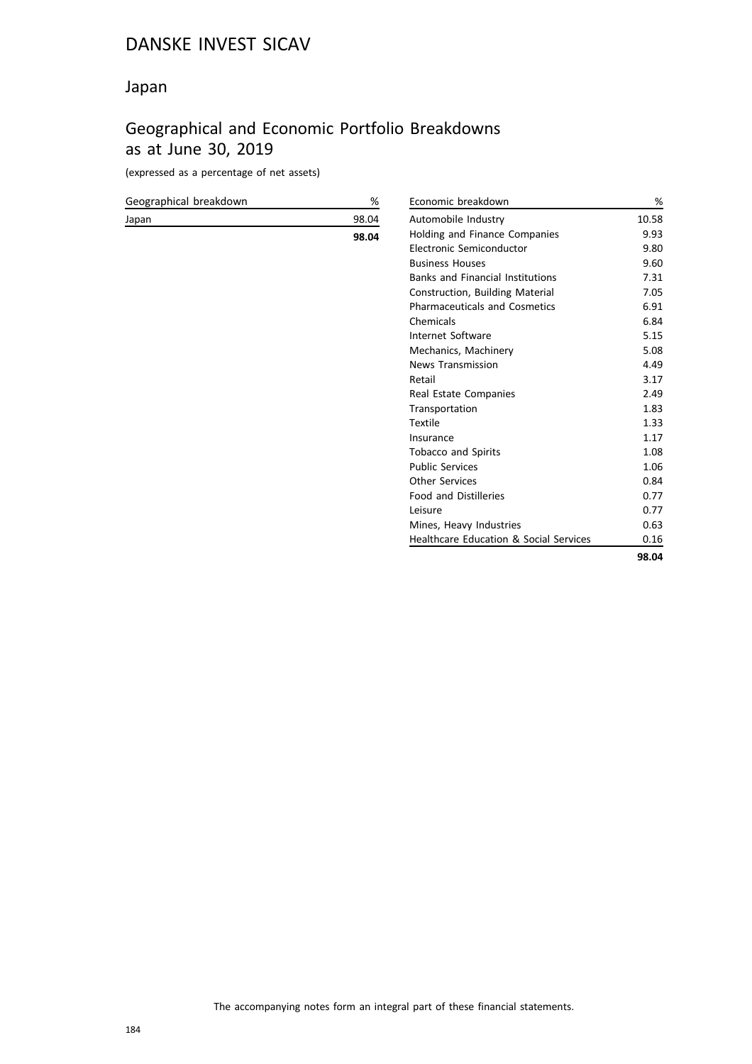# DANSKE INVEST SICAV

## Japan

## Geographical and Economic Portfolio Breakdowns as at June 30, 2019

(expressed as a percentage of net assets)

| Geographical breakdown | % |
|---|---|
| Japan | 98.04 |
| | **98.04** |

| Economic breakdown | % |
|---|---|
| Automobile Industry | 10.58 |
| Holding and Finance Companies | 9.93 |
| Electronic Semiconductor | 9.80 |
| Business Houses | 9.60 |
| Banks and Financial Institutions | 7.31 |
| Construction, Building Material | 7.05 |
| Pharmaceuticals and Cosmetics | 6.91 |
| Chemicals | 6.84 |
| Internet Software | 5.15 |
| Mechanics, Machinery | 5.08 |
| News Transmission | 4.49 |
| Retail | 3.17 |
| Real Estate Companies | 2.49 |
| Transportation | 1.83 |
| Textile | 1.33 |
| Insurance | 1.17 |
| Tobacco and Spirits | 1.08 |
| Public Services | 1.06 |
| Other Services | 0.84 |
| Food and Distilleries | 0.77 |
| Leisure | 0.77 |
| Mines, Heavy Industries | 0.63 |
| Healthcare Education & Social Services | 0.16 |
| | **98.04** |

The accompanying notes form an integral part of these financial statements.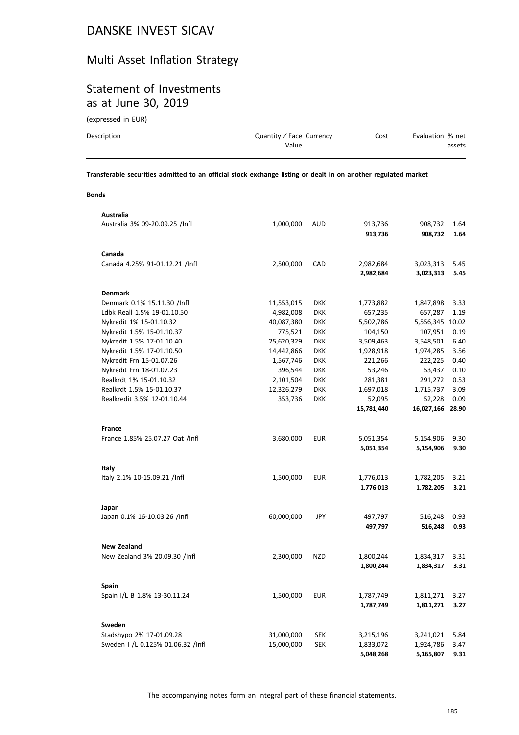# DANSKE INVEST SICAV

## Multi Asset Inflation Strategy

## Statement of Investments as at June 30, 2019

(expressed in EUR)

| Description | Quantity / Face Value | Currency | Cost | Evaluation | % net assets |
|---|---|---|---|---|---|
| **Transferable securities admitted to an official stock exchange listing or dealt in on another regulated market** | | | | | |
| **Bonds** | | | | | |
| **Australia** | | | | | |
| Australia 3% 09-20.09.25 /Infl | 1,000,000 | AUD | 913,736 | 908,732 | 1.64 |
| | | | **913,736** | **908,732** | **1.64** |
| **Canada** | | | | | |
| Canada 4.25% 91-01.12.21 /Infl | 2,500,000 | CAD | 2,982,684 | 3,023,313 | 5.45 |
| | | | **2,982,684** | **3,023,313** | **5.45** |
| **Denmark** | | | | | |
| Denmark 0.1% 15.11.30 /Infl | 11,553,015 | DKK | 1,773,882 | 1,847,898 | 3.33 |
| Ldbk Reall 1.5% 19-01.10.50 | 4,982,008 | DKK | 657,235 | 657,287 | 1.19 |
| Nykredit 1% 15-01.10.32 | 40,087,380 | DKK | 5,502,786 | 5,556,345 | 10.02 |
| Nykredit 1.5% 15-01.10.37 | 775,521 | DKK | 104,150 | 107,951 | 0.19 |
| Nykredit 1.5% 17-01.10.40 | 25,620,329 | DKK | 3,509,463 | 3,548,501 | 6.40 |
| Nykredit 1.5% 17-01.10.50 | 14,442,866 | DKK | 1,928,918 | 1,974,285 | 3.56 |
| Nykredit Frn 15-01.07.26 | 1,567,746 | DKK | 221,266 | 222,225 | 0.40 |
| Nykredit Frn 18-01.07.23 | 396,544 | DKK | 53,246 | 53,437 | 0.10 |
| Realkrdt 1% 15-01.10.32 | 2,101,504 | DKK | 281,381 | 291,272 | 0.53 |
| Realkrdt 1.5% 15-01.10.37 | 12,326,279 | DKK | 1,697,018 | 1,715,737 | 3.09 |
| Realkredit 3.5% 12-01.10.44 | 353,736 | DKK | 52,095 | 52,228 | 0.09 |
| | | | **15,781,440** | **16,027,166** | **28.90** |
| **France** | | | | | |
| France 1.85% 25.07.27 Oat /Infl | 3,680,000 | EUR | 5,051,354 | 5,154,906 | 9.30 |
| | | | **5,051,354** | **5,154,906** | **9.30** |
| **Italy** | | | | | |
| Italy 2.1% 10-15.09.21 /Infl | 1,500,000 | EUR | 1,776,013 | 1,782,205 | 3.21 |
| | | | **1,776,013** | **1,782,205** | **3.21** |
| **Japan** | | | | | |
| Japan 0.1% 16-10.03.26 /Infl | 60,000,000 | JPY | 497,797 | 516,248 | 0.93 |
| | | | **497,797** | **516,248** | **0.93** |
| **New Zealand** | | | | | |
| New Zealand 3% 20.09.30 /Infl | 2,300,000 | NZD | 1,800,244 | 1,834,317 | 3.31 |
| | | | **1,800,244** | **1,834,317** | **3.31** |
| **Spain** | | | | | |
| Spain I/L B 1.8% 13-30.11.24 | 1,500,000 | EUR | 1,787,749 | 1,811,271 | 3.27 |
| | | | **1,787,749** | **1,811,271** | **3.27** |
| **Sweden** | | | | | |
| Stadshypo 2% 17-01.09.28 | 31,000,000 | SEK | 3,215,196 | 3,241,021 | 5.84 |
| Sweden I /L 0.125% 01.06.32 /Infl | 15,000,000 | SEK | 1,833,072 | 1,924,786 | 3.47 |
| | | | **5,048,268** | **5,165,807** | **9.31** |

The accompanying notes form an integral part of these financial statements.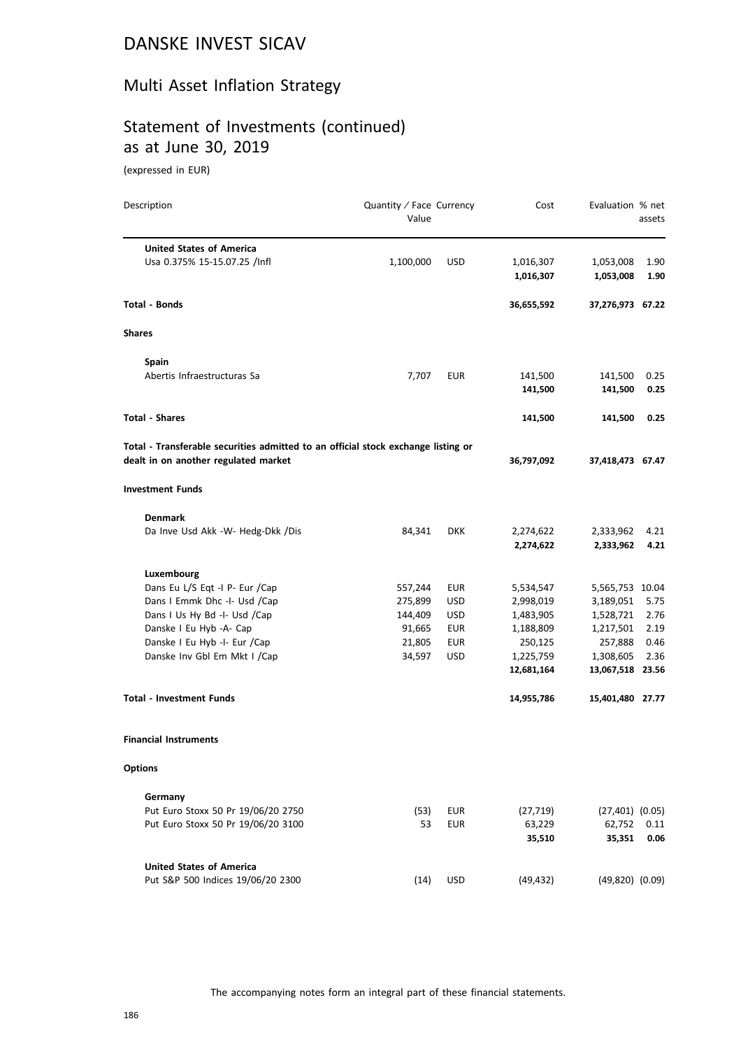# DANSKE INVEST SICAV

## Multi Asset Inflation Strategy

## Statement of Investments (continued) as at June 30, 2019

(expressed in EUR)

| Description | Quantity / Face Value | Currency | Cost | Evaluation | % net assets |
|---|---|---|---|---|---|
| **United States of America** | | | | | |
| Usa 0.375% 15-15.07.25 /Infl | 1,100,000 | USD | 1,016,307 | 1,053,008 | 1.90 |
| | | | **1,016,307** | **1,053,008** | **1.90** |
| **Total - Bonds** | | | **36,655,592** | **37,276,973** | **67.22** |
| **Shares** | | | | | |
| **Spain** | | | | | |
| Abertis Infraestructuras Sa | 7,707 | EUR | 141,500 | 141,500 | 0.25 |
| | | | **141,500** | **141,500** | **0.25** |
| **Total - Shares** | | | **141,500** | **141,500** | **0.25** |
| **Total - Transferable securities admitted to an official stock exchange listing or dealt in on another regulated market** | | | **36,797,092** | **37,418,473** | **67.47** |
| **Investment Funds** | | | | | |
| **Denmark** | | | | | |
| Da Inve Usd Akk -W- Hedg-Dkk /Dis | 84,341 | DKK | 2,274,622 | 2,333,962 | 4.21 |
| | | | **2,274,622** | **2,333,962** | **4.21** |
| **Luxembourg** | | | | | |
| Dans Eu L/S Eqt -I P- Eur /Cap | 557,244 | EUR | 5,534,547 | 5,565,753 | 10.04 |
| Dans I Emmk Dhc -I- Usd /Cap | 275,899 | USD | 2,998,019 | 3,189,051 | 5.75 |
| Dans I Us Hy Bd -I- Usd /Cap | 144,409 | USD | 1,483,905 | 1,528,721 | 2.76 |
| Danske I Eu Hyb -A- Cap | 91,665 | EUR | 1,188,809 | 1,217,501 | 2.19 |
| Danske I Eu Hyb -I- Eur /Cap | 21,805 | EUR | 250,125 | 257,888 | 0.46 |
| Danske Inv Gbl Em Mkt I /Cap | 34,597 | USD | 1,225,759 | 1,308,605 | 2.36 |
| | | | **12,681,164** | **13,067,518** | **23.56** |
| **Total - Investment Funds** | | | **14,955,786** | **15,401,480** | **27.77** |
| **Financial Instruments** | | | | | |
| **Options** | | | | | |
| **Germany** | | | | | |
| Put Euro Stoxx 50 Pr 19/06/20 2750 | (53) | EUR | (27,719) | (27,401) | (0.05) |
| Put Euro Stoxx 50 Pr 19/06/20 3100 | 53 | EUR | 63,229 | 62,752 | 0.11 |
| | | | **35,510** | **35,351** | **0.06** |
| **United States of America** | | | | | |
| Put S&P 500 Indices 19/06/20 2300 | (14) | USD | (49,432) | (49,820) | (0.09) |

The accompanying notes form an integral part of these financial statements.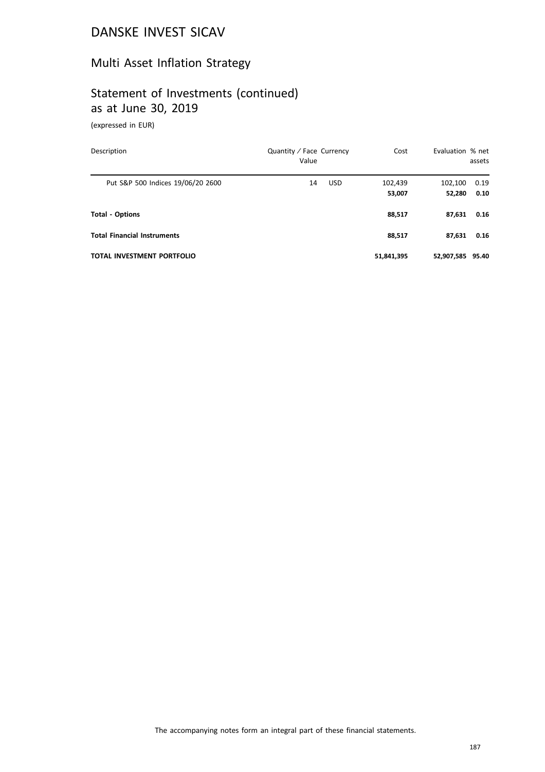# DANSKE INVEST SICAV

## Multi Asset Inflation Strategy

## Statement of Investments (continued)
as at June 30, 2019

(expressed in EUR)

| Description | Quantity / Face Value | Currency | Cost | Evaluation | % net assets |
|---|---|---|---|---|---|
| Put S&P 500 Indices 19/06/20 2600 | 14 | USD | 102,439 | 102,100 | 0.19 |
| | | | **53,007** | **52,280** | **0.10** |
| **Total - Options** | | | **88,517** | **87,631** | **0.16** |
| **Total Financial Instruments** | | | **88,517** | **87,631** | **0.16** |
| **TOTAL INVESTMENT PORTFOLIO** | | | **51,841,395** | **52,907,585** | **95.40** |

The accompanying notes form an integral part of these financial statements.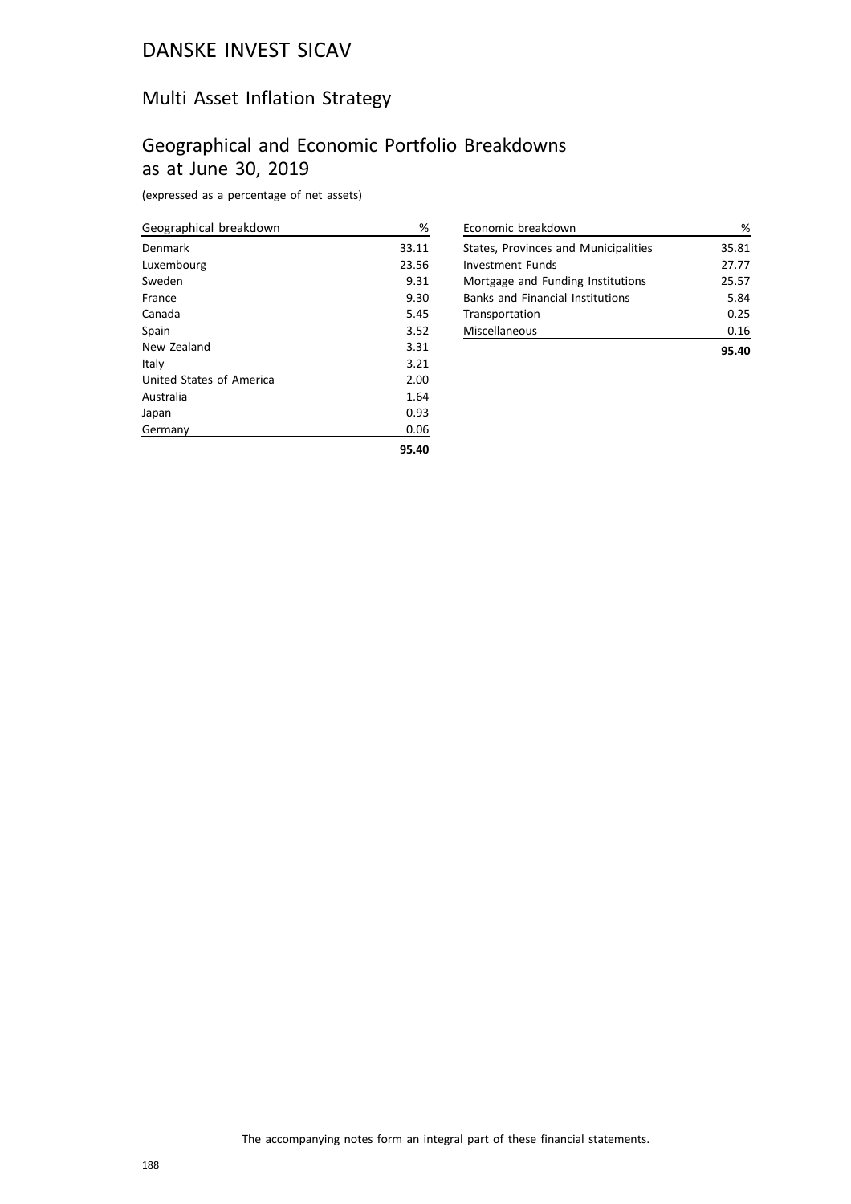# DANSKE INVEST SICAV

## Multi Asset Inflation Strategy

## Geographical and Economic Portfolio Breakdowns as at June 30, 2019

(expressed as a percentage of net assets)

| Geographical breakdown | % |
|---|---|
| Denmark | 33.11 |
| Luxembourg | 23.56 |
| Sweden | 9.31 |
| France | 9.30 |
| Canada | 5.45 |
| Spain | 3.52 |
| New Zealand | 3.31 |
| Italy | 3.21 |
| United States of America | 2.00 |
| Australia | 1.64 |
| Japan | 0.93 |
| Germany | 0.06 |
| | **95.40** |

| Economic breakdown | % |
|---|---|
| States, Provinces and Municipalities | 35.81 |
| Investment Funds | 27.77 |
| Mortgage and Funding Institutions | 25.57 |
| Banks and Financial Institutions | 5.84 |
| Transportation | 0.25 |
| Miscellaneous | 0.16 |
| | **95.40** |

The accompanying notes form an integral part of these financial statements.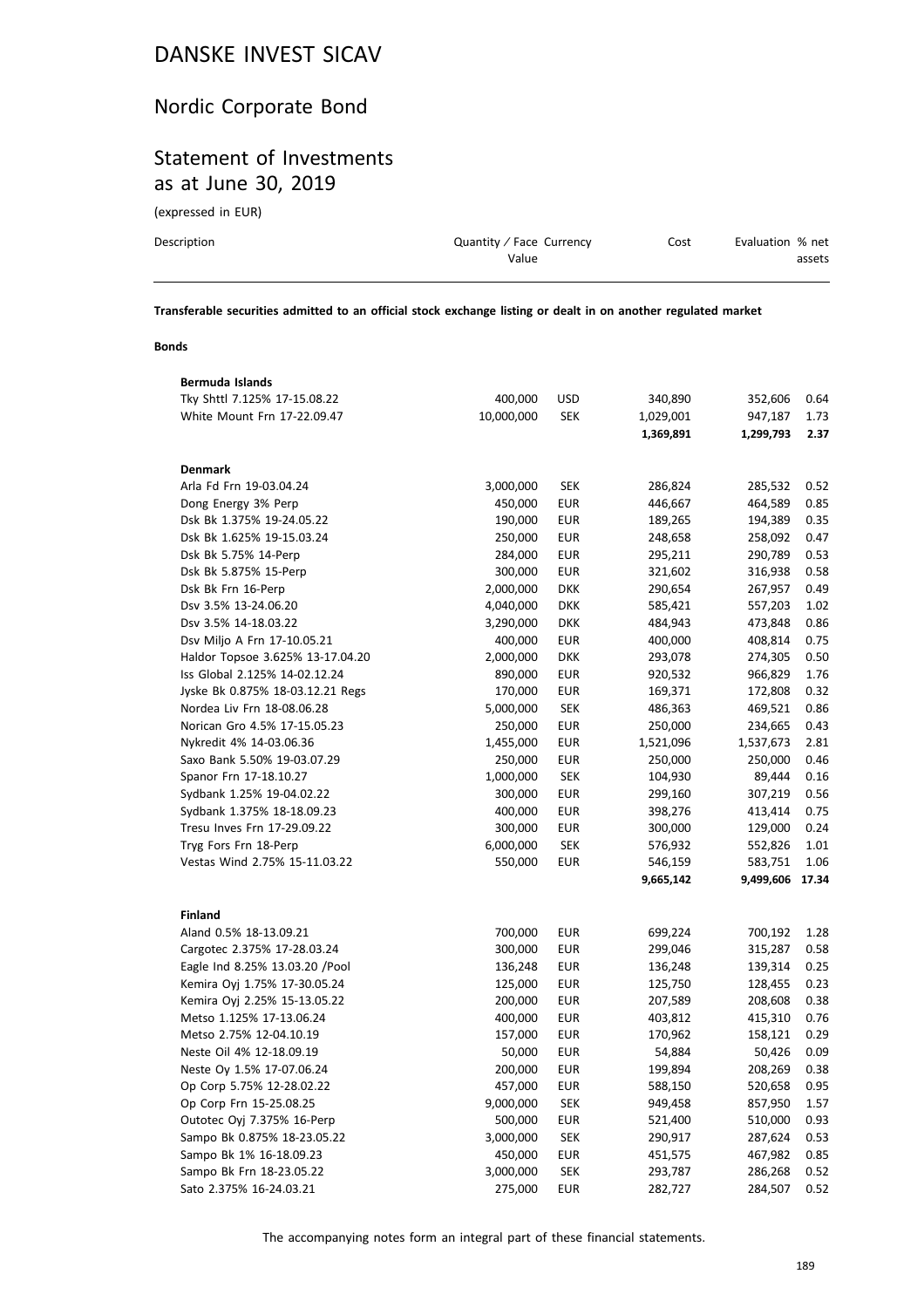# DANSKE INVEST SICAV

## Nordic Corporate Bond

## Statement of Investments as at June 30, 2019

(expressed in EUR)

| Description | Quantity / Face Value | Currency | Cost | Evaluation | % net assets |
|---|---|---|---|---|---|
| **Transferable securities admitted to an official stock exchange listing or dealt in on another regulated market** | | | | | |
| **Bonds** | | | | | |
| **Bermuda Islands** | | | | | |
| Tky Shttl 7.125% 17-15.08.22 | 400,000 | USD | 340,890 | 352,606 | 0.64 |
| White Mount Frn 17-22.09.47 | 10,000,000 | SEK | 1,029,001 | 947,187 | 1.73 |
| | | | **1,369,891** | **1,299,793** | **2.37** |
| **Denmark** | | | | | |
| Arla Fd Frn 19-03.04.24 | 3,000,000 | SEK | 286,824 | 285,532 | 0.52 |
| Dong Energy 3% Perp | 450,000 | EUR | 446,667 | 464,589 | 0.85 |
| Dsk Bk 1.375% 19-24.05.22 | 190,000 | EUR | 189,265 | 194,389 | 0.35 |
| Dsk Bk 1.625% 19-15.03.24 | 250,000 | EUR | 248,658 | 258,092 | 0.47 |
| Dsk Bk 5.75% 14-Perp | 284,000 | EUR | 295,211 | 290,789 | 0.53 |
| Dsk Bk 5.875% 15-Perp | 300,000 | EUR | 321,602 | 316,938 | 0.58 |
| Dsk Bk Frn 16-Perp | 2,000,000 | DKK | 290,654 | 267,957 | 0.49 |
| Dsv 3.5% 13-24.06.20 | 4,040,000 | DKK | 585,421 | 557,203 | 1.02 |
| Dsv 3.5% 14-18.03.22 | 3,290,000 | DKK | 484,943 | 473,848 | 0.86 |
| Dsv Miljo A Frn 17-10.05.21 | 400,000 | EUR | 400,000 | 408,814 | 0.75 |
| Haldor Topsoe 3.625% 13-17.04.20 | 2,000,000 | DKK | 293,078 | 274,305 | 0.50 |
| Iss Global 2.125% 14-02.12.24 | 890,000 | EUR | 920,532 | 966,829 | 1.76 |
| Jyske Bk 0.875% 18-03.12.21 Regs | 170,000 | EUR | 169,371 | 172,808 | 0.32 |
| Nordea Liv Frn 18-08.06.28 | 5,000,000 | SEK | 486,363 | 469,521 | 0.86 |
| Norican Gro 4.5% 17-15.05.23 | 250,000 | EUR | 250,000 | 234,665 | 0.43 |
| Nykredit 4% 14-03.06.36 | 1,455,000 | EUR | 1,521,096 | 1,537,673 | 2.81 |
| Saxo Bank 5.50% 19-03.07.29 | 250,000 | EUR | 250,000 | 250,000 | 0.46 |
| Spanor Frn 17-18.10.27 | 1,000,000 | SEK | 104,930 | 89,444 | 0.16 |
| Sydbank 1.25% 19-04.02.22 | 300,000 | EUR | 299,160 | 307,219 | 0.56 |
| Sydbank 1.375% 18-18.09.23 | 400,000 | EUR | 398,276 | 413,414 | 0.75 |
| Tresu Inves Frn 17-29.09.22 | 300,000 | EUR | 300,000 | 129,000 | 0.24 |
| Tryg Fors Frn 18-Perp | 6,000,000 | SEK | 576,932 | 552,826 | 1.01 |
| Vestas Wind 2.75% 15-11.03.22 | 550,000 | EUR | 546,159 | 583,751 | 1.06 |
| | | | **9,665,142** | **9,499,606** | **17.34** |
| **Finland** | | | | | |
| Aland 0.5% 18-13.09.21 | 700,000 | EUR | 699,224 | 700,192 | 1.28 |
| Cargotec 2.375% 17-28.03.24 | 300,000 | EUR | 299,046 | 315,287 | 0.58 |
| Eagle Ind 8.25% 13.03.20 /Pool | 136,248 | EUR | 136,248 | 139,314 | 0.25 |
| Kemira Oyj 1.75% 17-30.05.24 | 125,000 | EUR | 125,750 | 128,455 | 0.23 |
| Kemira Oyj 2.25% 15-13.05.22 | 200,000 | EUR | 207,589 | 208,608 | 0.38 |
| Metso 1.125% 17-13.06.24 | 400,000 | EUR | 403,812 | 415,310 | 0.76 |
| Metso 2.75% 12-04.10.19 | 157,000 | EUR | 170,962 | 158,121 | 0.29 |
| Neste Oil 4% 12-18.09.19 | 50,000 | EUR | 54,884 | 50,426 | 0.09 |
| Neste Oy 1.5% 17-07.06.24 | 200,000 | EUR | 199,894 | 208,269 | 0.38 |
| Op Corp 5.75% 12-28.02.22 | 457,000 | EUR | 588,150 | 520,658 | 0.95 |
| Op Corp Frn 15-25.08.25 | 9,000,000 | SEK | 949,458 | 857,950 | 1.57 |
| Outotec Oyj 7.375% 16-Perp | 500,000 | EUR | 521,400 | 510,000 | 0.93 |
| Sampo Bk 0.875% 18-23.05.22 | 3,000,000 | SEK | 290,917 | 287,624 | 0.53 |
| Sampo Bk 1% 16-18.09.23 | 450,000 | EUR | 451,575 | 467,982 | 0.85 |
| Sampo Bk Frn 18-23.05.22 | 3,000,000 | SEK | 293,787 | 286,268 | 0.52 |
| Sato 2.375% 16-24.03.21 | 275,000 | EUR | 282,727 | 284,507 | 0.52 |

The accompanying notes form an integral part of these financial statements.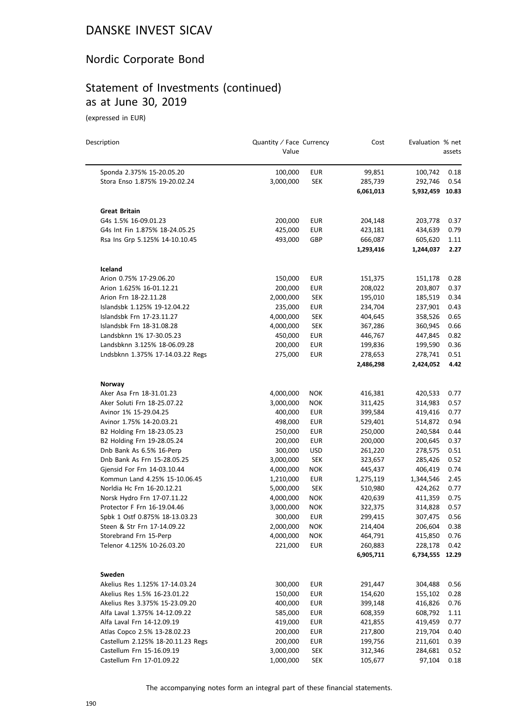# DANSKE INVEST SICAV

## Nordic Corporate Bond

## Statement of Investments (continued) as at June 30, 2019

(expressed in EUR)

| Description | Quantity / Face Value | Currency | Cost | Evaluation | % net assets |
|---|---|---|---|---|---|
| Sponda 2.375% 15-20.05.20 | 100,000 | EUR | 99,851 | 100,742 | 0.18 |
| Stora Enso 1.875% 19-20.02.24 | 3,000,000 | SEK | 285,739 | 292,746 | 0.54 |
| | | | **6,061,013** | **5,932,459** | **10.83** |
| **Great Britain** | | | | | |
| G4s 1.5% 16-09.01.23 | 200,000 | EUR | 204,148 | 203,778 | 0.37 |
| G4s Int Fin 1.875% 18-24.05.25 | 425,000 | EUR | 423,181 | 434,639 | 0.79 |
| Rsa Ins Grp 5.125% 14-10.10.45 | 493,000 | GBP | 666,087 | 605,620 | 1.11 |
| | | | **1,293,416** | **1,244,037** | **2.27** |
| **Iceland** | | | | | |
| Arion 0.75% 17-29.06.20 | 150,000 | EUR | 151,375 | 151,178 | 0.28 |
| Arion 1.625% 16-01.12.21 | 200,000 | EUR | 208,022 | 203,807 | 0.37 |
| Arion Frn 18-22.11.28 | 2,000,000 | SEK | 195,010 | 185,519 | 0.34 |
| Islandsbk 1.125% 19-12.04.22 | 235,000 | EUR | 234,704 | 237,901 | 0.43 |
| Islandsbk Frn 17-23.11.27 | 4,000,000 | SEK | 404,645 | 358,526 | 0.65 |
| Islandsbk Frn 18-31.08.28 | 4,000,000 | SEK | 367,286 | 360,945 | 0.66 |
| Landsbknn 1% 17-30.05.23 | 450,000 | EUR | 446,767 | 447,845 | 0.82 |
| Landsbknn 3.125% 18-06.09.28 | 200,000 | EUR | 199,836 | 199,590 | 0.36 |
| Lndsbknn 1.375% 17-14.03.22 Regs | 275,000 | EUR | 278,653 | 278,741 | 0.51 |
| | | | **2,486,298** | **2,424,052** | **4.42** |
| **Norway** | | | | | |
| Aker Asa Frn 18-31.01.23 | 4,000,000 | NOK | 416,381 | 420,533 | 0.77 |
| Aker Soluti Frn 18-25.07.22 | 3,000,000 | NOK | 311,425 | 314,983 | 0.57 |
| Avinor 1% 15-29.04.25 | 400,000 | EUR | 399,584 | 419,416 | 0.77 |
| Avinor 1.75% 14-20.03.21 | 498,000 | EUR | 529,401 | 514,872 | 0.94 |
| B2 Holding Frn 18-23.05.23 | 250,000 | EUR | 250,000 | 240,584 | 0.44 |
| B2 Holding Frn 19-28.05.24 | 200,000 | EUR | 200,000 | 200,645 | 0.37 |
| Dnb Bank As 6.5% 16-Perp | 300,000 | USD | 261,220 | 278,575 | 0.51 |
| Dnb Bank As Frn 15-28.05.25 | 3,000,000 | SEK | 323,657 | 285,426 | 0.52 |
| Gjensid For Frn 14-03.10.44 | 4,000,000 | NOK | 445,437 | 406,419 | 0.74 |
| Kommun Land 4.25% 15-10.06.45 | 1,210,000 | EUR | 1,275,119 | 1,344,546 | 2.45 |
| Norldia Hc Frn 16-20.12.21 | 5,000,000 | SEK | 510,980 | 424,262 | 0.77 |
| Norsk Hydro Frn 17-07.11.22 | 4,000,000 | NOK | 420,639 | 411,359 | 0.75 |
| Protector F Frn 16-19.04.46 | 3,000,000 | NOK | 322,375 | 314,828 | 0.57 |
| Spbk 1 Ostf 0.875% 18-13.03.23 | 300,000 | EUR | 299,415 | 307,475 | 0.56 |
| Steen & Str Frn 17-14.09.22 | 2,000,000 | NOK | 214,404 | 206,604 | 0.38 |
| Storebrand Frn 15-Perp | 4,000,000 | NOK | 464,791 | 415,850 | 0.76 |
| Telenor 4.125% 10-26.03.20 | 221,000 | EUR | 260,883 | 228,178 | 0.42 |
| | | | **6,905,711** | **6,734,555** | **12.29** |
| **Sweden** | | | | | |
| Akelius Res 1.125% 17-14.03.24 | 300,000 | EUR | 291,447 | 304,488 | 0.56 |
| Akelius Res 1.5% 16-23.01.22 | 150,000 | EUR | 154,620 | 155,102 | 0.28 |
| Akelius Res 3.375% 15-23.09.20 | 400,000 | EUR | 399,148 | 416,826 | 0.76 |
| Alfa Laval 1.375% 14-12.09.22 | 585,000 | EUR | 608,359 | 608,792 | 1.11 |
| Alfa Laval Frn 14-12.09.19 | 419,000 | EUR | 421,855 | 419,459 | 0.77 |
| Atlas Copco 2.5% 13-28.02.23 | 200,000 | EUR | 217,800 | 219,704 | 0.40 |
| Castellum 2.125% 18-20.11.23 Regs | 200,000 | EUR | 199,756 | 211,601 | 0.39 |
| Castellum Frn 15-16.09.19 | 3,000,000 | SEK | 312,346 | 284,681 | 0.52 |
| Castellum Frn 17-01.09.22 | 1,000,000 | SEK | 105,677 | 97,104 | 0.18 |

The accompanying notes form an integral part of these financial statements.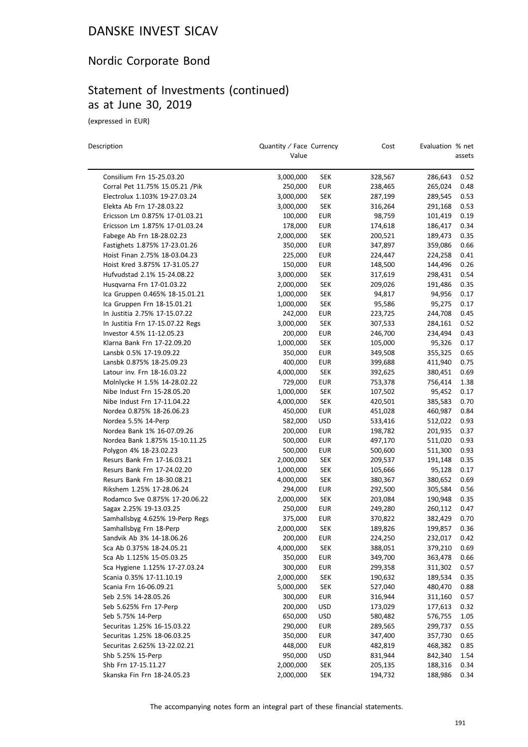# DANSKE INVEST SICAV

## Nordic Corporate Bond

## Statement of Investments (continued) as at June 30, 2019

(expressed in EUR)

| Description | Quantity / Face Value | Currency | Cost | Evaluation | % net assets |
|---|---|---|---|---|---|
| Consilium Frn 15-25.03.20 | 3,000,000 | SEK | 328,567 | 286,643 | 0.52 |
| Corral Pet 11.75% 15.05.21 /Pik | 250,000 | EUR | 238,465 | 265,024 | 0.48 |
| Electrolux 1.103% 19-27.03.24 | 3,000,000 | SEK | 287,199 | 289,545 | 0.53 |
| Elekta Ab Frn 17-28.03.22 | 3,000,000 | SEK | 316,264 | 291,168 | 0.53 |
| Ericsson Lm 0.875% 17-01.03.21 | 100,000 | EUR | 98,759 | 101,419 | 0.19 |
| Ericsson Lm 1.875% 17-01.03.24 | 178,000 | EUR | 174,618 | 186,417 | 0.34 |
| Fabege Ab Frn 18-28.02.23 | 2,000,000 | SEK | 200,521 | 189,473 | 0.35 |
| Fastighets 1.875% 17-23.01.26 | 350,000 | EUR | 347,897 | 359,086 | 0.66 |
| Hoist Finan 2.75% 18-03.04.23 | 225,000 | EUR | 224,447 | 224,258 | 0.41 |
| Hoist Kred 3.875% 17-31.05.27 | 150,000 | EUR | 148,500 | 144,496 | 0.26 |
| Hufvudstad 2.1% 15-24.08.22 | 3,000,000 | SEK | 317,619 | 298,431 | 0.54 |
| Husqvarna Frn 17-01.03.22 | 2,000,000 | SEK | 209,026 | 191,486 | 0.35 |
| Ica Gruppen 0.465% 18-15.01.21 | 1,000,000 | SEK | 94,817 | 94,956 | 0.17 |
| Ica Gruppen Frn 18-15.01.21 | 1,000,000 | SEK | 95,586 | 95,275 | 0.17 |
| In Justitia 2.75% 17-15.07.22 | 242,000 | EUR | 223,725 | 244,708 | 0.45 |
| In Justitia Frn 17-15.07.22 Regs | 3,000,000 | SEK | 307,533 | 284,161 | 0.52 |
| Investor 4.5% 11-12.05.23 | 200,000 | EUR | 246,700 | 234,494 | 0.43 |
| Klarna Bank Frn 17-22.09.20 | 1,000,000 | SEK | 105,000 | 95,326 | 0.17 |
| Lansbk 0.5% 17-19.09.22 | 350,000 | EUR | 349,508 | 355,325 | 0.65 |
| Lansbk 0.875% 18-25.09.23 | 400,000 | EUR | 399,688 | 411,940 | 0.75 |
| Latour inv. Frn 18-16.03.22 | 4,000,000 | SEK | 392,625 | 380,451 | 0.69 |
| Molnlycke H 1.5% 14-28.02.22 | 729,000 | EUR | 753,378 | 756,414 | 1.38 |
| Nibe Indust Frn 15-28.05.20 | 1,000,000 | SEK | 107,502 | 95,452 | 0.17 |
| Nibe Indust Frn 17-11.04.22 | 4,000,000 | SEK | 420,501 | 385,583 | 0.70 |
| Nordea 0.875% 18-26.06.23 | 450,000 | EUR | 451,028 | 460,987 | 0.84 |
| Nordea 5.5% 14-Perp | 582,000 | USD | 533,416 | 512,022 | 0.93 |
| Nordea Bank 1% 16-07.09.26 | 200,000 | EUR | 198,782 | 201,935 | 0.37 |
| Nordea Bank 1.875% 15-10.11.25 | 500,000 | EUR | 497,170 | 511,020 | 0.93 |
| Polygon 4% 18-23.02.23 | 500,000 | EUR | 500,600 | 511,300 | 0.93 |
| Resurs Bank Frn 17-16.03.21 | 2,000,000 | SEK | 209,537 | 191,148 | 0.35 |
| Resurs Bank Frn 17-24.02.20 | 1,000,000 | SEK | 105,666 | 95,128 | 0.17 |
| Resurs Bank Frn 18-30.08.21 | 4,000,000 | SEK | 380,367 | 380,652 | 0.69 |
| Rikshem 1.25% 17-28.06.24 | 294,000 | EUR | 292,500 | 305,584 | 0.56 |
| Rodamco Sve 0.875% 17-20.06.22 | 2,000,000 | SEK | 203,084 | 190,948 | 0.35 |
| Sagax 2.25% 19-13.03.25 | 250,000 | EUR | 249,280 | 260,112 | 0.47 |
| Samhallsbyg 4.625% 19-Perp Regs | 375,000 | EUR | 370,822 | 382,429 | 0.70 |
| Samhallsbyg Frn 18-Perp | 2,000,000 | SEK | 189,826 | 199,857 | 0.36 |
| Sandvik Ab 3% 14-18.06.26 | 200,000 | EUR | 224,250 | 232,017 | 0.42 |
| Sca Ab 0.375% 18-24.05.21 | 4,000,000 | SEK | 388,051 | 379,210 | 0.69 |
| Sca Ab 1.125% 15-05.03.25 | 350,000 | EUR | 349,700 | 363,478 | 0.66 |
| Sca Hygiene 1.125% 17-27.03.24 | 300,000 | EUR | 299,358 | 311,302 | 0.57 |
| Scania 0.35% 17-11.10.19 | 2,000,000 | SEK | 190,632 | 189,534 | 0.35 |
| Scania Frn 16-06.09.21 | 5,000,000 | SEK | 527,040 | 480,470 | 0.88 |
| Seb 2.5% 14-28.05.26 | 300,000 | EUR | 316,944 | 311,160 | 0.57 |
| Seb 5.625% Frn 17-Perp | 200,000 | USD | 173,029 | 177,613 | 0.32 |
| Seb 5.75% 14-Perp | 650,000 | USD | 580,482 | 576,755 | 1.05 |
| Securitas 1.25% 16-15.03.22 | 290,000 | EUR | 289,565 | 299,737 | 0.55 |
| Securitas 1.25% 18-06.03.25 | 350,000 | EUR | 347,400 | 357,730 | 0.65 |
| Securitas 2.625% 13-22.02.21 | 448,000 | EUR | 482,819 | 468,382 | 0.85 |
| Shb 5.25% 15-Perp | 950,000 | USD | 831,944 | 842,340 | 1.54 |
| Shb Frn 17-15.11.27 | 2,000,000 | SEK | 205,135 | 188,316 | 0.34 |
| Skanska Fin Frn 18-24.05.23 | 2,000,000 | SEK | 194,732 | 188,986 | 0.34 |

The accompanying notes form an integral part of these financial statements.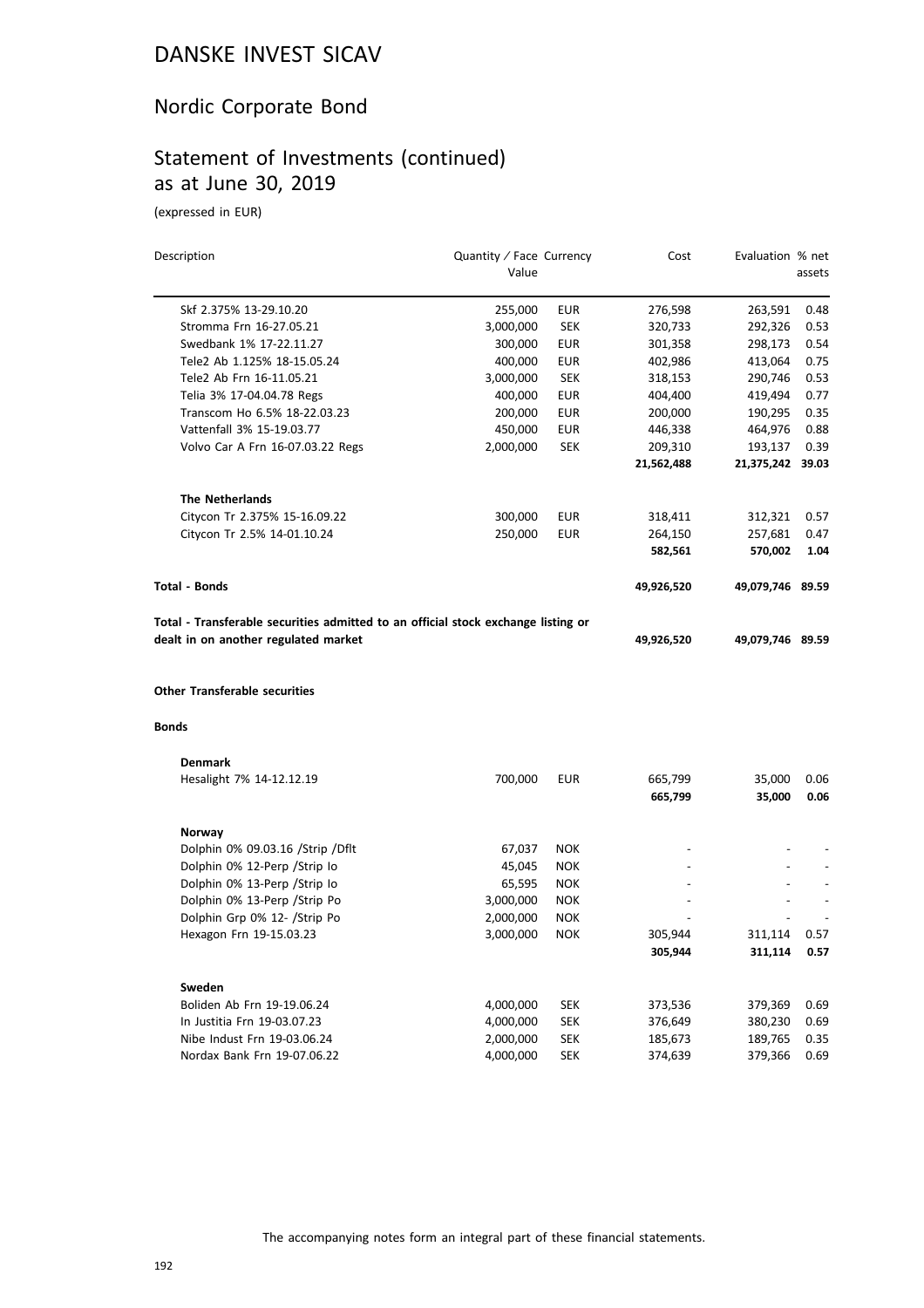# DANSKE INVEST SICAV

## Nordic Corporate Bond

## Statement of Investments (continued) as at June 30, 2019

(expressed in EUR)

| Description | Quantity / Face Value | Currency | Cost | Evaluation | % net assets |
|---|---|---|---|---|---|
| Skf 2.375% 13-29.10.20 | 255,000 | EUR | 276,598 | 263,591 | 0.48 |
| Stromma Frn 16-27.05.21 | 3,000,000 | SEK | 320,733 | 292,326 | 0.53 |
| Swedbank 1% 17-22.11.27 | 300,000 | EUR | 301,358 | 298,173 | 0.54 |
| Tele2 Ab 1.125% 18-15.05.24 | 400,000 | EUR | 402,986 | 413,064 | 0.75 |
| Tele2 Ab Frn 16-11.05.21 | 3,000,000 | SEK | 318,153 | 290,746 | 0.53 |
| Telia 3% 17-04.04.78 Regs | 400,000 | EUR | 404,400 | 419,494 | 0.77 |
| Transcom Ho 6.5% 18-22.03.23 | 200,000 | EUR | 200,000 | 190,295 | 0.35 |
| Vattenfall 3% 15-19.03.77 | 450,000 | EUR | 446,338 | 464,976 | 0.88 |
| Volvo Car A Frn 16-07.03.22 Regs | 2,000,000 | SEK | 209,310 | 193,137 | 0.39 |
| | | | **21,562,488** | **21,375,242** | **39.03** |
| **The Netherlands** | | | | | |
| Citycon Tr 2.375% 15-16.09.22 | 300,000 | EUR | 318,411 | 312,321 | 0.57 |
| Citycon Tr 2.5% 14-01.10.24 | 250,000 | EUR | 264,150 | 257,681 | 0.47 |
| | | | **582,561** | **570,002** | **1.04** |
| **Total - Bonds** | | | **49,926,520** | **49,079,746** | **89.59** |
| **Total - Transferable securities admitted to an official stock exchange listing or dealt in on another regulated market** | | | **49,926,520** | **49,079,746** | **89.59** |
| **Other Transferable securities** | | | | | |
| **Bonds** | | | | | |
| **Denmark** | | | | | |
| Hesalight 7% 14-12.12.19 | 700,000 | EUR | 665,799 | 35,000 | 0.06 |
| | | | **665,799** | **35,000** | **0.06** |
| **Norway** | | | | | |
| Dolphin 0% 09.03.16 /Strip /Dflt | 67,037 | NOK | - | - | - |
| Dolphin 0% 12-Perp /Strip Io | 45,045 | NOK | - | - | - |
| Dolphin 0% 13-Perp /Strip Io | 65,595 | NOK | - | - | - |
| Dolphin 0% 13-Perp /Strip Po | 3,000,000 | NOK | - | - | - |
| Dolphin Grp 0% 12- /Strip Po | 2,000,000 | NOK | - | - | - |
| Hexagon Frn 19-15.03.23 | 3,000,000 | NOK | 305,944 | 311,114 | 0.57 |
| | | | **305,944** | **311,114** | **0.57** |
| **Sweden** | | | | | |
| Boliden Ab Frn 19-19.06.24 | 4,000,000 | SEK | 373,536 | 379,369 | 0.69 |
| In Justitia Frn 19-03.07.23 | 4,000,000 | SEK | 376,649 | 380,230 | 0.69 |
| Nibe Indust Frn 19-03.06.24 | 2,000,000 | SEK | 185,673 | 189,765 | 0.35 |
| Nordax Bank Frn 19-07.06.22 | 4,000,000 | SEK | 374,639 | 379,366 | 0.69 |

The accompanying notes form an integral part of these financial statements.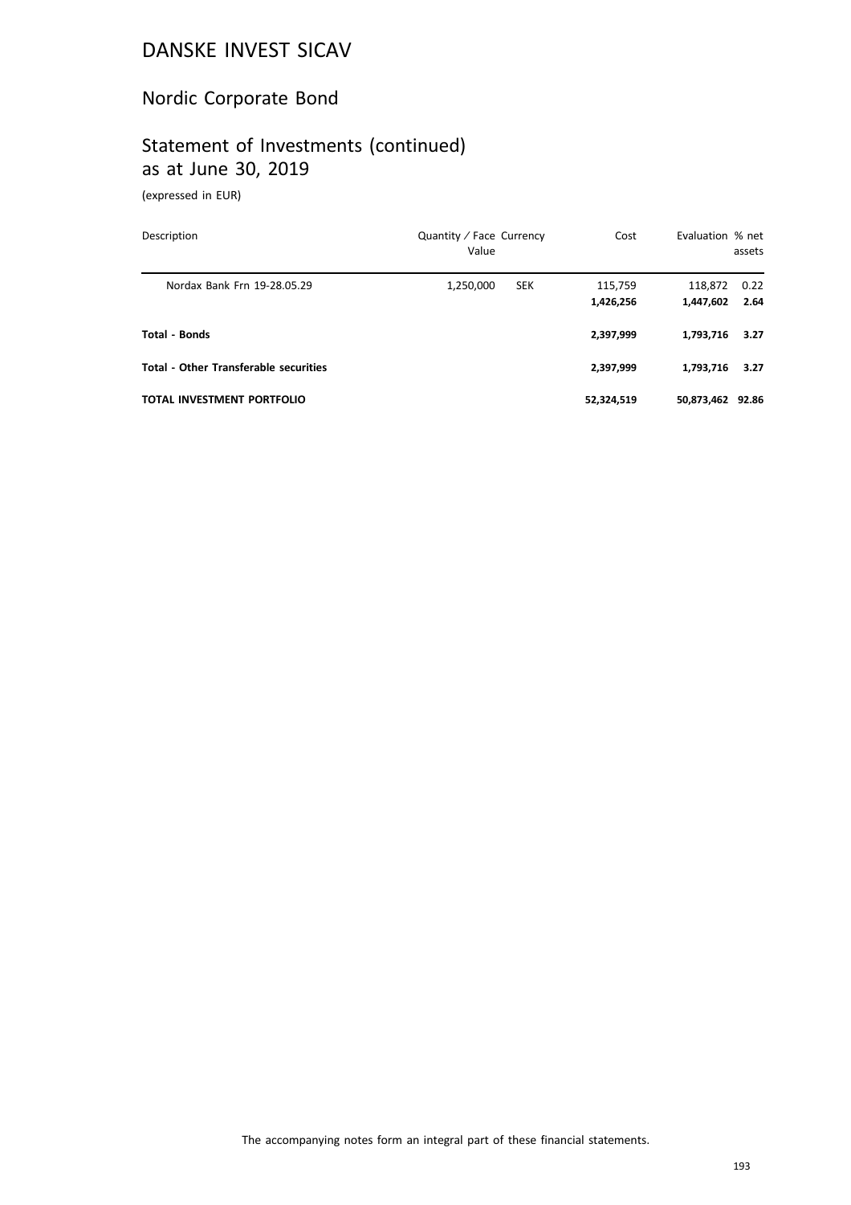# DANSKE INVEST SICAV

## Nordic Corporate Bond

## Statement of Investments (continued) as at June 30, 2019

(expressed in EUR)

| Description | Quantity / Face Value | Currency | Cost | Evaluation | % net assets |
|---|---|---|---|---|---|
| Nordax Bank Frn 19-28.05.29 | 1,250,000 | SEK | 115,759 | 118,872 | 0.22 |
| | | | **1,426,256** | **1,447,602** | **2.64** |
| **Total - Bonds** | | | **2,397,999** | **1,793,716** | **3.27** |
| **Total - Other Transferable securities** | | | **2,397,999** | **1,793,716** | **3.27** |
| **TOTAL INVESTMENT PORTFOLIO** | | | **52,324,519** | **50,873,462** | **92.86** |

The accompanying notes form an integral part of these financial statements.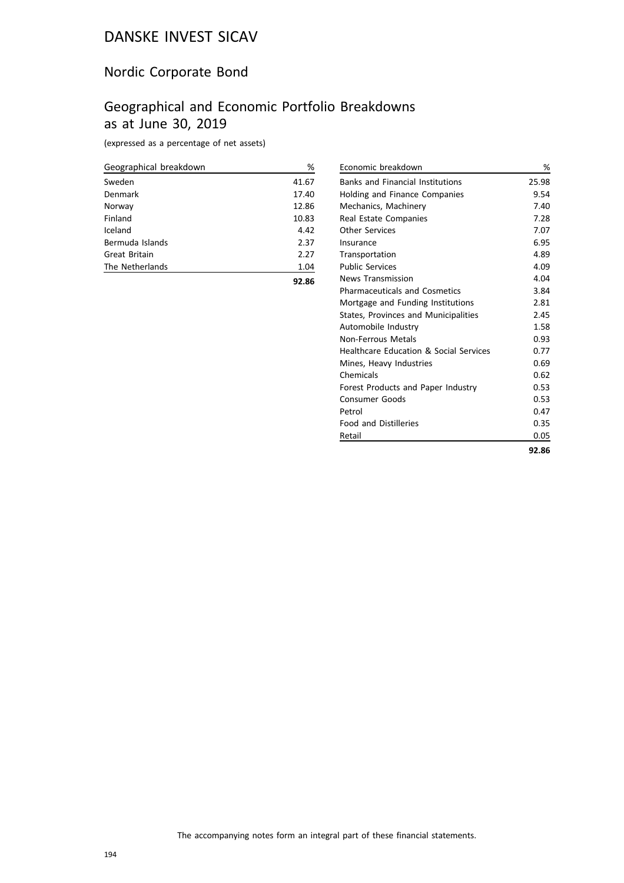# DANSKE INVEST SICAV

## Nordic Corporate Bond

## Geographical and Economic Portfolio Breakdowns as at June 30, 2019

(expressed as a percentage of net assets)

| Geographical breakdown | % |
|---|---|
| Sweden | 41.67 |
| Denmark | 17.40 |
| Norway | 12.86 |
| Finland | 10.83 |
| Iceland | 4.42 |
| Bermuda Islands | 2.37 |
| Great Britain | 2.27 |
| The Netherlands | 1.04 |
| | **92.86** |

| Economic breakdown | % |
|---|---|
| Banks and Financial Institutions | 25.98 |
| Holding and Finance Companies | 9.54 |
| Mechanics, Machinery | 7.40 |
| Real Estate Companies | 7.28 |
| Other Services | 7.07 |
| Insurance | 6.95 |
| Transportation | 4.89 |
| Public Services | 4.09 |
| News Transmission | 4.04 |
| Pharmaceuticals and Cosmetics | 3.84 |
| Mortgage and Funding Institutions | 2.81 |
| States, Provinces and Municipalities | 2.45 |
| Automobile Industry | 1.58 |
| Non-Ferrous Metals | 0.93 |
| Healthcare Education & Social Services | 0.77 |
| Mines, Heavy Industries | 0.69 |
| Chemicals | 0.62 |
| Forest Products and Paper Industry | 0.53 |
| Consumer Goods | 0.53 |
| Petrol | 0.47 |
| Food and Distilleries | 0.35 |
| Retail | 0.05 |
| | **92.86** |

The accompanying notes form an integral part of these financial statements.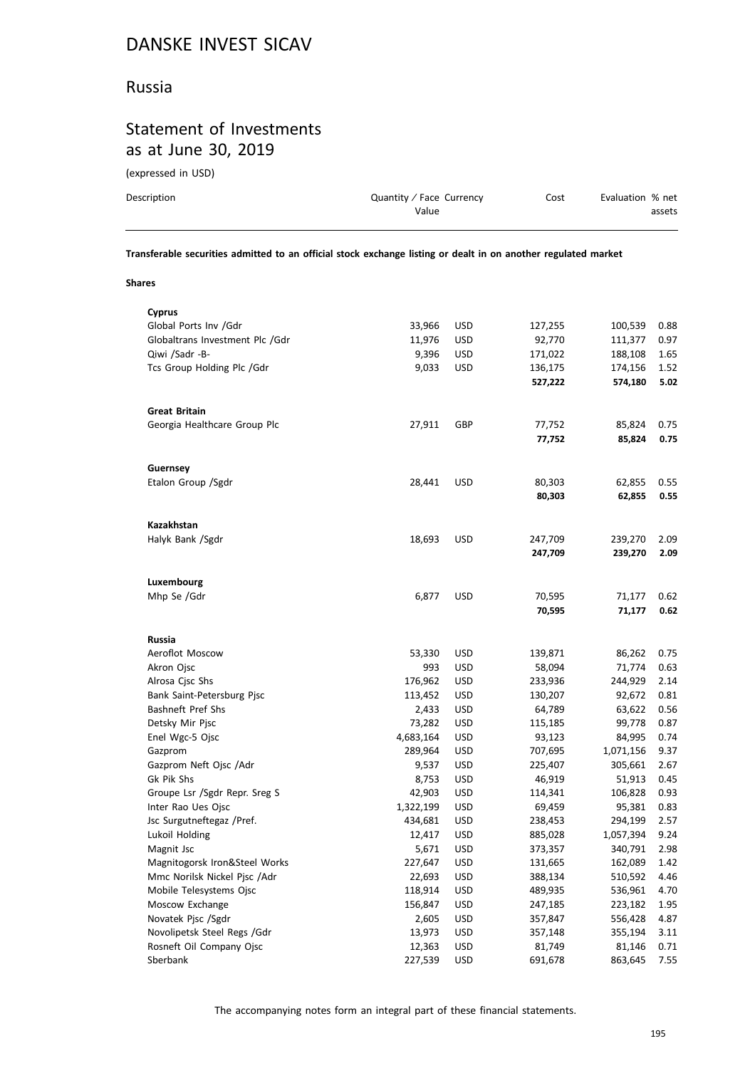# DANSKE INVEST SICAV

## Russia

## Statement of Investments as at June 30, 2019

(expressed in USD)

| Description | Quantity / Face Value | Currency | Cost | Evaluation | % net assets |
|---|---|---|---|---|---|
| **Transferable securities admitted to an official stock exchange listing or dealt in on another regulated market** | | | | | |
| **Shares** | | | | | |
| **Cyprus** | | | | | |
| Global Ports Inv /Gdr | 33,966 | USD | 127,255 | 100,539 | 0.88 |
| Globaltrans Investment Plc /Gdr | 11,976 | USD | 92,770 | 111,377 | 0.97 |
| Qiwi /Sadr -B- | 9,396 | USD | 171,022 | 188,108 | 1.65 |
| Tcs Group Holding Plc /Gdr | 9,033 | USD | 136,175 | 174,156 | 1.52 |
| | | | **527,222** | **574,180** | **5.02** |
| **Great Britain** | | | | | |
| Georgia Healthcare Group Plc | 27,911 | GBP | 77,752 | 85,824 | 0.75 |
| | | | **77,752** | **85,824** | **0.75** |
| **Guernsey** | | | | | |
| Etalon Group /Sgdr | 28,441 | USD | 80,303 | 62,855 | 0.55 |
| | | | **80,303** | **62,855** | **0.55** |
| **Kazakhstan** | | | | | |
| Halyk Bank /Sgdr | 18,693 | USD | 247,709 | 239,270 | 2.09 |
| | | | **247,709** | **239,270** | **2.09** |
| **Luxembourg** | | | | | |
| Mhp Se /Gdr | 6,877 | USD | 70,595 | 71,177 | 0.62 |
| | | | **70,595** | **71,177** | **0.62** |
| **Russia** | | | | | |
| Aeroflot Moscow | 53,330 | USD | 139,871 | 86,262 | 0.75 |
| Akron Ojsc | 993 | USD | 58,094 | 71,774 | 0.63 |
| Alrosa Cjsc Shs | 176,962 | USD | 233,936 | 244,929 | 2.14 |
| Bank Saint-Petersburg Pjsc | 113,452 | USD | 130,207 | 92,672 | 0.81 |
| Bashneft Pref Shs | 2,433 | USD | 64,789 | 63,622 | 0.56 |
| Detsky Mir Pjsc | 73,282 | USD | 115,185 | 99,778 | 0.87 |
| Enel Wgc-5 Ojsc | 4,683,164 | USD | 93,123 | 84,995 | 0.74 |
| Gazprom | 289,964 | USD | 707,695 | 1,071,156 | 9.37 |
| Gazprom Neft Ojsc /Adr | 9,537 | USD | 225,407 | 305,661 | 2.67 |
| Gk Pik Shs | 8,753 | USD | 46,919 | 51,913 | 0.45 |
| Groupe Lsr /Sgdr Repr. Sreg S | 42,903 | USD | 114,341 | 106,828 | 0.93 |
| Inter Rao Ues Ojsc | 1,322,199 | USD | 69,459 | 95,381 | 0.83 |
| Jsc Surgutneftegaz /Pref. | 434,681 | USD | 238,453 | 294,199 | 2.57 |
| Lukoil Holding | 12,417 | USD | 885,028 | 1,057,394 | 9.24 |
| Magnit Jsc | 5,671 | USD | 373,357 | 340,791 | 2.98 |
| Magnitogorsk Iron&Steel Works | 227,647 | USD | 131,665 | 162,089 | 1.42 |
| Mmc Norilsk Nickel Pjsc /Adr | 22,693 | USD | 388,134 | 510,592 | 4.46 |
| Mobile Telesystems Ojsc | 118,914 | USD | 489,935 | 536,961 | 4.70 |
| Moscow Exchange | 156,847 | USD | 247,185 | 223,182 | 1.95 |
| Novatek Pjsc /Sgdr | 2,605 | USD | 357,847 | 556,428 | 4.87 |
| Novolipetsk Steel Regs /Gdr | 13,973 | USD | 357,148 | 355,194 | 3.11 |
| Rosneft Oil Company Ojsc | 12,363 | USD | 81,749 | 81,146 | 0.71 |
| Sberbank | 227,539 | USD | 691,678 | 863,645 | 7.55 |

The accompanying notes form an integral part of these financial statements.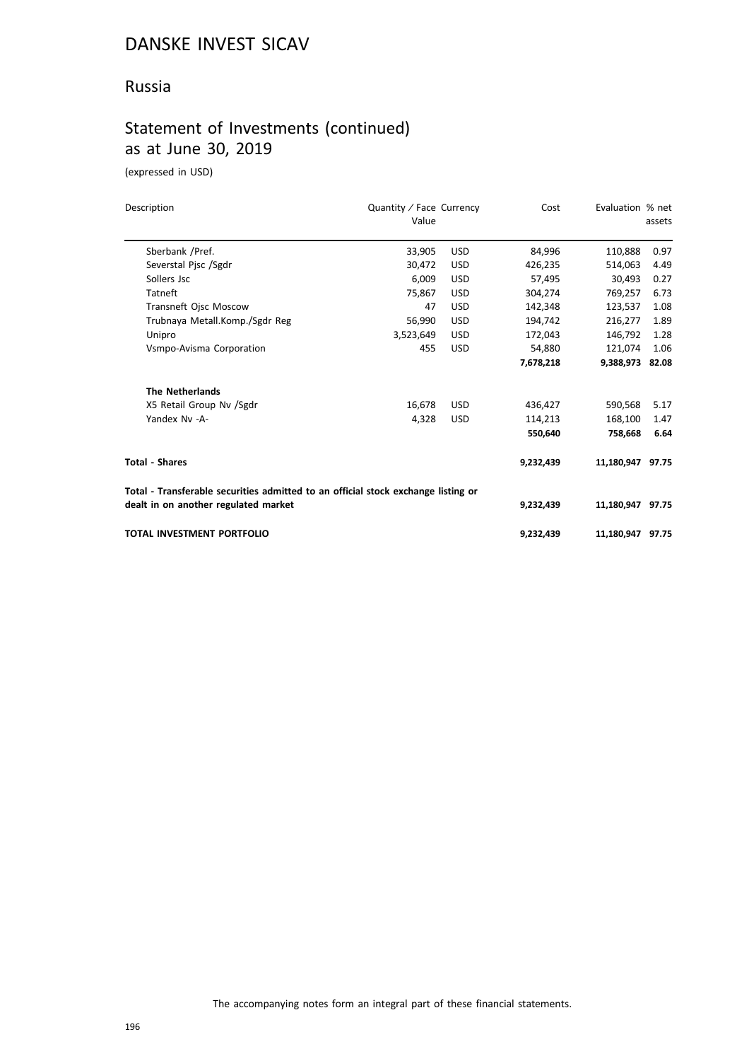# DANSKE INVEST SICAV

## Russia

## Statement of Investments (continued) as at June 30, 2019

(expressed in USD)

| Description | Quantity / Face Value | Currency | Cost | Evaluation | % net assets |
|---|---|---|---|---|---|
| Sberbank /Pref. | 33,905 | USD | 84,996 | 110,888 | 0.97 |
| Severstal Pjsc /Sgdr | 30,472 | USD | 426,235 | 514,063 | 4.49 |
| Sollers Jsc | 6,009 | USD | 57,495 | 30,493 | 0.27 |
| Tatneft | 75,867 | USD | 304,274 | 769,257 | 6.73 |
| Transneft Ojsc Moscow | 47 | USD | 142,348 | 123,537 | 1.08 |
| Trubnaya Metall.Komp./Sgdr Reg | 56,990 | USD | 194,742 | 216,277 | 1.89 |
| Unipro | 3,523,649 | USD | 172,043 | 146,792 | 1.28 |
| Vsmpo-Avisma Corporation | 455 | USD | 54,880 | 121,074 | 1.06 |
| | | | **7,678,218** | **9,388,973** | **82.08** |
| **The Netherlands** | | | | | |
| X5 Retail Group Nv /Sgdr | 16,678 | USD | 436,427 | 590,568 | 5.17 |
| Yandex Nv -A- | 4,328 | USD | 114,213 | 168,100 | 1.47 |
| | | | **550,640** | **758,668** | **6.64** |
| **Total - Shares** | | | **9,232,439** | **11,180,947** | **97.75** |
| **Total - Transferable securities admitted to an official stock exchange listing or dealt in on another regulated market** | | | **9,232,439** | **11,180,947** | **97.75** |
| **TOTAL INVESTMENT PORTFOLIO** | | | **9,232,439** | **11,180,947** | **97.75** |

The accompanying notes form an integral part of these financial statements.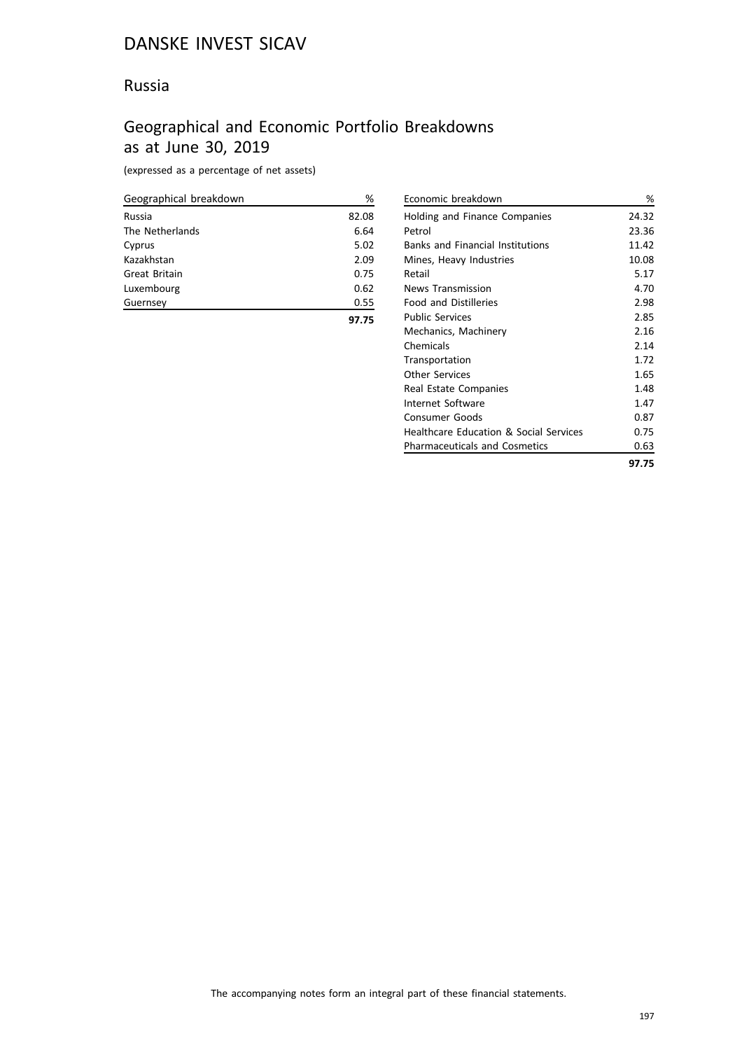# DANSKE INVEST SICAV

## Russia

## Geographical and Economic Portfolio Breakdowns as at June 30, 2019

(expressed as a percentage of net assets)

| Geographical breakdown | % |
|---|---|
| Russia | 82.08 |
| The Netherlands | 6.64 |
| Cyprus | 5.02 |
| Kazakhstan | 2.09 |
| Great Britain | 0.75 |
| Luxembourg | 0.62 |
| Guernsey | 0.55 |
| | **97.75** |

| Economic breakdown | % |
|---|---|
| Holding and Finance Companies | 24.32 |
| Petrol | 23.36 |
| Banks and Financial Institutions | 11.42 |
| Mines, Heavy Industries | 10.08 |
| Retail | 5.17 |
| News Transmission | 4.70 |
| Food and Distilleries | 2.98 |
| Public Services | 2.85 |
| Mechanics, Machinery | 2.16 |
| Chemicals | 2.14 |
| Transportation | 1.72 |
| Other Services | 1.65 |
| Real Estate Companies | 1.48 |
| Internet Software | 1.47 |
| Consumer Goods | 0.87 |
| Healthcare Education & Social Services | 0.75 |
| Pharmaceuticals and Cosmetics | 0.63 |
| | **97.75** |

The accompanying notes form an integral part of these financial statements.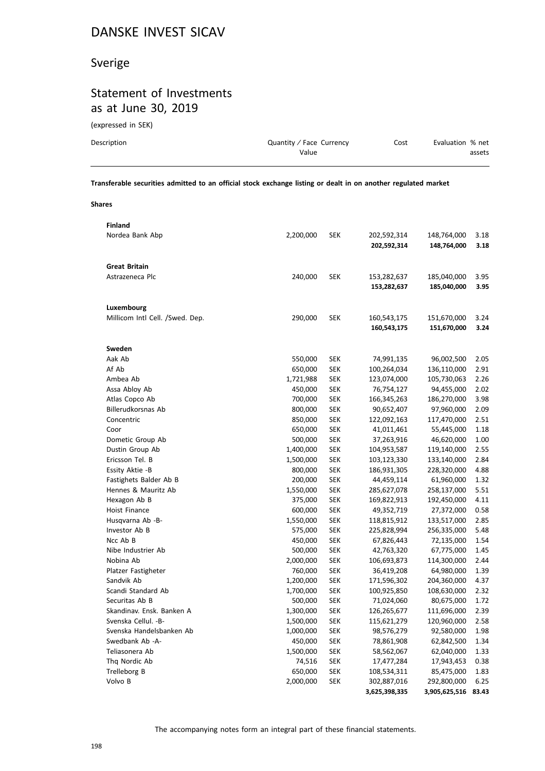# DANSKE INVEST SICAV

## Sverige

## Statement of Investments as at June 30, 2019

(expressed in SEK)

| Description | Quantity / Face Value | Currency | Cost | Evaluation | % net assets |
|---|---|---|---|---|---|
| **Transferable securities admitted to an official stock exchange listing or dealt in on another regulated market** | | | | | |
| **Shares** | | | | | |
| **Finland** | | | | | |
| Nordea Bank Abp | 2,200,000 | SEK | 202,592,314 | 148,764,000 | 3.18 |
| | | | **202,592,314** | **148,764,000** | **3.18** |
| **Great Britain** | | | | | |
| Astrazeneca Plc | 240,000 | SEK | 153,282,637 | 185,040,000 | 3.95 |
| | | | **153,282,637** | **185,040,000** | **3.95** |
| **Luxembourg** | | | | | |
| Millicom Intl Cell. /Swed. Dep. | 290,000 | SEK | 160,543,175 | 151,670,000 | 3.24 |
| | | | **160,543,175** | **151,670,000** | **3.24** |
| **Sweden** | | | | | |
| Aak Ab | 550,000 | SEK | 74,991,135 | 96,002,500 | 2.05 |
| Af Ab | 650,000 | SEK | 100,264,034 | 136,110,000 | 2.91 |
| Ambea Ab | 1,721,988 | SEK | 123,074,000 | 105,730,063 | 2.26 |
| Assa Abloy Ab | 450,000 | SEK | 76,754,127 | 94,455,000 | 2.02 |
| Atlas Copco Ab | 700,000 | SEK | 166,345,263 | 186,270,000 | 3.98 |
| Billerudkorsnas Ab | 800,000 | SEK | 90,652,407 | 97,960,000 | 2.09 |
| Concentric | 850,000 | SEK | 122,092,163 | 117,470,000 | 2.51 |
| Coor | 650,000 | SEK | 41,011,461 | 55,445,000 | 1.18 |
| Dometic Group Ab | 500,000 | SEK | 37,263,916 | 46,620,000 | 1.00 |
| Dustin Group Ab | 1,400,000 | SEK | 104,953,587 | 119,140,000 | 2.55 |
| Ericsson Tel. B | 1,500,000 | SEK | 103,123,330 | 133,140,000 | 2.84 |
| Essity Aktie -B | 800,000 | SEK | 186,931,305 | 228,320,000 | 4.88 |
| Fastighets Balder Ab B | 200,000 | SEK | 44,459,114 | 61,960,000 | 1.32 |
| Hennes & Mauritz Ab | 1,550,000 | SEK | 285,627,078 | 258,137,000 | 5.51 |
| Hexagon Ab B | 375,000 | SEK | 169,822,913 | 192,450,000 | 4.11 |
| Hoist Finance | 600,000 | SEK | 49,352,719 | 27,372,000 | 0.58 |
| Husqvarna Ab -B- | 1,550,000 | SEK | 118,815,912 | 133,517,000 | 2.85 |
| Investor Ab B | 575,000 | SEK | 225,828,994 | 256,335,000 | 5.48 |
| Ncc Ab B | 450,000 | SEK | 67,826,443 | 72,135,000 | 1.54 |
| Nibe Industrier Ab | 500,000 | SEK | 42,763,320 | 67,775,000 | 1.45 |
| Nobina Ab | 2,000,000 | SEK | 106,693,873 | 114,300,000 | 2.44 |
| Platzer Fastigheter | 760,000 | SEK | 36,419,208 | 64,980,000 | 1.39 |
| Sandvik Ab | 1,200,000 | SEK | 171,596,302 | 204,360,000 | 4.37 |
| Scandi Standard Ab | 1,700,000 | SEK | 100,925,850 | 108,630,000 | 2.32 |
| Securitas Ab B | 500,000 | SEK | 71,024,060 | 80,675,000 | 1.72 |
| Skandinav. Ensk. Banken A | 1,300,000 | SEK | 126,265,677 | 111,696,000 | 2.39 |
| Svenska Cellul. -B- | 1,500,000 | SEK | 115,621,279 | 120,960,000 | 2.58 |
| Svenska Handelsbanken Ab | 1,000,000 | SEK | 98,576,279 | 92,580,000 | 1.98 |
| Swedbank Ab -A- | 450,000 | SEK | 78,861,908 | 62,842,500 | 1.34 |
| Teliasonera Ab | 1,500,000 | SEK | 58,562,067 | 62,040,000 | 1.33 |
| Thq Nordic Ab | 74,516 | SEK | 17,477,284 | 17,943,453 | 0.38 |
| Trelleborg B | 650,000 | SEK | 108,534,311 | 85,475,000 | 1.83 |
| Volvo B | 2,000,000 | SEK | 302,887,016 | 292,800,000 | 6.25 |
| | | | **3,625,398,335** | **3,905,625,516** | **83.43** |

The accompanying notes form an integral part of these financial statements.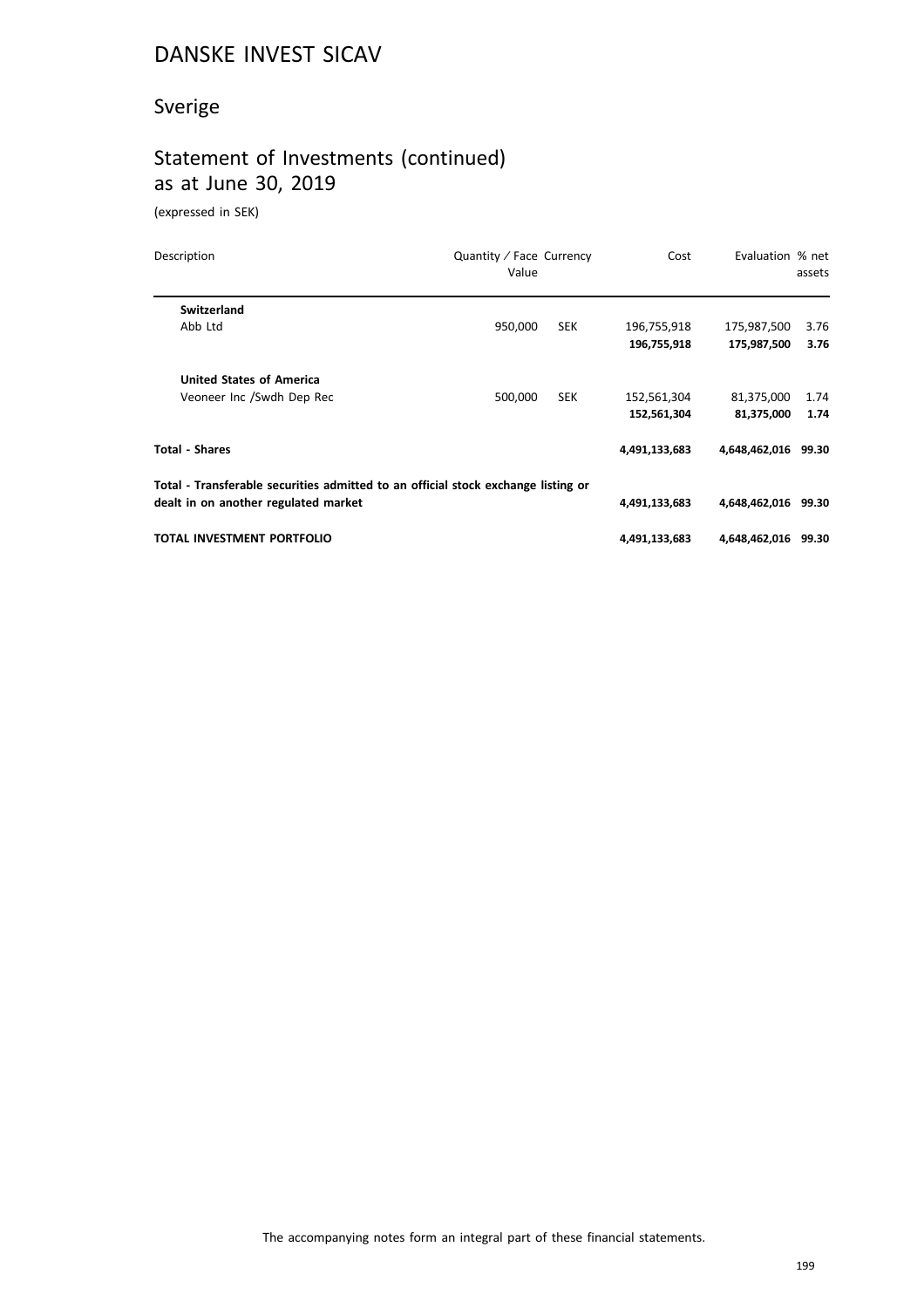# DANSKE INVEST SICAV

## Sverige

## Statement of Investments (continued) as at June 30, 2019

(expressed in SEK)

| Description | Quantity / Face Value | Currency | Cost | Evaluation | % net assets |
|---|---|---|---|---|---|
| **Switzerland** | | | | | |
| Abb Ltd | 950,000 | SEK | 196,755,918 | 175,987,500 | 3.76 |
| | | | **196,755,918** | **175,987,500** | **3.76** |
| **United States of America** | | | | | |
| Veoneer Inc /Swdh Dep Rec | 500,000 | SEK | 152,561,304 | 81,375,000 | 1.74 |
| | | | **152,561,304** | **81,375,000** | **1.74** |
| **Total - Shares** | | | **4,491,133,683** | **4,648,462,016** | **99.30** |
| **Total - Transferable securities admitted to an official stock exchange listing or dealt in on another regulated market** | | | **4,491,133,683** | **4,648,462,016** | **99.30** |
| **TOTAL INVESTMENT PORTFOLIO** | | | **4,491,133,683** | **4,648,462,016** | **99.30** |

The accompanying notes form an integral part of these financial statements.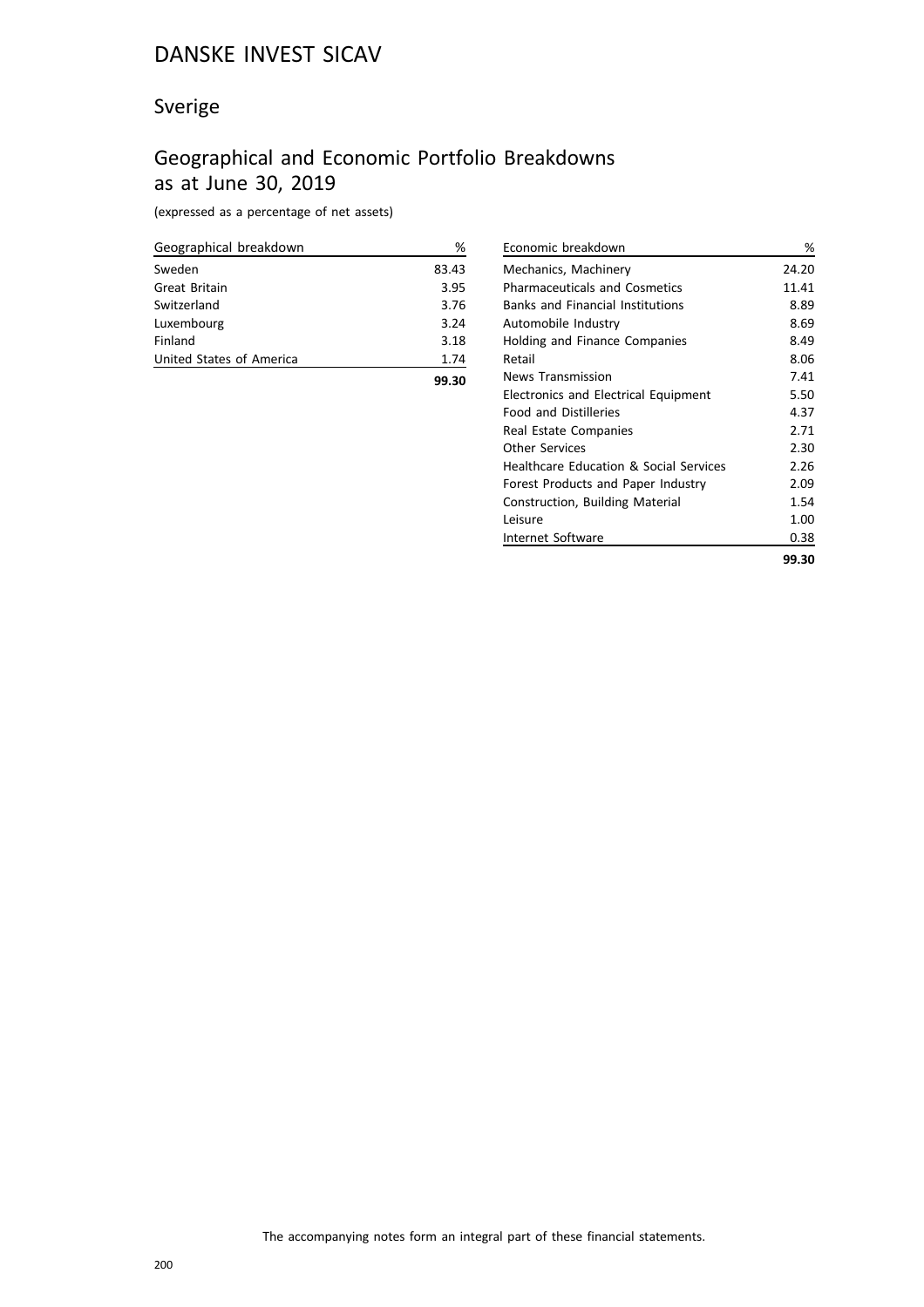# DANSKE INVEST SICAV

## Sverige

## Geographical and Economic Portfolio Breakdowns as at June 30, 2019

(expressed as a percentage of net assets)

| Geographical breakdown | % |
|---|---|
| Sweden | 83.43 |
| Great Britain | 3.95 |
| Switzerland | 3.76 |
| Luxembourg | 3.24 |
| Finland | 3.18 |
| United States of America | 1.74 |
| | **99.30** |

| Economic breakdown | % |
|---|---|
| Mechanics, Machinery | 24.20 |
| Pharmaceuticals and Cosmetics | 11.41 |
| Banks and Financial Institutions | 8.89 |
| Automobile Industry | 8.69 |
| Holding and Finance Companies | 8.49 |
| Retail | 8.06 |
| News Transmission | 7.41 |
| Electronics and Electrical Equipment | 5.50 |
| Food and Distilleries | 4.37 |
| Real Estate Companies | 2.71 |
| Other Services | 2.30 |
| Healthcare Education & Social Services | 2.26 |
| Forest Products and Paper Industry | 2.09 |
| Construction, Building Material | 1.54 |
| Leisure | 1.00 |
| Internet Software | 0.38 |
| | **99.30** |

The accompanying notes form an integral part of these financial statements.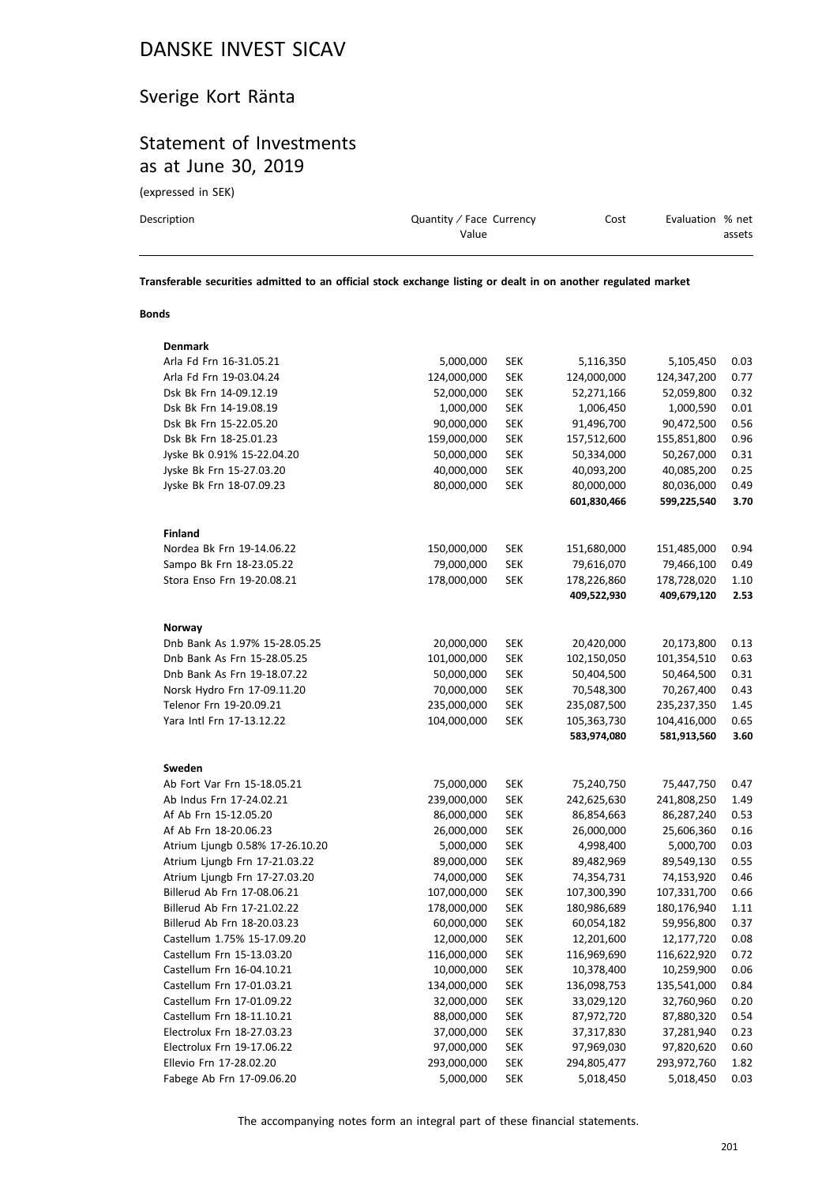# DANSKE INVEST SICAV

## Sverige Kort Ränta

## Statement of Investments as at June 30, 2019

(expressed in SEK)

| Description | Quantity / Face Value | Currency | Cost | Evaluation | % net assets |
|---|---|---|---|---|---|
| **Transferable securities admitted to an official stock exchange listing or dealt in on another regulated market** | | | | | |
| **Bonds** | | | | | |
| **Denmark** | | | | | |
| Arla Fd Frn 16-31.05.21 | 5,000,000 | SEK | 5,116,350 | 5,105,450 | 0.03 |
| Arla Fd Frn 19-03.04.24 | 124,000,000 | SEK | 124,000,000 | 124,347,200 | 0.77 |
| Dsk Bk Frn 14-09.12.19 | 52,000,000 | SEK | 52,271,166 | 52,059,800 | 0.32 |
| Dsk Bk Frn 14-19.08.19 | 1,000,000 | SEK | 1,006,450 | 1,000,590 | 0.01 |
| Dsk Bk Frn 15-22.05.20 | 90,000,000 | SEK | 91,496,700 | 90,472,500 | 0.56 |
| Dsk Bk Frn 18-25.01.23 | 159,000,000 | SEK | 157,512,600 | 155,851,800 | 0.96 |
| Jyske Bk 0.91% 15-22.04.20 | 50,000,000 | SEK | 50,334,000 | 50,267,000 | 0.31 |
| Jyske Bk Frn 15-27.03.20 | 40,000,000 | SEK | 40,093,200 | 40,085,200 | 0.25 |
| Jyske Bk Frn 18-07.09.23 | 80,000,000 | SEK | 80,000,000 | 80,036,000 | 0.49 |
| | | | **601,830,466** | **599,225,540** | **3.70** |
| **Finland** | | | | | |
| Nordea Bk Frn 19-14.06.22 | 150,000,000 | SEK | 151,680,000 | 151,485,000 | 0.94 |
| Sampo Bk Frn 18-23.05.22 | 79,000,000 | SEK | 79,616,070 | 79,466,100 | 0.49 |
| Stora Enso Frn 19-20.08.21 | 178,000,000 | SEK | 178,226,860 | 178,728,020 | 1.10 |
| | | | **409,522,930** | **409,679,120** | **2.53** |
| **Norway** | | | | | |
| Dnb Bank As 1.97% 15-28.05.25 | 20,000,000 | SEK | 20,420,000 | 20,173,800 | 0.13 |
| Dnb Bank As Frn 15-28.05.25 | 101,000,000 | SEK | 102,150,050 | 101,354,510 | 0.63 |
| Dnb Bank As Frn 19-18.07.22 | 50,000,000 | SEK | 50,404,500 | 50,464,500 | 0.31 |
| Norsk Hydro Frn 17-09.11.20 | 70,000,000 | SEK | 70,548,300 | 70,267,400 | 0.43 |
| Telenor Frn 19-20.09.21 | 235,000,000 | SEK | 235,087,500 | 235,237,350 | 1.45 |
| Yara Intl Frn 17-13.12.22 | 104,000,000 | SEK | 105,363,730 | 104,416,000 | 0.65 |
| | | | **583,974,080** | **581,913,560** | **3.60** |
| **Sweden** | | | | | |
| Ab Fort Var Frn 15-18.05.21 | 75,000,000 | SEK | 75,240,750 | 75,447,750 | 0.47 |
| Ab Indus Frn 17-24.02.21 | 239,000,000 | SEK | 242,625,630 | 241,808,250 | 1.49 |
| Af Ab Frn 15-12.05.20 | 86,000,000 | SEK | 86,854,663 | 86,287,240 | 0.53 |
| Af Ab Frn 18-20.06.23 | 26,000,000 | SEK | 26,000,000 | 25,606,360 | 0.16 |
| Atrium Ljungb 0.58% 17-26.10.20 | 5,000,000 | SEK | 4,998,400 | 5,000,700 | 0.03 |
| Atrium Ljungb Frn 17-21.03.22 | 89,000,000 | SEK | 89,482,969 | 89,549,130 | 0.55 |
| Atrium Ljungb Frn 17-27.03.20 | 74,000,000 | SEK | 74,354,731 | 74,153,920 | 0.46 |
| Billerud Ab Frn 17-08.06.21 | 107,000,000 | SEK | 107,300,390 | 107,331,700 | 0.66 |
| Billerud Ab Frn 17-21.02.22 | 178,000,000 | SEK | 180,986,689 | 180,176,940 | 1.11 |
| Billerud Ab Frn 18-20.03.23 | 60,000,000 | SEK | 60,054,182 | 59,956,800 | 0.37 |
| Castellum 1.75% 15-17.09.20 | 12,000,000 | SEK | 12,201,600 | 12,177,720 | 0.08 |
| Castellum Frn 15-13.03.20 | 116,000,000 | SEK | 116,969,690 | 116,622,920 | 0.72 |
| Castellum Frn 16-04.10.21 | 10,000,000 | SEK | 10,378,400 | 10,259,900 | 0.06 |
| Castellum Frn 17-01.03.21 | 134,000,000 | SEK | 136,098,753 | 135,541,000 | 0.84 |
| Castellum Frn 17-01.09.22 | 32,000,000 | SEK | 33,029,120 | 32,760,960 | 0.20 |
| Castellum Frn 18-11.10.21 | 88,000,000 | SEK | 87,972,720 | 87,880,320 | 0.54 |
| Electrolux Frn 18-27.03.23 | 37,000,000 | SEK | 37,317,830 | 37,281,940 | 0.23 |
| Electrolux Frn 19-17.06.22 | 97,000,000 | SEK | 97,969,030 | 97,820,620 | 0.60 |
| Ellevio Frn 17-28.02.20 | 293,000,000 | SEK | 294,805,477 | 293,972,760 | 1.82 |
| Fabege Ab Frn 17-09.06.20 | 5,000,000 | SEK | 5,018,450 | 5,018,450 | 0.03 |

The accompanying notes form an integral part of these financial statements.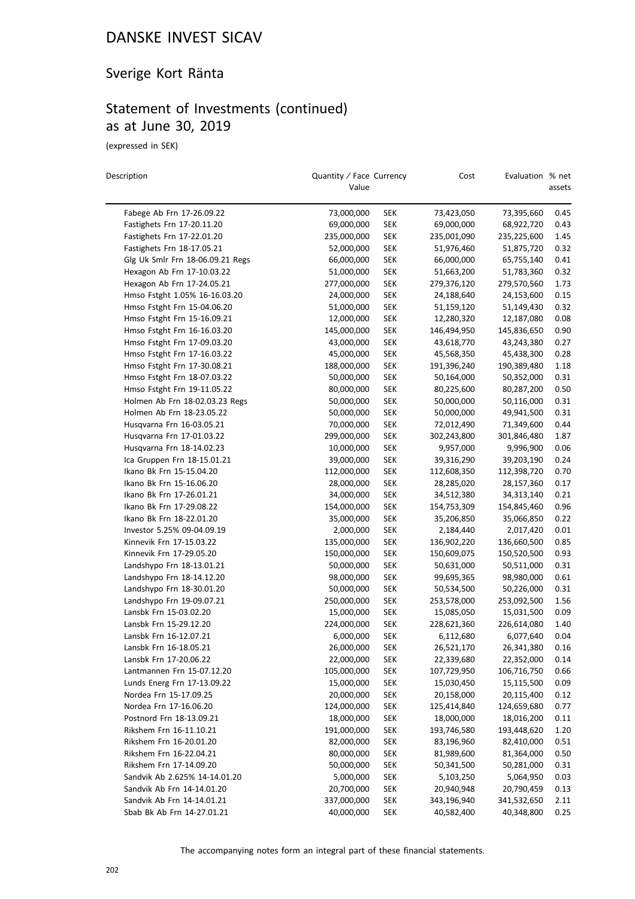# DANSKE INVEST SICAV

## Sverige Kort Ränta

## Statement of Investments (continued) as at June 30, 2019

(expressed in SEK)

| Description | Quantity / Face Value | Currency | Cost | Evaluation | % net assets |
|---|---|---|---|---|---|
| Fabege Ab Frn 17-26.09.22 | 73,000,000 | SEK | 73,423,050 | 73,395,660 | 0.45 |
| Fastighets Frn 17-20.11.20 | 69,000,000 | SEK | 69,000,000 | 68,922,720 | 0.43 |
| Fastighets Frn 17-22.01.20 | 235,000,000 | SEK | 235,001,090 | 235,225,600 | 1.45 |
| Fastighets Frn 18-17.05.21 | 52,000,000 | SEK | 51,976,460 | 51,875,720 | 0.32 |
| Glg Uk Smlr Frn 18-06.09.21 Regs | 66,000,000 | SEK | 66,000,000 | 65,755,140 | 0.41 |
| Hexagon Ab Frn 17-10.03.22 | 51,000,000 | SEK | 51,663,200 | 51,783,360 | 0.32 |
| Hexagon Ab Frn 17-24.05.21 | 277,000,000 | SEK | 279,376,120 | 279,570,560 | 1.73 |
| Hmso Fstght 1.05% 16-16.03.20 | 24,000,000 | SEK | 24,188,640 | 24,153,600 | 0.15 |
| Hmso Fstght Frn 15-04.06.20 | 51,000,000 | SEK | 51,159,120 | 51,149,430 | 0.32 |
| Hmso Fstght Frn 15-16.09.21 | 12,000,000 | SEK | 12,280,320 | 12,187,080 | 0.08 |
| Hmso Fstght Frn 16-16.03.20 | 145,000,000 | SEK | 146,494,950 | 145,836,650 | 0.90 |
| Hmso Fstght Frn 17-09.03.20 | 43,000,000 | SEK | 43,618,770 | 43,243,380 | 0.27 |
| Hmso Fstght Frn 17-16.03.22 | 45,000,000 | SEK | 45,568,350 | 45,438,300 | 0.28 |
| Hmso Fstght Frn 17-30.08.21 | 188,000,000 | SEK | 191,396,240 | 190,389,480 | 1.18 |
| Hmso Fstght Frn 18-07.03.22 | 50,000,000 | SEK | 50,164,000 | 50,352,000 | 0.31 |
| Hmso Fstght Frn 19-11.05.22 | 80,000,000 | SEK | 80,225,600 | 80,287,200 | 0.50 |
| Holmen Ab Frn 18-02.03.23 Regs | 50,000,000 | SEK | 50,000,000 | 50,116,000 | 0.31 |
| Holmen Ab Frn 18-23.05.22 | 50,000,000 | SEK | 50,000,000 | 49,941,500 | 0.31 |
| Husqvarna Frn 16-03.05.21 | 70,000,000 | SEK | 72,012,490 | 71,349,600 | 0.44 |
| Husqvarna Frn 17-01.03.22 | 299,000,000 | SEK | 302,243,800 | 301,846,480 | 1.87 |
| Husqvarna Frn 18-14.02.23 | 10,000,000 | SEK | 9,957,000 | 9,996,900 | 0.06 |
| Ica Gruppen Frn 18-15.01.21 | 39,000,000 | SEK | 39,316,290 | 39,203,190 | 0.24 |
| Ikano Bk Frn 15-15.04.20 | 112,000,000 | SEK | 112,608,350 | 112,398,720 | 0.70 |
| Ikano Bk Frn 15-16.06.20 | 28,000,000 | SEK | 28,285,020 | 28,157,360 | 0.17 |
| Ikano Bk Frn 17-26.01.21 | 34,000,000 | SEK | 34,512,380 | 34,313,140 | 0.21 |
| Ikano Bk Frn 17-29.08.22 | 154,000,000 | SEK | 154,753,309 | 154,845,460 | 0.96 |
| Ikano Bk Frn 18-22.01.20 | 35,000,000 | SEK | 35,206,850 | 35,066,850 | 0.22 |
| Investor 5.25% 09-04.09.19 | 2,000,000 | SEK | 2,184,440 | 2,017,420 | 0.01 |
| Kinnevik Frn 17-15.03.22 | 135,000,000 | SEK | 136,902,220 | 136,660,500 | 0.85 |
| Kinnevik Frn 17-29.05.20 | 150,000,000 | SEK | 150,609,075 | 150,520,500 | 0.93 |
| Landshypo Frn 18-13.01.21 | 50,000,000 | SEK | 50,631,000 | 50,511,000 | 0.31 |
| Landshypo Frn 18-14.12.20 | 98,000,000 | SEK | 99,695,365 | 98,980,000 | 0.61 |
| Landshypo Frn 18-30.01.20 | 50,000,000 | SEK | 50,534,500 | 50,226,000 | 0.31 |
| Landshypo Frn 19-09.07.21 | 250,000,000 | SEK | 253,578,000 | 253,092,500 | 1.56 |
| Lansbk Frn 15-03.02.20 | 15,000,000 | SEK | 15,085,050 | 15,031,500 | 0.09 |
| Lansbk Frn 15-29.12.20 | 224,000,000 | SEK | 228,621,360 | 226,614,080 | 1.40 |
| Lansbk Frn 16-12.07.21 | 6,000,000 | SEK | 6,112,680 | 6,077,640 | 0.04 |
| Lansbk Frn 16-18.05.21 | 26,000,000 | SEK | 26,521,170 | 26,341,380 | 0.16 |
| Lansbk Frn 17-20.06.22 | 22,000,000 | SEK | 22,339,680 | 22,352,000 | 0.14 |
| Lantmannen Frn 15-07.12.20 | 105,000,000 | SEK | 107,729,950 | 106,716,750 | 0.66 |
| Lunds Energ Frn 17-13.09.22 | 15,000,000 | SEK | 15,030,450 | 15,115,500 | 0.09 |
| Nordea Frn 15-17.09.25 | 20,000,000 | SEK | 20,158,000 | 20,115,400 | 0.12 |
| Nordea Frn 17-16.06.20 | 124,000,000 | SEK | 125,414,840 | 124,659,680 | 0.77 |
| Postnord Frn 18-13.09.21 | 18,000,000 | SEK | 18,000,000 | 18,016,200 | 0.11 |
| Rikshem Frn 16-11.10.21 | 191,000,000 | SEK | 193,746,580 | 193,448,620 | 1.20 |
| Rikshem Frn 16-20.01.20 | 82,000,000 | SEK | 83,196,960 | 82,410,000 | 0.51 |
| Rikshem Frn 16-22.04.21 | 80,000,000 | SEK | 81,989,600 | 81,364,000 | 0.50 |
| Rikshem Frn 17-14.09.20 | 50,000,000 | SEK | 50,341,500 | 50,281,000 | 0.31 |
| Sandvik Ab 2.625% 14-14.01.20 | 5,000,000 | SEK | 5,103,250 | 5,064,950 | 0.03 |
| Sandvik Ab Frn 14-14.01.20 | 20,700,000 | SEK | 20,940,948 | 20,790,459 | 0.13 |
| Sandvik Ab Frn 14-14.01.21 | 337,000,000 | SEK | 343,196,940 | 341,532,650 | 2.11 |
| Sbab Bk Ab Frn 14-27.01.21 | 40,000,000 | SEK | 40,582,400 | 40,348,800 | 0.25 |

The accompanying notes form an integral part of these financial statements.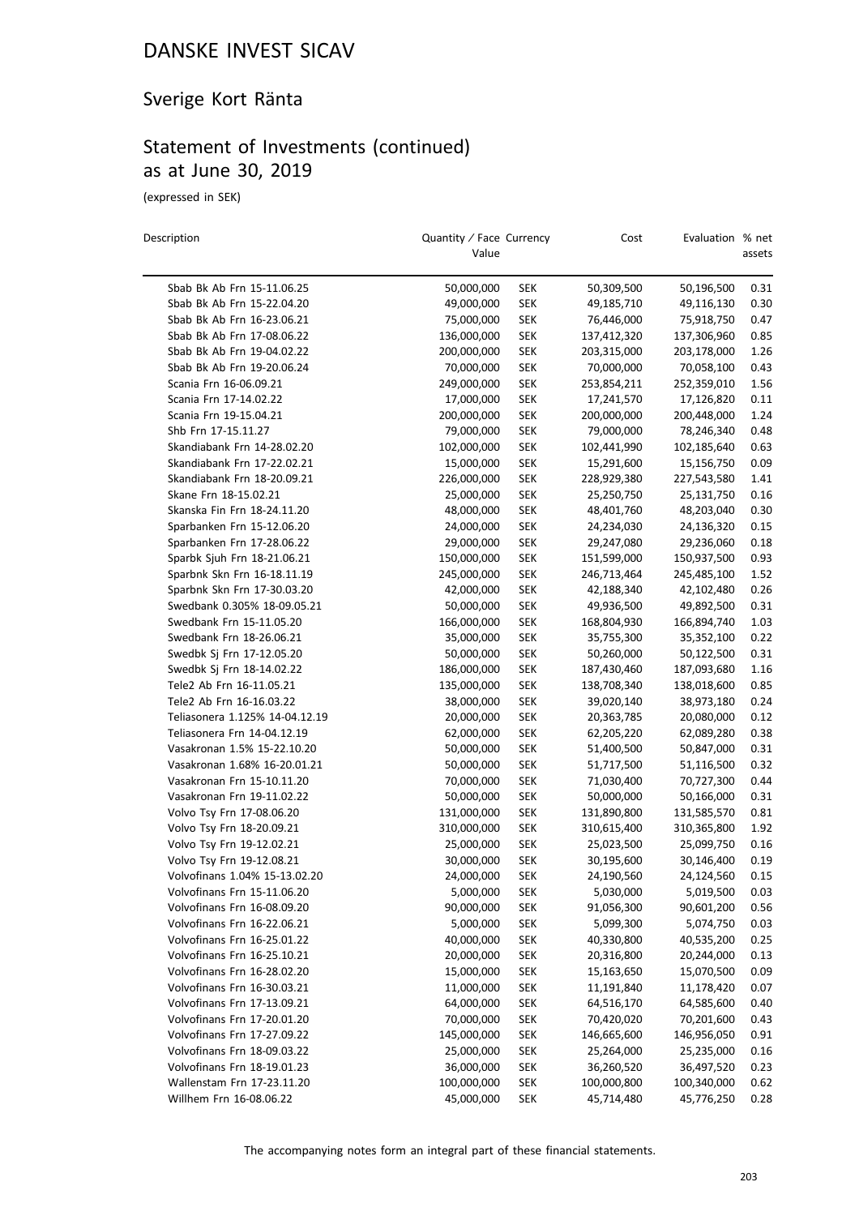# DANSKE INVEST SICAV

## Sverige Kort Ränta

## Statement of Investments (continued) as at June 30, 2019

(expressed in SEK)

| Description | Quantity / Face Value | Currency | Cost | Evaluation | % net assets |
|---|---|---|---|---|---|
| Sbab Bk Ab Frn 15-11.06.25 | 50,000,000 | SEK | 50,309,500 | 50,196,500 | 0.31 |
| Sbab Bk Ab Frn 15-22.04.20 | 49,000,000 | SEK | 49,185,710 | 49,116,130 | 0.30 |
| Sbab Bk Ab Frn 16-23.06.21 | 75,000,000 | SEK | 76,446,000 | 75,918,750 | 0.47 |
| Sbab Bk Ab Frn 17-08.06.22 | 136,000,000 | SEK | 137,412,320 | 137,306,960 | 0.85 |
| Sbab Bk Ab Frn 19-04.02.22 | 200,000,000 | SEK | 203,315,000 | 203,178,000 | 1.26 |
| Sbab Bk Ab Frn 19-20.06.24 | 70,000,000 | SEK | 70,000,000 | 70,058,100 | 0.43 |
| Scania Frn 16-06.09.21 | 249,000,000 | SEK | 253,854,211 | 252,359,010 | 1.56 |
| Scania Frn 17-14.02.22 | 17,000,000 | SEK | 17,241,570 | 17,126,820 | 0.11 |
| Scania Frn 19-15.04.21 | 200,000,000 | SEK | 200,000,000 | 200,448,000 | 1.24 |
| Shb Frn 17-15.11.27 | 79,000,000 | SEK | 79,000,000 | 78,246,340 | 0.48 |
| Skandiabank Frn 14-28.02.20 | 102,000,000 | SEK | 102,441,990 | 102,185,640 | 0.63 |
| Skandiabank Frn 17-22.02.21 | 15,000,000 | SEK | 15,291,600 | 15,156,750 | 0.09 |
| Skandiabank Frn 18-20.09.21 | 226,000,000 | SEK | 228,929,380 | 227,543,580 | 1.41 |
| Skane Frn 18-15.02.21 | 25,000,000 | SEK | 25,250,750 | 25,131,750 | 0.16 |
| Skanska Fin Frn 18-24.11.20 | 48,000,000 | SEK | 48,401,760 | 48,203,040 | 0.30 |
| Sparbanken Frn 15-12.06.20 | 24,000,000 | SEK | 24,234,030 | 24,136,320 | 0.15 |
| Sparbanken Frn 17-28.06.22 | 29,000,000 | SEK | 29,247,080 | 29,236,060 | 0.18 |
| Sparbk Sjuh Frn 18-21.06.21 | 150,000,000 | SEK | 151,599,000 | 150,937,500 | 0.93 |
| Sparbnk Skn Frn 16-18.11.19 | 245,000,000 | SEK | 246,713,464 | 245,485,100 | 1.52 |
| Sparbnk Skn Frn 17-30.03.20 | 42,000,000 | SEK | 42,188,340 | 42,102,480 | 0.26 |
| Swedbank 0.305% 18-09.05.21 | 50,000,000 | SEK | 49,936,500 | 49,892,500 | 0.31 |
| Swedbank Frn 15-11.05.20 | 166,000,000 | SEK | 168,804,930 | 166,894,740 | 1.03 |
| Swedbank Frn 18-26.06.21 | 35,000,000 | SEK | 35,755,300 | 35,352,100 | 0.22 |
| Swedbk Sj Frn 17-12.05.20 | 50,000,000 | SEK | 50,260,000 | 50,122,500 | 0.31 |
| Swedbk Sj Frn 18-14.02.22 | 186,000,000 | SEK | 187,430,460 | 187,093,680 | 1.16 |
| Tele2 Ab Frn 16-11.05.21 | 135,000,000 | SEK | 138,708,340 | 138,018,600 | 0.85 |
| Tele2 Ab Frn 16-16.03.22 | 38,000,000 | SEK | 39,020,140 | 38,973,180 | 0.24 |
| Teliasonera 1.125% 14-04.12.19 | 20,000,000 | SEK | 20,363,785 | 20,080,000 | 0.12 |
| Teliasonera Frn 14-04.12.19 | 62,000,000 | SEK | 62,205,220 | 62,089,280 | 0.38 |
| Vasakronan 1.5% 15-22.10.20 | 50,000,000 | SEK | 51,400,500 | 50,847,000 | 0.31 |
| Vasakronan 1.68% 16-20.01.21 | 50,000,000 | SEK | 51,717,500 | 51,116,500 | 0.32 |
| Vasakronan Frn 15-10.11.20 | 70,000,000 | SEK | 71,030,400 | 70,727,300 | 0.44 |
| Vasakronan Frn 19-11.02.22 | 50,000,000 | SEK | 50,000,000 | 50,166,000 | 0.31 |
| Volvo Tsy Frn 17-08.06.20 | 131,000,000 | SEK | 131,890,800 | 131,585,570 | 0.81 |
| Volvo Tsy Frn 18-20.09.21 | 310,000,000 | SEK | 310,615,400 | 310,365,800 | 1.92 |
| Volvo Tsy Frn 19-12.02.21 | 25,000,000 | SEK | 25,023,500 | 25,099,750 | 0.16 |
| Volvo Tsy Frn 19-12.08.21 | 30,000,000 | SEK | 30,195,600 | 30,146,400 | 0.19 |
| Volvofinans 1.04% 15-13.02.20 | 24,000,000 | SEK | 24,190,560 | 24,124,560 | 0.15 |
| Volvofinans Frn 15-11.06.20 | 5,000,000 | SEK | 5,030,000 | 5,019,500 | 0.03 |
| Volvofinans Frn 16-08.09.20 | 90,000,000 | SEK | 91,056,300 | 90,601,200 | 0.56 |
| Volvofinans Frn 16-22.06.21 | 5,000,000 | SEK | 5,099,300 | 5,074,750 | 0.03 |
| Volvofinans Frn 16-25.01.22 | 40,000,000 | SEK | 40,330,800 | 40,535,200 | 0.25 |
| Volvofinans Frn 16-25.10.21 | 20,000,000 | SEK | 20,316,800 | 20,244,000 | 0.13 |
| Volvofinans Frn 16-28.02.20 | 15,000,000 | SEK | 15,163,650 | 15,070,500 | 0.09 |
| Volvofinans Frn 16-30.03.21 | 11,000,000 | SEK | 11,191,840 | 11,178,420 | 0.07 |
| Volvofinans Frn 17-13.09.21 | 64,000,000 | SEK | 64,516,170 | 64,585,600 | 0.40 |
| Volvofinans Frn 17-20.01.20 | 70,000,000 | SEK | 70,420,020 | 70,201,600 | 0.43 |
| Volvofinans Frn 17-27.09.22 | 145,000,000 | SEK | 146,665,600 | 146,956,050 | 0.91 |
| Volvofinans Frn 18-09.03.22 | 25,000,000 | SEK | 25,264,000 | 25,235,000 | 0.16 |
| Volvofinans Frn 18-19.01.23 | 36,000,000 | SEK | 36,260,520 | 36,497,520 | 0.23 |
| Wallenstam Frn 17-23.11.20 | 100,000,000 | SEK | 100,000,800 | 100,340,000 | 0.62 |
| Willhem Frn 16-08.06.22 | 45,000,000 | SEK | 45,714,480 | 45,776,250 | 0.28 |

The accompanying notes form an integral part of these financial statements.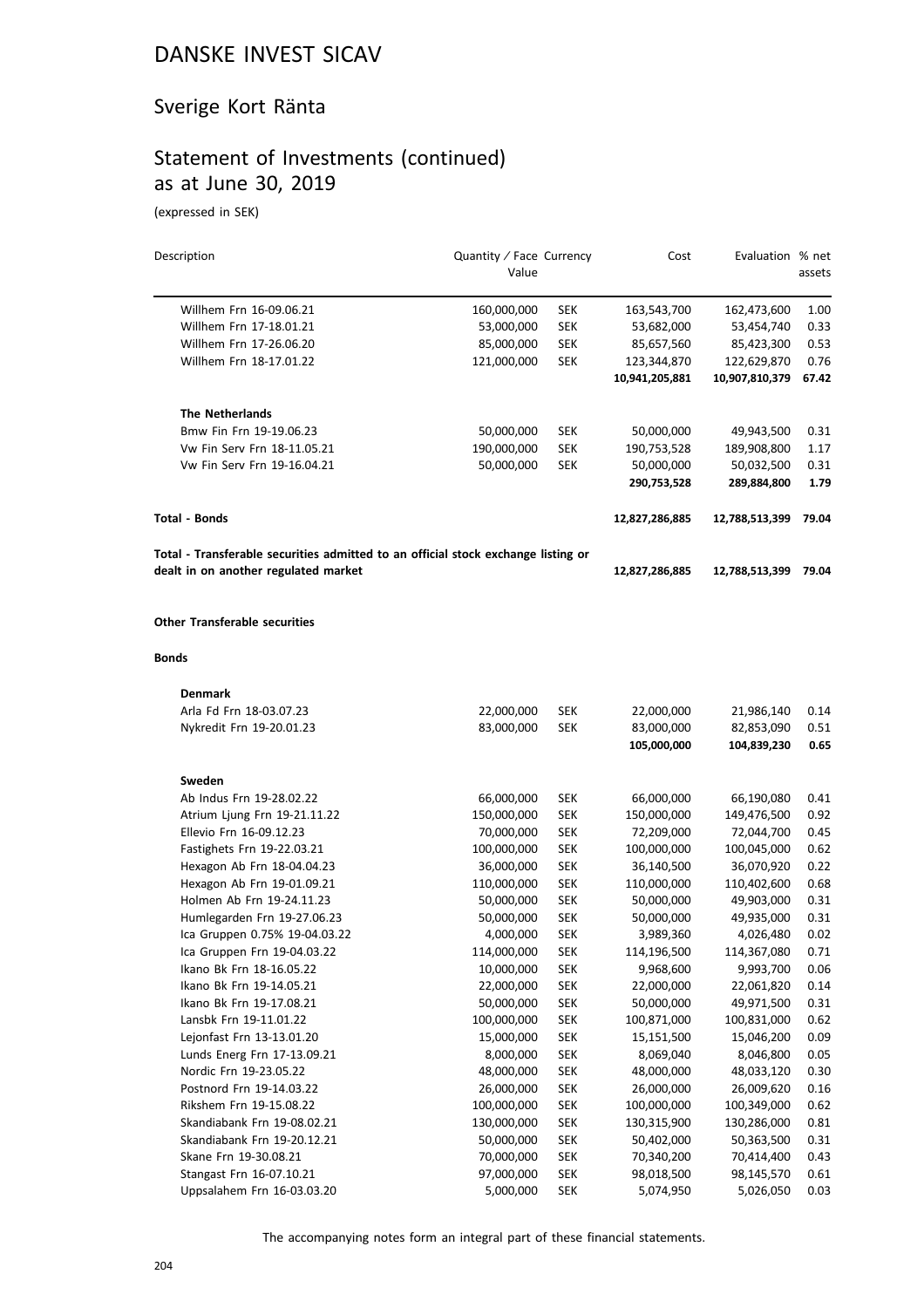# DANSKE INVEST SICAV

## Sverige Kort Ränta

## Statement of Investments (continued) as at June 30, 2019

(expressed in SEK)

| Description | Quantity / Face Value | Currency | Cost | Evaluation | % net assets |
|---|---|---|---|---|---|
| Willhem Frn 16-09.06.21 | 160,000,000 | SEK | 163,543,700 | 162,473,600 | 1.00 |
| Willhem Frn 17-18.01.21 | 53,000,000 | SEK | 53,682,000 | 53,454,740 | 0.33 |
| Willhem Frn 17-26.06.20 | 85,000,000 | SEK | 85,657,560 | 85,423,300 | 0.53 |
| Willhem Frn 18-17.01.22 | 121,000,000 | SEK | 123,344,870 | 122,629,870 | 0.76 |
| | | | **10,941,205,881** | **10,907,810,379** | **67.42** |
| **The Netherlands** | | | | | |
| Bmw Fin Frn 19-19.06.23 | 50,000,000 | SEK | 50,000,000 | 49,943,500 | 0.31 |
| Vw Fin Serv Frn 18-11.05.21 | 190,000,000 | SEK | 190,753,528 | 189,908,800 | 1.17 |
| Vw Fin Serv Frn 19-16.04.21 | 50,000,000 | SEK | 50,000,000 | 50,032,500 | 0.31 |
| | | | **290,753,528** | **289,884,800** | **1.79** |
| **Total - Bonds** | | | **12,827,286,885** | **12,788,513,399** | **79.04** |
| **Total - Transferable securities admitted to an official stock exchange listing or dealt in on another regulated market** | | | **12,827,286,885** | **12,788,513,399** | **79.04** |
| **Other Transferable securities** | | | | | |
| **Bonds** | | | | | |
| **Denmark** | | | | | |
| Arla Fd Frn 18-03.07.23 | 22,000,000 | SEK | 22,000,000 | 21,986,140 | 0.14 |
| Nykredit Frn 19-20.01.23 | 83,000,000 | SEK | 83,000,000 | 82,853,090 | 0.51 |
| | | | **105,000,000** | **104,839,230** | **0.65** |
| **Sweden** | | | | | |
| Ab Indus Frn 19-28.02.22 | 66,000,000 | SEK | 66,000,000 | 66,190,080 | 0.41 |
| Atrium Ljung Frn 19-21.11.22 | 150,000,000 | SEK | 150,000,000 | 149,476,500 | 0.92 |
| Ellevio Frn 16-09.12.23 | 70,000,000 | SEK | 72,209,000 | 72,044,700 | 0.45 |
| Fastighets Frn 19-22.03.21 | 100,000,000 | SEK | 100,000,000 | 100,045,000 | 0.62 |
| Hexagon Ab Frn 18-04.04.23 | 36,000,000 | SEK | 36,140,500 | 36,070,920 | 0.22 |
| Hexagon Ab Frn 19-01.09.21 | 110,000,000 | SEK | 110,000,000 | 110,402,600 | 0.68 |
| Holmen Ab Frn 19-24.11.23 | 50,000,000 | SEK | 50,000,000 | 49,903,000 | 0.31 |
| Humlegarden Frn 19-27.06.23 | 50,000,000 | SEK | 50,000,000 | 49,935,000 | 0.31 |
| Ica Gruppen 0.75% 19-04.03.22 | 4,000,000 | SEK | 3,989,360 | 4,026,480 | 0.02 |
| Ica Gruppen Frn 19-04.03.22 | 114,000,000 | SEK | 114,196,500 | 114,367,080 | 0.71 |
| Ikano Bk Frn 18-16.05.22 | 10,000,000 | SEK | 9,968,600 | 9,993,700 | 0.06 |
| Ikano Bk Frn 19-14.05.21 | 22,000,000 | SEK | 22,000,000 | 22,061,820 | 0.14 |
| Ikano Bk Frn 19-17.08.21 | 50,000,000 | SEK | 50,000,000 | 49,971,500 | 0.31 |
| Lansbk Frn 19-11.01.22 | 100,000,000 | SEK | 100,871,000 | 100,831,000 | 0.62 |
| Lejonfast Frn 13-13.01.20 | 15,000,000 | SEK | 15,151,500 | 15,046,200 | 0.09 |
| Lunds Energ Frn 17-13.09.21 | 8,000,000 | SEK | 8,069,040 | 8,046,800 | 0.05 |
| Nordic Frn 19-23.05.22 | 48,000,000 | SEK | 48,000,000 | 48,033,120 | 0.30 |
| Postnord Frn 19-14.03.22 | 26,000,000 | SEK | 26,000,000 | 26,009,620 | 0.16 |
| Rikshem Frn 19-15.08.22 | 100,000,000 | SEK | 100,000,000 | 100,349,000 | 0.62 |
| Skandiabank Frn 19-08.02.21 | 130,000,000 | SEK | 130,315,900 | 130,286,000 | 0.81 |
| Skandiabank Frn 19-20.12.21 | 50,000,000 | SEK | 50,402,000 | 50,363,500 | 0.31 |
| Skane Frn 19-30.08.21 | 70,000,000 | SEK | 70,340,200 | 70,414,400 | 0.43 |
| Stangast Frn 16-07.10.21 | 97,000,000 | SEK | 98,018,500 | 98,145,570 | 0.61 |
| Uppsalahem Frn 16-03.03.20 | 5,000,000 | SEK | 5,074,950 | 5,026,050 | 0.03 |

The accompanying notes form an integral part of these financial statements.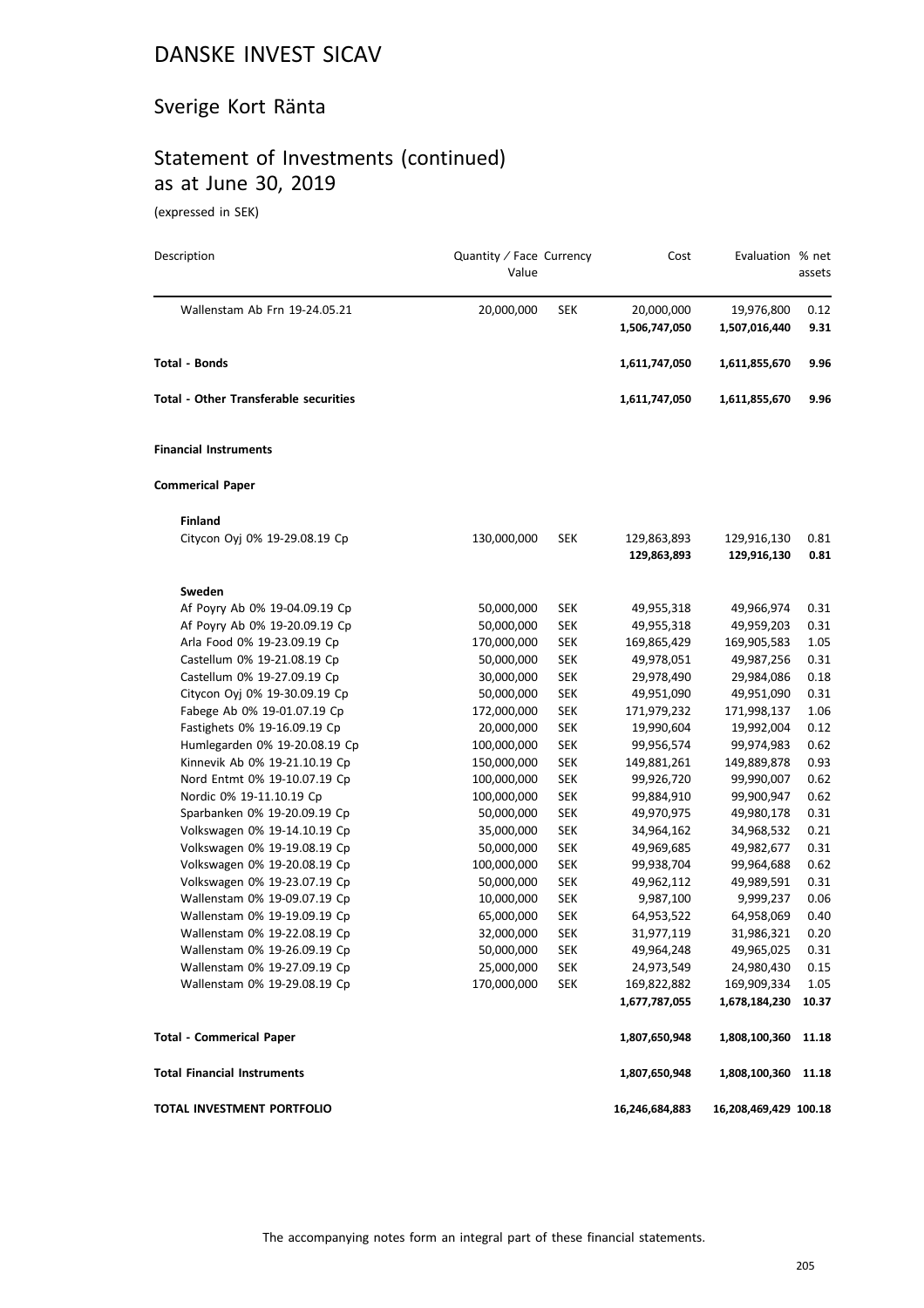# DANSKE INVEST SICAV

## Sverige Kort Ränta

## Statement of Investments (continued) as at June 30, 2019

(expressed in SEK)

| Description | Quantity / Face Value | Currency | Cost | Evaluation | % net assets |
|---|---|---|---|---|---|
| Wallenstam Ab Frn 19-24.05.21 | 20,000,000 | SEK | 20,000,000 | 19,976,800 | 0.12 |
| | | | **1,506,747,050** | **1,507,016,440** | **9.31** |
| **Total - Bonds** | | | **1,611,747,050** | **1,611,855,670** | **9.96** |
| **Total - Other Transferable securities** | | | **1,611,747,050** | **1,611,855,670** | **9.96** |
| **Financial Instruments** | | | | | |
| **Commerical Paper** | | | | | |
| **Finland** | | | | | |
| Citycon Oyj 0% 19-29.08.19 Cp | 130,000,000 | SEK | 129,863,893 | 129,916,130 | 0.81 |
| | | | **129,863,893** | **129,916,130** | **0.81** |
| **Sweden** | | | | | |
| Af Poyry Ab 0% 19-04.09.19 Cp | 50,000,000 | SEK | 49,955,318 | 49,966,974 | 0.31 |
| Af Poyry Ab 0% 19-20.09.19 Cp | 50,000,000 | SEK | 49,955,318 | 49,959,203 | 0.31 |
| Arla Food 0% 19-23.09.19 Cp | 170,000,000 | SEK | 169,865,429 | 169,905,583 | 1.05 |
| Castellum 0% 19-21.08.19 Cp | 50,000,000 | SEK | 49,978,051 | 49,987,256 | 0.31 |
| Castellum 0% 19-27.09.19 Cp | 30,000,000 | SEK | 29,978,490 | 29,984,086 | 0.18 |
| Citycon Oyj 0% 19-30.09.19 Cp | 50,000,000 | SEK | 49,951,090 | 49,951,090 | 0.31 |
| Fabege Ab 0% 19-01.07.19 Cp | 172,000,000 | SEK | 171,979,232 | 171,998,137 | 1.06 |
| Fastighets 0% 19-16.09.19 Cp | 20,000,000 | SEK | 19,990,604 | 19,992,004 | 0.12 |
| Humlegarden 0% 19-20.08.19 Cp | 100,000,000 | SEK | 99,956,574 | 99,974,983 | 0.62 |
| Kinnevik Ab 0% 19-21.10.19 Cp | 150,000,000 | SEK | 149,881,261 | 149,889,878 | 0.93 |
| Nord Entmt 0% 19-10.07.19 Cp | 100,000,000 | SEK | 99,926,720 | 99,990,007 | 0.62 |
| Nordic 0% 19-11.10.19 Cp | 100,000,000 | SEK | 99,884,910 | 99,900,947 | 0.62 |
| Sparbanken 0% 19-20.09.19 Cp | 50,000,000 | SEK | 49,970,975 | 49,980,178 | 0.31 |
| Volkswagen 0% 19-14.10.19 Cp | 35,000,000 | SEK | 34,964,162 | 34,968,532 | 0.21 |
| Volkswagen 0% 19-19.08.19 Cp | 50,000,000 | SEK | 49,969,685 | 49,982,677 | 0.31 |
| Volkswagen 0% 19-20.08.19 Cp | 100,000,000 | SEK | 99,938,704 | 99,964,688 | 0.62 |
| Volkswagen 0% 19-23.07.19 Cp | 50,000,000 | SEK | 49,962,112 | 49,989,591 | 0.31 |
| Wallenstam 0% 19-09.07.19 Cp | 10,000,000 | SEK | 9,987,100 | 9,999,237 | 0.06 |
| Wallenstam 0% 19-19.09.19 Cp | 65,000,000 | SEK | 64,953,522 | 64,958,069 | 0.40 |
| Wallenstam 0% 19-22.08.19 Cp | 32,000,000 | SEK | 31,977,119 | 31,986,321 | 0.20 |
| Wallenstam 0% 19-26.09.19 Cp | 50,000,000 | SEK | 49,964,248 | 49,965,025 | 0.31 |
| Wallenstam 0% 19-27.09.19 Cp | 25,000,000 | SEK | 24,973,549 | 24,980,430 | 0.15 |
| Wallenstam 0% 19-29.08.19 Cp | 170,000,000 | SEK | 169,822,882 | 169,909,334 | 1.05 |
| | | | **1,677,787,055** | **1,678,184,230** | **10.37** |
| **Total - Commerical Paper** | | | **1,807,650,948** | **1,808,100,360** | **11.18** |
| **Total Financial Instruments** | | | **1,807,650,948** | **1,808,100,360** | **11.18** |
| **TOTAL INVESTMENT PORTFOLIO** | | | **16,246,684,883** | **16,208,469,429** | **100.18** |

The accompanying notes form an integral part of these financial statements.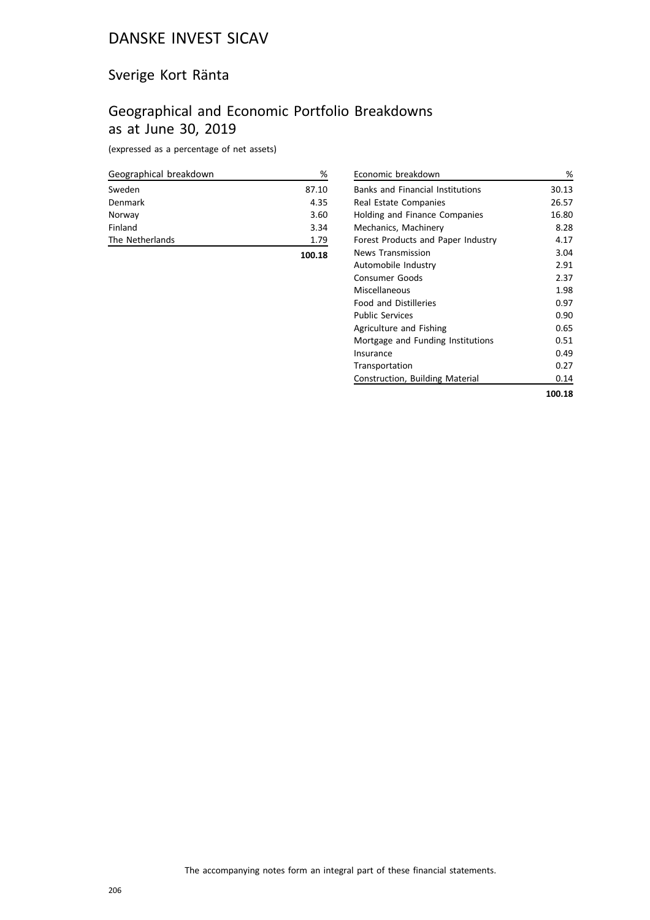# DANSKE INVEST SICAV

## Sverige Kort Ränta

## Geographical and Economic Portfolio Breakdowns as at June 30, 2019

(expressed as a percentage of net assets)

| Geographical breakdown | % |
|---|---|
| Sweden | 87.10 |
| Denmark | 4.35 |
| Norway | 3.60 |
| Finland | 3.34 |
| The Netherlands | 1.79 |
| | **100.18** |

| Economic breakdown | % |
|---|---|
| Banks and Financial Institutions | 30.13 |
| Real Estate Companies | 26.57 |
| Holding and Finance Companies | 16.80 |
| Mechanics, Machinery | 8.28 |
| Forest Products and Paper Industry | 4.17 |
| News Transmission | 3.04 |
| Automobile Industry | 2.91 |
| Consumer Goods | 2.37 |
| Miscellaneous | 1.98 |
| Food and Distilleries | 0.97 |
| Public Services | 0.90 |
| Agriculture and Fishing | 0.65 |
| Mortgage and Funding Institutions | 0.51 |
| Insurance | 0.49 |
| Transportation | 0.27 |
| Construction, Building Material | 0.14 |
| | **100.18** |

The accompanying notes form an integral part of these financial statements.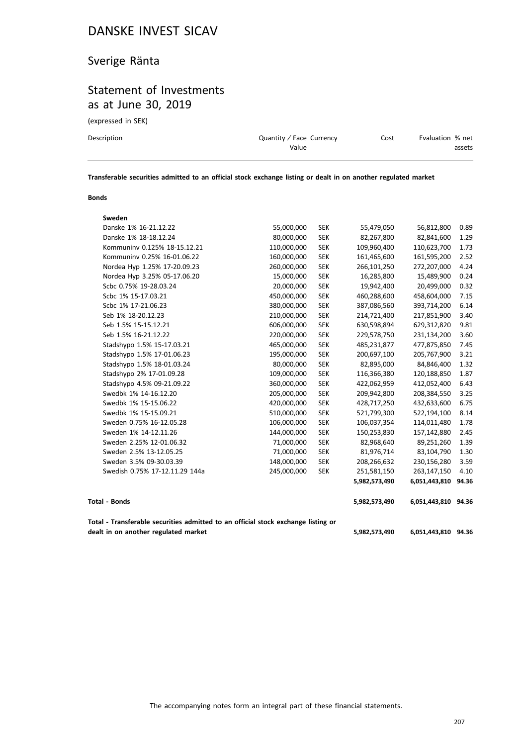# DANSKE INVEST SICAV

## Sverige Ränta

## Statement of Investments as at June 30, 2019

(expressed in SEK)

| Description | Quantity / Face Value | Currency | Cost | Evaluation | % net assets |
|---|---|---|---|---|---|
| **Transferable securities admitted to an official stock exchange listing or dealt in on another regulated market** | | | | | |
| **Bonds** | | | | | |
| **Sweden** | | | | | |
| Danske 1% 16-21.12.22 | 55,000,000 | SEK | 55,479,050 | 56,812,800 | 0.89 |
| Danske 1% 18-18.12.24 | 80,000,000 | SEK | 82,267,800 | 82,841,600 | 1.29 |
| Kommuninv 0.125% 18-15.12.21 | 110,000,000 | SEK | 109,960,400 | 110,623,700 | 1.73 |
| Kommuninv 0.25% 16-01.06.22 | 160,000,000 | SEK | 161,465,600 | 161,595,200 | 2.52 |
| Nordea Hyp 1.25% 17-20.09.23 | 260,000,000 | SEK | 266,101,250 | 272,207,000 | 4.24 |
| Nordea Hyp 3.25% 05-17.06.20 | 15,000,000 | SEK | 16,285,800 | 15,489,900 | 0.24 |
| Scbc 0.75% 19-28.03.24 | 20,000,000 | SEK | 19,942,400 | 20,499,000 | 0.32 |
| Scbc 1% 15-17.03.21 | 450,000,000 | SEK | 460,288,600 | 458,604,000 | 7.15 |
| Scbc 1% 17-21.06.23 | 380,000,000 | SEK | 387,086,560 | 393,714,200 | 6.14 |
| Seb 1% 18-20.12.23 | 210,000,000 | SEK | 214,721,400 | 217,851,900 | 3.40 |
| Seb 1.5% 15-15.12.21 | 606,000,000 | SEK | 630,598,894 | 629,312,820 | 9.81 |
| Seb 1.5% 16-21.12.22 | 220,000,000 | SEK | 229,578,750 | 231,134,200 | 3.60 |
| Stadshypo 1.5% 15-17.03.21 | 465,000,000 | SEK | 485,231,877 | 477,875,850 | 7.45 |
| Stadshypo 1.5% 17-01.06.23 | 195,000,000 | SEK | 200,697,100 | 205,767,900 | 3.21 |
| Stadshypo 1.5% 18-01.03.24 | 80,000,000 | SEK | 82,895,000 | 84,846,400 | 1.32 |
| Stadshypo 2% 17-01.09.28 | 109,000,000 | SEK | 116,366,380 | 120,188,850 | 1.87 |
| Stadshypo 4.5% 09-21.09.22 | 360,000,000 | SEK | 422,062,959 | 412,052,400 | 6.43 |
| Swedbk 1% 14-16.12.20 | 205,000,000 | SEK | 209,942,800 | 208,384,550 | 3.25 |
| Swedbk 1% 15-15.06.22 | 420,000,000 | SEK | 428,717,250 | 432,633,600 | 6.75 |
| Swedbk 1% 15-15.09.21 | 510,000,000 | SEK | 521,799,300 | 522,194,100 | 8.14 |
| Sweden 0.75% 16-12.05.28 | 106,000,000 | SEK | 106,037,354 | 114,011,480 | 1.78 |
| Sweden 1% 14-12.11.26 | 144,000,000 | SEK | 150,253,830 | 157,142,880 | 2.45 |
| Sweden 2.25% 12-01.06.32 | 71,000,000 | SEK | 82,968,640 | 89,251,260 | 1.39 |
| Sweden 2.5% 13-12.05.25 | 71,000,000 | SEK | 81,976,714 | 83,104,790 | 1.30 |
| Sweden 3.5% 09-30.03.39 | 148,000,000 | SEK | 208,266,632 | 230,156,280 | 3.59 |
| Swedish 0.75% 17-12.11.29 144a | 245,000,000 | SEK | 251,581,150 | 263,147,150 | 4.10 |
| | | | **5,982,573,490** | **6,051,443,810** | **94.36** |
| **Total - Bonds** | | | **5,982,573,490** | **6,051,443,810** | **94.36** |
| **Total - Transferable securities admitted to an official stock exchange listing or dealt in on another regulated market** | | | **5,982,573,490** | **6,051,443,810** | **94.36** |

The accompanying notes form an integral part of these financial statements.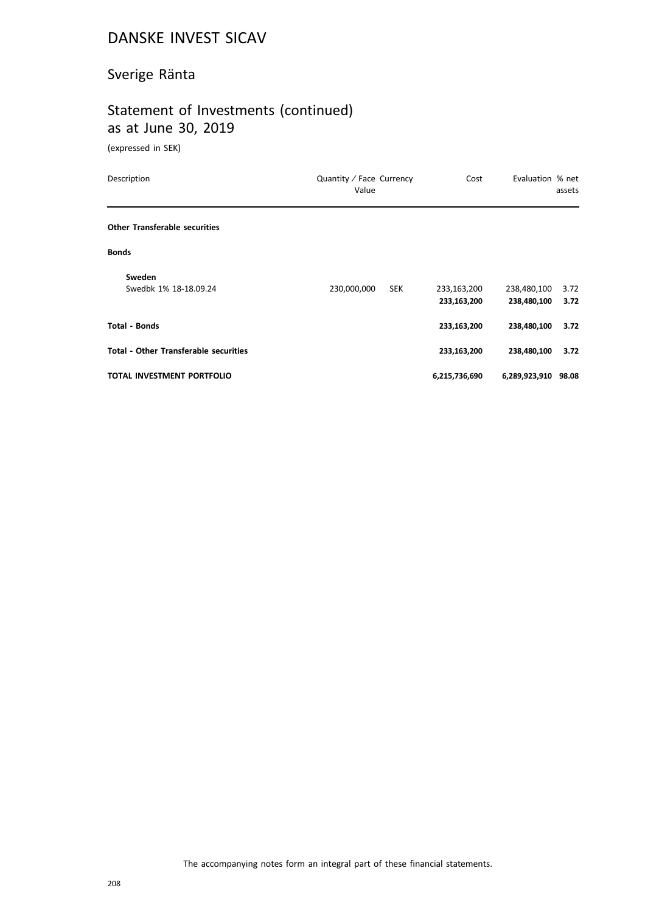# DANSKE INVEST SICAV

## Sverige Ränta

## Statement of Investments (continued) as at June 30, 2019

(expressed in SEK)

| Description | Quantity / Face Value | Currency | Cost | Evaluation | % net assets |
|---|---|---|---|---|---|
| **Other Transferable securities** | | | | | |
| **Bonds** | | | | | |
| **Sweden** | | | | | |
| Swedbk 1% 18-18.09.24 | 230,000,000 | SEK | 233,163,200 | 238,480,100 | 3.72 |
| | | | **233,163,200** | **238,480,100** | **3.72** |
| **Total - Bonds** | | | **233,163,200** | **238,480,100** | **3.72** |
| **Total - Other Transferable securities** | | | **233,163,200** | **238,480,100** | **3.72** |
| **TOTAL INVESTMENT PORTFOLIO** | | | **6,215,736,690** | **6,289,923,910** | **98.08** |

The accompanying notes form an integral part of these financial statements.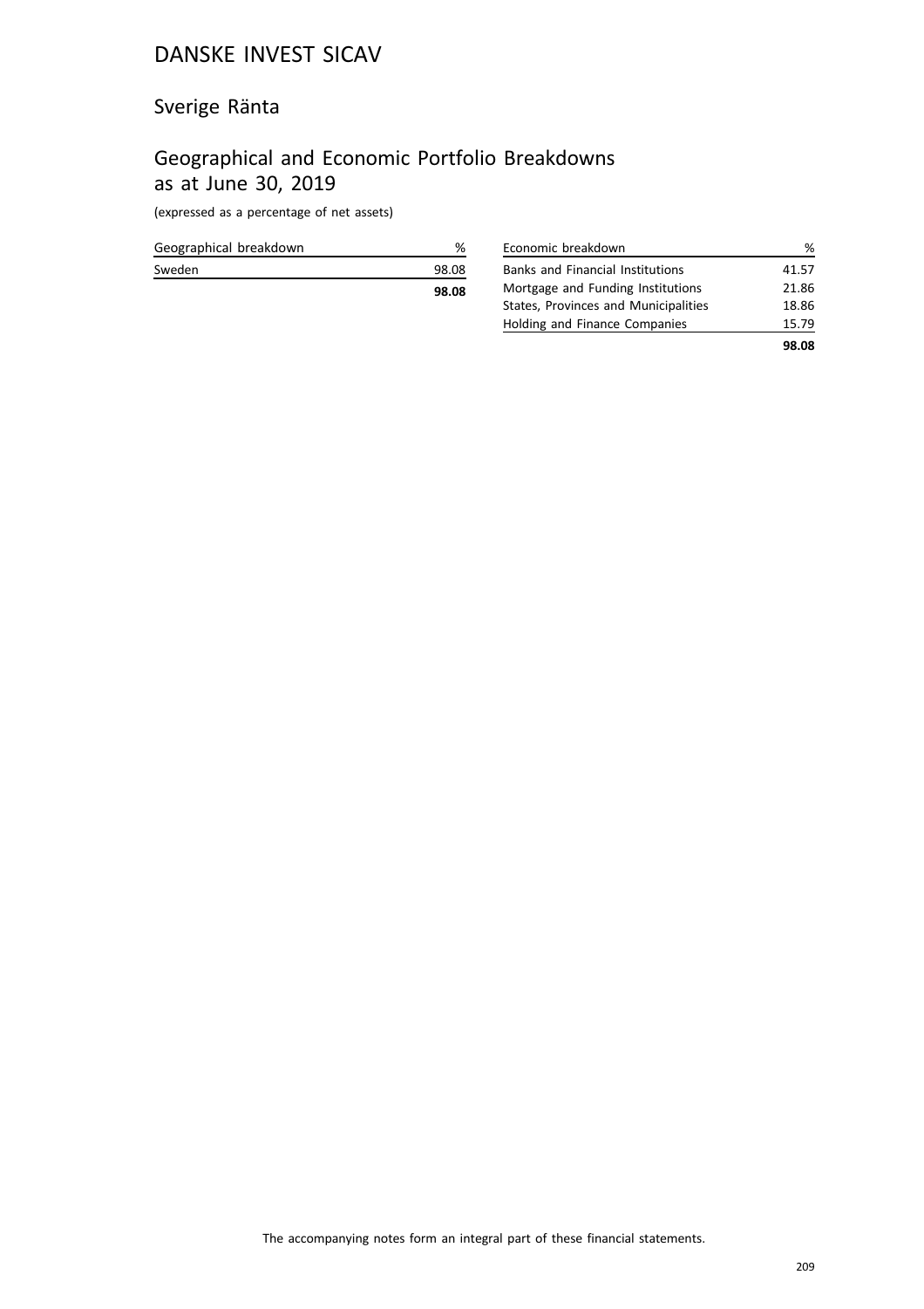# DANSKE INVEST SICAV

## Sverige Ränta

## Geographical and Economic Portfolio Breakdowns as at June 30, 2019

(expressed as a percentage of net assets)

| Geographical breakdown | % |
|---|---|
| Sweden | 98.08 |
| | **98.08** |

| Economic breakdown | % |
|---|---|
| Banks and Financial Institutions | 41.57 |
| Mortgage and Funding Institutions | 21.86 |
| States, Provinces and Municipalities | 18.86 |
| Holding and Finance Companies | 15.79 |
| | **98.08** |

The accompanying notes form an integral part of these financial statements.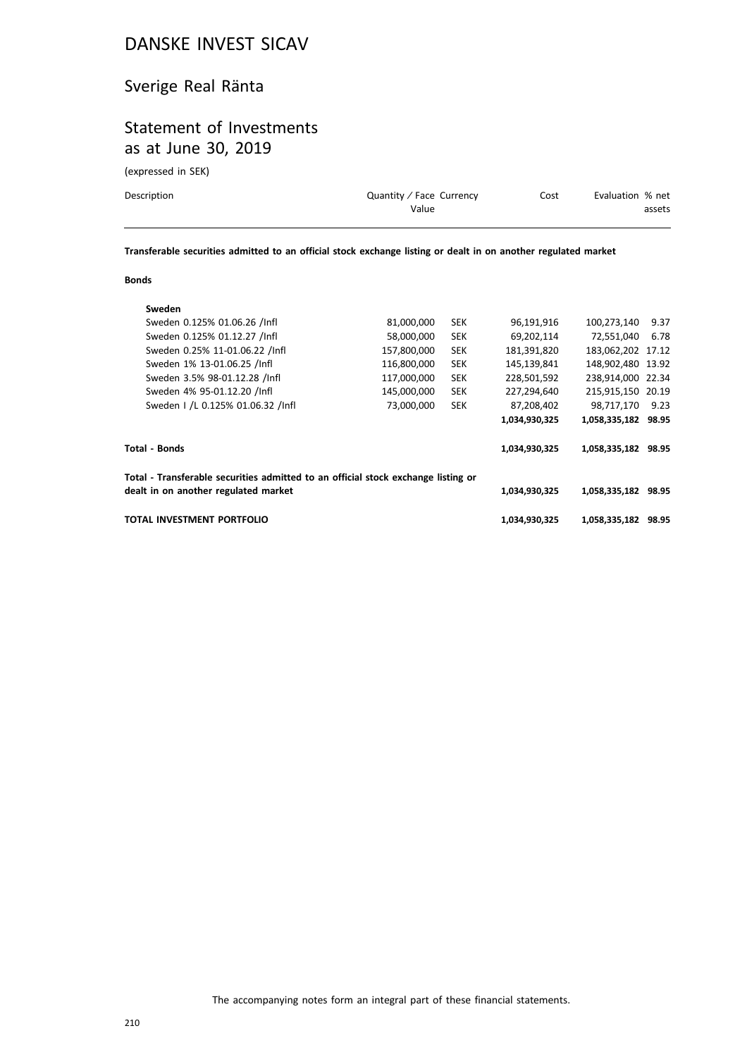# DANSKE INVEST SICAV

## Sverige Real Ränta

## Statement of Investments as at June 30, 2019

(expressed in SEK)

| Description | Quantity / Face Value | Currency | Cost | Evaluation | % net assets |
|---|---|---|---|---|---|
| **Transferable securities admitted to an official stock exchange listing or dealt in on another regulated market** | | | | | |
| **Bonds** | | | | | |
| **Sweden** | | | | | |
| Sweden 0.125% 01.06.26 /Infl | 81,000,000 | SEK | 96,191,916 | 100,273,140 | 9.37 |
| Sweden 0.125% 01.12.27 /Infl | 58,000,000 | SEK | 69,202,114 | 72,551,040 | 6.78 |
| Sweden 0.25% 11-01.06.22 /Infl | 157,800,000 | SEK | 181,391,820 | 183,062,202 | 17.12 |
| Sweden 1% 13-01.06.25 /Infl | 116,800,000 | SEK | 145,139,841 | 148,902,480 | 13.92 |
| Sweden 3.5% 98-01.12.28 /Infl | 117,000,000 | SEK | 228,501,592 | 238,914,000 | 22.34 |
| Sweden 4% 95-01.12.20 /Infl | 145,000,000 | SEK | 227,294,640 | 215,915,150 | 20.19 |
| Sweden I /L 0.125% 01.06.32 /Infl | 73,000,000 | SEK | 87,208,402 | 98,717,170 | 9.23 |
| | | | **1,034,930,325** | **1,058,335,182** | **98.95** |
| **Total - Bonds** | | | **1,034,930,325** | **1,058,335,182** | **98.95** |
| **Total - Transferable securities admitted to an official stock exchange listing or dealt in on another regulated market** | | | **1,034,930,325** | **1,058,335,182** | **98.95** |
| **TOTAL INVESTMENT PORTFOLIO** | | | **1,034,930,325** | **1,058,335,182** | **98.95** |

The accompanying notes form an integral part of these financial statements.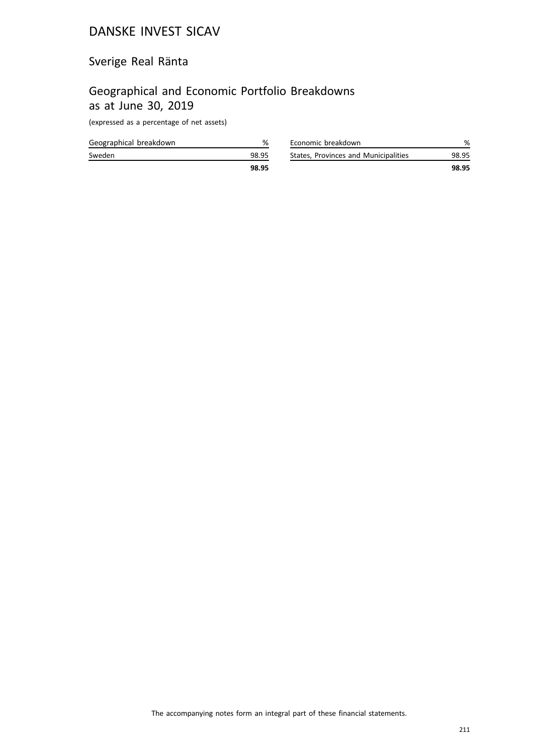# DANSKE INVEST SICAV

## Sverige Real Ränta

## Geographical and Economic Portfolio Breakdowns as at June 30, 2019

(expressed as a percentage of net assets)

| Geographical breakdown | % |
|---|---|
| Sweden | 98.95 |
| | **98.95** |

| Economic breakdown | % |
|---|---|
| States, Provinces and Municipalities | 98.95 |
| | **98.95** |

The accompanying notes form an integral part of these financial statements.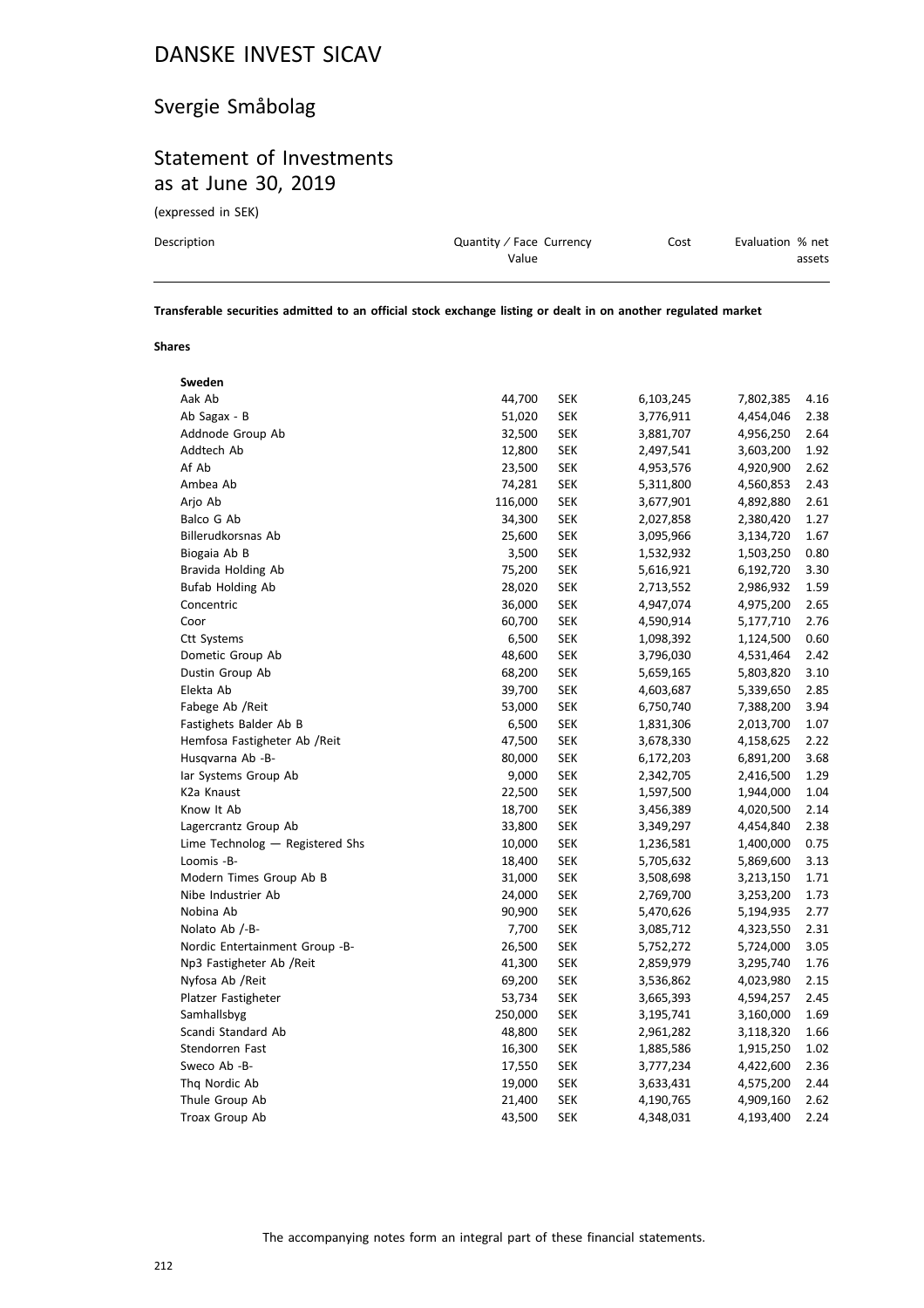# DANSKE INVEST SICAV

## Svergie Småbolag

## Statement of Investments as at June 30, 2019

(expressed in SEK)

| Description | Quantity / Face Value | Currency | Cost | Evaluation | % net assets |
|---|---|---|---|---|---|
| **Transferable securities admitted to an official stock exchange listing or dealt in on another regulated market** | | | | | |
| **Shares** | | | | | |
| **Sweden** | | | | | |
| Aak Ab | 44,700 | SEK | 6,103,245 | 7,802,385 | 4.16 |
| Ab Sagax - B | 51,020 | SEK | 3,776,911 | 4,454,046 | 2.38 |
| Addnode Group Ab | 32,500 | SEK | 3,881,707 | 4,956,250 | 2.64 |
| Addtech Ab | 12,800 | SEK | 2,497,541 | 3,603,200 | 1.92 |
| Af Ab | 23,500 | SEK | 4,953,576 | 4,920,900 | 2.62 |
| Ambea Ab | 74,281 | SEK | 5,311,800 | 4,560,853 | 2.43 |
| Arjo Ab | 116,000 | SEK | 3,677,901 | 4,892,880 | 2.61 |
| Balco G Ab | 34,300 | SEK | 2,027,858 | 2,380,420 | 1.27 |
| Billerudkorsnas Ab | 25,600 | SEK | 3,095,966 | 3,134,720 | 1.67 |
| Biogaia Ab B | 3,500 | SEK | 1,532,932 | 1,503,250 | 0.80 |
| Bravida Holding Ab | 75,200 | SEK | 5,616,921 | 6,192,720 | 3.30 |
| Bufab Holding Ab | 28,020 | SEK | 2,713,552 | 2,986,932 | 1.59 |
| Concentric | 36,000 | SEK | 4,947,074 | 4,975,200 | 2.65 |
| Coor | 60,700 | SEK | 4,590,914 | 5,177,710 | 2.76 |
| Ctt Systems | 6,500 | SEK | 1,098,392 | 1,124,500 | 0.60 |
| Dometic Group Ab | 48,600 | SEK | 3,796,030 | 4,531,464 | 2.42 |
| Dustin Group Ab | 68,200 | SEK | 5,659,165 | 5,803,820 | 3.10 |
| Elekta Ab | 39,700 | SEK | 4,603,687 | 5,339,650 | 2.85 |
| Fabege Ab /Reit | 53,000 | SEK | 6,750,740 | 7,388,200 | 3.94 |
| Fastighets Balder Ab B | 6,500 | SEK | 1,831,306 | 2,013,700 | 1.07 |
| Hemfosa Fastigheter Ab /Reit | 47,500 | SEK | 3,678,330 | 4,158,625 | 2.22 |
| Husqvarna Ab -B- | 80,000 | SEK | 6,172,203 | 6,891,200 | 3.68 |
| Iar Systems Group Ab | 9,000 | SEK | 2,342,705 | 2,416,500 | 1.29 |
| K2a Knaust | 22,500 | SEK | 1,597,500 | 1,944,000 | 1.04 |
| Know It Ab | 18,700 | SEK | 3,456,389 | 4,020,500 | 2.14 |
| Lagercrantz Group Ab | 33,800 | SEK | 3,349,297 | 4,454,840 | 2.38 |
| Lime Technolog — Registered Shs | 10,000 | SEK | 1,236,581 | 1,400,000 | 0.75 |
| Loomis -B- | 18,400 | SEK | 5,705,632 | 5,869,600 | 3.13 |
| Modern Times Group Ab B | 31,000 | SEK | 3,508,698 | 3,213,150 | 1.71 |
| Nibe Industrier Ab | 24,000 | SEK | 2,769,700 | 3,253,200 | 1.73 |
| Nobina Ab | 90,900 | SEK | 5,470,626 | 5,194,935 | 2.77 |
| Nolato Ab /-B- | 7,700 | SEK | 3,085,712 | 4,323,550 | 2.31 |
| Nordic Entertainment Group -B- | 26,500 | SEK | 5,752,272 | 5,724,000 | 3.05 |
| Np3 Fastigheter Ab /Reit | 41,300 | SEK | 2,859,979 | 3,295,740 | 1.76 |
| Nyfosa Ab /Reit | 69,200 | SEK | 3,536,862 | 4,023,980 | 2.15 |
| Platzer Fastigheter | 53,734 | SEK | 3,665,393 | 4,594,257 | 2.45 |
| Samhallsbyg | 250,000 | SEK | 3,195,741 | 3,160,000 | 1.69 |
| Scandi Standard Ab | 48,800 | SEK | 2,961,282 | 3,118,320 | 1.66 |
| Stendorren Fast | 16,300 | SEK | 1,885,586 | 1,915,250 | 1.02 |
| Sweco Ab -B- | 17,550 | SEK | 3,777,234 | 4,422,600 | 2.36 |
| Thq Nordic Ab | 19,000 | SEK | 3,633,431 | 4,575,200 | 2.44 |
| Thule Group Ab | 21,400 | SEK | 4,190,765 | 4,909,160 | 2.62 |
| Troax Group Ab | 43,500 | SEK | 4,348,031 | 4,193,400 | 2.24 |

The accompanying notes form an integral part of these financial statements.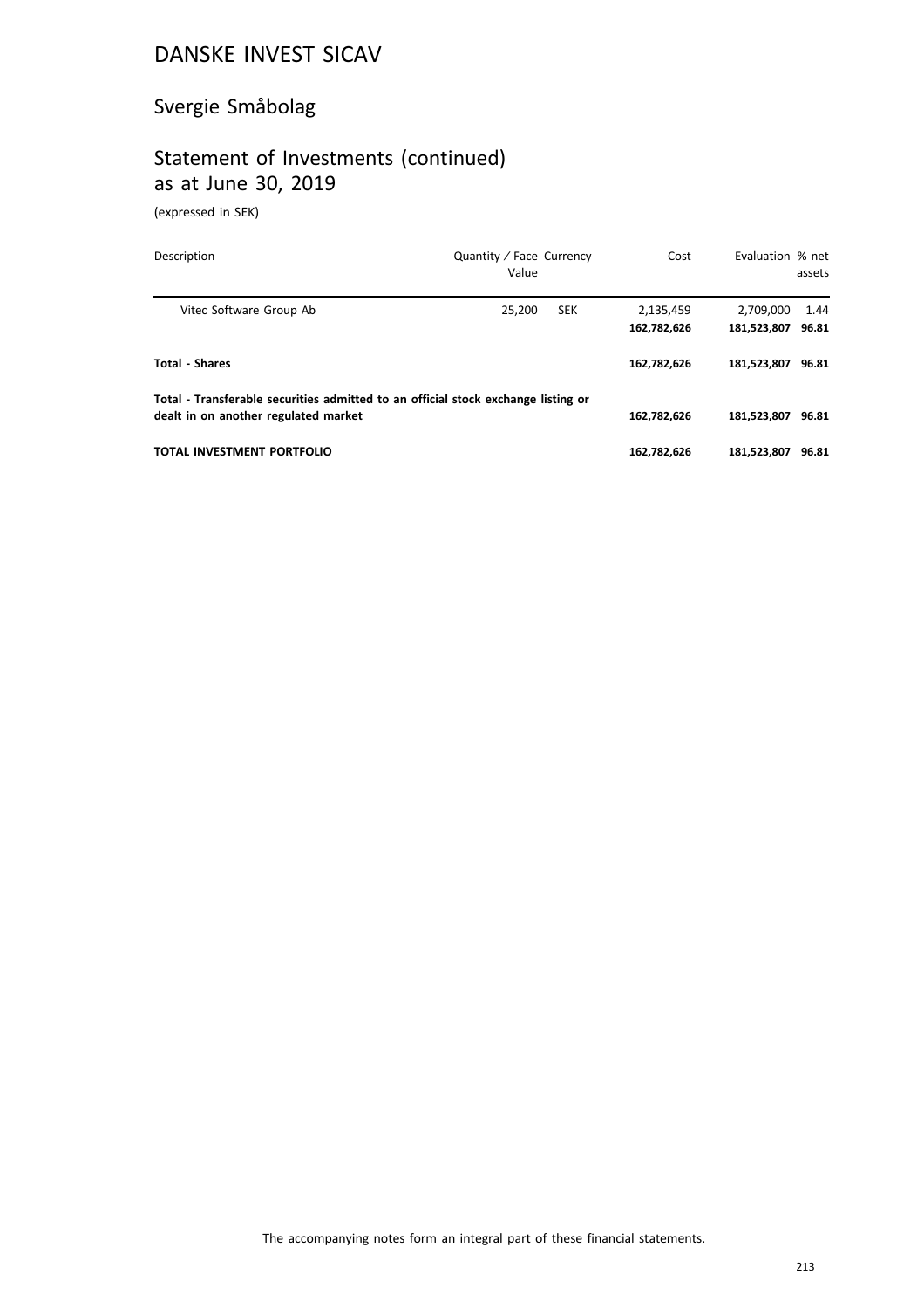# DANSKE INVEST SICAV

## Svergie Småbolag

## Statement of Investments (continued) as at June 30, 2019

(expressed in SEK)

| Description | Quantity / Face Value | Currency | Cost | Evaluation | % net assets |
|---|---|---|---|---|---|
| Vitec Software Group Ab | 25,200 | SEK | 2,135,459 | 2,709,000 | 1.44 |
| | | | **162,782,626** | **181,523,807** | **96.81** |
| **Total - Shares** | | | **162,782,626** | **181,523,807** | **96.81** |
| **Total - Transferable securities admitted to an official stock exchange listing or dealt in on another regulated market** | | | **162,782,626** | **181,523,807** | **96.81** |
| **TOTAL INVESTMENT PORTFOLIO** | | | **162,782,626** | **181,523,807** | **96.81** |

The accompanying notes form an integral part of these financial statements.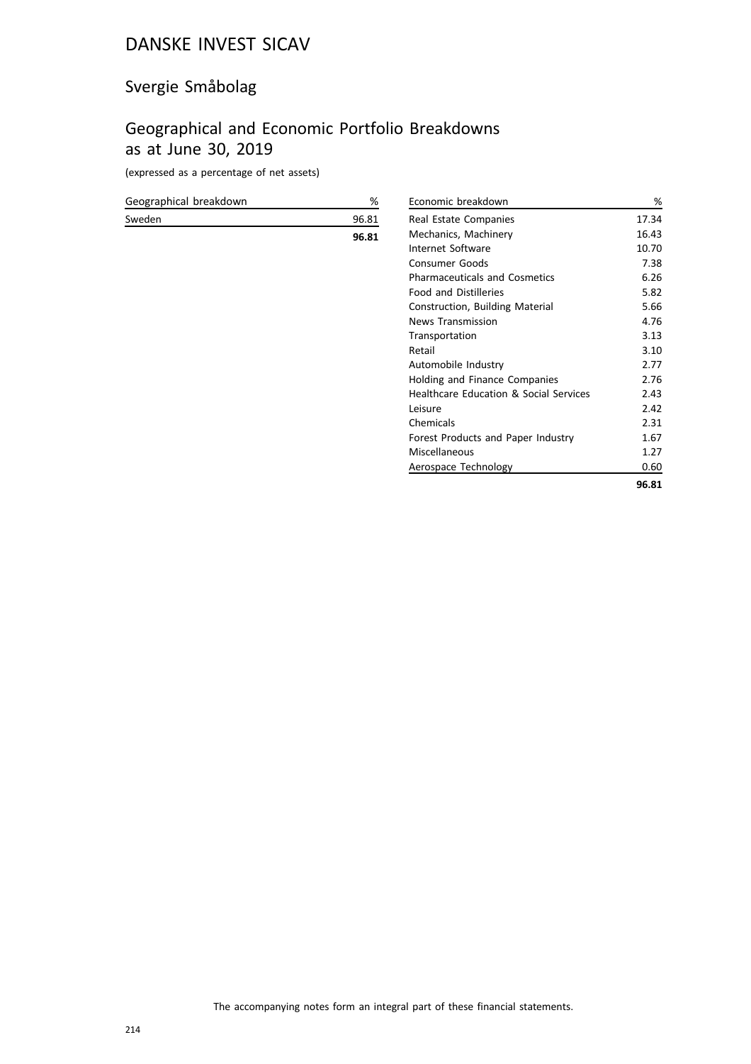# DANSKE INVEST SICAV

## Svergie Småbolag

## Geographical and Economic Portfolio Breakdowns as at June 30, 2019

(expressed as a percentage of net assets)

| Geographical breakdown | % |
|---|---|
| Sweden | 96.81 |
| | **96.81** |

| Economic breakdown | % |
|---|---|
| Real Estate Companies | 17.34 |
| Mechanics, Machinery | 16.43 |
| Internet Software | 10.70 |
| Consumer Goods | 7.38 |
| Pharmaceuticals and Cosmetics | 6.26 |
| Food and Distilleries | 5.82 |
| Construction, Building Material | 5.66 |
| News Transmission | 4.76 |
| Transportation | 3.13 |
| Retail | 3.10 |
| Automobile Industry | 2.77 |
| Holding and Finance Companies | 2.76 |
| Healthcare Education & Social Services | 2.43 |
| Leisure | 2.42 |
| Chemicals | 2.31 |
| Forest Products and Paper Industry | 1.67 |
| Miscellaneous | 1.27 |
| Aerospace Technology | 0.60 |
| | **96.81** |

The accompanying notes form an integral part of these financial statements.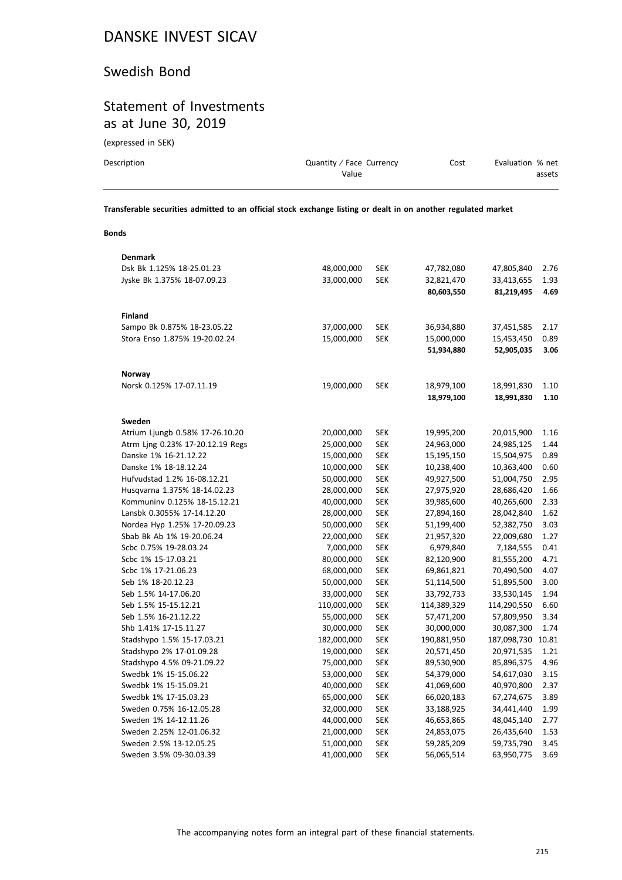# DANSKE INVEST SICAV

## Swedish Bond

## Statement of Investments as at June 30, 2019

(expressed in SEK)

| Description | Quantity / Face Value | Currency | Cost | Evaluation | % net assets |
|---|---|---|---|---|---|
| **Transferable securities admitted to an official stock exchange listing or dealt in on another regulated market** | | | | | |
| **Bonds** | | | | | |
| **Denmark** | | | | | |
| Dsk Bk 1.125% 18-25.01.23 | 48,000,000 | SEK | 47,782,080 | 47,805,840 | 2.76 |
| Jyske Bk 1.375% 18-07.09.23 | 33,000,000 | SEK | 32,821,470 | 33,413,655 | 1.93 |
| | | | **80,603,550** | **81,219,495** | **4.69** |
| **Finland** | | | | | |
| Sampo Bk 0.875% 18-23.05.22 | 37,000,000 | SEK | 36,934,880 | 37,451,585 | 2.17 |
| Stora Enso 1.875% 19-20.02.24 | 15,000,000 | SEK | 15,000,000 | 15,453,450 | 0.89 |
| | | | **51,934,880** | **52,905,035** | **3.06** |
| **Norway** | | | | | |
| Norsk 0.125% 17-07.11.19 | 19,000,000 | SEK | 18,979,100 | 18,991,830 | 1.10 |
| | | | **18,979,100** | **18,991,830** | **1.10** |
| **Sweden** | | | | | |
| Atrium Ljungb 0.58% 17-26.10.20 | 20,000,000 | SEK | 19,995,200 | 20,015,900 | 1.16 |
| Atrm Ljng 0.23% 17-20.12.19 Regs | 25,000,000 | SEK | 24,963,000 | 24,985,125 | 1.44 |
| Danske 1% 16-21.12.22 | 15,000,000 | SEK | 15,195,150 | 15,504,975 | 0.89 |
| Danske 1% 18-18.12.24 | 10,000,000 | SEK | 10,238,400 | 10,363,400 | 0.60 |
| Hufvudstad 1.2% 16-08.12.21 | 50,000,000 | SEK | 49,927,500 | 51,004,750 | 2.95 |
| Husqvarna 1.375% 18-14.02.23 | 28,000,000 | SEK | 27,975,920 | 28,686,420 | 1.66 |
| Kommuninv 0.125% 18-15.12.21 | 40,000,000 | SEK | 39,985,600 | 40,265,600 | 2.33 |
| Lansbk 0.3055% 17-14.12.20 | 28,000,000 | SEK | 27,894,160 | 28,042,840 | 1.62 |
| Nordea Hyp 1.25% 17-20.09.23 | 50,000,000 | SEK | 51,199,400 | 52,382,750 | 3.03 |
| Sbab Bk Ab 1% 19-20.06.24 | 22,000,000 | SEK | 21,957,320 | 22,009,680 | 1.27 |
| Scbc 0.75% 19-28.03.24 | 7,000,000 | SEK | 6,979,840 | 7,184,555 | 0.41 |
| Scbc 1% 15-17.03.21 | 80,000,000 | SEK | 82,120,900 | 81,555,200 | 4.71 |
| Scbc 1% 17-21.06.23 | 68,000,000 | SEK | 69,861,821 | 70,490,500 | 4.07 |
| Seb 1% 18-20.12.23 | 50,000,000 | SEK | 51,114,500 | 51,895,500 | 3.00 |
| Seb 1.5% 14-17.06.20 | 33,000,000 | SEK | 33,792,733 | 33,530,145 | 1.94 |
| Seb 1.5% 15-15.12.21 | 110,000,000 | SEK | 114,389,329 | 114,290,550 | 6.60 |
| Seb 1.5% 16-21.12.22 | 55,000,000 | SEK | 57,471,200 | 57,809,950 | 3.34 |
| Shb 1.41% 17-15.11.27 | 30,000,000 | SEK | 30,000,000 | 30,087,300 | 1.74 |
| Stadshypo 1.5% 15-17.03.21 | 182,000,000 | SEK | 190,881,950 | 187,098,730 | 10.81 |
| Stadshypo 2% 17-01.09.28 | 19,000,000 | SEK | 20,571,450 | 20,971,535 | 1.21 |
| Stadshypo 4.5% 09-21.09.22 | 75,000,000 | SEK | 89,530,900 | 85,896,375 | 4.96 |
| Swedbk 1% 15-15.06.22 | 53,000,000 | SEK | 54,379,000 | 54,617,030 | 3.15 |
| Swedbk 1% 15-15.09.21 | 40,000,000 | SEK | 41,069,600 | 40,970,800 | 2.37 |
| Swedbk 1% 17-15.03.23 | 65,000,000 | SEK | 66,020,183 | 67,274,675 | 3.89 |
| Sweden 0.75% 16-12.05.28 | 32,000,000 | SEK | 33,188,925 | 34,441,440 | 1.99 |
| Sweden 1% 14-12.11.26 | 44,000,000 | SEK | 46,653,865 | 48,045,140 | 2.77 |
| Sweden 2.25% 12-01.06.32 | 21,000,000 | SEK | 24,853,075 | 26,435,640 | 1.53 |
| Sweden 2.5% 13-12.05.25 | 51,000,000 | SEK | 59,285,209 | 59,735,790 | 3.45 |
| Sweden 3.5% 09-30.03.39 | 41,000,000 | SEK | 56,065,514 | 63,950,775 | 3.69 |

The accompanying notes form an integral part of these financial statements.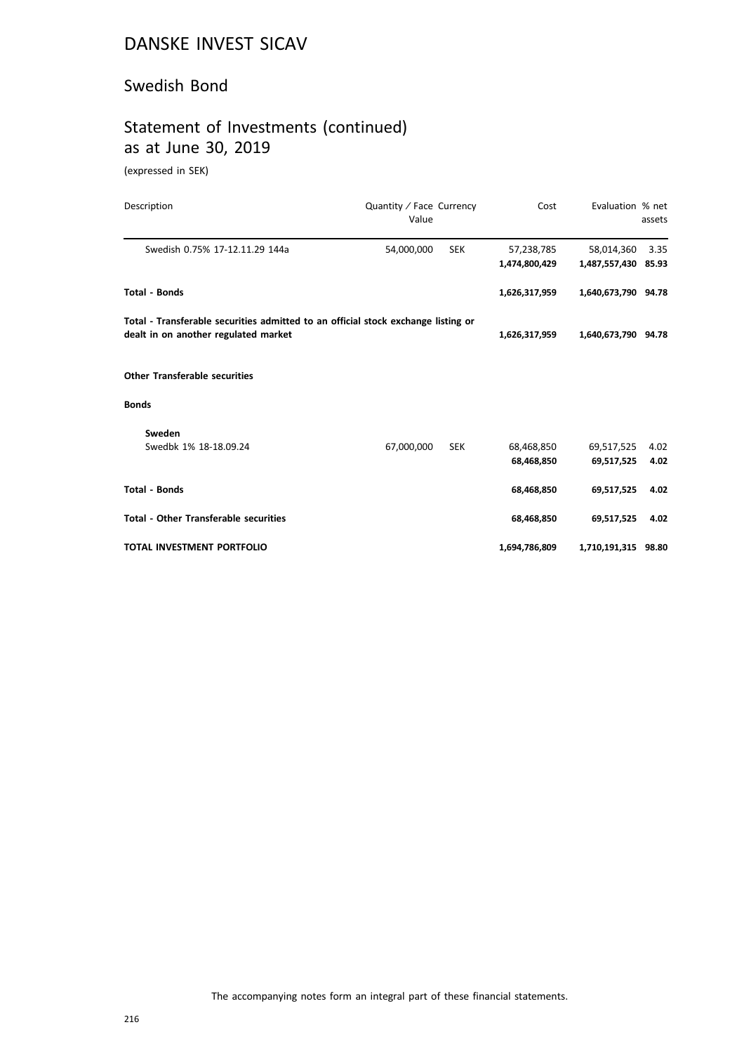# DANSKE INVEST SICAV

## Swedish Bond

## Statement of Investments (continued) as at June 30, 2019

(expressed in SEK)

| Description | Quantity / Face Value | Currency | Cost | Evaluation | % net assets |
|---|---|---|---|---|---|
| Swedish 0.75% 17-12.11.29 144a | 54,000,000 | SEK | 57,238,785 | 58,014,360 | 3.35 |
| | | | **1,474,800,429** | **1,487,557,430** | **85.93** |
| **Total - Bonds** | | | **1,626,317,959** | **1,640,673,790** | **94.78** |
| **Total - Transferable securities admitted to an official stock exchange listing or dealt in on another regulated market** | | | **1,626,317,959** | **1,640,673,790** | **94.78** |
| **Other Transferable securities** | | | | | |
| **Bonds** | | | | | |
| **Sweden** | | | | | |
| Swedbk 1% 18-18.09.24 | 67,000,000 | SEK | 68,468,850 | 69,517,525 | 4.02 |
| | | | **68,468,850** | **69,517,525** | **4.02** |
| **Total - Bonds** | | | **68,468,850** | **69,517,525** | **4.02** |
| **Total - Other Transferable securities** | | | **68,468,850** | **69,517,525** | **4.02** |
| **TOTAL INVESTMENT PORTFOLIO** | | | **1,694,786,809** | **1,710,191,315** | **98.80** |

The accompanying notes form an integral part of these financial statements.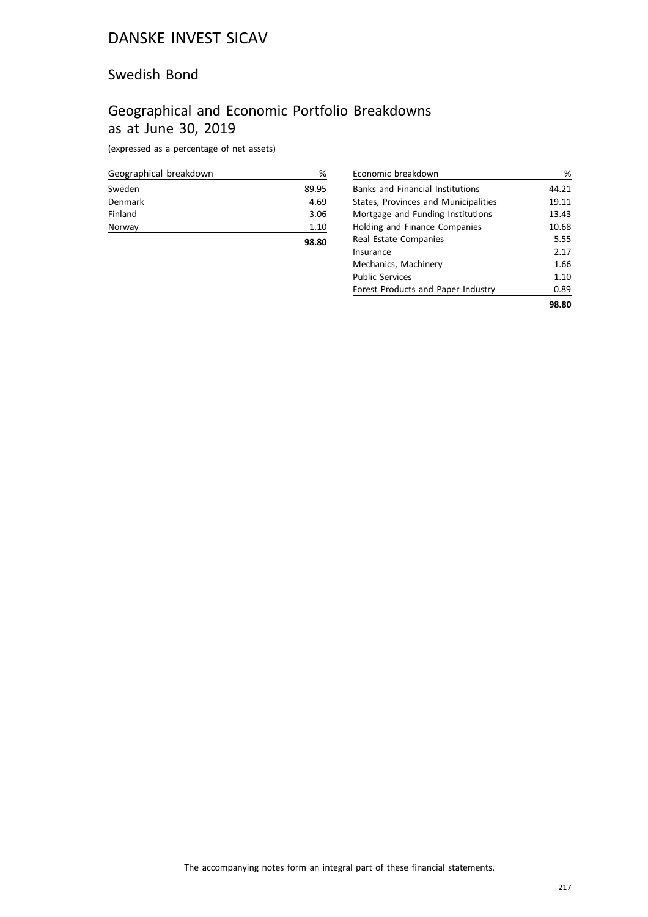# DANSKE INVEST SICAV

## Swedish Bond

## Geographical and Economic Portfolio Breakdowns as at June 30, 2019

(expressed as a percentage of net assets)

| Geographical breakdown | % |
|---|---|
| Sweden | 89.95 |
| Denmark | 4.69 |
| Finland | 3.06 |
| Norway | 1.10 |
| | **98.80** |

| Economic breakdown | % |
|---|---|
| Banks and Financial Institutions | 44.21 |
| States, Provinces and Municipalities | 19.11 |
| Mortgage and Funding Institutions | 13.43 |
| Holding and Finance Companies | 10.68 |
| Real Estate Companies | 5.55 |
| Insurance | 2.17 |
| Mechanics, Machinery | 1.66 |
| Public Services | 1.10 |
| Forest Products and Paper Industry | 0.89 |
| | **98.80** |

The accompanying notes form an integral part of these financial statements.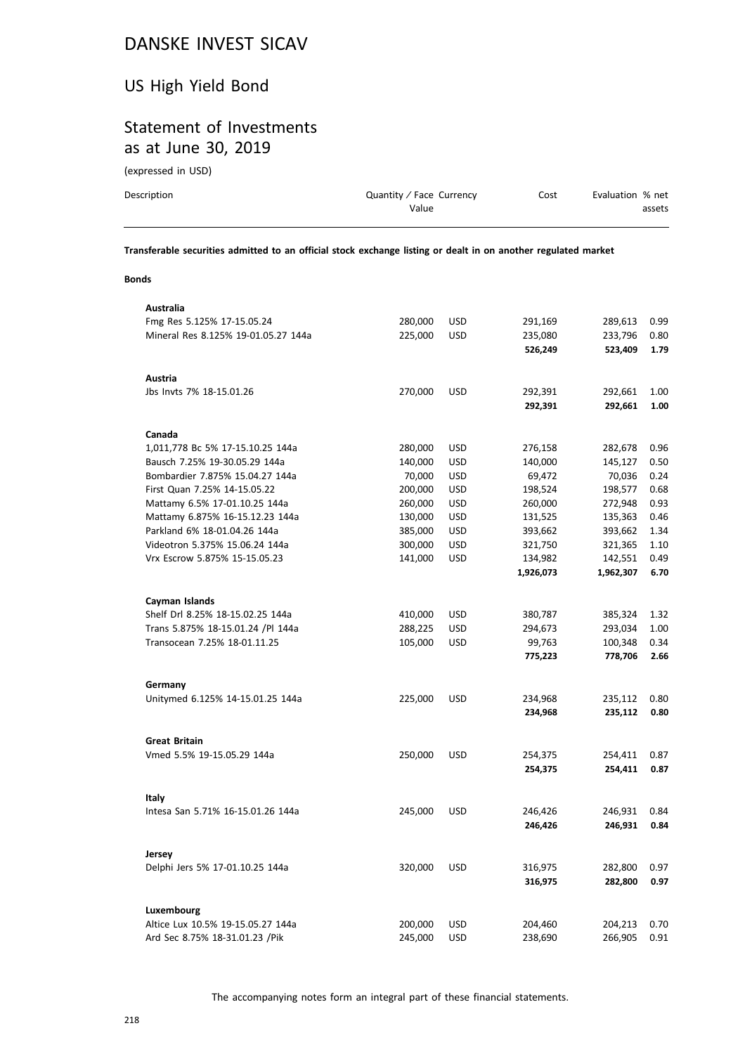# DANSKE INVEST SICAV

## US High Yield Bond

## Statement of Investments as at June 30, 2019

(expressed in USD)

| Description | Quantity / Face Value | Currency | Cost | Evaluation | % net assets |
|---|---|---|---|---|---|
| **Transferable securities admitted to an official stock exchange listing or dealt in on another regulated market** | | | | | |
| **Bonds** | | | | | |
| **Australia** | | | | | |
| Fmg Res 5.125% 17-15.05.24 | 280,000 | USD | 291,169 | 289,613 | 0.99 |
| Mineral Res 8.125% 19-01.05.27 144a | 225,000 | USD | 235,080 | 233,796 | 0.80 |
| | | | **526,249** | **523,409** | **1.79** |
| **Austria** | | | | | |
| Jbs Invts 7% 18-15.01.26 | 270,000 | USD | 292,391 | 292,661 | 1.00 |
| | | | **292,391** | **292,661** | **1.00** |
| **Canada** | | | | | |
| 1,011,778 Bc 5% 17-15.10.25 144a | 280,000 | USD | 276,158 | 282,678 | 0.96 |
| Bausch 7.25% 19-30.05.29 144a | 140,000 | USD | 140,000 | 145,127 | 0.50 |
| Bombardier 7.875% 15.04.27 144a | 70,000 | USD | 69,472 | 70,036 | 0.24 |
| First Quan 7.25% 14-15.05.22 | 200,000 | USD | 198,524 | 198,577 | 0.68 |
| Mattamy 6.5% 17-01.10.25 144a | 260,000 | USD | 260,000 | 272,948 | 0.93 |
| Mattamy 6.875% 16-15.12.23 144a | 130,000 | USD | 131,525 | 135,363 | 0.46 |
| Parkland 6% 18-01.04.26 144a | 385,000 | USD | 393,662 | 393,662 | 1.34 |
| Videotron 5.375% 15.06.24 144a | 300,000 | USD | 321,750 | 321,365 | 1.10 |
| Vrx Escrow 5.875% 15-15.05.23 | 141,000 | USD | 134,982 | 142,551 | 0.49 |
| | | | **1,926,073** | **1,962,307** | **6.70** |
| **Cayman Islands** | | | | | |
| Shelf Drl 8.25% 18-15.02.25 144a | 410,000 | USD | 380,787 | 385,324 | 1.32 |
| Trans 5.875% 18-15.01.24 /Pl 144a | 288,225 | USD | 294,673 | 293,034 | 1.00 |
| Transocean 7.25% 18-01.11.25 | 105,000 | USD | 99,763 | 100,348 | 0.34 |
| | | | **775,223** | **778,706** | **2.66** |
| **Germany** | | | | | |
| Unitymed 6.125% 14-15.01.25 144a | 225,000 | USD | 234,968 | 235,112 | 0.80 |
| | | | **234,968** | **235,112** | **0.80** |
| **Great Britain** | | | | | |
| Vmed 5.5% 19-15.05.29 144a | 250,000 | USD | 254,375 | 254,411 | 0.87 |
| | | | **254,375** | **254,411** | **0.87** |
| **Italy** | | | | | |
| Intesa San 5.71% 16-15.01.26 144a | 245,000 | USD | 246,426 | 246,931 | 0.84 |
| | | | **246,426** | **246,931** | **0.84** |
| **Jersey** | | | | | |
| Delphi Jers 5% 17-01.10.25 144a | 320,000 | USD | 316,975 | 282,800 | 0.97 |
| | | | **316,975** | **282,800** | **0.97** |
| **Luxembourg** | | | | | |
| Altice Lux 10.5% 19-15.05.27 144a | 200,000 | USD | 204,460 | 204,213 | 0.70 |
| Ard Sec 8.75% 18-31.01.23 /Pik | 245,000 | USD | 238,690 | 266,905 | 0.91 |

The accompanying notes form an integral part of these financial statements.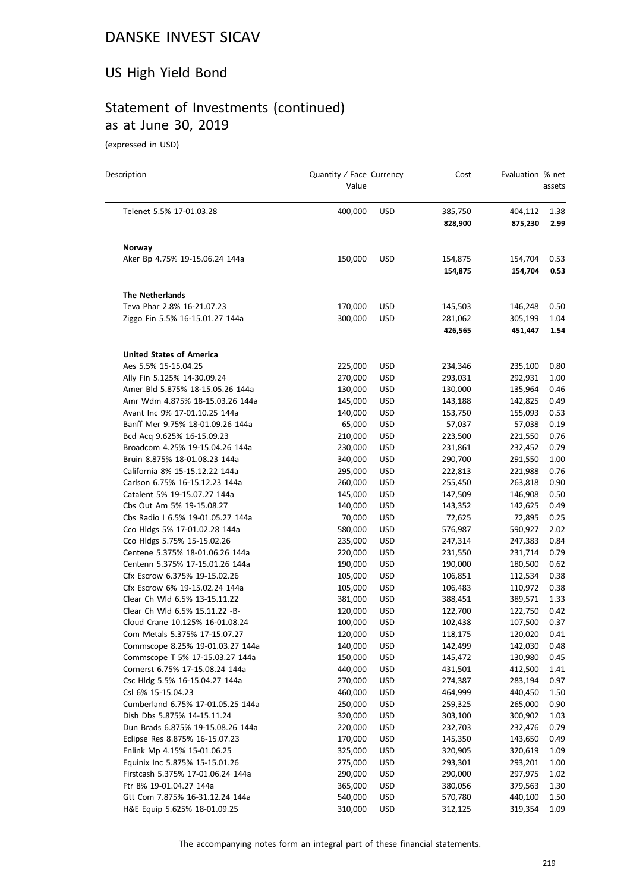# DANSKE INVEST SICAV

## US High Yield Bond

## Statement of Investments (continued) as at June 30, 2019

(expressed in USD)

| Description | Quantity / Face Value | Currency | Cost | Evaluation | % net assets |
|---|---|---|---|---|---|
| Telenet 5.5% 17-01.03.28 | 400,000 | USD | 385,750 | 404,112 | 1.38 |
| | | | **828,900** | **875,230** | **2.99** |
| **Norway** | | | | | |
| Aker Bp 4.75% 19-15.06.24 144a | 150,000 | USD | 154,875 | 154,704 | 0.53 |
| | | | **154,875** | **154,704** | **0.53** |
| **The Netherlands** | | | | | |
| Teva Phar 2.8% 16-21.07.23 | 170,000 | USD | 145,503 | 146,248 | 0.50 |
| Ziggo Fin 5.5% 16-15.01.27 144a | 300,000 | USD | 281,062 | 305,199 | 1.04 |
| | | | **426,565** | **451,447** | **1.54** |
| **United States of America** | | | | | |
| Aes 5.5% 15-15.04.25 | 225,000 | USD | 234,346 | 235,100 | 0.80 |
| Ally Fin 5.125% 14-30.09.24 | 270,000 | USD | 293,031 | 292,931 | 1.00 |
| Amer Bld 5.875% 18-15.05.26 144a | 130,000 | USD | 130,000 | 135,964 | 0.46 |
| Amr Wdm 4.875% 18-15.03.26 144a | 145,000 | USD | 143,188 | 142,825 | 0.49 |
| Avant Inc 9% 17-01.10.25 144a | 140,000 | USD | 153,750 | 155,093 | 0.53 |
| Banff Mer 9.75% 18-01.09.26 144a | 65,000 | USD | 57,037 | 57,038 | 0.19 |
| Bcd Acq 9.625% 16-15.09.23 | 210,000 | USD | 223,500 | 221,550 | 0.76 |
| Broadcom 4.25% 19-15.04.26 144a | 230,000 | USD | 231,861 | 232,452 | 0.79 |
| Bruin 8.875% 18-01.08.23 144a | 340,000 | USD | 290,700 | 291,550 | 1.00 |
| California 8% 15-15.12.22 144a | 295,000 | USD | 222,813 | 221,988 | 0.76 |
| Carlson 6.75% 16-15.12.23 144a | 260,000 | USD | 255,450 | 263,818 | 0.90 |
| Catalent 5% 19-15.07.27 144a | 145,000 | USD | 147,509 | 146,908 | 0.50 |
| Cbs Out Am 5% 19-15.08.27 | 140,000 | USD | 143,352 | 142,625 | 0.49 |
| Cbs Radio I 6.5% 19-01.05.27 144a | 70,000 | USD | 72,625 | 72,895 | 0.25 |
| Cco Hldgs 5% 17-01.02.28 144a | 580,000 | USD | 576,987 | 590,927 | 2.02 |
| Cco Hldgs 5.75% 15-15.02.26 | 235,000 | USD | 247,314 | 247,383 | 0.84 |
| Centene 5.375% 18-01.06.26 144a | 220,000 | USD | 231,550 | 231,714 | 0.79 |
| Centenn 5.375% 17-15.01.26 144a | 190,000 | USD | 190,000 | 180,500 | 0.62 |
| Cfx Escrow 6.375% 19-15.02.26 | 105,000 | USD | 106,851 | 112,534 | 0.38 |
| Cfx Escrow 6% 19-15.02.24 144a | 105,000 | USD | 106,483 | 110,972 | 0.38 |
| Clear Ch Wld 6.5% 13-15.11.22 | 381,000 | USD | 388,451 | 389,571 | 1.33 |
| Clear Ch Wld 6.5% 15.11.22 -B- | 120,000 | USD | 122,700 | 122,750 | 0.42 |
| Cloud Crane 10.125% 16-01.08.24 | 100,000 | USD | 102,438 | 107,500 | 0.37 |
| Com Metals 5.375% 17-15.07.27 | 120,000 | USD | 118,175 | 120,020 | 0.41 |
| Commscope 8.25% 19-01.03.27 144a | 140,000 | USD | 142,499 | 142,030 | 0.48 |
| Commscope T 5% 17-15.03.27 144a | 150,000 | USD | 145,472 | 130,980 | 0.45 |
| Cornerst 6.75% 17-15.08.24 144a | 440,000 | USD | 431,501 | 412,500 | 1.41 |
| Csc Hldg 5.5% 16-15.04.27 144a | 270,000 | USD | 274,387 | 283,194 | 0.97 |
| Csl 6% 15-15.04.23 | 460,000 | USD | 464,999 | 440,450 | 1.50 |
| Cumberland 6.75% 17-01.05.25 144a | 250,000 | USD | 259,325 | 265,000 | 0.90 |
| Dish Dbs 5.875% 14-15.11.24 | 320,000 | USD | 303,100 | 300,902 | 1.03 |
| Dun Brads 6.875% 19-15.08.26 144a | 220,000 | USD | 232,703 | 232,476 | 0.79 |
| Eclipse Res 8.875% 16-15.07.23 | 170,000 | USD | 145,350 | 143,650 | 0.49 |
| Enlink Mp 4.15% 15-01.06.25 | 325,000 | USD | 320,905 | 320,619 | 1.09 |
| Equinix Inc 5.875% 15-15.01.26 | 275,000 | USD | 293,301 | 293,201 | 1.00 |
| Firstcash 5.375% 17-01.06.24 144a | 290,000 | USD | 290,000 | 297,975 | 1.02 |
| Ftr 8% 19-01.04.27 144a | 365,000 | USD | 380,056 | 379,563 | 1.30 |
| Gtt Com 7.875% 16-31.12.24 144a | 540,000 | USD | 570,780 | 440,100 | 1.50 |
| H&E Equip 5.625% 18-01.09.25 | 310,000 | USD | 312,125 | 319,354 | 1.09 |

The accompanying notes form an integral part of these financial statements.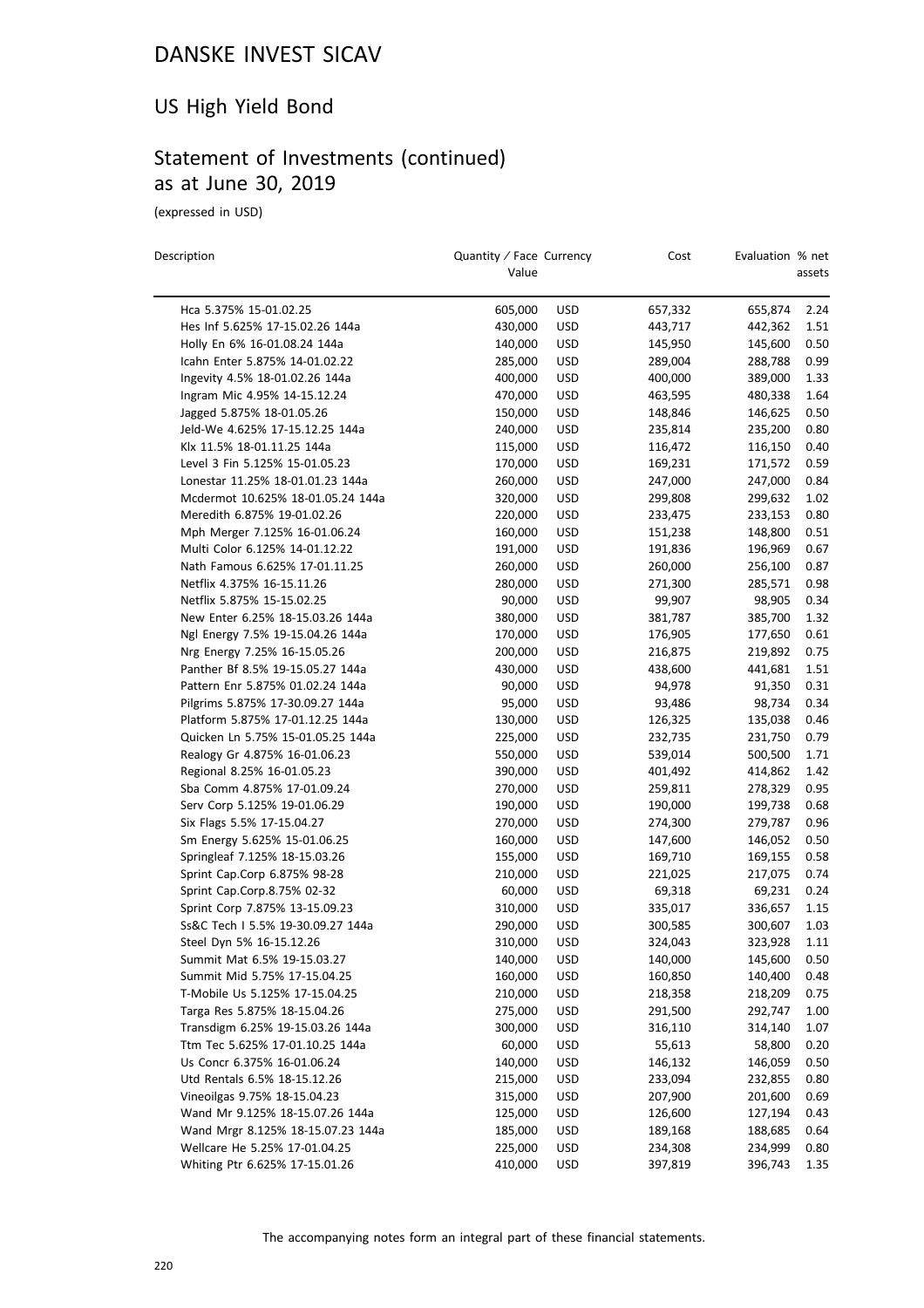# DANSKE INVEST SICAV

## US High Yield Bond

## Statement of Investments (continued) as at June 30, 2019

(expressed in USD)

| Description | Quantity / Face Value | Currency | Cost | Evaluation | % net assets |
|---|---|---|---|---|---|
| Hca 5.375% 15-01.02.25 | 605,000 | USD | 657,332 | 655,874 | 2.24 |
| Hes Inf 5.625% 17-15.02.26 144a | 430,000 | USD | 443,717 | 442,362 | 1.51 |
| Holly En 6% 16-01.08.24 144a | 140,000 | USD | 145,950 | 145,600 | 0.50 |
| Icahn Enter 5.875% 14-01.02.22 | 285,000 | USD | 289,004 | 288,788 | 0.99 |
| Ingevity 4.5% 18-01.02.26 144a | 400,000 | USD | 400,000 | 389,000 | 1.33 |
| Ingram Mic 4.95% 14-15.12.24 | 470,000 | USD | 463,595 | 480,338 | 1.64 |
| Jagged 5.875% 18-01.05.26 | 150,000 | USD | 148,846 | 146,625 | 0.50 |
| Jeld-We 4.625% 17-15.12.25 144a | 240,000 | USD | 235,814 | 235,200 | 0.80 |
| Klx 11.5% 18-01.11.25 144a | 115,000 | USD | 116,472 | 116,150 | 0.40 |
| Level 3 Fin 5.125% 15-01.05.23 | 170,000 | USD | 169,231 | 171,572 | 0.59 |
| Lonestar 11.25% 18-01.01.23 144a | 260,000 | USD | 247,000 | 247,000 | 0.84 |
| Mcdermot 10.625% 18-01.05.24 144a | 320,000 | USD | 299,808 | 299,632 | 1.02 |
| Meredith 6.875% 19-01.02.26 | 220,000 | USD | 233,475 | 233,153 | 0.80 |
| Mph Merger 7.125% 16-01.06.24 | 160,000 | USD | 151,238 | 148,800 | 0.51 |
| Multi Color 6.125% 14-01.12.22 | 191,000 | USD | 191,836 | 196,969 | 0.67 |
| Nath Famous 6.625% 17-01.11.25 | 260,000 | USD | 260,000 | 256,100 | 0.87 |
| Netflix 4.375% 16-15.11.26 | 280,000 | USD | 271,300 | 285,571 | 0.98 |
| Netflix 5.875% 15-15.02.25 | 90,000 | USD | 99,907 | 98,905 | 0.34 |
| New Enter 6.25% 18-15.03.26 144a | 380,000 | USD | 381,787 | 385,700 | 1.32 |
| Ngl Energy 7.5% 19-15.04.26 144a | 170,000 | USD | 176,905 | 177,650 | 0.61 |
| Nrg Energy 7.25% 16-15.05.26 | 200,000 | USD | 216,875 | 219,892 | 0.75 |
| Panther Bf 8.5% 19-15.05.27 144a | 430,000 | USD | 438,600 | 441,681 | 1.51 |
| Pattern Enr 5.875% 01.02.24 144a | 90,000 | USD | 94,978 | 91,350 | 0.31 |
| Pilgrims 5.875% 17-30.09.27 144a | 95,000 | USD | 93,486 | 98,734 | 0.34 |
| Platform 5.875% 17-01.12.25 144a | 130,000 | USD | 126,325 | 135,038 | 0.46 |
| Quicken Ln 5.75% 15-01.05.25 144a | 225,000 | USD | 232,735 | 231,750 | 0.79 |
| Realogy Gr 4.875% 16-01.06.23 | 550,000 | USD | 539,014 | 500,500 | 1.71 |
| Regional 8.25% 16-01.05.23 | 390,000 | USD | 401,492 | 414,862 | 1.42 |
| Sba Comm 4.875% 17-01.09.24 | 270,000 | USD | 259,811 | 278,329 | 0.95 |
| Serv Corp 5.125% 19-01.06.29 | 190,000 | USD | 190,000 | 199,738 | 0.68 |
| Six Flags 5.5% 17-15.04.27 | 270,000 | USD | 274,300 | 279,787 | 0.96 |
| Sm Energy 5.625% 15-01.06.25 | 160,000 | USD | 147,600 | 146,052 | 0.50 |
| Springleaf 7.125% 18-15.03.26 | 155,000 | USD | 169,710 | 169,155 | 0.58 |
| Sprint Cap.Corp 6.875% 98-28 | 210,000 | USD | 221,025 | 217,075 | 0.74 |
| Sprint Cap.Corp.8.75% 02-32 | 60,000 | USD | 69,318 | 69,231 | 0.24 |
| Sprint Corp 7.875% 13-15.09.23 | 310,000 | USD | 335,017 | 336,657 | 1.15 |
| Ss&C Tech I 5.5% 19-30.09.27 144a | 290,000 | USD | 300,585 | 300,607 | 1.03 |
| Steel Dyn 5% 16-15.12.26 | 310,000 | USD | 324,043 | 323,928 | 1.11 |
| Summit Mat 6.5% 19-15.03.27 | 140,000 | USD | 140,000 | 145,600 | 0.50 |
| Summit Mid 5.75% 17-15.04.25 | 160,000 | USD | 160,850 | 140,400 | 0.48 |
| T-Mobile Us 5.125% 17-15.04.25 | 210,000 | USD | 218,358 | 218,209 | 0.75 |
| Targa Res 5.875% 18-15.04.26 | 275,000 | USD | 291,500 | 292,747 | 1.00 |
| Transdigm 6.25% 19-15.03.26 144a | 300,000 | USD | 316,110 | 314,140 | 1.07 |
| Ttm Tec 5.625% 17-01.10.25 144a | 60,000 | USD | 55,613 | 58,800 | 0.20 |
| Us Concr 6.375% 16-01.06.24 | 140,000 | USD | 146,132 | 146,059 | 0.50 |
| Utd Rentals 6.5% 18-15.12.26 | 215,000 | USD | 233,094 | 232,855 | 0.80 |
| Vineoilgas 9.75% 18-15.04.23 | 315,000 | USD | 207,900 | 201,600 | 0.69 |
| Wand Mr 9.125% 18-15.07.26 144a | 125,000 | USD | 126,600 | 127,194 | 0.43 |
| Wand Mrgr 8.125% 18-15.07.23 144a | 185,000 | USD | 189,168 | 188,685 | 0.64 |
| Wellcare He 5.25% 17-01.04.25 | 225,000 | USD | 234,308 | 234,999 | 0.80 |
| Whiting Ptr 6.625% 17-15.01.26 | 410,000 | USD | 397,819 | 396,743 | 1.35 |

The accompanying notes form an integral part of these financial statements.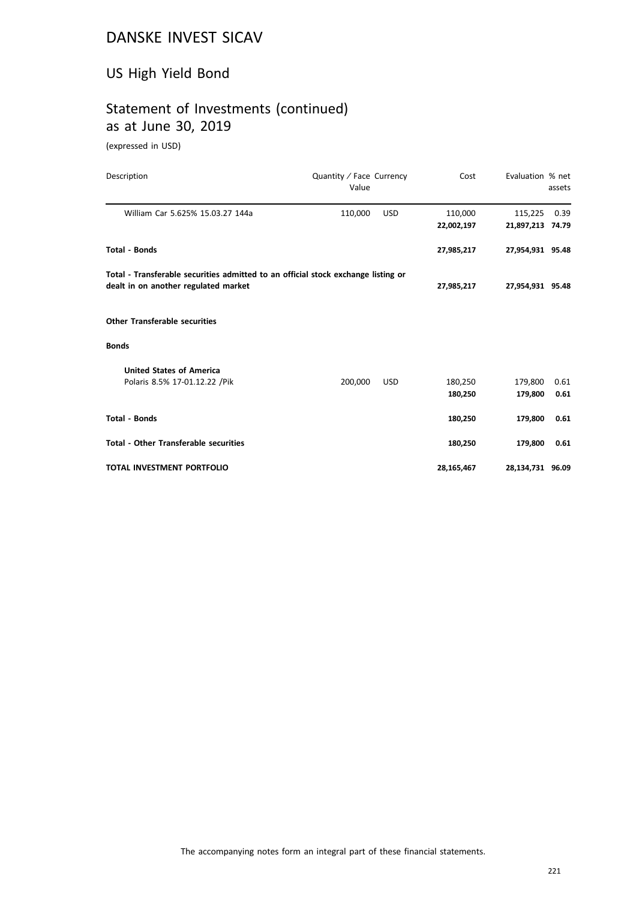# DANSKE INVEST SICAV

## US High Yield Bond

## Statement of Investments (continued) as at June 30, 2019

(expressed in USD)

| Description | Quantity / Face Value | Currency | Cost | Evaluation | % net assets |
|---|---|---|---|---|---|
| William Car 5.625% 15.03.27 144a | 110,000 | USD | 110,000 | 115,225 | 0.39 |
| | | | **22,002,197** | **21,897,213** | **74.79** |
| **Total - Bonds** | | | **27,985,217** | **27,954,931** | **95.48** |
| **Total - Transferable securities admitted to an official stock exchange listing or dealt in on another regulated market** | | | **27,985,217** | **27,954,931** | **95.48** |
| **Other Transferable securities** | | | | | |
| **Bonds** | | | | | |
| **United States of America** | | | | | |
| Polaris 8.5% 17-01.12.22 /Pik | 200,000 | USD | 180,250 | 179,800 | 0.61 |
| | | | **180,250** | **179,800** | **0.61** |
| **Total - Bonds** | | | **180,250** | **179,800** | **0.61** |
| **Total - Other Transferable securities** | | | **180,250** | **179,800** | **0.61** |
| **TOTAL INVESTMENT PORTFOLIO** | | | **28,165,467** | **28,134,731** | **96.09** |

The accompanying notes form an integral part of these financial statements.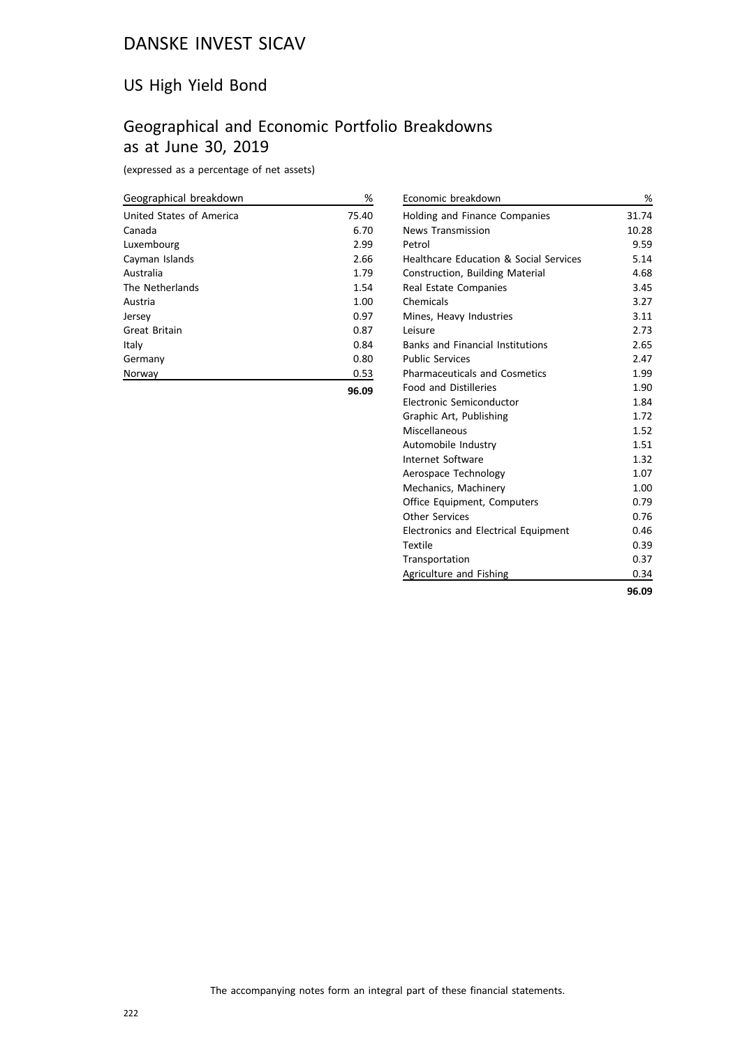# DANSKE INVEST SICAV

## US High Yield Bond

## Geographical and Economic Portfolio Breakdowns as at June 30, 2019

(expressed as a percentage of net assets)

| Geographical breakdown | % |
|---|---|
| United States of America | 75.40 |
| Canada | 6.70 |
| Luxembourg | 2.99 |
| Cayman Islands | 2.66 |
| Australia | 1.79 |
| The Netherlands | 1.54 |
| Austria | 1.00 |
| Jersey | 0.97 |
| Great Britain | 0.87 |
| Italy | 0.84 |
| Germany | 0.80 |
| Norway | 0.53 |
| | **96.09** |

| Economic breakdown | % |
|---|---|
| Holding and Finance Companies | 31.74 |
| News Transmission | 10.28 |
| Petrol | 9.59 |
| Healthcare Education & Social Services | 5.14 |
| Construction, Building Material | 4.68 |
| Real Estate Companies | 3.45 |
| Chemicals | 3.27 |
| Mines, Heavy Industries | 3.11 |
| Leisure | 2.73 |
| Banks and Financial Institutions | 2.65 |
| Public Services | 2.47 |
| Pharmaceuticals and Cosmetics | 1.99 |
| Food and Distilleries | 1.90 |
| Electronic Semiconductor | 1.84 |
| Graphic Art, Publishing | 1.72 |
| Miscellaneous | 1.52 |
| Automobile Industry | 1.51 |
| Internet Software | 1.32 |
| Aerospace Technology | 1.07 |
| Mechanics, Machinery | 1.00 |
| Office Equipment, Computers | 0.79 |
| Other Services | 0.76 |
| Electronics and Electrical Equipment | 0.46 |
| Textile | 0.39 |
| Transportation | 0.37 |
| Agriculture and Fishing | 0.34 |
| | **96.09** |

The accompanying notes form an integral part of these financial statements.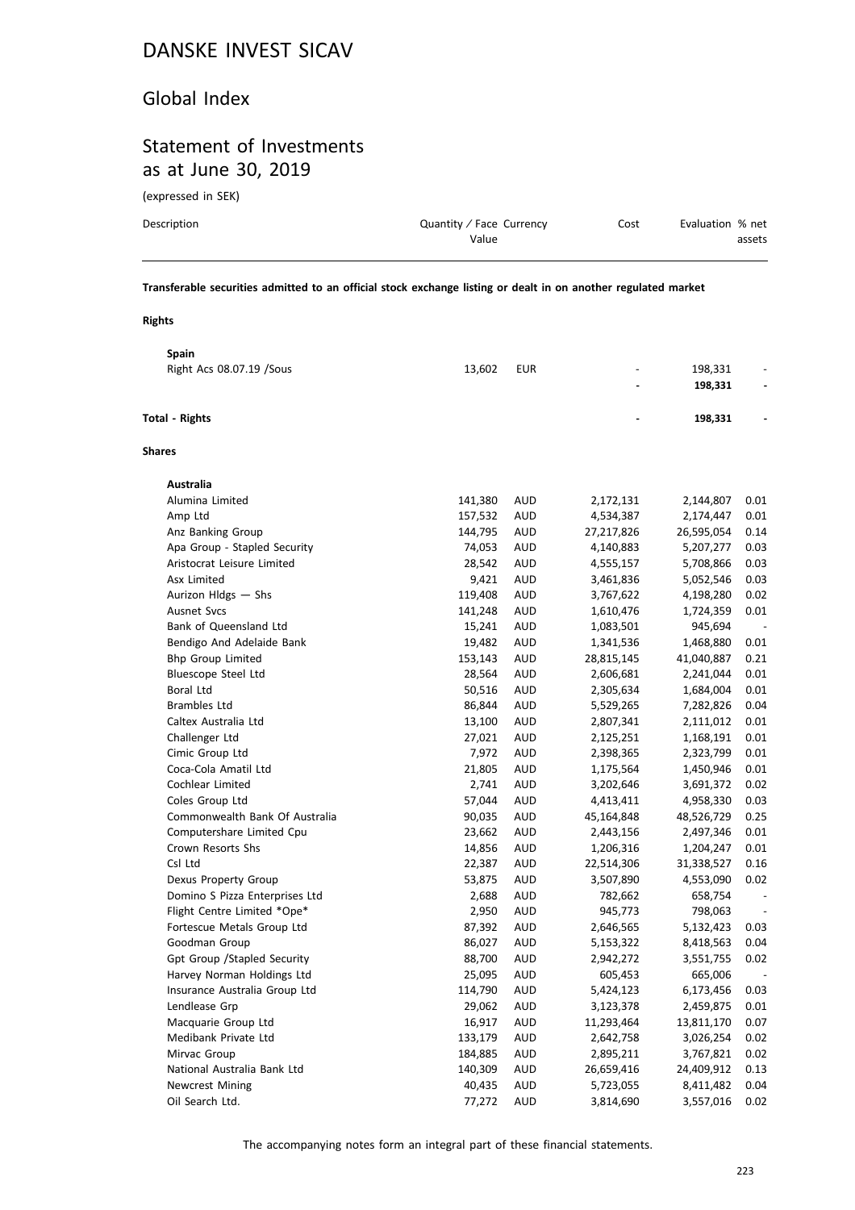# DANSKE INVEST SICAV

## Global Index

## Statement of Investments as at June 30, 2019

(expressed in SEK)

| Description | Quantity / Face Value | Currency | Cost | Evaluation | % net assets |
|---|---|---|---|---|---|
| **Transferable securities admitted to an official stock exchange listing or dealt in on another regulated market** | | | | | |
| **Rights** | | | | | |
| **Spain** | | | | | |
| Right Acs 08.07.19 /Sous | 13,602 | EUR | - | 198,331 | - |
| | | | **-** | **198,331** | **-** |
| **Total - Rights** | | | **-** | **198,331** | **-** |
| **Shares** | | | | | |
| **Australia** | | | | | |
| Alumina Limited | 141,380 | AUD | 2,172,131 | 2,144,807 | 0.01 |
| Amp Ltd | 157,532 | AUD | 4,534,387 | 2,174,447 | 0.01 |
| Anz Banking Group | 144,795 | AUD | 27,217,826 | 26,595,054 | 0.14 |
| Apa Group - Stapled Security | 74,053 | AUD | 4,140,883 | 5,207,277 | 0.03 |
| Aristocrat Leisure Limited | 28,542 | AUD | 4,555,157 | 5,708,866 | 0.03 |
| Asx Limited | 9,421 | AUD | 3,461,836 | 5,052,546 | 0.03 |
| Aurizon Hldgs — Shs | 119,408 | AUD | 3,767,622 | 4,198,280 | 0.02 |
| Ausnet Svcs | 141,248 | AUD | 1,610,476 | 1,724,359 | 0.01 |
| Bank of Queensland Ltd | 15,241 | AUD | 1,083,501 | 945,694 | - |
| Bendigo And Adelaide Bank | 19,482 | AUD | 1,341,536 | 1,468,880 | 0.01 |
| Bhp Group Limited | 153,143 | AUD | 28,815,145 | 41,040,887 | 0.21 |
| Bluescope Steel Ltd | 28,564 | AUD | 2,606,681 | 2,241,044 | 0.01 |
| Boral Ltd | 50,516 | AUD | 2,305,634 | 1,684,004 | 0.01 |
| Brambles Ltd | 86,844 | AUD | 5,529,265 | 7,282,826 | 0.04 |
| Caltex Australia Ltd | 13,100 | AUD | 2,807,341 | 2,111,012 | 0.01 |
| Challenger Ltd | 27,021 | AUD | 2,125,251 | 1,168,191 | 0.01 |
| Cimic Group Ltd | 7,972 | AUD | 2,398,365 | 2,323,799 | 0.01 |
| Coca-Cola Amatil Ltd | 21,805 | AUD | 1,175,564 | 1,450,946 | 0.01 |
| Cochlear Limited | 2,741 | AUD | 3,202,646 | 3,691,372 | 0.02 |
| Coles Group Ltd | 57,044 | AUD | 4,413,411 | 4,958,330 | 0.03 |
| Commonwealth Bank Of Australia | 90,035 | AUD | 45,164,848 | 48,526,729 | 0.25 |
| Computershare Limited Cpu | 23,662 | AUD | 2,443,156 | 2,497,346 | 0.01 |
| Crown Resorts Shs | 14,856 | AUD | 1,206,316 | 1,204,247 | 0.01 |
| Csl Ltd | 22,387 | AUD | 22,514,306 | 31,338,527 | 0.16 |
| Dexus Property Group | 53,875 | AUD | 3,507,890 | 4,553,090 | 0.02 |
| Domino S Pizza Enterprises Ltd | 2,688 | AUD | 782,662 | 658,754 | - |
| Flight Centre Limited *Ope* | 2,950 | AUD | 945,773 | 798,063 | - |
| Fortescue Metals Group Ltd | 87,392 | AUD | 2,646,565 | 5,132,423 | 0.03 |
| Goodman Group | 86,027 | AUD | 5,153,322 | 8,418,563 | 0.04 |
| Gpt Group /Stapled Security | 88,700 | AUD | 2,942,272 | 3,551,755 | 0.02 |
| Harvey Norman Holdings Ltd | 25,095 | AUD | 605,453 | 665,006 | - |
| Insurance Australia Group Ltd | 114,790 | AUD | 5,424,123 | 6,173,456 | 0.03 |
| Lendlease Grp | 29,062 | AUD | 3,123,378 | 2,459,875 | 0.01 |
| Macquarie Group Ltd | 16,917 | AUD | 11,293,464 | 13,811,170 | 0.07 |
| Medibank Private Ltd | 133,179 | AUD | 2,642,758 | 3,026,254 | 0.02 |
| Mirvac Group | 184,885 | AUD | 2,895,211 | 3,767,821 | 0.02 |
| National Australia Bank Ltd | 140,309 | AUD | 26,659,416 | 24,409,912 | 0.13 |
| Newcrest Mining | 40,435 | AUD | 5,723,055 | 8,411,482 | 0.04 |
| Oil Search Ltd. | 77,272 | AUD | 3,814,690 | 3,557,016 | 0.02 |

The accompanying notes form an integral part of these financial statements.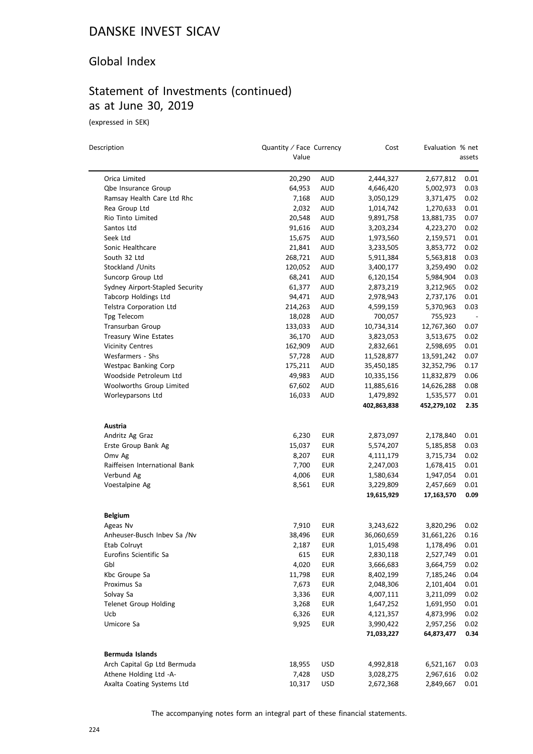# DANSKE INVEST SICAV

## Global Index

## Statement of Investments (continued) as at June 30, 2019

(expressed in SEK)

| Description | Quantity / Face Value | Currency | Cost | Evaluation | % net assets |
|---|---|---|---|---|---|
| Orica Limited | 20,290 | AUD | 2,444,327 | 2,677,812 | 0.01 |
| Qbe Insurance Group | 64,953 | AUD | 4,646,420 | 5,002,973 | 0.03 |
| Ramsay Health Care Ltd Rhc | 7,168 | AUD | 3,050,129 | 3,371,475 | 0.02 |
| Rea Group Ltd | 2,032 | AUD | 1,014,742 | 1,270,633 | 0.01 |
| Rio Tinto Limited | 20,548 | AUD | 9,891,758 | 13,881,735 | 0.07 |
| Santos Ltd | 91,616 | AUD | 3,203,234 | 4,223,270 | 0.02 |
| Seek Ltd | 15,675 | AUD | 1,973,560 | 2,159,571 | 0.01 |
| Sonic Healthcare | 21,841 | AUD | 3,233,505 | 3,853,772 | 0.02 |
| South 32 Ltd | 268,721 | AUD | 5,911,384 | 5,563,818 | 0.03 |
| Stockland /Units | 120,052 | AUD | 3,400,177 | 3,259,490 | 0.02 |
| Suncorp Group Ltd | 68,241 | AUD | 6,120,154 | 5,984,904 | 0.03 |
| Sydney Airport-Stapled Security | 61,377 | AUD | 2,873,219 | 3,212,965 | 0.02 |
| Tabcorp Holdings Ltd | 94,471 | AUD | 2,978,943 | 2,737,176 | 0.01 |
| Telstra Corporation Ltd | 214,263 | AUD | 4,599,159 | 5,370,963 | 0.03 |
| Tpg Telecom | 18,028 | AUD | 700,057 | 755,923 | - |
| Transurban Group | 133,033 | AUD | 10,734,314 | 12,767,360 | 0.07 |
| Treasury Wine Estates | 36,170 | AUD | 3,823,053 | 3,513,675 | 0.02 |
| Vicinity Centres | 162,909 | AUD | 2,832,661 | 2,598,695 | 0.01 |
| Wesfarmers - Shs | 57,728 | AUD | 11,528,877 | 13,591,242 | 0.07 |
| Westpac Banking Corp | 175,211 | AUD | 35,450,185 | 32,352,796 | 0.17 |
| Woodside Petroleum Ltd | 49,983 | AUD | 10,335,156 | 11,832,879 | 0.06 |
| Woolworths Group Limited | 67,602 | AUD | 11,885,616 | 14,626,288 | 0.08 |
| Worleyparsons Ltd | 16,033 | AUD | 1,479,892 | 1,535,577 | 0.01 |
| | | | **402,863,838** | **452,279,102** | **2.35** |
| **Austria** | | | | | |
| Andritz Ag Graz | 6,230 | EUR | 2,873,097 | 2,178,840 | 0.01 |
| Erste Group Bank Ag | 15,037 | EUR | 5,574,207 | 5,185,858 | 0.03 |
| Omv Ag | 8,207 | EUR | 4,111,179 | 3,715,734 | 0.02 |
| Raiffeisen International Bank | 7,700 | EUR | 2,247,003 | 1,678,415 | 0.01 |
| Verbund Ag | 4,006 | EUR | 1,580,634 | 1,947,054 | 0.01 |
| Voestalpine Ag | 8,561 | EUR | 3,229,809 | 2,457,669 | 0.01 |
| | | | **19,615,929** | **17,163,570** | **0.09** |
| **Belgium** | | | | | |
| Ageas Nv | 7,910 | EUR | 3,243,622 | 3,820,296 | 0.02 |
| Anheuser-Busch Inbev Sa /Nv | 38,496 | EUR | 36,060,659 | 31,661,226 | 0.16 |
| Etab Colruyt | 2,187 | EUR | 1,015,498 | 1,178,496 | 0.01 |
| Eurofins Scientific Sa | 615 | EUR | 2,830,118 | 2,527,749 | 0.01 |
| Gbl | 4,020 | EUR | 3,666,683 | 3,664,759 | 0.02 |
| Kbc Groupe Sa | 11,798 | EUR | 8,402,199 | 7,185,246 | 0.04 |
| Proximus Sa | 7,673 | EUR | 2,048,306 | 2,101,404 | 0.01 |
| Solvay Sa | 3,336 | EUR | 4,007,111 | 3,211,099 | 0.02 |
| Telenet Group Holding | 3,268 | EUR | 1,647,252 | 1,691,950 | 0.01 |
| Ucb | 6,326 | EUR | 4,121,357 | 4,873,996 | 0.02 |
| Umicore Sa | 9,925 | EUR | 3,990,422 | 2,957,256 | 0.02 |
| | | | **71,033,227** | **64,873,477** | **0.34** |
| **Bermuda Islands** | | | | | |
| Arch Capital Gp Ltd Bermuda | 18,955 | USD | 4,992,818 | 6,521,167 | 0.03 |
| Athene Holding Ltd -A- | 7,428 | USD | 3,028,275 | 2,967,616 | 0.02 |
| Axalta Coating Systems Ltd | 10,317 | USD | 2,672,368 | 2,849,667 | 0.01 |

The accompanying notes form an integral part of these financial statements.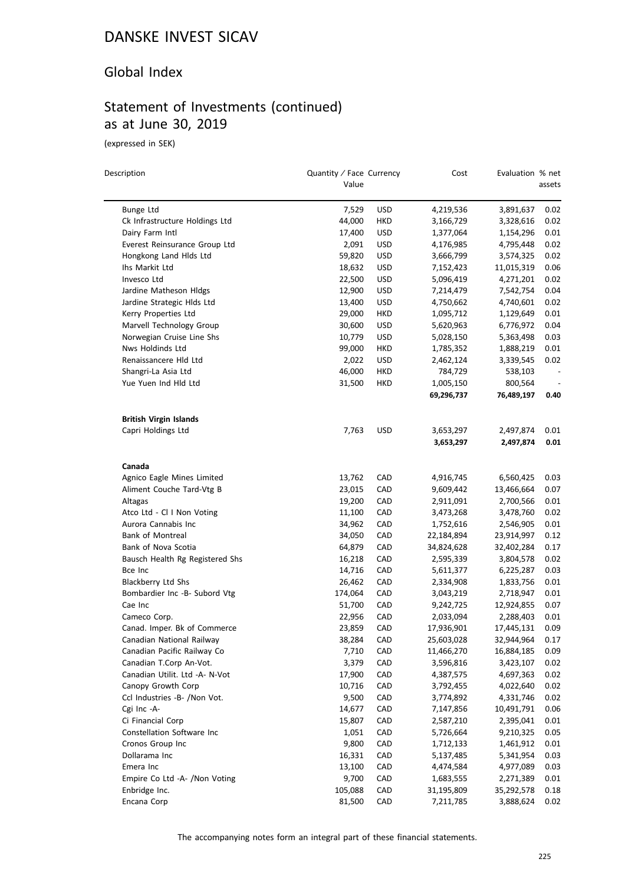# DANSKE INVEST SICAV

## Global Index

## Statement of Investments (continued) as at June 30, 2019

(expressed in SEK)

| Description | Quantity / Face Value | Currency | Cost | Evaluation | % net assets |
|---|---|---|---|---|---|
| Bunge Ltd | 7,529 | USD | 4,219,536 | 3,891,637 | 0.02 |
| Ck Infrastructure Holdings Ltd | 44,000 | HKD | 3,166,729 | 3,328,616 | 0.02 |
| Dairy Farm Intl | 17,400 | USD | 1,377,064 | 1,154,296 | 0.01 |
| Everest Reinsurance Group Ltd | 2,091 | USD | 4,176,985 | 4,795,448 | 0.02 |
| Hongkong Land Hlds Ltd | 59,820 | USD | 3,666,799 | 3,574,325 | 0.02 |
| Ihs Markit Ltd | 18,632 | USD | 7,152,423 | 11,015,319 | 0.06 |
| Invesco Ltd | 22,500 | USD | 5,096,419 | 4,271,201 | 0.02 |
| Jardine Matheson Hldgs | 12,900 | USD | 7,214,479 | 7,542,754 | 0.04 |
| Jardine Strategic Hlds Ltd | 13,400 | USD | 4,750,662 | 4,740,601 | 0.02 |
| Kerry Properties Ltd | 29,000 | HKD | 1,095,712 | 1,129,649 | 0.01 |
| Marvell Technology Group | 30,600 | USD | 5,620,963 | 6,776,972 | 0.04 |
| Norwegian Cruise Line Shs | 10,779 | USD | 5,028,150 | 5,363,498 | 0.03 |
| Nws Holdinds Ltd | 99,000 | HKD | 1,785,352 | 1,888,219 | 0.01 |
| Renaissancere Hld Ltd | 2,022 | USD | 2,462,124 | 3,339,545 | 0.02 |
| Shangri-La Asia Ltd | 46,000 | HKD | 784,729 | 538,103 | - |
| Yue Yuen Ind Hld Ltd | 31,500 | HKD | 1,005,150 | 800,564 | - |
| | | | **69,296,737** | **76,489,197** | **0.40** |
| **British Virgin Islands** | | | | | |
| Capri Holdings Ltd | 7,763 | USD | 3,653,297 | 2,497,874 | 0.01 |
| | | | **3,653,297** | **2,497,874** | **0.01** |
| **Canada** | | | | | |
| Agnico Eagle Mines Limited | 13,762 | CAD | 4,916,745 | 6,560,425 | 0.03 |
| Aliment Couche Tard-Vtg B | 23,015 | CAD | 9,609,442 | 13,466,664 | 0.07 |
| Altagas | 19,200 | CAD | 2,911,091 | 2,700,566 | 0.01 |
| Atco Ltd - Cl I Non Voting | 11,100 | CAD | 3,473,268 | 3,478,760 | 0.02 |
| Aurora Cannabis Inc | 34,962 | CAD | 1,752,616 | 2,546,905 | 0.01 |
| Bank of Montreal | 34,050 | CAD | 22,184,894 | 23,914,997 | 0.12 |
| Bank of Nova Scotia | 64,879 | CAD | 34,824,628 | 32,402,284 | 0.17 |
| Bausch Health Rg Registered Shs | 16,218 | CAD | 2,595,339 | 3,804,578 | 0.02 |
| Bce Inc | 14,716 | CAD | 5,611,377 | 6,225,287 | 0.03 |
| Blackberry Ltd Shs | 26,462 | CAD | 2,334,908 | 1,833,756 | 0.01 |
| Bombardier Inc -B- Subord Vtg | 174,064 | CAD | 3,043,219 | 2,718,947 | 0.01 |
| Cae Inc | 51,700 | CAD | 9,242,725 | 12,924,855 | 0.07 |
| Cameco Corp. | 22,956 | CAD | 2,033,094 | 2,288,403 | 0.01 |
| Canad. Imper. Bk of Commerce | 23,859 | CAD | 17,936,901 | 17,445,131 | 0.09 |
| Canadian National Railway | 38,284 | CAD | 25,603,028 | 32,944,964 | 0.17 |
| Canadian Pacific Railway Co | 7,710 | CAD | 11,466,270 | 16,884,185 | 0.09 |
| Canadian T.Corp An-Vot. | 3,379 | CAD | 3,596,816 | 3,423,107 | 0.02 |
| Canadian Utilit. Ltd -A- N-Vot | 17,900 | CAD | 4,387,575 | 4,697,363 | 0.02 |
| Canopy Growth Corp | 10,716 | CAD | 3,792,455 | 4,022,640 | 0.02 |
| Ccl Industries -B- /Non Vot. | 9,500 | CAD | 3,774,892 | 4,331,746 | 0.02 |
| Cgi Inc -A- | 14,677 | CAD | 7,147,856 | 10,491,791 | 0.06 |
| Ci Financial Corp | 15,807 | CAD | 2,587,210 | 2,395,041 | 0.01 |
| Constellation Software Inc | 1,051 | CAD | 5,726,664 | 9,210,325 | 0.05 |
| Cronos Group Inc | 9,800 | CAD | 1,712,133 | 1,461,912 | 0.01 |
| Dollarama Inc | 16,331 | CAD | 5,137,485 | 5,341,954 | 0.03 |
| Emera Inc | 13,100 | CAD | 4,474,584 | 4,977,089 | 0.03 |
| Empire Co Ltd -A- /Non Voting | 9,700 | CAD | 1,683,555 | 2,271,389 | 0.01 |
| Enbridge Inc. | 105,088 | CAD | 31,195,809 | 35,292,578 | 0.18 |
| Encana Corp | 81,500 | CAD | 7,211,785 | 3,888,624 | 0.02 |

The accompanying notes form an integral part of these financial statements.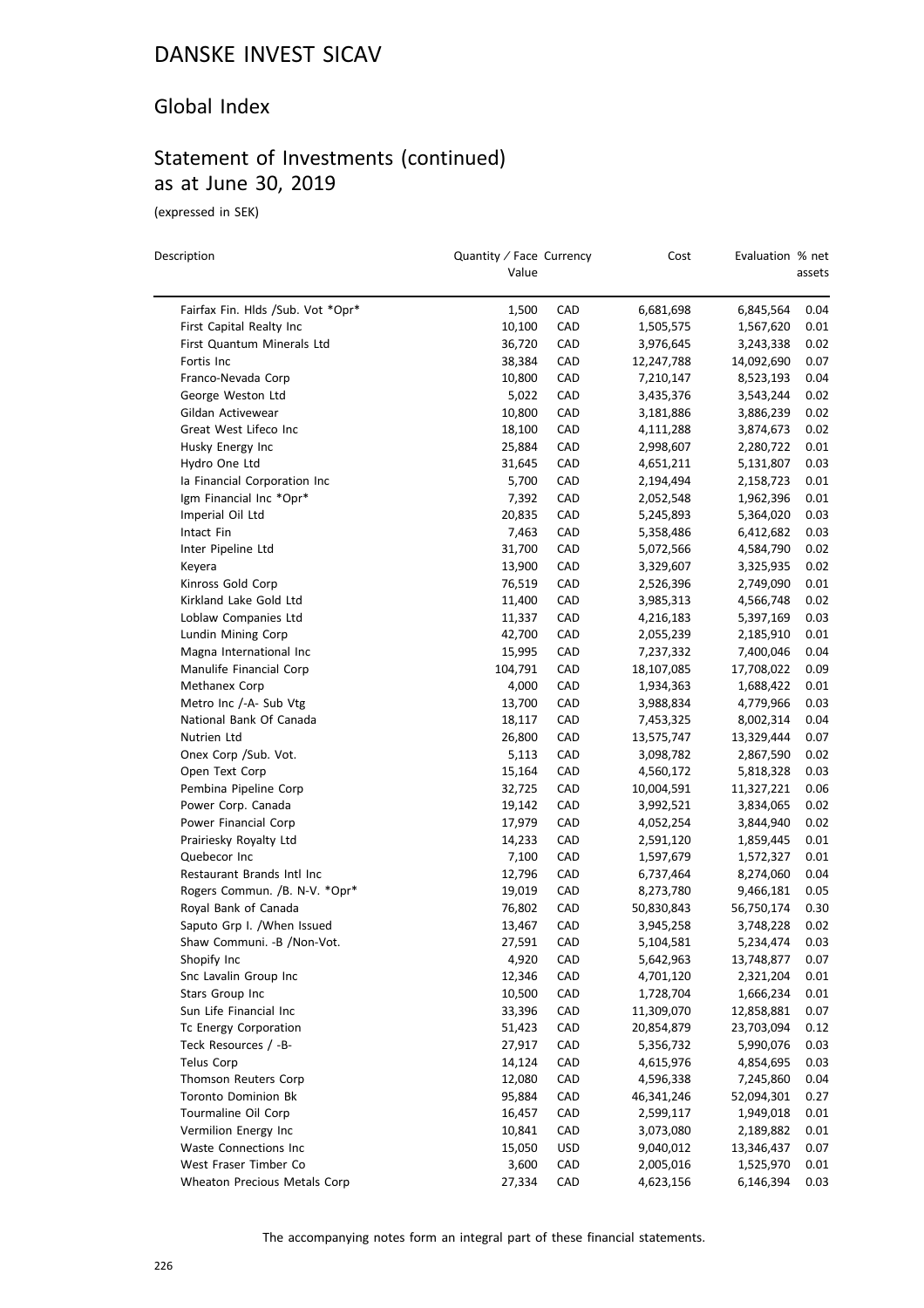# DANSKE INVEST SICAV

## Global Index

## Statement of Investments (continued)
as at June 30, 2019

(expressed in SEK)

| Description | Quantity / Face Value | Currency | Cost | Evaluation | % net assets |
|---|---|---|---|---|---|
| Fairfax Fin. Hlds /Sub. Vot *Opr* | 1,500 | CAD | 6,681,698 | 6,845,564 | 0.04 |
| First Capital Realty Inc | 10,100 | CAD | 1,505,575 | 1,567,620 | 0.01 |
| First Quantum Minerals Ltd | 36,720 | CAD | 3,976,645 | 3,243,338 | 0.02 |
| Fortis Inc | 38,384 | CAD | 12,247,788 | 14,092,690 | 0.07 |
| Franco-Nevada Corp | 10,800 | CAD | 7,210,147 | 8,523,193 | 0.04 |
| George Weston Ltd | 5,022 | CAD | 3,435,376 | 3,543,244 | 0.02 |
| Gildan Activewear | 10,800 | CAD | 3,181,886 | 3,886,239 | 0.02 |
| Great West Lifeco Inc | 18,100 | CAD | 4,111,288 | 3,874,673 | 0.02 |
| Husky Energy Inc | 25,884 | CAD | 2,998,607 | 2,280,722 | 0.01 |
| Hydro One Ltd | 31,645 | CAD | 4,651,211 | 5,131,807 | 0.03 |
| Ia Financial Corporation Inc | 5,700 | CAD | 2,194,494 | 2,158,723 | 0.01 |
| Igm Financial Inc *Opr* | 7,392 | CAD | 2,052,548 | 1,962,396 | 0.01 |
| Imperial Oil Ltd | 20,835 | CAD | 5,245,893 | 5,364,020 | 0.03 |
| Intact Fin | 7,463 | CAD | 5,358,486 | 6,412,682 | 0.03 |
| Inter Pipeline Ltd | 31,700 | CAD | 5,072,566 | 4,584,790 | 0.02 |
| Keyera | 13,900 | CAD | 3,329,607 | 3,325,935 | 0.02 |
| Kinross Gold Corp | 76,519 | CAD | 2,526,396 | 2,749,090 | 0.01 |
| Kirkland Lake Gold Ltd | 11,400 | CAD | 3,985,313 | 4,566,748 | 0.02 |
| Loblaw Companies Ltd | 11,337 | CAD | 4,216,183 | 5,397,169 | 0.03 |
| Lundin Mining Corp | 42,700 | CAD | 2,055,239 | 2,185,910 | 0.01 |
| Magna International Inc | 15,995 | CAD | 7,237,332 | 7,400,046 | 0.04 |
| Manulife Financial Corp | 104,791 | CAD | 18,107,085 | 17,708,022 | 0.09 |
| Methanex Corp | 4,000 | CAD | 1,934,363 | 1,688,422 | 0.01 |
| Metro Inc /-A- Sub Vtg | 13,700 | CAD | 3,988,834 | 4,779,966 | 0.03 |
| National Bank Of Canada | 18,117 | CAD | 7,453,325 | 8,002,314 | 0.04 |
| Nutrien Ltd | 26,800 | CAD | 13,575,747 | 13,329,444 | 0.07 |
| Onex Corp /Sub. Vot. | 5,113 | CAD | 3,098,782 | 2,867,590 | 0.02 |
| Open Text Corp | 15,164 | CAD | 4,560,172 | 5,818,328 | 0.03 |
| Pembina Pipeline Corp | 32,725 | CAD | 10,004,591 | 11,327,221 | 0.06 |
| Power Corp. Canada | 19,142 | CAD | 3,992,521 | 3,834,065 | 0.02 |
| Power Financial Corp | 17,979 | CAD | 4,052,254 | 3,844,940 | 0.02 |
| Prairiesky Royalty Ltd | 14,233 | CAD | 2,591,120 | 1,859,445 | 0.01 |
| Quebecor Inc | 7,100 | CAD | 1,597,679 | 1,572,327 | 0.01 |
| Restaurant Brands Intl Inc | 12,796 | CAD | 6,737,464 | 8,274,060 | 0.04 |
| Rogers Commun. /B. N-V. *Opr* | 19,019 | CAD | 8,273,780 | 9,466,181 | 0.05 |
| Royal Bank of Canada | 76,802 | CAD | 50,830,843 | 56,750,174 | 0.30 |
| Saputo Grp I. /When Issued | 13,467 | CAD | 3,945,258 | 3,748,228 | 0.02 |
| Shaw Communi. -B /Non-Vot. | 27,591 | CAD | 5,104,581 | 5,234,474 | 0.03 |
| Shopify Inc | 4,920 | CAD | 5,642,963 | 13,748,877 | 0.07 |
| Snc Lavalin Group Inc | 12,346 | CAD | 4,701,120 | 2,321,204 | 0.01 |
| Stars Group Inc | 10,500 | CAD | 1,728,704 | 1,666,234 | 0.01 |
| Sun Life Financial Inc | 33,396 | CAD | 11,309,070 | 12,858,881 | 0.07 |
| Tc Energy Corporation | 51,423 | CAD | 20,854,879 | 23,703,094 | 0.12 |
| Teck Resources / -B- | 27,917 | CAD | 5,356,732 | 5,990,076 | 0.03 |
| Telus Corp | 14,124 | CAD | 4,615,976 | 4,854,695 | 0.03 |
| Thomson Reuters Corp | 12,080 | CAD | 4,596,338 | 7,245,860 | 0.04 |
| Toronto Dominion Bk | 95,884 | CAD | 46,341,246 | 52,094,301 | 0.27 |
| Tourmaline Oil Corp | 16,457 | CAD | 2,599,117 | 1,949,018 | 0.01 |
| Vermilion Energy Inc | 10,841 | CAD | 3,073,080 | 2,189,882 | 0.01 |
| Waste Connections Inc | 15,050 | USD | 9,040,012 | 13,346,437 | 0.07 |
| West Fraser Timber Co | 3,600 | CAD | 2,005,016 | 1,525,970 | 0.01 |
| Wheaton Precious Metals Corp | 27,334 | CAD | 4,623,156 | 6,146,394 | 0.03 |

The accompanying notes form an integral part of these financial statements.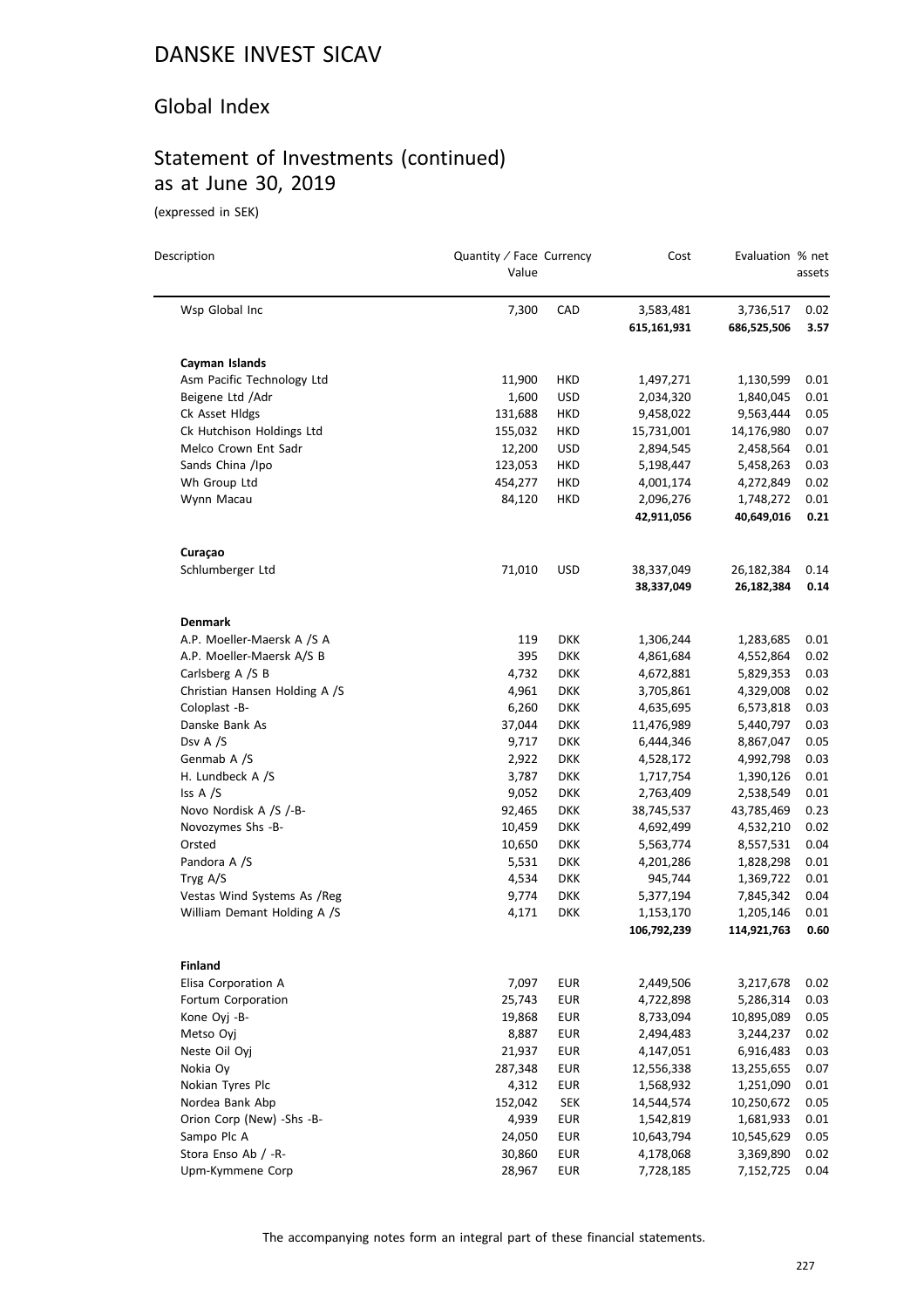# DANSKE INVEST SICAV

## Global Index

## Statement of Investments (continued) as at June 30, 2019

(expressed in SEK)

| Description | Quantity / Face Value | Currency | Cost | Evaluation | % net assets |
|---|---|---|---|---|---|
| Wsp Global Inc | 7,300 | CAD | 3,583,481 | 3,736,517 | 0.02 |
| | | | **615,161,931** | **686,525,506** | **3.57** |
| **Cayman Islands** | | | | | |
| Asm Pacific Technology Ltd | 11,900 | HKD | 1,497,271 | 1,130,599 | 0.01 |
| Beigene Ltd /Adr | 1,600 | USD | 2,034,320 | 1,840,045 | 0.01 |
| Ck Asset Hldgs | 131,688 | HKD | 9,458,022 | 9,563,444 | 0.05 |
| Ck Hutchison Holdings Ltd | 155,032 | HKD | 15,731,001 | 14,176,980 | 0.07 |
| Melco Crown Ent Sadr | 12,200 | USD | 2,894,545 | 2,458,564 | 0.01 |
| Sands China /Ipo | 123,053 | HKD | 5,198,447 | 5,458,263 | 0.03 |
| Wh Group Ltd | 454,277 | HKD | 4,001,174 | 4,272,849 | 0.02 |
| Wynn Macau | 84,120 | HKD | 2,096,276 | 1,748,272 | 0.01 |
| | | | **42,911,056** | **40,649,016** | **0.21** |
| **Curaçao** | | | | | |
| Schlumberger Ltd | 71,010 | USD | 38,337,049 | 26,182,384 | 0.14 |
| | | | **38,337,049** | **26,182,384** | **0.14** |
| **Denmark** | | | | | |
| A.P. Moeller-Maersk A /S A | 119 | DKK | 1,306,244 | 1,283,685 | 0.01 |
| A.P. Moeller-Maersk A/S B | 395 | DKK | 4,861,684 | 4,552,864 | 0.02 |
| Carlsberg A /S B | 4,732 | DKK | 4,672,881 | 5,829,353 | 0.03 |
| Christian Hansen Holding A /S | 4,961 | DKK | 3,705,861 | 4,329,008 | 0.02 |
| Coloplast -B- | 6,260 | DKK | 4,635,695 | 6,573,818 | 0.03 |
| Danske Bank As | 37,044 | DKK | 11,476,989 | 5,440,797 | 0.03 |
| Dsv A /S | 9,717 | DKK | 6,444,346 | 8,867,047 | 0.05 |
| Genmab A /S | 2,922 | DKK | 4,528,172 | 4,992,798 | 0.03 |
| H. Lundbeck A /S | 3,787 | DKK | 1,717,754 | 1,390,126 | 0.01 |
| Iss A /S | 9,052 | DKK | 2,763,409 | 2,538,549 | 0.01 |
| Novo Nordisk A /S /-B- | 92,465 | DKK | 38,745,537 | 43,785,469 | 0.23 |
| Novozymes Shs -B- | 10,459 | DKK | 4,692,499 | 4,532,210 | 0.02 |
| Orsted | 10,650 | DKK | 5,563,774 | 8,557,531 | 0.04 |
| Pandora A /S | 5,531 | DKK | 4,201,286 | 1,828,298 | 0.01 |
| Tryg A/S | 4,534 | DKK | 945,744 | 1,369,722 | 0.01 |
| Vestas Wind Systems As /Reg | 9,774 | DKK | 5,377,194 | 7,845,342 | 0.04 |
| William Demant Holding A /S | 4,171 | DKK | 1,153,170 | 1,205,146 | 0.01 |
| | | | **106,792,239** | **114,921,763** | **0.60** |
| **Finland** | | | | | |
| Elisa Corporation A | 7,097 | EUR | 2,449,506 | 3,217,678 | 0.02 |
| Fortum Corporation | 25,743 | EUR | 4,722,898 | 5,286,314 | 0.03 |
| Kone Oyj -B- | 19,868 | EUR | 8,733,094 | 10,895,089 | 0.05 |
| Metso Oyj | 8,887 | EUR | 2,494,483 | 3,244,237 | 0.02 |
| Neste Oil Oyj | 21,937 | EUR | 4,147,051 | 6,916,483 | 0.03 |
| Nokia Oy | 287,348 | EUR | 12,556,338 | 13,255,655 | 0.07 |
| Nokian Tyres Plc | 4,312 | EUR | 1,568,932 | 1,251,090 | 0.01 |
| Nordea Bank Abp | 152,042 | SEK | 14,544,574 | 10,250,672 | 0.05 |
| Orion Corp (New) -Shs -B- | 4,939 | EUR | 1,542,819 | 1,681,933 | 0.01 |
| Sampo Plc A | 24,050 | EUR | 10,643,794 | 10,545,629 | 0.05 |
| Stora Enso Ab / -R- | 30,860 | EUR | 4,178,068 | 3,369,890 | 0.02 |
| Upm-Kymmene Corp | 28,967 | EUR | 7,728,185 | 7,152,725 | 0.04 |

The accompanying notes form an integral part of these financial statements.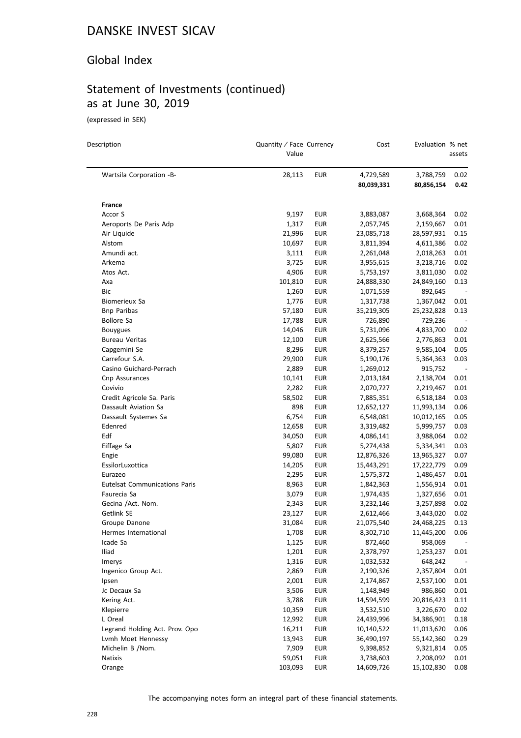# DANSKE INVEST SICAV

## Global Index

## Statement of Investments (continued) as at June 30, 2019

(expressed in SEK)

| Description | Quantity / Face Value | Currency | Cost | Evaluation | % net assets |
|---|---|---|---|---|---|
| Wartsila Corporation -B- | 28,113 | EUR | 4,729,589 | 3,788,759 | 0.02 |
| | | | **80,039,331** | **80,856,154** | **0.42** |
| **France** | | | | | |
| Accor S | 9,197 | EUR | 3,883,087 | 3,668,364 | 0.02 |
| Aeroports De Paris Adp | 1,317 | EUR | 2,057,745 | 2,159,667 | 0.01 |
| Air Liquide | 21,996 | EUR | 23,085,718 | 28,597,931 | 0.15 |
| Alstom | 10,697 | EUR | 3,811,394 | 4,611,386 | 0.02 |
| Amundi act. | 3,111 | EUR | 2,261,048 | 2,018,263 | 0.01 |
| Arkema | 3,725 | EUR | 3,955,615 | 3,218,716 | 0.02 |
| Atos Act. | 4,906 | EUR | 5,753,197 | 3,811,030 | 0.02 |
| Axa | 101,810 | EUR | 24,888,330 | 24,849,160 | 0.13 |
| Bic | 1,260 | EUR | 1,071,559 | 892,645 | - |
| Biomerieux Sa | 1,776 | EUR | 1,317,738 | 1,367,042 | 0.01 |
| Bnp Paribas | 57,180 | EUR | 35,219,305 | 25,232,828 | 0.13 |
| Bollore Sa | 17,788 | EUR | 726,890 | 729,236 | - |
| Bouygues | 14,046 | EUR | 5,731,096 | 4,833,700 | 0.02 |
| Bureau Veritas | 12,100 | EUR | 2,625,566 | 2,776,863 | 0.01 |
| Capgemini Se | 8,296 | EUR | 8,379,257 | 9,585,104 | 0.05 |
| Carrefour S.A. | 29,900 | EUR | 5,190,176 | 5,364,363 | 0.03 |
| Casino Guichard-Perrach | 2,889 | EUR | 1,269,012 | 915,752 | - |
| Cnp Assurances | 10,141 | EUR | 2,013,184 | 2,138,704 | 0.01 |
| Covivio | 2,282 | EUR | 2,070,727 | 2,219,467 | 0.01 |
| Credit Agricole Sa. Paris | 58,502 | EUR | 7,885,351 | 6,518,184 | 0.03 |
| Dassault Aviation Sa | 898 | EUR | 12,652,127 | 11,993,134 | 0.06 |
| Dassault Systemes Sa | 6,754 | EUR | 6,548,081 | 10,012,165 | 0.05 |
| Edenred | 12,658 | EUR | 3,319,482 | 5,999,757 | 0.03 |
| Edf | 34,050 | EUR | 4,086,141 | 3,988,064 | 0.02 |
| Eiffage Sa | 5,807 | EUR | 5,274,438 | 5,334,341 | 0.03 |
| Engie | 99,080 | EUR | 12,876,326 | 13,965,327 | 0.07 |
| EssilorLuxottica | 14,205 | EUR | 15,443,291 | 17,222,779 | 0.09 |
| Eurazeo | 2,295 | EUR | 1,575,372 | 1,486,457 | 0.01 |
| Eutelsat Communications Paris | 8,963 | EUR | 1,842,363 | 1,556,914 | 0.01 |
| Faurecia Sa | 3,079 | EUR | 1,974,435 | 1,327,656 | 0.01 |
| Gecina /Act. Nom. | 2,343 | EUR | 3,232,146 | 3,257,898 | 0.02 |
| Getlink SE | 23,127 | EUR | 2,612,466 | 3,443,020 | 0.02 |
| Groupe Danone | 31,084 | EUR | 21,075,540 | 24,468,225 | 0.13 |
| Hermes International | 1,708 | EUR | 8,302,710 | 11,445,200 | 0.06 |
| Icade Sa | 1,125 | EUR | 872,460 | 958,069 | - |
| Iliad | 1,201 | EUR | 2,378,797 | 1,253,237 | 0.01 |
| Imerys | 1,316 | EUR | 1,032,532 | 648,242 | - |
| Ingenico Group Act. | 2,869 | EUR | 2,190,326 | 2,357,804 | 0.01 |
| Ipsen | 2,001 | EUR | 2,174,867 | 2,537,100 | 0.01 |
| Jc Decaux Sa | 3,506 | EUR | 1,148,949 | 986,860 | 0.01 |
| Kering Act. | 3,788 | EUR | 14,594,599 | 20,816,423 | 0.11 |
| Klepierre | 10,359 | EUR | 3,532,510 | 3,226,670 | 0.02 |
| L Oreal | 12,992 | EUR | 24,439,996 | 34,386,901 | 0.18 |
| Legrand Holding Act. Prov. Opo | 16,211 | EUR | 10,140,522 | 11,013,620 | 0.06 |
| Lvmh Moet Hennessy | 13,943 | EUR | 36,490,197 | 55,142,360 | 0.29 |
| Michelin B /Nom. | 7,909 | EUR | 9,398,852 | 9,321,814 | 0.05 |
| Natixis | 59,051 | EUR | 3,738,603 | 2,208,092 | 0.01 |
| Orange | 103,093 | EUR | 14,609,726 | 15,102,830 | 0.08 |

The accompanying notes form an integral part of these financial statements.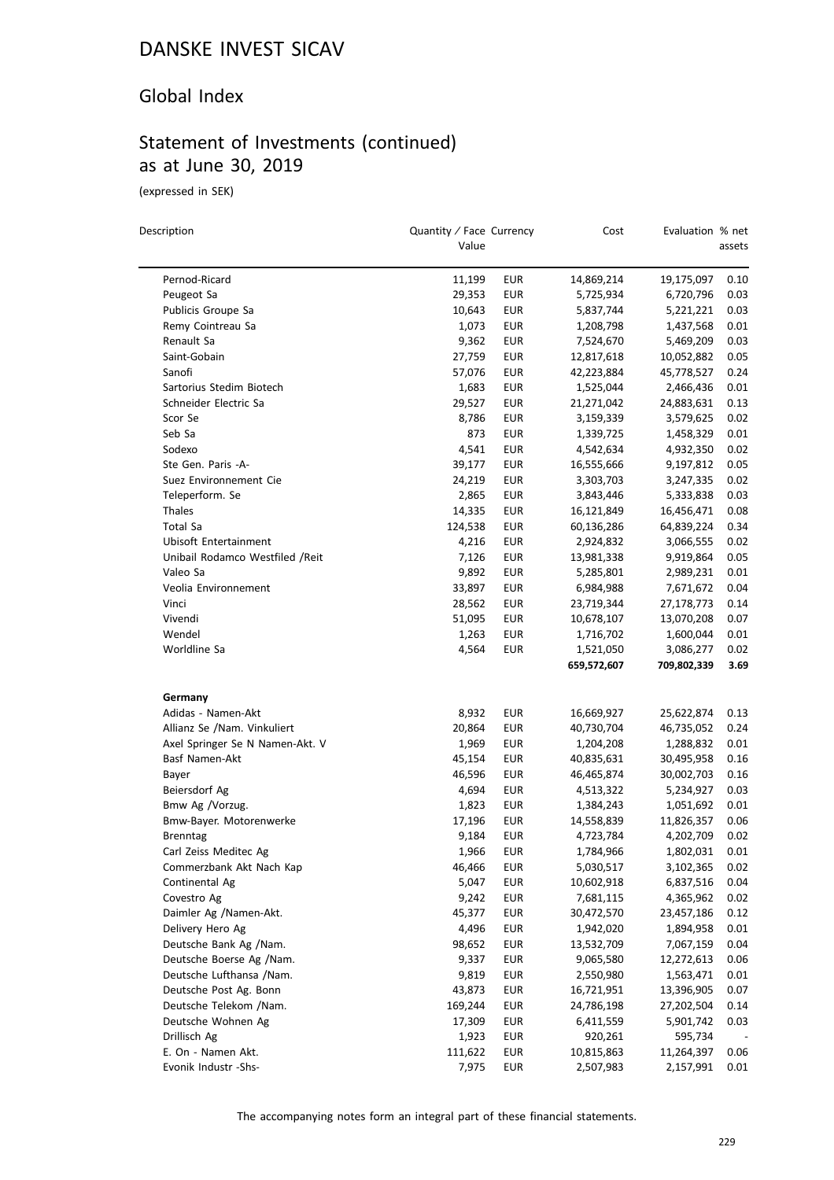# DANSKE INVEST SICAV

## Global Index

## Statement of Investments (continued) as at June 30, 2019

(expressed in SEK)

| Description | Quantity / Face Value | Currency | Cost | Evaluation | % net assets |
|---|---|---|---|---|---|
| Pernod-Ricard | 11,199 | EUR | 14,869,214 | 19,175,097 | 0.10 |
| Peugeot Sa | 29,353 | EUR | 5,725,934 | 6,720,796 | 0.03 |
| Publicis Groupe Sa | 10,643 | EUR | 5,837,744 | 5,221,221 | 0.03 |
| Remy Cointreau Sa | 1,073 | EUR | 1,208,798 | 1,437,568 | 0.01 |
| Renault Sa | 9,362 | EUR | 7,524,670 | 5,469,209 | 0.03 |
| Saint-Gobain | 27,759 | EUR | 12,817,618 | 10,052,882 | 0.05 |
| Sanofi | 57,076 | EUR | 42,223,884 | 45,778,527 | 0.24 |
| Sartorius Stedim Biotech | 1,683 | EUR | 1,525,044 | 2,466,436 | 0.01 |
| Schneider Electric Sa | 29,527 | EUR | 21,271,042 | 24,883,631 | 0.13 |
| Scor Se | 8,786 | EUR | 3,159,339 | 3,579,625 | 0.02 |
| Seb Sa | 873 | EUR | 1,339,725 | 1,458,329 | 0.01 |
| Sodexo | 4,541 | EUR | 4,542,634 | 4,932,350 | 0.02 |
| Ste Gen. Paris -A- | 39,177 | EUR | 16,555,666 | 9,197,812 | 0.05 |
| Suez Environnement Cie | 24,219 | EUR | 3,303,703 | 3,247,335 | 0.02 |
| Teleperform. Se | 2,865 | EUR | 3,843,446 | 5,333,838 | 0.03 |
| Thales | 14,335 | EUR | 16,121,849 | 16,456,471 | 0.08 |
| Total Sa | 124,538 | EUR | 60,136,286 | 64,839,224 | 0.34 |
| Ubisoft Entertainment | 4,216 | EUR | 2,924,832 | 3,066,555 | 0.02 |
| Unibail Rodamco Westfiled /Reit | 7,126 | EUR | 13,981,338 | 9,919,864 | 0.05 |
| Valeo Sa | 9,892 | EUR | 5,285,801 | 2,989,231 | 0.01 |
| Veolia Environnement | 33,897 | EUR | 6,984,988 | 7,671,672 | 0.04 |
| Vinci | 28,562 | EUR | 23,719,344 | 27,178,773 | 0.14 |
| Vivendi | 51,095 | EUR | 10,678,107 | 13,070,208 | 0.07 |
| Wendel | 1,263 | EUR | 1,716,702 | 1,600,044 | 0.01 |
| Worldline Sa | 4,564 | EUR | 1,521,050 | 3,086,277 | 0.02 |
| | | | **659,572,607** | **709,802,339** | **3.69** |
| **Germany** | | | | | |
| Adidas - Namen-Akt | 8,932 | EUR | 16,669,927 | 25,622,874 | 0.13 |
| Allianz Se /Nam. Vinkuliert | 20,864 | EUR | 40,730,704 | 46,735,052 | 0.24 |
| Axel Springer Se N Namen-Akt. V | 1,969 | EUR | 1,204,208 | 1,288,832 | 0.01 |
| Basf Namen-Akt | 45,154 | EUR | 40,835,631 | 30,495,958 | 0.16 |
| Bayer | 46,596 | EUR | 46,465,874 | 30,002,703 | 0.16 |
| Beiersdorf Ag | 4,694 | EUR | 4,513,322 | 5,234,927 | 0.03 |
| Bmw Ag /Vorzug. | 1,823 | EUR | 1,384,243 | 1,051,692 | 0.01 |
| Bmw-Bayer. Motorenwerke | 17,196 | EUR | 14,558,839 | 11,826,357 | 0.06 |
| Brenntag | 9,184 | EUR | 4,723,784 | 4,202,709 | 0.02 |
| Carl Zeiss Meditec Ag | 1,966 | EUR | 1,784,966 | 1,802,031 | 0.01 |
| Commerzbank Akt Nach Kap | 46,466 | EUR | 5,030,517 | 3,102,365 | 0.02 |
| Continental Ag | 5,047 | EUR | 10,602,918 | 6,837,516 | 0.04 |
| Covestro Ag | 9,242 | EUR | 7,681,115 | 4,365,962 | 0.02 |
| Daimler Ag /Namen-Akt. | 45,377 | EUR | 30,472,570 | 23,457,186 | 0.12 |
| Delivery Hero Ag | 4,496 | EUR | 1,942,020 | 1,894,958 | 0.01 |
| Deutsche Bank Ag /Nam. | 98,652 | EUR | 13,532,709 | 7,067,159 | 0.04 |
| Deutsche Boerse Ag /Nam. | 9,337 | EUR | 9,065,580 | 12,272,613 | 0.06 |
| Deutsche Lufthansa /Nam. | 9,819 | EUR | 2,550,980 | 1,563,471 | 0.01 |
| Deutsche Post Ag. Bonn | 43,873 | EUR | 16,721,951 | 13,396,905 | 0.07 |
| Deutsche Telekom /Nam. | 169,244 | EUR | 24,786,198 | 27,202,504 | 0.14 |
| Deutsche Wohnen Ag | 17,309 | EUR | 6,411,559 | 5,901,742 | 0.03 |
| Drillisch Ag | 1,923 | EUR | 920,261 | 595,734 | - |
| E. On - Namen Akt. | 111,622 | EUR | 10,815,863 | 11,264,397 | 0.06 |
| Evonik Industr -Shs- | 7,975 | EUR | 2,507,983 | 2,157,991 | 0.01 |

The accompanying notes form an integral part of these financial statements.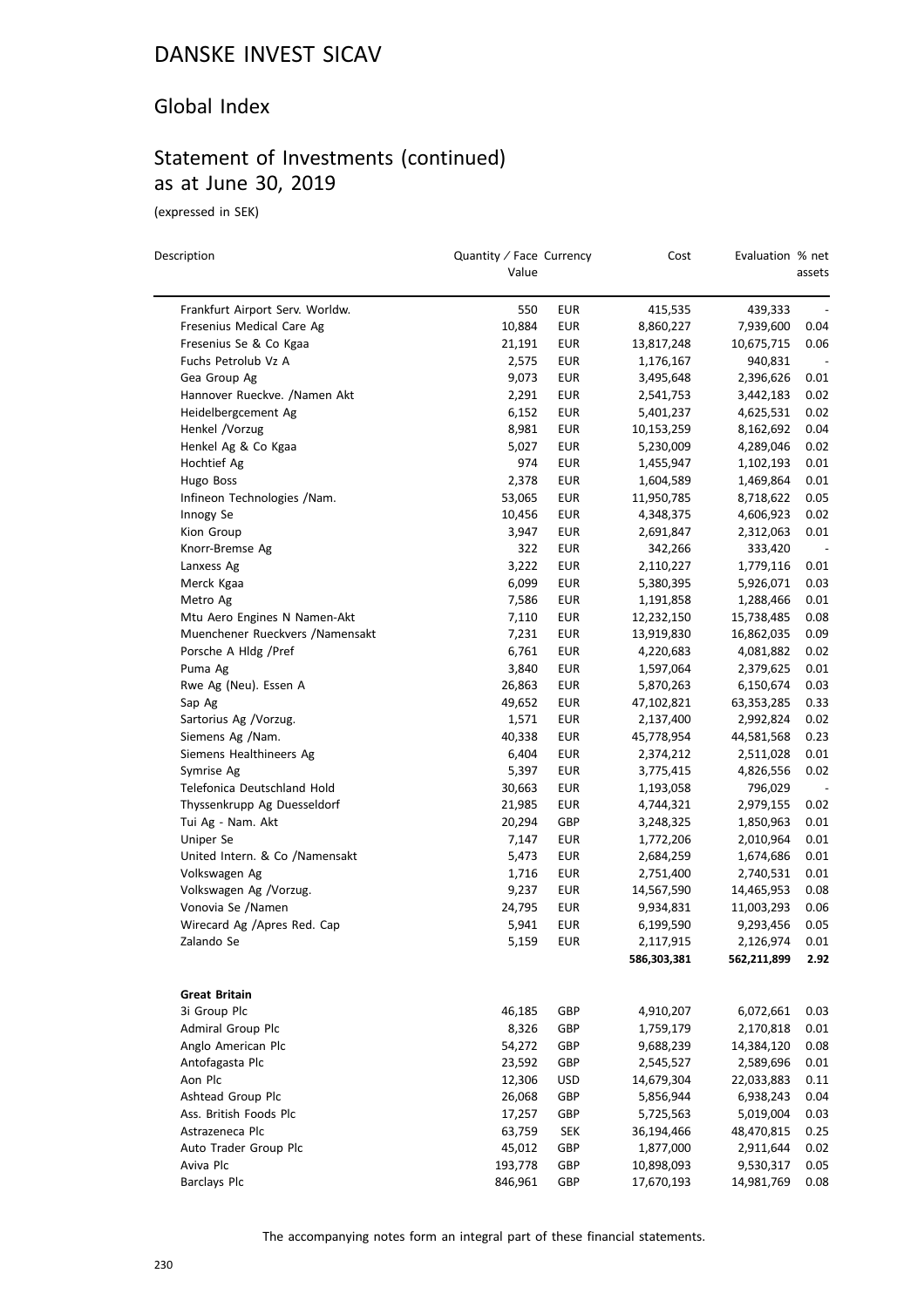# DANSKE INVEST SICAV

## Global Index

## Statement of Investments (continued) as at June 30, 2019

(expressed in SEK)

| Description | Quantity / Face Value | Currency | Cost | Evaluation | % net assets |
|---|---|---|---|---|---|
| Frankfurt Airport Serv. Worldw. | 550 | EUR | 415,535 | 439,333 | - |
| Fresenius Medical Care Ag | 10,884 | EUR | 8,860,227 | 7,939,600 | 0.04 |
| Fresenius Se & Co Kgaa | 21,191 | EUR | 13,817,248 | 10,675,715 | 0.06 |
| Fuchs Petrolub Vz A | 2,575 | EUR | 1,176,167 | 940,831 | - |
| Gea Group Ag | 9,073 | EUR | 3,495,648 | 2,396,626 | 0.01 |
| Hannover Rueckve. /Namen Akt | 2,291 | EUR | 2,541,753 | 3,442,183 | 0.02 |
| Heidelbergcement Ag | 6,152 | EUR | 5,401,237 | 4,625,531 | 0.02 |
| Henkel /Vorzug | 8,981 | EUR | 10,153,259 | 8,162,692 | 0.04 |
| Henkel Ag & Co Kgaa | 5,027 | EUR | 5,230,009 | 4,289,046 | 0.02 |
| Hochtief Ag | 974 | EUR | 1,455,947 | 1,102,193 | 0.01 |
| Hugo Boss | 2,378 | EUR | 1,604,589 | 1,469,864 | 0.01 |
| Infineon Technologies /Nam. | 53,065 | EUR | 11,950,785 | 8,718,622 | 0.05 |
| Innogy Se | 10,456 | EUR | 4,348,375 | 4,606,923 | 0.02 |
| Kion Group | 3,947 | EUR | 2,691,847 | 2,312,063 | 0.01 |
| Knorr-Bremse Ag | 322 | EUR | 342,266 | 333,420 | - |
| Lanxess Ag | 3,222 | EUR | 2,110,227 | 1,779,116 | 0.01 |
| Merck Kgaa | 6,099 | EUR | 5,380,395 | 5,926,071 | 0.03 |
| Metro Ag | 7,586 | EUR | 1,191,858 | 1,288,466 | 0.01 |
| Mtu Aero Engines N Namen-Akt | 7,110 | EUR | 12,232,150 | 15,738,485 | 0.08 |
| Muenchener Rueckvers /Namensakt | 7,231 | EUR | 13,919,830 | 16,862,035 | 0.09 |
| Porsche A Hldg /Pref | 6,761 | EUR | 4,220,683 | 4,081,882 | 0.02 |
| Puma Ag | 3,840 | EUR | 1,597,064 | 2,379,625 | 0.01 |
| Rwe Ag (Neu). Essen A | 26,863 | EUR | 5,870,263 | 6,150,674 | 0.03 |
| Sap Ag | 49,652 | EUR | 47,102,821 | 63,353,285 | 0.33 |
| Sartorius Ag /Vorzug. | 1,571 | EUR | 2,137,400 | 2,992,824 | 0.02 |
| Siemens Ag /Nam. | 40,338 | EUR | 45,778,954 | 44,581,568 | 0.23 |
| Siemens Healthineers Ag | 6,404 | EUR | 2,374,212 | 2,511,028 | 0.01 |
| Symrise Ag | 5,397 | EUR | 3,775,415 | 4,826,556 | 0.02 |
| Telefonica Deutschland Hold | 30,663 | EUR | 1,193,058 | 796,029 | - |
| Thyssenkrupp Ag Duesseldorf | 21,985 | EUR | 4,744,321 | 2,979,155 | 0.02 |
| Tui Ag - Nam. Akt | 20,294 | GBP | 3,248,325 | 1,850,963 | 0.01 |
| Uniper Se | 7,147 | EUR | 1,772,206 | 2,010,964 | 0.01 |
| United Intern. & Co /Namensakt | 5,473 | EUR | 2,684,259 | 1,674,686 | 0.01 |
| Volkswagen Ag | 1,716 | EUR | 2,751,400 | 2,740,531 | 0.01 |
| Volkswagen Ag /Vorzug. | 9,237 | EUR | 14,567,590 | 14,465,953 | 0.08 |
| Vonovia Se /Namen | 24,795 | EUR | 9,934,831 | 11,003,293 | 0.06 |
| Wirecard Ag /Apres Red. Cap | 5,941 | EUR | 6,199,590 | 9,293,456 | 0.05 |
| Zalando Se | 5,159 | EUR | 2,117,915 | 2,126,974 | 0.01 |
| | | | **586,303,381** | **562,211,899** | **2.92** |
| **Great Britain** | | | | | |
| 3i Group Plc | 46,185 | GBP | 4,910,207 | 6,072,661 | 0.03 |
| Admiral Group Plc | 8,326 | GBP | 1,759,179 | 2,170,818 | 0.01 |
| Anglo American Plc | 54,272 | GBP | 9,688,239 | 14,384,120 | 0.08 |
| Antofagasta Plc | 23,592 | GBP | 2,545,527 | 2,589,696 | 0.01 |
| Aon Plc | 12,306 | USD | 14,679,304 | 22,033,883 | 0.11 |
| Ashtead Group Plc | 26,068 | GBP | 5,856,944 | 6,938,243 | 0.04 |
| Ass. British Foods Plc | 17,257 | GBP | 5,725,563 | 5,019,004 | 0.03 |
| Astrazeneca Plc | 63,759 | SEK | 36,194,466 | 48,470,815 | 0.25 |
| Auto Trader Group Plc | 45,012 | GBP | 1,877,000 | 2,911,644 | 0.02 |
| Aviva Plc | 193,778 | GBP | 10,898,093 | 9,530,317 | 0.05 |
| Barclays Plc | 846,961 | GBP | 17,670,193 | 14,981,769 | 0.08 |

The accompanying notes form an integral part of these financial statements.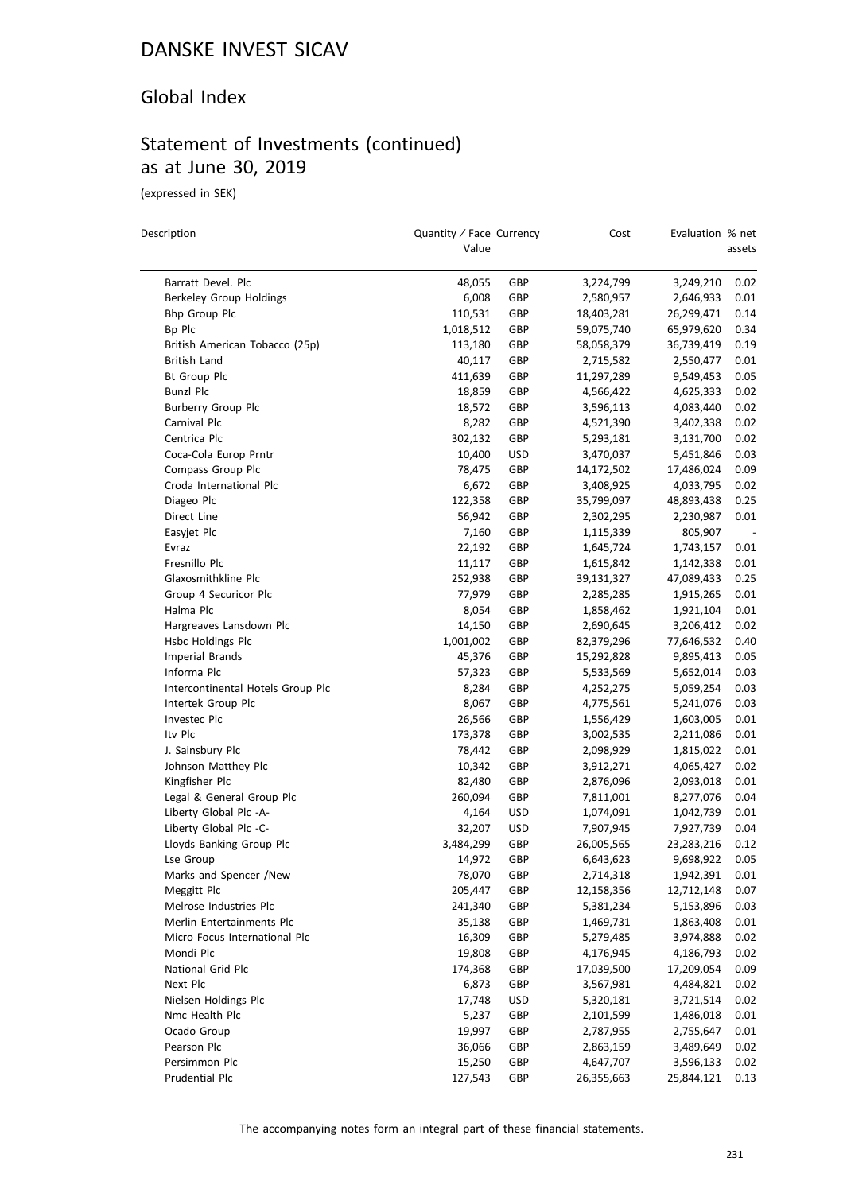# DANSKE INVEST SICAV

## Global Index

## Statement of Investments (continued) as at June 30, 2019

(expressed in SEK)

| Description | Quantity / Face Value | Currency | Cost | Evaluation | % net assets |
|---|---|---|---|---|---|
| Barratt Devel. Plc | 48,055 | GBP | 3,224,799 | 3,249,210 | 0.02 |
| Berkeley Group Holdings | 6,008 | GBP | 2,580,957 | 2,646,933 | 0.01 |
| Bhp Group Plc | 110,531 | GBP | 18,403,281 | 26,299,471 | 0.14 |
| Bp Plc | 1,018,512 | GBP | 59,075,740 | 65,979,620 | 0.34 |
| British American Tobacco (25p) | 113,180 | GBP | 58,058,379 | 36,739,419 | 0.19 |
| British Land | 40,117 | GBP | 2,715,582 | 2,550,477 | 0.01 |
| Bt Group Plc | 411,639 | GBP | 11,297,289 | 9,549,453 | 0.05 |
| Bunzl Plc | 18,859 | GBP | 4,566,422 | 4,625,333 | 0.02 |
| Burberry Group Plc | 18,572 | GBP | 3,596,113 | 4,083,440 | 0.02 |
| Carnival Plc | 8,282 | GBP | 4,521,390 | 3,402,338 | 0.02 |
| Centrica Plc | 302,132 | GBP | 5,293,181 | 3,131,700 | 0.02 |
| Coca-Cola Europ Prntr | 10,400 | USD | 3,470,037 | 5,451,846 | 0.03 |
| Compass Group Plc | 78,475 | GBP | 14,172,502 | 17,486,024 | 0.09 |
| Croda International Plc | 6,672 | GBP | 3,408,925 | 4,033,795 | 0.02 |
| Diageo Plc | 122,358 | GBP | 35,799,097 | 48,893,438 | 0.25 |
| Direct Line | 56,942 | GBP | 2,302,295 | 2,230,987 | 0.01 |
| Easyjet Plc | 7,160 | GBP | 1,115,339 | 805,907 | - |
| Evraz | 22,192 | GBP | 1,645,724 | 1,743,157 | 0.01 |
| Fresnillo Plc | 11,117 | GBP | 1,615,842 | 1,142,338 | 0.01 |
| Glaxosmithkline Plc | 252,938 | GBP | 39,131,327 | 47,089,433 | 0.25 |
| Group 4 Securicor Plc | 77,979 | GBP | 2,285,285 | 1,915,265 | 0.01 |
| Halma Plc | 8,054 | GBP | 1,858,462 | 1,921,104 | 0.01 |
| Hargreaves Lansdown Plc | 14,150 | GBP | 2,690,645 | 3,206,412 | 0.02 |
| Hsbc Holdings Plc | 1,001,002 | GBP | 82,379,296 | 77,646,532 | 0.40 |
| Imperial Brands | 45,376 | GBP | 15,292,828 | 9,895,413 | 0.05 |
| Informa Plc | 57,323 | GBP | 5,533,569 | 5,652,014 | 0.03 |
| Intercontinental Hotels Group Plc | 8,284 | GBP | 4,252,275 | 5,059,254 | 0.03 |
| Intertek Group Plc | 8,067 | GBP | 4,775,561 | 5,241,076 | 0.03 |
| Investec Plc | 26,566 | GBP | 1,556,429 | 1,603,005 | 0.01 |
| Itv Plc | 173,378 | GBP | 3,002,535 | 2,211,086 | 0.01 |
| J. Sainsbury Plc | 78,442 | GBP | 2,098,929 | 1,815,022 | 0.01 |
| Johnson Matthey Plc | 10,342 | GBP | 3,912,271 | 4,065,427 | 0.02 |
| Kingfisher Plc | 82,480 | GBP | 2,876,096 | 2,093,018 | 0.01 |
| Legal & General Group Plc | 260,094 | GBP | 7,811,001 | 8,277,076 | 0.04 |
| Liberty Global Plc -A- | 4,164 | USD | 1,074,091 | 1,042,739 | 0.01 |
| Liberty Global Plc -C- | 32,207 | USD | 7,907,945 | 7,927,739 | 0.04 |
| Lloyds Banking Group Plc | 3,484,299 | GBP | 26,005,565 | 23,283,216 | 0.12 |
| Lse Group | 14,972 | GBP | 6,643,623 | 9,698,922 | 0.05 |
| Marks and Spencer /New | 78,070 | GBP | 2,714,318 | 1,942,391 | 0.01 |
| Meggitt Plc | 205,447 | GBP | 12,158,356 | 12,712,148 | 0.07 |
| Melrose Industries Plc | 241,340 | GBP | 5,381,234 | 5,153,896 | 0.03 |
| Merlin Entertainments Plc | 35,138 | GBP | 1,469,731 | 1,863,408 | 0.01 |
| Micro Focus International Plc | 16,309 | GBP | 5,279,485 | 3,974,888 | 0.02 |
| Mondi Plc | 19,808 | GBP | 4,176,945 | 4,186,793 | 0.02 |
| National Grid Plc | 174,368 | GBP | 17,039,500 | 17,209,054 | 0.09 |
| Next Plc | 6,873 | GBP | 3,567,981 | 4,484,821 | 0.02 |
| Nielsen Holdings Plc | 17,748 | USD | 5,320,181 | 3,721,514 | 0.02 |
| Nmc Health Plc | 5,237 | GBP | 2,101,599 | 1,486,018 | 0.01 |
| Ocado Group | 19,997 | GBP | 2,787,955 | 2,755,647 | 0.01 |
| Pearson Plc | 36,066 | GBP | 2,863,159 | 3,489,649 | 0.02 |
| Persimmon Plc | 15,250 | GBP | 4,647,707 | 3,596,133 | 0.02 |
| Prudential Plc | 127,543 | GBP | 26,355,663 | 25,844,121 | 0.13 |

The accompanying notes form an integral part of these financial statements.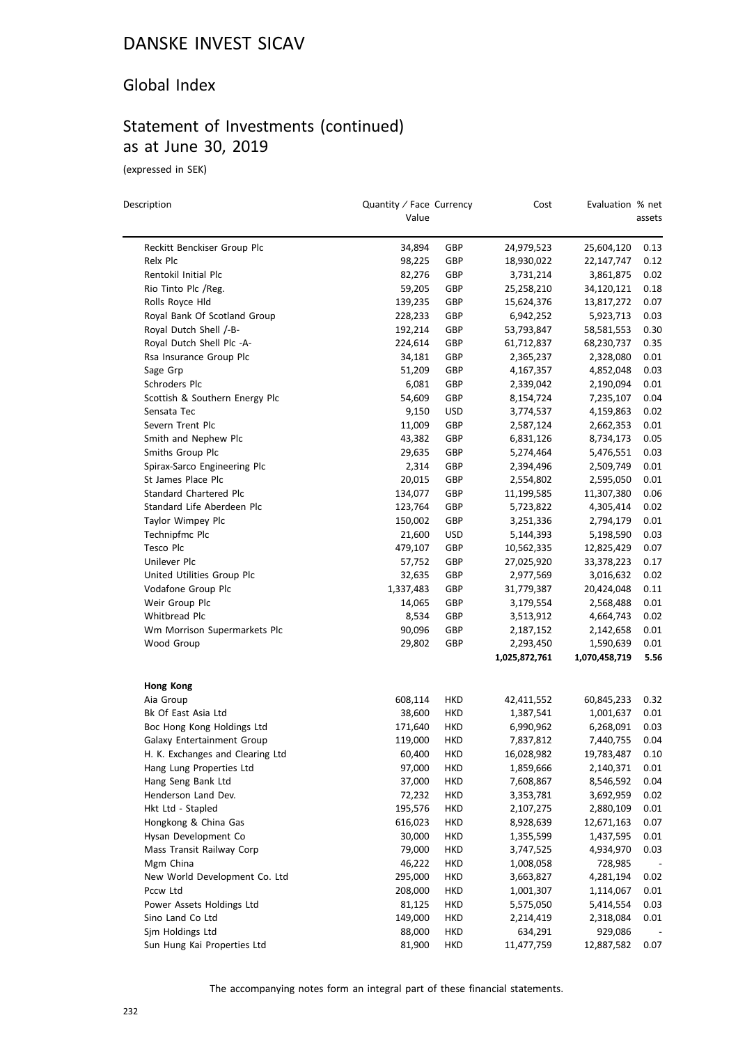# DANSKE INVEST SICAV

## Global Index

## Statement of Investments (continued) as at June 30, 2019

(expressed in SEK)

| Description | Quantity / Face Value | Currency | Cost | Evaluation | % net assets |
|---|---|---|---|---|---|
| Reckitt Benckiser Group Plc | 34,894 | GBP | 24,979,523 | 25,604,120 | 0.13 |
| Relx Plc | 98,225 | GBP | 18,930,022 | 22,147,747 | 0.12 |
| Rentokil Initial Plc | 82,276 | GBP | 3,731,214 | 3,861,875 | 0.02 |
| Rio Tinto Plc /Reg. | 59,205 | GBP | 25,258,210 | 34,120,121 | 0.18 |
| Rolls Royce Hld | 139,235 | GBP | 15,624,376 | 13,817,272 | 0.07 |
| Royal Bank Of Scotland Group | 228,233 | GBP | 6,942,252 | 5,923,713 | 0.03 |
| Royal Dutch Shell /-B- | 192,214 | GBP | 53,793,847 | 58,581,553 | 0.30 |
| Royal Dutch Shell Plc -A- | 224,614 | GBP | 61,712,837 | 68,230,737 | 0.35 |
| Rsa Insurance Group Plc | 34,181 | GBP | 2,365,237 | 2,328,080 | 0.01 |
| Sage Grp | 51,209 | GBP | 4,167,357 | 4,852,048 | 0.03 |
| Schroders Plc | 6,081 | GBP | 2,339,042 | 2,190,094 | 0.01 |
| Scottish & Southern Energy Plc | 54,609 | GBP | 8,154,724 | 7,235,107 | 0.04 |
| Sensata Tec | 9,150 | USD | 3,774,537 | 4,159,863 | 0.02 |
| Severn Trent Plc | 11,009 | GBP | 2,587,124 | 2,662,353 | 0.01 |
| Smith and Nephew Plc | 43,382 | GBP | 6,831,126 | 8,734,173 | 0.05 |
| Smiths Group Plc | 29,635 | GBP | 5,274,464 | 5,476,551 | 0.03 |
| Spirax-Sarco Engineering Plc | 2,314 | GBP | 2,394,496 | 2,509,749 | 0.01 |
| St James Place Plc | 20,015 | GBP | 2,554,802 | 2,595,050 | 0.01 |
| Standard Chartered Plc | 134,077 | GBP | 11,199,585 | 11,307,380 | 0.06 |
| Standard Life Aberdeen Plc | 123,764 | GBP | 5,723,822 | 4,305,414 | 0.02 |
| Taylor Wimpey Plc | 150,002 | GBP | 3,251,336 | 2,794,179 | 0.01 |
| Technipfmc Plc | 21,600 | USD | 5,144,393 | 5,198,590 | 0.03 |
| Tesco Plc | 479,107 | GBP | 10,562,335 | 12,825,429 | 0.07 |
| Unilever Plc | 57,752 | GBP | 27,025,920 | 33,378,223 | 0.17 |
| United Utilities Group Plc | 32,635 | GBP | 2,977,569 | 3,016,632 | 0.02 |
| Vodafone Group Plc | 1,337,483 | GBP | 31,779,387 | 20,424,048 | 0.11 |
| Weir Group Plc | 14,065 | GBP | 3,179,554 | 2,568,488 | 0.01 |
| Whitbread Plc | 8,534 | GBP | 3,513,912 | 4,664,743 | 0.02 |
| Wm Morrison Supermarkets Plc | 90,096 | GBP | 2,187,152 | 2,142,658 | 0.01 |
| Wood Group | 29,802 | GBP | 2,293,450 | 1,590,639 | 0.01 |
| | | | **1,025,872,761** | **1,070,458,719** | **5.56** |
| **Hong Kong** | | | | | |
| Aia Group | 608,114 | HKD | 42,411,552 | 60,845,233 | 0.32 |
| Bk Of East Asia Ltd | 38,600 | HKD | 1,387,541 | 1,001,637 | 0.01 |
| Boc Hong Kong Holdings Ltd | 171,640 | HKD | 6,990,962 | 6,268,091 | 0.03 |
| Galaxy Entertainment Group | 119,000 | HKD | 7,837,812 | 7,440,755 | 0.04 |
| H. K. Exchanges and Clearing Ltd | 60,400 | HKD | 16,028,982 | 19,783,487 | 0.10 |
| Hang Lung Properties Ltd | 97,000 | HKD | 1,859,666 | 2,140,371 | 0.01 |
| Hang Seng Bank Ltd | 37,000 | HKD | 7,608,867 | 8,546,592 | 0.04 |
| Henderson Land Dev. | 72,232 | HKD | 3,353,781 | 3,692,959 | 0.02 |
| Hkt Ltd - Stapled | 195,576 | HKD | 2,107,275 | 2,880,109 | 0.01 |
| Hongkong & China Gas | 616,023 | HKD | 8,928,639 | 12,671,163 | 0.07 |
| Hysan Development Co | 30,000 | HKD | 1,355,599 | 1,437,595 | 0.01 |
| Mass Transit Railway Corp | 79,000 | HKD | 3,747,525 | 4,934,970 | 0.03 |
| Mgm China | 46,222 | HKD | 1,008,058 | 728,985 | - |
| New World Development Co. Ltd | 295,000 | HKD | 3,663,827 | 4,281,194 | 0.02 |
| Pccw Ltd | 208,000 | HKD | 1,001,307 | 1,114,067 | 0.01 |
| Power Assets Holdings Ltd | 81,125 | HKD | 5,575,050 | 5,414,554 | 0.03 |
| Sino Land Co Ltd | 149,000 | HKD | 2,214,419 | 2,318,084 | 0.01 |
| Sjm Holdings Ltd | 88,000 | HKD | 634,291 | 929,086 | - |
| Sun Hung Kai Properties Ltd | 81,900 | HKD | 11,477,759 | 12,887,582 | 0.07 |

The accompanying notes form an integral part of these financial statements.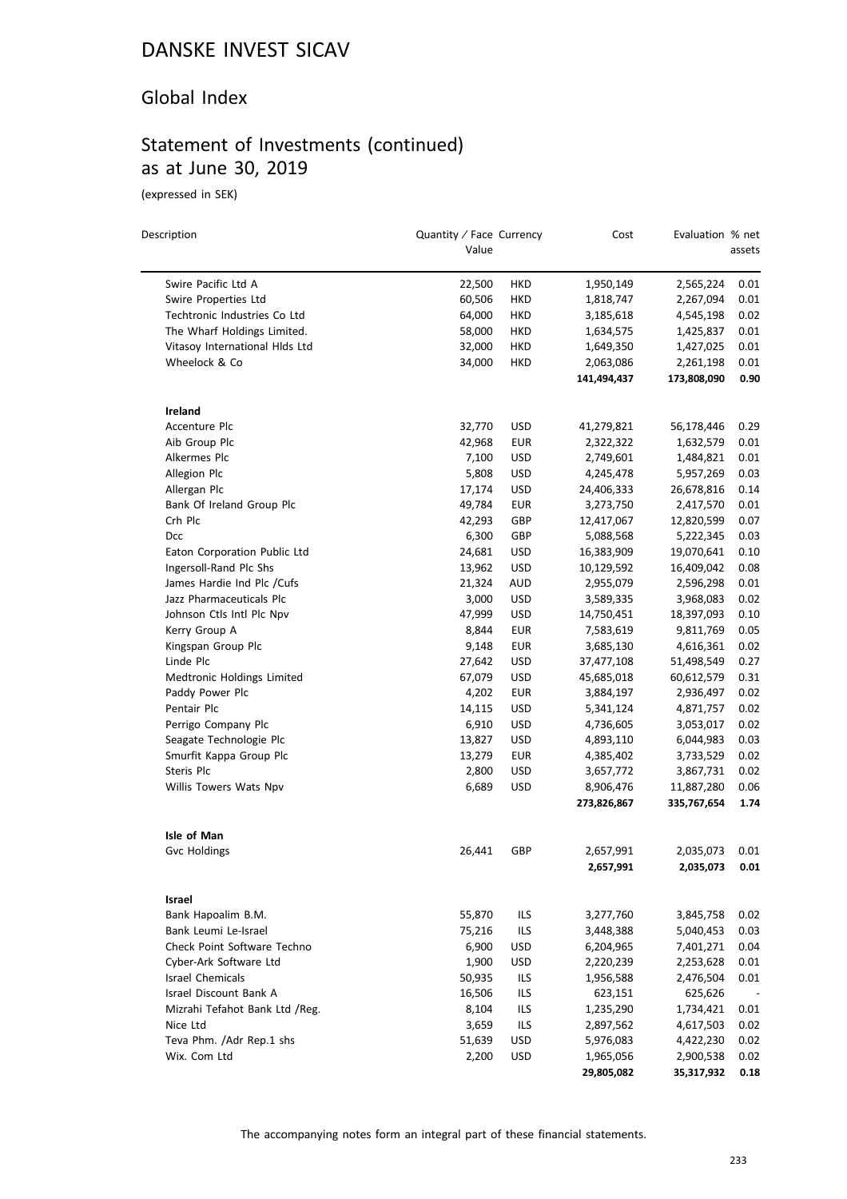# DANSKE INVEST SICAV

## Global Index

## Statement of Investments (continued) as at June 30, 2019

(expressed in SEK)

| Description | Quantity / Face Value | Currency | Cost | Evaluation | % net assets |
|---|---|---|---|---|---|
| Swire Pacific Ltd A | 22,500 | HKD | 1,950,149 | 2,565,224 | 0.01 |
| Swire Properties Ltd | 60,506 | HKD | 1,818,747 | 2,267,094 | 0.01 |
| Techtronic Industries Co Ltd | 64,000 | HKD | 3,185,618 | 4,545,198 | 0.02 |
| The Wharf Holdings Limited. | 58,000 | HKD | 1,634,575 | 1,425,837 | 0.01 |
| Vitasoy International Hlds Ltd | 32,000 | HKD | 1,649,350 | 1,427,025 | 0.01 |
| Wheelock & Co | 34,000 | HKD | 2,063,086 | 2,261,198 | 0.01 |
| | | | **141,494,437** | **173,808,090** | **0.90** |
| **Ireland** | | | | | |
| Accenture Plc | 32,770 | USD | 41,279,821 | 56,178,446 | 0.29 |
| Aib Group Plc | 42,968 | EUR | 2,322,322 | 1,632,579 | 0.01 |
| Alkermes Plc | 7,100 | USD | 2,749,601 | 1,484,821 | 0.01 |
| Allegion Plc | 5,808 | USD | 4,245,478 | 5,957,269 | 0.03 |
| Allergan Plc | 17,174 | USD | 24,406,333 | 26,678,816 | 0.14 |
| Bank Of Ireland Group Plc | 49,784 | EUR | 3,273,750 | 2,417,570 | 0.01 |
| Crh Plc | 42,293 | GBP | 12,417,067 | 12,820,599 | 0.07 |
| Dcc | 6,300 | GBP | 5,088,568 | 5,222,345 | 0.03 |
| Eaton Corporation Public Ltd | 24,681 | USD | 16,383,909 | 19,070,641 | 0.10 |
| Ingersoll-Rand Plc Shs | 13,962 | USD | 10,129,592 | 16,409,042 | 0.08 |
| James Hardie Ind Plc /Cufs | 21,324 | AUD | 2,955,079 | 2,596,298 | 0.01 |
| Jazz Pharmaceuticals Plc | 3,000 | USD | 3,589,335 | 3,968,083 | 0.02 |
| Johnson Ctls Intl Plc Npv | 47,999 | USD | 14,750,451 | 18,397,093 | 0.10 |
| Kerry Group A | 8,844 | EUR | 7,583,619 | 9,811,769 | 0.05 |
| Kingspan Group Plc | 9,148 | EUR | 3,685,130 | 4,616,361 | 0.02 |
| Linde Plc | 27,642 | USD | 37,477,108 | 51,498,549 | 0.27 |
| Medtronic Holdings Limited | 67,079 | USD | 45,685,018 | 60,612,579 | 0.31 |
| Paddy Power Plc | 4,202 | EUR | 3,884,197 | 2,936,497 | 0.02 |
| Pentair Plc | 14,115 | USD | 5,341,124 | 4,871,757 | 0.02 |
| Perrigo Company Plc | 6,910 | USD | 4,736,605 | 3,053,017 | 0.02 |
| Seagate Technologie Plc | 13,827 | USD | 4,893,110 | 6,044,983 | 0.03 |
| Smurfit Kappa Group Plc | 13,279 | EUR | 4,385,402 | 3,733,529 | 0.02 |
| Steris Plc | 2,800 | USD | 3,657,772 | 3,867,731 | 0.02 |
| Willis Towers Wats Npv | 6,689 | USD | 8,906,476 | 11,887,280 | 0.06 |
| | | | **273,826,867** | **335,767,654** | **1.74** |
| **Isle of Man** | | | | | |
| Gvc Holdings | 26,441 | GBP | 2,657,991 | 2,035,073 | 0.01 |
| | | | **2,657,991** | **2,035,073** | **0.01** |
| **Israel** | | | | | |
| Bank Hapoalim B.M. | 55,870 | ILS | 3,277,760 | 3,845,758 | 0.02 |
| Bank Leumi Le-Israel | 75,216 | ILS | 3,448,388 | 5,040,453 | 0.03 |
| Check Point Software Techno | 6,900 | USD | 6,204,965 | 7,401,271 | 0.04 |
| Cyber-Ark Software Ltd | 1,900 | USD | 2,220,239 | 2,253,628 | 0.01 |
| Israel Chemicals | 50,935 | ILS | 1,956,588 | 2,476,504 | 0.01 |
| Israel Discount Bank A | 16,506 | ILS | 623,151 | 625,626 | - |
| Mizrahi Tefahot Bank Ltd /Reg. | 8,104 | ILS | 1,235,290 | 1,734,421 | 0.01 |
| Nice Ltd | 3,659 | ILS | 2,897,562 | 4,617,503 | 0.02 |
| Teva Phm. /Adr Rep.1 shs | 51,639 | USD | 5,976,083 | 4,422,230 | 0.02 |
| Wix. Com Ltd | 2,200 | USD | 1,965,056 | 2,900,538 | 0.02 |
| | | | **29,805,082** | **35,317,932** | **0.18** |

The accompanying notes form an integral part of these financial statements.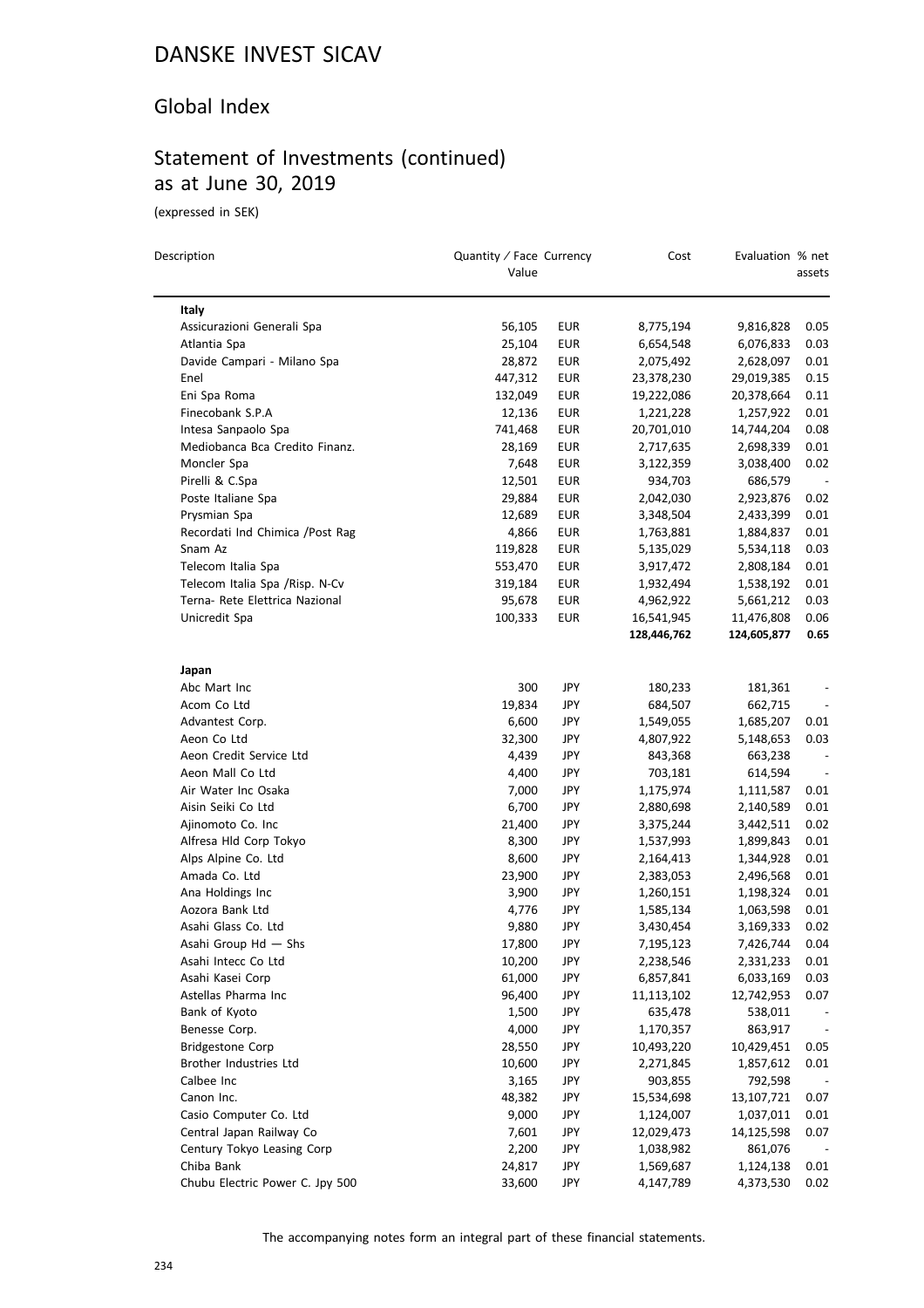# DANSKE INVEST SICAV

## Global Index

## Statement of Investments (continued) as at June 30, 2019

(expressed in SEK)

| Description | Quantity / Face Value | Currency | Cost | Evaluation | % net assets |
|---|---|---|---|---|---|
| **Italy** | | | | | |
| Assicurazioni Generali Spa | 56,105 | EUR | 8,775,194 | 9,816,828 | 0.05 |
| Atlantia Spa | 25,104 | EUR | 6,654,548 | 6,076,833 | 0.03 |
| Davide Campari - Milano Spa | 28,872 | EUR | 2,075,492 | 2,628,097 | 0.01 |
| Enel | 447,312 | EUR | 23,378,230 | 29,019,385 | 0.15 |
| Eni Spa Roma | 132,049 | EUR | 19,222,086 | 20,378,664 | 0.11 |
| Finecobank S.P.A | 12,136 | EUR | 1,221,228 | 1,257,922 | 0.01 |
| Intesa Sanpaolo Spa | 741,468 | EUR | 20,701,010 | 14,744,204 | 0.08 |
| Mediobanca Bca Credito Finanz. | 28,169 | EUR | 2,717,635 | 2,698,339 | 0.01 |
| Moncler Spa | 7,648 | EUR | 3,122,359 | 3,038,400 | 0.02 |
| Pirelli & C.Spa | 12,501 | EUR | 934,703 | 686,579 | - |
| Poste Italiane Spa | 29,884 | EUR | 2,042,030 | 2,923,876 | 0.02 |
| Prysmian Spa | 12,689 | EUR | 3,348,504 | 2,433,399 | 0.01 |
| Recordati Ind Chimica /Post Rag | 4,866 | EUR | 1,763,881 | 1,884,837 | 0.01 |
| Snam Az | 119,828 | EUR | 5,135,029 | 5,534,118 | 0.03 |
| Telecom Italia Spa | 553,470 | EUR | 3,917,472 | 2,808,184 | 0.01 |
| Telecom Italia Spa /Risp. N-Cv | 319,184 | EUR | 1,932,494 | 1,538,192 | 0.01 |
| Terna- Rete Elettrica Nazional | 95,678 | EUR | 4,962,922 | 5,661,212 | 0.03 |
| Unicredit Spa | 100,333 | EUR | 16,541,945 | 11,476,808 | 0.06 |
| | | | **128,446,762** | **124,605,877** | **0.65** |
| **Japan** | | | | | |
| Abc Mart Inc | 300 | JPY | 180,233 | 181,361 | - |
| Acom Co Ltd | 19,834 | JPY | 684,507 | 662,715 | - |
| Advantest Corp. | 6,600 | JPY | 1,549,055 | 1,685,207 | 0.01 |
| Aeon Co Ltd | 32,300 | JPY | 4,807,922 | 5,148,653 | 0.03 |
| Aeon Credit Service Ltd | 4,439 | JPY | 843,368 | 663,238 | - |
| Aeon Mall Co Ltd | 4,400 | JPY | 703,181 | 614,594 | - |
| Air Water Inc Osaka | 7,000 | JPY | 1,175,974 | 1,111,587 | 0.01 |
| Aisin Seiki Co Ltd | 6,700 | JPY | 2,880,698 | 2,140,589 | 0.01 |
| Ajinomoto Co. Inc | 21,400 | JPY | 3,375,244 | 3,442,511 | 0.02 |
| Alfresa Hld Corp Tokyo | 8,300 | JPY | 1,537,993 | 1,899,843 | 0.01 |
| Alps Alpine Co. Ltd | 8,600 | JPY | 2,164,413 | 1,344,928 | 0.01 |
| Amada Co. Ltd | 23,900 | JPY | 2,383,053 | 2,496,568 | 0.01 |
| Ana Holdings Inc | 3,900 | JPY | 1,260,151 | 1,198,324 | 0.01 |
| Aozora Bank Ltd | 4,776 | JPY | 1,585,134 | 1,063,598 | 0.01 |
| Asahi Glass Co. Ltd | 9,880 | JPY | 3,430,454 | 3,169,333 | 0.02 |
| Asahi Group Hd — Shs | 17,800 | JPY | 7,195,123 | 7,426,744 | 0.04 |
| Asahi Intecc Co Ltd | 10,200 | JPY | 2,238,546 | 2,331,233 | 0.01 |
| Asahi Kasei Corp | 61,000 | JPY | 6,857,841 | 6,033,169 | 0.03 |
| Astellas Pharma Inc | 96,400 | JPY | 11,113,102 | 12,742,953 | 0.07 |
| Bank of Kyoto | 1,500 | JPY | 635,478 | 538,011 | - |
| Benesse Corp. | 4,000 | JPY | 1,170,357 | 863,917 | - |
| Bridgestone Corp | 28,550 | JPY | 10,493,220 | 10,429,451 | 0.05 |
| Brother Industries Ltd | 10,600 | JPY | 2,271,845 | 1,857,612 | 0.01 |
| Calbee Inc | 3,165 | JPY | 903,855 | 792,598 | - |
| Canon Inc. | 48,382 | JPY | 15,534,698 | 13,107,721 | 0.07 |
| Casio Computer Co. Ltd | 9,000 | JPY | 1,124,007 | 1,037,011 | 0.01 |
| Central Japan Railway Co | 7,601 | JPY | 12,029,473 | 14,125,598 | 0.07 |
| Century Tokyo Leasing Corp | 2,200 | JPY | 1,038,982 | 861,076 | - |
| Chiba Bank | 24,817 | JPY | 1,569,687 | 1,124,138 | 0.01 |
| Chubu Electric Power C. Jpy 500 | 33,600 | JPY | 4,147,789 | 4,373,530 | 0.02 |

The accompanying notes form an integral part of these financial statements.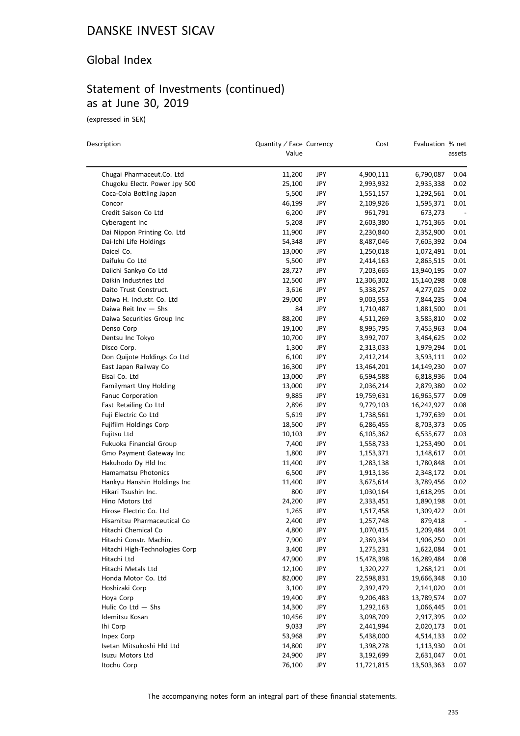# DANSKE INVEST SICAV

## Global Index

## Statement of Investments (continued) as at June 30, 2019

(expressed in SEK)

| Description | Quantity / Face Value | Currency | Cost | Evaluation | % net assets |
|---|---|---|---|---|---|
| Chugai Pharmaceut.Co. Ltd | 11,200 | JPY | 4,900,111 | 6,790,087 | 0.04 |
| Chugoku Electr. Power Jpy 500 | 25,100 | JPY | 2,993,932 | 2,935,338 | 0.02 |
| Coca-Cola Bottling Japan | 5,500 | JPY | 1,551,157 | 1,292,561 | 0.01 |
| Concor | 46,199 | JPY | 2,109,926 | 1,595,371 | 0.01 |
| Credit Saison Co Ltd | 6,200 | JPY | 961,791 | 673,273 | - |
| Cyberagent Inc | 5,208 | JPY | 2,603,380 | 1,751,365 | 0.01 |
| Dai Nippon Printing Co. Ltd | 11,900 | JPY | 2,230,840 | 2,352,900 | 0.01 |
| Dai-Ichi Life Holdings | 54,348 | JPY | 8,487,046 | 7,605,392 | 0.04 |
| Daicel Co. | 13,000 | JPY | 1,250,018 | 1,072,491 | 0.01 |
| Daifuku Co Ltd | 5,500 | JPY | 2,414,163 | 2,865,515 | 0.01 |
| Daiichi Sankyo Co Ltd | 28,727 | JPY | 7,203,665 | 13,940,195 | 0.07 |
| Daikin Industries Ltd | 12,500 | JPY | 12,306,302 | 15,140,298 | 0.08 |
| Daito Trust Construct. | 3,616 | JPY | 5,338,257 | 4,277,025 | 0.02 |
| Daiwa H. Industr. Co. Ltd | 29,000 | JPY | 9,003,553 | 7,844,235 | 0.04 |
| Daiwa Reit Inv — Shs | 84 | JPY | 1,710,487 | 1,881,500 | 0.01 |
| Daiwa Securities Group Inc | 88,200 | JPY | 4,511,269 | 3,585,810 | 0.02 |
| Denso Corp | 19,100 | JPY | 8,995,795 | 7,455,963 | 0.04 |
| Dentsu Inc Tokyo | 10,700 | JPY | 3,992,707 | 3,464,625 | 0.02 |
| Disco Corp. | 1,300 | JPY | 2,313,033 | 1,979,294 | 0.01 |
| Don Quijote Holdings Co Ltd | 6,100 | JPY | 2,412,214 | 3,593,111 | 0.02 |
| East Japan Railway Co | 16,300 | JPY | 13,464,201 | 14,149,230 | 0.07 |
| Eisai Co. Ltd | 13,000 | JPY | 6,594,588 | 6,818,936 | 0.04 |
| Familymart Uny Holding | 13,000 | JPY | 2,036,214 | 2,879,380 | 0.02 |
| Fanuc Corporation | 9,885 | JPY | 19,759,631 | 16,965,577 | 0.09 |
| Fast Retailing Co Ltd | 2,896 | JPY | 9,779,103 | 16,242,927 | 0.08 |
| Fuji Electric Co Ltd | 5,619 | JPY | 1,738,561 | 1,797,639 | 0.01 |
| Fujifilm Holdings Corp | 18,500 | JPY | 6,286,455 | 8,703,373 | 0.05 |
| Fujitsu Ltd | 10,103 | JPY | 6,105,362 | 6,535,677 | 0.03 |
| Fukuoka Financial Group | 7,400 | JPY | 1,558,733 | 1,253,490 | 0.01 |
| Gmo Payment Gateway Inc | 1,800 | JPY | 1,153,371 | 1,148,617 | 0.01 |
| Hakuhodo Dy Hld Inc | 11,400 | JPY | 1,283,138 | 1,780,848 | 0.01 |
| Hamamatsu Photonics | 6,500 | JPY | 1,913,136 | 2,348,172 | 0.01 |
| Hankyu Hanshin Holdings Inc | 11,400 | JPY | 3,675,614 | 3,789,456 | 0.02 |
| Hikari Tsushin Inc. | 800 | JPY | 1,030,164 | 1,618,295 | 0.01 |
| Hino Motors Ltd | 24,200 | JPY | 2,333,451 | 1,890,198 | 0.01 |
| Hirose Electric Co. Ltd | 1,265 | JPY | 1,517,458 | 1,309,422 | 0.01 |
| Hisamitsu Pharmaceutical Co | 2,400 | JPY | 1,257,748 | 879,418 | - |
| Hitachi Chemical Co | 4,800 | JPY | 1,070,415 | 1,209,484 | 0.01 |
| Hitachi Constr. Machin. | 7,900 | JPY | 2,369,334 | 1,906,250 | 0.01 |
| Hitachi High-Technologies Corp | 3,400 | JPY | 1,275,231 | 1,622,084 | 0.01 |
| Hitachi Ltd | 47,900 | JPY | 15,478,398 | 16,289,484 | 0.08 |
| Hitachi Metals Ltd | 12,100 | JPY | 1,320,227 | 1,268,121 | 0.01 |
| Honda Motor Co. Ltd | 82,000 | JPY | 22,598,831 | 19,666,348 | 0.10 |
| Hoshizaki Corp | 3,100 | JPY | 2,392,479 | 2,141,020 | 0.01 |
| Hoya Corp | 19,400 | JPY | 9,206,483 | 13,789,574 | 0.07 |
| Hulic Co Ltd — Shs | 14,300 | JPY | 1,292,163 | 1,066,445 | 0.01 |
| Idemitsu Kosan | 10,456 | JPY | 3,098,709 | 2,917,395 | 0.02 |
| Ihi Corp | 9,033 | JPY | 2,441,994 | 2,020,173 | 0.01 |
| Inpex Corp | 53,968 | JPY | 5,438,000 | 4,514,133 | 0.02 |
| Isetan Mitsukoshi Hld Ltd | 14,800 | JPY | 1,398,278 | 1,113,930 | 0.01 |
| Isuzu Motors Ltd | 24,900 | JPY | 3,192,699 | 2,631,047 | 0.01 |
| Itochu Corp | 76,100 | JPY | 11,721,815 | 13,503,363 | 0.07 |

The accompanying notes form an integral part of these financial statements.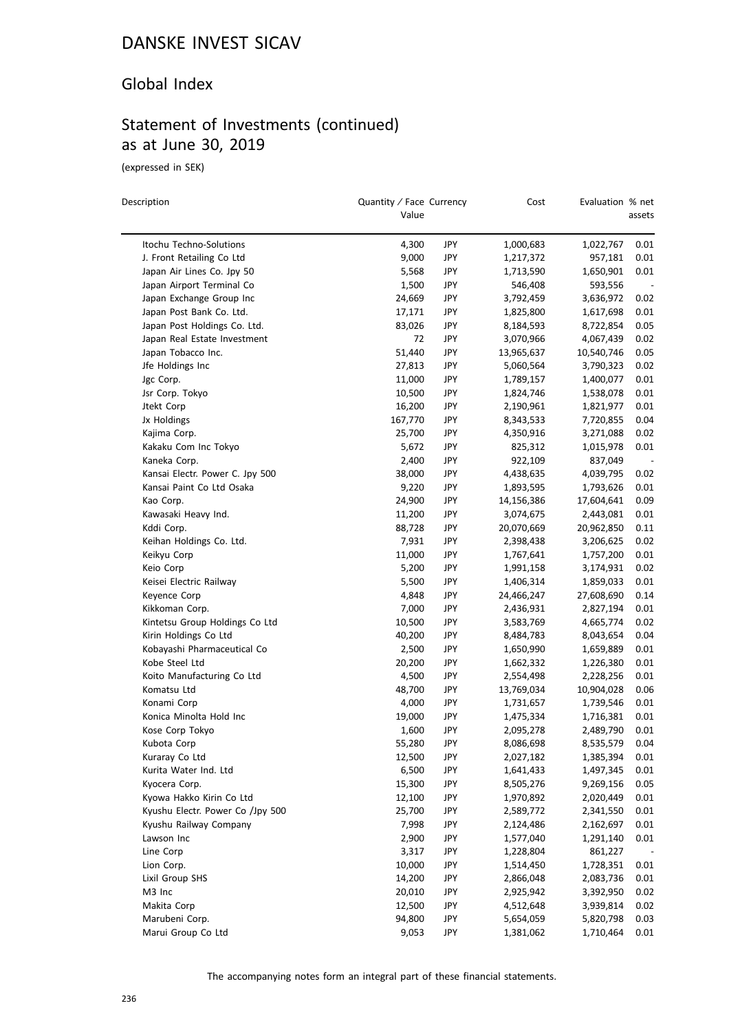# DANSKE INVEST SICAV

## Global Index

## Statement of Investments (continued) as at June 30, 2019

(expressed in SEK)

| Description | Quantity / Face Value | Currency | Cost | Evaluation | % net assets |
|---|---|---|---|---|---|
| Itochu Techno-Solutions | 4,300 | JPY | 1,000,683 | 1,022,767 | 0.01 |
| J. Front Retailing Co Ltd | 9,000 | JPY | 1,217,372 | 957,181 | 0.01 |
| Japan Air Lines Co. Jpy 50 | 5,568 | JPY | 1,713,590 | 1,650,901 | 0.01 |
| Japan Airport Terminal Co | 1,500 | JPY | 546,408 | 593,556 | - |
| Japan Exchange Group Inc | 24,669 | JPY | 3,792,459 | 3,636,972 | 0.02 |
| Japan Post Bank Co. Ltd. | 17,171 | JPY | 1,825,800 | 1,617,698 | 0.01 |
| Japan Post Holdings Co. Ltd. | 83,026 | JPY | 8,184,593 | 8,722,854 | 0.05 |
| Japan Real Estate Investment | 72 | JPY | 3,070,966 | 4,067,439 | 0.02 |
| Japan Tobacco Inc. | 51,440 | JPY | 13,965,637 | 10,540,746 | 0.05 |
| Jfe Holdings Inc | 27,813 | JPY | 5,060,564 | 3,790,323 | 0.02 |
| Jgc Corp. | 11,000 | JPY | 1,789,157 | 1,400,077 | 0.01 |
| Jsr Corp. Tokyo | 10,500 | JPY | 1,824,746 | 1,538,078 | 0.01 |
| Jtekt Corp | 16,200 | JPY | 2,190,961 | 1,821,977 | 0.01 |
| Jx Holdings | 167,770 | JPY | 8,343,533 | 7,720,855 | 0.04 |
| Kajima Corp. | 25,700 | JPY | 4,350,916 | 3,271,088 | 0.02 |
| Kakaku Com Inc Tokyo | 5,672 | JPY | 825,312 | 1,015,978 | 0.01 |
| Kaneka Corp. | 2,400 | JPY | 922,109 | 837,049 | - |
| Kansai Electr. Power C. Jpy 500 | 38,000 | JPY | 4,438,635 | 4,039,795 | 0.02 |
| Kansai Paint Co Ltd Osaka | 9,220 | JPY | 1,893,595 | 1,793,626 | 0.01 |
| Kao Corp. | 24,900 | JPY | 14,156,386 | 17,604,641 | 0.09 |
| Kawasaki Heavy Ind. | 11,200 | JPY | 3,074,675 | 2,443,081 | 0.01 |
| Kddi Corp. | 88,728 | JPY | 20,070,669 | 20,962,850 | 0.11 |
| Keihan Holdings Co. Ltd. | 7,931 | JPY | 2,398,438 | 3,206,625 | 0.02 |
| Keikyu Corp | 11,000 | JPY | 1,767,641 | 1,757,200 | 0.01 |
| Keio Corp | 5,200 | JPY | 1,991,158 | 3,174,931 | 0.02 |
| Keisei Electric Railway | 5,500 | JPY | 1,406,314 | 1,859,033 | 0.01 |
| Keyence Corp | 4,848 | JPY | 24,466,247 | 27,608,690 | 0.14 |
| Kikkoman Corp. | 7,000 | JPY | 2,436,931 | 2,827,194 | 0.01 |
| Kintetsu Group Holdings Co Ltd | 10,500 | JPY | 3,583,769 | 4,665,774 | 0.02 |
| Kirin Holdings Co Ltd | 40,200 | JPY | 8,484,783 | 8,043,654 | 0.04 |
| Kobayashi Pharmaceutical Co | 2,500 | JPY | 1,650,990 | 1,659,889 | 0.01 |
| Kobe Steel Ltd | 20,200 | JPY | 1,662,332 | 1,226,380 | 0.01 |
| Koito Manufacturing Co Ltd | 4,500 | JPY | 2,554,498 | 2,228,256 | 0.01 |
| Komatsu Ltd | 48,700 | JPY | 13,769,034 | 10,904,028 | 0.06 |
| Konami Corp | 4,000 | JPY | 1,731,657 | 1,739,546 | 0.01 |
| Konica Minolta Hold Inc | 19,000 | JPY | 1,475,334 | 1,716,381 | 0.01 |
| Kose Corp Tokyo | 1,600 | JPY | 2,095,278 | 2,489,790 | 0.01 |
| Kubota Corp | 55,280 | JPY | 8,086,698 | 8,535,579 | 0.04 |
| Kuraray Co Ltd | 12,500 | JPY | 2,027,182 | 1,385,394 | 0.01 |
| Kurita Water Ind. Ltd | 6,500 | JPY | 1,641,433 | 1,497,345 | 0.01 |
| Kyocera Corp. | 15,300 | JPY | 8,505,276 | 9,269,156 | 0.05 |
| Kyowa Hakko Kirin Co Ltd | 12,100 | JPY | 1,970,892 | 2,020,449 | 0.01 |
| Kyushu Electr. Power Co /Jpy 500 | 25,700 | JPY | 2,589,772 | 2,341,550 | 0.01 |
| Kyushu Railway Company | 7,998 | JPY | 2,124,486 | 2,162,697 | 0.01 |
| Lawson Inc | 2,900 | JPY | 1,577,040 | 1,291,140 | 0.01 |
| Line Corp | 3,317 | JPY | 1,228,804 | 861,227 | - |
| Lion Corp. | 10,000 | JPY | 1,514,450 | 1,728,351 | 0.01 |
| Lixil Group SHS | 14,200 | JPY | 2,866,048 | 2,083,736 | 0.01 |
| M3 Inc | 20,010 | JPY | 2,925,942 | 3,392,950 | 0.02 |
| Makita Corp | 12,500 | JPY | 4,512,648 | 3,939,814 | 0.02 |
| Marubeni Corp. | 94,800 | JPY | 5,654,059 | 5,820,798 | 0.03 |
| Marui Group Co Ltd | 9,053 | JPY | 1,381,062 | 1,710,464 | 0.01 |

The accompanying notes form an integral part of these financial statements.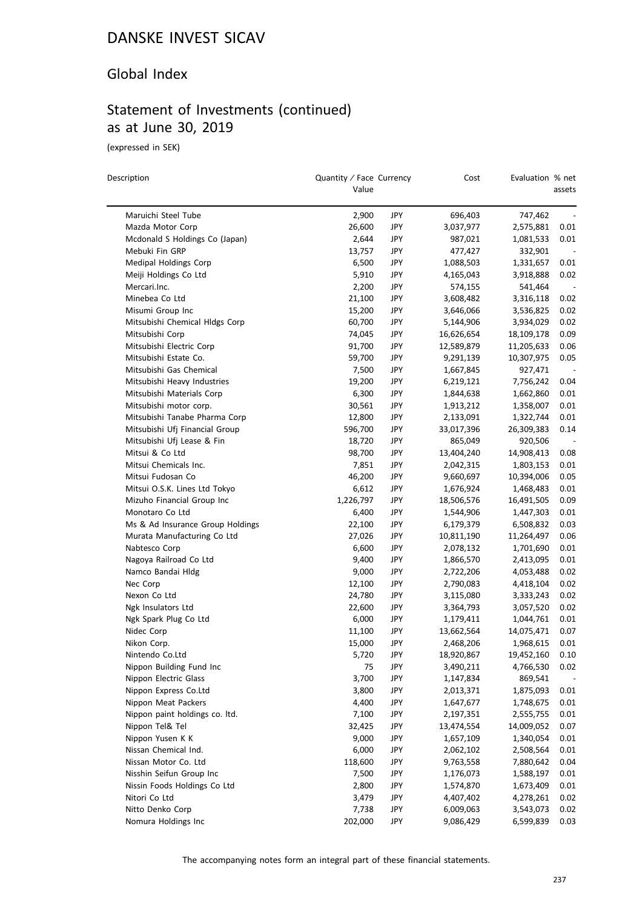# DANSKE INVEST SICAV

## Global Index

## Statement of Investments (continued) as at June 30, 2019

(expressed in SEK)

| Description | Quantity / Face Value | Currency | Cost | Evaluation | % net assets |
|---|---|---|---|---|---|
| Maruichi Steel Tube | 2,900 | JPY | 696,403 | 747,462 | - |
| Mazda Motor Corp | 26,600 | JPY | 3,037,977 | 2,575,881 | 0.01 |
| Mcdonald S Holdings Co (Japan) | 2,644 | JPY | 987,021 | 1,081,533 | 0.01 |
| Mebuki Fin GRP | 13,757 | JPY | 477,427 | 332,901 | - |
| Medipal Holdings Corp | 6,500 | JPY | 1,088,503 | 1,331,657 | 0.01 |
| Meiji Holdings Co Ltd | 5,910 | JPY | 4,165,043 | 3,918,888 | 0.02 |
| Mercari.Inc. | 2,200 | JPY | 574,155 | 541,464 | - |
| Minebea Co Ltd | 21,100 | JPY | 3,608,482 | 3,316,118 | 0.02 |
| Misumi Group Inc | 15,200 | JPY | 3,646,066 | 3,536,825 | 0.02 |
| Mitsubishi Chemical Hldgs Corp | 60,700 | JPY | 5,144,906 | 3,934,029 | 0.02 |
| Mitsubishi Corp | 74,045 | JPY | 16,626,654 | 18,109,178 | 0.09 |
| Mitsubishi Electric Corp | 91,700 | JPY | 12,589,879 | 11,205,633 | 0.06 |
| Mitsubishi Estate Co. | 59,700 | JPY | 9,291,139 | 10,307,975 | 0.05 |
| Mitsubishi Gas Chemical | 7,500 | JPY | 1,667,845 | 927,471 | - |
| Mitsubishi Heavy Industries | 19,200 | JPY | 6,219,121 | 7,756,242 | 0.04 |
| Mitsubishi Materials Corp | 6,300 | JPY | 1,844,638 | 1,662,860 | 0.01 |
| Mitsubishi motor corp. | 30,561 | JPY | 1,913,212 | 1,358,007 | 0.01 |
| Mitsubishi Tanabe Pharma Corp | 12,800 | JPY | 2,133,091 | 1,322,744 | 0.01 |
| Mitsubishi Ufj Financial Group | 596,700 | JPY | 33,017,396 | 26,309,383 | 0.14 |
| Mitsubishi Ufj Lease & Fin | 18,720 | JPY | 865,049 | 920,506 | - |
| Mitsui & Co Ltd | 98,700 | JPY | 13,404,240 | 14,908,413 | 0.08 |
| Mitsui Chemicals Inc. | 7,851 | JPY | 2,042,315 | 1,803,153 | 0.01 |
| Mitsui Fudosan Co | 46,200 | JPY | 9,660,697 | 10,394,006 | 0.05 |
| Mitsui O.S.K. Lines Ltd Tokyo | 6,612 | JPY | 1,676,924 | 1,468,483 | 0.01 |
| Mizuho Financial Group Inc | 1,226,797 | JPY | 18,506,576 | 16,491,505 | 0.09 |
| Monotaro Co Ltd | 6,400 | JPY | 1,544,906 | 1,447,303 | 0.01 |
| Ms & Ad Insurance Group Holdings | 22,100 | JPY | 6,179,379 | 6,508,832 | 0.03 |
| Murata Manufacturing Co Ltd | 27,026 | JPY | 10,811,190 | 11,264,497 | 0.06 |
| Nabtesco Corp | 6,600 | JPY | 2,078,132 | 1,701,690 | 0.01 |
| Nagoya Railroad Co Ltd | 9,400 | JPY | 1,866,570 | 2,413,095 | 0.01 |
| Namco Bandai Hldg | 9,000 | JPY | 2,722,206 | 4,053,488 | 0.02 |
| Nec Corp | 12,100 | JPY | 2,790,083 | 4,418,104 | 0.02 |
| Nexon Co Ltd | 24,780 | JPY | 3,115,080 | 3,333,243 | 0.02 |
| Ngk Insulators Ltd | 22,600 | JPY | 3,364,793 | 3,057,520 | 0.02 |
| Ngk Spark Plug Co Ltd | 6,000 | JPY | 1,179,411 | 1,044,761 | 0.01 |
| Nidec Corp | 11,100 | JPY | 13,662,564 | 14,075,471 | 0.07 |
| Nikon Corp. | 15,000 | JPY | 2,468,206 | 1,968,615 | 0.01 |
| Nintendo Co.Ltd | 5,720 | JPY | 18,920,867 | 19,452,160 | 0.10 |
| Nippon Building Fund Inc | 75 | JPY | 3,490,211 | 4,766,530 | 0.02 |
| Nippon Electric Glass | 3,700 | JPY | 1,147,834 | 869,541 | - |
| Nippon Express Co.Ltd | 3,800 | JPY | 2,013,371 | 1,875,093 | 0.01 |
| Nippon Meat Packers | 4,400 | JPY | 1,647,677 | 1,748,675 | 0.01 |
| Nippon paint holdings co. ltd. | 7,100 | JPY | 2,197,351 | 2,555,755 | 0.01 |
| Nippon Tel& Tel | 32,425 | JPY | 13,474,554 | 14,009,052 | 0.07 |
| Nippon Yusen K K | 9,000 | JPY | 1,657,109 | 1,340,054 | 0.01 |
| Nissan Chemical Ind. | 6,000 | JPY | 2,062,102 | 2,508,564 | 0.01 |
| Nissan Motor Co. Ltd | 118,600 | JPY | 9,763,558 | 7,880,642 | 0.04 |
| Nisshin Seifun Group Inc | 7,500 | JPY | 1,176,073 | 1,588,197 | 0.01 |
| Nissin Foods Holdings Co Ltd | 2,800 | JPY | 1,574,870 | 1,673,409 | 0.01 |
| Nitori Co Ltd | 3,479 | JPY | 4,407,402 | 4,278,261 | 0.02 |
| Nitto Denko Corp | 7,738 | JPY | 6,009,063 | 3,543,073 | 0.02 |
| Nomura Holdings Inc | 202,000 | JPY | 9,086,429 | 6,599,839 | 0.03 |

The accompanying notes form an integral part of these financial statements.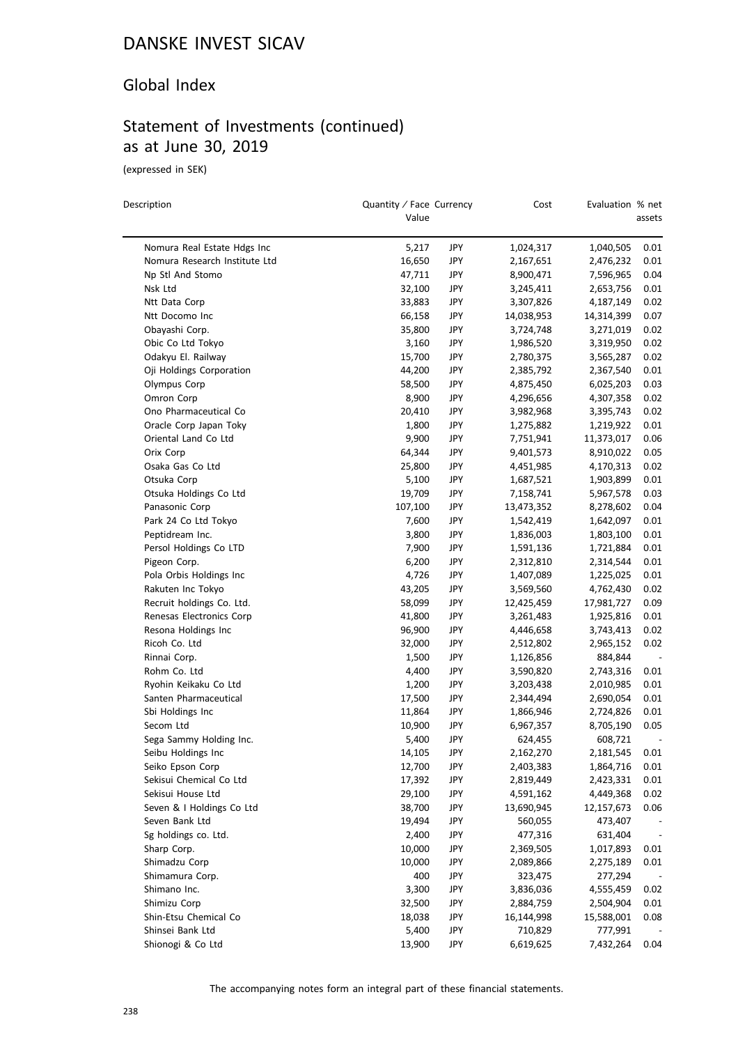# DANSKE INVEST SICAV

## Global Index

## Statement of Investments (continued) as at June 30, 2019

(expressed in SEK)

| Description | Quantity / Face Value | Currency | Cost | Evaluation | % net assets |
|---|---|---|---|---|---|
| Nomura Real Estate Hdgs Inc | 5,217 | JPY | 1,024,317 | 1,040,505 | 0.01 |
| Nomura Research Institute Ltd | 16,650 | JPY | 2,167,651 | 2,476,232 | 0.01 |
| Np Stl And Stomo | 47,711 | JPY | 8,900,471 | 7,596,965 | 0.04 |
| Nsk Ltd | 32,100 | JPY | 3,245,411 | 2,653,756 | 0.01 |
| Ntt Data Corp | 33,883 | JPY | 3,307,826 | 4,187,149 | 0.02 |
| Ntt Docomo Inc | 66,158 | JPY | 14,038,953 | 14,314,399 | 0.07 |
| Obayashi Corp. | 35,800 | JPY | 3,724,748 | 3,271,019 | 0.02 |
| Obic Co Ltd Tokyo | 3,160 | JPY | 1,986,520 | 3,319,950 | 0.02 |
| Odakyu El. Railway | 15,700 | JPY | 2,780,375 | 3,565,287 | 0.02 |
| Oji Holdings Corporation | 44,200 | JPY | 2,385,792 | 2,367,540 | 0.01 |
| Olympus Corp | 58,500 | JPY | 4,875,450 | 6,025,203 | 0.03 |
| Omron Corp | 8,900 | JPY | 4,296,656 | 4,307,358 | 0.02 |
| Ono Pharmaceutical Co | 20,410 | JPY | 3,982,968 | 3,395,743 | 0.02 |
| Oracle Corp Japan Toky | 1,800 | JPY | 1,275,882 | 1,219,922 | 0.01 |
| Oriental Land Co Ltd | 9,900 | JPY | 7,751,941 | 11,373,017 | 0.06 |
| Orix Corp | 64,344 | JPY | 9,401,573 | 8,910,022 | 0.05 |
| Osaka Gas Co Ltd | 25,800 | JPY | 4,451,985 | 4,170,313 | 0.02 |
| Otsuka Corp | 5,100 | JPY | 1,687,521 | 1,903,899 | 0.01 |
| Otsuka Holdings Co Ltd | 19,709 | JPY | 7,158,741 | 5,967,578 | 0.03 |
| Panasonic Corp | 107,100 | JPY | 13,473,352 | 8,278,602 | 0.04 |
| Park 24 Co Ltd Tokyo | 7,600 | JPY | 1,542,419 | 1,642,097 | 0.01 |
| Peptidream Inc. | 3,800 | JPY | 1,836,003 | 1,803,100 | 0.01 |
| Persol Holdings Co LTD | 7,900 | JPY | 1,591,136 | 1,721,884 | 0.01 |
| Pigeon Corp. | 6,200 | JPY | 2,312,810 | 2,314,544 | 0.01 |
| Pola Orbis Holdings Inc | 4,726 | JPY | 1,407,089 | 1,225,025 | 0.01 |
| Rakuten Inc Tokyo | 43,205 | JPY | 3,569,560 | 4,762,430 | 0.02 |
| Recruit holdings Co. Ltd. | 58,099 | JPY | 12,425,459 | 17,981,727 | 0.09 |
| Renesas Electronics Corp | 41,800 | JPY | 3,261,483 | 1,925,816 | 0.01 |
| Resona Holdings Inc | 96,900 | JPY | 4,446,658 | 3,743,413 | 0.02 |
| Ricoh Co. Ltd | 32,000 | JPY | 2,512,802 | 2,965,152 | 0.02 |
| Rinnai Corp. | 1,500 | JPY | 1,126,856 | 884,844 | - |
| Rohm Co. Ltd | 4,400 | JPY | 3,590,820 | 2,743,316 | 0.01 |
| Ryohin Keikaku Co Ltd | 1,200 | JPY | 3,203,438 | 2,010,985 | 0.01 |
| Santen Pharmaceutical | 17,500 | JPY | 2,344,494 | 2,690,054 | 0.01 |
| Sbi Holdings Inc | 11,864 | JPY | 1,866,946 | 2,724,826 | 0.01 |
| Secom Ltd | 10,900 | JPY | 6,967,357 | 8,705,190 | 0.05 |
| Sega Sammy Holding Inc. | 5,400 | JPY | 624,455 | 608,721 | - |
| Seibu Holdings Inc | 14,105 | JPY | 2,162,270 | 2,181,545 | 0.01 |
| Seiko Epson Corp | 12,700 | JPY | 2,403,383 | 1,864,716 | 0.01 |
| Sekisui Chemical Co Ltd | 17,392 | JPY | 2,819,449 | 2,423,331 | 0.01 |
| Sekisui House Ltd | 29,100 | JPY | 4,591,162 | 4,449,368 | 0.02 |
| Seven & I Holdings Co Ltd | 38,700 | JPY | 13,690,945 | 12,157,673 | 0.06 |
| Seven Bank Ltd | 19,494 | JPY | 560,055 | 473,407 | - |
| Sg holdings co. Ltd. | 2,400 | JPY | 477,316 | 631,404 | - |
| Sharp Corp. | 10,000 | JPY | 2,369,505 | 1,017,893 | 0.01 |
| Shimadzu Corp | 10,000 | JPY | 2,089,866 | 2,275,189 | 0.01 |
| Shimamura Corp. | 400 | JPY | 323,475 | 277,294 | - |
| Shimano Inc. | 3,300 | JPY | 3,836,036 | 4,555,459 | 0.02 |
| Shimizu Corp | 32,500 | JPY | 2,884,759 | 2,504,904 | 0.01 |
| Shin-Etsu Chemical Co | 18,038 | JPY | 16,144,998 | 15,588,001 | 0.08 |
| Shinsei Bank Ltd | 5,400 | JPY | 710,829 | 777,991 | - |
| Shionogi & Co Ltd | 13,900 | JPY | 6,619,625 | 7,432,264 | 0.04 |

The accompanying notes form an integral part of these financial statements.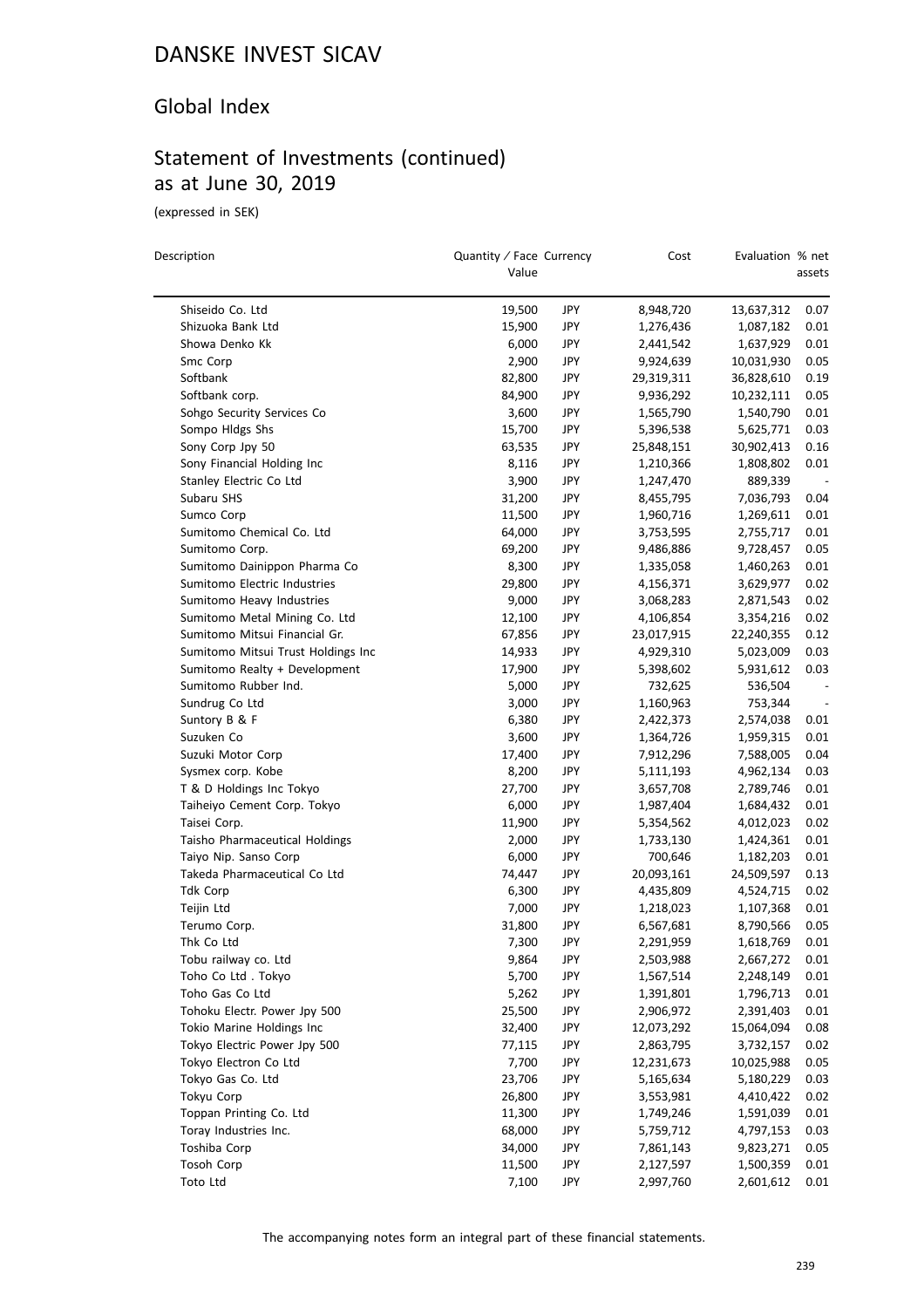# DANSKE INVEST SICAV

## Global Index

## Statement of Investments (continued) as at June 30, 2019

(expressed in SEK)

| Description | Quantity / Face Value | Currency | Cost | Evaluation | % net assets |
|---|---|---|---|---|---|
| Shiseido Co. Ltd | 19,500 | JPY | 8,948,720 | 13,637,312 | 0.07 |
| Shizuoka Bank Ltd | 15,900 | JPY | 1,276,436 | 1,087,182 | 0.01 |
| Showa Denko Kk | 6,000 | JPY | 2,441,542 | 1,637,929 | 0.01 |
| Smc Corp | 2,900 | JPY | 9,924,639 | 10,031,930 | 0.05 |
| Softbank | 82,800 | JPY | 29,319,311 | 36,828,610 | 0.19 |
| Softbank corp. | 84,900 | JPY | 9,936,292 | 10,232,111 | 0.05 |
| Sohgo Security Services Co | 3,600 | JPY | 1,565,790 | 1,540,790 | 0.01 |
| Sompo Hldgs Shs | 15,700 | JPY | 5,396,538 | 5,625,771 | 0.03 |
| Sony Corp Jpy 50 | 63,535 | JPY | 25,848,151 | 30,902,413 | 0.16 |
| Sony Financial Holding Inc | 8,116 | JPY | 1,210,366 | 1,808,802 | 0.01 |
| Stanley Electric Co Ltd | 3,900 | JPY | 1,247,470 | 889,339 | - |
| Subaru SHS | 31,200 | JPY | 8,455,795 | 7,036,793 | 0.04 |
| Sumco Corp | 11,500 | JPY | 1,960,716 | 1,269,611 | 0.01 |
| Sumitomo Chemical Co. Ltd | 64,000 | JPY | 3,753,595 | 2,755,717 | 0.01 |
| Sumitomo Corp. | 69,200 | JPY | 9,486,886 | 9,728,457 | 0.05 |
| Sumitomo Dainippon Pharma Co | 8,300 | JPY | 1,335,058 | 1,460,263 | 0.01 |
| Sumitomo Electric Industries | 29,800 | JPY | 4,156,371 | 3,629,977 | 0.02 |
| Sumitomo Heavy Industries | 9,000 | JPY | 3,068,283 | 2,871,543 | 0.02 |
| Sumitomo Metal Mining Co. Ltd | 12,100 | JPY | 4,106,854 | 3,354,216 | 0.02 |
| Sumitomo Mitsui Financial Gr. | 67,856 | JPY | 23,017,915 | 22,240,355 | 0.12 |
| Sumitomo Mitsui Trust Holdings Inc | 14,933 | JPY | 4,929,310 | 5,023,009 | 0.03 |
| Sumitomo Realty + Development | 17,900 | JPY | 5,398,602 | 5,931,612 | 0.03 |
| Sumitomo Rubber Ind. | 5,000 | JPY | 732,625 | 536,504 | - |
| Sundrug Co Ltd | 3,000 | JPY | 1,160,963 | 753,344 | - |
| Suntory B & F | 6,380 | JPY | 2,422,373 | 2,574,038 | 0.01 |
| Suzuken Co | 3,600 | JPY | 1,364,726 | 1,959,315 | 0.01 |
| Suzuki Motor Corp | 17,400 | JPY | 7,912,296 | 7,588,005 | 0.04 |
| Sysmex corp. Kobe | 8,200 | JPY | 5,111,193 | 4,962,134 | 0.03 |
| T & D Holdings Inc Tokyo | 27,700 | JPY | 3,657,708 | 2,789,746 | 0.01 |
| Taiheiyo Cement Corp. Tokyo | 6,000 | JPY | 1,987,404 | 1,684,432 | 0.01 |
| Taisei Corp. | 11,900 | JPY | 5,354,562 | 4,012,023 | 0.02 |
| Taisho Pharmaceutical Holdings | 2,000 | JPY | 1,733,130 | 1,424,361 | 0.01 |
| Taiyo Nip. Sanso Corp | 6,000 | JPY | 700,646 | 1,182,203 | 0.01 |
| Takeda Pharmaceutical Co Ltd | 74,447 | JPY | 20,093,161 | 24,509,597 | 0.13 |
| Tdk Corp | 6,300 | JPY | 4,435,809 | 4,524,715 | 0.02 |
| Teijin Ltd | 7,000 | JPY | 1,218,023 | 1,107,368 | 0.01 |
| Terumo Corp. | 31,800 | JPY | 6,567,681 | 8,790,566 | 0.05 |
| Thk Co Ltd | 7,300 | JPY | 2,291,959 | 1,618,769 | 0.01 |
| Tobu railway co. Ltd | 9,864 | JPY | 2,503,988 | 2,667,272 | 0.01 |
| Toho Co Ltd . Tokyo | 5,700 | JPY | 1,567,514 | 2,248,149 | 0.01 |
| Toho Gas Co Ltd | 5,262 | JPY | 1,391,801 | 1,796,713 | 0.01 |
| Tohoku Electr. Power Jpy 500 | 25,500 | JPY | 2,906,972 | 2,391,403 | 0.01 |
| Tokio Marine Holdings Inc | 32,400 | JPY | 12,073,292 | 15,064,094 | 0.08 |
| Tokyo Electric Power Jpy 500 | 77,115 | JPY | 2,863,795 | 3,732,157 | 0.02 |
| Tokyo Electron Co Ltd | 7,700 | JPY | 12,231,673 | 10,025,988 | 0.05 |
| Tokyo Gas Co. Ltd | 23,706 | JPY | 5,165,634 | 5,180,229 | 0.03 |
| Tokyu Corp | 26,800 | JPY | 3,553,981 | 4,410,422 | 0.02 |
| Toppan Printing Co. Ltd | 11,300 | JPY | 1,749,246 | 1,591,039 | 0.01 |
| Toray Industries Inc. | 68,000 | JPY | 5,759,712 | 4,797,153 | 0.03 |
| Toshiba Corp | 34,000 | JPY | 7,861,143 | 9,823,271 | 0.05 |
| Tosoh Corp | 11,500 | JPY | 2,127,597 | 1,500,359 | 0.01 |
| Toto Ltd | 7,100 | JPY | 2,997,760 | 2,601,612 | 0.01 |

The accompanying notes form an integral part of these financial statements.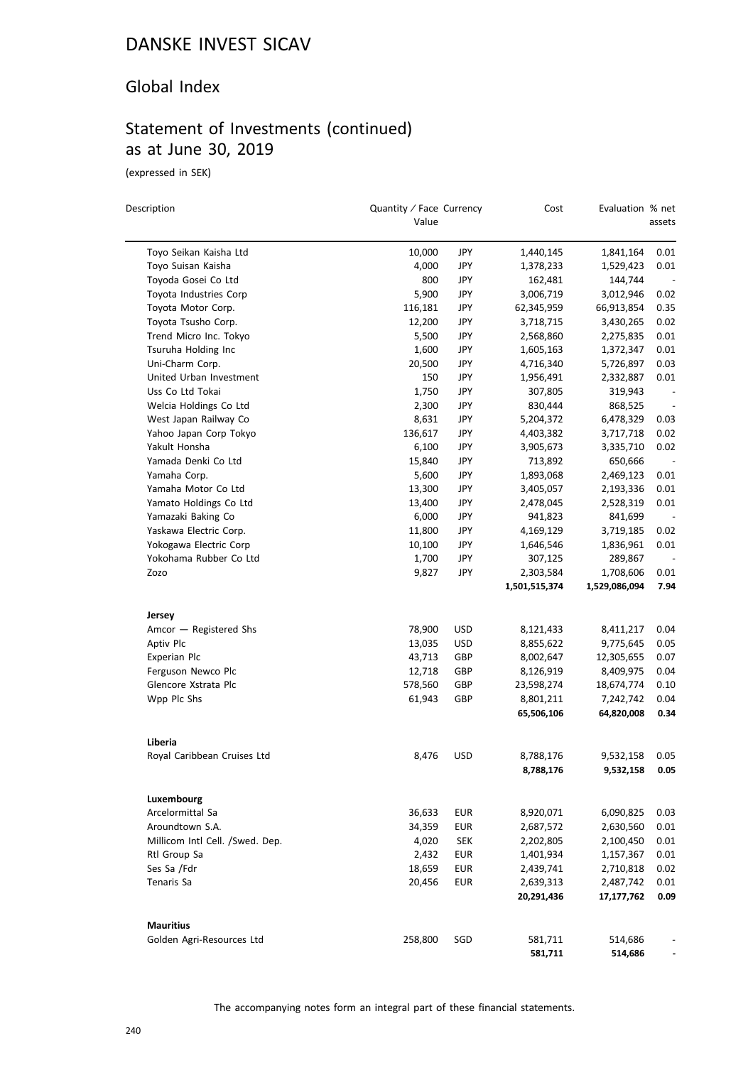# DANSKE INVEST SICAV

## Global Index

## Statement of Investments (continued) as at June 30, 2019

(expressed in SEK)

| Description | Quantity / Face Value | Currency | Cost | Evaluation | % net assets |
|---|---|---|---|---|---|
| Toyo Seikan Kaisha Ltd | 10,000 | JPY | 1,440,145 | 1,841,164 | 0.01 |
| Toyo Suisan Kaisha | 4,000 | JPY | 1,378,233 | 1,529,423 | 0.01 |
| Toyoda Gosei Co Ltd | 800 | JPY | 162,481 | 144,744 | - |
| Toyota Industries Corp | 5,900 | JPY | 3,006,719 | 3,012,946 | 0.02 |
| Toyota Motor Corp. | 116,181 | JPY | 62,345,959 | 66,913,854 | 0.35 |
| Toyota Tsusho Corp. | 12,200 | JPY | 3,718,715 | 3,430,265 | 0.02 |
| Trend Micro Inc. Tokyo | 5,500 | JPY | 2,568,860 | 2,275,835 | 0.01 |
| Tsuruha Holding Inc | 1,600 | JPY | 1,605,163 | 1,372,347 | 0.01 |
| Uni-Charm Corp. | 20,500 | JPY | 4,716,340 | 5,726,897 | 0.03 |
| United Urban Investment | 150 | JPY | 1,956,491 | 2,332,887 | 0.01 |
| Uss Co Ltd Tokai | 1,750 | JPY | 307,805 | 319,943 | - |
| Welcia Holdings Co Ltd | 2,300 | JPY | 830,444 | 868,525 | - |
| West Japan Railway Co | 8,631 | JPY | 5,204,372 | 6,478,329 | 0.03 |
| Yahoo Japan Corp Tokyo | 136,617 | JPY | 4,403,382 | 3,717,718 | 0.02 |
| Yakult Honsha | 6,100 | JPY | 3,905,673 | 3,335,710 | 0.02 |
| Yamada Denki Co Ltd | 15,840 | JPY | 713,892 | 650,666 | - |
| Yamaha Corp. | 5,600 | JPY | 1,893,068 | 2,469,123 | 0.01 |
| Yamaha Motor Co Ltd | 13,300 | JPY | 3,405,057 | 2,193,336 | 0.01 |
| Yamato Holdings Co Ltd | 13,400 | JPY | 2,478,045 | 2,528,319 | 0.01 |
| Yamazaki Baking Co | 6,000 | JPY | 941,823 | 841,699 | - |
| Yaskawa Electric Corp. | 11,800 | JPY | 4,169,129 | 3,719,185 | 0.02 |
| Yokogawa Electric Corp | 10,100 | JPY | 1,646,546 | 1,836,961 | 0.01 |
| Yokohama Rubber Co Ltd | 1,700 | JPY | 307,125 | 289,867 | - |
| Zozo | 9,827 | JPY | 2,303,584 | 1,708,606 | 0.01 |
| | | | **1,501,515,374** | **1,529,086,094** | **7.94** |
| **Jersey** | | | | | |
| Amcor — Registered Shs | 78,900 | USD | 8,121,433 | 8,411,217 | 0.04 |
| Aptiv Plc | 13,035 | USD | 8,855,622 | 9,775,645 | 0.05 |
| Experian Plc | 43,713 | GBP | 8,002,647 | 12,305,655 | 0.07 |
| Ferguson Newco Plc | 12,718 | GBP | 8,126,919 | 8,409,975 | 0.04 |
| Glencore Xstrata Plc | 578,560 | GBP | 23,598,274 | 18,674,774 | 0.10 |
| Wpp Plc Shs | 61,943 | GBP | 8,801,211 | 7,242,742 | 0.04 |
| | | | **65,506,106** | **64,820,008** | **0.34** |
| **Liberia** | | | | | |
| Royal Caribbean Cruises Ltd | 8,476 | USD | 8,788,176 | 9,532,158 | 0.05 |
| | | | **8,788,176** | **9,532,158** | **0.05** |
| **Luxembourg** | | | | | |
| Arcelormittal Sa | 36,633 | EUR | 8,920,071 | 6,090,825 | 0.03 |
| Aroundtown S.A. | 34,359 | EUR | 2,687,572 | 2,630,560 | 0.01 |
| Millicom Intl Cell. /Swed. Dep. | 4,020 | SEK | 2,202,805 | 2,100,450 | 0.01 |
| Rtl Group Sa | 2,432 | EUR | 1,401,934 | 1,157,367 | 0.01 |
| Ses Sa /Fdr | 18,659 | EUR | 2,439,741 | 2,710,818 | 0.02 |
| Tenaris Sa | 20,456 | EUR | 2,639,313 | 2,487,742 | 0.01 |
| | | | **20,291,436** | **17,177,762** | **0.09** |
| **Mauritius** | | | | | |
| Golden Agri-Resources Ltd | 258,800 | SGD | 581,711 | 514,686 | - |
| | | | **581,711** | **514,686** | **-** |

The accompanying notes form an integral part of these financial statements.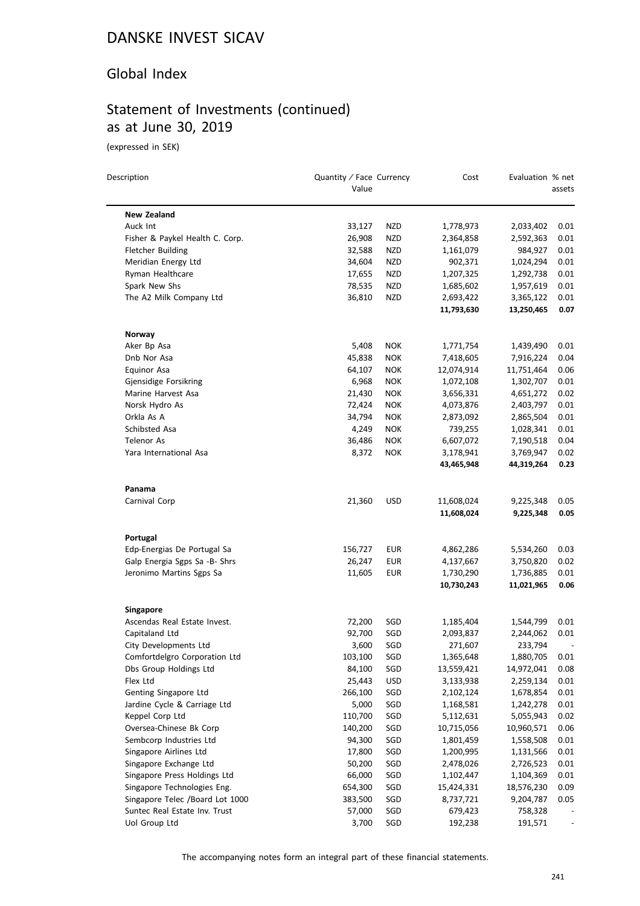# DANSKE INVEST SICAV

## Global Index

## Statement of Investments (continued) as at June 30, 2019

(expressed in SEK)

| Description | Quantity / Face Value | Currency | Cost | Evaluation | % net assets |
|---|---|---|---|---|---|
| **New Zealand** | | | | | |
| Auck Int | 33,127 | NZD | 1,778,973 | 2,033,402 | 0.01 |
| Fisher & Paykel Health C. Corp. | 26,908 | NZD | 2,364,858 | 2,592,363 | 0.01 |
| Fletcher Building | 32,588 | NZD | 1,161,079 | 984,927 | 0.01 |
| Meridian Energy Ltd | 34,604 | NZD | 902,371 | 1,024,294 | 0.01 |
| Ryman Healthcare | 17,655 | NZD | 1,207,325 | 1,292,738 | 0.01 |
| Spark New Shs | 78,535 | NZD | 1,685,602 | 1,957,619 | 0.01 |
| The A2 Milk Company Ltd | 36,810 | NZD | 2,693,422 | 3,365,122 | 0.01 |
| | | | **11,793,630** | **13,250,465** | **0.07** |
| **Norway** | | | | | |
| Aker Bp Asa | 5,408 | NOK | 1,771,754 | 1,439,490 | 0.01 |
| Dnb Nor Asa | 45,838 | NOK | 7,418,605 | 7,916,224 | 0.04 |
| Equinor Asa | 64,107 | NOK | 12,074,914 | 11,751,464 | 0.06 |
| Gjensidige Forsikring | 6,968 | NOK | 1,072,108 | 1,302,707 | 0.01 |
| Marine Harvest Asa | 21,430 | NOK | 3,656,331 | 4,651,272 | 0.02 |
| Norsk Hydro As | 72,424 | NOK | 4,073,876 | 2,403,797 | 0.01 |
| Orkla As A | 34,794 | NOK | 2,873,092 | 2,865,504 | 0.01 |
| Schibsted Asa | 4,249 | NOK | 739,255 | 1,028,341 | 0.01 |
| Telenor As | 36,486 | NOK | 6,607,072 | 7,190,518 | 0.04 |
| Yara International Asa | 8,372 | NOK | 3,178,941 | 3,769,947 | 0.02 |
| | | | **43,465,948** | **44,319,264** | **0.23** |
| **Panama** | | | | | |
| Carnival Corp | 21,360 | USD | 11,608,024 | 9,225,348 | 0.05 |
| | | | **11,608,024** | **9,225,348** | **0.05** |
| **Portugal** | | | | | |
| Edp-Energias De Portugal Sa | 156,727 | EUR | 4,862,286 | 5,534,260 | 0.03 |
| Galp Energia Sgps Sa -B- Shrs | 26,247 | EUR | 4,137,667 | 3,750,820 | 0.02 |
| Jeronimo Martins Sgps Sa | 11,605 | EUR | 1,730,290 | 1,736,885 | 0.01 |
| | | | **10,730,243** | **11,021,965** | **0.06** |
| **Singapore** | | | | | |
| Ascendas Real Estate Invest. | 72,200 | SGD | 1,185,404 | 1,544,799 | 0.01 |
| Capitaland Ltd | 92,700 | SGD | 2,093,837 | 2,244,062 | 0.01 |
| City Developments Ltd | 3,600 | SGD | 271,607 | 233,794 | - |
| Comfortdelgro Corporation Ltd | 103,100 | SGD | 1,365,648 | 1,880,705 | 0.01 |
| Dbs Group Holdings Ltd | 84,100 | SGD | 13,559,421 | 14,972,041 | 0.08 |
| Flex Ltd | 25,443 | USD | 3,133,938 | 2,259,134 | 0.01 |
| Genting Singapore Ltd | 266,100 | SGD | 2,102,124 | 1,678,854 | 0.01 |
| Jardine Cycle & Carriage Ltd | 5,000 | SGD | 1,168,581 | 1,242,278 | 0.01 |
| Keppel Corp Ltd | 110,700 | SGD | 5,112,631 | 5,055,943 | 0.02 |
| Oversea-Chinese Bk Corp | 140,200 | SGD | 10,715,056 | 10,960,571 | 0.06 |
| Sembcorp Industries Ltd | 94,300 | SGD | 1,801,459 | 1,558,508 | 0.01 |
| Singapore Airlines Ltd | 17,800 | SGD | 1,200,995 | 1,131,566 | 0.01 |
| Singapore Exchange Ltd | 50,200 | SGD | 2,478,026 | 2,726,523 | 0.01 |
| Singapore Press Holdings Ltd | 66,000 | SGD | 1,102,447 | 1,104,369 | 0.01 |
| Singapore Technologies Eng. | 654,300 | SGD | 15,424,331 | 18,576,230 | 0.09 |
| Singapore Telec /Board Lot 1000 | 383,500 | SGD | 8,737,721 | 9,204,787 | 0.05 |
| Suntec Real Estate Inv. Trust | 57,000 | SGD | 679,423 | 758,328 | - |
| Uol Group Ltd | 3,700 | SGD | 192,238 | 191,571 | - |

The accompanying notes form an integral part of these financial statements.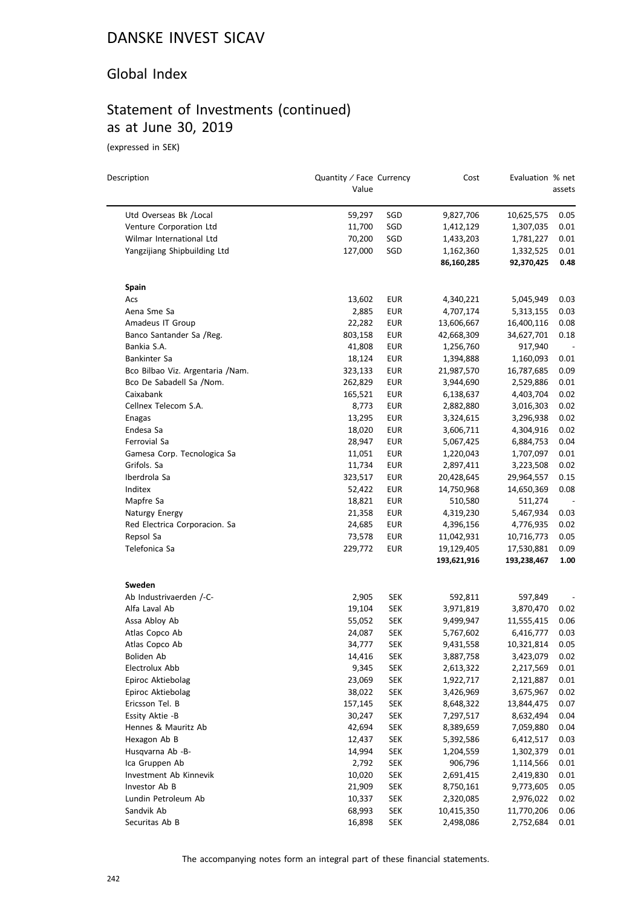# DANSKE INVEST SICAV

## Global Index

## Statement of Investments (continued) as at June 30, 2019

(expressed in SEK)

| Description | Quantity / Face Value | Currency | Cost | Evaluation | % net assets |
|---|---|---|---|---|---|
| Utd Overseas Bk /Local | 59,297 | SGD | 9,827,706 | 10,625,575 | 0.05 |
| Venture Corporation Ltd | 11,700 | SGD | 1,412,129 | 1,307,035 | 0.01 |
| Wilmar International Ltd | 70,200 | SGD | 1,433,203 | 1,781,227 | 0.01 |
| Yangzijiang Shipbuilding Ltd | 127,000 | SGD | 1,162,360 | 1,332,525 | 0.01 |
| | | | **86,160,285** | **92,370,425** | **0.48** |
| **Spain** | | | | | |
| Acs | 13,602 | EUR | 4,340,221 | 5,045,949 | 0.03 |
| Aena Sme Sa | 2,885 | EUR | 4,707,174 | 5,313,155 | 0.03 |
| Amadeus IT Group | 22,282 | EUR | 13,606,667 | 16,400,116 | 0.08 |
| Banco Santander Sa /Reg. | 803,158 | EUR | 42,668,309 | 34,627,701 | 0.18 |
| Bankia S.A. | 41,808 | EUR | 1,256,760 | 917,940 | - |
| Bankinter Sa | 18,124 | EUR | 1,394,888 | 1,160,093 | 0.01 |
| Bco Bilbao Viz. Argentaria /Nam. | 323,133 | EUR | 21,987,570 | 16,787,685 | 0.09 |
| Bco De Sabadell Sa /Nom. | 262,829 | EUR | 3,944,690 | 2,529,886 | 0.01 |
| Caixabank | 165,521 | EUR | 6,138,637 | 4,403,704 | 0.02 |
| Cellnex Telecom S.A. | 8,773 | EUR | 2,882,880 | 3,016,303 | 0.02 |
| Enagas | 13,295 | EUR | 3,324,615 | 3,296,938 | 0.02 |
| Endesa Sa | 18,020 | EUR | 3,606,711 | 4,304,916 | 0.02 |
| Ferrovial Sa | 28,947 | EUR | 5,067,425 | 6,884,753 | 0.04 |
| Gamesa Corp. Tecnologica Sa | 11,051 | EUR | 1,220,043 | 1,707,097 | 0.01 |
| Grifols. Sa | 11,734 | EUR | 2,897,411 | 3,223,508 | 0.02 |
| Iberdrola Sa | 323,517 | EUR | 20,428,645 | 29,964,557 | 0.15 |
| Inditex | 52,422 | EUR | 14,750,968 | 14,650,369 | 0.08 |
| Mapfre Sa | 18,821 | EUR | 510,580 | 511,274 | - |
| Naturgy Energy | 21,358 | EUR | 4,319,230 | 5,467,934 | 0.03 |
| Red Electrica Corporacion. Sa | 24,685 | EUR | 4,396,156 | 4,776,935 | 0.02 |
| Repsol Sa | 73,578 | EUR | 11,042,931 | 10,716,773 | 0.05 |
| Telefonica Sa | 229,772 | EUR | 19,129,405 | 17,530,881 | 0.09 |
| | | | **193,621,916** | **193,238,467** | **1.00** |
| **Sweden** | | | | | |
| Ab Industrivaerden /-C- | 2,905 | SEK | 592,811 | 597,849 | - |
| Alfa Laval Ab | 19,104 | SEK | 3,971,819 | 3,870,470 | 0.02 |
| Assa Abloy Ab | 55,052 | SEK | 9,499,947 | 11,555,415 | 0.06 |
| Atlas Copco Ab | 24,087 | SEK | 5,767,602 | 6,416,777 | 0.03 |
| Atlas Copco Ab | 34,777 | SEK | 9,431,558 | 10,321,814 | 0.05 |
| Boliden Ab | 14,416 | SEK | 3,887,758 | 3,423,079 | 0.02 |
| Electrolux Abb | 9,345 | SEK | 2,613,322 | 2,217,569 | 0.01 |
| Epiroc Aktiebolag | 23,069 | SEK | 1,922,717 | 2,121,887 | 0.01 |
| Epiroc Aktiebolag | 38,022 | SEK | 3,426,969 | 3,675,967 | 0.02 |
| Ericsson Tel. B | 157,145 | SEK | 8,648,322 | 13,844,475 | 0.07 |
| Essity Aktie -B | 30,247 | SEK | 7,297,517 | 8,632,494 | 0.04 |
| Hennes & Mauritz Ab | 42,694 | SEK | 8,389,659 | 7,059,880 | 0.04 |
| Hexagon Ab B | 12,437 | SEK | 5,392,586 | 6,412,517 | 0.03 |
| Husqvarna Ab -B- | 14,994 | SEK | 1,204,559 | 1,302,379 | 0.01 |
| Ica Gruppen Ab | 2,792 | SEK | 906,796 | 1,114,566 | 0.01 |
| Investment Ab Kinnevik | 10,020 | SEK | 2,691,415 | 2,419,830 | 0.01 |
| Investor Ab B | 21,909 | SEK | 8,750,161 | 9,773,605 | 0.05 |
| Lundin Petroleum Ab | 10,337 | SEK | 2,320,085 | 2,976,022 | 0.02 |
| Sandvik Ab | 68,993 | SEK | 10,415,350 | 11,770,206 | 0.06 |
| Securitas Ab B | 16,898 | SEK | 2,498,086 | 2,752,684 | 0.01 |

The accompanying notes form an integral part of these financial statements.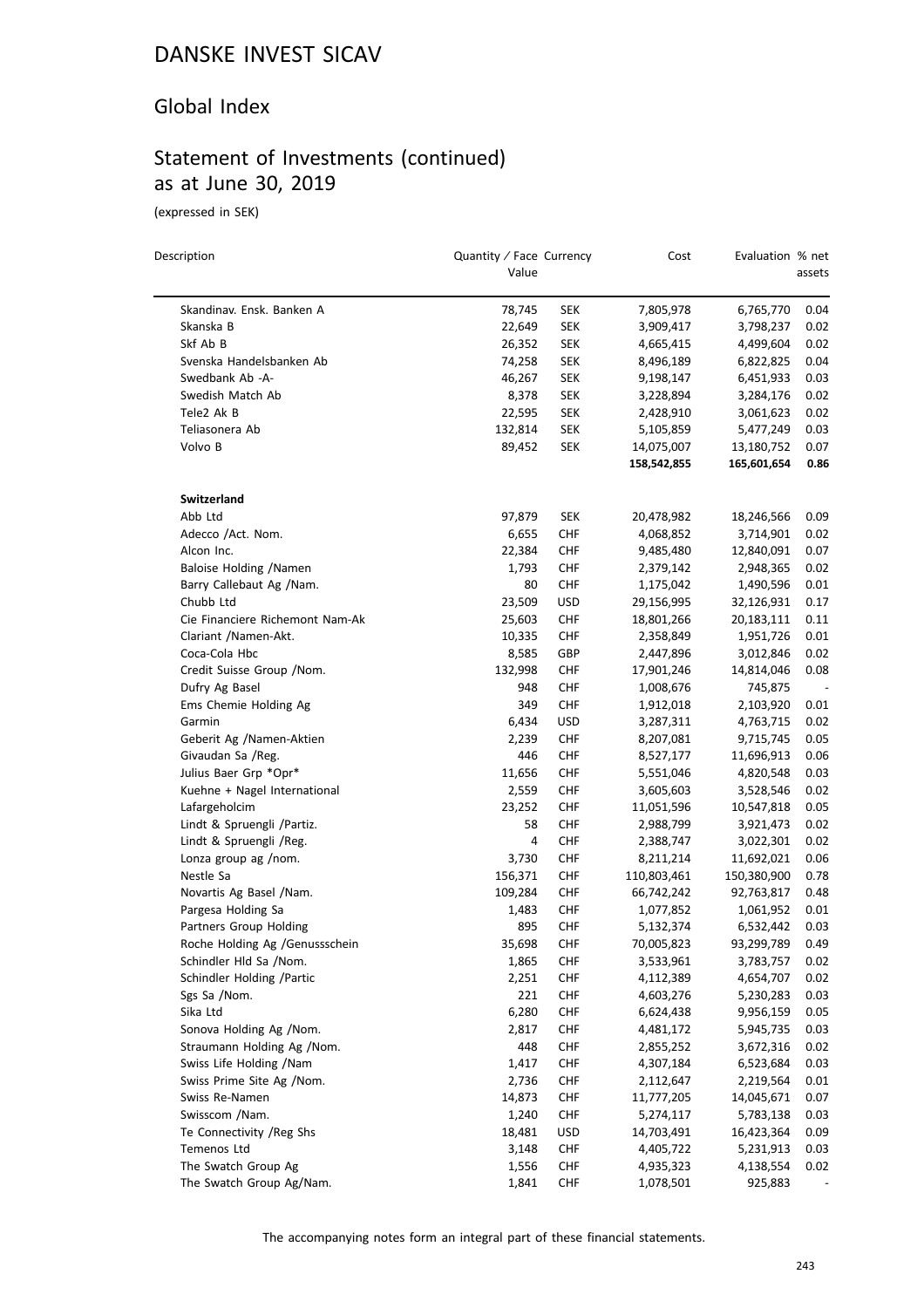# DANSKE INVEST SICAV

## Global Index

## Statement of Investments (continued) as at June 30, 2019

(expressed in SEK)

| Description | Quantity / Face Value | Currency | Cost | Evaluation | % net assets |
|---|---|---|---|---|---|
| Skandinav. Ensk. Banken A | 78,745 | SEK | 7,805,978 | 6,765,770 | 0.04 |
| Skanska B | 22,649 | SEK | 3,909,417 | 3,798,237 | 0.02 |
| Skf Ab B | 26,352 | SEK | 4,665,415 | 4,499,604 | 0.02 |
| Svenska Handelsbanken Ab | 74,258 | SEK | 8,496,189 | 6,822,825 | 0.04 |
| Swedbank Ab -A- | 46,267 | SEK | 9,198,147 | 6,451,933 | 0.03 |
| Swedish Match Ab | 8,378 | SEK | 3,228,894 | 3,284,176 | 0.02 |
| Tele2 Ak B | 22,595 | SEK | 2,428,910 | 3,061,623 | 0.02 |
| Teliasonera Ab | 132,814 | SEK | 5,105,859 | 5,477,249 | 0.03 |
| Volvo B | 89,452 | SEK | 14,075,007 | 13,180,752 | 0.07 |
| | | | **158,542,855** | **165,601,654** | **0.86** |
| **Switzerland** | | | | | |
| Abb Ltd | 97,879 | SEK | 20,478,982 | 18,246,566 | 0.09 |
| Adecco /Act. Nom. | 6,655 | CHF | 4,068,852 | 3,714,901 | 0.02 |
| Alcon Inc. | 22,384 | CHF | 9,485,480 | 12,840,091 | 0.07 |
| Baloise Holding /Namen | 1,793 | CHF | 2,379,142 | 2,948,365 | 0.02 |
| Barry Callebaut Ag /Nam. | 80 | CHF | 1,175,042 | 1,490,596 | 0.01 |
| Chubb Ltd | 23,509 | USD | 29,156,995 | 32,126,931 | 0.17 |
| Cie Financiere Richemont Nam-Ak | 25,603 | CHF | 18,801,266 | 20,183,111 | 0.11 |
| Clariant /Namen-Akt. | 10,335 | CHF | 2,358,849 | 1,951,726 | 0.01 |
| Coca-Cola Hbc | 8,585 | GBP | 2,447,896 | 3,012,846 | 0.02 |
| Credit Suisse Group /Nom. | 132,998 | CHF | 17,901,246 | 14,814,046 | 0.08 |
| Dufry Ag Basel | 948 | CHF | 1,008,676 | 745,875 | - |
| Ems Chemie Holding Ag | 349 | CHF | 1,912,018 | 2,103,920 | 0.01 |
| Garmin | 6,434 | USD | 3,287,311 | 4,763,715 | 0.02 |
| Geberit Ag /Namen-Aktien | 2,239 | CHF | 8,207,081 | 9,715,745 | 0.05 |
| Givaudan Sa /Reg. | 446 | CHF | 8,527,177 | 11,696,913 | 0.06 |
| Julius Baer Grp *Opr* | 11,656 | CHF | 5,551,046 | 4,820,548 | 0.03 |
| Kuehne + Nagel International | 2,559 | CHF | 3,605,603 | 3,528,546 | 0.02 |
| Lafargeholcim | 23,252 | CHF | 11,051,596 | 10,547,818 | 0.05 |
| Lindt & Spruengli /Partiz. | 58 | CHF | 2,988,799 | 3,921,473 | 0.02 |
| Lindt & Spruengli /Reg. | 4 | CHF | 2,388,747 | 3,022,301 | 0.02 |
| Lonza group ag /nom. | 3,730 | CHF | 8,211,214 | 11,692,021 | 0.06 |
| Nestle Sa | 156,371 | CHF | 110,803,461 | 150,380,900 | 0.78 |
| Novartis Ag Basel /Nam. | 109,284 | CHF | 66,742,242 | 92,763,817 | 0.48 |
| Pargesa Holding Sa | 1,483 | CHF | 1,077,852 | 1,061,952 | 0.01 |
| Partners Group Holding | 895 | CHF | 5,132,374 | 6,532,442 | 0.03 |
| Roche Holding Ag /Genussschein | 35,698 | CHF | 70,005,823 | 93,299,789 | 0.49 |
| Schindler Hld Sa /Nom. | 1,865 | CHF | 3,533,961 | 3,783,757 | 0.02 |
| Schindler Holding /Partic | 2,251 | CHF | 4,112,389 | 4,654,707 | 0.02 |
| Sgs Sa /Nom. | 221 | CHF | 4,603,276 | 5,230,283 | 0.03 |
| Sika Ltd | 6,280 | CHF | 6,624,438 | 9,956,159 | 0.05 |
| Sonova Holding Ag /Nom. | 2,817 | CHF | 4,481,172 | 5,945,735 | 0.03 |
| Straumann Holding Ag /Nom. | 448 | CHF | 2,855,252 | 3,672,316 | 0.02 |
| Swiss Life Holding /Nam | 1,417 | CHF | 4,307,184 | 6,523,684 | 0.03 |
| Swiss Prime Site Ag /Nom. | 2,736 | CHF | 2,112,647 | 2,219,564 | 0.01 |
| Swiss Re-Namen | 14,873 | CHF | 11,777,205 | 14,045,671 | 0.07 |
| Swisscom /Nam. | 1,240 | CHF | 5,274,117 | 5,783,138 | 0.03 |
| Te Connectivity /Reg Shs | 18,481 | USD | 14,703,491 | 16,423,364 | 0.09 |
| Temenos Ltd | 3,148 | CHF | 4,405,722 | 5,231,913 | 0.03 |
| The Swatch Group Ag | 1,556 | CHF | 4,935,323 | 4,138,554 | 0.02 |
| The Swatch Group Ag/Nam. | 1,841 | CHF | 1,078,501 | 925,883 | - |

The accompanying notes form an integral part of these financial statements.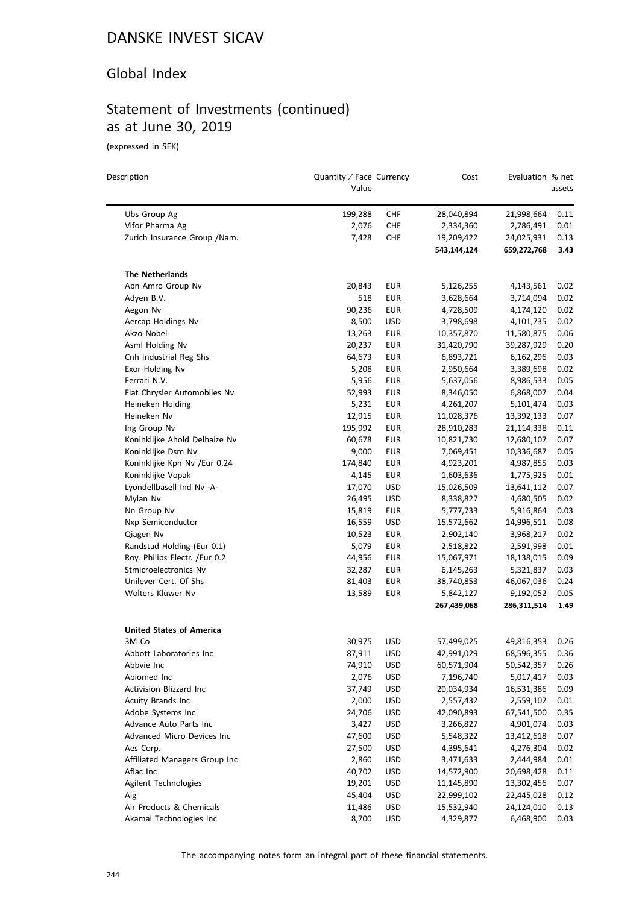# DANSKE INVEST SICAV

## Global Index

## Statement of Investments (continued) as at June 30, 2019

(expressed in SEK)

| Description | Quantity / Face Value | Currency | Cost | Evaluation | % net assets |
|---|---|---|---|---|---|
| Ubs Group Ag | 199,288 | CHF | 28,040,894 | 21,998,664 | 0.11 |
| Vifor Pharma Ag | 2,076 | CHF | 2,334,360 | 2,786,491 | 0.01 |
| Zurich Insurance Group /Nam. | 7,428 | CHF | 19,209,422 | 24,025,931 | 0.13 |
| | | | **543,144,124** | **659,272,768** | **3.43** |
| **The Netherlands** | | | | | |
| Abn Amro Group Nv | 20,843 | EUR | 5,126,255 | 4,143,561 | 0.02 |
| Adyen B.V. | 518 | EUR | 3,628,664 | 3,714,094 | 0.02 |
| Aegon Nv | 90,236 | EUR | 4,728,509 | 4,174,120 | 0.02 |
| Aercap Holdings Nv | 8,500 | USD | 3,798,698 | 4,101,735 | 0.02 |
| Akzo Nobel | 13,263 | EUR | 10,357,870 | 11,580,875 | 0.06 |
| Asml Holding Nv | 20,237 | EUR | 31,420,790 | 39,287,929 | 0.20 |
| Cnh Industrial Reg Shs | 64,673 | EUR | 6,893,721 | 6,162,296 | 0.03 |
| Exor Holding Nv | 5,208 | EUR | 2,950,664 | 3,389,698 | 0.02 |
| Ferrari N.V. | 5,956 | EUR | 5,637,056 | 8,986,533 | 0.05 |
| Fiat Chrysler Automobiles Nv | 52,993 | EUR | 8,346,050 | 6,868,007 | 0.04 |
| Heineken Holding | 5,231 | EUR | 4,261,207 | 5,101,474 | 0.03 |
| Heineken Nv | 12,915 | EUR | 11,028,376 | 13,392,133 | 0.07 |
| Ing Group Nv | 195,992 | EUR | 28,910,283 | 21,114,338 | 0.11 |
| Koninklijke Ahold Delhaize Nv | 60,678 | EUR | 10,821,730 | 12,680,107 | 0.07 |
| Koninklijke Dsm Nv | 9,000 | EUR | 7,069,451 | 10,336,687 | 0.05 |
| Koninklijke Kpn Nv /Eur 0.24 | 174,840 | EUR | 4,923,201 | 4,987,855 | 0.03 |
| Koninklijke Vopak | 4,145 | EUR | 1,603,636 | 1,775,925 | 0.01 |
| Lyondellbasell Ind Nv -A- | 17,070 | USD | 15,026,509 | 13,641,112 | 0.07 |
| Mylan Nv | 26,495 | USD | 8,338,827 | 4,680,505 | 0.02 |
| Nn Group Nv | 15,819 | EUR | 5,777,733 | 5,916,864 | 0.03 |
| Nxp Semiconductor | 16,559 | USD | 15,572,662 | 14,996,511 | 0.08 |
| Qiagen Nv | 10,523 | EUR | 2,902,140 | 3,968,217 | 0.02 |
| Randstad Holding (Eur 0.1) | 5,079 | EUR | 2,518,822 | 2,591,998 | 0.01 |
| Roy. Philips Electr. /Eur 0.2 | 44,956 | EUR | 15,067,971 | 18,138,015 | 0.09 |
| Stmicroelectronics Nv | 32,287 | EUR | 6,145,263 | 5,321,837 | 0.03 |
| Unilever Cert. Of Shs | 81,403 | EUR | 38,740,853 | 46,067,036 | 0.24 |
| Wolters Kluwer Nv | 13,589 | EUR | 5,842,127 | 9,192,052 | 0.05 |
| | | | **267,439,068** | **286,311,514** | **1.49** |
| **United States of America** | | | | | |
| 3M Co | 30,975 | USD | 57,499,025 | 49,816,353 | 0.26 |
| Abbott Laboratories Inc | 87,911 | USD | 42,991,029 | 68,596,355 | 0.36 |
| Abbvie Inc | 74,910 | USD | 60,571,904 | 50,542,357 | 0.26 |
| Abiomed Inc | 2,076 | USD | 7,196,740 | 5,017,417 | 0.03 |
| Activision Blizzard Inc | 37,749 | USD | 20,034,934 | 16,531,386 | 0.09 |
| Acuity Brands Inc | 2,000 | USD | 2,557,432 | 2,559,102 | 0.01 |
| Adobe Systems Inc | 24,706 | USD | 42,090,893 | 67,541,500 | 0.35 |
| Advance Auto Parts Inc | 3,427 | USD | 3,266,827 | 4,901,074 | 0.03 |
| Advanced Micro Devices Inc | 47,600 | USD | 5,548,322 | 13,412,618 | 0.07 |
| Aes Corp. | 27,500 | USD | 4,395,641 | 4,276,304 | 0.02 |
| Affiliated Managers Group Inc | 2,860 | USD | 3,471,633 | 2,444,984 | 0.01 |
| Aflac Inc | 40,702 | USD | 14,572,900 | 20,698,428 | 0.11 |
| Agilent Technologies | 19,201 | USD | 11,145,890 | 13,302,456 | 0.07 |
| Aig | 45,404 | USD | 22,999,102 | 22,445,028 | 0.12 |
| Air Products & Chemicals | 11,486 | USD | 15,532,940 | 24,124,010 | 0.13 |
| Akamai Technologies Inc | 8,700 | USD | 4,329,877 | 6,468,900 | 0.03 |

The accompanying notes form an integral part of these financial statements.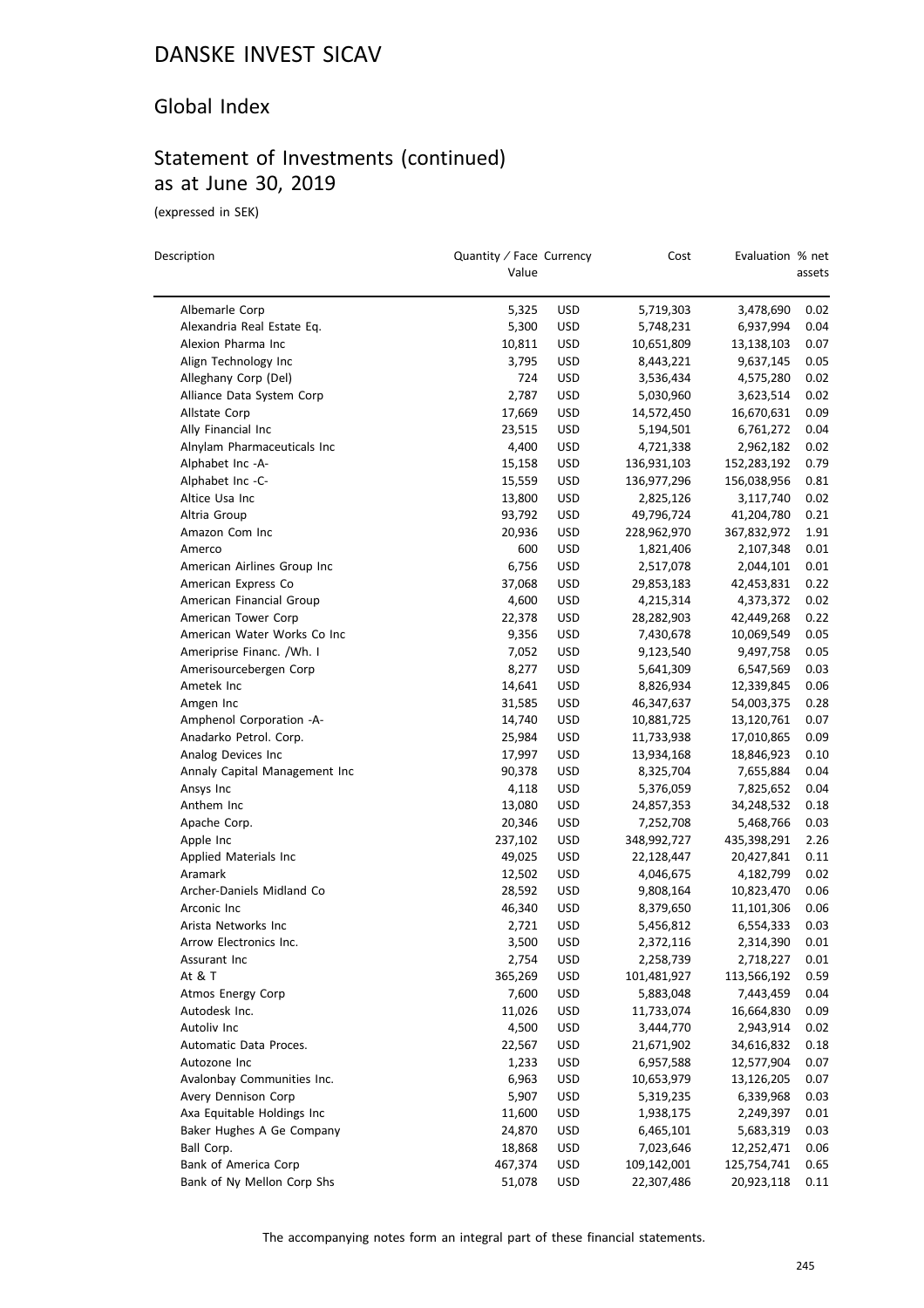# DANSKE INVEST SICAV

## Global Index

## Statement of Investments (continued) as at June 30, 2019

(expressed in SEK)

| Description | Quantity / Face Value | Currency | Cost | Evaluation | % net assets |
|---|---|---|---|---|---|
| Albemarle Corp | 5,325 | USD | 5,719,303 | 3,478,690 | 0.02 |
| Alexandria Real Estate Eq. | 5,300 | USD | 5,748,231 | 6,937,994 | 0.04 |
| Alexion Pharma Inc | 10,811 | USD | 10,651,809 | 13,138,103 | 0.07 |
| Align Technology Inc | 3,795 | USD | 8,443,221 | 9,637,145 | 0.05 |
| Alleghany Corp (Del) | 724 | USD | 3,536,434 | 4,575,280 | 0.02 |
| Alliance Data System Corp | 2,787 | USD | 5,030,960 | 3,623,514 | 0.02 |
| Allstate Corp | 17,669 | USD | 14,572,450 | 16,670,631 | 0.09 |
| Ally Financial Inc | 23,515 | USD | 5,194,501 | 6,761,272 | 0.04 |
| Alnylam Pharmaceuticals Inc | 4,400 | USD | 4,721,338 | 2,962,182 | 0.02 |
| Alphabet Inc -A- | 15,158 | USD | 136,931,103 | 152,283,192 | 0.79 |
| Alphabet Inc -C- | 15,559 | USD | 136,977,296 | 156,038,956 | 0.81 |
| Altice Usa Inc | 13,800 | USD | 2,825,126 | 3,117,740 | 0.02 |
| Altria Group | 93,792 | USD | 49,796,724 | 41,204,780 | 0.21 |
| Amazon Com Inc | 20,936 | USD | 228,962,970 | 367,832,972 | 1.91 |
| Amerco | 600 | USD | 1,821,406 | 2,107,348 | 0.01 |
| American Airlines Group Inc | 6,756 | USD | 2,517,078 | 2,044,101 | 0.01 |
| American Express Co | 37,068 | USD | 29,853,183 | 42,453,831 | 0.22 |
| American Financial Group | 4,600 | USD | 4,215,314 | 4,373,372 | 0.02 |
| American Tower Corp | 22,378 | USD | 28,282,903 | 42,449,268 | 0.22 |
| American Water Works Co Inc | 9,356 | USD | 7,430,678 | 10,069,549 | 0.05 |
| Ameriprise Financ. /Wh. I | 7,052 | USD | 9,123,540 | 9,497,758 | 0.05 |
| Amerisourcebergen Corp | 8,277 | USD | 5,641,309 | 6,547,569 | 0.03 |
| Ametek Inc | 14,641 | USD | 8,826,934 | 12,339,845 | 0.06 |
| Amgen Inc | 31,585 | USD | 46,347,637 | 54,003,375 | 0.28 |
| Amphenol Corporation -A- | 14,740 | USD | 10,881,725 | 13,120,761 | 0.07 |
| Anadarko Petrol. Corp. | 25,984 | USD | 11,733,938 | 17,010,865 | 0.09 |
| Analog Devices Inc | 17,997 | USD | 13,934,168 | 18,846,923 | 0.10 |
| Annaly Capital Management Inc | 90,378 | USD | 8,325,704 | 7,655,884 | 0.04 |
| Ansys Inc | 4,118 | USD | 5,376,059 | 7,825,652 | 0.04 |
| Anthem Inc | 13,080 | USD | 24,857,353 | 34,248,532 | 0.18 |
| Apache Corp. | 20,346 | USD | 7,252,708 | 5,468,766 | 0.03 |
| Apple Inc | 237,102 | USD | 348,992,727 | 435,398,291 | 2.26 |
| Applied Materials Inc | 49,025 | USD | 22,128,447 | 20,427,841 | 0.11 |
| Aramark | 12,502 | USD | 4,046,675 | 4,182,799 | 0.02 |
| Archer-Daniels Midland Co | 28,592 | USD | 9,808,164 | 10,823,470 | 0.06 |
| Arconic Inc | 46,340 | USD | 8,379,650 | 11,101,306 | 0.06 |
| Arista Networks Inc | 2,721 | USD | 5,456,812 | 6,554,333 | 0.03 |
| Arrow Electronics Inc. | 3,500 | USD | 2,372,116 | 2,314,390 | 0.01 |
| Assurant Inc | 2,754 | USD | 2,258,739 | 2,718,227 | 0.01 |
| At & T | 365,269 | USD | 101,481,927 | 113,566,192 | 0.59 |
| Atmos Energy Corp | 7,600 | USD | 5,883,048 | 7,443,459 | 0.04 |
| Autodesk Inc. | 11,026 | USD | 11,733,074 | 16,664,830 | 0.09 |
| Autoliv Inc | 4,500 | USD | 3,444,770 | 2,943,914 | 0.02 |
| Automatic Data Proces. | 22,567 | USD | 21,671,902 | 34,616,832 | 0.18 |
| Autozone Inc | 1,233 | USD | 6,957,588 | 12,577,904 | 0.07 |
| Avalonbay Communities Inc. | 6,963 | USD | 10,653,979 | 13,126,205 | 0.07 |
| Avery Dennison Corp | 5,907 | USD | 5,319,235 | 6,339,968 | 0.03 |
| Axa Equitable Holdings Inc | 11,600 | USD | 1,938,175 | 2,249,397 | 0.01 |
| Baker Hughes A Ge Company | 24,870 | USD | 6,465,101 | 5,683,319 | 0.03 |
| Ball Corp. | 18,868 | USD | 7,023,646 | 12,252,471 | 0.06 |
| Bank of America Corp | 467,374 | USD | 109,142,001 | 125,754,741 | 0.65 |
| Bank of Ny Mellon Corp Shs | 51,078 | USD | 22,307,486 | 20,923,118 | 0.11 |

The accompanying notes form an integral part of these financial statements.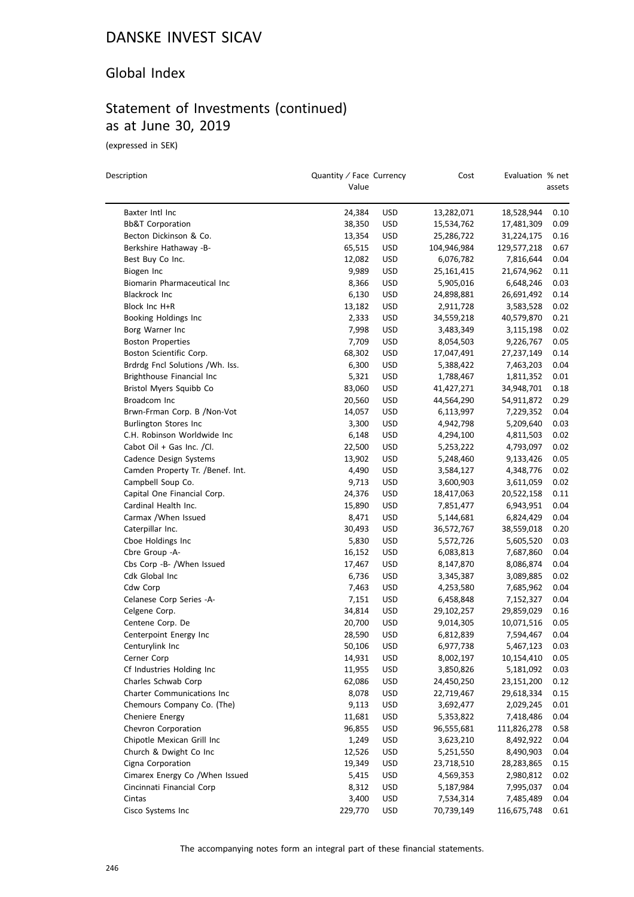# DANSKE INVEST SICAV

## Global Index

## Statement of Investments (continued) as at June 30, 2019

(expressed in SEK)

| Description | Quantity / Face Value | Currency | Cost | Evaluation | % net assets |
|---|---|---|---|---|---|
| Baxter Intl Inc | 24,384 | USD | 13,282,071 | 18,528,944 | 0.10 |
| Bb&T Corporation | 38,350 | USD | 15,534,762 | 17,481,309 | 0.09 |
| Becton Dickinson & Co. | 13,354 | USD | 25,286,722 | 31,224,175 | 0.16 |
| Berkshire Hathaway -B- | 65,515 | USD | 104,946,984 | 129,577,218 | 0.67 |
| Best Buy Co Inc. | 12,082 | USD | 6,076,782 | 7,816,644 | 0.04 |
| Biogen Inc | 9,989 | USD | 25,161,415 | 21,674,962 | 0.11 |
| Biomarin Pharmaceutical Inc | 8,366 | USD | 5,905,016 | 6,648,246 | 0.03 |
| Blackrock Inc | 6,130 | USD | 24,898,881 | 26,691,492 | 0.14 |
| Block Inc H+R | 13,182 | USD | 2,911,728 | 3,583,528 | 0.02 |
| Booking Holdings Inc | 2,333 | USD | 34,559,218 | 40,579,870 | 0.21 |
| Borg Warner Inc | 7,998 | USD | 3,483,349 | 3,115,198 | 0.02 |
| Boston Properties | 7,709 | USD | 8,054,503 | 9,226,767 | 0.05 |
| Boston Scientific Corp. | 68,302 | USD | 17,047,491 | 27,237,149 | 0.14 |
| Brdrdg Fncl Solutions /Wh. Iss. | 6,300 | USD | 5,388,422 | 7,463,203 | 0.04 |
| Brighthouse Financial Inc | 5,321 | USD | 1,788,467 | 1,811,352 | 0.01 |
| Bristol Myers Squibb Co | 83,060 | USD | 41,427,271 | 34,948,701 | 0.18 |
| Broadcom Inc | 20,560 | USD | 44,564,290 | 54,911,872 | 0.29 |
| Brwn-Frman Corp. B /Non-Vot | 14,057 | USD | 6,113,997 | 7,229,352 | 0.04 |
| Burlington Stores Inc | 3,300 | USD | 4,942,798 | 5,209,640 | 0.03 |
| C.H. Robinson Worldwide Inc | 6,148 | USD | 4,294,100 | 4,811,503 | 0.02 |
| Cabot Oil + Gas Inc. /Cl. | 22,500 | USD | 5,253,222 | 4,793,097 | 0.02 |
| Cadence Design Systems | 13,902 | USD | 5,248,460 | 9,133,426 | 0.05 |
| Camden Property Tr. /Benef. Int. | 4,490 | USD | 3,584,127 | 4,348,776 | 0.02 |
| Campbell Soup Co. | 9,713 | USD | 3,600,903 | 3,611,059 | 0.02 |
| Capital One Financial Corp. | 24,376 | USD | 18,417,063 | 20,522,158 | 0.11 |
| Cardinal Health Inc. | 15,890 | USD | 7,851,477 | 6,943,951 | 0.04 |
| Carmax /When Issued | 8,471 | USD | 5,144,681 | 6,824,429 | 0.04 |
| Caterpillar Inc. | 30,493 | USD | 36,572,767 | 38,559,018 | 0.20 |
| Cboe Holdings Inc | 5,830 | USD | 5,572,726 | 5,605,520 | 0.03 |
| Cbre Group -A- | 16,152 | USD | 6,083,813 | 7,687,860 | 0.04 |
| Cbs Corp -B- /When Issued | 17,467 | USD | 8,147,870 | 8,086,874 | 0.04 |
| Cdk Global Inc | 6,736 | USD | 3,345,387 | 3,089,885 | 0.02 |
| Cdw Corp | 7,463 | USD | 4,253,580 | 7,685,962 | 0.04 |
| Celanese Corp Series -A- | 7,151 | USD | 6,458,848 | 7,152,327 | 0.04 |
| Celgene Corp. | 34,814 | USD | 29,102,257 | 29,859,029 | 0.16 |
| Centene Corp. De | 20,700 | USD | 9,014,305 | 10,071,516 | 0.05 |
| Centerpoint Energy Inc | 28,590 | USD | 6,812,839 | 7,594,467 | 0.04 |
| Centurylink Inc | 50,106 | USD | 6,977,738 | 5,467,123 | 0.03 |
| Cerner Corp | 14,931 | USD | 8,002,197 | 10,154,410 | 0.05 |
| Cf Industries Holding Inc | 11,955 | USD | 3,850,826 | 5,181,092 | 0.03 |
| Charles Schwab Corp | 62,086 | USD | 24,450,250 | 23,151,200 | 0.12 |
| Charter Communications Inc | 8,078 | USD | 22,719,467 | 29,618,334 | 0.15 |
| Chemours Company Co. (The) | 9,113 | USD | 3,692,477 | 2,029,245 | 0.01 |
| Cheniere Energy | 11,681 | USD | 5,353,822 | 7,418,486 | 0.04 |
| Chevron Corporation | 96,855 | USD | 96,555,681 | 111,826,278 | 0.58 |
| Chipotle Mexican Grill Inc | 1,249 | USD | 3,623,210 | 8,492,922 | 0.04 |
| Church & Dwight Co Inc | 12,526 | USD | 5,251,550 | 8,490,903 | 0.04 |
| Cigna Corporation | 19,349 | USD | 23,718,510 | 28,283,865 | 0.15 |
| Cimarex Energy Co /When Issued | 5,415 | USD | 4,569,353 | 2,980,812 | 0.02 |
| Cincinnati Financial Corp | 8,312 | USD | 5,187,984 | 7,995,037 | 0.04 |
| Cintas | 3,400 | USD | 7,534,314 | 7,485,489 | 0.04 |
| Cisco Systems Inc | 229,770 | USD | 70,739,149 | 116,675,748 | 0.61 |

The accompanying notes form an integral part of these financial statements.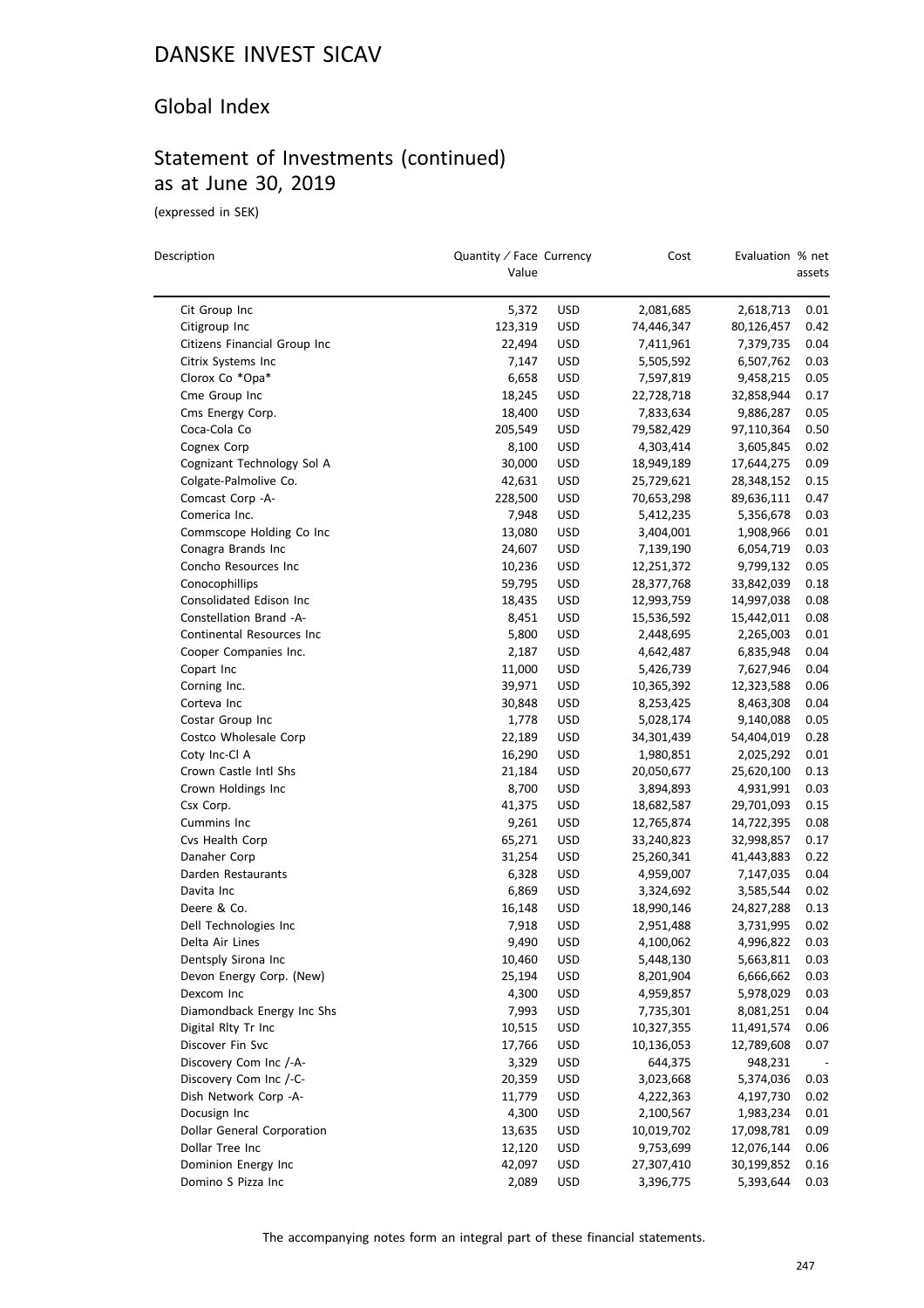# DANSKE INVEST SICAV

## Global Index

## Statement of Investments (continued) as at June 30, 2019

(expressed in SEK)

| Description | Quantity / Face Value | Currency | Cost | Evaluation | % net assets |
|---|---|---|---|---|---|
| Cit Group Inc | 5,372 | USD | 2,081,685 | 2,618,713 | 0.01 |
| Citigroup Inc | 123,319 | USD | 74,446,347 | 80,126,457 | 0.42 |
| Citizens Financial Group Inc | 22,494 | USD | 7,411,961 | 7,379,735 | 0.04 |
| Citrix Systems Inc | 7,147 | USD | 5,505,592 | 6,507,762 | 0.03 |
| Clorox Co *Opa* | 6,658 | USD | 7,597,819 | 9,458,215 | 0.05 |
| Cme Group Inc | 18,245 | USD | 22,728,718 | 32,858,944 | 0.17 |
| Cms Energy Corp. | 18,400 | USD | 7,833,634 | 9,886,287 | 0.05 |
| Coca-Cola Co | 205,549 | USD | 79,582,429 | 97,110,364 | 0.50 |
| Cognex Corp | 8,100 | USD | 4,303,414 | 3,605,845 | 0.02 |
| Cognizant Technology Sol A | 30,000 | USD | 18,949,189 | 17,644,275 | 0.09 |
| Colgate-Palmolive Co. | 42,631 | USD | 25,729,621 | 28,348,152 | 0.15 |
| Comcast Corp -A- | 228,500 | USD | 70,653,298 | 89,636,111 | 0.47 |
| Comerica Inc. | 7,948 | USD | 5,412,235 | 5,356,678 | 0.03 |
| Commscope Holding Co Inc | 13,080 | USD | 3,404,001 | 1,908,966 | 0.01 |
| Conagra Brands Inc | 24,607 | USD | 7,139,190 | 6,054,719 | 0.03 |
| Concho Resources Inc | 10,236 | USD | 12,251,372 | 9,799,132 | 0.05 |
| Conocophillips | 59,795 | USD | 28,377,768 | 33,842,039 | 0.18 |
| Consolidated Edison Inc | 18,435 | USD | 12,993,759 | 14,997,038 | 0.08 |
| Constellation Brand -A- | 8,451 | USD | 15,536,592 | 15,442,011 | 0.08 |
| Continental Resources Inc | 5,800 | USD | 2,448,695 | 2,265,003 | 0.01 |
| Cooper Companies Inc. | 2,187 | USD | 4,642,487 | 6,835,948 | 0.04 |
| Copart Inc | 11,000 | USD | 5,426,739 | 7,627,946 | 0.04 |
| Corning Inc. | 39,971 | USD | 10,365,392 | 12,323,588 | 0.06 |
| Corteva Inc | 30,848 | USD | 8,253,425 | 8,463,308 | 0.04 |
| Costar Group Inc | 1,778 | USD | 5,028,174 | 9,140,088 | 0.05 |
| Costco Wholesale Corp | 22,189 | USD | 34,301,439 | 54,404,019 | 0.28 |
| Coty Inc-Cl A | 16,290 | USD | 1,980,851 | 2,025,292 | 0.01 |
| Crown Castle Intl Shs | 21,184 | USD | 20,050,677 | 25,620,100 | 0.13 |
| Crown Holdings Inc | 8,700 | USD | 3,894,893 | 4,931,991 | 0.03 |
| Csx Corp. | 41,375 | USD | 18,682,587 | 29,701,093 | 0.15 |
| Cummins Inc | 9,261 | USD | 12,765,874 | 14,722,395 | 0.08 |
| Cvs Health Corp | 65,271 | USD | 33,240,823 | 32,998,857 | 0.17 |
| Danaher Corp | 31,254 | USD | 25,260,341 | 41,443,883 | 0.22 |
| Darden Restaurants | 6,328 | USD | 4,959,007 | 7,147,035 | 0.04 |
| Davita Inc | 6,869 | USD | 3,324,692 | 3,585,544 | 0.02 |
| Deere & Co. | 16,148 | USD | 18,990,146 | 24,827,288 | 0.13 |
| Dell Technologies Inc | 7,918 | USD | 2,951,488 | 3,731,995 | 0.02 |
| Delta Air Lines | 9,490 | USD | 4,100,062 | 4,996,822 | 0.03 |
| Dentsply Sirona Inc | 10,460 | USD | 5,448,130 | 5,663,811 | 0.03 |
| Devon Energy Corp. (New) | 25,194 | USD | 8,201,904 | 6,666,662 | 0.03 |
| Dexcom Inc | 4,300 | USD | 4,959,857 | 5,978,029 | 0.03 |
| Diamondback Energy Inc Shs | 7,993 | USD | 7,735,301 | 8,081,251 | 0.04 |
| Digital Rlty Tr Inc | 10,515 | USD | 10,327,355 | 11,491,574 | 0.06 |
| Discover Fin Svc | 17,766 | USD | 10,136,053 | 12,789,608 | 0.07 |
| Discovery Com Inc /-A- | 3,329 | USD | 644,375 | 948,231 | - |
| Discovery Com Inc /-C- | 20,359 | USD | 3,023,668 | 5,374,036 | 0.03 |
| Dish Network Corp -A- | 11,779 | USD | 4,222,363 | 4,197,730 | 0.02 |
| Docusign Inc | 4,300 | USD | 2,100,567 | 1,983,234 | 0.01 |
| Dollar General Corporation | 13,635 | USD | 10,019,702 | 17,098,781 | 0.09 |
| Dollar Tree Inc | 12,120 | USD | 9,753,699 | 12,076,144 | 0.06 |
| Dominion Energy Inc | 42,097 | USD | 27,307,410 | 30,199,852 | 0.16 |
| Domino S Pizza Inc | 2,089 | USD | 3,396,775 | 5,393,644 | 0.03 |

The accompanying notes form an integral part of these financial statements.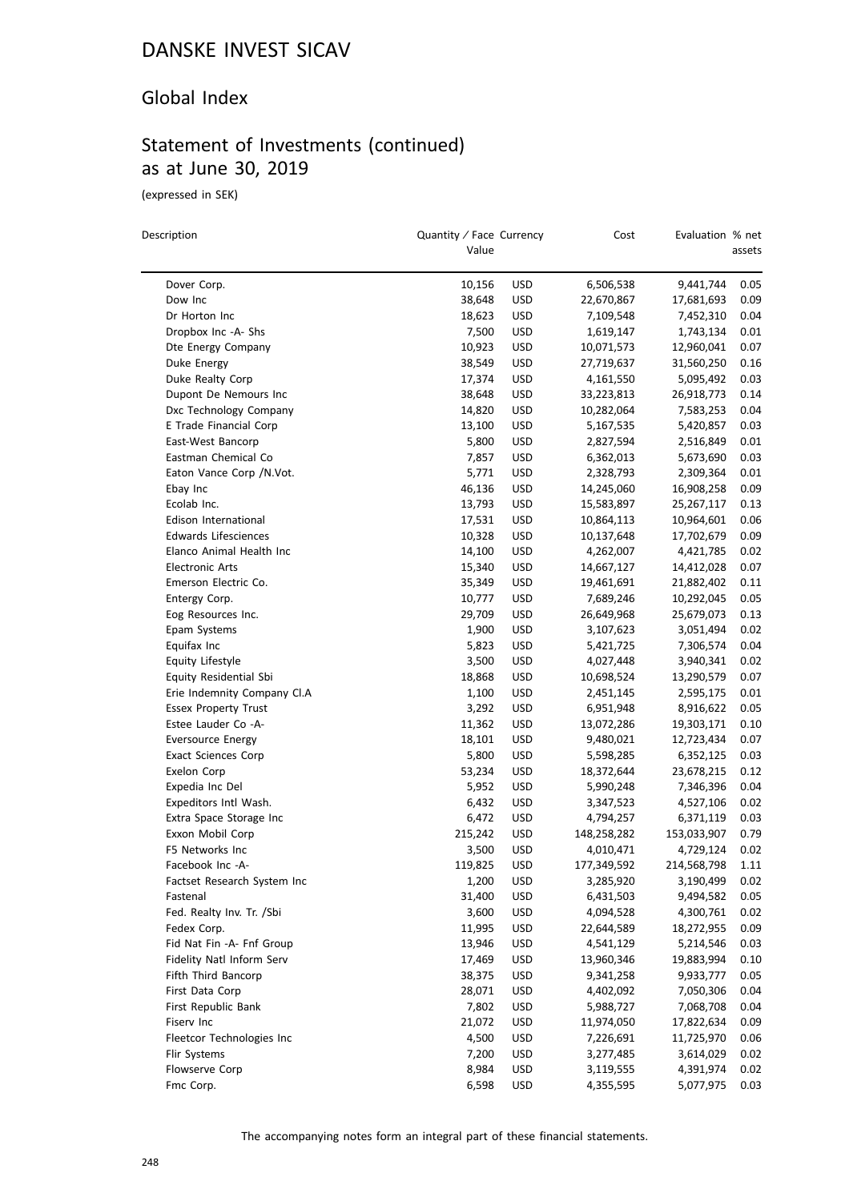# DANSKE INVEST SICAV

## Global Index

## Statement of Investments (continued) as at June 30, 2019

(expressed in SEK)

| Description | Quantity / Face Value | Currency | Cost | Evaluation | % net assets |
|---|---|---|---|---|---|
| Dover Corp. | 10,156 | USD | 6,506,538 | 9,441,744 | 0.05 |
| Dow Inc | 38,648 | USD | 22,670,867 | 17,681,693 | 0.09 |
| Dr Horton Inc | 18,623 | USD | 7,109,548 | 7,452,310 | 0.04 |
| Dropbox Inc -A- Shs | 7,500 | USD | 1,619,147 | 1,743,134 | 0.01 |
| Dte Energy Company | 10,923 | USD | 10,071,573 | 12,960,041 | 0.07 |
| Duke Energy | 38,549 | USD | 27,719,637 | 31,560,250 | 0.16 |
| Duke Realty Corp | 17,374 | USD | 4,161,550 | 5,095,492 | 0.03 |
| Dupont De Nemours Inc | 38,648 | USD | 33,223,813 | 26,918,773 | 0.14 |
| Dxc Technology Company | 14,820 | USD | 10,282,064 | 7,583,253 | 0.04 |
| E Trade Financial Corp | 13,100 | USD | 5,167,535 | 5,420,857 | 0.03 |
| East-West Bancorp | 5,800 | USD | 2,827,594 | 2,516,849 | 0.01 |
| Eastman Chemical Co | 7,857 | USD | 6,362,013 | 5,673,690 | 0.03 |
| Eaton Vance Corp /N.Vot. | 5,771 | USD | 2,328,793 | 2,309,364 | 0.01 |
| Ebay Inc | 46,136 | USD | 14,245,060 | 16,908,258 | 0.09 |
| Ecolab Inc. | 13,793 | USD | 15,583,897 | 25,267,117 | 0.13 |
| Edison International | 17,531 | USD | 10,864,113 | 10,964,601 | 0.06 |
| Edwards Lifesciences | 10,328 | USD | 10,137,648 | 17,702,679 | 0.09 |
| Elanco Animal Health Inc | 14,100 | USD | 4,262,007 | 4,421,785 | 0.02 |
| Electronic Arts | 15,340 | USD | 14,667,127 | 14,412,028 | 0.07 |
| Emerson Electric Co. | 35,349 | USD | 19,461,691 | 21,882,402 | 0.11 |
| Entergy Corp. | 10,777 | USD | 7,689,246 | 10,292,045 | 0.05 |
| Eog Resources Inc. | 29,709 | USD | 26,649,968 | 25,679,073 | 0.13 |
| Epam Systems | 1,900 | USD | 3,107,623 | 3,051,494 | 0.02 |
| Equifax Inc | 5,823 | USD | 5,421,725 | 7,306,574 | 0.04 |
| Equity Lifestyle | 3,500 | USD | 4,027,448 | 3,940,341 | 0.02 |
| Equity Residential Sbi | 18,868 | USD | 10,698,524 | 13,290,579 | 0.07 |
| Erie Indemnity Company Cl.A | 1,100 | USD | 2,451,145 | 2,595,175 | 0.01 |
| Essex Property Trust | 3,292 | USD | 6,951,948 | 8,916,622 | 0.05 |
| Estee Lauder Co -A- | 11,362 | USD | 13,072,286 | 19,303,171 | 0.10 |
| Eversource Energy | 18,101 | USD | 9,480,021 | 12,723,434 | 0.07 |
| Exact Sciences Corp | 5,800 | USD | 5,598,285 | 6,352,125 | 0.03 |
| Exelon Corp | 53,234 | USD | 18,372,644 | 23,678,215 | 0.12 |
| Expedia Inc Del | 5,952 | USD | 5,990,248 | 7,346,396 | 0.04 |
| Expeditors Intl Wash. | 6,432 | USD | 3,347,523 | 4,527,106 | 0.02 |
| Extra Space Storage Inc | 6,472 | USD | 4,794,257 | 6,371,119 | 0.03 |
| Exxon Mobil Corp | 215,242 | USD | 148,258,282 | 153,033,907 | 0.79 |
| F5 Networks Inc | 3,500 | USD | 4,010,471 | 4,729,124 | 0.02 |
| Facebook Inc -A- | 119,825 | USD | 177,349,592 | 214,568,798 | 1.11 |
| Factset Research System Inc | 1,200 | USD | 3,285,920 | 3,190,499 | 0.02 |
| Fastenal | 31,400 | USD | 6,431,503 | 9,494,582 | 0.05 |
| Fed. Realty Inv. Tr. /Sbi | 3,600 | USD | 4,094,528 | 4,300,761 | 0.02 |
| Fedex Corp. | 11,995 | USD | 22,644,589 | 18,272,955 | 0.09 |
| Fid Nat Fin -A- Fnf Group | 13,946 | USD | 4,541,129 | 5,214,546 | 0.03 |
| Fidelity Natl Inform Serv | 17,469 | USD | 13,960,346 | 19,883,994 | 0.10 |
| Fifth Third Bancorp | 38,375 | USD | 9,341,258 | 9,933,777 | 0.05 |
| First Data Corp | 28,071 | USD | 4,402,092 | 7,050,306 | 0.04 |
| First Republic Bank | 7,802 | USD | 5,988,727 | 7,068,708 | 0.04 |
| Fiserv Inc | 21,072 | USD | 11,974,050 | 17,822,634 | 0.09 |
| Fleetcor Technologies Inc | 4,500 | USD | 7,226,691 | 11,725,970 | 0.06 |
| Flir Systems | 7,200 | USD | 3,277,485 | 3,614,029 | 0.02 |
| Flowserve Corp | 8,984 | USD | 3,119,555 | 4,391,974 | 0.02 |
| Fmc Corp. | 6,598 | USD | 4,355,595 | 5,077,975 | 0.03 |

The accompanying notes form an integral part of these financial statements.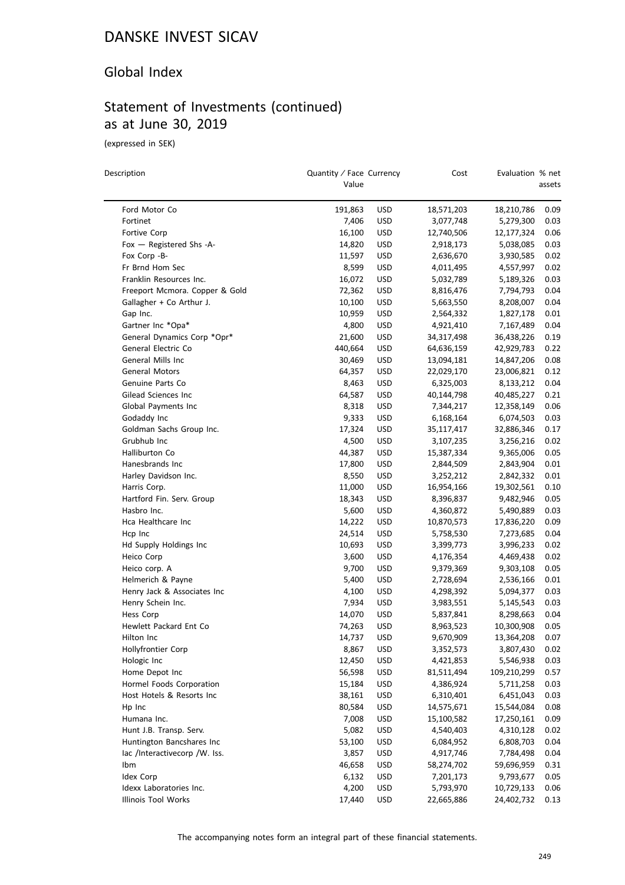# DANSKE INVEST SICAV

## Global Index

## Statement of Investments (continued) as at June 30, 2019

(expressed in SEK)

| Description | Quantity / Face Value | Currency | Cost | Evaluation | % net assets |
|---|---|---|---|---|---|
| Ford Motor Co | 191,863 | USD | 18,571,203 | 18,210,786 | 0.09 |
| Fortinet | 7,406 | USD | 3,077,748 | 5,279,300 | 0.03 |
| Fortive Corp | 16,100 | USD | 12,740,506 | 12,177,324 | 0.06 |
| Fox — Registered Shs -A- | 14,820 | USD | 2,918,173 | 5,038,085 | 0.03 |
| Fox Corp -B- | 11,597 | USD | 2,636,670 | 3,930,585 | 0.02 |
| Fr Brnd Hom Sec | 8,599 | USD | 4,011,495 | 4,557,997 | 0.02 |
| Franklin Resources Inc. | 16,072 | USD | 5,032,789 | 5,189,326 | 0.03 |
| Freeport Mcmora. Copper & Gold | 72,362 | USD | 8,816,476 | 7,794,793 | 0.04 |
| Gallagher + Co Arthur J. | 10,100 | USD | 5,663,550 | 8,208,007 | 0.04 |
| Gap Inc. | 10,959 | USD | 2,564,332 | 1,827,178 | 0.01 |
| Gartner Inc *Opa* | 4,800 | USD | 4,921,410 | 7,167,489 | 0.04 |
| General Dynamics Corp *Opr* | 21,600 | USD | 34,317,498 | 36,438,226 | 0.19 |
| General Electric Co | 440,664 | USD | 64,636,159 | 42,929,783 | 0.22 |
| General Mills Inc | 30,469 | USD | 13,094,181 | 14,847,206 | 0.08 |
| General Motors | 64,357 | USD | 22,029,170 | 23,006,821 | 0.12 |
| Genuine Parts Co | 8,463 | USD | 6,325,003 | 8,133,212 | 0.04 |
| Gilead Sciences Inc | 64,587 | USD | 40,144,798 | 40,485,227 | 0.21 |
| Global Payments Inc | 8,318 | USD | 7,344,217 | 12,358,149 | 0.06 |
| Godaddy Inc | 9,333 | USD | 6,168,164 | 6,074,503 | 0.03 |
| Goldman Sachs Group Inc. | 17,324 | USD | 35,117,417 | 32,886,346 | 0.17 |
| Grubhub Inc | 4,500 | USD | 3,107,235 | 3,256,216 | 0.02 |
| Halliburton Co | 44,387 | USD | 15,387,334 | 9,365,006 | 0.05 |
| Hanesbrands Inc | 17,800 | USD | 2,844,509 | 2,843,904 | 0.01 |
| Harley Davidson Inc. | 8,550 | USD | 3,252,212 | 2,842,332 | 0.01 |
| Harris Corp. | 11,000 | USD | 16,954,166 | 19,302,561 | 0.10 |
| Hartford Fin. Serv. Group | 18,343 | USD | 8,396,837 | 9,482,946 | 0.05 |
| Hasbro Inc. | 5,600 | USD | 4,360,872 | 5,490,889 | 0.03 |
| Hca Healthcare Inc | 14,222 | USD | 10,870,573 | 17,836,220 | 0.09 |
| Hcp Inc | 24,514 | USD | 5,758,530 | 7,273,685 | 0.04 |
| Hd Supply Holdings Inc | 10,693 | USD | 3,399,773 | 3,996,233 | 0.02 |
| Heico Corp | 3,600 | USD | 4,176,354 | 4,469,438 | 0.02 |
| Heico corp. A | 9,700 | USD | 9,379,369 | 9,303,108 | 0.05 |
| Helmerich & Payne | 5,400 | USD | 2,728,694 | 2,536,166 | 0.01 |
| Henry Jack & Associates Inc | 4,100 | USD | 4,298,392 | 5,094,377 | 0.03 |
| Henry Schein Inc. | 7,934 | USD | 3,983,551 | 5,145,543 | 0.03 |
| Hess Corp | 14,070 | USD | 5,837,841 | 8,298,663 | 0.04 |
| Hewlett Packard Ent Co | 74,263 | USD | 8,963,523 | 10,300,908 | 0.05 |
| Hilton Inc | 14,737 | USD | 9,670,909 | 13,364,208 | 0.07 |
| Hollyfrontier Corp | 8,867 | USD | 3,352,573 | 3,807,430 | 0.02 |
| Hologic Inc | 12,450 | USD | 4,421,853 | 5,546,938 | 0.03 |
| Home Depot Inc | 56,598 | USD | 81,511,494 | 109,210,299 | 0.57 |
| Hormel Foods Corporation | 15,184 | USD | 4,386,924 | 5,711,258 | 0.03 |
| Host Hotels & Resorts Inc | 38,161 | USD | 6,310,401 | 6,451,043 | 0.03 |
| Hp Inc | 80,584 | USD | 14,575,671 | 15,544,084 | 0.08 |
| Humana Inc. | 7,008 | USD | 15,100,582 | 17,250,161 | 0.09 |
| Hunt J.B. Transp. Serv. | 5,082 | USD | 4,540,403 | 4,310,128 | 0.02 |
| Huntington Bancshares Inc | 53,100 | USD | 6,084,952 | 6,808,703 | 0.04 |
| Iac /Interactivecorp /W. Iss. | 3,857 | USD | 4,917,746 | 7,784,498 | 0.04 |
| Ibm | 46,658 | USD | 58,274,702 | 59,696,959 | 0.31 |
| Idex Corp | 6,132 | USD | 7,201,173 | 9,793,677 | 0.05 |
| Idexx Laboratories Inc. | 4,200 | USD | 5,793,970 | 10,729,133 | 0.06 |
| Illinois Tool Works | 17,440 | USD | 22,665,886 | 24,402,732 | 0.13 |

The accompanying notes form an integral part of these financial statements.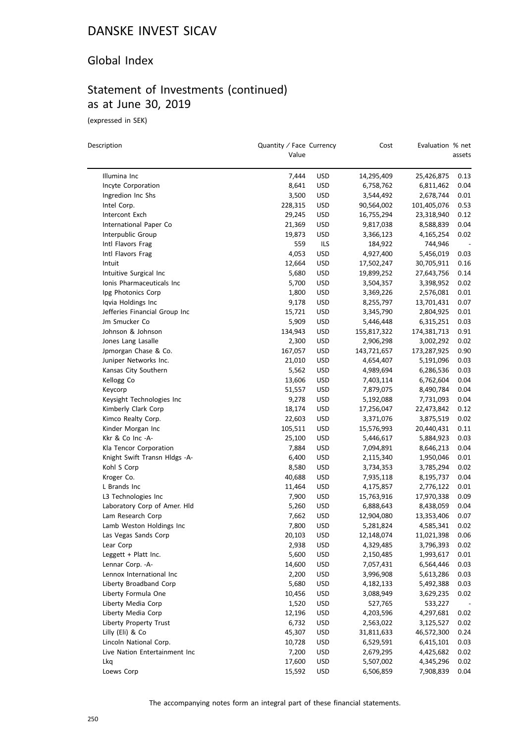# DANSKE INVEST SICAV

## Global Index

## Statement of Investments (continued)
## as at June 30, 2019

(expressed in SEK)

| Description | Quantity / Face Value | Currency | Cost | Evaluation | % net assets |
|---|---|---|---|---|---|
| Illumina Inc | 7,444 | USD | 14,295,409 | 25,426,875 | 0.13 |
| Incyte Corporation | 8,641 | USD | 6,758,762 | 6,811,462 | 0.04 |
| Ingredion Inc Shs | 3,500 | USD | 3,544,492 | 2,678,744 | 0.01 |
| Intel Corp. | 228,315 | USD | 90,564,002 | 101,405,076 | 0.53 |
| Intercont Exch | 29,245 | USD | 16,755,294 | 23,318,940 | 0.12 |
| International Paper Co | 21,369 | USD | 9,817,038 | 8,588,839 | 0.04 |
| Interpublic Group | 19,873 | USD | 3,366,123 | 4,165,254 | 0.02 |
| Intl Flavors Frag | 559 | ILS | 184,922 | 744,946 | - |
| Intl Flavors Frag | 4,053 | USD | 4,927,400 | 5,456,019 | 0.03 |
| Intuit | 12,664 | USD | 17,502,247 | 30,705,911 | 0.16 |
| Intuitive Surgical Inc | 5,680 | USD | 19,899,252 | 27,643,756 | 0.14 |
| Ionis Pharmaceuticals Inc | 5,700 | USD | 3,504,357 | 3,398,952 | 0.02 |
| Ipg Photonics Corp | 1,800 | USD | 3,369,226 | 2,576,081 | 0.01 |
| Iqvia Holdings Inc | 9,178 | USD | 8,255,797 | 13,701,431 | 0.07 |
| Jefferies Financial Group Inc | 15,721 | USD | 3,345,790 | 2,804,925 | 0.01 |
| Jm Smucker Co | 5,909 | USD | 5,446,448 | 6,315,251 | 0.03 |
| Johnson & Johnson | 134,943 | USD | 155,817,322 | 174,381,713 | 0.91 |
| Jones Lang Lasalle | 2,300 | USD | 2,906,298 | 3,002,292 | 0.02 |
| Jpmorgan Chase & Co. | 167,057 | USD | 143,721,657 | 173,287,925 | 0.90 |
| Juniper Networks Inc. | 21,010 | USD | 4,654,407 | 5,191,096 | 0.03 |
| Kansas City Southern | 5,562 | USD | 4,989,694 | 6,286,536 | 0.03 |
| Kellogg Co | 13,606 | USD | 7,403,114 | 6,762,604 | 0.04 |
| Keycorp | 51,557 | USD | 7,879,075 | 8,490,784 | 0.04 |
| Keysight Technologies Inc | 9,278 | USD | 5,192,088 | 7,731,093 | 0.04 |
| Kimberly Clark Corp | 18,174 | USD | 17,256,047 | 22,473,842 | 0.12 |
| Kimco Realty Corp. | 22,603 | USD | 3,371,076 | 3,875,519 | 0.02 |
| Kinder Morgan Inc | 105,511 | USD | 15,576,993 | 20,440,431 | 0.11 |
| Kkr & Co Inc -A- | 25,100 | USD | 5,446,617 | 5,884,923 | 0.03 |
| Kla Tencor Corporation | 7,884 | USD | 7,094,891 | 8,646,213 | 0.04 |
| Knight Swift Transn Hldgs -A- | 6,400 | USD | 2,115,340 | 1,950,046 | 0.01 |
| Kohl S Corp | 8,580 | USD | 3,734,353 | 3,785,294 | 0.02 |
| Kroger Co. | 40,688 | USD | 7,935,118 | 8,195,737 | 0.04 |
| L Brands Inc | 11,464 | USD | 4,175,857 | 2,776,122 | 0.01 |
| L3 Technologies Inc | 7,900 | USD | 15,763,916 | 17,970,338 | 0.09 |
| Laboratory Corp of Amer. Hld | 5,260 | USD | 6,888,643 | 8,438,059 | 0.04 |
| Lam Research Corp | 7,662 | USD | 12,904,080 | 13,353,406 | 0.07 |
| Lamb Weston Holdings Inc | 7,800 | USD | 5,281,824 | 4,585,341 | 0.02 |
| Las Vegas Sands Corp | 20,103 | USD | 12,148,074 | 11,021,398 | 0.06 |
| Lear Corp | 2,938 | USD | 4,329,485 | 3,796,393 | 0.02 |
| Leggett + Platt Inc. | 5,600 | USD | 2,150,485 | 1,993,617 | 0.01 |
| Lennar Corp. -A- | 14,600 | USD | 7,057,431 | 6,564,446 | 0.03 |
| Lennox International Inc | 2,200 | USD | 3,996,908 | 5,613,286 | 0.03 |
| Liberty Broadband Corp | 5,680 | USD | 4,182,133 | 5,492,388 | 0.03 |
| Liberty Formula One | 10,456 | USD | 3,088,949 | 3,629,235 | 0.02 |
| Liberty Media Corp | 1,520 | USD | 527,765 | 533,227 | - |
| Liberty Media Corp | 12,196 | USD | 4,203,596 | 4,297,681 | 0.02 |
| Liberty Property Trust | 6,732 | USD | 2,563,022 | 3,125,527 | 0.02 |
| Lilly (Eli) & Co | 45,307 | USD | 31,811,633 | 46,572,300 | 0.24 |
| Lincoln National Corp. | 10,728 | USD | 6,529,591 | 6,415,101 | 0.03 |
| Live Nation Entertainment Inc | 7,200 | USD | 2,679,295 | 4,425,682 | 0.02 |
| Lkq | 17,600 | USD | 5,507,002 | 4,345,296 | 0.02 |
| Loews Corp | 15,592 | USD | 6,506,859 | 7,908,839 | 0.04 |

The accompanying notes form an integral part of these financial statements.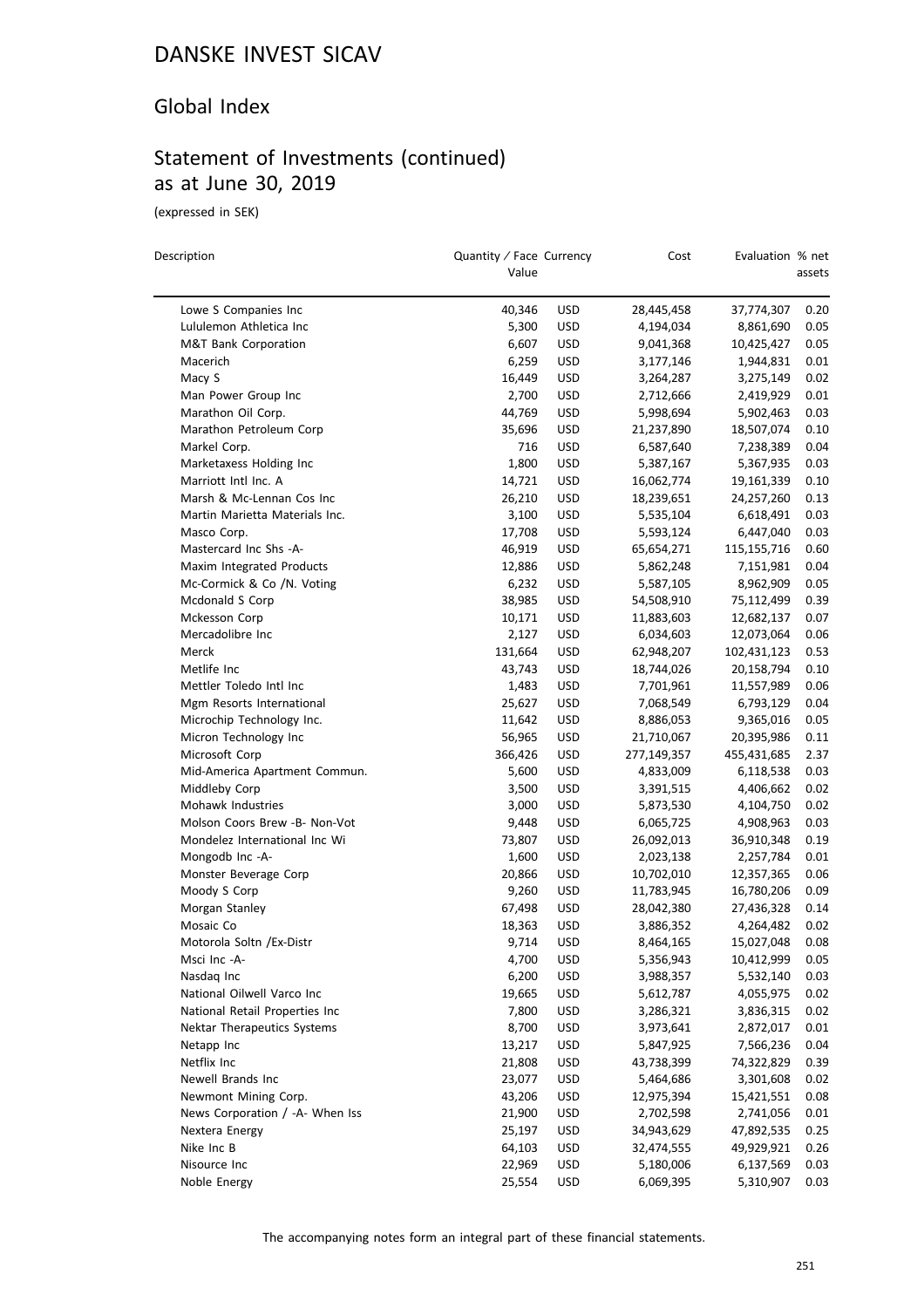# DANSKE INVEST SICAV

## Global Index

## Statement of Investments (continued) as at June 30, 2019

(expressed in SEK)

| Description | Quantity / Face Value | Currency | Cost | Evaluation | % net assets |
|---|---|---|---|---|---|
| Lowe S Companies Inc | 40,346 | USD | 28,445,458 | 37,774,307 | 0.20 |
| Lululemon Athletica Inc | 5,300 | USD | 4,194,034 | 8,861,690 | 0.05 |
| M&T Bank Corporation | 6,607 | USD | 9,041,368 | 10,425,427 | 0.05 |
| Macerich | 6,259 | USD | 3,177,146 | 1,944,831 | 0.01 |
| Macy S | 16,449 | USD | 3,264,287 | 3,275,149 | 0.02 |
| Man Power Group Inc | 2,700 | USD | 2,712,666 | 2,419,929 | 0.01 |
| Marathon Oil Corp. | 44,769 | USD | 5,998,694 | 5,902,463 | 0.03 |
| Marathon Petroleum Corp | 35,696 | USD | 21,237,890 | 18,507,074 | 0.10 |
| Markel Corp. | 716 | USD | 6,587,640 | 7,238,389 | 0.04 |
| Marketaxess Holding Inc | 1,800 | USD | 5,387,167 | 5,367,935 | 0.03 |
| Marriott Intl Inc. A | 14,721 | USD | 16,062,774 | 19,161,339 | 0.10 |
| Marsh & Mc-Lennan Cos Inc | 26,210 | USD | 18,239,651 | 24,257,260 | 0.13 |
| Martin Marietta Materials Inc. | 3,100 | USD | 5,535,104 | 6,618,491 | 0.03 |
| Masco Corp. | 17,708 | USD | 5,593,124 | 6,447,040 | 0.03 |
| Mastercard Inc Shs -A- | 46,919 | USD | 65,654,271 | 115,155,716 | 0.60 |
| Maxim Integrated Products | 12,886 | USD | 5,862,248 | 7,151,981 | 0.04 |
| Mc-Cormick & Co /N. Voting | 6,232 | USD | 5,587,105 | 8,962,909 | 0.05 |
| Mcdonald S Corp | 38,985 | USD | 54,508,910 | 75,112,499 | 0.39 |
| Mckesson Corp | 10,171 | USD | 11,883,603 | 12,682,137 | 0.07 |
| Mercadolibre Inc | 2,127 | USD | 6,034,603 | 12,073,064 | 0.06 |
| Merck | 131,664 | USD | 62,948,207 | 102,431,123 | 0.53 |
| Metlife Inc | 43,743 | USD | 18,744,026 | 20,158,794 | 0.10 |
| Mettler Toledo Intl Inc | 1,483 | USD | 7,701,961 | 11,557,989 | 0.06 |
| Mgm Resorts International | 25,627 | USD | 7,068,549 | 6,793,129 | 0.04 |
| Microchip Technology Inc. | 11,642 | USD | 8,886,053 | 9,365,016 | 0.05 |
| Micron Technology Inc | 56,965 | USD | 21,710,067 | 20,395,986 | 0.11 |
| Microsoft Corp | 366,426 | USD | 277,149,357 | 455,431,685 | 2.37 |
| Mid-America Apartment Commun. | 5,600 | USD | 4,833,009 | 6,118,538 | 0.03 |
| Middleby Corp | 3,500 | USD | 3,391,515 | 4,406,662 | 0.02 |
| Mohawk Industries | 3,000 | USD | 5,873,530 | 4,104,750 | 0.02 |
| Molson Coors Brew -B- Non-Vot | 9,448 | USD | 6,065,725 | 4,908,963 | 0.03 |
| Mondelez International Inc Wi | 73,807 | USD | 26,092,013 | 36,910,348 | 0.19 |
| Mongodb Inc -A- | 1,600 | USD | 2,023,138 | 2,257,784 | 0.01 |
| Monster Beverage Corp | 20,866 | USD | 10,702,010 | 12,357,365 | 0.06 |
| Moody S Corp | 9,260 | USD | 11,783,945 | 16,780,206 | 0.09 |
| Morgan Stanley | 67,498 | USD | 28,042,380 | 27,436,328 | 0.14 |
| Mosaic Co | 18,363 | USD | 3,886,352 | 4,264,482 | 0.02 |
| Motorola Soltn /Ex-Distr | 9,714 | USD | 8,464,165 | 15,027,048 | 0.08 |
| Msci Inc -A- | 4,700 | USD | 5,356,943 | 10,412,999 | 0.05 |
| Nasdaq Inc | 6,200 | USD | 3,988,357 | 5,532,140 | 0.03 |
| National Oilwell Varco Inc | 19,665 | USD | 5,612,787 | 4,055,975 | 0.02 |
| National Retail Properties Inc | 7,800 | USD | 3,286,321 | 3,836,315 | 0.02 |
| Nektar Therapeutics Systems | 8,700 | USD | 3,973,641 | 2,872,017 | 0.01 |
| Netapp Inc | 13,217 | USD | 5,847,925 | 7,566,236 | 0.04 |
| Netflix Inc | 21,808 | USD | 43,738,399 | 74,322,829 | 0.39 |
| Newell Brands Inc | 23,077 | USD | 5,464,686 | 3,301,608 | 0.02 |
| Newmont Mining Corp. | 43,206 | USD | 12,975,394 | 15,421,551 | 0.08 |
| News Corporation / -A- When Iss | 21,900 | USD | 2,702,598 | 2,741,056 | 0.01 |
| Nextera Energy | 25,197 | USD | 34,943,629 | 47,892,535 | 0.25 |
| Nike Inc B | 64,103 | USD | 32,474,555 | 49,929,921 | 0.26 |
| Nisource Inc | 22,969 | USD | 5,180,006 | 6,137,569 | 0.03 |
| Noble Energy | 25,554 | USD | 6,069,395 | 5,310,907 | 0.03 |

The accompanying notes form an integral part of these financial statements.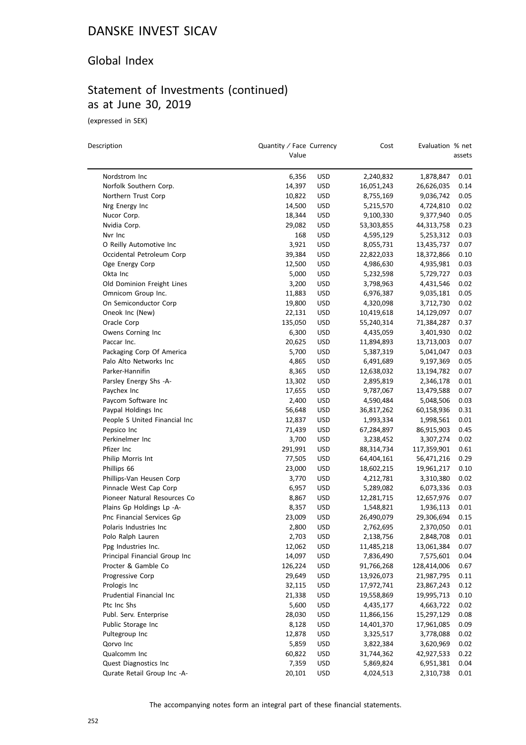# DANSKE INVEST SICAV

## Global Index

## Statement of Investments (continued) as at June 30, 2019

(expressed in SEK)

| Description | Quantity / Face Value | Currency | Cost | Evaluation | % net assets |
|---|---|---|---|---|---|
| Nordstrom Inc | 6,356 | USD | 2,240,832 | 1,878,847 | 0.01 |
| Norfolk Southern Corp. | 14,397 | USD | 16,051,243 | 26,626,035 | 0.14 |
| Northern Trust Corp | 10,822 | USD | 8,755,169 | 9,036,742 | 0.05 |
| Nrg Energy Inc | 14,500 | USD | 5,215,570 | 4,724,810 | 0.02 |
| Nucor Corp. | 18,344 | USD | 9,100,330 | 9,377,940 | 0.05 |
| Nvidia Corp. | 29,082 | USD | 53,303,855 | 44,313,758 | 0.23 |
| Nvr Inc | 168 | USD | 4,595,129 | 5,253,312 | 0.03 |
| O Reilly Automotive Inc | 3,921 | USD | 8,055,731 | 13,435,737 | 0.07 |
| Occidental Petroleum Corp | 39,384 | USD | 22,822,033 | 18,372,866 | 0.10 |
| Oge Energy Corp | 12,500 | USD | 4,986,630 | 4,935,981 | 0.03 |
| Okta Inc | 5,000 | USD | 5,232,598 | 5,729,727 | 0.03 |
| Old Dominion Freight Lines | 3,200 | USD | 3,798,963 | 4,431,546 | 0.02 |
| Omnicom Group Inc. | 11,883 | USD | 6,976,387 | 9,035,181 | 0.05 |
| On Semiconductor Corp | 19,800 | USD | 4,320,098 | 3,712,730 | 0.02 |
| Oneok Inc (New) | 22,131 | USD | 10,419,618 | 14,129,097 | 0.07 |
| Oracle Corp | 135,050 | USD | 55,240,314 | 71,384,287 | 0.37 |
| Owens Corning Inc | 6,300 | USD | 4,435,059 | 3,401,930 | 0.02 |
| Paccar Inc. | 20,625 | USD | 11,894,893 | 13,713,003 | 0.07 |
| Packaging Corp Of America | 5,700 | USD | 5,387,319 | 5,041,047 | 0.03 |
| Palo Alto Networks Inc | 4,865 | USD | 6,491,689 | 9,197,369 | 0.05 |
| Parker-Hannifin | 8,365 | USD | 12,638,032 | 13,194,782 | 0.07 |
| Parsley Energy Shs -A- | 13,302 | USD | 2,895,819 | 2,346,178 | 0.01 |
| Paychex Inc | 17,655 | USD | 9,787,067 | 13,479,588 | 0.07 |
| Paycom Software Inc | 2,400 | USD | 4,590,484 | 5,048,506 | 0.03 |
| Paypal Holdings Inc | 56,648 | USD | 36,817,262 | 60,158,936 | 0.31 |
| People S United Financial Inc | 12,837 | USD | 1,993,334 | 1,998,561 | 0.01 |
| Pepsico Inc | 71,439 | USD | 67,284,897 | 86,915,903 | 0.45 |
| Perkinelmer Inc | 3,700 | USD | 3,238,452 | 3,307,274 | 0.02 |
| Pfizer Inc | 291,991 | USD | 88,314,734 | 117,359,901 | 0.61 |
| Philip Morris Int | 77,505 | USD | 64,404,161 | 56,471,216 | 0.29 |
| Phillips 66 | 23,000 | USD | 18,602,215 | 19,961,217 | 0.10 |
| Phillips-Van Heusen Corp | 3,770 | USD | 4,212,781 | 3,310,380 | 0.02 |
| Pinnacle West Cap Corp | 6,957 | USD | 5,289,082 | 6,073,336 | 0.03 |
| Pioneer Natural Resources Co | 8,867 | USD | 12,281,715 | 12,657,976 | 0.07 |
| Plains Gp Holdings Lp -A- | 8,357 | USD | 1,548,821 | 1,936,113 | 0.01 |
| Pnc Financial Services Gp | 23,009 | USD | 26,490,079 | 29,306,694 | 0.15 |
| Polaris Industries Inc | 2,800 | USD | 2,762,695 | 2,370,050 | 0.01 |
| Polo Ralph Lauren | 2,703 | USD | 2,138,756 | 2,848,708 | 0.01 |
| Ppg Industries Inc. | 12,062 | USD | 11,485,218 | 13,061,384 | 0.07 |
| Principal Financial Group Inc | 14,097 | USD | 7,836,490 | 7,575,601 | 0.04 |
| Procter & Gamble Co | 126,224 | USD | 91,766,268 | 128,414,006 | 0.67 |
| Progressive Corp | 29,649 | USD | 13,926,073 | 21,987,795 | 0.11 |
| Prologis Inc | 32,115 | USD | 17,972,741 | 23,867,243 | 0.12 |
| Prudential Financial Inc | 21,338 | USD | 19,558,869 | 19,995,713 | 0.10 |
| Ptc Inc Shs | 5,600 | USD | 4,435,177 | 4,663,722 | 0.02 |
| Publ. Serv. Enterprise | 28,030 | USD | 11,866,156 | 15,297,129 | 0.08 |
| Public Storage Inc | 8,128 | USD | 14,401,370 | 17,961,085 | 0.09 |
| Pultegroup Inc | 12,878 | USD | 3,325,517 | 3,778,088 | 0.02 |
| Qorvo Inc | 5,859 | USD | 3,822,384 | 3,620,969 | 0.02 |
| Qualcomm Inc | 60,822 | USD | 31,744,362 | 42,927,533 | 0.22 |
| Quest Diagnostics Inc | 7,359 | USD | 5,869,824 | 6,951,381 | 0.04 |
| Qurate Retail Group Inc -A- | 20,101 | USD | 4,024,513 | 2,310,738 | 0.01 |

The accompanying notes form an integral part of these financial statements.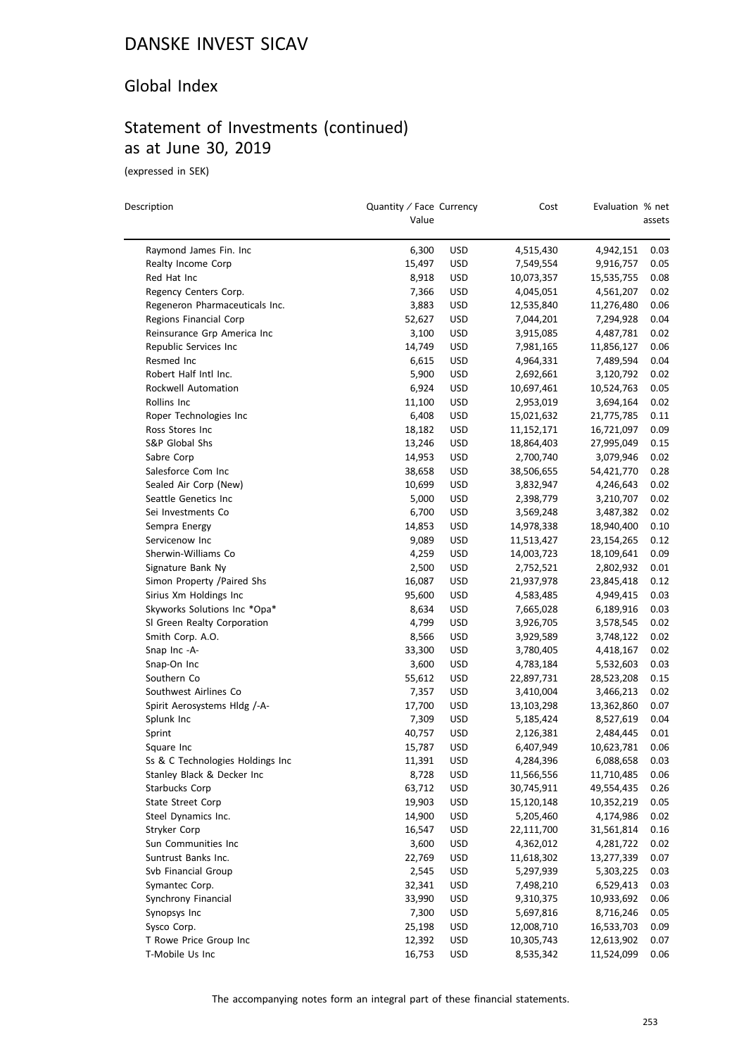# DANSKE INVEST SICAV

## Global Index

## Statement of Investments (continued) as at June 30, 2019

(expressed in SEK)

| Description | Quantity / Face Value | Currency | Cost | Evaluation | % net assets |
|---|---|---|---|---|---|
| Raymond James Fin. Inc | 6,300 | USD | 4,515,430 | 4,942,151 | 0.03 |
| Realty Income Corp | 15,497 | USD | 7,549,554 | 9,916,757 | 0.05 |
| Red Hat Inc | 8,918 | USD | 10,073,357 | 15,535,755 | 0.08 |
| Regency Centers Corp. | 7,366 | USD | 4,045,051 | 4,561,207 | 0.02 |
| Regeneron Pharmaceuticals Inc. | 3,883 | USD | 12,535,840 | 11,276,480 | 0.06 |
| Regions Financial Corp | 52,627 | USD | 7,044,201 | 7,294,928 | 0.04 |
| Reinsurance Grp America Inc | 3,100 | USD | 3,915,085 | 4,487,781 | 0.02 |
| Republic Services Inc | 14,749 | USD | 7,981,165 | 11,856,127 | 0.06 |
| Resmed Inc | 6,615 | USD | 4,964,331 | 7,489,594 | 0.04 |
| Robert Half Intl Inc. | 5,900 | USD | 2,692,661 | 3,120,792 | 0.02 |
| Rockwell Automation | 6,924 | USD | 10,697,461 | 10,524,763 | 0.05 |
| Rollins Inc | 11,100 | USD | 2,953,019 | 3,694,164 | 0.02 |
| Roper Technologies Inc | 6,408 | USD | 15,021,632 | 21,775,785 | 0.11 |
| Ross Stores Inc | 18,182 | USD | 11,152,171 | 16,721,097 | 0.09 |
| S&P Global Shs | 13,246 | USD | 18,864,403 | 27,995,049 | 0.15 |
| Sabre Corp | 14,953 | USD | 2,700,740 | 3,079,946 | 0.02 |
| Salesforce Com Inc | 38,658 | USD | 38,506,655 | 54,421,770 | 0.28 |
| Sealed Air Corp (New) | 10,699 | USD | 3,832,947 | 4,246,643 | 0.02 |
| Seattle Genetics Inc | 5,000 | USD | 2,398,779 | 3,210,707 | 0.02 |
| Sei Investments Co | 6,700 | USD | 3,569,248 | 3,487,382 | 0.02 |
| Sempra Energy | 14,853 | USD | 14,978,338 | 18,940,400 | 0.10 |
| Servicenow Inc | 9,089 | USD | 11,513,427 | 23,154,265 | 0.12 |
| Sherwin-Williams Co | 4,259 | USD | 14,003,723 | 18,109,641 | 0.09 |
| Signature Bank Ny | 2,500 | USD | 2,752,521 | 2,802,932 | 0.01 |
| Simon Property /Paired Shs | 16,087 | USD | 21,937,978 | 23,845,418 | 0.12 |
| Sirius Xm Holdings Inc | 95,600 | USD | 4,583,485 | 4,949,415 | 0.03 |
| Skyworks Solutions Inc *Opa* | 8,634 | USD | 7,665,028 | 6,189,916 | 0.03 |
| Sl Green Realty Corporation | 4,799 | USD | 3,926,705 | 3,578,545 | 0.02 |
| Smith Corp. A.O. | 8,566 | USD | 3,929,589 | 3,748,122 | 0.02 |
| Snap Inc -A- | 33,300 | USD | 3,780,405 | 4,418,167 | 0.02 |
| Snap-On Inc | 3,600 | USD | 4,783,184 | 5,532,603 | 0.03 |
| Southern Co | 55,612 | USD | 22,897,731 | 28,523,208 | 0.15 |
| Southwest Airlines Co | 7,357 | USD | 3,410,004 | 3,466,213 | 0.02 |
| Spirit Aerosystems Hldg /-A- | 17,700 | USD | 13,103,298 | 13,362,860 | 0.07 |
| Splunk Inc | 7,309 | USD | 5,185,424 | 8,527,619 | 0.04 |
| Sprint | 40,757 | USD | 2,126,381 | 2,484,445 | 0.01 |
| Square Inc | 15,787 | USD | 6,407,949 | 10,623,781 | 0.06 |
| Ss & C Technologies Holdings Inc | 11,391 | USD | 4,284,396 | 6,088,658 | 0.03 |
| Stanley Black & Decker Inc | 8,728 | USD | 11,566,556 | 11,710,485 | 0.06 |
| Starbucks Corp | 63,712 | USD | 30,745,911 | 49,554,435 | 0.26 |
| State Street Corp | 19,903 | USD | 15,120,148 | 10,352,219 | 0.05 |
| Steel Dynamics Inc. | 14,900 | USD | 5,205,460 | 4,174,986 | 0.02 |
| Stryker Corp | 16,547 | USD | 22,111,700 | 31,561,814 | 0.16 |
| Sun Communities Inc | 3,600 | USD | 4,362,012 | 4,281,722 | 0.02 |
| Suntrust Banks Inc. | 22,769 | USD | 11,618,302 | 13,277,339 | 0.07 |
| Svb Financial Group | 2,545 | USD | 5,297,939 | 5,303,225 | 0.03 |
| Symantec Corp. | 32,341 | USD | 7,498,210 | 6,529,413 | 0.03 |
| Synchrony Financial | 33,990 | USD | 9,310,375 | 10,933,692 | 0.06 |
| Synopsys Inc | 7,300 | USD | 5,697,816 | 8,716,246 | 0.05 |
| Sysco Corp. | 25,198 | USD | 12,008,710 | 16,533,703 | 0.09 |
| T Rowe Price Group Inc | 12,392 | USD | 10,305,743 | 12,613,902 | 0.07 |
| T-Mobile Us Inc | 16,753 | USD | 8,535,342 | 11,524,099 | 0.06 |

The accompanying notes form an integral part of these financial statements.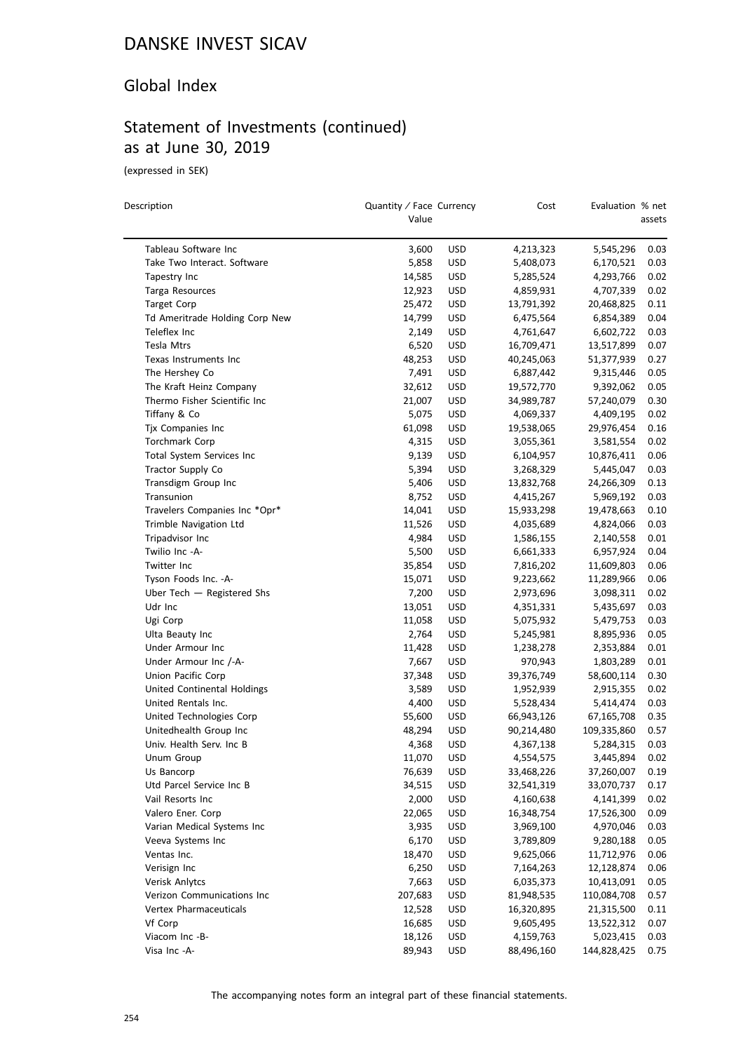# DANSKE INVEST SICAV

## Global Index

## Statement of Investments (continued) as at June 30, 2019

(expressed in SEK)

| Description | Quantity / Face Value | Currency | Cost | Evaluation | % net assets |
|---|---|---|---|---|---|
| Tableau Software Inc | 3,600 | USD | 4,213,323 | 5,545,296 | 0.03 |
| Take Two Interact. Software | 5,858 | USD | 5,408,073 | 6,170,521 | 0.03 |
| Tapestry Inc | 14,585 | USD | 5,285,524 | 4,293,766 | 0.02 |
| Targa Resources | 12,923 | USD | 4,859,931 | 4,707,339 | 0.02 |
| Target Corp | 25,472 | USD | 13,791,392 | 20,468,825 | 0.11 |
| Td Ameritrade Holding Corp New | 14,799 | USD | 6,475,564 | 6,854,389 | 0.04 |
| Teleflex Inc | 2,149 | USD | 4,761,647 | 6,602,722 | 0.03 |
| Tesla Mtrs | 6,520 | USD | 16,709,471 | 13,517,899 | 0.07 |
| Texas Instruments Inc | 48,253 | USD | 40,245,063 | 51,377,939 | 0.27 |
| The Hershey Co | 7,491 | USD | 6,887,442 | 9,315,446 | 0.05 |
| The Kraft Heinz Company | 32,612 | USD | 19,572,770 | 9,392,062 | 0.05 |
| Thermo Fisher Scientific Inc | 21,007 | USD | 34,989,787 | 57,240,079 | 0.30 |
| Tiffany & Co | 5,075 | USD | 4,069,337 | 4,409,195 | 0.02 |
| Tjx Companies Inc | 61,098 | USD | 19,538,065 | 29,976,454 | 0.16 |
| Torchmark Corp | 4,315 | USD | 3,055,361 | 3,581,554 | 0.02 |
| Total System Services Inc | 9,139 | USD | 6,104,957 | 10,876,411 | 0.06 |
| Tractor Supply Co | 5,394 | USD | 3,268,329 | 5,445,047 | 0.03 |
| Transdigm Group Inc | 5,406 | USD | 13,832,768 | 24,266,309 | 0.13 |
| Transunion | 8,752 | USD | 4,415,267 | 5,969,192 | 0.03 |
| Travelers Companies Inc *Opr* | 14,041 | USD | 15,933,298 | 19,478,663 | 0.10 |
| Trimble Navigation Ltd | 11,526 | USD | 4,035,689 | 4,824,066 | 0.03 |
| Tripadvisor Inc | 4,984 | USD | 1,586,155 | 2,140,558 | 0.01 |
| Twilio Inc -A- | 5,500 | USD | 6,661,333 | 6,957,924 | 0.04 |
| Twitter Inc | 35,854 | USD | 7,816,202 | 11,609,803 | 0.06 |
| Tyson Foods Inc. -A- | 15,071 | USD | 9,223,662 | 11,289,966 | 0.06 |
| Uber Tech — Registered Shs | 7,200 | USD | 2,973,696 | 3,098,311 | 0.02 |
| Udr Inc | 13,051 | USD | 4,351,331 | 5,435,697 | 0.03 |
| Ugi Corp | 11,058 | USD | 5,075,932 | 5,479,753 | 0.03 |
| Ulta Beauty Inc | 2,764 | USD | 5,245,981 | 8,895,936 | 0.05 |
| Under Armour Inc | 11,428 | USD | 1,238,278 | 2,353,884 | 0.01 |
| Under Armour Inc /-A- | 7,667 | USD | 970,943 | 1,803,289 | 0.01 |
| Union Pacific Corp | 37,348 | USD | 39,376,749 | 58,600,114 | 0.30 |
| United Continental Holdings | 3,589 | USD | 1,952,939 | 2,915,355 | 0.02 |
| United Rentals Inc. | 4,400 | USD | 5,528,434 | 5,414,474 | 0.03 |
| United Technologies Corp | 55,600 | USD | 66,943,126 | 67,165,708 | 0.35 |
| Unitedhealth Group Inc | 48,294 | USD | 90,214,480 | 109,335,860 | 0.57 |
| Univ. Health Serv. Inc B | 4,368 | USD | 4,367,138 | 5,284,315 | 0.03 |
| Unum Group | 11,070 | USD | 4,554,575 | 3,445,894 | 0.02 |
| Us Bancorp | 76,639 | USD | 33,468,226 | 37,260,007 | 0.19 |
| Utd Parcel Service Inc B | 34,515 | USD | 32,541,319 | 33,070,737 | 0.17 |
| Vail Resorts Inc | 2,000 | USD | 4,160,638 | 4,141,399 | 0.02 |
| Valero Ener. Corp | 22,065 | USD | 16,348,754 | 17,526,300 | 0.09 |
| Varian Medical Systems Inc | 3,935 | USD | 3,969,100 | 4,970,046 | 0.03 |
| Veeva Systems Inc | 6,170 | USD | 3,789,809 | 9,280,188 | 0.05 |
| Ventas Inc. | 18,470 | USD | 9,625,066 | 11,712,976 | 0.06 |
| Verisign Inc | 6,250 | USD | 7,164,263 | 12,128,874 | 0.06 |
| Verisk Anlytcs | 7,663 | USD | 6,035,373 | 10,413,091 | 0.05 |
| Verizon Communications Inc | 207,683 | USD | 81,948,535 | 110,084,708 | 0.57 |
| Vertex Pharmaceuticals | 12,528 | USD | 16,320,895 | 21,315,500 | 0.11 |
| Vf Corp | 16,685 | USD | 9,605,495 | 13,522,312 | 0.07 |
| Viacom Inc -B- | 18,126 | USD | 4,159,763 | 5,023,415 | 0.03 |
| Visa Inc -A- | 89,943 | USD | 88,496,160 | 144,828,425 | 0.75 |

The accompanying notes form an integral part of these financial statements.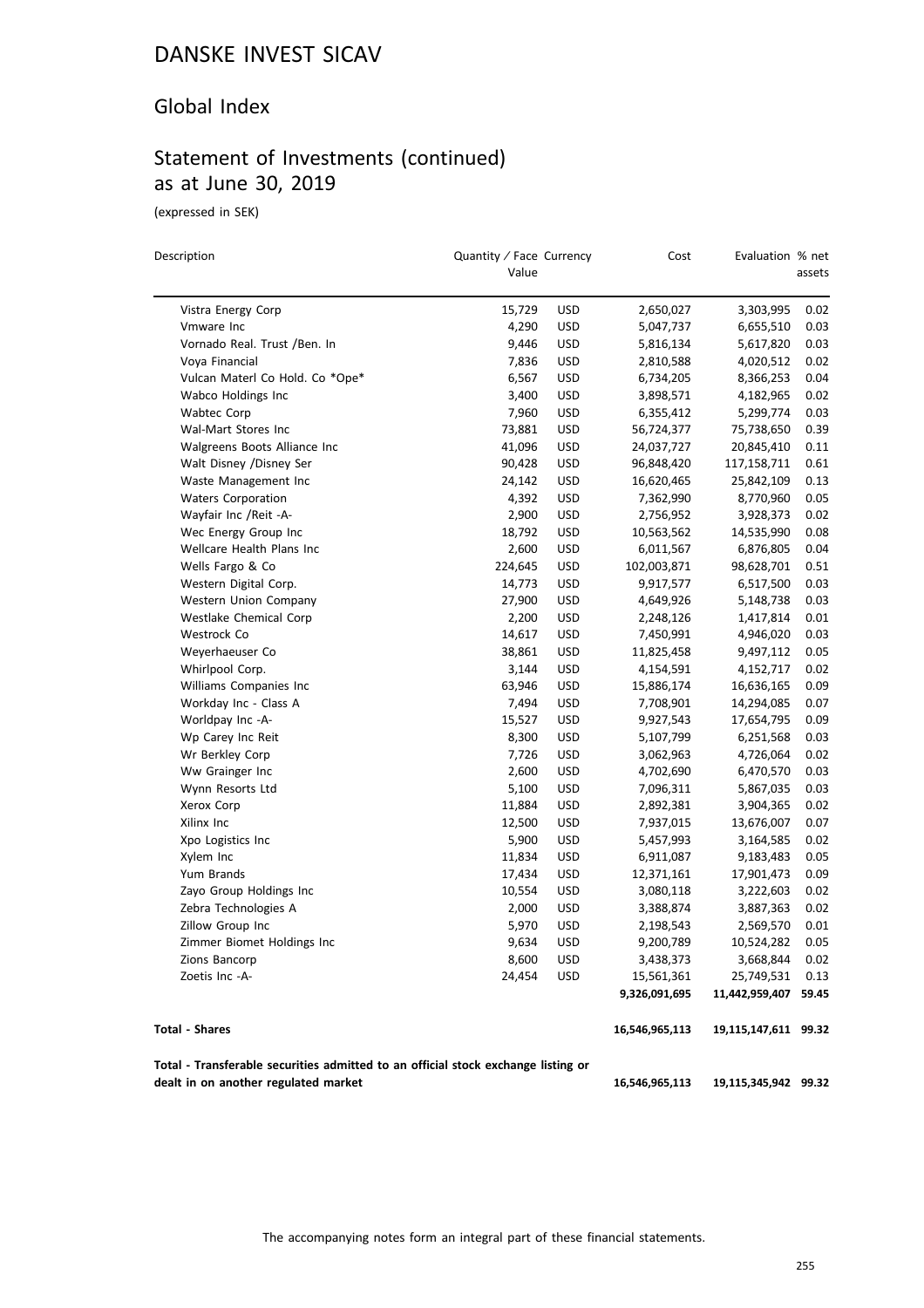# DANSKE INVEST SICAV

## Global Index

## Statement of Investments (continued) as at June 30, 2019

(expressed in SEK)

| Description | Quantity / Face Value | Currency | Cost | Evaluation | % net assets |
|---|---|---|---|---|---|
| Vistra Energy Corp | 15,729 | USD | 2,650,027 | 3,303,995 | 0.02 |
| Vmware Inc | 4,290 | USD | 5,047,737 | 6,655,510 | 0.03 |
| Vornado Real. Trust /Ben. In | 9,446 | USD | 5,816,134 | 5,617,820 | 0.03 |
| Voya Financial | 7,836 | USD | 2,810,588 | 4,020,512 | 0.02 |
| Vulcan Materl Co Hold. Co *Ope* | 6,567 | USD | 6,734,205 | 8,366,253 | 0.04 |
| Wabco Holdings Inc | 3,400 | USD | 3,898,571 | 4,182,965 | 0.02 |
| Wabtec Corp | 7,960 | USD | 6,355,412 | 5,299,774 | 0.03 |
| Wal-Mart Stores Inc | 73,881 | USD | 56,724,377 | 75,738,650 | 0.39 |
| Walgreens Boots Alliance Inc | 41,096 | USD | 24,037,727 | 20,845,410 | 0.11 |
| Walt Disney /Disney Ser | 90,428 | USD | 96,848,420 | 117,158,711 | 0.61 |
| Waste Management Inc | 24,142 | USD | 16,620,465 | 25,842,109 | 0.13 |
| Waters Corporation | 4,392 | USD | 7,362,990 | 8,770,960 | 0.05 |
| Wayfair Inc /Reit -A- | 2,900 | USD | 2,756,952 | 3,928,373 | 0.02 |
| Wec Energy Group Inc | 18,792 | USD | 10,563,562 | 14,535,990 | 0.08 |
| Wellcare Health Plans Inc | 2,600 | USD | 6,011,567 | 6,876,805 | 0.04 |
| Wells Fargo & Co | 224,645 | USD | 102,003,871 | 98,628,701 | 0.51 |
| Western Digital Corp. | 14,773 | USD | 9,917,577 | 6,517,500 | 0.03 |
| Western Union Company | 27,900 | USD | 4,649,926 | 5,148,738 | 0.03 |
| Westlake Chemical Corp | 2,200 | USD | 2,248,126 | 1,417,814 | 0.01 |
| Westrock Co | 14,617 | USD | 7,450,991 | 4,946,020 | 0.03 |
| Weyerhaeuser Co | 38,861 | USD | 11,825,458 | 9,497,112 | 0.05 |
| Whirlpool Corp. | 3,144 | USD | 4,154,591 | 4,152,717 | 0.02 |
| Williams Companies Inc | 63,946 | USD | 15,886,174 | 16,636,165 | 0.09 |
| Workday Inc - Class A | 7,494 | USD | 7,708,901 | 14,294,085 | 0.07 |
| Worldpay Inc -A- | 15,527 | USD | 9,927,543 | 17,654,795 | 0.09 |
| Wp Carey Inc Reit | 8,300 | USD | 5,107,799 | 6,251,568 | 0.03 |
| Wr Berkley Corp | 7,726 | USD | 3,062,963 | 4,726,064 | 0.02 |
| Ww Grainger Inc | 2,600 | USD | 4,702,690 | 6,470,570 | 0.03 |
| Wynn Resorts Ltd | 5,100 | USD | 7,096,311 | 5,867,035 | 0.03 |
| Xerox Corp | 11,884 | USD | 2,892,381 | 3,904,365 | 0.02 |
| Xilinx Inc | 12,500 | USD | 7,937,015 | 13,676,007 | 0.07 |
| Xpo Logistics Inc | 5,900 | USD | 5,457,993 | 3,164,585 | 0.02 |
| Xylem Inc | 11,834 | USD | 6,911,087 | 9,183,483 | 0.05 |
| Yum Brands | 17,434 | USD | 12,371,161 | 17,901,473 | 0.09 |
| Zayo Group Holdings Inc | 10,554 | USD | 3,080,118 | 3,222,603 | 0.02 |
| Zebra Technologies A | 2,000 | USD | 3,388,874 | 3,887,363 | 0.02 |
| Zillow Group Inc | 5,970 | USD | 2,198,543 | 2,569,570 | 0.01 |
| Zimmer Biomet Holdings Inc | 9,634 | USD | 9,200,789 | 10,524,282 | 0.05 |
| Zions Bancorp | 8,600 | USD | 3,438,373 | 3,668,844 | 0.02 |
| Zoetis Inc -A- | 24,454 | USD | 15,561,361 | 25,749,531 | 0.13 |
| | | | **9,326,091,695** | **11,442,959,407** | **59.45** |
| **Total - Shares** | | | **16,546,965,113** | **19,115,147,611** | **99.32** |
| **Total - Transferable securities admitted to an official stock exchange listing or dealt in on another regulated market** | | | **16,546,965,113** | **19,115,345,942** | **99.32** |

The accompanying notes form an integral part of these financial statements.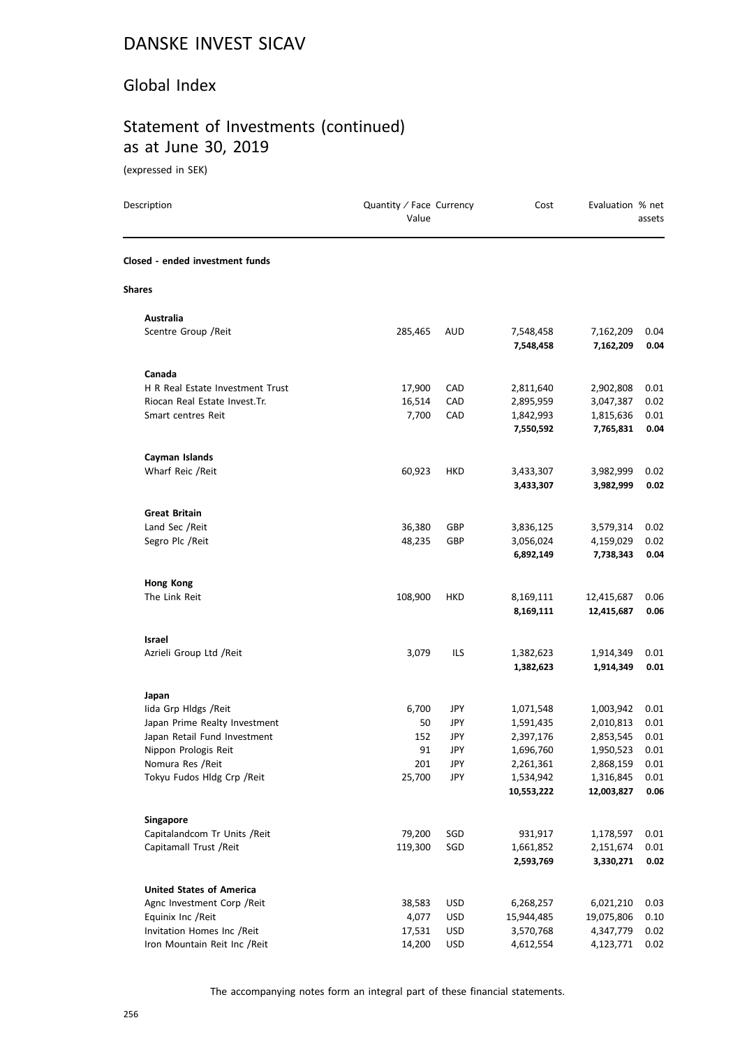# DANSKE INVEST SICAV

## Global Index

## Statement of Investments (continued) as at June 30, 2019

(expressed in SEK)

| Description | Quantity / Face Value | Currency | Cost | Evaluation | % net assets |
|---|---|---|---|---|---|
| **Closed - ended investment funds** | | | | | |
| **Shares** | | | | | |
| **Australia** | | | | | |
| Scentre Group /Reit | 285,465 | AUD | 7,548,458 | 7,162,209 | 0.04 |
| | | | **7,548,458** | **7,162,209** | **0.04** |
| **Canada** | | | | | |
| H R Real Estate Investment Trust | 17,900 | CAD | 2,811,640 | 2,902,808 | 0.01 |
| Riocan Real Estate Invest.Tr. | 16,514 | CAD | 2,895,959 | 3,047,387 | 0.02 |
| Smart centres Reit | 7,700 | CAD | 1,842,993 | 1,815,636 | 0.01 |
| | | | **7,550,592** | **7,765,831** | **0.04** |
| **Cayman Islands** | | | | | |
| Wharf Reic /Reit | 60,923 | HKD | 3,433,307 | 3,982,999 | 0.02 |
| | | | **3,433,307** | **3,982,999** | **0.02** |
| **Great Britain** | | | | | |
| Land Sec /Reit | 36,380 | GBP | 3,836,125 | 3,579,314 | 0.02 |
| Segro Plc /Reit | 48,235 | GBP | 3,056,024 | 4,159,029 | 0.02 |
| | | | **6,892,149** | **7,738,343** | **0.04** |
| **Hong Kong** | | | | | |
| The Link Reit | 108,900 | HKD | 8,169,111 | 12,415,687 | 0.06 |
| | | | **8,169,111** | **12,415,687** | **0.06** |
| **Israel** | | | | | |
| Azrieli Group Ltd /Reit | 3,079 | ILS | 1,382,623 | 1,914,349 | 0.01 |
| | | | **1,382,623** | **1,914,349** | **0.01** |
| **Japan** | | | | | |
| Iida Grp Hldgs /Reit | 6,700 | JPY | 1,071,548 | 1,003,942 | 0.01 |
| Japan Prime Realty Investment | 50 | JPY | 1,591,435 | 2,010,813 | 0.01 |
| Japan Retail Fund Investment | 152 | JPY | 2,397,176 | 2,853,545 | 0.01 |
| Nippon Prologis Reit | 91 | JPY | 1,696,760 | 1,950,523 | 0.01 |
| Nomura Res /Reit | 201 | JPY | 2,261,361 | 2,868,159 | 0.01 |
| Tokyu Fudos Hldg Crp /Reit | 25,700 | JPY | 1,534,942 | 1,316,845 | 0.01 |
| | | | **10,553,222** | **12,003,827** | **0.06** |
| **Singapore** | | | | | |
| Capitalandcom Tr Units /Reit | 79,200 | SGD | 931,917 | 1,178,597 | 0.01 |
| Capitamall Trust /Reit | 119,300 | SGD | 1,661,852 | 2,151,674 | 0.01 |
| | | | **2,593,769** | **3,330,271** | **0.02** |
| **United States of America** | | | | | |
| Agnc Investment Corp /Reit | 38,583 | USD | 6,268,257 | 6,021,210 | 0.03 |
| Equinix Inc /Reit | 4,077 | USD | 15,944,485 | 19,075,806 | 0.10 |
| Invitation Homes Inc /Reit | 17,531 | USD | 3,570,768 | 4,347,779 | 0.02 |
| Iron Mountain Reit Inc /Reit | 14,200 | USD | 4,612,554 | 4,123,771 | 0.02 |

The accompanying notes form an integral part of these financial statements.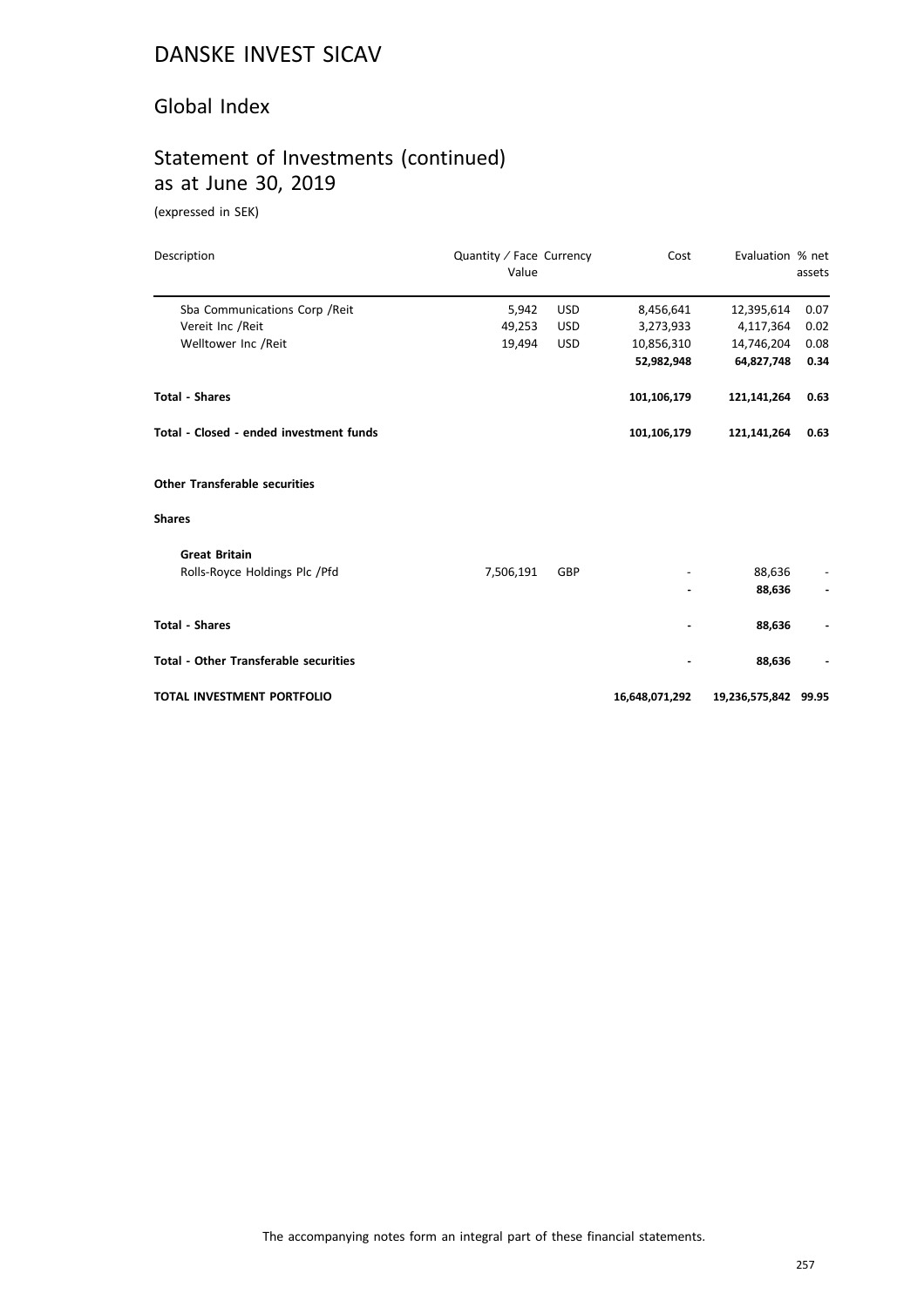# DANSKE INVEST SICAV

## Global Index

## Statement of Investments (continued) as at June 30, 2019

(expressed in SEK)

| Description | Quantity / Face Value | Currency | Cost | Evaluation | % net assets |
|---|---|---|---|---|---|
| Sba Communications Corp /Reit | 5,942 | USD | 8,456,641 | 12,395,614 | 0.07 |
| Vereit Inc /Reit | 49,253 | USD | 3,273,933 | 4,117,364 | 0.02 |
| Welltower Inc /Reit | 19,494 | USD | 10,856,310 | 14,746,204 | 0.08 |
| | | | **52,982,948** | **64,827,748** | **0.34** |
| **Total - Shares** | | | **101,106,179** | **121,141,264** | **0.63** |
| **Total - Closed - ended investment funds** | | | **101,106,179** | **121,141,264** | **0.63** |
| **Other Transferable securities** | | | | | |
| **Shares** | | | | | |
| **Great Britain** | | | | | |
| Rolls-Royce Holdings Plc /Pfd | 7,506,191 | GBP | - | 88,636 | - |
| | | | **-** | **88,636** | **-** |
| **Total - Shares** | | | **-** | **88,636** | **-** |
| **Total - Other Transferable securities** | | | **-** | **88,636** | **-** |
| **TOTAL INVESTMENT PORTFOLIO** | | | **16,648,071,292** | **19,236,575,842** | **99.95** |

The accompanying notes form an integral part of these financial statements.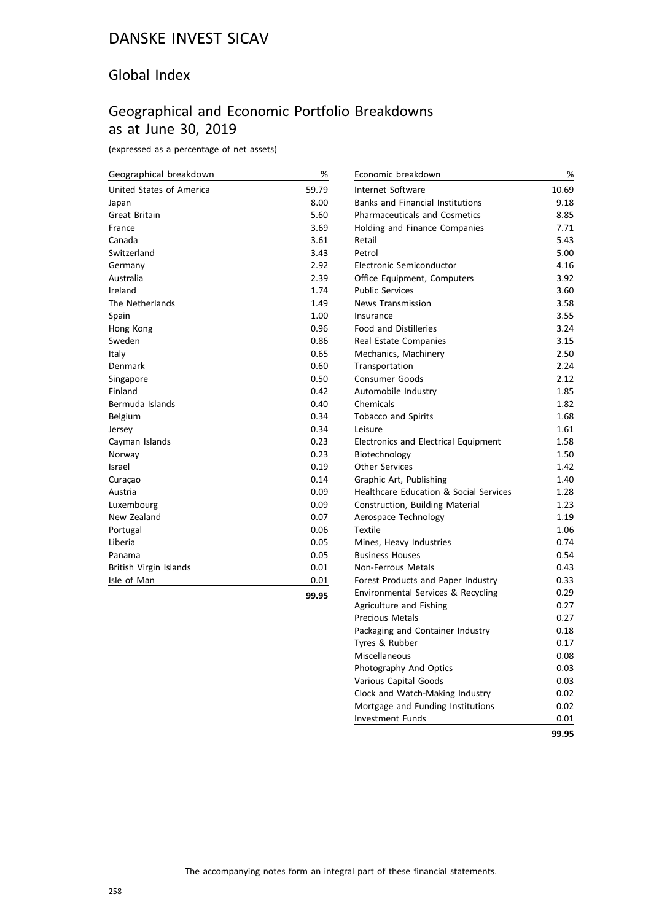# DANSKE INVEST SICAV

## Global Index

## Geographical and Economic Portfolio Breakdowns as at June 30, 2019

(expressed as a percentage of net assets)

| Geographical breakdown | % |
|---|---|
| United States of America | 59.79 |
| Japan | 8.00 |
| Great Britain | 5.60 |
| France | 3.69 |
| Canada | 3.61 |
| Switzerland | 3.43 |
| Germany | 2.92 |
| Australia | 2.39 |
| Ireland | 1.74 |
| The Netherlands | 1.49 |
| Spain | 1.00 |
| Hong Kong | 0.96 |
| Sweden | 0.86 |
| Italy | 0.65 |
| Denmark | 0.60 |
| Singapore | 0.50 |
| Finland | 0.42 |
| Bermuda Islands | 0.40 |
| Belgium | 0.34 |
| Jersey | 0.34 |
| Cayman Islands | 0.23 |
| Norway | 0.23 |
| Israel | 0.19 |
| Curaçao | 0.14 |
| Austria | 0.09 |
| Luxembourg | 0.09 |
| New Zealand | 0.07 |
| Portugal | 0.06 |
| Liberia | 0.05 |
| Panama | 0.05 |
| British Virgin Islands | 0.01 |
| Isle of Man | 0.01 |
| | **99.95** |

| Economic breakdown | % |
|---|---|
| Internet Software | 10.69 |
| Banks and Financial Institutions | 9.18 |
| Pharmaceuticals and Cosmetics | 8.85 |
| Holding and Finance Companies | 7.71 |
| Retail | 5.43 |
| Petrol | 5.00 |
| Electronic Semiconductor | 4.16 |
| Office Equipment, Computers | 3.92 |
| Public Services | 3.60 |
| News Transmission | 3.58 |
| Insurance | 3.55 |
| Food and Distilleries | 3.24 |
| Real Estate Companies | 3.15 |
| Mechanics, Machinery | 2.50 |
| Transportation | 2.24 |
| Consumer Goods | 2.12 |
| Automobile Industry | 1.85 |
| Chemicals | 1.82 |
| Tobacco and Spirits | 1.68 |
| Leisure | 1.61 |
| Electronics and Electrical Equipment | 1.58 |
| Biotechnology | 1.50 |
| Other Services | 1.42 |
| Graphic Art, Publishing | 1.40 |
| Healthcare Education & Social Services | 1.28 |
| Construction, Building Material | 1.23 |
| Aerospace Technology | 1.19 |
| Textile | 1.06 |
| Mines, Heavy Industries | 0.74 |
| Business Houses | 0.54 |
| Non-Ferrous Metals | 0.43 |
| Forest Products and Paper Industry | 0.33 |
| Environmental Services & Recycling | 0.29 |
| Agriculture and Fishing | 0.27 |
| Precious Metals | 0.27 |
| Packaging and Container Industry | 0.18 |
| Tyres & Rubber | 0.17 |
| Miscellaneous | 0.08 |
| Photography And Optics | 0.03 |
| Various Capital Goods | 0.03 |
| Clock and Watch-Making Industry | 0.02 |
| Mortgage and Funding Institutions | 0.02 |
| Investment Funds | 0.01 |
| | **99.95** |

The accompanying notes form an integral part of these financial statements.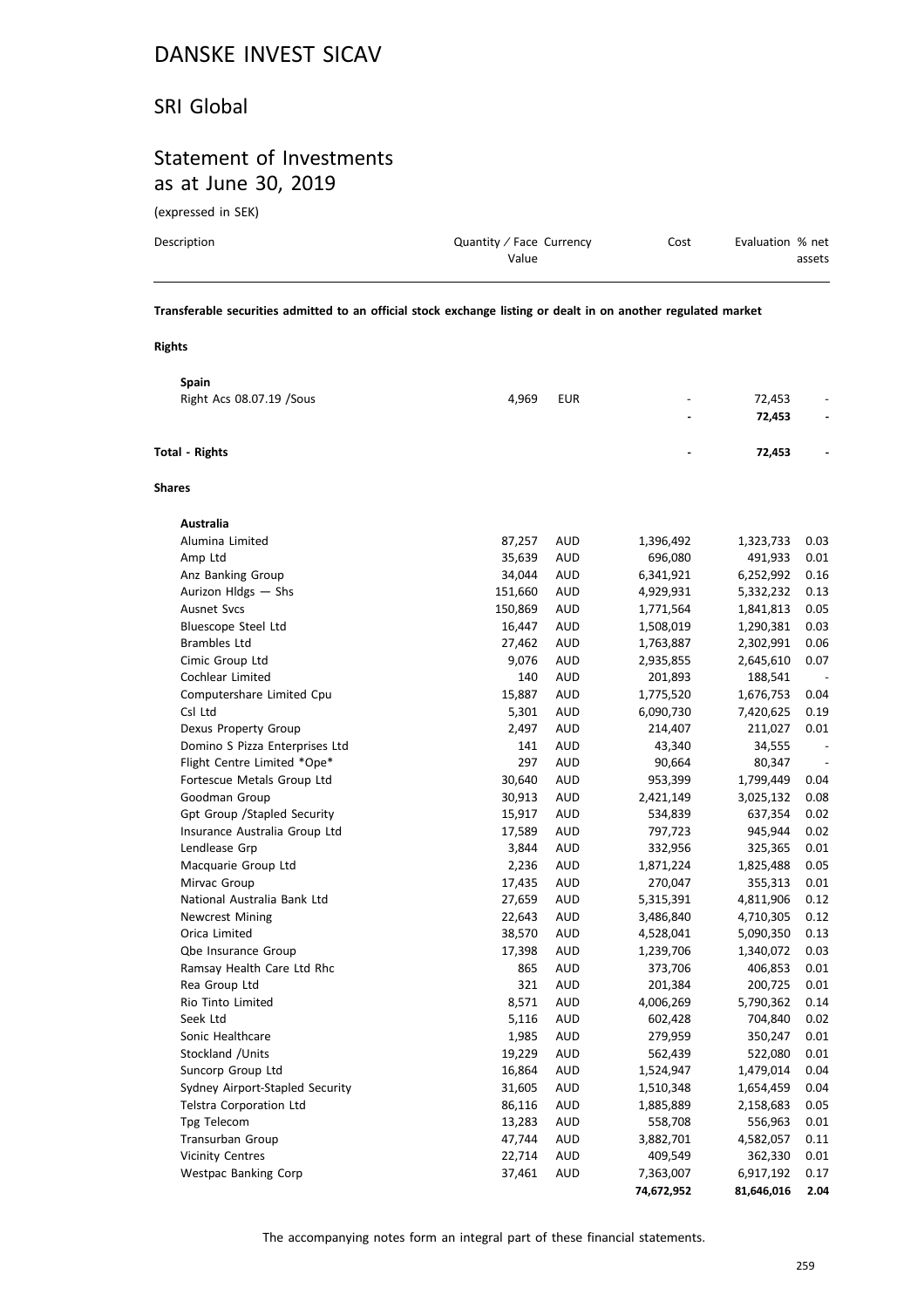# DANSKE INVEST SICAV

## SRI Global

## Statement of Investments as at June 30, 2019

(expressed in SEK)

| Description | Quantity / Face Value | Currency | Cost | Evaluation | % net assets |
|---|---|---|---|---|---|
| **Transferable securities admitted to an official stock exchange listing or dealt in on another regulated market** | | | | | |
| **Rights** | | | | | |
| **Spain** | | | | | |
| Right Acs 08.07.19 /Sous | 4,969 | EUR | - | 72,453 | - |
| | | | **-** | **72,453** | **-** |
| **Total - Rights** | | | **-** | **72,453** | **-** |
| **Shares** | | | | | |
| **Australia** | | | | | |
| Alumina Limited | 87,257 | AUD | 1,396,492 | 1,323,733 | 0.03 |
| Amp Ltd | 35,639 | AUD | 696,080 | 491,933 | 0.01 |
| Anz Banking Group | 34,044 | AUD | 6,341,921 | 6,252,992 | 0.16 |
| Aurizon Hldgs — Shs | 151,660 | AUD | 4,929,931 | 5,332,232 | 0.13 |
| Ausnet Svcs | 150,869 | AUD | 1,771,564 | 1,841,813 | 0.05 |
| Bluescope Steel Ltd | 16,447 | AUD | 1,508,019 | 1,290,381 | 0.03 |
| Brambles Ltd | 27,462 | AUD | 1,763,887 | 2,302,991 | 0.06 |
| Cimic Group Ltd | 9,076 | AUD | 2,935,855 | 2,645,610 | 0.07 |
| Cochlear Limited | 140 | AUD | 201,893 | 188,541 | - |
| Computershare Limited Cpu | 15,887 | AUD | 1,775,520 | 1,676,753 | 0.04 |
| Csl Ltd | 5,301 | AUD | 6,090,730 | 7,420,625 | 0.19 |
| Dexus Property Group | 2,497 | AUD | 214,407 | 211,027 | 0.01 |
| Domino S Pizza Enterprises Ltd | 141 | AUD | 43,340 | 34,555 | - |
| Flight Centre Limited *Ope* | 297 | AUD | 90,664 | 80,347 | - |
| Fortescue Metals Group Ltd | 30,640 | AUD | 953,399 | 1,799,449 | 0.04 |
| Goodman Group | 30,913 | AUD | 2,421,149 | 3,025,132 | 0.08 |
| Gpt Group /Stapled Security | 15,917 | AUD | 534,839 | 637,354 | 0.02 |
| Insurance Australia Group Ltd | 17,589 | AUD | 797,723 | 945,944 | 0.02 |
| Lendlease Grp | 3,844 | AUD | 332,956 | 325,365 | 0.01 |
| Macquarie Group Ltd | 2,236 | AUD | 1,871,224 | 1,825,488 | 0.05 |
| Mirvac Group | 17,435 | AUD | 270,047 | 355,313 | 0.01 |
| National Australia Bank Ltd | 27,659 | AUD | 5,315,391 | 4,811,906 | 0.12 |
| Newcrest Mining | 22,643 | AUD | 3,486,840 | 4,710,305 | 0.12 |
| Orica Limited | 38,570 | AUD | 4,528,041 | 5,090,350 | 0.13 |
| Qbe Insurance Group | 17,398 | AUD | 1,239,706 | 1,340,072 | 0.03 |
| Ramsay Health Care Ltd Rhc | 865 | AUD | 373,706 | 406,853 | 0.01 |
| Rea Group Ltd | 321 | AUD | 201,384 | 200,725 | 0.01 |
| Rio Tinto Limited | 8,571 | AUD | 4,006,269 | 5,790,362 | 0.14 |
| Seek Ltd | 5,116 | AUD | 602,428 | 704,840 | 0.02 |
| Sonic Healthcare | 1,985 | AUD | 279,959 | 350,247 | 0.01 |
| Stockland /Units | 19,229 | AUD | 562,439 | 522,080 | 0.01 |
| Suncorp Group Ltd | 16,864 | AUD | 1,524,947 | 1,479,014 | 0.04 |
| Sydney Airport-Stapled Security | 31,605 | AUD | 1,510,348 | 1,654,459 | 0.04 |
| Telstra Corporation Ltd | 86,116 | AUD | 1,885,889 | 2,158,683 | 0.05 |
| Tpg Telecom | 13,283 | AUD | 558,708 | 556,963 | 0.01 |
| Transurban Group | 47,744 | AUD | 3,882,701 | 4,582,057 | 0.11 |
| Vicinity Centres | 22,714 | AUD | 409,549 | 362,330 | 0.01 |
| Westpac Banking Corp | 37,461 | AUD | 7,363,007 | 6,917,192 | 0.17 |
| | | | **74,672,952** | **81,646,016** | **2.04** |

The accompanying notes form an integral part of these financial statements.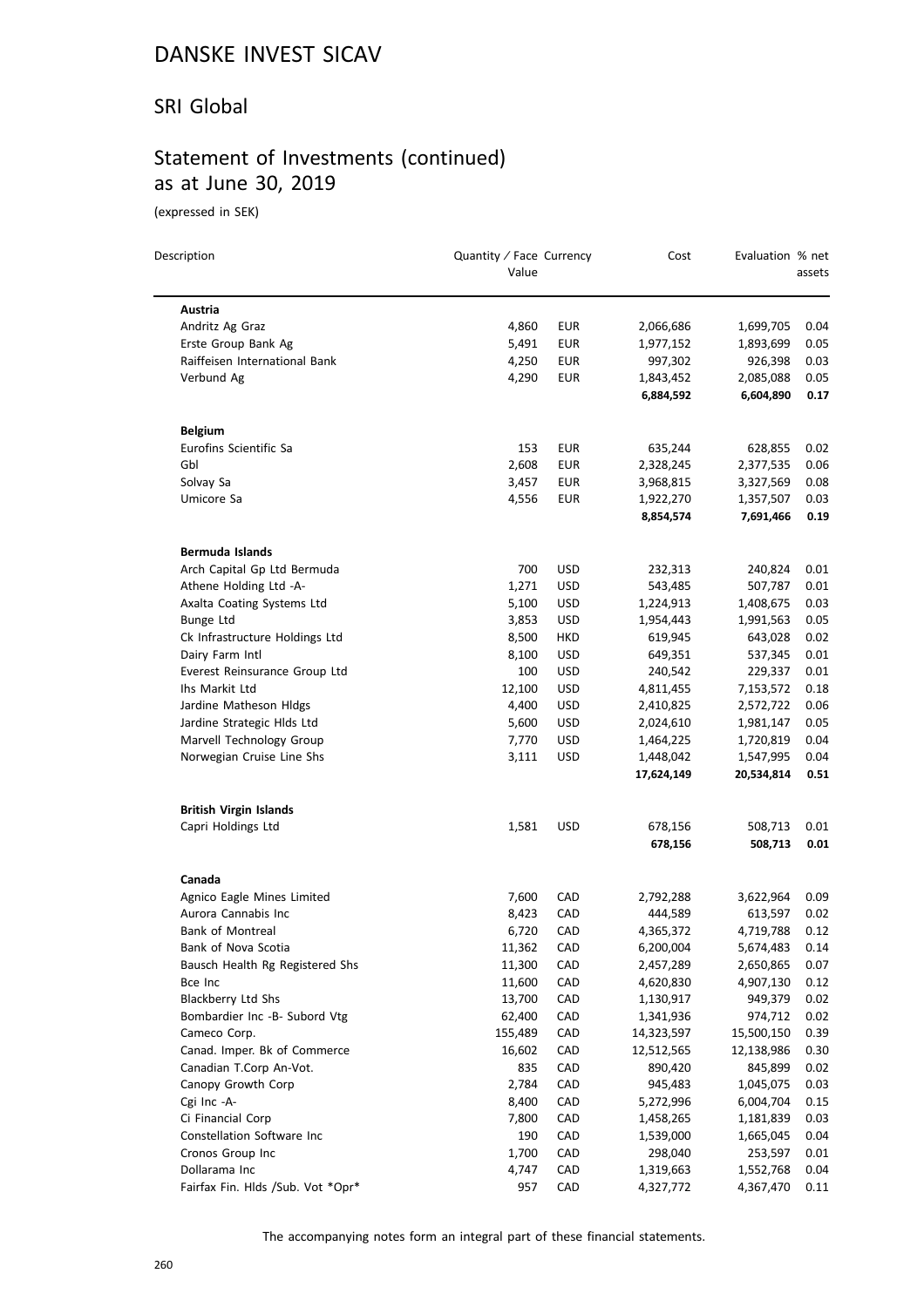# DANSKE INVEST SICAV

## SRI Global

## Statement of Investments (continued) as at June 30, 2019

(expressed in SEK)

| Description | Quantity / Face Value | Currency | Cost | Evaluation | % net assets |
|---|---|---|---|---|---|
| **Austria** | | | | | |
| Andritz Ag Graz | 4,860 | EUR | 2,066,686 | 1,699,705 | 0.04 |
| Erste Group Bank Ag | 5,491 | EUR | 1,977,152 | 1,893,699 | 0.05 |
| Raiffeisen International Bank | 4,250 | EUR | 997,302 | 926,398 | 0.03 |
| Verbund Ag | 4,290 | EUR | 1,843,452 | 2,085,088 | 0.05 |
| | | | **6,884,592** | **6,604,890** | **0.17** |
| **Belgium** | | | | | |
| Eurofins Scientific Sa | 153 | EUR | 635,244 | 628,855 | 0.02 |
| Gbl | 2,608 | EUR | 2,328,245 | 2,377,535 | 0.06 |
| Solvay Sa | 3,457 | EUR | 3,968,815 | 3,327,569 | 0.08 |
| Umicore Sa | 4,556 | EUR | 1,922,270 | 1,357,507 | 0.03 |
| | | | **8,854,574** | **7,691,466** | **0.19** |
| **Bermuda Islands** | | | | | |
| Arch Capital Gp Ltd Bermuda | 700 | USD | 232,313 | 240,824 | 0.01 |
| Athene Holding Ltd -A- | 1,271 | USD | 543,485 | 507,787 | 0.01 |
| Axalta Coating Systems Ltd | 5,100 | USD | 1,224,913 | 1,408,675 | 0.03 |
| Bunge Ltd | 3,853 | USD | 1,954,443 | 1,991,563 | 0.05 |
| Ck Infrastructure Holdings Ltd | 8,500 | HKD | 619,945 | 643,028 | 0.02 |
| Dairy Farm Intl | 8,100 | USD | 649,351 | 537,345 | 0.01 |
| Everest Reinsurance Group Ltd | 100 | USD | 240,542 | 229,337 | 0.01 |
| Ihs Markit Ltd | 12,100 | USD | 4,811,455 | 7,153,572 | 0.18 |
| Jardine Matheson Hldgs | 4,400 | USD | 2,410,825 | 2,572,722 | 0.06 |
| Jardine Strategic Hlds Ltd | 5,600 | USD | 2,024,610 | 1,981,147 | 0.05 |
| Marvell Technology Group | 7,770 | USD | 1,464,225 | 1,720,819 | 0.04 |
| Norwegian Cruise Line Shs | 3,111 | USD | 1,448,042 | 1,547,995 | 0.04 |
| | | | **17,624,149** | **20,534,814** | **0.51** |
| **British Virgin Islands** | | | | | |
| Capri Holdings Ltd | 1,581 | USD | 678,156 | 508,713 | 0.01 |
| | | | **678,156** | **508,713** | **0.01** |
| **Canada** | | | | | |
| Agnico Eagle Mines Limited | 7,600 | CAD | 2,792,288 | 3,622,964 | 0.09 |
| Aurora Cannabis Inc | 8,423 | CAD | 444,589 | 613,597 | 0.02 |
| Bank of Montreal | 6,720 | CAD | 4,365,372 | 4,719,788 | 0.12 |
| Bank of Nova Scotia | 11,362 | CAD | 6,200,004 | 5,674,483 | 0.14 |
| Bausch Health Rg Registered Shs | 11,300 | CAD | 2,457,289 | 2,650,865 | 0.07 |
| Bce Inc | 11,600 | CAD | 4,620,830 | 4,907,130 | 0.12 |
| Blackberry Ltd Shs | 13,700 | CAD | 1,130,917 | 949,379 | 0.02 |
| Bombardier Inc -B- Subord Vtg | 62,400 | CAD | 1,341,936 | 974,712 | 0.02 |
| Cameco Corp. | 155,489 | CAD | 14,323,597 | 15,500,150 | 0.39 |
| Canad. Imper. Bk of Commerce | 16,602 | CAD | 12,512,565 | 12,138,986 | 0.30 |
| Canadian T.Corp An-Vot. | 835 | CAD | 890,420 | 845,899 | 0.02 |
| Canopy Growth Corp | 2,784 | CAD | 945,483 | 1,045,075 | 0.03 |
| Cgi Inc -A- | 8,400 | CAD | 5,272,996 | 6,004,704 | 0.15 |
| Ci Financial Corp | 7,800 | CAD | 1,458,265 | 1,181,839 | 0.03 |
| Constellation Software Inc | 190 | CAD | 1,539,000 | 1,665,045 | 0.04 |
| Cronos Group Inc | 1,700 | CAD | 298,040 | 253,597 | 0.01 |
| Dollarama Inc | 4,747 | CAD | 1,319,663 | 1,552,768 | 0.04 |
| Fairfax Fin. Hlds /Sub. Vot *Opr* | 957 | CAD | 4,327,772 | 4,367,470 | 0.11 |

The accompanying notes form an integral part of these financial statements.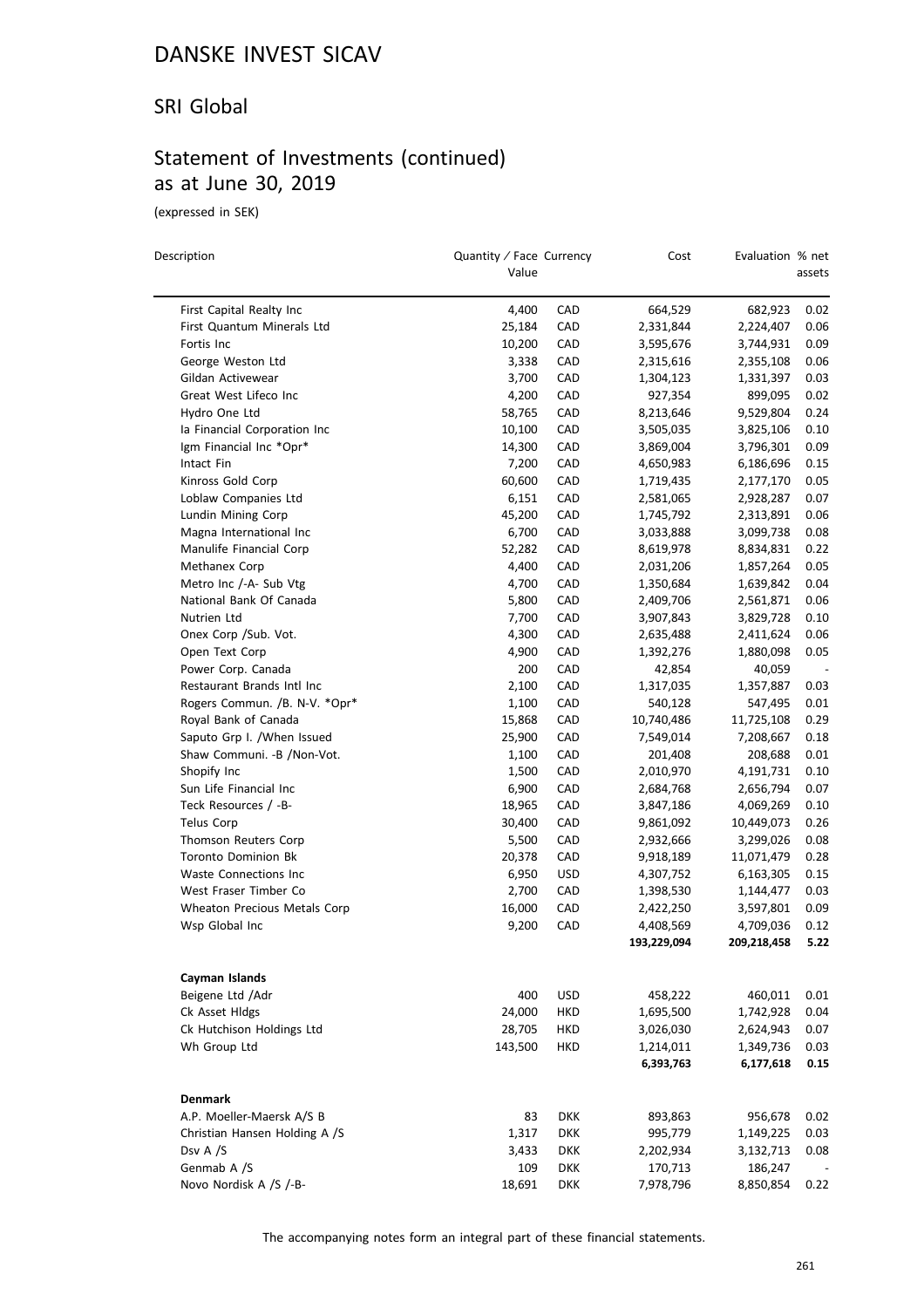# DANSKE INVEST SICAV

## SRI Global

## Statement of Investments (continued) as at June 30, 2019

(expressed in SEK)

| Description | Quantity / Face Value | Currency | Cost | Evaluation | % net assets |
|---|---|---|---|---|---|
| First Capital Realty Inc | 4,400 | CAD | 664,529 | 682,923 | 0.02 |
| First Quantum Minerals Ltd | 25,184 | CAD | 2,331,844 | 2,224,407 | 0.06 |
| Fortis Inc | 10,200 | CAD | 3,595,676 | 3,744,931 | 0.09 |
| George Weston Ltd | 3,338 | CAD | 2,315,616 | 2,355,108 | 0.06 |
| Gildan Activewear | 3,700 | CAD | 1,304,123 | 1,331,397 | 0.03 |
| Great West Lifeco Inc | 4,200 | CAD | 927,354 | 899,095 | 0.02 |
| Hydro One Ltd | 58,765 | CAD | 8,213,646 | 9,529,804 | 0.24 |
| Ia Financial Corporation Inc | 10,100 | CAD | 3,505,035 | 3,825,106 | 0.10 |
| Igm Financial Inc *Opr* | 14,300 | CAD | 3,869,004 | 3,796,301 | 0.09 |
| Intact Fin | 7,200 | CAD | 4,650,983 | 6,186,696 | 0.15 |
| Kinross Gold Corp | 60,600 | CAD | 1,719,435 | 2,177,170 | 0.05 |
| Loblaw Companies Ltd | 6,151 | CAD | 2,581,065 | 2,928,287 | 0.07 |
| Lundin Mining Corp | 45,200 | CAD | 1,745,792 | 2,313,891 | 0.06 |
| Magna International Inc | 6,700 | CAD | 3,033,888 | 3,099,738 | 0.08 |
| Manulife Financial Corp | 52,282 | CAD | 8,619,978 | 8,834,831 | 0.22 |
| Methanex Corp | 4,400 | CAD | 2,031,206 | 1,857,264 | 0.05 |
| Metro Inc /-A- Sub Vtg | 4,700 | CAD | 1,350,684 | 1,639,842 | 0.04 |
| National Bank Of Canada | 5,800 | CAD | 2,409,706 | 2,561,871 | 0.06 |
| Nutrien Ltd | 7,700 | CAD | 3,907,843 | 3,829,728 | 0.10 |
| Onex Corp /Sub. Vot. | 4,300 | CAD | 2,635,488 | 2,411,624 | 0.06 |
| Open Text Corp | 4,900 | CAD | 1,392,276 | 1,880,098 | 0.05 |
| Power Corp. Canada | 200 | CAD | 42,854 | 40,059 | - |
| Restaurant Brands Intl Inc | 2,100 | CAD | 1,317,035 | 1,357,887 | 0.03 |
| Rogers Commun. /B. N-V. *Opr* | 1,100 | CAD | 540,128 | 547,495 | 0.01 |
| Royal Bank of Canada | 15,868 | CAD | 10,740,486 | 11,725,108 | 0.29 |
| Saputo Grp I. /When Issued | 25,900 | CAD | 7,549,014 | 7,208,667 | 0.18 |
| Shaw Communi. -B /Non-Vot. | 1,100 | CAD | 201,408 | 208,688 | 0.01 |
| Shopify Inc | 1,500 | CAD | 2,010,970 | 4,191,731 | 0.10 |
| Sun Life Financial Inc | 6,900 | CAD | 2,684,768 | 2,656,794 | 0.07 |
| Teck Resources / -B- | 18,965 | CAD | 3,847,186 | 4,069,269 | 0.10 |
| Telus Corp | 30,400 | CAD | 9,861,092 | 10,449,073 | 0.26 |
| Thomson Reuters Corp | 5,500 | CAD | 2,932,666 | 3,299,026 | 0.08 |
| Toronto Dominion Bk | 20,378 | CAD | 9,918,189 | 11,071,479 | 0.28 |
| Waste Connections Inc | 6,950 | USD | 4,307,752 | 6,163,305 | 0.15 |
| West Fraser Timber Co | 2,700 | CAD | 1,398,530 | 1,144,477 | 0.03 |
| Wheaton Precious Metals Corp | 16,000 | CAD | 2,422,250 | 3,597,801 | 0.09 |
| Wsp Global Inc | 9,200 | CAD | 4,408,569 | 4,709,036 | 0.12 |
| | | | **193,229,094** | **209,218,458** | **5.22** |
| **Cayman Islands** | | | | | |
| Beigene Ltd /Adr | 400 | USD | 458,222 | 460,011 | 0.01 |
| Ck Asset Hldgs | 24,000 | HKD | 1,695,500 | 1,742,928 | 0.04 |
| Ck Hutchison Holdings Ltd | 28,705 | HKD | 3,026,030 | 2,624,943 | 0.07 |
| Wh Group Ltd | 143,500 | HKD | 1,214,011 | 1,349,736 | 0.03 |
| | | | **6,393,763** | **6,177,618** | **0.15** |
| **Denmark** | | | | | |
| A.P. Moeller-Maersk A/S B | 83 | DKK | 893,863 | 956,678 | 0.02 |
| Christian Hansen Holding A /S | 1,317 | DKK | 995,779 | 1,149,225 | 0.03 |
| Dsv A /S | 3,433 | DKK | 2,202,934 | 3,132,713 | 0.08 |
| Genmab A /S | 109 | DKK | 170,713 | 186,247 | - |
| Novo Nordisk A /S /-B- | 18,691 | DKK | 7,978,796 | 8,850,854 | 0.22 |

The accompanying notes form an integral part of these financial statements.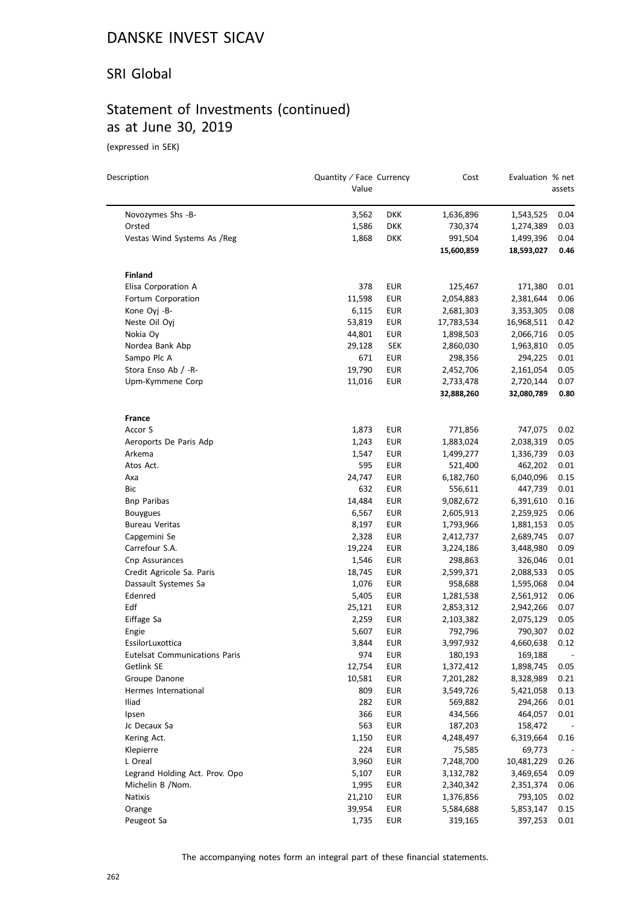# DANSKE INVEST SICAV

## SRI Global

## Statement of Investments (continued) as at June 30, 2019

(expressed in SEK)

| Description | Quantity / Face Value | Currency | Cost | Evaluation | % net assets |
|---|---|---|---|---|---|
| Novozymes Shs -B- | 3,562 | DKK | 1,636,896 | 1,543,525 | 0.04 |
| Orsted | 1,586 | DKK | 730,374 | 1,274,389 | 0.03 |
| Vestas Wind Systems As /Reg | 1,868 | DKK | 991,504 | 1,499,396 | 0.04 |
| | | | **15,600,859** | **18,593,027** | **0.46** |
| **Finland** | | | | | |
| Elisa Corporation A | 378 | EUR | 125,467 | 171,380 | 0.01 |
| Fortum Corporation | 11,598 | EUR | 2,054,883 | 2,381,644 | 0.06 |
| Kone Oyj -B- | 6,115 | EUR | 2,681,303 | 3,353,305 | 0.08 |
| Neste Oil Oyj | 53,819 | EUR | 17,783,534 | 16,968,511 | 0.42 |
| Nokia Oy | 44,801 | EUR | 1,898,503 | 2,066,716 | 0.05 |
| Nordea Bank Abp | 29,128 | SEK | 2,860,030 | 1,963,810 | 0.05 |
| Sampo Plc A | 671 | EUR | 298,356 | 294,225 | 0.01 |
| Stora Enso Ab / -R- | 19,790 | EUR | 2,452,706 | 2,161,054 | 0.05 |
| Upm-Kymmene Corp | 11,016 | EUR | 2,733,478 | 2,720,144 | 0.07 |
| | | | **32,888,260** | **32,080,789** | **0.80** |
| **France** | | | | | |
| Accor S | 1,873 | EUR | 771,856 | 747,075 | 0.02 |
| Aeroports De Paris Adp | 1,243 | EUR | 1,883,024 | 2,038,319 | 0.05 |
| Arkema | 1,547 | EUR | 1,499,277 | 1,336,739 | 0.03 |
| Atos Act. | 595 | EUR | 521,400 | 462,202 | 0.01 |
| Axa | 24,747 | EUR | 6,182,760 | 6,040,096 | 0.15 |
| Bic | 632 | EUR | 556,611 | 447,739 | 0.01 |
| Bnp Paribas | 14,484 | EUR | 9,082,672 | 6,391,610 | 0.16 |
| Bouygues | 6,567 | EUR | 2,605,913 | 2,259,925 | 0.06 |
| Bureau Veritas | 8,197 | EUR | 1,793,966 | 1,881,153 | 0.05 |
| Capgemini Se | 2,328 | EUR | 2,412,737 | 2,689,745 | 0.07 |
| Carrefour S.A. | 19,224 | EUR | 3,224,186 | 3,448,980 | 0.09 |
| Cnp Assurances | 1,546 | EUR | 298,863 | 326,046 | 0.01 |
| Credit Agricole Sa. Paris | 18,745 | EUR | 2,599,371 | 2,088,533 | 0.05 |
| Dassault Systemes Sa | 1,076 | EUR | 958,688 | 1,595,068 | 0.04 |
| Edenred | 5,405 | EUR | 1,281,538 | 2,561,912 | 0.06 |
| Edf | 25,121 | EUR | 2,853,312 | 2,942,266 | 0.07 |
| Eiffage Sa | 2,259 | EUR | 2,103,382 | 2,075,129 | 0.05 |
| Engie | 5,607 | EUR | 792,796 | 790,307 | 0.02 |
| EssilorLuxottica | 3,844 | EUR | 3,997,932 | 4,660,638 | 0.12 |
| Eutelsat Communications Paris | 974 | EUR | 180,193 | 169,188 | - |
| Getlink SE | 12,754 | EUR | 1,372,412 | 1,898,745 | 0.05 |
| Groupe Danone | 10,581 | EUR | 7,201,282 | 8,328,989 | 0.21 |
| Hermes International | 809 | EUR | 3,549,726 | 5,421,058 | 0.13 |
| Iliad | 282 | EUR | 569,882 | 294,266 | 0.01 |
| Ipsen | 366 | EUR | 434,566 | 464,057 | 0.01 |
| Jc Decaux Sa | 563 | EUR | 187,203 | 158,472 | - |
| Kering Act. | 1,150 | EUR | 4,248,497 | 6,319,664 | 0.16 |
| Klepierre | 224 | EUR | 75,585 | 69,773 | - |
| L Oreal | 3,960 | EUR | 7,248,700 | 10,481,229 | 0.26 |
| Legrand Holding Act. Prov. Opo | 5,107 | EUR | 3,132,782 | 3,469,654 | 0.09 |
| Michelin B /Nom. | 1,995 | EUR | 2,340,342 | 2,351,374 | 0.06 |
| Natixis | 21,210 | EUR | 1,376,856 | 793,105 | 0.02 |
| Orange | 39,954 | EUR | 5,584,688 | 5,853,147 | 0.15 |
| Peugeot Sa | 1,735 | EUR | 319,165 | 397,253 | 0.01 |

The accompanying notes form an integral part of these financial statements.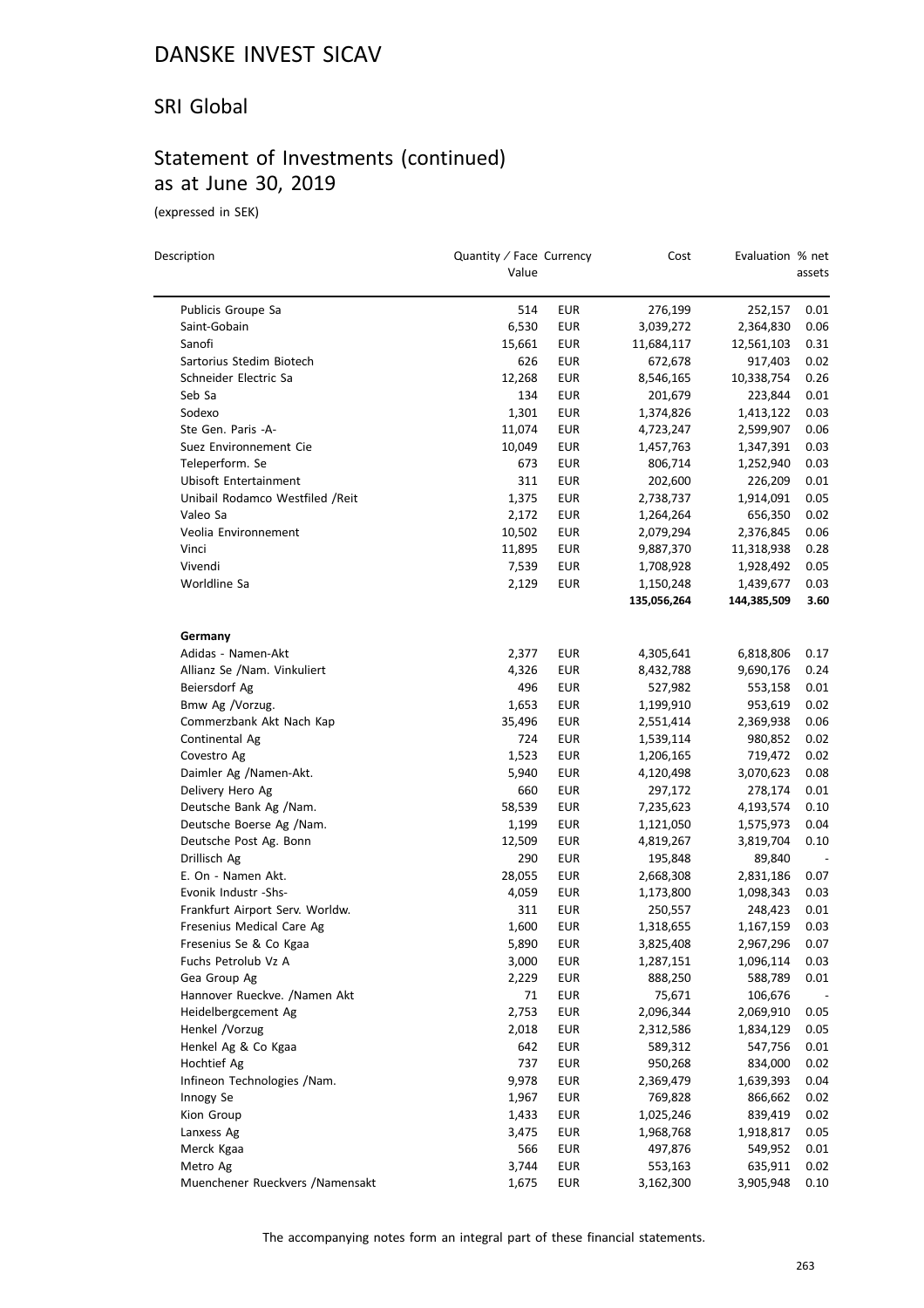# DANSKE INVEST SICAV

## SRI Global

## Statement of Investments (continued) as at June 30, 2019

(expressed in SEK)

| Description | Quantity / Face Value | Currency | Cost | Evaluation | % net assets |
|---|---|---|---|---|---|
| Publicis Groupe Sa | 514 | EUR | 276,199 | 252,157 | 0.01 |
| Saint-Gobain | 6,530 | EUR | 3,039,272 | 2,364,830 | 0.06 |
| Sanofi | 15,661 | EUR | 11,684,117 | 12,561,103 | 0.31 |
| Sartorius Stedim Biotech | 626 | EUR | 672,678 | 917,403 | 0.02 |
| Schneider Electric Sa | 12,268 | EUR | 8,546,165 | 10,338,754 | 0.26 |
| Seb Sa | 134 | EUR | 201,679 | 223,844 | 0.01 |
| Sodexo | 1,301 | EUR | 1,374,826 | 1,413,122 | 0.03 |
| Ste Gen. Paris -A- | 11,074 | EUR | 4,723,247 | 2,599,907 | 0.06 |
| Suez Environnement Cie | 10,049 | EUR | 1,457,763 | 1,347,391 | 0.03 |
| Teleperform. Se | 673 | EUR | 806,714 | 1,252,940 | 0.03 |
| Ubisoft Entertainment | 311 | EUR | 202,600 | 226,209 | 0.01 |
| Unibail Rodamco Westfiled /Reit | 1,375 | EUR | 2,738,737 | 1,914,091 | 0.05 |
| Valeo Sa | 2,172 | EUR | 1,264,264 | 656,350 | 0.02 |
| Veolia Environnement | 10,502 | EUR | 2,079,294 | 2,376,845 | 0.06 |
| Vinci | 11,895 | EUR | 9,887,370 | 11,318,938 | 0.28 |
| Vivendi | 7,539 | EUR | 1,708,928 | 1,928,492 | 0.05 |
| Worldline Sa | 2,129 | EUR | 1,150,248 | 1,439,677 | 0.03 |
| | | | **135,056,264** | **144,385,509** | **3.60** |
| **Germany** | | | | | |
| Adidas - Namen-Akt | 2,377 | EUR | 4,305,641 | 6,818,806 | 0.17 |
| Allianz Se /Nam. Vinkuliert | 4,326 | EUR | 8,432,788 | 9,690,176 | 0.24 |
| Beiersdorf Ag | 496 | EUR | 527,982 | 553,158 | 0.01 |
| Bmw Ag /Vorzug. | 1,653 | EUR | 1,199,910 | 953,619 | 0.02 |
| Commerzbank Akt Nach Kap | 35,496 | EUR | 2,551,414 | 2,369,938 | 0.06 |
| Continental Ag | 724 | EUR | 1,539,114 | 980,852 | 0.02 |
| Covestro Ag | 1,523 | EUR | 1,206,165 | 719,472 | 0.02 |
| Daimler Ag /Namen-Akt. | 5,940 | EUR | 4,120,498 | 3,070,623 | 0.08 |
| Delivery Hero Ag | 660 | EUR | 297,172 | 278,174 | 0.01 |
| Deutsche Bank Ag /Nam. | 58,539 | EUR | 7,235,623 | 4,193,574 | 0.10 |
| Deutsche Boerse Ag /Nam. | 1,199 | EUR | 1,121,050 | 1,575,973 | 0.04 |
| Deutsche Post Ag. Bonn | 12,509 | EUR | 4,819,267 | 3,819,704 | 0.10 |
| Drillisch Ag | 290 | EUR | 195,848 | 89,840 | - |
| E. On - Namen Akt. | 28,055 | EUR | 2,668,308 | 2,831,186 | 0.07 |
| Evonik Industr -Shs- | 4,059 | EUR | 1,173,800 | 1,098,343 | 0.03 |
| Frankfurt Airport Serv. Worldw. | 311 | EUR | 250,557 | 248,423 | 0.01 |
| Fresenius Medical Care Ag | 1,600 | EUR | 1,318,655 | 1,167,159 | 0.03 |
| Fresenius Se & Co Kgaa | 5,890 | EUR | 3,825,408 | 2,967,296 | 0.07 |
| Fuchs Petrolub Vz A | 3,000 | EUR | 1,287,151 | 1,096,114 | 0.03 |
| Gea Group Ag | 2,229 | EUR | 888,250 | 588,789 | 0.01 |
| Hannover Rueckve. /Namen Akt | 71 | EUR | 75,671 | 106,676 | - |
| Heidelbergcement Ag | 2,753 | EUR | 2,096,344 | 2,069,910 | 0.05 |
| Henkel /Vorzug | 2,018 | EUR | 2,312,586 | 1,834,129 | 0.05 |
| Henkel Ag & Co Kgaa | 642 | EUR | 589,312 | 547,756 | 0.01 |
| Hochtief Ag | 737 | EUR | 950,268 | 834,000 | 0.02 |
| Infineon Technologies /Nam. | 9,978 | EUR | 2,369,479 | 1,639,393 | 0.04 |
| Innogy Se | 1,967 | EUR | 769,828 | 866,662 | 0.02 |
| Kion Group | 1,433 | EUR | 1,025,246 | 839,419 | 0.02 |
| Lanxess Ag | 3,475 | EUR | 1,968,768 | 1,918,817 | 0.05 |
| Merck Kgaa | 566 | EUR | 497,876 | 549,952 | 0.01 |
| Metro Ag | 3,744 | EUR | 553,163 | 635,911 | 0.02 |
| Muenchener Rueckvers /Namensakt | 1,675 | EUR | 3,162,300 | 3,905,948 | 0.10 |

The accompanying notes form an integral part of these financial statements.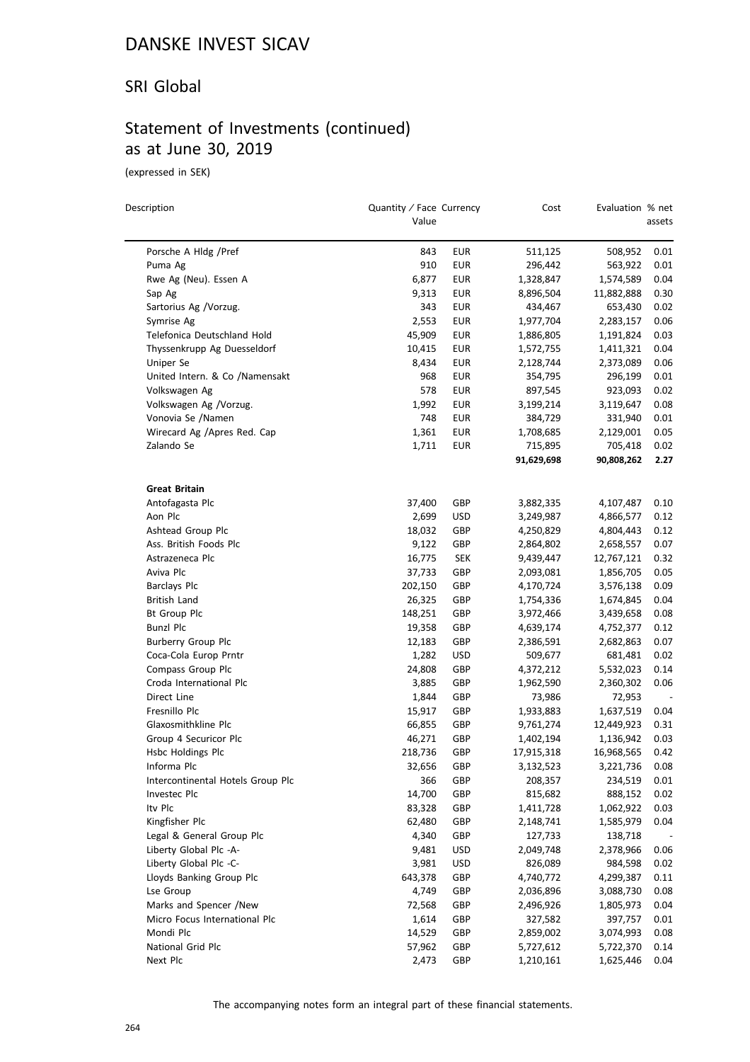# DANSKE INVEST SICAV

## SRI Global

## Statement of Investments (continued) as at June 30, 2019

(expressed in SEK)

| Description | Quantity / Face Value | Currency | Cost | Evaluation | % net assets |
|---|---|---|---|---|---|
| Porsche A Hldg /Pref | 843 | EUR | 511,125 | 508,952 | 0.01 |
| Puma Ag | 910 | EUR | 296,442 | 563,922 | 0.01 |
| Rwe Ag (Neu). Essen A | 6,877 | EUR | 1,328,847 | 1,574,589 | 0.04 |
| Sap Ag | 9,313 | EUR | 8,896,504 | 11,882,888 | 0.30 |
| Sartorius Ag /Vorzug. | 343 | EUR | 434,467 | 653,430 | 0.02 |
| Symrise Ag | 2,553 | EUR | 1,977,704 | 2,283,157 | 0.06 |
| Telefonica Deutschland Hold | 45,909 | EUR | 1,886,805 | 1,191,824 | 0.03 |
| Thyssenkrupp Ag Duesseldorf | 10,415 | EUR | 1,572,755 | 1,411,321 | 0.04 |
| Uniper Se | 8,434 | EUR | 2,128,744 | 2,373,089 | 0.06 |
| United Intern. & Co /Namensakt | 968 | EUR | 354,795 | 296,199 | 0.01 |
| Volkswagen Ag | 578 | EUR | 897,545 | 923,093 | 0.02 |
| Volkswagen Ag /Vorzug. | 1,992 | EUR | 3,199,214 | 3,119,647 | 0.08 |
| Vonovia Se /Namen | 748 | EUR | 384,729 | 331,940 | 0.01 |
| Wirecard Ag /Apres Red. Cap | 1,361 | EUR | 1,708,685 | 2,129,001 | 0.05 |
| Zalando Se | 1,711 | EUR | 715,895 | 705,418 | 0.02 |
| | | | **91,629,698** | **90,808,262** | **2.27** |
| **Great Britain** | | | | | |
| Antofagasta Plc | 37,400 | GBP | 3,882,335 | 4,107,487 | 0.10 |
| Aon Plc | 2,699 | USD | 3,249,987 | 4,866,577 | 0.12 |
| Ashtead Group Plc | 18,032 | GBP | 4,250,829 | 4,804,443 | 0.12 |
| Ass. British Foods Plc | 9,122 | GBP | 2,864,802 | 2,658,557 | 0.07 |
| Astrazeneca Plc | 16,775 | SEK | 9,439,447 | 12,767,121 | 0.32 |
| Aviva Plc | 37,733 | GBP | 2,093,081 | 1,856,705 | 0.05 |
| Barclays Plc | 202,150 | GBP | 4,170,724 | 3,576,138 | 0.09 |
| British Land | 26,325 | GBP | 1,754,336 | 1,674,845 | 0.04 |
| Bt Group Plc | 148,251 | GBP | 3,972,466 | 3,439,658 | 0.08 |
| Bunzl Plc | 19,358 | GBP | 4,639,174 | 4,752,377 | 0.12 |
| Burberry Group Plc | 12,183 | GBP | 2,386,591 | 2,682,863 | 0.07 |
| Coca-Cola Europ Prntr | 1,282 | USD | 509,677 | 681,481 | 0.02 |
| Compass Group Plc | 24,808 | GBP | 4,372,212 | 5,532,023 | 0.14 |
| Croda International Plc | 3,885 | GBP | 1,962,590 | 2,360,302 | 0.06 |
| Direct Line | 1,844 | GBP | 73,986 | 72,953 | - |
| Fresnillo Plc | 15,917 | GBP | 1,933,883 | 1,637,519 | 0.04 |
| Glaxosmithkline Plc | 66,855 | GBP | 9,761,274 | 12,449,923 | 0.31 |
| Group 4 Securicor Plc | 46,271 | GBP | 1,402,194 | 1,136,942 | 0.03 |
| Hsbc Holdings Plc | 218,736 | GBP | 17,915,318 | 16,968,565 | 0.42 |
| Informa Plc | 32,656 | GBP | 3,132,523 | 3,221,736 | 0.08 |
| Intercontinental Hotels Group Plc | 366 | GBP | 208,357 | 234,519 | 0.01 |
| Investec Plc | 14,700 | GBP | 815,682 | 888,152 | 0.02 |
| Itv Plc | 83,328 | GBP | 1,411,728 | 1,062,922 | 0.03 |
| Kingfisher Plc | 62,480 | GBP | 2,148,741 | 1,585,979 | 0.04 |
| Legal & General Group Plc | 4,340 | GBP | 127,733 | 138,718 | - |
| Liberty Global Plc -A- | 9,481 | USD | 2,049,748 | 2,378,966 | 0.06 |
| Liberty Global Plc -C- | 3,981 | USD | 826,089 | 984,598 | 0.02 |
| Lloyds Banking Group Plc | 643,378 | GBP | 4,740,772 | 4,299,387 | 0.11 |
| Lse Group | 4,749 | GBP | 2,036,896 | 3,088,730 | 0.08 |
| Marks and Spencer /New | 72,568 | GBP | 2,496,926 | 1,805,973 | 0.04 |
| Micro Focus International Plc | 1,614 | GBP | 327,582 | 397,757 | 0.01 |
| Mondi Plc | 14,529 | GBP | 2,859,002 | 3,074,993 | 0.08 |
| National Grid Plc | 57,962 | GBP | 5,727,612 | 5,722,370 | 0.14 |
| Next Plc | 2,473 | GBP | 1,210,161 | 1,625,446 | 0.04 |

The accompanying notes form an integral part of these financial statements.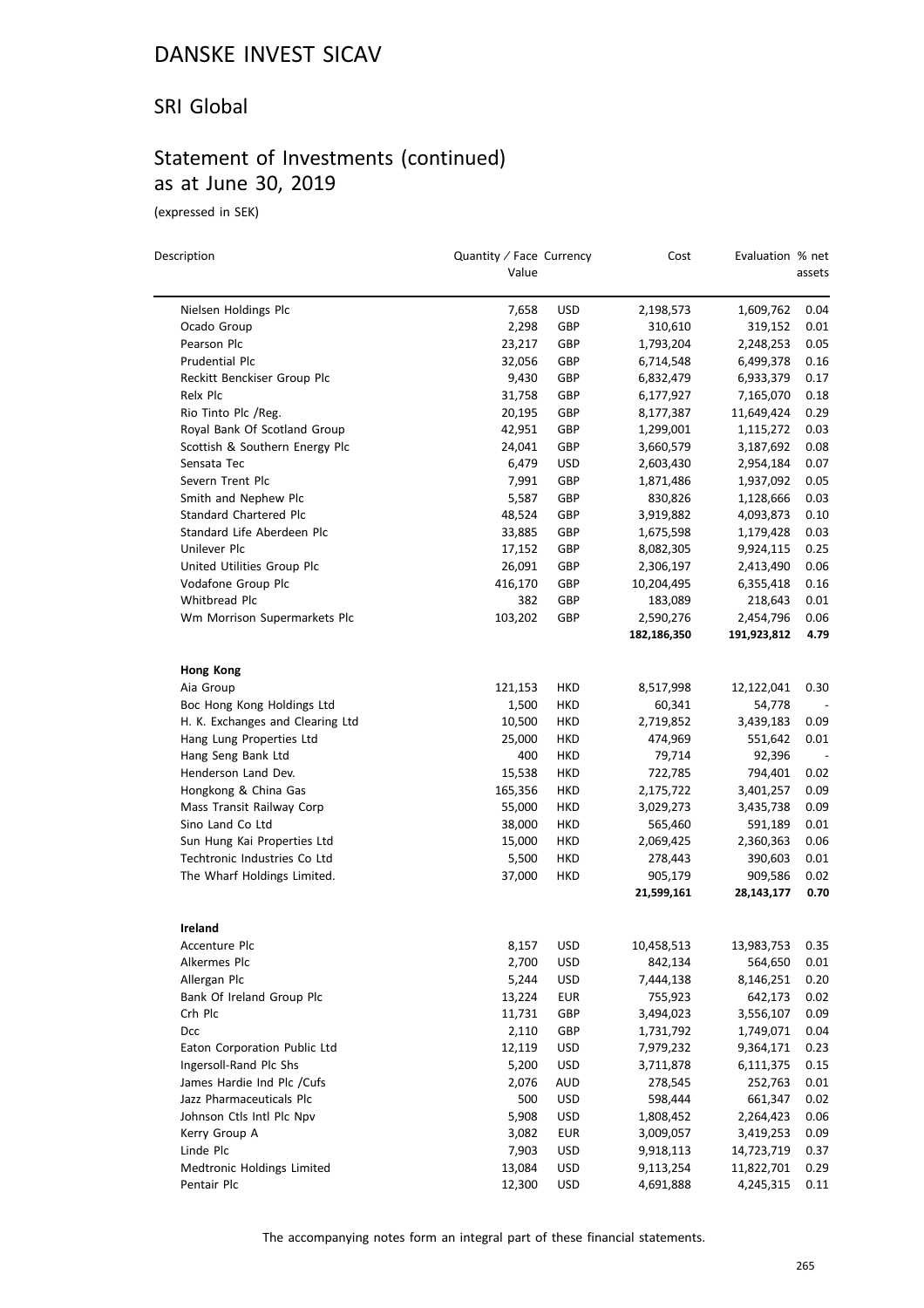# DANSKE INVEST SICAV

## SRI Global

## Statement of Investments (continued) as at June 30, 2019

(expressed in SEK)

| Description | Quantity / Face Value | Currency | Cost | Evaluation | % net assets |
|---|---|---|---|---|---|
| Nielsen Holdings Plc | 7,658 | USD | 2,198,573 | 1,609,762 | 0.04 |
| Ocado Group | 2,298 | GBP | 310,610 | 319,152 | 0.01 |
| Pearson Plc | 23,217 | GBP | 1,793,204 | 2,248,253 | 0.05 |
| Prudential Plc | 32,056 | GBP | 6,714,548 | 6,499,378 | 0.16 |
| Reckitt Benckiser Group Plc | 9,430 | GBP | 6,832,479 | 6,933,379 | 0.17 |
| Relx Plc | 31,758 | GBP | 6,177,927 | 7,165,070 | 0.18 |
| Rio Tinto Plc /Reg. | 20,195 | GBP | 8,177,387 | 11,649,424 | 0.29 |
| Royal Bank Of Scotland Group | 42,951 | GBP | 1,299,001 | 1,115,272 | 0.03 |
| Scottish & Southern Energy Plc | 24,041 | GBP | 3,660,579 | 3,187,692 | 0.08 |
| Sensata Tec | 6,479 | USD | 2,603,430 | 2,954,184 | 0.07 |
| Severn Trent Plc | 7,991 | GBP | 1,871,486 | 1,937,092 | 0.05 |
| Smith and Nephew Plc | 5,587 | GBP | 830,826 | 1,128,666 | 0.03 |
| Standard Chartered Plc | 48,524 | GBP | 3,919,882 | 4,093,873 | 0.10 |
| Standard Life Aberdeen Plc | 33,885 | GBP | 1,675,598 | 1,179,428 | 0.03 |
| Unilever Plc | 17,152 | GBP | 8,082,305 | 9,924,115 | 0.25 |
| United Utilities Group Plc | 26,091 | GBP | 2,306,197 | 2,413,490 | 0.06 |
| Vodafone Group Plc | 416,170 | GBP | 10,204,495 | 6,355,418 | 0.16 |
| Whitbread Plc | 382 | GBP | 183,089 | 218,643 | 0.01 |
| Wm Morrison Supermarkets Plc | 103,202 | GBP | 2,590,276 | 2,454,796 | 0.06 |
| | | | **182,186,350** | **191,923,812** | **4.79** |
| **Hong Kong** | | | | | |
| Aia Group | 121,153 | HKD | 8,517,998 | 12,122,041 | 0.30 |
| Boc Hong Kong Holdings Ltd | 1,500 | HKD | 60,341 | 54,778 | - |
| H. K. Exchanges and Clearing Ltd | 10,500 | HKD | 2,719,852 | 3,439,183 | 0.09 |
| Hang Lung Properties Ltd | 25,000 | HKD | 474,969 | 551,642 | 0.01 |
| Hang Seng Bank Ltd | 400 | HKD | 79,714 | 92,396 | - |
| Henderson Land Dev. | 15,538 | HKD | 722,785 | 794,401 | 0.02 |
| Hongkong & China Gas | 165,356 | HKD | 2,175,722 | 3,401,257 | 0.09 |
| Mass Transit Railway Corp | 55,000 | HKD | 3,029,273 | 3,435,738 | 0.09 |
| Sino Land Co Ltd | 38,000 | HKD | 565,460 | 591,189 | 0.01 |
| Sun Hung Kai Properties Ltd | 15,000 | HKD | 2,069,425 | 2,360,363 | 0.06 |
| Techtronic Industries Co Ltd | 5,500 | HKD | 278,443 | 390,603 | 0.01 |
| The Wharf Holdings Limited. | 37,000 | HKD | 905,179 | 909,586 | 0.02 |
| | | | **21,599,161** | **28,143,177** | **0.70** |
| **Ireland** | | | | | |
| Accenture Plc | 8,157 | USD | 10,458,513 | 13,983,753 | 0.35 |
| Alkermes Plc | 2,700 | USD | 842,134 | 564,650 | 0.01 |
| Allergan Plc | 5,244 | USD | 7,444,138 | 8,146,251 | 0.20 |
| Bank Of Ireland Group Plc | 13,224 | EUR | 755,923 | 642,173 | 0.02 |
| Crh Plc | 11,731 | GBP | 3,494,023 | 3,556,107 | 0.09 |
| Dcc | 2,110 | GBP | 1,731,792 | 1,749,071 | 0.04 |
| Eaton Corporation Public Ltd | 12,119 | USD | 7,979,232 | 9,364,171 | 0.23 |
| Ingersoll-Rand Plc Shs | 5,200 | USD | 3,711,878 | 6,111,375 | 0.15 |
| James Hardie Ind Plc /Cufs | 2,076 | AUD | 278,545 | 252,763 | 0.01 |
| Jazz Pharmaceuticals Plc | 500 | USD | 598,444 | 661,347 | 0.02 |
| Johnson Ctls Intl Plc Npv | 5,908 | USD | 1,808,452 | 2,264,423 | 0.06 |
| Kerry Group A | 3,082 | EUR | 3,009,057 | 3,419,253 | 0.09 |
| Linde Plc | 7,903 | USD | 9,918,113 | 14,723,719 | 0.37 |
| Medtronic Holdings Limited | 13,084 | USD | 9,113,254 | 11,822,701 | 0.29 |
| Pentair Plc | 12,300 | USD | 4,691,888 | 4,245,315 | 0.11 |

The accompanying notes form an integral part of these financial statements.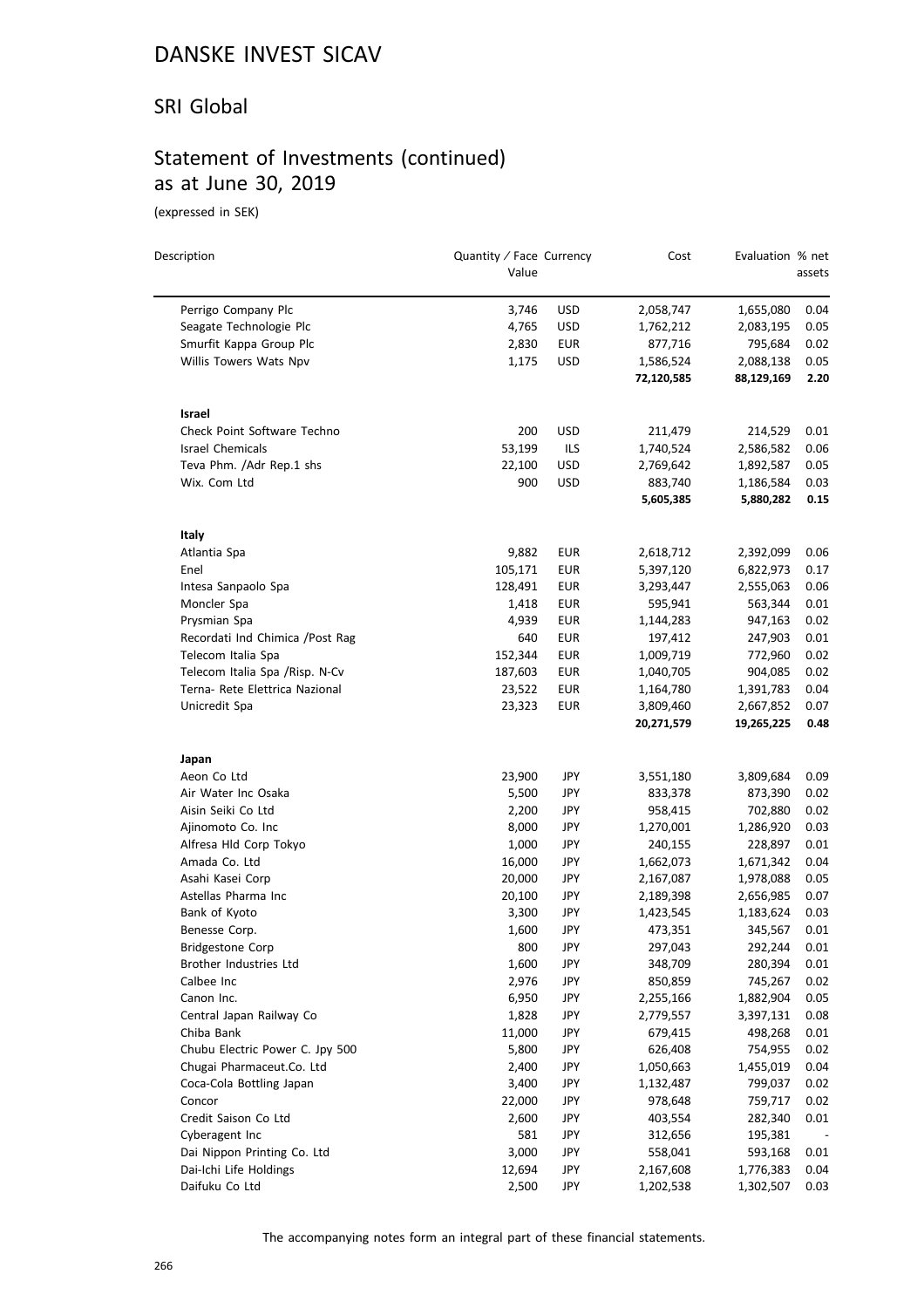# DANSKE INVEST SICAV

## SRI Global

## Statement of Investments (continued) as at June 30, 2019

(expressed in SEK)

| Description | Quantity / Face Value | Currency | Cost | Evaluation | % net assets |
|---|---|---|---|---|---|
| Perrigo Company Plc | 3,746 | USD | 2,058,747 | 1,655,080 | 0.04 |
| Seagate Technologie Plc | 4,765 | USD | 1,762,212 | 2,083,195 | 0.05 |
| Smurfit Kappa Group Plc | 2,830 | EUR | 877,716 | 795,684 | 0.02 |
| Willis Towers Wats Npv | 1,175 | USD | 1,586,524 | 2,088,138 | 0.05 |
| | | | **72,120,585** | **88,129,169** | **2.20** |
| **Israel** | | | | | |
| Check Point Software Techno | 200 | USD | 211,479 | 214,529 | 0.01 |
| Israel Chemicals | 53,199 | ILS | 1,740,524 | 2,586,582 | 0.06 |
| Teva Phm. /Adr Rep.1 shs | 22,100 | USD | 2,769,642 | 1,892,587 | 0.05 |
| Wix. Com Ltd | 900 | USD | 883,740 | 1,186,584 | 0.03 |
| | | | **5,605,385** | **5,880,282** | **0.15** |
| **Italy** | | | | | |
| Atlantia Spa | 9,882 | EUR | 2,618,712 | 2,392,099 | 0.06 |
| Enel | 105,171 | EUR | 5,397,120 | 6,822,973 | 0.17 |
| Intesa Sanpaolo Spa | 128,491 | EUR | 3,293,447 | 2,555,063 | 0.06 |
| Moncler Spa | 1,418 | EUR | 595,941 | 563,344 | 0.01 |
| Prysmian Spa | 4,939 | EUR | 1,144,283 | 947,163 | 0.02 |
| Recordati Ind Chimica /Post Rag | 640 | EUR | 197,412 | 247,903 | 0.01 |
| Telecom Italia Spa | 152,344 | EUR | 1,009,719 | 772,960 | 0.02 |
| Telecom Italia Spa /Risp. N-Cv | 187,603 | EUR | 1,040,705 | 904,085 | 0.02 |
| Terna- Rete Elettrica Nazional | 23,522 | EUR | 1,164,780 | 1,391,783 | 0.04 |
| Unicredit Spa | 23,323 | EUR | 3,809,460 | 2,667,852 | 0.07 |
| | | | **20,271,579** | **19,265,225** | **0.48** |
| **Japan** | | | | | |
| Aeon Co Ltd | 23,900 | JPY | 3,551,180 | 3,809,684 | 0.09 |
| Air Water Inc Osaka | 5,500 | JPY | 833,378 | 873,390 | 0.02 |
| Aisin Seiki Co Ltd | 2,200 | JPY | 958,415 | 702,880 | 0.02 |
| Ajinomoto Co. Inc | 8,000 | JPY | 1,270,001 | 1,286,920 | 0.03 |
| Alfresa Hld Corp Tokyo | 1,000 | JPY | 240,155 | 228,897 | 0.01 |
| Amada Co. Ltd | 16,000 | JPY | 1,662,073 | 1,671,342 | 0.04 |
| Asahi Kasei Corp | 20,000 | JPY | 2,167,087 | 1,978,088 | 0.05 |
| Astellas Pharma Inc | 20,100 | JPY | 2,189,398 | 2,656,985 | 0.07 |
| Bank of Kyoto | 3,300 | JPY | 1,423,545 | 1,183,624 | 0.03 |
| Benesse Corp. | 1,600 | JPY | 473,351 | 345,567 | 0.01 |
| Bridgestone Corp | 800 | JPY | 297,043 | 292,244 | 0.01 |
| Brother Industries Ltd | 1,600 | JPY | 348,709 | 280,394 | 0.01 |
| Calbee Inc | 2,976 | JPY | 850,859 | 745,267 | 0.02 |
| Canon Inc. | 6,950 | JPY | 2,255,166 | 1,882,904 | 0.05 |
| Central Japan Railway Co | 1,828 | JPY | 2,779,557 | 3,397,131 | 0.08 |
| Chiba Bank | 11,000 | JPY | 679,415 | 498,268 | 0.01 |
| Chubu Electric Power C. Jpy 500 | 5,800 | JPY | 626,408 | 754,955 | 0.02 |
| Chugai Pharmaceut.Co. Ltd | 2,400 | JPY | 1,050,663 | 1,455,019 | 0.04 |
| Coca-Cola Bottling Japan | 3,400 | JPY | 1,132,487 | 799,037 | 0.02 |
| Concor | 22,000 | JPY | 978,648 | 759,717 | 0.02 |
| Credit Saison Co Ltd | 2,600 | JPY | 403,554 | 282,340 | 0.01 |
| Cyberagent Inc | 581 | JPY | 312,656 | 195,381 | - |
| Dai Nippon Printing Co. Ltd | 3,000 | JPY | 558,041 | 593,168 | 0.01 |
| Dai-Ichi Life Holdings | 12,694 | JPY | 2,167,608 | 1,776,383 | 0.04 |
| Daifuku Co Ltd | 2,500 | JPY | 1,202,538 | 1,302,507 | 0.03 |

The accompanying notes form an integral part of these financial statements.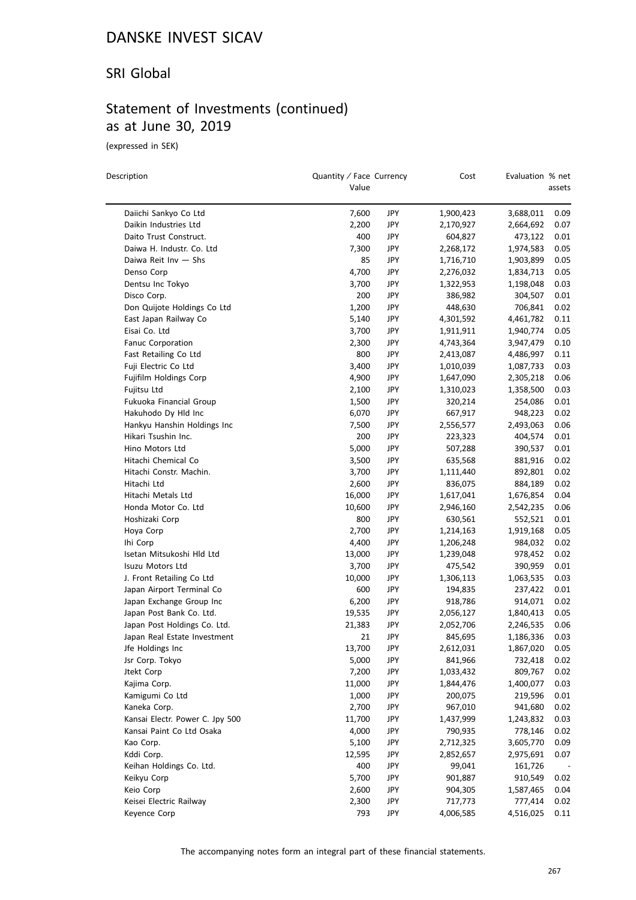# DANSKE INVEST SICAV

## SRI Global

## Statement of Investments (continued) as at June 30, 2019

(expressed in SEK)

| Description | Quantity / Face Value | Currency | Cost | Evaluation | % net assets |
|---|---|---|---|---|---|
| Daiichi Sankyo Co Ltd | 7,600 | JPY | 1,900,423 | 3,688,011 | 0.09 |
| Daikin Industries Ltd | 2,200 | JPY | 2,170,927 | 2,664,692 | 0.07 |
| Daito Trust Construct. | 400 | JPY | 604,827 | 473,122 | 0.01 |
| Daiwa H. Industr. Co. Ltd | 7,300 | JPY | 2,268,172 | 1,974,583 | 0.05 |
| Daiwa Reit Inv — Shs | 85 | JPY | 1,716,710 | 1,903,899 | 0.05 |
| Denso Corp | 4,700 | JPY | 2,276,032 | 1,834,713 | 0.05 |
| Dentsu Inc Tokyo | 3,700 | JPY | 1,322,953 | 1,198,048 | 0.03 |
| Disco Corp. | 200 | JPY | 386,982 | 304,507 | 0.01 |
| Don Quijote Holdings Co Ltd | 1,200 | JPY | 448,630 | 706,841 | 0.02 |
| East Japan Railway Co | 5,140 | JPY | 4,301,592 | 4,461,782 | 0.11 |
| Eisai Co. Ltd | 3,700 | JPY | 1,911,911 | 1,940,774 | 0.05 |
| Fanuc Corporation | 2,300 | JPY | 4,743,364 | 3,947,479 | 0.10 |
| Fast Retailing Co Ltd | 800 | JPY | 2,413,087 | 4,486,997 | 0.11 |
| Fuji Electric Co Ltd | 3,400 | JPY | 1,010,039 | 1,087,733 | 0.03 |
| Fujifilm Holdings Corp | 4,900 | JPY | 1,647,090 | 2,305,218 | 0.06 |
| Fujitsu Ltd | 2,100 | JPY | 1,310,023 | 1,358,500 | 0.03 |
| Fukuoka Financial Group | 1,500 | JPY | 320,214 | 254,086 | 0.01 |
| Hakuhodo Dy Hld Inc | 6,070 | JPY | 667,917 | 948,223 | 0.02 |
| Hankyu Hanshin Holdings Inc | 7,500 | JPY | 2,556,577 | 2,493,063 | 0.06 |
| Hikari Tsushin Inc. | 200 | JPY | 223,323 | 404,574 | 0.01 |
| Hino Motors Ltd | 5,000 | JPY | 507,288 | 390,537 | 0.01 |
| Hitachi Chemical Co | 3,500 | JPY | 635,568 | 881,916 | 0.02 |
| Hitachi Constr. Machin. | 3,700 | JPY | 1,111,440 | 892,801 | 0.02 |
| Hitachi Ltd | 2,600 | JPY | 836,075 | 884,189 | 0.02 |
| Hitachi Metals Ltd | 16,000 | JPY | 1,617,041 | 1,676,854 | 0.04 |
| Honda Motor Co. Ltd | 10,600 | JPY | 2,946,160 | 2,542,235 | 0.06 |
| Hoshizaki Corp | 800 | JPY | 630,561 | 552,521 | 0.01 |
| Hoya Corp | 2,700 | JPY | 1,214,163 | 1,919,168 | 0.05 |
| Ihi Corp | 4,400 | JPY | 1,206,248 | 984,032 | 0.02 |
| Isetan Mitsukoshi Hld Ltd | 13,000 | JPY | 1,239,048 | 978,452 | 0.02 |
| Isuzu Motors Ltd | 3,700 | JPY | 475,542 | 390,959 | 0.01 |
| J. Front Retailing Co Ltd | 10,000 | JPY | 1,306,113 | 1,063,535 | 0.03 |
| Japan Airport Terminal Co | 600 | JPY | 194,835 | 237,422 | 0.01 |
| Japan Exchange Group Inc | 6,200 | JPY | 918,786 | 914,071 | 0.02 |
| Japan Post Bank Co. Ltd. | 19,535 | JPY | 2,056,127 | 1,840,413 | 0.05 |
| Japan Post Holdings Co. Ltd. | 21,383 | JPY | 2,052,706 | 2,246,535 | 0.06 |
| Japan Real Estate Investment | 21 | JPY | 845,695 | 1,186,336 | 0.03 |
| Jfe Holdings Inc | 13,700 | JPY | 2,612,031 | 1,867,020 | 0.05 |
| Jsr Corp. Tokyo | 5,000 | JPY | 841,966 | 732,418 | 0.02 |
| Jtekt Corp | 7,200 | JPY | 1,033,432 | 809,767 | 0.02 |
| Kajima Corp. | 11,000 | JPY | 1,844,476 | 1,400,077 | 0.03 |
| Kamigumi Co Ltd | 1,000 | JPY | 200,075 | 219,596 | 0.01 |
| Kaneka Corp. | 2,700 | JPY | 967,010 | 941,680 | 0.02 |
| Kansai Electr. Power C. Jpy 500 | 11,700 | JPY | 1,437,999 | 1,243,832 | 0.03 |
| Kansai Paint Co Ltd Osaka | 4,000 | JPY | 790,935 | 778,146 | 0.02 |
| Kao Corp. | 5,100 | JPY | 2,712,325 | 3,605,770 | 0.09 |
| Kddi Corp. | 12,595 | JPY | 2,852,657 | 2,975,691 | 0.07 |
| Keihan Holdings Co. Ltd. | 400 | JPY | 99,041 | 161,726 | - |
| Keikyu Corp | 5,700 | JPY | 901,887 | 910,549 | 0.02 |
| Keio Corp | 2,600 | JPY | 904,305 | 1,587,465 | 0.04 |
| Keisei Electric Railway | 2,300 | JPY | 717,773 | 777,414 | 0.02 |
| Keyence Corp | 793 | JPY | 4,006,585 | 4,516,025 | 0.11 |

The accompanying notes form an integral part of these financial statements.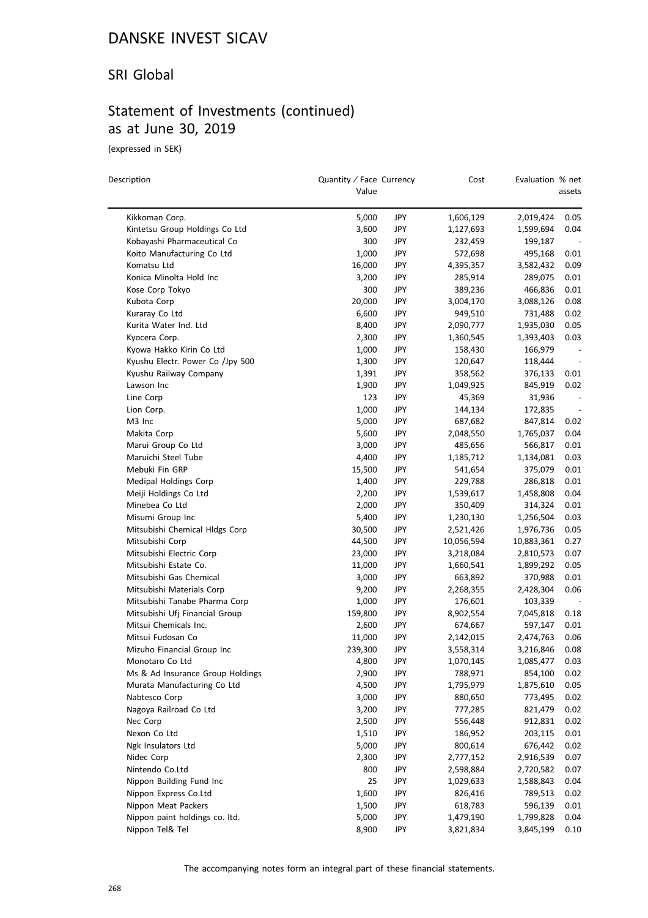# DANSKE INVEST SICAV

## SRI Global

## Statement of Investments (continued) as at June 30, 2019

(expressed in SEK)

| Description | Quantity / Face Value | Currency | Cost | Evaluation | % net assets |
|---|---|---|---|---|---|
| Kikkoman Corp. | 5,000 | JPY | 1,606,129 | 2,019,424 | 0.05 |
| Kintetsu Group Holdings Co Ltd | 3,600 | JPY | 1,127,693 | 1,599,694 | 0.04 |
| Kobayashi Pharmaceutical Co | 300 | JPY | 232,459 | 199,187 | - |
| Koito Manufacturing Co Ltd | 1,000 | JPY | 572,698 | 495,168 | 0.01 |
| Komatsu Ltd | 16,000 | JPY | 4,395,357 | 3,582,432 | 0.09 |
| Konica Minolta Hold Inc | 3,200 | JPY | 285,914 | 289,075 | 0.01 |
| Kose Corp Tokyo | 300 | JPY | 389,236 | 466,836 | 0.01 |
| Kubota Corp | 20,000 | JPY | 3,004,170 | 3,088,126 | 0.08 |
| Kuraray Co Ltd | 6,600 | JPY | 949,510 | 731,488 | 0.02 |
| Kurita Water Ind. Ltd | 8,400 | JPY | 2,090,777 | 1,935,030 | 0.05 |
| Kyocera Corp. | 2,300 | JPY | 1,360,545 | 1,393,403 | 0.03 |
| Kyowa Hakko Kirin Co Ltd | 1,000 | JPY | 158,430 | 166,979 | - |
| Kyushu Electr. Power Co /Jpy 500 | 1,300 | JPY | 120,647 | 118,444 | - |
| Kyushu Railway Company | 1,391 | JPY | 358,562 | 376,133 | 0.01 |
| Lawson Inc | 1,900 | JPY | 1,049,925 | 845,919 | 0.02 |
| Line Corp | 123 | JPY | 45,369 | 31,936 | - |
| Lion Corp. | 1,000 | JPY | 144,134 | 172,835 | - |
| M3 Inc | 5,000 | JPY | 687,682 | 847,814 | 0.02 |
| Makita Corp | 5,600 | JPY | 2,048,550 | 1,765,037 | 0.04 |
| Marui Group Co Ltd | 3,000 | JPY | 485,656 | 566,817 | 0.01 |
| Maruichi Steel Tube | 4,400 | JPY | 1,185,712 | 1,134,081 | 0.03 |
| Mebuki Fin GRP | 15,500 | JPY | 541,654 | 375,079 | 0.01 |
| Medipal Holdings Corp | 1,400 | JPY | 229,788 | 286,818 | 0.01 |
| Meiji Holdings Co Ltd | 2,200 | JPY | 1,539,617 | 1,458,808 | 0.04 |
| Minebea Co Ltd | 2,000 | JPY | 350,409 | 314,324 | 0.01 |
| Misumi Group Inc | 5,400 | JPY | 1,230,130 | 1,256,504 | 0.03 |
| Mitsubishi Chemical Hldgs Corp | 30,500 | JPY | 2,521,426 | 1,976,736 | 0.05 |
| Mitsubishi Corp | 44,500 | JPY | 10,056,594 | 10,883,361 | 0.27 |
| Mitsubishi Electric Corp | 23,000 | JPY | 3,218,084 | 2,810,573 | 0.07 |
| Mitsubishi Estate Co. | 11,000 | JPY | 1,660,541 | 1,899,292 | 0.05 |
| Mitsubishi Gas Chemical | 3,000 | JPY | 663,892 | 370,988 | 0.01 |
| Mitsubishi Materials Corp | 9,200 | JPY | 2,268,355 | 2,428,304 | 0.06 |
| Mitsubishi Tanabe Pharma Corp | 1,000 | JPY | 176,601 | 103,339 | - |
| Mitsubishi Ufj Financial Group | 159,800 | JPY | 8,902,554 | 7,045,818 | 0.18 |
| Mitsui Chemicals Inc. | 2,600 | JPY | 674,667 | 597,147 | 0.01 |
| Mitsui Fudosan Co | 11,000 | JPY | 2,142,015 | 2,474,763 | 0.06 |
| Mizuho Financial Group Inc | 239,300 | JPY | 3,558,314 | 3,216,846 | 0.08 |
| Monotaro Co Ltd | 4,800 | JPY | 1,070,145 | 1,085,477 | 0.03 |
| Ms & Ad Insurance Group Holdings | 2,900 | JPY | 788,971 | 854,100 | 0.02 |
| Murata Manufacturing Co Ltd | 4,500 | JPY | 1,795,979 | 1,875,610 | 0.05 |
| Nabtesco Corp | 3,000 | JPY | 880,650 | 773,495 | 0.02 |
| Nagoya Railroad Co Ltd | 3,200 | JPY | 777,285 | 821,479 | 0.02 |
| Nec Corp | 2,500 | JPY | 556,448 | 912,831 | 0.02 |
| Nexon Co Ltd | 1,510 | JPY | 186,952 | 203,115 | 0.01 |
| Ngk Insulators Ltd | 5,000 | JPY | 800,614 | 676,442 | 0.02 |
| Nidec Corp | 2,300 | JPY | 2,777,152 | 2,916,539 | 0.07 |
| Nintendo Co.Ltd | 800 | JPY | 2,598,884 | 2,720,582 | 0.07 |
| Nippon Building Fund Inc | 25 | JPY | 1,029,633 | 1,588,843 | 0.04 |
| Nippon Express Co.Ltd | 1,600 | JPY | 826,416 | 789,513 | 0.02 |
| Nippon Meat Packers | 1,500 | JPY | 618,783 | 596,139 | 0.01 |
| Nippon paint holdings co. ltd. | 5,000 | JPY | 1,479,190 | 1,799,828 | 0.04 |
| Nippon Tel& Tel | 8,900 | JPY | 3,821,834 | 3,845,199 | 0.10 |

The accompanying notes form an integral part of these financial statements.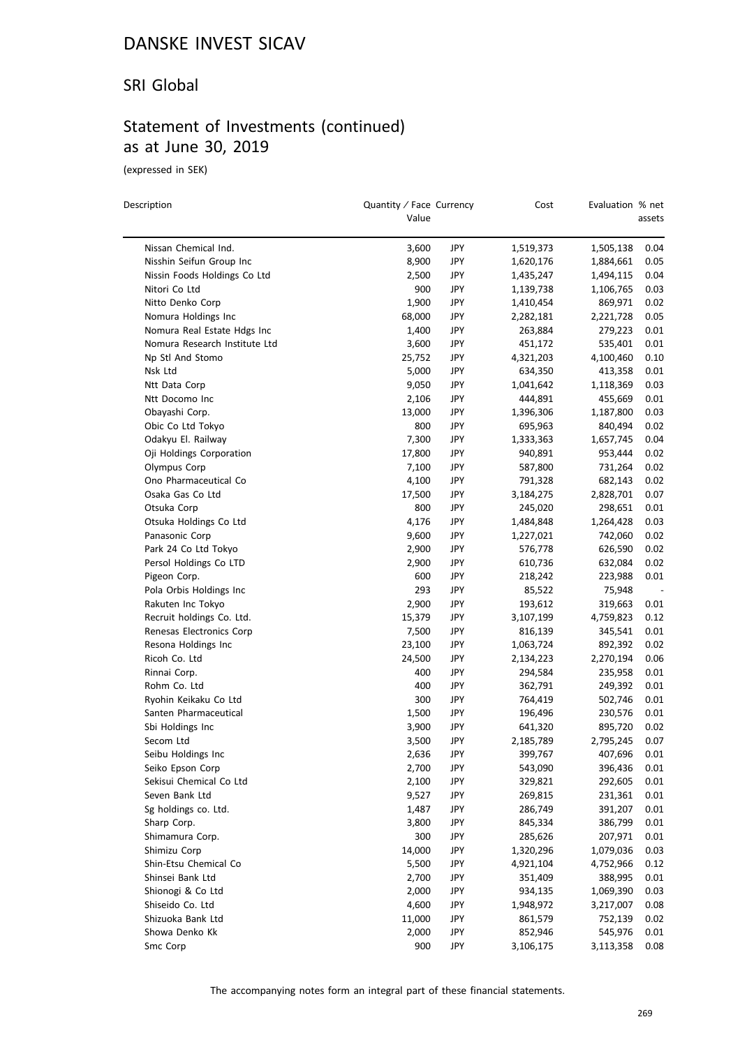# DANSKE INVEST SICAV

## SRI Global

## Statement of Investments (continued) as at June 30, 2019

(expressed in SEK)

| Description | Quantity / Face Value | Currency | Cost | Evaluation | % net assets |
|---|---|---|---|---|---|
| Nissan Chemical Ind. | 3,600 | JPY | 1,519,373 | 1,505,138 | 0.04 |
| Nisshin Seifun Group Inc | 8,900 | JPY | 1,620,176 | 1,884,661 | 0.05 |
| Nissin Foods Holdings Co Ltd | 2,500 | JPY | 1,435,247 | 1,494,115 | 0.04 |
| Nitori Co Ltd | 900 | JPY | 1,139,738 | 1,106,765 | 0.03 |
| Nitto Denko Corp | 1,900 | JPY | 1,410,454 | 869,971 | 0.02 |
| Nomura Holdings Inc | 68,000 | JPY | 2,282,181 | 2,221,728 | 0.05 |
| Nomura Real Estate Hdgs Inc | 1,400 | JPY | 263,884 | 279,223 | 0.01 |
| Nomura Research Institute Ltd | 3,600 | JPY | 451,172 | 535,401 | 0.01 |
| Np Stl And Stomo | 25,752 | JPY | 4,321,203 | 4,100,460 | 0.10 |
| Nsk Ltd | 5,000 | JPY | 634,350 | 413,358 | 0.01 |
| Ntt Data Corp | 9,050 | JPY | 1,041,642 | 1,118,369 | 0.03 |
| Ntt Docomo Inc | 2,106 | JPY | 444,891 | 455,669 | 0.01 |
| Obayashi Corp. | 13,000 | JPY | 1,396,306 | 1,187,800 | 0.03 |
| Obic Co Ltd Tokyo | 800 | JPY | 695,963 | 840,494 | 0.02 |
| Odakyu El. Railway | 7,300 | JPY | 1,333,363 | 1,657,745 | 0.04 |
| Oji Holdings Corporation | 17,800 | JPY | 940,891 | 953,444 | 0.02 |
| Olympus Corp | 7,100 | JPY | 587,800 | 731,264 | 0.02 |
| Ono Pharmaceutical Co | 4,100 | JPY | 791,328 | 682,143 | 0.02 |
| Osaka Gas Co Ltd | 17,500 | JPY | 3,184,275 | 2,828,701 | 0.07 |
| Otsuka Corp | 800 | JPY | 245,020 | 298,651 | 0.01 |
| Otsuka Holdings Co Ltd | 4,176 | JPY | 1,484,848 | 1,264,428 | 0.03 |
| Panasonic Corp | 9,600 | JPY | 1,227,021 | 742,060 | 0.02 |
| Park 24 Co Ltd Tokyo | 2,900 | JPY | 576,778 | 626,590 | 0.02 |
| Persol Holdings Co LTD | 2,900 | JPY | 610,736 | 632,084 | 0.02 |
| Pigeon Corp. | 600 | JPY | 218,242 | 223,988 | 0.01 |
| Pola Orbis Holdings Inc | 293 | JPY | 85,522 | 75,948 | - |
| Rakuten Inc Tokyo | 2,900 | JPY | 193,612 | 319,663 | 0.01 |
| Recruit holdings Co. Ltd. | 15,379 | JPY | 3,107,199 | 4,759,823 | 0.12 |
| Renesas Electronics Corp | 7,500 | JPY | 816,139 | 345,541 | 0.01 |
| Resona Holdings Inc | 23,100 | JPY | 1,063,724 | 892,392 | 0.02 |
| Ricoh Co. Ltd | 24,500 | JPY | 2,134,223 | 2,270,194 | 0.06 |
| Rinnai Corp. | 400 | JPY | 294,584 | 235,958 | 0.01 |
| Rohm Co. Ltd | 400 | JPY | 362,791 | 249,392 | 0.01 |
| Ryohin Keikaku Co Ltd | 300 | JPY | 764,419 | 502,746 | 0.01 |
| Santen Pharmaceutical | 1,500 | JPY | 196,496 | 230,576 | 0.01 |
| Sbi Holdings Inc | 3,900 | JPY | 641,320 | 895,720 | 0.02 |
| Secom Ltd | 3,500 | JPY | 2,185,789 | 2,795,245 | 0.07 |
| Seibu Holdings Inc | 2,636 | JPY | 399,767 | 407,696 | 0.01 |
| Seiko Epson Corp | 2,700 | JPY | 543,090 | 396,436 | 0.01 |
| Sekisui Chemical Co Ltd | 2,100 | JPY | 329,821 | 292,605 | 0.01 |
| Seven Bank Ltd | 9,527 | JPY | 269,815 | 231,361 | 0.01 |
| Sg holdings co. Ltd. | 1,487 | JPY | 286,749 | 391,207 | 0.01 |
| Sharp Corp. | 3,800 | JPY | 845,334 | 386,799 | 0.01 |
| Shimamura Corp. | 300 | JPY | 285,626 | 207,971 | 0.01 |
| Shimizu Corp | 14,000 | JPY | 1,320,296 | 1,079,036 | 0.03 |
| Shin-Etsu Chemical Co | 5,500 | JPY | 4,921,104 | 4,752,966 | 0.12 |
| Shinsei Bank Ltd | 2,700 | JPY | 351,409 | 388,995 | 0.01 |
| Shionogi & Co Ltd | 2,000 | JPY | 934,135 | 1,069,390 | 0.03 |
| Shiseido Co. Ltd | 4,600 | JPY | 1,948,972 | 3,217,007 | 0.08 |
| Shizuoka Bank Ltd | 11,000 | JPY | 861,579 | 752,139 | 0.02 |
| Showa Denko Kk | 2,000 | JPY | 852,946 | 545,976 | 0.01 |
| Smc Corp | 900 | JPY | 3,106,175 | 3,113,358 | 0.08 |

The accompanying notes form an integral part of these financial statements.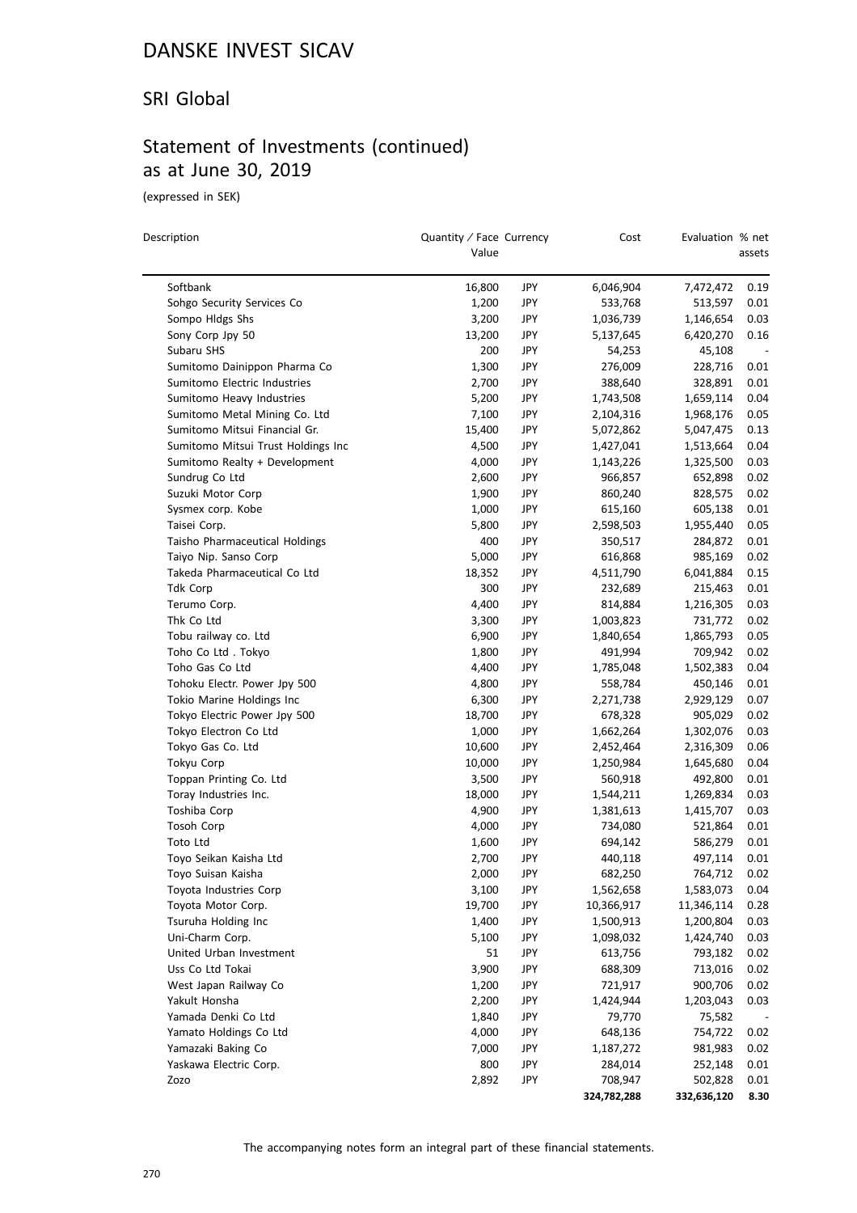# DANSKE INVEST SICAV

## SRI Global

## Statement of Investments (continued) as at June 30, 2019

(expressed in SEK)

| Description | Quantity / Face Value | Currency | Cost | Evaluation | % net assets |
|---|---|---|---|---|---|
| Softbank | 16,800 | JPY | 6,046,904 | 7,472,472 | 0.19 |
| Sohgo Security Services Co | 1,200 | JPY | 533,768 | 513,597 | 0.01 |
| Sompo Hldgs Shs | 3,200 | JPY | 1,036,739 | 1,146,654 | 0.03 |
| Sony Corp Jpy 50 | 13,200 | JPY | 5,137,645 | 6,420,270 | 0.16 |
| Subaru SHS | 200 | JPY | 54,253 | 45,108 | - |
| Sumitomo Dainippon Pharma Co | 1,300 | JPY | 276,009 | 228,716 | 0.01 |
| Sumitomo Electric Industries | 2,700 | JPY | 388,640 | 328,891 | 0.01 |
| Sumitomo Heavy Industries | 5,200 | JPY | 1,743,508 | 1,659,114 | 0.04 |
| Sumitomo Metal Mining Co. Ltd | 7,100 | JPY | 2,104,316 | 1,968,176 | 0.05 |
| Sumitomo Mitsui Financial Gr. | 15,400 | JPY | 5,072,862 | 5,047,475 | 0.13 |
| Sumitomo Mitsui Trust Holdings Inc | 4,500 | JPY | 1,427,041 | 1,513,664 | 0.04 |
| Sumitomo Realty + Development | 4,000 | JPY | 1,143,226 | 1,325,500 | 0.03 |
| Sundrug Co Ltd | 2,600 | JPY | 966,857 | 652,898 | 0.02 |
| Suzuki Motor Corp | 1,900 | JPY | 860,240 | 828,575 | 0.02 |
| Sysmex corp. Kobe | 1,000 | JPY | 615,160 | 605,138 | 0.01 |
| Taisei Corp. | 5,800 | JPY | 2,598,503 | 1,955,440 | 0.05 |
| Taisho Pharmaceutical Holdings | 400 | JPY | 350,517 | 284,872 | 0.01 |
| Taiyo Nip. Sanso Corp | 5,000 | JPY | 616,868 | 985,169 | 0.02 |
| Takeda Pharmaceutical Co Ltd | 18,352 | JPY | 4,511,790 | 6,041,884 | 0.15 |
| Tdk Corp | 300 | JPY | 232,689 | 215,463 | 0.01 |
| Terumo Corp. | 4,400 | JPY | 814,884 | 1,216,305 | 0.03 |
| Thk Co Ltd | 3,300 | JPY | 1,003,823 | 731,772 | 0.02 |
| Tobu railway co. Ltd | 6,900 | JPY | 1,840,654 | 1,865,793 | 0.05 |
| Toho Co Ltd . Tokyo | 1,800 | JPY | 491,994 | 709,942 | 0.02 |
| Toho Gas Co Ltd | 4,400 | JPY | 1,785,048 | 1,502,383 | 0.04 |
| Tohoku Electr. Power Jpy 500 | 4,800 | JPY | 558,784 | 450,146 | 0.01 |
| Tokio Marine Holdings Inc | 6,300 | JPY | 2,271,738 | 2,929,129 | 0.07 |
| Tokyo Electric Power Jpy 500 | 18,700 | JPY | 678,328 | 905,029 | 0.02 |
| Tokyo Electron Co Ltd | 1,000 | JPY | 1,662,264 | 1,302,076 | 0.03 |
| Tokyo Gas Co. Ltd | 10,600 | JPY | 2,452,464 | 2,316,309 | 0.06 |
| Tokyu Corp | 10,000 | JPY | 1,250,984 | 1,645,680 | 0.04 |
| Toppan Printing Co. Ltd | 3,500 | JPY | 560,918 | 492,800 | 0.01 |
| Toray Industries Inc. | 18,000 | JPY | 1,544,211 | 1,269,834 | 0.03 |
| Toshiba Corp | 4,900 | JPY | 1,381,613 | 1,415,707 | 0.03 |
| Tosoh Corp | 4,000 | JPY | 734,080 | 521,864 | 0.01 |
| Toto Ltd | 1,600 | JPY | 694,142 | 586,279 | 0.01 |
| Toyo Seikan Kaisha Ltd | 2,700 | JPY | 440,118 | 497,114 | 0.01 |
| Toyo Suisan Kaisha | 2,000 | JPY | 682,250 | 764,712 | 0.02 |
| Toyota Industries Corp | 3,100 | JPY | 1,562,658 | 1,583,073 | 0.04 |
| Toyota Motor Corp. | 19,700 | JPY | 10,366,917 | 11,346,114 | 0.28 |
| Tsuruha Holding Inc | 1,400 | JPY | 1,500,913 | 1,200,804 | 0.03 |
| Uni-Charm Corp. | 5,100 | JPY | 1,098,032 | 1,424,740 | 0.03 |
| United Urban Investment | 51 | JPY | 613,756 | 793,182 | 0.02 |
| Uss Co Ltd Tokai | 3,900 | JPY | 688,309 | 713,016 | 0.02 |
| West Japan Railway Co | 1,200 | JPY | 721,917 | 900,706 | 0.02 |
| Yakult Honsha | 2,200 | JPY | 1,424,944 | 1,203,043 | 0.03 |
| Yamada Denki Co Ltd | 1,840 | JPY | 79,770 | 75,582 | - |
| Yamato Holdings Co Ltd | 4,000 | JPY | 648,136 | 754,722 | 0.02 |
| Yamazaki Baking Co | 7,000 | JPY | 1,187,272 | 981,983 | 0.02 |
| Yaskawa Electric Corp. | 800 | JPY | 284,014 | 252,148 | 0.01 |
| Zozo | 2,892 | JPY | 708,947 | 502,828 | 0.01 |
| | | | **324,782,288** | **332,636,120** | **8.30** |

The accompanying notes form an integral part of these financial statements.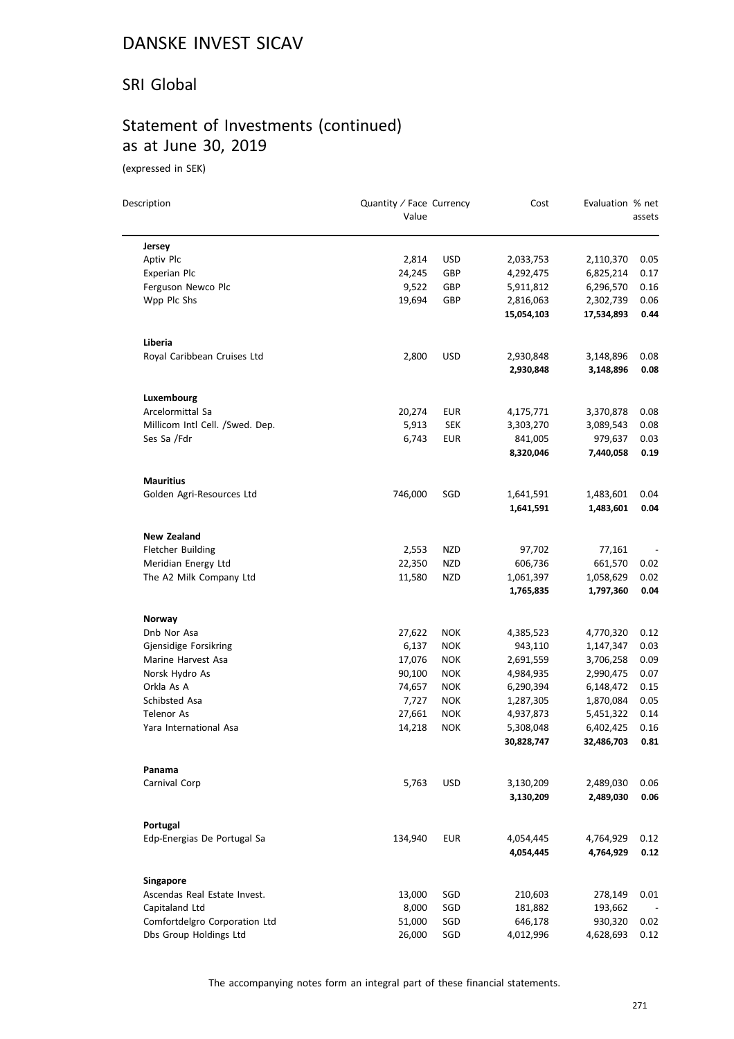# DANSKE INVEST SICAV

## SRI Global

## Statement of Investments (continued) as at June 30, 2019

(expressed in SEK)

| Description | Quantity / Face Value | Currency | Cost | Evaluation | % net assets |
|---|---|---|---|---|---|
| **Jersey** | | | | | |
| Aptiv Plc | 2,814 | USD | 2,033,753 | 2,110,370 | 0.05 |
| Experian Plc | 24,245 | GBP | 4,292,475 | 6,825,214 | 0.17 |
| Ferguson Newco Plc | 9,522 | GBP | 5,911,812 | 6,296,570 | 0.16 |
| Wpp Plc Shs | 19,694 | GBP | 2,816,063 | 2,302,739 | 0.06 |
| | | | **15,054,103** | **17,534,893** | **0.44** |
| **Liberia** | | | | | |
| Royal Caribbean Cruises Ltd | 2,800 | USD | 2,930,848 | 3,148,896 | 0.08 |
| | | | **2,930,848** | **3,148,896** | **0.08** |
| **Luxembourg** | | | | | |
| Arcelormittal Sa | 20,274 | EUR | 4,175,771 | 3,370,878 | 0.08 |
| Millicom Intl Cell. /Swed. Dep. | 5,913 | SEK | 3,303,270 | 3,089,543 | 0.08 |
| Ses Sa /Fdr | 6,743 | EUR | 841,005 | 979,637 | 0.03 |
| | | | **8,320,046** | **7,440,058** | **0.19** |
| **Mauritius** | | | | | |
| Golden Agri-Resources Ltd | 746,000 | SGD | 1,641,591 | 1,483,601 | 0.04 |
| | | | **1,641,591** | **1,483,601** | **0.04** |
| **New Zealand** | | | | | |
| Fletcher Building | 2,553 | NZD | 97,702 | 77,161 | - |
| Meridian Energy Ltd | 22,350 | NZD | 606,736 | 661,570 | 0.02 |
| The A2 Milk Company Ltd | 11,580 | NZD | 1,061,397 | 1,058,629 | 0.02 |
| | | | **1,765,835** | **1,797,360** | **0.04** |
| **Norway** | | | | | |
| Dnb Nor Asa | 27,622 | NOK | 4,385,523 | 4,770,320 | 0.12 |
| Gjensidige Forsikring | 6,137 | NOK | 943,110 | 1,147,347 | 0.03 |
| Marine Harvest Asa | 17,076 | NOK | 2,691,559 | 3,706,258 | 0.09 |
| Norsk Hydro As | 90,100 | NOK | 4,984,935 | 2,990,475 | 0.07 |
| Orkla As A | 74,657 | NOK | 6,290,394 | 6,148,472 | 0.15 |
| Schibsted Asa | 7,727 | NOK | 1,287,305 | 1,870,084 | 0.05 |
| Telenor As | 27,661 | NOK | 4,937,873 | 5,451,322 | 0.14 |
| Yara International Asa | 14,218 | NOK | 5,308,048 | 6,402,425 | 0.16 |
| | | | **30,828,747** | **32,486,703** | **0.81** |
| **Panama** | | | | | |
| Carnival Corp | 5,763 | USD | 3,130,209 | 2,489,030 | 0.06 |
| | | | **3,130,209** | **2,489,030** | **0.06** |
| **Portugal** | | | | | |
| Edp-Energias De Portugal Sa | 134,940 | EUR | 4,054,445 | 4,764,929 | 0.12 |
| | | | **4,054,445** | **4,764,929** | **0.12** |
| **Singapore** | | | | | |
| Ascendas Real Estate Invest. | 13,000 | SGD | 210,603 | 278,149 | 0.01 |
| Capitaland Ltd | 8,000 | SGD | 181,882 | 193,662 | - |
| Comfortdelgro Corporation Ltd | 51,000 | SGD | 646,178 | 930,320 | 0.02 |
| Dbs Group Holdings Ltd | 26,000 | SGD | 4,012,996 | 4,628,693 | 0.12 |

The accompanying notes form an integral part of these financial statements.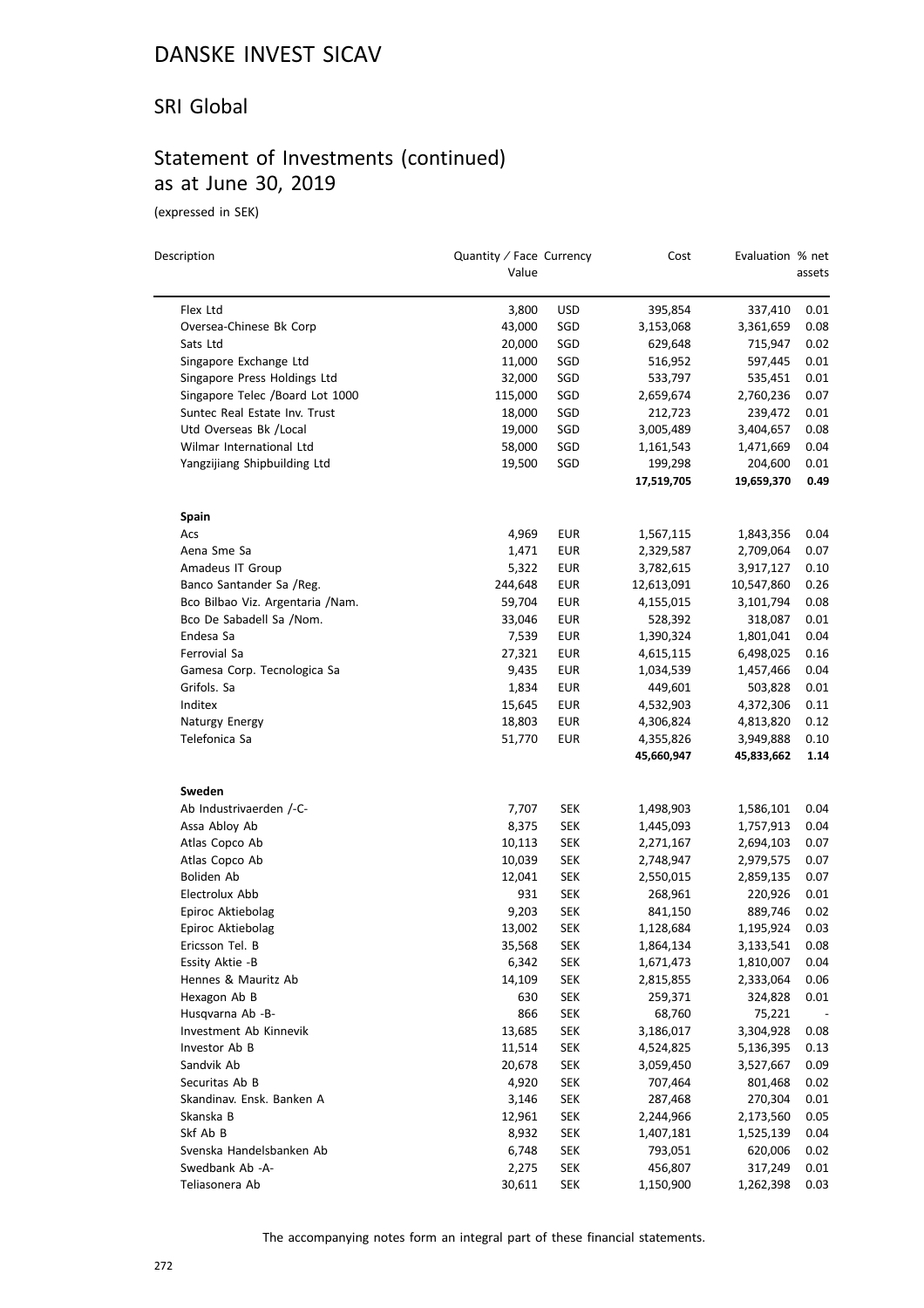# DANSKE INVEST SICAV

## SRI Global

## Statement of Investments (continued) as at June 30, 2019

(expressed in SEK)

| Description | Quantity / Face Value | Currency | Cost | Evaluation | % net assets |
|---|---|---|---|---|---|
| Flex Ltd | 3,800 | USD | 395,854 | 337,410 | 0.01 |
| Oversea-Chinese Bk Corp | 43,000 | SGD | 3,153,068 | 3,361,659 | 0.08 |
| Sats Ltd | 20,000 | SGD | 629,648 | 715,947 | 0.02 |
| Singapore Exchange Ltd | 11,000 | SGD | 516,952 | 597,445 | 0.01 |
| Singapore Press Holdings Ltd | 32,000 | SGD | 533,797 | 535,451 | 0.01 |
| Singapore Telec /Board Lot 1000 | 115,000 | SGD | 2,659,674 | 2,760,236 | 0.07 |
| Suntec Real Estate Inv. Trust | 18,000 | SGD | 212,723 | 239,472 | 0.01 |
| Utd Overseas Bk /Local | 19,000 | SGD | 3,005,489 | 3,404,657 | 0.08 |
| Wilmar International Ltd | 58,000 | SGD | 1,161,543 | 1,471,669 | 0.04 |
| Yangzijiang Shipbuilding Ltd | 19,500 | SGD | 199,298 | 204,600 | 0.01 |
| | | | **17,519,705** | **19,659,370** | **0.49** |
| **Spain** | | | | | |
| Acs | 4,969 | EUR | 1,567,115 | 1,843,356 | 0.04 |
| Aena Sme Sa | 1,471 | EUR | 2,329,587 | 2,709,064 | 0.07 |
| Amadeus IT Group | 5,322 | EUR | 3,782,615 | 3,917,127 | 0.10 |
| Banco Santander Sa /Reg. | 244,648 | EUR | 12,613,091 | 10,547,860 | 0.26 |
| Bco Bilbao Viz. Argentaria /Nam. | 59,704 | EUR | 4,155,015 | 3,101,794 | 0.08 |
| Bco De Sabadell Sa /Nom. | 33,046 | EUR | 528,392 | 318,087 | 0.01 |
| Endesa Sa | 7,539 | EUR | 1,390,324 | 1,801,041 | 0.04 |
| Ferrovial Sa | 27,321 | EUR | 4,615,115 | 6,498,025 | 0.16 |
| Gamesa Corp. Tecnologica Sa | 9,435 | EUR | 1,034,539 | 1,457,466 | 0.04 |
| Grifols. Sa | 1,834 | EUR | 449,601 | 503,828 | 0.01 |
| Inditex | 15,645 | EUR | 4,532,903 | 4,372,306 | 0.11 |
| Naturgy Energy | 18,803 | EUR | 4,306,824 | 4,813,820 | 0.12 |
| Telefonica Sa | 51,770 | EUR | 4,355,826 | 3,949,888 | 0.10 |
| | | | **45,660,947** | **45,833,662** | **1.14** |
| **Sweden** | | | | | |
| Ab Industrivaerden /-C- | 7,707 | SEK | 1,498,903 | 1,586,101 | 0.04 |
| Assa Abloy Ab | 8,375 | SEK | 1,445,093 | 1,757,913 | 0.04 |
| Atlas Copco Ab | 10,113 | SEK | 2,271,167 | 2,694,103 | 0.07 |
| Atlas Copco Ab | 10,039 | SEK | 2,748,947 | 2,979,575 | 0.07 |
| Boliden Ab | 12,041 | SEK | 2,550,015 | 2,859,135 | 0.07 |
| Electrolux Abb | 931 | SEK | 268,961 | 220,926 | 0.01 |
| Epiroc Aktiebolag | 9,203 | SEK | 841,150 | 889,746 | 0.02 |
| Epiroc Aktiebolag | 13,002 | SEK | 1,128,684 | 1,195,924 | 0.03 |
| Ericsson Tel. B | 35,568 | SEK | 1,864,134 | 3,133,541 | 0.08 |
| Essity Aktie -B | 6,342 | SEK | 1,671,473 | 1,810,007 | 0.04 |
| Hennes & Mauritz Ab | 14,109 | SEK | 2,815,855 | 2,333,064 | 0.06 |
| Hexagon Ab B | 630 | SEK | 259,371 | 324,828 | 0.01 |
| Husqvarna Ab -B- | 866 | SEK | 68,760 | 75,221 | - |
| Investment Ab Kinnevik | 13,685 | SEK | 3,186,017 | 3,304,928 | 0.08 |
| Investor Ab B | 11,514 | SEK | 4,524,825 | 5,136,395 | 0.13 |
| Sandvik Ab | 20,678 | SEK | 3,059,450 | 3,527,667 | 0.09 |
| Securitas Ab B | 4,920 | SEK | 707,464 | 801,468 | 0.02 |
| Skandinav. Ensk. Banken A | 3,146 | SEK | 287,468 | 270,304 | 0.01 |
| Skanska B | 12,961 | SEK | 2,244,966 | 2,173,560 | 0.05 |
| Skf Ab B | 8,932 | SEK | 1,407,181 | 1,525,139 | 0.04 |
| Svenska Handelsbanken Ab | 6,748 | SEK | 793,051 | 620,006 | 0.02 |
| Swedbank Ab -A- | 2,275 | SEK | 456,807 | 317,249 | 0.01 |
| Teliasonera Ab | 30,611 | SEK | 1,150,900 | 1,262,398 | 0.03 |

The accompanying notes form an integral part of these financial statements.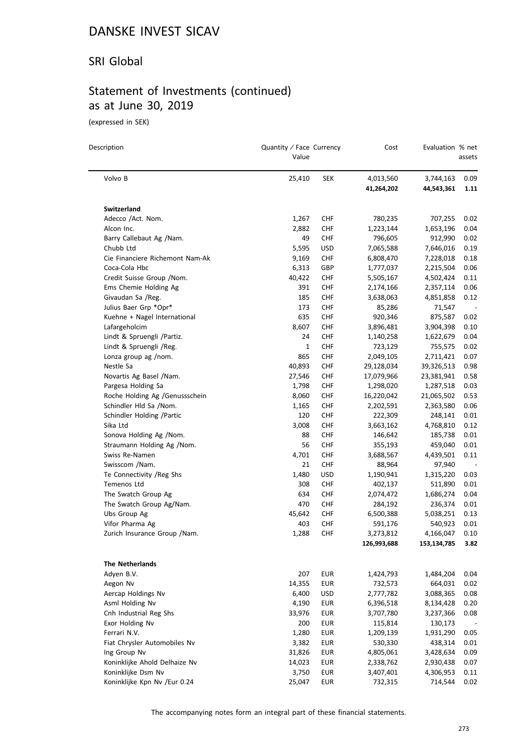# DANSKE INVEST SICAV

## SRI Global

## Statement of Investments (continued) as at June 30, 2019

(expressed in SEK)

| Description | Quantity / Face Value | Currency | Cost | Evaluation | % net assets |
|---|---|---|---|---|---|
| Volvo B | 25,410 | SEK | 4,013,560 | 3,744,163 | 0.09 |
| | | | **41,264,202** | **44,543,361** | **1.11** |
| **Switzerland** | | | | | |
| Adecco /Act. Nom. | 1,267 | CHF | 780,235 | 707,255 | 0.02 |
| Alcon Inc. | 2,882 | CHF | 1,223,144 | 1,653,196 | 0.04 |
| Barry Callebaut Ag /Nam. | 49 | CHF | 796,605 | 912,990 | 0.02 |
| Chubb Ltd | 5,595 | USD | 7,065,588 | 7,646,016 | 0.19 |
| Cie Financiere Richemont Nam-Ak | 9,169 | CHF | 6,808,470 | 7,228,018 | 0.18 |
| Coca-Cola Hbc | 6,313 | GBP | 1,777,037 | 2,215,504 | 0.06 |
| Credit Suisse Group /Nom. | 40,422 | CHF | 5,505,167 | 4,502,424 | 0.11 |
| Ems Chemie Holding Ag | 391 | CHF | 2,174,166 | 2,357,114 | 0.06 |
| Givaudan Sa /Reg. | 185 | CHF | 3,638,063 | 4,851,858 | 0.12 |
| Julius Baer Grp *Opr* | 173 | CHF | 85,286 | 71,547 | - |
| Kuehne + Nagel International | 635 | CHF | 920,346 | 875,587 | 0.02 |
| Lafargeholcim | 8,607 | CHF | 3,896,481 | 3,904,398 | 0.10 |
| Lindt & Spruengli /Partiz. | 24 | CHF | 1,140,258 | 1,622,679 | 0.04 |
| Lindt & Spruengli /Reg. | 1 | CHF | 723,129 | 755,575 | 0.02 |
| Lonza group ag /nom. | 865 | CHF | 2,049,105 | 2,711,421 | 0.07 |
| Nestle Sa | 40,893 | CHF | 29,128,034 | 39,326,513 | 0.98 |
| Novartis Ag Basel /Nam. | 27,546 | CHF | 17,079,966 | 23,381,941 | 0.58 |
| Pargesa Holding Sa | 1,798 | CHF | 1,298,020 | 1,287,518 | 0.03 |
| Roche Holding Ag /Genussschein | 8,060 | CHF | 16,220,042 | 21,065,502 | 0.53 |
| Schindler Hld Sa /Nom. | 1,165 | CHF | 2,202,591 | 2,363,580 | 0.06 |
| Schindler Holding /Partic | 120 | CHF | 222,309 | 248,141 | 0.01 |
| Sika Ltd | 3,008 | CHF | 3,663,162 | 4,768,810 | 0.12 |
| Sonova Holding Ag /Nom. | 88 | CHF | 146,642 | 185,738 | 0.01 |
| Straumann Holding Ag /Nom. | 56 | CHF | 355,193 | 459,040 | 0.01 |
| Swiss Re-Namen | 4,701 | CHF | 3,688,567 | 4,439,501 | 0.11 |
| Swisscom /Nam. | 21 | CHF | 88,964 | 97,940 | - |
| Te Connectivity /Reg Shs | 1,480 | USD | 1,190,941 | 1,315,220 | 0.03 |
| Temenos Ltd | 308 | CHF | 402,137 | 511,890 | 0.01 |
| The Swatch Group Ag | 634 | CHF | 2,074,472 | 1,686,274 | 0.04 |
| The Swatch Group Ag/Nam. | 470 | CHF | 284,192 | 236,374 | 0.01 |
| Ubs Group Ag | 45,642 | CHF | 6,500,388 | 5,038,251 | 0.13 |
| Vifor Pharma Ag | 403 | CHF | 591,176 | 540,923 | 0.01 |
| Zurich Insurance Group /Nam. | 1,288 | CHF | 3,273,812 | 4,166,047 | 0.10 |
| | | | **126,993,688** | **153,134,785** | **3.82** |
| **The Netherlands** | | | | | |
| Adyen B.V. | 207 | EUR | 1,424,793 | 1,484,204 | 0.04 |
| Aegon Nv | 14,355 | EUR | 732,573 | 664,031 | 0.02 |
| Aercap Holdings Nv | 6,400 | USD | 2,777,782 | 3,088,365 | 0.08 |
| Asml Holding Nv | 4,190 | EUR | 6,396,518 | 8,134,428 | 0.20 |
| Cnh Industrial Reg Shs | 33,976 | EUR | 3,707,780 | 3,237,366 | 0.08 |
| Exor Holding Nv | 200 | EUR | 115,814 | 130,173 | - |
| Ferrari N.V. | 1,280 | EUR | 1,209,139 | 1,931,290 | 0.05 |
| Fiat Chrysler Automobiles Nv | 3,382 | EUR | 530,330 | 438,314 | 0.01 |
| Ing Group Nv | 31,826 | EUR | 4,805,061 | 3,428,634 | 0.09 |
| Koninklijke Ahold Delhaize Nv | 14,023 | EUR | 2,338,762 | 2,930,438 | 0.07 |
| Koninklijke Dsm Nv | 3,750 | EUR | 3,407,401 | 4,306,953 | 0.11 |
| Koninklijke Kpn Nv /Eur 0.24 | 25,047 | EUR | 732,315 | 714,544 | 0.02 |

The accompanying notes form an integral part of these financial statements.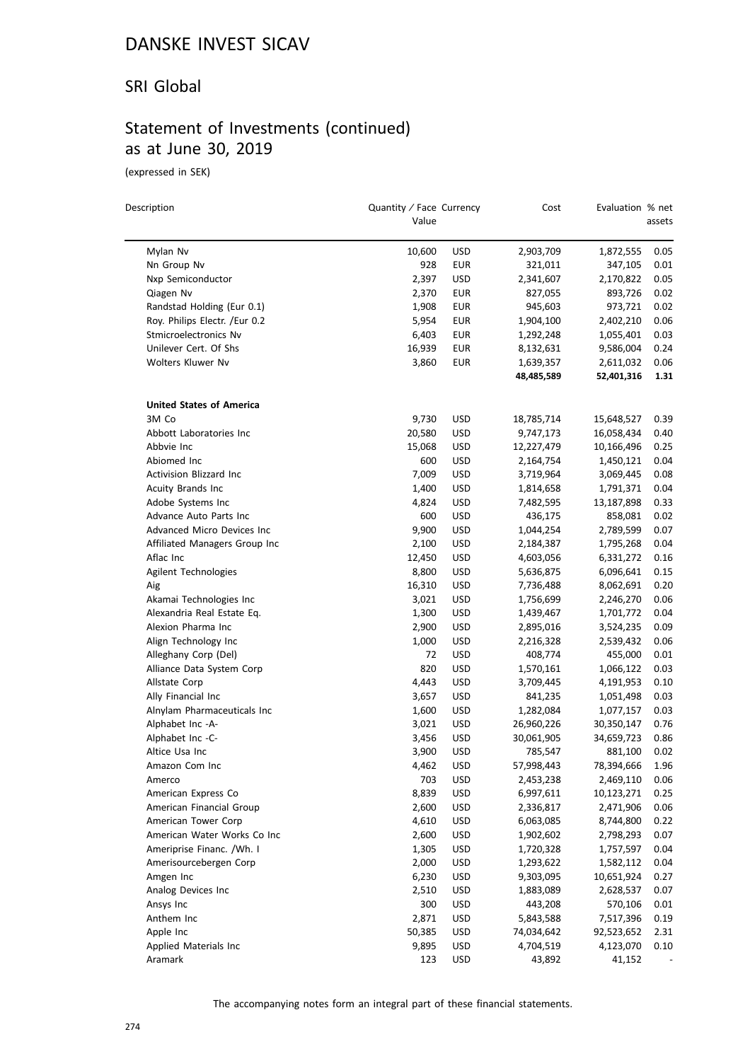# DANSKE INVEST SICAV

## SRI Global

## Statement of Investments (continued) as at June 30, 2019

(expressed in SEK)

| Description | Quantity / Face Value | Currency | Cost | Evaluation | % net assets |
|---|---|---|---|---|---|
| Mylan Nv | 10,600 | USD | 2,903,709 | 1,872,555 | 0.05 |
| Nn Group Nv | 928 | EUR | 321,011 | 347,105 | 0.01 |
| Nxp Semiconductor | 2,397 | USD | 2,341,607 | 2,170,822 | 0.05 |
| Qiagen Nv | 2,370 | EUR | 827,055 | 893,726 | 0.02 |
| Randstad Holding (Eur 0.1) | 1,908 | EUR | 945,603 | 973,721 | 0.02 |
| Roy. Philips Electr. /Eur 0.2 | 5,954 | EUR | 1,904,100 | 2,402,210 | 0.06 |
| Stmicroelectronics Nv | 6,403 | EUR | 1,292,248 | 1,055,401 | 0.03 |
| Unilever Cert. Of Shs | 16,939 | EUR | 8,132,631 | 9,586,004 | 0.24 |
| Wolters Kluwer Nv | 3,860 | EUR | 1,639,357 | 2,611,032 | 0.06 |
| | | | **48,485,589** | **52,401,316** | **1.31** |
| **United States of America** | | | | | |
| 3M Co | 9,730 | USD | 18,785,714 | 15,648,527 | 0.39 |
| Abbott Laboratories Inc | 20,580 | USD | 9,747,173 | 16,058,434 | 0.40 |
| Abbvie Inc | 15,068 | USD | 12,227,479 | 10,166,496 | 0.25 |
| Abiomed Inc | 600 | USD | 2,164,754 | 1,450,121 | 0.04 |
| Activision Blizzard Inc | 7,009 | USD | 3,719,964 | 3,069,445 | 0.08 |
| Acuity Brands Inc | 1,400 | USD | 1,814,658 | 1,791,371 | 0.04 |
| Adobe Systems Inc | 4,824 | USD | 7,482,595 | 13,187,898 | 0.33 |
| Advance Auto Parts Inc | 600 | USD | 436,175 | 858,081 | 0.02 |
| Advanced Micro Devices Inc | 9,900 | USD | 1,044,254 | 2,789,599 | 0.07 |
| Affiliated Managers Group Inc | 2,100 | USD | 2,184,387 | 1,795,268 | 0.04 |
| Aflac Inc | 12,450 | USD | 4,603,056 | 6,331,272 | 0.16 |
| Agilent Technologies | 8,800 | USD | 5,636,875 | 6,096,641 | 0.15 |
| Aig | 16,310 | USD | 7,736,488 | 8,062,691 | 0.20 |
| Akamai Technologies Inc | 3,021 | USD | 1,756,699 | 2,246,270 | 0.06 |
| Alexandria Real Estate Eq. | 1,300 | USD | 1,439,467 | 1,701,772 | 0.04 |
| Alexion Pharma Inc | 2,900 | USD | 2,895,016 | 3,524,235 | 0.09 |
| Align Technology Inc | 1,000 | USD | 2,216,328 | 2,539,432 | 0.06 |
| Alleghany Corp (Del) | 72 | USD | 408,774 | 455,000 | 0.01 |
| Alliance Data System Corp | 820 | USD | 1,570,161 | 1,066,122 | 0.03 |
| Allstate Corp | 4,443 | USD | 3,709,445 | 4,191,953 | 0.10 |
| Ally Financial Inc | 3,657 | USD | 841,235 | 1,051,498 | 0.03 |
| Alnylam Pharmaceuticals Inc | 1,600 | USD | 1,282,084 | 1,077,157 | 0.03 |
| Alphabet Inc -A- | 3,021 | USD | 26,960,226 | 30,350,147 | 0.76 |
| Alphabet Inc -C- | 3,456 | USD | 30,061,905 | 34,659,723 | 0.86 |
| Altice Usa Inc | 3,900 | USD | 785,547 | 881,100 | 0.02 |
| Amazon Com Inc | 4,462 | USD | 57,998,443 | 78,394,666 | 1.96 |
| Amerco | 703 | USD | 2,453,238 | 2,469,110 | 0.06 |
| American Express Co | 8,839 | USD | 6,997,611 | 10,123,271 | 0.25 |
| American Financial Group | 2,600 | USD | 2,336,817 | 2,471,906 | 0.06 |
| American Tower Corp | 4,610 | USD | 6,063,085 | 8,744,800 | 0.22 |
| American Water Works Co Inc | 2,600 | USD | 1,902,602 | 2,798,293 | 0.07 |
| Ameriprise Financ. /Wh. I | 1,305 | USD | 1,720,328 | 1,757,597 | 0.04 |
| Amerisourcebergen Corp | 2,000 | USD | 1,293,622 | 1,582,112 | 0.04 |
| Amgen Inc | 6,230 | USD | 9,303,095 | 10,651,924 | 0.27 |
| Analog Devices Inc | 2,510 | USD | 1,883,089 | 2,628,537 | 0.07 |
| Ansys Inc | 300 | USD | 443,208 | 570,106 | 0.01 |
| Anthem Inc | 2,871 | USD | 5,843,588 | 7,517,396 | 0.19 |
| Apple Inc | 50,385 | USD | 74,034,642 | 92,523,652 | 2.31 |
| Applied Materials Inc | 9,895 | USD | 4,704,519 | 4,123,070 | 0.10 |
| Aramark | 123 | USD | 43,892 | 41,152 | - |

The accompanying notes form an integral part of these financial statements.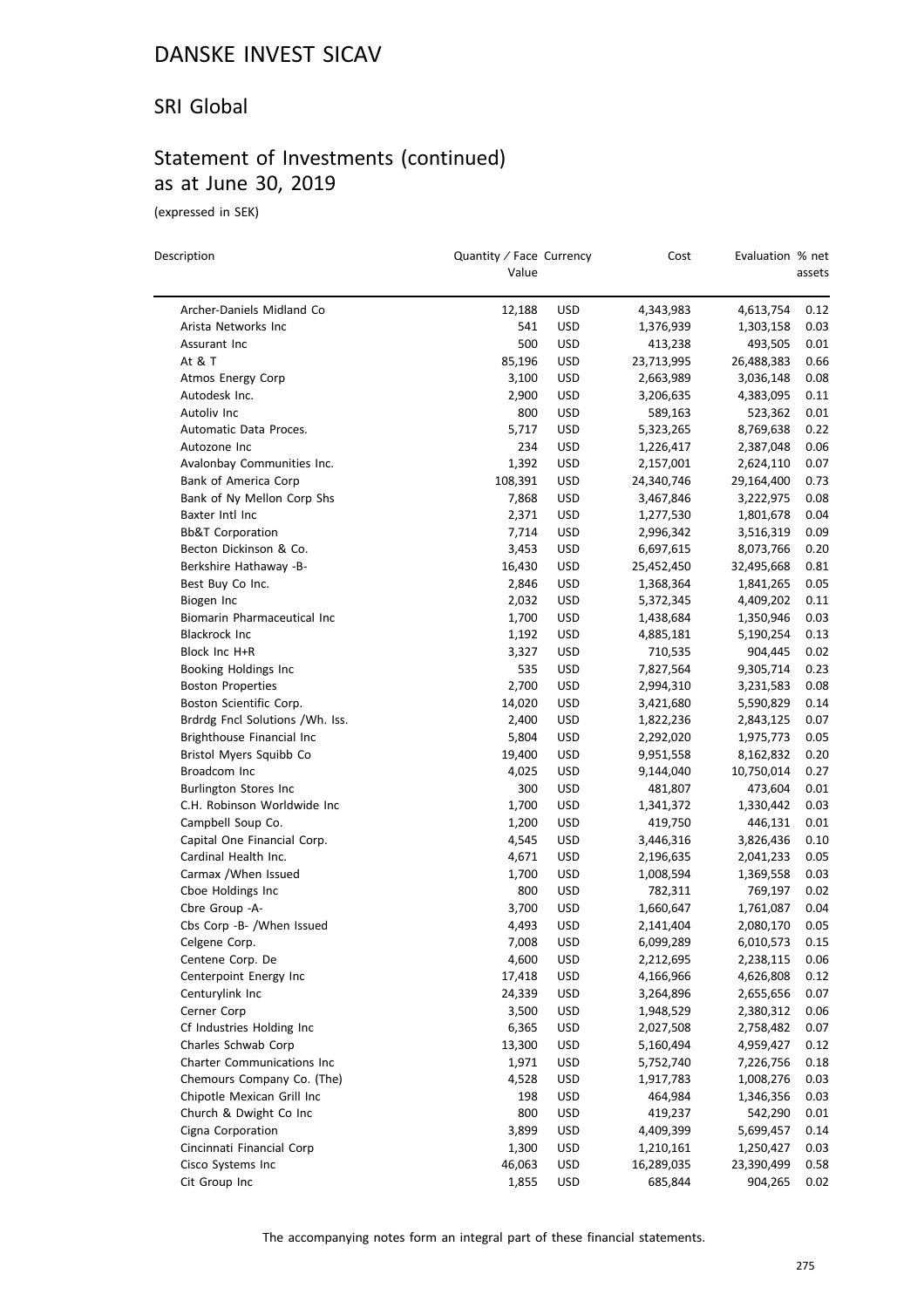# DANSKE INVEST SICAV

## SRI Global

## Statement of Investments (continued) as at June 30, 2019

(expressed in SEK)

| Description | Quantity / Face Value | Currency | Cost | Evaluation | % net assets |
|---|---|---|---|---|---|
| Archer-Daniels Midland Co | 12,188 | USD | 4,343,983 | 4,613,754 | 0.12 |
| Arista Networks Inc | 541 | USD | 1,376,939 | 1,303,158 | 0.03 |
| Assurant Inc | 500 | USD | 413,238 | 493,505 | 0.01 |
| At & T | 85,196 | USD | 23,713,995 | 26,488,383 | 0.66 |
| Atmos Energy Corp | 3,100 | USD | 2,663,989 | 3,036,148 | 0.08 |
| Autodesk Inc. | 2,900 | USD | 3,206,635 | 4,383,095 | 0.11 |
| Autoliv Inc | 800 | USD | 589,163 | 523,362 | 0.01 |
| Automatic Data Proces. | 5,717 | USD | 5,323,265 | 8,769,638 | 0.22 |
| Autozone Inc | 234 | USD | 1,226,417 | 2,387,048 | 0.06 |
| Avalonbay Communities Inc. | 1,392 | USD | 2,157,001 | 2,624,110 | 0.07 |
| Bank of America Corp | 108,391 | USD | 24,340,746 | 29,164,400 | 0.73 |
| Bank of Ny Mellon Corp Shs | 7,868 | USD | 3,467,846 | 3,222,975 | 0.08 |
| Baxter Intl Inc | 2,371 | USD | 1,277,530 | 1,801,678 | 0.04 |
| BB&T Corporation | 7,714 | USD | 2,996,342 | 3,516,319 | 0.09 |
| Becton Dickinson & Co. | 3,453 | USD | 6,697,615 | 8,073,766 | 0.20 |
| Berkshire Hathaway -B- | 16,430 | USD | 25,452,450 | 32,495,668 | 0.81 |
| Best Buy Co Inc. | 2,846 | USD | 1,368,364 | 1,841,265 | 0.05 |
| Biogen Inc | 2,032 | USD | 5,372,345 | 4,409,202 | 0.11 |
| Biomarin Pharmaceutical Inc | 1,700 | USD | 1,438,684 | 1,350,946 | 0.03 |
| Blackrock Inc | 1,192 | USD | 4,885,181 | 5,190,254 | 0.13 |
| Block Inc H+R | 3,327 | USD | 710,535 | 904,445 | 0.02 |
| Booking Holdings Inc | 535 | USD | 7,827,564 | 9,305,714 | 0.23 |
| Boston Properties | 2,700 | USD | 2,994,310 | 3,231,583 | 0.08 |
| Boston Scientific Corp. | 14,020 | USD | 3,421,680 | 5,590,829 | 0.14 |
| Brdrdg Fncl Solutions /Wh. Iss. | 2,400 | USD | 1,822,236 | 2,843,125 | 0.07 |
| Brighthouse Financial Inc | 5,804 | USD | 2,292,020 | 1,975,773 | 0.05 |
| Bristol Myers Squibb Co | 19,400 | USD | 9,951,558 | 8,162,832 | 0.20 |
| Broadcom Inc | 4,025 | USD | 9,144,040 | 10,750,014 | 0.27 |
| Burlington Stores Inc | 300 | USD | 481,807 | 473,604 | 0.01 |
| C.H. Robinson Worldwide Inc | 1,700 | USD | 1,341,372 | 1,330,442 | 0.03 |
| Campbell Soup Co. | 1,200 | USD | 419,750 | 446,131 | 0.01 |
| Capital One Financial Corp. | 4,545 | USD | 3,446,316 | 3,826,436 | 0.10 |
| Cardinal Health Inc. | 4,671 | USD | 2,196,635 | 2,041,233 | 0.05 |
| Carmax /When Issued | 1,700 | USD | 1,008,594 | 1,369,558 | 0.03 |
| Cboe Holdings Inc | 800 | USD | 782,311 | 769,197 | 0.02 |
| Cbre Group -A- | 3,700 | USD | 1,660,647 | 1,761,087 | 0.04 |
| Cbs Corp -B- /When Issued | 4,493 | USD | 2,141,404 | 2,080,170 | 0.05 |
| Celgene Corp. | 7,008 | USD | 6,099,289 | 6,010,573 | 0.15 |
| Centene Corp. De | 4,600 | USD | 2,212,695 | 2,238,115 | 0.06 |
| Centerpoint Energy Inc | 17,418 | USD | 4,166,966 | 4,626,808 | 0.12 |
| Centurylink Inc | 24,339 | USD | 3,264,896 | 2,655,656 | 0.07 |
| Cerner Corp | 3,500 | USD | 1,948,529 | 2,380,312 | 0.06 |
| Cf Industries Holding Inc | 6,365 | USD | 2,027,508 | 2,758,482 | 0.07 |
| Charles Schwab Corp | 13,300 | USD | 5,160,494 | 4,959,427 | 0.12 |
| Charter Communications Inc | 1,971 | USD | 5,752,740 | 7,226,756 | 0.18 |
| Chemours Company Co. (The) | 4,528 | USD | 1,917,783 | 1,008,276 | 0.03 |
| Chipotle Mexican Grill Inc | 198 | USD | 464,984 | 1,346,356 | 0.03 |
| Church & Dwight Co Inc | 800 | USD | 419,237 | 542,290 | 0.01 |
| Cigna Corporation | 3,899 | USD | 4,409,399 | 5,699,457 | 0.14 |
| Cincinnati Financial Corp | 1,300 | USD | 1,210,161 | 1,250,427 | 0.03 |
| Cisco Systems Inc | 46,063 | USD | 16,289,035 | 23,390,499 | 0.58 |
| Cit Group Inc | 1,855 | USD | 685,844 | 904,265 | 0.02 |

The accompanying notes form an integral part of these financial statements.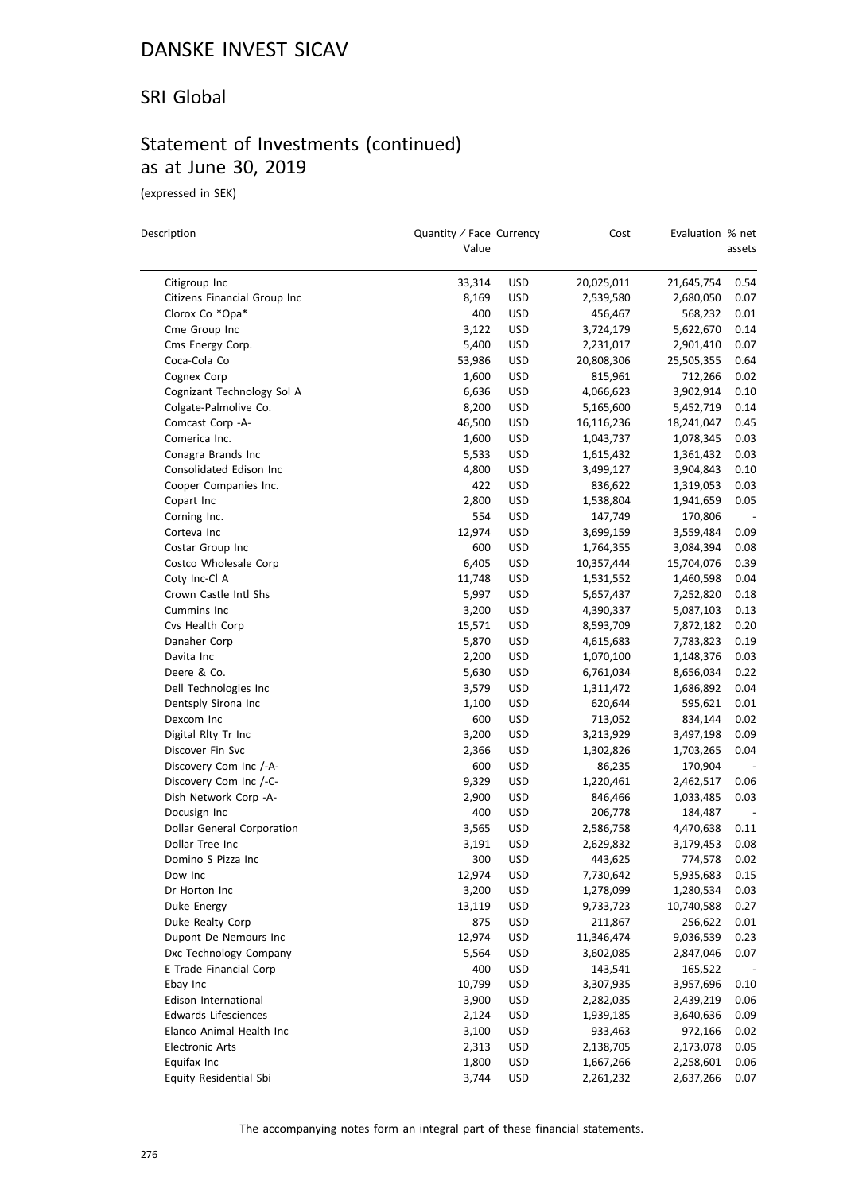# DANSKE INVEST SICAV

## SRI Global

## Statement of Investments (continued) as at June 30, 2019

(expressed in SEK)

| Description | Quantity / Face Value | Currency | Cost | Evaluation | % net assets |
|---|---|---|---|---|---|
| Citigroup Inc | 33,314 | USD | 20,025,011 | 21,645,754 | 0.54 |
| Citizens Financial Group Inc | 8,169 | USD | 2,539,580 | 2,680,050 | 0.07 |
| Clorox Co *Opa* | 400 | USD | 456,467 | 568,232 | 0.01 |
| Cme Group Inc | 3,122 | USD | 3,724,179 | 5,622,670 | 0.14 |
| Cms Energy Corp. | 5,400 | USD | 2,231,017 | 2,901,410 | 0.07 |
| Coca-Cola Co | 53,986 | USD | 20,808,306 | 25,505,355 | 0.64 |
| Cognex Corp | 1,600 | USD | 815,961 | 712,266 | 0.02 |
| Cognizant Technology Sol A | 6,636 | USD | 4,066,623 | 3,902,914 | 0.10 |
| Colgate-Palmolive Co. | 8,200 | USD | 5,165,600 | 5,452,719 | 0.14 |
| Comcast Corp -A- | 46,500 | USD | 16,116,236 | 18,241,047 | 0.45 |
| Comerica Inc. | 1,600 | USD | 1,043,737 | 1,078,345 | 0.03 |
| Conagra Brands Inc | 5,533 | USD | 1,615,432 | 1,361,432 | 0.03 |
| Consolidated Edison Inc | 4,800 | USD | 3,499,127 | 3,904,843 | 0.10 |
| Cooper Companies Inc. | 422 | USD | 836,622 | 1,319,053 | 0.03 |
| Copart Inc | 2,800 | USD | 1,538,804 | 1,941,659 | 0.05 |
| Corning Inc. | 554 | USD | 147,749 | 170,806 | - |
| Corteva Inc | 12,974 | USD | 3,699,159 | 3,559,484 | 0.09 |
| Costar Group Inc | 600 | USD | 1,764,355 | 3,084,394 | 0.08 |
| Costco Wholesale Corp | 6,405 | USD | 10,357,444 | 15,704,076 | 0.39 |
| Coty Inc-Cl A | 11,748 | USD | 1,531,552 | 1,460,598 | 0.04 |
| Crown Castle Intl Shs | 5,997 | USD | 5,657,437 | 7,252,820 | 0.18 |
| Cummins Inc | 3,200 | USD | 4,390,337 | 5,087,103 | 0.13 |
| Cvs Health Corp | 15,571 | USD | 8,593,709 | 7,872,182 | 0.20 |
| Danaher Corp | 5,870 | USD | 4,615,683 | 7,783,823 | 0.19 |
| Davita Inc | 2,200 | USD | 1,070,100 | 1,148,376 | 0.03 |
| Deere & Co. | 5,630 | USD | 6,761,034 | 8,656,034 | 0.22 |
| Dell Technologies Inc | 3,579 | USD | 1,311,472 | 1,686,892 | 0.04 |
| Dentsply Sirona Inc | 1,100 | USD | 620,644 | 595,621 | 0.01 |
| Dexcom Inc | 600 | USD | 713,052 | 834,144 | 0.02 |
| Digital Rlty Tr Inc | 3,200 | USD | 3,213,929 | 3,497,198 | 0.09 |
| Discover Fin Svc | 2,366 | USD | 1,302,826 | 1,703,265 | 0.04 |
| Discovery Com Inc /-A- | 600 | USD | 86,235 | 170,904 | - |
| Discovery Com Inc /-C- | 9,329 | USD | 1,220,461 | 2,462,517 | 0.06 |
| Dish Network Corp -A- | 2,900 | USD | 846,466 | 1,033,485 | 0.03 |
| Docusign Inc | 400 | USD | 206,778 | 184,487 | - |
| Dollar General Corporation | 3,565 | USD | 2,586,758 | 4,470,638 | 0.11 |
| Dollar Tree Inc | 3,191 | USD | 2,629,832 | 3,179,453 | 0.08 |
| Domino S Pizza Inc | 300 | USD | 443,625 | 774,578 | 0.02 |
| Dow Inc | 12,974 | USD | 7,730,642 | 5,935,683 | 0.15 |
| Dr Horton Inc | 3,200 | USD | 1,278,099 | 1,280,534 | 0.03 |
| Duke Energy | 13,119 | USD | 9,733,723 | 10,740,588 | 0.27 |
| Duke Realty Corp | 875 | USD | 211,867 | 256,622 | 0.01 |
| Dupont De Nemours Inc | 12,974 | USD | 11,346,474 | 9,036,539 | 0.23 |
| Dxc Technology Company | 5,564 | USD | 3,602,085 | 2,847,046 | 0.07 |
| E Trade Financial Corp | 400 | USD | 143,541 | 165,522 | - |
| Ebay Inc | 10,799 | USD | 3,307,935 | 3,957,696 | 0.10 |
| Edison International | 3,900 | USD | 2,282,035 | 2,439,219 | 0.06 |
| Edwards Lifesciences | 2,124 | USD | 1,939,185 | 3,640,636 | 0.09 |
| Elanco Animal Health Inc | 3,100 | USD | 933,463 | 972,166 | 0.02 |
| Electronic Arts | 2,313 | USD | 2,138,705 | 2,173,078 | 0.05 |
| Equifax Inc | 1,800 | USD | 1,667,266 | 2,258,601 | 0.06 |
| Equity Residential Sbi | 3,744 | USD | 2,261,232 | 2,637,266 | 0.07 |

The accompanying notes form an integral part of these financial statements.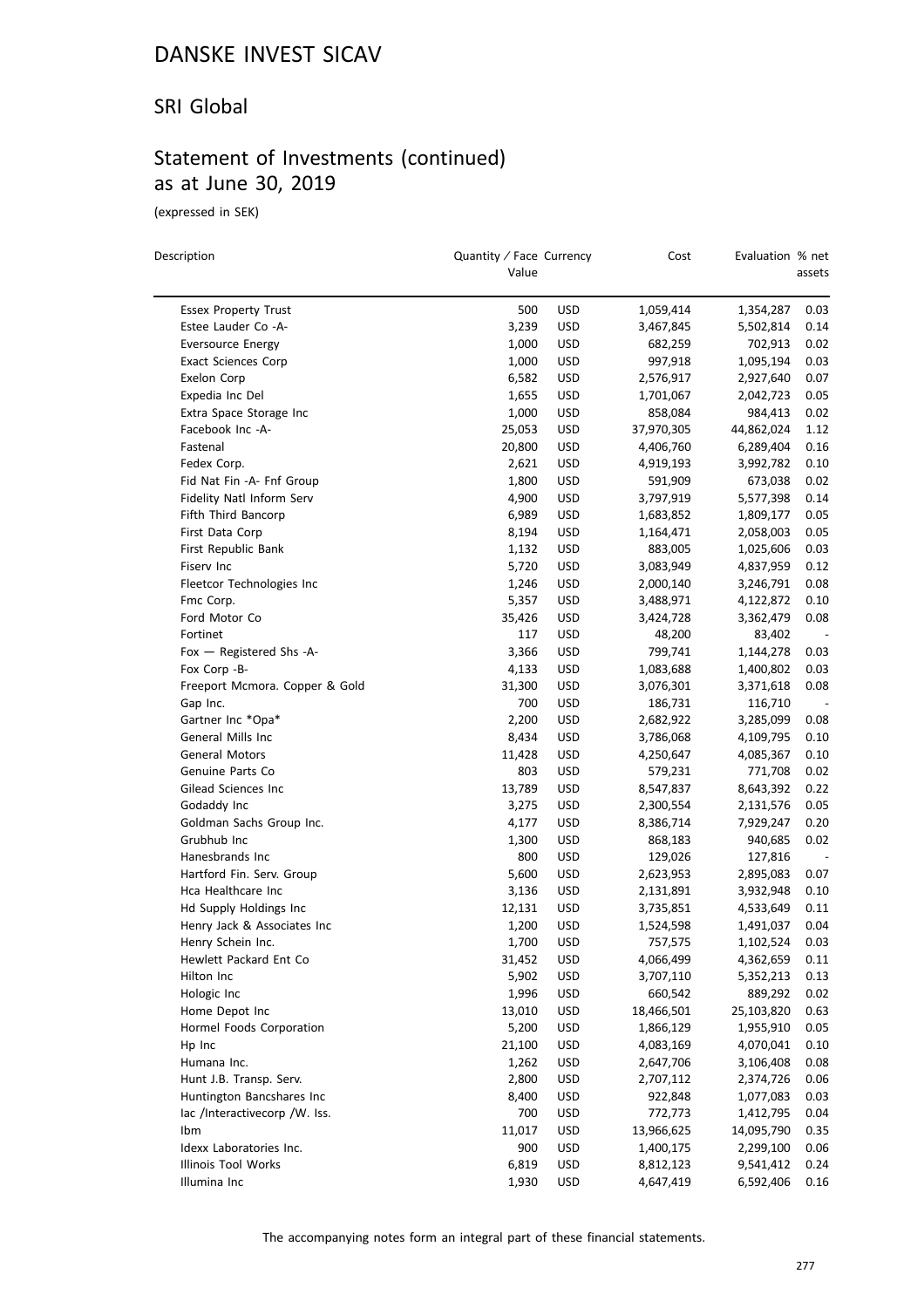# DANSKE INVEST SICAV

## SRI Global

## Statement of Investments (continued) as at June 30, 2019

(expressed in SEK)

| Description | Quantity / Face Value | Currency | Cost | Evaluation | % net assets |
|---|---|---|---|---|---|
| Essex Property Trust | 500 | USD | 1,059,414 | 1,354,287 | 0.03 |
| Estee Lauder Co -A- | 3,239 | USD | 3,467,845 | 5,502,814 | 0.14 |
| Eversource Energy | 1,000 | USD | 682,259 | 702,913 | 0.02 |
| Exact Sciences Corp | 1,000 | USD | 997,918 | 1,095,194 | 0.03 |
| Exelon Corp | 6,582 | USD | 2,576,917 | 2,927,640 | 0.07 |
| Expedia Inc Del | 1,655 | USD | 1,701,067 | 2,042,723 | 0.05 |
| Extra Space Storage Inc | 1,000 | USD | 858,084 | 984,413 | 0.02 |
| Facebook Inc -A- | 25,053 | USD | 37,970,305 | 44,862,024 | 1.12 |
| Fastenal | 20,800 | USD | 4,406,760 | 6,289,404 | 0.16 |
| Fedex Corp. | 2,621 | USD | 4,919,193 | 3,992,782 | 0.10 |
| Fid Nat Fin -A- Fnf Group | 1,800 | USD | 591,909 | 673,038 | 0.02 |
| Fidelity Natl Inform Serv | 4,900 | USD | 3,797,919 | 5,577,398 | 0.14 |
| Fifth Third Bancorp | 6,989 | USD | 1,683,852 | 1,809,177 | 0.05 |
| First Data Corp | 8,194 | USD | 1,164,471 | 2,058,003 | 0.05 |
| First Republic Bank | 1,132 | USD | 883,005 | 1,025,606 | 0.03 |
| Fiserv Inc | 5,720 | USD | 3,083,949 | 4,837,959 | 0.12 |
| Fleetcor Technologies Inc | 1,246 | USD | 2,000,140 | 3,246,791 | 0.08 |
| Fmc Corp. | 5,357 | USD | 3,488,971 | 4,122,872 | 0.10 |
| Ford Motor Co | 35,426 | USD | 3,424,728 | 3,362,479 | 0.08 |
| Fortinet | 117 | USD | 48,200 | 83,402 | - |
| Fox — Registered Shs -A- | 3,366 | USD | 799,741 | 1,144,278 | 0.03 |
| Fox Corp -B- | 4,133 | USD | 1,083,688 | 1,400,802 | 0.03 |
| Freeport Mcmora. Copper & Gold | 31,300 | USD | 3,076,301 | 3,371,618 | 0.08 |
| Gap Inc. | 700 | USD | 186,731 | 116,710 | - |
| Gartner Inc *Opa* | 2,200 | USD | 2,682,922 | 3,285,099 | 0.08 |
| General Mills Inc | 8,434 | USD | 3,786,068 | 4,109,795 | 0.10 |
| General Motors | 11,428 | USD | 4,250,647 | 4,085,367 | 0.10 |
| Genuine Parts Co | 803 | USD | 579,231 | 771,708 | 0.02 |
| Gilead Sciences Inc | 13,789 | USD | 8,547,837 | 8,643,392 | 0.22 |
| Godaddy Inc | 3,275 | USD | 2,300,554 | 2,131,576 | 0.05 |
| Goldman Sachs Group Inc. | 4,177 | USD | 8,386,714 | 7,929,247 | 0.20 |
| Grubhub Inc | 1,300 | USD | 868,183 | 940,685 | 0.02 |
| Hanesbrands Inc | 800 | USD | 129,026 | 127,816 | - |
| Hartford Fin. Serv. Group | 5,600 | USD | 2,623,953 | 2,895,083 | 0.07 |
| Hca Healthcare Inc | 3,136 | USD | 2,131,891 | 3,932,948 | 0.10 |
| Hd Supply Holdings Inc | 12,131 | USD | 3,735,851 | 4,533,649 | 0.11 |
| Henry Jack & Associates Inc | 1,200 | USD | 1,524,598 | 1,491,037 | 0.04 |
| Henry Schein Inc. | 1,700 | USD | 757,575 | 1,102,524 | 0.03 |
| Hewlett Packard Ent Co | 31,452 | USD | 4,066,499 | 4,362,659 | 0.11 |
| Hilton Inc | 5,902 | USD | 3,707,110 | 5,352,213 | 0.13 |
| Hologic Inc | 1,996 | USD | 660,542 | 889,292 | 0.02 |
| Home Depot Inc | 13,010 | USD | 18,466,501 | 25,103,820 | 0.63 |
| Hormel Foods Corporation | 5,200 | USD | 1,866,129 | 1,955,910 | 0.05 |
| Hp Inc | 21,100 | USD | 4,083,169 | 4,070,041 | 0.10 |
| Humana Inc. | 1,262 | USD | 2,647,706 | 3,106,408 | 0.08 |
| Hunt J.B. Transp. Serv. | 2,800 | USD | 2,707,112 | 2,374,726 | 0.06 |
| Huntington Bancshares Inc | 8,400 | USD | 922,848 | 1,077,083 | 0.03 |
| Iac /Interactivecorp /W. Iss. | 700 | USD | 772,773 | 1,412,795 | 0.04 |
| Ibm | 11,017 | USD | 13,966,625 | 14,095,790 | 0.35 |
| Idexx Laboratories Inc. | 900 | USD | 1,400,175 | 2,299,100 | 0.06 |
| Illinois Tool Works | 6,819 | USD | 8,812,123 | 9,541,412 | 0.24 |
| Illumina Inc | 1,930 | USD | 4,647,419 | 6,592,406 | 0.16 |

The accompanying notes form an integral part of these financial statements.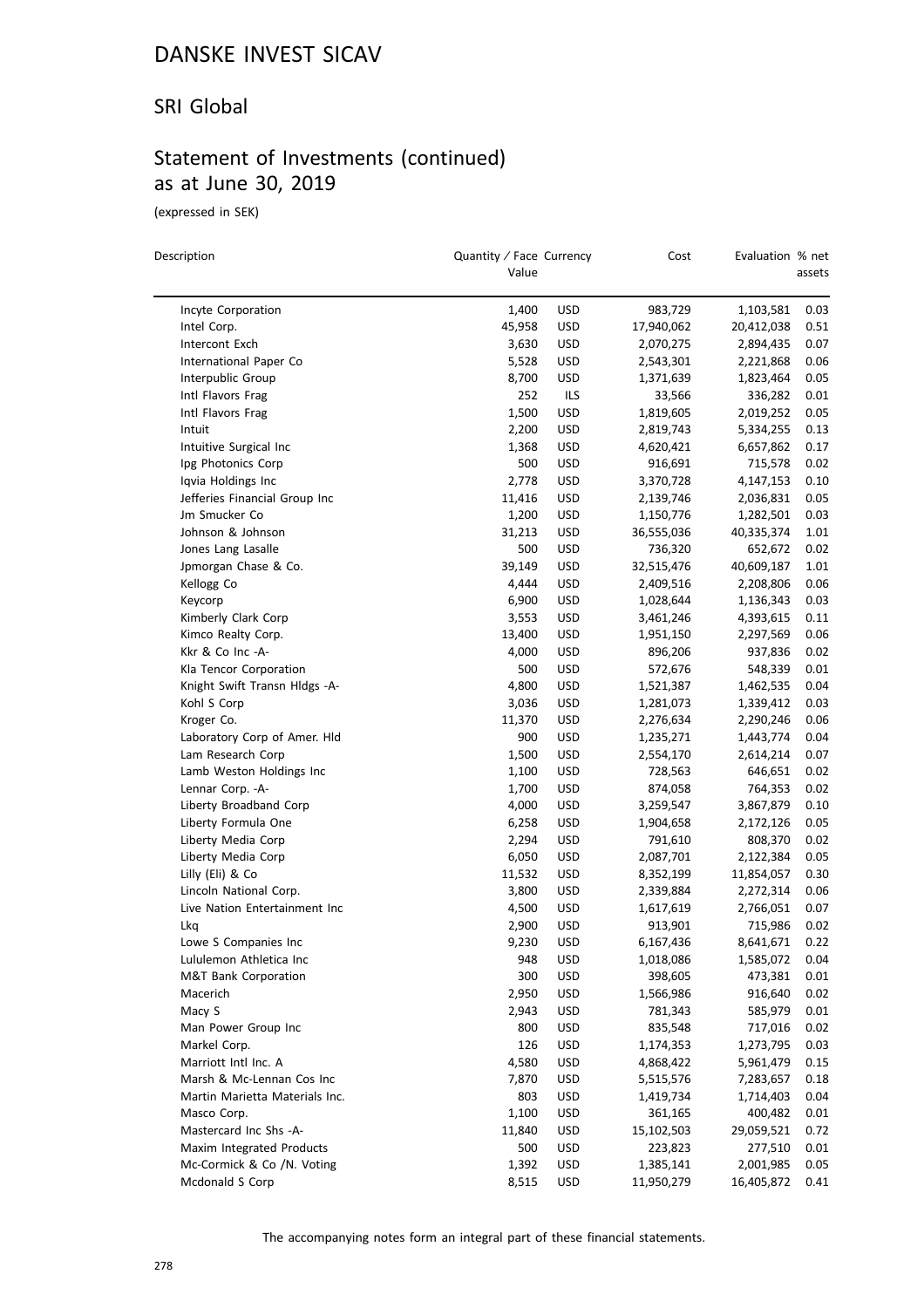# DANSKE INVEST SICAV

## SRI Global

## Statement of Investments (continued) as at June 30, 2019

(expressed in SEK)

| Description | Quantity / Face Value | Currency | Cost | Evaluation | % net assets |
|---|---|---|---|---|---|
| Incyte Corporation | 1,400 | USD | 983,729 | 1,103,581 | 0.03 |
| Intel Corp. | 45,958 | USD | 17,940,062 | 20,412,038 | 0.51 |
| Intercont Exch | 3,630 | USD | 2,070,275 | 2,894,435 | 0.07 |
| International Paper Co | 5,528 | USD | 2,543,301 | 2,221,868 | 0.06 |
| Interpublic Group | 8,700 | USD | 1,371,639 | 1,823,464 | 0.05 |
| Intl Flavors Frag | 252 | ILS | 33,566 | 336,282 | 0.01 |
| Intl Flavors Frag | 1,500 | USD | 1,819,605 | 2,019,252 | 0.05 |
| Intuit | 2,200 | USD | 2,819,743 | 5,334,255 | 0.13 |
| Intuitive Surgical Inc | 1,368 | USD | 4,620,421 | 6,657,862 | 0.17 |
| Ipg Photonics Corp | 500 | USD | 916,691 | 715,578 | 0.02 |
| Iqvia Holdings Inc | 2,778 | USD | 3,370,728 | 4,147,153 | 0.10 |
| Jefferies Financial Group Inc | 11,416 | USD | 2,139,746 | 2,036,831 | 0.05 |
| Jm Smucker Co | 1,200 | USD | 1,150,776 | 1,282,501 | 0.03 |
| Johnson & Johnson | 31,213 | USD | 36,555,036 | 40,335,374 | 1.01 |
| Jones Lang Lasalle | 500 | USD | 736,320 | 652,672 | 0.02 |
| Jpmorgan Chase & Co. | 39,149 | USD | 32,515,476 | 40,609,187 | 1.01 |
| Kellogg Co | 4,444 | USD | 2,409,516 | 2,208,806 | 0.06 |
| Keycorp | 6,900 | USD | 1,028,644 | 1,136,343 | 0.03 |
| Kimberly Clark Corp | 3,553 | USD | 3,461,246 | 4,393,615 | 0.11 |
| Kimco Realty Corp. | 13,400 | USD | 1,951,150 | 2,297,569 | 0.06 |
| Kkr & Co Inc -A- | 4,000 | USD | 896,206 | 937,836 | 0.02 |
| Kla Tencor Corporation | 500 | USD | 572,676 | 548,339 | 0.01 |
| Knight Swift Transn Hldgs -A- | 4,800 | USD | 1,521,387 | 1,462,535 | 0.04 |
| Kohl S Corp | 3,036 | USD | 1,281,073 | 1,339,412 | 0.03 |
| Kroger Co. | 11,370 | USD | 2,276,634 | 2,290,246 | 0.06 |
| Laboratory Corp of Amer. Hld | 900 | USD | 1,235,271 | 1,443,774 | 0.04 |
| Lam Research Corp | 1,500 | USD | 2,554,170 | 2,614,214 | 0.07 |
| Lamb Weston Holdings Inc | 1,100 | USD | 728,563 | 646,651 | 0.02 |
| Lennar Corp. -A- | 1,700 | USD | 874,058 | 764,353 | 0.02 |
| Liberty Broadband Corp | 4,000 | USD | 3,259,547 | 3,867,879 | 0.10 |
| Liberty Formula One | 6,258 | USD | 1,904,658 | 2,172,126 | 0.05 |
| Liberty Media Corp | 2,294 | USD | 791,610 | 808,370 | 0.02 |
| Liberty Media Corp | 6,050 | USD | 2,087,701 | 2,122,384 | 0.05 |
| Lilly (Eli) & Co | 11,532 | USD | 8,352,199 | 11,854,057 | 0.30 |
| Lincoln National Corp. | 3,800 | USD | 2,339,884 | 2,272,314 | 0.06 |
| Live Nation Entertainment Inc | 4,500 | USD | 1,617,619 | 2,766,051 | 0.07 |
| Lkq | 2,900 | USD | 913,901 | 715,986 | 0.02 |
| Lowe S Companies Inc | 9,230 | USD | 6,167,436 | 8,641,671 | 0.22 |
| Lululemon Athletica Inc | 948 | USD | 1,018,086 | 1,585,072 | 0.04 |
| M&T Bank Corporation | 300 | USD | 398,605 | 473,381 | 0.01 |
| Macerich | 2,950 | USD | 1,566,986 | 916,640 | 0.02 |
| Macy S | 2,943 | USD | 781,343 | 585,979 | 0.01 |
| Man Power Group Inc | 800 | USD | 835,548 | 717,016 | 0.02 |
| Markel Corp. | 126 | USD | 1,174,353 | 1,273,795 | 0.03 |
| Marriott Intl Inc. A | 4,580 | USD | 4,868,422 | 5,961,479 | 0.15 |
| Marsh & Mc-Lennan Cos Inc | 7,870 | USD | 5,515,576 | 7,283,657 | 0.18 |
| Martin Marietta Materials Inc. | 803 | USD | 1,419,734 | 1,714,403 | 0.04 |
| Masco Corp. | 1,100 | USD | 361,165 | 400,482 | 0.01 |
| Mastercard Inc Shs -A- | 11,840 | USD | 15,102,503 | 29,059,521 | 0.72 |
| Maxim Integrated Products | 500 | USD | 223,823 | 277,510 | 0.01 |
| Mc-Cormick & Co /N. Voting | 1,392 | USD | 1,385,141 | 2,001,985 | 0.05 |
| Mcdonald S Corp | 8,515 | USD | 11,950,279 | 16,405,872 | 0.41 |

The accompanying notes form an integral part of these financial statements.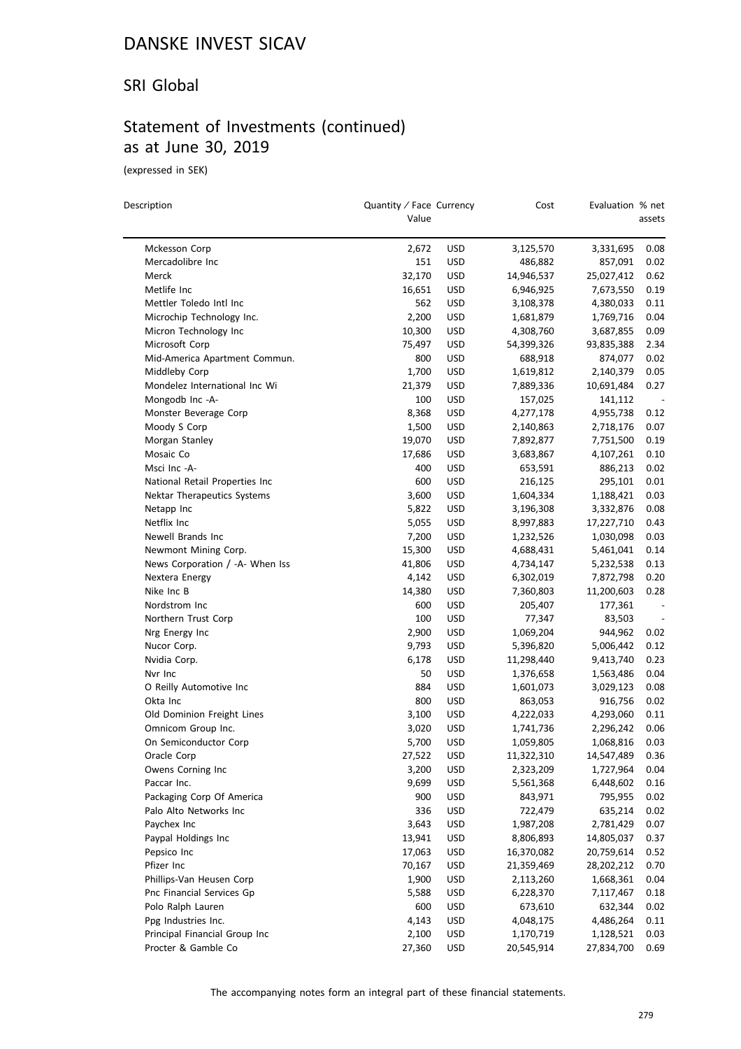# DANSKE INVEST SICAV

## SRI Global

## Statement of Investments (continued) as at June 30, 2019

(expressed in SEK)

| Description | Quantity / Face Value | Currency | Cost | Evaluation | % net assets |
|---|---|---|---|---|---|
| Mckesson Corp | 2,672 | USD | 3,125,570 | 3,331,695 | 0.08 |
| Mercadolibre Inc | 151 | USD | 486,882 | 857,091 | 0.02 |
| Merck | 32,170 | USD | 14,946,537 | 25,027,412 | 0.62 |
| Metlife Inc | 16,651 | USD | 6,946,925 | 7,673,550 | 0.19 |
| Mettler Toledo Intl Inc | 562 | USD | 3,108,378 | 4,380,033 | 0.11 |
| Microchip Technology Inc. | 2,200 | USD | 1,681,879 | 1,769,716 | 0.04 |
| Micron Technology Inc | 10,300 | USD | 4,308,760 | 3,687,855 | 0.09 |
| Microsoft Corp | 75,497 | USD | 54,399,326 | 93,835,388 | 2.34 |
| Mid-America Apartment Commun. | 800 | USD | 688,918 | 874,077 | 0.02 |
| Middleby Corp | 1,700 | USD | 1,619,812 | 2,140,379 | 0.05 |
| Mondelez International Inc Wi | 21,379 | USD | 7,889,336 | 10,691,484 | 0.27 |
| Mongodb Inc -A- | 100 | USD | 157,025 | 141,112 | - |
| Monster Beverage Corp | 8,368 | USD | 4,277,178 | 4,955,738 | 0.12 |
| Moody S Corp | 1,500 | USD | 2,140,863 | 2,718,176 | 0.07 |
| Morgan Stanley | 19,070 | USD | 7,892,877 | 7,751,500 | 0.19 |
| Mosaic Co | 17,686 | USD | 3,683,867 | 4,107,261 | 0.10 |
| Msci Inc -A- | 400 | USD | 653,591 | 886,213 | 0.02 |
| National Retail Properties Inc | 600 | USD | 216,125 | 295,101 | 0.01 |
| Nektar Therapeutics Systems | 3,600 | USD | 1,604,334 | 1,188,421 | 0.03 |
| Netapp Inc | 5,822 | USD | 3,196,308 | 3,332,876 | 0.08 |
| Netflix Inc | 5,055 | USD | 8,997,883 | 17,227,710 | 0.43 |
| Newell Brands Inc | 7,200 | USD | 1,232,526 | 1,030,098 | 0.03 |
| Newmont Mining Corp. | 15,300 | USD | 4,688,431 | 5,461,041 | 0.14 |
| News Corporation / -A- When Iss | 41,806 | USD | 4,734,147 | 5,232,538 | 0.13 |
| Nextera Energy | 4,142 | USD | 6,302,019 | 7,872,798 | 0.20 |
| Nike Inc B | 14,380 | USD | 7,360,803 | 11,200,603 | 0.28 |
| Nordstrom Inc | 600 | USD | 205,407 | 177,361 | - |
| Northern Trust Corp | 100 | USD | 77,347 | 83,503 | - |
| Nrg Energy Inc | 2,900 | USD | 1,069,204 | 944,962 | 0.02 |
| Nucor Corp. | 9,793 | USD | 5,396,820 | 5,006,442 | 0.12 |
| Nvidia Corp. | 6,178 | USD | 11,298,440 | 9,413,740 | 0.23 |
| Nvr Inc | 50 | USD | 1,376,658 | 1,563,486 | 0.04 |
| O Reilly Automotive Inc | 884 | USD | 1,601,073 | 3,029,123 | 0.08 |
| Okta Inc | 800 | USD | 863,053 | 916,756 | 0.02 |
| Old Dominion Freight Lines | 3,100 | USD | 4,222,033 | 4,293,060 | 0.11 |
| Omnicom Group Inc. | 3,020 | USD | 1,741,736 | 2,296,242 | 0.06 |
| On Semiconductor Corp | 5,700 | USD | 1,059,805 | 1,068,816 | 0.03 |
| Oracle Corp | 27,522 | USD | 11,322,310 | 14,547,489 | 0.36 |
| Owens Corning Inc | 3,200 | USD | 2,323,209 | 1,727,964 | 0.04 |
| Paccar Inc. | 9,699 | USD | 5,561,368 | 6,448,602 | 0.16 |
| Packaging Corp Of America | 900 | USD | 843,971 | 795,955 | 0.02 |
| Palo Alto Networks Inc | 336 | USD | 722,479 | 635,214 | 0.02 |
| Paychex Inc | 3,643 | USD | 1,987,208 | 2,781,429 | 0.07 |
| Paypal Holdings Inc | 13,941 | USD | 8,806,893 | 14,805,037 | 0.37 |
| Pepsico Inc | 17,063 | USD | 16,370,082 | 20,759,614 | 0.52 |
| Pfizer Inc | 70,167 | USD | 21,359,469 | 28,202,212 | 0.70 |
| Phillips-Van Heusen Corp | 1,900 | USD | 2,113,260 | 1,668,361 | 0.04 |
| Pnc Financial Services Gp | 5,588 | USD | 6,228,370 | 7,117,467 | 0.18 |
| Polo Ralph Lauren | 600 | USD | 673,610 | 632,344 | 0.02 |
| Ppg Industries Inc. | 4,143 | USD | 4,048,175 | 4,486,264 | 0.11 |
| Principal Financial Group Inc | 2,100 | USD | 1,170,719 | 1,128,521 | 0.03 |
| Procter & Gamble Co | 27,360 | USD | 20,545,914 | 27,834,700 | 0.69 |

The accompanying notes form an integral part of these financial statements.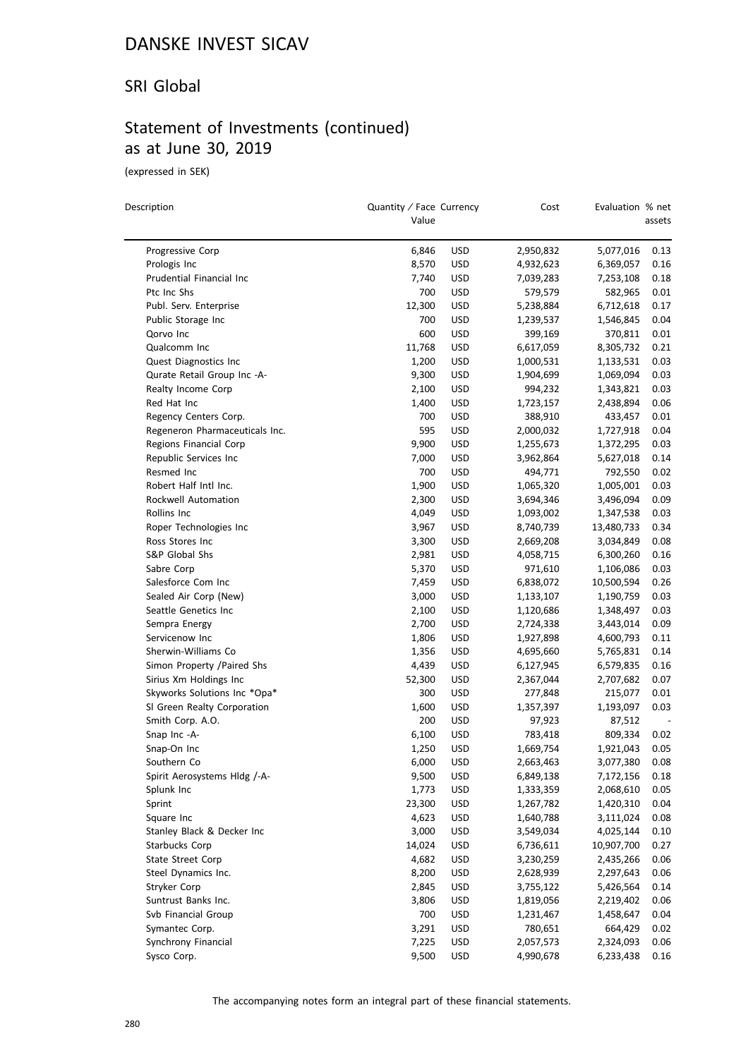# DANSKE INVEST SICAV

## SRI Global

## Statement of Investments (continued) as at June 30, 2019

(expressed in SEK)

| Description | Quantity / Face Value | Currency | Cost | Evaluation | % net assets |
|---|---|---|---|---|---|
| Progressive Corp | 6,846 | USD | 2,950,832 | 5,077,016 | 0.13 |
| Prologis Inc | 8,570 | USD | 4,932,623 | 6,369,057 | 0.16 |
| Prudential Financial Inc | 7,740 | USD | 7,039,283 | 7,253,108 | 0.18 |
| Ptc Inc Shs | 700 | USD | 579,579 | 582,965 | 0.01 |
| Publ. Serv. Enterprise | 12,300 | USD | 5,238,884 | 6,712,618 | 0.17 |
| Public Storage Inc | 700 | USD | 1,239,537 | 1,546,845 | 0.04 |
| Qorvo Inc | 600 | USD | 399,169 | 370,811 | 0.01 |
| Qualcomm Inc | 11,768 | USD | 6,617,059 | 8,305,732 | 0.21 |
| Quest Diagnostics Inc | 1,200 | USD | 1,000,531 | 1,133,531 | 0.03 |
| Qurate Retail Group Inc -A- | 9,300 | USD | 1,904,699 | 1,069,094 | 0.03 |
| Realty Income Corp | 2,100 | USD | 994,232 | 1,343,821 | 0.03 |
| Red Hat Inc | 1,400 | USD | 1,723,157 | 2,438,894 | 0.06 |
| Regency Centers Corp. | 700 | USD | 388,910 | 433,457 | 0.01 |
| Regeneron Pharmaceuticals Inc. | 595 | USD | 2,000,032 | 1,727,918 | 0.04 |
| Regions Financial Corp | 9,900 | USD | 1,255,673 | 1,372,295 | 0.03 |
| Republic Services Inc | 7,000 | USD | 3,962,864 | 5,627,018 | 0.14 |
| Resmed Inc | 700 | USD | 494,771 | 792,550 | 0.02 |
| Robert Half Intl Inc. | 1,900 | USD | 1,065,320 | 1,005,001 | 0.03 |
| Rockwell Automation | 2,300 | USD | 3,694,346 | 3,496,094 | 0.09 |
| Rollins Inc | 4,049 | USD | 1,093,002 | 1,347,538 | 0.03 |
| Roper Technologies Inc | 3,967 | USD | 8,740,739 | 13,480,733 | 0.34 |
| Ross Stores Inc | 3,300 | USD | 2,669,208 | 3,034,849 | 0.08 |
| S&P Global Shs | 2,981 | USD | 4,058,715 | 6,300,260 | 0.16 |
| Sabre Corp | 5,370 | USD | 971,610 | 1,106,086 | 0.03 |
| Salesforce Com Inc | 7,459 | USD | 6,838,072 | 10,500,594 | 0.26 |
| Sealed Air Corp (New) | 3,000 | USD | 1,133,107 | 1,190,759 | 0.03 |
| Seattle Genetics Inc | 2,100 | USD | 1,120,686 | 1,348,497 | 0.03 |
| Sempra Energy | 2,700 | USD | 2,724,338 | 3,443,014 | 0.09 |
| Servicenow Inc | 1,806 | USD | 1,927,898 | 4,600,793 | 0.11 |
| Sherwin-Williams Co | 1,356 | USD | 4,695,660 | 5,765,831 | 0.14 |
| Simon Property /Paired Shs | 4,439 | USD | 6,127,945 | 6,579,835 | 0.16 |
| Sirius Xm Holdings Inc | 52,300 | USD | 2,367,044 | 2,707,682 | 0.07 |
| Skyworks Solutions Inc *Opa* | 300 | USD | 277,848 | 215,077 | 0.01 |
| Sl Green Realty Corporation | 1,600 | USD | 1,357,397 | 1,193,097 | 0.03 |
| Smith Corp. A.O. | 200 | USD | 97,923 | 87,512 | - |
| Snap Inc -A- | 6,100 | USD | 783,418 | 809,334 | 0.02 |
| Snap-On Inc | 1,250 | USD | 1,669,754 | 1,921,043 | 0.05 |
| Southern Co | 6,000 | USD | 2,663,463 | 3,077,380 | 0.08 |
| Spirit Aerosystems Hldg /-A- | 9,500 | USD | 6,849,138 | 7,172,156 | 0.18 |
| Splunk Inc | 1,773 | USD | 1,333,359 | 2,068,610 | 0.05 |
| Sprint | 23,300 | USD | 1,267,782 | 1,420,310 | 0.04 |
| Square Inc | 4,623 | USD | 1,640,788 | 3,111,024 | 0.08 |
| Stanley Black & Decker Inc | 3,000 | USD | 3,549,034 | 4,025,144 | 0.10 |
| Starbucks Corp | 14,024 | USD | 6,736,611 | 10,907,700 | 0.27 |
| State Street Corp | 4,682 | USD | 3,230,259 | 2,435,266 | 0.06 |
| Steel Dynamics Inc. | 8,200 | USD | 2,628,939 | 2,297,643 | 0.06 |
| Stryker Corp | 2,845 | USD | 3,755,122 | 5,426,564 | 0.14 |
| Suntrust Banks Inc. | 3,806 | USD | 1,819,056 | 2,219,402 | 0.06 |
| Svb Financial Group | 700 | USD | 1,231,467 | 1,458,647 | 0.04 |
| Symantec Corp. | 3,291 | USD | 780,651 | 664,429 | 0.02 |
| Synchrony Financial | 7,225 | USD | 2,057,573 | 2,324,093 | 0.06 |
| Sysco Corp. | 9,500 | USD | 4,990,678 | 6,233,438 | 0.16 |

The accompanying notes form an integral part of these financial statements.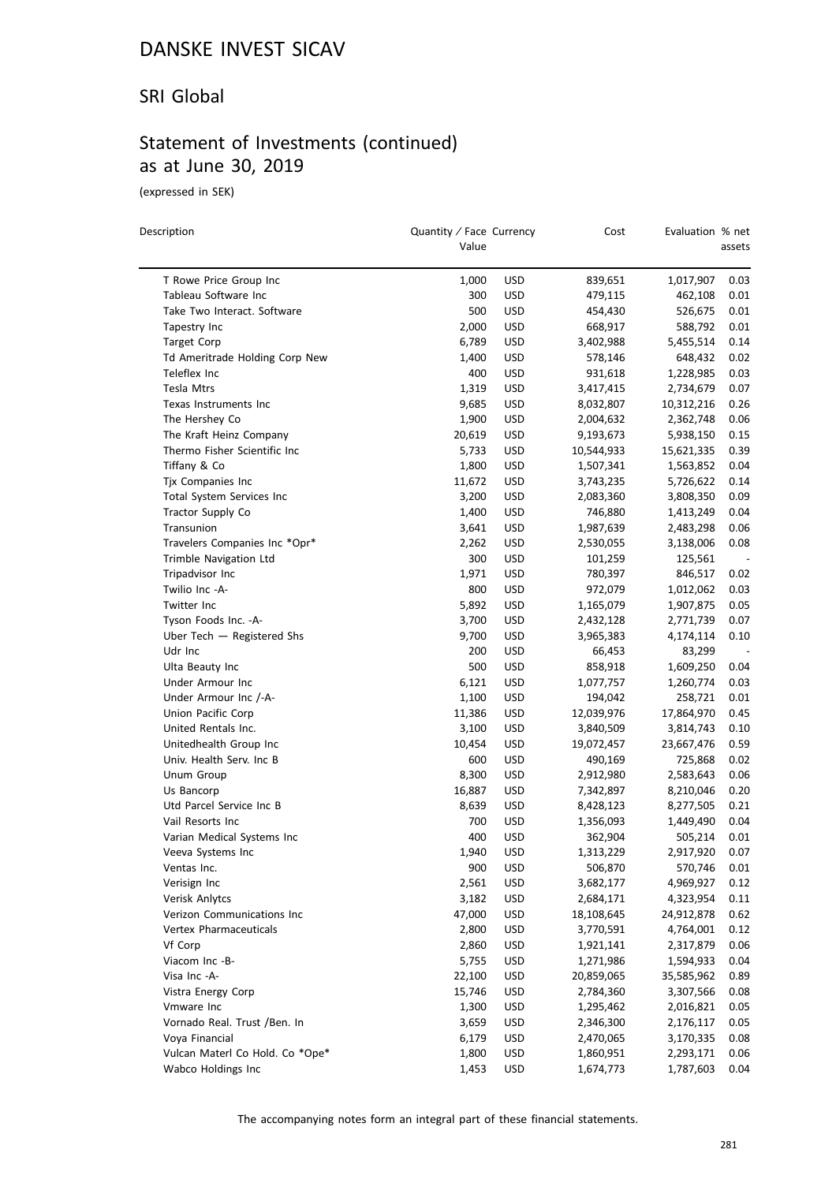# DANSKE INVEST SICAV

## SRI Global

## Statement of Investments (continued) as at June 30, 2019

(expressed in SEK)

| Description | Quantity / Face Value | Currency | Cost | Evaluation | % net assets |
|---|---|---|---|---|---|
| T Rowe Price Group Inc | 1,000 | USD | 839,651 | 1,017,907 | 0.03 |
| Tableau Software Inc | 300 | USD | 479,115 | 462,108 | 0.01 |
| Take Two Interact. Software | 500 | USD | 454,430 | 526,675 | 0.01 |
| Tapestry Inc | 2,000 | USD | 668,917 | 588,792 | 0.01 |
| Target Corp | 6,789 | USD | 3,402,988 | 5,455,514 | 0.14 |
| Td Ameritrade Holding Corp New | 1,400 | USD | 578,146 | 648,432 | 0.02 |
| Teleflex Inc | 400 | USD | 931,618 | 1,228,985 | 0.03 |
| Tesla Mtrs | 1,319 | USD | 3,417,415 | 2,734,679 | 0.07 |
| Texas Instruments Inc | 9,685 | USD | 8,032,807 | 10,312,216 | 0.26 |
| The Hershey Co | 1,900 | USD | 2,004,632 | 2,362,748 | 0.06 |
| The Kraft Heinz Company | 20,619 | USD | 9,193,673 | 5,938,150 | 0.15 |
| Thermo Fisher Scientific Inc | 5,733 | USD | 10,544,933 | 15,621,335 | 0.39 |
| Tiffany & Co | 1,800 | USD | 1,507,341 | 1,563,852 | 0.04 |
| Tjx Companies Inc | 11,672 | USD | 3,743,235 | 5,726,622 | 0.14 |
| Total System Services Inc | 3,200 | USD | 2,083,360 | 3,808,350 | 0.09 |
| Tractor Supply Co | 1,400 | USD | 746,880 | 1,413,249 | 0.04 |
| Transunion | 3,641 | USD | 1,987,639 | 2,483,298 | 0.06 |
| Travelers Companies Inc *Opr* | 2,262 | USD | 2,530,055 | 3,138,006 | 0.08 |
| Trimble Navigation Ltd | 300 | USD | 101,259 | 125,561 | - |
| Tripadvisor Inc | 1,971 | USD | 780,397 | 846,517 | 0.02 |
| Twilio Inc -A- | 800 | USD | 972,079 | 1,012,062 | 0.03 |
| Twitter Inc | 5,892 | USD | 1,165,079 | 1,907,875 | 0.05 |
| Tyson Foods Inc. -A- | 3,700 | USD | 2,432,128 | 2,771,739 | 0.07 |
| Uber Tech — Registered Shs | 9,700 | USD | 3,965,383 | 4,174,114 | 0.10 |
| Udr Inc | 200 | USD | 66,453 | 83,299 | - |
| Ulta Beauty Inc | 500 | USD | 858,918 | 1,609,250 | 0.04 |
| Under Armour Inc | 6,121 | USD | 1,077,757 | 1,260,774 | 0.03 |
| Under Armour Inc /-A- | 1,100 | USD | 194,042 | 258,721 | 0.01 |
| Union Pacific Corp | 11,386 | USD | 12,039,976 | 17,864,970 | 0.45 |
| United Rentals Inc. | 3,100 | USD | 3,840,509 | 3,814,743 | 0.10 |
| Unitedhealth Group Inc | 10,454 | USD | 19,072,457 | 23,667,476 | 0.59 |
| Univ. Health Serv. Inc B | 600 | USD | 490,169 | 725,868 | 0.02 |
| Unum Group | 8,300 | USD | 2,912,980 | 2,583,643 | 0.06 |
| Us Bancorp | 16,887 | USD | 7,342,897 | 8,210,046 | 0.20 |
| Utd Parcel Service Inc B | 8,639 | USD | 8,428,123 | 8,277,505 | 0.21 |
| Vail Resorts Inc | 700 | USD | 1,356,093 | 1,449,490 | 0.04 |
| Varian Medical Systems Inc | 400 | USD | 362,904 | 505,214 | 0.01 |
| Veeva Systems Inc | 1,940 | USD | 1,313,229 | 2,917,920 | 0.07 |
| Ventas Inc. | 900 | USD | 506,870 | 570,746 | 0.01 |
| Verisign Inc | 2,561 | USD | 3,682,177 | 4,969,927 | 0.12 |
| Verisk Anlytcs | 3,182 | USD | 2,684,171 | 4,323,954 | 0.11 |
| Verizon Communications Inc | 47,000 | USD | 18,108,645 | 24,912,878 | 0.62 |
| Vertex Pharmaceuticals | 2,800 | USD | 3,770,591 | 4,764,001 | 0.12 |
| Vf Corp | 2,860 | USD | 1,921,141 | 2,317,879 | 0.06 |
| Viacom Inc -B- | 5,755 | USD | 1,271,986 | 1,594,933 | 0.04 |
| Visa Inc -A- | 22,100 | USD | 20,859,065 | 35,585,962 | 0.89 |
| Vistra Energy Corp | 15,746 | USD | 2,784,360 | 3,307,566 | 0.08 |
| Vmware Inc | 1,300 | USD | 1,295,462 | 2,016,821 | 0.05 |
| Vornado Real. Trust /Ben. In | 3,659 | USD | 2,346,300 | 2,176,117 | 0.05 |
| Voya Financial | 6,179 | USD | 2,470,065 | 3,170,335 | 0.08 |
| Vulcan Materl Co Hold. Co *Ope* | 1,800 | USD | 1,860,951 | 2,293,171 | 0.06 |
| Wabco Holdings Inc | 1,453 | USD | 1,674,773 | 1,787,603 | 0.04 |

The accompanying notes form an integral part of these financial statements.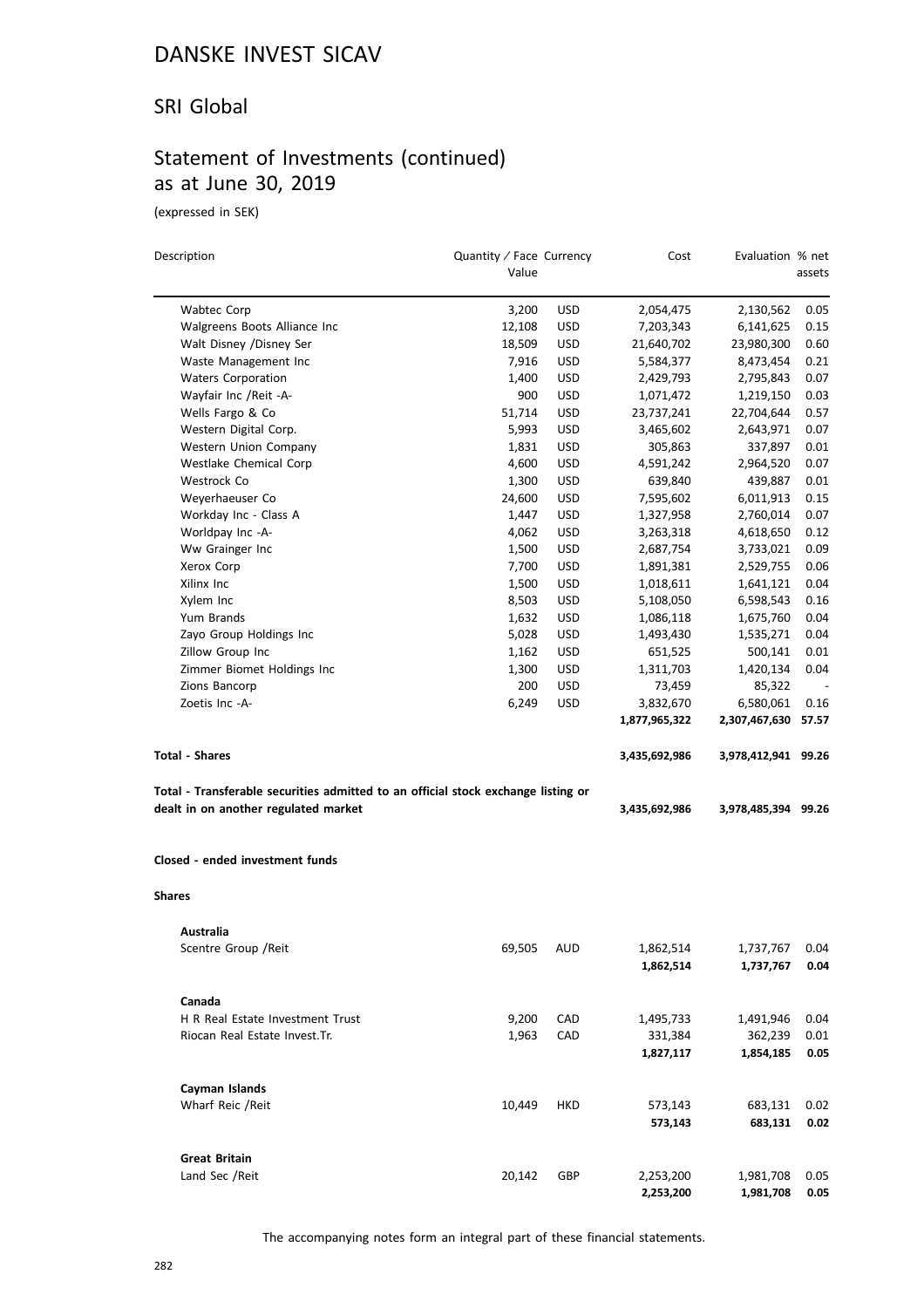# DANSKE INVEST SICAV

## SRI Global

## Statement of Investments (continued) as at June 30, 2019

(expressed in SEK)

| Description | Quantity / Face Value | Currency | Cost | Evaluation | % net assets |
|---|---|---|---|---|---|
| Wabtec Corp | 3,200 | USD | 2,054,475 | 2,130,562 | 0.05 |
| Walgreens Boots Alliance Inc | 12,108 | USD | 7,203,343 | 6,141,625 | 0.15 |
| Walt Disney /Disney Ser | 18,509 | USD | 21,640,702 | 23,980,300 | 0.60 |
| Waste Management Inc | 7,916 | USD | 5,584,377 | 8,473,454 | 0.21 |
| Waters Corporation | 1,400 | USD | 2,429,793 | 2,795,843 | 0.07 |
| Wayfair Inc /Reit -A- | 900 | USD | 1,071,472 | 1,219,150 | 0.03 |
| Wells Fargo & Co | 51,714 | USD | 23,737,241 | 22,704,644 | 0.57 |
| Western Digital Corp. | 5,993 | USD | 3,465,602 | 2,643,971 | 0.07 |
| Western Union Company | 1,831 | USD | 305,863 | 337,897 | 0.01 |
| Westlake Chemical Corp | 4,600 | USD | 4,591,242 | 2,964,520 | 0.07 |
| Westrock Co | 1,300 | USD | 639,840 | 439,887 | 0.01 |
| Weyerhaeuser Co | 24,600 | USD | 7,595,602 | 6,011,913 | 0.15 |
| Workday Inc - Class A | 1,447 | USD | 1,327,958 | 2,760,014 | 0.07 |
| Worldpay Inc -A- | 4,062 | USD | 3,263,318 | 4,618,650 | 0.12 |
| Ww Grainger Inc | 1,500 | USD | 2,687,754 | 3,733,021 | 0.09 |
| Xerox Corp | 7,700 | USD | 1,891,381 | 2,529,755 | 0.06 |
| Xilinx Inc | 1,500 | USD | 1,018,611 | 1,641,121 | 0.04 |
| Xylem Inc | 8,503 | USD | 5,108,050 | 6,598,543 | 0.16 |
| Yum Brands | 1,632 | USD | 1,086,118 | 1,675,760 | 0.04 |
| Zayo Group Holdings Inc | 5,028 | USD | 1,493,430 | 1,535,271 | 0.04 |
| Zillow Group Inc | 1,162 | USD | 651,525 | 500,141 | 0.01 |
| Zimmer Biomet Holdings Inc | 1,300 | USD | 1,311,703 | 1,420,134 | 0.04 |
| Zions Bancorp | 200 | USD | 73,459 | 85,322 | - |
| Zoetis Inc -A- | 6,249 | USD | 3,832,670 | 6,580,061 | 0.16 |
| | | | **1,877,965,322** | **2,307,467,630** | **57.57** |
| **Total - Shares** | | | **3,435,692,986** | **3,978,412,941** | **99.26** |
| **Total - Transferable securities admitted to an official stock exchange listing or dealt in on another regulated market** | | | **3,435,692,986** | **3,978,485,394** | **99.26** |
| **Closed - ended investment funds** | | | | | |
| **Shares** | | | | | |
| **Australia** | | | | | |
| Scentre Group /Reit | 69,505 | AUD | 1,862,514 | 1,737,767 | 0.04 |
| | | | **1,862,514** | **1,737,767** | **0.04** |
| **Canada** | | | | | |
| H R Real Estate Investment Trust | 9,200 | CAD | 1,495,733 | 1,491,946 | 0.04 |
| Riocan Real Estate Invest.Tr. | 1,963 | CAD | 331,384 | 362,239 | 0.01 |
| | | | **1,827,117** | **1,854,185** | **0.05** |
| **Cayman Islands** | | | | | |
| Wharf Reic /Reit | 10,449 | HKD | 573,143 | 683,131 | 0.02 |
| | | | **573,143** | **683,131** | **0.02** |
| **Great Britain** | | | | | |
| Land Sec /Reit | 20,142 | GBP | 2,253,200 | 1,981,708 | 0.05 |
| | | | **2,253,200** | **1,981,708** | **0.05** |

The accompanying notes form an integral part of these financial statements.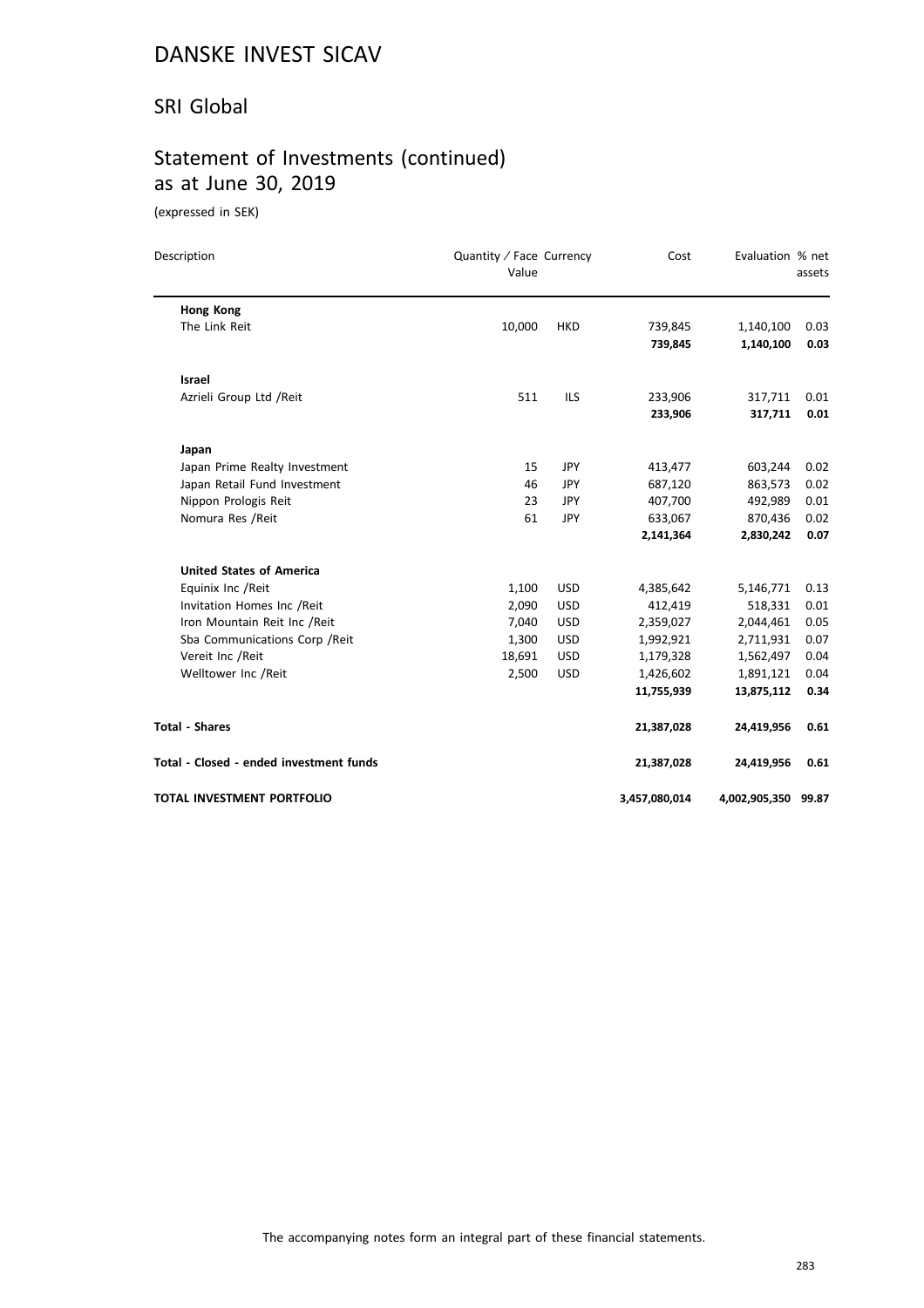# DANSKE INVEST SICAV

## SRI Global

## Statement of Investments (continued) as at June 30, 2019

(expressed in SEK)

| Description | Quantity / Face Value | Currency | Cost | Evaluation | % net assets |
|---|---|---|---|---|---|
| **Hong Kong** | | | | | |
| The Link Reit | 10,000 | HKD | 739,845 | 1,140,100 | 0.03 |
| | | | **739,845** | **1,140,100** | **0.03** |
| **Israel** | | | | | |
| Azrieli Group Ltd /Reit | 511 | ILS | 233,906 | 317,711 | 0.01 |
| | | | **233,906** | **317,711** | **0.01** |
| **Japan** | | | | | |
| Japan Prime Realty Investment | 15 | JPY | 413,477 | 603,244 | 0.02 |
| Japan Retail Fund Investment | 46 | JPY | 687,120 | 863,573 | 0.02 |
| Nippon Prologis Reit | 23 | JPY | 407,700 | 492,989 | 0.01 |
| Nomura Res /Reit | 61 | JPY | 633,067 | 870,436 | 0.02 |
| | | | **2,141,364** | **2,830,242** | **0.07** |
| **United States of America** | | | | | |
| Equinix Inc /Reit | 1,100 | USD | 4,385,642 | 5,146,771 | 0.13 |
| Invitation Homes Inc /Reit | 2,090 | USD | 412,419 | 518,331 | 0.01 |
| Iron Mountain Reit Inc /Reit | 7,040 | USD | 2,359,027 | 2,044,461 | 0.05 |
| Sba Communications Corp /Reit | 1,300 | USD | 1,992,921 | 2,711,931 | 0.07 |
| Vereit Inc /Reit | 18,691 | USD | 1,179,328 | 1,562,497 | 0.04 |
| Welltower Inc /Reit | 2,500 | USD | 1,426,602 | 1,891,121 | 0.04 |
| | | | **11,755,939** | **13,875,112** | **0.34** |
| **Total - Shares** | | | **21,387,028** | **24,419,956** | **0.61** |
| **Total - Closed - ended investment funds** | | | **21,387,028** | **24,419,956** | **0.61** |
| **TOTAL INVESTMENT PORTFOLIO** | | | **3,457,080,014** | **4,002,905,350** | **99.87** |

The accompanying notes form an integral part of these financial statements.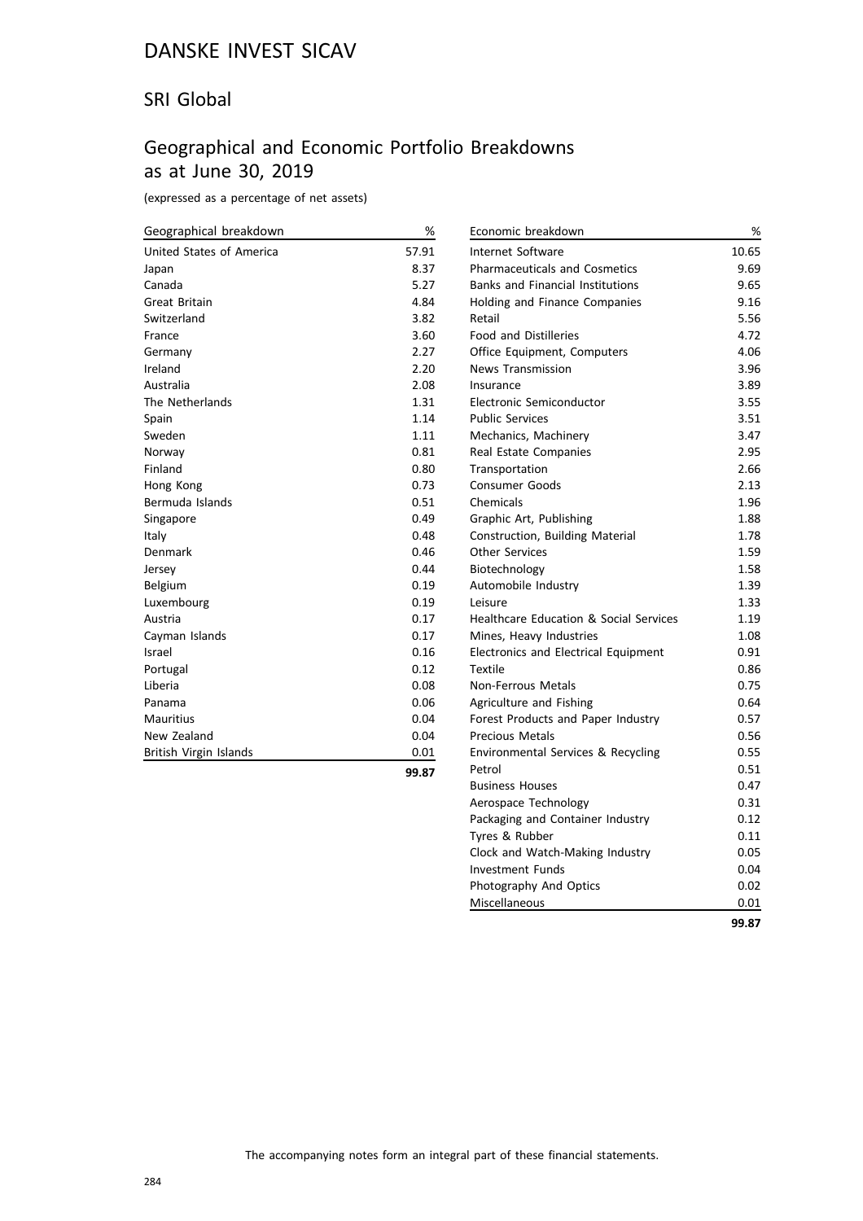# DANSKE INVEST SICAV

## SRI Global

## Geographical and Economic Portfolio Breakdowns as at June 30, 2019

(expressed as a percentage of net assets)

| Geographical breakdown | % |
|---|---|
| United States of America | 57.91 |
| Japan | 8.37 |
| Canada | 5.27 |
| Great Britain | 4.84 |
| Switzerland | 3.82 |
| France | 3.60 |
| Germany | 2.27 |
| Ireland | 2.20 |
| Australia | 2.08 |
| The Netherlands | 1.31 |
| Spain | 1.14 |
| Sweden | 1.11 |
| Norway | 0.81 |
| Finland | 0.80 |
| Hong Kong | 0.73 |
| Bermuda Islands | 0.51 |
| Singapore | 0.49 |
| Italy | 0.48 |
| Denmark | 0.46 |
| Jersey | 0.44 |
| Belgium | 0.19 |
| Luxembourg | 0.19 |
| Austria | 0.17 |
| Cayman Islands | 0.17 |
| Israel | 0.16 |
| Portugal | 0.12 |
| Liberia | 0.08 |
| Panama | 0.06 |
| Mauritius | 0.04 |
| New Zealand | 0.04 |
| British Virgin Islands | 0.01 |
| | **99.87** |

| Economic breakdown | % |
|---|---|
| Internet Software | 10.65 |
| Pharmaceuticals and Cosmetics | 9.69 |
| Banks and Financial Institutions | 9.65 |
| Holding and Finance Companies | 9.16 |
| Retail | 5.56 |
| Food and Distilleries | 4.72 |
| Office Equipment, Computers | 4.06 |
| News Transmission | 3.96 |
| Insurance | 3.89 |
| Electronic Semiconductor | 3.55 |
| Public Services | 3.51 |
| Mechanics, Machinery | 3.47 |
| Real Estate Companies | 2.95 |
| Transportation | 2.66 |
| Consumer Goods | 2.13 |
| Chemicals | 1.96 |
| Graphic Art, Publishing | 1.88 |
| Construction, Building Material | 1.78 |
| Other Services | 1.59 |
| Biotechnology | 1.58 |
| Automobile Industry | 1.39 |
| Leisure | 1.33 |
| Healthcare Education & Social Services | 1.19 |
| Mines, Heavy Industries | 1.08 |
| Electronics and Electrical Equipment | 0.91 |
| Textile | 0.86 |
| Non-Ferrous Metals | 0.75 |
| Agriculture and Fishing | 0.64 |
| Forest Products and Paper Industry | 0.57 |
| Precious Metals | 0.56 |
| Environmental Services & Recycling | 0.55 |
| Petrol | 0.51 |
| Business Houses | 0.47 |
| Aerospace Technology | 0.31 |
| Packaging and Container Industry | 0.12 |
| Tyres & Rubber | 0.11 |
| Clock and Watch-Making Industry | 0.05 |
| Investment Funds | 0.04 |
| Photography And Optics | 0.02 |
| Miscellaneous | 0.01 |
| | **99.87** |

The accompanying notes form an integral part of these financial statements.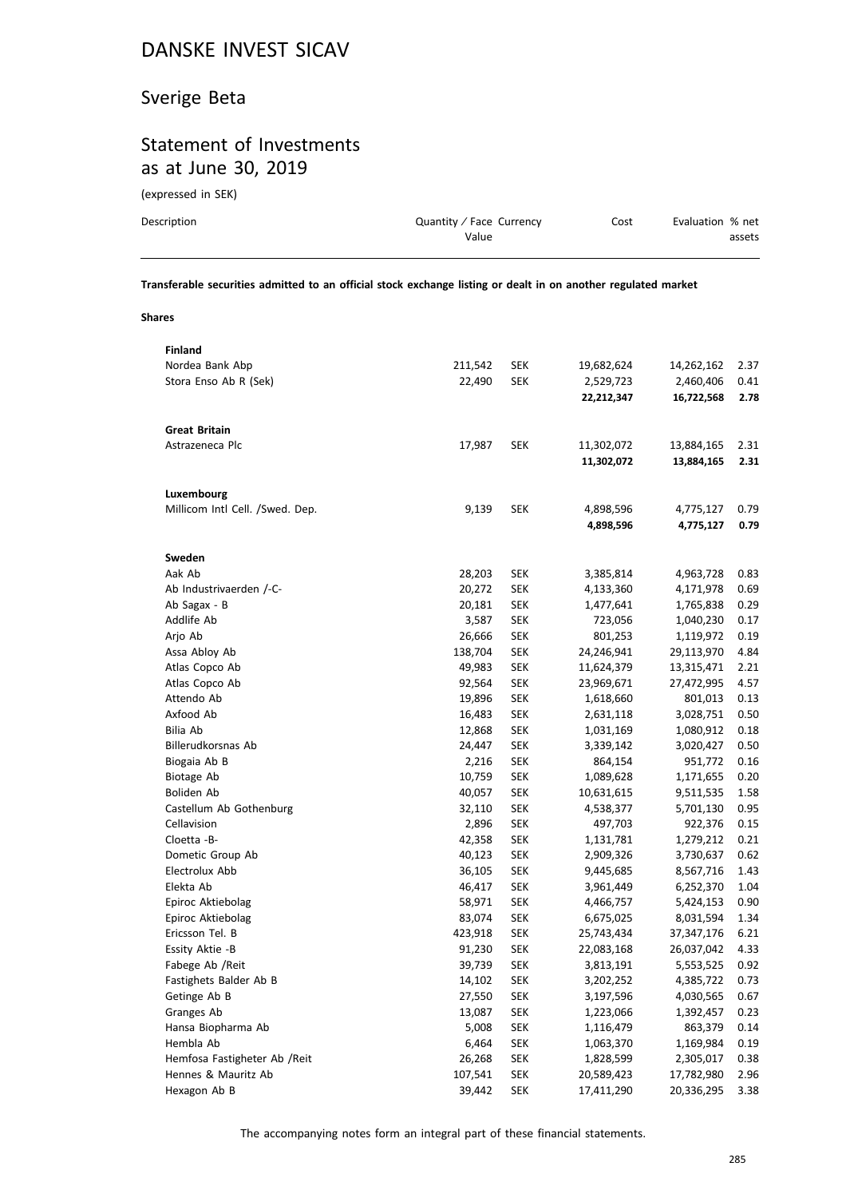# DANSKE INVEST SICAV

## Sverige Beta

## Statement of Investments as at June 30, 2019

(expressed in SEK)

| Description | Quantity / Face Value | Currency | Cost | Evaluation | % net assets |
|---|---|---|---|---|---|
| **Transferable securities admitted to an official stock exchange listing or dealt in on another regulated market** | | | | | |
| **Shares** | | | | | |
| **Finland** | | | | | |
| Nordea Bank Abp | 211,542 | SEK | 19,682,624 | 14,262,162 | 2.37 |
| Stora Enso Ab R (Sek) | 22,490 | SEK | 2,529,723 | 2,460,406 | 0.41 |
| | | | **22,212,347** | **16,722,568** | **2.78** |
| **Great Britain** | | | | | |
| Astrazeneca Plc | 17,987 | SEK | 11,302,072 | 13,884,165 | 2.31 |
| | | | **11,302,072** | **13,884,165** | **2.31** |
| **Luxembourg** | | | | | |
| Millicom Intl Cell. /Swed. Dep. | 9,139 | SEK | 4,898,596 | 4,775,127 | 0.79 |
| | | | **4,898,596** | **4,775,127** | **0.79** |
| **Sweden** | | | | | |
| Aak Ab | 28,203 | SEK | 3,385,814 | 4,963,728 | 0.83 |
| Ab Industrivaerden /-C- | 20,272 | SEK | 4,133,360 | 4,171,978 | 0.69 |
| Ab Sagax - B | 20,181 | SEK | 1,477,641 | 1,765,838 | 0.29 |
| Addlife Ab | 3,587 | SEK | 723,056 | 1,040,230 | 0.17 |
| Arjo Ab | 26,666 | SEK | 801,253 | 1,119,972 | 0.19 |
| Assa Abloy Ab | 138,704 | SEK | 24,246,941 | 29,113,970 | 4.84 |
| Atlas Copco Ab | 49,983 | SEK | 11,624,379 | 13,315,471 | 2.21 |
| Atlas Copco Ab | 92,564 | SEK | 23,969,671 | 27,472,995 | 4.57 |
| Attendo Ab | 19,896 | SEK | 1,618,660 | 801,013 | 0.13 |
| Axfood Ab | 16,483 | SEK | 2,631,118 | 3,028,751 | 0.50 |
| Bilia Ab | 12,868 | SEK | 1,031,169 | 1,080,912 | 0.18 |
| Billerudkorsnas Ab | 24,447 | SEK | 3,339,142 | 3,020,427 | 0.50 |
| Biogaia Ab B | 2,216 | SEK | 864,154 | 951,772 | 0.16 |
| Biotage Ab | 10,759 | SEK | 1,089,628 | 1,171,655 | 0.20 |
| Boliden Ab | 40,057 | SEK | 10,631,615 | 9,511,535 | 1.58 |
| Castellum Ab Gothenburg | 32,110 | SEK | 4,538,377 | 5,701,130 | 0.95 |
| Cellavision | 2,896 | SEK | 497,703 | 922,376 | 0.15 |
| Cloetta -B- | 42,358 | SEK | 1,131,781 | 1,279,212 | 0.21 |
| Dometic Group Ab | 40,123 | SEK | 2,909,326 | 3,730,637 | 0.62 |
| Electrolux Abb | 36,105 | SEK | 9,445,685 | 8,567,716 | 1.43 |
| Elekta Ab | 46,417 | SEK | 3,961,449 | 6,252,370 | 1.04 |
| Epiroc Aktiebolag | 58,971 | SEK | 4,466,757 | 5,424,153 | 0.90 |
| Epiroc Aktiebolag | 83,074 | SEK | 6,675,025 | 8,031,594 | 1.34 |
| Ericsson Tel. B | 423,918 | SEK | 25,743,434 | 37,347,176 | 6.21 |
| Essity Aktie -B | 91,230 | SEK | 22,083,168 | 26,037,042 | 4.33 |
| Fabege Ab /Reit | 39,739 | SEK | 3,813,191 | 5,553,525 | 0.92 |
| Fastighets Balder Ab B | 14,102 | SEK | 3,202,252 | 4,385,722 | 0.73 |
| Getinge Ab B | 27,550 | SEK | 3,197,596 | 4,030,565 | 0.67 |
| Granges Ab | 13,087 | SEK | 1,223,066 | 1,392,457 | 0.23 |
| Hansa Biopharma Ab | 5,008 | SEK | 1,116,479 | 863,379 | 0.14 |
| Hembla Ab | 6,464 | SEK | 1,063,370 | 1,169,984 | 0.19 |
| Hemfosa Fastigheter Ab /Reit | 26,268 | SEK | 1,828,599 | 2,305,017 | 0.38 |
| Hennes & Mauritz Ab | 107,541 | SEK | 20,589,423 | 17,782,980 | 2.96 |
| Hexagon Ab B | 39,442 | SEK | 17,411,290 | 20,336,295 | 3.38 |

The accompanying notes form an integral part of these financial statements.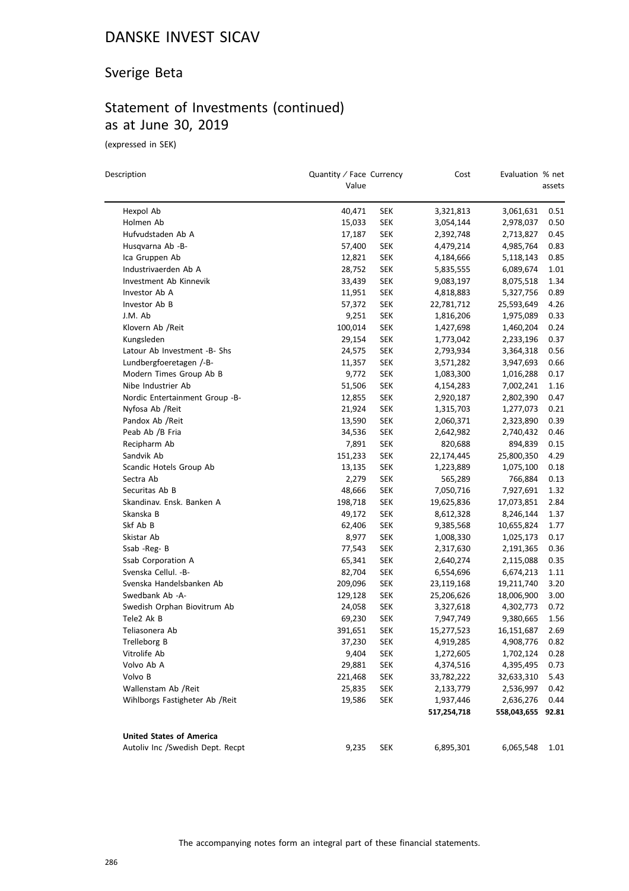# DANSKE INVEST SICAV

## Sverige Beta

## Statement of Investments (continued) as at June 30, 2019

(expressed in SEK)

| Description | Quantity / Face Value | Currency | Cost | Evaluation | % net assets |
|---|---|---|---|---|---|
| Hexpol Ab | 40,471 | SEK | 3,321,813 | 3,061,631 | 0.51 |
| Holmen Ab | 15,033 | SEK | 3,054,144 | 2,978,037 | 0.50 |
| Hufvudstaden Ab A | 17,187 | SEK | 2,392,748 | 2,713,827 | 0.45 |
| Husqvarna Ab -B- | 57,400 | SEK | 4,479,214 | 4,985,764 | 0.83 |
| Ica Gruppen Ab | 12,821 | SEK | 4,184,666 | 5,118,143 | 0.85 |
| Industrivaerden Ab A | 28,752 | SEK | 5,835,555 | 6,089,674 | 1.01 |
| Investment Ab Kinnevik | 33,439 | SEK | 9,083,197 | 8,075,518 | 1.34 |
| Investor Ab A | 11,951 | SEK | 4,818,883 | 5,327,756 | 0.89 |
| Investor Ab B | 57,372 | SEK | 22,781,712 | 25,593,649 | 4.26 |
| J.M. Ab | 9,251 | SEK | 1,816,206 | 1,975,089 | 0.33 |
| Klovern Ab /Reit | 100,014 | SEK | 1,427,698 | 1,460,204 | 0.24 |
| Kungsleden | 29,154 | SEK | 1,773,042 | 2,233,196 | 0.37 |
| Latour Ab Investment -B- Shs | 24,575 | SEK | 2,793,934 | 3,364,318 | 0.56 |
| Lundbergfoeretagen /-B- | 11,357 | SEK | 3,571,282 | 3,947,693 | 0.66 |
| Modern Times Group Ab B | 9,772 | SEK | 1,083,300 | 1,016,288 | 0.17 |
| Nibe Industrier Ab | 51,506 | SEK | 4,154,283 | 7,002,241 | 1.16 |
| Nordic Entertainment Group -B- | 12,855 | SEK | 2,920,187 | 2,802,390 | 0.47 |
| Nyfosa Ab /Reit | 21,924 | SEK | 1,315,703 | 1,277,073 | 0.21 |
| Pandox Ab /Reit | 13,590 | SEK | 2,060,371 | 2,323,890 | 0.39 |
| Peab Ab /B Fria | 34,536 | SEK | 2,642,982 | 2,740,432 | 0.46 |
| Recipharm Ab | 7,891 | SEK | 820,688 | 894,839 | 0.15 |
| Sandvik Ab | 151,233 | SEK | 22,174,445 | 25,800,350 | 4.29 |
| Scandic Hotels Group Ab | 13,135 | SEK | 1,223,889 | 1,075,100 | 0.18 |
| Sectra Ab | 2,279 | SEK | 565,289 | 766,884 | 0.13 |
| Securitas Ab B | 48,666 | SEK | 7,050,716 | 7,927,691 | 1.32 |
| Skandinav. Ensk. Banken A | 198,718 | SEK | 19,625,836 | 17,073,851 | 2.84 |
| Skanska B | 49,172 | SEK | 8,612,328 | 8,246,144 | 1.37 |
| Skf Ab B | 62,406 | SEK | 9,385,568 | 10,655,824 | 1.77 |
| Skistar Ab | 8,977 | SEK | 1,008,330 | 1,025,173 | 0.17 |
| Ssab -Reg- B | 77,543 | SEK | 2,317,630 | 2,191,365 | 0.36 |
| Ssab Corporation A | 65,341 | SEK | 2,640,274 | 2,115,088 | 0.35 |
| Svenska Cellul. -B- | 82,704 | SEK | 6,554,696 | 6,674,213 | 1.11 |
| Svenska Handelsbanken Ab | 209,096 | SEK | 23,119,168 | 19,211,740 | 3.20 |
| Swedbank Ab -A- | 129,128 | SEK | 25,206,626 | 18,006,900 | 3.00 |
| Swedish Orphan Biovitrum Ab | 24,058 | SEK | 3,327,618 | 4,302,773 | 0.72 |
| Tele2 Ak B | 69,230 | SEK | 7,947,749 | 9,380,665 | 1.56 |
| Teliasonera Ab | 391,651 | SEK | 15,277,523 | 16,151,687 | 2.69 |
| Trelleborg B | 37,230 | SEK | 4,919,285 | 4,908,776 | 0.82 |
| Vitrolife Ab | 9,404 | SEK | 1,272,605 | 1,702,124 | 0.28 |
| Volvo Ab A | 29,881 | SEK | 4,374,516 | 4,395,495 | 0.73 |
| Volvo B | 221,468 | SEK | 33,782,222 | 32,633,310 | 5.43 |
| Wallenstam Ab /Reit | 25,835 | SEK | 2,133,779 | 2,536,997 | 0.42 |
| Wihlborgs Fastigheter Ab /Reit | 19,586 | SEK | 1,937,446 | 2,636,276 | 0.44 |
| | | | **517,254,718** | **558,043,655** | **92.81** |
| **United States of America** | | | | | |
| Autoliv Inc /Swedish Dept. Recpt | 9,235 | SEK | 6,895,301 | 6,065,548 | 1.01 |

The accompanying notes form an integral part of these financial statements.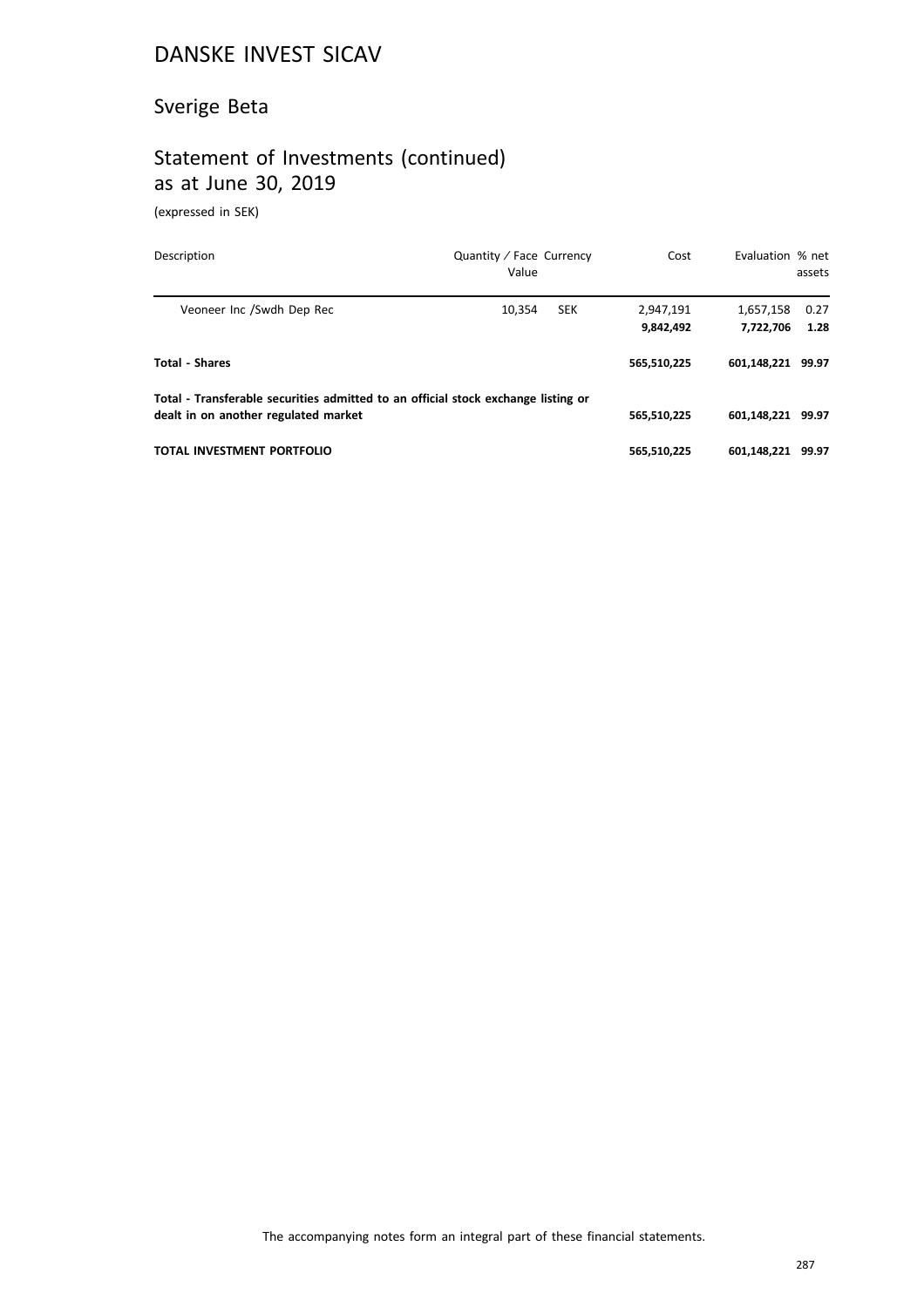# DANSKE INVEST SICAV

## Sverige Beta

## Statement of Investments (continued) as at June 30, 2019

(expressed in SEK)

| Description | Quantity / Face Value | Currency | Cost | Evaluation | % net assets |
|---|---|---|---|---|---|
| Veoneer Inc /Swdh Dep Rec | 10,354 | SEK | 2,947,191 | 1,657,158 | 0.27 |
| | | | **9,842,492** | **7,722,706** | **1.28** |
| **Total - Shares** | | | **565,510,225** | **601,148,221** | **99.97** |
| **Total - Transferable securities admitted to an official stock exchange listing or dealt in on another regulated market** | | | **565,510,225** | **601,148,221** | **99.97** |
| **TOTAL INVESTMENT PORTFOLIO** | | | **565,510,225** | **601,148,221** | **99.97** |

The accompanying notes form an integral part of these financial statements.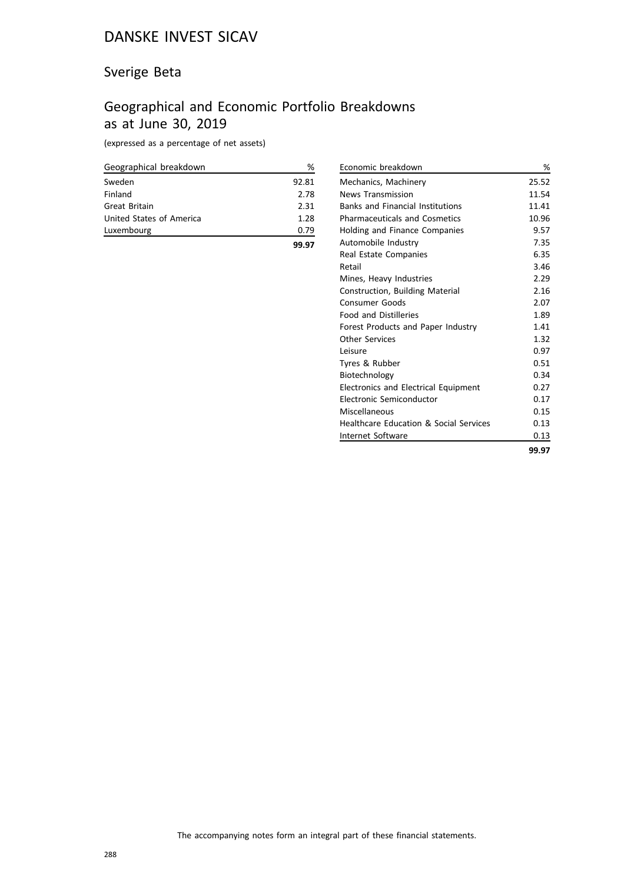# DANSKE INVEST SICAV

## Sverige Beta

## Geographical and Economic Portfolio Breakdowns as at June 30, 2019

(expressed as a percentage of net assets)

| Geographical breakdown | % |
|---|---|
| Sweden | 92.81 |
| Finland | 2.78 |
| Great Britain | 2.31 |
| United States of America | 1.28 |
| Luxembourg | 0.79 |
| | **99.97** |

| Economic breakdown | % |
|---|---|
| Mechanics, Machinery | 25.52 |
| News Transmission | 11.54 |
| Banks and Financial Institutions | 11.41 |
| Pharmaceuticals and Cosmetics | 10.96 |
| Holding and Finance Companies | 9.57 |
| Automobile Industry | 7.35 |
| Real Estate Companies | 6.35 |
| Retail | 3.46 |
| Mines, Heavy Industries | 2.29 |
| Construction, Building Material | 2.16 |
| Consumer Goods | 2.07 |
| Food and Distilleries | 1.89 |
| Forest Products and Paper Industry | 1.41 |
| Other Services | 1.32 |
| Leisure | 0.97 |
| Tyres & Rubber | 0.51 |
| Biotechnology | 0.34 |
| Electronics and Electrical Equipment | 0.27 |
| Electronic Semiconductor | 0.17 |
| Miscellaneous | 0.15 |
| Healthcare Education & Social Services | 0.13 |
| Internet Software | 0.13 |
| | **99.97** |

The accompanying notes form an integral part of these financial statements.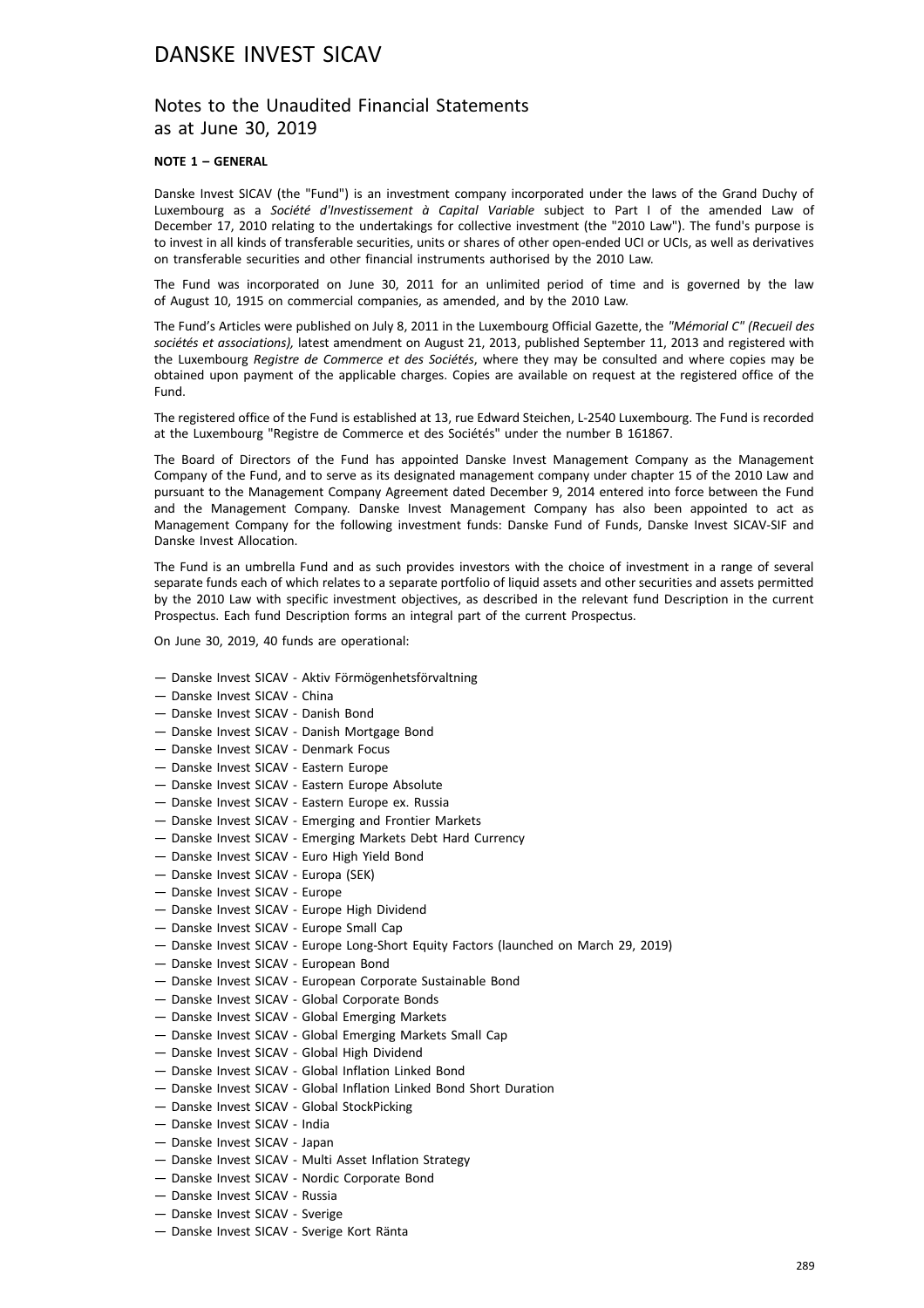# DANSKE INVEST SICAV

## Notes to the Unaudited Financial Statements as at June 30, 2019

**NOTE 1 – GENERAL**

Danske Invest SICAV (the "Fund") is an investment company incorporated under the laws of the Grand Duchy of Luxembourg as a *Société d'Investissement à Capital Variable* subject to Part I of the amended Law of December 17, 2010 relating to the undertakings for collective investment (the "2010 Law"). The fund's purpose is to invest in all kinds of transferable securities, units or shares of other open-ended UCI or UCIs, as well as derivatives on transferable securities and other financial instruments authorised by the 2010 Law.

The Fund was incorporated on June 30, 2011 for an unlimited period of time and is governed by the law of August 10, 1915 on commercial companies, as amended, and by the 2010 Law.

The Fund's Articles were published on July 8, 2011 in the Luxembourg Official Gazette, the *"Mémorial C" (Recueil des sociétés et associations),* latest amendment on August 21, 2013, published September 11, 2013 and registered with the Luxembourg *Registre de Commerce et des Sociétés*, where they may be consulted and where copies may be obtained upon payment of the applicable charges. Copies are available on request at the registered office of the Fund.

The registered office of the Fund is established at 13, rue Edward Steichen, L-2540 Luxembourg. The Fund is recorded at the Luxembourg "Registre de Commerce et des Sociétés" under the number B 161867.

The Board of Directors of the Fund has appointed Danske Invest Management Company as the Management Company of the Fund, and to serve as its designated management company under chapter 15 of the 2010 Law and pursuant to the Management Company Agreement dated December 9, 2014 entered into force between the Fund and the Management Company. Danske Invest Management Company has also been appointed to act as Management Company for the following investment funds: Danske Fund of Funds, Danske Invest SICAV-SIF and Danske Invest Allocation.

The Fund is an umbrella Fund and as such provides investors with the choice of investment in a range of several separate funds each of which relates to a separate portfolio of liquid assets and other securities and assets permitted by the 2010 Law with specific investment objectives, as described in the relevant fund Description in the current Prospectus. Each fund Description forms an integral part of the current Prospectus.

On June 30, 2019, 40 funds are operational:

— Danske Invest SICAV - Aktiv Förmögenhetsförvaltning
— Danske Invest SICAV - China
— Danske Invest SICAV - Danish Bond
— Danske Invest SICAV - Danish Mortgage Bond
— Danske Invest SICAV - Denmark Focus
— Danske Invest SICAV - Eastern Europe
— Danske Invest SICAV - Eastern Europe Absolute
— Danske Invest SICAV - Eastern Europe ex. Russia
— Danske Invest SICAV - Emerging and Frontier Markets
— Danske Invest SICAV - Emerging Markets Debt Hard Currency
— Danske Invest SICAV - Euro High Yield Bond
— Danske Invest SICAV - Europa (SEK)
— Danske Invest SICAV - Europe
— Danske Invest SICAV - Europe High Dividend
— Danske Invest SICAV - Europe Small Cap
— Danske Invest SICAV - Europe Long-Short Equity Factors (launched on March 29, 2019)
— Danske Invest SICAV - European Bond
— Danske Invest SICAV - European Corporate Sustainable Bond
— Danske Invest SICAV - Global Corporate Bonds
— Danske Invest SICAV - Global Emerging Markets
— Danske Invest SICAV - Global Emerging Markets Small Cap
— Danske Invest SICAV - Global High Dividend
— Danske Invest SICAV - Global Inflation Linked Bond
— Danske Invest SICAV - Global Inflation Linked Bond Short Duration
— Danske Invest SICAV - Global StockPicking
— Danske Invest SICAV - India
— Danske Invest SICAV - Japan
— Danske Invest SICAV - Multi Asset Inflation Strategy
— Danske Invest SICAV - Nordic Corporate Bond
— Danske Invest SICAV - Russia
— Danske Invest SICAV - Sverige
— Danske Invest SICAV - Sverige Kort Ränta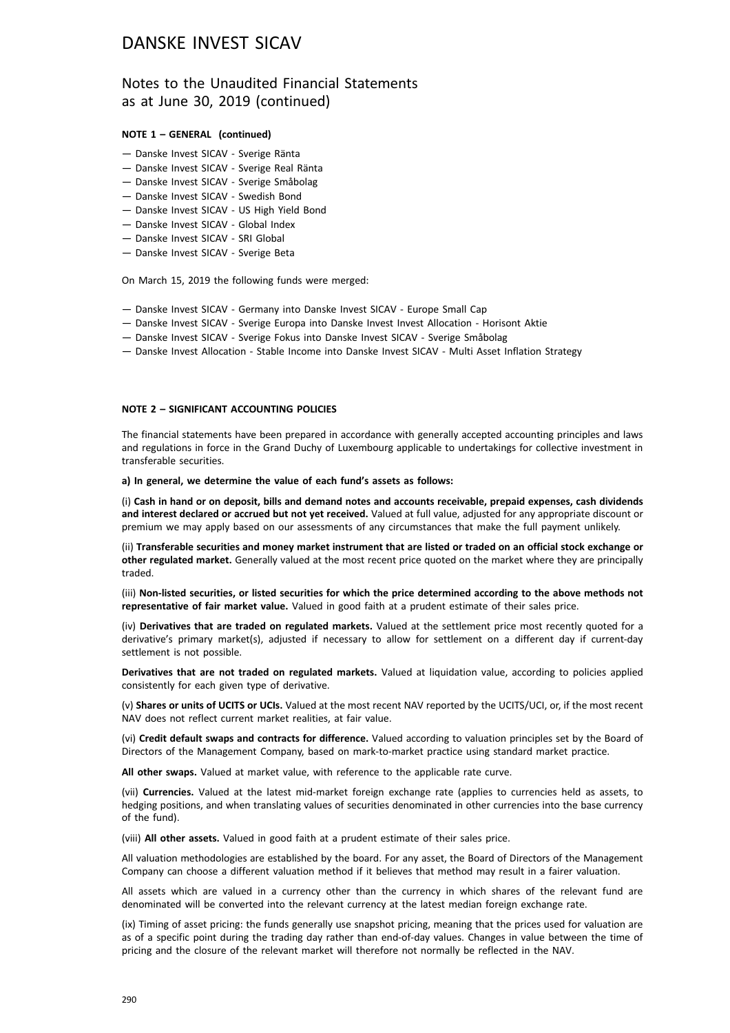# DANSKE INVEST SICAV

## Notes to the Unaudited Financial Statements as at June 30, 2019 (continued)

**NOTE 1 – GENERAL (continued)**

— Danske Invest SICAV - Sverige Ränta
— Danske Invest SICAV - Sverige Real Ränta
— Danske Invest SICAV - Sverige Småbolag
— Danske Invest SICAV - Swedish Bond
— Danske Invest SICAV - US High Yield Bond
— Danske Invest SICAV - Global Index
— Danske Invest SICAV - SRI Global
— Danske Invest SICAV - Sverige Beta

On March 15, 2019 the following funds were merged:

— Danske Invest SICAV - Germany into Danske Invest SICAV - Europe Small Cap
— Danske Invest SICAV - Sverige Europa into Danske Invest Invest Allocation - Horisont Aktie
— Danske Invest SICAV - Sverige Fokus into Danske Invest SICAV - Sverige Småbolag
— Danske Invest Allocation - Stable Income into Danske Invest SICAV - Multi Asset Inflation Strategy

**NOTE 2 – SIGNIFICANT ACCOUNTING POLICIES**

The financial statements have been prepared in accordance with generally accepted accounting principles and laws and regulations in force in the Grand Duchy of Luxembourg applicable to undertakings for collective investment in transferable securities.

**a) In general, we determine the value of each fund's assets as follows:**

(i) **Cash in hand or on deposit, bills and demand notes and accounts receivable, prepaid expenses, cash dividends and interest declared or accrued but not yet received.** Valued at full value, adjusted for any appropriate discount or premium we may apply based on our assessments of any circumstances that make the full payment unlikely.

(ii) **Transferable securities and money market instrument that are listed or traded on an official stock exchange or other regulated market.** Generally valued at the most recent price quoted on the market where they are principally traded.

(iii) **Non-listed securities, or listed securities for which the price determined according to the above methods not representative of fair market value.** Valued in good faith at a prudent estimate of their sales price.

(iv) **Derivatives that are traded on regulated markets.** Valued at the settlement price most recently quoted for a derivative's primary market(s), adjusted if necessary to allow for settlement on a different day if current-day settlement is not possible.

**Derivatives that are not traded on regulated markets.** Valued at liquidation value, according to policies applied consistently for each given type of derivative.

(v) **Shares or units of UCITS or UCIs.** Valued at the most recent NAV reported by the UCITS/UCI, or, if the most recent NAV does not reflect current market realities, at fair value.

(vi) **Credit default swaps and contracts for difference.** Valued according to valuation principles set by the Board of Directors of the Management Company, based on mark-to-market practice using standard market practice.

**All other swaps.** Valued at market value, with reference to the applicable rate curve.

(vii) **Currencies.** Valued at the latest mid-market foreign exchange rate (applies to currencies held as assets, to hedging positions, and when translating values of securities denominated in other currencies into the base currency of the fund).

(viii) **All other assets.** Valued in good faith at a prudent estimate of their sales price.

All valuation methodologies are established by the board. For any asset, the Board of Directors of the Management Company can choose a different valuation method if it believes that method may result in a fairer valuation.

All assets which are valued in a currency other than the currency in which shares of the relevant fund are denominated will be converted into the relevant currency at the latest median foreign exchange rate.

(ix) Timing of asset pricing: the funds generally use snapshot pricing, meaning that the prices used for valuation are as of a specific point during the trading day rather than end-of-day values. Changes in value between the time of pricing and the closure of the relevant market will therefore not normally be reflected in the NAV.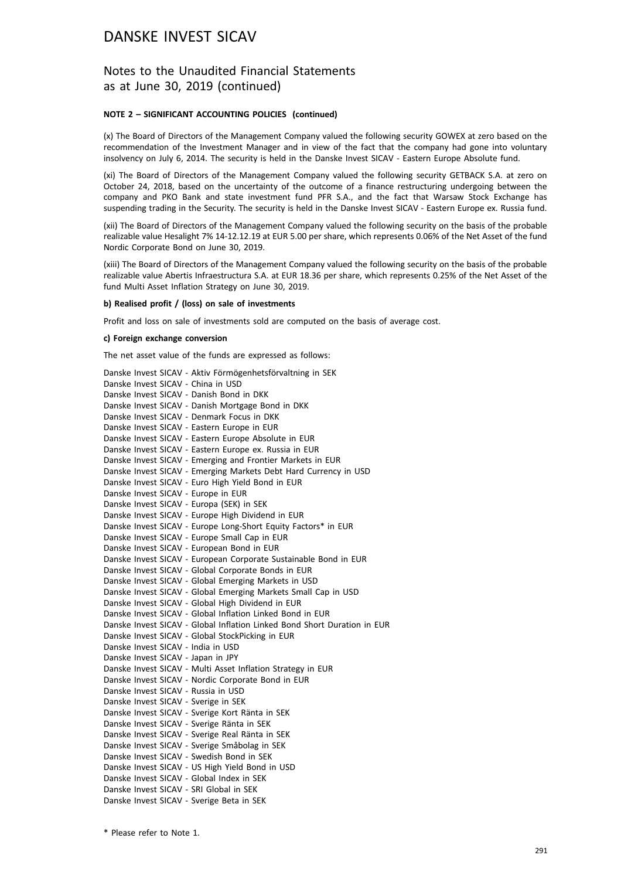# DANSKE INVEST SICAV

## Notes to the Unaudited Financial Statements as at June 30, 2019 (continued)

**NOTE 2 – SIGNIFICANT ACCOUNTING POLICIES (continued)**

(x) The Board of Directors of the Management Company valued the following security GOWEX at zero based on the recommendation of the Investment Manager and in view of the fact that the company had gone into voluntary insolvency on July 6, 2014. The security is held in the Danske Invest SICAV - Eastern Europe Absolute fund.

(xi) The Board of Directors of the Management Company valued the following security GETBACK S.A. at zero on October 24, 2018, based on the uncertainty of the outcome of a finance restructuring undergoing between the company and PKO Bank and state investment fund PFR S.A., and the fact that Warsaw Stock Exchange has suspending trading in the Security. The security is held in the Danske Invest SICAV - Eastern Europe ex. Russia fund.

(xii) The Board of Directors of the Management Company valued the following security on the basis of the probable realizable value Hesalight 7% 14-12.12.19 at EUR 5.00 per share, which represents 0.06% of the Net Asset of the fund Nordic Corporate Bond on June 30, 2019.

(xiii) The Board of Directors of the Management Company valued the following security on the basis of the probable realizable value Abertis Infraestructura S.A. at EUR 18.36 per share, which represents 0.25% of the Net Asset of the fund Multi Asset Inflation Strategy on June 30, 2019.

**b) Realised profit / (loss) on sale of investments**

Profit and loss on sale of investments sold are computed on the basis of average cost.

**c) Foreign exchange conversion**

The net asset value of the funds are expressed as follows:

Danske Invest SICAV - Aktiv Förmögenhetsförvaltning in SEK
Danske Invest SICAV - China in USD
Danske Invest SICAV - Danish Bond in DKK
Danske Invest SICAV - Danish Mortgage Bond in DKK
Danske Invest SICAV - Denmark Focus in DKK
Danske Invest SICAV - Eastern Europe in EUR
Danske Invest SICAV - Eastern Europe Absolute in EUR
Danske Invest SICAV - Eastern Europe ex. Russia in EUR
Danske Invest SICAV - Emerging and Frontier Markets in EUR
Danske Invest SICAV - Emerging Markets Debt Hard Currency in USD
Danske Invest SICAV - Euro High Yield Bond in EUR
Danske Invest SICAV - Europe in EUR
Danske Invest SICAV - Europa (SEK) in SEK
Danske Invest SICAV - Europe High Dividend in EUR
Danske Invest SICAV - Europe Long-Short Equity Factors* in EUR
Danske Invest SICAV - Europe Small Cap in EUR
Danske Invest SICAV - European Bond in EUR
Danske Invest SICAV - European Corporate Sustainable Bond in EUR
Danske Invest SICAV - Global Corporate Bonds in EUR
Danske Invest SICAV - Global Emerging Markets in USD
Danske Invest SICAV - Global Emerging Markets Small Cap in USD
Danske Invest SICAV - Global High Dividend in EUR
Danske Invest SICAV - Global Inflation Linked Bond in EUR
Danske Invest SICAV - Global Inflation Linked Bond Short Duration in EUR
Danske Invest SICAV - Global StockPicking in EUR
Danske Invest SICAV - India in USD
Danske Invest SICAV - Japan in JPY
Danske Invest SICAV - Multi Asset Inflation Strategy in EUR
Danske Invest SICAV - Nordic Corporate Bond in EUR
Danske Invest SICAV - Russia in USD
Danske Invest SICAV - Sverige in SEK
Danske Invest SICAV - Sverige Kort Ränta in SEK
Danske Invest SICAV - Sverige Ränta in SEK
Danske Invest SICAV - Sverige Real Ränta in SEK
Danske Invest SICAV - Sverige Småbolag in SEK
Danske Invest SICAV - Swedish Bond in SEK
Danske Invest SICAV - US High Yield Bond in USD
Danske Invest SICAV - Global Index in SEK
Danske Invest SICAV - SRI Global in SEK
Danske Invest SICAV - Sverige Beta in SEK

* Please refer to Note 1.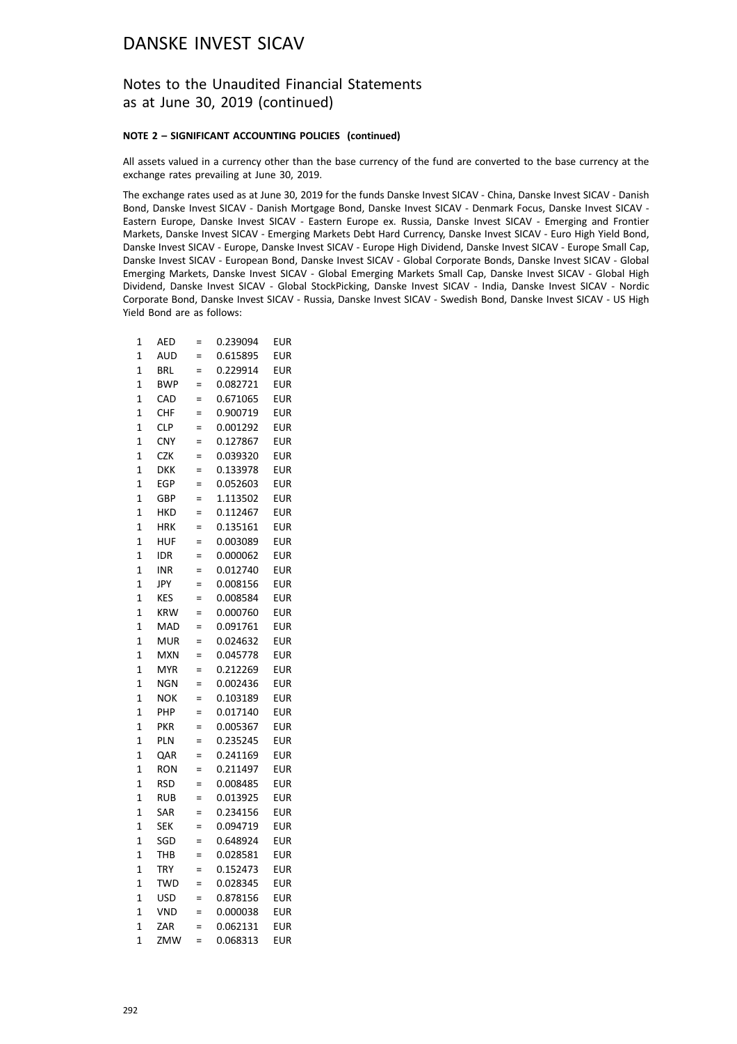# DANSKE INVEST SICAV

## Notes to the Unaudited Financial Statements as at June 30, 2019 (continued)

**NOTE 2 – SIGNIFICANT ACCOUNTING POLICIES (continued)**

All assets valued in a currency other than the base currency of the fund are converted to the base currency at the exchange rates prevailing at June 30, 2019.

The exchange rates used as at June 30, 2019 for the funds Danske Invest SICAV - China, Danske Invest SICAV - Danish Bond, Danske Invest SICAV - Danish Mortgage Bond, Danske Invest SICAV - Denmark Focus, Danske Invest SICAV - Eastern Europe, Danske Invest SICAV - Eastern Europe ex. Russia, Danske Invest SICAV - Emerging and Frontier Markets, Danske Invest SICAV - Emerging Markets Debt Hard Currency, Danske Invest SICAV - Euro High Yield Bond, Danske Invest SICAV - Europe, Danske Invest SICAV - Europe High Dividend, Danske Invest SICAV - Europe Small Cap, Danske Invest SICAV - European Bond, Danske Invest SICAV - Global Corporate Bonds, Danske Invest SICAV - Global Emerging Markets, Danske Invest SICAV - Global Emerging Markets Small Cap, Danske Invest SICAV - Global High Dividend, Danske Invest SICAV - Global StockPicking, Danske Invest SICAV - India, Danske Invest SICAV - Nordic Corporate Bond, Danske Invest SICAV - Russia, Danske Invest SICAV - Swedish Bond, Danske Invest SICAV - US High Yield Bond are as follows:

| | | | | |
|---|---|---|---|---|
| 1 | AED | = | 0.239094 | EUR |
| 1 | AUD | = | 0.615895 | EUR |
| 1 | BRL | = | 0.229914 | EUR |
| 1 | BWP | = | 0.082721 | EUR |
| 1 | CAD | = | 0.671065 | EUR |
| 1 | CHF | = | 0.900719 | EUR |
| 1 | CLP | = | 0.001292 | EUR |
| 1 | CNY | = | 0.127867 | EUR |
| 1 | CZK | = | 0.039320 | EUR |
| 1 | DKK | = | 0.133978 | EUR |
| 1 | EGP | = | 0.052603 | EUR |
| 1 | GBP | = | 1.113502 | EUR |
| 1 | HKD | = | 0.112467 | EUR |
| 1 | HRK | = | 0.135161 | EUR |
| 1 | HUF | = | 0.003089 | EUR |
| 1 | IDR | = | 0.000062 | EUR |
| 1 | INR | = | 0.012740 | EUR |
| 1 | JPY | = | 0.008156 | EUR |
| 1 | KES | = | 0.008584 | EUR |
| 1 | KRW | = | 0.000760 | EUR |
| 1 | MAD | = | 0.091761 | EUR |
| 1 | MUR | = | 0.024632 | EUR |
| 1 | MXN | = | 0.045778 | EUR |
| 1 | MYR | = | 0.212269 | EUR |
| 1 | NGN | = | 0.002436 | EUR |
| 1 | NOK | = | 0.103189 | EUR |
| 1 | PHP | = | 0.017140 | EUR |
| 1 | PKR | = | 0.005367 | EUR |
| 1 | PLN | = | 0.235245 | EUR |
| 1 | QAR | = | 0.241169 | EUR |
| 1 | RON | = | 0.211497 | EUR |
| 1 | RSD | = | 0.008485 | EUR |
| 1 | RUB | = | 0.013925 | EUR |
| 1 | SAR | = | 0.234156 | EUR |
| 1 | SEK | = | 0.094719 | EUR |
| 1 | SGD | = | 0.648924 | EUR |
| 1 | THB | = | 0.028581 | EUR |
| 1 | TRY | = | 0.152473 | EUR |
| 1 | TWD | = | 0.028345 | EUR |
| 1 | USD | = | 0.878156 | EUR |
| 1 | VND | = | 0.000038 | EUR |
| 1 | ZAR | = | 0.062131 | EUR |
| 1 | ZMW | = | 0.068313 | EUR |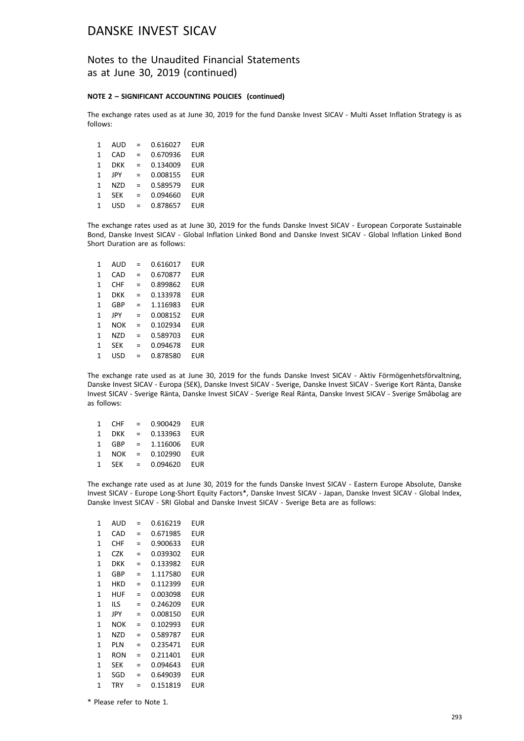# DANSKE INVEST SICAV

## Notes to the Unaudited Financial Statements as at June 30, 2019 (continued)

**NOTE 2 – SIGNIFICANT ACCOUNTING POLICIES (continued)**

The exchange rates used as at June 30, 2019 for the fund Danske Invest SICAV - Multi Asset Inflation Strategy is as follows:

| | | | | |
|---|---|---|---|---|
| 1 | AUD | = | 0.616027 | EUR |
| 1 | CAD | = | 0.670936 | EUR |
| 1 | DKK | = | 0.134009 | EUR |
| 1 | JPY | = | 0.008155 | EUR |
| 1 | NZD | = | 0.589579 | EUR |
| 1 | SEK | = | 0.094660 | EUR |
| 1 | USD | = | 0.878657 | EUR |

The exchange rates used as at June 30, 2019 for the funds Danske Invest SICAV - European Corporate Sustainable Bond, Danske Invest SICAV - Global Inflation Linked Bond and Danske Invest SICAV - Global Inflation Linked Bond Short Duration are as follows:

| | | | | |
|---|---|---|---|---|
| 1 | AUD | = | 0.616017 | EUR |
| 1 | CAD | = | 0.670877 | EUR |
| 1 | CHF | = | 0.899862 | EUR |
| 1 | DKK | = | 0.133978 | EUR |
| 1 | GBP | = | 1.116983 | EUR |
| 1 | JPY | = | 0.008152 | EUR |
| 1 | NOK | = | 0.102934 | EUR |
| 1 | NZD | = | 0.589703 | EUR |
| 1 | SEK | = | 0.094678 | EUR |
| 1 | USD | = | 0.878580 | EUR |

The exchange rate used as at June 30, 2019 for the funds Danske Invest SICAV - Aktiv Förmögenhetsförvaltning, Danske Invest SICAV - Europa (SEK), Danske Invest SICAV - Sverige, Danske Invest SICAV - Sverige Kort Ränta, Danske Invest SICAV - Sverige Ränta, Danske Invest SICAV - Sverige Real Ränta, Danske Invest SICAV - Sverige Småbolag are as follows:

| | | | | |
|---|---|---|---|---|
| 1 | CHF | = | 0.900429 | EUR |
| 1 | DKK | = | 0.133963 | EUR |
| 1 | GBP | = | 1.116006 | EUR |
| 1 | NOK | = | 0.102990 | EUR |
| 1 | SEK | = | 0.094620 | EUR |

The exchange rate used as at June 30, 2019 for the funds Danske Invest SICAV - Eastern Europe Absolute, Danske Invest SICAV - Europe Long-Short Equity Factors*, Danske Invest SICAV - Japan, Danske Invest SICAV - Global Index, Danske Invest SICAV - SRI Global and Danske Invest SICAV - Sverige Beta are as follows:

| | | | | |
|---|---|---|---|---|
| 1 | AUD | = | 0.616219 | EUR |
| 1 | CAD | = | 0.671985 | EUR |
| 1 | CHF | = | 0.900633 | EUR |
| 1 | CZK | = | 0.039302 | EUR |
| 1 | DKK | = | 0.133982 | EUR |
| 1 | GBP | = | 1.117580 | EUR |
| 1 | HKD | = | 0.112399 | EUR |
| 1 | HUF | = | 0.003098 | EUR |
| 1 | ILS | = | 0.246209 | EUR |
| 1 | JPY | = | 0.008150 | EUR |
| 1 | NOK | = | 0.102993 | EUR |
| 1 | NZD | = | 0.589787 | EUR |
| 1 | PLN | = | 0.235471 | EUR |
| 1 | RON | = | 0.211401 | EUR |
| 1 | SEK | = | 0.094643 | EUR |
| 1 | SGD | = | 0.649039 | EUR |
| 1 | TRY | = | 0.151819 | EUR |

* Please refer to Note 1.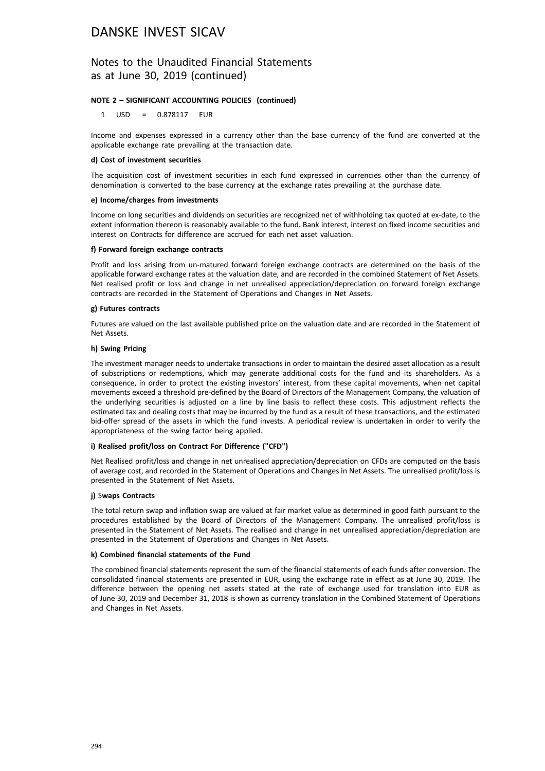# DANSKE INVEST SICAV

## Notes to the Unaudited Financial Statements as at June 30, 2019 (continued)

**NOTE 2 – SIGNIFICANT ACCOUNTING POLICIES (continued)**

1 USD = 0.878117 EUR

Income and expenses expressed in a currency other than the base currency of the fund are converted at the applicable exchange rate prevailing at the transaction date.

**d) Cost of investment securities**

The acquisition cost of investment securities in each fund expressed in currencies other than the currency of denomination is converted to the base currency at the exchange rates prevailing at the purchase date.

**e) Income/charges from investments**

Income on long securities and dividends on securities are recognized net of withholding tax quoted at ex-date, to the extent information thereon is reasonably available to the fund. Bank interest, interest on fixed income securities and interest on Contracts for difference are accrued for each net asset valuation.

**f) Forward foreign exchange contracts**

Profit and loss arising from un-matured forward foreign exchange contracts are determined on the basis of the applicable forward exchange rates at the valuation date, and are recorded in the combined Statement of Net Assets. Net realised profit or loss and change in net unrealised appreciation/depreciation on forward foreign exchange contracts are recorded in the Statement of Operations and Changes in Net Assets.

**g) Futures contracts**

Futures are valued on the last available published price on the valuation date and are recorded in the Statement of Net Assets.

**h) Swing Pricing**

The investment manager needs to undertake transactions in order to maintain the desired asset allocation as a result of subscriptions or redemptions, which may generate additional costs for the fund and its shareholders. As a consequence, in order to protect the existing investors' interest, from these capital movements, when net capital movements exceed a threshold pre-defined by the Board of Directors of the Management Company, the valuation of the underlying securities is adjusted on a line by line basis to reflect these costs. This adjustment reflects the estimated tax and dealing costs that may be incurred by the fund as a result of these transactions, and the estimated bid-offer spread of the assets in which the fund invests. A periodical review is undertaken in order to verify the appropriateness of the swing factor being applied.

**i) Realised profit/loss on Contract For Difference ("CFD")**

Net Realised profit/loss and change in net unrealised appreciation/depreciation on CFDs are computed on the basis of average cost, and recorded in the Statement of Operations and Changes in Net Assets. The unrealised profit/loss is presented in the Statement of Net Assets.

**j) Swaps Contracts**

The total return swap and inflation swap are valued at fair market value as determined in good faith pursuant to the procedures established by the Board of Directors of the Management Company. The unrealised profit/loss is presented in the Statement of Net Assets. The realised and change in net unrealised appreciation/depreciation are presented in the Statement of Operations and Changes in Net Assets.

**k) Combined financial statements of the Fund**

The combined financial statements represent the sum of the financial statements of each funds after conversion. The consolidated financial statements are presented in EUR, using the exchange rate in effect as at June 30, 2019. The difference between the opening net assets stated at the rate of exchange used for translation into EUR as of June 30, 2019 and December 31, 2018 is shown as currency translation in the Combined Statement of Operations and Changes in Net Assets.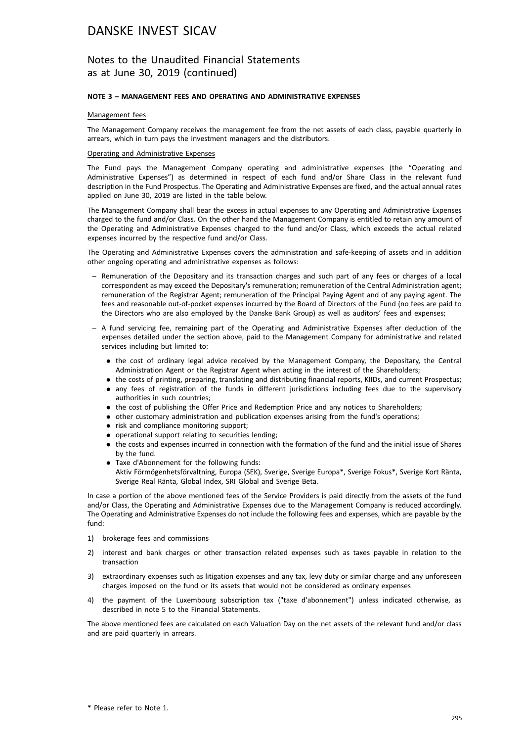# DANSKE INVEST SICAV

## Notes to the Unaudited Financial Statements as at June 30, 2019 (continued)

### NOTE 3 – MANAGEMENT FEES AND OPERATING AND ADMINISTRATIVE EXPENSES

Management fees

The Management Company receives the management fee from the net assets of each class, payable quarterly in arrears, which in turn pays the investment managers and the distributors.

Operating and Administrative Expenses

The Fund pays the Management Company operating and administrative expenses (the "Operating and Administrative Expenses") as determined in respect of each fund and/or Share Class in the relevant fund description in the Fund Prospectus. The Operating and Administrative Expenses are fixed, and the actual annual rates applied on June 30, 2019 are listed in the table below.

The Management Company shall bear the excess in actual expenses to any Operating and Administrative Expenses charged to the fund and/or Class. On the other hand the Management Company is entitled to retain any amount of the Operating and Administrative Expenses charged to the fund and/or Class, which exceeds the actual related expenses incurred by the respective fund and/or Class.

The Operating and Administrative Expenses covers the administration and safe-keeping of assets and in addition other ongoing operating and administrative expenses as follows:

- Remuneration of the Depositary and its transaction charges and such part of any fees or charges of a local correspondent as may exceed the Depositary's remuneration; remuneration of the Central Administration agent; remuneration of the Registrar Agent; remuneration of the Principal Paying Agent and of any paying agent. The fees and reasonable out-of-pocket expenses incurred by the Board of Directors of the Fund (no fees are paid to the Directors who are also employed by the Danske Bank Group) as well as auditors' fees and expenses;
- A fund servicing fee, remaining part of the Operating and Administrative Expenses after deduction of the expenses detailed under the section above, paid to the Management Company for administrative and related services including but limited to:
  - the cost of ordinary legal advice received by the Management Company, the Depositary, the Central Administration Agent or the Registrar Agent when acting in the interest of the Shareholders;
  - the costs of printing, preparing, translating and distributing financial reports, KIIDs, and current Prospectus;
  - any fees of registration of the funds in different jurisdictions including fees due to the supervisory authorities in such countries;
  - the cost of publishing the Offer Price and Redemption Price and any notices to Shareholders;
  - other customary administration and publication expenses arising from the fund's operations;
  - risk and compliance monitoring support;
  - operational support relating to securities lending;
  - the costs and expenses incurred in connection with the formation of the fund and the initial issue of Shares by the fund.
  - Taxe d'Abonnement for the following funds:
    Aktiv Förmögenhetsförvaltning, Europa (SEK), Sverige, Sverige Europa*, Sverige Fokus*, Sverige Kort Ränta, Sverige Real Ränta, Global Index, SRI Global and Sverige Beta.

In case a portion of the above mentioned fees of the Service Providers is paid directly from the assets of the fund and/or Class, the Operating and Administrative Expenses due to the Management Company is reduced accordingly. The Operating and Administrative Expenses do not include the following fees and expenses, which are payable by the fund:

1) brokerage fees and commissions
2) interest and bank charges or other transaction related expenses such as taxes payable in relation to the transaction
3) extraordinary expenses such as litigation expenses and any tax, levy duty or similar charge and any unforeseen charges imposed on the fund or its assets that would not be considered as ordinary expenses
4) the payment of the Luxembourg subscription tax ("taxe d'abonnement") unless indicated otherwise, as described in note 5 to the Financial Statements.

The above mentioned fees are calculated on each Valuation Day on the net assets of the relevant fund and/or class and are paid quarterly in arrears.

\* Please refer to Note 1.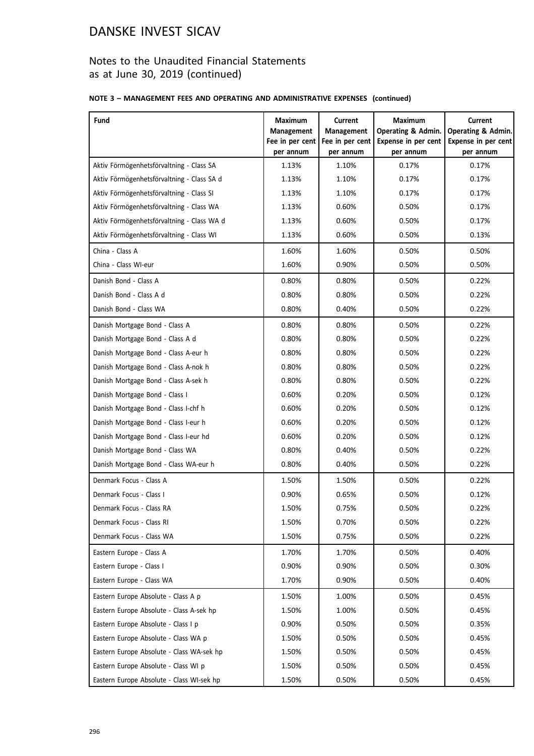# DANSKE INVEST SICAV

## Notes to the Unaudited Financial Statements as at June 30, 2019 (continued)

### NOTE 3 – MANAGEMENT FEES AND OPERATING AND ADMINISTRATIVE EXPENSES (continued)

| Fund | Maximum Management Fee in per cent per annum | Current Management Fee in per cent per annum | Maximum Operating & Admin. Expense in per cent per annum | Current Operating & Admin. Expense in per cent per annum |
|---|---|---|---|---|
| Aktiv Förmögenhetsförvaltning - Class SA | 1.13% | 1.10% | 0.17% | 0.17% |
| Aktiv Förmögenhetsförvaltning - Class SA d | 1.13% | 1.10% | 0.17% | 0.17% |
| Aktiv Förmögenhetsförvaltning - Class SI | 1.13% | 1.10% | 0.17% | 0.17% |
| Aktiv Förmögenhetsförvaltning - Class WA | 1.13% | 0.60% | 0.50% | 0.17% |
| Aktiv Förmögenhetsförvaltning - Class WA d | 1.13% | 0.60% | 0.50% | 0.17% |
| Aktiv Förmögenhetsförvaltning - Class WI | 1.13% | 0.60% | 0.50% | 0.13% |
| China - Class A | 1.60% | 1.60% | 0.50% | 0.50% |
| China - Class WI-eur | 1.60% | 0.90% | 0.50% | 0.50% |
| Danish Bond - Class A | 0.80% | 0.80% | 0.50% | 0.22% |
| Danish Bond - Class A d | 0.80% | 0.80% | 0.50% | 0.22% |
| Danish Bond - Class WA | 0.80% | 0.40% | 0.50% | 0.22% |
| Danish Mortgage Bond - Class A | 0.80% | 0.80% | 0.50% | 0.22% |
| Danish Mortgage Bond - Class A d | 0.80% | 0.80% | 0.50% | 0.22% |
| Danish Mortgage Bond - Class A-eur h | 0.80% | 0.80% | 0.50% | 0.22% |
| Danish Mortgage Bond - Class A-nok h | 0.80% | 0.80% | 0.50% | 0.22% |
| Danish Mortgage Bond - Class A-sek h | 0.80% | 0.80% | 0.50% | 0.22% |
| Danish Mortgage Bond - Class I | 0.60% | 0.20% | 0.50% | 0.12% |
| Danish Mortgage Bond - Class I-chf h | 0.60% | 0.20% | 0.50% | 0.12% |
| Danish Mortgage Bond - Class I-eur h | 0.60% | 0.20% | 0.50% | 0.12% |
| Danish Mortgage Bond - Class I-eur hd | 0.60% | 0.20% | 0.50% | 0.12% |
| Danish Mortgage Bond - Class WA | 0.80% | 0.40% | 0.50% | 0.22% |
| Danish Mortgage Bond - Class WA-eur h | 0.80% | 0.40% | 0.50% | 0.22% |
| Denmark Focus - Class A | 1.50% | 1.50% | 0.50% | 0.22% |
| Denmark Focus - Class I | 0.90% | 0.65% | 0.50% | 0.12% |
| Denmark Focus - Class RA | 1.50% | 0.75% | 0.50% | 0.22% |
| Denmark Focus - Class RI | 1.50% | 0.70% | 0.50% | 0.22% |
| Denmark Focus - Class WA | 1.50% | 0.75% | 0.50% | 0.22% |
| Eastern Europe - Class A | 1.70% | 1.70% | 0.50% | 0.40% |
| Eastern Europe - Class I | 0.90% | 0.90% | 0.50% | 0.30% |
| Eastern Europe - Class WA | 1.70% | 0.90% | 0.50% | 0.40% |
| Eastern Europe Absolute - Class A p | 1.50% | 1.00% | 0.50% | 0.45% |
| Eastern Europe Absolute - Class A-sek hp | 1.50% | 1.00% | 0.50% | 0.45% |
| Eastern Europe Absolute - Class I p | 0.90% | 0.50% | 0.50% | 0.35% |
| Eastern Europe Absolute - Class WA p | 1.50% | 0.50% | 0.50% | 0.45% |
| Eastern Europe Absolute - Class WA-sek hp | 1.50% | 0.50% | 0.50% | 0.45% |
| Eastern Europe Absolute - Class WI p | 1.50% | 0.50% | 0.50% | 0.45% |
| Eastern Europe Absolute - Class WI-sek hp | 1.50% | 0.50% | 0.50% | 0.45% |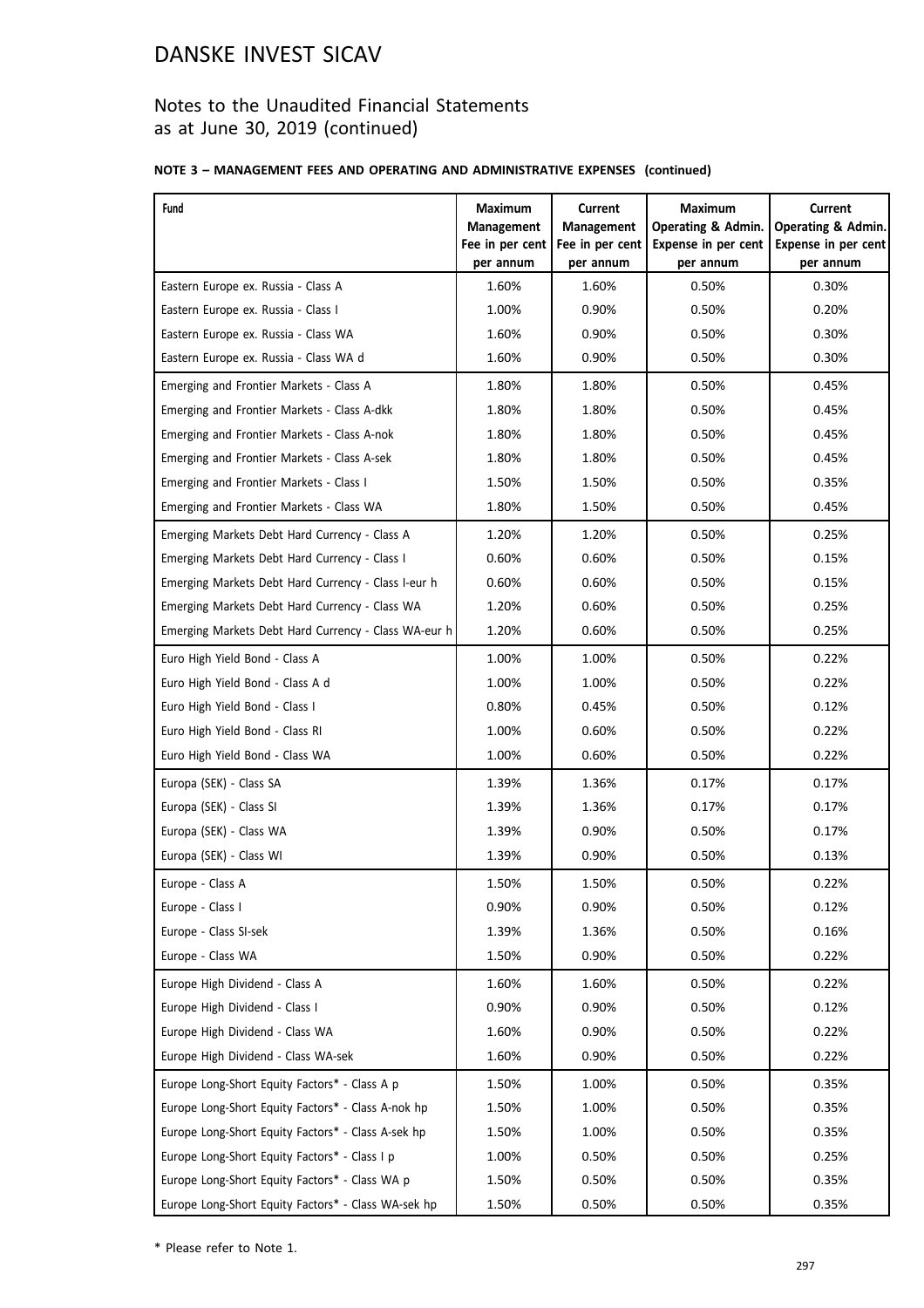# DANSKE INVEST SICAV

## Notes to the Unaudited Financial Statements as at June 30, 2019 (continued)

**NOTE 3 – MANAGEMENT FEES AND OPERATING AND ADMINISTRATIVE EXPENSES (continued)**

| Fund | Maximum Management Fee in per cent per annum | Current Management Fee in per cent per annum | Maximum Operating & Admin. Expense in per cent per annum | Current Operating & Admin. Expense in per cent per annum |
|---|---|---|---|---|
| Eastern Europe ex. Russia - Class A | 1.60% | 1.60% | 0.50% | 0.30% |
| Eastern Europe ex. Russia - Class I | 1.00% | 0.90% | 0.50% | 0.20% |
| Eastern Europe ex. Russia - Class WA | 1.60% | 0.90% | 0.50% | 0.30% |
| Eastern Europe ex. Russia - Class WA d | 1.60% | 0.90% | 0.50% | 0.30% |
| Emerging and Frontier Markets - Class A | 1.80% | 1.80% | 0.50% | 0.45% |
| Emerging and Frontier Markets - Class A-dkk | 1.80% | 1.80% | 0.50% | 0.45% |
| Emerging and Frontier Markets - Class A-nok | 1.80% | 1.80% | 0.50% | 0.45% |
| Emerging and Frontier Markets - Class A-sek | 1.80% | 1.80% | 0.50% | 0.45% |
| Emerging and Frontier Markets - Class I | 1.50% | 1.50% | 0.50% | 0.35% |
| Emerging and Frontier Markets - Class WA | 1.80% | 1.50% | 0.50% | 0.45% |
| Emerging Markets Debt Hard Currency - Class A | 1.20% | 1.20% | 0.50% | 0.25% |
| Emerging Markets Debt Hard Currency - Class I | 0.60% | 0.60% | 0.50% | 0.15% |
| Emerging Markets Debt Hard Currency - Class I-eur h | 0.60% | 0.60% | 0.50% | 0.15% |
| Emerging Markets Debt Hard Currency - Class WA | 1.20% | 0.60% | 0.50% | 0.25% |
| Emerging Markets Debt Hard Currency - Class WA-eur h | 1.20% | 0.60% | 0.50% | 0.25% |
| Euro High Yield Bond - Class A | 1.00% | 1.00% | 0.50% | 0.22% |
| Euro High Yield Bond - Class A d | 1.00% | 1.00% | 0.50% | 0.22% |
| Euro High Yield Bond - Class I | 0.80% | 0.45% | 0.50% | 0.12% |
| Euro High Yield Bond - Class RI | 1.00% | 0.60% | 0.50% | 0.22% |
| Euro High Yield Bond - Class WA | 1.00% | 0.60% | 0.50% | 0.22% |
| Europa (SEK) - Class SA | 1.39% | 1.36% | 0.17% | 0.17% |
| Europa (SEK) - Class SI | 1.39% | 1.36% | 0.17% | 0.17% |
| Europa (SEK) - Class WA | 1.39% | 0.90% | 0.50% | 0.17% |
| Europa (SEK) - Class WI | 1.39% | 0.90% | 0.50% | 0.13% |
| Europe - Class A | 1.50% | 1.50% | 0.50% | 0.22% |
| Europe - Class I | 0.90% | 0.90% | 0.50% | 0.12% |
| Europe - Class SI-sek | 1.39% | 1.36% | 0.50% | 0.16% |
| Europe - Class WA | 1.50% | 0.90% | 0.50% | 0.22% |
| Europe High Dividend - Class A | 1.60% | 1.60% | 0.50% | 0.22% |
| Europe High Dividend - Class I | 0.90% | 0.90% | 0.50% | 0.12% |
| Europe High Dividend - Class WA | 1.60% | 0.90% | 0.50% | 0.22% |
| Europe High Dividend - Class WA-sek | 1.60% | 0.90% | 0.50% | 0.22% |
| Europe Long-Short Equity Factors* - Class A p | 1.50% | 1.00% | 0.50% | 0.35% |
| Europe Long-Short Equity Factors* - Class A-nok hp | 1.50% | 1.00% | 0.50% | 0.35% |
| Europe Long-Short Equity Factors* - Class A-sek hp | 1.50% | 1.00% | 0.50% | 0.35% |
| Europe Long-Short Equity Factors* - Class I p | 1.00% | 0.50% | 0.50% | 0.25% |
| Europe Long-Short Equity Factors* - Class WA p | 1.50% | 0.50% | 0.50% | 0.35% |
| Europe Long-Short Equity Factors* - Class WA-sek hp | 1.50% | 0.50% | 0.50% | 0.35% |

\* Please refer to Note 1.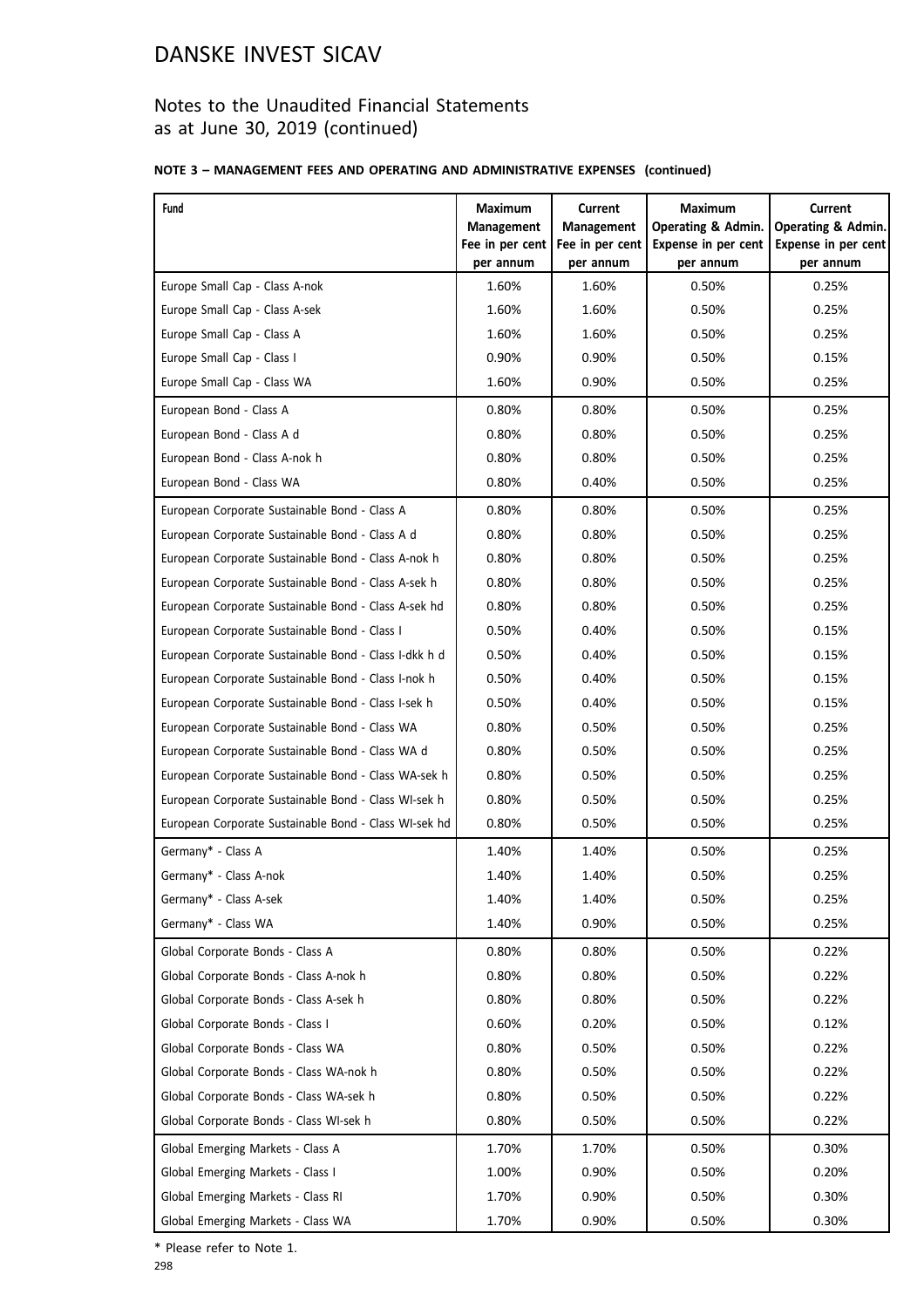# DANSKE INVEST SICAV

## Notes to the Unaudited Financial Statements as at June 30, 2019 (continued)

**NOTE 3 – MANAGEMENT FEES AND OPERATING AND ADMINISTRATIVE EXPENSES (continued)**

| Fund | Maximum Management Fee in per cent per annum | Current Management Fee in per cent per annum | Maximum Operating & Admin. Expense in per cent per annum | Current Operating & Admin. Expense in per cent per annum |
|---|---|---|---|---|
| Europe Small Cap - Class A-nok | 1.60% | 1.60% | 0.50% | 0.25% |
| Europe Small Cap - Class A-sek | 1.60% | 1.60% | 0.50% | 0.25% |
| Europe Small Cap - Class A | 1.60% | 1.60% | 0.50% | 0.25% |
| Europe Small Cap - Class I | 0.90% | 0.90% | 0.50% | 0.15% |
| Europe Small Cap - Class WA | 1.60% | 0.90% | 0.50% | 0.25% |
| European Bond - Class A | 0.80% | 0.80% | 0.50% | 0.25% |
| European Bond - Class A d | 0.80% | 0.80% | 0.50% | 0.25% |
| European Bond - Class A-nok h | 0.80% | 0.80% | 0.50% | 0.25% |
| European Bond - Class WA | 0.80% | 0.40% | 0.50% | 0.25% |
| European Corporate Sustainable Bond - Class A | 0.80% | 0.80% | 0.50% | 0.25% |
| European Corporate Sustainable Bond - Class A d | 0.80% | 0.80% | 0.50% | 0.25% |
| European Corporate Sustainable Bond - Class A-nok h | 0.80% | 0.80% | 0.50% | 0.25% |
| European Corporate Sustainable Bond - Class A-sek h | 0.80% | 0.80% | 0.50% | 0.25% |
| European Corporate Sustainable Bond - Class A-sek hd | 0.80% | 0.80% | 0.50% | 0.25% |
| European Corporate Sustainable Bond - Class I | 0.50% | 0.40% | 0.50% | 0.15% |
| European Corporate Sustainable Bond - Class I-dkk h d | 0.50% | 0.40% | 0.50% | 0.15% |
| European Corporate Sustainable Bond - Class I-nok h | 0.50% | 0.40% | 0.50% | 0.15% |
| European Corporate Sustainable Bond - Class I-sek h | 0.50% | 0.40% | 0.50% | 0.15% |
| European Corporate Sustainable Bond - Class WA | 0.80% | 0.50% | 0.50% | 0.25% |
| European Corporate Sustainable Bond - Class WA d | 0.80% | 0.50% | 0.50% | 0.25% |
| European Corporate Sustainable Bond - Class WA-sek h | 0.80% | 0.50% | 0.50% | 0.25% |
| European Corporate Sustainable Bond - Class WI-sek h | 0.80% | 0.50% | 0.50% | 0.25% |
| European Corporate Sustainable Bond - Class WI-sek hd | 0.80% | 0.50% | 0.50% | 0.25% |
| Germany* - Class A | 1.40% | 1.40% | 0.50% | 0.25% |
| Germany* - Class A-nok | 1.40% | 1.40% | 0.50% | 0.25% |
| Germany* - Class A-sek | 1.40% | 1.40% | 0.50% | 0.25% |
| Germany* - Class WA | 1.40% | 0.90% | 0.50% | 0.25% |
| Global Corporate Bonds - Class A | 0.80% | 0.80% | 0.50% | 0.22% |
| Global Corporate Bonds - Class A-nok h | 0.80% | 0.80% | 0.50% | 0.22% |
| Global Corporate Bonds - Class A-sek h | 0.80% | 0.80% | 0.50% | 0.22% |
| Global Corporate Bonds - Class I | 0.60% | 0.20% | 0.50% | 0.12% |
| Global Corporate Bonds - Class WA | 0.80% | 0.50% | 0.50% | 0.22% |
| Global Corporate Bonds - Class WA-nok h | 0.80% | 0.50% | 0.50% | 0.22% |
| Global Corporate Bonds - Class WA-sek h | 0.80% | 0.50% | 0.50% | 0.22% |
| Global Corporate Bonds - Class WI-sek h | 0.80% | 0.50% | 0.50% | 0.22% |
| Global Emerging Markets - Class A | 1.70% | 1.70% | 0.50% | 0.30% |
| Global Emerging Markets - Class I | 1.00% | 0.90% | 0.50% | 0.20% |
| Global Emerging Markets - Class RI | 1.70% | 0.90% | 0.50% | 0.30% |
| Global Emerging Markets - Class WA | 1.70% | 0.90% | 0.50% | 0.30% |

\* Please refer to Note 1.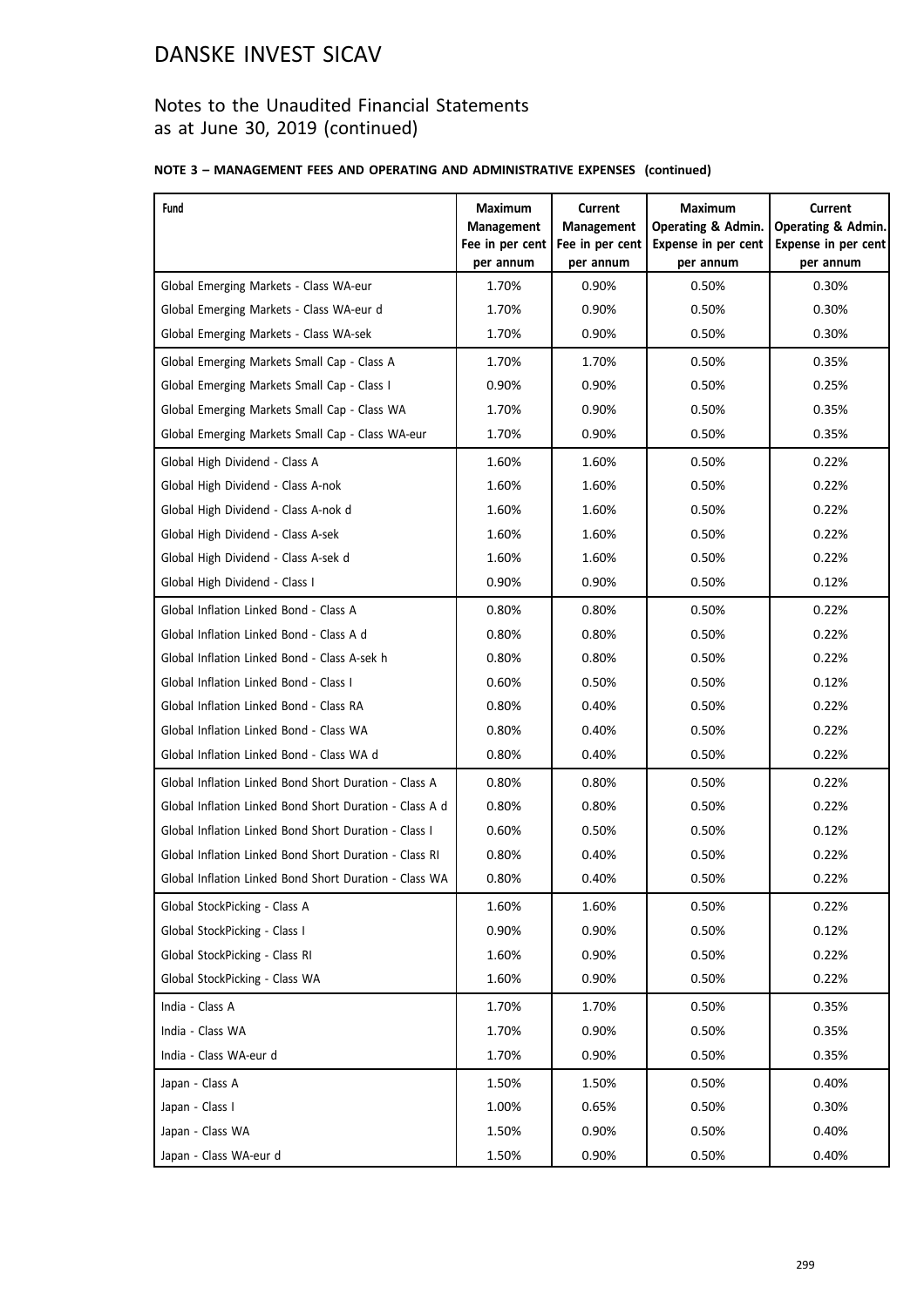# DANSKE INVEST SICAV

## Notes to the Unaudited Financial Statements as at June 30, 2019 (continued)

**NOTE 3 – MANAGEMENT FEES AND OPERATING AND ADMINISTRATIVE EXPENSES (continued)**

| Fund | Maximum Management Fee in per cent per annum | Current Management Fee in per cent per annum | Maximum Operating & Admin. Expense in per cent per annum | Current Operating & Admin. Expense in per cent per annum |
|---|---|---|---|---|
| Global Emerging Markets - Class WA-eur | 1.70% | 0.90% | 0.50% | 0.30% |
| Global Emerging Markets - Class WA-eur d | 1.70% | 0.90% | 0.50% | 0.30% |
| Global Emerging Markets - Class WA-sek | 1.70% | 0.90% | 0.50% | 0.30% |
| Global Emerging Markets Small Cap - Class A | 1.70% | 1.70% | 0.50% | 0.35% |
| Global Emerging Markets Small Cap - Class I | 0.90% | 0.90% | 0.50% | 0.25% |
| Global Emerging Markets Small Cap - Class WA | 1.70% | 0.90% | 0.50% | 0.35% |
| Global Emerging Markets Small Cap - Class WA-eur | 1.70% | 0.90% | 0.50% | 0.35% |
| Global High Dividend - Class A | 1.60% | 1.60% | 0.50% | 0.22% |
| Global High Dividend - Class A-nok | 1.60% | 1.60% | 0.50% | 0.22% |
| Global High Dividend - Class A-nok d | 1.60% | 1.60% | 0.50% | 0.22% |
| Global High Dividend - Class A-sek | 1.60% | 1.60% | 0.50% | 0.22% |
| Global High Dividend - Class A-sek d | 1.60% | 1.60% | 0.50% | 0.22% |
| Global High Dividend - Class I | 0.90% | 0.90% | 0.50% | 0.12% |
| Global Inflation Linked Bond - Class A | 0.80% | 0.80% | 0.50% | 0.22% |
| Global Inflation Linked Bond - Class A d | 0.80% | 0.80% | 0.50% | 0.22% |
| Global Inflation Linked Bond - Class A-sek h | 0.80% | 0.80% | 0.50% | 0.22% |
| Global Inflation Linked Bond - Class I | 0.60% | 0.50% | 0.50% | 0.12% |
| Global Inflation Linked Bond - Class RA | 0.80% | 0.40% | 0.50% | 0.22% |
| Global Inflation Linked Bond - Class WA | 0.80% | 0.40% | 0.50% | 0.22% |
| Global Inflation Linked Bond - Class WA d | 0.80% | 0.40% | 0.50% | 0.22% |
| Global Inflation Linked Bond Short Duration - Class A | 0.80% | 0.80% | 0.50% | 0.22% |
| Global Inflation Linked Bond Short Duration - Class A d | 0.80% | 0.80% | 0.50% | 0.22% |
| Global Inflation Linked Bond Short Duration - Class I | 0.60% | 0.50% | 0.50% | 0.12% |
| Global Inflation Linked Bond Short Duration - Class RI | 0.80% | 0.40% | 0.50% | 0.22% |
| Global Inflation Linked Bond Short Duration - Class WA | 0.80% | 0.40% | 0.50% | 0.22% |
| Global StockPicking - Class A | 1.60% | 1.60% | 0.50% | 0.22% |
| Global StockPicking - Class I | 0.90% | 0.90% | 0.50% | 0.12% |
| Global StockPicking - Class RI | 1.60% | 0.90% | 0.50% | 0.22% |
| Global StockPicking - Class WA | 1.60% | 0.90% | 0.50% | 0.22% |
| India - Class A | 1.70% | 1.70% | 0.50% | 0.35% |
| India - Class WA | 1.70% | 0.90% | 0.50% | 0.35% |
| India - Class WA-eur d | 1.70% | 0.90% | 0.50% | 0.35% |
| Japan - Class A | 1.50% | 1.50% | 0.50% | 0.40% |
| Japan - Class I | 1.00% | 0.65% | 0.50% | 0.30% |
| Japan - Class WA | 1.50% | 0.90% | 0.50% | 0.40% |
| Japan - Class WA-eur d | 1.50% | 0.90% | 0.50% | 0.40% |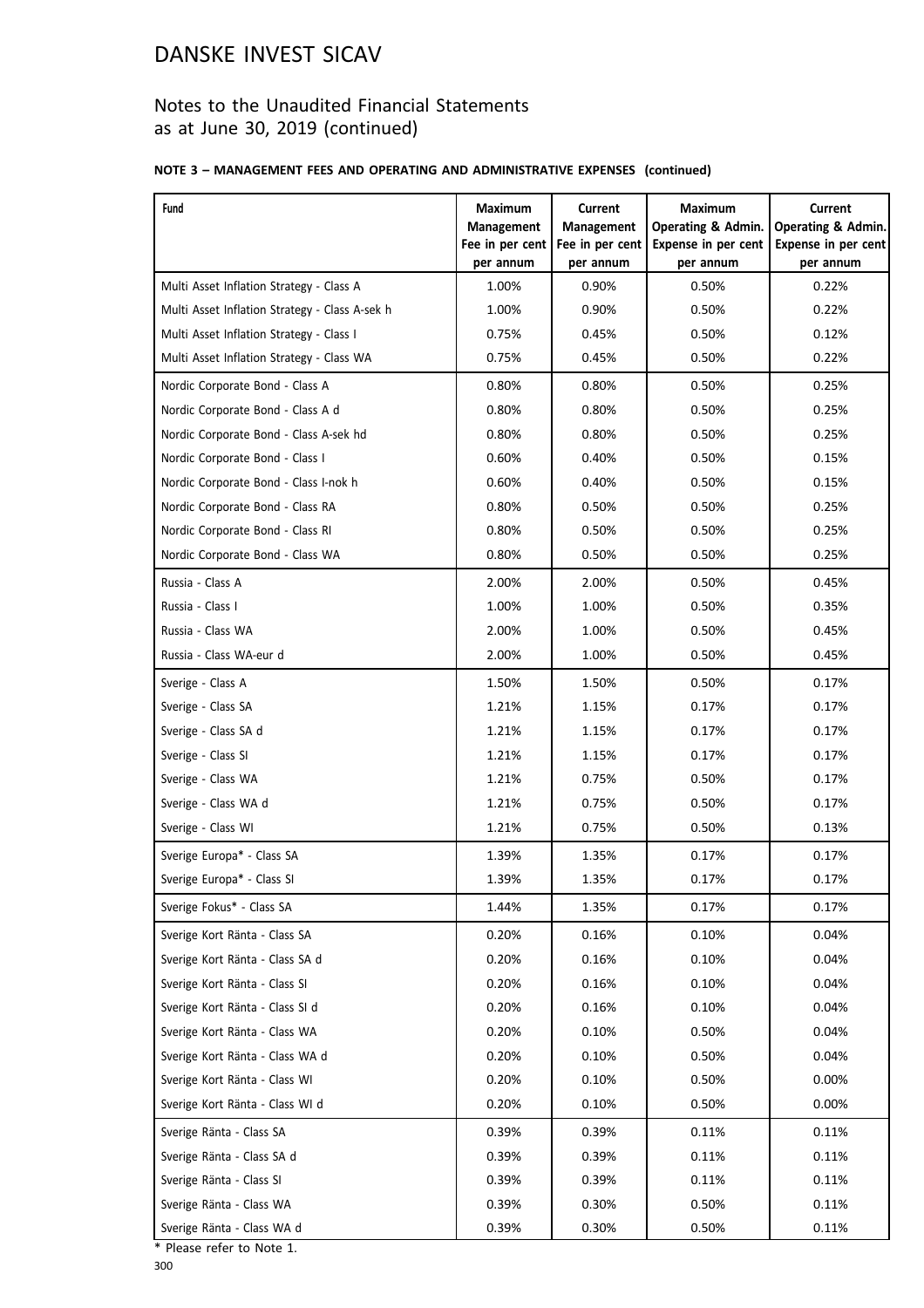# DANSKE INVEST SICAV

## Notes to the Unaudited Financial Statements as at June 30, 2019 (continued)

**NOTE 3 – MANAGEMENT FEES AND OPERATING AND ADMINISTRATIVE EXPENSES (continued)**

| Fund | Maximum Management Fee in per cent per annum | Current Management Fee in per cent per annum | Maximum Operating & Admin. Expense in per cent per annum | Current Operating & Admin. Expense in per cent per annum |
|---|---|---|---|---|
| Multi Asset Inflation Strategy - Class A | 1.00% | 0.90% | 0.50% | 0.22% |
| Multi Asset Inflation Strategy - Class A-sek h | 1.00% | 0.90% | 0.50% | 0.22% |
| Multi Asset Inflation Strategy - Class I | 0.75% | 0.45% | 0.50% | 0.12% |
| Multi Asset Inflation Strategy - Class WA | 0.75% | 0.45% | 0.50% | 0.22% |
| Nordic Corporate Bond - Class A | 0.80% | 0.80% | 0.50% | 0.25% |
| Nordic Corporate Bond - Class A d | 0.80% | 0.80% | 0.50% | 0.25% |
| Nordic Corporate Bond - Class A-sek hd | 0.80% | 0.80% | 0.50% | 0.25% |
| Nordic Corporate Bond - Class I | 0.60% | 0.40% | 0.50% | 0.15% |
| Nordic Corporate Bond - Class I-nok h | 0.60% | 0.40% | 0.50% | 0.15% |
| Nordic Corporate Bond - Class RA | 0.80% | 0.50% | 0.50% | 0.25% |
| Nordic Corporate Bond - Class RI | 0.80% | 0.50% | 0.50% | 0.25% |
| Nordic Corporate Bond - Class WA | 0.80% | 0.50% | 0.50% | 0.25% |
| Russia - Class A | 2.00% | 2.00% | 0.50% | 0.45% |
| Russia - Class I | 1.00% | 1.00% | 0.50% | 0.35% |
| Russia - Class WA | 2.00% | 1.00% | 0.50% | 0.45% |
| Russia - Class WA-eur d | 2.00% | 1.00% | 0.50% | 0.45% |
| Sverige - Class A | 1.50% | 1.50% | 0.50% | 0.17% |
| Sverige - Class SA | 1.21% | 1.15% | 0.17% | 0.17% |
| Sverige - Class SA d | 1.21% | 1.15% | 0.17% | 0.17% |
| Sverige - Class SI | 1.21% | 1.15% | 0.17% | 0.17% |
| Sverige - Class WA | 1.21% | 0.75% | 0.50% | 0.17% |
| Sverige - Class WA d | 1.21% | 0.75% | 0.50% | 0.17% |
| Sverige - Class WI | 1.21% | 0.75% | 0.50% | 0.13% |
| Sverige Europa* - Class SA | 1.39% | 1.35% | 0.17% | 0.17% |
| Sverige Europa* - Class SI | 1.39% | 1.35% | 0.17% | 0.17% |
| Sverige Fokus* - Class SA | 1.44% | 1.35% | 0.17% | 0.17% |
| Sverige Kort Ränta - Class SA | 0.20% | 0.16% | 0.10% | 0.04% |
| Sverige Kort Ränta - Class SA d | 0.20% | 0.16% | 0.10% | 0.04% |
| Sverige Kort Ränta - Class SI | 0.20% | 0.16% | 0.10% | 0.04% |
| Sverige Kort Ränta - Class SI d | 0.20% | 0.16% | 0.10% | 0.04% |
| Sverige Kort Ränta - Class WA | 0.20% | 0.10% | 0.50% | 0.04% |
| Sverige Kort Ränta - Class WA d | 0.20% | 0.10% | 0.50% | 0.04% |
| Sverige Kort Ränta - Class WI | 0.20% | 0.10% | 0.50% | 0.00% |
| Sverige Kort Ränta - Class WI d | 0.20% | 0.10% | 0.50% | 0.00% |
| Sverige Ränta - Class SA | 0.39% | 0.39% | 0.11% | 0.11% |
| Sverige Ränta - Class SA d | 0.39% | 0.39% | 0.11% | 0.11% |
| Sverige Ränta - Class SI | 0.39% | 0.39% | 0.11% | 0.11% |
| Sverige Ränta - Class WA | 0.39% | 0.30% | 0.50% | 0.11% |
| Sverige Ränta - Class WA d | 0.39% | 0.30% | 0.50% | 0.11% |

* Please refer to Note 1.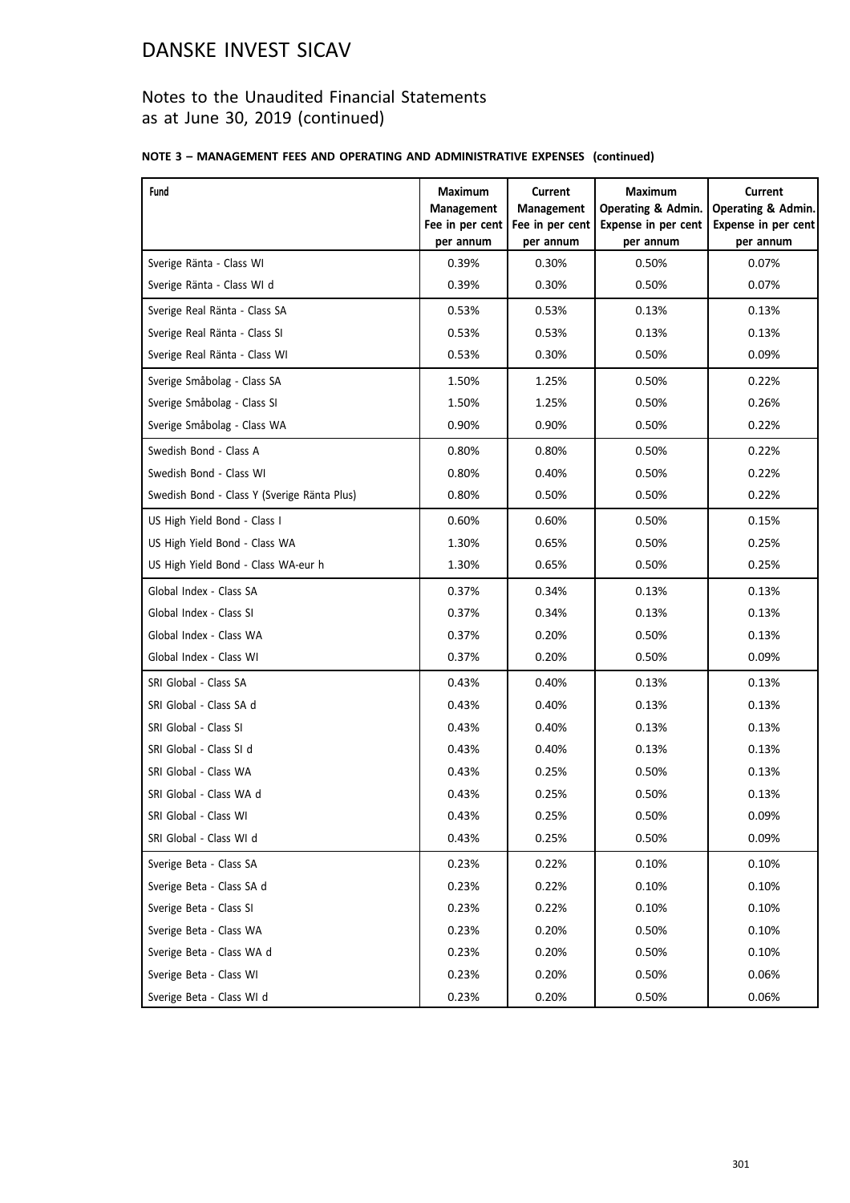# DANSKE INVEST SICAV

## Notes to the Unaudited Financial Statements as at June 30, 2019 (continued)

**NOTE 3 – MANAGEMENT FEES AND OPERATING AND ADMINISTRATIVE EXPENSES (continued)**

| Fund | Maximum Management Fee in per cent per annum | Current Management Fee in per cent per annum | Maximum Operating & Admin. Expense in per cent per annum | Current Operating & Admin. Expense in per cent per annum |
|---|---|---|---|---|
| Sverige Ränta - Class WI | 0.39% | 0.30% | 0.50% | 0.07% |
| Sverige Ränta - Class WI d | 0.39% | 0.30% | 0.50% | 0.07% |
| Sverige Real Ränta - Class SA | 0.53% | 0.53% | 0.13% | 0.13% |
| Sverige Real Ränta - Class SI | 0.53% | 0.53% | 0.13% | 0.13% |
| Sverige Real Ränta - Class WI | 0.53% | 0.30% | 0.50% | 0.09% |
| Sverige Småbolag - Class SA | 1.50% | 1.25% | 0.50% | 0.22% |
| Sverige Småbolag - Class SI | 1.50% | 1.25% | 0.50% | 0.26% |
| Sverige Småbolag - Class WA | 0.90% | 0.90% | 0.50% | 0.22% |
| Swedish Bond - Class A | 0.80% | 0.80% | 0.50% | 0.22% |
| Swedish Bond - Class WI | 0.80% | 0.40% | 0.50% | 0.22% |
| Swedish Bond - Class Y (Sverige Ränta Plus) | 0.80% | 0.50% | 0.50% | 0.22% |
| US High Yield Bond - Class I | 0.60% | 0.60% | 0.50% | 0.15% |
| US High Yield Bond - Class WA | 1.30% | 0.65% | 0.50% | 0.25% |
| US High Yield Bond - Class WA-eur h | 1.30% | 0.65% | 0.50% | 0.25% |
| Global Index - Class SA | 0.37% | 0.34% | 0.13% | 0.13% |
| Global Index - Class SI | 0.37% | 0.34% | 0.13% | 0.13% |
| Global Index - Class WA | 0.37% | 0.20% | 0.50% | 0.13% |
| Global Index - Class WI | 0.37% | 0.20% | 0.50% | 0.09% |
| SRI Global - Class SA | 0.43% | 0.40% | 0.13% | 0.13% |
| SRI Global - Class SA d | 0.43% | 0.40% | 0.13% | 0.13% |
| SRI Global - Class SI | 0.43% | 0.40% | 0.13% | 0.13% |
| SRI Global - Class SI d | 0.43% | 0.40% | 0.13% | 0.13% |
| SRI Global - Class WA | 0.43% | 0.25% | 0.50% | 0.13% |
| SRI Global - Class WA d | 0.43% | 0.25% | 0.50% | 0.13% |
| SRI Global - Class WI | 0.43% | 0.25% | 0.50% | 0.09% |
| SRI Global - Class WI d | 0.43% | 0.25% | 0.50% | 0.09% |
| Sverige Beta - Class SA | 0.23% | 0.22% | 0.10% | 0.10% |
| Sverige Beta - Class SA d | 0.23% | 0.22% | 0.10% | 0.10% |
| Sverige Beta - Class SI | 0.23% | 0.22% | 0.10% | 0.10% |
| Sverige Beta - Class WA | 0.23% | 0.20% | 0.50% | 0.10% |
| Sverige Beta - Class WA d | 0.23% | 0.20% | 0.50% | 0.10% |
| Sverige Beta - Class WI | 0.23% | 0.20% | 0.50% | 0.06% |
| Sverige Beta - Class WI d | 0.23% | 0.20% | 0.50% | 0.06% |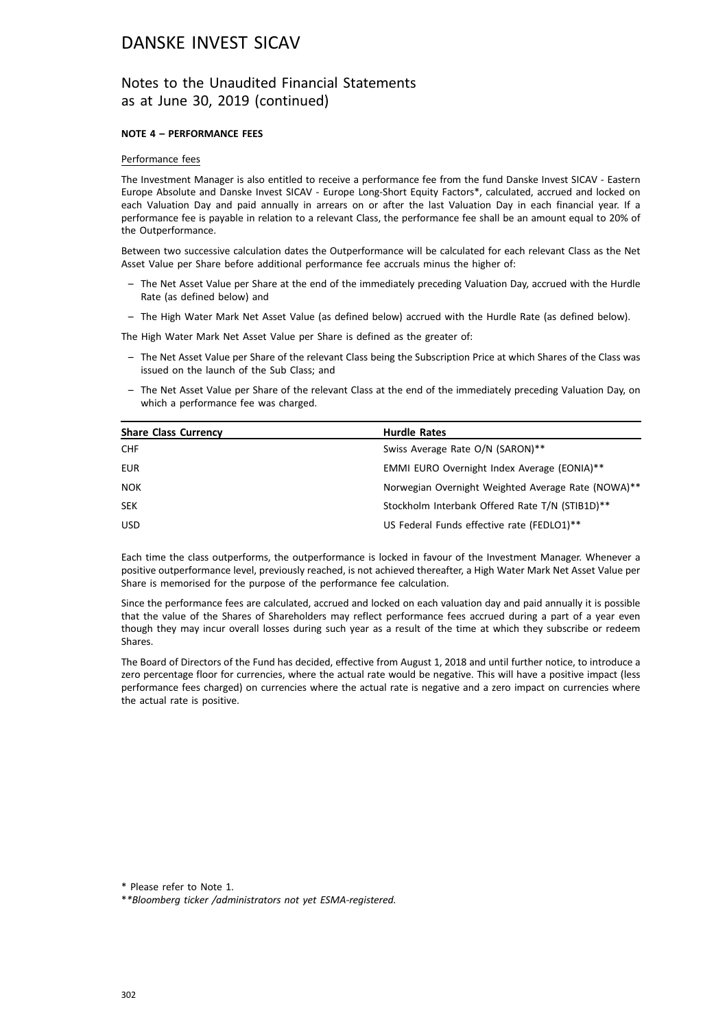# DANSKE INVEST SICAV

## Notes to the Unaudited Financial Statements as at June 30, 2019 (continued)

**NOTE 4 – PERFORMANCE FEES**

Performance fees

The Investment Manager is also entitled to receive a performance fee from the fund Danske Invest SICAV - Eastern Europe Absolute and Danske Invest SICAV - Europe Long-Short Equity Factors*, calculated, accrued and locked on each Valuation Day and paid annually in arrears on or after the last Valuation Day in each financial year. If a performance fee is payable in relation to a relevant Class, the performance fee shall be an amount equal to 20% of the Outperformance.

Between two successive calculation dates the Outperformance will be calculated for each relevant Class as the Net Asset Value per Share before additional performance fee accruals minus the higher of:

– The Net Asset Value per Share at the end of the immediately preceding Valuation Day, accrued with the Hurdle Rate (as defined below) and

– The High Water Mark Net Asset Value (as defined below) accrued with the Hurdle Rate (as defined below).

The High Water Mark Net Asset Value per Share is defined as the greater of:

– The Net Asset Value per Share of the relevant Class being the Subscription Price at which Shares of the Class was issued on the launch of the Sub Class; and

– The Net Asset Value per Share of the relevant Class at the end of the immediately preceding Valuation Day, on which a performance fee was charged.

| Share Class Currency | Hurdle Rates |
|---|---|
| CHF | Swiss Average Rate O/N (SARON)** |
| EUR | EMMI EURO Overnight Index Average (EONIA)** |
| NOK | Norwegian Overnight Weighted Average Rate (NOWA)** |
| SEK | Stockholm Interbank Offered Rate T/N (STIB1D)** |
| USD | US Federal Funds effective rate (FEDLO1)** |

Each time the class outperforms, the outperformance is locked in favour of the Investment Manager. Whenever a positive outperformance level, previously reached, is not achieved thereafter, a High Water Mark Net Asset Value per Share is memorised for the purpose of the performance fee calculation.

Since the performance fees are calculated, accrued and locked on each valuation day and paid annually it is possible that the value of the Shares of Shareholders may reflect performance fees accrued during a part of a year even though they may incur overall losses during such year as a result of the time at which they subscribe or redeem Shares.

The Board of Directors of the Fund has decided, effective from August 1, 2018 and until further notice, to introduce a zero percentage floor for currencies, where the actual rate would be negative. This will have a positive impact (less performance fees charged) on currencies where the actual rate is negative and a zero impact on currencies where the actual rate is positive.

\* Please refer to Note 1.

\*\**Bloomberg ticker /administrators not yet ESMA-registered.*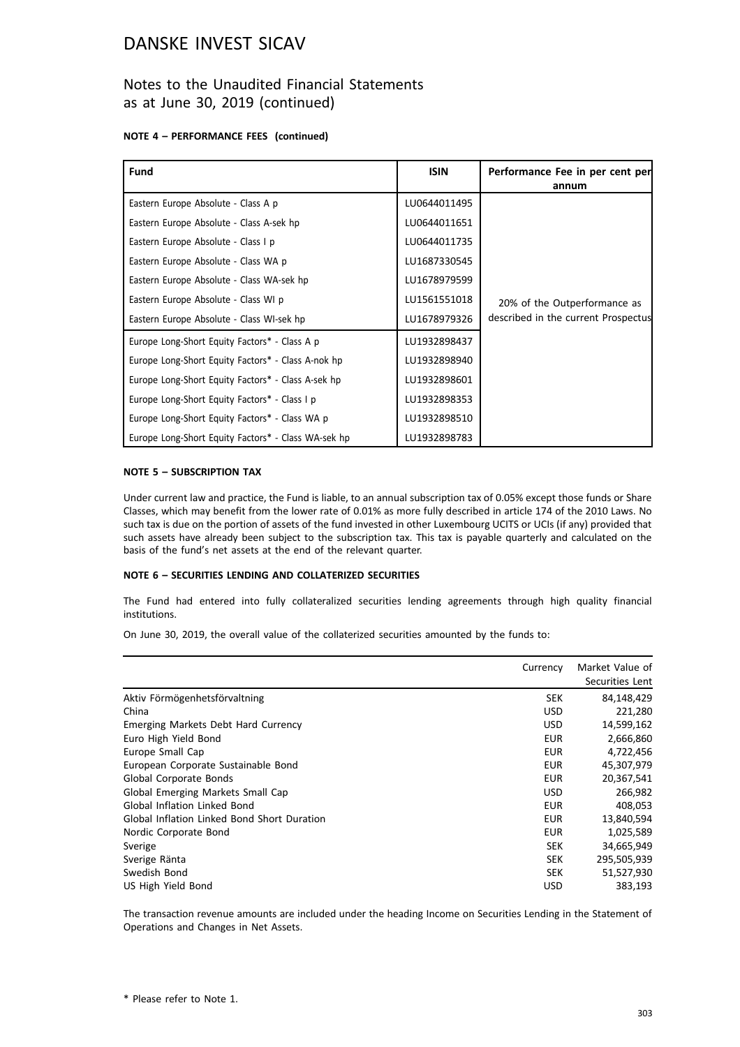# DANSKE INVEST SICAV

## Notes to the Unaudited Financial Statements as at June 30, 2019 (continued)

### NOTE 4 – PERFORMANCE FEES (continued)

| Fund | ISIN | Performance Fee in per cent per annum |
|---|---|---|
| Eastern Europe Absolute - Class A p | LU0644011495 | 20% of the Outperformance as described in the current Prospectus |
| Eastern Europe Absolute - Class A-sek hp | LU0644011651 | |
| Eastern Europe Absolute - Class I p | LU0644011735 | |
| Eastern Europe Absolute - Class WA p | LU1687330545 | |
| Eastern Europe Absolute - Class WA-sek hp | LU1678979599 | |
| Eastern Europe Absolute - Class WI p | LU1561551018 | |
| Eastern Europe Absolute - Class WI-sek hp | LU1678979326 | |
| Europe Long-Short Equity Factors* - Class A p | LU1932898437 | |
| Europe Long-Short Equity Factors* - Class A-nok hp | LU1932898940 | |
| Europe Long-Short Equity Factors* - Class A-sek hp | LU1932898601 | |
| Europe Long-Short Equity Factors* - Class I p | LU1932898353 | |
| Europe Long-Short Equity Factors* - Class WA p | LU1932898510 | |
| Europe Long-Short Equity Factors* - Class WA-sek hp | LU1932898783 | |

### NOTE 5 – SUBSCRIPTION TAX

Under current law and practice, the Fund is liable, to an annual subscription tax of 0.05% except those funds or Share Classes, which may benefit from the lower rate of 0.01% as more fully described in article 174 of the 2010 Laws. No such tax is due on the portion of assets of the fund invested in other Luxembourg UCITS or UCIs (if any) provided that such assets have already been subject to the subscription tax. This tax is payable quarterly and calculated on the basis of the fund's net assets at the end of the relevant quarter.

### NOTE 6 – SECURITIES LENDING AND COLLATERIZED SECURITIES

The Fund had entered into fully collateralized securities lending agreements through high quality financial institutions.

On June 30, 2019, the overall value of the collaterized securities amounted by the funds to:

| | Currency | Market Value of Securities Lent |
|---|---|---|
| Aktiv Förmögenhetsförvaltning | SEK | 84,148,429 |
| China | USD | 221,280 |
| Emerging Markets Debt Hard Currency | USD | 14,599,162 |
| Euro High Yield Bond | EUR | 2,666,860 |
| Europe Small Cap | EUR | 4,722,456 |
| European Corporate Sustainable Bond | EUR | 45,307,979 |
| Global Corporate Bonds | EUR | 20,367,541 |
| Global Emerging Markets Small Cap | USD | 266,982 |
| Global Inflation Linked Bond | EUR | 408,053 |
| Global Inflation Linked Bond Short Duration | EUR | 13,840,594 |
| Nordic Corporate Bond | EUR | 1,025,589 |
| Sverige | SEK | 34,665,949 |
| Sverige Ränta | SEK | 295,505,939 |
| Swedish Bond | SEK | 51,527,930 |
| US High Yield Bond | USD | 383,193 |

The transaction revenue amounts are included under the heading Income on Securities Lending in the Statement of Operations and Changes in Net Assets.

\* Please refer to Note 1.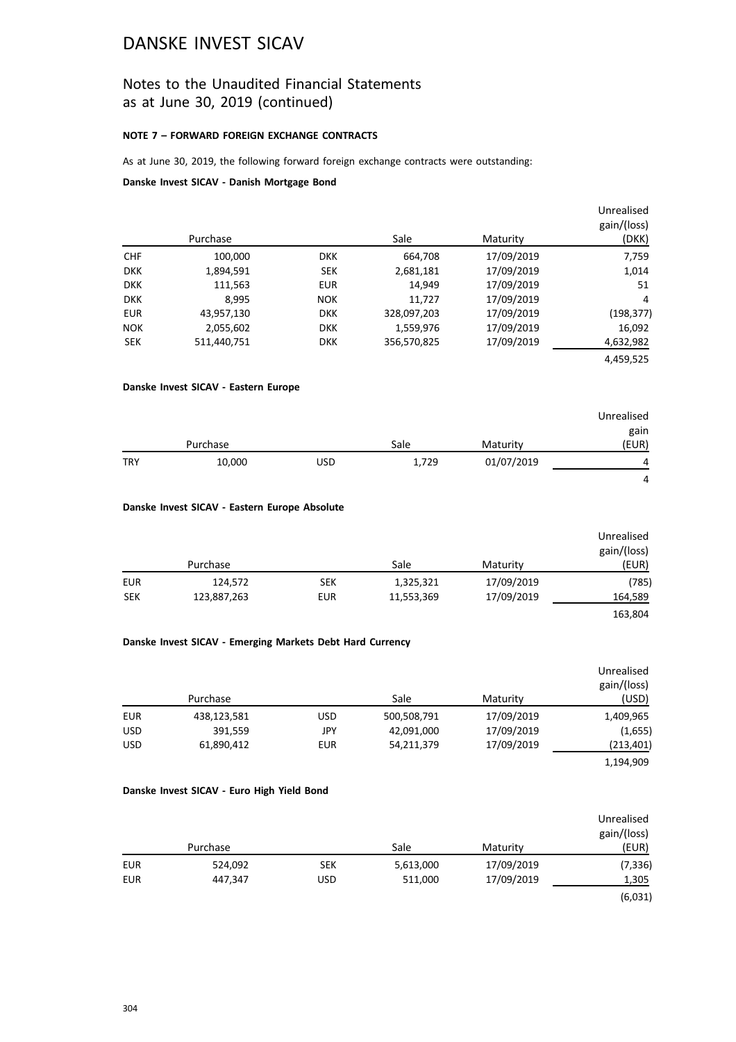# DANSKE INVEST SICAV

## Notes to the Unaudited Financial Statements as at June 30, 2019 (continued)

**NOTE 7 – FORWARD FOREIGN EXCHANGE CONTRACTS**

As at June 30, 2019, the following forward foreign exchange contracts were outstanding:

**Danske Invest SICAV - Danish Mortgage Bond**

| | Purchase | | Sale | Maturity | Unrealised gain/(loss) (DKK) |
|---|---|---|---|---|---|
| CHF | 100,000 | DKK | 664,708 | 17/09/2019 | 7,759 |
| DKK | 1,894,591 | SEK | 2,681,181 | 17/09/2019 | 1,014 |
| DKK | 111,563 | EUR | 14,949 | 17/09/2019 | 51 |
| DKK | 8,995 | NOK | 11,727 | 17/09/2019 | 4 |
| EUR | 43,957,130 | DKK | 328,097,203 | 17/09/2019 | (198,377) |
| NOK | 2,055,602 | DKK | 1,559,976 | 17/09/2019 | 16,092 |
| SEK | 511,440,751 | DKK | 356,570,825 | 17/09/2019 | 4,632,982 |
| | | | | | 4,459,525 |

**Danske Invest SICAV - Eastern Europe**

| | Purchase | | Sale | Maturity | Unrealised gain (EUR) |
|---|---|---|---|---|---|
| TRY | 10,000 | USD | 1,729 | 01/07/2019 | 4 |
| | | | | | 4 |

**Danske Invest SICAV - Eastern Europe Absolute**

| | Purchase | | Sale | Maturity | Unrealised gain/(loss) (EUR) |
|---|---|---|---|---|---|
| EUR | 124,572 | SEK | 1,325,321 | 17/09/2019 | (785) |
| SEK | 123,887,263 | EUR | 11,553,369 | 17/09/2019 | 164,589 |
| | | | | | 163,804 |

**Danske Invest SICAV - Emerging Markets Debt Hard Currency**

| | Purchase | | Sale | Maturity | Unrealised gain/(loss) (USD) |
|---|---|---|---|---|---|
| EUR | 438,123,581 | USD | 500,508,791 | 17/09/2019 | 1,409,965 |
| USD | 391,559 | JPY | 42,091,000 | 17/09/2019 | (1,655) |
| USD | 61,890,412 | EUR | 54,211,379 | 17/09/2019 | (213,401) |
| | | | | | 1,194,909 |

**Danske Invest SICAV - Euro High Yield Bond**

| | Purchase | | Sale | Maturity | Unrealised gain/(loss) (EUR) |
|---|---|---|---|---|---|
| EUR | 524,092 | SEK | 5,613,000 | 17/09/2019 | (7,336) |
| EUR | 447,347 | USD | 511,000 | 17/09/2019 | 1,305 |
| | | | | | (6,031) |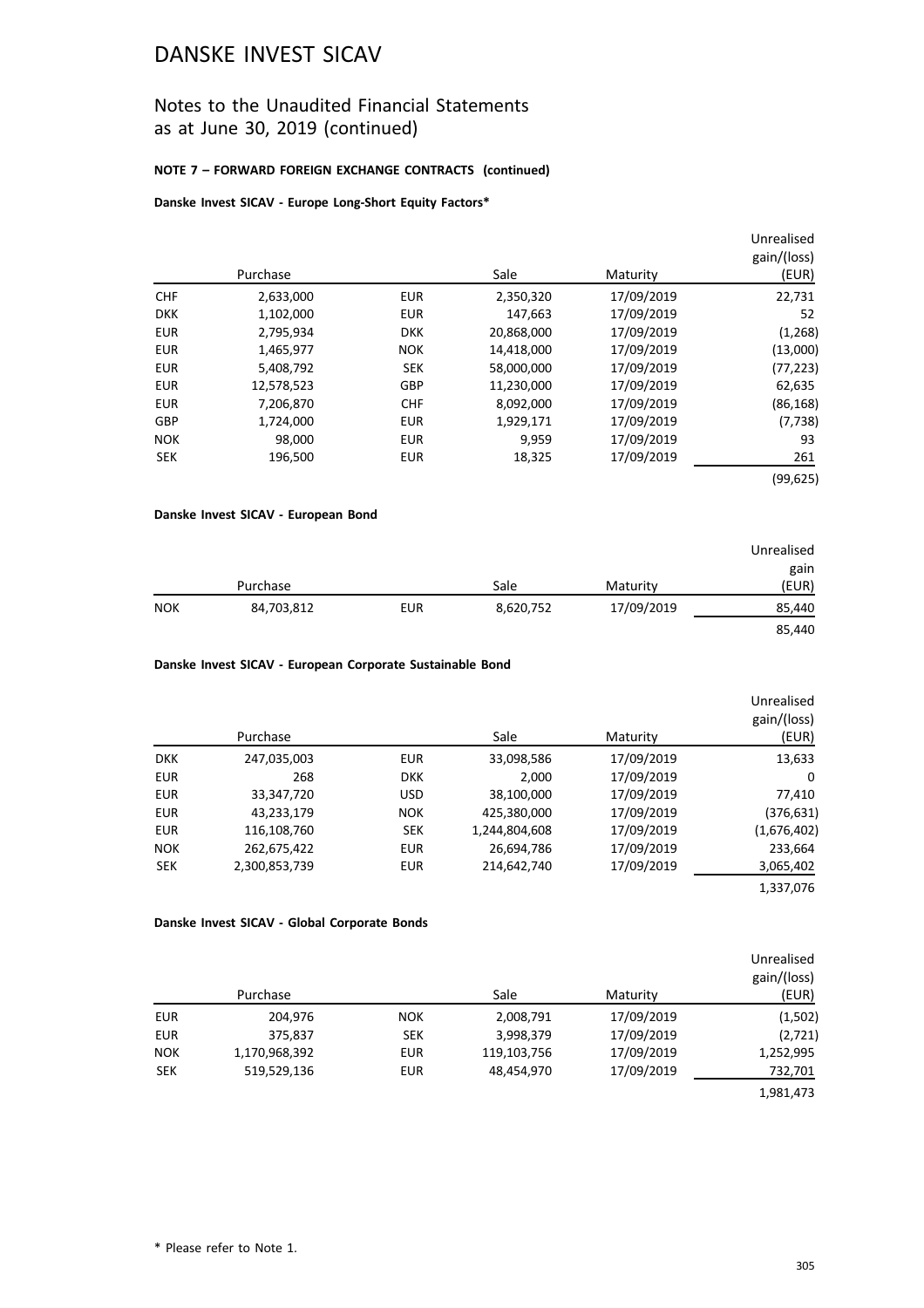# DANSKE INVEST SICAV

## Notes to the Unaudited Financial Statements as at June 30, 2019 (continued)

**NOTE 7 – FORWARD FOREIGN EXCHANGE CONTRACTS (continued)**

**Danske Invest SICAV - Europe Long-Short Equity Factors***

| | Purchase | | Sale | Maturity | Unrealised gain/(loss) (EUR) |
|---|---|---|---|---|---|
| CHF | 2,633,000 | EUR | 2,350,320 | 17/09/2019 | 22,731 |
| DKK | 1,102,000 | EUR | 147,663 | 17/09/2019 | 52 |
| EUR | 2,795,934 | DKK | 20,868,000 | 17/09/2019 | (1,268) |
| EUR | 1,465,977 | NOK | 14,418,000 | 17/09/2019 | (13,000) |
| EUR | 5,408,792 | SEK | 58,000,000 | 17/09/2019 | (77,223) |
| EUR | 12,578,523 | GBP | 11,230,000 | 17/09/2019 | 62,635 |
| EUR | 7,206,870 | CHF | 8,092,000 | 17/09/2019 | (86,168) |
| GBP | 1,724,000 | EUR | 1,929,171 | 17/09/2019 | (7,738) |
| NOK | 98,000 | EUR | 9,959 | 17/09/2019 | 93 |
| SEK | 196,500 | EUR | 18,325 | 17/09/2019 | 261 |
| | | | | | (99,625) |

**Danske Invest SICAV - European Bond**

| | Purchase | | Sale | Maturity | Unrealised gain (EUR) |
|---|---|---|---|---|---|
| NOK | 84,703,812 | EUR | 8,620,752 | 17/09/2019 | 85,440 |
| | | | | | 85,440 |

**Danske Invest SICAV - European Corporate Sustainable Bond**

| | Purchase | | Sale | Maturity | Unrealised gain/(loss) (EUR) |
|---|---|---|---|---|---|
| DKK | 247,035,003 | EUR | 33,098,586 | 17/09/2019 | 13,633 |
| EUR | 268 | DKK | 2,000 | 17/09/2019 | 0 |
| EUR | 33,347,720 | USD | 38,100,000 | 17/09/2019 | 77,410 |
| EUR | 43,233,179 | NOK | 425,380,000 | 17/09/2019 | (376,631) |
| EUR | 116,108,760 | SEK | 1,244,804,608 | 17/09/2019 | (1,676,402) |
| NOK | 262,675,422 | EUR | 26,694,786 | 17/09/2019 | 233,664 |
| SEK | 2,300,853,739 | EUR | 214,642,740 | 17/09/2019 | 3,065,402 |
| | | | | | 1,337,076 |

**Danske Invest SICAV - Global Corporate Bonds**

| | Purchase | | Sale | Maturity | Unrealised gain/(loss) (EUR) |
|---|---|---|---|---|---|
| EUR | 204,976 | NOK | 2,008,791 | 17/09/2019 | (1,502) |
| EUR | 375,837 | SEK | 3,998,379 | 17/09/2019 | (2,721) |
| NOK | 1,170,968,392 | EUR | 119,103,756 | 17/09/2019 | 1,252,995 |
| SEK | 519,529,136 | EUR | 48,454,970 | 17/09/2019 | 732,701 |
| | | | | | 1,981,473 |

* Please refer to Note 1.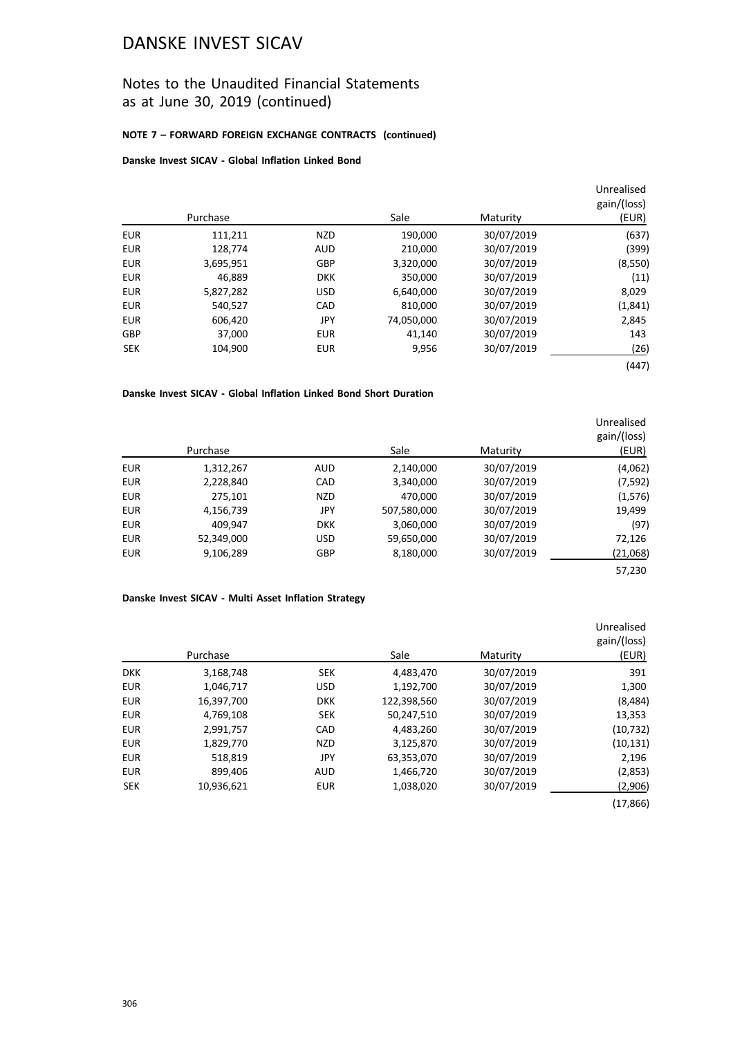# DANSKE INVEST SICAV

## Notes to the Unaudited Financial Statements as at June 30, 2019 (continued)

**NOTE 7 – FORWARD FOREIGN EXCHANGE CONTRACTS (continued)**

**Danske Invest SICAV - Global Inflation Linked Bond**

| | Purchase | | Sale | Maturity | Unrealised gain/(loss) (EUR) |
|---|---|---|---|---|---|
| EUR | 111,211 | NZD | 190,000 | 30/07/2019 | (637) |
| EUR | 128,774 | AUD | 210,000 | 30/07/2019 | (399) |
| EUR | 3,695,951 | GBP | 3,320,000 | 30/07/2019 | (8,550) |
| EUR | 46,889 | DKK | 350,000 | 30/07/2019 | (11) |
| EUR | 5,827,282 | USD | 6,640,000 | 30/07/2019 | 8,029 |
| EUR | 540,527 | CAD | 810,000 | 30/07/2019 | (1,841) |
| EUR | 606,420 | JPY | 74,050,000 | 30/07/2019 | 2,845 |
| GBP | 37,000 | EUR | 41,140 | 30/07/2019 | 143 |
| SEK | 104,900 | EUR | 9,956 | 30/07/2019 | (26) |
| | | | | | (447) |

**Danske Invest SICAV - Global Inflation Linked Bond Short Duration**

| | Purchase | | Sale | Maturity | Unrealised gain/(loss) (EUR) |
|---|---|---|---|---|---|
| EUR | 1,312,267 | AUD | 2,140,000 | 30/07/2019 | (4,062) |
| EUR | 2,228,840 | CAD | 3,340,000 | 30/07/2019 | (7,592) |
| EUR | 275,101 | NZD | 470,000 | 30/07/2019 | (1,576) |
| EUR | 4,156,739 | JPY | 507,580,000 | 30/07/2019 | 19,499 |
| EUR | 409,947 | DKK | 3,060,000 | 30/07/2019 | (97) |
| EUR | 52,349,000 | USD | 59,650,000 | 30/07/2019 | 72,126 |
| EUR | 9,106,289 | GBP | 8,180,000 | 30/07/2019 | (21,068) |
| | | | | | 57,230 |

**Danske Invest SICAV - Multi Asset Inflation Strategy**

| | Purchase | | Sale | Maturity | Unrealised gain/(loss) (EUR) |
|---|---|---|---|---|---|
| DKK | 3,168,748 | SEK | 4,483,470 | 30/07/2019 | 391 |
| EUR | 1,046,717 | USD | 1,192,700 | 30/07/2019 | 1,300 |
| EUR | 16,397,700 | DKK | 122,398,560 | 30/07/2019 | (8,484) |
| EUR | 4,769,108 | SEK | 50,247,510 | 30/07/2019 | 13,353 |
| EUR | 2,991,757 | CAD | 4,483,260 | 30/07/2019 | (10,732) |
| EUR | 1,829,770 | NZD | 3,125,870 | 30/07/2019 | (10,131) |
| EUR | 518,819 | JPY | 63,353,070 | 30/07/2019 | 2,196 |
| EUR | 899,406 | AUD | 1,466,720 | 30/07/2019 | (2,853) |
| SEK | 10,936,621 | EUR | 1,038,020 | 30/07/2019 | (2,906) |
| | | | | | (17,866) |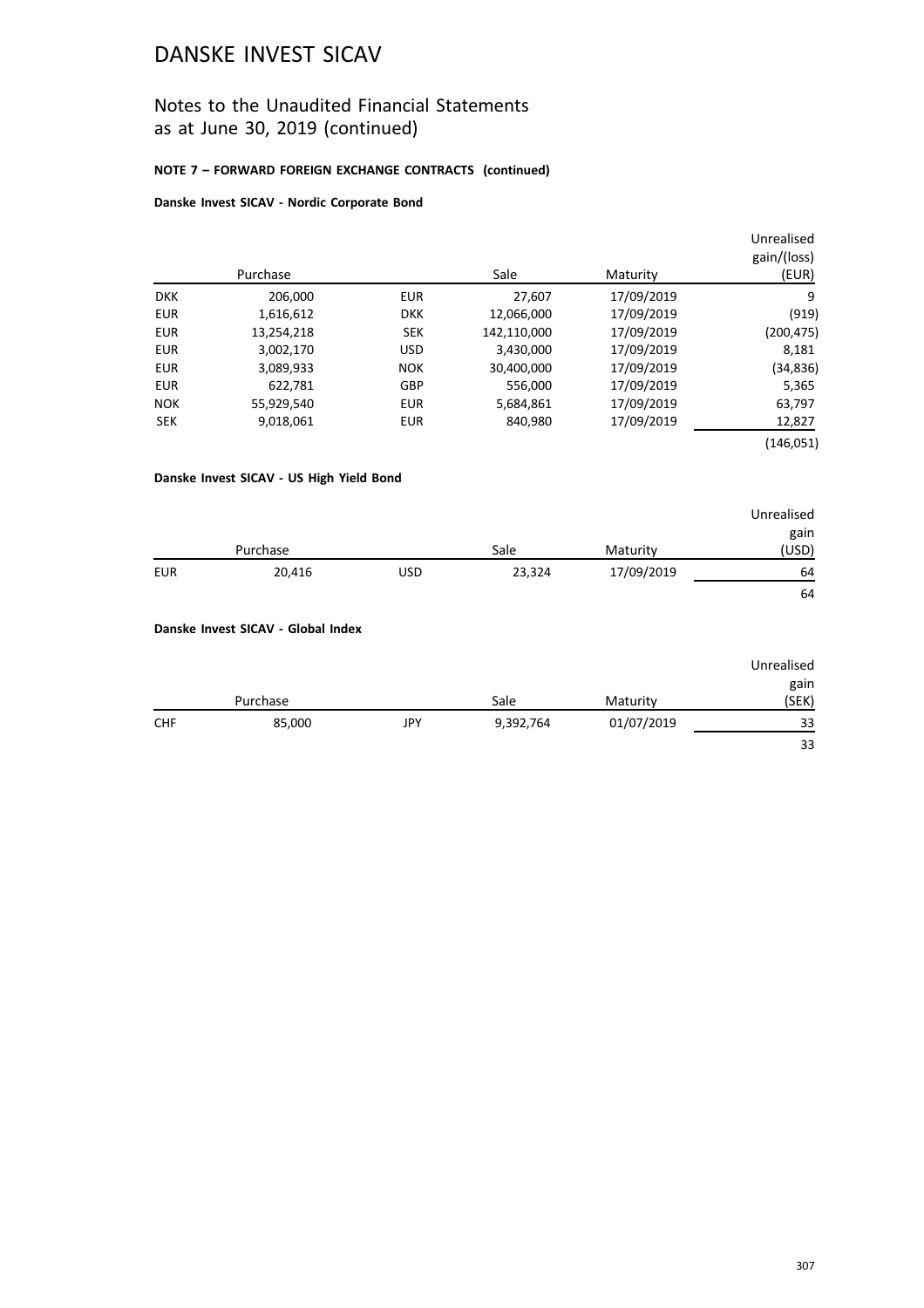# DANSKE INVEST SICAV

## Notes to the Unaudited Financial Statements as at June 30, 2019 (continued)

**NOTE 7 – FORWARD FOREIGN EXCHANGE CONTRACTS (continued)**

**Danske Invest SICAV - Nordic Corporate Bond**

| | Purchase | | Sale | Maturity | Unrealised gain/(loss) (EUR) |
|---|---|---|---|---|---|
| DKK | 206,000 | EUR | 27,607 | 17/09/2019 | 9 |
| EUR | 1,616,612 | DKK | 12,066,000 | 17/09/2019 | (919) |
| EUR | 13,254,218 | SEK | 142,110,000 | 17/09/2019 | (200,475) |
| EUR | 3,002,170 | USD | 3,430,000 | 17/09/2019 | 8,181 |
| EUR | 3,089,933 | NOK | 30,400,000 | 17/09/2019 | (34,836) |
| EUR | 622,781 | GBP | 556,000 | 17/09/2019 | 5,365 |
| NOK | 55,929,540 | EUR | 5,684,861 | 17/09/2019 | 63,797 |
| SEK | 9,018,061 | EUR | 840,980 | 17/09/2019 | 12,827 |
| | | | | | (146,051) |

**Danske Invest SICAV - US High Yield Bond**

| | Purchase | | Sale | Maturity | Unrealised gain (USD) |
|---|---|---|---|---|---|
| EUR | 20,416 | USD | 23,324 | 17/09/2019 | 64 |
| | | | | | 64 |

**Danske Invest SICAV - Global Index**

| | Purchase | | Sale | Maturity | Unrealised gain (SEK) |
|---|---|---|---|---|---|
| CHF | 85,000 | JPY | 9,392,764 | 01/07/2019 | 33 |
| | | | | | 33 |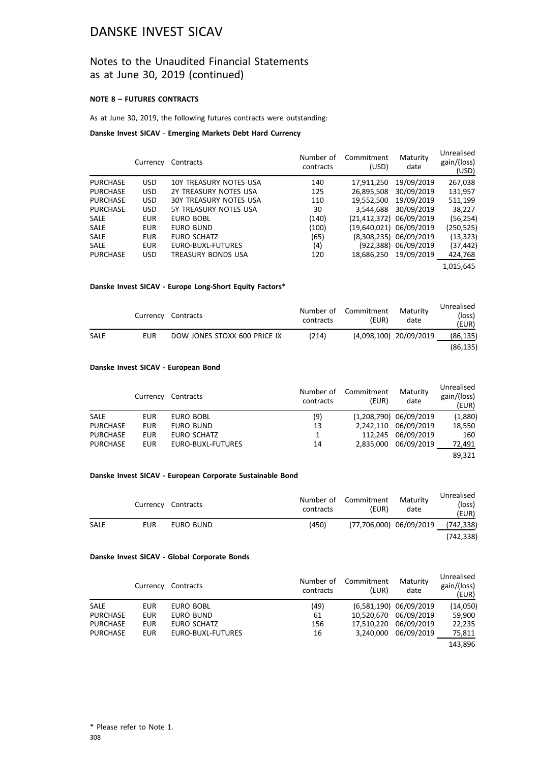# DANSKE INVEST SICAV

## Notes to the Unaudited Financial Statements as at June 30, 2019 (continued)

### NOTE 8 – FUTURES CONTRACTS

As at June 30, 2019, the following futures contracts were outstanding:

**Danske Invest SICAV - Emerging Markets Debt Hard Currency**

| | Currency | Contracts | Number of contracts | Commitment (USD) | Maturity date | Unrealised gain/(loss) (USD) |
|---|---|---|---|---|---|---|
| PURCHASE | USD | 10Y TREASURY NOTES USA | 140 | 17,911,250 | 19/09/2019 | 267,038 |
| PURCHASE | USD | 2Y TREASURY NOTES USA | 125 | 26,895,508 | 30/09/2019 | 131,957 |
| PURCHASE | USD | 30Y TREASURY NOTES USA | 110 | 19,552,500 | 19/09/2019 | 511,199 |
| PURCHASE | USD | 5Y TREASURY NOTES USA | 30 | 3,544,688 | 30/09/2019 | 38,227 |
| SALE | EUR | EURO BOBL | (140) | (21,412,372) | 06/09/2019 | (56,254) |
| SALE | EUR | EURO BUND | (100) | (19,640,021) | 06/09/2019 | (250,525) |
| SALE | EUR | EURO SCHATZ | (65) | (8,308,235) | 06/09/2019 | (13,323) |
| SALE | EUR | EURO-BUXL-FUTURES | (4) | (922,388) | 06/09/2019 | (37,442) |
| PURCHASE | USD | TREASURY BONDS USA | 120 | 18,686,250 | 19/09/2019 | 424,768 |
| | | | | | | 1,015,645 |

**Danske Invest SICAV - Europe Long-Short Equity Factors***

| | Currency | Contracts | Number of contracts | Commitment (EUR) | Maturity date | Unrealised (loss) (EUR) |
|---|---|---|---|---|---|---|
| SALE | EUR | DOW JONES STOXX 600 PRICE IX | (214) | (4,098,100) | 20/09/2019 | (86,135) |
| | | | | | | (86,135) |

**Danske Invest SICAV - European Bond**

| | Currency | Contracts | Number of contracts | Commitment (EUR) | Maturity date | Unrealised gain/(loss) (EUR) |
|---|---|---|---|---|---|---|
| SALE | EUR | EURO BOBL | (9) | (1,208,790) | 06/09/2019 | (1,880) |
| PURCHASE | EUR | EURO BUND | 13 | 2,242,110 | 06/09/2019 | 18,550 |
| PURCHASE | EUR | EURO SCHATZ | 1 | 112,245 | 06/09/2019 | 160 |
| PURCHASE | EUR | EURO-BUXL-FUTURES | 14 | 2,835,000 | 06/09/2019 | 72,491 |
| | | | | | | 89,321 |

**Danske Invest SICAV - European Corporate Sustainable Bond**

| | Currency | Contracts | Number of contracts | Commitment (EUR) | Maturity date | Unrealised (loss) (EUR) |
|---|---|---|---|---|---|---|
| SALE | EUR | EURO BUND | (450) | (77,706,000) | 06/09/2019 | (742,338) |
| | | | | | | (742,338) |

**Danske Invest SICAV - Global Corporate Bonds**

| | Currency | Contracts | Number of contracts | Commitment (EUR) | Maturity date | Unrealised gain/(loss) (EUR) |
|---|---|---|---|---|---|---|
| SALE | EUR | EURO BOBL | (49) | (6,581,190) | 06/09/2019 | (14,050) |
| PURCHASE | EUR | EURO BUND | 61 | 10,520,670 | 06/09/2019 | 59,900 |
| PURCHASE | EUR | EURO SCHATZ | 156 | 17,510,220 | 06/09/2019 | 22,235 |
| PURCHASE | EUR | EURO-BUXL-FUTURES | 16 | 3,240,000 | 06/09/2019 | 75,811 |
| | | | | | | 143,896 |

\* Please refer to Note 1.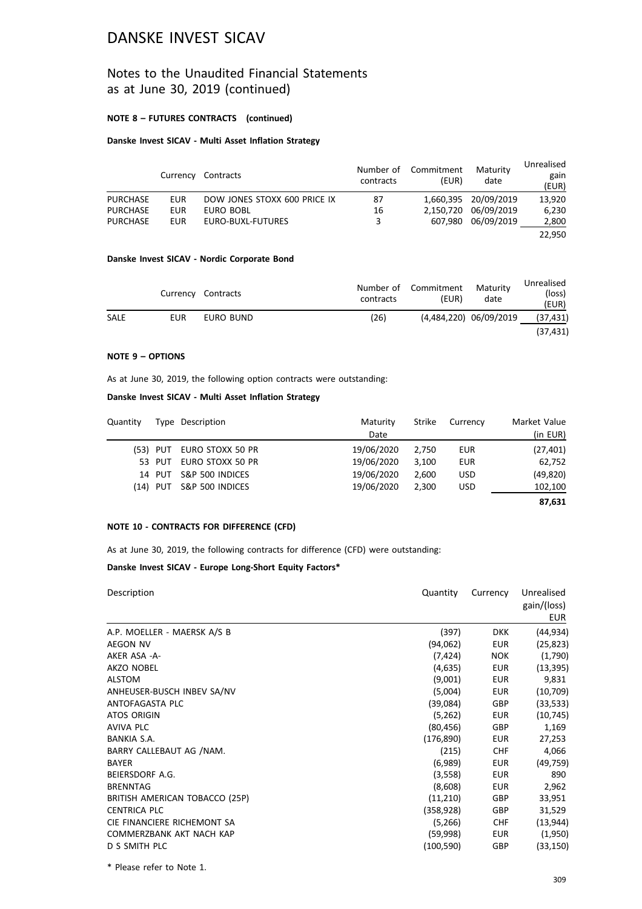# DANSKE INVEST SICAV

## Notes to the Unaudited Financial Statements as at June 30, 2019 (continued)

**NOTE 8 – FUTURES CONTRACTS (continued)**

**Danske Invest SICAV - Multi Asset Inflation Strategy**

| | Currency | Contracts | Number of contracts | Commitment (EUR) | Maturity date | Unrealised gain (EUR) |
|---|---|---|---|---|---|---|
| PURCHASE | EUR | DOW JONES STOXX 600 PRICE IX | 87 | 1,660,395 | 20/09/2019 | 13,920 |
| PURCHASE | EUR | EURO BOBL | 16 | 2,150,720 | 06/09/2019 | 6,230 |
| PURCHASE | EUR | EURO-BUXL-FUTURES | 3 | 607,980 | 06/09/2019 | 2,800 |
| | | | | | | 22,950 |

**Danske Invest SICAV - Nordic Corporate Bond**

| | Currency | Contracts | Number of contracts | Commitment (EUR) | Maturity date | Unrealised (loss) (EUR) |
|---|---|---|---|---|---|---|
| SALE | EUR | EURO BUND | (26) | (4,484,220) | 06/09/2019 | (37,431) |
| | | | | | | (37,431) |

**NOTE 9 – OPTIONS**

As at June 30, 2019, the following option contracts were outstanding:

**Danske Invest SICAV - Multi Asset Inflation Strategy**

| Quantity | Type | Description | Maturity Date | Strike | Currency | Market Value (in EUR) |
|---|---|---|---|---|---|---|
| (53) | PUT | EURO STOXX 50 PR | 19/06/2020 | 2,750 | EUR | (27,401) |
| 53 | PUT | EURO STOXX 50 PR | 19/06/2020 | 3,100 | EUR | 62,752 |
| 14 | PUT | S&P 500 INDICES | 19/06/2020 | 2,600 | USD | (49,820) |
| (14) | PUT | S&P 500 INDICES | 19/06/2020 | 2,300 | USD | 102,100 |
| | | | | | | **87,631** |

**NOTE 10 - CONTRACTS FOR DIFFERENCE (CFD)**

As at June 30, 2019, the following contracts for difference (CFD) were outstanding:

**Danske Invest SICAV - Europe Long-Short Equity Factors***

| Description | Quantity | Currency | Unrealised gain/(loss) EUR |
|---|---|---|---|
| A.P. MOELLER - MAERSK A/S B | (397) | DKK | (44,934) |
| AEGON NV | (94,062) | EUR | (25,823) |
| AKER ASA -A- | (7,424) | NOK | (1,790) |
| AKZO NOBEL | (4,635) | EUR | (13,395) |
| ALSTOM | (9,001) | EUR | 9,831 |
| ANHEUSER-BUSCH INBEV SA/NV | (5,004) | EUR | (10,709) |
| ANTOFAGASTA PLC | (39,084) | GBP | (33,533) |
| ATOS ORIGIN | (5,262) | EUR | (10,745) |
| AVIVA PLC | (80,456) | GBP | 1,169 |
| BANKIA S.A. | (176,890) | EUR | 27,253 |
| BARRY CALLEBAUT AG /NAM. | (215) | CHF | 4,066 |
| BAYER | (6,989) | EUR | (49,759) |
| BEIERSDORF A.G. | (3,558) | EUR | 890 |
| BRENNTAG | (8,608) | EUR | 2,962 |
| BRITISH AMERICAN TOBACCO (25P) | (11,210) | GBP | 33,951 |
| CENTRICA PLC | (358,928) | GBP | 31,529 |
| CIE FINANCIERE RICHEMONT SA | (5,266) | CHF | (13,944) |
| COMMERZBANK AKT NACH KAP | (59,998) | EUR | (1,950) |
| D S SMITH PLC | (100,590) | GBP | (33,150) |

\* Please refer to Note 1.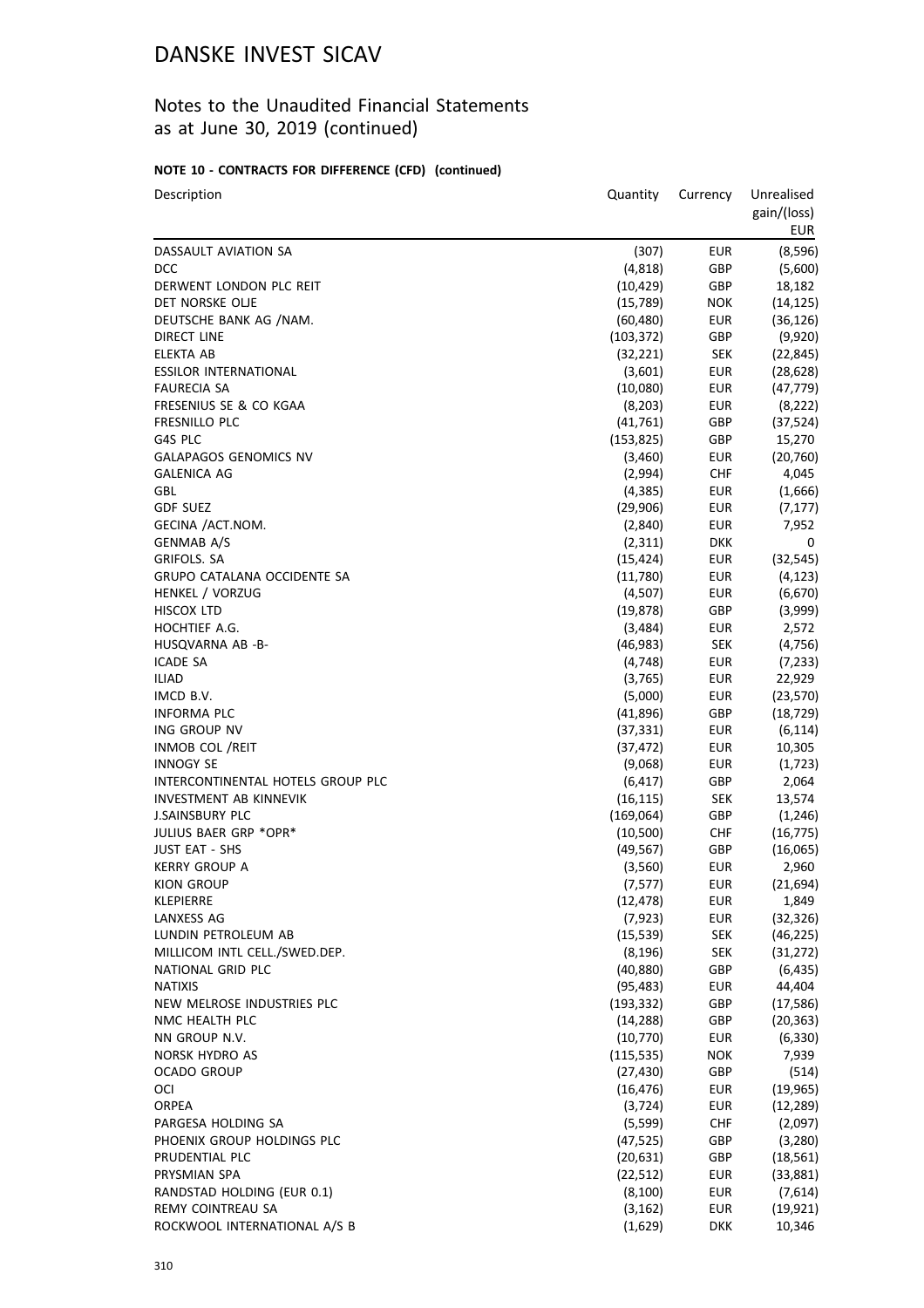# DANSKE INVEST SICAV

## Notes to the Unaudited Financial Statements as at June 30, 2019 (continued)

### NOTE 10 - CONTRACTS FOR DIFFERENCE (CFD) (continued)

| Description | Quantity | Currency | Unrealised gain/(loss) EUR |
|---|---|---|---|
| DASSAULT AVIATION SA | (307) | EUR | (8,596) |
| DCC | (4,818) | GBP | (5,600) |
| DERWENT LONDON PLC REIT | (10,429) | GBP | 18,182 |
| DET NORSKE OLJE | (15,789) | NOK | (14,125) |
| DEUTSCHE BANK AG /NAM. | (60,480) | EUR | (36,126) |
| DIRECT LINE | (103,372) | GBP | (9,920) |
| ELEKTA AB | (32,221) | SEK | (22,845) |
| ESSILOR INTERNATIONAL | (3,601) | EUR | (28,628) |
| FAURECIA SA | (10,080) | EUR | (47,779) |
| FRESENIUS SE & CO KGAA | (8,203) | EUR | (8,222) |
| FRESNILLO PLC | (41,761) | GBP | (37,524) |
| G4S PLC | (153,825) | GBP | 15,270 |
| GALAPAGOS GENOMICS NV | (3,460) | EUR | (20,760) |
| GALENICA AG | (2,994) | CHF | 4,045 |
| GBL | (4,385) | EUR | (1,666) |
| GDF SUEZ | (29,906) | EUR | (7,177) |
| GECINA /ACT.NOM. | (2,840) | EUR | 7,952 |
| GENMAB A/S | (2,311) | DKK | 0 |
| GRIFOLS. SA | (15,424) | EUR | (32,545) |
| GRUPO CATALANA OCCIDENTE SA | (11,780) | EUR | (4,123) |
| HENKEL / VORZUG | (4,507) | EUR | (6,670) |
| HISCOX LTD | (19,878) | GBP | (3,999) |
| HOCHTIEF A.G. | (3,484) | EUR | 2,572 |
| HUSQVARNA AB -B- | (46,983) | SEK | (4,756) |
| ICADE SA | (4,748) | EUR | (7,233) |
| ILIAD | (3,765) | EUR | 22,929 |
| IMCD B.V. | (5,000) | EUR | (23,570) |
| INFORMA PLC | (41,896) | GBP | (18,729) |
| ING GROUP NV | (37,331) | EUR | (6,114) |
| INMOB COL /REIT | (37,472) | EUR | 10,305 |
| INNOGY SE | (9,068) | EUR | (1,723) |
| INTERCONTINENTAL HOTELS GROUP PLC | (6,417) | GBP | 2,064 |
| INVESTMENT AB KINNEVIK | (16,115) | SEK | 13,574 |
| J.SAINSBURY PLC | (169,064) | GBP | (1,246) |
| JULIUS BAER GRP *OPR* | (10,500) | CHF | (16,775) |
| JUST EAT - SHS | (49,567) | GBP | (16,065) |
| KERRY GROUP A | (3,560) | EUR | 2,960 |
| KION GROUP | (7,577) | EUR | (21,694) |
| KLEPIERRE | (12,478) | EUR | 1,849 |
| LANXESS AG | (7,923) | EUR | (32,326) |
| LUNDIN PETROLEUM AB | (15,539) | SEK | (46,225) |
| MILLICOM INTL CELL./SWED.DEP. | (8,196) | SEK | (31,272) |
| NATIONAL GRID PLC | (40,880) | GBP | (6,435) |
| NATIXIS | (95,483) | EUR | 44,404 |
| NEW MELROSE INDUSTRIES PLC | (193,332) | GBP | (17,586) |
| NMC HEALTH PLC | (14,288) | GBP | (20,363) |
| NN GROUP N.V. | (10,770) | EUR | (6,330) |
| NORSK HYDRO AS | (115,535) | NOK | 7,939 |
| OCADO GROUP | (27,430) | GBP | (514) |
| OCI | (16,476) | EUR | (19,965) |
| ORPEA | (3,724) | EUR | (12,289) |
| PARGESA HOLDING SA | (5,599) | CHF | (2,097) |
| PHOENIX GROUP HOLDINGS PLC | (47,525) | GBP | (3,280) |
| PRUDENTIAL PLC | (20,631) | GBP | (18,561) |
| PRYSMIAN SPA | (22,512) | EUR | (33,881) |
| RANDSTAD HOLDING (EUR 0.1) | (8,100) | EUR | (7,614) |
| REMY COINTREAU SA | (3,162) | EUR | (19,921) |
| ROCKWOOL INTERNATIONAL A/S B | (1,629) | DKK | 10,346 |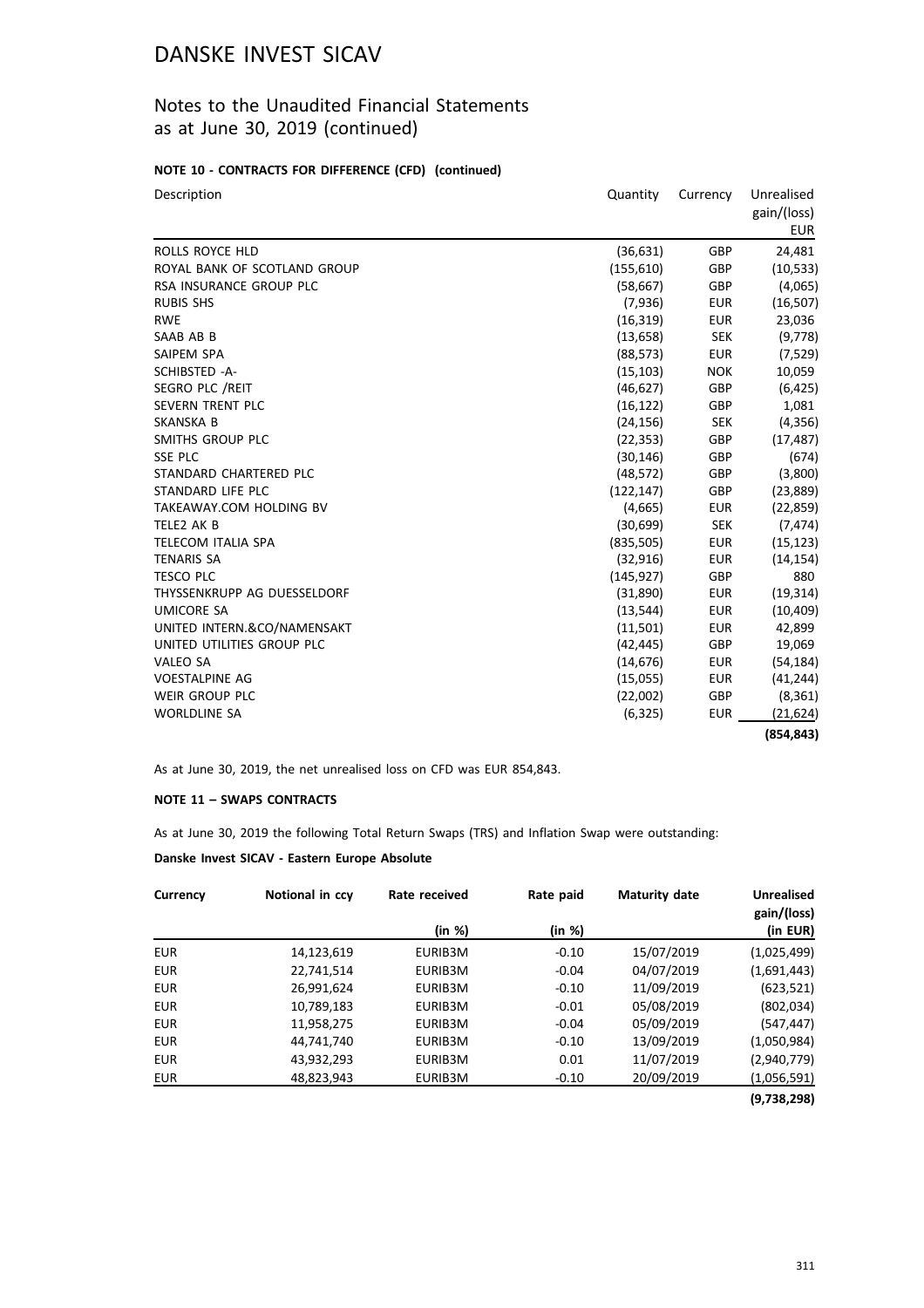# DANSKE INVEST SICAV

## Notes to the Unaudited Financial Statements as at June 30, 2019 (continued)

### NOTE 10 - CONTRACTS FOR DIFFERENCE (CFD) (continued)

| Description | Quantity | Currency | Unrealised gain/(loss) EUR |
|---|---|---|---|
| ROLLS ROYCE HLD | (36,631) | GBP | 24,481 |
| ROYAL BANK OF SCOTLAND GROUP | (155,610) | GBP | (10,533) |
| RSA INSURANCE GROUP PLC | (58,667) | GBP | (4,065) |
| RUBIS SHS | (7,936) | EUR | (16,507) |
| RWE | (16,319) | EUR | 23,036 |
| SAAB AB B | (13,658) | SEK | (9,778) |
| SAIPEM SPA | (88,573) | EUR | (7,529) |
| SCHIBSTED -A- | (15,103) | NOK | 10,059 |
| SEGRO PLC /REIT | (46,627) | GBP | (6,425) |
| SEVERN TRENT PLC | (16,122) | GBP | 1,081 |
| SKANSKA B | (24,156) | SEK | (4,356) |
| SMITHS GROUP PLC | (22,353) | GBP | (17,487) |
| SSE PLC | (30,146) | GBP | (674) |
| STANDARD CHARTERED PLC | (48,572) | GBP | (3,800) |
| STANDARD LIFE PLC | (122,147) | GBP | (23,889) |
| TAKEAWAY.COM HOLDING BV | (4,665) | EUR | (22,859) |
| TELE2 AK B | (30,699) | SEK | (7,474) |
| TELECOM ITALIA SPA | (835,505) | EUR | (15,123) |
| TENARIS SA | (32,916) | EUR | (14,154) |
| TESCO PLC | (145,927) | GBP | 880 |
| THYSSENKRUPP AG DUESSELDORF | (31,890) | EUR | (19,314) |
| UMICORE SA | (13,544) | EUR | (10,409) |
| UNITED INTERN.&CO/NAMENSAKT | (11,501) | EUR | 42,899 |
| UNITED UTILITIES GROUP PLC | (42,445) | GBP | 19,069 |
| VALEO SA | (14,676) | EUR | (54,184) |
| VOESTALPINE AG | (15,055) | EUR | (41,244) |
| WEIR GROUP PLC | (22,002) | GBP | (8,361) |
| WORLDLINE SA | (6,325) | EUR | (21,624) |
| | | | **(854,843)** |

As at June 30, 2019, the net unrealised loss on CFD was EUR 854,843.

### NOTE 11 – SWAPS CONTRACTS

As at June 30, 2019 the following Total Return Swaps (TRS) and Inflation Swap were outstanding:

**Danske Invest SICAV - Eastern Europe Absolute**

| Currency | Notional in ccy | Rate received (in %) | Rate paid (in %) | Maturity date | Unrealised gain/(loss) (in EUR) |
|---|---|---|---|---|---|
| EUR | 14,123,619 | EURIB3M | -0.10 | 15/07/2019 | (1,025,499) |
| EUR | 22,741,514 | EURIB3M | -0.04 | 04/07/2019 | (1,691,443) |
| EUR | 26,991,624 | EURIB3M | -0.10 | 11/09/2019 | (623,521) |
| EUR | 10,789,183 | EURIB3M | -0.01 | 05/08/2019 | (802,034) |
| EUR | 11,958,275 | EURIB3M | -0.04 | 05/09/2019 | (547,447) |
| EUR | 44,741,740 | EURIB3M | -0.10 | 13/09/2019 | (1,050,984) |
| EUR | 43,932,293 | EURIB3M | 0.01 | 11/07/2019 | (2,940,779) |
| EUR | 48,823,943 | EURIB3M | -0.10 | 20/09/2019 | (1,056,591) |
| | | | | | **(9,738,298)** |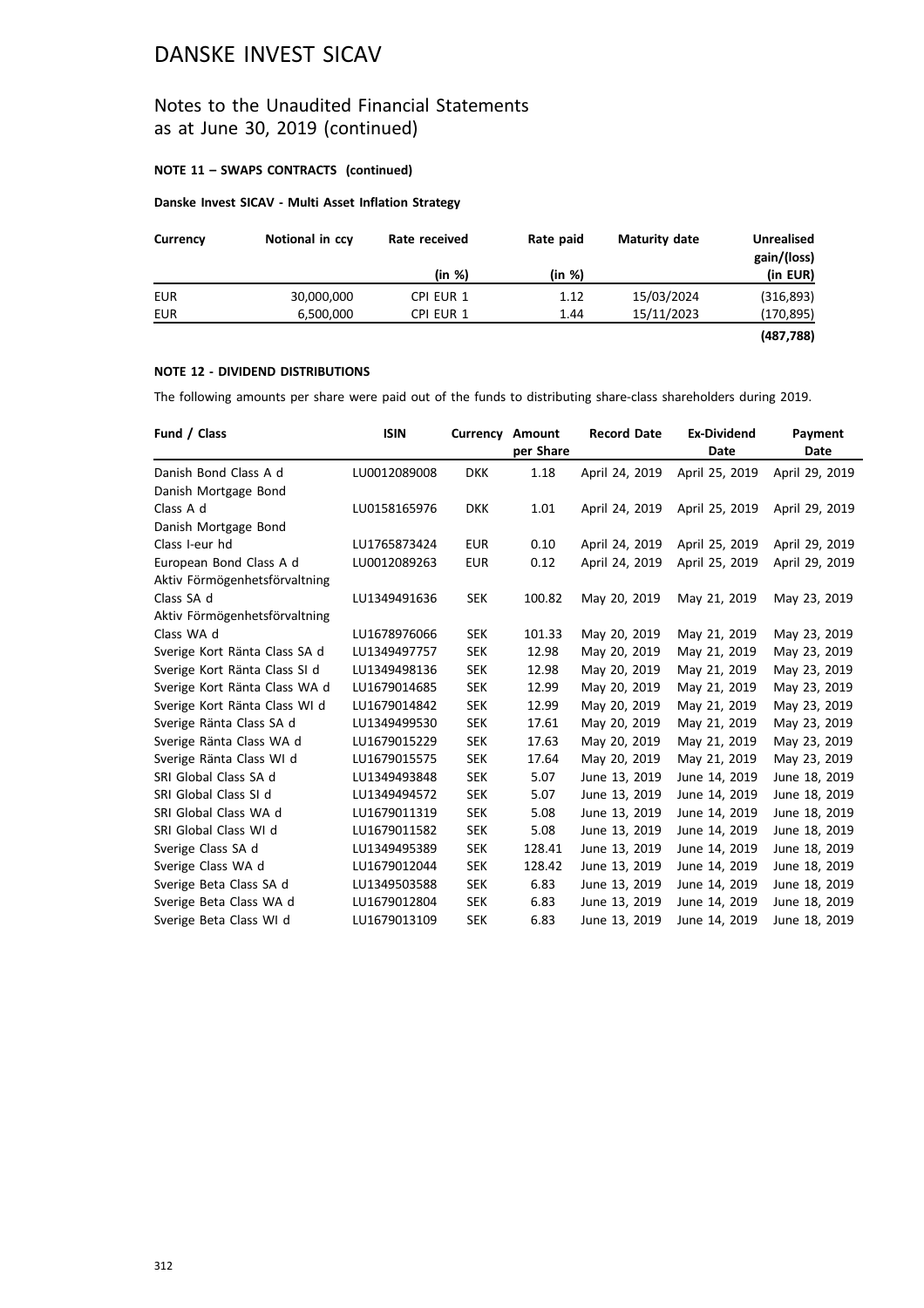# DANSKE INVEST SICAV

## Notes to the Unaudited Financial Statements as at June 30, 2019 (continued)

**NOTE 11 – SWAPS CONTRACTS (continued)**

**Danske Invest SICAV - Multi Asset Inflation Strategy**

| Currency | Notional in ccy | Rate received (in %) | Rate paid (in %) | Maturity date | Unrealised gain/(loss) (in EUR) |
|---|---|---|---|---|---|
| EUR | 30,000,000 | CPI EUR 1 | 1.12 | 15/03/2024 | (316,893) |
| EUR | 6,500,000 | CPI EUR 1 | 1.44 | 15/11/2023 | (170,895) |
| | | | | | **(487,788)** |

**NOTE 12 - DIVIDEND DISTRIBUTIONS**

The following amounts per share were paid out of the funds to distributing share-class shareholders during 2019.

| Fund / Class | ISIN | Currency | Amount per Share | Record Date | Ex-Dividend Date | Payment Date |
|---|---|---|---|---|---|---|
| Danish Bond Class A d | LU0012089008 | DKK | 1.18 | April 24, 2019 | April 25, 2019 | April 29, 2019 |
| Danish Mortgage Bond Class A d | LU0158165976 | DKK | 1.01 | April 24, 2019 | April 25, 2019 | April 29, 2019 |
| Danish Mortgage Bond Class I-eur hd | LU1765873424 | EUR | 0.10 | April 24, 2019 | April 25, 2019 | April 29, 2019 |
| European Bond Class A d | LU0012089263 | EUR | 0.12 | April 24, 2019 | April 25, 2019 | April 29, 2019 |
| Aktiv Förmögenhetsförvaltning Class SA d | LU1349491636 | SEK | 100.82 | May 20, 2019 | May 21, 2019 | May 23, 2019 |
| Aktiv Förmögenhetsförvaltning Class WA d | LU1678976066 | SEK | 101.33 | May 20, 2019 | May 21, 2019 | May 23, 2019 |
| Sverige Kort Ränta Class SA d | LU1349497757 | SEK | 12.98 | May 20, 2019 | May 21, 2019 | May 23, 2019 |
| Sverige Kort Ränta Class SI d | LU1349498136 | SEK | 12.98 | May 20, 2019 | May 21, 2019 | May 23, 2019 |
| Sverige Kort Ränta Class WA d | LU1679014685 | SEK | 12.99 | May 20, 2019 | May 21, 2019 | May 23, 2019 |
| Sverige Kort Ränta Class WI d | LU1679014842 | SEK | 12.99 | May 20, 2019 | May 21, 2019 | May 23, 2019 |
| Sverige Ränta Class SA d | LU1349499530 | SEK | 17.61 | May 20, 2019 | May 21, 2019 | May 23, 2019 |
| Sverige Ränta Class WA d | LU1679015229 | SEK | 17.63 | May 20, 2019 | May 21, 2019 | May 23, 2019 |
| Sverige Ränta Class WI d | LU1679015575 | SEK | 17.64 | May 20, 2019 | May 21, 2019 | May 23, 2019 |
| SRI Global Class SA d | LU1349493848 | SEK | 5.07 | June 13, 2019 | June 14, 2019 | June 18, 2019 |
| SRI Global Class SI d | LU1349494572 | SEK | 5.07 | June 13, 2019 | June 14, 2019 | June 18, 2019 |
| SRI Global Class WA d | LU1679011319 | SEK | 5.08 | June 13, 2019 | June 14, 2019 | June 18, 2019 |
| SRI Global Class WI d | LU1679011582 | SEK | 5.08 | June 13, 2019 | June 14, 2019 | June 18, 2019 |
| Sverige Class SA d | LU1349495389 | SEK | 128.41 | June 13, 2019 | June 14, 2019 | June 18, 2019 |
| Sverige Class WA d | LU1679012044 | SEK | 128.42 | June 13, 2019 | June 14, 2019 | June 18, 2019 |
| Sverige Beta Class SA d | LU1349503588 | SEK | 6.83 | June 13, 2019 | June 14, 2019 | June 18, 2019 |
| Sverige Beta Class WA d | LU1679012804 | SEK | 6.83 | June 13, 2019 | June 14, 2019 | June 18, 2019 |
| Sverige Beta Class WI d | LU1679013109 | SEK | 6.83 | June 13, 2019 | June 14, 2019 | June 18, 2019 |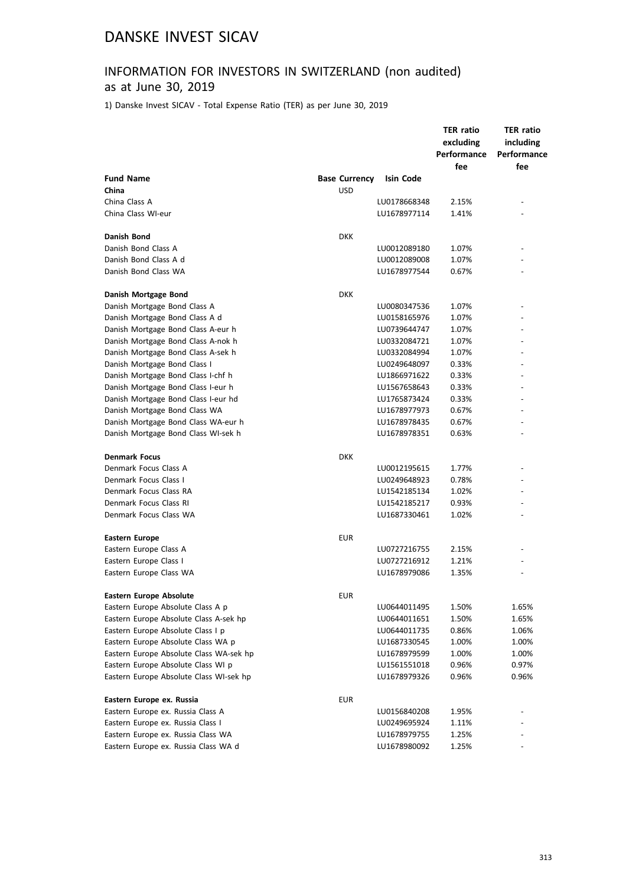# DANSKE INVEST SICAV

## INFORMATION FOR INVESTORS IN SWITZERLAND (non audited) as at June 30, 2019

1) Danske Invest SICAV - Total Expense Ratio (TER) as per June 30, 2019

| Fund Name | Base Currency | Isin Code | TER ratio excluding Performance fee | TER ratio including Performance fee |
|---|---|---|---|---|
| **China** | USD | | | |
| China Class A | | LU0178668348 | 2.15% | - |
| China Class WI-eur | | LU1678977114 | 1.41% | - |
| | | | | |
| **Danish Bond** | DKK | | | |
| Danish Bond Class A | | LU0012089180 | 1.07% | - |
| Danish Bond Class A d | | LU0012089008 | 1.07% | - |
| Danish Bond Class WA | | LU1678977544 | 0.67% | - |
| | | | | |
| **Danish Mortgage Bond** | DKK | | | |
| Danish Mortgage Bond Class A | | LU0080347536 | 1.07% | - |
| Danish Mortgage Bond Class A d | | LU0158165976 | 1.07% | - |
| Danish Mortgage Bond Class A-eur h | | LU0739644747 | 1.07% | - |
| Danish Mortgage Bond Class A-nok h | | LU0332084721 | 1.07% | - |
| Danish Mortgage Bond Class A-sek h | | LU0332084994 | 1.07% | - |
| Danish Mortgage Bond Class I | | LU0249648097 | 0.33% | - |
| Danish Mortgage Bond Class I-chf h | | LU1866971622 | 0.33% | - |
| Danish Mortgage Bond Class I-eur h | | LU1567658643 | 0.33% | - |
| Danish Mortgage Bond Class I-eur hd | | LU1765873424 | 0.33% | - |
| Danish Mortgage Bond Class WA | | LU1678977973 | 0.67% | - |
| Danish Mortgage Bond Class WA-eur h | | LU1678978435 | 0.67% | - |
| Danish Mortgage Bond Class WI-sek h | | LU1678978351 | 0.63% | - |
| | | | | |
| **Denmark Focus** | DKK | | | |
| Denmark Focus Class A | | LU0012195615 | 1.77% | - |
| Denmark Focus Class I | | LU0249648923 | 0.78% | - |
| Denmark Focus Class RA | | LU1542185134 | 1.02% | - |
| Denmark Focus Class RI | | LU1542185217 | 0.93% | - |
| Denmark Focus Class WA | | LU1687330461 | 1.02% | - |
| | | | | |
| **Eastern Europe** | EUR | | | |
| Eastern Europe Class A | | LU0727216755 | 2.15% | - |
| Eastern Europe Class I | | LU0727216912 | 1.21% | - |
| Eastern Europe Class WA | | LU1678979086 | 1.35% | - |
| | | | | |
| **Eastern Europe Absolute** | EUR | | | |
| Eastern Europe Absolute Class A p | | LU0644011495 | 1.50% | 1.65% |
| Eastern Europe Absolute Class A-sek hp | | LU0644011651 | 1.50% | 1.65% |
| Eastern Europe Absolute Class I p | | LU0644011735 | 0.86% | 1.06% |
| Eastern Europe Absolute Class WA p | | LU1687330545 | 1.00% | 1.00% |
| Eastern Europe Absolute Class WA-sek hp | | LU1678979599 | 1.00% | 1.00% |
| Eastern Europe Absolute Class WI p | | LU1561551018 | 0.96% | 0.97% |
| Eastern Europe Absolute Class WI-sek hp | | LU1678979326 | 0.96% | 0.96% |
| | | | | |
| **Eastern Europe ex. Russia** | EUR | | | |
| Eastern Europe ex. Russia Class A | | LU0156840208 | 1.95% | - |
| Eastern Europe ex. Russia Class I | | LU0249695924 | 1.11% | - |
| Eastern Europe ex. Russia Class WA | | LU1678979755 | 1.25% | - |
| Eastern Europe ex. Russia Class WA d | | LU1678980092 | 1.25% | - |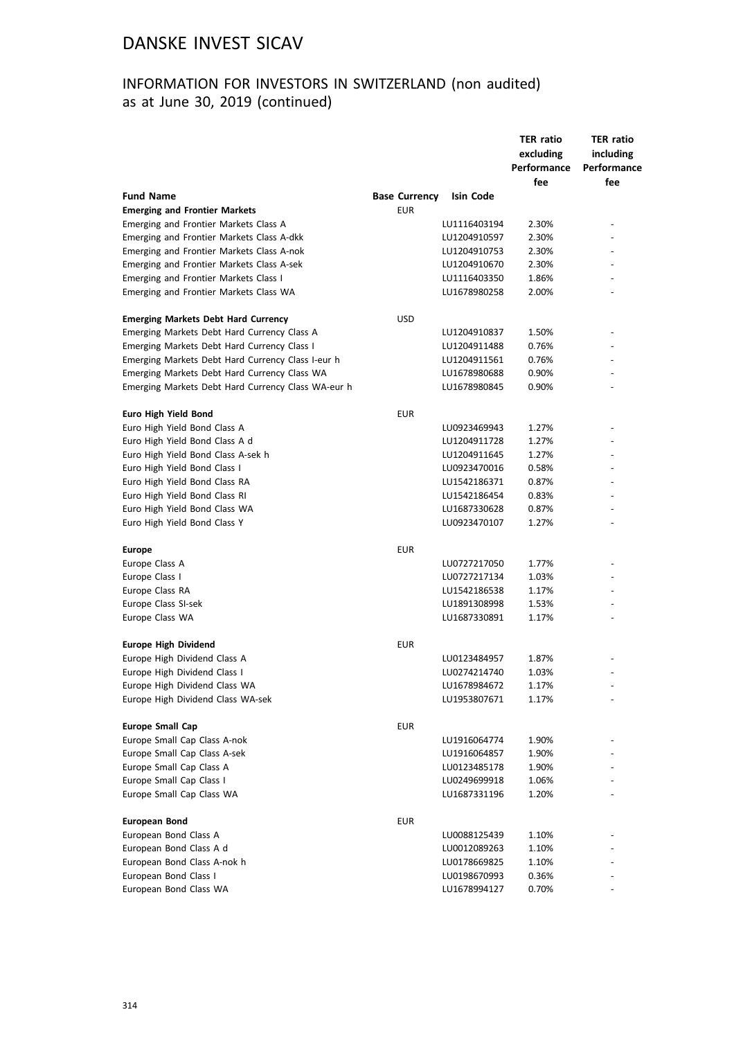# DANSKE INVEST SICAV

## INFORMATION FOR INVESTORS IN SWITZERLAND (non audited) as at June 30, 2019 (continued)

| Fund Name | Base Currency | Isin Code | TER ratio excluding Performance fee | TER ratio including Performance fee |
|---|---|---|---|---|
| **Emerging and Frontier Markets** | EUR | | | |
| Emerging and Frontier Markets Class A | | LU1116403194 | 2.30% | - |
| Emerging and Frontier Markets Class A-dkk | | LU1204910597 | 2.30% | - |
| Emerging and Frontier Markets Class A-nok | | LU1204910753 | 2.30% | - |
| Emerging and Frontier Markets Class A-sek | | LU1204910670 | 2.30% | - |
| Emerging and Frontier Markets Class I | | LU1116403350 | 1.86% | - |
| Emerging and Frontier Markets Class WA | | LU1678980258 | 2.00% | - |
| | | | | |
| **Emerging Markets Debt Hard Currency** | USD | | | |
| Emerging Markets Debt Hard Currency Class A | | LU1204910837 | 1.50% | - |
| Emerging Markets Debt Hard Currency Class I | | LU1204911488 | 0.76% | - |
| Emerging Markets Debt Hard Currency Class I-eur h | | LU1204911561 | 0.76% | - |
| Emerging Markets Debt Hard Currency Class WA | | LU1678980688 | 0.90% | - |
| Emerging Markets Debt Hard Currency Class WA-eur h | | LU1678980845 | 0.90% | - |
| | | | | |
| **Euro High Yield Bond** | EUR | | | |
| Euro High Yield Bond Class A | | LU0923469943 | 1.27% | - |
| Euro High Yield Bond Class A d | | LU1204911728 | 1.27% | - |
| Euro High Yield Bond Class A-sek h | | LU1204911645 | 1.27% | - |
| Euro High Yield Bond Class I | | LU0923470016 | 0.58% | - |
| Euro High Yield Bond Class RA | | LU1542186371 | 0.87% | - |
| Euro High Yield Bond Class RI | | LU1542186454 | 0.83% | - |
| Euro High Yield Bond Class WA | | LU1687330628 | 0.87% | - |
| Euro High Yield Bond Class Y | | LU0923470107 | 1.27% | - |
| | | | | |
| **Europe** | EUR | | | |
| Europe Class A | | LU0727217050 | 1.77% | - |
| Europe Class I | | LU0727217134 | 1.03% | - |
| Europe Class RA | | LU1542186538 | 1.17% | - |
| Europe Class SI-sek | | LU1891308998 | 1.53% | - |
| Europe Class WA | | LU1687330891 | 1.17% | - |
| | | | | |
| **Europe High Dividend** | EUR | | | |
| Europe High Dividend Class A | | LU0123484957 | 1.87% | - |
| Europe High Dividend Class I | | LU0274214740 | 1.03% | - |
| Europe High Dividend Class WA | | LU1678984672 | 1.17% | - |
| Europe High Dividend Class WA-sek | | LU1953807671 | 1.17% | - |
| | | | | |
| **Europe Small Cap** | EUR | | | |
| Europe Small Cap Class A-nok | | LU1916064774 | 1.90% | - |
| Europe Small Cap Class A-sek | | LU1916064857 | 1.90% | - |
| Europe Small Cap Class A | | LU0123485178 | 1.90% | - |
| Europe Small Cap Class I | | LU0249699918 | 1.06% | - |
| Europe Small Cap Class WA | | LU1687331196 | 1.20% | - |
| | | | | |
| **European Bond** | EUR | | | |
| European Bond Class A | | LU0088125439 | 1.10% | - |
| European Bond Class A d | | LU0012089263 | 1.10% | - |
| European Bond Class A-nok h | | LU0178669825 | 1.10% | - |
| European Bond Class I | | LU0198670993 | 0.36% | - |
| European Bond Class WA | | LU1678994127 | 0.70% | - |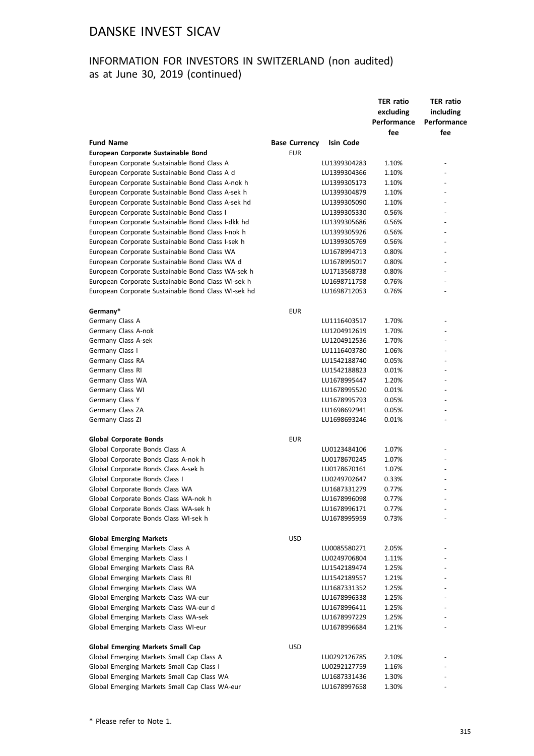# DANSKE INVEST SICAV

## INFORMATION FOR INVESTORS IN SWITZERLAND (non audited) as at June 30, 2019 (continued)

| Fund Name | Base Currency | Isin Code | TER ratio excluding Performance fee | TER ratio including Performance fee |
|---|---|---|---|---|
| **European Corporate Sustainable Bond** | EUR | | | |
| European Corporate Sustainable Bond Class A | | LU1399304283 | 1.10% | - |
| European Corporate Sustainable Bond Class A d | | LU1399304366 | 1.10% | - |
| European Corporate Sustainable Bond Class A-nok h | | LU1399305173 | 1.10% | - |
| European Corporate Sustainable Bond Class A-sek h | | LU1399304879 | 1.10% | - |
| European Corporate Sustainable Bond Class A-sek hd | | LU1399305090 | 1.10% | - |
| European Corporate Sustainable Bond Class I | | LU1399305330 | 0.56% | - |
| European Corporate Sustainable Bond Class I-dkk hd | | LU1399305686 | 0.56% | - |
| European Corporate Sustainable Bond Class I-nok h | | LU1399305926 | 0.56% | - |
| European Corporate Sustainable Bond Class I-sek h | | LU1399305769 | 0.56% | - |
| European Corporate Sustainable Bond Class WA | | LU1678994713 | 0.80% | - |
| European Corporate Sustainable Bond Class WA d | | LU1678995017 | 0.80% | - |
| European Corporate Sustainable Bond Class WA-sek h | | LU1713568738 | 0.80% | - |
| European Corporate Sustainable Bond Class WI-sek h | | LU1698711758 | 0.76% | - |
| European Corporate Sustainable Bond Class WI-sek hd | | LU1698712053 | 0.76% | - |
| | | | | |
| **Germany*** | EUR | | | |
| Germany Class A | | LU1116403517 | 1.70% | - |
| Germany Class A-nok | | LU1204912619 | 1.70% | - |
| Germany Class A-sek | | LU1204912536 | 1.70% | - |
| Germany Class I | | LU1116403780 | 1.06% | - |
| Germany Class RA | | LU1542188740 | 0.05% | - |
| Germany Class RI | | LU1542188823 | 0.01% | - |
| Germany Class WA | | LU1678995447 | 1.20% | - |
| Germany Class WI | | LU1678995520 | 0.01% | - |
| Germany Class Y | | LU1678995793 | 0.05% | - |
| Germany Class ZA | | LU1698692941 | 0.05% | - |
| Germany Class ZI | | LU1698693246 | 0.01% | - |
| | | | | |
| **Global Corporate Bonds** | EUR | | | |
| Global Corporate Bonds Class A | | LU0123484106 | 1.07% | - |
| Global Corporate Bonds Class A-nok h | | LU0178670245 | 1.07% | - |
| Global Corporate Bonds Class A-sek h | | LU0178670161 | 1.07% | - |
| Global Corporate Bonds Class I | | LU0249702647 | 0.33% | - |
| Global Corporate Bonds Class WA | | LU1687331279 | 0.77% | - |
| Global Corporate Bonds Class WA-nok h | | LU1678996098 | 0.77% | - |
| Global Corporate Bonds Class WA-sek h | | LU1678996171 | 0.77% | - |
| Global Corporate Bonds Class WI-sek h | | LU1678995959 | 0.73% | - |
| | | | | |
| **Global Emerging Markets** | USD | | | |
| Global Emerging Markets Class A | | LU0085580271 | 2.05% | - |
| Global Emerging Markets Class I | | LU0249706804 | 1.11% | - |
| Global Emerging Markets Class RA | | LU1542189474 | 1.25% | - |
| Global Emerging Markets Class RI | | LU1542189557 | 1.21% | - |
| Global Emerging Markets Class WA | | LU1687331352 | 1.25% | - |
| Global Emerging Markets Class WA-eur | | LU1678996338 | 1.25% | - |
| Global Emerging Markets Class WA-eur d | | LU1678996411 | 1.25% | - |
| Global Emerging Markets Class WA-sek | | LU1678997229 | 1.25% | - |
| Global Emerging Markets Class WI-eur | | LU1678996684 | 1.21% | - |
| | | | | |
| **Global Emerging Markets Small Cap** | USD | | | |
| Global Emerging Markets Small Cap Class A | | LU0292126785 | 2.10% | - |
| Global Emerging Markets Small Cap Class I | | LU0292127759 | 1.16% | - |
| Global Emerging Markets Small Cap Class WA | | LU1687331436 | 1.30% | - |
| Global Emerging Markets Small Cap Class WA-eur | | LU1678997658 | 1.30% | - |

\* Please refer to Note 1.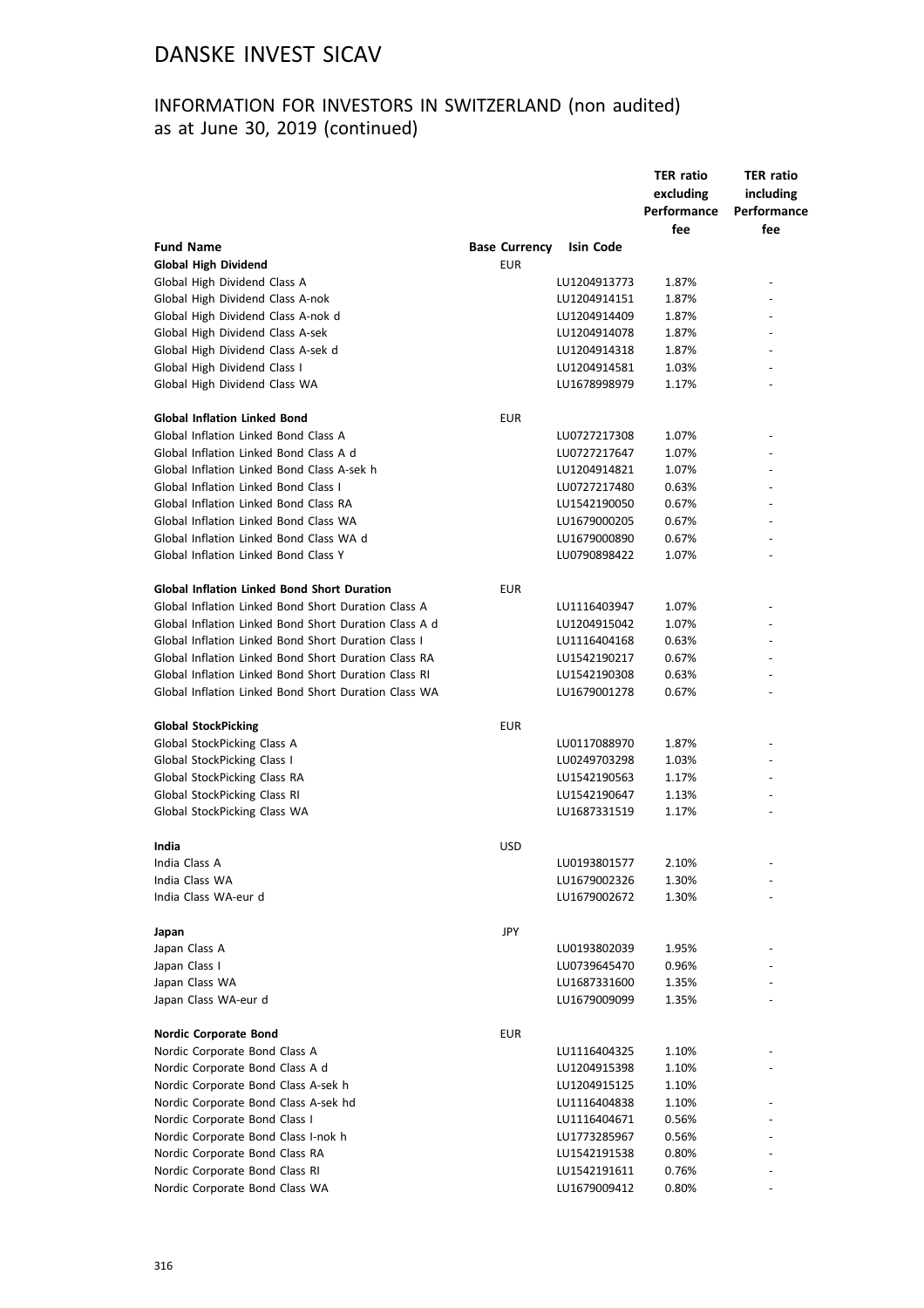# DANSKE INVEST SICAV

## INFORMATION FOR INVESTORS IN SWITZERLAND (non audited) as at June 30, 2019 (continued)

| Fund Name | Base Currency | Isin Code | TER ratio excluding Performance fee | TER ratio including Performance fee |
|---|---|---|---|---|
| **Global High Dividend** | EUR | | | |
| Global High Dividend Class A | | LU1204913773 | 1.87% | - |
| Global High Dividend Class A-nok | | LU1204914151 | 1.87% | - |
| Global High Dividend Class A-nok d | | LU1204914409 | 1.87% | - |
| Global High Dividend Class A-sek | | LU1204914078 | 1.87% | - |
| Global High Dividend Class A-sek d | | LU1204914318 | 1.87% | - |
| Global High Dividend Class I | | LU1204914581 | 1.03% | - |
| Global High Dividend Class WA | | LU1678998979 | 1.17% | - |
| **Global Inflation Linked Bond** | EUR | | | |
| Global Inflation Linked Bond Class A | | LU0727217308 | 1.07% | - |
| Global Inflation Linked Bond Class A d | | LU0727217647 | 1.07% | - |
| Global Inflation Linked Bond Class A-sek h | | LU1204914821 | 1.07% | - |
| Global Inflation Linked Bond Class I | | LU0727217480 | 0.63% | - |
| Global Inflation Linked Bond Class RA | | LU1542190050 | 0.67% | - |
| Global Inflation Linked Bond Class WA | | LU1679000205 | 0.67% | - |
| Global Inflation Linked Bond Class WA d | | LU1679000890 | 0.67% | - |
| Global Inflation Linked Bond Class Y | | LU0790898422 | 1.07% | - |
| **Global Inflation Linked Bond Short Duration** | EUR | | | |
| Global Inflation Linked Bond Short Duration Class A | | LU1116403947 | 1.07% | - |
| Global Inflation Linked Bond Short Duration Class A d | | LU1204915042 | 1.07% | - |
| Global Inflation Linked Bond Short Duration Class I | | LU1116404168 | 0.63% | - |
| Global Inflation Linked Bond Short Duration Class RA | | LU1542190217 | 0.67% | - |
| Global Inflation Linked Bond Short Duration Class RI | | LU1542190308 | 0.63% | - |
| Global Inflation Linked Bond Short Duration Class WA | | LU1679001278 | 0.67% | - |
| **Global StockPicking** | EUR | | | |
| Global StockPicking Class A | | LU0117088970 | 1.87% | - |
| Global StockPicking Class I | | LU0249703298 | 1.03% | - |
| Global StockPicking Class RA | | LU1542190563 | 1.17% | - |
| Global StockPicking Class RI | | LU1542190647 | 1.13% | - |
| Global StockPicking Class WA | | LU1687331519 | 1.17% | - |
| **India** | USD | | | |
| India Class A | | LU0193801577 | 2.10% | - |
| India Class WA | | LU1679002326 | 1.30% | - |
| India Class WA-eur d | | LU1679002672 | 1.30% | - |
| **Japan** | JPY | | | |
| Japan Class A | | LU0193802039 | 1.95% | - |
| Japan Class I | | LU0739645470 | 0.96% | - |
| Japan Class WA | | LU1687331600 | 1.35% | - |
| Japan Class WA-eur d | | LU1679009099 | 1.35% | - |
| **Nordic Corporate Bond** | EUR | | | |
| Nordic Corporate Bond Class A | | LU1116404325 | 1.10% | - |
| Nordic Corporate Bond Class A d | | LU1204915398 | 1.10% | - |
| Nordic Corporate Bond Class A-sek h | | LU1204915125 | 1.10% | |
| Nordic Corporate Bond Class A-sek hd | | LU1116404838 | 1.10% | - |
| Nordic Corporate Bond Class I | | LU1116404671 | 0.56% | - |
| Nordic Corporate Bond Class I-nok h | | LU1773285967 | 0.56% | - |
| Nordic Corporate Bond Class RA | | LU1542191538 | 0.80% | - |
| Nordic Corporate Bond Class RI | | LU1542191611 | 0.76% | - |
| Nordic Corporate Bond Class WA | | LU1679009412 | 0.80% | - |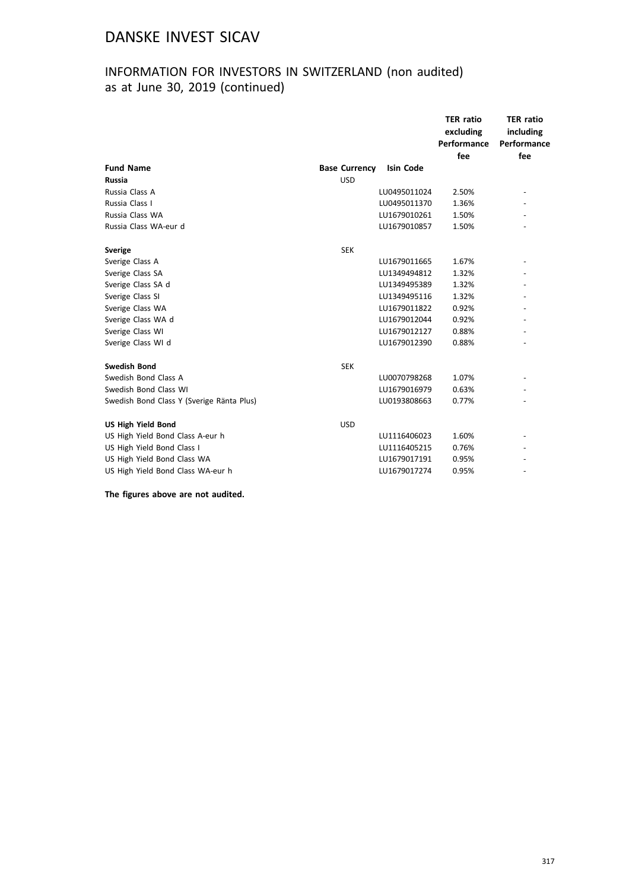# DANSKE INVEST SICAV

## INFORMATION FOR INVESTORS IN SWITZERLAND (non audited)
## as at June 30, 2019 (continued)

| Fund Name | Base Currency | Isin Code | TER ratio excluding Performance fee | TER ratio including Performance fee |
|---|---|---|---|---|
| **Russia** | USD | | | |
| Russia Class A | | LU0495011024 | 2.50% | - |
| Russia Class I | | LU0495011370 | 1.36% | - |
| Russia Class WA | | LU1679010261 | 1.50% | - |
| Russia Class WA-eur d | | LU1679010857 | 1.50% | - |
| | | | | |
| **Sverige** | SEK | | | |
| Sverige Class A | | LU1679011665 | 1.67% | - |
| Sverige Class SA | | LU1349494812 | 1.32% | - |
| Sverige Class SA d | | LU1349495389 | 1.32% | - |
| Sverige Class SI | | LU1349495116 | 1.32% | - |
| Sverige Class WA | | LU1679011822 | 0.92% | - |
| Sverige Class WA d | | LU1679012044 | 0.92% | - |
| Sverige Class WI | | LU1679012127 | 0.88% | - |
| Sverige Class WI d | | LU1679012390 | 0.88% | - |
| | | | | |
| **Swedish Bond** | SEK | | | |
| Swedish Bond Class A | | LU0070798268 | 1.07% | - |
| Swedish Bond Class WI | | LU1679016979 | 0.63% | - |
| Swedish Bond Class Y (Sverige Ränta Plus) | | LU0193808663 | 0.77% | - |
| | | | | |
| **US High Yield Bond** | USD | | | |
| US High Yield Bond Class A-eur h | | LU1116406023 | 1.60% | - |
| US High Yield Bond Class I | | LU1116405215 | 0.76% | - |
| US High Yield Bond Class WA | | LU1679017191 | 0.95% | - |
| US High Yield Bond Class WA-eur h | | LU1679017274 | 0.95% | - |

**The figures above are not audited.**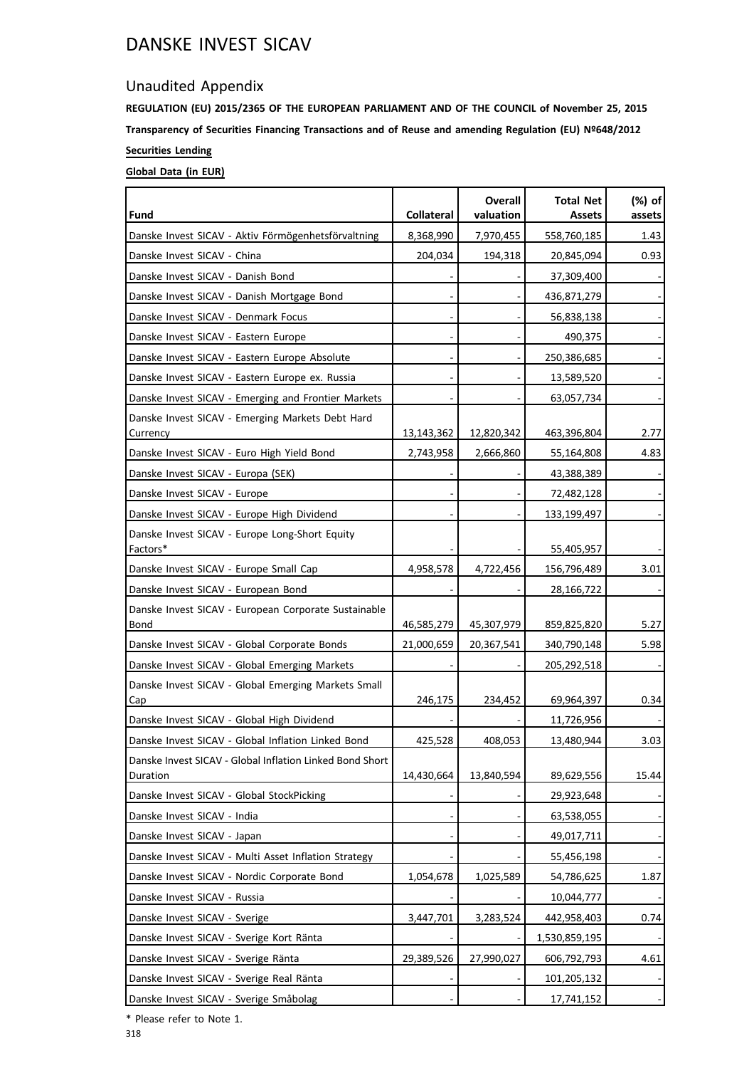# DANSKE INVEST SICAV

## Unaudited Appendix

**REGULATION (EU) 2015/2365 OF THE EUROPEAN PARLIAMENT AND OF THE COUNCIL of November 25, 2015**

**Transparency of Securities Financing Transactions and of Reuse and amending Regulation (EU) №648/2012**

**Securities Lending**

**Global Data (in EUR)**

| Fund | Collateral | Overall valuation | Total Net Assets | (%) of assets |
|---|---|---|---|---|
| Danske Invest SICAV - Aktiv Förmögenhetsförvaltning | 8,368,990 | 7,970,455 | 558,760,185 | 1.43 |
| Danske Invest SICAV - China | 204,034 | 194,318 | 20,845,094 | 0.93 |
| Danske Invest SICAV - Danish Bond | - | - | 37,309,400 | - |
| Danske Invest SICAV - Danish Mortgage Bond | - | - | 436,871,279 | - |
| Danske Invest SICAV - Denmark Focus | - | - | 56,838,138 | - |
| Danske Invest SICAV - Eastern Europe | - | - | 490,375 | - |
| Danske Invest SICAV - Eastern Europe Absolute | - | - | 250,386,685 | - |
| Danske Invest SICAV - Eastern Europe ex. Russia | - | - | 13,589,520 | - |
| Danske Invest SICAV - Emerging and Frontier Markets | - | - | 63,057,734 | - |
| Danske Invest SICAV - Emerging Markets Debt Hard Currency | 13,143,362 | 12,820,342 | 463,396,804 | 2.77 |
| Danske Invest SICAV - Euro High Yield Bond | 2,743,958 | 2,666,860 | 55,164,808 | 4.83 |
| Danske Invest SICAV - Europa (SEK) | - | - | 43,388,389 | - |
| Danske Invest SICAV - Europe | - | - | 72,482,128 | - |
| Danske Invest SICAV - Europe High Dividend | - | - | 133,199,497 | - |
| Danske Invest SICAV - Europe Long-Short Equity Factors* | - | - | 55,405,957 | - |
| Danske Invest SICAV - Europe Small Cap | 4,958,578 | 4,722,456 | 156,796,489 | 3.01 |
| Danske Invest SICAV - European Bond | - | - | 28,166,722 | - |
| Danske Invest SICAV - European Corporate Sustainable Bond | 46,585,279 | 45,307,979 | 859,825,820 | 5.27 |
| Danske Invest SICAV - Global Corporate Bonds | 21,000,659 | 20,367,541 | 340,790,148 | 5.98 |
| Danske Invest SICAV - Global Emerging Markets | - | - | 205,292,518 | - |
| Danske Invest SICAV - Global Emerging Markets Small Cap | 246,175 | 234,452 | 69,964,397 | 0.34 |
| Danske Invest SICAV - Global High Dividend | - | - | 11,726,956 | - |
| Danske Invest SICAV - Global Inflation Linked Bond | 425,528 | 408,053 | 13,480,944 | 3.03 |
| Danske Invest SICAV - Global Inflation Linked Bond Short Duration | 14,430,664 | 13,840,594 | 89,629,556 | 15.44 |
| Danske Invest SICAV - Global StockPicking | - | - | 29,923,648 | - |
| Danske Invest SICAV - India | - | - | 63,538,055 | - |
| Danske Invest SICAV - Japan | - | - | 49,017,711 | - |
| Danske Invest SICAV - Multi Asset Inflation Strategy | - | - | 55,456,198 | - |
| Danske Invest SICAV - Nordic Corporate Bond | 1,054,678 | 1,025,589 | 54,786,625 | 1.87 |
| Danske Invest SICAV - Russia | - | - | 10,044,777 | - |
| Danske Invest SICAV - Sverige | 3,447,701 | 3,283,524 | 442,958,403 | 0.74 |
| Danske Invest SICAV - Sverige Kort Ränta | - | - | 1,530,859,195 | - |
| Danske Invest SICAV - Sverige Ränta | 29,389,526 | 27,990,027 | 606,792,793 | 4.61 |
| Danske Invest SICAV - Sverige Real Ränta | - | - | 101,205,132 | - |
| Danske Invest SICAV - Sverige Småbolag | - | - | 17,741,152 | - |

* Please refer to Note 1.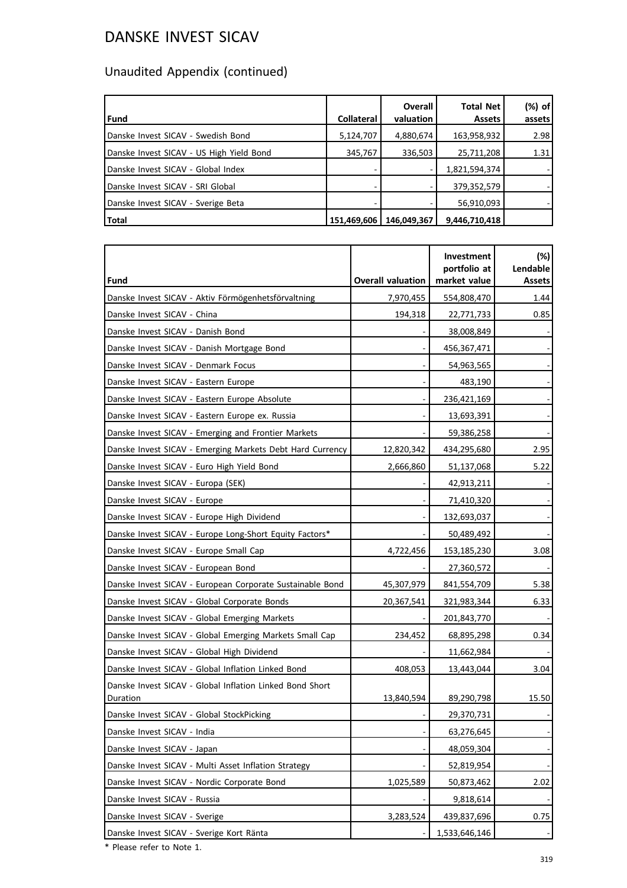# DANSKE INVEST SICAV

## Unaudited Appendix (continued)

| Fund | Collateral | Overall valuation | Total Net Assets | (%) of assets |
|---|---|---|---|---|
| Danske Invest SICAV - Swedish Bond | 5,124,707 | 4,880,674 | 163,958,932 | 2.98 |
| Danske Invest SICAV - US High Yield Bond | 345,767 | 336,503 | 25,711,208 | 1.31 |
| Danske Invest SICAV - Global Index | - | - | 1,821,594,374 | - |
| Danske Invest SICAV - SRI Global | - | - | 379,352,579 | - |
| Danske Invest SICAV - Sverige Beta | - | - | 56,910,093 | - |
| **Total** | 151,469,606 | 146,049,367 | 9,446,710,418 | |

| Fund | Overall valuation | Investment portfolio at market value | (%) Lendable Assets |
|---|---|---|---|
| Danske Invest SICAV - Aktiv Förmögenhetsförvaltning | 7,970,455 | 554,808,470 | 1.44 |
| Danske Invest SICAV - China | 194,318 | 22,771,733 | 0.85 |
| Danske Invest SICAV - Danish Bond | - | 38,008,849 | - |
| Danske Invest SICAV - Danish Mortgage Bond | - | 456,367,471 | - |
| Danske Invest SICAV - Denmark Focus | - | 54,963,565 | - |
| Danske Invest SICAV - Eastern Europe | - | 483,190 | - |
| Danske Invest SICAV - Eastern Europe Absolute | - | 236,421,169 | - |
| Danske Invest SICAV - Eastern Europe ex. Russia | - | 13,693,391 | - |
| Danske Invest SICAV - Emerging and Frontier Markets | - | 59,386,258 | - |
| Danske Invest SICAV - Emerging Markets Debt Hard Currency | 12,820,342 | 434,295,680 | 2.95 |
| Danske Invest SICAV - Euro High Yield Bond | 2,666,860 | 51,137,068 | 5.22 |
| Danske Invest SICAV - Europa (SEK) | - | 42,913,211 | - |
| Danske Invest SICAV - Europe | - | 71,410,320 | - |
| Danske Invest SICAV - Europe High Dividend | - | 132,693,037 | - |
| Danske Invest SICAV - Europe Long-Short Equity Factors* | - | 50,489,492 | - |
| Danske Invest SICAV - Europe Small Cap | 4,722,456 | 153,185,230 | 3.08 |
| Danske Invest SICAV - European Bond | - | 27,360,572 | - |
| Danske Invest SICAV - European Corporate Sustainable Bond | 45,307,979 | 841,554,709 | 5.38 |
| Danske Invest SICAV - Global Corporate Bonds | 20,367,541 | 321,983,344 | 6.33 |
| Danske Invest SICAV - Global Emerging Markets | - | 201,843,770 | - |
| Danske Invest SICAV - Global Emerging Markets Small Cap | 234,452 | 68,895,298 | 0.34 |
| Danske Invest SICAV - Global High Dividend | - | 11,662,984 | - |
| Danske Invest SICAV - Global Inflation Linked Bond | 408,053 | 13,443,044 | 3.04 |
| Danske Invest SICAV - Global Inflation Linked Bond Short Duration | 13,840,594 | 89,290,798 | 15.50 |
| Danske Invest SICAV - Global StockPicking | - | 29,370,731 | - |
| Danske Invest SICAV - India | - | 63,276,645 | - |
| Danske Invest SICAV - Japan | - | 48,059,304 | - |
| Danske Invest SICAV - Multi Asset Inflation Strategy | - | 52,819,954 | - |
| Danske Invest SICAV - Nordic Corporate Bond | 1,025,589 | 50,873,462 | 2.02 |
| Danske Invest SICAV - Russia | - | 9,818,614 | - |
| Danske Invest SICAV - Sverige | 3,283,524 | 439,837,696 | 0.75 |
| Danske Invest SICAV - Sverige Kort Ränta | - | 1,533,646,146 | - |

* Please refer to Note 1.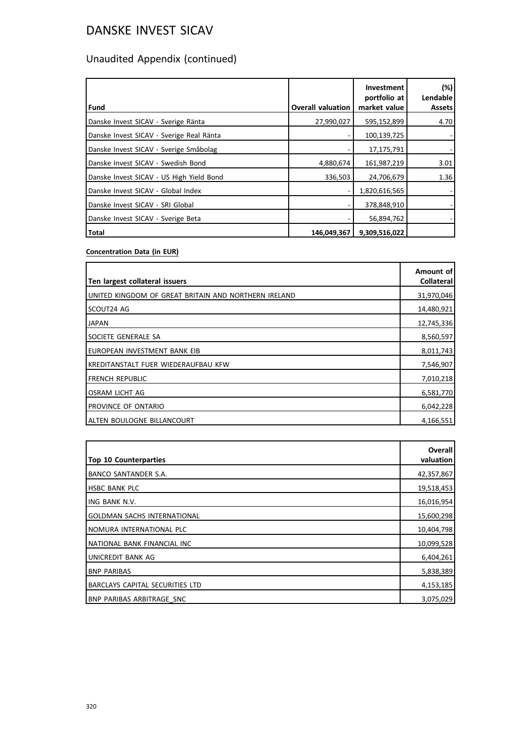# DANSKE INVEST SICAV

## Unaudited Appendix (continued)

| Fund | Overall valuation | Investment portfolio at market value | (%) Lendable Assets |
|---|---|---|---|
| Danske Invest SICAV - Sverige Ränta | 27,990,027 | 595,152,899 | 4.70 |
| Danske Invest SICAV - Sverige Real Ränta | - | 100,139,725 | - |
| Danske Invest SICAV - Sverige Småbolag | - | 17,175,791 | - |
| Danske Invest SICAV - Swedish Bond | 4,880,674 | 161,987,219 | 3.01 |
| Danske Invest SICAV - US High Yield Bond | 336,503 | 24,706,679 | 1.36 |
| Danske Invest SICAV - Global Index | - | 1,820,616,565 | - |
| Danske Invest SICAV - SRI Global | - | 378,848,910 | - |
| Danske Invest SICAV - Sverige Beta | - | 56,894,762 | - |
| **Total** | **146,049,367** | **9,309,516,022** | |

**Concentration Data (in EUR)**

| Ten largest collateral issuers | Amount of Collateral |
|---|---|
| UNITED KINGDOM OF GREAT BRITAIN AND NORTHERN IRELAND | 31,970,046 |
| SCOUT24 AG | 14,480,921 |
| JAPAN | 12,745,336 |
| SOCIETE GENERALE SA | 8,560,597 |
| EUROPEAN INVESTMENT BANK EIB | 8,011,743 |
| KREDITANSTALT FUER WIEDERAUFBAU KFW | 7,546,907 |
| FRENCH REPUBLIC | 7,010,218 |
| OSRAM LICHT AG | 6,581,770 |
| PROVINCE OF ONTARIO | 6,042,228 |
| ALTEN BOULOGNE BILLANCOURT | 4,166,551 |

| Top 10 Counterparties | Overall valuation |
|---|---|
| BANCO SANTANDER S.A. | 42,357,867 |
| HSBC BANK PLC | 19,518,453 |
| ING BANK N.V. | 16,016,954 |
| GOLDMAN SACHS INTERNATIONAL | 15,600,298 |
| NOMURA INTERNATIONAL PLC | 10,404,798 |
| NATIONAL BANK FINANCIAL INC | 10,099,528 |
| UNICREDIT BANK AG | 6,404,261 |
| BNP PARIBAS | 5,838,389 |
| BARCLAYS CAPITAL SECURITIES LTD | 4,153,185 |
| BNP PARIBAS ARBITRAGE_SNC | 3,075,029 |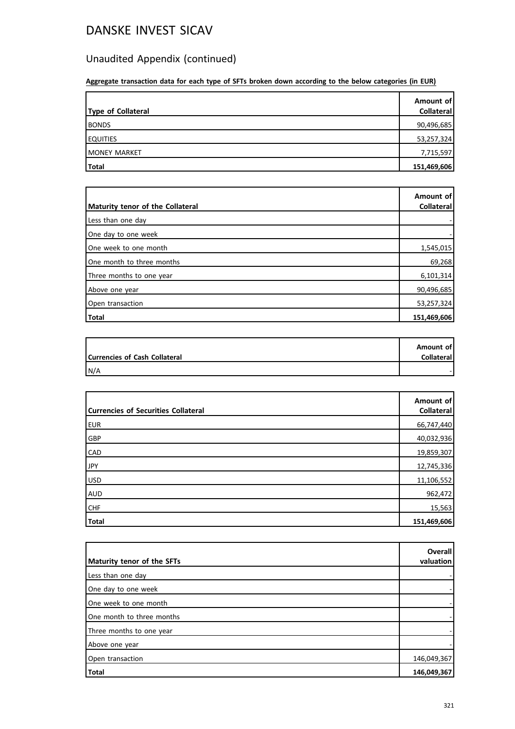# DANSKE INVEST SICAV

## Unaudited Appendix (continued)

**Aggregate transaction data for each type of SFTs broken down according to the below categories (in EUR)**

| Type of Collateral | Amount of Collateral |
|---|---|
| BONDS | 90,496,685 |
| EQUITIES | 53,257,324 |
| MONEY MARKET | 7,715,597 |
| **Total** | **151,469,606** |

| Maturity tenor of the Collateral | Amount of Collateral |
|---|---|
| Less than one day | - |
| One day to one week | - |
| One week to one month | 1,545,015 |
| One month to three months | 69,268 |
| Three months to one year | 6,101,314 |
| Above one year | 90,496,685 |
| Open transaction | 53,257,324 |
| **Total** | **151,469,606** |

| Currencies of Cash Collateral | Amount of Collateral |
|---|---|
| N/A | - |

| Currencies of Securities Collateral | Amount of Collateral |
|---|---|
| EUR | 66,747,440 |
| GBP | 40,032,936 |
| CAD | 19,859,307 |
| JPY | 12,745,336 |
| USD | 11,106,552 |
| AUD | 962,472 |
| CHF | 15,563 |
| **Total** | **151,469,606** |

| Maturity tenor of the SFTs | Overall valuation |
|---|---|
| Less than one day | - |
| One day to one week | - |
| One week to one month | - |
| One month to three months | - |
| Three months to one year | - |
| Above one year | - |
| Open transaction | 146,049,367 |
| **Total** | **146,049,367** |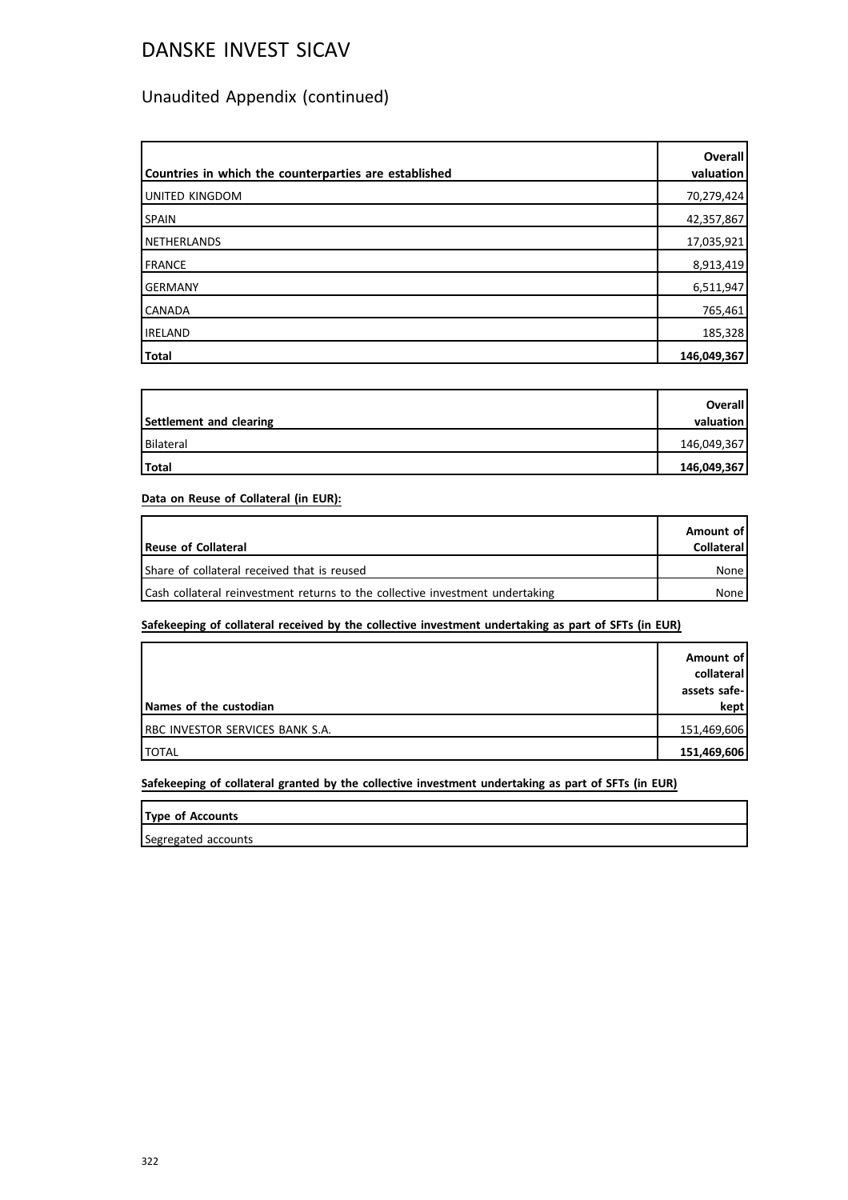# DANSKE INVEST SICAV

## Unaudited Appendix (continued)

| Countries in which the counterparties are established | Overall valuation |
|---|---|
| UNITED KINGDOM | 70,279,424 |
| SPAIN | 42,357,867 |
| NETHERLANDS | 17,035,921 |
| FRANCE | 8,913,419 |
| GERMANY | 6,511,947 |
| CANADA | 765,461 |
| IRELAND | 185,328 |
| **Total** | **146,049,367** |

| Settlement and clearing | Overall valuation |
|---|---|
| Bilateral | 146,049,367 |
| **Total** | **146,049,367** |

**Data on Reuse of Collateral (in EUR):**

| Reuse of Collateral | Amount of Collateral |
|---|---|
| Share of collateral received that is reused | None |
| Cash collateral reinvestment returns to the collective investment undertaking | None |

**Safekeeping of collateral received by the collective investment undertaking as part of SFTs (in EUR)**

| Names of the custodian | Amount of collateral assets safe-kept |
|---|---|
| RBC INVESTOR SERVICES BANK S.A. | 151,469,606 |
| TOTAL | **151,469,606** |

**Safekeeping of collateral granted by the collective investment undertaking as part of SFTs (in EUR)**

| Type of Accounts |
|---|
| Segregated accounts |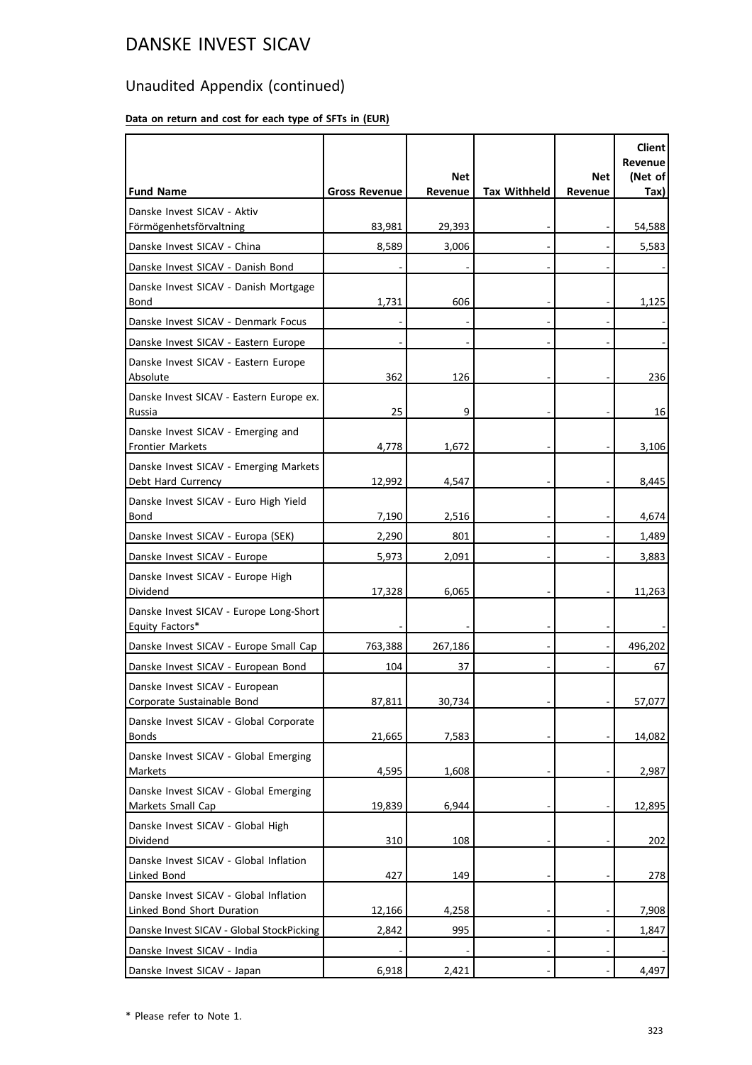# DANSKE INVEST SICAV

## Unaudited Appendix (continued)

**Data on return and cost for each type of SFTs in (EUR)**

| Fund Name | Gross Revenue | Net Revenue | Tax Withheld | Net Revenue | Client Revenue (Net of Tax) |
|---|---|---|---|---|---|
| Danske Invest SICAV - Aktiv Förmögenhetsförvaltning | 83,981 | 29,393 | - | - | 54,588 |
| Danske Invest SICAV - China | 8,589 | 3,006 | - | - | 5,583 |
| Danske Invest SICAV - Danish Bond | - | - | - | - | - |
| Danske Invest SICAV - Danish Mortgage Bond | 1,731 | 606 | - | - | 1,125 |
| Danske Invest SICAV - Denmark Focus | - | - | - | - | - |
| Danske Invest SICAV - Eastern Europe | - | - | - | - | - |
| Danske Invest SICAV - Eastern Europe Absolute | 362 | 126 | - | - | 236 |
| Danske Invest SICAV - Eastern Europe ex. Russia | 25 | 9 | - | - | 16 |
| Danske Invest SICAV - Emerging and Frontier Markets | 4,778 | 1,672 | - | - | 3,106 |
| Danske Invest SICAV - Emerging Markets Debt Hard Currency | 12,992 | 4,547 | - | - | 8,445 |
| Danske Invest SICAV - Euro High Yield Bond | 7,190 | 2,516 | - | - | 4,674 |
| Danske Invest SICAV - Europa (SEK) | 2,290 | 801 | - | - | 1,489 |
| Danske Invest SICAV - Europe | 5,973 | 2,091 | - | - | 3,883 |
| Danske Invest SICAV - Europe High Dividend | 17,328 | 6,065 | - | - | 11,263 |
| Danske Invest SICAV - Europe Long-Short Equity Factors* | - | - | - | - | - |
| Danske Invest SICAV - Europe Small Cap | 763,388 | 267,186 | - | - | 496,202 |
| Danske Invest SICAV - European Bond | 104 | 37 | - | - | 67 |
| Danske Invest SICAV - European Corporate Sustainable Bond | 87,811 | 30,734 | - | - | 57,077 |
| Danske Invest SICAV - Global Corporate Bonds | 21,665 | 7,583 | - | - | 14,082 |
| Danske Invest SICAV - Global Emerging Markets | 4,595 | 1,608 | - | - | 2,987 |
| Danske Invest SICAV - Global Emerging Markets Small Cap | 19,839 | 6,944 | - | - | 12,895 |
| Danske Invest SICAV - Global High Dividend | 310 | 108 | - | - | 202 |
| Danske Invest SICAV - Global Inflation Linked Bond | 427 | 149 | - | - | 278 |
| Danske Invest SICAV - Global Inflation Linked Bond Short Duration | 12,166 | 4,258 | - | - | 7,908 |
| Danske Invest SICAV - Global StockPicking | 2,842 | 995 | - | - | 1,847 |
| Danske Invest SICAV - India | - | - | - | - | - |
| Danske Invest SICAV - Japan | 6,918 | 2,421 | - | - | 4,497 |

* Please refer to Note 1.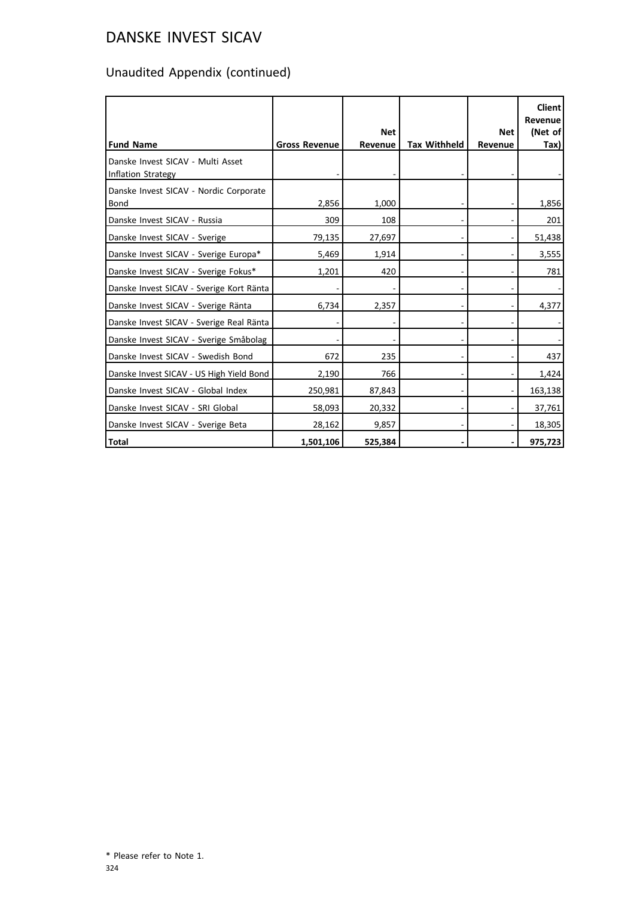# DANSKE INVEST SICAV

## Unaudited Appendix (continued)

| Fund Name | Gross Revenue | Net Revenue | Tax Withheld | Net Revenue | Client Revenue (Net of Tax) |
|---|---|---|---|---|---|
| Danske Invest SICAV - Multi Asset Inflation Strategy | - | - | - | - | - |
| Danske Invest SICAV - Nordic Corporate Bond | 2,856 | 1,000 | - | - | 1,856 |
| Danske Invest SICAV - Russia | 309 | 108 | - | - | 201 |
| Danske Invest SICAV - Sverige | 79,135 | 27,697 | - | - | 51,438 |
| Danske Invest SICAV - Sverige Europa* | 5,469 | 1,914 | - | - | 3,555 |
| Danske Invest SICAV - Sverige Fokus* | 1,201 | 420 | - | - | 781 |
| Danske Invest SICAV - Sverige Kort Ränta | - | - | - | - | - |
| Danske Invest SICAV - Sverige Ränta | 6,734 | 2,357 | - | - | 4,377 |
| Danske Invest SICAV - Sverige Real Ränta | - | - | - | - | - |
| Danske Invest SICAV - Sverige Småbolag | - | - | - | - | - |
| Danske Invest SICAV - Swedish Bond | 672 | 235 | - | - | 437 |
| Danske Invest SICAV - US High Yield Bond | 2,190 | 766 | - | - | 1,424 |
| Danske Invest SICAV - Global Index | 250,981 | 87,843 | - | - | 163,138 |
| Danske Invest SICAV - SRI Global | 58,093 | 20,332 | - | - | 37,761 |
| Danske Invest SICAV - Sverige Beta | 28,162 | 9,857 | - | - | 18,305 |
| **Total** | **1,501,106** | **525,384** | **-** | **-** | **975,723** |

\* Please refer to Note 1.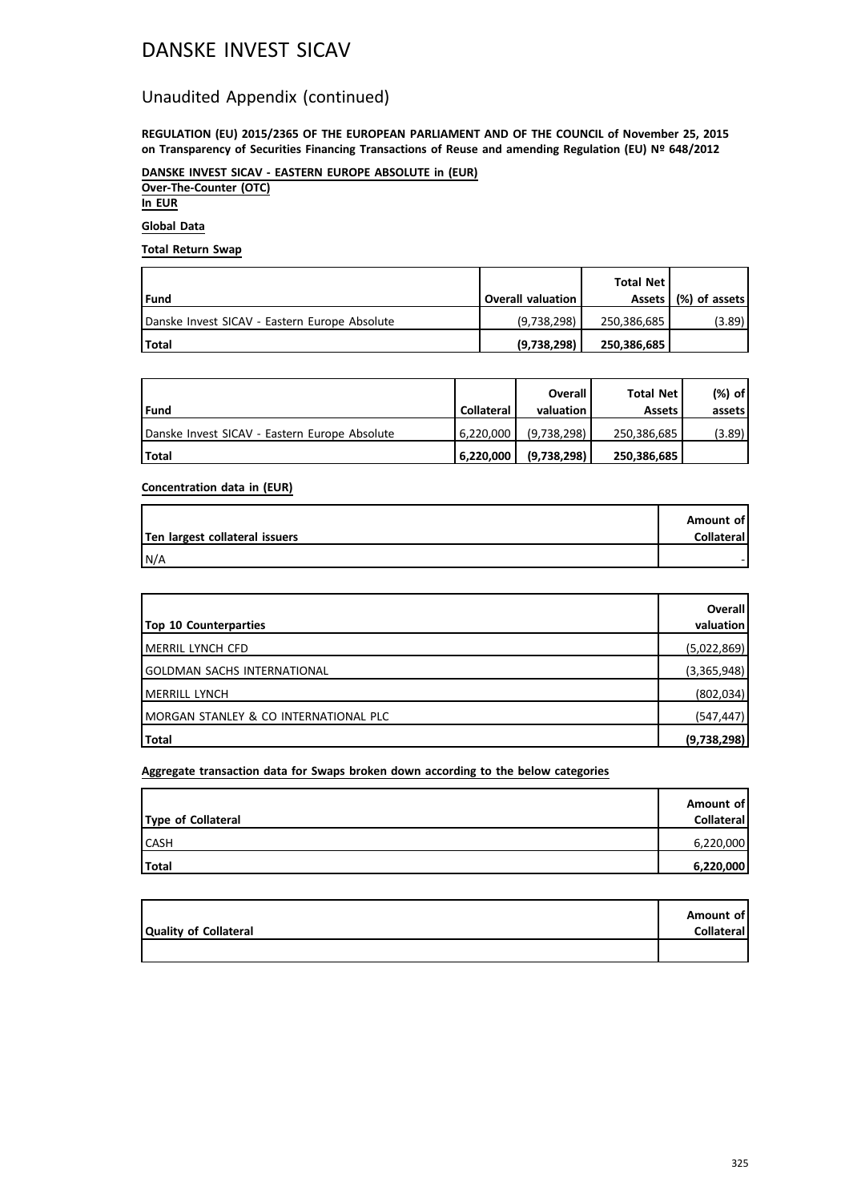# DANSKE INVEST SICAV

## Unaudited Appendix (continued)

**REGULATION (EU) 2015/2365 OF THE EUROPEAN PARLIAMENT AND OF THE COUNCIL of November 25, 2015 on Transparency of Securities Financing Transactions of Reuse and amending Regulation (EU) Nº 648/2012**

**DANSKE INVEST SICAV - EASTERN EUROPE ABSOLUTE in (EUR)**
**Over-The-Counter (OTC)**
**In EUR**

**Global Data**

**Total Return Swap**

| Fund | Overall valuation | Total Net Assets | (%) of assets |
|---|---|---|---|
| Danske Invest SICAV - Eastern Europe Absolute | (9,738,298) | 250,386,685 | (3.89) |
| **Total** | **(9,738,298)** | **250,386,685** | |

| Fund | Collateral | Overall valuation | Total Net Assets | (%) of assets |
|---|---|---|---|---|
| Danske Invest SICAV - Eastern Europe Absolute | 6,220,000 | (9,738,298) | 250,386,685 | (3.89) |
| **Total** | **6,220,000** | **(9,738,298)** | **250,386,685** | |

**Concentration data in (EUR)**

| Ten largest collateral issuers | Amount of Collateral |
|---|---|
| N/A | - |

| Top 10 Counterparties | Overall valuation |
|---|---|
| MERRIL LYNCH CFD | (5,022,869) |
| GOLDMAN SACHS INTERNATIONAL | (3,365,948) |
| MERRILL LYNCH | (802,034) |
| MORGAN STANLEY & CO INTERNATIONAL PLC | (547,447) |
| **Total** | **(9,738,298)** |

**Aggregate transaction data for Swaps broken down according to the below categories**

| Type of Collateral | Amount of Collateral |
|---|---|
| CASH | 6,220,000 |
| **Total** | **6,220,000** |

| Quality of Collateral | Amount of Collateral |
|---|---|
| | |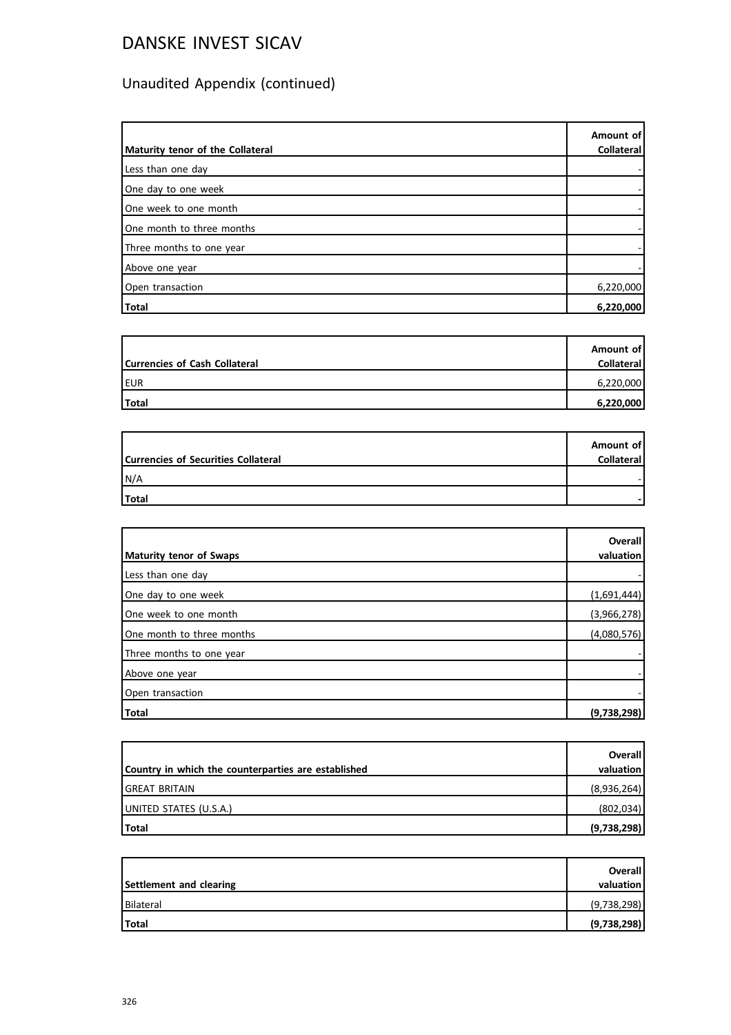# DANSKE INVEST SICAV

## Unaudited Appendix (continued)

| Maturity tenor of the Collateral | Amount of Collateral |
|---|---|
| Less than one day | - |
| One day to one week | - |
| One week to one month | - |
| One month to three months | - |
| Three months to one year | - |
| Above one year | - |
| Open transaction | 6,220,000 |
| **Total** | **6,220,000** |

| Currencies of Cash Collateral | Amount of Collateral |
|---|---|
| EUR | 6,220,000 |
| **Total** | **6,220,000** |

| Currencies of Securities Collateral | Amount of Collateral |
|---|---|
| N/A | - |
| **Total** | **-** |

| Maturity tenor of Swaps | Overall valuation |
|---|---|
| Less than one day | - |
| One day to one week | (1,691,444) |
| One week to one month | (3,966,278) |
| One month to three months | (4,080,576) |
| Three months to one year | - |
| Above one year | - |
| Open transaction | - |
| **Total** | **(9,738,298)** |

| Country in which the counterparties are established | Overall valuation |
|---|---|
| GREAT BRITAIN | (8,936,264) |
| UNITED STATES (U.S.A.) | (802,034) |
| **Total** | **(9,738,298)** |

| Settlement and clearing | Overall valuation |
|---|---|
| Bilateral | (9,738,298) |
| **Total** | **(9,738,298)** |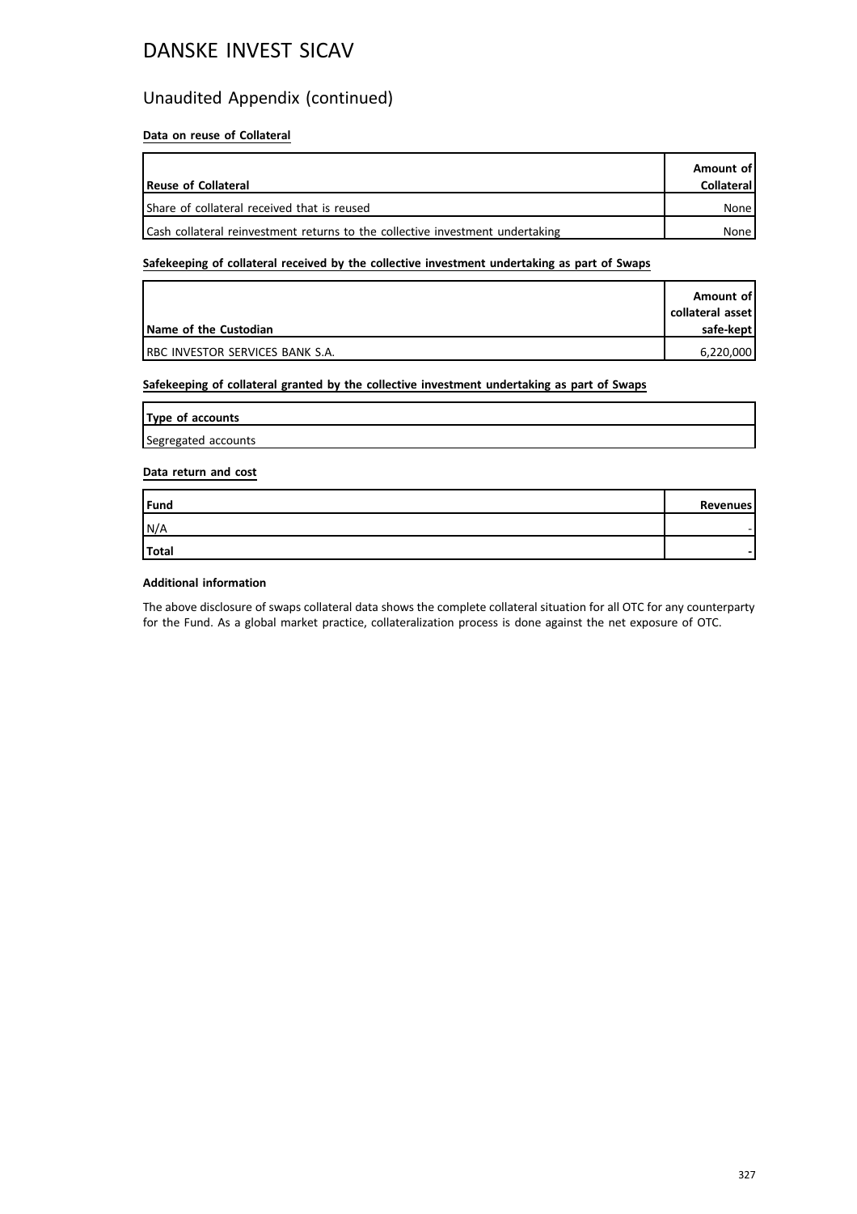# DANSKE INVEST SICAV

## Unaudited Appendix (continued)

**Data on reuse of Collateral**

| Reuse of Collateral | Amount of Collateral |
|---|---|
| Share of collateral received that is reused | None |
| Cash collateral reinvestment returns to the collective investment undertaking | None |

**Safekeeping of collateral received by the collective investment undertaking as part of Swaps**

| Name of the Custodian | Amount of collateral asset safe-kept |
|---|---|
| RBC INVESTOR SERVICES BANK S.A. | 6,220,000 |

**Safekeeping of collateral granted by the collective investment undertaking as part of Swaps**

| Type of accounts |
|---|
| Segregated accounts |

**Data return and cost**

| Fund | Revenues |
|---|---|
| N/A | - |
| **Total** | **-** |

**Additional information**

The above disclosure of swaps collateral data shows the complete collateral situation for all OTC for any counterparty for the Fund. As a global market practice, collateralization process is done against the net exposure of OTC.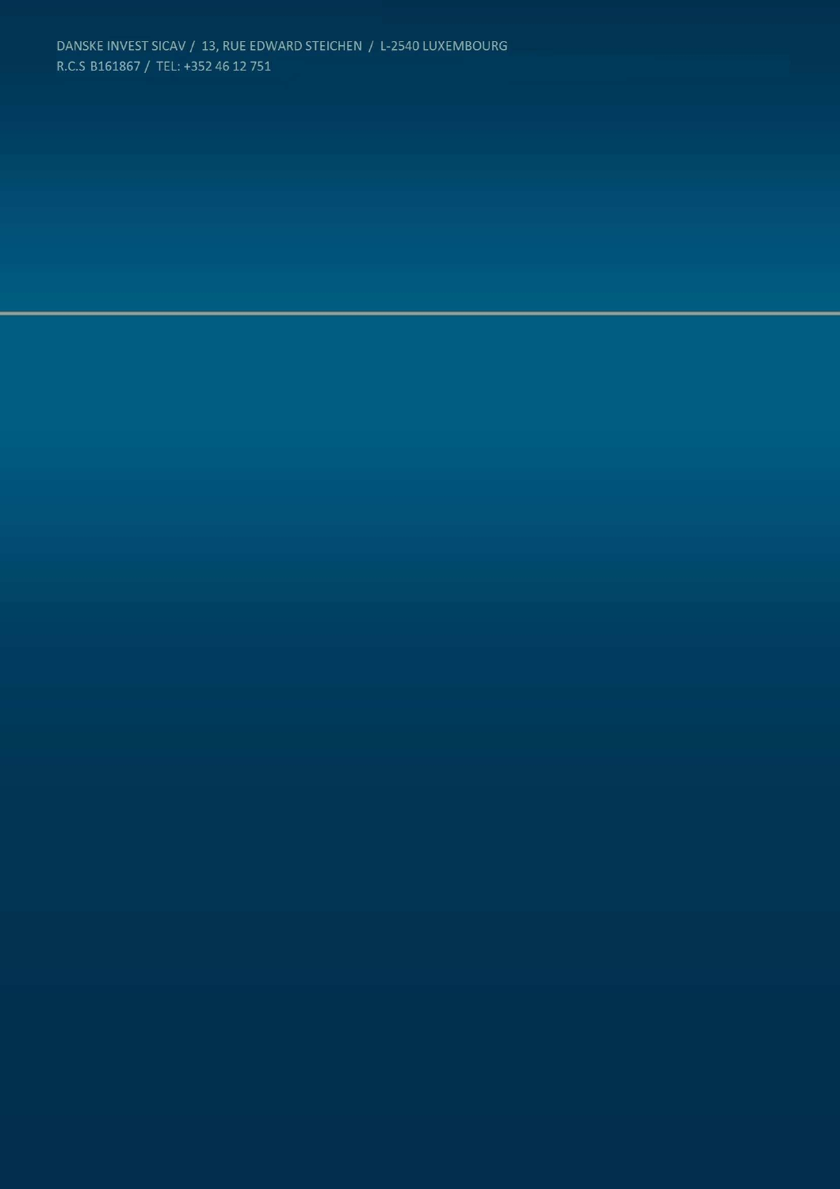DANSKE INVEST SICAV / 13, RUE EDWARD STEICHEN / L-2540 LUXEMBOURG
R.C.S B161867 / TEL: +352 46 12 751